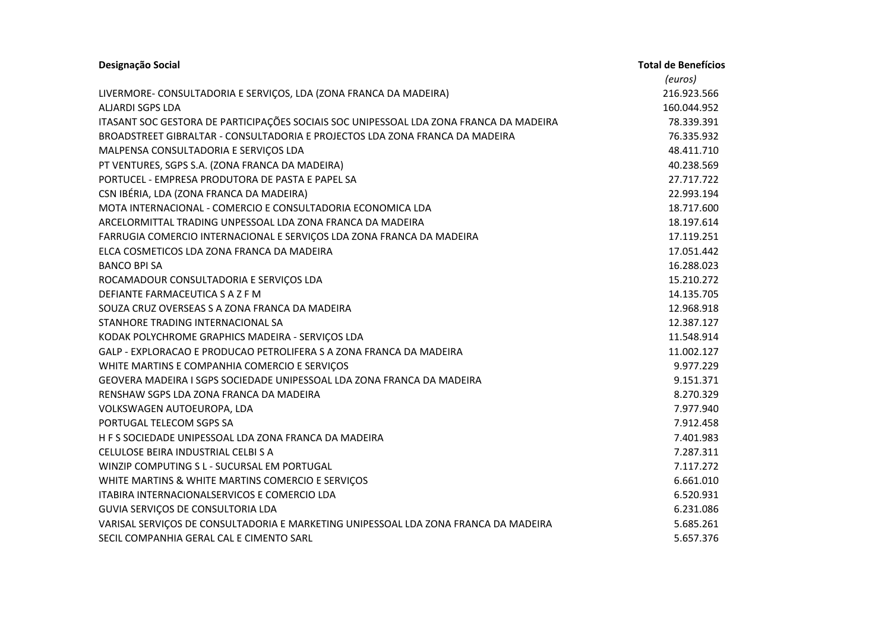| Designação Social | Total de Benefícios *(euros)* |
|---|---|
| LIVERMORE- CONSULTADORIA E SERVIÇOS, LDA (ZONA FRANCA DA MADEIRA) | 216.923.566 |
| ALJARDI SGPS LDA | 160.044.952 |
| ITASANT SOC GESTORA DE PARTICIPAÇÕES SOCIAIS SOC UNIPESSOAL LDA ZONA FRANCA DA MADEIRA | 78.339.391 |
| BROADSTREET GIBRALTAR - CONSULTADORIA E PROJECTOS LDA ZONA FRANCA DA MADEIRA | 76.335.932 |
| MALPENSA CONSULTADORIA E SERVIÇOS LDA | 48.411.710 |
| PT VENTURES, SGPS S.A. (ZONA FRANCA DA MADEIRA) | 40.238.569 |
| PORTUCEL - EMPRESA PRODUTORA DE PASTA E PAPEL SA | 27.717.722 |
| CSN IBÉRIA, LDA (ZONA FRANCA DA MADEIRA) | 22.993.194 |
| MOTA INTERNACIONAL - COMERCIO E CONSULTADORIA ECONOMICA LDA | 18.717.600 |
| ARCELORMITTAL TRADING UNPESSOAL LDA ZONA FRANCA DA MADEIRA | 18.197.614 |
| FARRUGIA COMERCIO INTERNACIONAL E SERVIÇOS LDA ZONA FRANCA DA MADEIRA | 17.119.251 |
| ELCA COSMETICOS LDA ZONA FRANCA DA MADEIRA | 17.051.442 |
| BANCO BPI SA | 16.288.023 |
| ROCAMADOUR CONSULTADORIA E SERVIÇOS LDA | 15.210.272 |
| DEFIANTE FARMACEUTICA S A Z F M | 14.135.705 |
| SOUZA CRUZ OVERSEAS S A ZONA FRANCA DA MADEIRA | 12.968.918 |
| STANHORE TRADING INTERNACIONAL SA | 12.387.127 |
| KODAK POLYCHROME GRAPHICS MADEIRA - SERVIÇOS LDA | 11.548.914 |
| GALP - EXPLORACAO E PRODUCAO PETROLIFERA S A ZONA FRANCA DA MADEIRA | 11.002.127 |
| WHITE MARTINS E COMPANHIA COMERCIO E SERVIÇOS | 9.977.229 |
| GEOVERA MADEIRA I SGPS SOCIEDADE UNIPESSOAL LDA ZONA FRANCA DA MADEIRA | 9.151.371 |
| RENSHAW SGPS LDA ZONA FRANCA DA MADEIRA | 8.270.329 |
| VOLKSWAGEN AUTOEUROPA, LDA | 7.977.940 |
| PORTUGAL TELECOM SGPS SA | 7.912.458 |
| H F S SOCIEDADE UNIPESSOAL LDA ZONA FRANCA DA MADEIRA | 7.401.983 |
| CELULOSE BEIRA INDUSTRIAL CELBI S A | 7.287.311 |
| WINZIP COMPUTING S L - SUCURSAL EM PORTUGAL | 7.117.272 |
| WHITE MARTINS & WHITE MARTINS COMERCIO E SERVIÇOS | 6.661.010 |
| ITABIRA INTERNACIONALSERVICOS E COMERCIO LDA | 6.520.931 |
| GUVIA SERVIÇOS DE CONSULTORIA LDA | 6.231.086 |
| VARISAL SERVIÇOS DE CONSULTADORIA E MARKETING UNIPESSOAL LDA ZONA FRANCA DA MADEIRA | 5.685.261 |
| SECIL COMPANHIA GERAL CAL E CIMENTO SARL | 5.657.376 |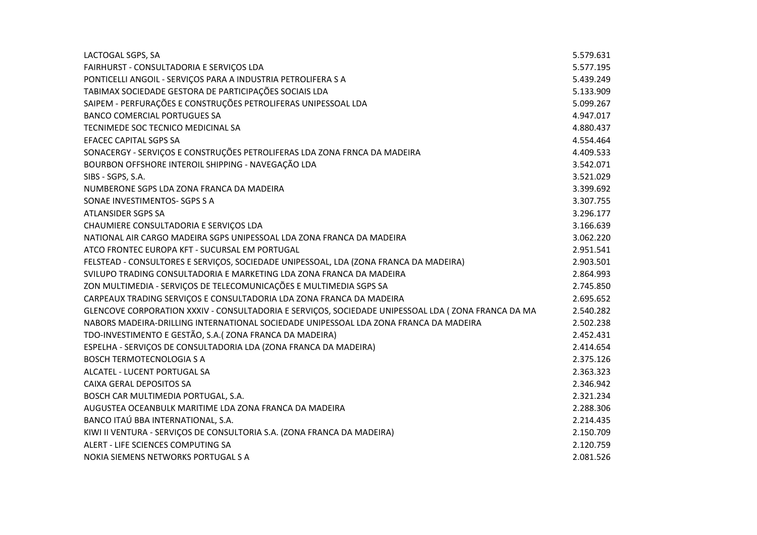| | |
|---|---|
| LACTOGAL SGPS, SA | 5.579.631 |
| FAIRHURST - CONSULTADORIA E SERVIÇOS LDA | 5.577.195 |
| PONTICELLI ANGOIL - SERVIÇOS PARA A INDUSTRIA PETROLIFERA S A | 5.439.249 |
| TABIMAX SOCIEDADE GESTORA DE PARTICIPAÇÕES SOCIAIS LDA | 5.133.909 |
| SAIPEM - PERFURAÇÕES E CONSTRUÇÕES PETROLIFERAS UNIPESSOAL LDA | 5.099.267 |
| BANCO COMERCIAL PORTUGUES SA | 4.947.017 |
| TECNIMEDE SOC TECNICO MEDICINAL SA | 4.880.437 |
| EFACEC CAPITAL SGPS SA | 4.554.464 |
| SONACERGY - SERVIÇOS E CONSTRUÇÕES PETROLIFERAS LDA ZONA FRNCA DA MADEIRA | 4.409.533 |
| BOURBON OFFSHORE INTEROIL SHIPPING - NAVEGAÇÃO LDA | 3.542.071 |
| SIBS - SGPS, S.A. | 3.521.029 |
| NUMBERONE SGPS LDA ZONA FRANCA DA MADEIRA | 3.399.692 |
| SONAE INVESTIMENTOS- SGPS S A | 3.307.755 |
| ATLANSIDER SGPS SA | 3.296.177 |
| CHAUMIERE CONSULTADORIA E SERVIÇOS LDA | 3.166.639 |
| NATIONAL AIR CARGO MADEIRA SGPS UNIPESSOAL LDA ZONA FRANCA DA MADEIRA | 3.062.220 |
| ATCO FRONTEC EUROPA KFT - SUCURSAL EM PORTUGAL | 2.951.541 |
| FELSTEAD - CONSULTORES E SERVIÇOS, SOCIEDADE UNIPESSOAL, LDA (ZONA FRANCA DA MADEIRA) | 2.903.501 |
| SVILUPO TRADING CONSULTADORIA E MARKETING LDA ZONA FRANCA DA MADEIRA | 2.864.993 |
| ZON MULTIMEDIA - SERVIÇOS DE TELECOMUNICAÇÕES E MULTIMEDIA SGPS SA | 2.745.850 |
| CARPEAUX TRADING SERVIÇOS E CONSULTADORIA LDA ZONA FRANCA DA MADEIRA | 2.695.652 |
| GLENCOVE CORPORATION XXXIV - CONSULTADORIA E SERVIÇOS, SOCIEDADE UNIPESSOAL LDA ( ZONA FRANCA DA MA | 2.540.282 |
| NABORS MADEIRA-DRILLING INTERNATIONAL SOCIEDADE UNIPESSOAL LDA ZONA FRANCA DA MADEIRA | 2.502.238 |
| TDO-INVESTIMENTO E GESTÃO, S.A.( ZONA FRANCA DA MADEIRA) | 2.452.431 |
| ESPELHA - SERVIÇOS DE CONSULTADORIA LDA (ZONA FRANCA DA MADEIRA) | 2.414.654 |
| BOSCH TERMOTECNOLOGIA S A | 2.375.126 |
| ALCATEL - LUCENT PORTUGAL SA | 2.363.323 |
| CAIXA GERAL DEPOSITOS SA | 2.346.942 |
| BOSCH CAR MULTIMEDIA PORTUGAL, S.A. | 2.321.234 |
| AUGUSTEA OCEANBULK MARITIME LDA ZONA FRANCA DA MADEIRA | 2.288.306 |
| BANCO ITAÚ BBA INTERNATIONAL, S.A. | 2.214.435 |
| KIWI II VENTURA - SERVIÇOS DE CONSULTORIA S.A. (ZONA FRANCA DA MADEIRA) | 2.150.709 |
| ALERT - LIFE SCIENCES COMPUTING SA | 2.120.759 |
| NOKIA SIEMENS NETWORKS PORTUGAL S A | 2.081.526 |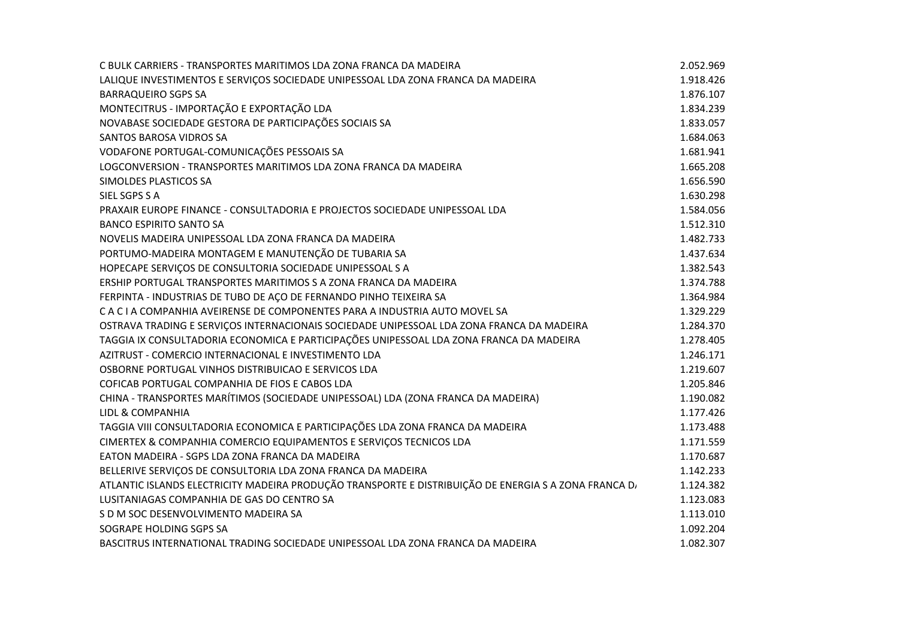| | |
|---|---|
| C BULK CARRIERS - TRANSPORTES MARITIMOS LDA ZONA FRANCA DA MADEIRA | 2.052.969 |
| LALIQUE INVESTIMENTOS E SERVIÇOS SOCIEDADE UNIPESSOAL LDA ZONA FRANCA DA MADEIRA | 1.918.426 |
| BARRAQUEIRO SGPS SA | 1.876.107 |
| MONTECITRUS - IMPORTAÇÃO E EXPORTAÇÃO LDA | 1.834.239 |
| NOVABASE SOCIEDADE GESTORA DE PARTICIPAÇÕES SOCIAIS SA | 1.833.057 |
| SANTOS BAROSA VIDROS SA | 1.684.063 |
| VODAFONE PORTUGAL-COMUNICAÇÕES PESSOAIS SA | 1.681.941 |
| LOGCONVERSION - TRANSPORTES MARITIMOS LDA ZONA FRANCA DA MADEIRA | 1.665.208 |
| SIMOLDES PLASTICOS SA | 1.656.590 |
| SIEL SGPS S A | 1.630.298 |
| PRAXAIR EUROPE FINANCE - CONSULTADORIA E PROJECTOS SOCIEDADE UNIPESSOAL LDA | 1.584.056 |
| BANCO ESPIRITO SANTO SA | 1.512.310 |
| NOVELIS MADEIRA UNIPESSOAL LDA ZONA FRANCA DA MADEIRA | 1.482.733 |
| PORTUMO-MADEIRA MONTAGEM E MANUTENÇÃO DE TUBARIA SA | 1.437.634 |
| HOPECAPE SERVIÇOS DE CONSULTORIA SOCIEDADE UNIPESSOAL S A | 1.382.543 |
| ERSHIP PORTUGAL TRANSPORTES MARITIMOS S A ZONA FRANCA DA MADEIRA | 1.374.788 |
| FERPINTA - INDUSTRIAS DE TUBO DE AÇO DE FERNANDO PINHO TEIXEIRA SA | 1.364.984 |
| C A C I A COMPANHIA AVEIRENSE DE COMPONENTES PARA A INDUSTRIA AUTO MOVEL SA | 1.329.229 |
| OSTRAVA TRADING E SERVIÇOS INTERNACIONAIS SOCIEDADE UNIPESSOAL LDA ZONA FRANCA DA MADEIRA | 1.284.370 |
| TAGGIA IX CONSULTADORIA ECONOMICA E PARTICIPAÇÕES UNIPESSOAL LDA ZONA FRANCA DA MADEIRA | 1.278.405 |
| AZITRUST - COMERCIO INTERNACIONAL E INVESTIMENTO LDA | 1.246.171 |
| OSBORNE PORTUGAL VINHOS DISTRIBUICAO E SERVICOS LDA | 1.219.607 |
| COFICAB PORTUGAL COMPANHIA DE FIOS E CABOS LDA | 1.205.846 |
| CHINA - TRANSPORTES MARÍTIMOS (SOCIEDADE UNIPESSOAL) LDA (ZONA FRANCA DA MADEIRA) | 1.190.082 |
| LIDL & COMPANHIA | 1.177.426 |
| TAGGIA VIII CONSULTADORIA ECONOMICA E PARTICIPAÇÕES LDA ZONA FRANCA DA MADEIRA | 1.173.488 |
| CIMERTEX & COMPANHIA COMERCIO EQUIPAMENTOS E SERVIÇOS TECNICOS LDA | 1.171.559 |
| EATON MADEIRA - SGPS LDA ZONA FRANCA DA MADEIRA | 1.170.687 |
| BELLERIVE SERVIÇOS DE CONSULTORIA LDA ZONA FRANCA DA MADEIRA | 1.142.233 |
| ATLANTIC ISLANDS ELECTRICITY MADEIRA PRODUÇÃO TRANSPORTE E DISTRIBUIÇÃO DE ENERGIA S A ZONA FRANCA DA | 1.124.382 |
| LUSITANIAGAS COMPANHIA DE GAS DO CENTRO SA | 1.123.083 |
| S D M SOC DESENVOLVIMENTO MADEIRA SA | 1.113.010 |
| SOGRAPE HOLDING SGPS SA | 1.092.204 |
| BASCITRUS INTERNATIONAL TRADING SOCIEDADE UNIPESSOAL LDA ZONA FRANCA DA MADEIRA | 1.082.307 |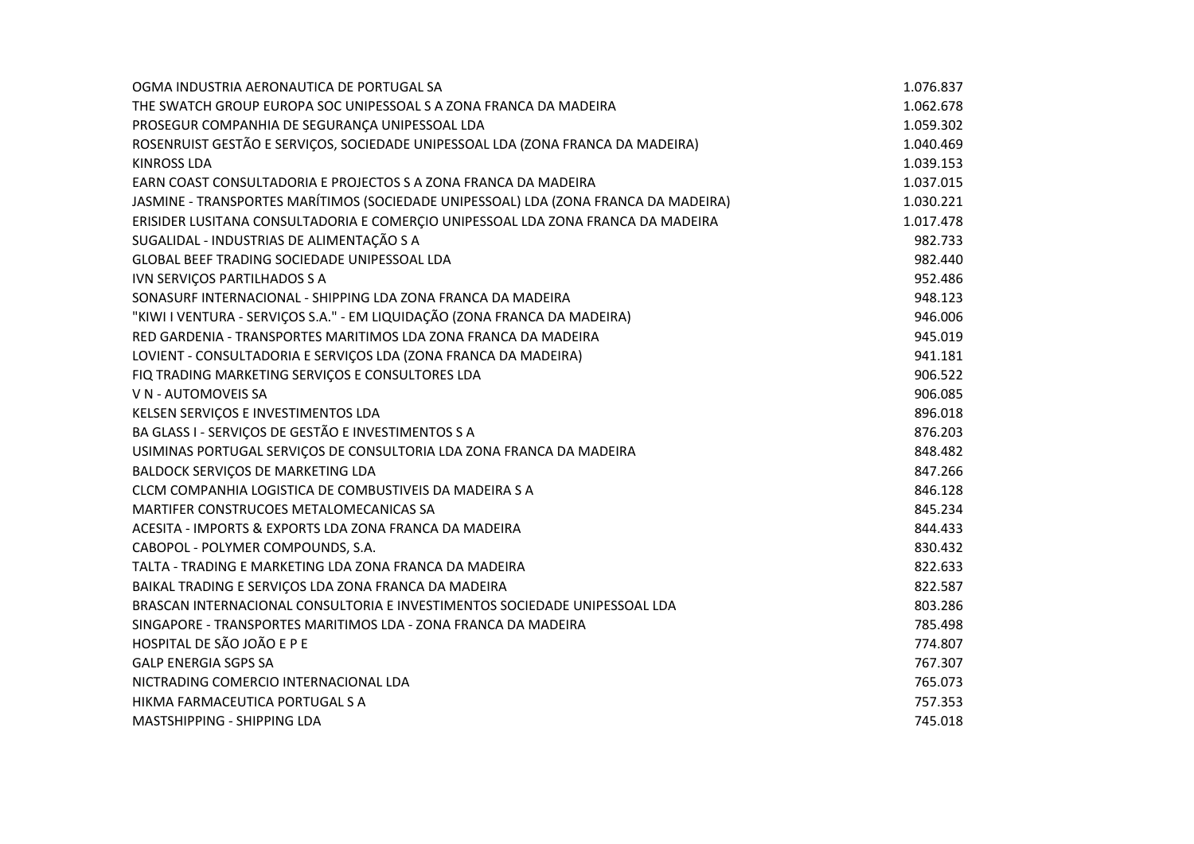| | |
|---|---|
| OGMA INDUSTRIA AERONAUTICA DE PORTUGAL SA | 1.076.837 |
| THE SWATCH GROUP EUROPA SOC UNIPESSOAL S A ZONA FRANCA DA MADEIRA | 1.062.678 |
| PROSEGUR COMPANHIA DE SEGURANÇA UNIPESSOAL LDA | 1.059.302 |
| ROSENRUIST GESTÃO E SERVIÇOS, SOCIEDADE UNIPESSOAL LDA (ZONA FRANCA DA MADEIRA) | 1.040.469 |
| KINROSS LDA | 1.039.153 |
| EARN COAST CONSULTADORIA E PROJECTOS S A ZONA FRANCA DA MADEIRA | 1.037.015 |
| JASMINE - TRANSPORTES MARÍTIMOS (SOCIEDADE UNIPESSOAL) LDA (ZONA FRANCA DA MADEIRA) | 1.030.221 |
| ERISIDER LUSITANA CONSULTADORIA E COMERÇIO UNIPESSOAL LDA ZONA FRANCA DA MADEIRA | 1.017.478 |
| SUGALIDAL - INDUSTRIAS DE ALIMENTAÇÃO S A | 982.733 |
| GLOBAL BEEF TRADING SOCIEDADE UNIPESSOAL LDA | 982.440 |
| IVN SERVIÇOS PARTILHADOS S A | 952.486 |
| SONASURF INTERNACIONAL - SHIPPING LDA ZONA FRANCA DA MADEIRA | 948.123 |
| "KIWI I VENTURA - SERVIÇOS S.A." - EM LIQUIDAÇÃO (ZONA FRANCA DA MADEIRA) | 946.006 |
| RED GARDENIA - TRANSPORTES MARITIMOS LDA ZONA FRANCA DA MADEIRA | 945.019 |
| LOVIENT - CONSULTADORIA E SERVIÇOS LDA (ZONA FRANCA DA MADEIRA) | 941.181 |
| FIQ TRADING MARKETING SERVIÇOS E CONSULTORES LDA | 906.522 |
| V N - AUTOMOVEIS SA | 906.085 |
| KELSEN SERVIÇOS E INVESTIMENTOS LDA | 896.018 |
| BA GLASS I - SERVIÇOS DE GESTÃO E INVESTIMENTOS S A | 876.203 |
| USIMINAS PORTUGAL SERVIÇOS DE CONSULTORIA LDA ZONA FRANCA DA MADEIRA | 848.482 |
| BALDOCK SERVIÇOS DE MARKETING LDA | 847.266 |
| CLCM COMPANHIA LOGISTICA DE COMBUSTIVEIS DA MADEIRA S A | 846.128 |
| MARTIFER CONSTRUCOES METALOMECANICAS SA | 845.234 |
| ACESITA - IMPORTS & EXPORTS LDA ZONA FRANCA DA MADEIRA | 844.433 |
| CABOPOL - POLYMER COMPOUNDS, S.A. | 830.432 |
| TALTA - TRADING E MARKETING LDA ZONA FRANCA DA MADEIRA | 822.633 |
| BAIKAL TRADING E SERVIÇOS LDA ZONA FRANCA DA MADEIRA | 822.587 |
| BRASCAN INTERNACIONAL CONSULTORIA E INVESTIMENTOS SOCIEDADE UNIPESSOAL LDA | 803.286 |
| SINGAPORE - TRANSPORTES MARITIMOS LDA - ZONA FRANCA DA MADEIRA | 785.498 |
| HOSPITAL DE SÃO JOÃO E P E | 774.807 |
| GALP ENERGIA SGPS SA | 767.307 |
| NICTRADING COMERCIO INTERNACIONAL LDA | 765.073 |
| HIKMA FARMACEUTICA PORTUGAL S A | 757.353 |
| MASTSHIPPING - SHIPPING LDA | 745.018 |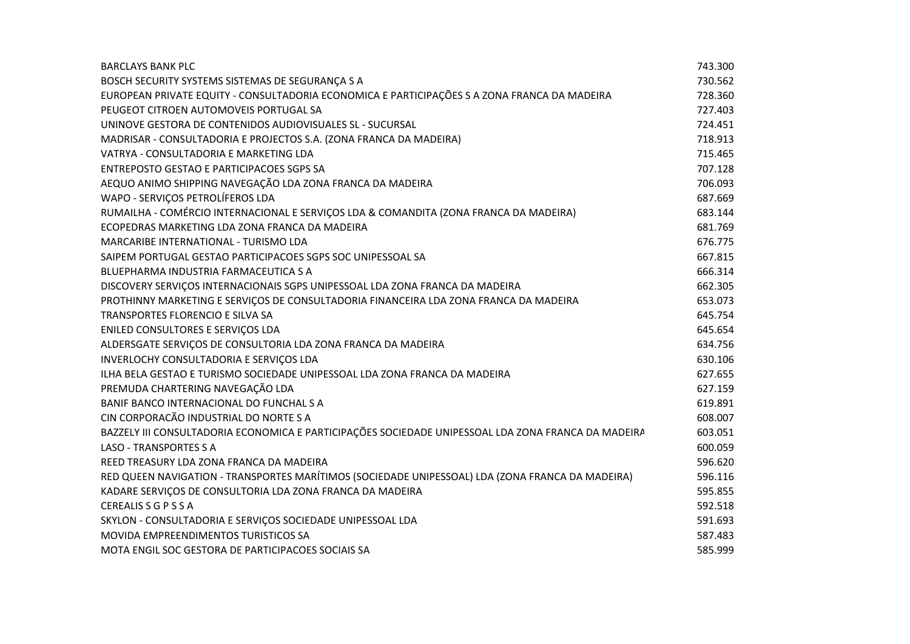| | |
|---|---|
| BARCLAYS BANK PLC | 743.300 |
| BOSCH SECURITY SYSTEMS SISTEMAS DE SEGURANÇA S A | 730.562 |
| EUROPEAN PRIVATE EQUITY - CONSULTADORIA ECONOMICA E PARTICIPAÇÕES S A ZONA FRANCA DA MADEIRA | 728.360 |
| PEUGEOT CITROEN AUTOMOVEIS PORTUGAL SA | 727.403 |
| UNINOVE GESTORA DE CONTENIDOS AUDIOVISUALES SL - SUCURSAL | 724.451 |
| MADRISAR - CONSULTADORIA E PROJECTOS S.A. (ZONA FRANCA DA MADEIRA) | 718.913 |
| VATRYA - CONSULTADORIA E MARKETING LDA | 715.465 |
| ENTREPOSTO GESTAO E PARTICIPACOES SGPS SA | 707.128 |
| AEQUO ANIMO SHIPPING NAVEGAÇÃO LDA ZONA FRANCA DA MADEIRA | 706.093 |
| WAPO - SERVIÇOS PETROLÍFEROS LDA | 687.669 |
| RUMAILHA - COMÉRCIO INTERNACIONAL E SERVIÇOS LDA & COMANDITA (ZONA FRANCA DA MADEIRA) | 683.144 |
| ECOPEDRAS MARKETING LDA ZONA FRANCA DA MADEIRA | 681.769 |
| MARCARIBE INTERNATIONAL - TURISMO LDA | 676.775 |
| SAIPEM PORTUGAL GESTAO PARTICIPACOES SGPS SOC UNIPESSOAL SA | 667.815 |
| BLUEPHARMA INDUSTRIA FARMACEUTICA S A | 666.314 |
| DISCOVERY SERVIÇOS INTERNACIONAIS SGPS UNIPESSOAL LDA ZONA FRANCA DA MADEIRA | 662.305 |
| PROTHINNY MARKETING E SERVIÇOS DE CONSULTADORIA FINANCEIRA LDA ZONA FRANCA DA MADEIRA | 653.073 |
| TRANSPORTES FLORENCIO E SILVA SA | 645.754 |
| ENILED CONSULTORES E SERVIÇOS LDA | 645.654 |
| ALDERSGATE SERVIÇOS DE CONSULTORIA LDA ZONA FRANCA DA MADEIRA | 634.756 |
| INVERLOCHY CONSULTADORIA E SERVIÇOS LDA | 630.106 |
| ILHA BELA GESTAO E TURISMO SOCIEDADE UNIPESSOAL LDA ZONA FRANCA DA MADEIRA | 627.655 |
| PREMUDA CHARTERING NAVEGAÇÃO LDA | 627.159 |
| BANIF BANCO INTERNACIONAL DO FUNCHAL S A | 619.891 |
| CIN CORPORACÃO INDUSTRIAL DO NORTE S A | 608.007 |
| BAZZELY III CONSULTADORIA ECONOMICA E PARTICIPAÇÕES SOCIEDADE UNIPESSOAL LDA ZONA FRANCA DA MADEIRA | 603.051 |
| LASO - TRANSPORTES S A | 600.059 |
| REED TREASURY LDA ZONA FRANCA DA MADEIRA | 596.620 |
| RED QUEEN NAVIGATION - TRANSPORTES MARÍTIMOS (SOCIEDADE UNIPESSOAL) LDA (ZONA FRANCA DA MADEIRA) | 596.116 |
| KADARE SERVIÇOS DE CONSULTORIA LDA ZONA FRANCA DA MADEIRA | 595.855 |
| CEREALIS S G P S S A | 592.518 |
| SKYLON - CONSULTADORIA E SERVIÇOS SOCIEDADE UNIPESSOAL LDA | 591.693 |
| MOVIDA EMPREENDIMENTOS TURISTICOS SA | 587.483 |
| MOTA ENGIL SOC GESTORA DE PARTICIPACOES SOCIAIS SA | 585.999 |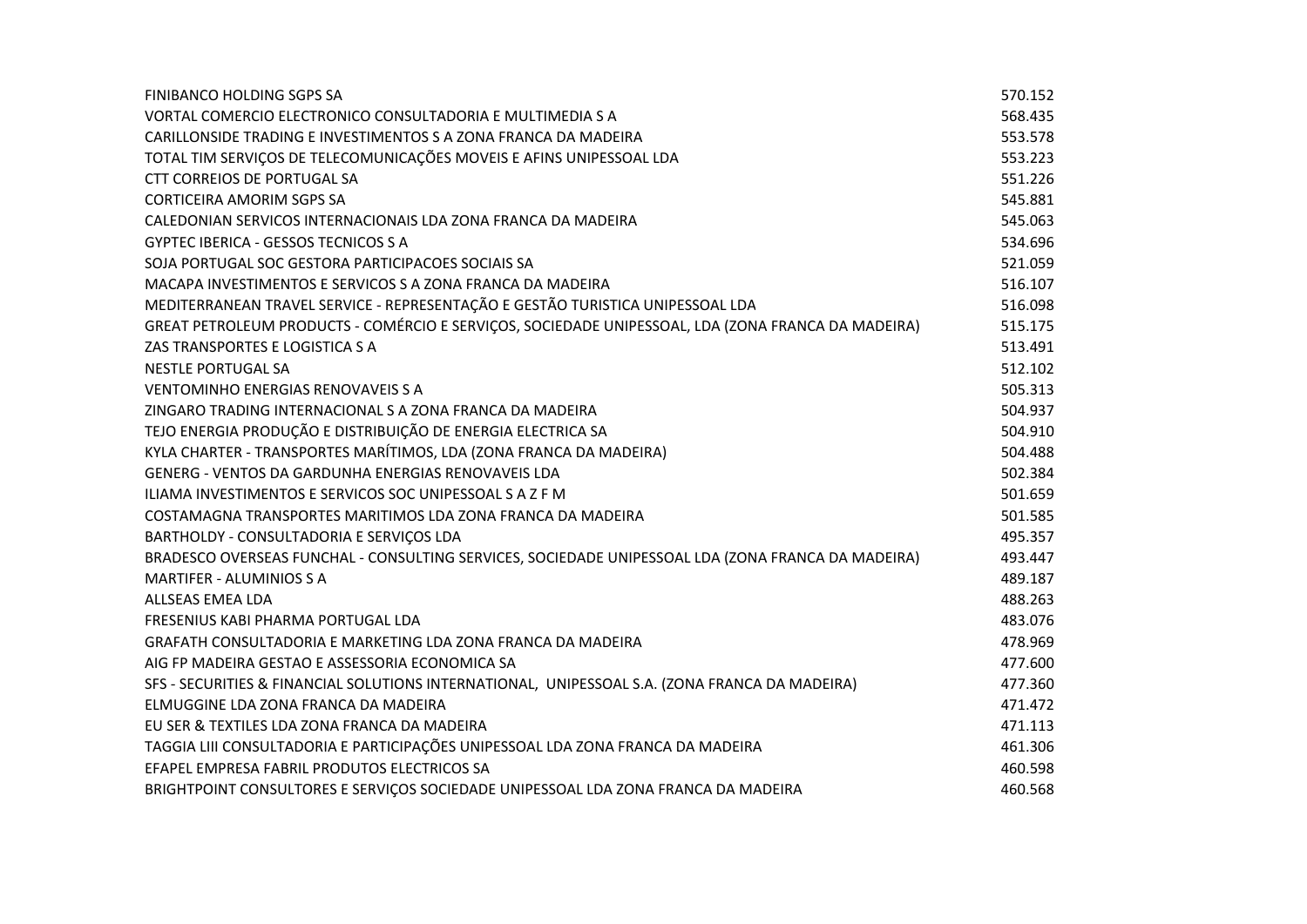| | |
|---|---|
| FINIBANCO HOLDING SGPS SA | 570.152 |
| VORTAL COMERCIO ELECTRONICO CONSULTADORIA E MULTIMEDIA S A | 568.435 |
| CARILLONSIDE TRADING E INVESTIMENTOS S A ZONA FRANCA DA MADEIRA | 553.578 |
| TOTAL TIM SERVIÇOS DE TELECOMUNICAÇÕES MOVEIS E AFINS UNIPESSOAL LDA | 553.223 |
| CTT CORREIOS DE PORTUGAL SA | 551.226 |
| CORTICEIRA AMORIM SGPS SA | 545.881 |
| CALEDONIAN SERVICOS INTERNACIONAIS LDA ZONA FRANCA DA MADEIRA | 545.063 |
| GYPTEC IBERICA - GESSOS TECNICOS S A | 534.696 |
| SOJA PORTUGAL SOC GESTORA PARTICIPACOES SOCIAIS SA | 521.059 |
| MACAPA INVESTIMENTOS E SERVICOS S A ZONA FRANCA DA MADEIRA | 516.107 |
| MEDITERRANEAN TRAVEL SERVICE - REPRESENTAÇÃO E GESTÃO TURISTICA UNIPESSOAL LDA | 516.098 |
| GREAT PETROLEUM PRODUCTS - COMÉRCIO E SERVIÇOS, SOCIEDADE UNIPESSOAL, LDA (ZONA FRANCA DA MADEIRA) | 515.175 |
| ZAS TRANSPORTES E LOGISTICA S A | 513.491 |
| NESTLE PORTUGAL SA | 512.102 |
| VENTOMINHO ENERGIAS RENOVAVEIS S A | 505.313 |
| ZINGARO TRADING INTERNACIONAL S A ZONA FRANCA DA MADEIRA | 504.937 |
| TEJO ENERGIA PRODUÇÃO E DISTRIBUIÇÃO DE ENERGIA ELECTRICA SA | 504.910 |
| KYLA CHARTER - TRANSPORTES MARÍTIMOS, LDA (ZONA FRANCA DA MADEIRA) | 504.488 |
| GENERG - VENTOS DA GARDUNHA ENERGIAS RENOVAVEIS LDA | 502.384 |
| ILIAMA INVESTIMENTOS E SERVICOS SOC UNIPESSOAL S A Z F M | 501.659 |
| COSTAMAGNA TRANSPORTES MARITIMOS LDA ZONA FRANCA DA MADEIRA | 501.585 |
| BARTHOLDY - CONSULTADORIA E SERVIÇOS LDA | 495.357 |
| BRADESCO OVERSEAS FUNCHAL - CONSULTING SERVICES, SOCIEDADE UNIPESSOAL LDA (ZONA FRANCA DA MADEIRA) | 493.447 |
| MARTIFER - ALUMINIOS S A | 489.187 |
| ALLSEAS EMEA LDA | 488.263 |
| FRESENIUS KABI PHARMA PORTUGAL LDA | 483.076 |
| GRAFATH CONSULTADORIA E MARKETING LDA ZONA FRANCA DA MADEIRA | 478.969 |
| AIG FP MADEIRA GESTAO E ASSESSORIA ECONOMICA SA | 477.600 |
| SFS - SECURITIES & FINANCIAL SOLUTIONS INTERNATIONAL, UNIPESSOAL S.A. (ZONA FRANCA DA MADEIRA) | 477.360 |
| ELMUGGINE LDA ZONA FRANCA DA MADEIRA | 471.472 |
| EU SER & TEXTILES LDA ZONA FRANCA DA MADEIRA | 471.113 |
| TAGGIA LIII CONSULTADORIA E PARTICIPAÇÕES UNIPESSOAL LDA ZONA FRANCA DA MADEIRA | 461.306 |
| EFAPEL EMPRESA FABRIL PRODUTOS ELECTRICOS SA | 460.598 |
| BRIGHTPOINT CONSULTORES E SERVIÇOS SOCIEDADE UNIPESSOAL LDA ZONA FRANCA DA MADEIRA | 460.568 |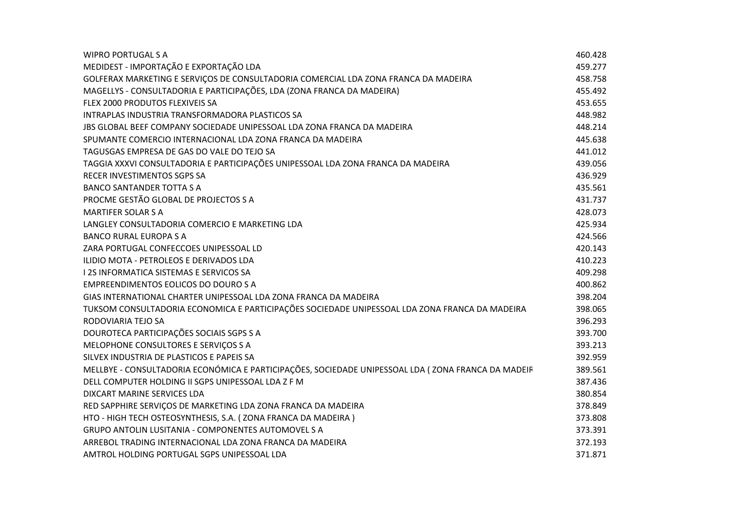| | |
|---|---|
| WIPRO PORTUGAL S A | 460.428 |
| MEDIDEST - IMPORTAÇÃO E EXPORTAÇÃO LDA | 459.277 |
| GOLFERAX MARKETING E SERVIÇOS DE CONSULTADORIA COMERCIAL LDA ZONA FRANCA DA MADEIRA | 458.758 |
| MAGELLYS - CONSULTADORIA E PARTICIPAÇÕES, LDA (ZONA FRANCA DA MADEIRA) | 455.492 |
| FLEX 2000 PRODUTOS FLEXIVEIS SA | 453.655 |
| INTRAPLAS INDUSTRIA TRANSFORMADORA PLASTICOS SA | 448.982 |
| JBS GLOBAL BEEF COMPANY SOCIEDADE UNIPESSOAL LDA ZONA FRANCA DA MADEIRA | 448.214 |
| SPUMANTE COMERCIO INTERNACIONAL LDA ZONA FRANCA DA MADEIRA | 445.638 |
| TAGUSGAS EMPRESA DE GAS DO VALE DO TEJO SA | 441.012 |
| TAGGIA XXXVI CONSULTADORIA E PARTICIPAÇÕES UNIPESSOAL LDA ZONA FRANCA DA MADEIRA | 439.056 |
| RECER INVESTIMENTOS SGPS SA | 436.929 |
| BANCO SANTANDER TOTTA S A | 435.561 |
| PROCME GESTÃO GLOBAL DE PROJECTOS S A | 431.737 |
| MARTIFER SOLAR S A | 428.073 |
| LANGLEY CONSULTADORIA COMERCIO E MARKETING LDA | 425.934 |
| BANCO RURAL EUROPA S A | 424.566 |
| ZARA PORTUGAL CONFECCOES UNIPESSOAL LD | 420.143 |
| ILIDIO MOTA - PETROLEOS E DERIVADOS LDA | 410.223 |
| I 2S INFORMATICA SISTEMAS E SERVICOS SA | 409.298 |
| EMPREENDIMENTOS EOLICOS DO DOURO S A | 400.862 |
| GIAS INTERNATIONAL CHARTER UNIPESSOAL LDA ZONA FRANCA DA MADEIRA | 398.204 |
| TUKSOM CONSULTADORIA ECONOMICA E PARTICIPAÇÕES SOCIEDADE UNIPESSOAL LDA ZONA FRANCA DA MADEIRA | 398.065 |
| RODOVIARIA TEJO SA | 396.293 |
| DOUROTECA PARTICIPAÇÕES SOCIAIS SGPS S A | 393.700 |
| MELOPHONE CONSULTORES E SERVIÇOS S A | 393.213 |
| SILVEX INDUSTRIA DE PLASTICOS E PAPEIS SA | 392.959 |
| MELLBYE - CONSULTADORIA ECONÓMICA E PARTICIPAÇÕES, SOCIEDADE UNIPESSOAL LDA ( ZONA FRANCA DA MADEIR | 389.561 |
| DELL COMPUTER HOLDING II SGPS UNIPESSOAL LDA Z F M | 387.436 |
| DIXCART MARINE SERVICES LDA | 380.854 |
| RED SAPPHIRE SERVIÇOS DE MARKETING LDA ZONA FRANCA DA MADEIRA | 378.849 |
| HTO - HIGH TECH OSTEOSYNTHESIS, S.A. ( ZONA FRANCA DA MADEIRA ) | 373.808 |
| GRUPO ANTOLIN LUSITANIA - COMPONENTES AUTOMOVEL S A | 373.391 |
| ARREBOL TRADING INTERNACIONAL LDA ZONA FRANCA DA MADEIRA | 372.193 |
| AMTROL HOLDING PORTUGAL SGPS UNIPESSOAL LDA | 371.871 |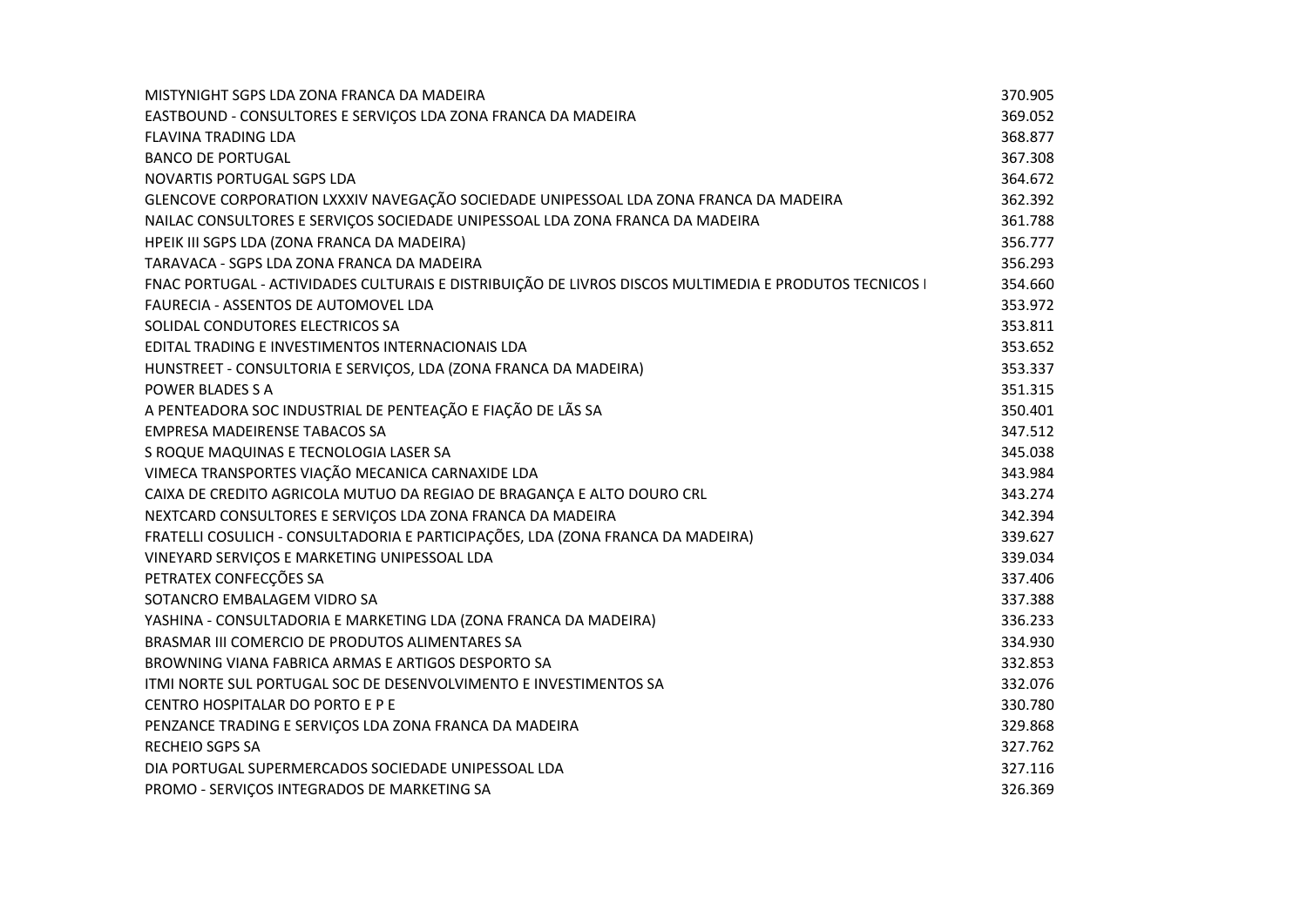| | |
|---|---|
| MISTYNIGHT SGPS LDA ZONA FRANCA DA MADEIRA | 370.905 |
| EASTBOUND - CONSULTORES E SERVIÇOS LDA ZONA FRANCA DA MADEIRA | 369.052 |
| FLAVINA TRADING LDA | 368.877 |
| BANCO DE PORTUGAL | 367.308 |
| NOVARTIS PORTUGAL SGPS LDA | 364.672 |
| GLENCOVE CORPORATION LXXXIV NAVEGAÇÃO SOCIEDADE UNIPESSOAL LDA ZONA FRANCA DA MADEIRA | 362.392 |
| NAILAC CONSULTORES E SERVIÇOS SOCIEDADE UNIPESSOAL LDA ZONA FRANCA DA MADEIRA | 361.788 |
| HPEIK III SGPS LDA (ZONA FRANCA DA MADEIRA) | 356.777 |
| TARAVACA - SGPS LDA ZONA FRANCA DA MADEIRA | 356.293 |
| FNAC PORTUGAL - ACTIVIDADES CULTURAIS E DISTRIBUIÇÃO DE LIVROS DISCOS MULTIMEDIA E PRODUTOS TECNICOS I | 354.660 |
| FAURECIA - ASSENTOS DE AUTOMOVEL LDA | 353.972 |
| SOLIDAL CONDUTORES ELECTRICOS SA | 353.811 |
| EDITAL TRADING E INVESTIMENTOS INTERNACIONAIS LDA | 353.652 |
| HUNSTREET - CONSULTORIA E SERVIÇOS, LDA (ZONA FRANCA DA MADEIRA) | 353.337 |
| POWER BLADES S A | 351.315 |
| A PENTEADORA SOC INDUSTRIAL DE PENTEAÇÃO E FIAÇÃO DE LÃS SA | 350.401 |
| EMPRESA MADEIRENSE TABACOS SA | 347.512 |
| S ROQUE MAQUINAS E TECNOLOGIA LASER SA | 345.038 |
| VIMECA TRANSPORTES VIAÇÃO MECANICA CARNAXIDE LDA | 343.984 |
| CAIXA DE CREDITO AGRICOLA MUTUO DA REGIAO DE BRAGANÇA E ALTO DOURO CRL | 343.274 |
| NEXTCARD CONSULTORES E SERVIÇOS LDA ZONA FRANCA DA MADEIRA | 342.394 |
| FRATELLI COSULICH - CONSULTADORIA E PARTICIPAÇÕES, LDA (ZONA FRANCA DA MADEIRA) | 339.627 |
| VINEYARD SERVIÇOS E MARKETING UNIPESSOAL LDA | 339.034 |
| PETRATEX CONFECÇÕES SA | 337.406 |
| SOTANCRO EMBALAGEM VIDRO SA | 337.388 |
| YASHINA - CONSULTADORIA E MARKETING LDA (ZONA FRANCA DA MADEIRA) | 336.233 |
| BRASMAR III COMERCIO DE PRODUTOS ALIMENTARES SA | 334.930 |
| BROWNING VIANA FABRICA ARMAS E ARTIGOS DESPORTO SA | 332.853 |
| ITMI NORTE SUL PORTUGAL SOC DE DESENVOLVIMENTO E INVESTIMENTOS SA | 332.076 |
| CENTRO HOSPITALAR DO PORTO E P E | 330.780 |
| PENZANCE TRADING E SERVIÇOS LDA ZONA FRANCA DA MADEIRA | 329.868 |
| RECHEIO SGPS SA | 327.762 |
| DIA PORTUGAL SUPERMERCADOS SOCIEDADE UNIPESSOAL LDA | 327.116 |
| PROMO - SERVIÇOS INTEGRADOS DE MARKETING SA | 326.369 |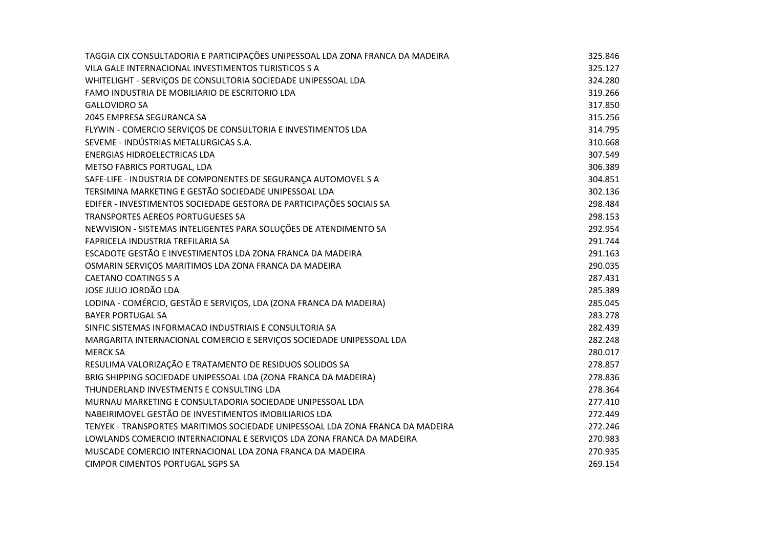| | |
|---|---|
| TAGGIA CIX CONSULTADORIA E PARTICIPAÇÕES UNIPESSOAL LDA ZONA FRANCA DA MADEIRA | 325.846 |
| VILA GALE INTERNACIONAL INVESTIMENTOS TURISTICOS S A | 325.127 |
| WHITELIGHT - SERVIÇOS DE CONSULTORIA SOCIEDADE UNIPESSOAL LDA | 324.280 |
| FAMO INDUSTRIA DE MOBILIARIO DE ESCRITORIO LDA | 319.266 |
| GALLOVIDRO SA | 317.850 |
| 2045 EMPRESA SEGURANCA SA | 315.256 |
| FLYWIN - COMERCIO SERVIÇOS DE CONSULTORIA E INVESTIMENTOS LDA | 314.795 |
| SEVEME - INDÚSTRIAS METALURGICAS S.A. | 310.668 |
| ENERGIAS HIDROELECTRICAS LDA | 307.549 |
| METSO FABRICS PORTUGAL, LDA | 306.389 |
| SAFE-LIFE - INDUSTRIA DE COMPONENTES DE SEGURANÇA AUTOMOVEL S A | 304.851 |
| TERSIMINA MARKETING E GESTÃO SOCIEDADE UNIPESSOAL LDA | 302.136 |
| EDIFER - INVESTIMENTOS SOCIEDADE GESTORA DE PARTICIPAÇÕES SOCIAIS SA | 298.484 |
| TRANSPORTES AEREOS PORTUGUESES SA | 298.153 |
| NEWVISION - SISTEMAS INTELIGENTES PARA SOLUÇÕES DE ATENDIMENTO SA | 292.954 |
| FAPRICELA INDUSTRIA TREFILARIA SA | 291.744 |
| ESCADOTE GESTÃO E INVESTIMENTOS LDA ZONA FRANCA DA MADEIRA | 291.163 |
| OSMARIN SERVIÇOS MARITIMOS LDA ZONA FRANCA DA MADEIRA | 290.035 |
| CAETANO COATINGS S A | 287.431 |
| JOSE JULIO JORDÃO LDA | 285.389 |
| LODINA - COMÉRCIO, GESTÃO E SERVIÇOS, LDA (ZONA FRANCA DA MADEIRA) | 285.045 |
| BAYER PORTUGAL SA | 283.278 |
| SINFIC SISTEMAS INFORMACAO INDUSTRIAIS E CONSULTORIA SA | 282.439 |
| MARGARITA INTERNACIONAL COMERCIO E SERVIÇOS SOCIEDADE UNIPESSOAL LDA | 282.248 |
| MERCK SA | 280.017 |
| RESULIMA VALORIZAÇÃO E TRATAMENTO DE RESIDUOS SOLIDOS SA | 278.857 |
| BRIG SHIPPING SOCIEDADE UNIPESSOAL LDA (ZONA FRANCA DA MADEIRA) | 278.836 |
| THUNDERLAND INVESTMENTS E CONSULTING LDA | 278.364 |
| MURNAU MARKETING E CONSULTADORIA SOCIEDADE UNIPESSOAL LDA | 277.410 |
| NABEIRIMOVEL GESTÃO DE INVESTIMENTOS IMOBILIARIOS LDA | 272.449 |
| TENYEK - TRANSPORTES MARITIMOS SOCIEDADE UNIPESSOAL LDA ZONA FRANCA DA MADEIRA | 272.246 |
| LOWLANDS COMERCIO INTERNACIONAL E SERVIÇOS LDA ZONA FRANCA DA MADEIRA | 270.983 |
| MUSCADE COMERCIO INTERNACIONAL LDA ZONA FRANCA DA MADEIRA | 270.935 |
| CIMPOR CIMENTOS PORTUGAL SGPS SA | 269.154 |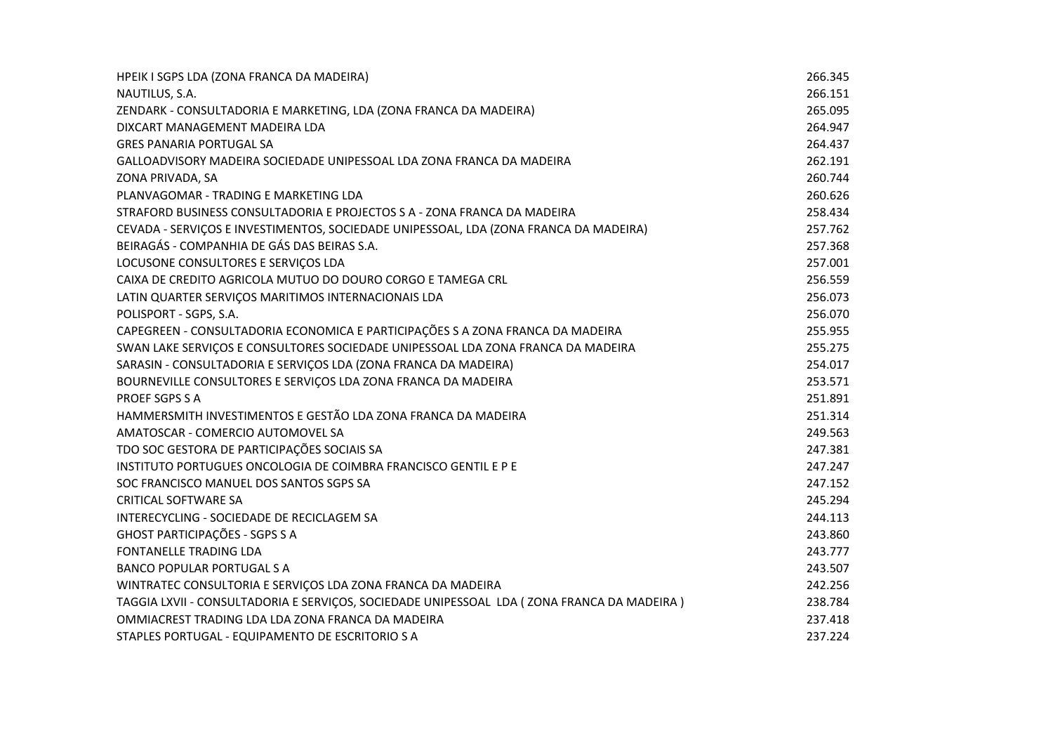| | |
|---|---|
| HPEIK I SGPS LDA (ZONA FRANCA DA MADEIRA) | 266.345 |
| NAUTILUS, S.A. | 266.151 |
| ZENDARK - CONSULTADORIA E MARKETING, LDA (ZONA FRANCA DA MADEIRA) | 265.095 |
| DIXCART MANAGEMENT MADEIRA LDA | 264.947 |
| GRES PANARIA PORTUGAL SA | 264.437 |
| GALLOADVISORY MADEIRA SOCIEDADE UNIPESSOAL LDA ZONA FRANCA DA MADEIRA | 262.191 |
| ZONA PRIVADA, SA | 260.744 |
| PLANVAGOMAR - TRADING E MARKETING LDA | 260.626 |
| STRAFORD BUSINESS CONSULTADORIA E PROJECTOS S A - ZONA FRANCA DA MADEIRA | 258.434 |
| CEVADA - SERVIÇOS E INVESTIMENTOS, SOCIEDADE UNIPESSOAL, LDA (ZONA FRANCA DA MADEIRA) | 257.762 |
| BEIRAGÁS - COMPANHIA DE GÁS DAS BEIRAS S.A. | 257.368 |
| LOCUSONE CONSULTORES E SERVIÇOS LDA | 257.001 |
| CAIXA DE CREDITO AGRICOLA MUTUO DO DOURO CORGO E TAMEGA CRL | 256.559 |
| LATIN QUARTER SERVIÇOS MARITIMOS INTERNACIONAIS LDA | 256.073 |
| POLISPORT - SGPS, S.A. | 256.070 |
| CAPEGREEN - CONSULTADORIA ECONOMICA E PARTICIPAÇÕES S A ZONA FRANCA DA MADEIRA | 255.955 |
| SWAN LAKE SERVIÇOS E CONSULTORES SOCIEDADE UNIPESSOAL LDA ZONA FRANCA DA MADEIRA | 255.275 |
| SARASIN - CONSULTADORIA E SERVIÇOS LDA (ZONA FRANCA DA MADEIRA) | 254.017 |
| BOURNEVILLE CONSULTORES E SERVIÇOS LDA ZONA FRANCA DA MADEIRA | 253.571 |
| PROEF SGPS S A | 251.891 |
| HAMMERSMITH INVESTIMENTOS E GESTÃO LDA ZONA FRANCA DA MADEIRA | 251.314 |
| AMATOSCAR - COMERCIO AUTOMOVEL SA | 249.563 |
| TDO SOC GESTORA DE PARTICIPAÇÕES SOCIAIS SA | 247.381 |
| INSTITUTO PORTUGUES ONCOLOGIA DE COIMBRA FRANCISCO GENTIL E P E | 247.247 |
| SOC FRANCISCO MANUEL DOS SANTOS SGPS SA | 247.152 |
| CRITICAL SOFTWARE SA | 245.294 |
| INTERECYCLING - SOCIEDADE DE RECICLAGEM SA | 244.113 |
| GHOST PARTICIPAÇÕES - SGPS S A | 243.860 |
| FONTANELLE TRADING LDA | 243.777 |
| BANCO POPULAR PORTUGAL S A | 243.507 |
| WINTRATEC CONSULTORIA E SERVIÇOS LDA ZONA FRANCA DA MADEIRA | 242.256 |
| TAGGIA LXVII - CONSULTADORIA E SERVIÇOS, SOCIEDADE UNIPESSOAL LDA ( ZONA FRANCA DA MADEIRA ) | 238.784 |
| OMMIACREST TRADING LDA LDA ZONA FRANCA DA MADEIRA | 237.418 |
| STAPLES PORTUGAL - EQUIPAMENTO DE ESCRITORIO S A | 237.224 |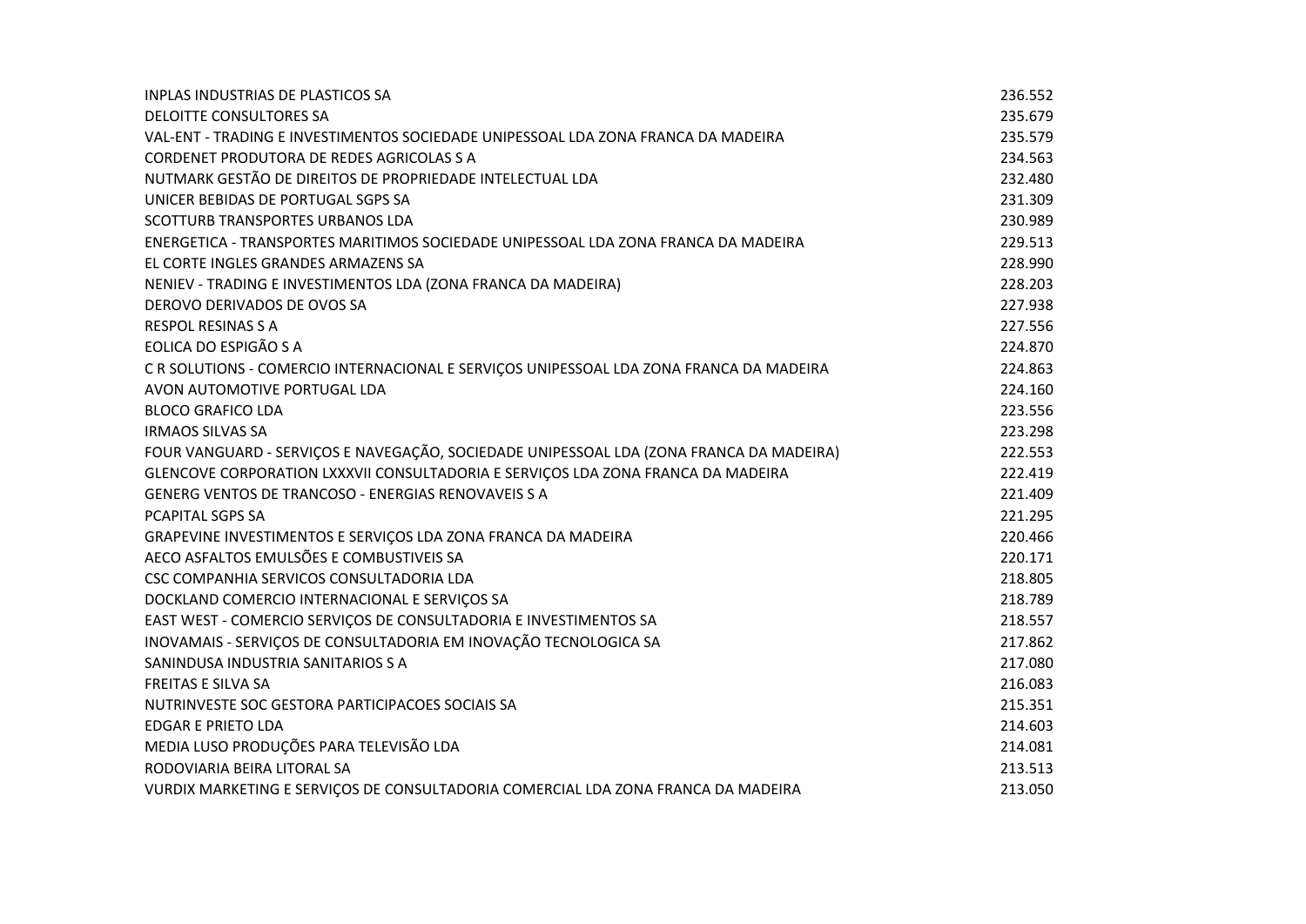| | |
|---|---|
| INPLAS INDUSTRIAS DE PLASTICOS SA | 236.552 |
| DELOITTE CONSULTORES SA | 235.679 |
| VAL-ENT - TRADING E INVESTIMENTOS SOCIEDADE UNIPESSOAL LDA ZONA FRANCA DA MADEIRA | 235.579 |
| CORDENET PRODUTORA DE REDES AGRICOLAS S A | 234.563 |
| NUTMARK GESTÃO DE DIREITOS DE PROPRIEDADE INTELECTUAL LDA | 232.480 |
| UNICER BEBIDAS DE PORTUGAL SGPS SA | 231.309 |
| SCOTTURB TRANSPORTES URBANOS LDA | 230.989 |
| ENERGETICA - TRANSPORTES MARITIMOS SOCIEDADE UNIPESSOAL LDA ZONA FRANCA DA MADEIRA | 229.513 |
| EL CORTE INGLES GRANDES ARMAZENS SA | 228.990 |
| NENIEV - TRADING E INVESTIMENTOS LDA (ZONA FRANCA DA MADEIRA) | 228.203 |
| DEROVO DERIVADOS DE OVOS SA | 227.938 |
| RESPOL RESINAS S A | 227.556 |
| EOLICA DO ESPIGÃO S A | 224.870 |
| C R SOLUTIONS - COMERCIO INTERNACIONAL E SERVIÇOS UNIPESSOAL LDA ZONA FRANCA DA MADEIRA | 224.863 |
| AVON AUTOMOTIVE PORTUGAL LDA | 224.160 |
| BLOCO GRAFICO LDA | 223.556 |
| IRMAOS SILVAS SA | 223.298 |
| FOUR VANGUARD - SERVIÇOS E NAVEGAÇÃO, SOCIEDADE UNIPESSOAL LDA (ZONA FRANCA DA MADEIRA) | 222.553 |
| GLENCOVE CORPORATION LXXXVII CONSULTADORIA E SERVIÇOS LDA ZONA FRANCA DA MADEIRA | 222.419 |
| GENERG VENTOS DE TRANCOSO - ENERGIAS RENOVAVEIS S A | 221.409 |
| PCAPITAL SGPS SA | 221.295 |
| GRAPEVINE INVESTIMENTOS E SERVIÇOS LDA ZONA FRANCA DA MADEIRA | 220.466 |
| AECO ASFALTOS EMULSÕES E COMBUSTIVEIS SA | 220.171 |
| CSC COMPANHIA SERVICOS CONSULTADORIA LDA | 218.805 |
| DOCKLAND COMERCIO INTERNACIONAL E SERVIÇOS SA | 218.789 |
| EAST WEST - COMERCIO SERVIÇOS DE CONSULTADORIA E INVESTIMENTOS SA | 218.557 |
| INOVAMAIS - SERVIÇOS DE CONSULTADORIA EM INOVAÇÃO TECNOLOGICA SA | 217.862 |
| SANINDUSA INDUSTRIA SANITARIOS S A | 217.080 |
| FREITAS E SILVA SA | 216.083 |
| NUTRINVESTE SOC GESTORA PARTICIPACOES SOCIAIS SA | 215.351 |
| EDGAR E PRIETO LDA | 214.603 |
| MEDIA LUSO PRODUÇÕES PARA TELEVISÃO LDA | 214.081 |
| RODOVIARIA BEIRA LITORAL SA | 213.513 |
| VURDIX MARKETING E SERVIÇOS DE CONSULTADORIA COMERCIAL LDA ZONA FRANCA DA MADEIRA | 213.050 |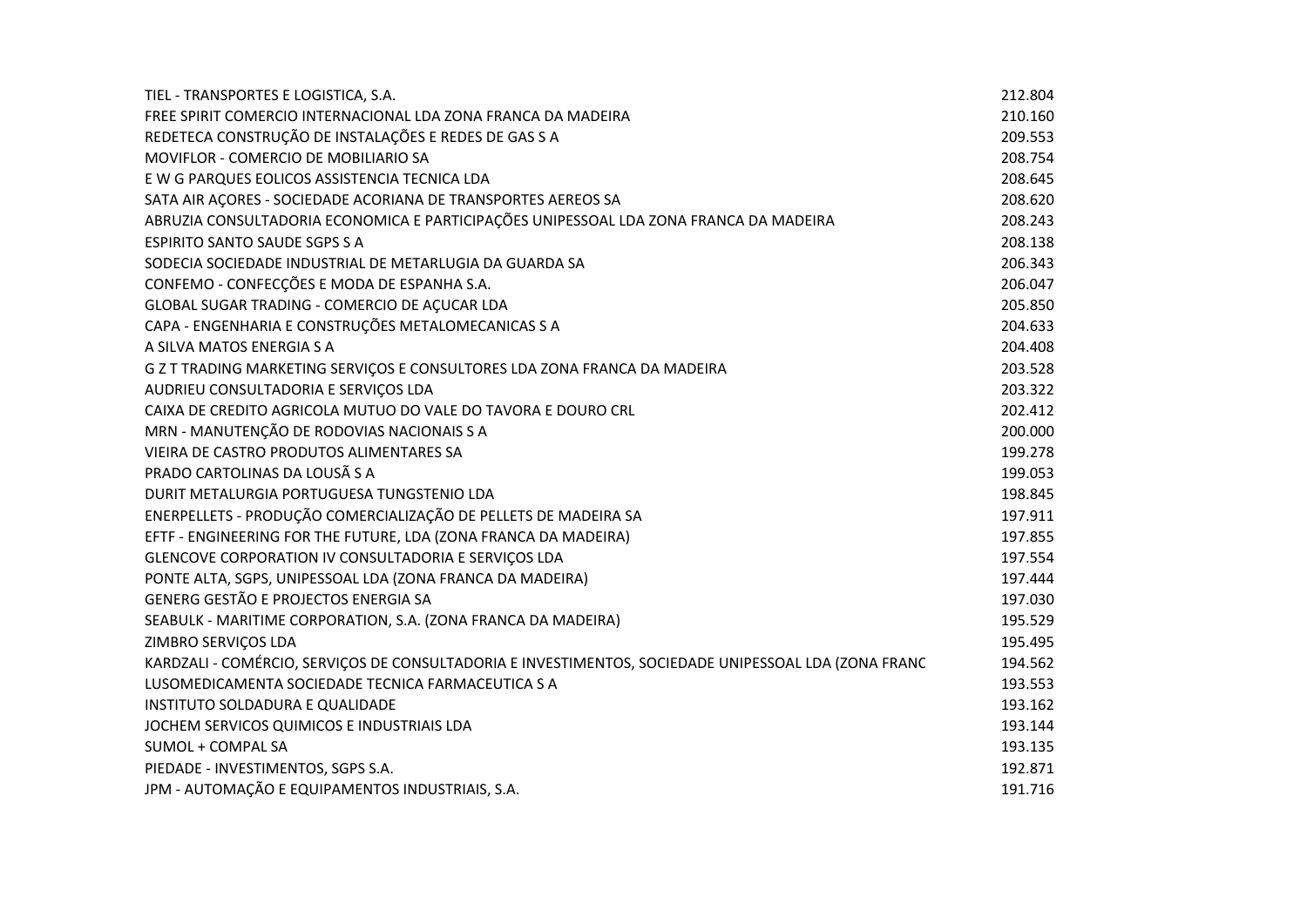| | |
|---|---|
| TIEL - TRANSPORTES E LOGISTICA, S.A. | 212.804 |
| FREE SPIRIT COMERCIO INTERNACIONAL LDA ZONA FRANCA DA MADEIRA | 210.160 |
| REDETECA CONSTRUÇÃO DE INSTALAÇÕES E REDES DE GAS S A | 209.553 |
| MOVIFLOR - COMERCIO DE MOBILIARIO SA | 208.754 |
| E W G PARQUES EOLICOS ASSISTENCIA TECNICA LDA | 208.645 |
| SATA AIR AÇORES - SOCIEDADE ACORIANA DE TRANSPORTES AEREOS SA | 208.620 |
| ABRUZIA CONSULTADORIA ECONOMICA E PARTICIPAÇÕES UNIPESSOAL LDA ZONA FRANCA DA MADEIRA | 208.243 |
| ESPIRITO SANTO SAUDE SGPS S A | 208.138 |
| SODECIA SOCIEDADE INDUSTRIAL DE METARLUGIA DA GUARDA SA | 206.343 |
| CONFEMO - CONFECÇÕES E MODA DE ESPANHA S.A. | 206.047 |
| GLOBAL SUGAR TRADING - COMERCIO DE AÇUCAR LDA | 205.850 |
| CAPA - ENGENHARIA E CONSTRUÇÕES METALOMECANICAS S A | 204.633 |
| A SILVA MATOS ENERGIA S A | 204.408 |
| G Z T TRADING MARKETING SERVIÇOS E CONSULTORES LDA ZONA FRANCA DA MADEIRA | 203.528 |
| AUDRIEU CONSULTADORIA E SERVIÇOS LDA | 203.322 |
| CAIXA DE CREDITO AGRICOLA MUTUO DO VALE DO TAVORA E DOURO CRL | 202.412 |
| MRN - MANUTENÇÃO DE RODOVIAS NACIONAIS S A | 200.000 |
| VIEIRA DE CASTRO PRODUTOS ALIMENTARES SA | 199.278 |
| PRADO CARTOLINAS DA LOUSÃ S A | 199.053 |
| DURIT METALURGIA PORTUGUESA TUNGSTENIO LDA | 198.845 |
| ENERPELLETS - PRODUÇÃO COMERCIALIZAÇÃO DE PELLETS DE MADEIRA SA | 197.911 |
| EFTF - ENGINEERING FOR THE FUTURE, LDA (ZONA FRANCA DA MADEIRA) | 197.855 |
| GLENCOVE CORPORATION IV CONSULTADORIA E SERVIÇOS LDA | 197.554 |
| PONTE ALTA, SGPS, UNIPESSOAL LDA (ZONA FRANCA DA MADEIRA) | 197.444 |
| GENERG GESTÃO E PROJECTOS ENERGIA SA | 197.030 |
| SEABULK - MARITIME CORPORATION, S.A. (ZONA FRANCA DA MADEIRA) | 195.529 |
| ZIMBRO SERVIÇOS LDA | 195.495 |
| KARDZALI - COMÉRCIO, SERVIÇOS DE CONSULTADORIA E INVESTIMENTOS, SOCIEDADE UNIPESSOAL LDA (ZONA FRANC | 194.562 |
| LUSOMEDICAMENTA SOCIEDADE TECNICA FARMACEUTICA S A | 193.553 |
| INSTITUTO SOLDADURA E QUALIDADE | 193.162 |
| JOCHEM SERVICOS QUIMICOS E INDUSTRIAIS LDA | 193.144 |
| SUMOL + COMPAL SA | 193.135 |
| PIEDADE - INVESTIMENTOS, SGPS S.A. | 192.871 |
| JPM - AUTOMAÇÃO E EQUIPAMENTOS INDUSTRIAIS, S.A. | 191.716 |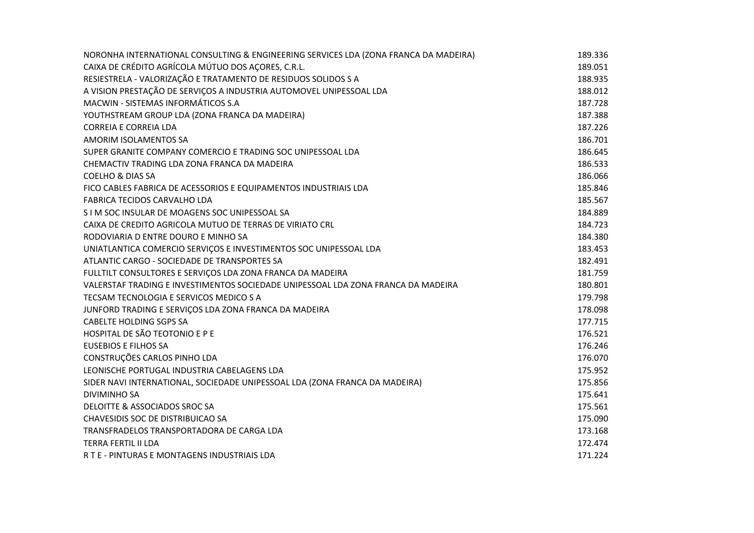| | |
|---|---|
| NORONHA INTERNATIONAL CONSULTING & ENGINEERING SERVICES LDA (ZONA FRANCA DA MADEIRA) | 189.336 |
| CAIXA DE CRÉDITO AGRÍCOLA MÚTUO DOS AÇORES, C.R.L. | 189.051 |
| RESIESTRELA - VALORIZAÇÃO E TRATAMENTO DE RESIDUOS SOLIDOS S A | 188.935 |
| A VISION PRESTAÇÃO DE SERVIÇOS A INDUSTRIA AUTOMOVEL UNIPESSOAL LDA | 188.012 |
| MACWIN - SISTEMAS INFORMÁTICOS S.A | 187.728 |
| YOUTHSTREAM GROUP LDA (ZONA FRANCA DA MADEIRA) | 187.388 |
| CORREIA E CORREIA LDA | 187.226 |
| AMORIM ISOLAMENTOS SA | 186.701 |
| SUPER GRANITE COMPANY COMERCIO E TRADING SOC UNIPESSOAL LDA | 186.645 |
| CHEMACTIV TRADING LDA ZONA FRANCA DA MADEIRA | 186.533 |
| COELHO & DIAS SA | 186.066 |
| FICO CABLES FABRICA DE ACESSORIOS E EQUIPAMENTOS INDUSTRIAIS LDA | 185.846 |
| FABRICA TECIDOS CARVALHO LDA | 185.567 |
| S I M SOC INSULAR DE MOAGENS SOC UNIPESSOAL SA | 184.889 |
| CAIXA DE CREDITO AGRICOLA MUTUO DE TERRAS DE VIRIATO CRL | 184.723 |
| RODOVIARIA D ENTRE DOURO E MINHO SA | 184.380 |
| UNIATLANTICA COMERCIO SERVIÇOS E INVESTIMENTOS SOC UNIPESSOAL LDA | 183.453 |
| ATLANTIC CARGO - SOCIEDADE DE TRANSPORTES SA | 182.491 |
| FULLTILT CONSULTORES E SERVIÇOS LDA ZONA FRANCA DA MADEIRA | 181.759 |
| VALERSTAF TRADING E INVESTIMENTOS SOCIEDADE UNIPESSOAL LDA ZONA FRANCA DA MADEIRA | 180.801 |
| TECSAM TECNOLOGIA E SERVICOS MEDICO S A | 179.798 |
| JUNFORD TRADING E SERVIÇOS LDA ZONA FRANCA DA MADEIRA | 178.098 |
| CABELTE HOLDING SGPS SA | 177.715 |
| HOSPITAL DE SÃO TEOTONIO E P E | 176.521 |
| EUSEBIOS E FILHOS SA | 176.246 |
| CONSTRUÇÕES CARLOS PINHO LDA | 176.070 |
| LEONISCHE PORTUGAL INDUSTRIA CABELAGENS LDA | 175.952 |
| SIDER NAVI INTERNATIONAL, SOCIEDADE UNIPESSOAL LDA (ZONA FRANCA DA MADEIRA) | 175.856 |
| DIVIMINHO SA | 175.641 |
| DELOITTE & ASSOCIADOS SROC SA | 175.561 |
| CHAVESIDIS SOC DE DISTRIBUICAO SA | 175.090 |
| TRANSFRADELOS TRANSPORTADORA DE CARGA LDA | 173.168 |
| TERRA FERTIL II LDA | 172.474 |
| R T E - PINTURAS E MONTAGENS INDUSTRIAIS LDA | 171.224 |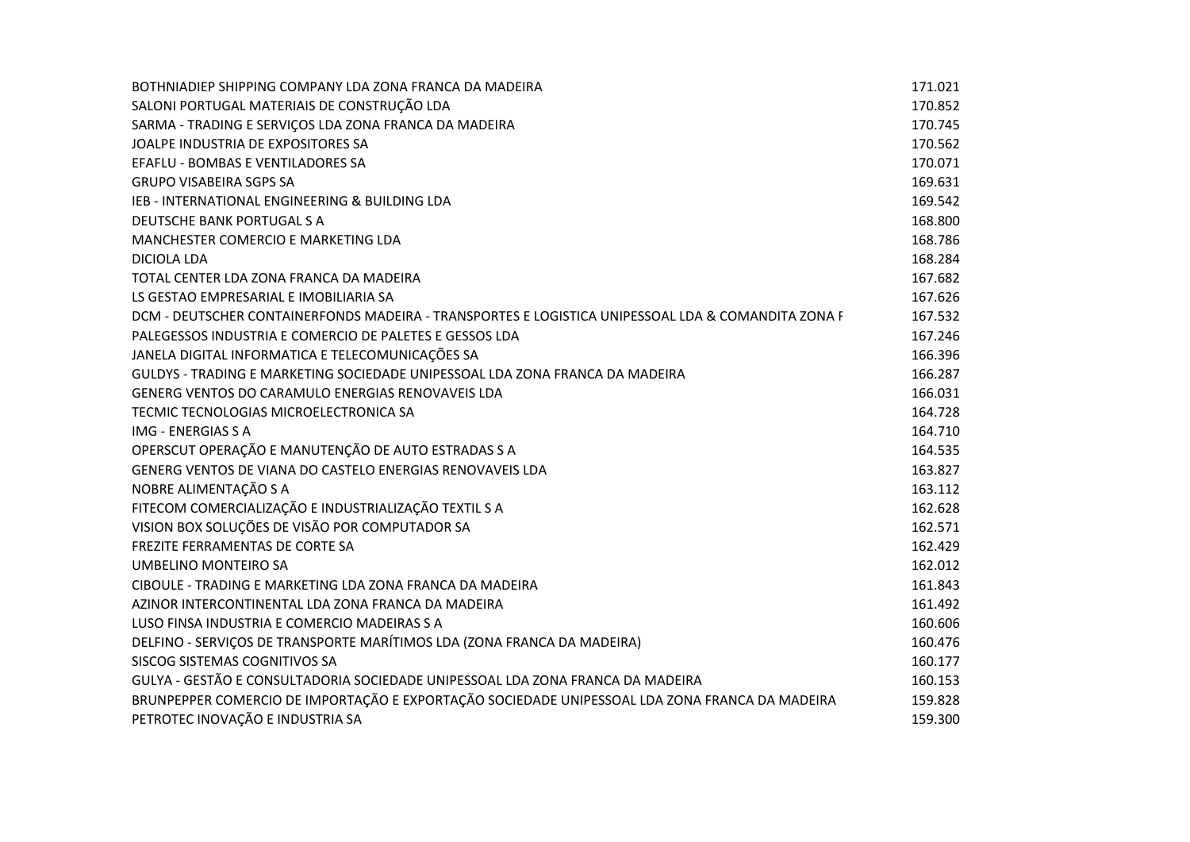| | |
|---|---|
| BOTHNIADIEP SHIPPING COMPANY LDA ZONA FRANCA DA MADEIRA | 171.021 |
| SALONI PORTUGAL MATERIAIS DE CONSTRUÇÃO LDA | 170.852 |
| SARMA - TRADING E SERVIÇOS LDA ZONA FRANCA DA MADEIRA | 170.745 |
| JOALPE INDUSTRIA DE EXPOSITORES SA | 170.562 |
| EFAFLU - BOMBAS E VENTILADORES SA | 170.071 |
| GRUPO VISABEIRA SGPS SA | 169.631 |
| IEB - INTERNATIONAL ENGINEERING & BUILDING LDA | 169.542 |
| DEUTSCHE BANK PORTUGAL S A | 168.800 |
| MANCHESTER COMERCIO E MARKETING LDA | 168.786 |
| DICIOLA LDA | 168.284 |
| TOTAL CENTER LDA ZONA FRANCA DA MADEIRA | 167.682 |
| LS GESTAO EMPRESARIAL E IMOBILIARIA SA | 167.626 |
| DCM - DEUTSCHER CONTAINERFONDS MADEIRA - TRANSPORTES E LOGISTICA UNIPESSOAL LDA & COMANDITA ZONA F | 167.532 |
| PALEGESSOS INDUSTRIA E COMERCIO DE PALETES E GESSOS LDA | 167.246 |
| JANELA DIGITAL INFORMATICA E TELECOMUNICAÇÕES SA | 166.396 |
| GULDYS - TRADING E MARKETING SOCIEDADE UNIPESSOAL LDA ZONA FRANCA DA MADEIRA | 166.287 |
| GENERG VENTOS DO CARAMULO ENERGIAS RENOVAVEIS LDA | 166.031 |
| TECMIC TECNOLOGIAS MICROELECTRONICA SA | 164.728 |
| IMG - ENERGIAS S A | 164.710 |
| OPERSCUT OPERAÇÃO E MANUTENÇÃO DE AUTO ESTRADAS S A | 164.535 |
| GENERG VENTOS DE VIANA DO CASTELO ENERGIAS RENOVAVEIS LDA | 163.827 |
| NOBRE ALIMENTAÇÃO S A | 163.112 |
| FITECOM COMERCIALIZAÇÃO E INDUSTRIALIZAÇÃO TEXTIL S A | 162.628 |
| VISION BOX SOLUÇÕES DE VISÃO POR COMPUTADOR SA | 162.571 |
| FREZITE FERRAMENTAS DE CORTE SA | 162.429 |
| UMBELINO MONTEIRO SA | 162.012 |
| CIBOULE - TRADING E MARKETING LDA ZONA FRANCA DA MADEIRA | 161.843 |
| AZINOR INTERCONTINENTAL LDA ZONA FRANCA DA MADEIRA | 161.492 |
| LUSO FINSA INDUSTRIA E COMERCIO MADEIRAS S A | 160.606 |
| DELFINO - SERVIÇOS DE TRANSPORTE MARÍTIMOS LDA (ZONA FRANCA DA MADEIRA) | 160.476 |
| SISCOG SISTEMAS COGNITIVOS SA | 160.177 |
| GULYA - GESTÃO E CONSULTADORIA SOCIEDADE UNIPESSOAL LDA ZONA FRANCA DA MADEIRA | 160.153 |
| BRUNPEPPER COMERCIO DE IMPORTAÇÃO E EXPORTAÇÃO SOCIEDADE UNIPESSOAL LDA ZONA FRANCA DA MADEIRA | 159.828 |
| PETROTEC INOVAÇÃO E INDUSTRIA SA | 159.300 |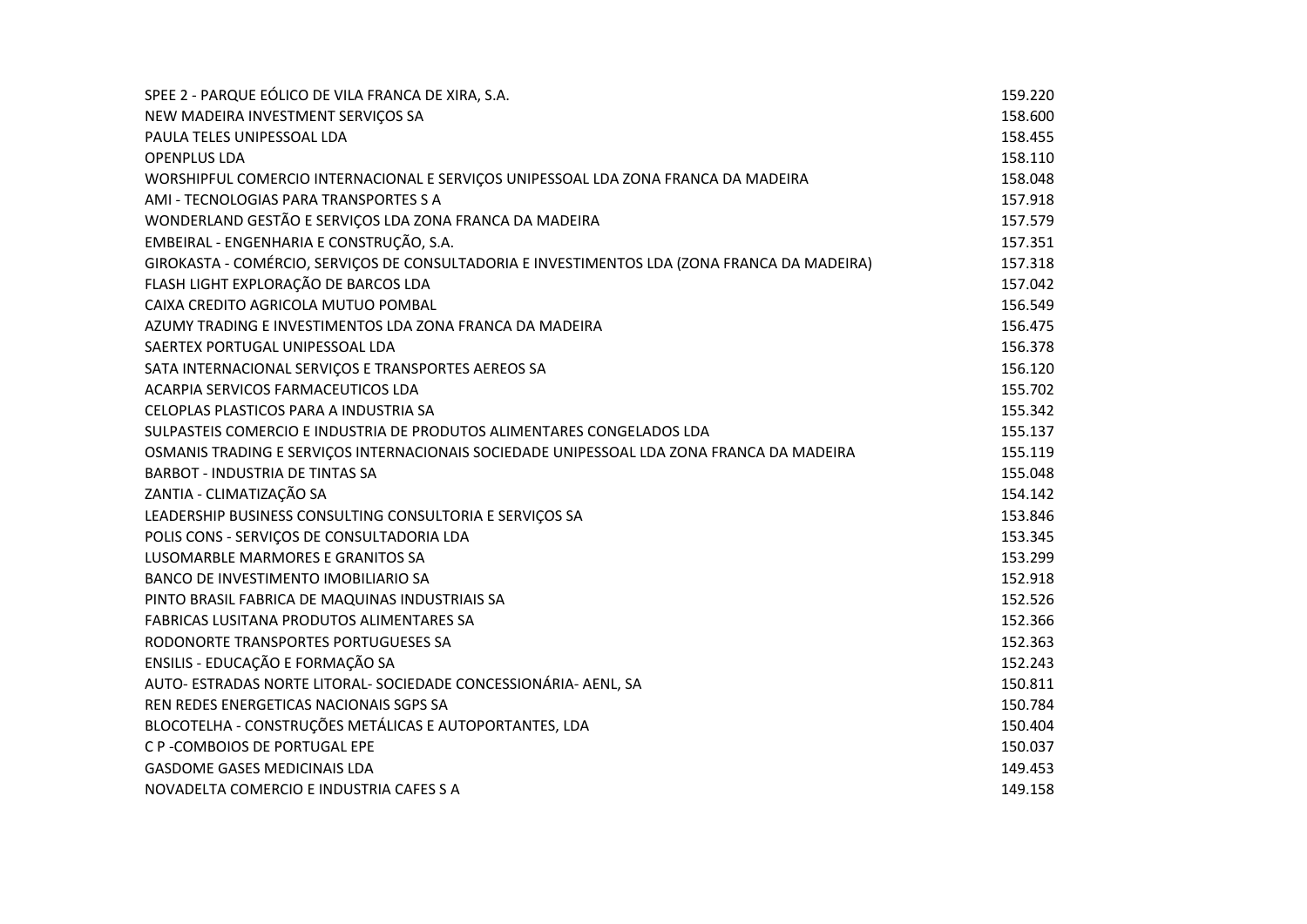| | |
|---|---|
| SPEE 2 - PARQUE EÓLICO DE VILA FRANCA DE XIRA, S.A. | 159.220 |
| NEW MADEIRA INVESTMENT SERVIÇOS SA | 158.600 |
| PAULA TELES UNIPESSOAL LDA | 158.455 |
| OPENPLUS LDA | 158.110 |
| WORSHIPFUL COMERCIO INTERNACIONAL E SERVIÇOS UNIPESSOAL LDA ZONA FRANCA DA MADEIRA | 158.048 |
| AMI - TECNOLOGIAS PARA TRANSPORTES S A | 157.918 |
| WONDERLAND GESTÃO E SERVIÇOS LDA ZONA FRANCA DA MADEIRA | 157.579 |
| EMBEIRAL - ENGENHARIA E CONSTRUÇÃO, S.A. | 157.351 |
| GIROKASTA - COMÉRCIO, SERVIÇOS DE CONSULTADORIA E INVESTIMENTOS LDA (ZONA FRANCA DA MADEIRA) | 157.318 |
| FLASH LIGHT EXPLORAÇÃO DE BARCOS LDA | 157.042 |
| CAIXA CREDITO AGRICOLA MUTUO POMBAL | 156.549 |
| AZUMY TRADING E INVESTIMENTOS LDA ZONA FRANCA DA MADEIRA | 156.475 |
| SAERTEX PORTUGAL UNIPESSOAL LDA | 156.378 |
| SATA INTERNACIONAL SERVIÇOS E TRANSPORTES AEREOS SA | 156.120 |
| ACARPIA SERVICOS FARMACEUTICOS LDA | 155.702 |
| CELOPLAS PLASTICOS PARA A INDUSTRIA SA | 155.342 |
| SULPASTEIS COMERCIO E INDUSTRIA DE PRODUTOS ALIMENTARES CONGELADOS LDA | 155.137 |
| OSMANIS TRADING E SERVIÇOS INTERNACIONAIS SOCIEDADE UNIPESSOAL LDA ZONA FRANCA DA MADEIRA | 155.119 |
| BARBOT - INDUSTRIA DE TINTAS SA | 155.048 |
| ZANTIA - CLIMATIZAÇÃO SA | 154.142 |
| LEADERSHIP BUSINESS CONSULTING CONSULTORIA E SERVIÇOS SA | 153.846 |
| POLIS CONS - SERVIÇOS DE CONSULTADORIA LDA | 153.345 |
| LUSOMARBLE MARMORES E GRANITOS SA | 153.299 |
| BANCO DE INVESTIMENTO IMOBILIARIO SA | 152.918 |
| PINTO BRASIL FABRICA DE MAQUINAS INDUSTRIAIS SA | 152.526 |
| FABRICAS LUSITANA PRODUTOS ALIMENTARES SA | 152.366 |
| RODONORTE TRANSPORTES PORTUGUESES SA | 152.363 |
| ENSILIS - EDUCAÇÃO E FORMAÇÃO SA | 152.243 |
| AUTO- ESTRADAS NORTE LITORAL- SOCIEDADE CONCESSIONÁRIA- AENL, SA | 150.811 |
| REN REDES ENERGETICAS NACIONAIS SGPS SA | 150.784 |
| BLOCOTELHA - CONSTRUÇÕES METÁLICAS E AUTOPORTANTES, LDA | 150.404 |
| C P -COMBOIOS DE PORTUGAL EPE | 150.037 |
| GASDOME GASES MEDICINAIS LDA | 149.453 |
| NOVADELTA COMERCIO E INDUSTRIA CAFES S A | 149.158 |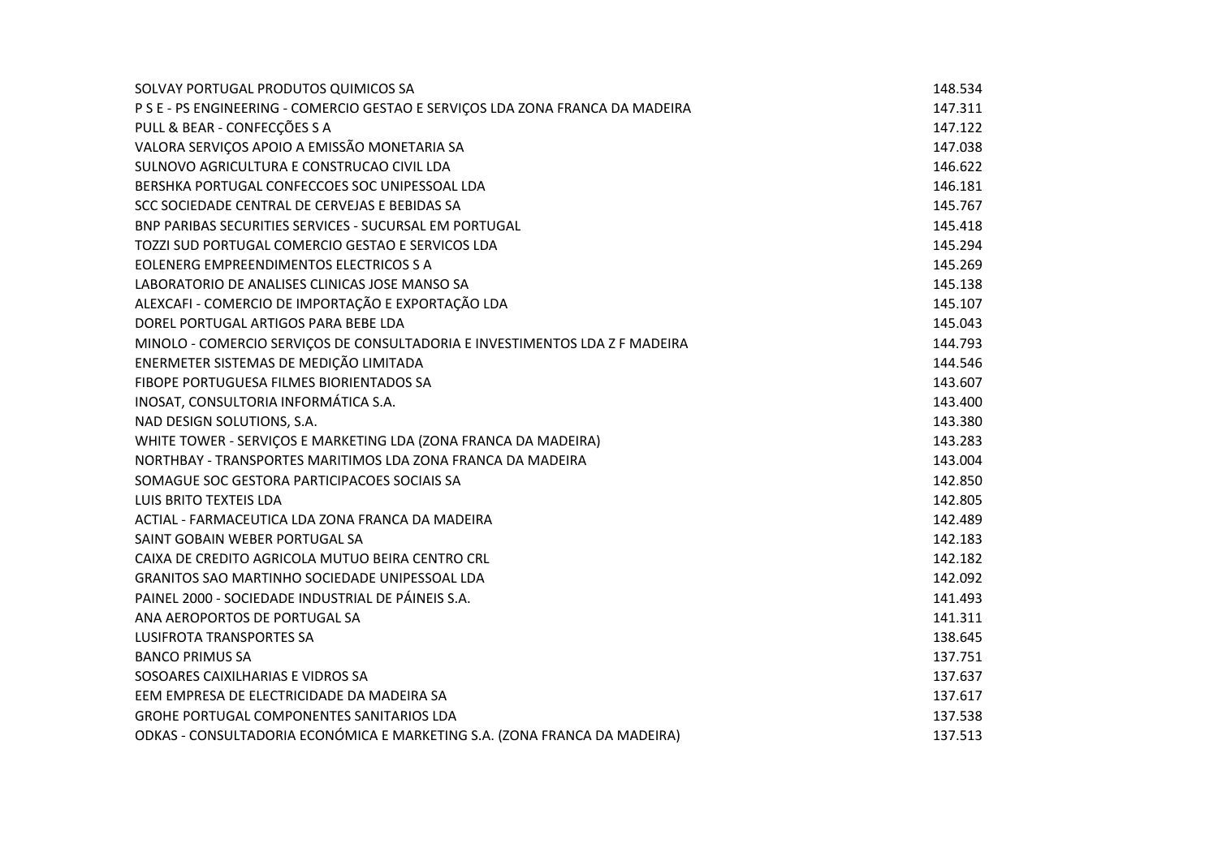| | |
|---|---|
| SOLVAY PORTUGAL PRODUTOS QUIMICOS SA | 148.534 |
| P S E - PS ENGINEERING - COMERCIO GESTAO E SERVIÇOS LDA ZONA FRANCA DA MADEIRA | 147.311 |
| PULL & BEAR - CONFECÇÕES S A | 147.122 |
| VALORA SERVIÇOS APOIO A EMISSÃO MONETARIA SA | 147.038 |
| SULNOVO AGRICULTURA E CONSTRUCAO CIVIL LDA | 146.622 |
| BERSHKA PORTUGAL CONFECCOES SOC UNIPESSOAL LDA | 146.181 |
| SCC SOCIEDADE CENTRAL DE CERVEJAS E BEBIDAS SA | 145.767 |
| BNP PARIBAS SECURITIES SERVICES - SUCURSAL EM PORTUGAL | 145.418 |
| TOZZI SUD PORTUGAL COMERCIO GESTAO E SERVICOS LDA | 145.294 |
| EOLENERG EMPREENDIMENTOS ELECTRICOS S A | 145.269 |
| LABORATORIO DE ANALISES CLINICAS JOSE MANSO SA | 145.138 |
| ALEXCAFI - COMERCIO DE IMPORTAÇÃO E EXPORTAÇÃO LDA | 145.107 |
| DOREL PORTUGAL ARTIGOS PARA BEBE LDA | 145.043 |
| MINOLO - COMERCIO SERVIÇOS DE CONSULTADORIA E INVESTIMENTOS LDA Z F MADEIRA | 144.793 |
| ENERMETER SISTEMAS DE MEDIÇÃO LIMITADA | 144.546 |
| FIBOPE PORTUGUESA FILMES BIORIENTADOS SA | 143.607 |
| INOSAT, CONSULTORIA INFORMÁTICA S.A. | 143.400 |
| NAD DESIGN SOLUTIONS, S.A. | 143.380 |
| WHITE TOWER - SERVIÇOS E MARKETING LDA (ZONA FRANCA DA MADEIRA) | 143.283 |
| NORTHBAY - TRANSPORTES MARITIMOS LDA ZONA FRANCA DA MADEIRA | 143.004 |
| SOMAGUE SOC GESTORA PARTICIPACOES SOCIAIS SA | 142.850 |
| LUIS BRITO TEXTEIS LDA | 142.805 |
| ACTIAL - FARMACEUTICA LDA ZONA FRANCA DA MADEIRA | 142.489 |
| SAINT GOBAIN WEBER PORTUGAL SA | 142.183 |
| CAIXA DE CREDITO AGRICOLA MUTUO BEIRA CENTRO CRL | 142.182 |
| GRANITOS SAO MARTINHO SOCIEDADE UNIPESSOAL LDA | 142.092 |
| PAINEL 2000 - SOCIEDADE INDUSTRIAL DE PÁINEIS S.A. | 141.493 |
| ANA AEROPORTOS DE PORTUGAL SA | 141.311 |
| LUSIFROTA TRANSPORTES SA | 138.645 |
| BANCO PRIMUS SA | 137.751 |
| SOSOARES CAIXILHARIAS E VIDROS SA | 137.637 |
| EEM EMPRESA DE ELECTRICIDADE DA MADEIRA SA | 137.617 |
| GROHE PORTUGAL COMPONENTES SANITARIOS LDA | 137.538 |
| ODKAS - CONSULTADORIA ECONÓMICA E MARKETING S.A. (ZONA FRANCA DA MADEIRA) | 137.513 |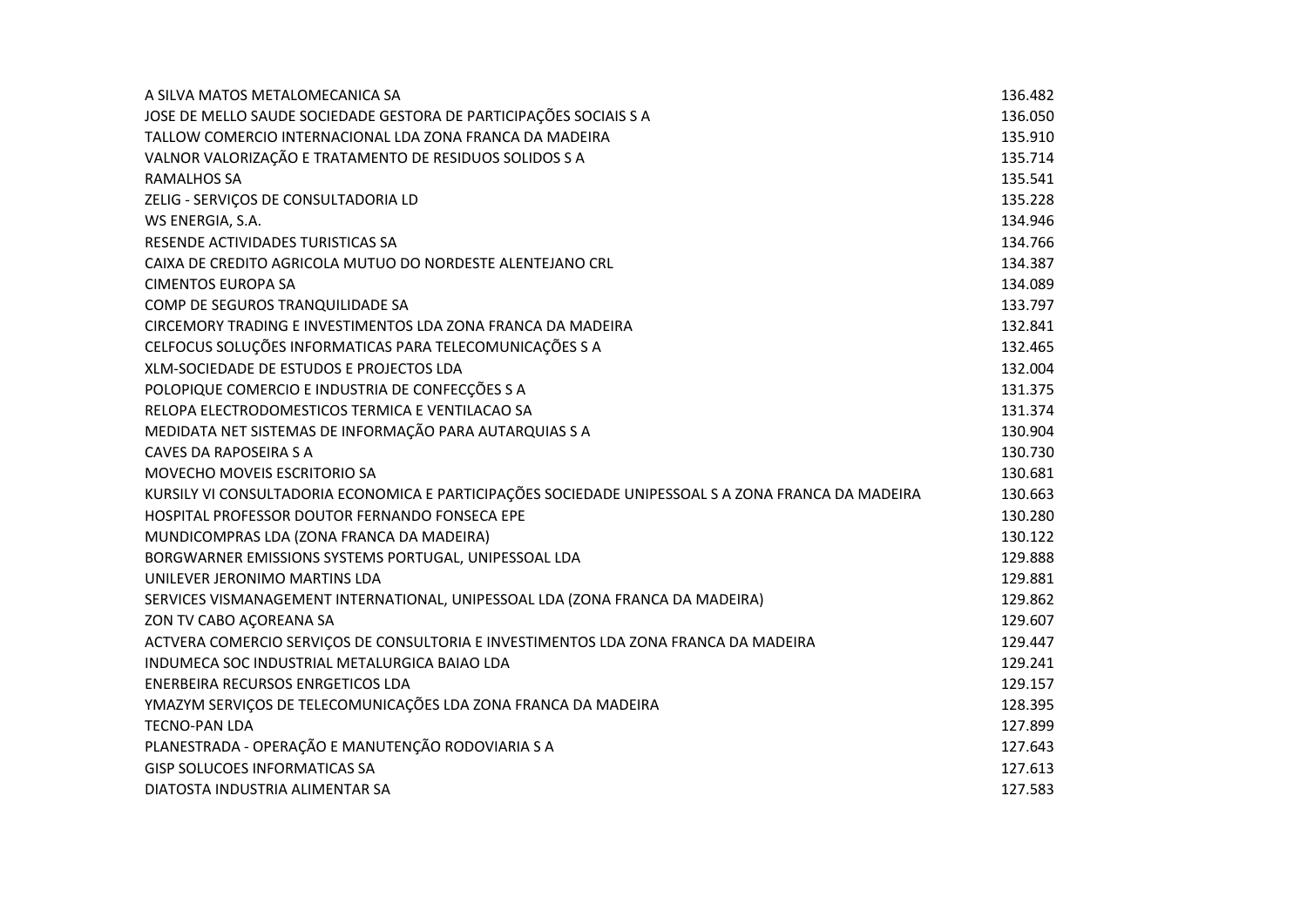| | |
|---|---|
| A SILVA MATOS METALOMECANICA SA | 136.482 |
| JOSE DE MELLO SAUDE SOCIEDADE GESTORA DE PARTICIPAÇÕES SOCIAIS S A | 136.050 |
| TALLOW COMERCIO INTERNACIONAL LDA ZONA FRANCA DA MADEIRA | 135.910 |
| VALNOR VALORIZAÇÃO E TRATAMENTO DE RESIDUOS SOLIDOS S A | 135.714 |
| RAMALHOS SA | 135.541 |
| ZELIG - SERVIÇOS DE CONSULTADORIA LD | 135.228 |
| WS ENERGIA, S.A. | 134.946 |
| RESENDE ACTIVIDADES TURISTICAS SA | 134.766 |
| CAIXA DE CREDITO AGRICOLA MUTUO DO NORDESTE ALENTEJANO CRL | 134.387 |
| CIMENTOS EUROPA SA | 134.089 |
| COMP DE SEGUROS TRANQUILIDADE SA | 133.797 |
| CIRCEMORY TRADING E INVESTIMENTOS LDA ZONA FRANCA DA MADEIRA | 132.841 |
| CELFOCUS SOLUÇÕES INFORMATICAS PARA TELECOMUNICAÇÕES S A | 132.465 |
| XLM-SOCIEDADE DE ESTUDOS E PROJECTOS LDA | 132.004 |
| POLOPIQUE COMERCIO E INDUSTRIA DE CONFECÇÕES S A | 131.375 |
| RELOPA ELECTRODOMESTICOS TERMICA E VENTILACAO SA | 131.374 |
| MEDIDATA NET SISTEMAS DE INFORMAÇÃO PARA AUTARQUIAS S A | 130.904 |
| CAVES DA RAPOSEIRA S A | 130.730 |
| MOVECHO MOVEIS ESCRITORIO SA | 130.681 |
| KURSILY VI CONSULTADORIA ECONOMICA E PARTICIPAÇÕES SOCIEDADE UNIPESSOAL S A ZONA FRANCA DA MADEIRA | 130.663 |
| HOSPITAL PROFESSOR DOUTOR FERNANDO FONSECA EPE | 130.280 |
| MUNDICOMPRAS LDA (ZONA FRANCA DA MADEIRA) | 130.122 |
| BORGWARNER EMISSIONS SYSTEMS PORTUGAL, UNIPESSOAL LDA | 129.888 |
| UNILEVER JERONIMO MARTINS LDA | 129.881 |
| SERVICES VISMANAGEMENT INTERNATIONAL, UNIPESSOAL LDA (ZONA FRANCA DA MADEIRA) | 129.862 |
| ZON TV CABO AÇOREANA SA | 129.607 |
| ACTVERA COMERCIO SERVIÇOS DE CONSULTORIA E INVESTIMENTOS LDA ZONA FRANCA DA MADEIRA | 129.447 |
| INDUMECA SOC INDUSTRIAL METALURGICA BAIAO LDA | 129.241 |
| ENERBEIRA RECURSOS ENRGETICOS LDA | 129.157 |
| YMAZYM SERVIÇOS DE TELECOMUNICAÇÕES LDA ZONA FRANCA DA MADEIRA | 128.395 |
| TECNO-PAN LDA | 127.899 |
| PLANESTRADA - OPERAÇÃO E MANUTENÇÃO RODOVIARIA S A | 127.643 |
| GISP SOLUCOES INFORMATICAS SA | 127.613 |
| DIATOSTA INDUSTRIA ALIMENTAR SA | 127.583 |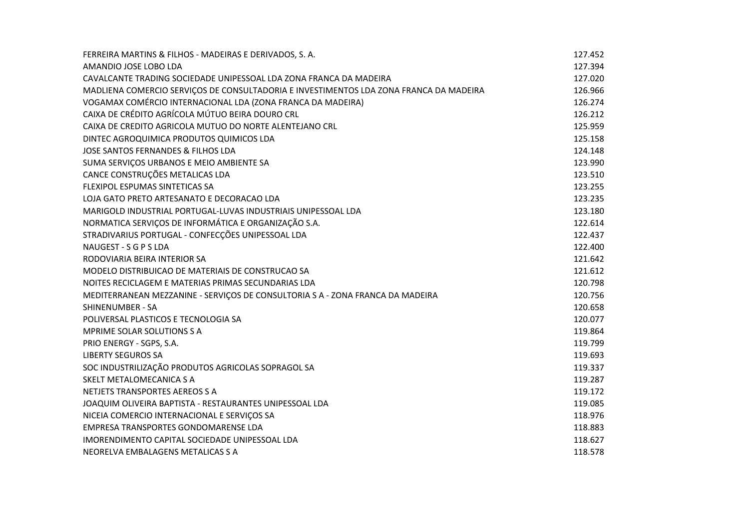| | |
|---|---|
| FERREIRA MARTINS & FILHOS - MADEIRAS E DERIVADOS, S. A. | 127.452 |
| AMANDIO JOSE LOBO LDA | 127.394 |
| CAVALCANTE TRADING SOCIEDADE UNIPESSOAL LDA ZONA FRANCA DA MADEIRA | 127.020 |
| MADLIENA COMERCIO SERVIÇOS DE CONSULTADORIA E INVESTIMENTOS LDA ZONA FRANCA DA MADEIRA | 126.966 |
| VOGAMAX COMÉRCIO INTERNACIONAL LDA (ZONA FRANCA DA MADEIRA) | 126.274 |
| CAIXA DE CRÉDITO AGRÍCOLA MÚTUO BEIRA DOURO CRL | 126.212 |
| CAIXA DE CREDITO AGRICOLA MUTUO DO NORTE ALENTEJANO CRL | 125.959 |
| DINTEC AGROQUIMICA PRODUTOS QUIMICOS LDA | 125.158 |
| JOSE SANTOS FERNANDES & FILHOS LDA | 124.148 |
| SUMA SERVIÇOS URBANOS E MEIO AMBIENTE SA | 123.990 |
| CANCE CONSTRUÇÕES METALICAS LDA | 123.510 |
| FLEXIPOL ESPUMAS SINTETICAS SA | 123.255 |
| LOJA GATO PRETO ARTESANATO E DECORACAO LDA | 123.235 |
| MARIGOLD INDUSTRIAL PORTUGAL-LUVAS INDUSTRIAIS UNIPESSOAL LDA | 123.180 |
| NORMATICA SERVIÇOS DE INFORMÁTICA E ORGANIZAÇÃO S.A. | 122.614 |
| STRADIVARIUS PORTUGAL - CONFECÇÕES UNIPESSOAL LDA | 122.437 |
| NAUGEST - S G P S LDA | 122.400 |
| RODOVIARIA BEIRA INTERIOR SA | 121.642 |
| MODELO DISTRIBUICAO DE MATERIAIS DE CONSTRUCAO SA | 121.612 |
| NOITES RECICLAGEM E MATERIAS PRIMAS SECUNDARIAS LDA | 120.798 |
| MEDITERRANEAN MEZZANINE - SERVIÇOS DE CONSULTORIA S A - ZONA FRANCA DA MADEIRA | 120.756 |
| SHINENUMBER - SA | 120.658 |
| POLIVERSAL PLASTICOS E TECNOLOGIA SA | 120.077 |
| MPRIME SOLAR SOLUTIONS S A | 119.864 |
| PRIO ENERGY - SGPS, S.A. | 119.799 |
| LIBERTY SEGUROS SA | 119.693 |
| SOC INDUSTRILIZAÇÃO PRODUTOS AGRICOLAS SOPRAGOL SA | 119.337 |
| SKELT METALOMECANICA S A | 119.287 |
| NETJETS TRANSPORTES AEREOS S A | 119.172 |
| JOAQUIM OLIVEIRA BAPTISTA - RESTAURANTES UNIPESSOAL LDA | 119.085 |
| NICEIA COMERCIO INTERNACIONAL E SERVIÇOS SA | 118.976 |
| EMPRESA TRANSPORTES GONDOMARENSE LDA | 118.883 |
| IMORENDIMENTO CAPITAL SOCIEDADE UNIPESSOAL LDA | 118.627 |
| NEORELVA EMBALAGENS METALICAS S A | 118.578 |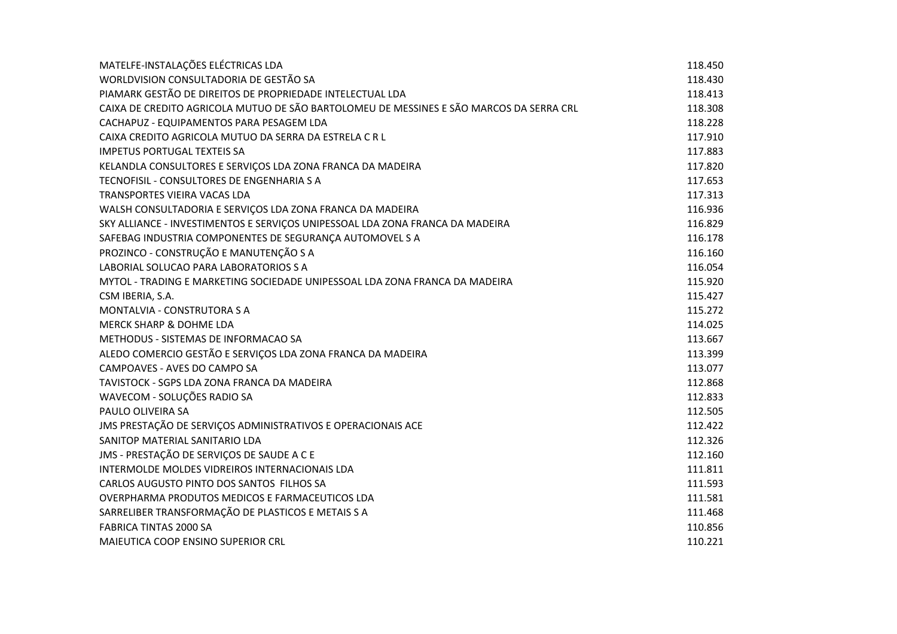| | |
|---|---|
| MATELFE-INSTALAÇÕES ELÉCTRICAS LDA | 118.450 |
| WORLDVISION CONSULTADORIA DE GESTÃO SA | 118.430 |
| PIAMARK GESTÃO DE DIREITOS DE PROPRIEDADE INTELECTUAL LDA | 118.413 |
| CAIXA DE CREDITO AGRICOLA MUTUO DE SÃO BARTOLOMEU DE MESSINES E SÃO MARCOS DA SERRA CRL | 118.308 |
| CACHAPUZ - EQUIPAMENTOS PARA PESAGEM LDA | 118.228 |
| CAIXA CREDITO AGRICOLA MUTUO DA SERRA DA ESTRELA C R L | 117.910 |
| IMPETUS PORTUGAL TEXTEIS SA | 117.883 |
| KELANDLA CONSULTORES E SERVIÇOS LDA ZONA FRANCA DA MADEIRA | 117.820 |
| TECNOFISIL - CONSULTORES DE ENGENHARIA S A | 117.653 |
| TRANSPORTES VIEIRA VACAS LDA | 117.313 |
| WALSH CONSULTADORIA E SERVIÇOS LDA ZONA FRANCA DA MADEIRA | 116.936 |
| SKY ALLIANCE - INVESTIMENTOS E SERVIÇOS UNIPESSOAL LDA ZONA FRANCA DA MADEIRA | 116.829 |
| SAFEBAG INDUSTRIA COMPONENTES DE SEGURANÇA AUTOMOVEL S A | 116.178 |
| PROZINCO - CONSTRUÇÃO E MANUTENÇÃO S A | 116.160 |
| LABORIAL SOLUCAO PARA LABORATORIOS S A | 116.054 |
| MYTOL - TRADING E MARKETING SOCIEDADE UNIPESSOAL LDA ZONA FRANCA DA MADEIRA | 115.920 |
| CSM IBERIA, S.A. | 115.427 |
| MONTALVIA - CONSTRUTORA S A | 115.272 |
| MERCK SHARP & DOHME LDA | 114.025 |
| METHODUS - SISTEMAS DE INFORMACAO SA | 113.667 |
| ALEDO COMERCIO GESTÃO E SERVIÇOS LDA ZONA FRANCA DA MADEIRA | 113.399 |
| CAMPOAVES - AVES DO CAMPO SA | 113.077 |
| TAVISTOCK - SGPS LDA ZONA FRANCA DA MADEIRA | 112.868 |
| WAVECOM - SOLUÇÕES RADIO SA | 112.833 |
| PAULO OLIVEIRA SA | 112.505 |
| JMS PRESTAÇÃO DE SERVIÇOS ADMINISTRATIVOS E OPERACIONAIS ACE | 112.422 |
| SANITOP MATERIAL SANITARIO LDA | 112.326 |
| JMS - PRESTAÇÃO DE SERVIÇOS DE SAUDE A C E | 112.160 |
| INTERMOLDE MOLDES VIDREIROS INTERNACIONAIS LDA | 111.811 |
| CARLOS AUGUSTO PINTO DOS SANTOS FILHOS SA | 111.593 |
| OVERPHARMA PRODUTOS MEDICOS E FARMACEUTICOS LDA | 111.581 |
| SARRELIBER TRANSFORMAÇÃO DE PLASTICOS E METAIS S A | 111.468 |
| FABRICA TINTAS 2000 SA | 110.856 |
| MAIEUTICA COOP ENSINO SUPERIOR CRL | 110.221 |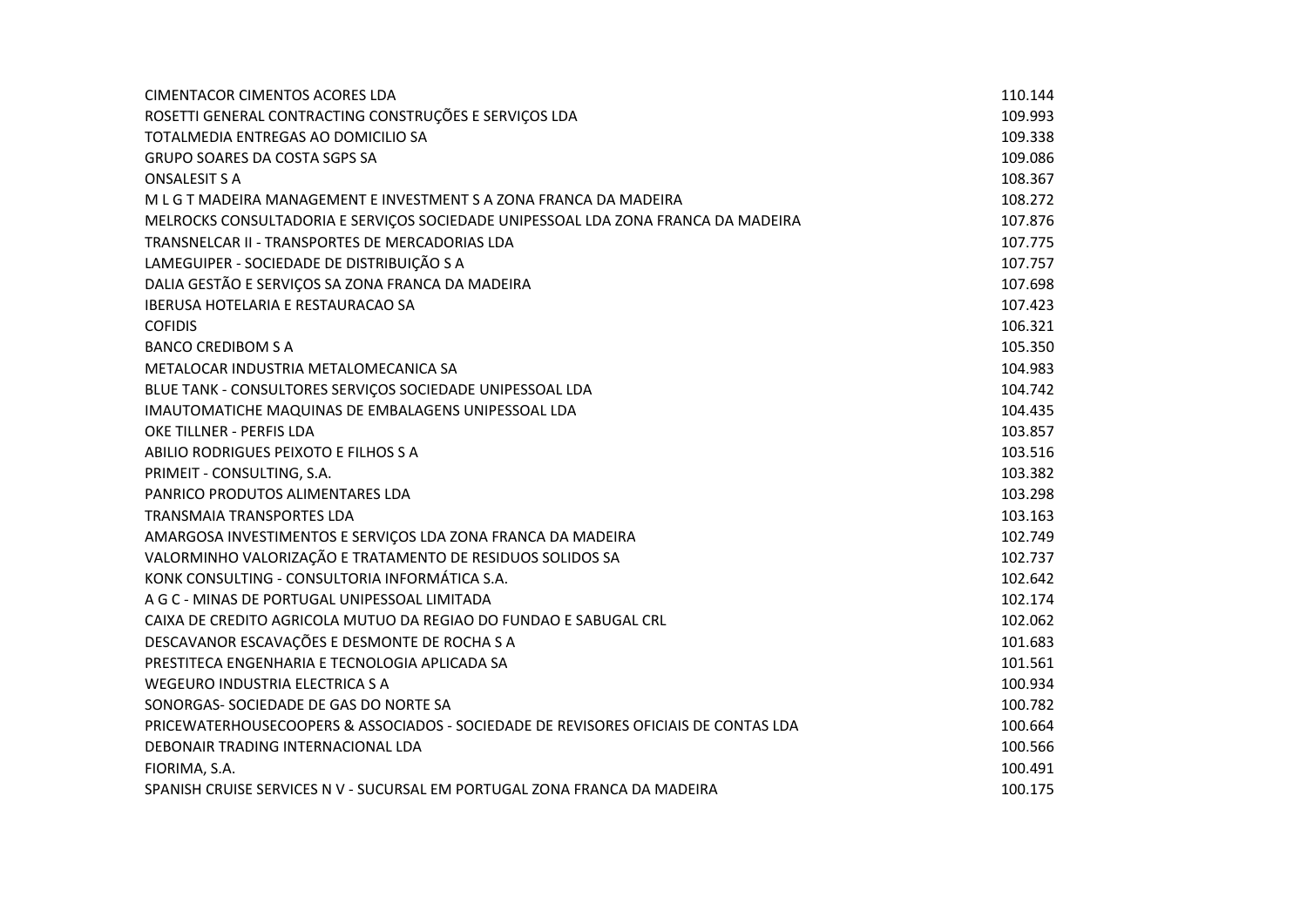| | |
|---|---|
| CIMENTACOR CIMENTOS ACORES LDA | 110.144 |
| ROSETTI GENERAL CONTRACTING CONSTRUÇÕES E SERVIÇOS LDA | 109.993 |
| TOTALMEDIA ENTREGAS AO DOMICILIO SA | 109.338 |
| GRUPO SOARES DA COSTA SGPS SA | 109.086 |
| ONSALESIT S A | 108.367 |
| M L G T MADEIRA MANAGEMENT E INVESTMENT S A ZONA FRANCA DA MADEIRA | 108.272 |
| MELROCKS CONSULTADORIA E SERVIÇOS SOCIEDADE UNIPESSOAL LDA ZONA FRANCA DA MADEIRA | 107.876 |
| TRANSNELCAR II - TRANSPORTES DE MERCADORIAS LDA | 107.775 |
| LAMEGUIPER - SOCIEDADE DE DISTRIBUIÇÃO S A | 107.757 |
| DALIA GESTÃO E SERVIÇOS SA ZONA FRANCA DA MADEIRA | 107.698 |
| IBERUSA HOTELARIA E RESTAURACAO SA | 107.423 |
| COFIDIS | 106.321 |
| BANCO CREDIBOM S A | 105.350 |
| METALOCAR INDUSTRIA METALOMECANICA SA | 104.983 |
| BLUE TANK - CONSULTORES SERVIÇOS SOCIEDADE UNIPESSOAL LDA | 104.742 |
| IMAUTOMATICHE MAQUINAS DE EMBALAGENS UNIPESSOAL LDA | 104.435 |
| OKE TILLNER - PERFIS LDA | 103.857 |
| ABILIO RODRIGUES PEIXOTO E FILHOS S A | 103.516 |
| PRIMEIT - CONSULTING, S.A. | 103.382 |
| PANRICO PRODUTOS ALIMENTARES LDA | 103.298 |
| TRANSMAIA TRANSPORTES LDA | 103.163 |
| AMARGOSA INVESTIMENTOS E SERVIÇOS LDA ZONA FRANCA DA MADEIRA | 102.749 |
| VALORMINHO VALORIZAÇÃO E TRATAMENTO DE RESIDUOS SOLIDOS SA | 102.737 |
| KONK CONSULTING - CONSULTORIA INFORMÁTICA S.A. | 102.642 |
| A G C - MINAS DE PORTUGAL UNIPESSOAL LIMITADA | 102.174 |
| CAIXA DE CREDITO AGRICOLA MUTUO DA REGIAO DO FUNDAO E SABUGAL CRL | 102.062 |
| DESCAVANOR ESCAVAÇÕES E DESMONTE DE ROCHA S A | 101.683 |
| PRESTITECA ENGENHARIA E TECNOLOGIA APLICADA SA | 101.561 |
| WEGEURO INDUSTRIA ELECTRICA S A | 100.934 |
| SONORGAS- SOCIEDADE DE GAS DO NORTE SA | 100.782 |
| PRICEWATERHOUSECOOPERS & ASSOCIADOS - SOCIEDADE DE REVISORES OFICIAIS DE CONTAS LDA | 100.664 |
| DEBONAIR TRADING INTERNACIONAL LDA | 100.566 |
| FIORIMA, S.A. | 100.491 |
| SPANISH CRUISE SERVICES N V - SUCURSAL EM PORTUGAL ZONA FRANCA DA MADEIRA | 100.175 |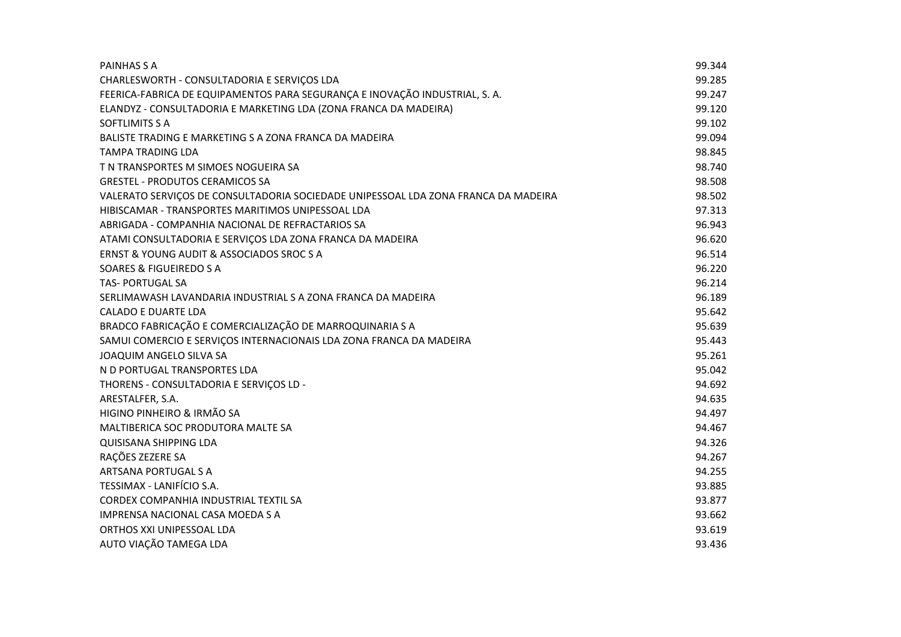| | |
|---|---|
| PAINHAS S A | 99.344 |
| CHARLESWORTH - CONSULTADORIA E SERVIÇOS LDA | 99.285 |
| FEERICA-FABRICA DE EQUIPAMENTOS PARA SEGURANÇA E INOVAÇÃO INDUSTRIAL, S. A. | 99.247 |
| ELANDYZ - CONSULTADORIA E MARKETING LDA (ZONA FRANCA DA MADEIRA) | 99.120 |
| SOFTLIMITS S A | 99.102 |
| BALISTE TRADING E MARKETING S A ZONA FRANCA DA MADEIRA | 99.094 |
| TAMPA TRADING LDA | 98.845 |
| T N TRANSPORTES M SIMOES NOGUEIRA SA | 98.740 |
| GRESTEL - PRODUTOS CERAMICOS SA | 98.508 |
| VALERATO SERVIÇOS DE CONSULTADORIA SOCIEDADE UNIPESSOAL LDA ZONA FRANCA DA MADEIRA | 98.502 |
| HIBISCAMAR - TRANSPORTES MARITIMOS UNIPESSOAL LDA | 97.313 |
| ABRIGADA - COMPANHIA NACIONAL DE REFRACTARIOS SA | 96.943 |
| ATAMI CONSULTADORIA E SERVIÇOS LDA ZONA FRANCA DA MADEIRA | 96.620 |
| ERNST & YOUNG AUDIT & ASSOCIADOS SROC S A | 96.514 |
| SOARES & FIGUEIREDO S A | 96.220 |
| TAS- PORTUGAL SA | 96.214 |
| SERLIMAWASH LAVANDARIA INDUSTRIAL S A ZONA FRANCA DA MADEIRA | 96.189 |
| CALADO E DUARTE LDA | 95.642 |
| BRADCO FABRICAÇÃO E COMERCIALIZAÇÃO DE MARROQUINARIA S A | 95.639 |
| SAMUI COMERCIO E SERVIÇOS INTERNACIONAIS LDA ZONA FRANCA DA MADEIRA | 95.443 |
| JOAQUIM ANGELO SILVA SA | 95.261 |
| N D PORTUGAL TRANSPORTES LDA | 95.042 |
| THORENS - CONSULTADORIA E SERVIÇOS LD - | 94.692 |
| ARESTALFER, S.A. | 94.635 |
| HIGINO PINHEIRO & IRMÃO SA | 94.497 |
| MALTIBERICA SOC PRODUTORA MALTE SA | 94.467 |
| QUISISANA SHIPPING LDA | 94.326 |
| RAÇÕES ZEZERE SA | 94.267 |
| ARTSANA PORTUGAL S A | 94.255 |
| TESSIMAX - LANIFÍCIO S.A. | 93.885 |
| CORDEX COMPANHIA INDUSTRIAL TEXTIL SA | 93.877 |
| IMPRENSA NACIONAL CASA MOEDA S A | 93.662 |
| ORTHOS XXI UNIPESSOAL LDA | 93.619 |
| AUTO VIAÇÃO TAMEGA LDA | 93.436 |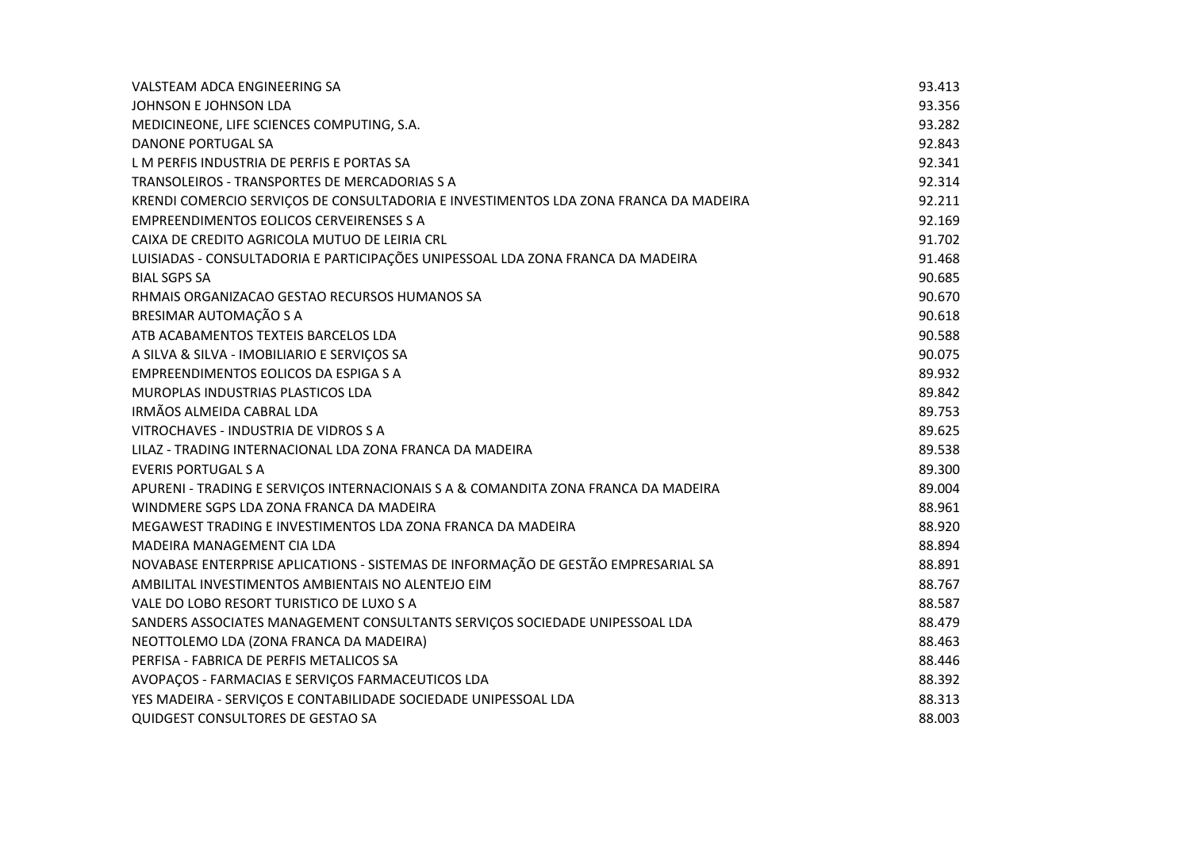| | |
|---|---|
| VALSTEAM ADCA ENGINEERING SA | 93.413 |
| JOHNSON E JOHNSON LDA | 93.356 |
| MEDICINEONE, LIFE SCIENCES COMPUTING, S.A. | 93.282 |
| DANONE PORTUGAL SA | 92.843 |
| L M PERFIS INDUSTRIA DE PERFIS E PORTAS SA | 92.341 |
| TRANSOLEIROS - TRANSPORTES DE MERCADORIAS S A | 92.314 |
| KRENDI COMERCIO SERVIÇOS DE CONSULTADORIA E INVESTIMENTOS LDA ZONA FRANCA DA MADEIRA | 92.211 |
| EMPREENDIMENTOS EOLICOS CERVEIRENSES S A | 92.169 |
| CAIXA DE CREDITO AGRICOLA MUTUO DE LEIRIA CRL | 91.702 |
| LUISIADAS - CONSULTADORIA E PARTICIPAÇÕES UNIPESSOAL LDA ZONA FRANCA DA MADEIRA | 91.468 |
| BIAL SGPS SA | 90.685 |
| RHMAIS ORGANIZACAO GESTAO RECURSOS HUMANOS SA | 90.670 |
| BRESIMAR AUTOMAÇÃO S A | 90.618 |
| ATB ACABAMENTOS TEXTEIS BARCELOS LDA | 90.588 |
| A SILVA & SILVA - IMOBILIARIO E SERVIÇOS SA | 90.075 |
| EMPREENDIMENTOS EOLICOS DA ESPIGA S A | 89.932 |
| MUROPLAS INDUSTRIAS PLASTICOS LDA | 89.842 |
| IRMÃOS ALMEIDA CABRAL LDA | 89.753 |
| VITROCHAVES - INDUSTRIA DE VIDROS S A | 89.625 |
| LILAZ - TRADING INTERNACIONAL LDA ZONA FRANCA DA MADEIRA | 89.538 |
| EVERIS PORTUGAL S A | 89.300 |
| APURENI - TRADING E SERVIÇOS INTERNACIONAIS S A & COMANDITA ZONA FRANCA DA MADEIRA | 89.004 |
| WINDMERE SGPS LDA ZONA FRANCA DA MADEIRA | 88.961 |
| MEGAWEST TRADING E INVESTIMENTOS LDA ZONA FRANCA DA MADEIRA | 88.920 |
| MADEIRA MANAGEMENT CIA LDA | 88.894 |
| NOVABASE ENTERPRISE APLICATIONS - SISTEMAS DE INFORMAÇÃO DE GESTÃO EMPRESARIAL SA | 88.891 |
| AMBILITAL INVESTIMENTOS AMBIENTAIS NO ALENTEJO EIM | 88.767 |
| VALE DO LOBO RESORT TURISTICO DE LUXO S A | 88.587 |
| SANDERS ASSOCIATES MANAGEMENT CONSULTANTS SERVIÇOS SOCIEDADE UNIPESSOAL LDA | 88.479 |
| NEOTTOLEMO LDA (ZONA FRANCA DA MADEIRA) | 88.463 |
| PERFISA - FABRICA DE PERFIS METALICOS SA | 88.446 |
| AVOPAÇOS - FARMACIAS E SERVIÇOS FARMACEUTICOS LDA | 88.392 |
| YES MADEIRA - SERVIÇOS E CONTABILIDADE SOCIEDADE UNIPESSOAL LDA | 88.313 |
| QUIDGEST CONSULTORES DE GESTAO SA | 88.003 |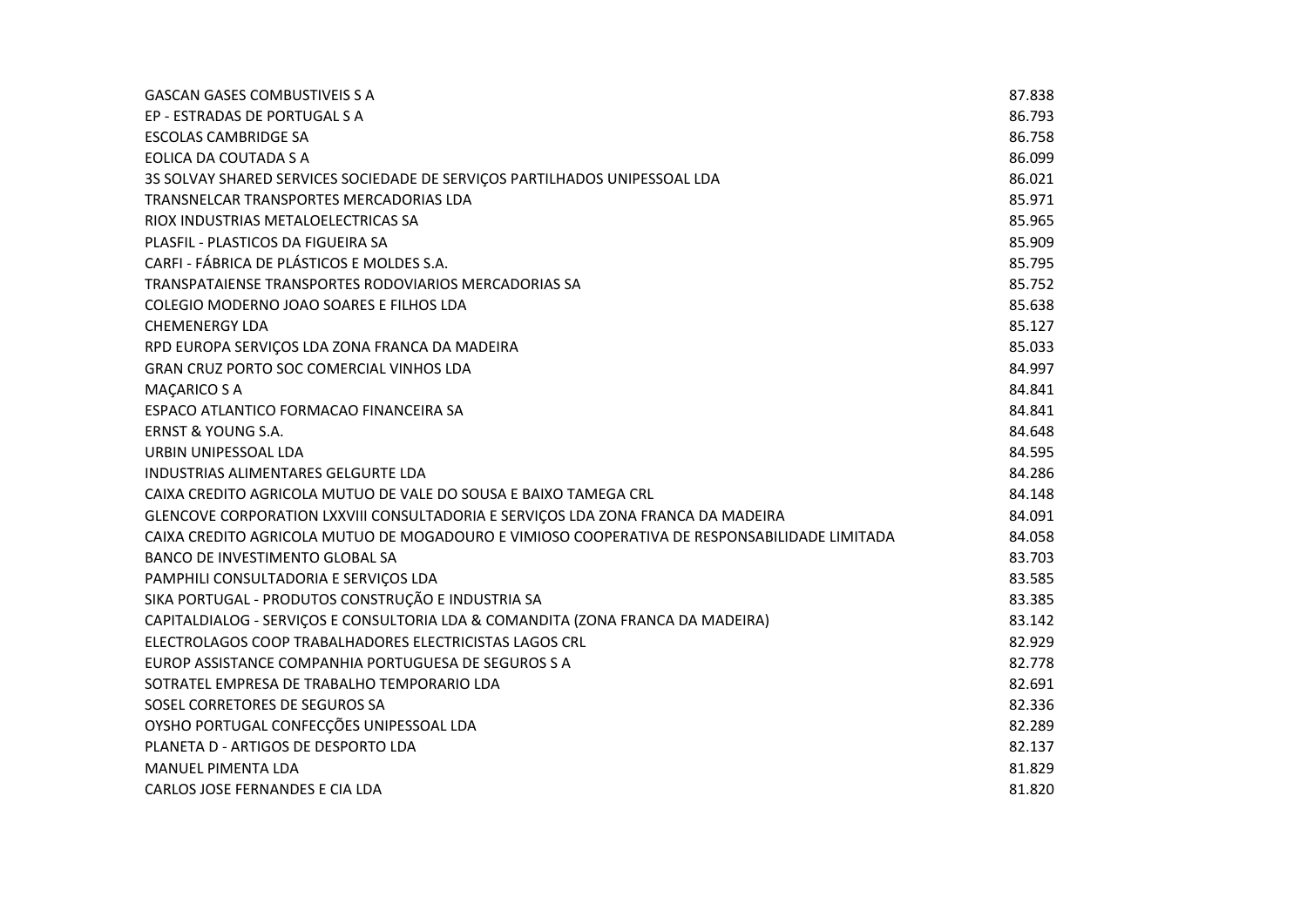| | |
|---|---|
| GASCAN GASES COMBUSTIVEIS S A | 87.838 |
| EP - ESTRADAS DE PORTUGAL S A | 86.793 |
| ESCOLAS CAMBRIDGE SA | 86.758 |
| EOLICA DA COUTADA S A | 86.099 |
| 3S SOLVAY SHARED SERVICES SOCIEDADE DE SERVIÇOS PARTILHADOS UNIPESSOAL LDA | 86.021 |
| TRANSNELCAR TRANSPORTES MERCADORIAS LDA | 85.971 |
| RIOX INDUSTRIAS METALOELECTRICAS SA | 85.965 |
| PLASFIL - PLASTICOS DA FIGUEIRA SA | 85.909 |
| CARFI - FÁBRICA DE PLÁSTICOS E MOLDES S.A. | 85.795 |
| TRANSPATAIENSE TRANSPORTES RODOVIARIOS MERCADORIAS SA | 85.752 |
| COLEGIO MODERNO JOAO SOARES E FILHOS LDA | 85.638 |
| CHEMENERGY LDA | 85.127 |
| RPD EUROPA SERVIÇOS LDA ZONA FRANCA DA MADEIRA | 85.033 |
| GRAN CRUZ PORTO SOC COMERCIAL VINHOS LDA | 84.997 |
| MAÇARICO S A | 84.841 |
| ESPACO ATLANTICO FORMACAO FINANCEIRA SA | 84.841 |
| ERNST & YOUNG S.A. | 84.648 |
| URBIN UNIPESSOAL LDA | 84.595 |
| INDUSTRIAS ALIMENTARES GELGURTE LDA | 84.286 |
| CAIXA CREDITO AGRICOLA MUTUO DE VALE DO SOUSA E BAIXO TAMEGA CRL | 84.148 |
| GLENCOVE CORPORATION LXXVIII CONSULTADORIA E SERVIÇOS LDA ZONA FRANCA DA MADEIRA | 84.091 |
| CAIXA CREDITO AGRICOLA MUTUO DE MOGADOURO E VIMIOSO COOPERATIVA DE RESPONSABILIDADE LIMITADA | 84.058 |
| BANCO DE INVESTIMENTO GLOBAL SA | 83.703 |
| PAMPHILI CONSULTADORIA E SERVIÇOS LDA | 83.585 |
| SIKA PORTUGAL - PRODUTOS CONSTRUÇÃO E INDUSTRIA SA | 83.385 |
| CAPITALDIALOG - SERVIÇOS E CONSULTORIA LDA & COMANDITA (ZONA FRANCA DA MADEIRA) | 83.142 |
| ELECTROLAGOS COOP TRABALHADORES ELECTRICISTAS LAGOS CRL | 82.929 |
| EUROP ASSISTANCE COMPANHIA PORTUGUESA DE SEGUROS S A | 82.778 |
| SOTRATEL EMPRESA DE TRABALHO TEMPORARIO LDA | 82.691 |
| SOSEL CORRETORES DE SEGUROS SA | 82.336 |
| OYSHO PORTUGAL CONFECÇÕES UNIPESSOAL LDA | 82.289 |
| PLANETA D - ARTIGOS DE DESPORTO LDA | 82.137 |
| MANUEL PIMENTA LDA | 81.829 |
| CARLOS JOSE FERNANDES E CIA LDA | 81.820 |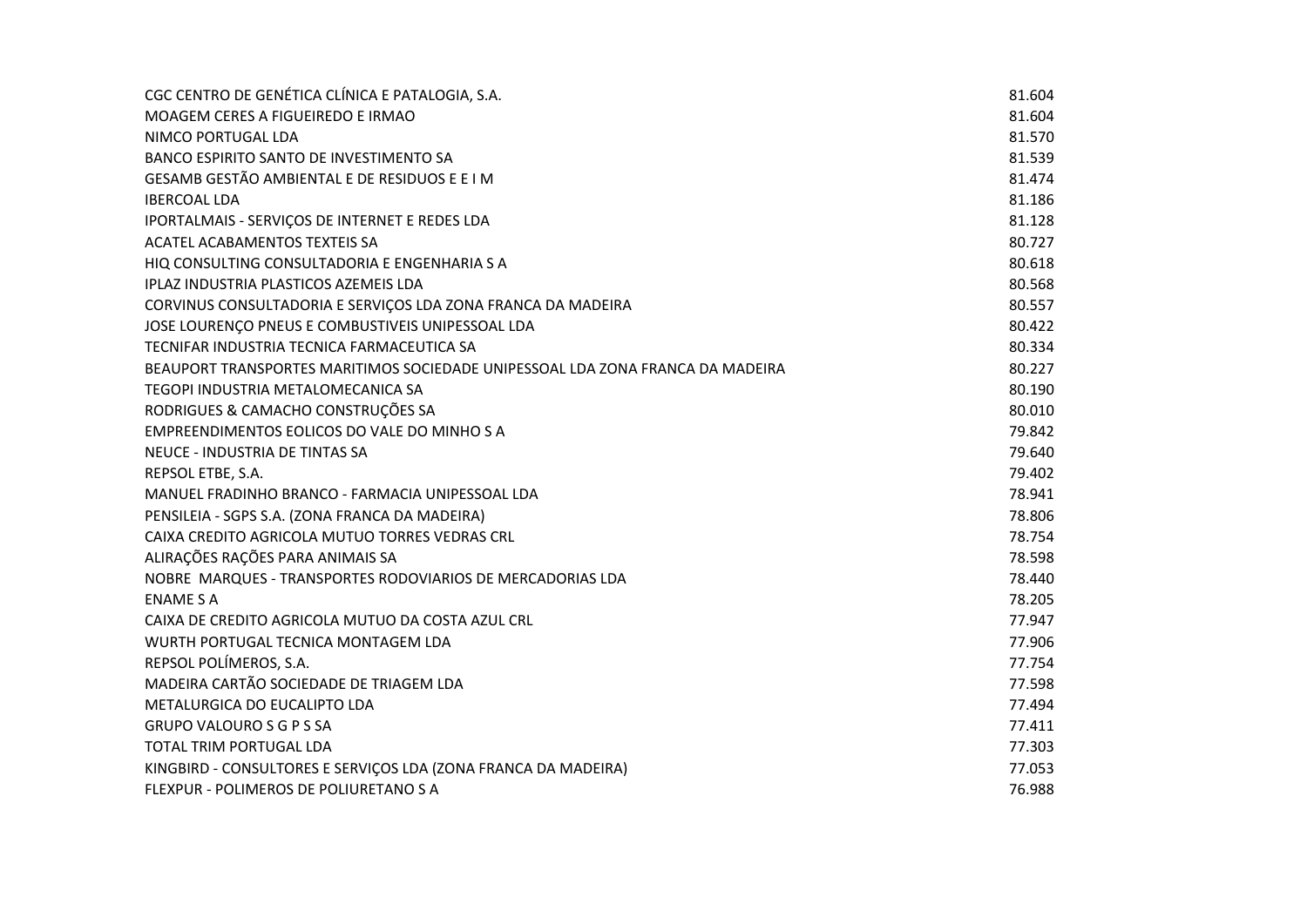| | |
|---|---|
| CGC CENTRO DE GENÉTICA CLÍNICA E PATALOGIA, S.A. | 81.604 |
| MOAGEM CERES A FIGUEIREDO E IRMAO | 81.604 |
| NIMCO PORTUGAL LDA | 81.570 |
| BANCO ESPIRITO SANTO DE INVESTIMENTO SA | 81.539 |
| GESAMB GESTÃO AMBIENTAL E DE RESIDUOS E E I M | 81.474 |
| IBERCOAL LDA | 81.186 |
| IPORTALMAIS - SERVIÇOS DE INTERNET E REDES LDA | 81.128 |
| ACATEL ACABAMENTOS TEXTEIS SA | 80.727 |
| HIQ CONSULTING CONSULTADORIA E ENGENHARIA S A | 80.618 |
| IPLAZ INDUSTRIA PLASTICOS AZEMEIS LDA | 80.568 |
| CORVINUS CONSULTADORIA E SERVIÇOS LDA ZONA FRANCA DA MADEIRA | 80.557 |
| JOSE LOURENÇO PNEUS E COMBUSTIVEIS UNIPESSOAL LDA | 80.422 |
| TECNIFAR INDUSTRIA TECNICA FARMACEUTICA SA | 80.334 |
| BEAUPORT TRANSPORTES MARITIMOS SOCIEDADE UNIPESSOAL LDA ZONA FRANCA DA MADEIRA | 80.227 |
| TEGOPI INDUSTRIA METALOMECANICA SA | 80.190 |
| RODRIGUES & CAMACHO CONSTRUÇÕES SA | 80.010 |
| EMPREENDIMENTOS EOLICOS DO VALE DO MINHO S A | 79.842 |
| NEUCE - INDUSTRIA DE TINTAS SA | 79.640 |
| REPSOL ETBE, S.A. | 79.402 |
| MANUEL FRADINHO BRANCO - FARMACIA UNIPESSOAL LDA | 78.941 |
| PENSILEIA - SGPS S.A. (ZONA FRANCA DA MADEIRA) | 78.806 |
| CAIXA CREDITO AGRICOLA MUTUO TORRES VEDRAS CRL | 78.754 |
| ALIRAÇÕES RAÇÕES PARA ANIMAIS SA | 78.598 |
| NOBRE MARQUES - TRANSPORTES RODOVIARIOS DE MERCADORIAS LDA | 78.440 |
| ENAME S A | 78.205 |
| CAIXA DE CREDITO AGRICOLA MUTUO DA COSTA AZUL CRL | 77.947 |
| WURTH PORTUGAL TECNICA MONTAGEM LDA | 77.906 |
| REPSOL POLÍMEROS, S.A. | 77.754 |
| MADEIRA CARTÃO SOCIEDADE DE TRIAGEM LDA | 77.598 |
| METALURGICA DO EUCALIPTO LDA | 77.494 |
| GRUPO VALOURO S G P S SA | 77.411 |
| TOTAL TRIM PORTUGAL LDA | 77.303 |
| KINGBIRD - CONSULTORES E SERVIÇOS LDA (ZONA FRANCA DA MADEIRA) | 77.053 |
| FLEXPUR - POLIMEROS DE POLIURETANO S A | 76.988 |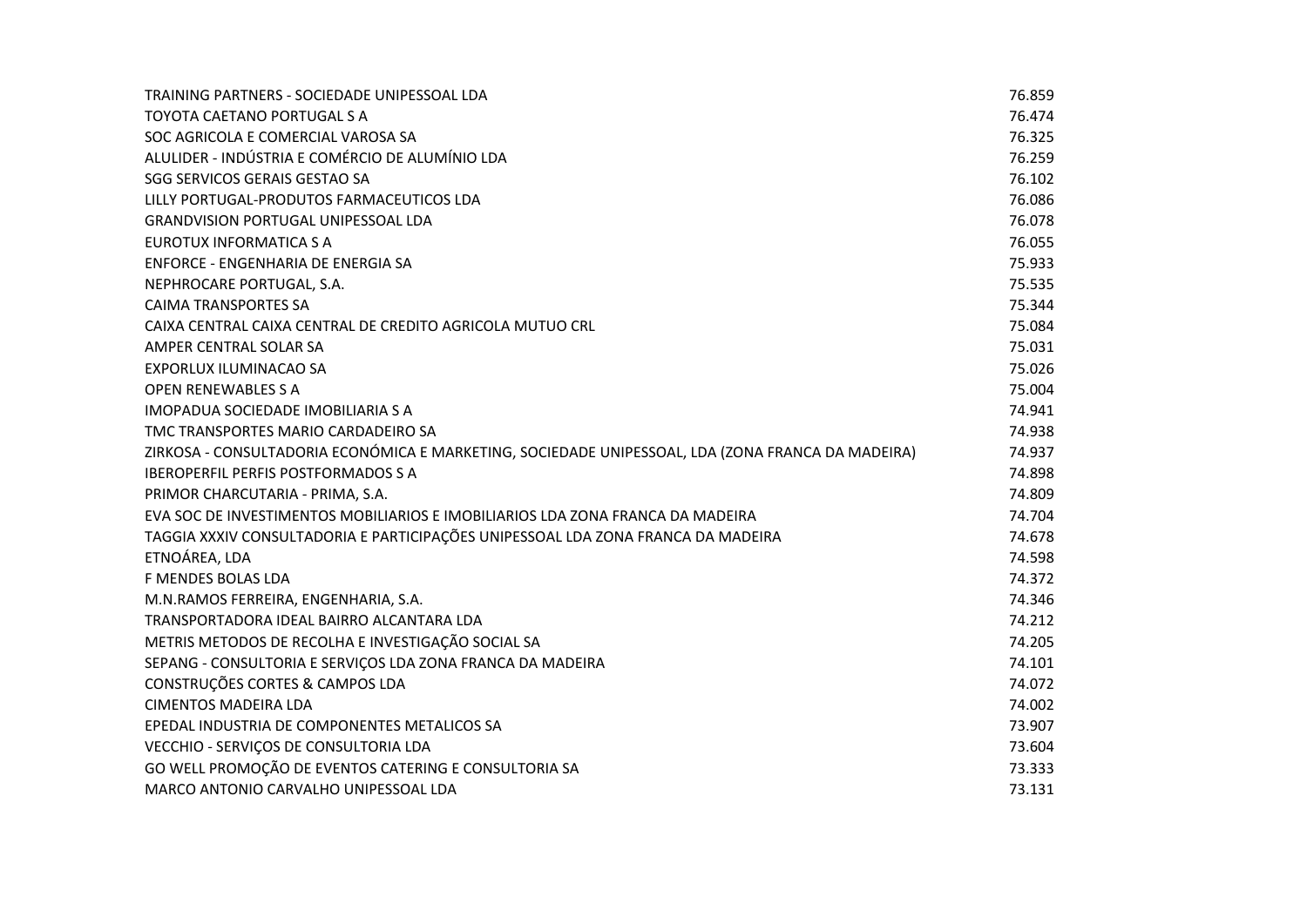| | |
|---|---|
| TRAINING PARTNERS - SOCIEDADE UNIPESSOAL LDA | 76.859 |
| TOYOTA CAETANO PORTUGAL S A | 76.474 |
| SOC AGRICOLA E COMERCIAL VAROSA SA | 76.325 |
| ALULIDER - INDÚSTRIA E COMÉRCIO DE ALUMÍNIO LDA | 76.259 |
| SGG SERVICOS GERAIS GESTAO SA | 76.102 |
| LILLY PORTUGAL-PRODUTOS FARMACEUTICOS LDA | 76.086 |
| GRANDVISION PORTUGAL UNIPESSOAL LDA | 76.078 |
| EUROTUX INFORMATICA S A | 76.055 |
| ENFORCE - ENGENHARIA DE ENERGIA SA | 75.933 |
| NEPHROCARE PORTUGAL, S.A. | 75.535 |
| CAIMA TRANSPORTES SA | 75.344 |
| CAIXA CENTRAL CAIXA CENTRAL DE CREDITO AGRICOLA MUTUO CRL | 75.084 |
| AMPER CENTRAL SOLAR SA | 75.031 |
| EXPORLUX ILUMINACAO SA | 75.026 |
| OPEN RENEWABLES S A | 75.004 |
| IMOPADUA SOCIEDADE IMOBILIARIA S A | 74.941 |
| TMC TRANSPORTES MARIO CARDADEIRO SA | 74.938 |
| ZIRKOSA - CONSULTADORIA ECONÓMICA E MARKETING, SOCIEDADE UNIPESSOAL, LDA (ZONA FRANCA DA MADEIRA) | 74.937 |
| IBEROPERFIL PERFIS POSTFORMADOS S A | 74.898 |
| PRIMOR CHARCUTARIA - PRIMA, S.A. | 74.809 |
| EVA SOC DE INVESTIMENTOS MOBILIARIOS E IMOBILIARIOS LDA ZONA FRANCA DA MADEIRA | 74.704 |
| TAGGIA XXXIV CONSULTADORIA E PARTICIPAÇÕES UNIPESSOAL LDA ZONA FRANCA DA MADEIRA | 74.678 |
| ETNOÁREA, LDA | 74.598 |
| F MENDES BOLAS LDA | 74.372 |
| M.N.RAMOS FERREIRA, ENGENHARIA, S.A. | 74.346 |
| TRANSPORTADORA IDEAL BAIRRO ALCANTARA LDA | 74.212 |
| METRIS METODOS DE RECOLHA E INVESTIGAÇÃO SOCIAL SA | 74.205 |
| SEPANG - CONSULTORIA E SERVIÇOS LDA ZONA FRANCA DA MADEIRA | 74.101 |
| CONSTRUÇÕES CORTES & CAMPOS LDA | 74.072 |
| CIMENTOS MADEIRA LDA | 74.002 |
| EPEDAL INDUSTRIA DE COMPONENTES METALICOS SA | 73.907 |
| VECCHIO - SERVIÇOS DE CONSULTORIA LDA | 73.604 |
| GO WELL PROMOÇÃO DE EVENTOS CATERING E CONSULTORIA SA | 73.333 |
| MARCO ANTONIO CARVALHO UNIPESSOAL LDA | 73.131 |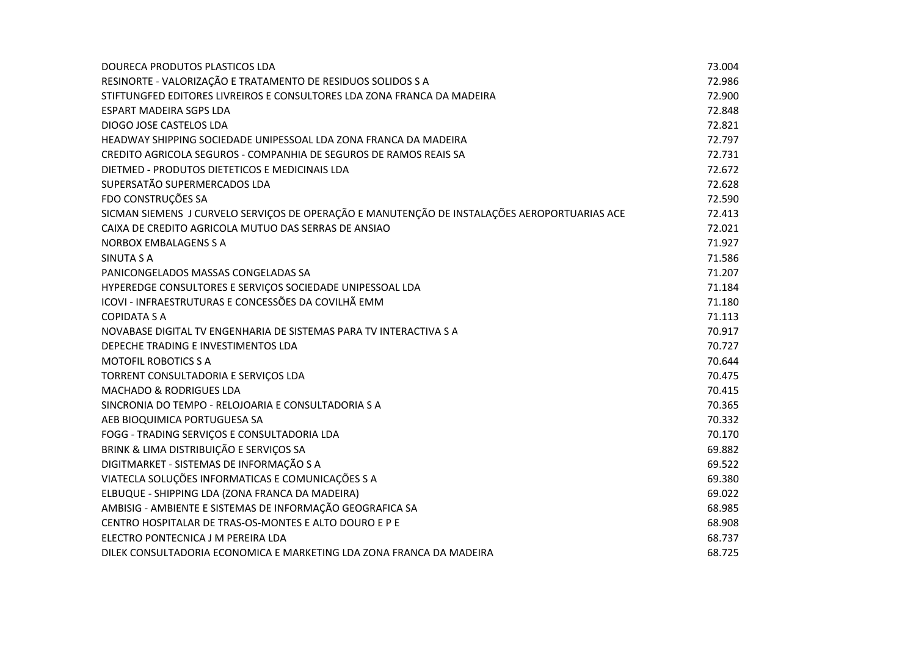| | |
|---|---|
| DOURECA PRODUTOS PLASTICOS LDA | 73.004 |
| RESINORTE - VALORIZAÇÃO E TRATAMENTO DE RESIDUOS SOLIDOS S A | 72.986 |
| STIFTUNGFED EDITORES LIVREIROS E CONSULTORES LDA ZONA FRANCA DA MADEIRA | 72.900 |
| ESPART MADEIRA SGPS LDA | 72.848 |
| DIOGO JOSE CASTELOS LDA | 72.821 |
| HEADWAY SHIPPING SOCIEDADE UNIPESSOAL LDA ZONA FRANCA DA MADEIRA | 72.797 |
| CREDITO AGRICOLA SEGUROS - COMPANHIA DE SEGUROS DE RAMOS REAIS SA | 72.731 |
| DIETMED - PRODUTOS DIETETICOS E MEDICINAIS LDA | 72.672 |
| SUPERSATÃO SUPERMERCADOS LDA | 72.628 |
| FDO CONSTRUÇÕES SA | 72.590 |
| SICMAN SIEMENS J CURVELO SERVIÇOS DE OPERAÇÃO E MANUTENÇÃO DE INSTALAÇÕES AEROPORTUARIAS ACE | 72.413 |
| CAIXA DE CREDITO AGRICOLA MUTUO DAS SERRAS DE ANSIAO | 72.021 |
| NORBOX EMBALAGENS S A | 71.927 |
| SINUTA S A | 71.586 |
| PANICONGELADOS MASSAS CONGELADAS SA | 71.207 |
| HYPEREDGE CONSULTORES E SERVIÇOS SOCIEDADE UNIPESSOAL LDA | 71.184 |
| ICOVI - INFRAESTRUTURAS E CONCESSÕES DA COVILHÃ EMM | 71.180 |
| COPIDATA S A | 71.113 |
| NOVABASE DIGITAL TV ENGENHARIA DE SISTEMAS PARA TV INTERACTIVA S A | 70.917 |
| DEPECHE TRADING E INVESTIMENTOS LDA | 70.727 |
| MOTOFIL ROBOTICS S A | 70.644 |
| TORRENT CONSULTADORIA E SERVIÇOS LDA | 70.475 |
| MACHADO & RODRIGUES LDA | 70.415 |
| SINCRONIA DO TEMPO - RELOJOARIA E CONSULTADORIA S A | 70.365 |
| AEB BIOQUIMICA PORTUGUESA SA | 70.332 |
| FOGG - TRADING SERVIÇOS E CONSULTADORIA LDA | 70.170 |
| BRINK & LIMA DISTRIBUIÇÃO E SERVIÇOS SA | 69.882 |
| DIGITMARKET - SISTEMAS DE INFORMAÇÃO S A | 69.522 |
| VIATECLA SOLUÇÕES INFORMATICAS E COMUNICAÇÕES S A | 69.380 |
| ELBUQUE - SHIPPING LDA (ZONA FRANCA DA MADEIRA) | 69.022 |
| AMBISIG - AMBIENTE E SISTEMAS DE INFORMAÇÃO GEOGRAFICA SA | 68.985 |
| CENTRO HOSPITALAR DE TRAS-OS-MONTES E ALTO DOURO E P E | 68.908 |
| ELECTRO PONTECNICA J M PEREIRA LDA | 68.737 |
| DILEK CONSULTADORIA ECONOMICA E MARKETING LDA ZONA FRANCA DA MADEIRA | 68.725 |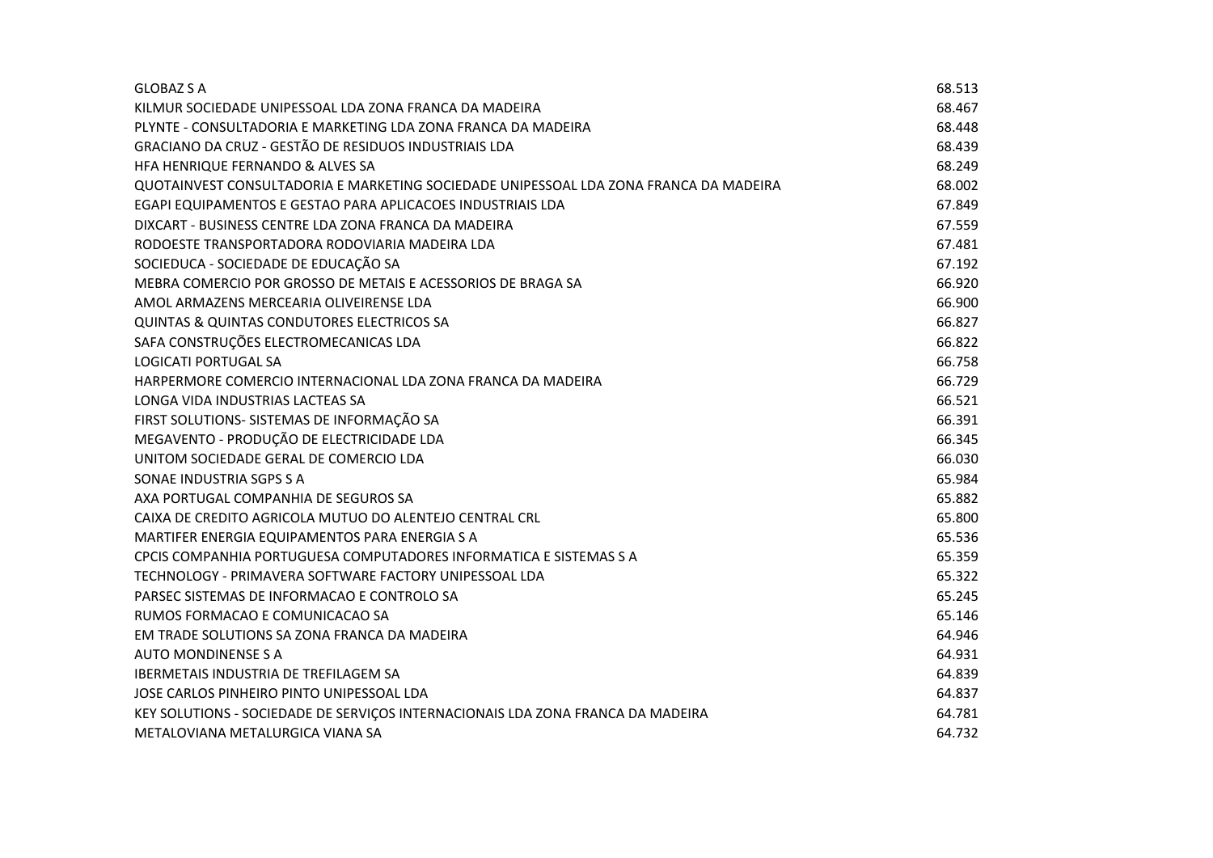| | |
|---|---|
| GLOBAZ S A | 68.513 |
| KILMUR SOCIEDADE UNIPESSOAL LDA ZONA FRANCA DA MADEIRA | 68.467 |
| PLYNTE - CONSULTADORIA E MARKETING LDA ZONA FRANCA DA MADEIRA | 68.448 |
| GRACIANO DA CRUZ - GESTÃO DE RESIDUOS INDUSTRIAIS LDA | 68.439 |
| HFA HENRIQUE FERNANDO & ALVES SA | 68.249 |
| QUOTAINVEST CONSULTADORIA E MARKETING SOCIEDADE UNIPESSOAL LDA ZONA FRANCA DA MADEIRA | 68.002 |
| EGAPI EQUIPAMENTOS E GESTAO PARA APLICACOES INDUSTRIAIS LDA | 67.849 |
| DIXCART - BUSINESS CENTRE LDA ZONA FRANCA DA MADEIRA | 67.559 |
| RODOESTE TRANSPORTADORA RODOVIARIA MADEIRA LDA | 67.481 |
| SOCIEDUCA - SOCIEDADE DE EDUCAÇÃO SA | 67.192 |
| MEBRA COMERCIO POR GROSSO DE METAIS E ACESSORIOS DE BRAGA SA | 66.920 |
| AMOL ARMAZENS MERCEARIA OLIVEIRENSE LDA | 66.900 |
| QUINTAS & QUINTAS CONDUTORES ELECTRICOS SA | 66.827 |
| SAFA CONSTRUÇÕES ELECTROMECANICAS LDA | 66.822 |
| LOGICATI PORTUGAL SA | 66.758 |
| HARPERMORE COMERCIO INTERNACIONAL LDA ZONA FRANCA DA MADEIRA | 66.729 |
| LONGA VIDA INDUSTRIAS LACTEAS SA | 66.521 |
| FIRST SOLUTIONS- SISTEMAS DE INFORMAÇÃO SA | 66.391 |
| MEGAVENTO - PRODUÇÃO DE ELECTRICIDADE LDA | 66.345 |
| UNITOM SOCIEDADE GERAL DE COMERCIO LDA | 66.030 |
| SONAE INDUSTRIA SGPS S A | 65.984 |
| AXA PORTUGAL COMPANHIA DE SEGUROS SA | 65.882 |
| CAIXA DE CREDITO AGRICOLA MUTUO DO ALENTEJO CENTRAL CRL | 65.800 |
| MARTIFER ENERGIA EQUIPAMENTOS PARA ENERGIA S A | 65.536 |
| CPCIS COMPANHIA PORTUGUESA COMPUTADORES INFORMATICA E SISTEMAS S A | 65.359 |
| TECHNOLOGY - PRIMAVERA SOFTWARE FACTORY UNIPESSOAL LDA | 65.322 |
| PARSEC SISTEMAS DE INFORMACAO E CONTROLO SA | 65.245 |
| RUMOS FORMACAO E COMUNICACAO SA | 65.146 |
| EM TRADE SOLUTIONS SA ZONA FRANCA DA MADEIRA | 64.946 |
| AUTO MONDINENSE S A | 64.931 |
| IBERMETAIS INDUSTRIA DE TREFILAGEM SA | 64.839 |
| JOSE CARLOS PINHEIRO PINTO UNIPESSOAL LDA | 64.837 |
| KEY SOLUTIONS - SOCIEDADE DE SERVIÇOS INTERNACIONAIS LDA ZONA FRANCA DA MADEIRA | 64.781 |
| METALOVIANA METALURGICA VIANA SA | 64.732 |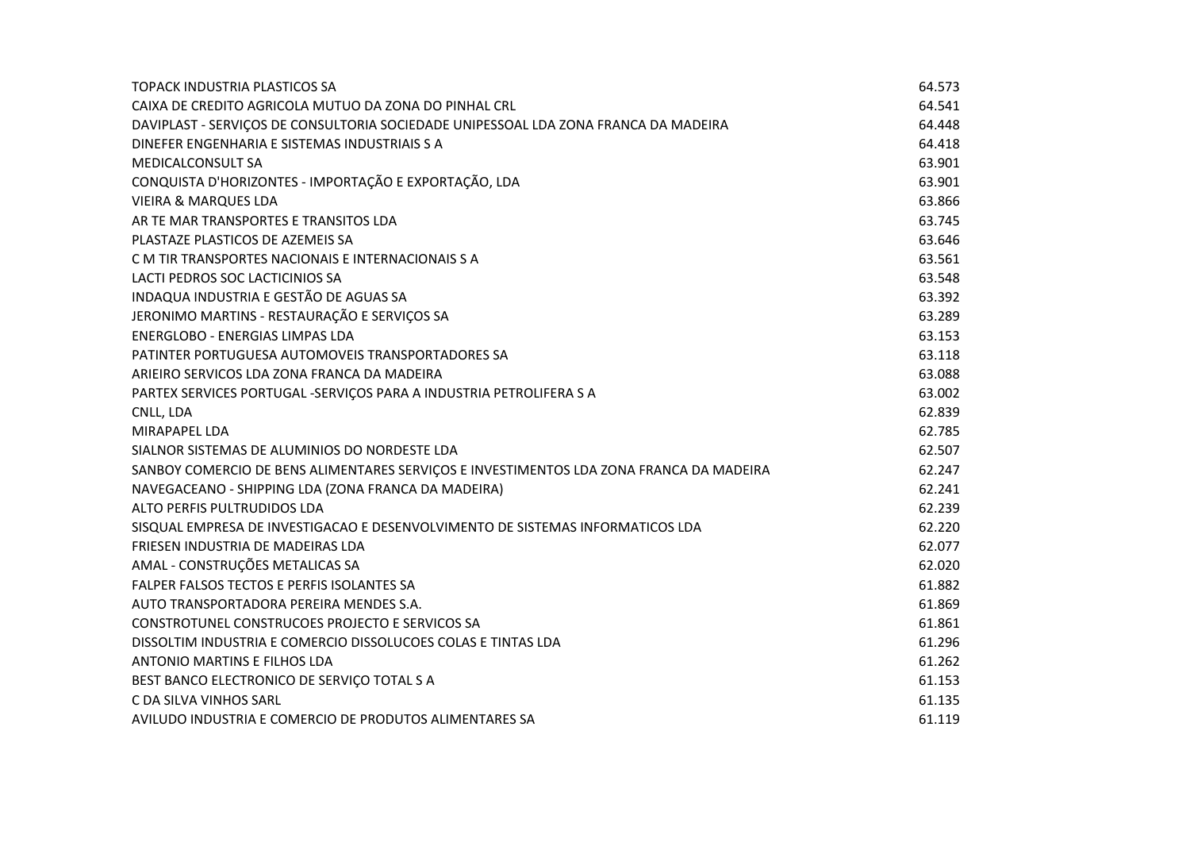| | |
|---|---|
| TOPACK INDUSTRIA PLASTICOS SA | 64.573 |
| CAIXA DE CREDITO AGRICOLA MUTUO DA ZONA DO PINHAL CRL | 64.541 |
| DAVIPLAST - SERVIÇOS DE CONSULTORIA SOCIEDADE UNIPESSOAL LDA ZONA FRANCA DA MADEIRA | 64.448 |
| DINEFER ENGENHARIA E SISTEMAS INDUSTRIAIS S A | 64.418 |
| MEDICALCONSULT SA | 63.901 |
| CONQUISTA D'HORIZONTES - IMPORTAÇÃO E EXPORTAÇÃO, LDA | 63.901 |
| VIEIRA & MARQUES LDA | 63.866 |
| AR TE MAR TRANSPORTES E TRANSITOS LDA | 63.745 |
| PLASTAZE PLASTICOS DE AZEMEIS SA | 63.646 |
| C M TIR TRANSPORTES NACIONAIS E INTERNACIONAIS S A | 63.561 |
| LACTI PEDROS SOC LACTICINIOS SA | 63.548 |
| INDAQUA INDUSTRIA E GESTÃO DE AGUAS SA | 63.392 |
| JERONIMO MARTINS - RESTAURAÇÃO E SERVIÇOS SA | 63.289 |
| ENERGLOBO - ENERGIAS LIMPAS LDA | 63.153 |
| PATINTER PORTUGUESA AUTOMOVEIS TRANSPORTADORES SA | 63.118 |
| ARIEIRO SERVICOS LDA ZONA FRANCA DA MADEIRA | 63.088 |
| PARTEX SERVICES PORTUGAL -SERVIÇOS PARA A INDUSTRIA PETROLIFERA S A | 63.002 |
| CNLL, LDA | 62.839 |
| MIRAPAPEL LDA | 62.785 |
| SIALNOR SISTEMAS DE ALUMINIOS DO NORDESTE LDA | 62.507 |
| SANBOY COMERCIO DE BENS ALIMENTARES SERVIÇOS E INVESTIMENTOS LDA ZONA FRANCA DA MADEIRA | 62.247 |
| NAVEGACEANO - SHIPPING LDA (ZONA FRANCA DA MADEIRA) | 62.241 |
| ALTO PERFIS PULTRUDIDOS LDA | 62.239 |
| SISQUAL EMPRESA DE INVESTIGACAO E DESENVOLVIMENTO DE SISTEMAS INFORMATICOS LDA | 62.220 |
| FRIESEN INDUSTRIA DE MADEIRAS LDA | 62.077 |
| AMAL - CONSTRUÇÕES METALICAS SA | 62.020 |
| FALPER FALSOS TECTOS E PERFIS ISOLANTES SA | 61.882 |
| AUTO TRANSPORTADORA PEREIRA MENDES S.A. | 61.869 |
| CONSTROTUNEL CONSTRUCOES PROJECTO E SERVICOS SA | 61.861 |
| DISSOLTIM INDUSTRIA E COMERCIO DISSOLUCOES COLAS E TINTAS LDA | 61.296 |
| ANTONIO MARTINS E FILHOS LDA | 61.262 |
| BEST BANCO ELECTRONICO DE SERVIÇO TOTAL S A | 61.153 |
| C DA SILVA VINHOS SARL | 61.135 |
| AVILUDO INDUSTRIA E COMERCIO DE PRODUTOS ALIMENTARES SA | 61.119 |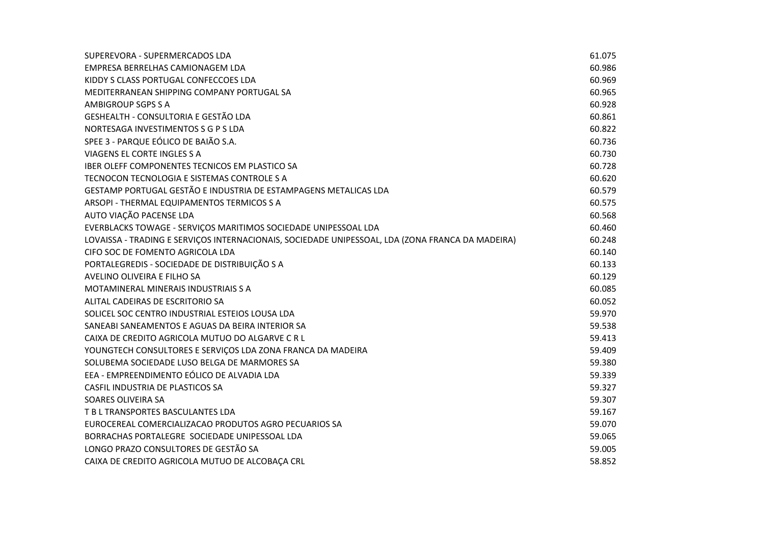| | |
|---|---|
| SUPEREVORA - SUPERMERCADOS LDA | 61.075 |
| EMPRESA BERRELHAS CAMIONAGEM LDA | 60.986 |
| KIDDY S CLASS PORTUGAL CONFECCOES LDA | 60.969 |
| MEDITERRANEAN SHIPPING COMPANY PORTUGAL SA | 60.965 |
| AMBIGROUP SGPS S A | 60.928 |
| GESHEALTH - CONSULTORIA E GESTÃO LDA | 60.861 |
| NORTESAGA INVESTIMENTOS S G P S LDA | 60.822 |
| SPEE 3 - PARQUE EÓLICO DE BAIÃO S.A. | 60.736 |
| VIAGENS EL CORTE INGLES S A | 60.730 |
| IBER OLEFF COMPONENTES TECNICOS EM PLASTICO SA | 60.728 |
| TECNOCON TECNOLOGIA E SISTEMAS CONTROLE S A | 60.620 |
| GESTAMP PORTUGAL GESTÃO E INDUSTRIA DE ESTAMPAGENS METALICAS LDA | 60.579 |
| ARSOPI - THERMAL EQUIPAMENTOS TERMICOS S A | 60.575 |
| AUTO VIAÇÃO PACENSE LDA | 60.568 |
| EVERBLACKS TOWAGE - SERVIÇOS MARITIMOS SOCIEDADE UNIPESSOAL LDA | 60.460 |
| LOVAISSA - TRADING E SERVIÇOS INTERNACIONAIS, SOCIEDADE UNIPESSOAL, LDA (ZONA FRANCA DA MADEIRA) | 60.248 |
| CIFO SOC DE FOMENTO AGRICOLA LDA | 60.140 |
| PORTALEGREDIS - SOCIEDADE DE DISTRIBUIÇÃO S A | 60.133 |
| AVELINO OLIVEIRA E FILHO SA | 60.129 |
| MOTAMINERAL MINERAIS INDUSTRIAIS S A | 60.085 |
| ALITAL CADEIRAS DE ESCRITORIO SA | 60.052 |
| SOLICEL SOC CENTRO INDUSTRIAL ESTEIOS LOUSA LDA | 59.970 |
| SANEABI SANEAMENTOS E AGUAS DA BEIRA INTERIOR SA | 59.538 |
| CAIXA DE CREDITO AGRICOLA MUTUO DO ALGARVE C R L | 59.413 |
| YOUNGTECH CONSULTORES E SERVIÇOS LDA ZONA FRANCA DA MADEIRA | 59.409 |
| SOLUBEMA SOCIEDADE LUSO BELGA DE MARMORES SA | 59.380 |
| EEA - EMPREENDIMENTO EÓLICO DE ALVADIA LDA | 59.339 |
| CASFIL INDUSTRIA DE PLASTICOS SA | 59.327 |
| SOARES OLIVEIRA SA | 59.307 |
| T B L TRANSPORTES BASCULANTES LDA | 59.167 |
| EUROCEREAL COMERCIALIZACAO PRODUTOS AGRO PECUARIOS SA | 59.070 |
| BORRACHAS PORTALEGRE SOCIEDADE UNIPESSOAL LDA | 59.065 |
| LONGO PRAZO CONSULTORES DE GESTÃO SA | 59.005 |
| CAIXA DE CREDITO AGRICOLA MUTUO DE ALCOBAÇA CRL | 58.852 |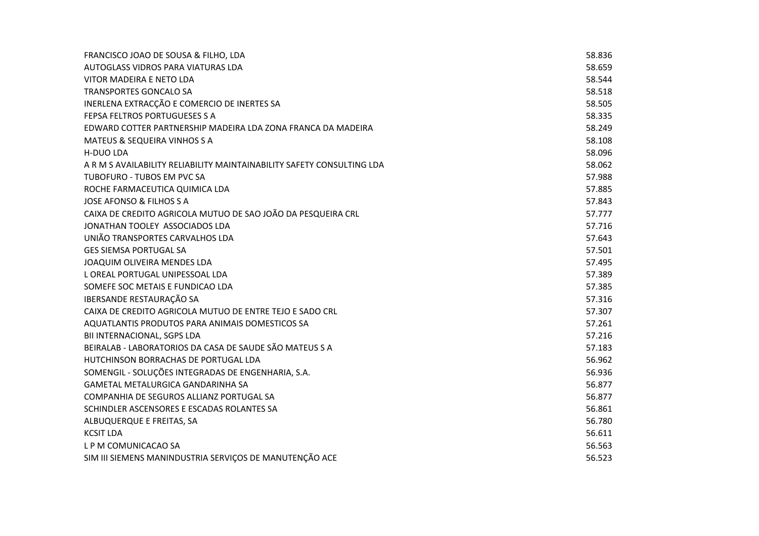| | |
|---|---|
| FRANCISCO JOAO DE SOUSA & FILHO, LDA | 58.836 |
| AUTOGLASS VIDROS PARA VIATURAS LDA | 58.659 |
| VITOR MADEIRA E NETO LDA | 58.544 |
| TRANSPORTES GONCALO SA | 58.518 |
| INERLENA EXTRACÇÃO E COMERCIO DE INERTES SA | 58.505 |
| FEPSA FELTROS PORTUGUESES S A | 58.335 |
| EDWARD COTTER PARTNERSHIP MADEIRA LDA ZONA FRANCA DA MADEIRA | 58.249 |
| MATEUS & SEQUEIRA VINHOS S A | 58.108 |
| H-DUO LDA | 58.096 |
| A R M S AVAILABILITY RELIABILITY MAINTAINABILITY SAFETY CONSULTING LDA | 58.062 |
| TUBOFURO - TUBOS EM PVC SA | 57.988 |
| ROCHE FARMACEUTICA QUIMICA LDA | 57.885 |
| JOSE AFONSO & FILHOS S A | 57.843 |
| CAIXA DE CREDITO AGRICOLA MUTUO DE SAO JOÃO DA PESQUEIRA CRL | 57.777 |
| JONATHAN TOOLEY ASSOCIADOS LDA | 57.716 |
| UNIÃO TRANSPORTES CARVALHOS LDA | 57.643 |
| GES SIEMSA PORTUGAL SA | 57.501 |
| JOAQUIM OLIVEIRA MENDES LDA | 57.495 |
| L OREAL PORTUGAL UNIPESSOAL LDA | 57.389 |
| SOMEFE SOC METAIS E FUNDICAO LDA | 57.385 |
| IBERSANDE RESTAURAÇÃO SA | 57.316 |
| CAIXA DE CREDITO AGRICOLA MUTUO DE ENTRE TEJO E SADO CRL | 57.307 |
| AQUATLANTIS PRODUTOS PARA ANIMAIS DOMESTICOS SA | 57.261 |
| BII INTERNACIONAL, SGPS LDA | 57.216 |
| BEIRALAB - LABORATORIOS DA CASA DE SAUDE SÃO MATEUS S A | 57.183 |
| HUTCHINSON BORRACHAS DE PORTUGAL LDA | 56.962 |
| SOMENGIL - SOLUÇÕES INTEGRADAS DE ENGENHARIA, S.A. | 56.936 |
| GAMETAL METALURGICA GANDARINHA SA | 56.877 |
| COMPANHIA DE SEGUROS ALLIANZ PORTUGAL SA | 56.877 |
| SCHINDLER ASCENSORES E ESCADAS ROLANTES SA | 56.861 |
| ALBUQUERQUE E FREITAS, SA | 56.780 |
| KCSIT LDA | 56.611 |
| L P M COMUNICACAO SA | 56.563 |
| SIM III SIEMENS MANINDUSTRIA SERVIÇOS DE MANUTENÇÃO ACE | 56.523 |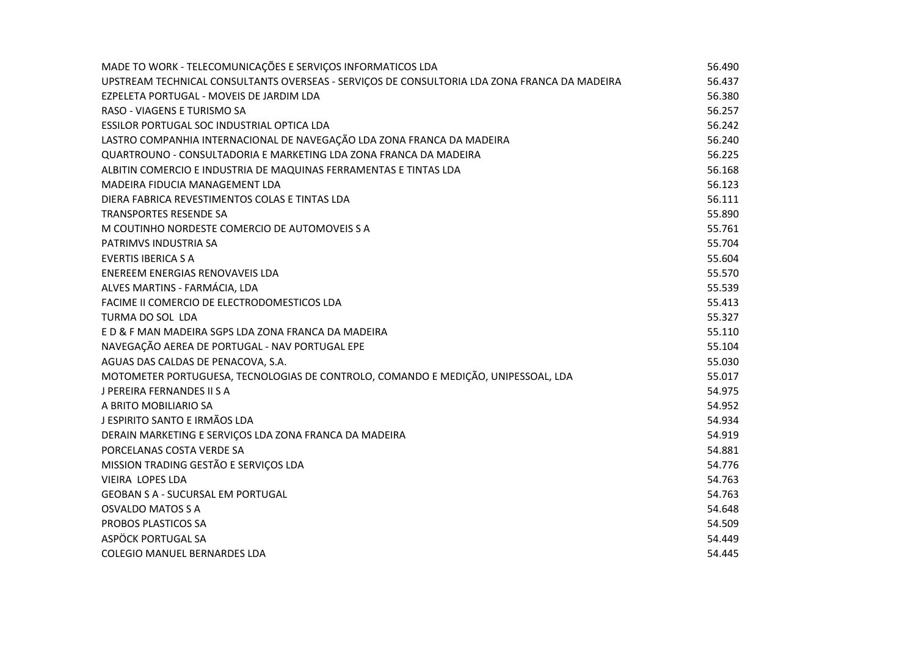| | |
|---|---|
| MADE TO WORK - TELECOMUNICAÇÕES E SERVIÇOS INFORMATICOS LDA | 56.490 |
| UPSTREAM TECHNICAL CONSULTANTS OVERSEAS - SERVIÇOS DE CONSULTORIA LDA ZONA FRANCA DA MADEIRA | 56.437 |
| EZPELETA PORTUGAL - MOVEIS DE JARDIM LDA | 56.380 |
| RASO - VIAGENS E TURISMO SA | 56.257 |
| ESSILOR PORTUGAL SOC INDUSTRIAL OPTICA LDA | 56.242 |
| LASTRO COMPANHIA INTERNACIONAL DE NAVEGAÇÃO LDA ZONA FRANCA DA MADEIRA | 56.240 |
| QUARTROUNO - CONSULTADORIA E MARKETING LDA ZONA FRANCA DA MADEIRA | 56.225 |
| ALBITIN COMERCIO E INDUSTRIA DE MAQUINAS FERRAMENTAS E TINTAS LDA | 56.168 |
| MADEIRA FIDUCIA MANAGEMENT LDA | 56.123 |
| DIERA FABRICA REVESTIMENTOS COLAS E TINTAS LDA | 56.111 |
| TRANSPORTES RESENDE SA | 55.890 |
| M COUTINHO NORDESTE COMERCIO DE AUTOMOVEIS S A | 55.761 |
| PATRIMVS INDUSTRIA SA | 55.704 |
| EVERTIS IBERICA S A | 55.604 |
| ENEREEM ENERGIAS RENOVAVEIS LDA | 55.570 |
| ALVES MARTINS - FARMÁCIA, LDA | 55.539 |
| FACIME II COMERCIO DE ELECTRODOMESTICOS LDA | 55.413 |
| TURMA DO SOL  LDA | 55.327 |
| E D & F MAN MADEIRA SGPS LDA ZONA FRANCA DA MADEIRA | 55.110 |
| NAVEGAÇÃO AEREA DE PORTUGAL - NAV PORTUGAL EPE | 55.104 |
| AGUAS DAS CALDAS DE PENACOVA, S.A. | 55.030 |
| MOTOMETER PORTUGUESA, TECNOLOGIAS DE CONTROLO, COMANDO E MEDIÇÃO, UNIPESSOAL, LDA | 55.017 |
| J PEREIRA FERNANDES II S A | 54.975 |
| A BRITO MOBILIARIO SA | 54.952 |
| J ESPIRITO SANTO E IRMÃOS LDA | 54.934 |
| DERAIN MARKETING E SERVIÇOS LDA ZONA FRANCA DA MADEIRA | 54.919 |
| PORCELANAS COSTA VERDE SA | 54.881 |
| MISSION TRADING GESTÃO E SERVIÇOS LDA | 54.776 |
| VIEIRA  LOPES LDA | 54.763 |
| GEOBAN S A - SUCURSAL EM PORTUGAL | 54.763 |
| OSVALDO MATOS S A | 54.648 |
| PROBOS PLASTICOS SA | 54.509 |
| ASPÖCK PORTUGAL SA | 54.449 |
| COLEGIO MANUEL BERNARDES LDA | 54.445 |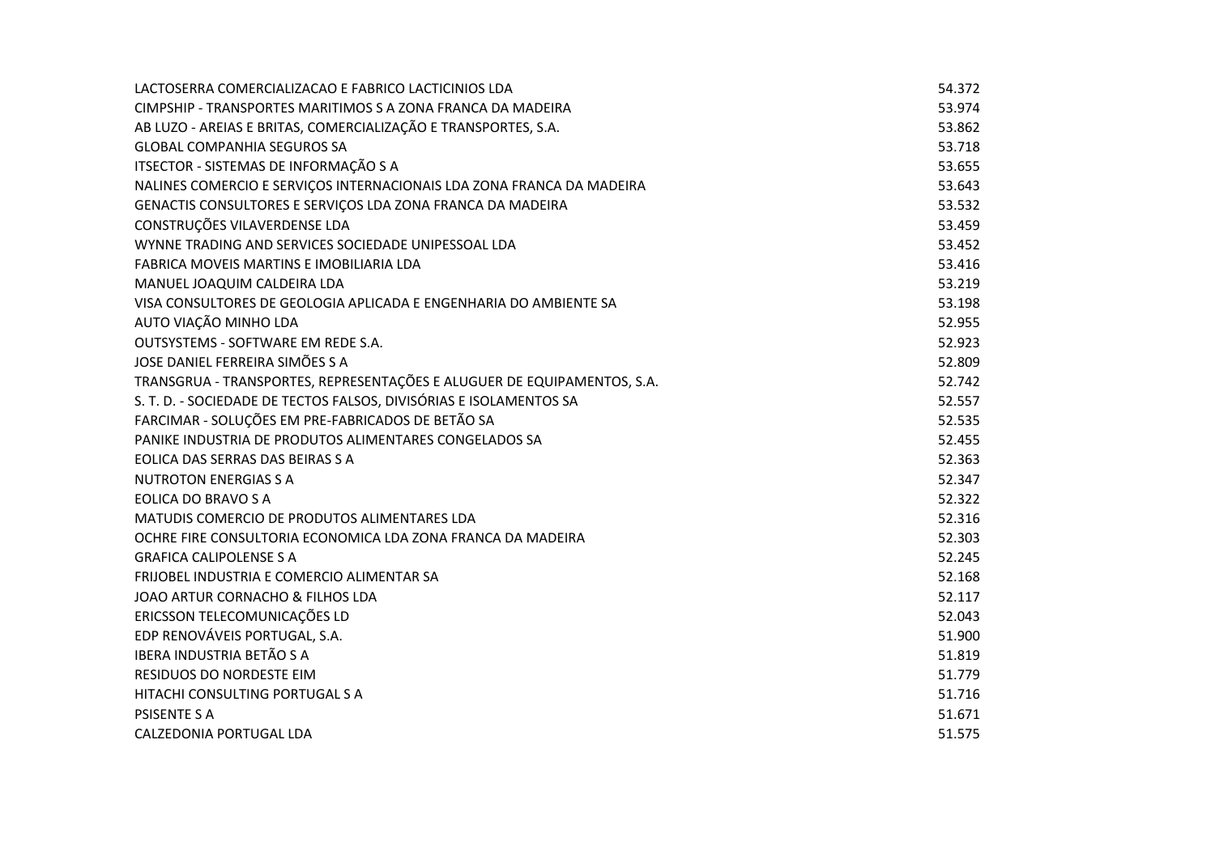| | |
|---|---|
| LACTOSERRA COMERCIALIZACAO E FABRICO LACTICINIOS LDA | 54.372 |
| CIMPSHIP - TRANSPORTES MARITIMOS S A ZONA FRANCA DA MADEIRA | 53.974 |
| AB LUZO - AREIAS E BRITAS, COMERCIALIZAÇÃO E TRANSPORTES, S.A. | 53.862 |
| GLOBAL COMPANHIA SEGUROS SA | 53.718 |
| ITSECTOR - SISTEMAS DE INFORMAÇÃO S A | 53.655 |
| NALINES COMERCIO E SERVIÇOS INTERNACIONAIS LDA ZONA FRANCA DA MADEIRA | 53.643 |
| GENACTIS CONSULTORES E SERVIÇOS LDA ZONA FRANCA DA MADEIRA | 53.532 |
| CONSTRUÇÕES VILAVERDENSE LDA | 53.459 |
| WYNNE TRADING AND SERVICES SOCIEDADE UNIPESSOAL LDA | 53.452 |
| FABRICA MOVEIS MARTINS E IMOBILIARIA LDA | 53.416 |
| MANUEL JOAQUIM CALDEIRA LDA | 53.219 |
| VISA CONSULTORES DE GEOLOGIA APLICADA E ENGENHARIA DO AMBIENTE SA | 53.198 |
| AUTO VIAÇÃO MINHO LDA | 52.955 |
| OUTSYSTEMS - SOFTWARE EM REDE S.A. | 52.923 |
| JOSE DANIEL FERREIRA SIMÕES S A | 52.809 |
| TRANSGRUA - TRANSPORTES, REPRESENTAÇÕES E ALUGUER DE EQUIPAMENTOS, S.A. | 52.742 |
| S. T. D. - SOCIEDADE DE TECTOS FALSOS, DIVISÓRIAS E ISOLAMENTOS SA | 52.557 |
| FARCIMAR - SOLUÇÕES EM PRE-FABRICADOS DE BETÃO SA | 52.535 |
| PANIKE INDUSTRIA DE PRODUTOS ALIMENTARES CONGELADOS SA | 52.455 |
| EOLICA DAS SERRAS DAS BEIRAS S A | 52.363 |
| NUTROTON ENERGIAS S A | 52.347 |
| EOLICA DO BRAVO S A | 52.322 |
| MATUDIS COMERCIO DE PRODUTOS ALIMENTARES LDA | 52.316 |
| OCHRE FIRE CONSULTORIA ECONOMICA LDA ZONA FRANCA DA MADEIRA | 52.303 |
| GRAFICA CALIPOLENSE S A | 52.245 |
| FRIJOBEL INDUSTRIA E COMERCIO ALIMENTAR SA | 52.168 |
| JOAO ARTUR CORNACHO & FILHOS LDA | 52.117 |
| ERICSSON TELECOMUNICAÇÕES LD | 52.043 |
| EDP RENOVÁVEIS PORTUGAL, S.A. | 51.900 |
| IBERA INDUSTRIA BETÃO S A | 51.819 |
| RESIDUOS DO NORDESTE EIM | 51.779 |
| HITACHI CONSULTING PORTUGAL S A | 51.716 |
| PSISENTE S A | 51.671 |
| CALZEDONIA PORTUGAL LDA | 51.575 |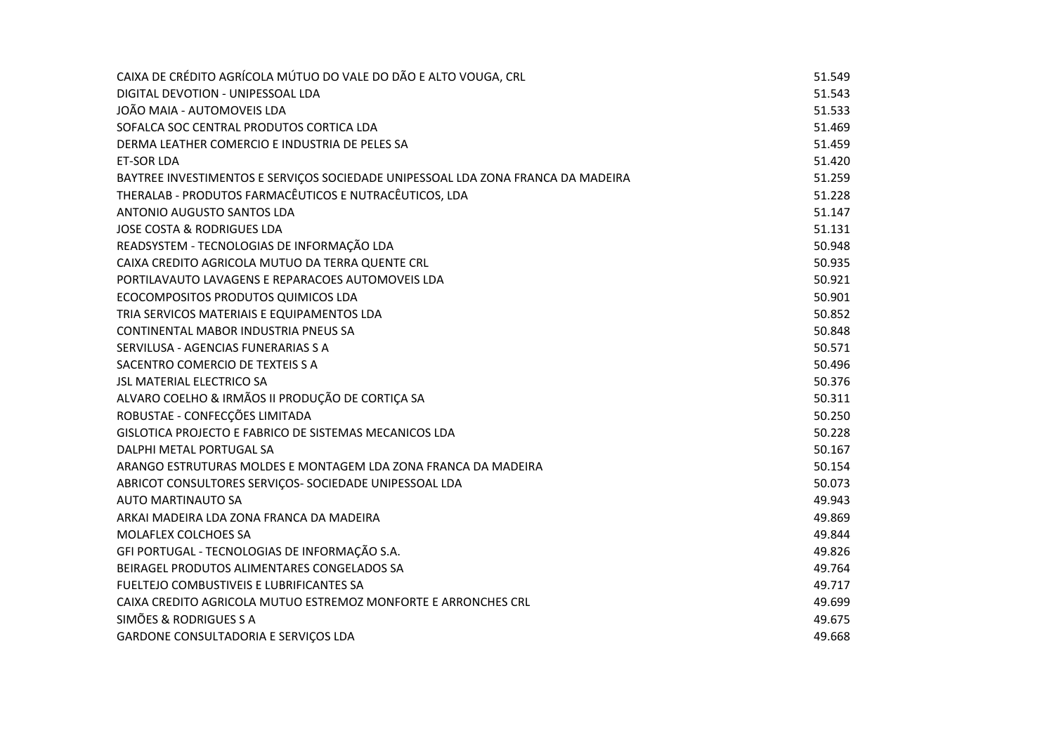| | |
|---|---|
| CAIXA DE CRÉDITO AGRÍCOLA MÚTUO DO VALE DO DÃO E ALTO VOUGA, CRL | 51.549 |
| DIGITAL DEVOTION - UNIPESSOAL LDA | 51.543 |
| JOÃO MAIA - AUTOMOVEIS LDA | 51.533 |
| SOFALCA SOC CENTRAL PRODUTOS CORTICA LDA | 51.469 |
| DERMA LEATHER COMERCIO E INDUSTRIA DE PELES SA | 51.459 |
| ET-SOR LDA | 51.420 |
| BAYTREE INVESTIMENTOS E SERVIÇOS SOCIEDADE UNIPESSOAL LDA ZONA FRANCA DA MADEIRA | 51.259 |
| THERALAB - PRODUTOS FARMACÊUTICOS E NUTRACÊUTICOS, LDA | 51.228 |
| ANTONIO AUGUSTO SANTOS LDA | 51.147 |
| JOSE COSTA & RODRIGUES LDA | 51.131 |
| READSYSTEM - TECNOLOGIAS DE INFORMAÇÃO LDA | 50.948 |
| CAIXA CREDITO AGRICOLA MUTUO DA TERRA QUENTE CRL | 50.935 |
| PORTILAVAUTO LAVAGENS E REPARACOES AUTOMOVEIS LDA | 50.921 |
| ECOCOMPOSITOS PRODUTOS QUIMICOS LDA | 50.901 |
| TRIA SERVICOS MATERIAIS E EQUIPAMENTOS LDA | 50.852 |
| CONTINENTAL MABOR INDUSTRIA PNEUS SA | 50.848 |
| SERVILUSA - AGENCIAS FUNERARIAS S A | 50.571 |
| SACENTRO COMERCIO DE TEXTEIS S A | 50.496 |
| JSL MATERIAL ELECTRICO SA | 50.376 |
| ALVARO COELHO & IRMÃOS II PRODUÇÃO DE CORTIÇA SA | 50.311 |
| ROBUSTAE - CONFECÇÕES LIMITADA | 50.250 |
| GISLOTICA PROJECTO E FABRICO DE SISTEMAS MECANICOS LDA | 50.228 |
| DALPHI METAL PORTUGAL SA | 50.167 |
| ARANGO ESTRUTURAS MOLDES E MONTAGEM LDA ZONA FRANCA DA MADEIRA | 50.154 |
| ABRICOT CONSULTORES SERVIÇOS- SOCIEDADE UNIPESSOAL LDA | 50.073 |
| AUTO MARTINAUTO SA | 49.943 |
| ARKAI MADEIRA LDA ZONA FRANCA DA MADEIRA | 49.869 |
| MOLAFLEX COLCHOES SA | 49.844 |
| GFI PORTUGAL - TECNOLOGIAS DE INFORMAÇÃO S.A. | 49.826 |
| BEIRAGEL PRODUTOS ALIMENTARES CONGELADOS SA | 49.764 |
| FUELTEJO COMBUSTIVEIS E LUBRIFICANTES SA | 49.717 |
| CAIXA CREDITO AGRICOLA MUTUO ESTREMOZ MONFORTE E ARRONCHES CRL | 49.699 |
| SIMÕES & RODRIGUES S A | 49.675 |
| GARDONE CONSULTADORIA E SERVIÇOS LDA | 49.668 |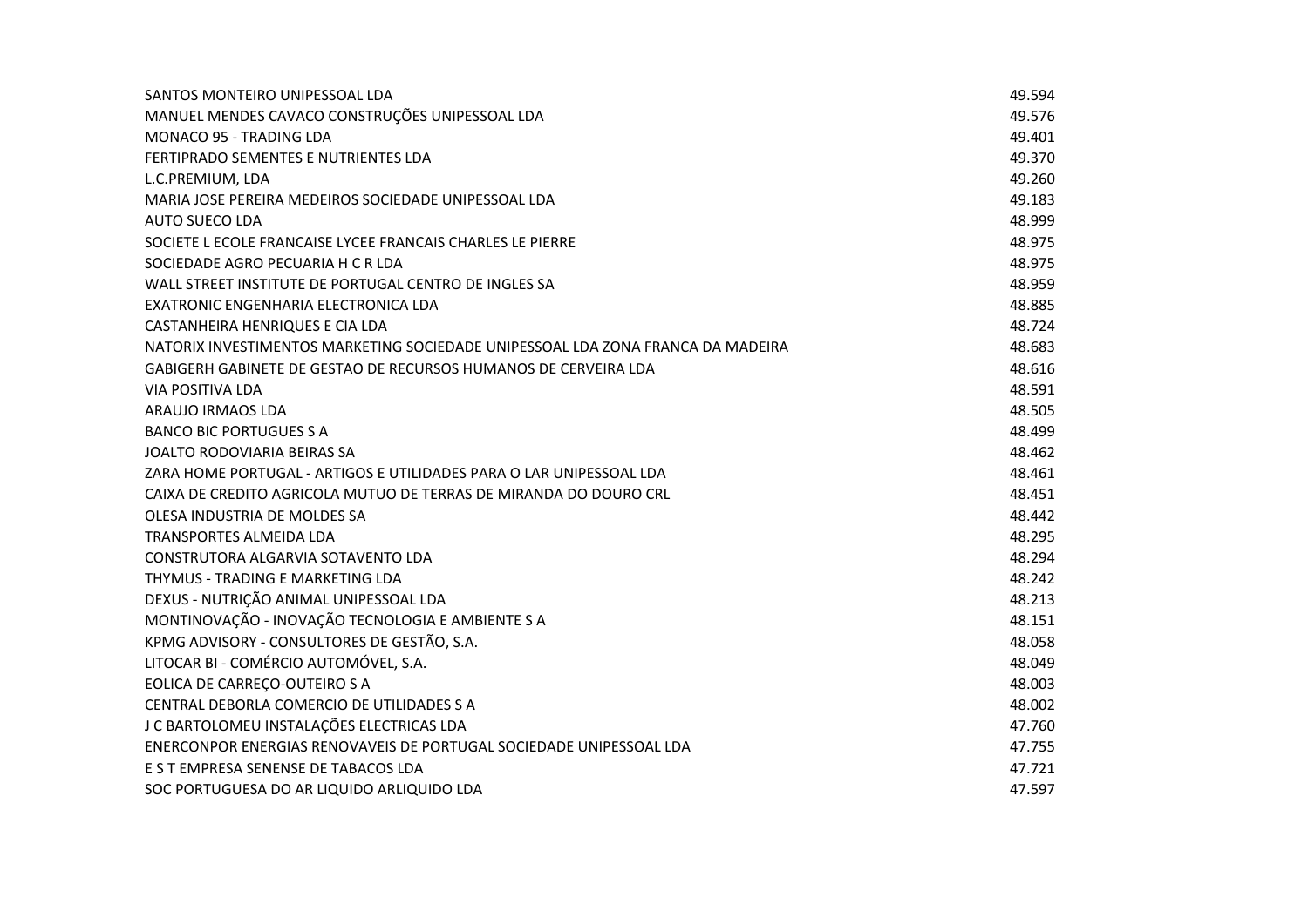| | |
|---|---|
| SANTOS MONTEIRO UNIPESSOAL LDA | 49.594 |
| MANUEL MENDES CAVACO CONSTRUÇÕES UNIPESSOAL LDA | 49.576 |
| MONACO 95 - TRADING LDA | 49.401 |
| FERTIPRADO SEMENTES E NUTRIENTES LDA | 49.370 |
| L.C.PREMIUM, LDA | 49.260 |
| MARIA JOSE PEREIRA MEDEIROS SOCIEDADE UNIPESSOAL LDA | 49.183 |
| AUTO SUECO LDA | 48.999 |
| SOCIETE L ECOLE FRANCAISE LYCEE FRANCAIS CHARLES LE PIERRE | 48.975 |
| SOCIEDADE AGRO PECUARIA H C R LDA | 48.975 |
| WALL STREET INSTITUTE DE PORTUGAL CENTRO DE INGLES SA | 48.959 |
| EXATRONIC ENGENHARIA ELECTRONICA LDA | 48.885 |
| CASTANHEIRA HENRIQUES E CIA LDA | 48.724 |
| NATORIX INVESTIMENTOS MARKETING SOCIEDADE UNIPESSOAL LDA ZONA FRANCA DA MADEIRA | 48.683 |
| GABIGERH GABINETE DE GESTAO DE RECURSOS HUMANOS DE CERVEIRA LDA | 48.616 |
| VIA POSITIVA LDA | 48.591 |
| ARAUJO IRMAOS LDA | 48.505 |
| BANCO BIC PORTUGUES S A | 48.499 |
| JOALTO RODOVIARIA BEIRAS SA | 48.462 |
| ZARA HOME PORTUGAL - ARTIGOS E UTILIDADES PARA O LAR UNIPESSOAL LDA | 48.461 |
| CAIXA DE CREDITO AGRICOLA MUTUO DE TERRAS DE MIRANDA DO DOURO CRL | 48.451 |
| OLESA INDUSTRIA DE MOLDES SA | 48.442 |
| TRANSPORTES ALMEIDA LDA | 48.295 |
| CONSTRUTORA ALGARVIA SOTAVENTO LDA | 48.294 |
| THYMUS - TRADING E MARKETING LDA | 48.242 |
| DEXUS - NUTRIÇÃO ANIMAL UNIPESSOAL LDA | 48.213 |
| MONTINOVAÇÃO - INOVAÇÃO TECNOLOGIA E AMBIENTE S A | 48.151 |
| KPMG ADVISORY - CONSULTORES DE GESTÃO, S.A. | 48.058 |
| LITOCAR BI - COMÉRCIO AUTOMÓVEL, S.A. | 48.049 |
| EOLICA DE CARREÇO-OUTEIRO S A | 48.003 |
| CENTRAL DEBORLA COMERCIO DE UTILIDADES S A | 48.002 |
| J C BARTOLOMEU INSTALAÇÕES ELECTRICAS LDA | 47.760 |
| ENERCONPOR ENERGIAS RENOVAVEIS DE PORTUGAL SOCIEDADE UNIPESSOAL LDA | 47.755 |
| E S T EMPRESA SENENSE DE TABACOS LDA | 47.721 |
| SOC PORTUGUESA DO AR LIQUIDO ARLIQUIDO LDA | 47.597 |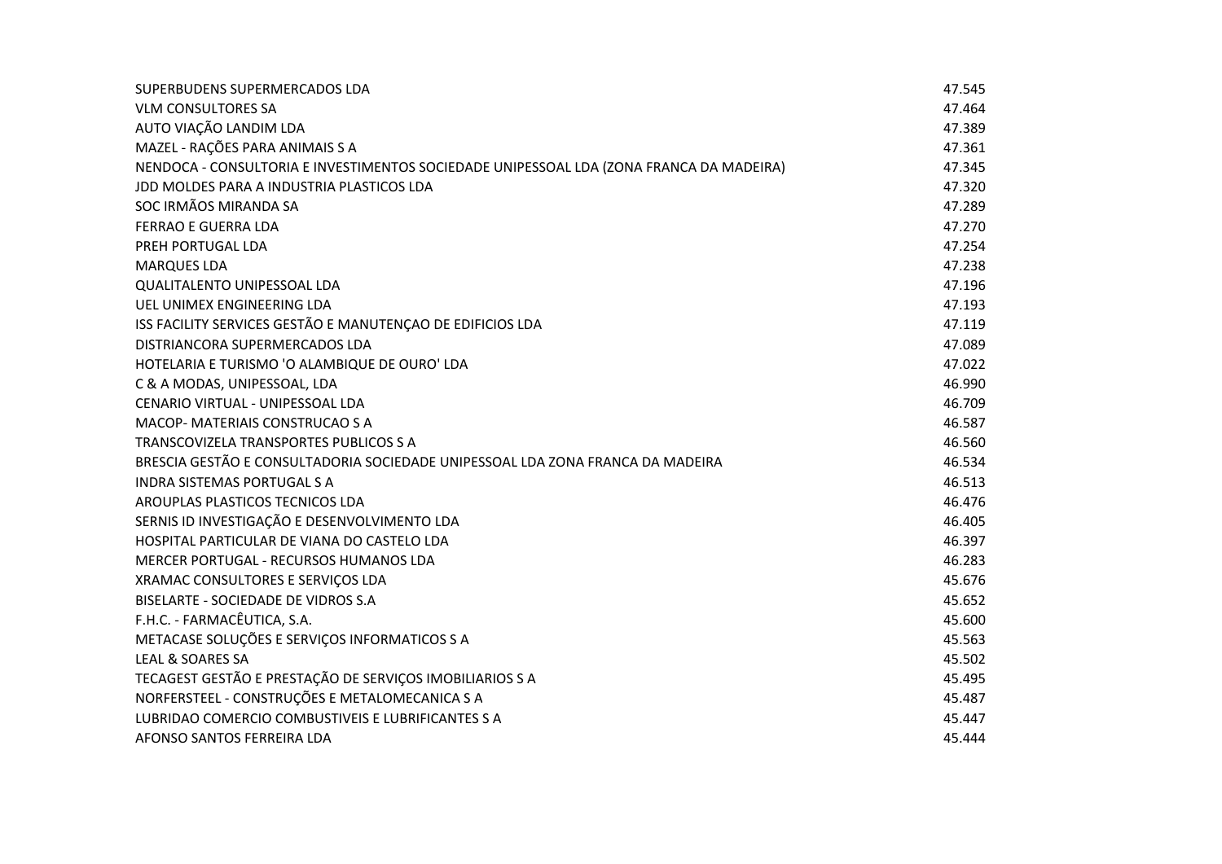| | |
|---|---|
| SUPERBUDENS SUPERMERCADOS LDA | 47.545 |
| VLM CONSULTORES SA | 47.464 |
| AUTO VIAÇÃO LANDIM LDA | 47.389 |
| MAZEL - RAÇÕES PARA ANIMAIS S A | 47.361 |
| NENDOCA - CONSULTORIA E INVESTIMENTOS SOCIEDADE UNIPESSOAL LDA (ZONA FRANCA DA MADEIRA) | 47.345 |
| JDD MOLDES PARA A INDUSTRIA PLASTICOS LDA | 47.320 |
| SOC IRMÃOS MIRANDA SA | 47.289 |
| FERRAO E GUERRA LDA | 47.270 |
| PREH PORTUGAL LDA | 47.254 |
| MARQUES LDA | 47.238 |
| QUALITALENTO UNIPESSOAL LDA | 47.196 |
| UEL UNIMEX ENGINEERING LDA | 47.193 |
| ISS FACILITY SERVICES GESTÃO E MANUTENÇAO DE EDIFICIOS LDA | 47.119 |
| DISTRIANCORA SUPERMERCADOS LDA | 47.089 |
| HOTELARIA E TURISMO 'O ALAMBIQUE DE OURO' LDA | 47.022 |
| C & A MODAS, UNIPESSOAL, LDA | 46.990 |
| CENARIO VIRTUAL - UNIPESSOAL LDA | 46.709 |
| MACOP- MATERIAIS CONSTRUCAO S A | 46.587 |
| TRANSCOVIZELA TRANSPORTES PUBLICOS S A | 46.560 |
| BRESCIA GESTÃO E CONSULTADORIA SOCIEDADE UNIPESSOAL LDA ZONA FRANCA DA MADEIRA | 46.534 |
| INDRA SISTEMAS PORTUGAL S A | 46.513 |
| AROUPLAS PLASTICOS TECNICOS LDA | 46.476 |
| SERNIS ID INVESTIGAÇÃO E DESENVOLVIMENTO LDA | 46.405 |
| HOSPITAL PARTICULAR DE VIANA DO CASTELO LDA | 46.397 |
| MERCER PORTUGAL - RECURSOS HUMANOS LDA | 46.283 |
| XRAMAC CONSULTORES E SERVIÇOS LDA | 45.676 |
| BISELARTE - SOCIEDADE DE VIDROS S.A | 45.652 |
| F.H.C. - FARMACÊUTICA, S.A. | 45.600 |
| METACASE SOLUÇÕES E SERVIÇOS INFORMATICOS S A | 45.563 |
| LEAL & SOARES SA | 45.502 |
| TECAGEST GESTÃO E PRESTAÇÃO DE SERVIÇOS IMOBILIARIOS S A | 45.495 |
| NORFERSTEEL - CONSTRUÇÕES E METALOMECANICA S A | 45.487 |
| LUBRIDAO COMERCIO COMBUSTIVEIS E LUBRIFICANTES S A | 45.447 |
| AFONSO SANTOS FERREIRA LDA | 45.444 |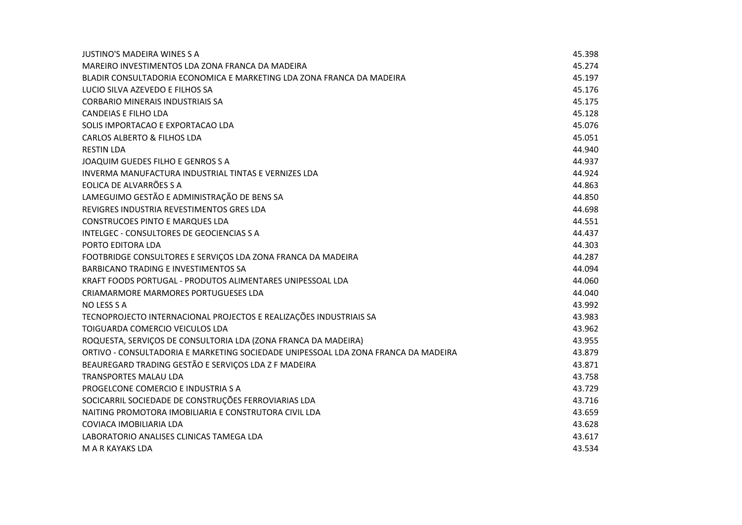| | |
|---|---|
| JUSTINO'S MADEIRA WINES S A | 45.398 |
| MAREIRO INVESTIMENTOS LDA ZONA FRANCA DA MADEIRA | 45.274 |
| BLADIR CONSULTADORIA ECONOMICA E MARKETING LDA ZONA FRANCA DA MADEIRA | 45.197 |
| LUCIO SILVA AZEVEDO E FILHOS SA | 45.176 |
| CORBARIO MINERAIS INDUSTRIAIS SA | 45.175 |
| CANDEIAS E FILHO LDA | 45.128 |
| SOLIS IMPORTACAO E EXPORTACAO LDA | 45.076 |
| CARLOS ALBERTO & FILHOS LDA | 45.051 |
| RESTIN LDA | 44.940 |
| JOAQUIM GUEDES FILHO E GENROS S A | 44.937 |
| INVERMA MANUFACTURA INDUSTRIAL TINTAS E VERNIZES LDA | 44.924 |
| EOLICA DE ALVARRÕES S A | 44.863 |
| LAMEGUIMO GESTÃO E ADMINISTRAÇÃO DE BENS SA | 44.850 |
| REVIGRES INDUSTRIA REVESTIMENTOS GRES LDA | 44.698 |
| CONSTRUCOES PINTO E MARQUES LDA | 44.551 |
| INTELGEC - CONSULTORES DE GEOCIENCIAS S A | 44.437 |
| PORTO EDITORA LDA | 44.303 |
| FOOTBRIDGE CONSULTORES E SERVIÇOS LDA ZONA FRANCA DA MADEIRA | 44.287 |
| BARBICANO TRADING E INVESTIMENTOS SA | 44.094 |
| KRAFT FOODS PORTUGAL - PRODUTOS ALIMENTARES UNIPESSOAL LDA | 44.060 |
| CRIAMARMORE MARMORES PORTUGUESES LDA | 44.040 |
| NO LESS S A | 43.992 |
| TECNOPROJECTO INTERNACIONAL PROJECTOS E REALIZAÇÕES INDUSTRIAIS SA | 43.983 |
| TOIGUARDA COMERCIO VEICULOS LDA | 43.962 |
| ROQUESTA, SERVIÇOS DE CONSULTORIA LDA (ZONA FRANCA DA MADEIRA) | 43.955 |
| ORTIVO - CONSULTADORIA E MARKETING SOCIEDADE UNIPESSOAL LDA ZONA FRANCA DA MADEIRA | 43.879 |
| BEAUREGARD TRADING GESTÃO E SERVIÇOS LDA Z F MADEIRA | 43.871 |
| TRANSPORTES MALAU LDA | 43.758 |
| PROGELCONE COMERCIO E INDUSTRIA S A | 43.729 |
| SOCICARRIL SOCIEDADE DE CONSTRUÇÕES FERROVIARIAS LDA | 43.716 |
| NAITING PROMOTORA IMOBILIARIA E CONSTRUTORA CIVIL LDA | 43.659 |
| COVIACA IMOBILIARIA LDA | 43.628 |
| LABORATORIO ANALISES CLINICAS TAMEGA LDA | 43.617 |
| M A R KAYAKS LDA | 43.534 |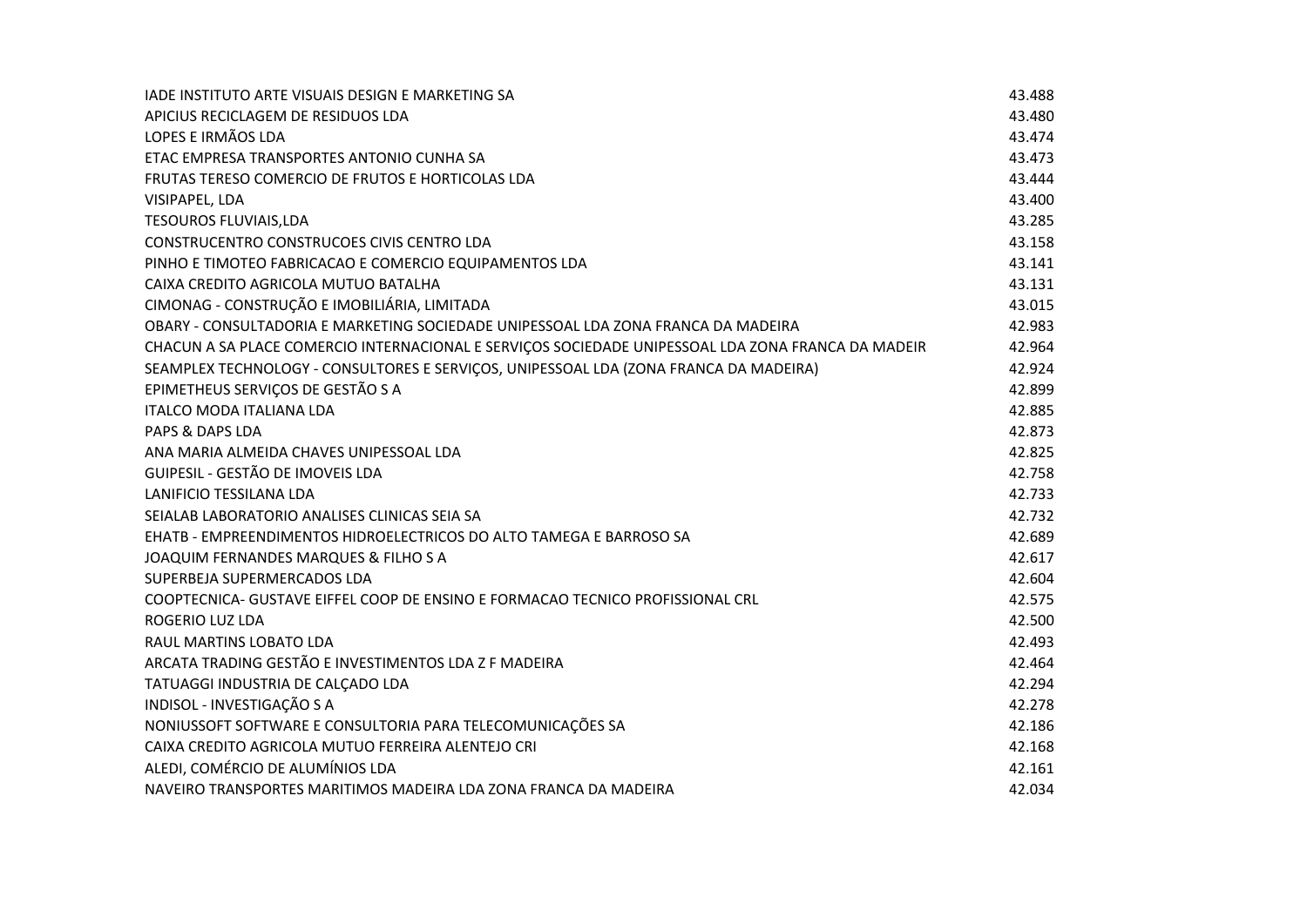| | |
|---|---|
| IADE INSTITUTO ARTE VISUAIS DESIGN E MARKETING SA | 43.488 |
| APICIUS RECICLAGEM DE RESIDUOS LDA | 43.480 |
| LOPES E IRMÃOS LDA | 43.474 |
| ETAC EMPRESA TRANSPORTES ANTONIO CUNHA SA | 43.473 |
| FRUTAS TERESO COMERCIO DE FRUTOS E HORTICOLAS LDA | 43.444 |
| VISIPAPEL, LDA | 43.400 |
| TESOUROS FLUVIAIS,LDA | 43.285 |
| CONSTRUCENTRO CONSTRUCOES CIVIS CENTRO LDA | 43.158 |
| PINHO E TIMOTEO FABRICACAO E COMERCIO EQUIPAMENTOS LDA | 43.141 |
| CAIXA CREDITO AGRICOLA MUTUO BATALHA | 43.131 |
| CIMONAG - CONSTRUÇÃO E IMOBILIÁRIA, LIMITADA | 43.015 |
| OBARY - CONSULTADORIA E MARKETING SOCIEDADE UNIPESSOAL LDA ZONA FRANCA DA MADEIRA | 42.983 |
| CHACUN A SA PLACE COMERCIO INTERNACIONAL E SERVIÇOS SOCIEDADE UNIPESSOAL LDA ZONA FRANCA DA MADEIR | 42.964 |
| SEAMPLEX TECHNOLOGY - CONSULTORES E SERVIÇOS, UNIPESSOAL LDA (ZONA FRANCA DA MADEIRA) | 42.924 |
| EPIMETHEUS SERVIÇOS DE GESTÃO S A | 42.899 |
| ITALCO MODA ITALIANA LDA | 42.885 |
| PAPS & DAPS LDA | 42.873 |
| ANA MARIA ALMEIDA CHAVES UNIPESSOAL LDA | 42.825 |
| GUIPESIL - GESTÃO DE IMOVEIS LDA | 42.758 |
| LANIFICIO TESSILANA LDA | 42.733 |
| SEIALAB LABORATORIO ANALISES CLINICAS SEIA SA | 42.732 |
| EHATB - EMPREENDIMENTOS HIDROELECTRICOS DO ALTO TAMEGA E BARROSO SA | 42.689 |
| JOAQUIM FERNANDES MARQUES & FILHO S A | 42.617 |
| SUPERBEJA SUPERMERCADOS LDA | 42.604 |
| COOPTECNICA- GUSTAVE EIFFEL COOP DE ENSINO E FORMACAO TECNICO PROFISSIONAL CRL | 42.575 |
| ROGERIO LUZ LDA | 42.500 |
| RAUL MARTINS LOBATO LDA | 42.493 |
| ARCATA TRADING GESTÃO E INVESTIMENTOS LDA Z F MADEIRA | 42.464 |
| TATUAGGI INDUSTRIA DE CALÇADO LDA | 42.294 |
| INDISOL - INVESTIGAÇÃO S A | 42.278 |
| NONIUSSOFT SOFTWARE E CONSULTORIA PARA TELECOMUNICAÇÕES SA | 42.186 |
| CAIXA CREDITO AGRICOLA MUTUO FERREIRA ALENTEJO CRI | 42.168 |
| ALEDI, COMÉRCIO DE ALUMÍNIOS LDA | 42.161 |
| NAVEIRO TRANSPORTES MARITIMOS MADEIRA LDA ZONA FRANCA DA MADEIRA | 42.034 |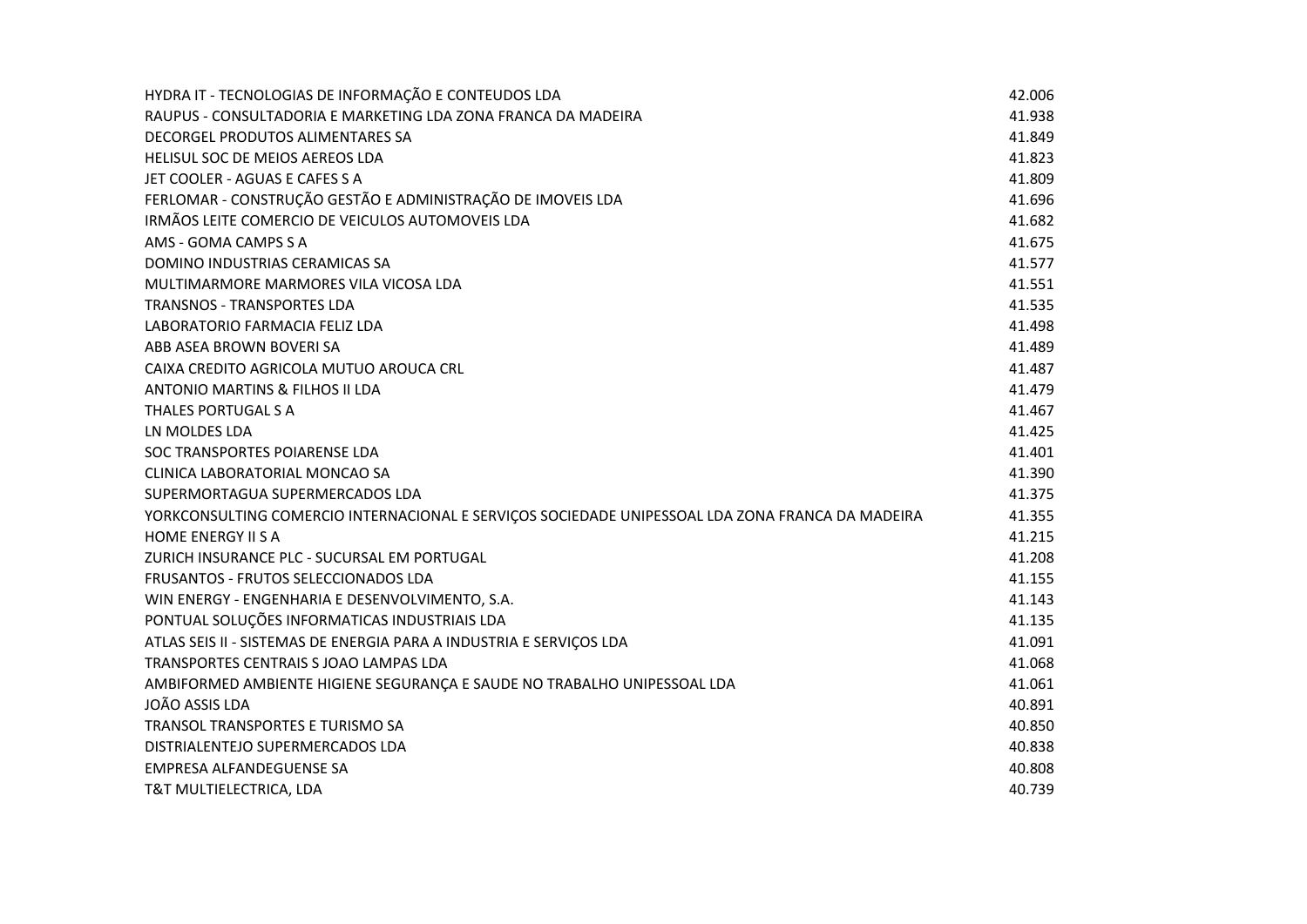| | |
|---|---|
| HYDRA IT - TECNOLOGIAS DE INFORMAÇÃO E CONTEUDOS LDA | 42.006 |
| RAUPUS - CONSULTADORIA E MARKETING LDA ZONA FRANCA DA MADEIRA | 41.938 |
| DECORGEL PRODUTOS ALIMENTARES SA | 41.849 |
| HELISUL SOC DE MEIOS AEREOS LDA | 41.823 |
| JET COOLER - AGUAS E CAFES S A | 41.809 |
| FERLOMAR - CONSTRUÇÃO GESTÃO E ADMINISTRAÇÃO DE IMOVEIS LDA | 41.696 |
| IRMÃOS LEITE COMERCIO DE VEICULOS AUTOMOVEIS LDA | 41.682 |
| AMS - GOMA CAMPS S A | 41.675 |
| DOMINO INDUSTRIAS CERAMICAS SA | 41.577 |
| MULTIMARMORE MARMORES VILA VICOSA LDA | 41.551 |
| TRANSNOS - TRANSPORTES LDA | 41.535 |
| LABORATORIO FARMACIA FELIZ LDA | 41.498 |
| ABB ASEA BROWN BOVERI SA | 41.489 |
| CAIXA CREDITO AGRICOLA MUTUO AROUCA CRL | 41.487 |
| ANTONIO MARTINS & FILHOS II LDA | 41.479 |
| THALES PORTUGAL S A | 41.467 |
| LN MOLDES LDA | 41.425 |
| SOC TRANSPORTES POIARENSE LDA | 41.401 |
| CLINICA LABORATORIAL MONCAO SA | 41.390 |
| SUPERMORTAGUA SUPERMERCADOS LDA | 41.375 |
| YORKCONSULTING COMERCIO INTERNACIONAL E SERVIÇOS SOCIEDADE UNIPESSOAL LDA ZONA FRANCA DA MADEIRA | 41.355 |
| HOME ENERGY II S A | 41.215 |
| ZURICH INSURANCE PLC - SUCURSAL EM PORTUGAL | 41.208 |
| FRUSANTOS - FRUTOS SELECCIONADOS LDA | 41.155 |
| WIN ENERGY - ENGENHARIA E DESENVOLVIMENTO, S.A. | 41.143 |
| PONTUAL SOLUÇÕES INFORMATICAS INDUSTRIAIS LDA | 41.135 |
| ATLAS SEIS II - SISTEMAS DE ENERGIA PARA A INDUSTRIA E SERVIÇOS LDA | 41.091 |
| TRANSPORTES CENTRAIS S JOAO LAMPAS LDA | 41.068 |
| AMBIFORMED AMBIENTE HIGIENE SEGURANÇA E SAUDE NO TRABALHO UNIPESSOAL LDA | 41.061 |
| JOÃO ASSIS LDA | 40.891 |
| TRANSOL TRANSPORTES E TURISMO SA | 40.850 |
| DISTRIALENTEJO SUPERMERCADOS LDA | 40.838 |
| EMPRESA ALFANDEGUENSE SA | 40.808 |
| T&T MULTIELECTRICA, LDA | 40.739 |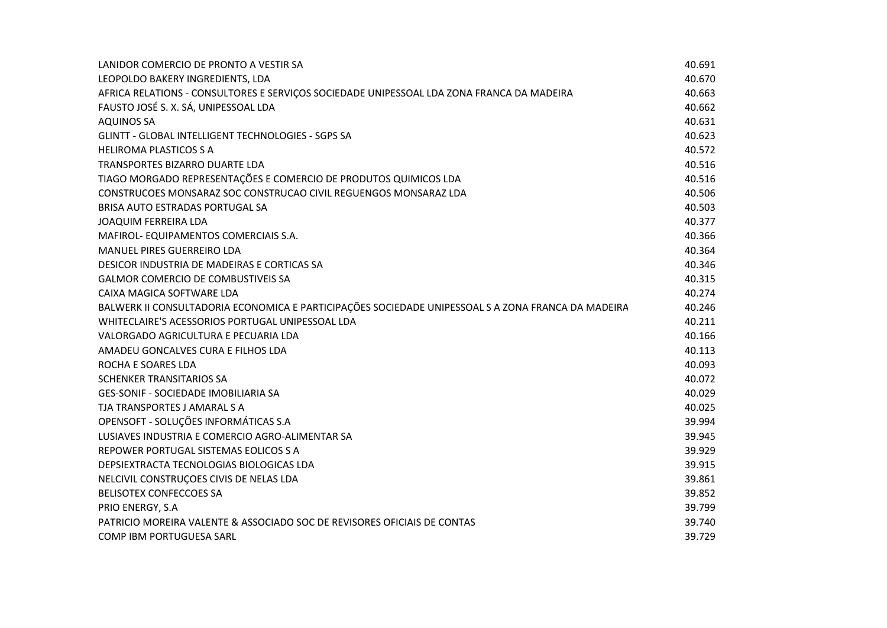| | |
|---|---|
| LANIDOR COMERCIO DE PRONTO A VESTIR SA | 40.691 |
| LEOPOLDO BAKERY INGREDIENTS, LDA | 40.670 |
| AFRICA RELATIONS - CONSULTORES E SERVIÇOS SOCIEDADE UNIPESSOAL LDA ZONA FRANCA DA MADEIRA | 40.663 |
| FAUSTO JOSÉ S. X. SÁ, UNIPESSOAL LDA | 40.662 |
| AQUINOS SA | 40.631 |
| GLINTT - GLOBAL INTELLIGENT TECHNOLOGIES - SGPS SA | 40.623 |
| HELIROMA PLASTICOS S A | 40.572 |
| TRANSPORTES BIZARRO DUARTE LDA | 40.516 |
| TIAGO MORGADO REPRESENTAÇÕES E COMERCIO DE PRODUTOS QUIMICOS LDA | 40.516 |
| CONSTRUCOES MONSARAZ SOC CONSTRUCAO CIVIL REGUENGOS MONSARAZ LDA | 40.506 |
| BRISA AUTO ESTRADAS PORTUGAL SA | 40.503 |
| JOAQUIM FERREIRA LDA | 40.377 |
| MAFIROL- EQUIPAMENTOS COMERCIAIS S.A. | 40.366 |
| MANUEL PIRES GUERREIRO LDA | 40.364 |
| DESICOR INDUSTRIA DE MADEIRAS E CORTICAS SA | 40.346 |
| GALMOR COMERCIO DE COMBUSTIVEIS SA | 40.315 |
| CAIXA MAGICA SOFTWARE LDA | 40.274 |
| BALWERK II CONSULTADORIA ECONOMICA E PARTICIPAÇÕES SOCIEDADE UNIPESSOAL S A ZONA FRANCA DA MADEIRA | 40.246 |
| WHITECLAIRE'S ACESSORIOS PORTUGAL UNIPESSOAL LDA | 40.211 |
| VALORGADO AGRICULTURA E PECUARIA LDA | 40.166 |
| AMADEU GONCALVES CURA E FILHOS LDA | 40.113 |
| ROCHA E SOARES LDA | 40.093 |
| SCHENKER TRANSITARIOS SA | 40.072 |
| GES-SONIF - SOCIEDADE IMOBILIARIA SA | 40.029 |
| TJA TRANSPORTES J AMARAL S A | 40.025 |
| OPENSOFT - SOLUÇÕES INFORMÁTICAS S.A | 39.994 |
| LUSIAVES INDUSTRIA E COMERCIO AGRO-ALIMENTAR SA | 39.945 |
| REPOWER PORTUGAL SISTEMAS EOLICOS S A | 39.929 |
| DEPSIEXTRACTA TECNOLOGIAS BIOLOGICAS LDA | 39.915 |
| NELCIVIL CONSTRUÇOES CIVIS DE NELAS LDA | 39.861 |
| BELISOTEX CONFECCOES SA | 39.852 |
| PRIO ENERGY, S.A | 39.799 |
| PATRICIO MOREIRA VALENTE & ASSOCIADO SOC DE REVISORES OFICIAIS DE CONTAS | 39.740 |
| COMP IBM PORTUGUESA SARL | 39.729 |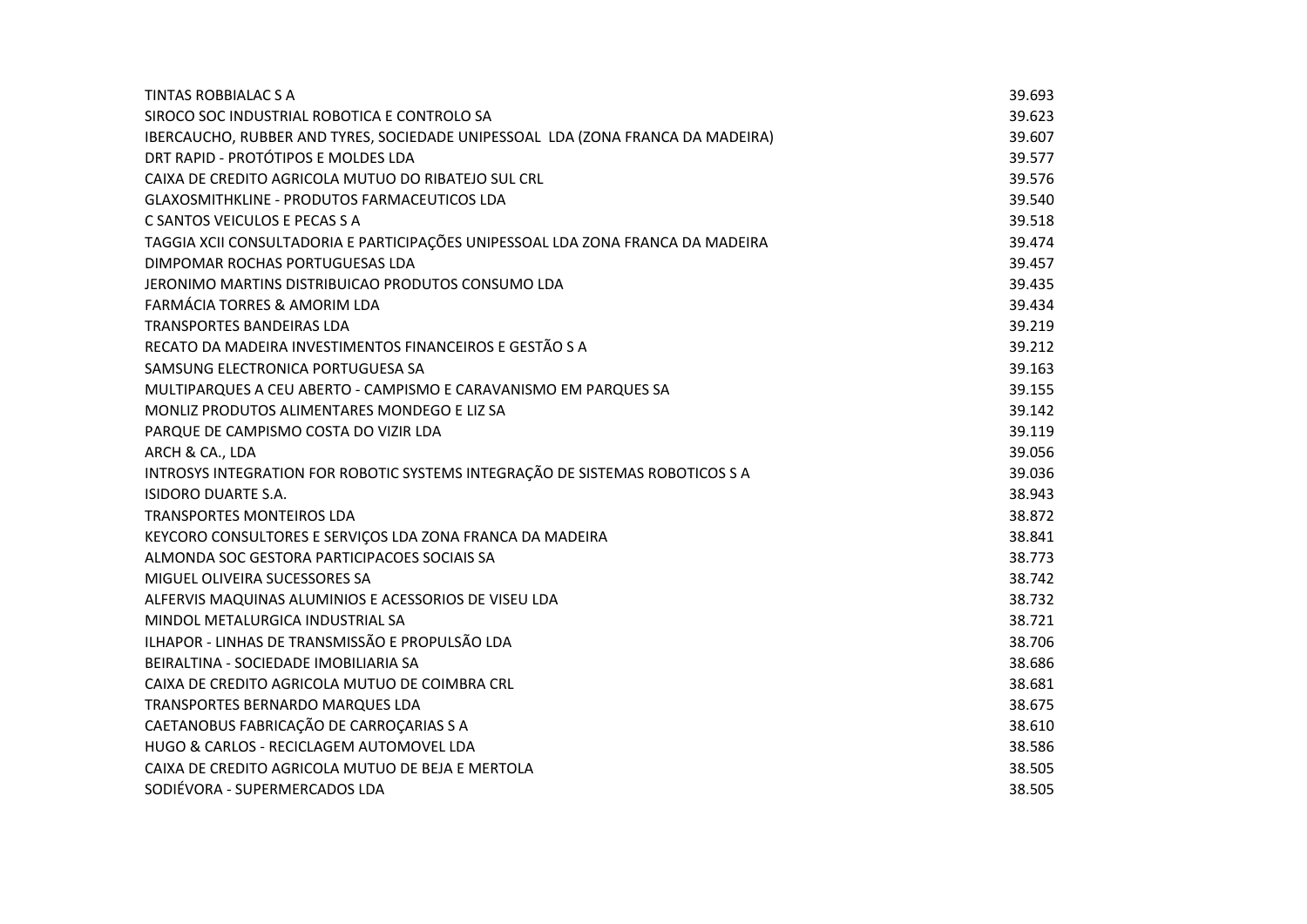| | |
|---|---|
| TINTAS ROBBIALAC S A | 39.693 |
| SIROCO SOC INDUSTRIAL ROBOTICA E CONTROLO SA | 39.623 |
| IBERCAUCHO, RUBBER AND TYRES, SOCIEDADE UNIPESSOAL LDA (ZONA FRANCA DA MADEIRA) | 39.607 |
| DRT RAPID - PROTÓTIPOS E MOLDES LDA | 39.577 |
| CAIXA DE CREDITO AGRICOLA MUTUO DO RIBATEJO SUL CRL | 39.576 |
| GLAXOSMITHKLINE - PRODUTOS FARMACEUTICOS LDA | 39.540 |
| C SANTOS VEICULOS E PECAS S A | 39.518 |
| TAGGIA XCII CONSULTADORIA E PARTICIPAÇÕES UNIPESSOAL LDA ZONA FRANCA DA MADEIRA | 39.474 |
| DIMPOMAR ROCHAS PORTUGUESAS LDA | 39.457 |
| JERONIMO MARTINS DISTRIBUICAO PRODUTOS CONSUMO LDA | 39.435 |
| FARMÁCIA TORRES & AMORIM LDA | 39.434 |
| TRANSPORTES BANDEIRAS LDA | 39.219 |
| RECATO DA MADEIRA INVESTIMENTOS FINANCEIROS E GESTÃO S A | 39.212 |
| SAMSUNG ELECTRONICA PORTUGUESA SA | 39.163 |
| MULTIPARQUES A CEU ABERTO - CAMPISMO E CARAVANISMO EM PARQUES SA | 39.155 |
| MONLIZ PRODUTOS ALIMENTARES MONDEGO E LIZ SA | 39.142 |
| PARQUE DE CAMPISMO COSTA DO VIZIR LDA | 39.119 |
| ARCH & CA., LDA | 39.056 |
| INTROSYS INTEGRATION FOR ROBOTIC SYSTEMS INTEGRAÇÃO DE SISTEMAS ROBOTICOS S A | 39.036 |
| ISIDORO DUARTE S.A. | 38.943 |
| TRANSPORTES MONTEIROS LDA | 38.872 |
| KEYCORO CONSULTORES E SERVIÇOS LDA ZONA FRANCA DA MADEIRA | 38.841 |
| ALMONDA SOC GESTORA PARTICIPACOES SOCIAIS SA | 38.773 |
| MIGUEL OLIVEIRA SUCESSORES SA | 38.742 |
| ALFERVIS MAQUINAS ALUMINIOS E ACESSORIOS DE VISEU LDA | 38.732 |
| MINDOL METALURGICA INDUSTRIAL SA | 38.721 |
| ILHAPOR - LINHAS DE TRANSMISSÃO E PROPULSÃO LDA | 38.706 |
| BEIRALTINA - SOCIEDADE IMOBILIARIA SA | 38.686 |
| CAIXA DE CREDITO AGRICOLA MUTUO DE COIMBRA CRL | 38.681 |
| TRANSPORTES BERNARDO MARQUES LDA | 38.675 |
| CAETANOBUS FABRICAÇÃO DE CARROÇARIAS S A | 38.610 |
| HUGO & CARLOS - RECICLAGEM AUTOMOVEL LDA | 38.586 |
| CAIXA DE CREDITO AGRICOLA MUTUO DE BEJA E MERTOLA | 38.505 |
| SODIÉVORA - SUPERMERCADOS LDA | 38.505 |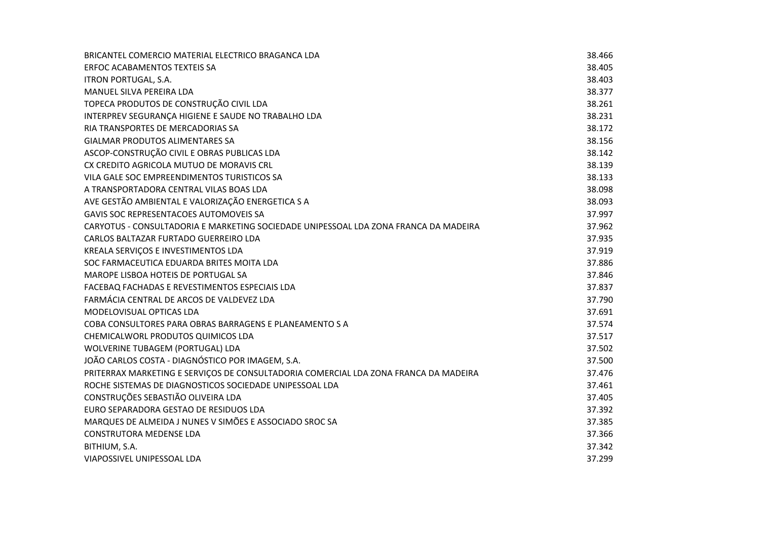| | |
|---|---|
| BRICANTEL COMERCIO MATERIAL ELECTRICO BRAGANCA LDA | 38.466 |
| ERFOC ACABAMENTOS TEXTEIS SA | 38.405 |
| ITRON PORTUGAL, S.A. | 38.403 |
| MANUEL SILVA PEREIRA LDA | 38.377 |
| TOPECA PRODUTOS DE CONSTRUÇÃO CIVIL LDA | 38.261 |
| INTERPREV SEGURANÇA HIGIENE E SAUDE NO TRABALHO LDA | 38.231 |
| RIA TRANSPORTES DE MERCADORIAS SA | 38.172 |
| GIALMAR PRODUTOS ALIMENTARES SA | 38.156 |
| ASCOP-CONSTRUÇÃO CIVIL E OBRAS PUBLICAS LDA | 38.142 |
| CX CREDITO AGRICOLA MUTUO DE MORAVIS CRL | 38.139 |
| VILA GALE SOC EMPREENDIMENTOS TURISTICOS SA | 38.133 |
| A TRANSPORTADORA CENTRAL VILAS BOAS LDA | 38.098 |
| AVE GESTÃO AMBIENTAL E VALORIZAÇÃO ENERGETICA S A | 38.093 |
| GAVIS SOC REPRESENTACOES AUTOMOVEIS SA | 37.997 |
| CARYOTUS - CONSULTADORIA E MARKETING SOCIEDADE UNIPESSOAL LDA ZONA FRANCA DA MADEIRA | 37.962 |
| CARLOS BALTAZAR FURTADO GUERREIRO LDA | 37.935 |
| KREALA SERVIÇOS E INVESTIMENTOS LDA | 37.919 |
| SOC FARMACEUTICA EDUARDA BRITES MOITA LDA | 37.886 |
| MAROPE LISBOA HOTEIS DE PORTUGAL SA | 37.846 |
| FACEBAQ FACHADAS E REVESTIMENTOS ESPECIAIS LDA | 37.837 |
| FARMÁCIA CENTRAL DE ARCOS DE VALDEVEZ LDA | 37.790 |
| MODELOVISUAL OPTICAS LDA | 37.691 |
| COBA CONSULTORES PARA OBRAS BARRAGENS E PLANEAMENTO S A | 37.574 |
| CHEMICALWORL PRODUTOS QUIMICOS LDA | 37.517 |
| WOLVERINE TUBAGEM (PORTUGAL) LDA | 37.502 |
| JOÃO CARLOS COSTA - DIAGNÓSTICO POR IMAGEM, S.A. | 37.500 |
| PRITERRAX MARKETING E SERVIÇOS DE CONSULTADORIA COMERCIAL LDA ZONA FRANCA DA MADEIRA | 37.476 |
| ROCHE SISTEMAS DE DIAGNOSTICOS SOCIEDADE UNIPESSOAL LDA | 37.461 |
| CONSTRUÇÕES SEBASTIÃO OLIVEIRA LDA | 37.405 |
| EURO SEPARADORA GESTAO DE RESIDUOS LDA | 37.392 |
| MARQUES DE ALMEIDA J NUNES V SIMÕES E ASSOCIADO SROC SA | 37.385 |
| CONSTRUTORA MEDENSE LDA | 37.366 |
| BITHIUM, S.A. | 37.342 |
| VIAPOSSIVEL UNIPESSOAL LDA | 37.299 |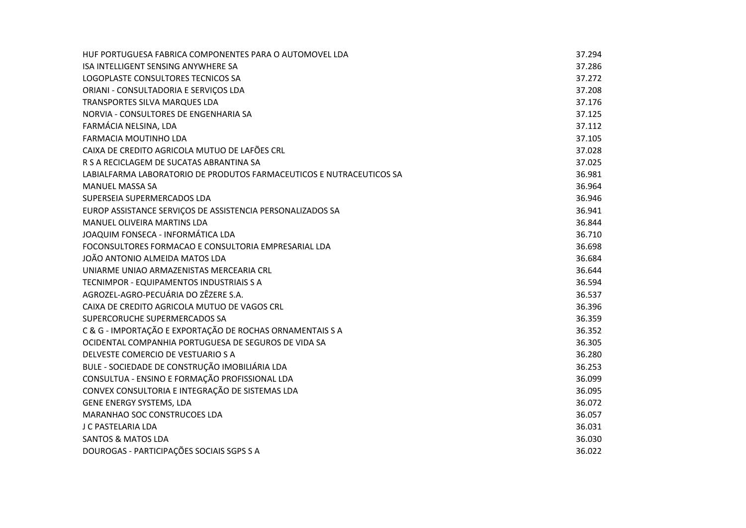| | |
|---|---|
| HUF PORTUGUESA FABRICA COMPONENTES PARA O AUTOMOVEL LDA | 37.294 |
| ISA INTELLIGENT SENSING ANYWHERE SA | 37.286 |
| LOGOPLASTE CONSULTORES TECNICOS SA | 37.272 |
| ORIANI - CONSULTADORIA E SERVIÇOS LDA | 37.208 |
| TRANSPORTES SILVA MARQUES LDA | 37.176 |
| NORVIA - CONSULTORES DE ENGENHARIA SA | 37.125 |
| FARMÁCIA NELSINA, LDA | 37.112 |
| FARMACIA MOUTINHO LDA | 37.105 |
| CAIXA DE CREDITO AGRICOLA MUTUO DE LAFÕES CRL | 37.028 |
| R S A RECICLAGEM DE SUCATAS ABRANTINA SA | 37.025 |
| LABIALFARMA LABORATORIO DE PRODUTOS FARMACEUTICOS E NUTRACEUTICOS SA | 36.981 |
| MANUEL MASSA SA | 36.964 |
| SUPERSEIA SUPERMERCADOS LDA | 36.946 |
| EUROP ASSISTANCE SERVIÇOS DE ASSISTENCIA PERSONALIZADOS SA | 36.941 |
| MANUEL OLIVEIRA MARTINS LDA | 36.844 |
| JOAQUIM FONSECA - INFORMÁTICA LDA | 36.710 |
| FOCONSULTORES FORMACAO E CONSULTORIA EMPRESARIAL LDA | 36.698 |
| JOÃO ANTONIO ALMEIDA MATOS LDA | 36.684 |
| UNIARME UNIAO ARMAZENISTAS MERCEARIA CRL | 36.644 |
| TECNIMPOR - EQUIPAMENTOS INDUSTRIAIS S A | 36.594 |
| AGROZEL-AGRO-PECUÁRIA DO ZÊZERE S.A. | 36.537 |
| CAIXA DE CREDITO AGRICOLA MUTUO DE VAGOS CRL | 36.396 |
| SUPERCORUCHE SUPERMERCADOS SA | 36.359 |
| C & G - IMPORTAÇÃO E EXPORTAÇÃO DE ROCHAS ORNAMENTAIS S A | 36.352 |
| OCIDENTAL COMPANHIA PORTUGUESA DE SEGUROS DE VIDA SA | 36.305 |
| DELVESTE COMERCIO DE VESTUARIO S A | 36.280 |
| BULE - SOCIEDADE DE CONSTRUÇÃO IMOBILIÁRIA LDA | 36.253 |
| CONSULTUA - ENSINO E FORMAÇÃO PROFISSIONAL LDA | 36.099 |
| CONVEX CONSULTORIA E INTEGRAÇÃO DE SISTEMAS LDA | 36.095 |
| GENE ENERGY SYSTEMS, LDA | 36.072 |
| MARANHAO SOC CONSTRUCOES LDA | 36.057 |
| J C PASTELARIA LDA | 36.031 |
| SANTOS & MATOS LDA | 36.030 |
| DOUROGAS - PARTICIPAÇÕES SOCIAIS SGPS S A | 36.022 |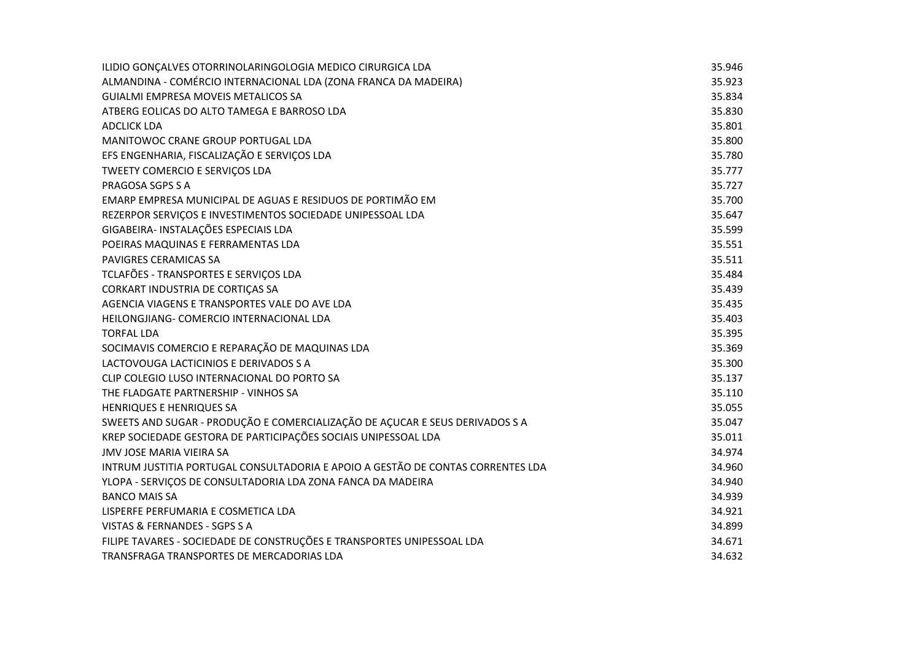| | |
|---|---|
| ILIDIO GONÇALVES OTORRINOLARINGOLOGIA MEDICO CIRURGICA LDA | 35.946 |
| ALMANDINA - COMÉRCIO INTERNACIONAL LDA (ZONA FRANCA DA MADEIRA) | 35.923 |
| GUIALMI EMPRESA MOVEIS METALICOS SA | 35.834 |
| ATBERG EOLICAS DO ALTO TAMEGA E BARROSO LDA | 35.830 |
| ADCLICK LDA | 35.801 |
| MANITOWOC CRANE GROUP PORTUGAL LDA | 35.800 |
| EFS ENGENHARIA, FISCALIZAÇÃO E SERVIÇOS LDA | 35.780 |
| TWEETY COMERCIO E SERVIÇOS LDA | 35.777 |
| PRAGOSA SGPS S A | 35.727 |
| EMARP EMPRESA MUNICIPAL DE AGUAS E RESIDUOS DE PORTIMÃO EM | 35.700 |
| REZERPOR SERVIÇOS E INVESTIMENTOS SOCIEDADE UNIPESSOAL LDA | 35.647 |
| GIGABEIRA- INSTALAÇÕES ESPECIAIS LDA | 35.599 |
| POEIRAS MAQUINAS E FERRAMENTAS LDA | 35.551 |
| PAVIGRES CERAMICAS SA | 35.511 |
| TCLAFÕES - TRANSPORTES E SERVIÇOS LDA | 35.484 |
| CORKART INDUSTRIA DE CORTIÇAS SA | 35.439 |
| AGENCIA VIAGENS E TRANSPORTES VALE DO AVE LDA | 35.435 |
| HEILONGJIANG- COMERCIO INTERNACIONAL LDA | 35.403 |
| TORFAL LDA | 35.395 |
| SOCIMAVIS COMERCIO E REPARAÇÃO DE MAQUINAS LDA | 35.369 |
| LACTOVOUGA LACTICINIOS E DERIVADOS S A | 35.300 |
| CLIP COLEGIO LUSO INTERNACIONAL DO PORTO SA | 35.137 |
| THE FLADGATE PARTNERSHIP - VINHOS SA | 35.110 |
| HENRIQUES E HENRIQUES SA | 35.055 |
| SWEETS AND SUGAR - PRODUÇÃO E COMERCIALIZAÇÃO DE AÇUCAR E SEUS DERIVADOS S A | 35.047 |
| KREP SOCIEDADE GESTORA DE PARTICIPAÇÕES SOCIAIS UNIPESSOAL LDA | 35.011 |
| JMV JOSE MARIA VIEIRA SA | 34.974 |
| INTRUM JUSTITIA PORTUGAL CONSULTADORIA E APOIO A GESTÃO DE CONTAS CORRENTES LDA | 34.960 |
| YLOPA - SERVIÇOS DE CONSULTADORIA LDA ZONA FANCA DA MADEIRA | 34.940 |
| BANCO MAIS SA | 34.939 |
| LISPERFE PERFUMARIA E COSMETICA LDA | 34.921 |
| VISTAS & FERNANDES - SGPS S A | 34.899 |
| FILIPE TAVARES - SOCIEDADE DE CONSTRUÇÕES E TRANSPORTES UNIPESSOAL LDA | 34.671 |
| TRANSFRAGA TRANSPORTES DE MERCADORIAS LDA | 34.632 |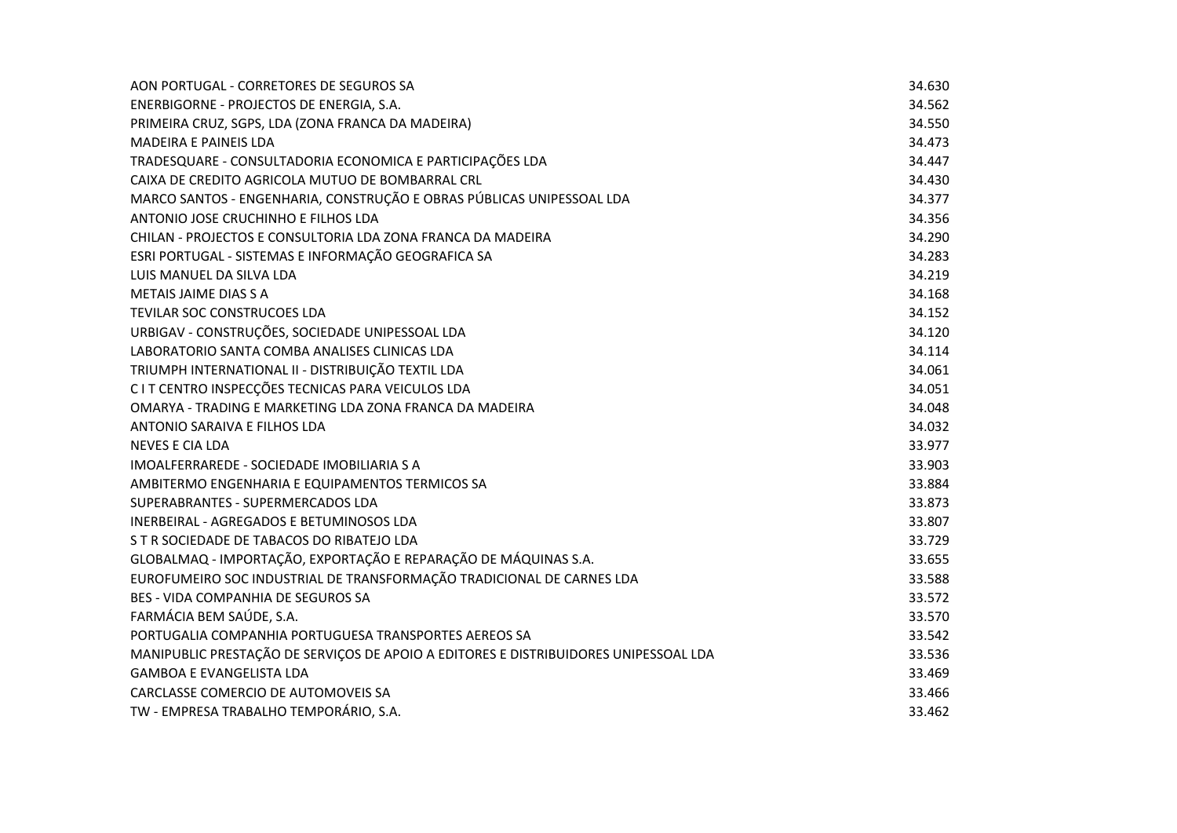| | |
|---|---|
| AON PORTUGAL - CORRETORES DE SEGUROS SA | 34.630 |
| ENERBIGORNE - PROJECTOS DE ENERGIA, S.A. | 34.562 |
| PRIMEIRA CRUZ, SGPS, LDA (ZONA FRANCA DA MADEIRA) | 34.550 |
| MADEIRA E PAINEIS LDA | 34.473 |
| TRADESQUARE - CONSULTADORIA ECONOMICA E PARTICIPAÇÕES LDA | 34.447 |
| CAIXA DE CREDITO AGRICOLA MUTUO DE BOMBARRAL CRL | 34.430 |
| MARCO SANTOS - ENGENHARIA, CONSTRUÇÃO E OBRAS PÚBLICAS UNIPESSOAL LDA | 34.377 |
| ANTONIO JOSE CRUCHINHO E FILHOS LDA | 34.356 |
| CHILAN - PROJECTOS E CONSULTORIA LDA ZONA FRANCA DA MADEIRA | 34.290 |
| ESRI PORTUGAL - SISTEMAS E INFORMAÇÃO GEOGRAFICA SA | 34.283 |
| LUIS MANUEL DA SILVA LDA | 34.219 |
| METAIS JAIME DIAS S A | 34.168 |
| TEVILAR SOC CONSTRUCOES LDA | 34.152 |
| URBIGAV - CONSTRUÇÕES, SOCIEDADE UNIPESSOAL LDA | 34.120 |
| LABORATORIO SANTA COMBA ANALISES CLINICAS LDA | 34.114 |
| TRIUMPH INTERNATIONAL II - DISTRIBUIÇÃO TEXTIL LDA | 34.061 |
| C I T CENTRO INSPECÇÕES TECNICAS PARA VEICULOS LDA | 34.051 |
| OMARYA - TRADING E MARKETING LDA ZONA FRANCA DA MADEIRA | 34.048 |
| ANTONIO SARAIVA E FILHOS LDA | 34.032 |
| NEVES E CIA LDA | 33.977 |
| IMOALFERRAREDE - SOCIEDADE IMOBILIARIA S A | 33.903 |
| AMBITERMO ENGENHARIA E EQUIPAMENTOS TERMICOS SA | 33.884 |
| SUPERABRANTES - SUPERMERCADOS LDA | 33.873 |
| INERBEIRAL - AGREGADOS E BETUMINOSOS LDA | 33.807 |
| S T R SOCIEDADE DE TABACOS DO RIBATEJO LDA | 33.729 |
| GLOBALMAQ - IMPORTAÇÃO, EXPORTAÇÃO E REPARAÇÃO DE MÁQUINAS S.A. | 33.655 |
| EUROFUMEIRO SOC INDUSTRIAL DE TRANSFORMAÇÃO TRADICIONAL DE CARNES LDA | 33.588 |
| BES - VIDA COMPANHIA DE SEGUROS SA | 33.572 |
| FARMÁCIA BEM SAÚDE, S.A. | 33.570 |
| PORTUGALIA COMPANHIA PORTUGUESA TRANSPORTES AEREOS SA | 33.542 |
| MANIPUBLIC PRESTAÇÃO DE SERVIÇOS DE APOIO A EDITORES E DISTRIBUIDORES UNIPESSOAL LDA | 33.536 |
| GAMBOA E EVANGELISTA LDA | 33.469 |
| CARCLASSE COMERCIO DE AUTOMOVEIS SA | 33.466 |
| TW - EMPRESA TRABALHO TEMPORÁRIO, S.A. | 33.462 |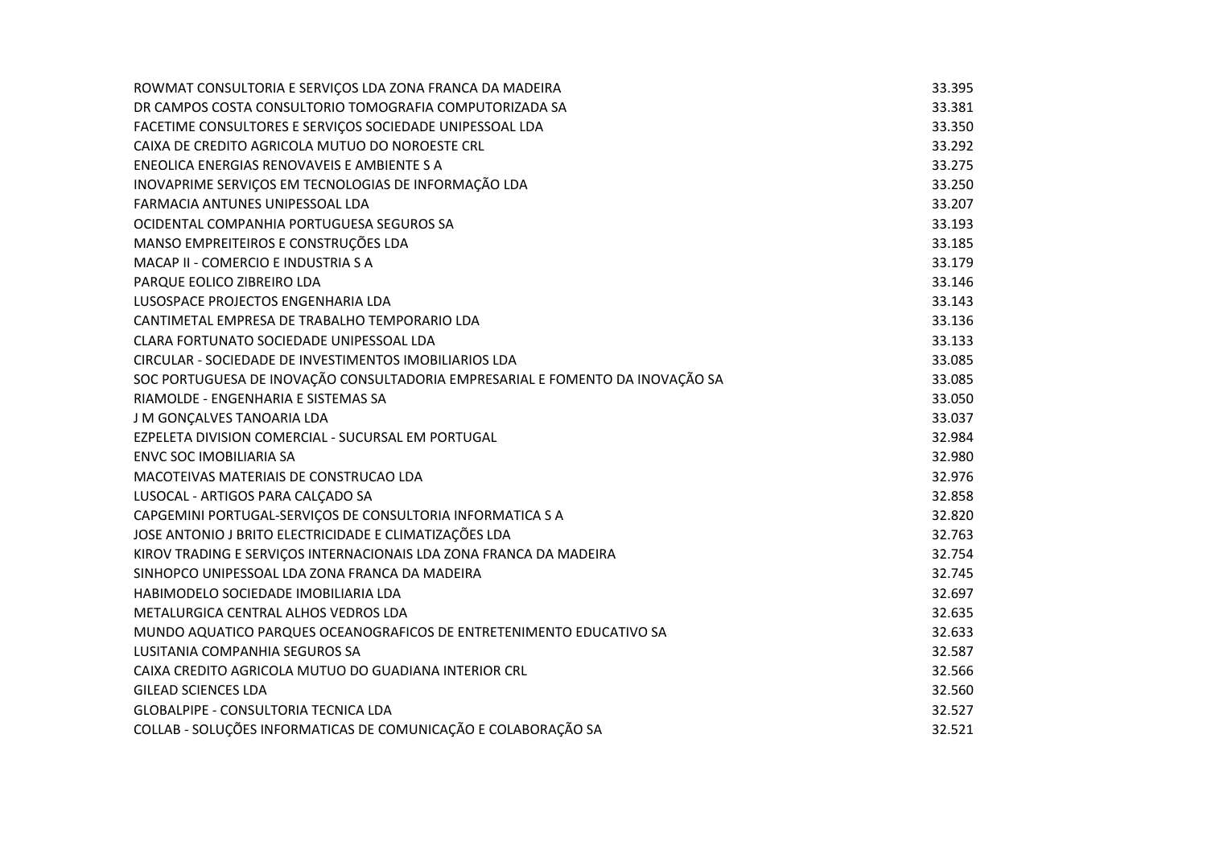| | |
|---|---|
| ROWMAT CONSULTORIA E SERVIÇOS LDA ZONA FRANCA DA MADEIRA | 33.395 |
| DR CAMPOS COSTA CONSULTORIO TOMOGRAFIA COMPUTORIZADA SA | 33.381 |
| FACETIME CONSULTORES E SERVIÇOS SOCIEDADE UNIPESSOAL LDA | 33.350 |
| CAIXA DE CREDITO AGRICOLA MUTUO DO NOROESTE CRL | 33.292 |
| ENEOLICA ENERGIAS RENOVAVEIS E AMBIENTE S A | 33.275 |
| INOVAPRIME SERVIÇOS EM TECNOLOGIAS DE INFORMAÇÃO LDA | 33.250 |
| FARMACIA ANTUNES UNIPESSOAL LDA | 33.207 |
| OCIDENTAL COMPANHIA PORTUGUESA SEGUROS SA | 33.193 |
| MANSO EMPREITEIROS E CONSTRUÇÕES LDA | 33.185 |
| MACAP II - COMERCIO E INDUSTRIA S A | 33.179 |
| PARQUE EOLICO ZIBREIRO LDA | 33.146 |
| LUSOSPACE PROJECTOS ENGENHARIA LDA | 33.143 |
| CANTIMETAL EMPRESA DE TRABALHO TEMPORARIO LDA | 33.136 |
| CLARA FORTUNATO SOCIEDADE UNIPESSOAL LDA | 33.133 |
| CIRCULAR - SOCIEDADE DE INVESTIMENTOS IMOBILIARIOS LDA | 33.085 |
| SOC PORTUGUESA DE INOVAÇÃO CONSULTADORIA EMPRESARIAL E FOMENTO DA INOVAÇÃO SA | 33.085 |
| RIAMOLDE - ENGENHARIA E SISTEMAS SA | 33.050 |
| J M GONÇALVES TANOARIA LDA | 33.037 |
| EZPELETA DIVISION COMERCIAL - SUCURSAL EM PORTUGAL | 32.984 |
| ENVC SOC IMOBILIARIA SA | 32.980 |
| MACOTEIVAS MATERIAIS DE CONSTRUCAO LDA | 32.976 |
| LUSOCAL - ARTIGOS PARA CALÇADO SA | 32.858 |
| CAPGEMINI PORTUGAL-SERVIÇOS DE CONSULTORIA INFORMATICA S A | 32.820 |
| JOSE ANTONIO J BRITO ELECTRICIDADE E CLIMATIZAÇÕES LDA | 32.763 |
| KIROV TRADING E SERVIÇOS INTERNACIONAIS LDA ZONA FRANCA DA MADEIRA | 32.754 |
| SINHOPCO UNIPESSOAL LDA ZONA FRANCA DA MADEIRA | 32.745 |
| HABIMODELO SOCIEDADE IMOBILIARIA LDA | 32.697 |
| METALURGICA CENTRAL ALHOS VEDROS LDA | 32.635 |
| MUNDO AQUATICO PARQUES OCEANOGRAFICOS DE ENTRETENIMENTO EDUCATIVO SA | 32.633 |
| LUSITANIA COMPANHIA SEGUROS SA | 32.587 |
| CAIXA CREDITO AGRICOLA MUTUO DO GUADIANA INTERIOR CRL | 32.566 |
| GILEAD SCIENCES LDA | 32.560 |
| GLOBALPIPE - CONSULTORIA TECNICA LDA | 32.527 |
| COLLAB - SOLUÇÕES INFORMATICAS DE COMUNICAÇÃO E COLABORAÇÃO SA | 32.521 |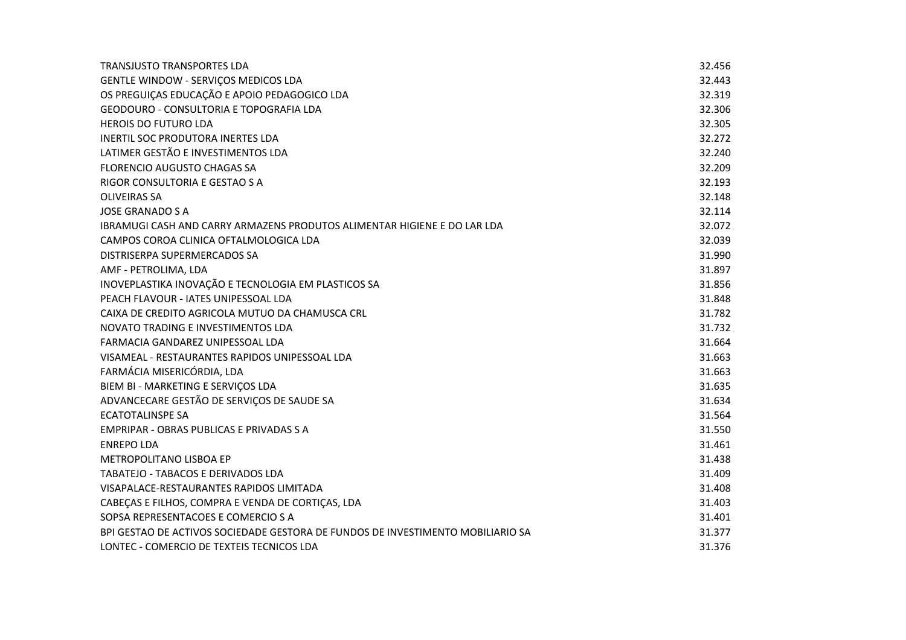| | |
|---|---|
| TRANSJUSTO TRANSPORTES LDA | 32.456 |
| GENTLE WINDOW - SERVIÇOS MEDICOS LDA | 32.443 |
| OS PREGUIÇAS EDUCAÇÃO E APOIO PEDAGOGICO LDA | 32.319 |
| GEODOURO - CONSULTORIA E TOPOGRAFIA LDA | 32.306 |
| HEROIS DO FUTURO LDA | 32.305 |
| INERTIL SOC PRODUTORA INERTES LDA | 32.272 |
| LATIMER GESTÃO E INVESTIMENTOS LDA | 32.240 |
| FLORENCIO AUGUSTO CHAGAS SA | 32.209 |
| RIGOR CONSULTORIA E GESTAO S A | 32.193 |
| OLIVEIRAS SA | 32.148 |
| JOSE GRANADO S A | 32.114 |
| IBRAMUGI CASH AND CARRY ARMAZENS PRODUTOS ALIMENTAR HIGIENE E DO LAR LDA | 32.072 |
| CAMPOS COROA CLINICA OFTALMOLOGICA LDA | 32.039 |
| DISTRISERPA SUPERMERCADOS SA | 31.990 |
| AMF - PETROLIMA, LDA | 31.897 |
| INOVEPLASTIKA INOVAÇÃO E TECNOLOGIA EM PLASTICOS SA | 31.856 |
| PEACH FLAVOUR - IATES UNIPESSOAL LDA | 31.848 |
| CAIXA DE CREDITO AGRICOLA MUTUO DA CHAMUSCA CRL | 31.782 |
| NOVATO TRADING E INVESTIMENTOS LDA | 31.732 |
| FARMACIA GANDAREZ UNIPESSOAL LDA | 31.664 |
| VISAMEAL - RESTAURANTES RAPIDOS UNIPESSOAL LDA | 31.663 |
| FARMÁCIA MISERICÓRDIA, LDA | 31.663 |
| BIEM BI - MARKETING E SERVIÇOS LDA | 31.635 |
| ADVANCECARE GESTÃO DE SERVIÇOS DE SAUDE SA | 31.634 |
| ECATOTALINSPE SA | 31.564 |
| EMPRIPAR - OBRAS PUBLICAS E PRIVADAS S A | 31.550 |
| ENREPO LDA | 31.461 |
| METROPOLITANO LISBOA EP | 31.438 |
| TABATEJO - TABACOS E DERIVADOS LDA | 31.409 |
| VISAPALACE-RESTAURANTES RAPIDOS LIMITADA | 31.408 |
| CABEÇAS E FILHOS, COMPRA E VENDA DE CORTIÇAS, LDA | 31.403 |
| SOPSA REPRESENTACOES E COMERCIO S A | 31.401 |
| BPI GESTAO DE ACTIVOS SOCIEDADE GESTORA DE FUNDOS DE INVESTIMENTO MOBILIARIO SA | 31.377 |
| LONTEC - COMERCIO DE TEXTEIS TECNICOS LDA | 31.376 |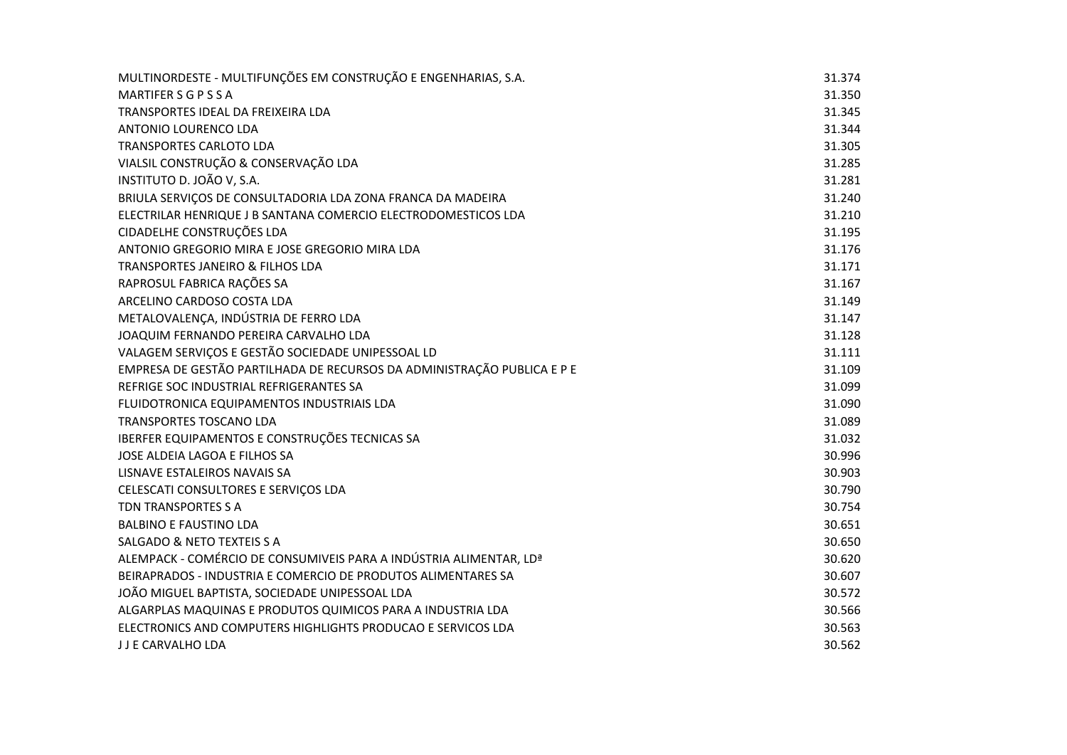| | |
|---|---|
| MULTINORDESTE - MULTIFUNÇÕES EM CONSTRUÇÃO E ENGENHARIAS, S.A. | 31.374 |
| MARTIFER S G P S S A | 31.350 |
| TRANSPORTES IDEAL DA FREIXEIRA LDA | 31.345 |
| ANTONIO LOURENCO LDA | 31.344 |
| TRANSPORTES CARLOTO LDA | 31.305 |
| VIALSIL CONSTRUÇÃO & CONSERVAÇÃO LDA | 31.285 |
| INSTITUTO D. JOÃO V, S.A. | 31.281 |
| BRIULA SERVIÇOS DE CONSULTADORIA LDA ZONA FRANCA DA MADEIRA | 31.240 |
| ELECTRILAR HENRIQUE J B SANTANA COMERCIO ELECTRODOMESTICOS LDA | 31.210 |
| CIDADELHE CONSTRUÇÕES LDA | 31.195 |
| ANTONIO GREGORIO MIRA E JOSE GREGORIO MIRA LDA | 31.176 |
| TRANSPORTES JANEIRO & FILHOS LDA | 31.171 |
| RAPROSUL FABRICA RAÇÕES SA | 31.167 |
| ARCELINO CARDOSO COSTA LDA | 31.149 |
| METALOVALENÇA, INDÚSTRIA DE FERRO LDA | 31.147 |
| JOAQUIM FERNANDO PEREIRA CARVALHO LDA | 31.128 |
| VALAGEM SERVIÇOS E GESTÃO SOCIEDADE UNIPESSOAL LD | 31.111 |
| EMPRESA DE GESTÃO PARTILHADA DE RECURSOS DA ADMINISTRAÇÃO PUBLICA E P E | 31.109 |
| REFRIGE SOC INDUSTRIAL REFRIGERANTES SA | 31.099 |
| FLUIDOTRONICA EQUIPAMENTOS INDUSTRIAIS LDA | 31.090 |
| TRANSPORTES TOSCANO LDA | 31.089 |
| IBERFER EQUIPAMENTOS E CONSTRUÇÕES TECNICAS SA | 31.032 |
| JOSE ALDEIA LAGOA E FILHOS SA | 30.996 |
| LISNAVE ESTALEIROS NAVAIS SA | 30.903 |
| CELESCATI CONSULTORES E SERVIÇOS LDA | 30.790 |
| TDN TRANSPORTES S A | 30.754 |
| BALBINO E FAUSTINO LDA | 30.651 |
| SALGADO & NETO TEXTEIS S A | 30.650 |
| ALEMPACK - COMÉRCIO DE CONSUMIVEIS PARA A INDÚSTRIA ALIMENTAR, LDª | 30.620 |
| BEIRAPRADOS - INDUSTRIA E COMERCIO DE PRODUTOS ALIMENTARES SA | 30.607 |
| JOÃO MIGUEL BAPTISTA, SOCIEDADE UNIPESSOAL LDA | 30.572 |
| ALGARPLAS MAQUINAS E PRODUTOS QUIMICOS PARA A INDUSTRIA LDA | 30.566 |
| ELECTRONICS AND COMPUTERS HIGHLIGHTS PRODUCAO E SERVICOS LDA | 30.563 |
| J J E CARVALHO LDA | 30.562 |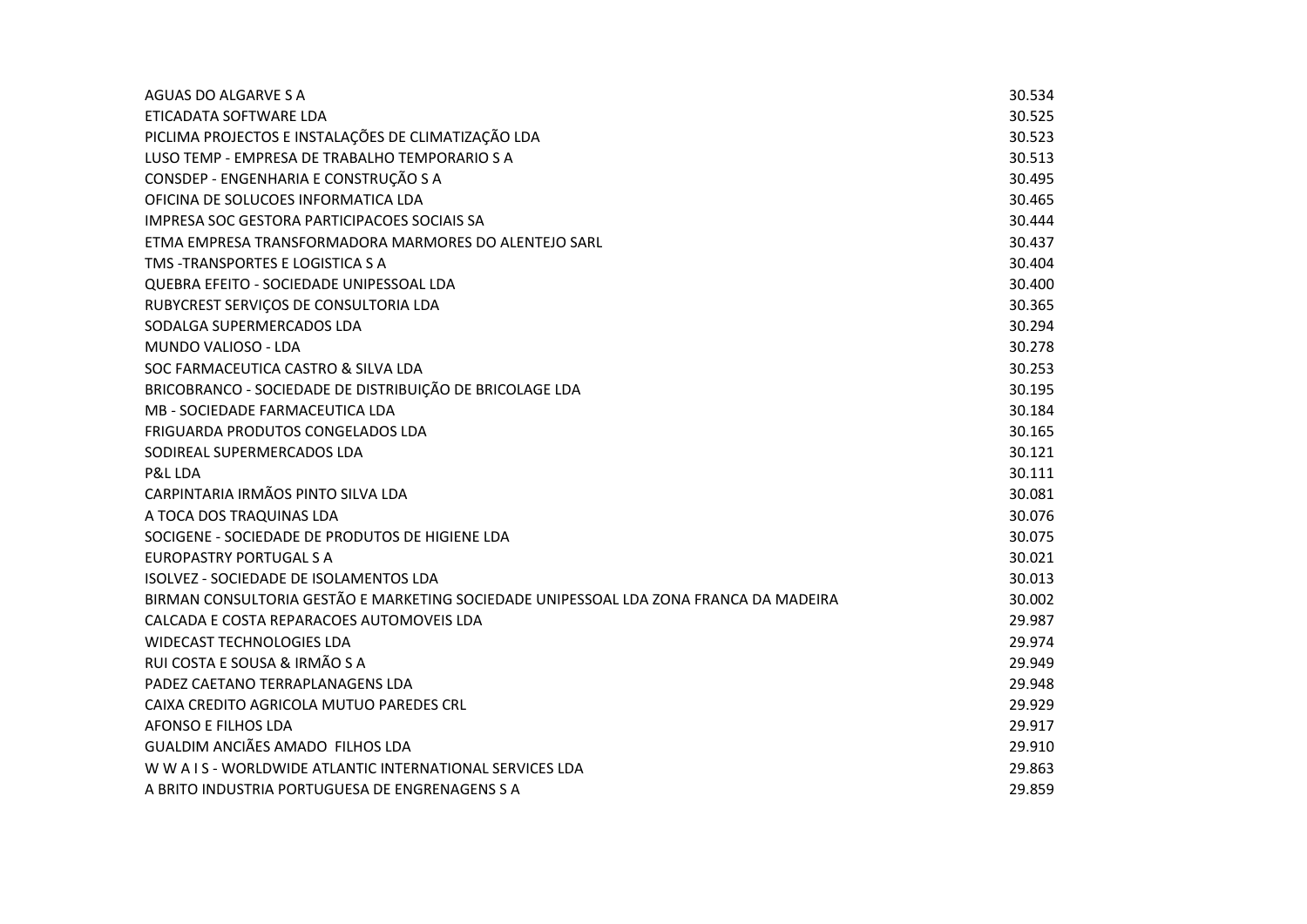| | |
|---|---|
| AGUAS DO ALGARVE S A | 30.534 |
| ETICADATA SOFTWARE LDA | 30.525 |
| PICLIMA PROJECTOS E INSTALAÇÕES DE CLIMATIZAÇÃO LDA | 30.523 |
| LUSO TEMP - EMPRESA DE TRABALHO TEMPORARIO S A | 30.513 |
| CONSDEP - ENGENHARIA E CONSTRUÇÃO S A | 30.495 |
| OFICINA DE SOLUCOES INFORMATICA LDA | 30.465 |
| IMPRESA SOC GESTORA PARTICIPACOES SOCIAIS SA | 30.444 |
| ETMA EMPRESA TRANSFORMADORA MARMORES DO ALENTEJO SARL | 30.437 |
| TMS -TRANSPORTES E LOGISTICA S A | 30.404 |
| QUEBRA EFEITO - SOCIEDADE UNIPESSOAL LDA | 30.400 |
| RUBYCREST SERVIÇOS DE CONSULTORIA LDA | 30.365 |
| SODALGA SUPERMERCADOS LDA | 30.294 |
| MUNDO VALIOSO - LDA | 30.278 |
| SOC FARMACEUTICA CASTRO & SILVA LDA | 30.253 |
| BRICOBRANCO - SOCIEDADE DE DISTRIBUIÇÃO DE BRICOLAGE LDA | 30.195 |
| MB - SOCIEDADE FARMACEUTICA LDA | 30.184 |
| FRIGUARDA PRODUTOS CONGELADOS LDA | 30.165 |
| SODIREAL SUPERMERCADOS LDA | 30.121 |
| P&L LDA | 30.111 |
| CARPINTARIA IRMÃOS PINTO SILVA LDA | 30.081 |
| A TOCA DOS TRAQUINAS LDA | 30.076 |
| SOCIGENE - SOCIEDADE DE PRODUTOS DE HIGIENE LDA | 30.075 |
| EUROPASTRY PORTUGAL S A | 30.021 |
| ISOLVEZ - SOCIEDADE DE ISOLAMENTOS LDA | 30.013 |
| BIRMAN CONSULTORIA GESTÃO E MARKETING SOCIEDADE UNIPESSOAL LDA ZONA FRANCA DA MADEIRA | 30.002 |
| CALCADA E COSTA REPARACOES AUTOMOVEIS LDA | 29.987 |
| WIDECAST TECHNOLOGIES LDA | 29.974 |
| RUI COSTA E SOUSA & IRMÃO S A | 29.949 |
| PADEZ CAETANO TERRAPLANAGENS LDA | 29.948 |
| CAIXA CREDITO AGRICOLA MUTUO PAREDES CRL | 29.929 |
| AFONSO E FILHOS LDA | 29.917 |
| GUALDIM ANCIÃES AMADO FILHOS LDA | 29.910 |
| W W A I S - WORLDWIDE ATLANTIC INTERNATIONAL SERVICES LDA | 29.863 |
| A BRITO INDUSTRIA PORTUGUESA DE ENGRENAGENS S A | 29.859 |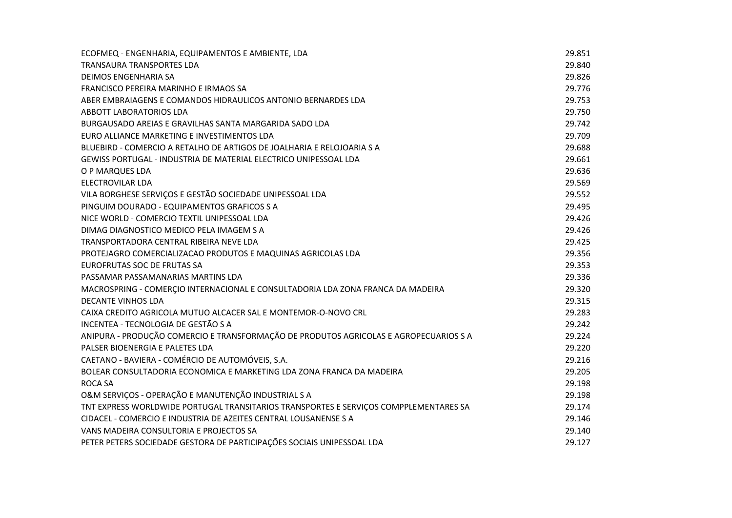| | |
|---|---|
| ECOFMEQ - ENGENHARIA, EQUIPAMENTOS E AMBIENTE, LDA | 29.851 |
| TRANSAURA TRANSPORTES LDA | 29.840 |
| DEIMOS ENGENHARIA SA | 29.826 |
| FRANCISCO PEREIRA MARINHO E IRMAOS SA | 29.776 |
| ABER EMBRAIAGENS E COMANDOS HIDRAULICOS ANTONIO BERNARDES LDA | 29.753 |
| ABBOTT LABORATORIOS LDA | 29.750 |
| BURGAUSADO AREIAS E GRAVILHAS SANTA MARGARIDA SADO LDA | 29.742 |
| EURO ALLIANCE MARKETING E INVESTIMENTOS LDA | 29.709 |
| BLUEBIRD - COMERCIO A RETALHO DE ARTIGOS DE JOALHARIA E RELOJOARIA S A | 29.688 |
| GEWISS PORTUGAL - INDUSTRIA DE MATERIAL ELECTRICO UNIPESSOAL LDA | 29.661 |
| O P MARQUES LDA | 29.636 |
| ELECTROVILAR LDA | 29.569 |
| VILA BORGHESE SERVIÇOS E GESTÃO SOCIEDADE UNIPESSOAL LDA | 29.552 |
| PINGUIM DOURADO - EQUIPAMENTOS GRAFICOS S A | 29.495 |
| NICE WORLD - COMERCIO TEXTIL UNIPESSOAL LDA | 29.426 |
| DIMAG DIAGNOSTICO MEDICO PELA IMAGEM S A | 29.426 |
| TRANSPORTADORA CENTRAL RIBEIRA NEVE LDA | 29.425 |
| PROTEJAGRO COMERCIALIZACAO PRODUTOS E MAQUINAS AGRICOLAS LDA | 29.356 |
| EUROFRUTAS SOC DE FRUTAS SA | 29.353 |
| PASSAMAR PASSAMANARIAS MARTINS LDA | 29.336 |
| MACROSPRING - COMERÇIO INTERNACIONAL E CONSULTADORIA LDA ZONA FRANCA DA MADEIRA | 29.320 |
| DECANTE VINHOS LDA | 29.315 |
| CAIXA CREDITO AGRICOLA MUTUO ALCACER SAL E MONTEMOR-O-NOVO CRL | 29.283 |
| INCENTEA - TECNOLOGIA DE GESTÃO S A | 29.242 |
| ANIPURA - PRODUÇÃO COMERCIO E TRANSFORMAÇÃO DE PRODUTOS AGRICOLAS E AGROPECUARIOS S A | 29.224 |
| PALSER BIOENERGIA E PALETES LDA | 29.220 |
| CAETANO - BAVIERA - COMÉRCIO DE AUTOMÓVEIS, S.A. | 29.216 |
| BOLEAR CONSULTADORIA ECONOMICA E MARKETING LDA ZONA FRANCA DA MADEIRA | 29.205 |
| ROCA SA | 29.198 |
| O&M SERVIÇOS - OPERAÇÃO E MANUTENÇÃO INDUSTRIAL S A | 29.198 |
| TNT EXPRESS WORLDWIDE PORTUGAL TRANSITARIOS TRANSPORTES E SERVIÇOS COMPPLEMENTARES SA | 29.174 |
| CIDACEL - COMERCIO E INDUSTRIA DE AZEITES CENTRAL LOUSANENSE S A | 29.146 |
| VANS MADEIRA CONSULTORIA E PROJECTOS SA | 29.140 |
| PETER PETERS SOCIEDADE GESTORA DE PARTICIPAÇÕES SOCIAIS UNIPESSOAL LDA | 29.127 |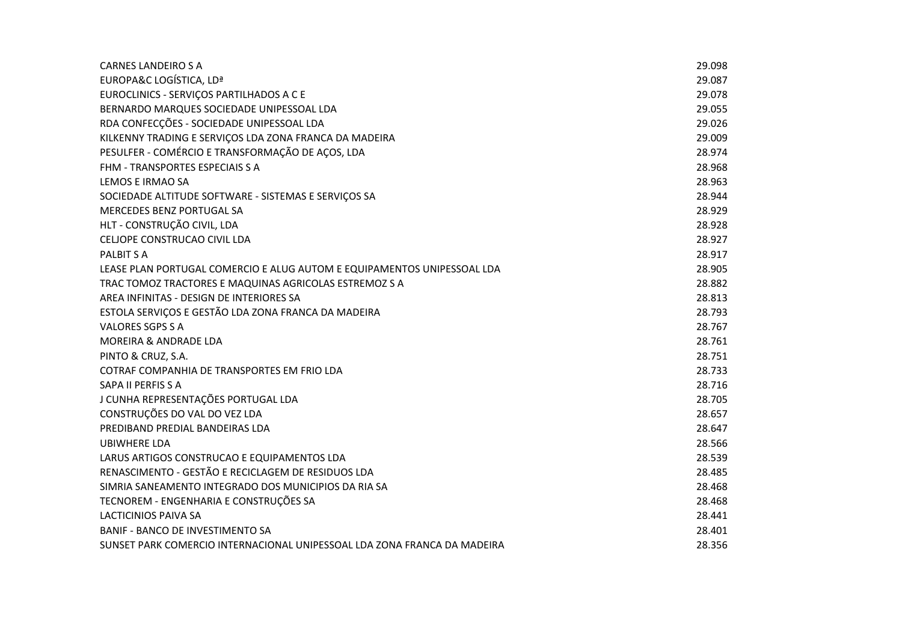| | |
|---|---|
| CARNES LANDEIRO S A | 29.098 |
| EUROPA&C LOGÍSTICA, LDª | 29.087 |
| EUROCLINICS - SERVIÇOS PARTILHADOS A C E | 29.078 |
| BERNARDO MARQUES SOCIEDADE UNIPESSOAL LDA | 29.055 |
| RDA CONFECÇÕES - SOCIEDADE UNIPESSOAL LDA | 29.026 |
| KILKENNY TRADING E SERVIÇOS LDA ZONA FRANCA DA MADEIRA | 29.009 |
| PESULFER - COMÉRCIO E TRANSFORMAÇÃO DE AÇOS, LDA | 28.974 |
| FHM - TRANSPORTES ESPECIAIS S A | 28.968 |
| LEMOS E IRMAO SA | 28.963 |
| SOCIEDADE ALTITUDE SOFTWARE - SISTEMAS E SERVIÇOS SA | 28.944 |
| MERCEDES BENZ PORTUGAL SA | 28.929 |
| HLT - CONSTRUÇÃO CIVIL, LDA | 28.928 |
| CELJOPE CONSTRUCAO CIVIL LDA | 28.927 |
| PALBIT S A | 28.917 |
| LEASE PLAN PORTUGAL COMERCIO E ALUG AUTOM E EQUIPAMENTOS UNIPESSOAL LDA | 28.905 |
| TRAC TOMOZ TRACTORES E MAQUINAS AGRICOLAS ESTREMOZ S A | 28.882 |
| AREA INFINITAS - DESIGN DE INTERIORES SA | 28.813 |
| ESTOLA SERVIÇOS E GESTÃO LDA ZONA FRANCA DA MADEIRA | 28.793 |
| VALORES SGPS S A | 28.767 |
| MOREIRA & ANDRADE LDA | 28.761 |
| PINTO & CRUZ, S.A. | 28.751 |
| COTRAF COMPANHIA DE TRANSPORTES EM FRIO LDA | 28.733 |
| SAPA II PERFIS S A | 28.716 |
| J CUNHA REPRESENTAÇÕES PORTUGAL LDA | 28.705 |
| CONSTRUÇÕES DO VAL DO VEZ LDA | 28.657 |
| PREDIBAND PREDIAL BANDEIRAS LDA | 28.647 |
| UBIWHERE LDA | 28.566 |
| LARUS ARTIGOS CONSTRUCAO E EQUIPAMENTOS LDA | 28.539 |
| RENASCIMENTO - GESTÃO E RECICLAGEM DE RESIDUOS LDA | 28.485 |
| SIMRIA SANEAMENTO INTEGRADO DOS MUNICIPIOS DA RIA SA | 28.468 |
| TECNOREM - ENGENHARIA E CONSTRUÇÕES SA | 28.468 |
| LACTICINIOS PAIVA SA | 28.441 |
| BANIF - BANCO DE INVESTIMENTO SA | 28.401 |
| SUNSET PARK COMERCIO INTERNACIONAL UNIPESSOAL LDA ZONA FRANCA DA MADEIRA | 28.356 |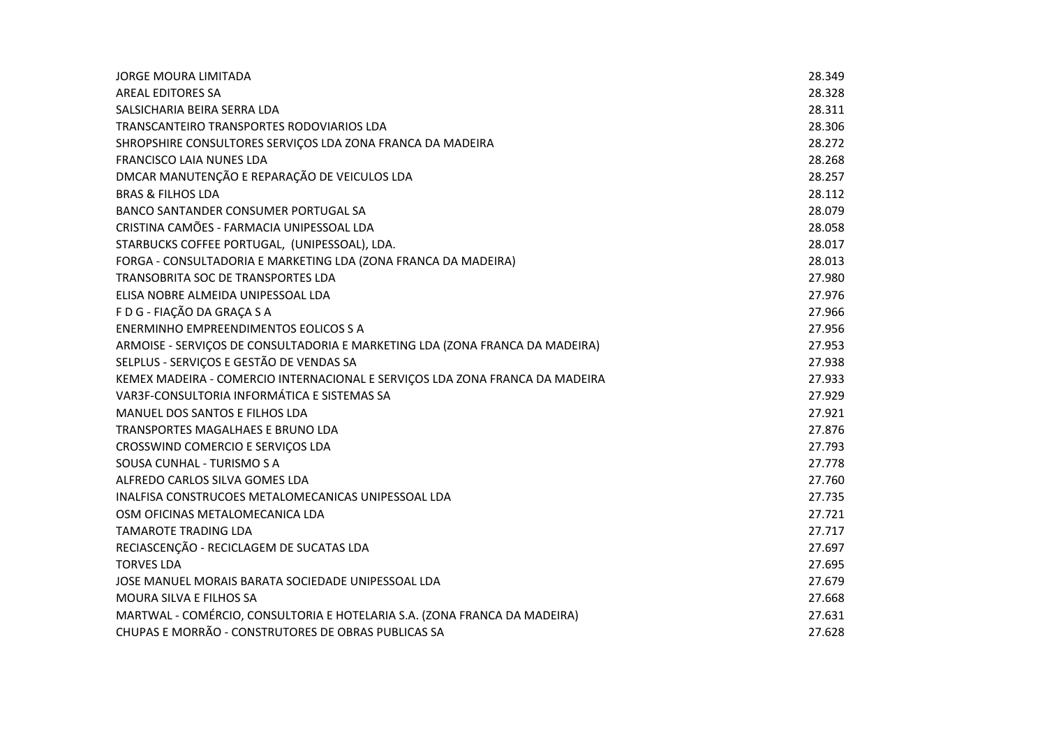| | |
|---|---|
| JORGE MOURA LIMITADA | 28.349 |
| AREAL EDITORES SA | 28.328 |
| SALSICHARIA BEIRA SERRA LDA | 28.311 |
| TRANSCANTEIRO TRANSPORTES RODOVIARIOS LDA | 28.306 |
| SHROPSHIRE CONSULTORES SERVIÇOS LDA ZONA FRANCA DA MADEIRA | 28.272 |
| FRANCISCO LAIA NUNES LDA | 28.268 |
| DMCAR MANUTENÇÃO E REPARAÇÃO DE VEICULOS LDA | 28.257 |
| BRAS & FILHOS LDA | 28.112 |
| BANCO SANTANDER CONSUMER PORTUGAL SA | 28.079 |
| CRISTINA CAMÕES - FARMACIA UNIPESSOAL LDA | 28.058 |
| STARBUCKS COFFEE PORTUGAL, (UNIPESSOAL), LDA. | 28.017 |
| FORGA - CONSULTADORIA E MARKETING LDA (ZONA FRANCA DA MADEIRA) | 28.013 |
| TRANSOBRITA SOC DE TRANSPORTES LDA | 27.980 |
| ELISA NOBRE ALMEIDA UNIPESSOAL LDA | 27.976 |
| F D G - FIAÇÃO DA GRAÇA S A | 27.966 |
| ENERMINHO EMPREENDIMENTOS EOLICOS S A | 27.956 |
| ARMOISE - SERVIÇOS DE CONSULTADORIA E MARKETING LDA (ZONA FRANCA DA MADEIRA) | 27.953 |
| SELPLUS - SERVIÇOS E GESTÃO DE VENDAS SA | 27.938 |
| KEMEX MADEIRA - COMERCIO INTERNACIONAL E SERVIÇOS LDA ZONA FRANCA DA MADEIRA | 27.933 |
| VAR3F-CONSULTORIA INFORMÁTICA E SISTEMAS SA | 27.929 |
| MANUEL DOS SANTOS E FILHOS LDA | 27.921 |
| TRANSPORTES MAGALHAES E BRUNO LDA | 27.876 |
| CROSSWIND COMERCIO E SERVIÇOS LDA | 27.793 |
| SOUSA CUNHAL - TURISMO S A | 27.778 |
| ALFREDO CARLOS SILVA GOMES LDA | 27.760 |
| INALFISA CONSTRUCOES METALOMECANICAS UNIPESSOAL LDA | 27.735 |
| OSM OFICINAS METALOMECANICA LDA | 27.721 |
| TAMAROTE TRADING LDA | 27.717 |
| RECIASCENÇÃO - RECICLAGEM DE SUCATAS LDA | 27.697 |
| TORVES LDA | 27.695 |
| JOSE MANUEL MORAIS BARATA SOCIEDADE UNIPESSOAL LDA | 27.679 |
| MOURA SILVA E FILHOS SA | 27.668 |
| MARTWAL - COMÉRCIO, CONSULTORIA E HOTELARIA S.A. (ZONA FRANCA DA MADEIRA) | 27.631 |
| CHUPAS E MORRÃO - CONSTRUTORES DE OBRAS PUBLICAS SA | 27.628 |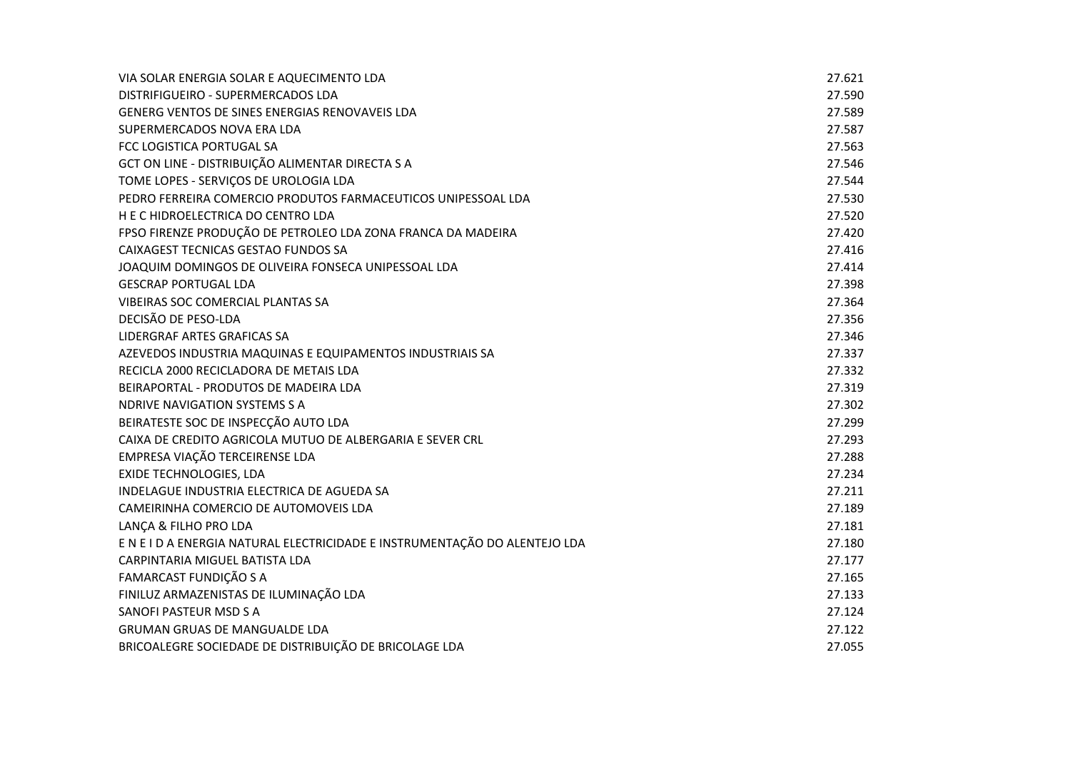| | |
|---|---|
| VIA SOLAR ENERGIA SOLAR E AQUECIMENTO LDA | 27.621 |
| DISTRIFIGUEIRO - SUPERMERCADOS LDA | 27.590 |
| GENERG VENTOS DE SINES ENERGIAS RENOVAVEIS LDA | 27.589 |
| SUPERMERCADOS NOVA ERA LDA | 27.587 |
| FCC LOGISTICA PORTUGAL SA | 27.563 |
| GCT ON LINE - DISTRIBUIÇÃO ALIMENTAR DIRECTA S A | 27.546 |
| TOME LOPES - SERVIÇOS DE UROLOGIA LDA | 27.544 |
| PEDRO FERREIRA COMERCIO PRODUTOS FARMACEUTICOS UNIPESSOAL LDA | 27.530 |
| H E C HIDROELECTRICA DO CENTRO LDA | 27.520 |
| FPSO FIRENZE PRODUÇÃO DE PETROLEO LDA ZONA FRANCA DA MADEIRA | 27.420 |
| CAIXAGEST TECNICAS GESTAO FUNDOS SA | 27.416 |
| JOAQUIM DOMINGOS DE OLIVEIRA FONSECA UNIPESSOAL LDA | 27.414 |
| GESCRAP PORTUGAL LDA | 27.398 |
| VIBEIRAS SOC COMERCIAL PLANTAS SA | 27.364 |
| DECISÃO DE PESO-LDA | 27.356 |
| LIDERGRAF ARTES GRAFICAS SA | 27.346 |
| AZEVEDOS INDUSTRIA MAQUINAS E EQUIPAMENTOS INDUSTRIAIS SA | 27.337 |
| RECICLA 2000 RECICLADORA DE METAIS LDA | 27.332 |
| BEIRAPORTAL - PRODUTOS DE MADEIRA LDA | 27.319 |
| NDRIVE NAVIGATION SYSTEMS S A | 27.302 |
| BEIRATESTE SOC DE INSPECÇÃO AUTO LDA | 27.299 |
| CAIXA DE CREDITO AGRICOLA MUTUO DE ALBERGARIA E SEVER CRL | 27.293 |
| EMPRESA VIAÇÃO TERCEIRENSE LDA | 27.288 |
| EXIDE TECHNOLOGIES, LDA | 27.234 |
| INDELAGUE INDUSTRIA ELECTRICA DE AGUEDA SA | 27.211 |
| CAMEIRINHA COMERCIO DE AUTOMOVEIS LDA | 27.189 |
| LANÇA & FILHO PRO LDA | 27.181 |
| E N E I D A ENERGIA NATURAL ELECTRICIDADE E INSTRUMENTAÇÃO DO ALENTEJO LDA | 27.180 |
| CARPINTARIA MIGUEL BATISTA LDA | 27.177 |
| FAMARCAST FUNDIÇÃO S A | 27.165 |
| FINILUZ ARMAZENISTAS DE ILUMINAÇÃO LDA | 27.133 |
| SANOFI PASTEUR MSD S A | 27.124 |
| GRUMAN GRUAS DE MANGUALDE LDA | 27.122 |
| BRICOALEGRE SOCIEDADE DE DISTRIBUIÇÃO DE BRICOLAGE LDA | 27.055 |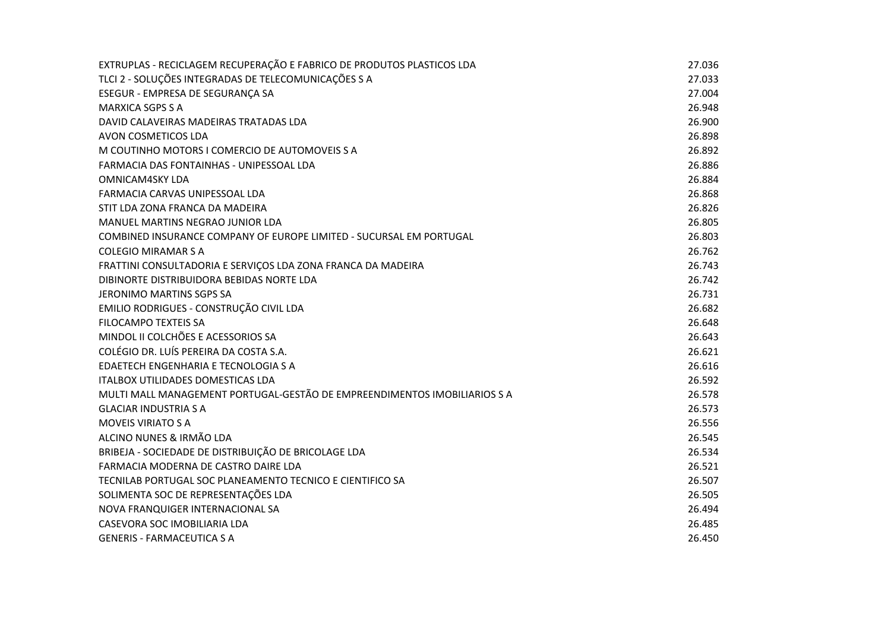| | |
|---|---|
| EXTRUPLAS - RECICLAGEM RECUPERAÇÃO E FABRICO DE PRODUTOS PLASTICOS LDA | 27.036 |
| TLCI 2 - SOLUÇÕES INTEGRADAS DE TELECOMUNICAÇÕES S A | 27.033 |
| ESEGUR - EMPRESA DE SEGURANÇA SA | 27.004 |
| MARXICA SGPS S A | 26.948 |
| DAVID CALAVEIRAS MADEIRAS TRATADAS LDA | 26.900 |
| AVON COSMETICOS LDA | 26.898 |
| M COUTINHO MOTORS I COMERCIO DE AUTOMOVEIS S A | 26.892 |
| FARMACIA DAS FONTAINHAS - UNIPESSOAL LDA | 26.886 |
| OMNICAM4SKY LDA | 26.884 |
| FARMACIA CARVAS UNIPESSOAL LDA | 26.868 |
| STIT LDA ZONA FRANCA DA MADEIRA | 26.826 |
| MANUEL MARTINS NEGRAO JUNIOR LDA | 26.805 |
| COMBINED INSURANCE COMPANY OF EUROPE LIMITED - SUCURSAL EM PORTUGAL | 26.803 |
| COLEGIO MIRAMAR S A | 26.762 |
| FRATTINI CONSULTADORIA E SERVIÇOS LDA ZONA FRANCA DA MADEIRA | 26.743 |
| DIBINORTE DISTRIBUIDORA BEBIDAS NORTE LDA | 26.742 |
| JERONIMO MARTINS SGPS SA | 26.731 |
| EMILIO RODRIGUES - CONSTRUÇÃO CIVIL LDA | 26.682 |
| FILOCAMPO TEXTEIS SA | 26.648 |
| MINDOL II COLCHÕES E ACESSORIOS SA | 26.643 |
| COLÉGIO DR. LUÍS PEREIRA DA COSTA S.A. | 26.621 |
| EDAETECH ENGENHARIA E TECNOLOGIA S A | 26.616 |
| ITALBOX UTILIDADES DOMESTICAS LDA | 26.592 |
| MULTI MALL MANAGEMENT PORTUGAL-GESTÃO DE EMPREENDIMENTOS IMOBILIARIOS S A | 26.578 |
| GLACIAR INDUSTRIA S A | 26.573 |
| MOVEIS VIRIATO S A | 26.556 |
| ALCINO NUNES & IRMÃO LDA | 26.545 |
| BRIBEJA - SOCIEDADE DE DISTRIBUIÇÃO DE BRICOLAGE LDA | 26.534 |
| FARMACIA MODERNA DE CASTRO DAIRE LDA | 26.521 |
| TECNILAB PORTUGAL SOC PLANEAMENTO TECNICO E CIENTIFICO SA | 26.507 |
| SOLIMENTA SOC DE REPRESENTAÇÕES LDA | 26.505 |
| NOVA FRANQUIGER INTERNACIONAL SA | 26.494 |
| CASEVORA SOC IMOBILIARIA LDA | 26.485 |
| GENERIS - FARMACEUTICA S A | 26.450 |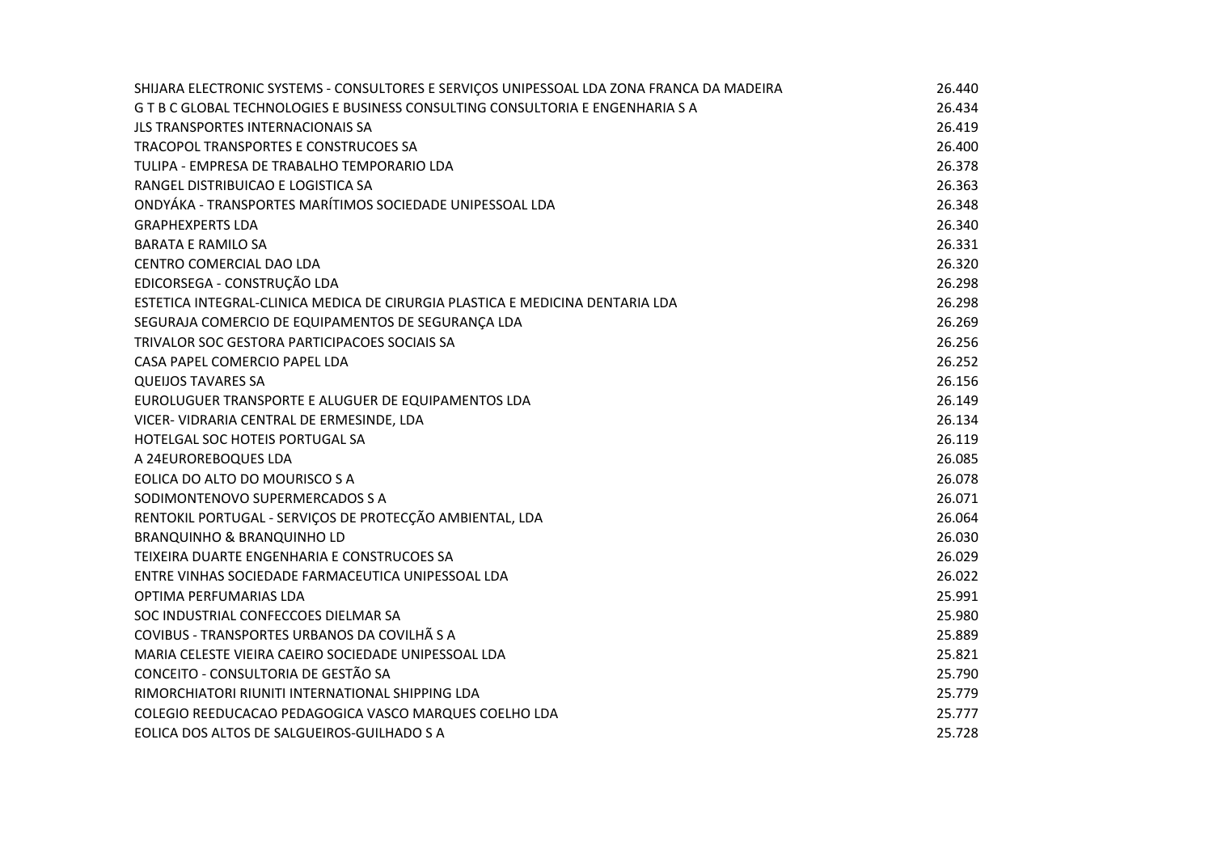| | |
|---|---|
| SHIJARA ELECTRONIC SYSTEMS - CONSULTORES E SERVIÇOS UNIPESSOAL LDA ZONA FRANCA DA MADEIRA | 26.440 |
| G T B C GLOBAL TECHNOLOGIES E BUSINESS CONSULTING CONSULTORIA E ENGENHARIA S A | 26.434 |
| JLS TRANSPORTES INTERNACIONAIS SA | 26.419 |
| TRACOPOL TRANSPORTES E CONSTRUCOES SA | 26.400 |
| TULIPA - EMPRESA DE TRABALHO TEMPORARIO LDA | 26.378 |
| RANGEL DISTRIBUICAO E LOGISTICA SA | 26.363 |
| ONDYÁKA - TRANSPORTES MARÍTIMOS SOCIEDADE UNIPESSOAL LDA | 26.348 |
| GRAPHEXPERTS LDA | 26.340 |
| BARATA E RAMILO SA | 26.331 |
| CENTRO COMERCIAL DAO LDA | 26.320 |
| EDICORSEGA - CONSTRUÇÃO LDA | 26.298 |
| ESTETICA INTEGRAL-CLINICA MEDICA DE CIRURGIA PLASTICA E MEDICINA DENTARIA LDA | 26.298 |
| SEGURAJA COMERCIO DE EQUIPAMENTOS DE SEGURANÇA LDA | 26.269 |
| TRIVALOR SOC GESTORA PARTICIPACOES SOCIAIS SA | 26.256 |
| CASA PAPEL COMERCIO PAPEL LDA | 26.252 |
| QUEIJOS TAVARES SA | 26.156 |
| EUROLUGUER TRANSPORTE E ALUGUER DE EQUIPAMENTOS LDA | 26.149 |
| VICER- VIDRARIA CENTRAL DE ERMESINDE, LDA | 26.134 |
| HOTELGAL SOC HOTEIS PORTUGAL SA | 26.119 |
| A 24EUROREBOQUES LDA | 26.085 |
| EOLICA DO ALTO DO MOURISCO S A | 26.078 |
| SODIMONTENOVO SUPERMERCADOS S A | 26.071 |
| RENTOKIL PORTUGAL - SERVIÇOS DE PROTECÇÃO AMBIENTAL, LDA | 26.064 |
| BRANQUINHO & BRANQUINHO LD | 26.030 |
| TEIXEIRA DUARTE ENGENHARIA E CONSTRUCOES SA | 26.029 |
| ENTRE VINHAS SOCIEDADE FARMACEUTICA UNIPESSOAL LDA | 26.022 |
| OPTIMA PERFUMARIAS LDA | 25.991 |
| SOC INDUSTRIAL CONFECCOES DIELMAR SA | 25.980 |
| COVIBUS - TRANSPORTES URBANOS DA COVILHÃ S A | 25.889 |
| MARIA CELESTE VIEIRA CAEIRO SOCIEDADE UNIPESSOAL LDA | 25.821 |
| CONCEITO - CONSULTORIA DE GESTÃO SA | 25.790 |
| RIMORCHIATORI RIUNITI INTERNATIONAL SHIPPING LDA | 25.779 |
| COLEGIO REEDUCACAO PEDAGOGICA VASCO MARQUES COELHO LDA | 25.777 |
| EOLICA DOS ALTOS DE SALGUEIROS-GUILHADO S A | 25.728 |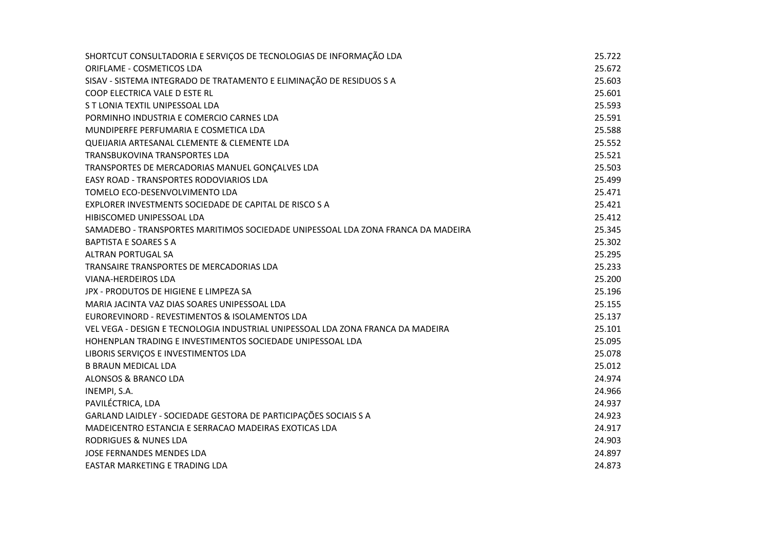| | |
|---|---|
| SHORTCUT CONSULTADORIA E SERVIÇOS DE TECNOLOGIAS DE INFORMAÇÃO LDA | 25.722 |
| ORIFLAME - COSMETICOS LDA | 25.672 |
| SISAV - SISTEMA INTEGRADO DE TRATAMENTO E ELIMINAÇÃO DE RESIDUOS S A | 25.603 |
| COOP ELECTRICA VALE D ESTE RL | 25.601 |
| S T LONIA TEXTIL UNIPESSOAL LDA | 25.593 |
| PORMINHO INDUSTRIA E COMERCIO CARNES LDA | 25.591 |
| MUNDIPERFE PERFUMARIA E COSMETICA LDA | 25.588 |
| QUEIJARIA ARTESANAL CLEMENTE & CLEMENTE LDA | 25.552 |
| TRANSBUKOVINA TRANSPORTES LDA | 25.521 |
| TRANSPORTES DE MERCADORIAS MANUEL GONÇALVES LDA | 25.503 |
| EASY ROAD - TRANSPORTES RODOVIARIOS LDA | 25.499 |
| TOMELO ECO-DESENVOLVIMENTO LDA | 25.471 |
| EXPLORER INVESTMENTS SOCIEDADE DE CAPITAL DE RISCO S A | 25.421 |
| HIBISCOMED UNIPESSOAL LDA | 25.412 |
| SAMADEBO - TRANSPORTES MARITIMOS SOCIEDADE UNIPESSOAL LDA ZONA FRANCA DA MADEIRA | 25.345 |
| BAPTISTA E SOARES S A | 25.302 |
| ALTRAN PORTUGAL SA | 25.295 |
| TRANSAIRE TRANSPORTES DE MERCADORIAS LDA | 25.233 |
| VIANA-HERDEIROS LDA | 25.200 |
| JPX - PRODUTOS DE HIGIENE E LIMPEZA SA | 25.196 |
| MARIA JACINTA VAZ DIAS SOARES UNIPESSOAL LDA | 25.155 |
| EUROREVINORD - REVESTIMENTOS & ISOLAMENTOS LDA | 25.137 |
| VEL VEGA - DESIGN E TECNOLOGIA INDUSTRIAL UNIPESSOAL LDA ZONA FRANCA DA MADEIRA | 25.101 |
| HOHENPLAN TRADING E INVESTIMENTOS SOCIEDADE UNIPESSOAL LDA | 25.095 |
| LIBORIS SERVIÇOS E INVESTIMENTOS LDA | 25.078 |
| B BRAUN MEDICAL LDA | 25.012 |
| ALONSOS & BRANCO LDA | 24.974 |
| INEMPI, S.A. | 24.966 |
| PAVILÉCTRICA, LDA | 24.937 |
| GARLAND LAIDLEY - SOCIEDADE GESTORA DE PARTICIPAÇÕES SOCIAIS S A | 24.923 |
| MADEICENTRO ESTANCIA E SERRACAO MADEIRAS EXOTICAS LDA | 24.917 |
| RODRIGUES & NUNES LDA | 24.903 |
| JOSE FERNANDES MENDES LDA | 24.897 |
| EASTAR MARKETING E TRADING LDA | 24.873 |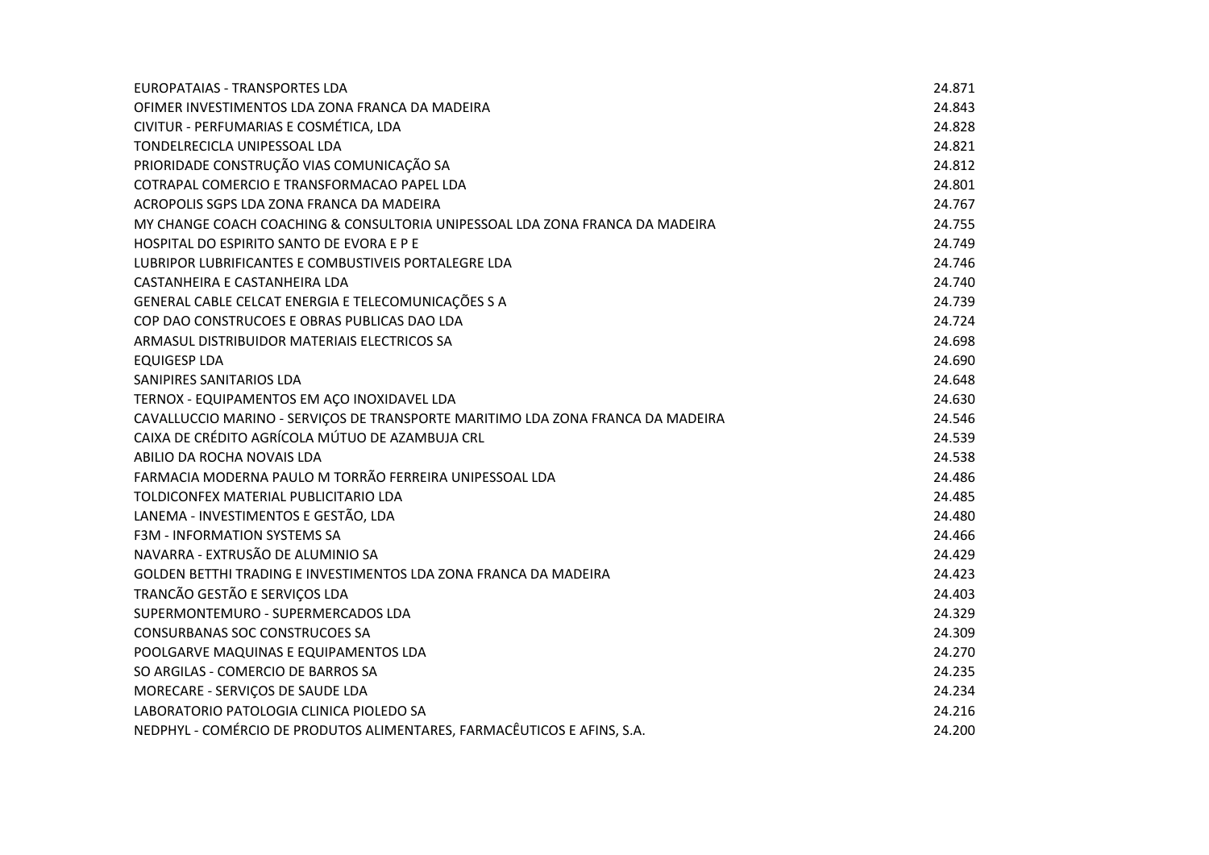| | |
|---|---|
| EUROPATAIAS - TRANSPORTES LDA | 24.871 |
| OFIMER INVESTIMENTOS LDA ZONA FRANCA DA MADEIRA | 24.843 |
| CIVITUR - PERFUMARIAS E COSMÉTICA, LDA | 24.828 |
| TONDELRECICLA UNIPESSOAL LDA | 24.821 |
| PRIORIDADE CONSTRUÇÃO VIAS COMUNICAÇÃO SA | 24.812 |
| COTRAPAL COMERCIO E TRANSFORMACAO PAPEL LDA | 24.801 |
| ACROPOLIS SGPS LDA ZONA FRANCA DA MADEIRA | 24.767 |
| MY CHANGE COACH COACHING & CONSULTORIA UNIPESSOAL LDA ZONA FRANCA DA MADEIRA | 24.755 |
| HOSPITAL DO ESPIRITO SANTO DE EVORA E P E | 24.749 |
| LUBRIPOR LUBRIFICANTES E COMBUSTIVEIS PORTALEGRE LDA | 24.746 |
| CASTANHEIRA E CASTANHEIRA LDA | 24.740 |
| GENERAL CABLE CELCAT ENERGIA E TELECOMUNICAÇÕES S A | 24.739 |
| COP DAO CONSTRUCOES E OBRAS PUBLICAS DAO LDA | 24.724 |
| ARMASUL DISTRIBUIDOR MATERIAIS ELECTRICOS SA | 24.698 |
| EQUIGESP LDA | 24.690 |
| SANIPIRES SANITARIOS LDA | 24.648 |
| TERNOX - EQUIPAMENTOS EM AÇO INOXIDAVEL LDA | 24.630 |
| CAVALLUCCIO MARINO - SERVIÇOS DE TRANSPORTE MARITIMO LDA ZONA FRANCA DA MADEIRA | 24.546 |
| CAIXA DE CRÉDITO AGRÍCOLA MÚTUO DE AZAMBUJA CRL | 24.539 |
| ABILIO DA ROCHA NOVAIS LDA | 24.538 |
| FARMACIA MODERNA PAULO M TORRÃO FERREIRA UNIPESSOAL LDA | 24.486 |
| TOLDICONFEX MATERIAL PUBLICITARIO LDA | 24.485 |
| LANEMA - INVESTIMENTOS E GESTÃO, LDA | 24.480 |
| F3M - INFORMATION SYSTEMS SA | 24.466 |
| NAVARRA - EXTRUSÃO DE ALUMINIO SA | 24.429 |
| GOLDEN BETTHI TRADING E INVESTIMENTOS LDA ZONA FRANCA DA MADEIRA | 24.423 |
| TRANCÃO GESTÃO E SERVIÇOS LDA | 24.403 |
| SUPERMONTEMURO - SUPERMERCADOS LDA | 24.329 |
| CONSURBANAS SOC CONSTRUCOES SA | 24.309 |
| POOLGARVE MAQUINAS E EQUIPAMENTOS LDA | 24.270 |
| SO ARGILAS - COMERCIO DE BARROS SA | 24.235 |
| MORECARE - SERVIÇOS DE SAUDE LDA | 24.234 |
| LABORATORIO PATOLOGIA CLINICA PIOLEDO SA | 24.216 |
| NEDPHYL - COMÉRCIO DE PRODUTOS ALIMENTARES, FARMACÊUTICOS E AFINS, S.A. | 24.200 |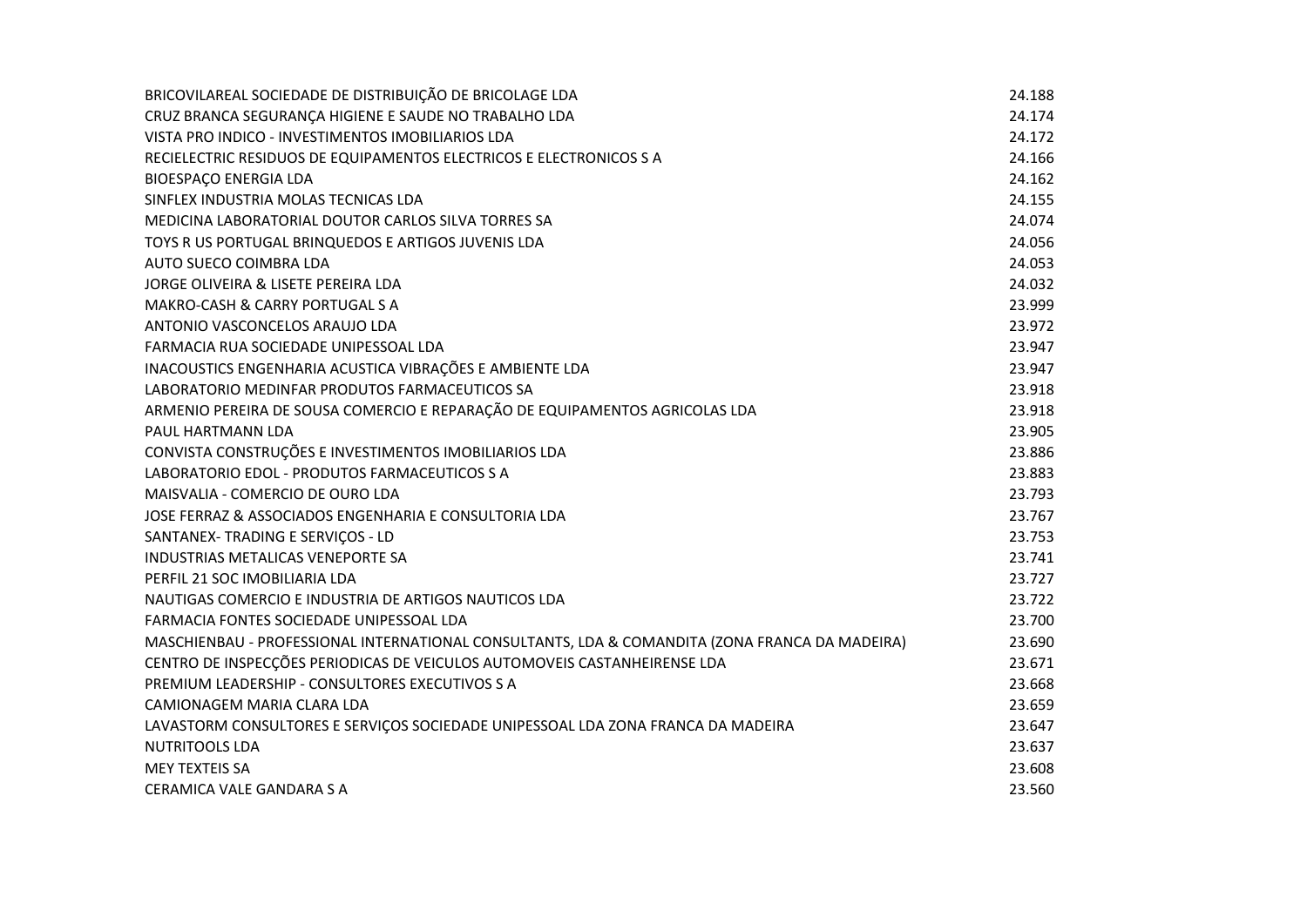| | |
|---|---|
| BRICOVILAREAL SOCIEDADE DE DISTRIBUIÇÃO DE BRICOLAGE LDA | 24.188 |
| CRUZ BRANCA SEGURANÇA HIGIENE E SAUDE NO TRABALHO LDA | 24.174 |
| VISTA PRO INDICO - INVESTIMENTOS IMOBILIARIOS LDA | 24.172 |
| RECIELECTRIC RESIDUOS DE EQUIPAMENTOS ELECTRICOS E ELECTRONICOS S A | 24.166 |
| BIOESPAÇO ENERGIA LDA | 24.162 |
| SINFLEX INDUSTRIA MOLAS TECNICAS LDA | 24.155 |
| MEDICINA LABORATORIAL DOUTOR CARLOS SILVA TORRES SA | 24.074 |
| TOYS R US PORTUGAL BRINQUEDOS E ARTIGOS JUVENIS LDA | 24.056 |
| AUTO SUECO COIMBRA LDA | 24.053 |
| JORGE OLIVEIRA & LISETE PEREIRA LDA | 24.032 |
| MAKRO-CASH & CARRY PORTUGAL S A | 23.999 |
| ANTONIO VASCONCELOS ARAUJO LDA | 23.972 |
| FARMACIA RUA SOCIEDADE UNIPESSOAL LDA | 23.947 |
| INACOUSTICS ENGENHARIA ACUSTICA VIBRAÇÕES E AMBIENTE LDA | 23.947 |
| LABORATORIO MEDINFAR PRODUTOS FARMACEUTICOS SA | 23.918 |
| ARMENIO PEREIRA DE SOUSA COMERCIO E REPARAÇÃO DE EQUIPAMENTOS AGRICOLAS LDA | 23.918 |
| PAUL HARTMANN LDA | 23.905 |
| CONVISTA CONSTRUÇÕES E INVESTIMENTOS IMOBILIARIOS LDA | 23.886 |
| LABORATORIO EDOL - PRODUTOS FARMACEUTICOS S A | 23.883 |
| MAISVALIA - COMERCIO DE OURO LDA | 23.793 |
| JOSE FERRAZ & ASSOCIADOS ENGENHARIA E CONSULTORIA LDA | 23.767 |
| SANTANEX- TRADING E SERVIÇOS - LD | 23.753 |
| INDUSTRIAS METALICAS VENEPORTE SA | 23.741 |
| PERFIL 21 SOC IMOBILIARIA LDA | 23.727 |
| NAUTIGAS COMERCIO E INDUSTRIA DE ARTIGOS NAUTICOS LDA | 23.722 |
| FARMACIA FONTES SOCIEDADE UNIPESSOAL LDA | 23.700 |
| MASCHIENBAU - PROFESSIONAL INTERNATIONAL CONSULTANTS, LDA & COMANDITA (ZONA FRANCA DA MADEIRA) | 23.690 |
| CENTRO DE INSPECÇÕES PERIODICAS DE VEICULOS AUTOMOVEIS CASTANHEIRENSE LDA | 23.671 |
| PREMIUM LEADERSHIP - CONSULTORES EXECUTIVOS S A | 23.668 |
| CAMIONAGEM MARIA CLARA LDA | 23.659 |
| LAVASTORM CONSULTORES E SERVIÇOS SOCIEDADE UNIPESSOAL LDA ZONA FRANCA DA MADEIRA | 23.647 |
| NUTRITOOLS LDA | 23.637 |
| MEY TEXTEIS SA | 23.608 |
| CERAMICA VALE GANDARA S A | 23.560 |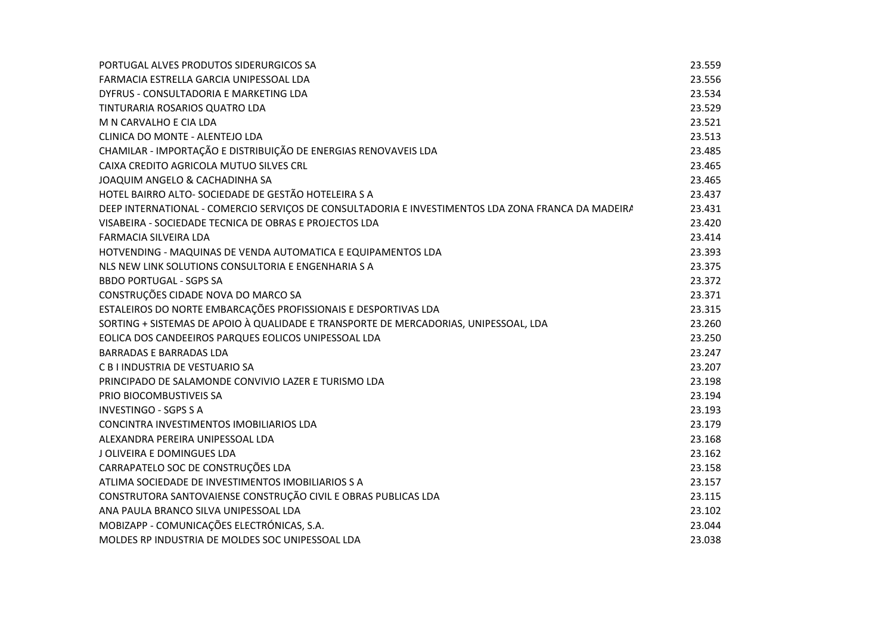| | |
|---|---|
| PORTUGAL ALVES PRODUTOS SIDERURGICOS SA | 23.559 |
| FARMACIA ESTRELLA GARCIA UNIPESSOAL LDA | 23.556 |
| DYFRUS - CONSULTADORIA E MARKETING LDA | 23.534 |
| TINTURARIA ROSARIOS QUATRO LDA | 23.529 |
| M N CARVALHO E CIA LDA | 23.521 |
| CLINICA DO MONTE - ALENTEJO LDA | 23.513 |
| CHAMILAR - IMPORTAÇÃO E DISTRIBUIÇÃO DE ENERGIAS RENOVAVEIS LDA | 23.485 |
| CAIXA CREDITO AGRICOLA MUTUO SILVES CRL | 23.465 |
| JOAQUIM ANGELO & CACHADINHA SA | 23.465 |
| HOTEL BAIRRO ALTO- SOCIEDADE DE GESTÃO HOTELEIRA S A | 23.437 |
| DEEP INTERNATIONAL - COMERCIO SERVIÇOS DE CONSULTADORIA E INVESTIMENTOS LDA ZONA FRANCA DA MADEIRA | 23.431 |
| VISABEIRA - SOCIEDADE TECNICA DE OBRAS E PROJECTOS LDA | 23.420 |
| FARMACIA SILVEIRA LDA | 23.414 |
| HOTVENDING - MAQUINAS DE VENDA AUTOMATICA E EQUIPAMENTOS LDA | 23.393 |
| NLS NEW LINK SOLUTIONS CONSULTORIA E ENGENHARIA S A | 23.375 |
| BBDO PORTUGAL - SGPS SA | 23.372 |
| CONSTRUÇÕES CIDADE NOVA DO MARCO SA | 23.371 |
| ESTALEIROS DO NORTE EMBARCAÇÕES PROFISSIONAIS E DESPORTIVAS LDA | 23.315 |
| SORTING + SISTEMAS DE APOIO À QUALIDADE E TRANSPORTE DE MERCADORIAS, UNIPESSOAL, LDA | 23.260 |
| EOLICA DOS CANDEEIROS PARQUES EOLICOS UNIPESSOAL LDA | 23.250 |
| BARRADAS E BARRADAS LDA | 23.247 |
| C B I INDUSTRIA DE VESTUARIO SA | 23.207 |
| PRINCIPADO DE SALAMONDE CONVIVIO LAZER E TURISMO LDA | 23.198 |
| PRIO BIOCOMBUSTIVEIS SA | 23.194 |
| INVESTINGO - SGPS S A | 23.193 |
| CONCINTRA INVESTIMENTOS IMOBILIARIOS LDA | 23.179 |
| ALEXANDRA PEREIRA UNIPESSOAL LDA | 23.168 |
| J OLIVEIRA E DOMINGUES LDA | 23.162 |
| CARRAPATELO SOC DE CONSTRUÇÕES LDA | 23.158 |
| ATLIMA SOCIEDADE DE INVESTIMENTOS IMOBILIARIOS S A | 23.157 |
| CONSTRUTORA SANTOVAIENSE CONSTRUÇÃO CIVIL E OBRAS PUBLICAS LDA | 23.115 |
| ANA PAULA BRANCO SILVA UNIPESSOAL LDA | 23.102 |
| MOBIZAPP - COMUNICAÇÕES ELECTRÓNICAS, S.A. | 23.044 |
| MOLDES RP INDUSTRIA DE MOLDES SOC UNIPESSOAL LDA | 23.038 |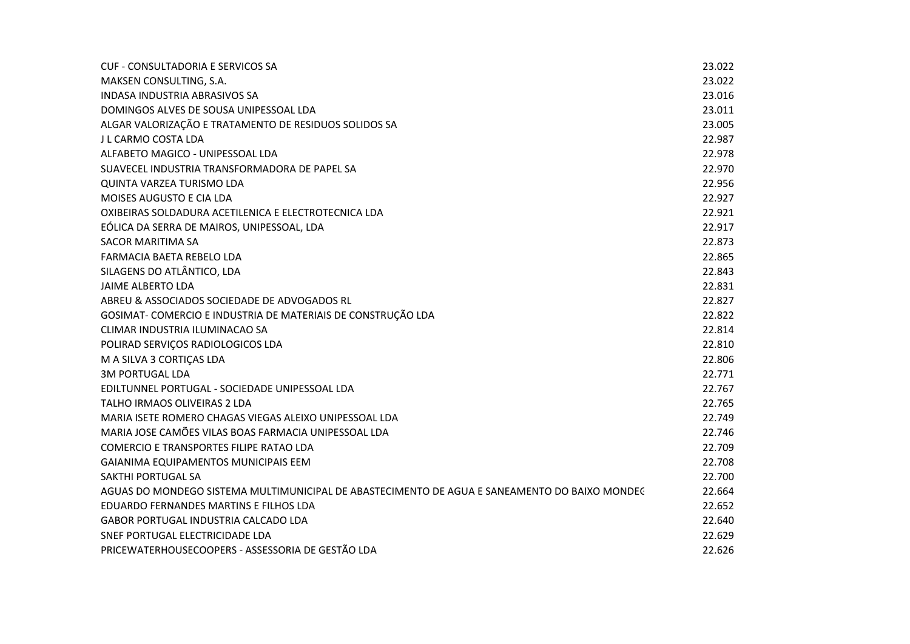| | |
|---|---|
| CUF - CONSULTADORIA E SERVICOS SA | 23.022 |
| MAKSEN CONSULTING, S.A. | 23.022 |
| INDASA INDUSTRIA ABRASIVOS SA | 23.016 |
| DOMINGOS ALVES DE SOUSA UNIPESSOAL LDA | 23.011 |
| ALGAR VALORIZAÇÃO E TRATAMENTO DE RESIDUOS SOLIDOS SA | 23.005 |
| J L CARMO COSTA LDA | 22.987 |
| ALFABETO MAGICO - UNIPESSOAL LDA | 22.978 |
| SUAVECEL INDUSTRIA TRANSFORMADORA DE PAPEL SA | 22.970 |
| QUINTA VARZEA TURISMO LDA | 22.956 |
| MOISES AUGUSTO E CIA LDA | 22.927 |
| OXIBEIRAS SOLDADURA ACETILENICA E ELECTROTECNICA LDA | 22.921 |
| EÓLICA DA SERRA DE MAIROS, UNIPESSOAL, LDA | 22.917 |
| SACOR MARITIMA SA | 22.873 |
| FARMACIA BAETA REBELO LDA | 22.865 |
| SILAGENS DO ATLÂNTICO, LDA | 22.843 |
| JAIME ALBERTO LDA | 22.831 |
| ABREU & ASSOCIADOS SOCIEDADE DE ADVOGADOS RL | 22.827 |
| GOSIMAT- COMERCIO E INDUSTRIA DE MATERIAIS DE CONSTRUÇÃO LDA | 22.822 |
| CLIMAR INDUSTRIA ILUMINACAO SA | 22.814 |
| POLIRAD SERVIÇOS RADIOLOGICOS LDA | 22.810 |
| M A SILVA 3 CORTIÇAS LDA | 22.806 |
| 3M PORTUGAL LDA | 22.771 |
| EDILTUNNEL PORTUGAL - SOCIEDADE UNIPESSOAL LDA | 22.767 |
| TALHO IRMAOS OLIVEIRAS 2 LDA | 22.765 |
| MARIA ISETE ROMERO CHAGAS VIEGAS ALEIXO UNIPESSOAL LDA | 22.749 |
| MARIA JOSE CAMÕES VILAS BOAS FARMACIA UNIPESSOAL LDA | 22.746 |
| COMERCIO E TRANSPORTES FILIPE RATAO LDA | 22.709 |
| GAIANIMA EQUIPAMENTOS MUNICIPAIS EEM | 22.708 |
| SAKTHI PORTUGAL SA | 22.700 |
| AGUAS DO MONDEGO SISTEMA MULTIMUNICIPAL DE ABASTECIMENTO DE AGUA E SANEAMENTO DO BAIXO MONDEG | 22.664 |
| EDUARDO FERNANDES MARTINS E FILHOS LDA | 22.652 |
| GABOR PORTUGAL INDUSTRIA CALCADO LDA | 22.640 |
| SNEF PORTUGAL ELECTRICIDADE LDA | 22.629 |
| PRICEWATERHOUSECOOPERS - ASSESSORIA DE GESTÃO LDA | 22.626 |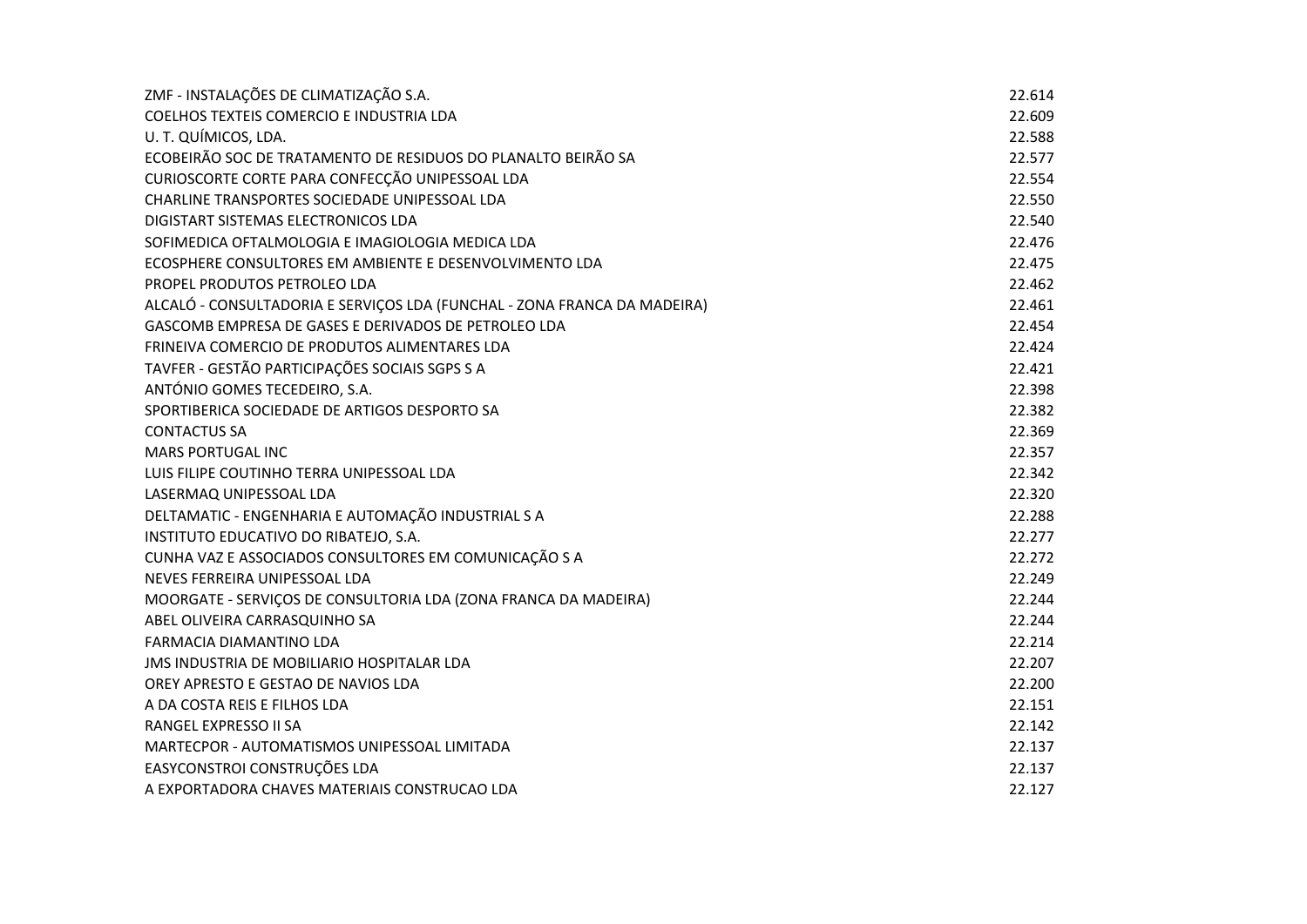| | |
|---|---|
| ZMF - INSTALAÇÕES DE CLIMATIZAÇÃO S.A. | 22.614 |
| COELHOS TEXTEIS COMERCIO E INDUSTRIA LDA | 22.609 |
| U. T. QUÍMICOS, LDA. | 22.588 |
| ECOBEIRÃO SOC DE TRATAMENTO DE RESIDUOS DO PLANALTO BEIRÃO SA | 22.577 |
| CURIOSCORTE CORTE PARA CONFECÇÃO UNIPESSOAL LDA | 22.554 |
| CHARLINE TRANSPORTES SOCIEDADE UNIPESSOAL LDA | 22.550 |
| DIGISTART SISTEMAS ELECTRONICOS LDA | 22.540 |
| SOFIMEDICA OFTALMOLOGIA E IMAGIOLOGIA MEDICA LDA | 22.476 |
| ECOSPHERE CONSULTORES EM AMBIENTE E DESENVOLVIMENTO LDA | 22.475 |
| PROPEL PRODUTOS PETROLEO LDA | 22.462 |
| ALCALÓ - CONSULTADORIA E SERVIÇOS LDA (FUNCHAL - ZONA FRANCA DA MADEIRA) | 22.461 |
| GASCOMB EMPRESA DE GASES E DERIVADOS DE PETROLEO LDA | 22.454 |
| FRINEIVA COMERCIO DE PRODUTOS ALIMENTARES LDA | 22.424 |
| TAVFER - GESTÃO PARTICIPAÇÕES SOCIAIS SGPS S A | 22.421 |
| ANTÓNIO GOMES TECEDEIRO, S.A. | 22.398 |
| SPORTIBERICA SOCIEDADE DE ARTIGOS DESPORTO SA | 22.382 |
| CONTACTUS SA | 22.369 |
| MARS PORTUGAL INC | 22.357 |
| LUIS FILIPE COUTINHO TERRA UNIPESSOAL LDA | 22.342 |
| LASERMAQ UNIPESSOAL LDA | 22.320 |
| DELTAMATIC - ENGENHARIA E AUTOMAÇÃO INDUSTRIAL S A | 22.288 |
| INSTITUTO EDUCATIVO DO RIBATEJO, S.A. | 22.277 |
| CUNHA VAZ E ASSOCIADOS CONSULTORES EM COMUNICAÇÃO S A | 22.272 |
| NEVES FERREIRA UNIPESSOAL LDA | 22.249 |
| MOORGATE - SERVIÇOS DE CONSULTORIA LDA (ZONA FRANCA DA MADEIRA) | 22.244 |
| ABEL OLIVEIRA CARRASQUINHO SA | 22.244 |
| FARMACIA DIAMANTINO LDA | 22.214 |
| JMS INDUSTRIA DE MOBILIARIO HOSPITALAR LDA | 22.207 |
| OREY APRESTO E GESTAO DE NAVIOS LDA | 22.200 |
| A DA COSTA REIS E FILHOS LDA | 22.151 |
| RANGEL EXPRESSO II SA | 22.142 |
| MARTECPOR - AUTOMATISMOS UNIPESSOAL LIMITADA | 22.137 |
| EASYCONSTROI CONSTRUÇÕES LDA | 22.137 |
| A EXPORTADORA CHAVES MATERIAIS CONSTRUCAO LDA | 22.127 |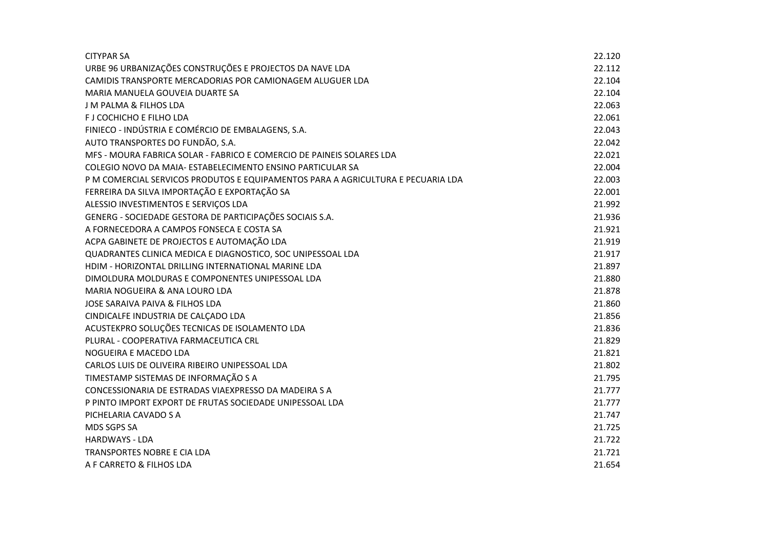| | |
|---|---|
| CITYPAR SA | 22.120 |
| URBE 96 URBANIZAÇÕES CONSTRUÇÕES E PROJECTOS DA NAVE LDA | 22.112 |
| CAMIDIS TRANSPORTE MERCADORIAS POR CAMIONAGEM ALUGUER LDA | 22.104 |
| MARIA MANUELA GOUVEIA DUARTE SA | 22.104 |
| J M PALMA & FILHOS LDA | 22.063 |
| F J COCHICHO E FILHO LDA | 22.061 |
| FINIECO - INDÚSTRIA E COMÉRCIO DE EMBALAGENS, S.A. | 22.043 |
| AUTO TRANSPORTES DO FUNDÃO, S.A. | 22.042 |
| MFS - MOURA FABRICA SOLAR - FABRICO E COMERCIO DE PAINEIS SOLARES LDA | 22.021 |
| COLEGIO NOVO DA MAIA- ESTABELECIMENTO ENSINO PARTICULAR SA | 22.004 |
| P M COMERCIAL SERVICOS PRODUTOS E EQUIPAMENTOS PARA A AGRICULTURA E PECUARIA LDA | 22.003 |
| FERREIRA DA SILVA IMPORTAÇÃO E EXPORTAÇÃO SA | 22.001 |
| ALESSIO INVESTIMENTOS E SERVIÇOS LDA | 21.992 |
| GENERG - SOCIEDADE GESTORA DE PARTICIPAÇÕES SOCIAIS S.A. | 21.936 |
| A FORNECEDORA A CAMPOS FONSECA E COSTA SA | 21.921 |
| ACPA GABINETE DE PROJECTOS E AUTOMAÇÃO LDA | 21.919 |
| QUADRANTES CLINICA MEDICA E DIAGNOSTICO, SOC UNIPESSOAL LDA | 21.917 |
| HDIM - HORIZONTAL DRILLING INTERNATIONAL MARINE LDA | 21.897 |
| DIMOLDURA MOLDURAS E COMPONENTES UNIPESSOAL LDA | 21.880 |
| MARIA NOGUEIRA & ANA LOURO LDA | 21.878 |
| JOSE SARAIVA PAIVA & FILHOS LDA | 21.860 |
| CINDICALFE INDUSTRIA DE CALÇADO LDA | 21.856 |
| ACUSTEKPRO SOLUÇÕES TECNICAS DE ISOLAMENTO LDA | 21.836 |
| PLURAL - COOPERATIVA FARMACEUTICA CRL | 21.829 |
| NOGUEIRA E MACEDO LDA | 21.821 |
| CARLOS LUIS DE OLIVEIRA RIBEIRO UNIPESSOAL LDA | 21.802 |
| TIMESTAMP SISTEMAS DE INFORMAÇÃO S A | 21.795 |
| CONCESSIONARIA DE ESTRADAS VIAEXPRESSO DA MADEIRA S A | 21.777 |
| P PINTO IMPORT EXPORT DE FRUTAS SOCIEDADE UNIPESSOAL LDA | 21.777 |
| PICHELARIA CAVADO S A | 21.747 |
| MDS SGPS SA | 21.725 |
| HARDWAYS - LDA | 21.722 |
| TRANSPORTES NOBRE E CIA LDA | 21.721 |
| A F CARRETO & FILHOS LDA | 21.654 |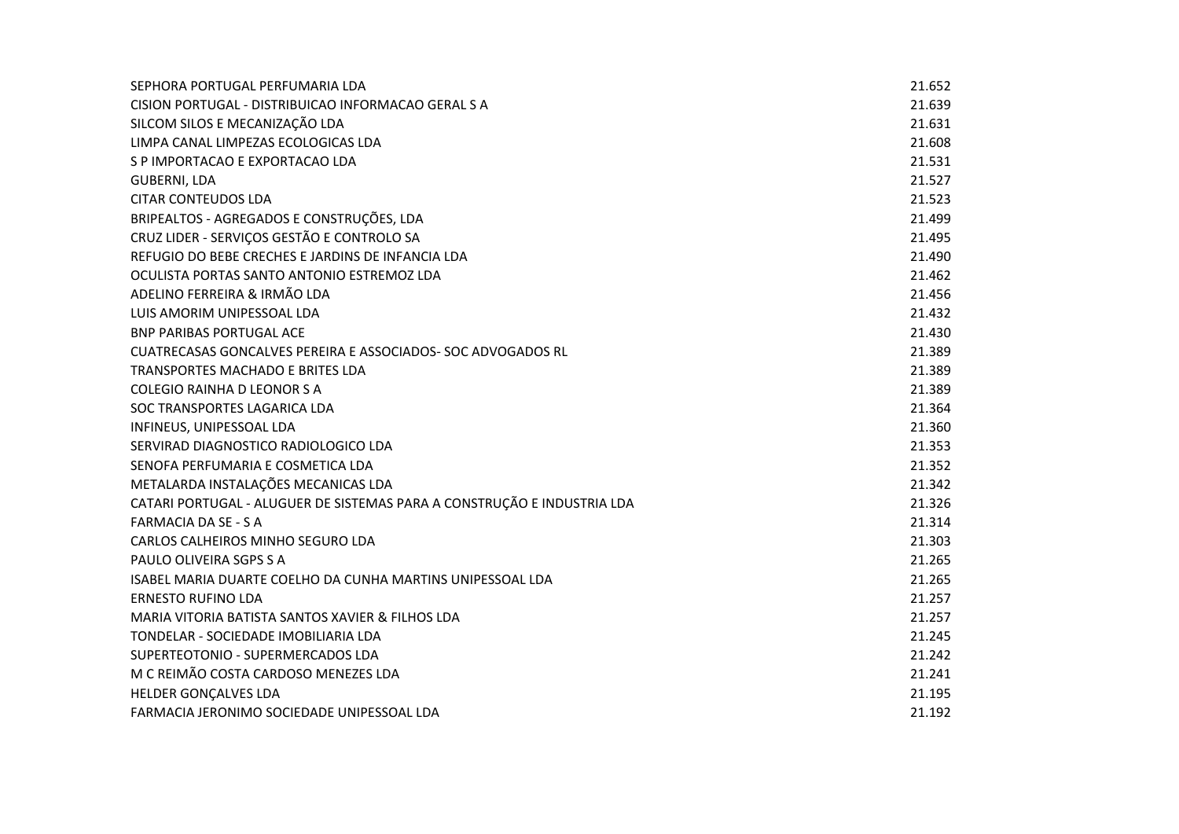| | |
|---|---|
| SEPHORA PORTUGAL PERFUMARIA LDA | 21.652 |
| CISION PORTUGAL - DISTRIBUICAO INFORMACAO GERAL S A | 21.639 |
| SILCOM SILOS E MECANIZAÇÃO LDA | 21.631 |
| LIMPA CANAL LIMPEZAS ECOLOGICAS LDA | 21.608 |
| S P IMPORTACAO E EXPORTACAO LDA | 21.531 |
| GUBERNI, LDA | 21.527 |
| CITAR CONTEUDOS LDA | 21.523 |
| BRIPEALTOS - AGREGADOS E CONSTRUÇÕES, LDA | 21.499 |
| CRUZ LIDER - SERVIÇOS GESTÃO E CONTROLO SA | 21.495 |
| REFUGIO DO BEBE CRECHES E JARDINS DE INFANCIA LDA | 21.490 |
| OCULISTA PORTAS SANTO ANTONIO ESTREMOZ LDA | 21.462 |
| ADELINO FERREIRA & IRMÃO LDA | 21.456 |
| LUIS AMORIM UNIPESSOAL LDA | 21.432 |
| BNP PARIBAS PORTUGAL ACE | 21.430 |
| CUATRECASAS GONCALVES PEREIRA E ASSOCIADOS- SOC ADVOGADOS RL | 21.389 |
| TRANSPORTES MACHADO E BRITES LDA | 21.389 |
| COLEGIO RAINHA D LEONOR S A | 21.389 |
| SOC TRANSPORTES LAGARICA LDA | 21.364 |
| INFINEUS, UNIPESSOAL LDA | 21.360 |
| SERVIRAD DIAGNOSTICO RADIOLOGICO LDA | 21.353 |
| SENOFA PERFUMARIA E COSMETICA LDA | 21.352 |
| METALARDA INSTALAÇÕES MECANICAS LDA | 21.342 |
| CATARI PORTUGAL - ALUGUER DE SISTEMAS PARA A CONSTRUÇÃO E INDUSTRIA LDA | 21.326 |
| FARMACIA DA SE - S A | 21.314 |
| CARLOS CALHEIROS MINHO SEGURO LDA | 21.303 |
| PAULO OLIVEIRA SGPS S A | 21.265 |
| ISABEL MARIA DUARTE COELHO DA CUNHA MARTINS UNIPESSOAL LDA | 21.265 |
| ERNESTO RUFINO LDA | 21.257 |
| MARIA VITORIA BATISTA SANTOS XAVIER & FILHOS LDA | 21.257 |
| TONDELAR - SOCIEDADE IMOBILIARIA LDA | 21.245 |
| SUPERTEOTONIO - SUPERMERCADOS LDA | 21.242 |
| M C REIMÃO COSTA CARDOSO MENEZES LDA | 21.241 |
| HELDER GONÇALVES LDA | 21.195 |
| FARMACIA JERONIMO SOCIEDADE UNIPESSOAL LDA | 21.192 |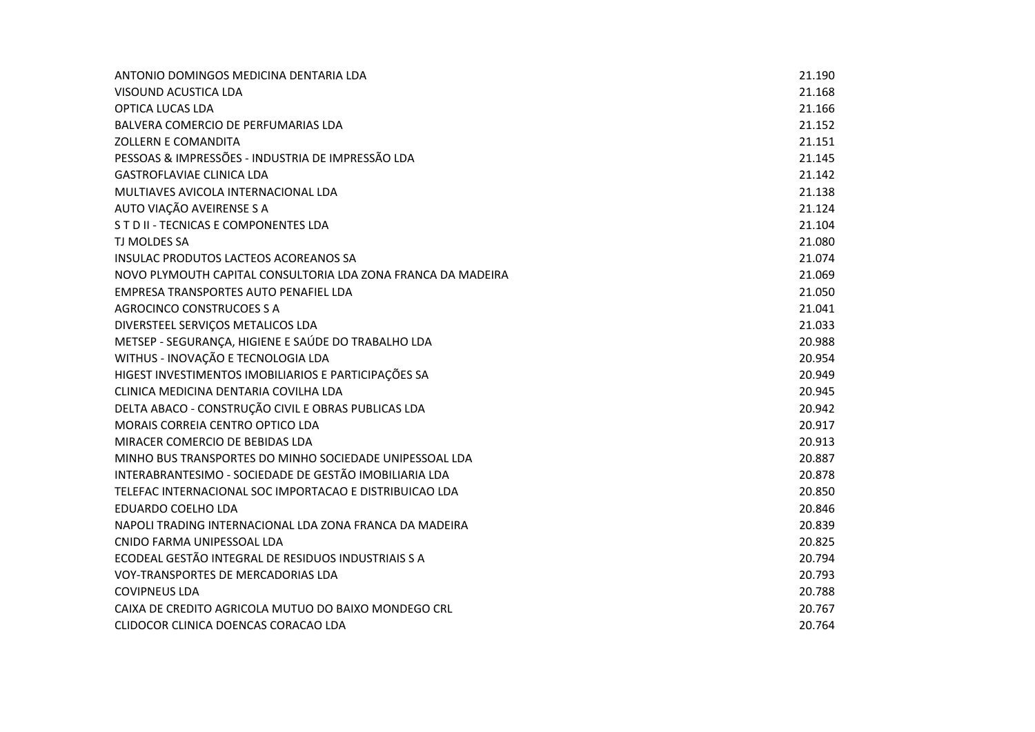| | |
|---|---|
| ANTONIO DOMINGOS MEDICINA DENTARIA LDA | 21.190 |
| VISOUND ACUSTICA LDA | 21.168 |
| OPTICA LUCAS LDA | 21.166 |
| BALVERA COMERCIO DE PERFUMARIAS LDA | 21.152 |
| ZOLLERN E COMANDITA | 21.151 |
| PESSOAS & IMPRESSÕES - INDUSTRIA DE IMPRESSÃO LDA | 21.145 |
| GASTROFLAVIAE CLINICA LDA | 21.142 |
| MULTIAVES AVICOLA INTERNACIONAL LDA | 21.138 |
| AUTO VIAÇÃO AVEIRENSE S A | 21.124 |
| S T D II - TECNICAS E COMPONENTES LDA | 21.104 |
| TJ MOLDES SA | 21.080 |
| INSULAC PRODUTOS LACTEOS ACOREANOS SA | 21.074 |
| NOVO PLYMOUTH CAPITAL CONSULTORIA LDA ZONA FRANCA DA MADEIRA | 21.069 |
| EMPRESA TRANSPORTES AUTO PENAFIEL LDA | 21.050 |
| AGROCINCO CONSTRUCOES S A | 21.041 |
| DIVERSTEEL SERVIÇOS METALICOS LDA | 21.033 |
| METSEP - SEGURANÇA, HIGIENE E SAÚDE DO TRABALHO LDA | 20.988 |
| WITHUS - INOVAÇÃO E TECNOLOGIA LDA | 20.954 |
| HIGEST INVESTIMENTOS IMOBILIARIOS E PARTICIPAÇÕES SA | 20.949 |
| CLINICA MEDICINA DENTARIA COVILHA LDA | 20.945 |
| DELTA ABACO - CONSTRUÇÃO CIVIL E OBRAS PUBLICAS LDA | 20.942 |
| MORAIS CORREIA CENTRO OPTICO LDA | 20.917 |
| MIRACER COMERCIO DE BEBIDAS LDA | 20.913 |
| MINHO BUS TRANSPORTES DO MINHO SOCIEDADE UNIPESSOAL LDA | 20.887 |
| INTERABRANTESIMO - SOCIEDADE DE GESTÃO IMOBILIARIA LDA | 20.878 |
| TELEFAC INTERNACIONAL SOC IMPORTACAO E DISTRIBUICAO LDA | 20.850 |
| EDUARDO COELHO LDA | 20.846 |
| NAPOLI TRADING INTERNACIONAL LDA ZONA FRANCA DA MADEIRA | 20.839 |
| CNIDO FARMA UNIPESSOAL LDA | 20.825 |
| ECODEAL GESTÃO INTEGRAL DE RESIDUOS INDUSTRIAIS S A | 20.794 |
| VOY-TRANSPORTES DE MERCADORIAS LDA | 20.793 |
| COVIPNEUS LDA | 20.788 |
| CAIXA DE CREDITO AGRICOLA MUTUO DO BAIXO MONDEGO CRL | 20.767 |
| CLIDOCOR CLINICA DOENCAS CORACAO LDA | 20.764 |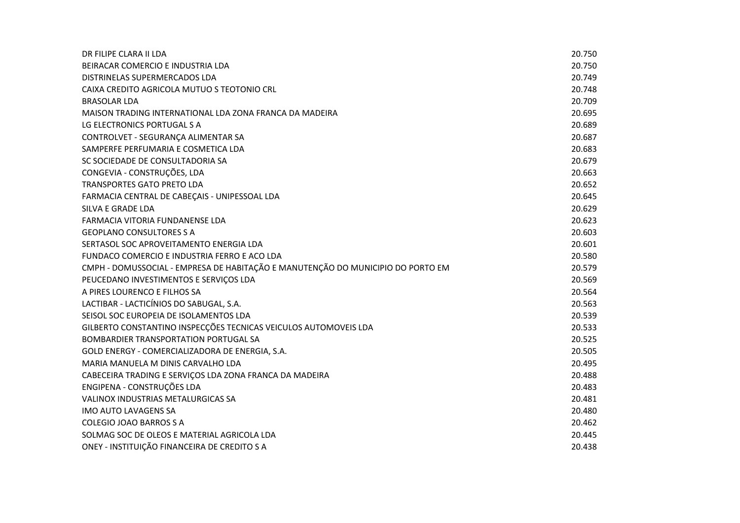| | |
|---|---|
| DR FILIPE CLARA II LDA | 20.750 |
| BEIRACAR COMERCIO E INDUSTRIA LDA | 20.750 |
| DISTRINELAS SUPERMERCADOS LDA | 20.749 |
| CAIXA CREDITO AGRICOLA MUTUO S TEOTONIO CRL | 20.748 |
| BRASOLAR LDA | 20.709 |
| MAISON TRADING INTERNATIONAL LDA ZONA FRANCA DA MADEIRA | 20.695 |
| LG ELECTRONICS PORTUGAL S A | 20.689 |
| CONTROLVET - SEGURANÇA ALIMENTAR SA | 20.687 |
| SAMPERFE PERFUMARIA E COSMETICA LDA | 20.683 |
| SC SOCIEDADE DE CONSULTADORIA SA | 20.679 |
| CONGEVIA - CONSTRUÇÕES, LDA | 20.663 |
| TRANSPORTES GATO PRETO LDA | 20.652 |
| FARMACIA CENTRAL DE CABEÇAIS - UNIPESSOAL LDA | 20.645 |
| SILVA E GRADE LDA | 20.629 |
| FARMACIA VITORIA FUNDANENSE LDA | 20.623 |
| GEOPLANO CONSULTORES S A | 20.603 |
| SERTASOL SOC APROVEITAMENTO ENERGIA LDA | 20.601 |
| FUNDACO COMERCIO E INDUSTRIA FERRO E ACO LDA | 20.580 |
| CMPH - DOMUSSOCIAL - EMPRESA DE HABITAÇÃO E MANUTENÇÃO DO MUNICIPIO DO PORTO EM | 20.579 |
| PEUCEDANO INVESTIMENTOS E SERVIÇOS LDA | 20.569 |
| A PIRES LOURENCO E FILHOS SA | 20.564 |
| LACTIBAR - LACTICÍNIOS DO SABUGAL, S.A. | 20.563 |
| SEISOL SOC EUROPEIA DE ISOLAMENTOS LDA | 20.539 |
| GILBERTO CONSTANTINO INSPECÇÕES TECNICAS VEICULOS AUTOMOVEIS LDA | 20.533 |
| BOMBARDIER TRANSPORTATION PORTUGAL SA | 20.525 |
| GOLD ENERGY - COMERCIALIZADORA DE ENERGIA, S.A. | 20.505 |
| MARIA MANUELA M DINIS CARVALHO LDA | 20.495 |
| CABECEIRA TRADING E SERVIÇOS LDA ZONA FRANCA DA MADEIRA | 20.488 |
| ENGIPENA - CONSTRUÇÕES LDA | 20.483 |
| VALINOX INDUSTRIAS METALURGICAS SA | 20.481 |
| IMO AUTO LAVAGENS SA | 20.480 |
| COLEGIO JOAO BARROS S A | 20.462 |
| SOLMAG SOC DE OLEOS E MATERIAL AGRICOLA LDA | 20.445 |
| ONEY - INSTITUIÇÃO FINANCEIRA DE CREDITO S A | 20.438 |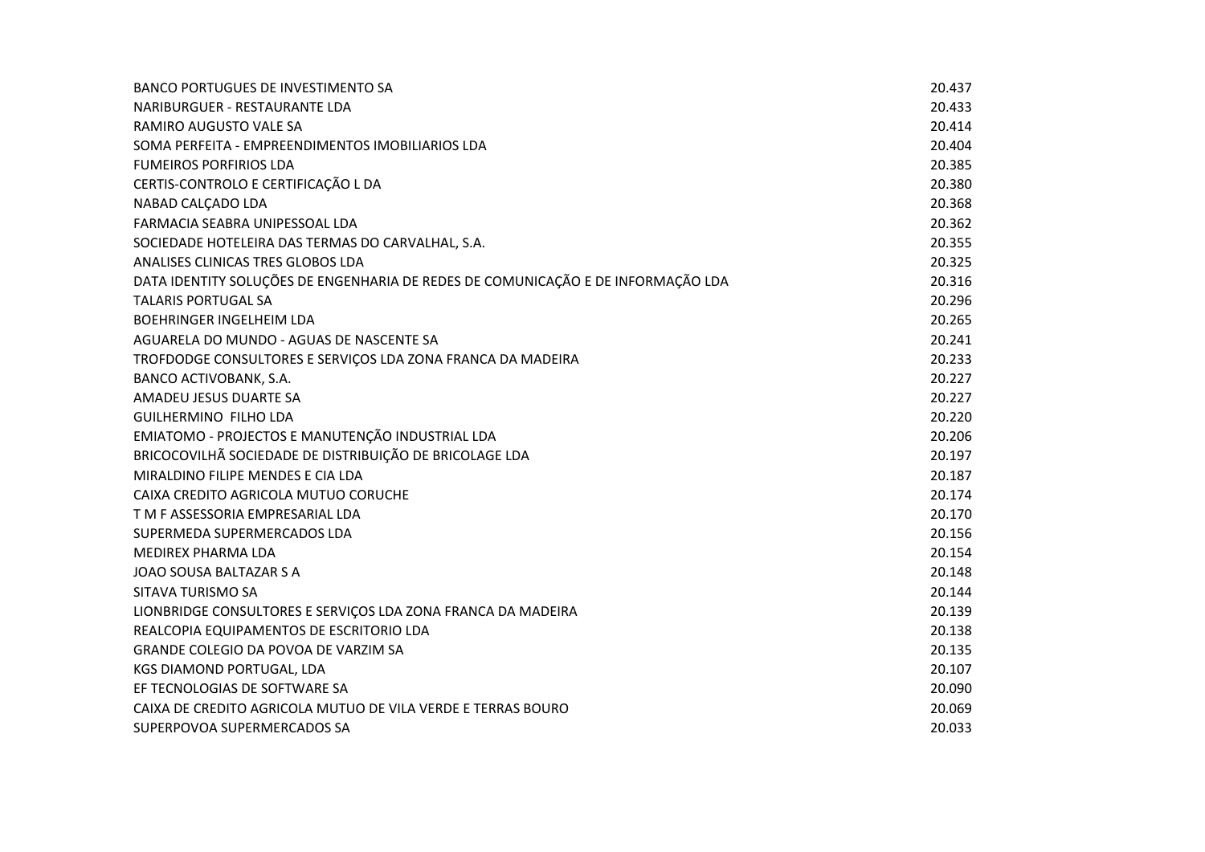| | |
|---|---|
| BANCO PORTUGUES DE INVESTIMENTO SA | 20.437 |
| NARIBURGUER - RESTAURANTE LDA | 20.433 |
| RAMIRO AUGUSTO VALE SA | 20.414 |
| SOMA PERFEITA - EMPREENDIMENTOS IMOBILIARIOS LDA | 20.404 |
| FUMEIROS PORFIRIOS LDA | 20.385 |
| CERTIS-CONTROLO E CERTIFICAÇÃO L DA | 20.380 |
| NABAD CALÇADO LDA | 20.368 |
| FARMACIA SEABRA UNIPESSOAL LDA | 20.362 |
| SOCIEDADE HOTELEIRA DAS TERMAS DO CARVALHAL, S.A. | 20.355 |
| ANALISES CLINICAS TRES GLOBOS LDA | 20.325 |
| DATA IDENTITY SOLUÇÕES DE ENGENHARIA DE REDES DE COMUNICAÇÃO E DE INFORMAÇÃO LDA | 20.316 |
| TALARIS PORTUGAL SA | 20.296 |
| BOEHRINGER INGELHEIM LDA | 20.265 |
| AGUARELA DO MUNDO - AGUAS DE NASCENTE SA | 20.241 |
| TROFDODGE CONSULTORES E SERVIÇOS LDA ZONA FRANCA DA MADEIRA | 20.233 |
| BANCO ACTIVOBANK, S.A. | 20.227 |
| AMADEU JESUS DUARTE SA | 20.227 |
| GUILHERMINO FILHO LDA | 20.220 |
| EMIATOMO - PROJECTOS E MANUTENÇÃO INDUSTRIAL LDA | 20.206 |
| BRICOCOVILHÃ SOCIEDADE DE DISTRIBUIÇÃO DE BRICOLAGE LDA | 20.197 |
| MIRALDINO FILIPE MENDES E CIA LDA | 20.187 |
| CAIXA CREDITO AGRICOLA MUTUO CORUCHE | 20.174 |
| T M F ASSESSORIA EMPRESARIAL LDA | 20.170 |
| SUPERMEDA SUPERMERCADOS LDA | 20.156 |
| MEDIREX PHARMA LDA | 20.154 |
| JOAO SOUSA BALTAZAR S A | 20.148 |
| SITAVA TURISMO SA | 20.144 |
| LIONBRIDGE CONSULTORES E SERVIÇOS LDA ZONA FRANCA DA MADEIRA | 20.139 |
| REALCOPIA EQUIPAMENTOS DE ESCRITORIO LDA | 20.138 |
| GRANDE COLEGIO DA POVOA DE VARZIM SA | 20.135 |
| KGS DIAMOND PORTUGAL, LDA | 20.107 |
| EF TECNOLOGIAS DE SOFTWARE SA | 20.090 |
| CAIXA DE CREDITO AGRICOLA MUTUO DE VILA VERDE E TERRAS BOURO | 20.069 |
| SUPERPOVOA SUPERMERCADOS SA | 20.033 |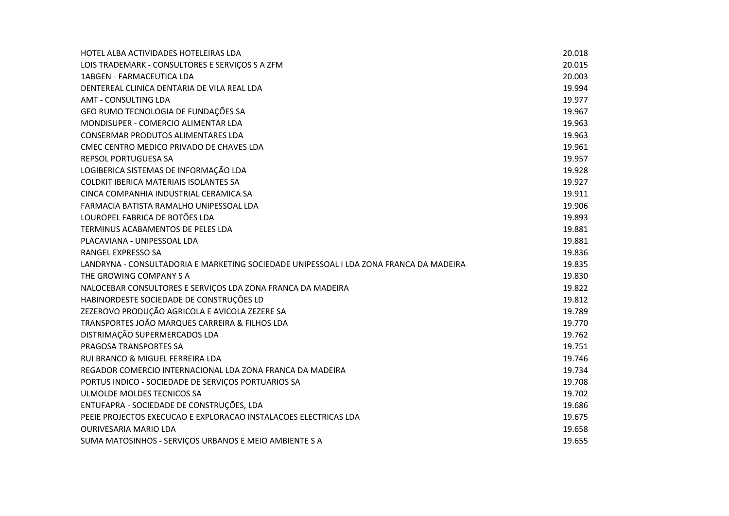| | |
|---|---|
| HOTEL ALBA ACTIVIDADES HOTELEIRAS LDA | 20.018 |
| LOIS TRADEMARK - CONSULTORES E SERVIÇOS S A ZFM | 20.015 |
| 1ABGEN - FARMACEUTICA LDA | 20.003 |
| DENTEREAL CLINICA DENTARIA DE VILA REAL LDA | 19.994 |
| AMT - CONSULTING LDA | 19.977 |
| GEO RUMO TECNOLOGIA DE FUNDAÇÕES SA | 19.967 |
| MONDISUPER - COMERCIO ALIMENTAR LDA | 19.963 |
| CONSERMAR PRODUTOS ALIMENTARES LDA | 19.963 |
| CMEC CENTRO MEDICO PRIVADO DE CHAVES LDA | 19.961 |
| REPSOL PORTUGUESA SA | 19.957 |
| LOGIBERICA SISTEMAS DE INFORMAÇÃO LDA | 19.928 |
| COLDKIT IBERICA MATERIAIS ISOLANTES SA | 19.927 |
| CINCA COMPANHIA INDUSTRIAL CERAMICA SA | 19.911 |
| FARMACIA BATISTA RAMALHO UNIPESSOAL LDA | 19.906 |
| LOUROPEL FABRICA DE BOTÕES LDA | 19.893 |
| TERMINUS ACABAMENTOS DE PELES LDA | 19.881 |
| PLACAVIANA - UNIPESSOAL LDA | 19.881 |
| RANGEL EXPRESSO SA | 19.836 |
| LANDRYNA - CONSULTADORIA E MARKETING SOCIEDADE UNIPESSOAL I LDA ZONA FRANCA DA MADEIRA | 19.835 |
| THE GROWING COMPANY S A | 19.830 |
| NALOCEBAR CONSULTORES E SERVIÇOS LDA ZONA FRANCA DA MADEIRA | 19.822 |
| HABINORDESTE SOCIEDADE DE CONSTRUÇÕES LD | 19.812 |
| ZEZEROVO PRODUÇÃO AGRICOLA E AVICOLA ZEZERE SA | 19.789 |
| TRANSPORTES JOÃO MARQUES CARREIRA & FILHOS LDA | 19.770 |
| DISTRIMAÇÃO SUPERMERCADOS LDA | 19.762 |
| PRAGOSA TRANSPORTES SA | 19.751 |
| RUI BRANCO & MIGUEL FERREIRA LDA | 19.746 |
| REGADOR COMERCIO INTERNACIONAL LDA ZONA FRANCA DA MADEIRA | 19.734 |
| PORTUS INDICO - SOCIEDADE DE SERVIÇOS PORTUARIOS SA | 19.708 |
| ULMOLDE MOLDES TECNICOS SA | 19.702 |
| ENTUFAPRA - SOCIEDADE DE CONSTRUÇÕES, LDA | 19.686 |
| PEEIE PROJECTOS EXECUCAO E EXPLORACAO INSTALACOES ELECTRICAS LDA | 19.675 |
| OURIVESARIA MARIO LDA | 19.658 |
| SUMA MATOSINHOS - SERVIÇOS URBANOS E MEIO AMBIENTE S A | 19.655 |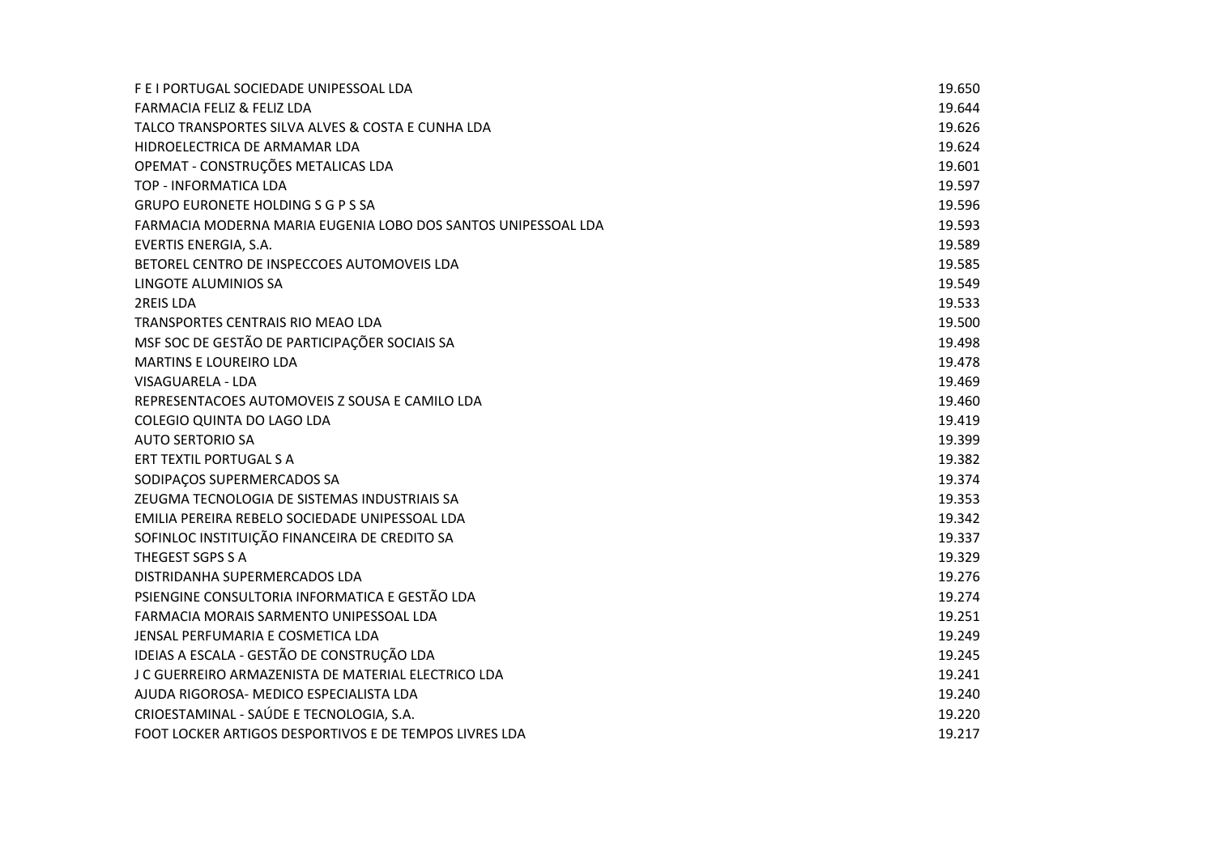| | |
|---|---|
| F E I PORTUGAL SOCIEDADE UNIPESSOAL LDA | 19.650 |
| FARMACIA FELIZ & FELIZ LDA | 19.644 |
| TALCO TRANSPORTES SILVA ALVES & COSTA E CUNHA LDA | 19.626 |
| HIDROELECTRICA DE ARMAMAR LDA | 19.624 |
| OPEMAT - CONSTRUÇÕES METALICAS LDA | 19.601 |
| TOP - INFORMATICA LDA | 19.597 |
| GRUPO EURONETE HOLDING S G P S SA | 19.596 |
| FARMACIA MODERNA MARIA EUGENIA LOBO DOS SANTOS UNIPESSOAL LDA | 19.593 |
| EVERTIS ENERGIA, S.A. | 19.589 |
| BETOREL CENTRO DE INSPECCOES AUTOMOVEIS LDA | 19.585 |
| LINGOTE ALUMINIOS SA | 19.549 |
| 2REIS LDA | 19.533 |
| TRANSPORTES CENTRAIS RIO MEAO LDA | 19.500 |
| MSF SOC DE GESTÃO DE PARTICIPAÇÕER SOCIAIS SA | 19.498 |
| MARTINS E LOUREIRO LDA | 19.478 |
| VISAGUARELA - LDA | 19.469 |
| REPRESENTACOES AUTOMOVEIS Z SOUSA E CAMILO LDA | 19.460 |
| COLEGIO QUINTA DO LAGO LDA | 19.419 |
| AUTO SERTORIO SA | 19.399 |
| ERT TEXTIL PORTUGAL S A | 19.382 |
| SODIPAÇOS SUPERMERCADOS SA | 19.374 |
| ZEUGMA TECNOLOGIA DE SISTEMAS INDUSTRIAIS SA | 19.353 |
| EMILIA PEREIRA REBELO SOCIEDADE UNIPESSOAL LDA | 19.342 |
| SOFINLOC INSTITUIÇÃO FINANCEIRA DE CREDITO SA | 19.337 |
| THEGEST SGPS S A | 19.329 |
| DISTRIDANHA SUPERMERCADOS LDA | 19.276 |
| PSIENGINE CONSULTORIA INFORMATICA E GESTÃO LDA | 19.274 |
| FARMACIA MORAIS SARMENTO UNIPESSOAL LDA | 19.251 |
| JENSAL PERFUMARIA E COSMETICA LDA | 19.249 |
| IDEIAS A ESCALA - GESTÃO DE CONSTRUÇÃO LDA | 19.245 |
| J C GUERREIRO ARMAZENISTA DE MATERIAL ELECTRICO LDA | 19.241 |
| AJUDA RIGOROSA- MEDICO ESPECIALISTA LDA | 19.240 |
| CRIOESTAMINAL - SAÚDE E TECNOLOGIA, S.A. | 19.220 |
| FOOT LOCKER ARTIGOS DESPORTIVOS E DE TEMPOS LIVRES LDA | 19.217 |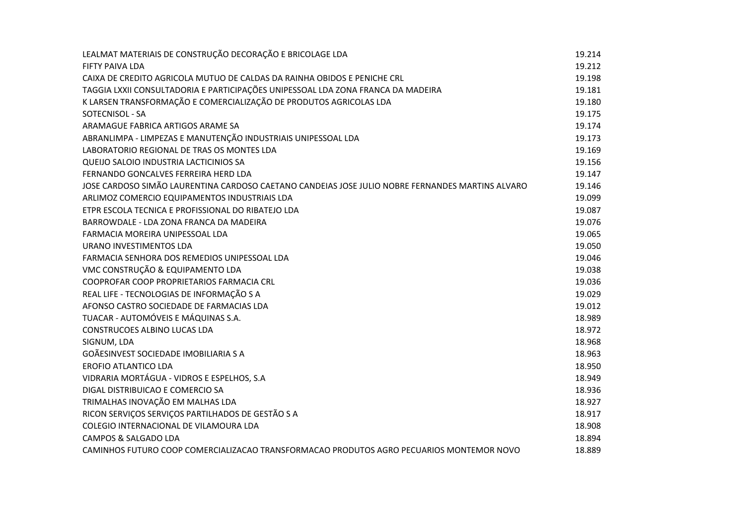| | |
|---|---|
| LEALMAT MATERIAIS DE CONSTRUÇÃO DECORAÇÃO E BRICOLAGE LDA | 19.214 |
| FIFTY PAIVA LDA | 19.212 |
| CAIXA DE CREDITO AGRICOLA MUTUO DE CALDAS DA RAINHA OBIDOS E PENICHE CRL | 19.198 |
| TAGGIA LXXII CONSULTADORIA E PARTICIPAÇÕES UNIPESSOAL LDA ZONA FRANCA DA MADEIRA | 19.181 |
| K LARSEN TRANSFORMAÇÃO E COMERCIALIZAÇÃO DE PRODUTOS AGRICOLAS LDA | 19.180 |
| SOTECNISOL - SA | 19.175 |
| ARAMAGUE FABRICA ARTIGOS ARAME SA | 19.174 |
| ABRANLIMPA - LIMPEZAS E MANUTENÇÃO INDUSTRIAIS UNIPESSOAL LDA | 19.173 |
| LABORATORIO REGIONAL DE TRAS OS MONTES LDA | 19.169 |
| QUEIJO SALOIO INDUSTRIA LACTICINIOS SA | 19.156 |
| FERNANDO GONCALVES FERREIRA HERD LDA | 19.147 |
| JOSE CARDOSO SIMÃO LAURENTINA CARDOSO CAETANO CANDEIAS JOSE JULIO NOBRE FERNANDES MARTINS ALVARO | 19.146 |
| ARLIMOZ COMERCIO EQUIPAMENTOS INDUSTRIAIS LDA | 19.099 |
| ETPR ESCOLA TECNICA E PROFISSIONAL DO RIBATEJO LDA | 19.087 |
| BARROWDALE - LDA ZONA FRANCA DA MADEIRA | 19.076 |
| FARMACIA MOREIRA UNIPESSOAL LDA | 19.065 |
| URANO INVESTIMENTOS LDA | 19.050 |
| FARMACIA SENHORA DOS REMEDIOS UNIPESSOAL LDA | 19.046 |
| VMC CONSTRUÇÃO & EQUIPAMENTO LDA | 19.038 |
| COOPROFAR COOP PROPRIETARIOS FARMACIA CRL | 19.036 |
| REAL LIFE - TECNOLOGIAS DE INFORMAÇÃO S A | 19.029 |
| AFONSO CASTRO SOCIEDADE DE FARMACIAS LDA | 19.012 |
| TUACAR - AUTOMÓVEIS E MÁQUINAS S.A. | 18.989 |
| CONSTRUCOES ALBINO LUCAS LDA | 18.972 |
| SIGNUM, LDA | 18.968 |
| GOÃESINVEST SOCIEDADE IMOBILIARIA S A | 18.963 |
| EROFIO ATLANTICO LDA | 18.950 |
| VIDRARIA MORTÁGUA - VIDROS E ESPELHOS, S.A | 18.949 |
| DIGAL DISTRIBUICAO E COMERCIO SA | 18.936 |
| TRIMALHAS INOVAÇÃO EM MALHAS LDA | 18.927 |
| RICON SERVIÇOS SERVIÇOS PARTILHADOS DE GESTÃO S A | 18.917 |
| COLEGIO INTERNACIONAL DE VILAMOURA LDA | 18.908 |
| CAMPOS & SALGADO LDA | 18.894 |
| CAMINHOS FUTURO COOP COMERCIALIZACAO TRANSFORMACAO PRODUTOS AGRO PECUARIOS MONTEMOR NOVO | 18.889 |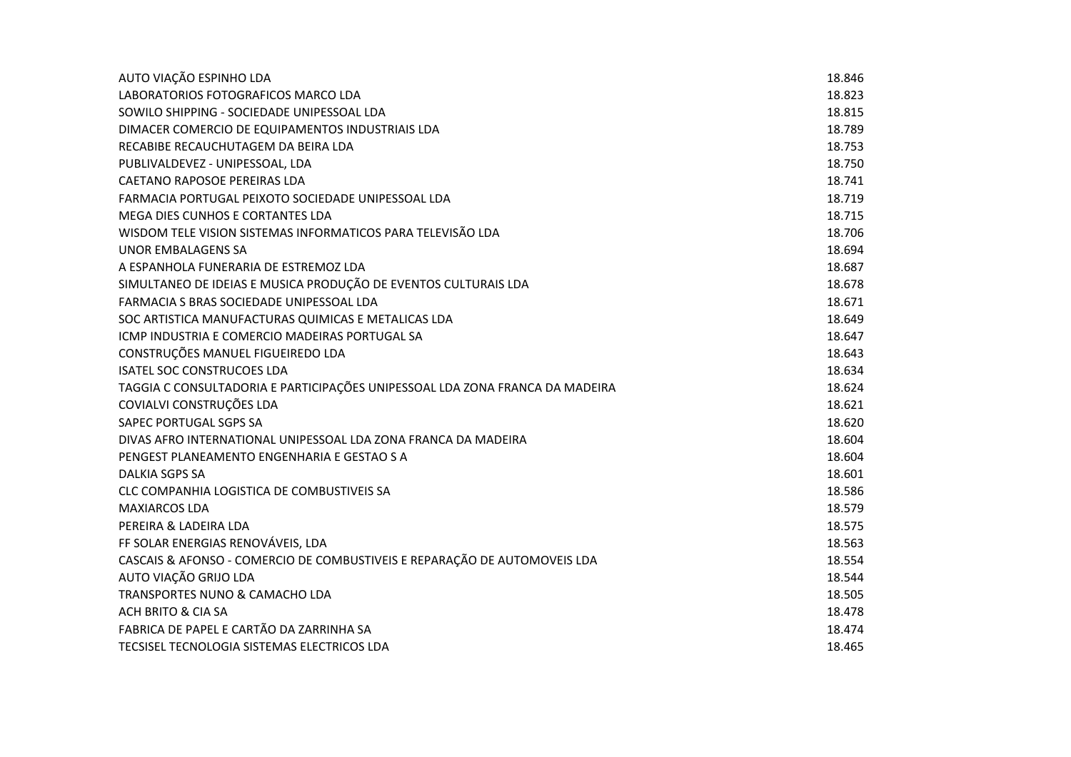| | |
|---|---|
| AUTO VIAÇÃO ESPINHO LDA | 18.846 |
| LABORATORIOS FOTOGRAFICOS MARCO LDA | 18.823 |
| SOWILO SHIPPING - SOCIEDADE UNIPESSOAL LDA | 18.815 |
| DIMACER COMERCIO DE EQUIPAMENTOS INDUSTRIAIS LDA | 18.789 |
| RECABIBE RECAUCHUTAGEM DA BEIRA LDA | 18.753 |
| PUBLIVALDEVEZ - UNIPESSOAL, LDA | 18.750 |
| CAETANO RAPOSOE PEREIRAS LDA | 18.741 |
| FARMACIA PORTUGAL PEIXOTO SOCIEDADE UNIPESSOAL LDA | 18.719 |
| MEGA DIES CUNHOS E CORTANTES LDA | 18.715 |
| WISDOM TELE VISION SISTEMAS INFORMATICOS PARA TELEVISÃO LDA | 18.706 |
| UNOR EMBALAGENS SA | 18.694 |
| A ESPANHOLA FUNERARIA DE ESTREMOZ LDA | 18.687 |
| SIMULTANEO DE IDEIAS E MUSICA PRODUÇÃO DE EVENTOS CULTURAIS LDA | 18.678 |
| FARMACIA S BRAS SOCIEDADE UNIPESSOAL LDA | 18.671 |
| SOC ARTISTICA MANUFACTURAS QUIMICAS E METALICAS LDA | 18.649 |
| ICMP INDUSTRIA E COMERCIO MADEIRAS PORTUGAL SA | 18.647 |
| CONSTRUÇÕES MANUEL FIGUEIREDO LDA | 18.643 |
| ISATEL SOC CONSTRUCOES LDA | 18.634 |
| TAGGIA C CONSULTADORIA E PARTICIPAÇÕES UNIPESSOAL LDA ZONA FRANCA DA MADEIRA | 18.624 |
| COVIALVI CONSTRUÇÕES LDA | 18.621 |
| SAPEC PORTUGAL SGPS SA | 18.620 |
| DIVAS AFRO INTERNATIONAL UNIPESSOAL LDA ZONA FRANCA DA MADEIRA | 18.604 |
| PENGEST PLANEAMENTO ENGENHARIA E GESTAO S A | 18.604 |
| DALKIA SGPS SA | 18.601 |
| CLC COMPANHIA LOGISTICA DE COMBUSTIVEIS SA | 18.586 |
| MAXIARCOS LDA | 18.579 |
| PEREIRA & LADEIRA LDA | 18.575 |
| FF SOLAR ENERGIAS RENOVÁVEIS, LDA | 18.563 |
| CASCAIS & AFONSO - COMERCIO DE COMBUSTIVEIS E REPARAÇÃO DE AUTOMOVEIS LDA | 18.554 |
| AUTO VIAÇÃO GRIJO LDA | 18.544 |
| TRANSPORTES NUNO & CAMACHO LDA | 18.505 |
| ACH BRITO & CIA SA | 18.478 |
| FABRICA DE PAPEL E CARTÃO DA ZARRINHA SA | 18.474 |
| TECSISEL TECNOLOGIA SISTEMAS ELECTRICOS LDA | 18.465 |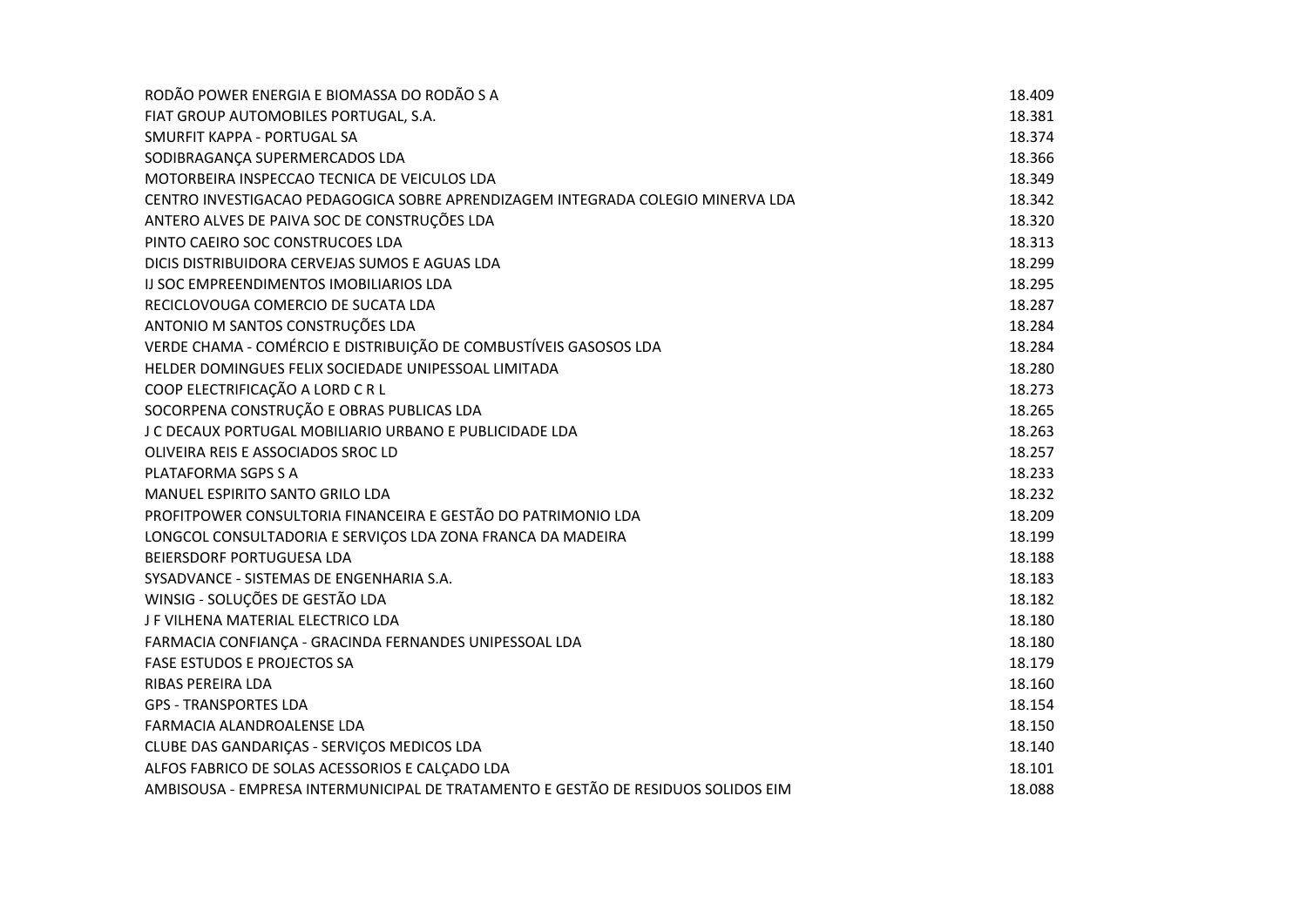| | |
|---|---|
| RODÃO POWER ENERGIA E BIOMASSA DO RODÃO S A | 18.409 |
| FIAT GROUP AUTOMOBILES PORTUGAL, S.A. | 18.381 |
| SMURFIT KAPPA - PORTUGAL SA | 18.374 |
| SODIBRAGANÇA SUPERMERCADOS LDA | 18.366 |
| MOTORBEIRA INSPECCAO TECNICA DE VEICULOS LDA | 18.349 |
| CENTRO INVESTIGACAO PEDAGOGICA SOBRE APRENDIZAGEM INTEGRADA COLEGIO MINERVA LDA | 18.342 |
| ANTERO ALVES DE PAIVA SOC DE CONSTRUÇÕES LDA | 18.320 |
| PINTO CAEIRO SOC CONSTRUCOES LDA | 18.313 |
| DICIS DISTRIBUIDORA CERVEJAS SUMOS E AGUAS LDA | 18.299 |
| IJ SOC EMPREENDIMENTOS IMOBILIARIOS LDA | 18.295 |
| RECICLOVOUGA COMERCIO DE SUCATA LDA | 18.287 |
| ANTONIO M SANTOS CONSTRUÇÕES LDA | 18.284 |
| VERDE CHAMA - COMÉRCIO E DISTRIBUIÇÃO DE COMBUSTÍVEIS GASOSOS LDA | 18.284 |
| HELDER DOMINGUES FELIX SOCIEDADE UNIPESSOAL LIMITADA | 18.280 |
| COOP ELECTRIFICAÇÃO A LORD C R L | 18.273 |
| SOCORPENA CONSTRUÇÃO E OBRAS PUBLICAS LDA | 18.265 |
| J C DECAUX PORTUGAL MOBILIARIO URBANO E PUBLICIDADE LDA | 18.263 |
| OLIVEIRA REIS E ASSOCIADOS SROC LD | 18.257 |
| PLATAFORMA SGPS S A | 18.233 |
| MANUEL ESPIRITO SANTO GRILO LDA | 18.232 |
| PROFITPOWER CONSULTORIA FINANCEIRA E GESTÃO DO PATRIMONIO LDA | 18.209 |
| LONGCOL CONSULTADORIA E SERVIÇOS LDA ZONA FRANCA DA MADEIRA | 18.199 |
| BEIERSDORF PORTUGUESA LDA | 18.188 |
| SYSADVANCE - SISTEMAS DE ENGENHARIA S.A. | 18.183 |
| WINSIG - SOLUÇÕES DE GESTÃO LDA | 18.182 |
| J F VILHENA MATERIAL ELECTRICO LDA | 18.180 |
| FARMACIA CONFIANÇA - GRACINDA FERNANDES UNIPESSOAL LDA | 18.180 |
| FASE ESTUDOS E PROJECTOS SA | 18.179 |
| RIBAS PEREIRA LDA | 18.160 |
| GPS - TRANSPORTES LDA | 18.154 |
| FARMACIA ALANDROALENSE LDA | 18.150 |
| CLUBE DAS GANDARIÇAS - SERVIÇOS MEDICOS LDA | 18.140 |
| ALFOS FABRICO DE SOLAS ACESSORIOS E CALÇADO LDA | 18.101 |
| AMBISOUSA - EMPRESA INTERMUNICIPAL DE TRATAMENTO E GESTÃO DE RESIDUOS SOLIDOS EIM | 18.088 |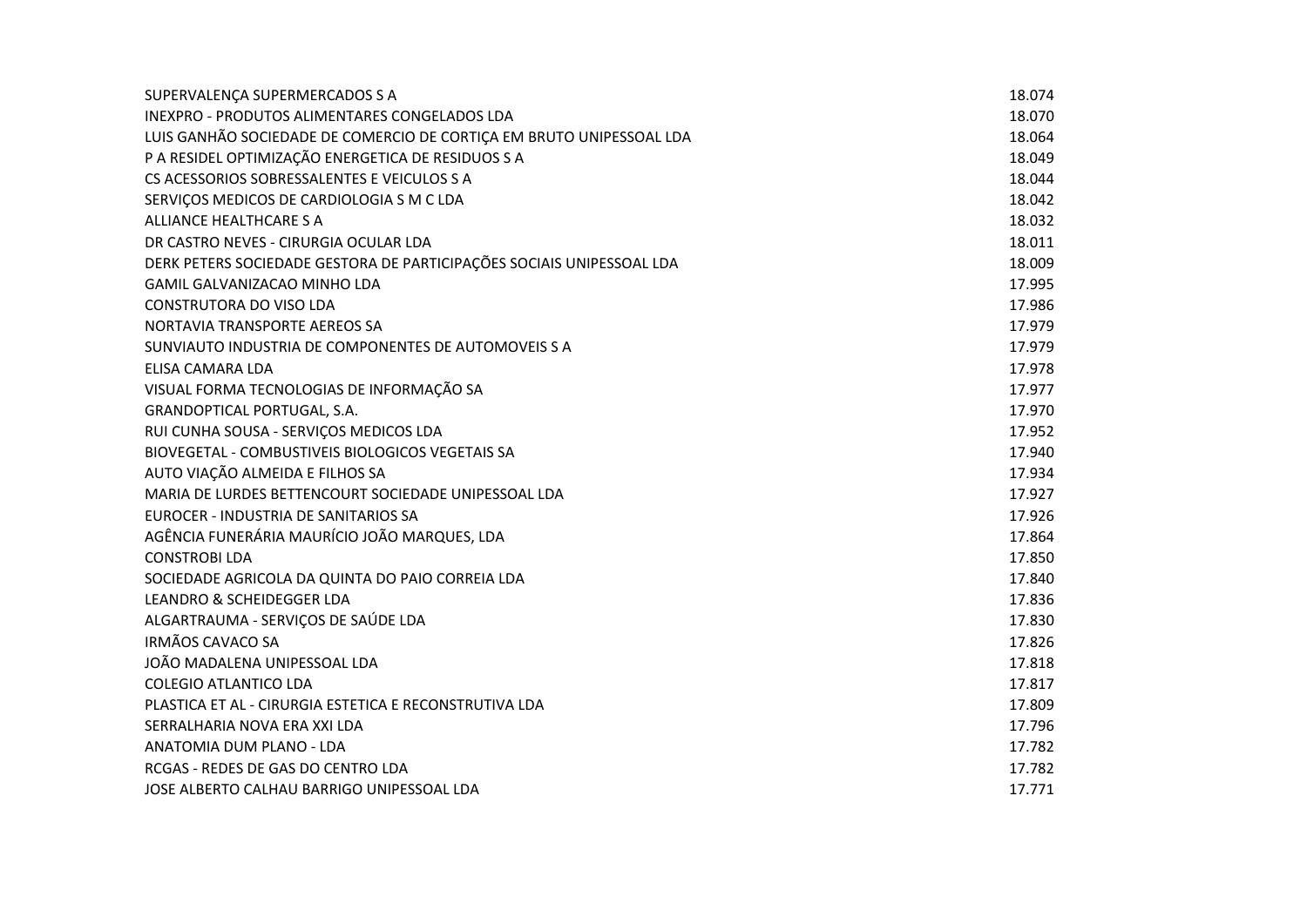| | |
|---|---|
| SUPERVALENÇA SUPERMERCADOS S A | 18.074 |
| INEXPRO - PRODUTOS ALIMENTARES CONGELADOS LDA | 18.070 |
| LUIS GANHÃO SOCIEDADE DE COMERCIO DE CORTIÇA EM BRUTO UNIPESSOAL LDA | 18.064 |
| P A RESIDEL OPTIMIZAÇÃO ENERGETICA DE RESIDUOS S A | 18.049 |
| CS ACESSORIOS SOBRESSALENTES E VEICULOS S A | 18.044 |
| SERVIÇOS MEDICOS DE CARDIOLOGIA S M C LDA | 18.042 |
| ALLIANCE HEALTHCARE S A | 18.032 |
| DR CASTRO NEVES - CIRURGIA OCULAR LDA | 18.011 |
| DERK PETERS SOCIEDADE GESTORA DE PARTICIPAÇÕES SOCIAIS UNIPESSOAL LDA | 18.009 |
| GAMIL GALVANIZACAO MINHO LDA | 17.995 |
| CONSTRUTORA DO VISO LDA | 17.986 |
| NORTAVIA TRANSPORTE AEREOS SA | 17.979 |
| SUNVIAUTO INDUSTRIA DE COMPONENTES DE AUTOMOVEIS S A | 17.979 |
| ELISA CAMARA LDA | 17.978 |
| VISUAL FORMA TECNOLOGIAS DE INFORMAÇÃO SA | 17.977 |
| GRANDOPTICAL PORTUGAL, S.A. | 17.970 |
| RUI CUNHA SOUSA - SERVIÇOS MEDICOS LDA | 17.952 |
| BIOVEGETAL - COMBUSTIVEIS BIOLOGICOS VEGETAIS SA | 17.940 |
| AUTO VIAÇÃO ALMEIDA E FILHOS SA | 17.934 |
| MARIA DE LURDES BETTENCOURT SOCIEDADE UNIPESSOAL LDA | 17.927 |
| EUROCER - INDUSTRIA DE SANITARIOS SA | 17.926 |
| AGÊNCIA FUNERÁRIA MAURÍCIO JOÃO MARQUES, LDA | 17.864 |
| CONSTROBI LDA | 17.850 |
| SOCIEDADE AGRICOLA DA QUINTA DO PAIO CORREIA LDA | 17.840 |
| LEANDRO & SCHEIDEGGER LDA | 17.836 |
| ALGARTRAUMA - SERVIÇOS DE SAÚDE LDA | 17.830 |
| IRMÃOS CAVACO SA | 17.826 |
| JOÃO MADALENA UNIPESSOAL LDA | 17.818 |
| COLEGIO ATLANTICO LDA | 17.817 |
| PLASTICA ET AL - CIRURGIA ESTETICA E RECONSTRUTIVA LDA | 17.809 |
| SERRALHARIA NOVA ERA XXI LDA | 17.796 |
| ANATOMIA DUM PLANO - LDA | 17.782 |
| RCGAS - REDES DE GAS DO CENTRO LDA | 17.782 |
| JOSE ALBERTO CALHAU BARRIGO UNIPESSOAL LDA | 17.771 |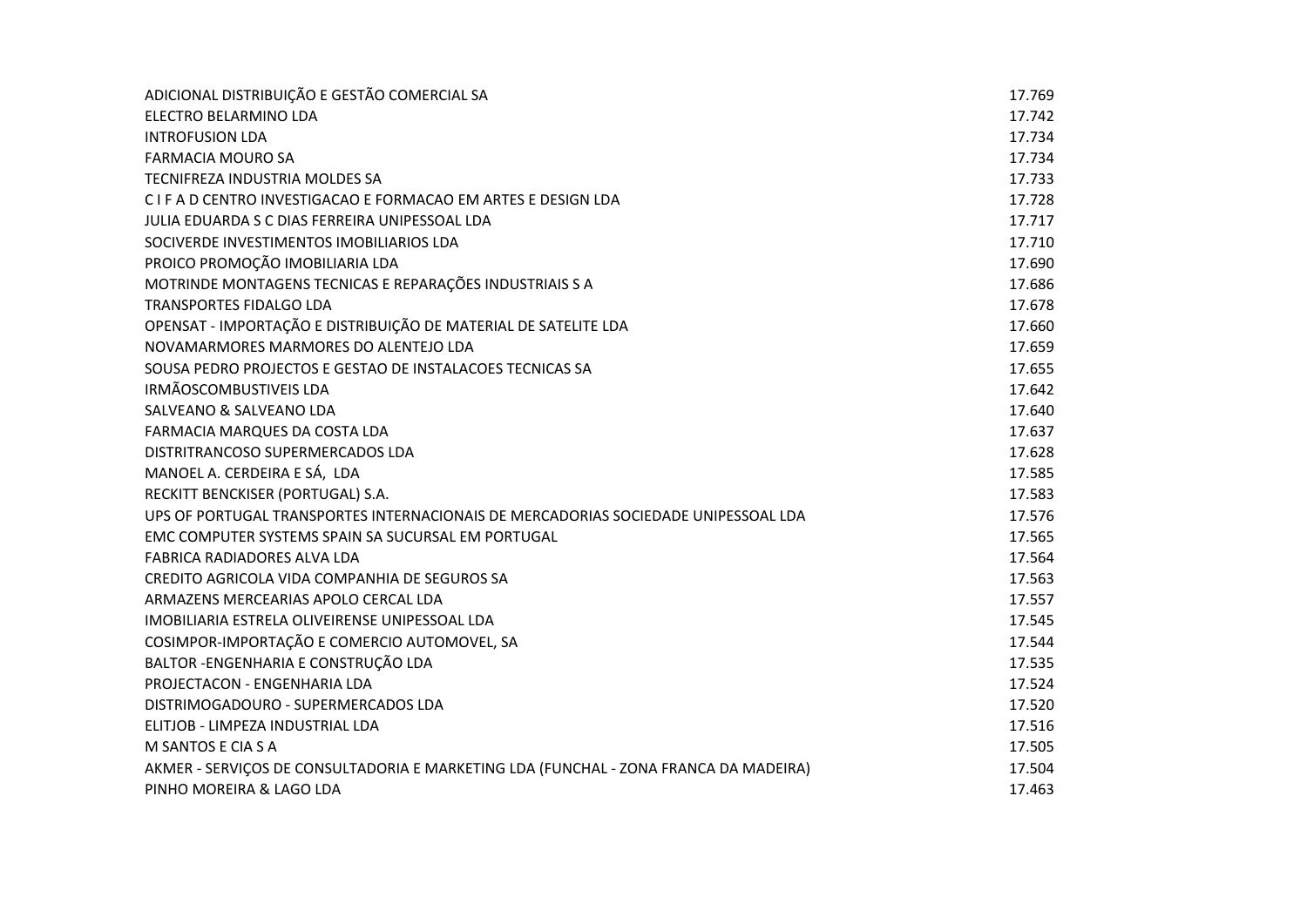| | |
|---|---|
| ADICIONAL DISTRIBUIÇÃO E GESTÃO COMERCIAL SA | 17.769 |
| ELECTRO BELARMINO LDA | 17.742 |
| INTROFUSION LDA | 17.734 |
| FARMACIA MOURO SA | 17.734 |
| TECNIFREZA INDUSTRIA MOLDES SA | 17.733 |
| C I F A D CENTRO INVESTIGACAO E FORMACAO EM ARTES E DESIGN LDA | 17.728 |
| JULIA EDUARDA S C DIAS FERREIRA UNIPESSOAL LDA | 17.717 |
| SOCIVERDE INVESTIMENTOS IMOBILIARIOS LDA | 17.710 |
| PROICO PROMOÇÃO IMOBILIARIA LDA | 17.690 |
| MOTRINDE MONTAGENS TECNICAS E REPARAÇÕES INDUSTRIAIS S A | 17.686 |
| TRANSPORTES FIDALGO LDA | 17.678 |
| OPENSAT - IMPORTAÇÃO E DISTRIBUIÇÃO DE MATERIAL DE SATELITE LDA | 17.660 |
| NOVAMARMORES MARMORES DO ALENTEJO LDA | 17.659 |
| SOUSA PEDRO PROJECTOS E GESTAO DE INSTALACOES TECNICAS SA | 17.655 |
| IRMÃOSCOMBUSTIVEIS LDA | 17.642 |
| SALVEANO & SALVEANO LDA | 17.640 |
| FARMACIA MARQUES DA COSTA LDA | 17.637 |
| DISTRITRANCOSO SUPERMERCADOS LDA | 17.628 |
| MANOEL A. CERDEIRA E SÁ,  LDA | 17.585 |
| RECKITT BENCKISER (PORTUGAL) S.A. | 17.583 |
| UPS OF PORTUGAL TRANSPORTES INTERNACIONAIS DE MERCADORIAS SOCIEDADE UNIPESSOAL LDA | 17.576 |
| EMC COMPUTER SYSTEMS SPAIN SA SUCURSAL EM PORTUGAL | 17.565 |
| FABRICA RADIADORES ALVA LDA | 17.564 |
| CREDITO AGRICOLA VIDA COMPANHIA DE SEGUROS SA | 17.563 |
| ARMAZENS MERCEARIAS APOLO CERCAL LDA | 17.557 |
| IMOBILIARIA ESTRELA OLIVEIRENSE UNIPESSOAL LDA | 17.545 |
| COSIMPOR-IMPORTAÇÃO E COMERCIO AUTOMOVEL, SA | 17.544 |
| BALTOR -ENGENHARIA E CONSTRUÇÃO LDA | 17.535 |
| PROJECTACON - ENGENHARIA LDA | 17.524 |
| DISTRIMOGADOURO - SUPERMERCADOS LDA | 17.520 |
| ELITJOB - LIMPEZA INDUSTRIAL LDA | 17.516 |
| M SANTOS E CIA S A | 17.505 |
| AKMER - SERVIÇOS DE CONSULTADORIA E MARKETING LDA (FUNCHAL - ZONA FRANCA DA MADEIRA) | 17.504 |
| PINHO MOREIRA & LAGO LDA | 17.463 |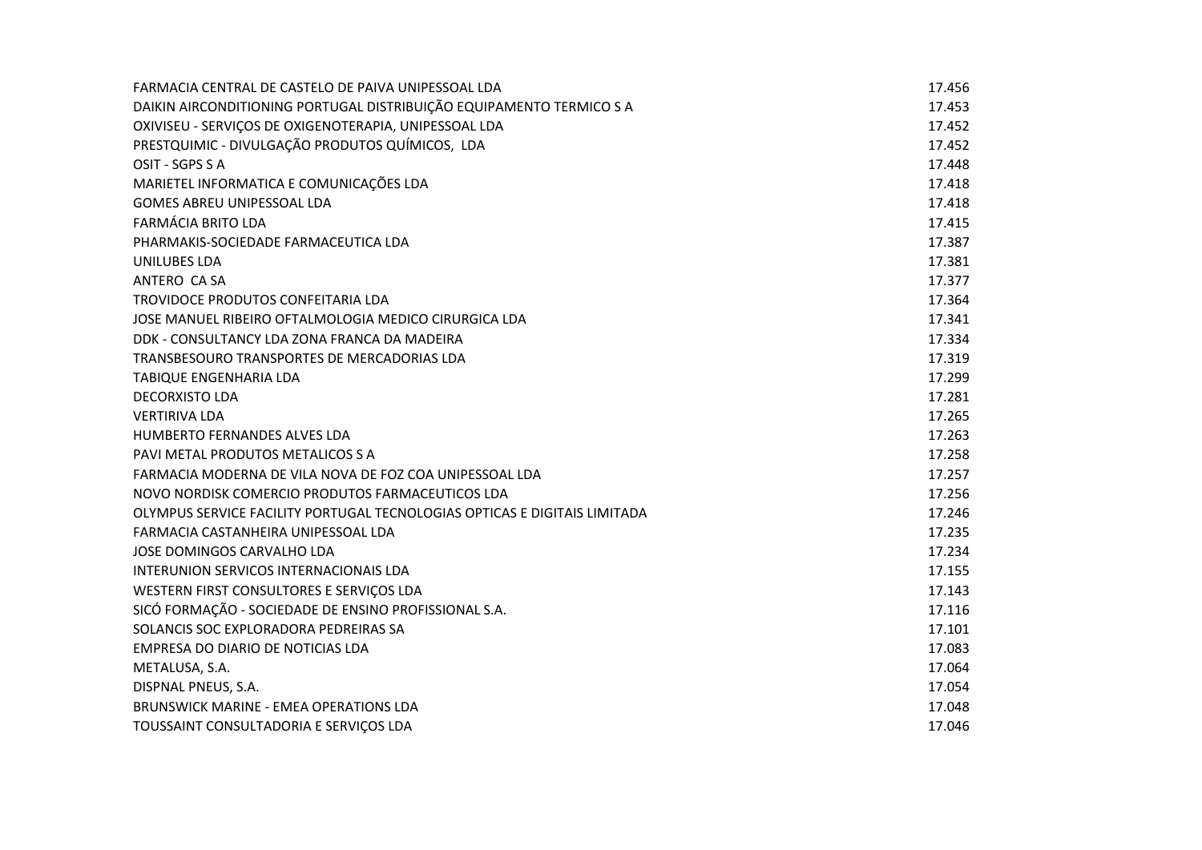| | |
|---|---|
| FARMACIA CENTRAL DE CASTELO DE PAIVA UNIPESSOAL LDA | 17.456 |
| DAIKIN AIRCONDITIONING PORTUGAL DISTRIBUIÇÃO EQUIPAMENTO TERMICO S A | 17.453 |
| OXIVISEU - SERVIÇOS DE OXIGENOTERAPIA, UNIPESSOAL LDA | 17.452 |
| PRESTQUIMIC - DIVULGAÇÃO PRODUTOS QUÍMICOS, LDA | 17.452 |
| OSIT - SGPS S A | 17.448 |
| MARIETEL INFORMATICA E COMUNICAÇÕES LDA | 17.418 |
| GOMES ABREU UNIPESSOAL LDA | 17.418 |
| FARMÁCIA BRITO LDA | 17.415 |
| PHARMAKIS-SOCIEDADE FARMACEUTICA LDA | 17.387 |
| UNILUBES LDA | 17.381 |
| ANTERO CA SA | 17.377 |
| TROVIDOCE PRODUTOS CONFEITARIA LDA | 17.364 |
| JOSE MANUEL RIBEIRO OFTALMOLOGIA MEDICO CIRURGICA LDA | 17.341 |
| DDK - CONSULTANCY LDA ZONA FRANCA DA MADEIRA | 17.334 |
| TRANSBESOURO TRANSPORTES DE MERCADORIAS LDA | 17.319 |
| TABIQUE ENGENHARIA LDA | 17.299 |
| DECORXISTO LDA | 17.281 |
| VERTIRIVA LDA | 17.265 |
| HUMBERTO FERNANDES ALVES LDA | 17.263 |
| PAVI METAL PRODUTOS METALICOS S A | 17.258 |
| FARMACIA MODERNA DE VILA NOVA DE FOZ COA UNIPESSOAL LDA | 17.257 |
| NOVO NORDISK COMERCIO PRODUTOS FARMACEUTICOS LDA | 17.256 |
| OLYMPUS SERVICE FACILITY PORTUGAL TECNOLOGIAS OPTICAS E DIGITAIS LIMITADA | 17.246 |
| FARMACIA CASTANHEIRA UNIPESSOAL LDA | 17.235 |
| JOSE DOMINGOS CARVALHO LDA | 17.234 |
| INTERUNION SERVICOS INTERNACIONAIS LDA | 17.155 |
| WESTERN FIRST CONSULTORES E SERVIÇOS LDA | 17.143 |
| SICÓ FORMAÇÃO - SOCIEDADE DE ENSINO PROFISSIONAL S.A. | 17.116 |
| SOLANCIS SOC EXPLORADORA PEDREIRAS SA | 17.101 |
| EMPRESA DO DIARIO DE NOTICIAS LDA | 17.083 |
| METALUSA, S.A. | 17.064 |
| DISPNAL PNEUS, S.A. | 17.054 |
| BRUNSWICK MARINE - EMEA OPERATIONS LDA | 17.048 |
| TOUSSAINT CONSULTADORIA E SERVIÇOS LDA | 17.046 |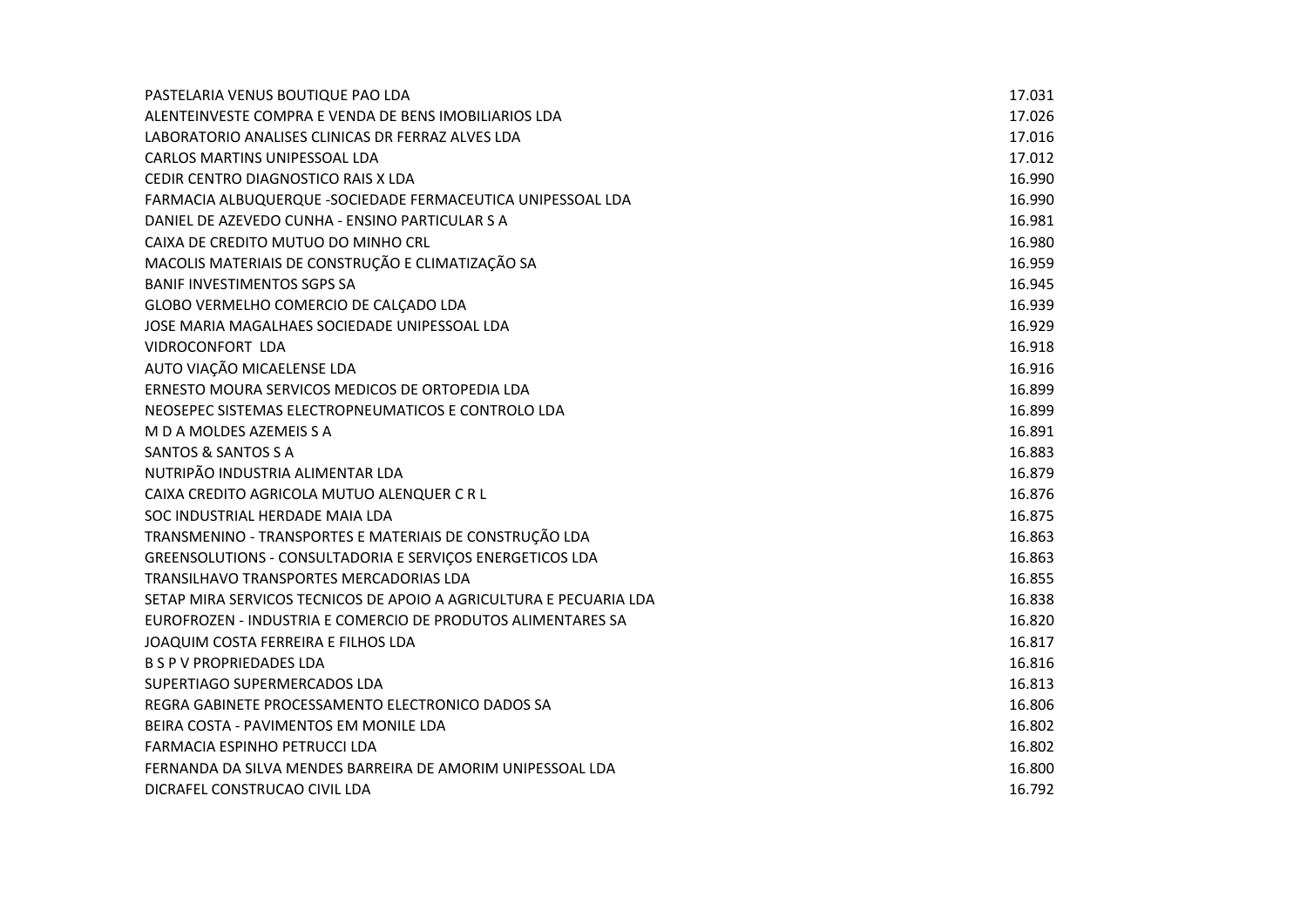| | |
|---|---|
| PASTELARIA VENUS BOUTIQUE PAO LDA | 17.031 |
| ALENTEINVESTE COMPRA E VENDA DE BENS IMOBILIARIOS LDA | 17.026 |
| LABORATORIO ANALISES CLINICAS DR FERRAZ ALVES LDA | 17.016 |
| CARLOS MARTINS UNIPESSOAL LDA | 17.012 |
| CEDIR CENTRO DIAGNOSTICO RAIS X LDA | 16.990 |
| FARMACIA ALBUQUERQUE -SOCIEDADE FERMACEUTICA UNIPESSOAL LDA | 16.990 |
| DANIEL DE AZEVEDO CUNHA - ENSINO PARTICULAR S A | 16.981 |
| CAIXA DE CREDITO MUTUO DO MINHO CRL | 16.980 |
| MACOLIS MATERIAIS DE CONSTRUÇÃO E CLIMATIZAÇÃO SA | 16.959 |
| BANIF INVESTIMENTOS SGPS SA | 16.945 |
| GLOBO VERMELHO COMERCIO DE CALÇADO LDA | 16.939 |
| JOSE MARIA MAGALHAES SOCIEDADE UNIPESSOAL LDA | 16.929 |
| VIDROCONFORT  LDA | 16.918 |
| AUTO VIAÇÃO MICAELENSE LDA | 16.916 |
| ERNESTO MOURA SERVICOS MEDICOS DE ORTOPEDIA LDA | 16.899 |
| NEOSEPEC SISTEMAS ELECTROPNEUMATICOS E CONTROLO LDA | 16.899 |
| M D A MOLDES AZEMEIS S A | 16.891 |
| SANTOS & SANTOS S A | 16.883 |
| NUTRIPÃO INDUSTRIA ALIMENTAR LDA | 16.879 |
| CAIXA CREDITO AGRICOLA MUTUO ALENQUER C R L | 16.876 |
| SOC INDUSTRIAL HERDADE MAIA LDA | 16.875 |
| TRANSMENINO - TRANSPORTES E MATERIAIS DE CONSTRUÇÃO LDA | 16.863 |
| GREENSOLUTIONS - CONSULTADORIA E SERVIÇOS ENERGETICOS LDA | 16.863 |
| TRANSILHAVO TRANSPORTES MERCADORIAS LDA | 16.855 |
| SETAP MIRA SERVICOS TECNICOS DE APOIO A AGRICULTURA E PECUARIA LDA | 16.838 |
| EUROFROZEN - INDUSTRIA E COMERCIO DE PRODUTOS ALIMENTARES SA | 16.820 |
| JOAQUIM COSTA FERREIRA E FILHOS LDA | 16.817 |
| B S P V PROPRIEDADES LDA | 16.816 |
| SUPERTIAGO SUPERMERCADOS LDA | 16.813 |
| REGRA GABINETE PROCESSAMENTO ELECTRONICO DADOS SA | 16.806 |
| BEIRA COSTA - PAVIMENTOS EM MONILE LDA | 16.802 |
| FARMACIA ESPINHO PETRUCCI LDA | 16.802 |
| FERNANDA DA SILVA MENDES BARREIRA DE AMORIM UNIPESSOAL LDA | 16.800 |
| DICRAFEL CONSTRUCAO CIVIL LDA | 16.792 |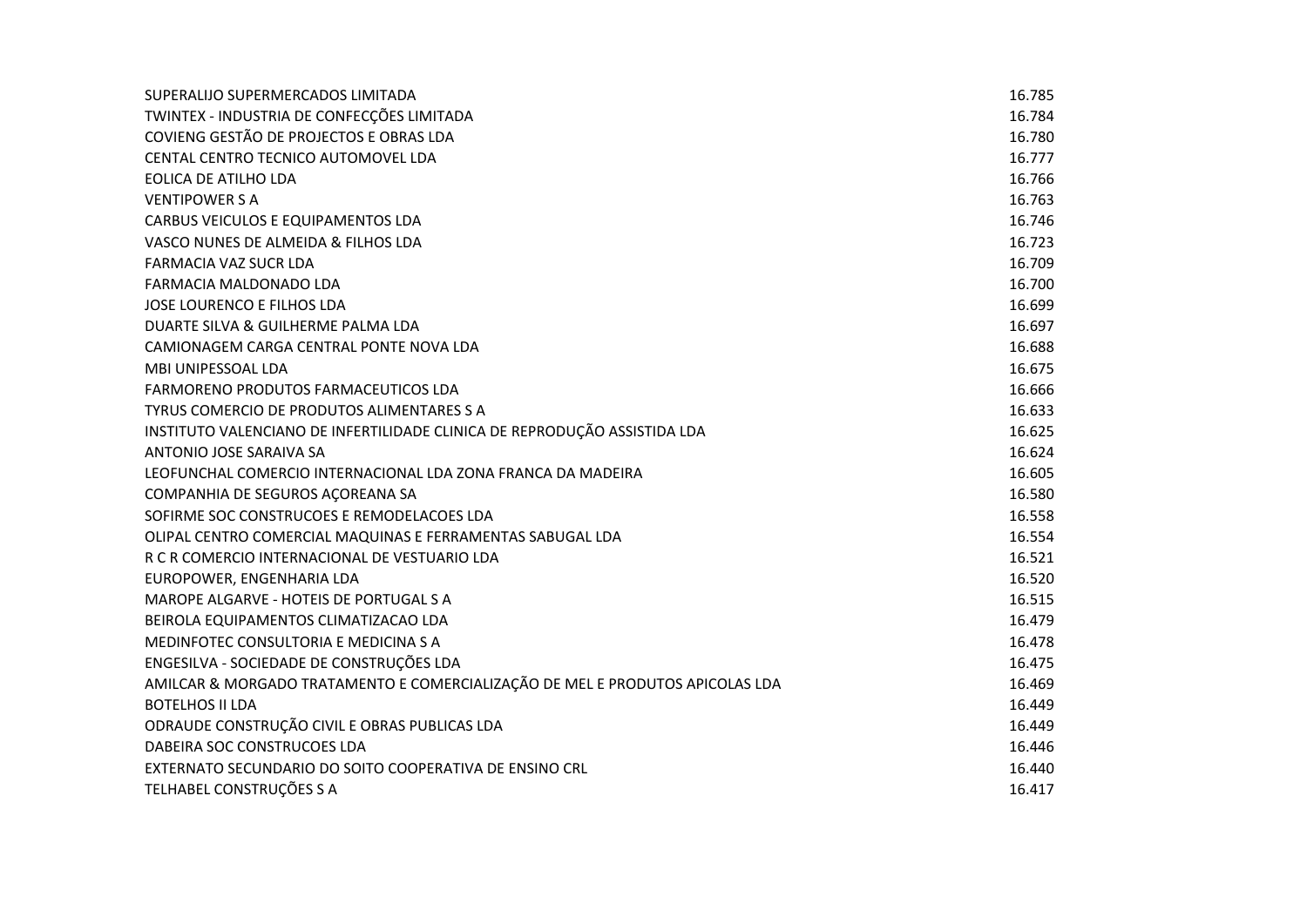| | |
|---|---|
| SUPERALIJO SUPERMERCADOS LIMITADA | 16.785 |
| TWINTEX - INDUSTRIA DE CONFECÇÕES LIMITADA | 16.784 |
| COVIENG GESTÃO DE PROJECTOS E OBRAS LDA | 16.780 |
| CENTAL CENTRO TECNICO AUTOMOVEL LDA | 16.777 |
| EOLICA DE ATILHO LDA | 16.766 |
| VENTIPOWER S A | 16.763 |
| CARBUS VEICULOS E EQUIPAMENTOS LDA | 16.746 |
| VASCO NUNES DE ALMEIDA & FILHOS LDA | 16.723 |
| FARMACIA VAZ SUCR LDA | 16.709 |
| FARMACIA MALDONADO LDA | 16.700 |
| JOSE LOURENCO E FILHOS LDA | 16.699 |
| DUARTE SILVA & GUILHERME PALMA LDA | 16.697 |
| CAMIONAGEM CARGA CENTRAL PONTE NOVA LDA | 16.688 |
| MBI UNIPESSOAL LDA | 16.675 |
| FARMORENO PRODUTOS FARMACEUTICOS LDA | 16.666 |
| TYRUS COMERCIO DE PRODUTOS ALIMENTARES S A | 16.633 |
| INSTITUTO VALENCIANO DE INFERTILIDADE CLINICA DE REPRODUÇÃO ASSISTIDA LDA | 16.625 |
| ANTONIO JOSE SARAIVA SA | 16.624 |
| LEOFUNCHAL COMERCIO INTERNACIONAL LDA ZONA FRANCA DA MADEIRA | 16.605 |
| COMPANHIA DE SEGUROS AÇOREANA SA | 16.580 |
| SOFIRME SOC CONSTRUCOES E REMODELACOES LDA | 16.558 |
| OLIPAL CENTRO COMERCIAL MAQUINAS E FERRAMENTAS SABUGAL LDA | 16.554 |
| R C R COMERCIO INTERNACIONAL DE VESTUARIO LDA | 16.521 |
| EUROPOWER, ENGENHARIA LDA | 16.520 |
| MAROPE ALGARVE - HOTEIS DE PORTUGAL S A | 16.515 |
| BEIROLA EQUIPAMENTOS CLIMATIZACAO LDA | 16.479 |
| MEDINFOTEC CONSULTORIA E MEDICINA S A | 16.478 |
| ENGESILVA - SOCIEDADE DE CONSTRUÇÕES LDA | 16.475 |
| AMILCAR & MORGADO TRATAMENTO E COMERCIALIZAÇÃO DE MEL E PRODUTOS APICOLAS LDA | 16.469 |
| BOTELHOS II LDA | 16.449 |
| ODRAUDE CONSTRUÇÃO CIVIL E OBRAS PUBLICAS LDA | 16.449 |
| DABEIRA SOC CONSTRUCOES LDA | 16.446 |
| EXTERNATO SECUNDARIO DO SOITO COOPERATIVA DE ENSINO CRL | 16.440 |
| TELHABEL CONSTRUÇÕES S A | 16.417 |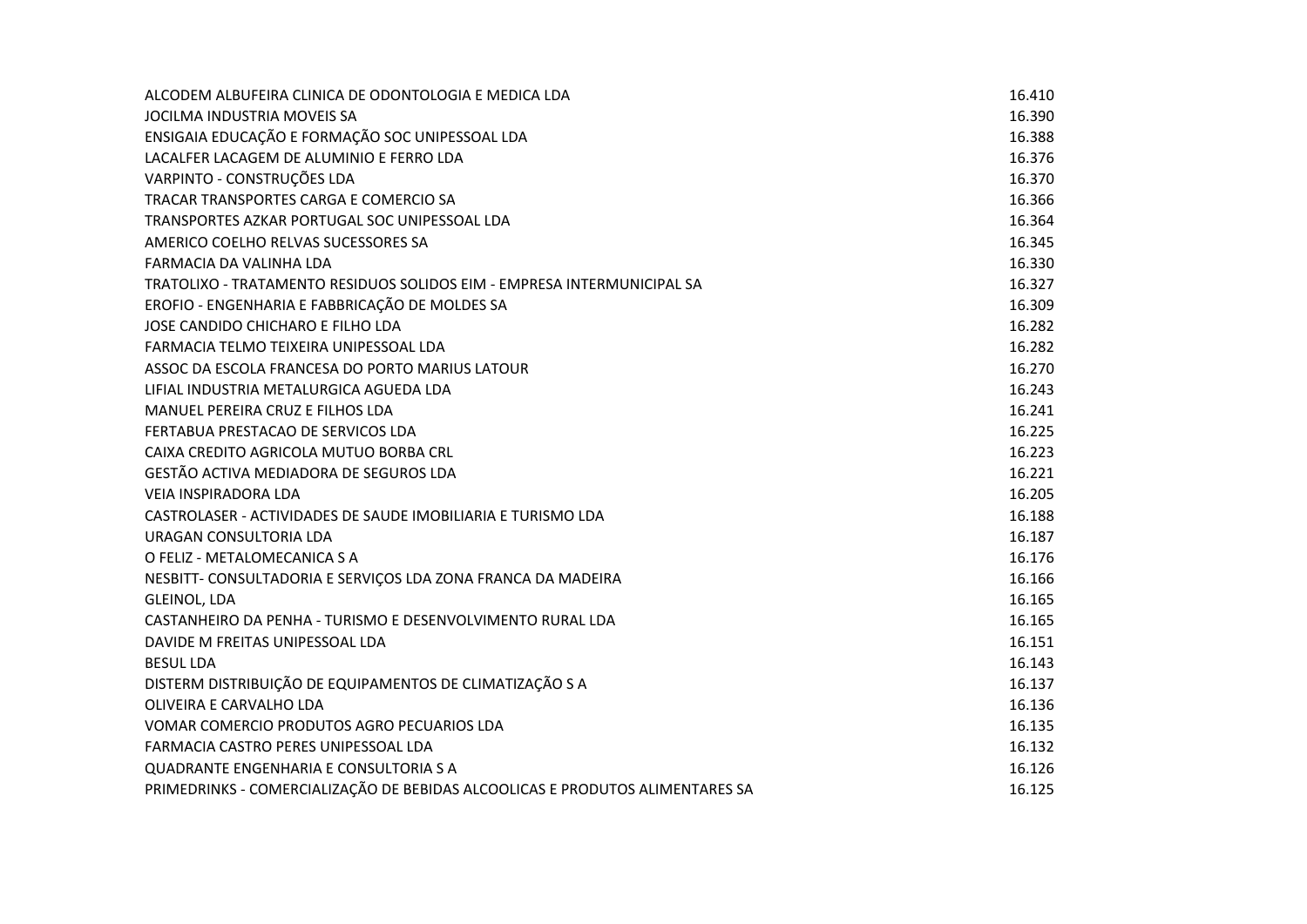| | |
|---|---|
| ALCODEM ALBUFEIRA CLINICA DE ODONTOLOGIA E MEDICA LDA | 16.410 |
| JOCILMA INDUSTRIA MOVEIS SA | 16.390 |
| ENSIGAIA EDUCAÇÃO E FORMAÇÃO SOC UNIPESSOAL LDA | 16.388 |
| LACALFER LACAGEM DE ALUMINIO E FERRO LDA | 16.376 |
| VARPINTO - CONSTRUÇÕES LDA | 16.370 |
| TRACAR TRANSPORTES CARGA E COMERCIO SA | 16.366 |
| TRANSPORTES AZKAR PORTUGAL SOC UNIPESSOAL LDA | 16.364 |
| AMERICO COELHO RELVAS SUCESSORES SA | 16.345 |
| FARMACIA DA VALINHA LDA | 16.330 |
| TRATOLIXO - TRATAMENTO RESIDUOS SOLIDOS EIM - EMPRESA INTERMUNICIPAL SA | 16.327 |
| EROFIO - ENGENHARIA E FABBRICAÇÃO DE MOLDES SA | 16.309 |
| JOSE CANDIDO CHICHARO E FILHO LDA | 16.282 |
| FARMACIA TELMO TEIXEIRA UNIPESSOAL LDA | 16.282 |
| ASSOC DA ESCOLA FRANCESA DO PORTO MARIUS LATOUR | 16.270 |
| LIFIAL INDUSTRIA METALURGICA AGUEDA LDA | 16.243 |
| MANUEL PEREIRA CRUZ E FILHOS LDA | 16.241 |
| FERTABUA PRESTACAO DE SERVICOS LDA | 16.225 |
| CAIXA CREDITO AGRICOLA MUTUO BORBA CRL | 16.223 |
| GESTÃO ACTIVA MEDIADORA DE SEGUROS LDA | 16.221 |
| VEIA INSPIRADORA LDA | 16.205 |
| CASTROLASER - ACTIVIDADES DE SAUDE IMOBILIARIA E TURISMO LDA | 16.188 |
| URAGAN CONSULTORIA LDA | 16.187 |
| O FELIZ - METALOMECANICA S A | 16.176 |
| NESBITT- CONSULTADORIA E SERVIÇOS LDA ZONA FRANCA DA MADEIRA | 16.166 |
| GLEINOL, LDA | 16.165 |
| CASTANHEIRO DA PENHA - TURISMO E DESENVOLVIMENTO RURAL LDA | 16.165 |
| DAVIDE M FREITAS UNIPESSOAL LDA | 16.151 |
| BESUL LDA | 16.143 |
| DISTERM DISTRIBUIÇÃO DE EQUIPAMENTOS DE CLIMATIZAÇÃO S A | 16.137 |
| OLIVEIRA E CARVALHO LDA | 16.136 |
| VOMAR COMERCIO PRODUTOS AGRO PECUARIOS LDA | 16.135 |
| FARMACIA CASTRO PERES UNIPESSOAL LDA | 16.132 |
| QUADRANTE ENGENHARIA E CONSULTORIA S A | 16.126 |
| PRIMEDRINKS - COMERCIALIZAÇÃO DE BEBIDAS ALCOOLICAS E PRODUTOS ALIMENTARES SA | 16.125 |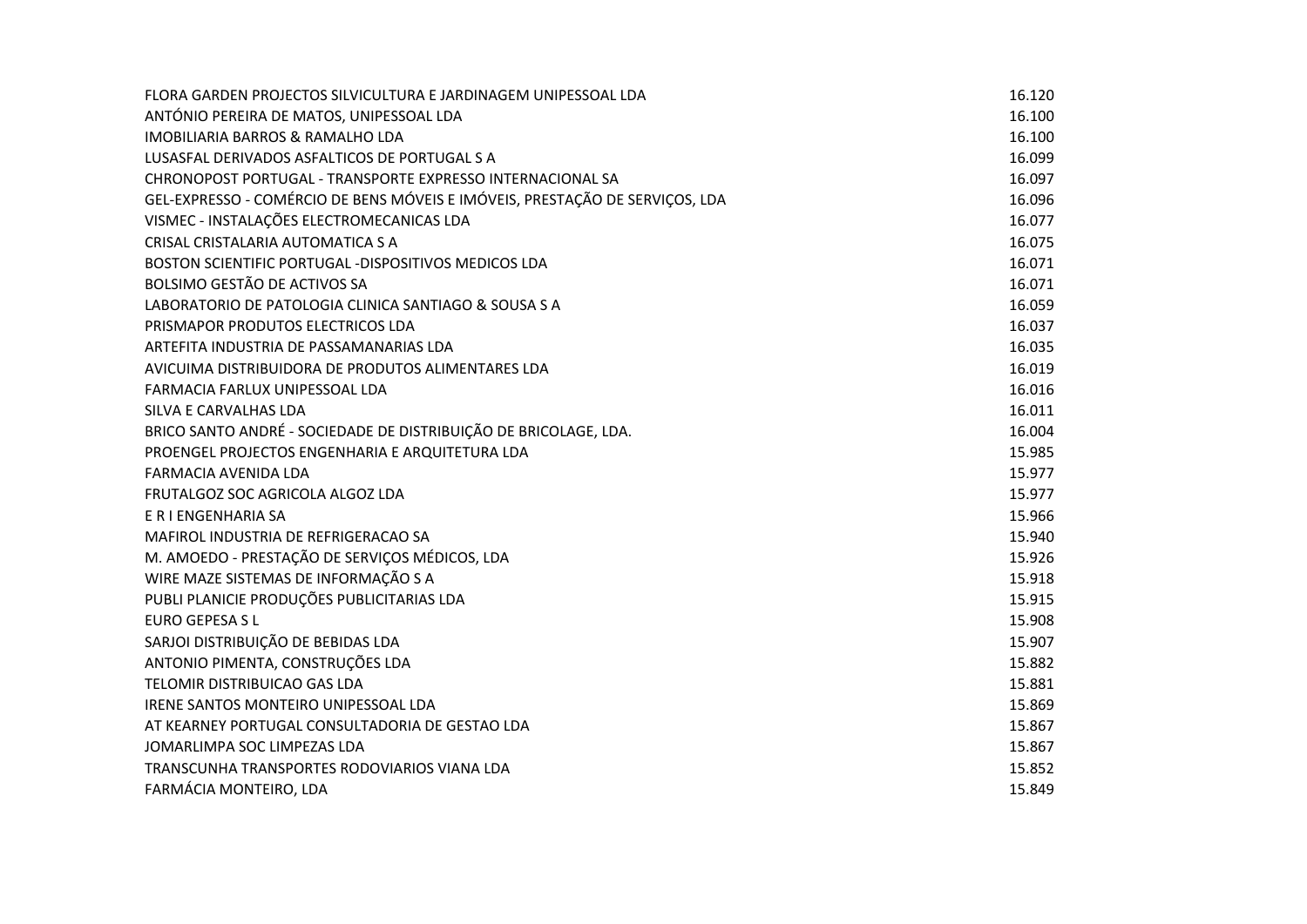| | |
|---|---|
| FLORA GARDEN PROJECTOS SILVICULTURA E JARDINAGEM UNIPESSOAL LDA | 16.120 |
| ANTÓNIO PEREIRA DE MATOS, UNIPESSOAL LDA | 16.100 |
| IMOBILIARIA BARROS & RAMALHO LDA | 16.100 |
| LUSASFAL DERIVADOS ASFALTICOS DE PORTUGAL S A | 16.099 |
| CHRONOPOST PORTUGAL - TRANSPORTE EXPRESSO INTERNACIONAL SA | 16.097 |
| GEL-EXPRESSO - COMÉRCIO DE BENS MÓVEIS E IMÓVEIS, PRESTAÇÃO DE SERVIÇOS, LDA | 16.096 |
| VISMEC - INSTALAÇÕES ELECTROMECANICAS LDA | 16.077 |
| CRISAL CRISTALARIA AUTOMATICA S A | 16.075 |
| BOSTON SCIENTIFIC PORTUGAL -DISPOSITIVOS MEDICOS LDA | 16.071 |
| BOLSIMO GESTÃO DE ACTIVOS SA | 16.071 |
| LABORATORIO DE PATOLOGIA CLINICA SANTIAGO & SOUSA S A | 16.059 |
| PRISMAPOR PRODUTOS ELECTRICOS LDA | 16.037 |
| ARTEFITA INDUSTRIA DE PASSAMANARIAS LDA | 16.035 |
| AVICUIMA DISTRIBUIDORA DE PRODUTOS ALIMENTARES LDA | 16.019 |
| FARMACIA FARLUX UNIPESSOAL LDA | 16.016 |
| SILVA E CARVALHAS LDA | 16.011 |
| BRICO SANTO ANDRÉ - SOCIEDADE DE DISTRIBUIÇÃO DE BRICOLAGE, LDA. | 16.004 |
| PROENGEL PROJECTOS ENGENHARIA E ARQUITETURA LDA | 15.985 |
| FARMACIA AVENIDA LDA | 15.977 |
| FRUTALGOZ SOC AGRICOLA ALGOZ LDA | 15.977 |
| E R I ENGENHARIA SA | 15.966 |
| MAFIROL INDUSTRIA DE REFRIGERACAO SA | 15.940 |
| M. AMOEDO - PRESTAÇÃO DE SERVIÇOS MÉDICOS, LDA | 15.926 |
| WIRE MAZE SISTEMAS DE INFORMAÇÃO S A | 15.918 |
| PUBLI PLANICIE PRODUÇÕES PUBLICITARIAS LDA | 15.915 |
| EURO GEPESA S L | 15.908 |
| SARJOI DISTRIBUIÇÃO DE BEBIDAS LDA | 15.907 |
| ANTONIO PIMENTA, CONSTRUÇÕES LDA | 15.882 |
| TELOMIR DISTRIBUICAO GAS LDA | 15.881 |
| IRENE SANTOS MONTEIRO UNIPESSOAL LDA | 15.869 |
| AT KEARNEY PORTUGAL CONSULTADORIA DE GESTAO LDA | 15.867 |
| JOMARLIMPA SOC LIMPEZAS LDA | 15.867 |
| TRANSCUNHA TRANSPORTES RODOVIARIOS VIANA LDA | 15.852 |
| FARMÁCIA MONTEIRO, LDA | 15.849 |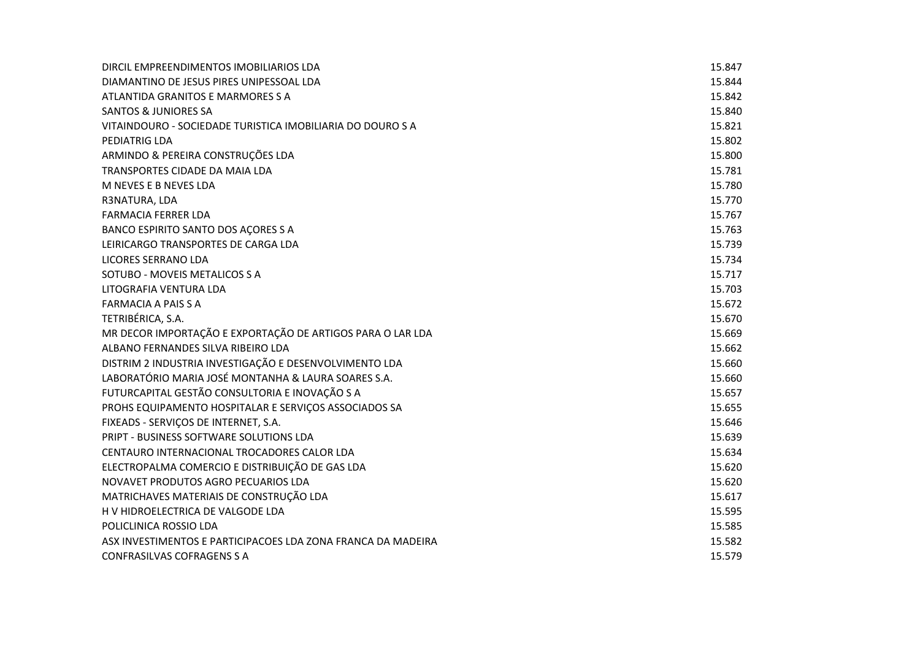| | |
|---|---|
| DIRCIL EMPREENDIMENTOS IMOBILIARIOS LDA | 15.847 |
| DIAMANTINO DE JESUS PIRES UNIPESSOAL LDA | 15.844 |
| ATLANTIDA GRANITOS E MARMORES S A | 15.842 |
| SANTOS & JUNIORES SA | 15.840 |
| VITAINDOURO - SOCIEDADE TURISTICA IMOBILIARIA DO DOURO S A | 15.821 |
| PEDIATRIG LDA | 15.802 |
| ARMINDO & PEREIRA CONSTRUÇÕES LDA | 15.800 |
| TRANSPORTES CIDADE DA MAIA LDA | 15.781 |
| M NEVES E B NEVES LDA | 15.780 |
| R3NATURA, LDA | 15.770 |
| FARMACIA FERRER LDA | 15.767 |
| BANCO ESPIRITO SANTO DOS AÇORES S A | 15.763 |
| LEIRICARGO TRANSPORTES DE CARGA LDA | 15.739 |
| LICORES SERRANO LDA | 15.734 |
| SOTUBO - MOVEIS METALICOS S A | 15.717 |
| LITOGRAFIA VENTURA LDA | 15.703 |
| FARMACIA A PAIS S A | 15.672 |
| TETRIBÉRICA, S.A. | 15.670 |
| MR DECOR IMPORTAÇÃO E EXPORTAÇÃO DE ARTIGOS PARA O LAR LDA | 15.669 |
| ALBANO FERNANDES SILVA RIBEIRO LDA | 15.662 |
| DISTRIM 2 INDUSTRIA INVESTIGAÇÃO E DESENVOLVIMENTO LDA | 15.660 |
| LABORATÓRIO MARIA JOSÉ MONTANHA & LAURA SOARES S.A. | 15.660 |
| FUTURCAPITAL GESTÃO CONSULTORIA E INOVAÇÃO S A | 15.657 |
| PROHS EQUIPAMENTO HOSPITALAR E SERVIÇOS ASSOCIADOS SA | 15.655 |
| FIXEADS - SERVIÇOS DE INTERNET, S.A. | 15.646 |
| PRIPT - BUSINESS SOFTWARE SOLUTIONS LDA | 15.639 |
| CENTAURO INTERNACIONAL TROCADORES CALOR LDA | 15.634 |
| ELECTROPALMA COMERCIO E DISTRIBUIÇÃO DE GAS LDA | 15.620 |
| NOVAVET PRODUTOS AGRO PECUARIOS LDA | 15.620 |
| MATRICHAVES MATERIAIS DE CONSTRUÇÃO LDA | 15.617 |
| H V HIDROELECTRICA DE VALGODE LDA | 15.595 |
| POLICLINICA ROSSIO LDA | 15.585 |
| ASX INVESTIMENTOS E PARTICIPACOES LDA ZONA FRANCA DA MADEIRA | 15.582 |
| CONFRASILVAS COFRAGENS S A | 15.579 |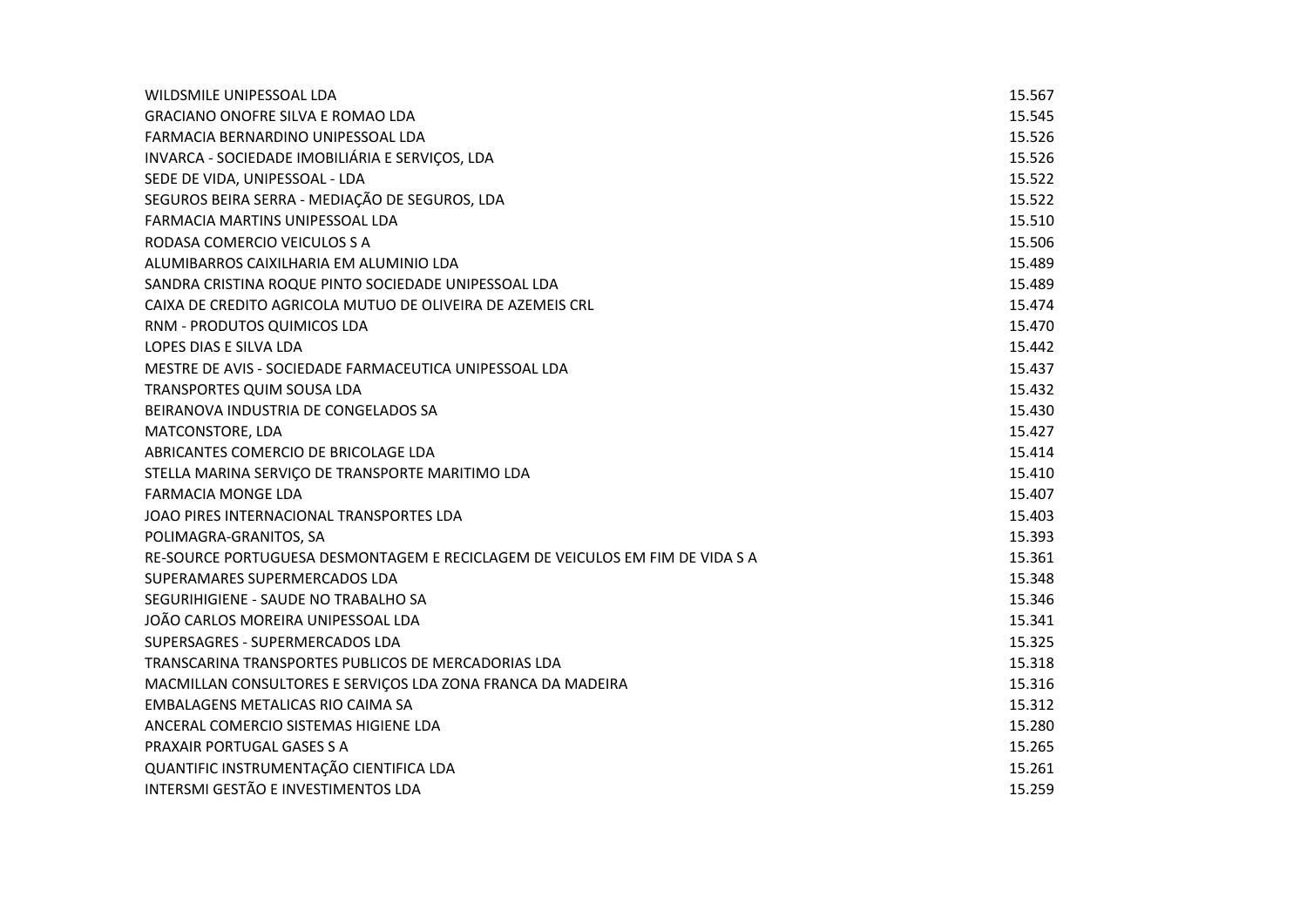| | |
|---|---|
| WILDSMILE UNIPESSOAL LDA | 15.567 |
| GRACIANO ONOFRE SILVA E ROMAO LDA | 15.545 |
| FARMACIA BERNARDINO UNIPESSOAL LDA | 15.526 |
| INVARCA - SOCIEDADE IMOBILIÁRIA E SERVIÇOS, LDA | 15.526 |
| SEDE DE VIDA, UNIPESSOAL - LDA | 15.522 |
| SEGUROS BEIRA SERRA - MEDIAÇÃO DE SEGUROS, LDA | 15.522 |
| FARMACIA MARTINS UNIPESSOAL LDA | 15.510 |
| RODASA COMERCIO VEICULOS S A | 15.506 |
| ALUMIBARROS CAIXILHARIA EM ALUMINIO LDA | 15.489 |
| SANDRA CRISTINA ROQUE PINTO SOCIEDADE UNIPESSOAL LDA | 15.489 |
| CAIXA DE CREDITO AGRICOLA MUTUO DE OLIVEIRA DE AZEMEIS CRL | 15.474 |
| RNM - PRODUTOS QUIMICOS LDA | 15.470 |
| LOPES DIAS E SILVA LDA | 15.442 |
| MESTRE DE AVIS - SOCIEDADE FARMACEUTICA UNIPESSOAL LDA | 15.437 |
| TRANSPORTES QUIM SOUSA LDA | 15.432 |
| BEIRANOVA INDUSTRIA DE CONGELADOS SA | 15.430 |
| MATCONSTORE, LDA | 15.427 |
| ABRICANTES COMERCIO DE BRICOLAGE LDA | 15.414 |
| STELLA MARINA SERVIÇO DE TRANSPORTE MARITIMO LDA | 15.410 |
| FARMACIA MONGE LDA | 15.407 |
| JOAO PIRES INTERNACIONAL TRANSPORTES LDA | 15.403 |
| POLIMAGRA-GRANITOS, SA | 15.393 |
| RE-SOURCE PORTUGUESA DESMONTAGEM E RECICLAGEM DE VEICULOS EM FIM DE VIDA S A | 15.361 |
| SUPERAMARES SUPERMERCADOS LDA | 15.348 |
| SEGURIHIGIENE - SAUDE NO TRABALHO SA | 15.346 |
| JOÃO CARLOS MOREIRA UNIPESSOAL LDA | 15.341 |
| SUPERSAGRES - SUPERMERCADOS LDA | 15.325 |
| TRANSCARINA TRANSPORTES PUBLICOS DE MERCADORIAS LDA | 15.318 |
| MACMILLAN CONSULTORES E SERVIÇOS LDA ZONA FRANCA DA MADEIRA | 15.316 |
| EMBALAGENS METALICAS RIO CAIMA SA | 15.312 |
| ANCERAL COMERCIO SISTEMAS HIGIENE LDA | 15.280 |
| PRAXAIR PORTUGAL GASES S A | 15.265 |
| QUANTIFIC INSTRUMENTAÇÃO CIENTIFICA LDA | 15.261 |
| INTERSMI GESTÃO E INVESTIMENTOS LDA | 15.259 |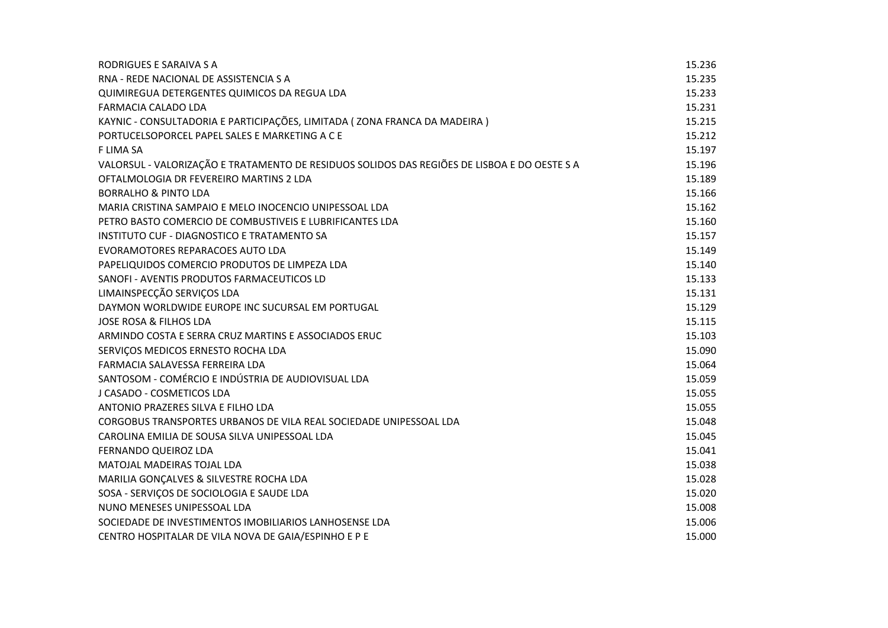| | |
|---|---|
| RODRIGUES E SARAIVA S A | 15.236 |
| RNA - REDE NACIONAL DE ASSISTENCIA S A | 15.235 |
| QUIMIREGUA DETERGENTES QUIMICOS DA REGUA LDA | 15.233 |
| FARMACIA CALADO LDA | 15.231 |
| KAYNIC - CONSULTADORIA E PARTICIPAÇÕES, LIMITADA ( ZONA FRANCA DA MADEIRA ) | 15.215 |
| PORTUCELSOPORCEL PAPEL SALES E MARKETING A C E | 15.212 |
| F LIMA SA | 15.197 |
| VALORSUL - VALORIZAÇÃO E TRATAMENTO DE RESIDUOS SOLIDOS DAS REGIÕES DE LISBOA E DO OESTE S A | 15.196 |
| OFTALMOLOGIA DR FEVEREIRO MARTINS 2 LDA | 15.189 |
| BORRALHO & PINTO LDA | 15.166 |
| MARIA CRISTINA SAMPAIO E MELO INOCENCIO UNIPESSOAL LDA | 15.162 |
| PETRO BASTO COMERCIO DE COMBUSTIVEIS E LUBRIFICANTES LDA | 15.160 |
| INSTITUTO CUF - DIAGNOSTICO E TRATAMENTO SA | 15.157 |
| EVORAMOTORES REPARACOES AUTO LDA | 15.149 |
| PAPELIQUIDOS COMERCIO PRODUTOS DE LIMPEZA LDA | 15.140 |
| SANOFI - AVENTIS PRODUTOS FARMACEUTICOS LD | 15.133 |
| LIMAINSPECÇÃO SERVIÇOS LDA | 15.131 |
| DAYMON WORLDWIDE EUROPE INC SUCURSAL EM PORTUGAL | 15.129 |
| JOSE ROSA & FILHOS LDA | 15.115 |
| ARMINDO COSTA E SERRA CRUZ MARTINS E ASSOCIADOS ERUC | 15.103 |
| SERVIÇOS MEDICOS ERNESTO ROCHA LDA | 15.090 |
| FARMACIA SALAVESSA FERREIRA LDA | 15.064 |
| SANTOSOM - COMÉRCIO E INDÚSTRIA DE AUDIOVISUAL LDA | 15.059 |
| J CASADO - COSMETICOS LDA | 15.055 |
| ANTONIO PRAZERES SILVA E FILHO LDA | 15.055 |
| CORGOBUS TRANSPORTES URBANOS DE VILA REAL SOCIEDADE UNIPESSOAL LDA | 15.048 |
| CAROLINA EMILIA DE SOUSA SILVA UNIPESSOAL LDA | 15.045 |
| FERNANDO QUEIROZ LDA | 15.041 |
| MATOJAL MADEIRAS TOJAL LDA | 15.038 |
| MARILIA GONÇALVES & SILVESTRE ROCHA LDA | 15.028 |
| SOSA - SERVIÇOS DE SOCIOLOGIA E SAUDE LDA | 15.020 |
| NUNO MENESES UNIPESSOAL LDA | 15.008 |
| SOCIEDADE DE INVESTIMENTOS IMOBILIARIOS LANHOSENSE LDA | 15.006 |
| CENTRO HOSPITALAR DE VILA NOVA DE GAIA/ESPINHO E P E | 15.000 |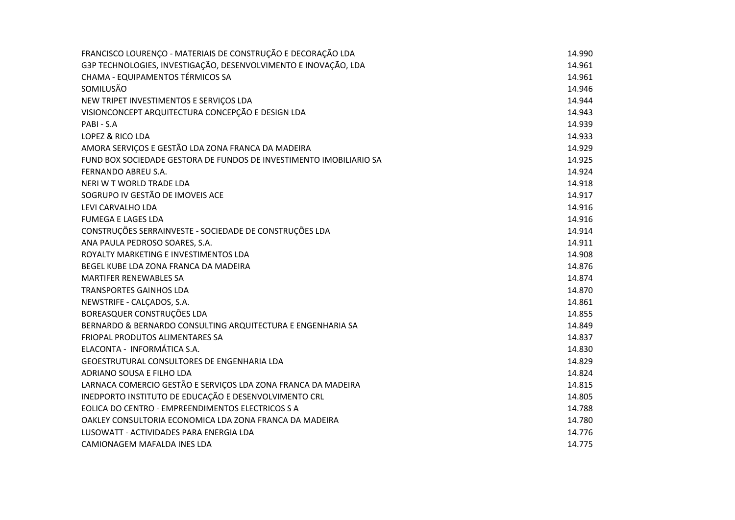| | |
|---|---|
| FRANCISCO LOURENÇO - MATERIAIS DE CONSTRUÇÃO E DECORAÇÃO LDA | 14.990 |
| G3P TECHNOLOGIES, INVESTIGAÇÃO, DESENVOLVIMENTO E INOVAÇÃO, LDA | 14.961 |
| CHAMA - EQUIPAMENTOS TÉRMICOS SA | 14.961 |
| SOMILUSÃO | 14.946 |
| NEW TRIPET INVESTIMENTOS E SERVIÇOS LDA | 14.944 |
| VISIONCONCEPT ARQUITECTURA CONCEPÇÃO E DESIGN LDA | 14.943 |
| PABI - S.A | 14.939 |
| LOPEZ & RICO LDA | 14.933 |
| AMORA SERVIÇOS E GESTÃO LDA ZONA FRANCA DA MADEIRA | 14.929 |
| FUND BOX SOCIEDADE GESTORA DE FUNDOS DE INVESTIMENTO IMOBILIARIO SA | 14.925 |
| FERNANDO ABREU S.A. | 14.924 |
| NERI W T WORLD TRADE LDA | 14.918 |
| SOGRUPO IV GESTÃO DE IMOVEIS ACE | 14.917 |
| LEVI CARVALHO LDA | 14.916 |
| FUMEGA E LAGES LDA | 14.916 |
| CONSTRUÇÕES SERRAINVESTE - SOCIEDADE DE CONSTRUÇÕES LDA | 14.914 |
| ANA PAULA PEDROSO SOARES, S.A. | 14.911 |
| ROYALTY MARKETING E INVESTIMENTOS LDA | 14.908 |
| BEGEL KUBE LDA ZONA FRANCA DA MADEIRA | 14.876 |
| MARTIFER RENEWABLES SA | 14.874 |
| TRANSPORTES GAINHOS LDA | 14.870 |
| NEWSTRIFE - CALÇADOS, S.A. | 14.861 |
| BOREASQUER CONSTRUÇÕES LDA | 14.855 |
| BERNARDO & BERNARDO CONSULTING ARQUITECTURA E ENGENHARIA SA | 14.849 |
| FRIOPAL PRODUTOS ALIMENTARES SA | 14.837 |
| ELACONTA - INFORMÁTICA S.A. | 14.830 |
| GEOESTRUTURAL CONSULTORES DE ENGENHARIA LDA | 14.829 |
| ADRIANO SOUSA E FILHO LDA | 14.824 |
| LARNACA COMERCIO GESTÃO E SERVIÇOS LDA ZONA FRANCA DA MADEIRA | 14.815 |
| INEDPORTO INSTITUTO DE EDUCAÇÃO E DESENVOLVIMENTO CRL | 14.805 |
| EOLICA DO CENTRO - EMPREENDIMENTOS ELECTRICOS S A | 14.788 |
| OAKLEY CONSULTORIA ECONOMICA LDA ZONA FRANCA DA MADEIRA | 14.780 |
| LUSOWATT - ACTIVIDADES PARA ENERGIA LDA | 14.776 |
| CAMIONAGEM MAFALDA INES LDA | 14.775 |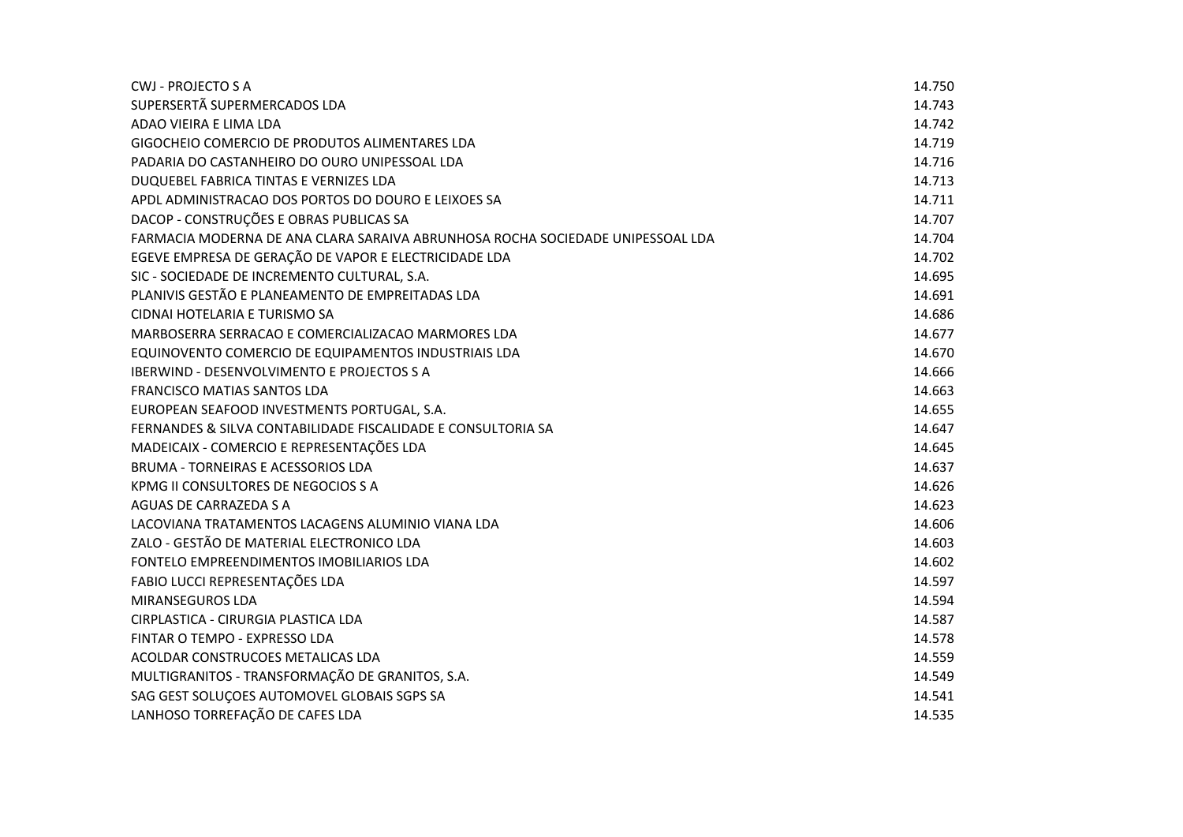| | |
|---|---|
| CWJ - PROJECTO S A | 14.750 |
| SUPERSERTÃ SUPERMERCADOS LDA | 14.743 |
| ADAO VIEIRA E LIMA LDA | 14.742 |
| GIGOCHEIO COMERCIO DE PRODUTOS ALIMENTARES LDA | 14.719 |
| PADARIA DO CASTANHEIRO DO OURO UNIPESSOAL LDA | 14.716 |
| DUQUEBEL FABRICA TINTAS E VERNIZES LDA | 14.713 |
| APDL ADMINISTRACAO DOS PORTOS DO DOURO E LEIXOES SA | 14.711 |
| DACOP - CONSTRUÇÕES E OBRAS PUBLICAS SA | 14.707 |
| FARMACIA MODERNA DE ANA CLARA SARAIVA ABRUNHOSA ROCHA SOCIEDADE UNIPESSOAL LDA | 14.704 |
| EGEVE EMPRESA DE GERAÇÃO DE VAPOR E ELECTRICIDADE LDA | 14.702 |
| SIC - SOCIEDADE DE INCREMENTO CULTURAL, S.A. | 14.695 |
| PLANIVIS GESTÃO E PLANEAMENTO DE EMPREITADAS LDA | 14.691 |
| CIDNAI HOTELARIA E TURISMO SA | 14.686 |
| MARBOSERRA SERRACAO E COMERCIALIZACAO MARMORES LDA | 14.677 |
| EQUINOVENTO COMERCIO DE EQUIPAMENTOS INDUSTRIAIS LDA | 14.670 |
| IBERWIND - DESENVOLVIMENTO E PROJECTOS S A | 14.666 |
| FRANCISCO MATIAS SANTOS LDA | 14.663 |
| EUROPEAN SEAFOOD INVESTMENTS PORTUGAL, S.A. | 14.655 |
| FERNANDES & SILVA CONTABILIDADE FISCALIDADE E CONSULTORIA SA | 14.647 |
| MADEICAIX - COMERCIO E REPRESENTAÇÕES LDA | 14.645 |
| BRUMA - TORNEIRAS E ACESSORIOS LDA | 14.637 |
| KPMG II CONSULTORES DE NEGOCIOS S A | 14.626 |
| AGUAS DE CARRAZEDA S A | 14.623 |
| LACOVIANA TRATAMENTOS LACAGENS ALUMINIO VIANA LDA | 14.606 |
| ZALO - GESTÃO DE MATERIAL ELECTRONICO LDA | 14.603 |
| FONTELO EMPREENDIMENTOS IMOBILIARIOS LDA | 14.602 |
| FABIO LUCCI REPRESENTAÇÕES LDA | 14.597 |
| MIRANSEGUROS LDA | 14.594 |
| CIRPLASTICA - CIRURGIA PLASTICA LDA | 14.587 |
| FINTAR O TEMPO - EXPRESSO LDA | 14.578 |
| ACOLDAR CONSTRUCOES METALICAS LDA | 14.559 |
| MULTIGRANITOS - TRANSFORMAÇÃO DE GRANITOS, S.A. | 14.549 |
| SAG GEST SOLUÇOES AUTOMOVEL GLOBAIS SGPS SA | 14.541 |
| LANHOSO TORREFAÇÃO DE CAFES LDA | 14.535 |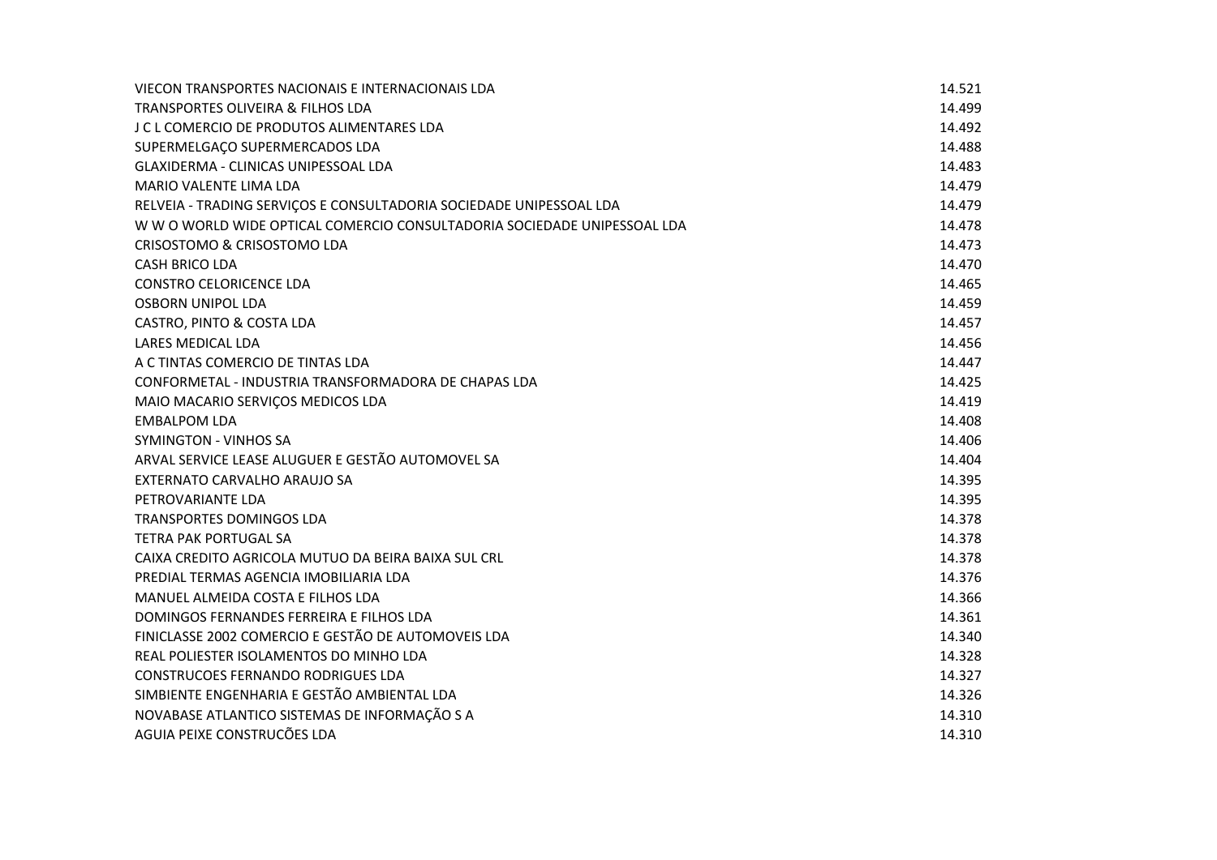| | |
|---|---|
| VIECON TRANSPORTES NACIONAIS E INTERNACIONAIS LDA | 14.521 |
| TRANSPORTES OLIVEIRA & FILHOS LDA | 14.499 |
| J C L COMERCIO DE PRODUTOS ALIMENTARES LDA | 14.492 |
| SUPERMELGAÇO SUPERMERCADOS LDA | 14.488 |
| GLAXIDERMA - CLINICAS UNIPESSOAL LDA | 14.483 |
| MARIO VALENTE LIMA LDA | 14.479 |
| RELVEIA - TRADING SERVIÇOS E CONSULTADORIA SOCIEDADE UNIPESSOAL LDA | 14.479 |
| W W O WORLD WIDE OPTICAL COMERCIO CONSULTADORIA SOCIEDADE UNIPESSOAL LDA | 14.478 |
| CRISOSTOMO & CRISOSTOMO LDA | 14.473 |
| CASH BRICO LDA | 14.470 |
| CONSTRO CELORICENCE LDA | 14.465 |
| OSBORN UNIPOL LDA | 14.459 |
| CASTRO, PINTO & COSTA LDA | 14.457 |
| LARES MEDICAL LDA | 14.456 |
| A C TINTAS COMERCIO DE TINTAS LDA | 14.447 |
| CONFORMETAL - INDUSTRIA TRANSFORMADORA DE CHAPAS LDA | 14.425 |
| MAIO MACARIO SERVIÇOS MEDICOS LDA | 14.419 |
| EMBALPOM LDA | 14.408 |
| SYMINGTON - VINHOS SA | 14.406 |
| ARVAL SERVICE LEASE ALUGUER E GESTÃO AUTOMOVEL SA | 14.404 |
| EXTERNATO CARVALHO ARAUJO SA | 14.395 |
| PETROVARIANTE LDA | 14.395 |
| TRANSPORTES DOMINGOS LDA | 14.378 |
| TETRA PAK PORTUGAL SA | 14.378 |
| CAIXA CREDITO AGRICOLA MUTUO DA BEIRA BAIXA SUL CRL | 14.378 |
| PREDIAL TERMAS AGENCIA IMOBILIARIA LDA | 14.376 |
| MANUEL ALMEIDA COSTA E FILHOS LDA | 14.366 |
| DOMINGOS FERNANDES FERREIRA E FILHOS LDA | 14.361 |
| FINICLASSE 2002 COMERCIO E GESTÃO DE AUTOMOVEIS LDA | 14.340 |
| REAL POLIESTER ISOLAMENTOS DO MINHO LDA | 14.328 |
| CONSTRUCOES FERNANDO RODRIGUES LDA | 14.327 |
| SIMBIENTE ENGENHARIA E GESTÃO AMBIENTAL LDA | 14.326 |
| NOVABASE ATLANTICO SISTEMAS DE INFORMAÇÃO S A | 14.310 |
| AGUIA PEIXE CONSTRUCÕES LDA | 14.310 |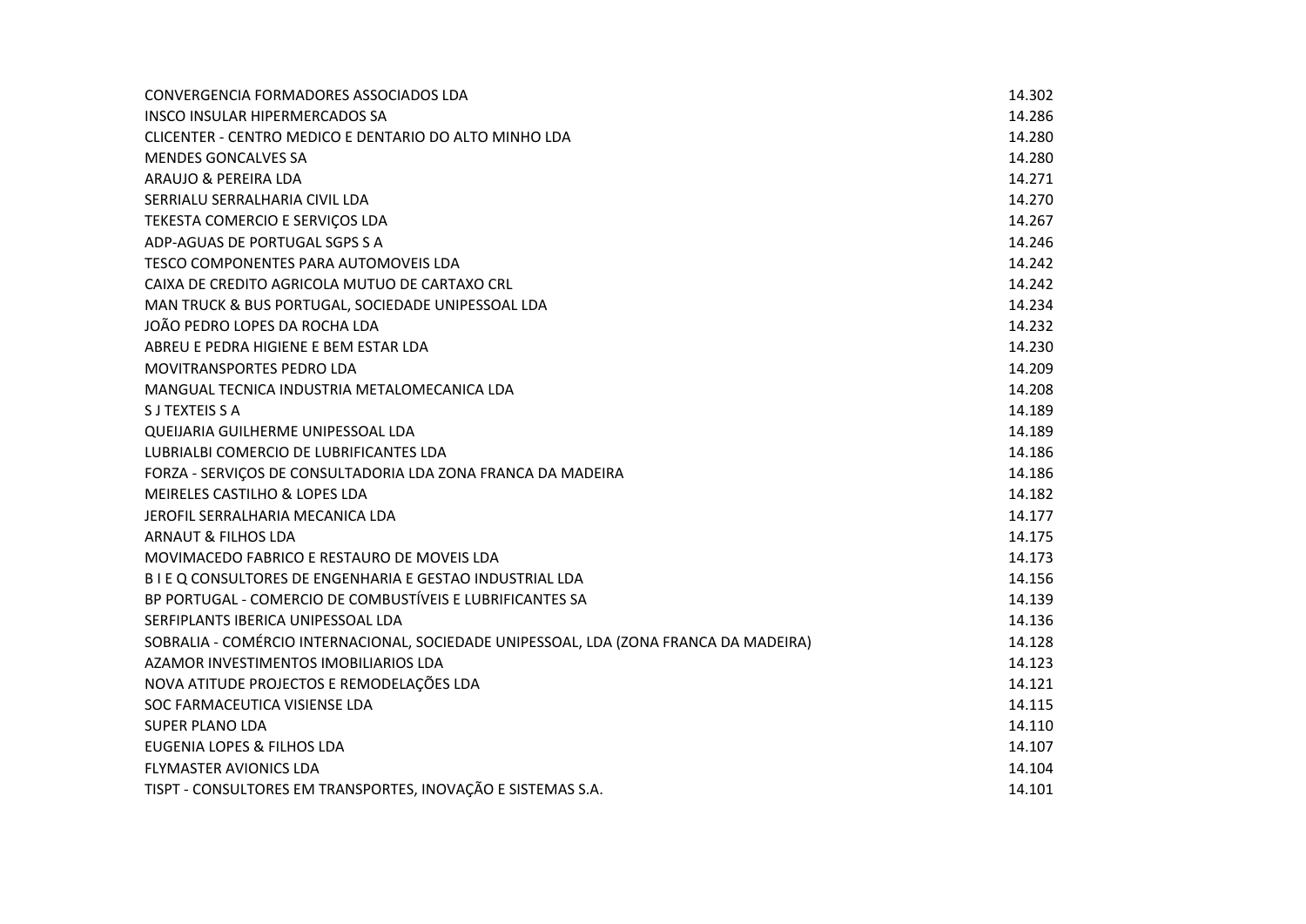| | |
|---|---|
| CONVERGENCIA FORMADORES ASSOCIADOS LDA | 14.302 |
| INSCO INSULAR HIPERMERCADOS SA | 14.286 |
| CLICENTER - CENTRO MEDICO E DENTARIO DO ALTO MINHO LDA | 14.280 |
| MENDES GONCALVES SA | 14.280 |
| ARAUJO & PEREIRA LDA | 14.271 |
| SERRIALU SERRALHARIA CIVIL LDA | 14.270 |
| TEKESTA COMERCIO E SERVIÇOS LDA | 14.267 |
| ADP-AGUAS DE PORTUGAL SGPS S A | 14.246 |
| TESCO COMPONENTES PARA AUTOMOVEIS LDA | 14.242 |
| CAIXA DE CREDITO AGRICOLA MUTUO DE CARTAXO CRL | 14.242 |
| MAN TRUCK & BUS PORTUGAL, SOCIEDADE UNIPESSOAL LDA | 14.234 |
| JOÃO PEDRO LOPES DA ROCHA LDA | 14.232 |
| ABREU E PEDRA HIGIENE E BEM ESTAR LDA | 14.230 |
| MOVITRANSPORTES PEDRO LDA | 14.209 |
| MANGUAL TECNICA INDUSTRIA METALOMECANICA LDA | 14.208 |
| S J TEXTEIS S A | 14.189 |
| QUEIJARIA GUILHERME UNIPESSOAL LDA | 14.189 |
| LUBRIALBI COMERCIO DE LUBRIFICANTES LDA | 14.186 |
| FORZA - SERVIÇOS DE CONSULTADORIA LDA ZONA FRANCA DA MADEIRA | 14.186 |
| MEIRELES CASTILHO & LOPES LDA | 14.182 |
| JEROFIL SERRALHARIA MECANICA LDA | 14.177 |
| ARNAUT & FILHOS LDA | 14.175 |
| MOVIMACEDO FABRICO E RESTAURO DE MOVEIS LDA | 14.173 |
| B I E Q CONSULTORES DE ENGENHARIA E GESTAO INDUSTRIAL LDA | 14.156 |
| BP PORTUGAL - COMERCIO DE COMBUSTÍVEIS E LUBRIFICANTES SA | 14.139 |
| SERFIPLANTS IBERICA UNIPESSOAL LDA | 14.136 |
| SOBRALIA - COMÉRCIO INTERNACIONAL, SOCIEDADE UNIPESSOAL, LDA (ZONA FRANCA DA MADEIRA) | 14.128 |
| AZAMOR INVESTIMENTOS IMOBILIARIOS LDA | 14.123 |
| NOVA ATITUDE PROJECTOS E REMODELAÇÕES LDA | 14.121 |
| SOC FARMACEUTICA VISIENSE LDA | 14.115 |
| SUPER PLANO LDA | 14.110 |
| EUGENIA LOPES & FILHOS LDA | 14.107 |
| FLYMASTER AVIONICS LDA | 14.104 |
| TISPT - CONSULTORES EM TRANSPORTES, INOVAÇÃO E SISTEMAS S.A. | 14.101 |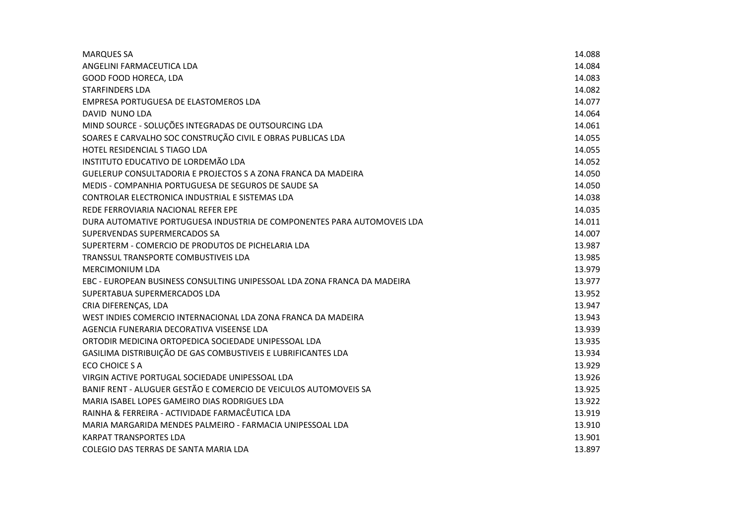| | |
|---|---|
| MARQUES SA | 14.088 |
| ANGELINI FARMACEUTICA LDA | 14.084 |
| GOOD FOOD HORECA, LDA | 14.083 |
| STARFINDERS LDA | 14.082 |
| EMPRESA PORTUGUESA DE ELASTOMEROS LDA | 14.077 |
| DAVID NUNO LDA | 14.064 |
| MIND SOURCE - SOLUÇÕES INTEGRADAS DE OUTSOURCING LDA | 14.061 |
| SOARES E CARVALHO SOC CONSTRUÇÃO CIVIL E OBRAS PUBLICAS LDA | 14.055 |
| HOTEL RESIDENCIAL S TIAGO LDA | 14.055 |
| INSTITUTO EDUCATIVO DE LORDEMÃO LDA | 14.052 |
| GUELERUP CONSULTADORIA E PROJECTOS S A ZONA FRANCA DA MADEIRA | 14.050 |
| MEDIS - COMPANHIA PORTUGUESA DE SEGUROS DE SAUDE SA | 14.050 |
| CONTROLAR ELECTRONICA INDUSTRIAL E SISTEMAS LDA | 14.038 |
| REDE FERROVIARIA NACIONAL REFER EPE | 14.035 |
| DURA AUTOMATIVE PORTUGUESA INDUSTRIA DE COMPONENTES PARA AUTOMOVEIS LDA | 14.011 |
| SUPERVENDAS SUPERMERCADOS SA | 14.007 |
| SUPERTERM - COMERCIO DE PRODUTOS DE PICHELARIA LDA | 13.987 |
| TRANSSUL TRANSPORTE COMBUSTIVEIS LDA | 13.985 |
| MERCIMONIUM LDA | 13.979 |
| EBC - EUROPEAN BUSINESS CONSULTING UNIPESSOAL LDA ZONA FRANCA DA MADEIRA | 13.977 |
| SUPERTABUA SUPERMERCADOS LDA | 13.952 |
| CRIA DIFERENÇAS, LDA | 13.947 |
| WEST INDIES COMERCIO INTERNACIONAL LDA ZONA FRANCA DA MADEIRA | 13.943 |
| AGENCIA FUNERARIA DECORATIVA VISEENSE LDA | 13.939 |
| ORTODIR MEDICINA ORTOPEDICA SOCIEDADE UNIPESSOAL LDA | 13.935 |
| GASILIMA DISTRIBUIÇÃO DE GAS COMBUSTIVEIS E LUBRIFICANTES LDA | 13.934 |
| ECO CHOICE S A | 13.929 |
| VIRGIN ACTIVE PORTUGAL SOCIEDADE UNIPESSOAL LDA | 13.926 |
| BANIF RENT - ALUGUER GESTÃO E COMERCIO DE VEICULOS AUTOMOVEIS SA | 13.925 |
| MARIA ISABEL LOPES GAMEIRO DIAS RODRIGUES LDA | 13.922 |
| RAINHA & FERREIRA - ACTIVIDADE FARMACÊUTICA LDA | 13.919 |
| MARIA MARGARIDA MENDES PALMEIRO - FARMACIA UNIPESSOAL LDA | 13.910 |
| KARPAT TRANSPORTES LDA | 13.901 |
| COLEGIO DAS TERRAS DE SANTA MARIA LDA | 13.897 |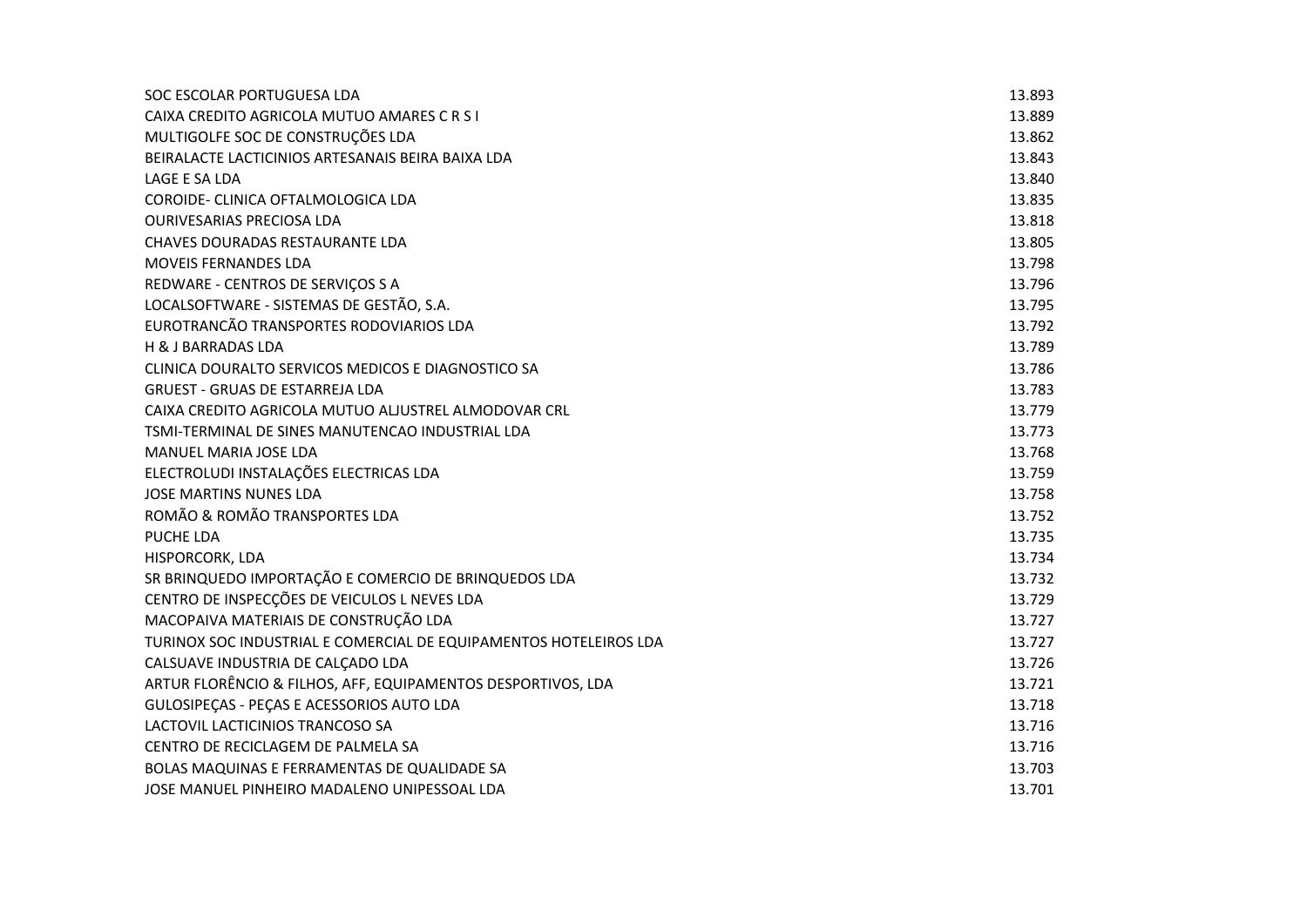| | |
|---|---|
| SOC ESCOLAR PORTUGUESA LDA | 13.893 |
| CAIXA CREDITO AGRICOLA MUTUO AMARES C R S I | 13.889 |
| MULTIGOLFE SOC DE CONSTRUÇÕES LDA | 13.862 |
| BEIRALACTE LACTICINIOS ARTESANAIS BEIRA BAIXA LDA | 13.843 |
| LAGE E SA LDA | 13.840 |
| COROIDE- CLINICA OFTALMOLOGICA LDA | 13.835 |
| OURIVESARIAS PRECIOSA LDA | 13.818 |
| CHAVES DOURADAS RESTAURANTE LDA | 13.805 |
| MOVEIS FERNANDES LDA | 13.798 |
| REDWARE - CENTROS DE SERVIÇOS S A | 13.796 |
| LOCALSOFTWARE - SISTEMAS DE GESTÃO, S.A. | 13.795 |
| EUROTRANCÃO TRANSPORTES RODOVIARIOS LDA | 13.792 |
| H & J BARRADAS LDA | 13.789 |
| CLINICA DOURALTO SERVICOS MEDICOS E DIAGNOSTICO SA | 13.786 |
| GRUEST - GRUAS DE ESTARREJA LDA | 13.783 |
| CAIXA CREDITO AGRICOLA MUTUO ALJUSTREL ALMODOVAR CRL | 13.779 |
| TSMI-TERMINAL DE SINES MANUTENCAO INDUSTRIAL LDA | 13.773 |
| MANUEL MARIA JOSE LDA | 13.768 |
| ELECTROLUDI INSTALAÇÕES ELECTRICAS LDA | 13.759 |
| JOSE MARTINS NUNES LDA | 13.758 |
| ROMÃO & ROMÃO TRANSPORTES LDA | 13.752 |
| PUCHE LDA | 13.735 |
| HISPORCORK, LDA | 13.734 |
| SR BRINQUEDO IMPORTAÇÃO E COMERCIO DE BRINQUEDOS LDA | 13.732 |
| CENTRO DE INSPECÇÕES DE VEICULOS L NEVES LDA | 13.729 |
| MACOPAIVA MATERIAIS DE CONSTRUÇÃO LDA | 13.727 |
| TURINOX SOC INDUSTRIAL E COMERCIAL DE EQUIPAMENTOS HOTELEIROS LDA | 13.727 |
| CALSUAVE INDUSTRIA DE CALÇADO LDA | 13.726 |
| ARTUR FLORÊNCIO & FILHOS, AFF, EQUIPAMENTOS DESPORTIVOS, LDA | 13.721 |
| GULOSIPEÇAS - PEÇAS E ACESSORIOS AUTO LDA | 13.718 |
| LACTOVIL LACTICINIOS TRANCOSO SA | 13.716 |
| CENTRO DE RECICLAGEM DE PALMELA SA | 13.716 |
| BOLAS MAQUINAS E FERRAMENTAS DE QUALIDADE SA | 13.703 |
| JOSE MANUEL PINHEIRO MADALENO UNIPESSOAL LDA | 13.701 |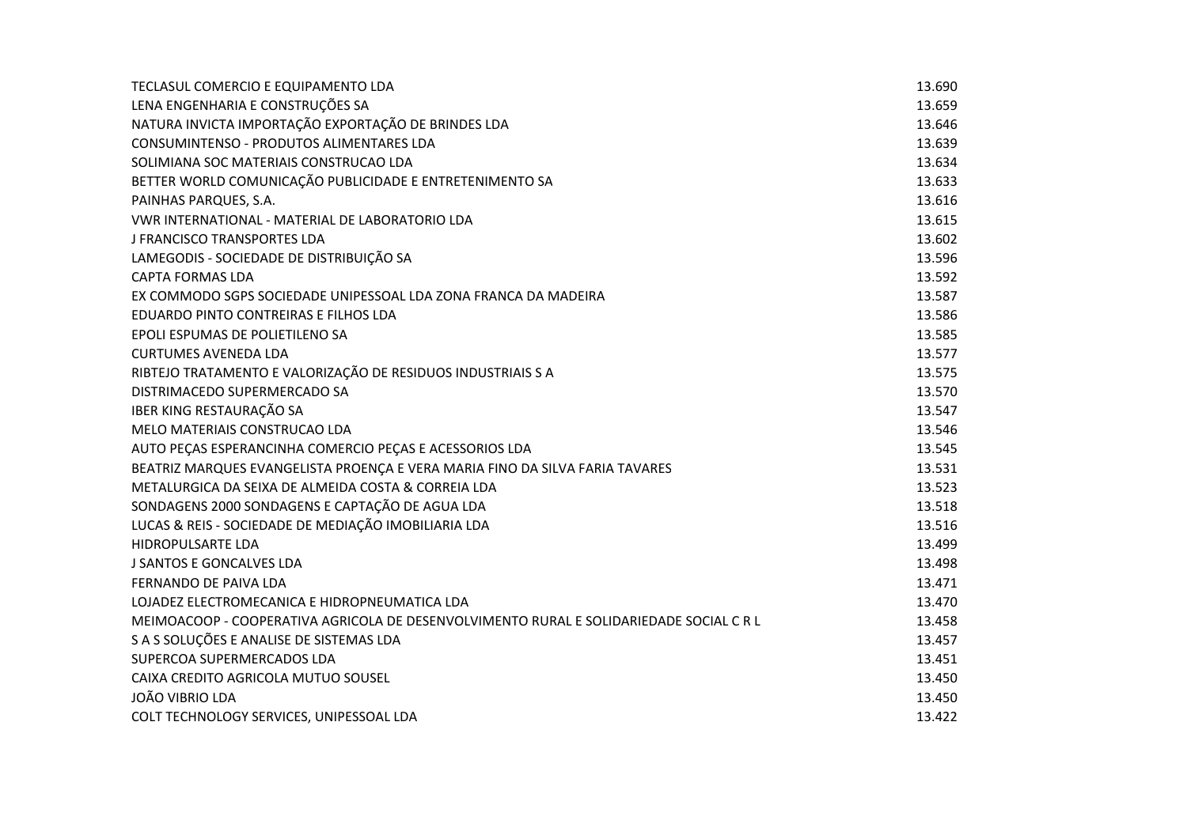| | |
|---|---|
| TECLASUL COMERCIO E EQUIPAMENTO LDA | 13.690 |
| LENA ENGENHARIA E CONSTRUÇÕES SA | 13.659 |
| NATURA INVICTA IMPORTAÇÃO EXPORTAÇÃO DE BRINDES LDA | 13.646 |
| CONSUMINTENSO - PRODUTOS ALIMENTARES LDA | 13.639 |
| SOLIMIANA SOC MATERIAIS CONSTRUCAO LDA | 13.634 |
| BETTER WORLD COMUNICAÇÃO PUBLICIDADE E ENTRETENIMENTO SA | 13.633 |
| PAINHAS PARQUES, S.A. | 13.616 |
| VWR INTERNATIONAL - MATERIAL DE LABORATORIO LDA | 13.615 |
| J FRANCISCO TRANSPORTES LDA | 13.602 |
| LAMEGODIS - SOCIEDADE DE DISTRIBUIÇÃO SA | 13.596 |
| CAPTA FORMAS LDA | 13.592 |
| EX COMMODO SGPS SOCIEDADE UNIPESSOAL LDA ZONA FRANCA DA MADEIRA | 13.587 |
| EDUARDO PINTO CONTREIRAS E FILHOS LDA | 13.586 |
| EPOLI ESPUMAS DE POLIETILENO SA | 13.585 |
| CURTUMES AVENEDA LDA | 13.577 |
| RIBTEJO TRATAMENTO E VALORIZAÇÃO DE RESIDUOS INDUSTRIAIS S A | 13.575 |
| DISTRIMACEDO SUPERMERCADO SA | 13.570 |
| IBER KING RESTAURAÇÃO SA | 13.547 |
| MELO MATERIAIS CONSTRUCAO LDA | 13.546 |
| AUTO PEÇAS ESPERANCINHA COMERCIO PEÇAS E ACESSORIOS LDA | 13.545 |
| BEATRIZ MARQUES EVANGELISTA PROENÇA E VERA MARIA FINO DA SILVA FARIA TAVARES | 13.531 |
| METALURGICA DA SEIXA DE ALMEIDA COSTA & CORREIA LDA | 13.523 |
| SONDAGENS 2000 SONDAGENS E CAPTAÇÃO DE AGUA LDA | 13.518 |
| LUCAS & REIS - SOCIEDADE DE MEDIAÇÃO IMOBILIARIA LDA | 13.516 |
| HIDROPULSARTE LDA | 13.499 |
| J SANTOS E GONCALVES LDA | 13.498 |
| FERNANDO DE PAIVA LDA | 13.471 |
| LOJADEZ ELECTROMECANICA E HIDROPNEUMATICA LDA | 13.470 |
| MEIMOACOOP - COOPERATIVA AGRICOLA DE DESENVOLVIMENTO RURAL E SOLIDARIEDADE SOCIAL C R L | 13.458 |
| S A S SOLUÇÕES E ANALISE DE SISTEMAS LDA | 13.457 |
| SUPERCOA SUPERMERCADOS LDA | 13.451 |
| CAIXA CREDITO AGRICOLA MUTUO SOUSEL | 13.450 |
| JOÃO VIBRIO LDA | 13.450 |
| COLT TECHNOLOGY SERVICES, UNIPESSOAL LDA | 13.422 |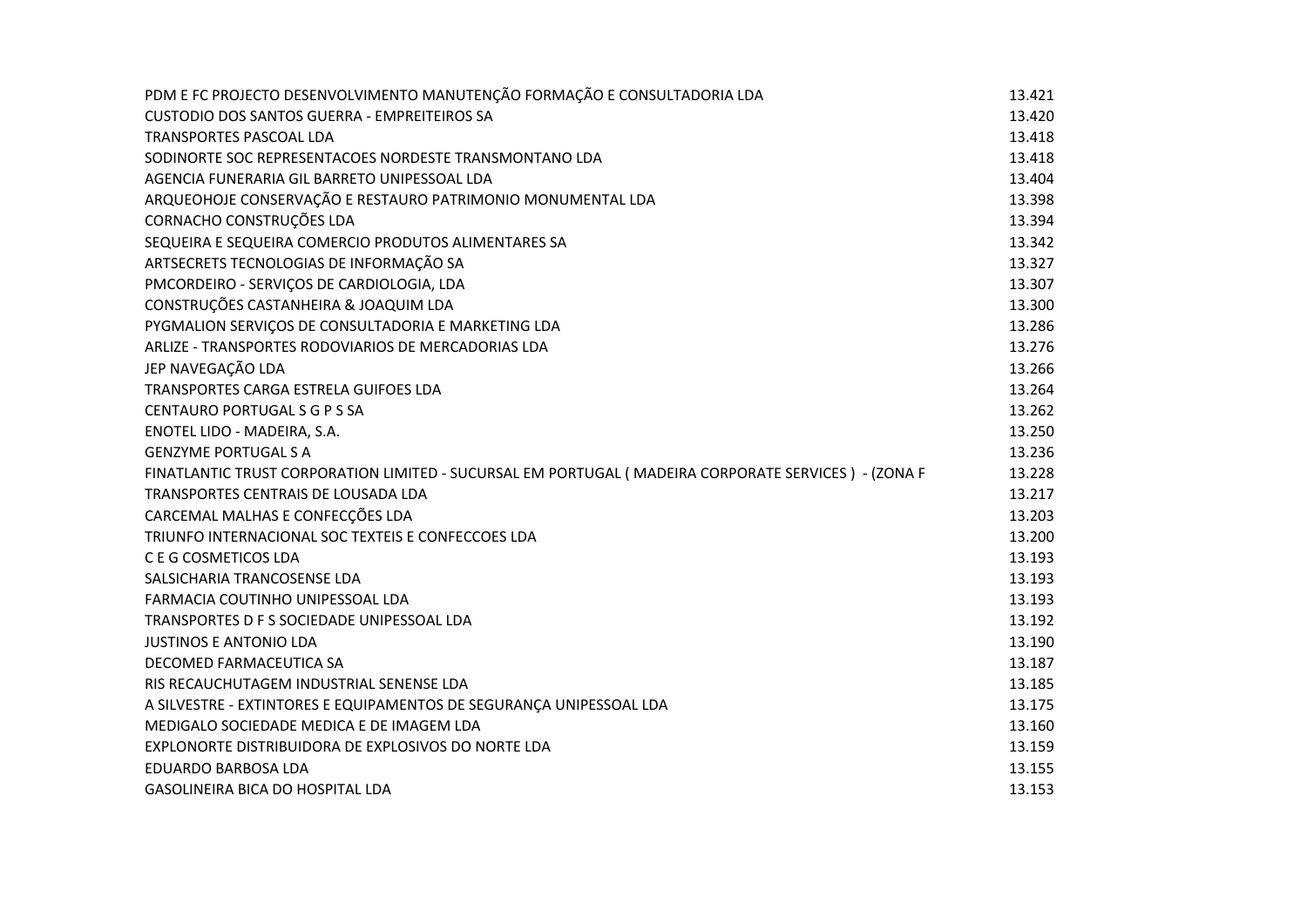| | |
|---|---|
| PDM E FC PROJECTO DESENVOLVIMENTO MANUTENÇÃO FORMAÇÃO E CONSULTADORIA LDA | 13.421 |
| CUSTODIO DOS SANTOS GUERRA - EMPREITEIROS SA | 13.420 |
| TRANSPORTES PASCOAL LDA | 13.418 |
| SODINORTE SOC REPRESENTACOES NORDESTE TRANSMONTANO LDA | 13.418 |
| AGENCIA FUNERARIA GIL BARRETO UNIPESSOAL LDA | 13.404 |
| ARQUEOHOJE CONSERVAÇÃO E RESTAURO PATRIMONIO MONUMENTAL LDA | 13.398 |
| CORNACHO CONSTRUÇÕES LDA | 13.394 |
| SEQUEIRA E SEQUEIRA COMERCIO PRODUTOS ALIMENTARES SA | 13.342 |
| ARTSECRETS TECNOLOGIAS DE INFORMAÇÃO SA | 13.327 |
| PMCORDEIRO - SERVIÇOS DE CARDIOLOGIA, LDA | 13.307 |
| CONSTRUÇÕES CASTANHEIRA & JOAQUIM LDA | 13.300 |
| PYGMALION SERVIÇOS DE CONSULTADORIA E MARKETING LDA | 13.286 |
| ARLIZE - TRANSPORTES RODOVIARIOS DE MERCADORIAS LDA | 13.276 |
| JEP NAVEGAÇÃO LDA | 13.266 |
| TRANSPORTES CARGA ESTRELA GUIFOES LDA | 13.264 |
| CENTAURO PORTUGAL S G P S SA | 13.262 |
| ENOTEL LIDO - MADEIRA, S.A. | 13.250 |
| GENZYME PORTUGAL S A | 13.236 |
| FINATLANTIC TRUST CORPORATION LIMITED - SUCURSAL EM PORTUGAL ( MADEIRA CORPORATE SERVICES ) - (ZONA F | 13.228 |
| TRANSPORTES CENTRAIS DE LOUSADA LDA | 13.217 |
| CARCEMAL MALHAS E CONFECÇÕES LDA | 13.203 |
| TRIUNFO INTERNACIONAL SOC TEXTEIS E CONFECCOES LDA | 13.200 |
| C E G COSMETICOS LDA | 13.193 |
| SALSICHARIA TRANCOSENSE LDA | 13.193 |
| FARMACIA COUTINHO UNIPESSOAL LDA | 13.193 |
| TRANSPORTES D F S SOCIEDADE UNIPESSOAL LDA | 13.192 |
| JUSTINOS E ANTONIO LDA | 13.190 |
| DECOMED FARMACEUTICA SA | 13.187 |
| RIS RECAUCHUTAGEM INDUSTRIAL SENENSE LDA | 13.185 |
| A SILVESTRE - EXTINTORES E EQUIPAMENTOS DE SEGURANÇA UNIPESSOAL LDA | 13.175 |
| MEDIGALO SOCIEDADE MEDICA E DE IMAGEM LDA | 13.160 |
| EXPLONORTE DISTRIBUIDORA DE EXPLOSIVOS DO NORTE LDA | 13.159 |
| EDUARDO BARBOSA LDA | 13.155 |
| GASOLINEIRA BICA DO HOSPITAL LDA | 13.153 |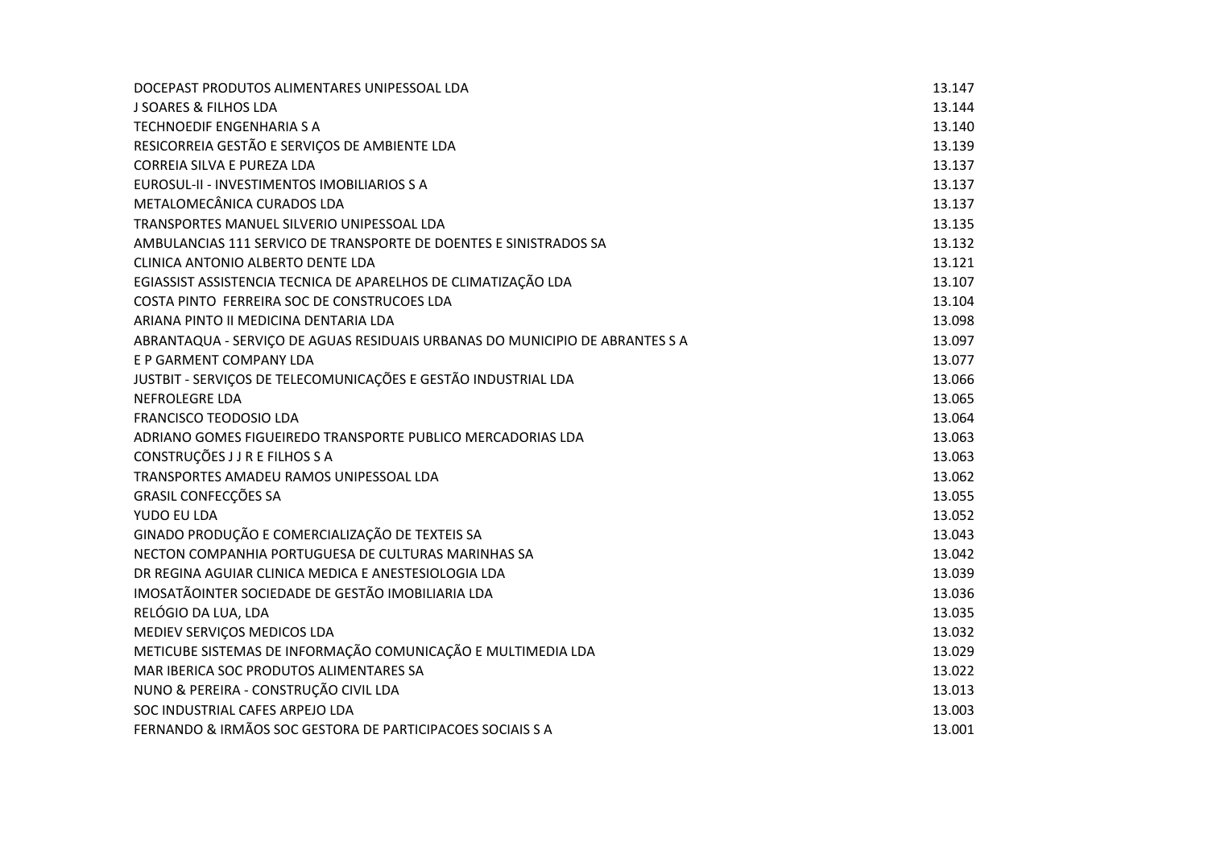| | |
|---|---|
| DOCEPAST PRODUTOS ALIMENTARES UNIPESSOAL LDA | 13.147 |
| J SOARES & FILHOS LDA | 13.144 |
| TECHNOEDIF ENGENHARIA S A | 13.140 |
| RESICORREIA GESTÃO E SERVIÇOS DE AMBIENTE LDA | 13.139 |
| CORREIA SILVA E PUREZA LDA | 13.137 |
| EUROSUL-II - INVESTIMENTOS IMOBILIARIOS S A | 13.137 |
| METALOMECÂNICA CURADOS LDA | 13.137 |
| TRANSPORTES MANUEL SILVERIO UNIPESSOAL LDA | 13.135 |
| AMBULANCIAS 111 SERVICO DE TRANSPORTE DE DOENTES E SINISTRADOS SA | 13.132 |
| CLINICA ANTONIO ALBERTO DENTE LDA | 13.121 |
| EGIASSIST ASSISTENCIA TECNICA DE APARELHOS DE CLIMATIZAÇÃO LDA | 13.107 |
| COSTA PINTO FERREIRA SOC DE CONSTRUCOES LDA | 13.104 |
| ARIANA PINTO II MEDICINA DENTARIA LDA | 13.098 |
| ABRANTAQUA - SERVIÇO DE AGUAS RESIDUAIS URBANAS DO MUNICIPIO DE ABRANTES S A | 13.097 |
| E P GARMENT COMPANY LDA | 13.077 |
| JUSTBIT - SERVIÇOS DE TELECOMUNICAÇÕES E GESTÃO INDUSTRIAL LDA | 13.066 |
| NEFROLEGRE LDA | 13.065 |
| FRANCISCO TEODOSIO LDA | 13.064 |
| ADRIANO GOMES FIGUEIREDO TRANSPORTE PUBLICO MERCADORIAS LDA | 13.063 |
| CONSTRUÇÕES J J R E FILHOS S A | 13.063 |
| TRANSPORTES AMADEU RAMOS UNIPESSOAL LDA | 13.062 |
| GRASIL CONFECÇÕES SA | 13.055 |
| YUDO EU LDA | 13.052 |
| GINADO PRODUÇÃO E COMERCIALIZAÇÃO DE TEXTEIS SA | 13.043 |
| NECTON COMPANHIA PORTUGUESA DE CULTURAS MARINHAS SA | 13.042 |
| DR REGINA AGUIAR CLINICA MEDICA E ANESTESIOLOGIA LDA | 13.039 |
| IMOSATÃOINTER SOCIEDADE DE GESTÃO IMOBILIARIA LDA | 13.036 |
| RELÓGIO DA LUA, LDA | 13.035 |
| MEDIEV SERVIÇOS MEDICOS LDA | 13.032 |
| METICUBE SISTEMAS DE INFORMAÇÃO COMUNICAÇÃO E MULTIMEDIA LDA | 13.029 |
| MAR IBERICA SOC PRODUTOS ALIMENTARES SA | 13.022 |
| NUNO & PEREIRA - CONSTRUÇÃO CIVIL LDA | 13.013 |
| SOC INDUSTRIAL CAFES ARPEJO LDA | 13.003 |
| FERNANDO & IRMÃOS SOC GESTORA DE PARTICIPACOES SOCIAIS S A | 13.001 |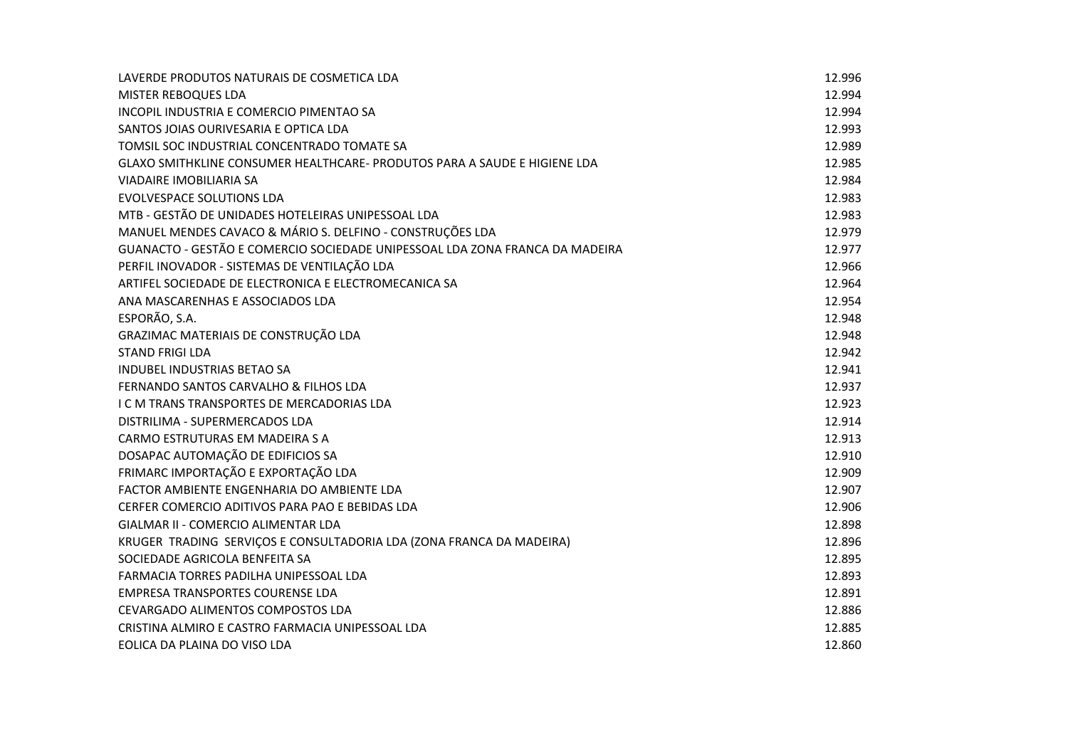| | |
|---|---|
| LAVERDE PRODUTOS NATURAIS DE COSMETICA LDA | 12.996 |
| MISTER REBOQUES LDA | 12.994 |
| INCOPIL INDUSTRIA E COMERCIO PIMENTAO SA | 12.994 |
| SANTOS JOIAS OURIVESARIA E OPTICA LDA | 12.993 |
| TOMSIL SOC INDUSTRIAL CONCENTRADO TOMATE SA | 12.989 |
| GLAXO SMITHKLINE CONSUMER HEALTHCARE- PRODUTOS PARA A SAUDE E HIGIENE LDA | 12.985 |
| VIADAIRE IMOBILIARIA SA | 12.984 |
| EVOLVESPACE SOLUTIONS LDA | 12.983 |
| MTB - GESTÃO DE UNIDADES HOTELEIRAS UNIPESSOAL LDA | 12.983 |
| MANUEL MENDES CAVACO & MÁRIO S. DELFINO - CONSTRUÇÕES LDA | 12.979 |
| GUANACTO - GESTÃO E COMERCIO SOCIEDADE UNIPESSOAL LDA ZONA FRANCA DA MADEIRA | 12.977 |
| PERFIL INOVADOR - SISTEMAS DE VENTILAÇÃO LDA | 12.966 |
| ARTIFEL SOCIEDADE DE ELECTRONICA E ELECTROMECANICA SA | 12.964 |
| ANA MASCARENHAS E ASSOCIADOS LDA | 12.954 |
| ESPORÃO, S.A. | 12.948 |
| GRAZIMAC MATERIAIS DE CONSTRUÇÃO LDA | 12.948 |
| STAND FRIGI LDA | 12.942 |
| INDUBEL INDUSTRIAS BETAO SA | 12.941 |
| FERNANDO SANTOS CARVALHO & FILHOS LDA | 12.937 |
| I C M TRANS TRANSPORTES DE MERCADORIAS LDA | 12.923 |
| DISTRILIMA - SUPERMERCADOS LDA | 12.914 |
| CARMO ESTRUTURAS EM MADEIRA S A | 12.913 |
| DOSAPAC AUTOMAÇÃO DE EDIFICIOS SA | 12.910 |
| FRIMARC IMPORTAÇÃO E EXPORTAÇÃO LDA | 12.909 |
| FACTOR AMBIENTE ENGENHARIA DO AMBIENTE LDA | 12.907 |
| CERFER COMERCIO ADITIVOS PARA PAO E BEBIDAS LDA | 12.906 |
| GIALMAR II - COMERCIO ALIMENTAR LDA | 12.898 |
| KRUGER TRADING SERVIÇOS E CONSULTADORIA LDA (ZONA FRANCA DA MADEIRA) | 12.896 |
| SOCIEDADE AGRICOLA BENFEITA SA | 12.895 |
| FARMACIA TORRES PADILHA UNIPESSOAL LDA | 12.893 |
| EMPRESA TRANSPORTES COURENSE LDA | 12.891 |
| CEVARGADO ALIMENTOS COMPOSTOS LDA | 12.886 |
| CRISTINA ALMIRO E CASTRO FARMACIA UNIPESSOAL LDA | 12.885 |
| EOLICA DA PLAINA DO VISO LDA | 12.860 |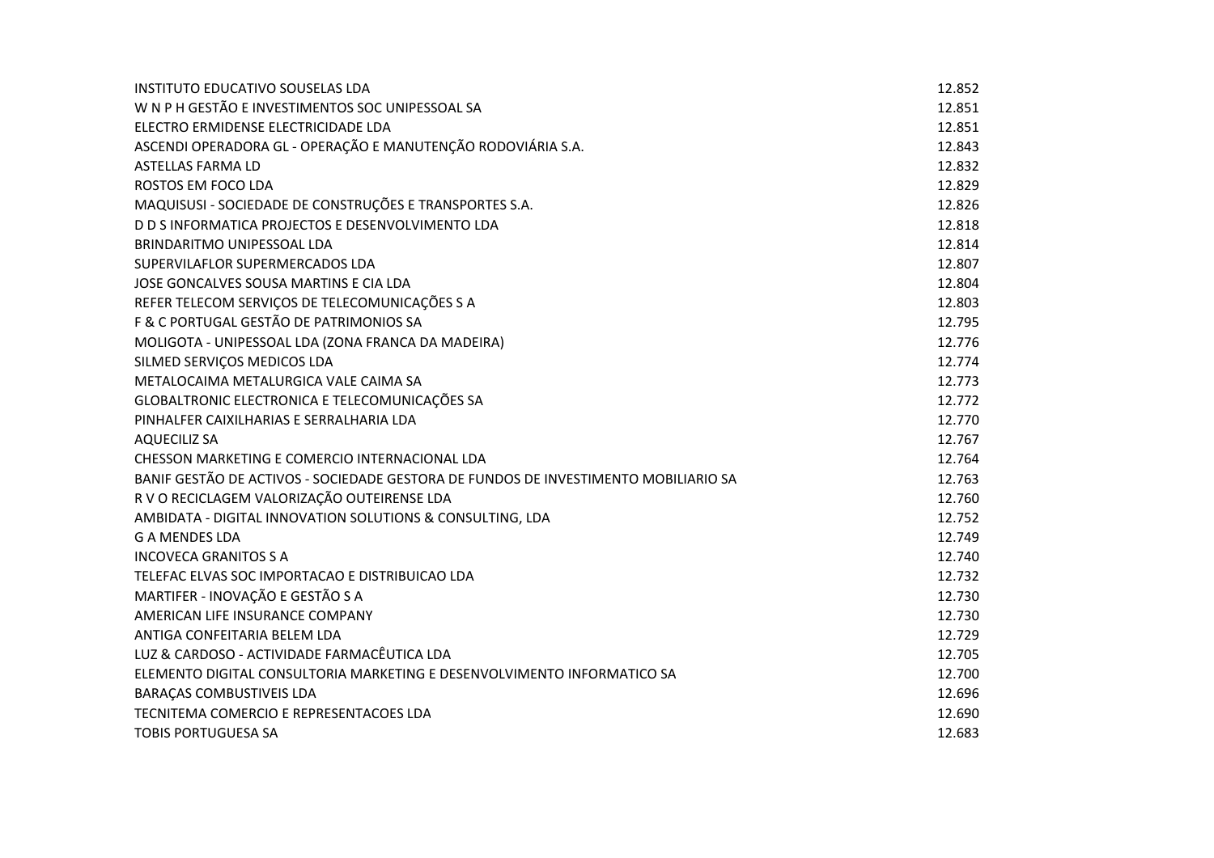| | |
|---|---|
| INSTITUTO EDUCATIVO SOUSELAS LDA | 12.852 |
| W N P H GESTÃO E INVESTIMENTOS SOC UNIPESSOAL SA | 12.851 |
| ELECTRO ERMIDENSE ELECTRICIDADE LDA | 12.851 |
| ASCENDI OPERADORA GL - OPERAÇÃO E MANUTENÇÃO RODOVIÁRIA S.A. | 12.843 |
| ASTELLAS FARMA LD | 12.832 |
| ROSTOS EM FOCO LDA | 12.829 |
| MAQUISUSI - SOCIEDADE DE CONSTRUÇÕES E TRANSPORTES S.A. | 12.826 |
| D D S INFORMATICA PROJECTOS E DESENVOLVIMENTO LDA | 12.818 |
| BRINDARITMO UNIPESSOAL LDA | 12.814 |
| SUPERVILAFLOR SUPERMERCADOS LDA | 12.807 |
| JOSE GONCALVES SOUSA MARTINS E CIA LDA | 12.804 |
| REFER TELECOM SERVIÇOS DE TELECOMUNICAÇÕES S A | 12.803 |
| F & C PORTUGAL GESTÃO DE PATRIMONIOS SA | 12.795 |
| MOLIGOTA - UNIPESSOAL LDA (ZONA FRANCA DA MADEIRA) | 12.776 |
| SILMED SERVIÇOS MEDICOS LDA | 12.774 |
| METALOCAIMA METALURGICA VALE CAIMA SA | 12.773 |
| GLOBALTRONIC ELECTRONICA E TELECOMUNICAÇÕES SA | 12.772 |
| PINHALFER CAIXILHARIAS E SERRALHARIA LDA | 12.770 |
| AQUECILIZ SA | 12.767 |
| CHESSON MARKETING E COMERCIO INTERNACIONAL LDA | 12.764 |
| BANIF GESTÃO DE ACTIVOS - SOCIEDADE GESTORA DE FUNDOS DE INVESTIMENTO MOBILIARIO SA | 12.763 |
| R V O RECICLAGEM VALORIZAÇÃO OUTEIRENSE LDA | 12.760 |
| AMBIDATA - DIGITAL INNOVATION SOLUTIONS & CONSULTING, LDA | 12.752 |
| G A MENDES LDA | 12.749 |
| INCOVECA GRANITOS S A | 12.740 |
| TELEFAC ELVAS SOC IMPORTACAO E DISTRIBUICAO LDA | 12.732 |
| MARTIFER - INOVAÇÃO E GESTÃO S A | 12.730 |
| AMERICAN LIFE INSURANCE COMPANY | 12.730 |
| ANTIGA CONFEITARIA BELEM LDA | 12.729 |
| LUZ & CARDOSO - ACTIVIDADE FARMACÊUTICA LDA | 12.705 |
| ELEMENTO DIGITAL CONSULTORIA MARKETING E DESENVOLVIMENTO INFORMATICO SA | 12.700 |
| BARAÇAS COMBUSTIVEIS LDA | 12.696 |
| TECNITEMA COMERCIO E REPRESENTACOES LDA | 12.690 |
| TOBIS PORTUGUESA SA | 12.683 |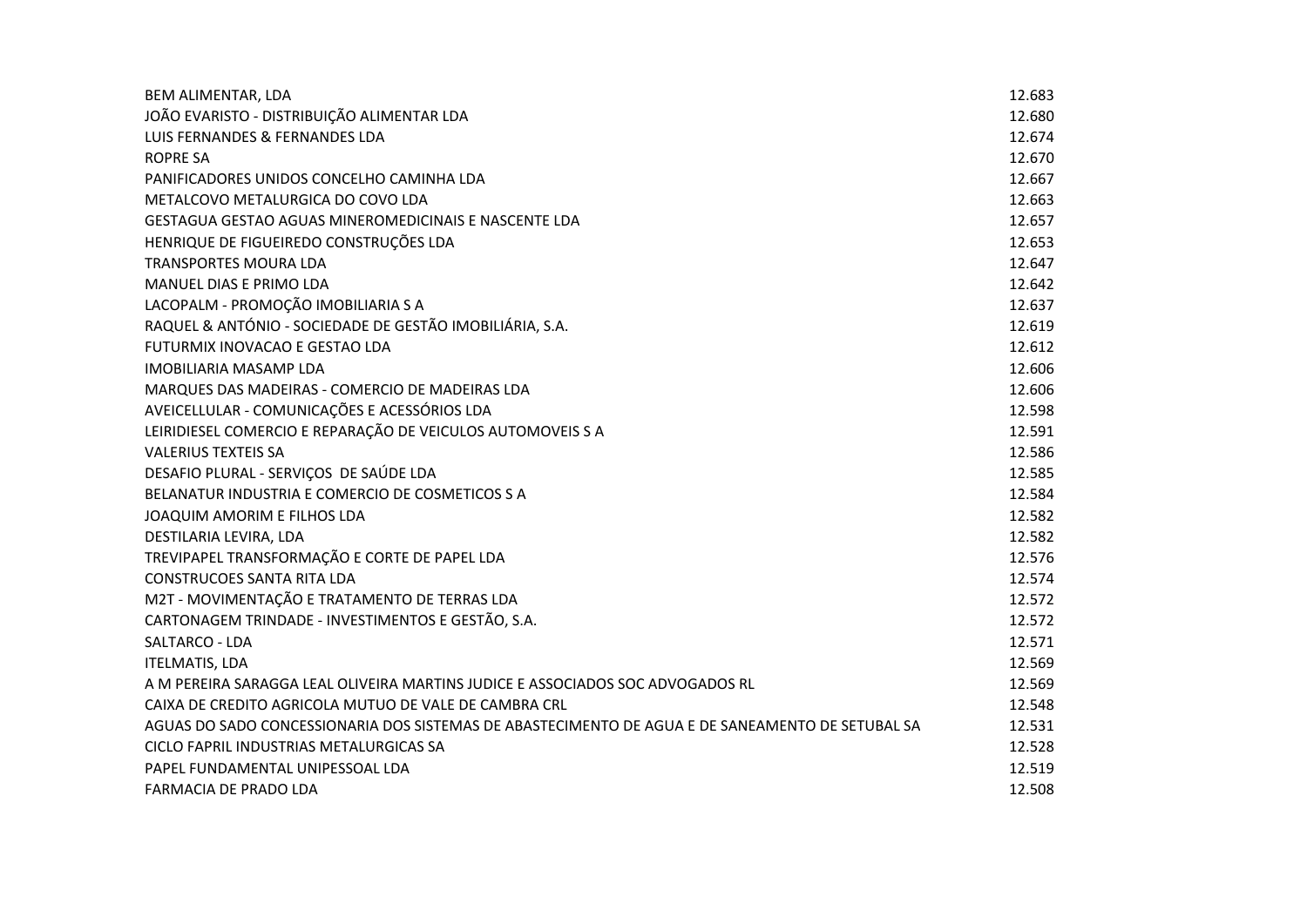| | |
|---|---|
| BEM ALIMENTAR, LDA | 12.683 |
| JOÃO EVARISTO - DISTRIBUIÇÃO ALIMENTAR LDA | 12.680 |
| LUIS FERNANDES & FERNANDES LDA | 12.674 |
| ROPRE SA | 12.670 |
| PANIFICADORES UNIDOS CONCELHO CAMINHA LDA | 12.667 |
| METALCOVO METALURGICA DO COVO LDA | 12.663 |
| GESTAGUA GESTAO AGUAS MINEROMEDICINAIS E NASCENTE LDA | 12.657 |
| HENRIQUE DE FIGUEIREDO CONSTRUÇÕES LDA | 12.653 |
| TRANSPORTES MOURA LDA | 12.647 |
| MANUEL DIAS E PRIMO LDA | 12.642 |
| LACOPALM - PROMOÇÃO IMOBILIARIA S A | 12.637 |
| RAQUEL & ANTÓNIO - SOCIEDADE DE GESTÃO IMOBILIÁRIA, S.A. | 12.619 |
| FUTURMIX INOVACAO E GESTAO LDA | 12.612 |
| IMOBILIARIA MASAMP LDA | 12.606 |
| MARQUES DAS MADEIRAS - COMERCIO DE MADEIRAS LDA | 12.606 |
| AVEICELLULAR - COMUNICAÇÕES E ACESSÓRIOS LDA | 12.598 |
| LEIRIDIESEL COMERCIO E REPARAÇÃO DE VEICULOS AUTOMOVEIS S A | 12.591 |
| VALERIUS TEXTEIS SA | 12.586 |
| DESAFIO PLURAL - SERVIÇOS  DE SAÚDE LDA | 12.585 |
| BELANATUR INDUSTRIA E COMERCIO DE COSMETICOS S A | 12.584 |
| JOAQUIM AMORIM E FILHOS LDA | 12.582 |
| DESTILARIA LEVIRA, LDA | 12.582 |
| TREVIPAPEL TRANSFORMAÇÃO E CORTE DE PAPEL LDA | 12.576 |
| CONSTRUCOES SANTA RITA LDA | 12.574 |
| M2T - MOVIMENTAÇÃO E TRATAMENTO DE TERRAS LDA | 12.572 |
| CARTONAGEM TRINDADE - INVESTIMENTOS E GESTÃO, S.A. | 12.572 |
| SALTARCO - LDA | 12.571 |
| ITELMATIS, LDA | 12.569 |
| A M PEREIRA SARAGGA LEAL OLIVEIRA MARTINS JUDICE E ASSOCIADOS SOC ADVOGADOS RL | 12.569 |
| CAIXA DE CREDITO AGRICOLA MUTUO DE VALE DE CAMBRA CRL | 12.548 |
| AGUAS DO SADO CONCESSIONARIA DOS SISTEMAS DE ABASTECIMENTO DE AGUA E DE SANEAMENTO DE SETUBAL SA | 12.531 |
| CICLO FAPRIL INDUSTRIAS METALURGICAS SA | 12.528 |
| PAPEL FUNDAMENTAL UNIPESSOAL LDA | 12.519 |
| FARMACIA DE PRADO LDA | 12.508 |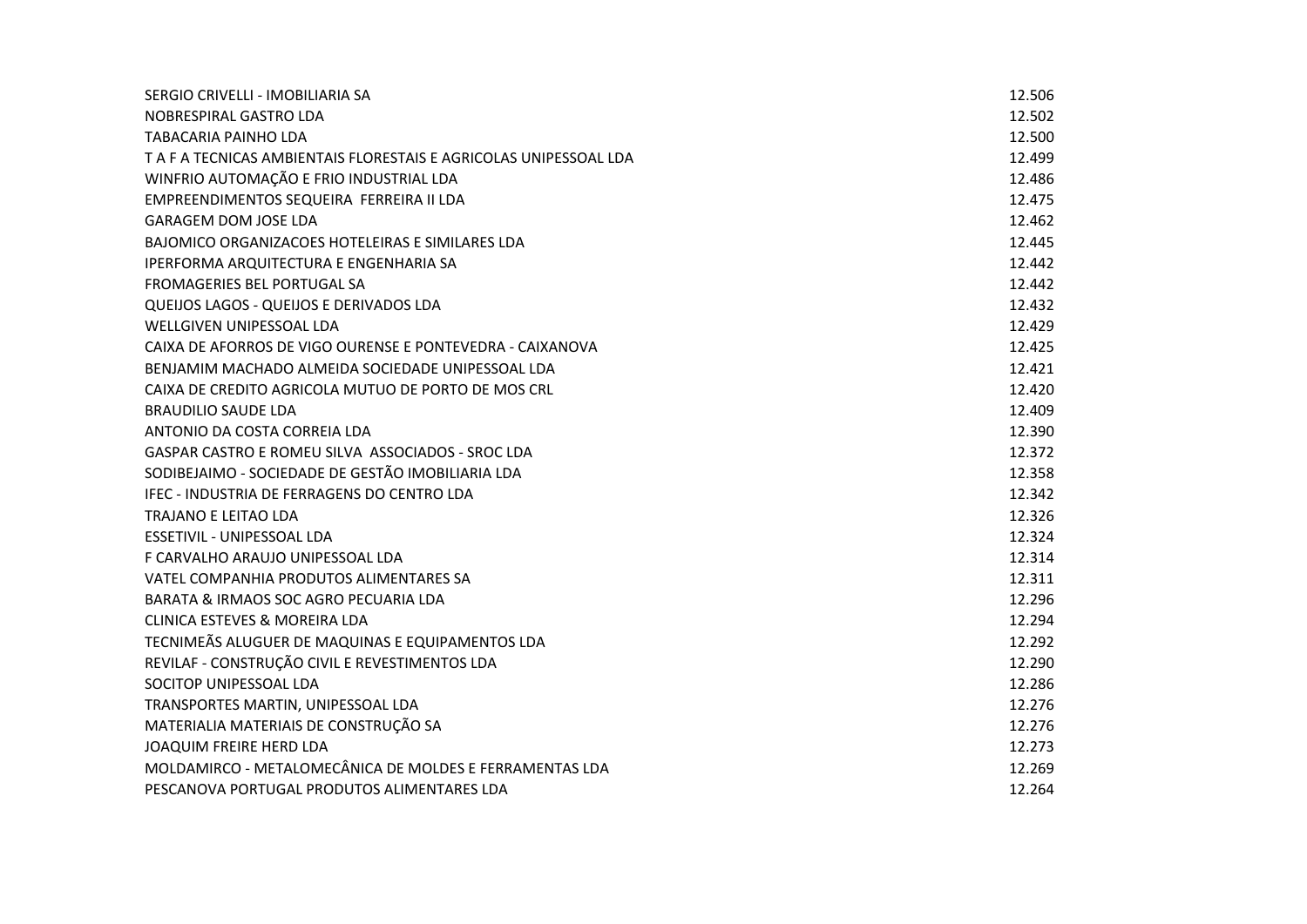| | |
|---|---|
| SERGIO CRIVELLI - IMOBILIARIA SA | 12.506 |
| NOBRESPIRAL GASTRO LDA | 12.502 |
| TABACARIA PAINHO LDA | 12.500 |
| T A F A TECNICAS AMBIENTAIS FLORESTAIS E AGRICOLAS UNIPESSOAL LDA | 12.499 |
| WINFRIO AUTOMAÇÃO E FRIO INDUSTRIAL LDA | 12.486 |
| EMPREENDIMENTOS SEQUEIRA  FERREIRA II LDA | 12.475 |
| GARAGEM DOM JOSE LDA | 12.462 |
| BAJOMICO ORGANIZACOES HOTELEIRAS E SIMILARES LDA | 12.445 |
| IPERFORMA ARQUITECTURA E ENGENHARIA SA | 12.442 |
| FROMAGERIES BEL PORTUGAL SA | 12.442 |
| QUEIJOS LAGOS - QUEIJOS E DERIVADOS LDA | 12.432 |
| WELLGIVEN UNIPESSOAL LDA | 12.429 |
| CAIXA DE AFORROS DE VIGO OURENSE E PONTEVEDRA - CAIXANOVA | 12.425 |
| BENJAMIM MACHADO ALMEIDA SOCIEDADE UNIPESSOAL LDA | 12.421 |
| CAIXA DE CREDITO AGRICOLA MUTUO DE PORTO DE MOS CRL | 12.420 |
| BRAUDILIO SAUDE LDA | 12.409 |
| ANTONIO DA COSTA CORREIA LDA | 12.390 |
| GASPAR CASTRO E ROMEU SILVA  ASSOCIADOS - SROC LDA | 12.372 |
| SODIBEJAIMO - SOCIEDADE DE GESTÃO IMOBILIARIA LDA | 12.358 |
| IFEC - INDUSTRIA DE FERRAGENS DO CENTRO LDA | 12.342 |
| TRAJANO E LEITAO LDA | 12.326 |
| ESSETIVIL - UNIPESSOAL LDA | 12.324 |
| F CARVALHO ARAUJO UNIPESSOAL LDA | 12.314 |
| VATEL COMPANHIA PRODUTOS ALIMENTARES SA | 12.311 |
| BARATA & IRMAOS SOC AGRO PECUARIA LDA | 12.296 |
| CLINICA ESTEVES & MOREIRA LDA | 12.294 |
| TECNIMEÃS ALUGUER DE MAQUINAS E EQUIPAMENTOS LDA | 12.292 |
| REVILAF - CONSTRUÇÃO CIVIL E REVESTIMENTOS LDA | 12.290 |
| SOCITOP UNIPESSOAL LDA | 12.286 |
| TRANSPORTES MARTIN, UNIPESSOAL LDA | 12.276 |
| MATERIALIA MATERIAIS DE CONSTRUÇÃO SA | 12.276 |
| JOAQUIM FREIRE HERD LDA | 12.273 |
| MOLDAMIRCO - METALOMECÂNICA DE MOLDES E FERRAMENTAS LDA | 12.269 |
| PESCANOVA PORTUGAL PRODUTOS ALIMENTARES LDA | 12.264 |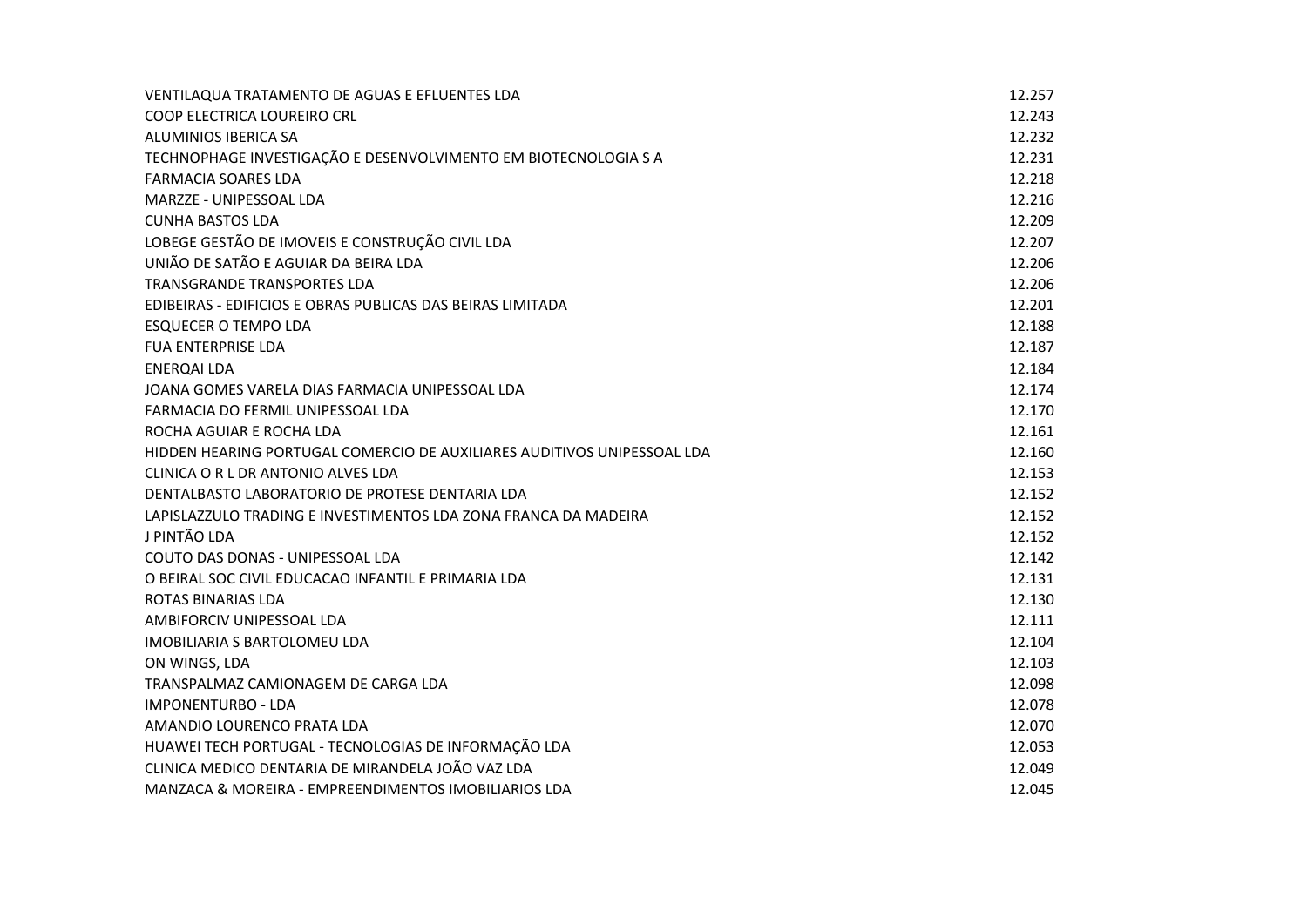| | |
|---|---|
| VENTILAQUA TRATAMENTO DE AGUAS E EFLUENTES LDA | 12.257 |
| COOP ELECTRICA LOUREIRO CRL | 12.243 |
| ALUMINIOS IBERICA SA | 12.232 |
| TECHNOPHAGE INVESTIGAÇÃO E DESENVOLVIMENTO EM BIOTECNOLOGIA S A | 12.231 |
| FARMACIA SOARES LDA | 12.218 |
| MARZZE - UNIPESSOAL LDA | 12.216 |
| CUNHA BASTOS LDA | 12.209 |
| LOBEGE GESTÃO DE IMOVEIS E CONSTRUÇÃO CIVIL LDA | 12.207 |
| UNIÃO DE SATÃO E AGUIAR DA BEIRA LDA | 12.206 |
| TRANSGRANDE TRANSPORTES LDA | 12.206 |
| EDIBEIRAS - EDIFICIOS E OBRAS PUBLICAS DAS BEIRAS LIMITADA | 12.201 |
| ESQUECER O TEMPO LDA | 12.188 |
| FUA ENTERPRISE LDA | 12.187 |
| ENERQAI LDA | 12.184 |
| JOANA GOMES VARELA DIAS FARMACIA UNIPESSOAL LDA | 12.174 |
| FARMACIA DO FERMIL UNIPESSOAL LDA | 12.170 |
| ROCHA AGUIAR E ROCHA LDA | 12.161 |
| HIDDEN HEARING PORTUGAL COMERCIO DE AUXILIARES AUDITIVOS UNIPESSOAL LDA | 12.160 |
| CLINICA O R L DR ANTONIO ALVES LDA | 12.153 |
| DENTALBASTO LABORATORIO DE PROTESE DENTARIA LDA | 12.152 |
| LAPISLAZZULO TRADING E INVESTIMENTOS LDA ZONA FRANCA DA MADEIRA | 12.152 |
| J PINTÃO LDA | 12.152 |
| COUTO DAS DONAS - UNIPESSOAL LDA | 12.142 |
| O BEIRAL SOC CIVIL EDUCACAO INFANTIL E PRIMARIA LDA | 12.131 |
| ROTAS BINARIAS LDA | 12.130 |
| AMBIFORCIV UNIPESSOAL LDA | 12.111 |
| IMOBILIARIA S BARTOLOMEU LDA | 12.104 |
| ON WINGS, LDA | 12.103 |
| TRANSPALMAZ CAMIONAGEM DE CARGA LDA | 12.098 |
| IMPONENTURBO - LDA | 12.078 |
| AMANDIO LOURENCO PRATA LDA | 12.070 |
| HUAWEI TECH PORTUGAL - TECNOLOGIAS DE INFORMAÇÃO LDA | 12.053 |
| CLINICA MEDICO DENTARIA DE MIRANDELA JOÃO VAZ LDA | 12.049 |
| MANZACA & MOREIRA - EMPREENDIMENTOS IMOBILIARIOS LDA | 12.045 |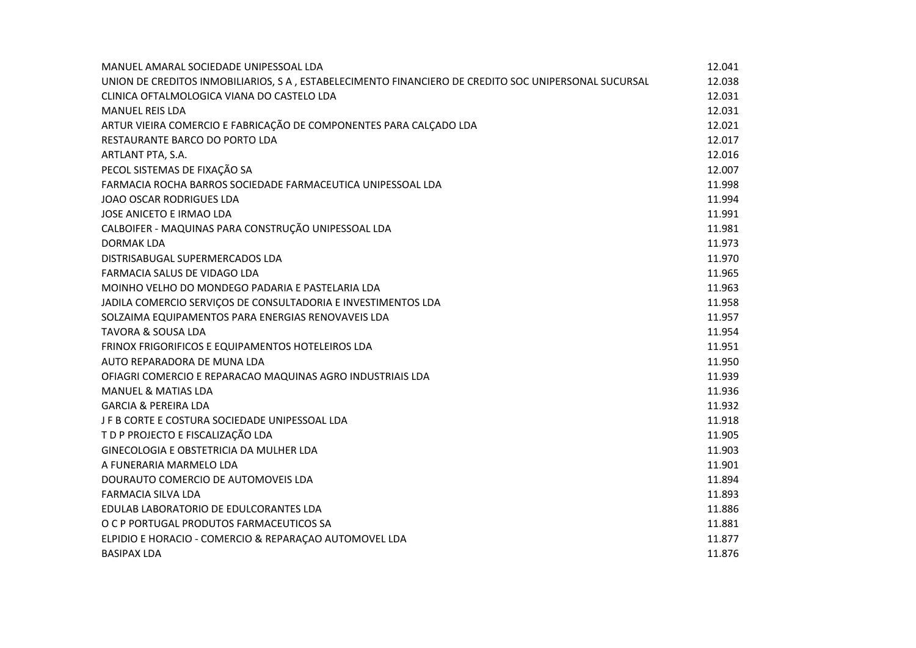| | |
|---|---|
| MANUEL AMARAL SOCIEDADE UNIPESSOAL LDA | 12.041 |
| UNION DE CREDITOS INMOBILIARIOS, S A , ESTABELECIMENTO FINANCIERO DE CREDITO SOC UNIPERSONAL SUCURSAL | 12.038 |
| CLINICA OFTALMOLOGICA VIANA DO CASTELO LDA | 12.031 |
| MANUEL REIS LDA | 12.031 |
| ARTUR VIEIRA COMERCIO E FABRICAÇÃO DE COMPONENTES PARA CALÇADO LDA | 12.021 |
| RESTAURANTE BARCO DO PORTO LDA | 12.017 |
| ARTLANT PTA, S.A. | 12.016 |
| PECOL SISTEMAS DE FIXAÇÃO SA | 12.007 |
| FARMACIA ROCHA BARROS SOCIEDADE FARMACEUTICA UNIPESSOAL LDA | 11.998 |
| JOAO OSCAR RODRIGUES LDA | 11.994 |
| JOSE ANICETO E IRMAO LDA | 11.991 |
| CALBOIFER - MAQUINAS PARA CONSTRUÇÃO UNIPESSOAL LDA | 11.981 |
| DORMAK LDA | 11.973 |
| DISTRISABUGAL SUPERMERCADOS LDA | 11.970 |
| FARMACIA SALUS DE VIDAGO LDA | 11.965 |
| MOINHO VELHO DO MONDEGO PADARIA E PASTELARIA LDA | 11.963 |
| JADILA COMERCIO SERVIÇOS DE CONSULTADORIA E INVESTIMENTOS LDA | 11.958 |
| SOLZAIMA EQUIPAMENTOS PARA ENERGIAS RENOVAVEIS LDA | 11.957 |
| TAVORA & SOUSA LDA | 11.954 |
| FRINOX FRIGORIFICOS E EQUIPAMENTOS HOTELEIROS LDA | 11.951 |
| AUTO REPARADORA DE MUNA LDA | 11.950 |
| OFIAGRI COMERCIO E REPARACAO MAQUINAS AGRO INDUSTRIAIS LDA | 11.939 |
| MANUEL & MATIAS LDA | 11.936 |
| GARCIA & PEREIRA LDA | 11.932 |
| J F B CORTE E COSTURA SOCIEDADE UNIPESSOAL LDA | 11.918 |
| T D P PROJECTO E FISCALIZAÇÃO LDA | 11.905 |
| GINECOLOGIA E OBSTETRICIA DA MULHER LDA | 11.903 |
| A FUNERARIA MARMELO LDA | 11.901 |
| DOURAUTO COMERCIO DE AUTOMOVEIS LDA | 11.894 |
| FARMACIA SILVA LDA | 11.893 |
| EDULAB LABORATORIO DE EDULCORANTES LDA | 11.886 |
| O C P PORTUGAL PRODUTOS FARMACEUTICOS SA | 11.881 |
| ELPIDIO E HORACIO - COMERCIO & REPARAÇAO AUTOMOVEL LDA | 11.877 |
| BASIPAX LDA | 11.876 |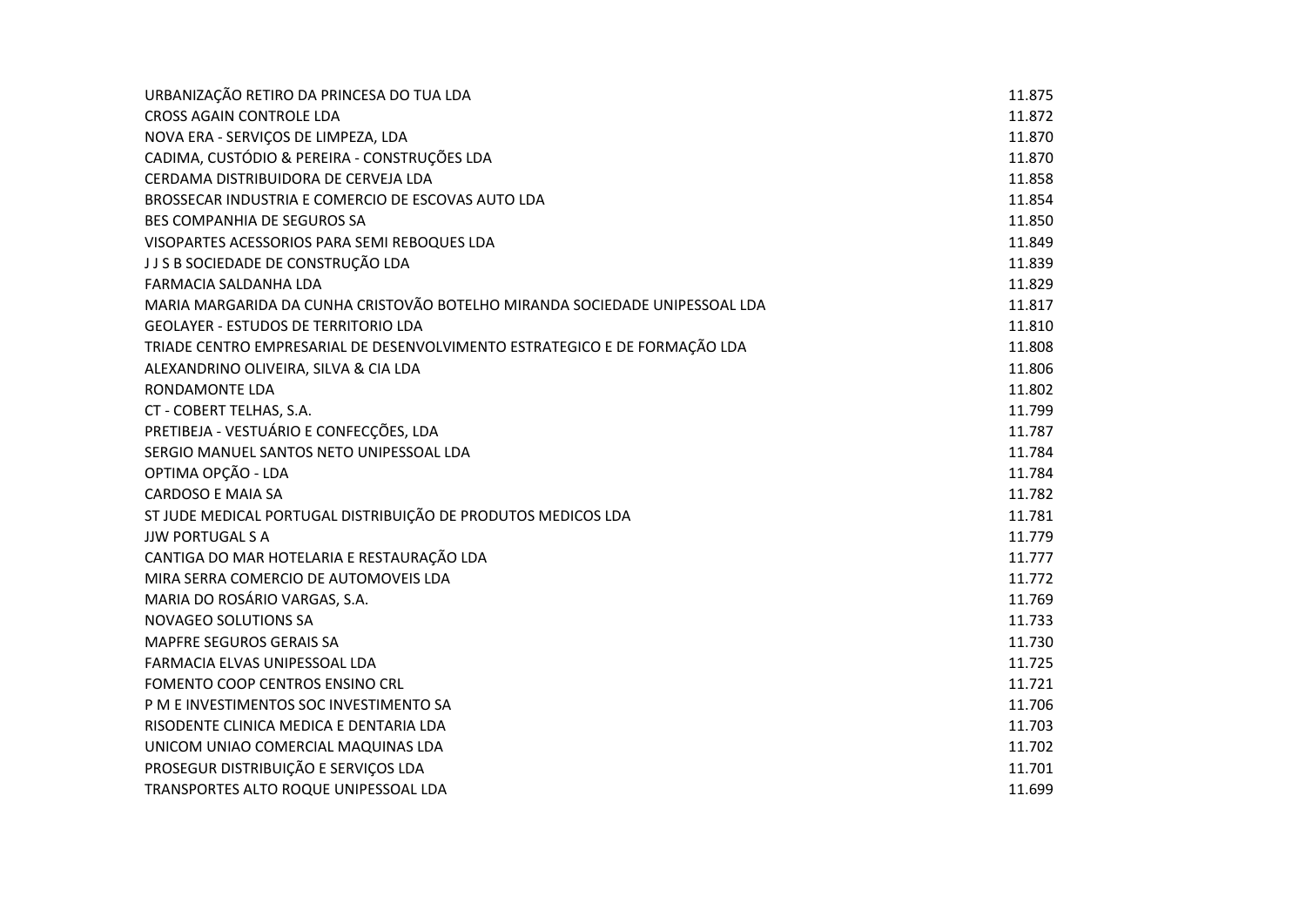| | |
|---|---|
| URBANIZAÇÃO RETIRO DA PRINCESA DO TUA LDA | 11.875 |
| CROSS AGAIN CONTROLE LDA | 11.872 |
| NOVA ERA - SERVIÇOS DE LIMPEZA, LDA | 11.870 |
| CADIMA, CUSTÓDIO & PEREIRA - CONSTRUÇÕES LDA | 11.870 |
| CERDAMA DISTRIBUIDORA DE CERVEJA LDA | 11.858 |
| BROSSECAR INDUSTRIA E COMERCIO DE ESCOVAS AUTO LDA | 11.854 |
| BES COMPANHIA DE SEGUROS SA | 11.850 |
| VISOPARTES ACESSORIOS PARA SEMI REBOQUES LDA | 11.849 |
| J J S B SOCIEDADE DE CONSTRUÇÃO LDA | 11.839 |
| FARMACIA SALDANHA LDA | 11.829 |
| MARIA MARGARIDA DA CUNHA CRISTOVÃO BOTELHO MIRANDA SOCIEDADE UNIPESSOAL LDA | 11.817 |
| GEOLAYER - ESTUDOS DE TERRITORIO LDA | 11.810 |
| TRIADE CENTRO EMPRESARIAL DE DESENVOLVIMENTO ESTRATEGICO E DE FORMAÇÃO LDA | 11.808 |
| ALEXANDRINO OLIVEIRA, SILVA & CIA LDA | 11.806 |
| RONDAMONTE LDA | 11.802 |
| CT - COBERT TELHAS, S.A. | 11.799 |
| PRETIBEJA - VESTUÁRIO E CONFECÇÕES, LDA | 11.787 |
| SERGIO MANUEL SANTOS NETO UNIPESSOAL LDA | 11.784 |
| OPTIMA OPÇÃO - LDA | 11.784 |
| CARDOSO E MAIA SA | 11.782 |
| ST JUDE MEDICAL PORTUGAL DISTRIBUIÇÃO DE PRODUTOS MEDICOS LDA | 11.781 |
| JJW PORTUGAL S A | 11.779 |
| CANTIGA DO MAR HOTELARIA E RESTAURAÇÃO LDA | 11.777 |
| MIRA SERRA COMERCIO DE AUTOMOVEIS LDA | 11.772 |
| MARIA DO ROSÁRIO VARGAS, S.A. | 11.769 |
| NOVAGEO SOLUTIONS SA | 11.733 |
| MAPFRE SEGUROS GERAIS SA | 11.730 |
| FARMACIA ELVAS UNIPESSOAL LDA | 11.725 |
| FOMENTO COOP CENTROS ENSINO CRL | 11.721 |
| P M E INVESTIMENTOS SOC INVESTIMENTO SA | 11.706 |
| RISODENTE CLINICA MEDICA E DENTARIA LDA | 11.703 |
| UNICOM UNIAO COMERCIAL MAQUINAS LDA | 11.702 |
| PROSEGUR DISTRIBUIÇÃO E SERVIÇOS LDA | 11.701 |
| TRANSPORTES ALTO ROQUE UNIPESSOAL LDA | 11.699 |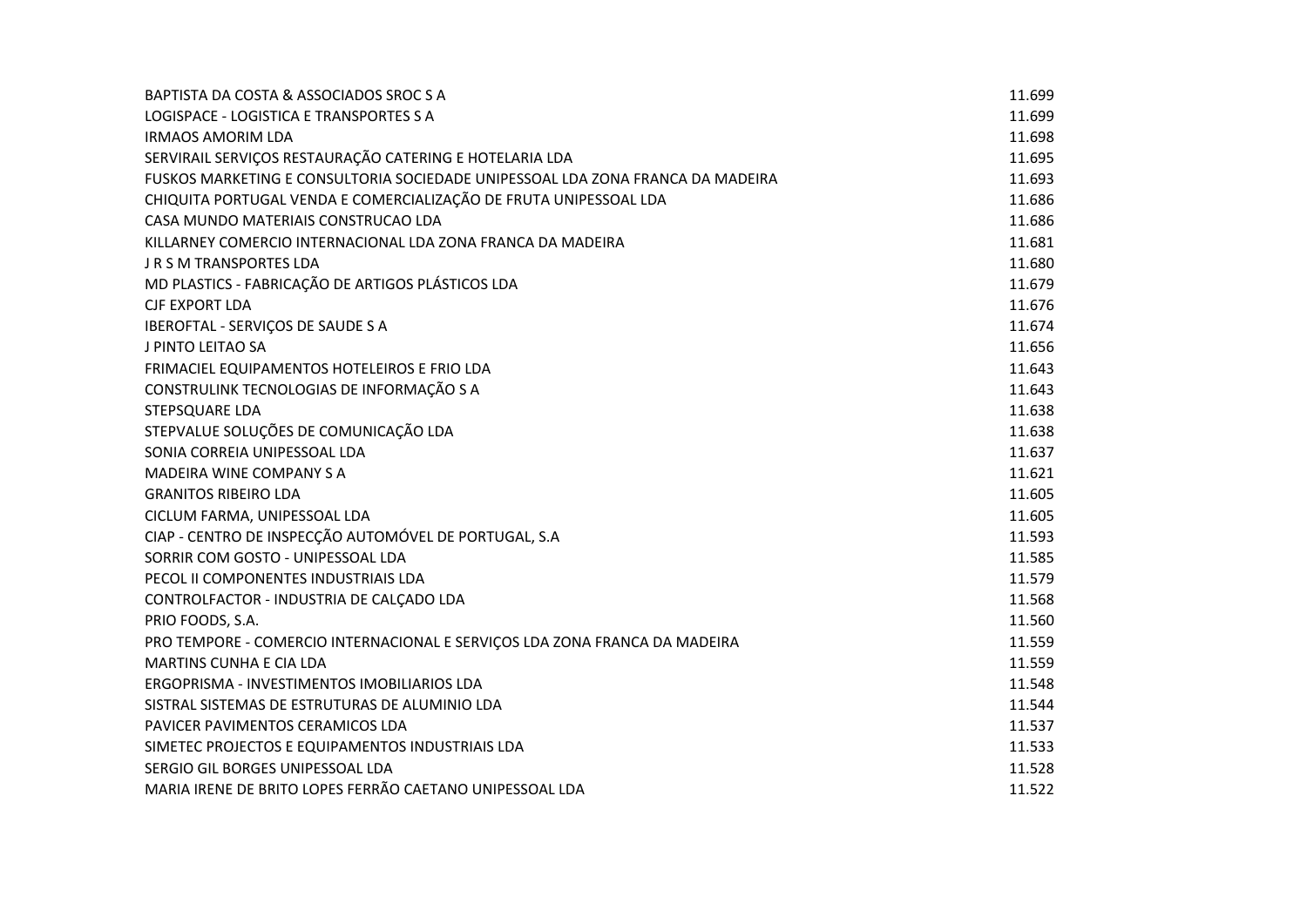| | |
|---|---|
| BAPTISTA DA COSTA & ASSOCIADOS SROC S A | 11.699 |
| LOGISPACE - LOGISTICA E TRANSPORTES S A | 11.699 |
| IRMAOS AMORIM LDA | 11.698 |
| SERVIRAIL SERVIÇOS RESTAURAÇÃO CATERING E HOTELARIA LDA | 11.695 |
| FUSKOS MARKETING E CONSULTORIA SOCIEDADE UNIPESSOAL LDA ZONA FRANCA DA MADEIRA | 11.693 |
| CHIQUITA PORTUGAL VENDA E COMERCIALIZAÇÃO DE FRUTA UNIPESSOAL LDA | 11.686 |
| CASA MUNDO MATERIAIS CONSTRUCAO LDA | 11.686 |
| KILLARNEY COMERCIO INTERNACIONAL LDA ZONA FRANCA DA MADEIRA | 11.681 |
| J R S M TRANSPORTES LDA | 11.680 |
| MD PLASTICS - FABRICAÇÃO DE ARTIGOS PLÁSTICOS LDA | 11.679 |
| CJF EXPORT LDA | 11.676 |
| IBEROFTAL - SERVIÇOS DE SAUDE S A | 11.674 |
| J PINTO LEITAO SA | 11.656 |
| FRIMACIEL EQUIPAMENTOS HOTELEIROS E FRIO LDA | 11.643 |
| CONSTRULINK TECNOLOGIAS DE INFORMAÇÃO S A | 11.643 |
| STEPSQUARE LDA | 11.638 |
| STEPVALUE SOLUÇÕES DE COMUNICAÇÃO LDA | 11.638 |
| SONIA CORREIA UNIPESSOAL LDA | 11.637 |
| MADEIRA WINE COMPANY S A | 11.621 |
| GRANITOS RIBEIRO LDA | 11.605 |
| CICLUM FARMA, UNIPESSOAL LDA | 11.605 |
| CIAP - CENTRO DE INSPECÇÃO AUTOMÓVEL DE PORTUGAL, S.A | 11.593 |
| SORRIR COM GOSTO - UNIPESSOAL LDA | 11.585 |
| PECOL II COMPONENTES INDUSTRIAIS LDA | 11.579 |
| CONTROLFACTOR - INDUSTRIA DE CALÇADO LDA | 11.568 |
| PRIO FOODS, S.A. | 11.560 |
| PRO TEMPORE - COMERCIO INTERNACIONAL E SERVIÇOS LDA ZONA FRANCA DA MADEIRA | 11.559 |
| MARTINS CUNHA E CIA LDA | 11.559 |
| ERGOPRISMA - INVESTIMENTOS IMOBILIARIOS LDA | 11.548 |
| SISTRAL SISTEMAS DE ESTRUTURAS DE ALUMINIO LDA | 11.544 |
| PAVICER PAVIMENTOS CERAMICOS LDA | 11.537 |
| SIMETEC PROJECTOS E EQUIPAMENTOS INDUSTRIAIS LDA | 11.533 |
| SERGIO GIL BORGES UNIPESSOAL LDA | 11.528 |
| MARIA IRENE DE BRITO LOPES FERRÃO CAETANO UNIPESSOAL LDA | 11.522 |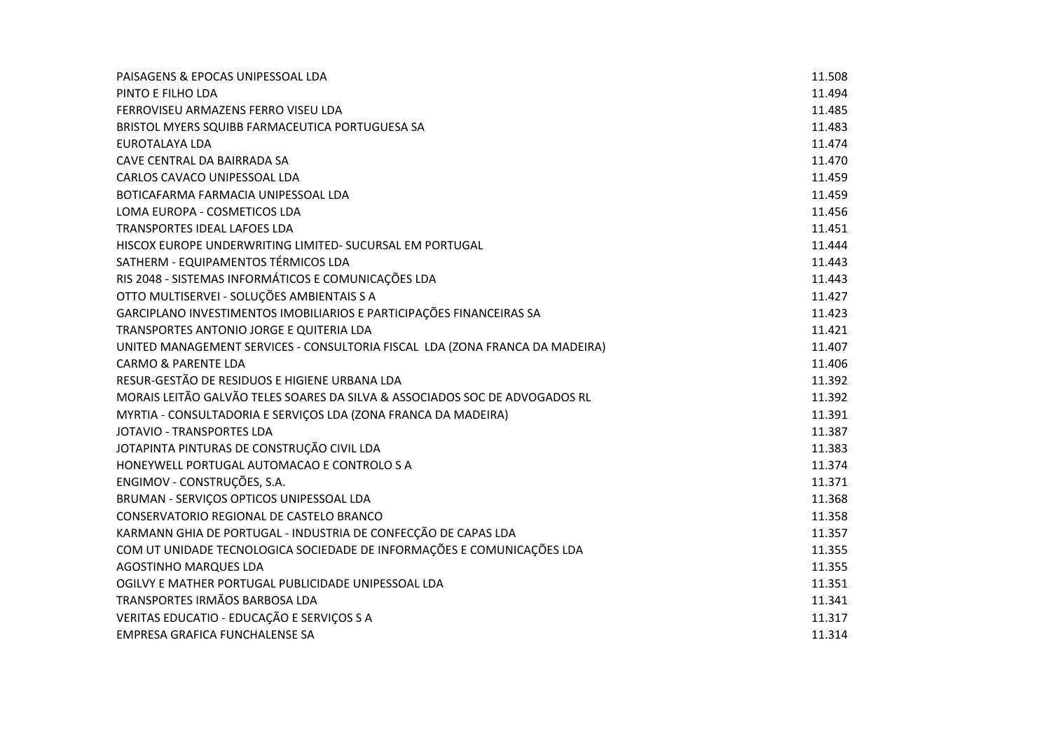| | |
|---|---|
| PAISAGENS & EPOCAS UNIPESSOAL LDA | 11.508 |
| PINTO E FILHO LDA | 11.494 |
| FERROVISEU ARMAZENS FERRO VISEU LDA | 11.485 |
| BRISTOL MYERS SQUIBB FARMACEUTICA PORTUGUESA SA | 11.483 |
| EUROTALAYA LDA | 11.474 |
| CAVE CENTRAL DA BAIRRADA SA | 11.470 |
| CARLOS CAVACO UNIPESSOAL LDA | 11.459 |
| BOTICAFARMA FARMACIA UNIPESSOAL LDA | 11.459 |
| LOMA EUROPA - COSMETICOS LDA | 11.456 |
| TRANSPORTES IDEAL LAFOES LDA | 11.451 |
| HISCOX EUROPE UNDERWRITING LIMITED- SUCURSAL EM PORTUGAL | 11.444 |
| SATHERM - EQUIPAMENTOS TÉRMICOS LDA | 11.443 |
| RIS 2048 - SISTEMAS INFORMÁTICOS E COMUNICAÇÕES LDA | 11.443 |
| OTTO MULTISERVEI - SOLUÇÕES AMBIENTAIS S A | 11.427 |
| GARCIPLANO INVESTIMENTOS IMOBILIARIOS E PARTICIPAÇÕES FINANCEIRAS SA | 11.423 |
| TRANSPORTES ANTONIO JORGE E QUITERIA LDA | 11.421 |
| UNITED MANAGEMENT SERVICES - CONSULTORIA FISCAL LDA (ZONA FRANCA DA MADEIRA) | 11.407 |
| CARMO & PARENTE LDA | 11.406 |
| RESUR-GESTÃO DE RESIDUOS E HIGIENE URBANA LDA | 11.392 |
| MORAIS LEITÃO GALVÃO TELES SOARES DA SILVA & ASSOCIADOS SOC DE ADVOGADOS RL | 11.392 |
| MYRTIA - CONSULTADORIA E SERVIÇOS LDA (ZONA FRANCA DA MADEIRA) | 11.391 |
| JOTAVIO - TRANSPORTES LDA | 11.387 |
| JOTAPINTA PINTURAS DE CONSTRUÇÃO CIVIL LDA | 11.383 |
| HONEYWELL PORTUGAL AUTOMACAO E CONTROLO S A | 11.374 |
| ENGIMOV - CONSTRUÇÕES, S.A. | 11.371 |
| BRUMAN - SERVIÇOS OPTICOS UNIPESSOAL LDA | 11.368 |
| CONSERVATORIO REGIONAL DE CASTELO BRANCO | 11.358 |
| KARMANN GHIA DE PORTUGAL - INDUSTRIA DE CONFECÇÃO DE CAPAS LDA | 11.357 |
| COM UT UNIDADE TECNOLOGICA SOCIEDADE DE INFORMAÇÕES E COMUNICAÇÕES LDA | 11.355 |
| AGOSTINHO MARQUES LDA | 11.355 |
| OGILVY E MATHER PORTUGAL PUBLICIDADE UNIPESSOAL LDA | 11.351 |
| TRANSPORTES IRMÃOS BARBOSA LDA | 11.341 |
| VERITAS EDUCATIO - EDUCAÇÃO E SERVIÇOS S A | 11.317 |
| EMPRESA GRAFICA FUNCHALENSE SA | 11.314 |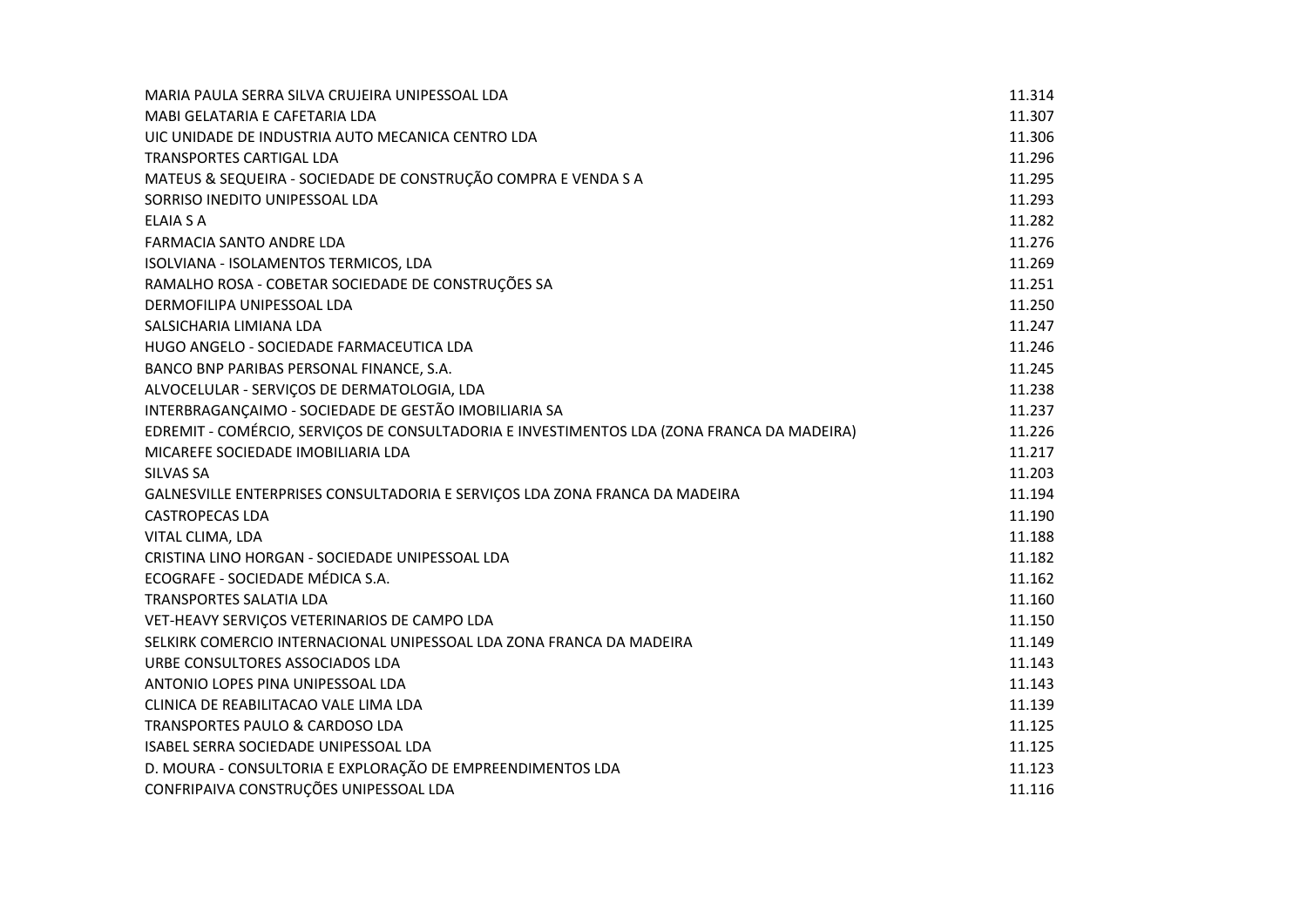| | |
|---|---|
| MARIA PAULA SERRA SILVA CRUJEIRA UNIPESSOAL LDA | 11.314 |
| MABI GELATARIA E CAFETARIA LDA | 11.307 |
| UIC UNIDADE DE INDUSTRIA AUTO MECANICA CENTRO LDA | 11.306 |
| TRANSPORTES CARTIGAL LDA | 11.296 |
| MATEUS & SEQUEIRA - SOCIEDADE DE CONSTRUÇÃO COMPRA E VENDA S A | 11.295 |
| SORRISO INEDITO UNIPESSOAL LDA | 11.293 |
| ELAIA S A | 11.282 |
| FARMACIA SANTO ANDRE LDA | 11.276 |
| ISOLVIANA - ISOLAMENTOS TERMICOS, LDA | 11.269 |
| RAMALHO ROSA - COBETAR SOCIEDADE DE CONSTRUÇÕES SA | 11.251 |
| DERMOFILIPA UNIPESSOAL LDA | 11.250 |
| SALSICHARIA LIMIANA LDA | 11.247 |
| HUGO ANGELO - SOCIEDADE FARMACEUTICA LDA | 11.246 |
| BANCO BNP PARIBAS PERSONAL FINANCE, S.A. | 11.245 |
| ALVOCELULAR - SERVIÇOS DE DERMATOLOGIA, LDA | 11.238 |
| INTERBRAGANÇAIMO - SOCIEDADE DE GESTÃO IMOBILIARIA SA | 11.237 |
| EDREMIT - COMÉRCIO, SERVIÇOS DE CONSULTADORIA E INVESTIMENTOS LDA (ZONA FRANCA DA MADEIRA) | 11.226 |
| MICAREFE SOCIEDADE IMOBILIARIA LDA | 11.217 |
| SILVAS SA | 11.203 |
| GALNESVILLE ENTERPRISES CONSULTADORIA E SERVIÇOS LDA ZONA FRANCA DA MADEIRA | 11.194 |
| CASTROPECAS LDA | 11.190 |
| VITAL CLIMA, LDA | 11.188 |
| CRISTINA LINO HORGAN - SOCIEDADE UNIPESSOAL LDA | 11.182 |
| ECOGRAFE - SOCIEDADE MÉDICA S.A. | 11.162 |
| TRANSPORTES SALATIA LDA | 11.160 |
| VET-HEAVY SERVIÇOS VETERINARIOS DE CAMPO LDA | 11.150 |
| SELKIRK COMERCIO INTERNACIONAL UNIPESSOAL LDA ZONA FRANCA DA MADEIRA | 11.149 |
| URBE CONSULTORES ASSOCIADOS LDA | 11.143 |
| ANTONIO LOPES PINA UNIPESSOAL LDA | 11.143 |
| CLINICA DE REABILITACAO VALE LIMA LDA | 11.139 |
| TRANSPORTES PAULO & CARDOSO LDA | 11.125 |
| ISABEL SERRA SOCIEDADE UNIPESSOAL LDA | 11.125 |
| D. MOURA - CONSULTORIA E EXPLORAÇÃO DE EMPREENDIMENTOS LDA | 11.123 |
| CONFRIPAIVA CONSTRUÇÕES UNIPESSOAL LDA | 11.116 |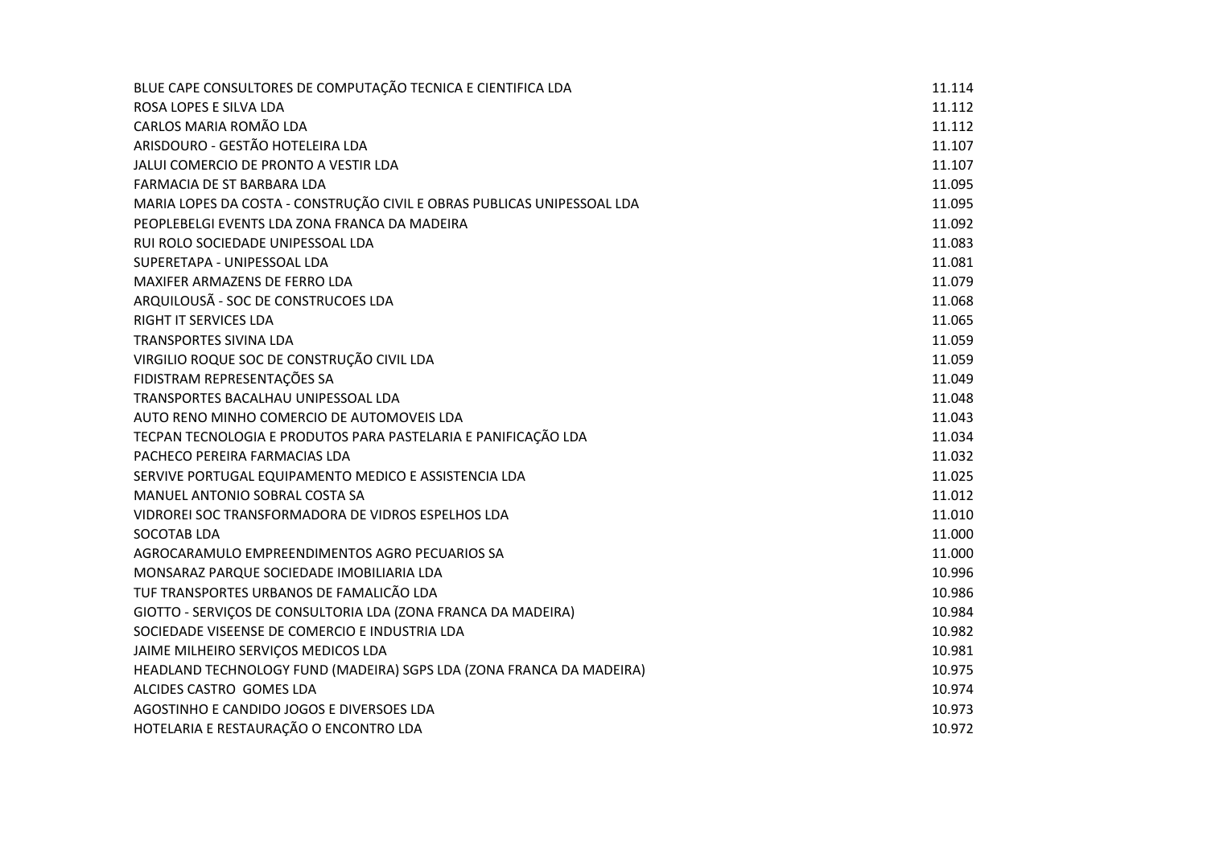| | |
|---|---|
| BLUE CAPE CONSULTORES DE COMPUTAÇÃO TECNICA E CIENTIFICA LDA | 11.114 |
| ROSA LOPES E SILVA LDA | 11.112 |
| CARLOS MARIA ROMÃO LDA | 11.112 |
| ARISDOURO - GESTÃO HOTELEIRA LDA | 11.107 |
| JALUI COMERCIO DE PRONTO A VESTIR LDA | 11.107 |
| FARMACIA DE ST BARBARA LDA | 11.095 |
| MARIA LOPES DA COSTA - CONSTRUÇÃO CIVIL E OBRAS PUBLICAS UNIPESSOAL LDA | 11.095 |
| PEOPLEBELGI EVENTS LDA ZONA FRANCA DA MADEIRA | 11.092 |
| RUI ROLO SOCIEDADE UNIPESSOAL LDA | 11.083 |
| SUPERETAPA - UNIPESSOAL LDA | 11.081 |
| MAXIFER ARMAZENS DE FERRO LDA | 11.079 |
| ARQUILOUSÃ - SOC DE CONSTRUCOES LDA | 11.068 |
| RIGHT IT SERVICES LDA | 11.065 |
| TRANSPORTES SIVINA LDA | 11.059 |
| VIRGILIO ROQUE SOC DE CONSTRUÇÃO CIVIL LDA | 11.059 |
| FIDISTRAM REPRESENTAÇÕES SA | 11.049 |
| TRANSPORTES BACALHAU UNIPESSOAL LDA | 11.048 |
| AUTO RENO MINHO COMERCIO DE AUTOMOVEIS LDA | 11.043 |
| TECPAN TECNOLOGIA E PRODUTOS PARA PASTELARIA E PANIFICAÇÃO LDA | 11.034 |
| PACHECO PEREIRA FARMACIAS LDA | 11.032 |
| SERVIVE PORTUGAL EQUIPAMENTO MEDICO E ASSISTENCIA LDA | 11.025 |
| MANUEL ANTONIO SOBRAL COSTA SA | 11.012 |
| VIDROREI SOC TRANSFORMADORA DE VIDROS ESPELHOS LDA | 11.010 |
| SOCOTAB LDA | 11.000 |
| AGROCARAMULO EMPREENDIMENTOS AGRO PECUARIOS SA | 11.000 |
| MONSARAZ PARQUE SOCIEDADE IMOBILIARIA LDA | 10.996 |
| TUF TRANSPORTES URBANOS DE FAMALICÃO LDA | 10.986 |
| GIOTTO - SERVIÇOS DE CONSULTORIA LDA (ZONA FRANCA DA MADEIRA) | 10.984 |
| SOCIEDADE VISEENSE DE COMERCIO E INDUSTRIA LDA | 10.982 |
| JAIME MILHEIRO SERVIÇOS MEDICOS LDA | 10.981 |
| HEADLAND TECHNOLOGY FUND (MADEIRA) SGPS LDA (ZONA FRANCA DA MADEIRA) | 10.975 |
| ALCIDES CASTRO GOMES LDA | 10.974 |
| AGOSTINHO E CANDIDO JOGOS E DIVERSOES LDA | 10.973 |
| HOTELARIA E RESTAURAÇÃO O ENCONTRO LDA | 10.972 |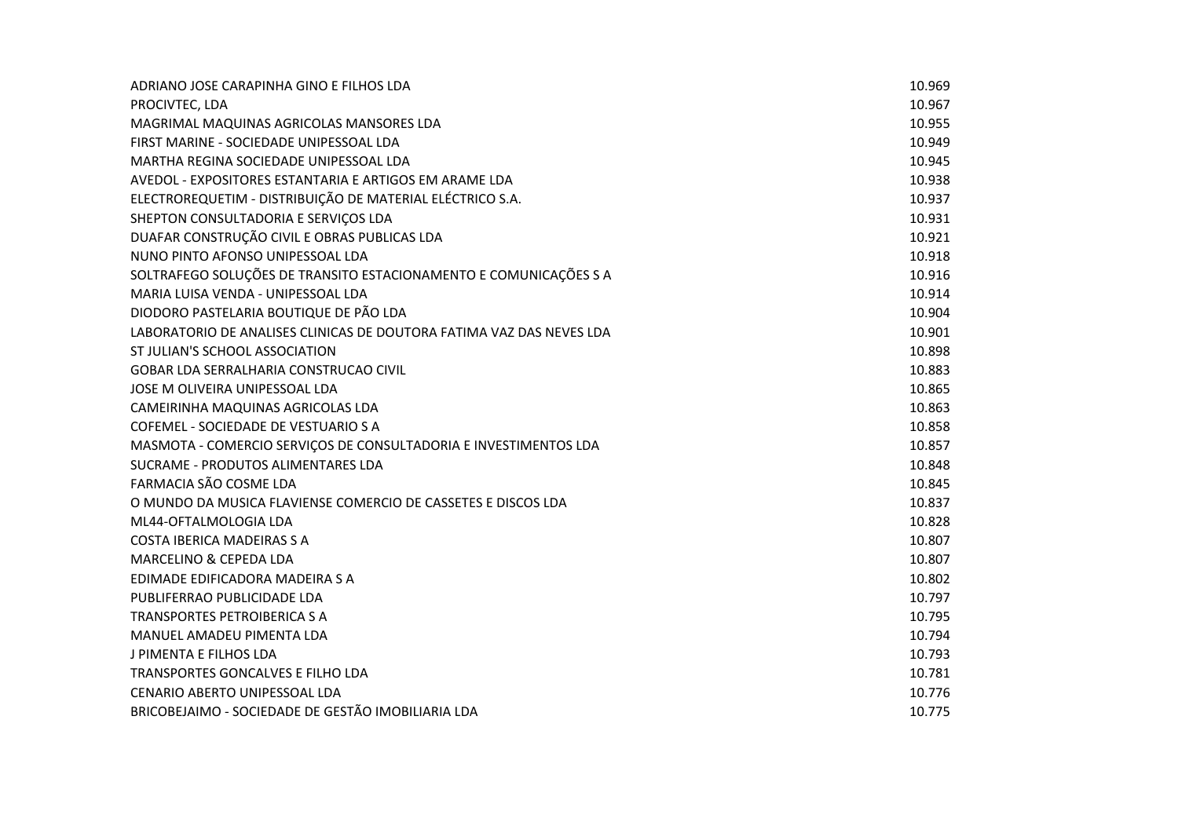| | |
|---|---|
| ADRIANO JOSE CARAPINHA GINO E FILHOS LDA | 10.969 |
| PROCIVTEC, LDA | 10.967 |
| MAGRIMAL MAQUINAS AGRICOLAS MANSORES LDA | 10.955 |
| FIRST MARINE - SOCIEDADE UNIPESSOAL LDA | 10.949 |
| MARTHA REGINA SOCIEDADE UNIPESSOAL LDA | 10.945 |
| AVEDOL - EXPOSITORES ESTANTARIA E ARTIGOS EM ARAME LDA | 10.938 |
| ELECTROREQUETIM - DISTRIBUIÇÃO DE MATERIAL ELÉCTRICO S.A. | 10.937 |
| SHEPTON CONSULTADORIA E SERVIÇOS LDA | 10.931 |
| DUAFAR CONSTRUÇÃO CIVIL E OBRAS PUBLICAS LDA | 10.921 |
| NUNO PINTO AFONSO UNIPESSOAL LDA | 10.918 |
| SOLTRAFEGO SOLUÇÕES DE TRANSITO ESTACIONAMENTO E COMUNICAÇÕES S A | 10.916 |
| MARIA LUISA VENDA - UNIPESSOAL LDA | 10.914 |
| DIODORO PASTELARIA BOUTIQUE DE PÃO LDA | 10.904 |
| LABORATORIO DE ANALISES CLINICAS DE DOUTORA FATIMA VAZ DAS NEVES LDA | 10.901 |
| ST JULIAN'S SCHOOL ASSOCIATION | 10.898 |
| GOBAR LDA SERRALHARIA CONSTRUCAO CIVIL | 10.883 |
| JOSE M OLIVEIRA UNIPESSOAL LDA | 10.865 |
| CAMEIRINHA MAQUINAS AGRICOLAS LDA | 10.863 |
| COFEMEL - SOCIEDADE DE VESTUARIO S A | 10.858 |
| MASMOTA - COMERCIO SERVIÇOS DE CONSULTADORIA E INVESTIMENTOS LDA | 10.857 |
| SUCRAME - PRODUTOS ALIMENTARES LDA | 10.848 |
| FARMACIA SÃO COSME LDA | 10.845 |
| O MUNDO DA MUSICA FLAVIENSE COMERCIO DE CASSETES E DISCOS LDA | 10.837 |
| ML44-OFTALMOLOGIA LDA | 10.828 |
| COSTA IBERICA MADEIRAS S A | 10.807 |
| MARCELINO & CEPEDA LDA | 10.807 |
| EDIMADE EDIFICADORA MADEIRA S A | 10.802 |
| PUBLIFERRAO PUBLICIDADE LDA | 10.797 |
| TRANSPORTES PETROIBERICA S A | 10.795 |
| MANUEL AMADEU PIMENTA LDA | 10.794 |
| J PIMENTA E FILHOS LDA | 10.793 |
| TRANSPORTES GONCALVES E FILHO LDA | 10.781 |
| CENARIO ABERTO UNIPESSOAL LDA | 10.776 |
| BRICOBEJAIMO - SOCIEDADE DE GESTÃO IMOBILIARIA LDA | 10.775 |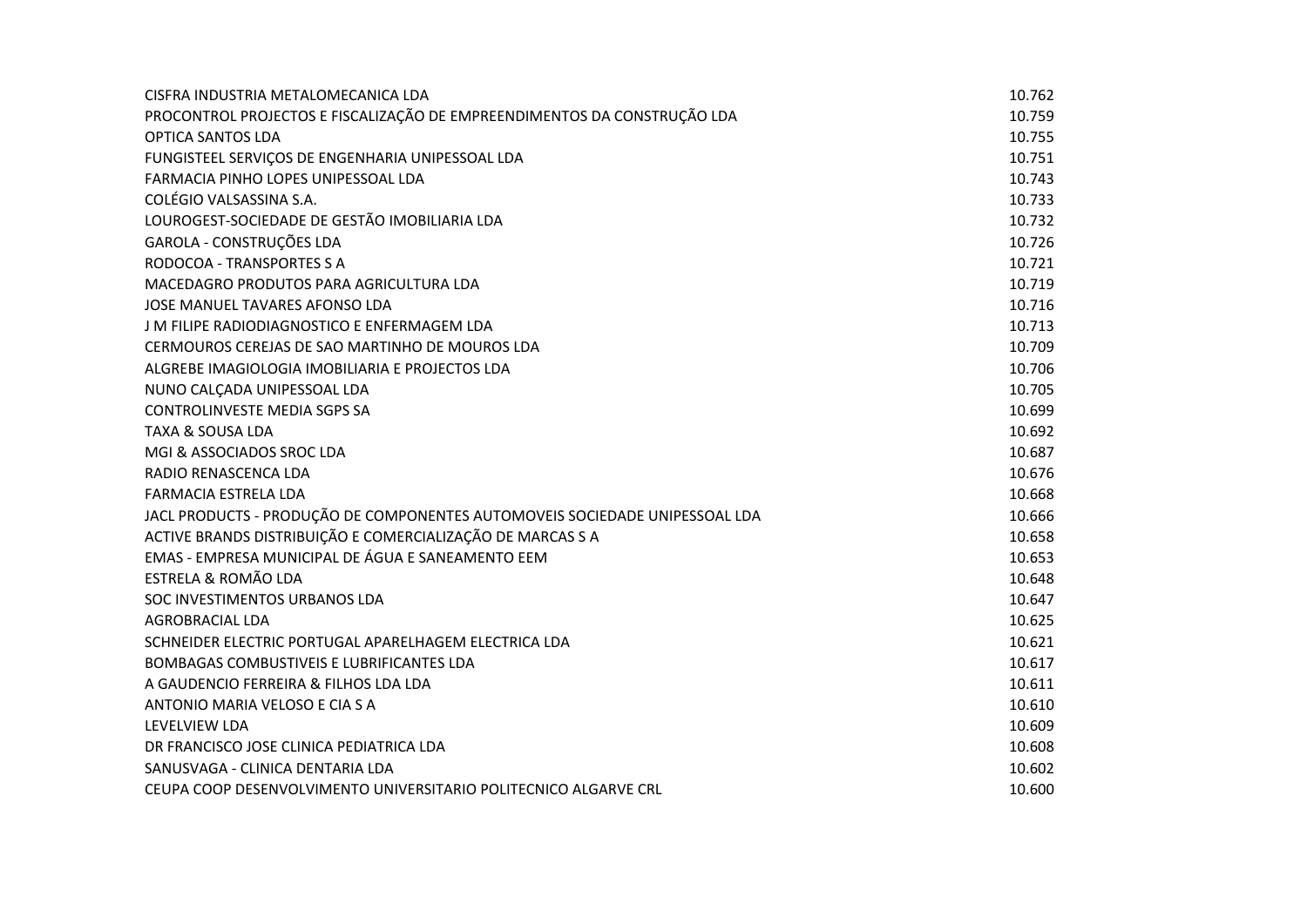| | |
|---|---|
| CISFRA INDUSTRIA METALOMECANICA LDA | 10.762 |
| PROCONTROL PROJECTOS E FISCALIZAÇÃO DE EMPREENDIMENTOS DA CONSTRUÇÃO LDA | 10.759 |
| OPTICA SANTOS LDA | 10.755 |
| FUNGISTEEL SERVIÇOS DE ENGENHARIA UNIPESSOAL LDA | 10.751 |
| FARMACIA PINHO LOPES UNIPESSOAL LDA | 10.743 |
| COLÉGIO VALSASSINA S.A. | 10.733 |
| LOUROGEST-SOCIEDADE DE GESTÃO IMOBILIARIA LDA | 10.732 |
| GAROLA - CONSTRUÇÕES LDA | 10.726 |
| RODOCOA - TRANSPORTES S A | 10.721 |
| MACEDAGRO PRODUTOS PARA AGRICULTURA LDA | 10.719 |
| JOSE MANUEL TAVARES AFONSO LDA | 10.716 |
| J M FILIPE RADIODIAGNOSTICO E ENFERMAGEM LDA | 10.713 |
| CERMOUROS CEREJAS DE SAO MARTINHO DE MOUROS LDA | 10.709 |
| ALGREBE IMAGIOLOGIA IMOBILIARIA E PROJECTOS LDA | 10.706 |
| NUNO CALÇADA UNIPESSOAL LDA | 10.705 |
| CONTROLINVESTE MEDIA SGPS SA | 10.699 |
| TAXA & SOUSA LDA | 10.692 |
| MGI & ASSOCIADOS SROC LDA | 10.687 |
| RADIO RENASCENCA LDA | 10.676 |
| FARMACIA ESTRELA LDA | 10.668 |
| JACL PRODUCTS - PRODUÇÃO DE COMPONENTES AUTOMOVEIS SOCIEDADE UNIPESSOAL LDA | 10.666 |
| ACTIVE BRANDS DISTRIBUIÇÃO E COMERCIALIZAÇÃO DE MARCAS S A | 10.658 |
| EMAS - EMPRESA MUNICIPAL DE ÁGUA E SANEAMENTO EEM | 10.653 |
| ESTRELA & ROMÃO LDA | 10.648 |
| SOC INVESTIMENTOS URBANOS LDA | 10.647 |
| AGROBRACIAL LDA | 10.625 |
| SCHNEIDER ELECTRIC PORTUGAL APARELHAGEM ELECTRICA LDA | 10.621 |
| BOMBAGAS COMBUSTIVEIS E LUBRIFICANTES LDA | 10.617 |
| A GAUDENCIO FERREIRA & FILHOS LDA LDA | 10.611 |
| ANTONIO MARIA VELOSO E CIA S A | 10.610 |
| LEVELVIEW LDA | 10.609 |
| DR FRANCISCO JOSE CLINICA PEDIATRICA LDA | 10.608 |
| SANUSVAGA - CLINICA DENTARIA LDA | 10.602 |
| CEUPA COOP DESENVOLVIMENTO UNIVERSITARIO POLITECNICO ALGARVE CRL | 10.600 |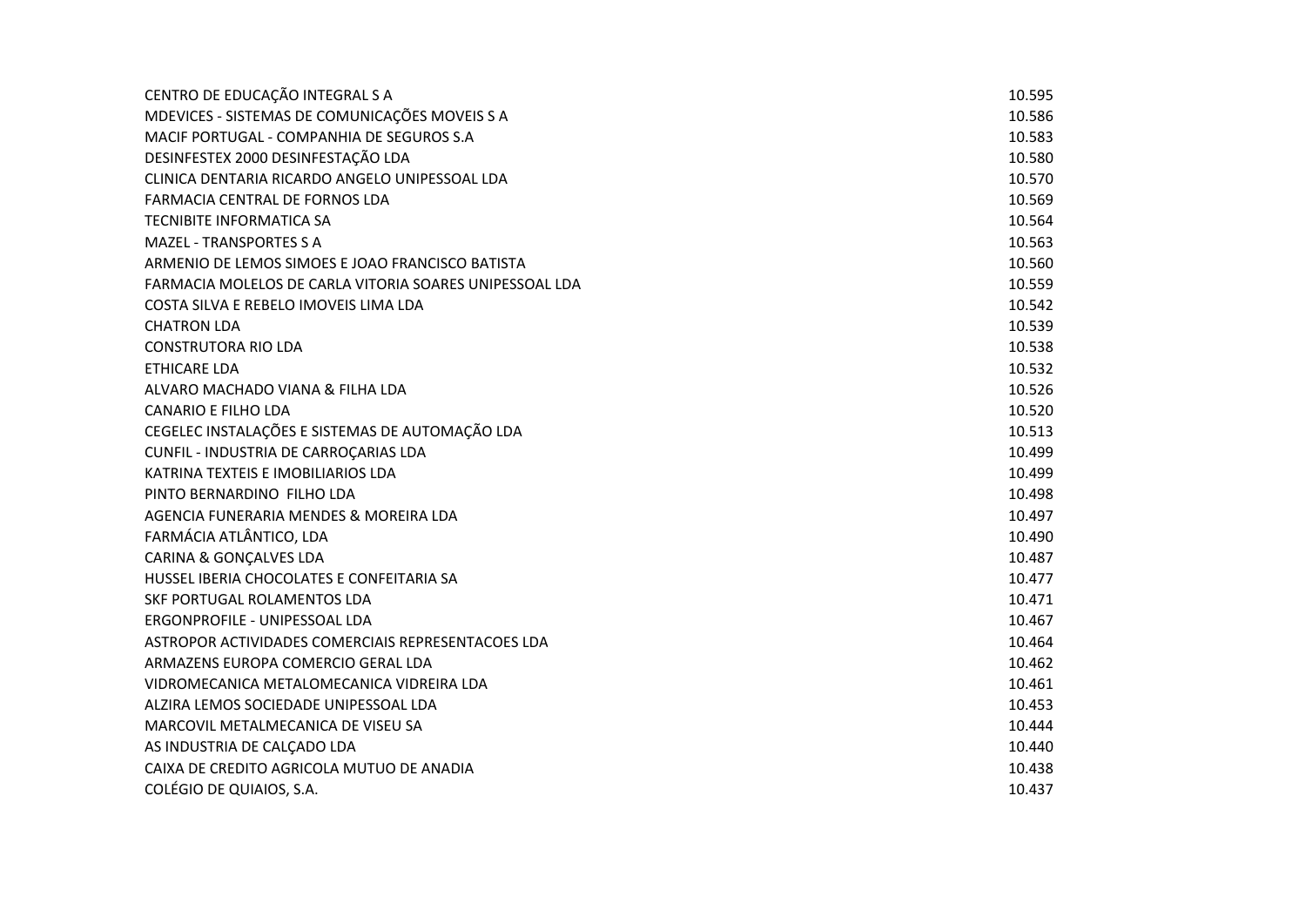| | |
|---|---|
| CENTRO DE EDUCAÇÃO INTEGRAL S A | 10.595 |
| MDEVICES - SISTEMAS DE COMUNICAÇÕES MOVEIS S A | 10.586 |
| MACIF PORTUGAL - COMPANHIA DE SEGUROS S.A | 10.583 |
| DESINFESTEX 2000 DESINFESTAÇÃO LDA | 10.580 |
| CLINICA DENTARIA RICARDO ANGELO UNIPESSOAL LDA | 10.570 |
| FARMACIA CENTRAL DE FORNOS LDA | 10.569 |
| TECNIBITE INFORMATICA SA | 10.564 |
| MAZEL - TRANSPORTES S A | 10.563 |
| ARMENIO DE LEMOS SIMOES E JOAO FRANCISCO BATISTA | 10.560 |
| FARMACIA MOLELOS DE CARLA VITORIA SOARES UNIPESSOAL LDA | 10.559 |
| COSTA SILVA E REBELO IMOVEIS LIMA LDA | 10.542 |
| CHATRON LDA | 10.539 |
| CONSTRUTORA RIO LDA | 10.538 |
| ETHICARE LDA | 10.532 |
| ALVARO MACHADO VIANA & FILHA LDA | 10.526 |
| CANARIO E FILHO LDA | 10.520 |
| CEGELEC INSTALAÇÕES E SISTEMAS DE AUTOMAÇÃO LDA | 10.513 |
| CUNFIL - INDUSTRIA DE CARROÇARIAS LDA | 10.499 |
| KATRINA TEXTEIS E IMOBILIARIOS LDA | 10.499 |
| PINTO BERNARDINO FILHO LDA | 10.498 |
| AGENCIA FUNERARIA MENDES & MOREIRA LDA | 10.497 |
| FARMÁCIA ATLÂNTICO, LDA | 10.490 |
| CARINA & GONÇALVES LDA | 10.487 |
| HUSSEL IBERIA CHOCOLATES E CONFEITARIA SA | 10.477 |
| SKF PORTUGAL ROLAMENTOS LDA | 10.471 |
| ERGONPROFILE - UNIPESSOAL LDA | 10.467 |
| ASTROPOR ACTIVIDADES COMERCIAIS REPRESENTACOES LDA | 10.464 |
| ARMAZENS EUROPA COMERCIO GERAL LDA | 10.462 |
| VIDROMECANICA METALOMECANICA VIDREIRA LDA | 10.461 |
| ALZIRA LEMOS SOCIEDADE UNIPESSOAL LDA | 10.453 |
| MARCOVIL METALMECANICA DE VISEU SA | 10.444 |
| AS INDUSTRIA DE CALÇADO LDA | 10.440 |
| CAIXA DE CREDITO AGRICOLA MUTUO DE ANADIA | 10.438 |
| COLÉGIO DE QUIAIOS, S.A. | 10.437 |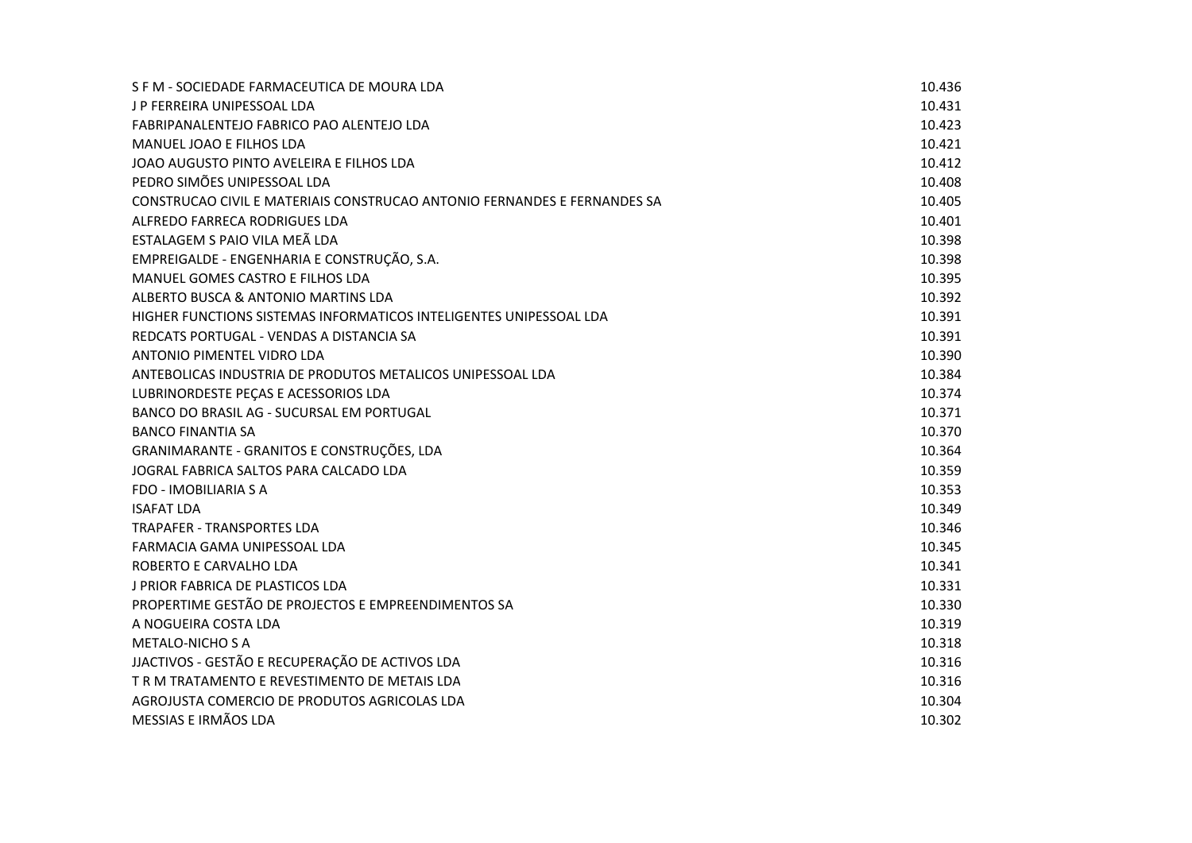| | |
|---|---|
| S F M - SOCIEDADE FARMACEUTICA DE MOURA LDA | 10.436 |
| J P FERREIRA UNIPESSOAL LDA | 10.431 |
| FABRIPANALENTEJO FABRICO PAO ALENTEJO LDA | 10.423 |
| MANUEL JOAO E FILHOS LDA | 10.421 |
| JOAO AUGUSTO PINTO AVELEIRA E FILHOS LDA | 10.412 |
| PEDRO SIMÕES UNIPESSOAL LDA | 10.408 |
| CONSTRUCAO CIVIL E MATERIAIS CONSTRUCAO ANTONIO FERNANDES E FERNANDES SA | 10.405 |
| ALFREDO FARRECA RODRIGUES LDA | 10.401 |
| ESTALAGEM S PAIO VILA MEÃ LDA | 10.398 |
| EMPREIGALDE - ENGENHARIA E CONSTRUÇÃO, S.A. | 10.398 |
| MANUEL GOMES CASTRO E FILHOS LDA | 10.395 |
| ALBERTO BUSCA & ANTONIO MARTINS LDA | 10.392 |
| HIGHER FUNCTIONS SISTEMAS INFORMATICOS INTELIGENTES UNIPESSOAL LDA | 10.391 |
| REDCATS PORTUGAL - VENDAS A DISTANCIA SA | 10.391 |
| ANTONIO PIMENTEL VIDRO LDA | 10.390 |
| ANTEBOLICAS INDUSTRIA DE PRODUTOS METALICOS UNIPESSOAL LDA | 10.384 |
| LUBRINORDESTE PEÇAS E ACESSORIOS LDA | 10.374 |
| BANCO DO BRASIL AG - SUCURSAL EM PORTUGAL | 10.371 |
| BANCO FINANTIA SA | 10.370 |
| GRANIMARANTE - GRANITOS E CONSTRUÇÕES, LDA | 10.364 |
| JOGRAL FABRICA SALTOS PARA CALCADO LDA | 10.359 |
| FDO - IMOBILIARIA S A | 10.353 |
| ISAFAT LDA | 10.349 |
| TRAPAFER - TRANSPORTES LDA | 10.346 |
| FARMACIA GAMA UNIPESSOAL LDA | 10.345 |
| ROBERTO E CARVALHO LDA | 10.341 |
| J PRIOR FABRICA DE PLASTICOS LDA | 10.331 |
| PROPERTIME GESTÃO DE PROJECTOS E EMPREENDIMENTOS SA | 10.330 |
| A NOGUEIRA COSTA LDA | 10.319 |
| METALO-NICHO S A | 10.318 |
| JJACTIVOS - GESTÃO E RECUPERAÇÃO DE ACTIVOS LDA | 10.316 |
| T R M TRATAMENTO E REVESTIMENTO DE METAIS LDA | 10.316 |
| AGROJUSTA COMERCIO DE PRODUTOS AGRICOLAS LDA | 10.304 |
| MESSIAS E IRMÃOS LDA | 10.302 |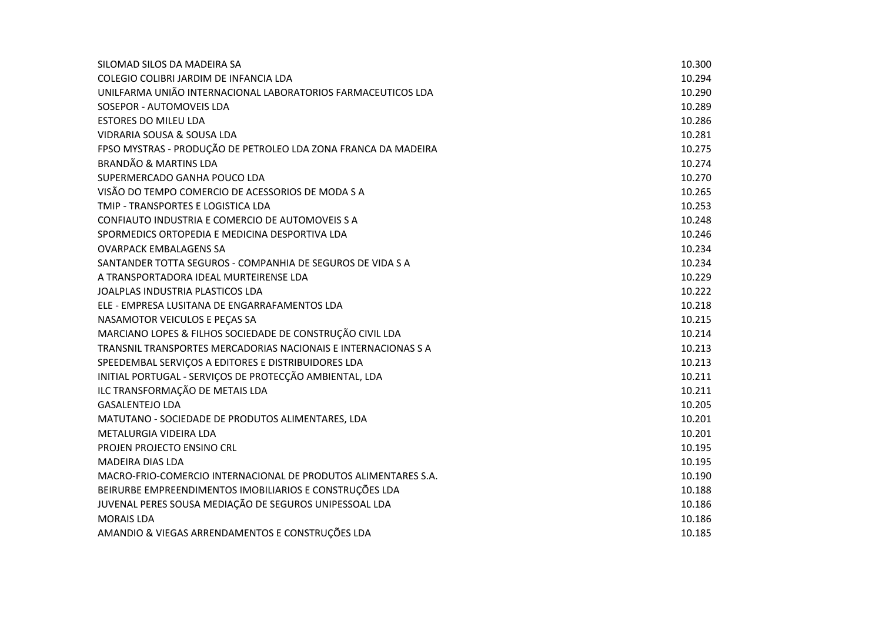| | |
|---|---|
| SILOMAD SILOS DA MADEIRA SA | 10.300 |
| COLEGIO COLIBRI JARDIM DE INFANCIA LDA | 10.294 |
| UNILFARMA UNIÃO INTERNACIONAL LABORATORIOS FARMACEUTICOS LDA | 10.290 |
| SOSEPOR - AUTOMOVEIS LDA | 10.289 |
| ESTORES DO MILEU LDA | 10.286 |
| VIDRARIA SOUSA & SOUSA LDA | 10.281 |
| FPSO MYSTRAS - PRODUÇÃO DE PETROLEO LDA ZONA FRANCA DA MADEIRA | 10.275 |
| BRANDÃO & MARTINS LDA | 10.274 |
| SUPERMERCADO GANHA POUCO LDA | 10.270 |
| VISÃO DO TEMPO COMERCIO DE ACESSORIOS DE MODA S A | 10.265 |
| TMIP - TRANSPORTES E LOGISTICA LDA | 10.253 |
| CONFIAUTO INDUSTRIA E COMERCIO DE AUTOMOVEIS S A | 10.248 |
| SPORMEDICS ORTOPEDIA E MEDICINA DESPORTIVA LDA | 10.246 |
| OVARPACK EMBALAGENS SA | 10.234 |
| SANTANDER TOTTA SEGUROS - COMPANHIA DE SEGUROS DE VIDA S A | 10.234 |
| A TRANSPORTADORA IDEAL MURTEIRENSE LDA | 10.229 |
| JOALPLAS INDUSTRIA PLASTICOS LDA | 10.222 |
| ELE - EMPRESA LUSITANA DE ENGARRAFAMENTOS LDA | 10.218 |
| NASAMOTOR VEICULOS E PEÇAS SA | 10.215 |
| MARCIANO LOPES & FILHOS SOCIEDADE DE CONSTRUÇÃO CIVIL LDA | 10.214 |
| TRANSNIL TRANSPORTES MERCADORIAS NACIONAIS E INTERNACIONAS S A | 10.213 |
| SPEEDEMBAL SERVIÇOS A EDITORES E DISTRIBUIDORES LDA | 10.213 |
| INITIAL PORTUGAL - SERVIÇOS DE PROTECÇÃO AMBIENTAL, LDA | 10.211 |
| ILC TRANSFORMAÇÃO DE METAIS LDA | 10.211 |
| GASALENTEJO LDA | 10.205 |
| MATUTANO - SOCIEDADE DE PRODUTOS ALIMENTARES, LDA | 10.201 |
| METALURGIA VIDEIRA LDA | 10.201 |
| PROJEN PROJECTO ENSINO CRL | 10.195 |
| MADEIRA DIAS LDA | 10.195 |
| MACRO-FRIO-COMERCIO INTERNACIONAL DE PRODUTOS ALIMENTARES S.A. | 10.190 |
| BEIRURBE EMPREENDIMENTOS IMOBILIARIOS E CONSTRUÇÕES LDA | 10.188 |
| JUVENAL PERES SOUSA MEDIAÇÃO DE SEGUROS UNIPESSOAL LDA | 10.186 |
| MORAIS LDA | 10.186 |
| AMANDIO & VIEGAS ARRENDAMENTOS E CONSTRUÇÕES LDA | 10.185 |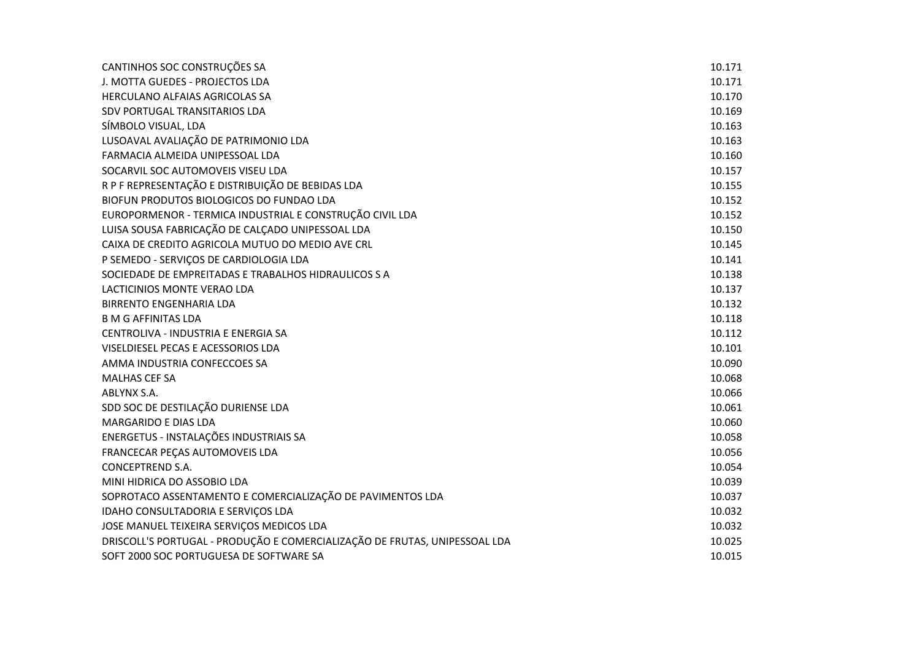| | |
|---|---|
| CANTINHOS SOC CONSTRUÇÕES SA | 10.171 |
| J. MOTTA GUEDES - PROJECTOS LDA | 10.171 |
| HERCULANO ALFAIAS AGRICOLAS SA | 10.170 |
| SDV PORTUGAL TRANSITARIOS LDA | 10.169 |
| SÍMBOLO VISUAL, LDA | 10.163 |
| LUSOAVAL AVALIAÇÃO DE PATRIMONIO LDA | 10.163 |
| FARMACIA ALMEIDA UNIPESSOAL LDA | 10.160 |
| SOCARVIL SOC AUTOMOVEIS VISEU LDA | 10.157 |
| R P F REPRESENTAÇÃO E DISTRIBUIÇÃO DE BEBIDAS LDA | 10.155 |
| BIOFUN PRODUTOS BIOLOGICOS DO FUNDAO LDA | 10.152 |
| EUROPORMENOR - TERMICA INDUSTRIAL E CONSTRUÇÃO CIVIL LDA | 10.152 |
| LUISA SOUSA FABRICAÇÃO DE CALÇADO UNIPESSOAL LDA | 10.150 |
| CAIXA DE CREDITO AGRICOLA MUTUO DO MEDIO AVE CRL | 10.145 |
| P SEMEDO - SERVIÇOS DE CARDIOLOGIA LDA | 10.141 |
| SOCIEDADE DE EMPREITADAS E TRABALHOS HIDRAULICOS S A | 10.138 |
| LACTICINIOS MONTE VERAO LDA | 10.137 |
| BIRRENTO ENGENHARIA LDA | 10.132 |
| B M G AFFINITAS LDA | 10.118 |
| CENTROLIVA - INDUSTRIA E ENERGIA SA | 10.112 |
| VISELDIESEL PECAS E ACESSORIOS LDA | 10.101 |
| AMMA INDUSTRIA CONFECCOES SA | 10.090 |
| MALHAS CEF SA | 10.068 |
| ABLYNX S.A. | 10.066 |
| SDD SOC DE DESTILAÇÃO DURIENSE LDA | 10.061 |
| MARGARIDO E DIAS LDA | 10.060 |
| ENERGETUS - INSTALAÇÕES INDUSTRIAIS SA | 10.058 |
| FRANCECAR PEÇAS AUTOMOVEIS LDA | 10.056 |
| CONCEPTREND S.A. | 10.054 |
| MINI HIDRICA DO ASSOBIO LDA | 10.039 |
| SOPROTACO ASSENTAMENTO E COMERCIALIZAÇÃO DE PAVIMENTOS LDA | 10.037 |
| IDAHO CONSULTADORIA E SERVIÇOS LDA | 10.032 |
| JOSE MANUEL TEIXEIRA SERVIÇOS MEDICOS LDA | 10.032 |
| DRISCOLL'S PORTUGAL - PRODUÇÃO E COMERCIALIZAÇÃO DE FRUTAS, UNIPESSOAL LDA | 10.025 |
| SOFT 2000 SOC PORTUGUESA DE SOFTWARE SA | 10.015 |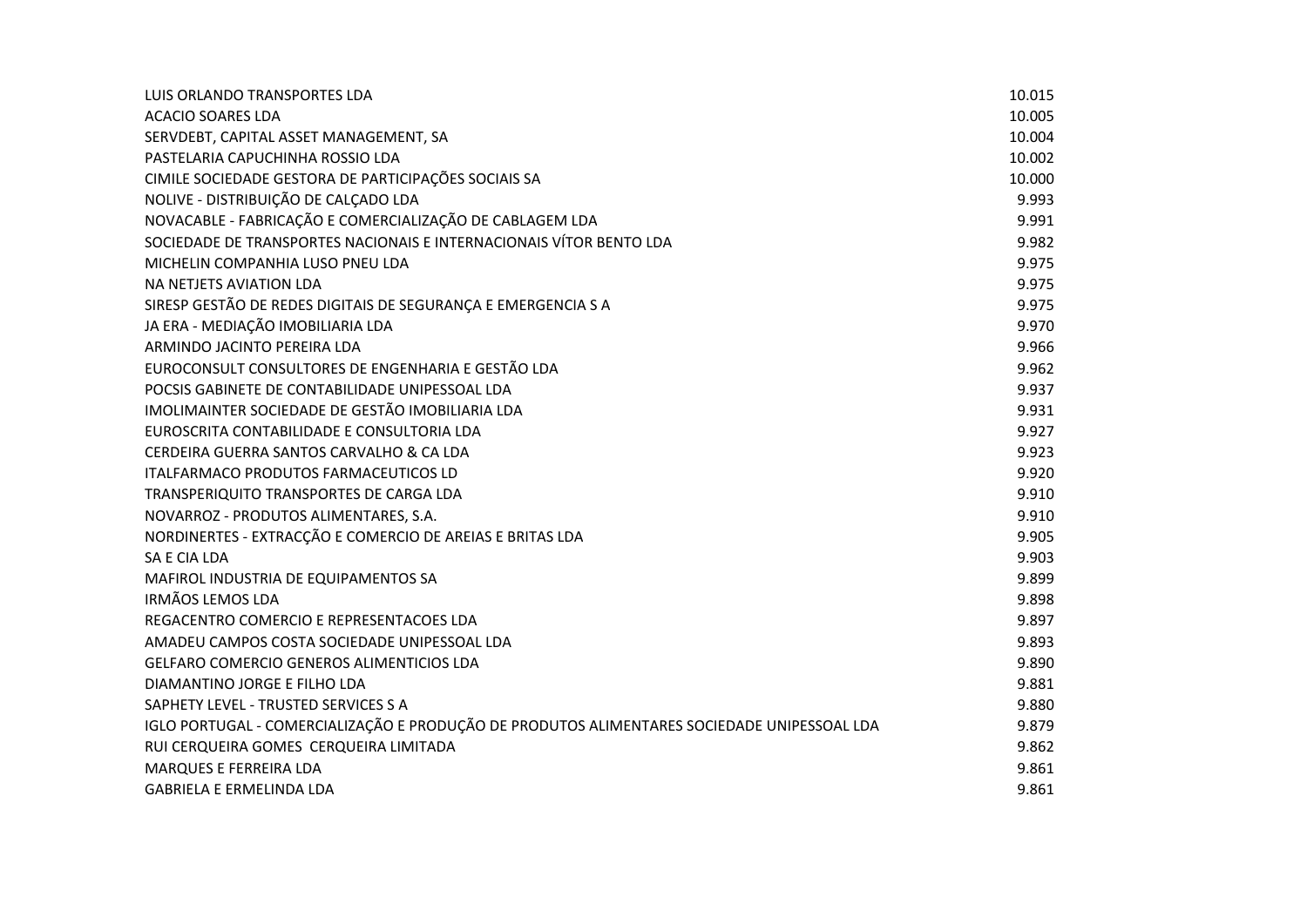| | |
|---|---|
| LUIS ORLANDO TRANSPORTES LDA | 10.015 |
| ACACIO SOARES LDA | 10.005 |
| SERVDEBT, CAPITAL ASSET MANAGEMENT, SA | 10.004 |
| PASTELARIA CAPUCHINHA ROSSIO LDA | 10.002 |
| CIMILE SOCIEDADE GESTORA DE PARTICIPAÇÕES SOCIAIS SA | 10.000 |
| NOLIVE - DISTRIBUIÇÃO DE CALÇADO LDA | 9.993 |
| NOVACABLE - FABRICAÇÃO E COMERCIALIZAÇÃO DE CABLAGEM LDA | 9.991 |
| SOCIEDADE DE TRANSPORTES NACIONAIS E INTERNACIONAIS VÍTOR BENTO LDA | 9.982 |
| MICHELIN COMPANHIA LUSO PNEU LDA | 9.975 |
| NA NETJETS AVIATION LDA | 9.975 |
| SIRESP GESTÃO DE REDES DIGITAIS DE SEGURANÇA E EMERGENCIA S A | 9.975 |
| JA ERA - MEDIAÇÃO IMOBILIARIA LDA | 9.970 |
| ARMINDO JACINTO PEREIRA LDA | 9.966 |
| EUROCONSULT CONSULTORES DE ENGENHARIA E GESTÃO LDA | 9.962 |
| POCSIS GABINETE DE CONTABILIDADE UNIPESSOAL LDA | 9.937 |
| IMOLIMAINTER SOCIEDADE DE GESTÃO IMOBILIARIA LDA | 9.931 |
| EUROSCRITA CONTABILIDADE E CONSULTORIA LDA | 9.927 |
| CERDEIRA GUERRA SANTOS CARVALHO & CA LDA | 9.923 |
| ITALFARMACO PRODUTOS FARMACEUTICOS LD | 9.920 |
| TRANSPERIQUITO TRANSPORTES DE CARGA LDA | 9.910 |
| NOVARROZ - PRODUTOS ALIMENTARES, S.A. | 9.910 |
| NORDINERTES - EXTRACÇÃO E COMERCIO DE AREIAS E BRITAS LDA | 9.905 |
| SA E CIA LDA | 9.903 |
| MAFIROL INDUSTRIA DE EQUIPAMENTOS SA | 9.899 |
| IRMÃOS LEMOS LDA | 9.898 |
| REGACENTRO COMERCIO E REPRESENTACOES LDA | 9.897 |
| AMADEU CAMPOS COSTA SOCIEDADE UNIPESSOAL LDA | 9.893 |
| GELFARO COMERCIO GENEROS ALIMENTICIOS LDA | 9.890 |
| DIAMANTINO JORGE E FILHO LDA | 9.881 |
| SAPHETY LEVEL - TRUSTED SERVICES S A | 9.880 |
| IGLO PORTUGAL - COMERCIALIZAÇÃO E PRODUÇÃO DE PRODUTOS ALIMENTARES SOCIEDADE UNIPESSOAL LDA | 9.879 |
| RUI CERQUEIRA GOMES  CERQUEIRA LIMITADA | 9.862 |
| MARQUES E FERREIRA LDA | 9.861 |
| GABRIELA E ERMELINDA LDA | 9.861 |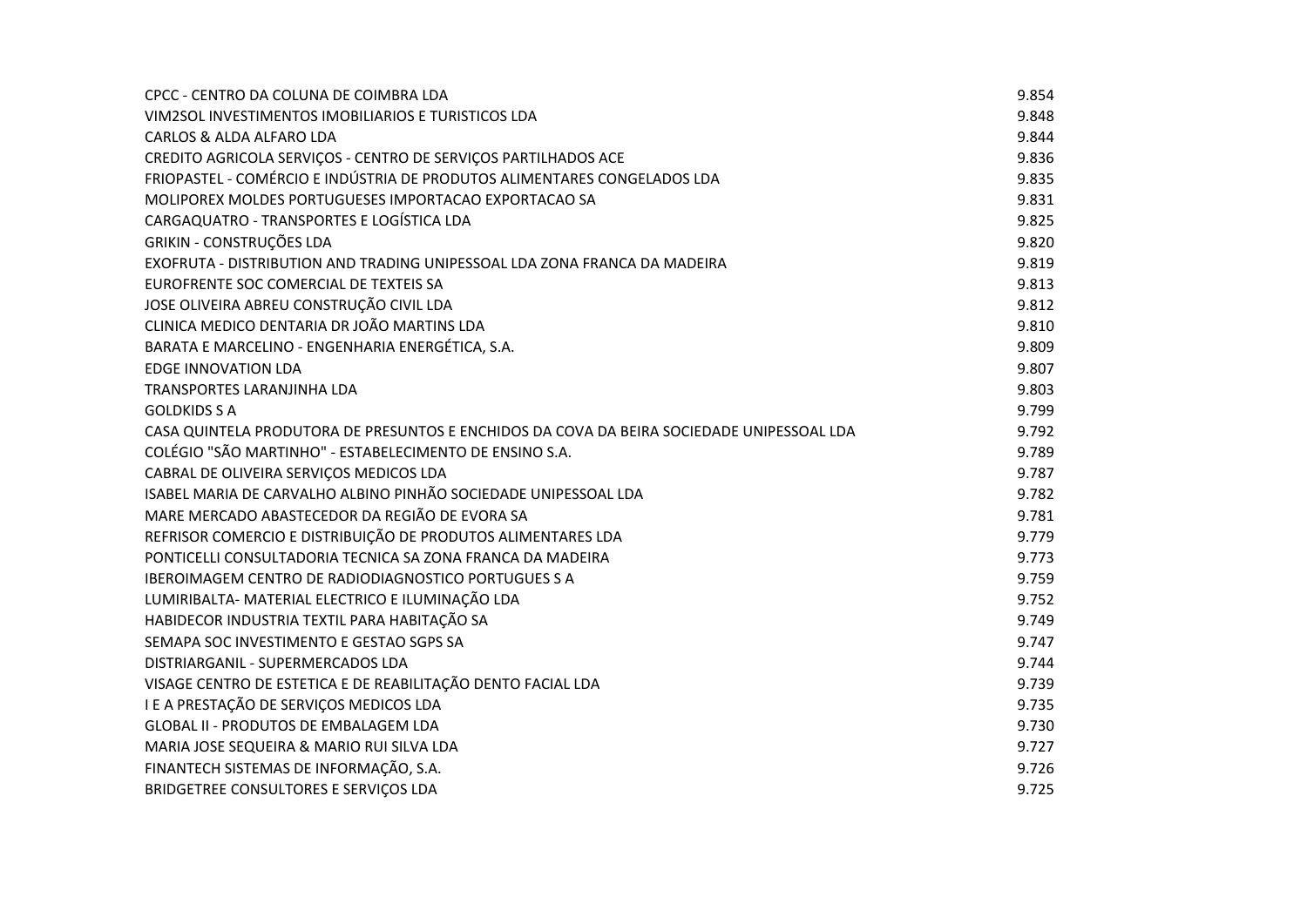| | |
|---|---|
| CPCC - CENTRO DA COLUNA DE COIMBRA LDA | 9.854 |
| VIM2SOL INVESTIMENTOS IMOBILIARIOS E TURISTICOS LDA | 9.848 |
| CARLOS & ALDA ALFARO LDA | 9.844 |
| CREDITO AGRICOLA SERVIÇOS - CENTRO DE SERVIÇOS PARTILHADOS ACE | 9.836 |
| FRIOPASTEL - COMÉRCIO E INDÚSTRIA DE PRODUTOS ALIMENTARES CONGELADOS LDA | 9.835 |
| MOLIPOREX MOLDES PORTUGUESES IMPORTACAO EXPORTACAO SA | 9.831 |
| CARGAQUATRO - TRANSPORTES E LOGÍSTICA LDA | 9.825 |
| GRIKIN - CONSTRUÇÕES LDA | 9.820 |
| EXOFRUTA - DISTRIBUTION AND TRADING UNIPESSOAL LDA ZONA FRANCA DA MADEIRA | 9.819 |
| EUROFRENTE SOC COMERCIAL DE TEXTEIS SA | 9.813 |
| JOSE OLIVEIRA ABREU CONSTRUÇÃO CIVIL LDA | 9.812 |
| CLINICA MEDICO DENTARIA DR JOÃO MARTINS LDA | 9.810 |
| BARATA E MARCELINO - ENGENHARIA ENERGÉTICA, S.A. | 9.809 |
| EDGE INNOVATION LDA | 9.807 |
| TRANSPORTES LARANJINHA LDA | 9.803 |
| GOLDKIDS S A | 9.799 |
| CASA QUINTELA PRODUTORA DE PRESUNTOS E ENCHIDOS DA COVA DA BEIRA SOCIEDADE UNIPESSOAL LDA | 9.792 |
| COLÉGIO "SÃO MARTINHO" - ESTABELECIMENTO DE ENSINO S.A. | 9.789 |
| CABRAL DE OLIVEIRA SERVIÇOS MEDICOS LDA | 9.787 |
| ISABEL MARIA DE CARVALHO ALBINO PINHÃO SOCIEDADE UNIPESSOAL LDA | 9.782 |
| MARE MERCADO ABASTECEDOR DA REGIÃO DE EVORA SA | 9.781 |
| REFRISOR COMERCIO E DISTRIBUIÇÃO DE PRODUTOS ALIMENTARES LDA | 9.779 |
| PONTICELLI CONSULTADORIA TECNICA SA ZONA FRANCA DA MADEIRA | 9.773 |
| IBEROIMAGEM CENTRO DE RADIODIAGNOSTICO PORTUGUES S A | 9.759 |
| LUMIRIBALTA- MATERIAL ELECTRICO E ILUMINAÇÃO LDA | 9.752 |
| HABIDECOR INDUSTRIA TEXTIL PARA HABITAÇÃO SA | 9.749 |
| SEMAPA SOC INVESTIMENTO E GESTAO SGPS SA | 9.747 |
| DISTRIARGANIL - SUPERMERCADOS LDA | 9.744 |
| VISAGE CENTRO DE ESTETICA E DE REABILITAÇÃO DENTO FACIAL LDA | 9.739 |
| I E A PRESTAÇÃO DE SERVIÇOS MEDICOS LDA | 9.735 |
| GLOBAL II - PRODUTOS DE EMBALAGEM LDA | 9.730 |
| MARIA JOSE SEQUEIRA & MARIO RUI SILVA LDA | 9.727 |
| FINANTECH SISTEMAS DE INFORMAÇÃO, S.A. | 9.726 |
| BRIDGETREE CONSULTORES E SERVIÇOS LDA | 9.725 |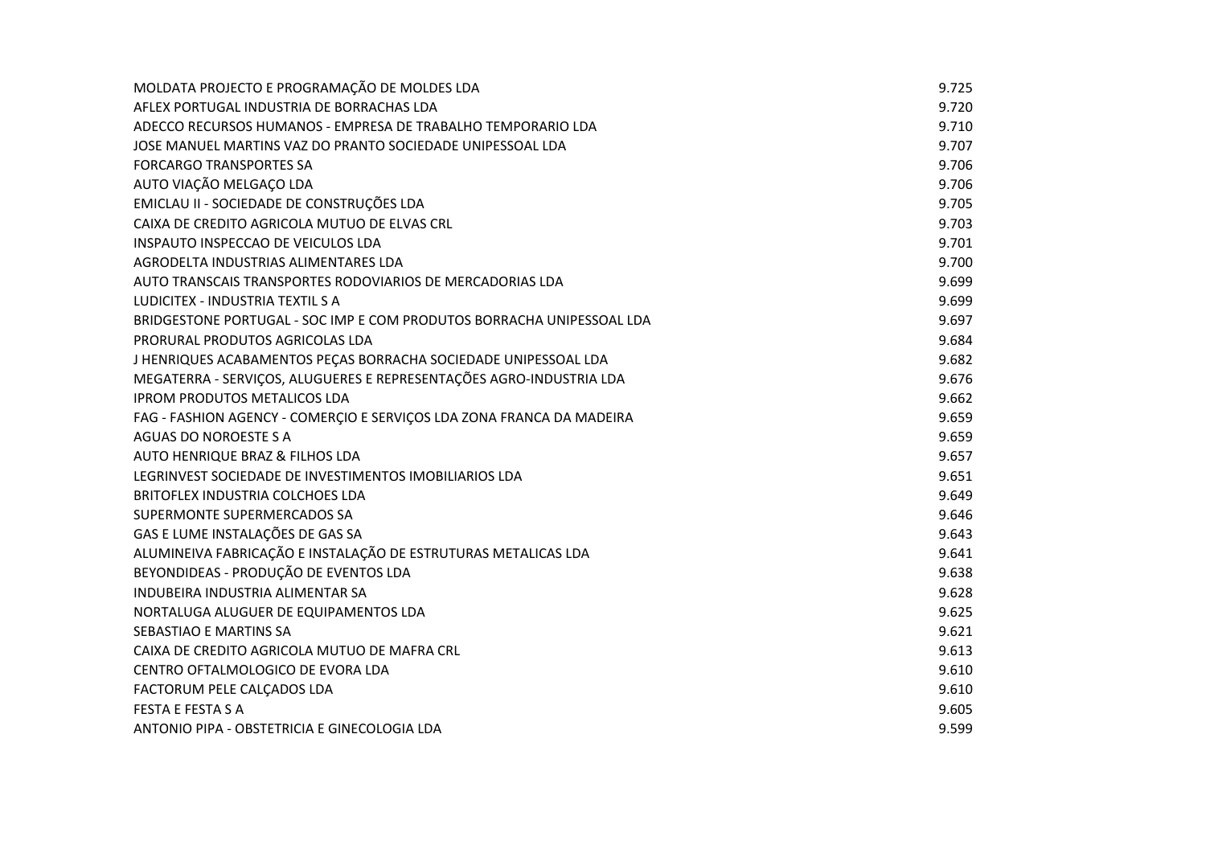| | |
|---|---|
| MOLDATA PROJECTO E PROGRAMAÇÃO DE MOLDES LDA | 9.725 |
| AFLEX PORTUGAL INDUSTRIA DE BORRACHAS LDA | 9.720 |
| ADECCO RECURSOS HUMANOS - EMPRESA DE TRABALHO TEMPORARIO LDA | 9.710 |
| JOSE MANUEL MARTINS VAZ DO PRANTO SOCIEDADE UNIPESSOAL LDA | 9.707 |
| FORCARGO TRANSPORTES SA | 9.706 |
| AUTO VIAÇÃO MELGAÇO LDA | 9.706 |
| EMICLAU II - SOCIEDADE DE CONSTRUÇÕES LDA | 9.705 |
| CAIXA DE CREDITO AGRICOLA MUTUO DE ELVAS CRL | 9.703 |
| INSPAUTO INSPECCAO DE VEICULOS LDA | 9.701 |
| AGRODELTA INDUSTRIAS ALIMENTARES LDA | 9.700 |
| AUTO TRANSCAIS TRANSPORTES RODOVIARIOS DE MERCADORIAS LDA | 9.699 |
| LUDICITEX - INDUSTRIA TEXTIL S A | 9.699 |
| BRIDGESTONE PORTUGAL - SOC IMP E COM PRODUTOS BORRACHA UNIPESSOAL LDA | 9.697 |
| PRORURAL PRODUTOS AGRICOLAS LDA | 9.684 |
| J HENRIQUES ACABAMENTOS PEÇAS BORRACHA SOCIEDADE UNIPESSOAL LDA | 9.682 |
| MEGATERRA - SERVIÇOS, ALUGUERES E REPRESENTAÇÕES AGRO-INDUSTRIA LDA | 9.676 |
| IPROM PRODUTOS METALICOS LDA | 9.662 |
| FAG - FASHION AGENCY - COMERÇIO E SERVIÇOS LDA ZONA FRANCA DA MADEIRA | 9.659 |
| AGUAS DO NOROESTE S A | 9.659 |
| AUTO HENRIQUE BRAZ & FILHOS LDA | 9.657 |
| LEGRINVEST SOCIEDADE DE INVESTIMENTOS IMOBILIARIOS LDA | 9.651 |
| BRITOFLEX INDUSTRIA COLCHOES LDA | 9.649 |
| SUPERMONTE SUPERMERCADOS SA | 9.646 |
| GAS E LUME INSTALAÇÕES DE GAS SA | 9.643 |
| ALUMINEIVA FABRICAÇÃO E INSTALAÇÃO DE ESTRUTURAS METALICAS LDA | 9.641 |
| BEYONDIDEAS - PRODUÇÃO DE EVENTOS LDA | 9.638 |
| INDUBEIRA INDUSTRIA ALIMENTAR SA | 9.628 |
| NORTALUGA ALUGUER DE EQUIPAMENTOS LDA | 9.625 |
| SEBASTIAO E MARTINS SA | 9.621 |
| CAIXA DE CREDITO AGRICOLA MUTUO DE MAFRA CRL | 9.613 |
| CENTRO OFTALMOLOGICO DE EVORA LDA | 9.610 |
| FACTORUM PELE CALÇADOS LDA | 9.610 |
| FESTA E FESTA S A | 9.605 |
| ANTONIO PIPA - OBSTETRICIA E GINECOLOGIA LDA | 9.599 |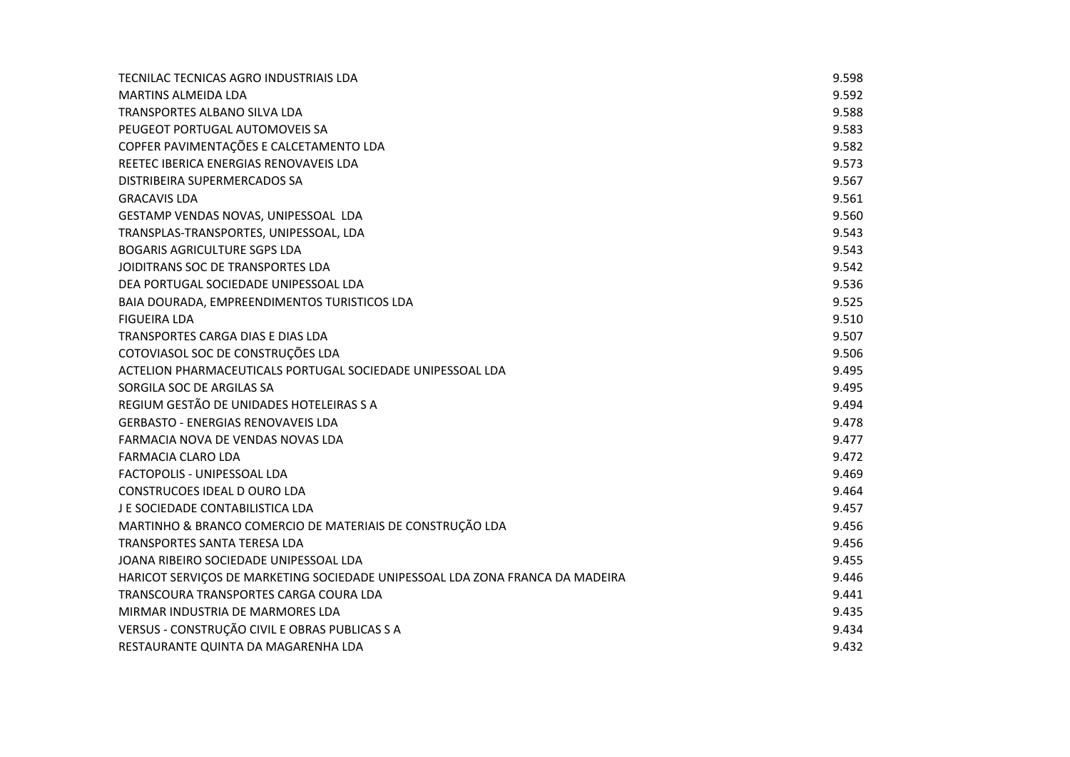| | |
|---|---|
| TECNILAC TECNICAS AGRO INDUSTRIAIS LDA | 9.598 |
| MARTINS ALMEIDA LDA | 9.592 |
| TRANSPORTES ALBANO SILVA LDA | 9.588 |
| PEUGEOT PORTUGAL AUTOMOVEIS SA | 9.583 |
| COPFER PAVIMENTAÇÕES E CALCETAMENTO LDA | 9.582 |
| REETEC IBERICA ENERGIAS RENOVAVEIS LDA | 9.573 |
| DISTRIBEIRA SUPERMERCADOS SA | 9.567 |
| GRACAVIS LDA | 9.561 |
| GESTAMP VENDAS NOVAS, UNIPESSOAL  LDA | 9.560 |
| TRANSPLAS-TRANSPORTES, UNIPESSOAL, LDA | 9.543 |
| BOGARIS AGRICULTURE SGPS LDA | 9.543 |
| JOIDITRANS SOC DE TRANSPORTES LDA | 9.542 |
| DEA PORTUGAL SOCIEDADE UNIPESSOAL LDA | 9.536 |
| BAIA DOURADA, EMPREENDIMENTOS TURISTICOS LDA | 9.525 |
| FIGUEIRA LDA | 9.510 |
| TRANSPORTES CARGA DIAS E DIAS LDA | 9.507 |
| COTOVIASOL SOC DE CONSTRUÇÕES LDA | 9.506 |
| ACTELION PHARMACEUTICALS PORTUGAL SOCIEDADE UNIPESSOAL LDA | 9.495 |
| SORGILA SOC DE ARGILAS SA | 9.495 |
| REGIUM GESTÃO DE UNIDADES HOTELEIRAS S A | 9.494 |
| GERBASTO - ENERGIAS RENOVAVEIS LDA | 9.478 |
| FARMACIA NOVA DE VENDAS NOVAS LDA | 9.477 |
| FARMACIA CLARO LDA | 9.472 |
| FACTOPOLIS - UNIPESSOAL LDA | 9.469 |
| CONSTRUCOES IDEAL D OURO LDA | 9.464 |
| J E SOCIEDADE CONTABILISTICA LDA | 9.457 |
| MARTINHO & BRANCO COMERCIO DE MATERIAIS DE CONSTRUÇÃO LDA | 9.456 |
| TRANSPORTES SANTA TERESA LDA | 9.456 |
| JOANA RIBEIRO SOCIEDADE UNIPESSOAL LDA | 9.455 |
| HARICOT SERVIÇOS DE MARKETING SOCIEDADE UNIPESSOAL LDA ZONA FRANCA DA MADEIRA | 9.446 |
| TRANSCOURA TRANSPORTES CARGA COURA LDA | 9.441 |
| MIRMAR INDUSTRIA DE MARMORES LDA | 9.435 |
| VERSUS - CONSTRUÇÃO CIVIL E OBRAS PUBLICAS S A | 9.434 |
| RESTAURANTE QUINTA DA MAGARENHA LDA | 9.432 |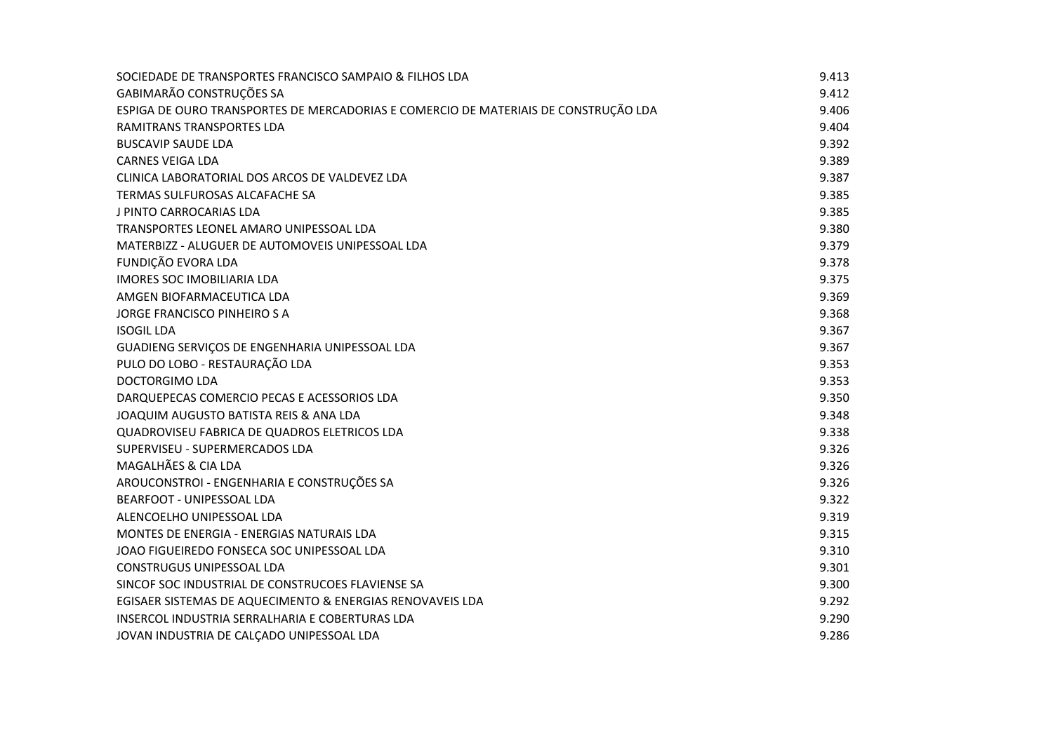| | |
|---|---|
| SOCIEDADE DE TRANSPORTES FRANCISCO SAMPAIO & FILHOS LDA | 9.413 |
| GABIMARÃO CONSTRUÇÕES SA | 9.412 |
| ESPIGA DE OURO TRANSPORTES DE MERCADORIAS E COMERCIO DE MATERIAIS DE CONSTRUÇÃO LDA | 9.406 |
| RAMITRANS TRANSPORTES LDA | 9.404 |
| BUSCAVIP SAUDE LDA | 9.392 |
| CARNES VEIGA LDA | 9.389 |
| CLINICA LABORATORIAL DOS ARCOS DE VALDEVEZ LDA | 9.387 |
| TERMAS SULFUROSAS ALCAFACHE SA | 9.385 |
| J PINTO CARROCARIAS LDA | 9.385 |
| TRANSPORTES LEONEL AMARO UNIPESSOAL LDA | 9.380 |
| MATERBIZZ - ALUGUER DE AUTOMOVEIS UNIPESSOAL LDA | 9.379 |
| FUNDIÇÃO EVORA LDA | 9.378 |
| IMORES SOC IMOBILIARIA LDA | 9.375 |
| AMGEN BIOFARMACEUTICA LDA | 9.369 |
| JORGE FRANCISCO PINHEIRO S A | 9.368 |
| ISOGIL LDA | 9.367 |
| GUADIENG SERVIÇOS DE ENGENHARIA UNIPESSOAL LDA | 9.367 |
| PULO DO LOBO - RESTAURAÇÃO LDA | 9.353 |
| DOCTORGIMO LDA | 9.353 |
| DARQUEPECAS COMERCIO PECAS E ACESSORIOS LDA | 9.350 |
| JOAQUIM AUGUSTO BATISTA REIS & ANA LDA | 9.348 |
| QUADROVISEU FABRICA DE QUADROS ELETRICOS LDA | 9.338 |
| SUPERVISEU - SUPERMERCADOS LDA | 9.326 |
| MAGALHÃES & CIA LDA | 9.326 |
| AROUCONSTROI - ENGENHARIA E CONSTRUÇÕES SA | 9.326 |
| BEARFOOT - UNIPESSOAL LDA | 9.322 |
| ALENCOELHO UNIPESSOAL LDA | 9.319 |
| MONTES DE ENERGIA - ENERGIAS NATURAIS LDA | 9.315 |
| JOAO FIGUEIREDO FONSECA SOC UNIPESSOAL LDA | 9.310 |
| CONSTRUGUS UNIPESSOAL LDA | 9.301 |
| SINCOF SOC INDUSTRIAL DE CONSTRUCOES FLAVIENSE SA | 9.300 |
| EGISAER SISTEMAS DE AQUECIMENTO & ENERGIAS RENOVAVEIS LDA | 9.292 |
| INSERCOL INDUSTRIA SERRALHARIA E COBERTURAS LDA | 9.290 |
| JOVAN INDUSTRIA DE CALÇADO UNIPESSOAL LDA | 9.286 |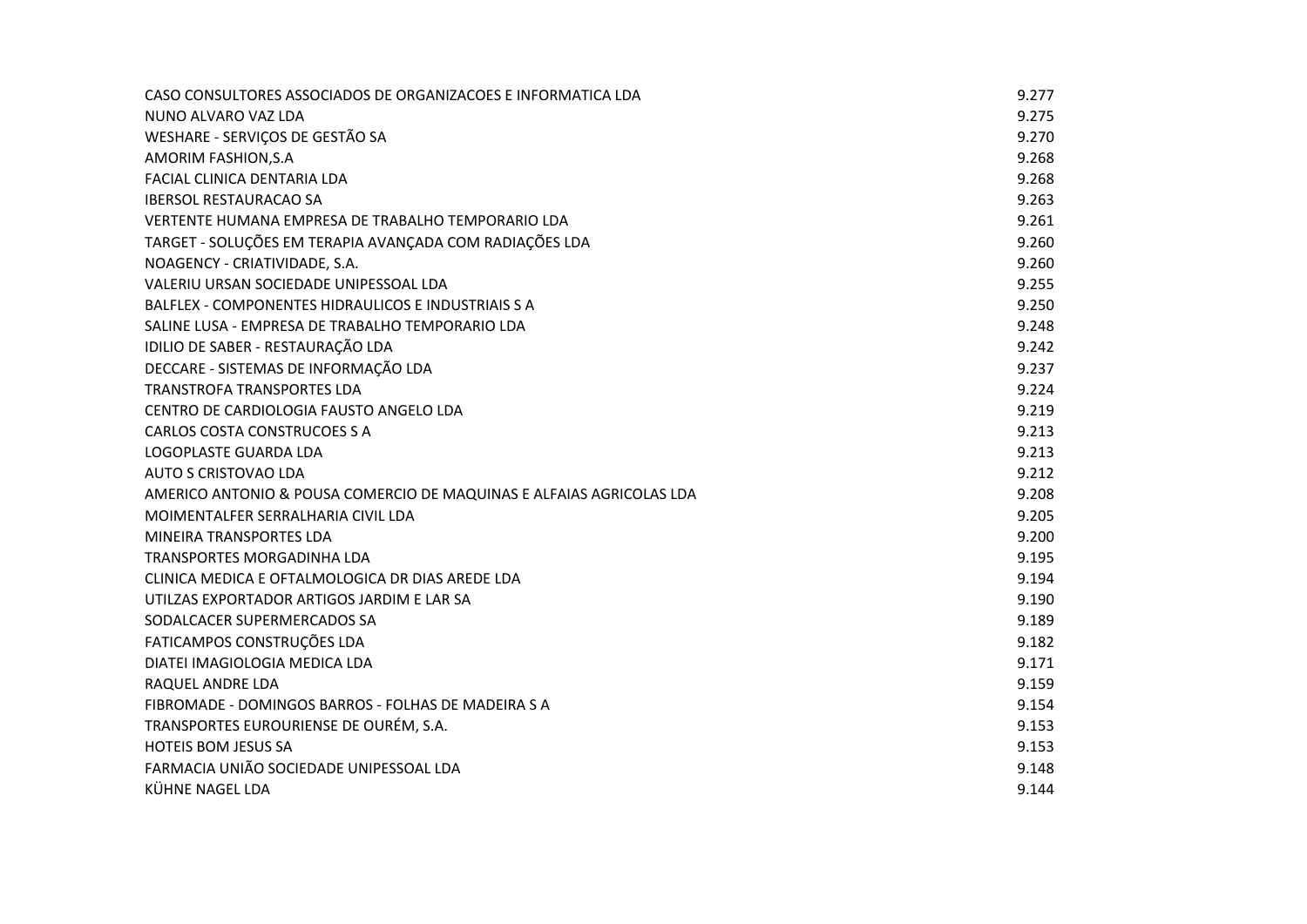| | |
|---|---|
| CASO CONSULTORES ASSOCIADOS DE ORGANIZACOES E INFORMATICA LDA | 9.277 |
| NUNO ALVARO VAZ LDA | 9.275 |
| WESHARE - SERVIÇOS DE GESTÃO SA | 9.270 |
| AMORIM FASHION,S.A | 9.268 |
| FACIAL CLINICA DENTARIA LDA | 9.268 |
| IBERSOL RESTAURACAO SA | 9.263 |
| VERTENTE HUMANA EMPRESA DE TRABALHO TEMPORARIO LDA | 9.261 |
| TARGET - SOLUÇÕES EM TERAPIA AVANÇADA COM RADIAÇÕES LDA | 9.260 |
| NOAGENCY - CRIATIVIDADE, S.A. | 9.260 |
| VALERIU URSAN SOCIEDADE UNIPESSOAL LDA | 9.255 |
| BALFLEX - COMPONENTES HIDRAULICOS E INDUSTRIAIS S A | 9.250 |
| SALINE LUSA - EMPRESA DE TRABALHO TEMPORARIO LDA | 9.248 |
| IDILIO DE SABER - RESTAURAÇÃO LDA | 9.242 |
| DECCARE - SISTEMAS DE INFORMAÇÃO LDA | 9.237 |
| TRANSTROFA TRANSPORTES LDA | 9.224 |
| CENTRO DE CARDIOLOGIA FAUSTO ANGELO LDA | 9.219 |
| CARLOS COSTA CONSTRUCOES S A | 9.213 |
| LOGOPLASTE GUARDA LDA | 9.213 |
| AUTO S CRISTOVAO LDA | 9.212 |
| AMERICO ANTONIO & POUSA COMERCIO DE MAQUINAS E ALFAIAS AGRICOLAS LDA | 9.208 |
| MOIMENTALFER SERRALHARIA CIVIL LDA | 9.205 |
| MINEIRA TRANSPORTES LDA | 9.200 |
| TRANSPORTES MORGADINHA LDA | 9.195 |
| CLINICA MEDICA E OFTALMOLOGICA DR DIAS AREDE LDA | 9.194 |
| UTILZAS EXPORTADOR ARTIGOS JARDIM E LAR SA | 9.190 |
| SODALCACER SUPERMERCADOS SA | 9.189 |
| FATICAMPOS CONSTRUÇÕES LDA | 9.182 |
| DIATEI IMAGIOLOGIA MEDICA LDA | 9.171 |
| RAQUEL ANDRE LDA | 9.159 |
| FIBROMADE - DOMINGOS BARROS - FOLHAS DE MADEIRA S A | 9.154 |
| TRANSPORTES EUROURIENSE DE OURÉM, S.A. | 9.153 |
| HOTEIS BOM JESUS SA | 9.153 |
| FARMACIA UNIÃO SOCIEDADE UNIPESSOAL LDA | 9.148 |
| KÜHNE NAGEL LDA | 9.144 |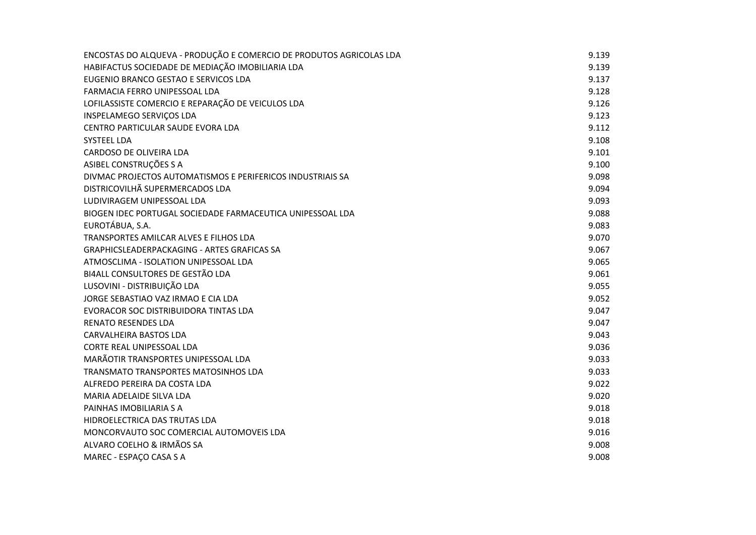| | |
|---|---|
| ENCOSTAS DO ALQUEVA - PRODUÇÃO E COMERCIO DE PRODUTOS AGRICOLAS LDA | 9.139 |
| HABIFACTUS SOCIEDADE DE MEDIAÇÃO IMOBILIARIA LDA | 9.139 |
| EUGENIO BRANCO GESTAO E SERVICOS LDA | 9.137 |
| FARMACIA FERRO UNIPESSOAL LDA | 9.128 |
| LOFILASSISTE COMERCIO E REPARAÇÃO DE VEICULOS LDA | 9.126 |
| INSPELAMEGO SERVIÇOS LDA | 9.123 |
| CENTRO PARTICULAR SAUDE EVORA LDA | 9.112 |
| SYSTEEL LDA | 9.108 |
| CARDOSO DE OLIVEIRA LDA | 9.101 |
| ASIBEL CONSTRUÇÕES S A | 9.100 |
| DIVMAC PROJECTOS AUTOMATISMOS E PERIFERICOS INDUSTRIAIS SA | 9.098 |
| DISTRICOVILHÃ SUPERMERCADOS LDA | 9.094 |
| LUDIVIRAGEM UNIPESSOAL LDA | 9.093 |
| BIOGEN IDEC PORTUGAL SOCIEDADE FARMACEUTICA UNIPESSOAL LDA | 9.088 |
| EUROTÁBUA, S.A. | 9.083 |
| TRANSPORTES AMILCAR ALVES E FILHOS LDA | 9.070 |
| GRAPHICSLEADERPACKAGING - ARTES GRAFICAS SA | 9.067 |
| ATMOSCLIMA - ISOLATION UNIPESSOAL LDA | 9.065 |
| BI4ALL CONSULTORES DE GESTÃO LDA | 9.061 |
| LUSOVINI - DISTRIBUIÇÃO LDA | 9.055 |
| JORGE SEBASTIAO VAZ IRMAO E CIA LDA | 9.052 |
| EVORACOR SOC DISTRIBUIDORA TINTAS LDA | 9.047 |
| RENATO RESENDES LDA | 9.047 |
| CARVALHEIRA BASTOS LDA | 9.043 |
| CORTE REAL UNIPESSOAL LDA | 9.036 |
| MARÃOTIR TRANSPORTES UNIPESSOAL LDA | 9.033 |
| TRANSMATO TRANSPORTES MATOSINHOS LDA | 9.033 |
| ALFREDO PEREIRA DA COSTA LDA | 9.022 |
| MARIA ADELAIDE SILVA LDA | 9.020 |
| PAINHAS IMOBILIARIA S A | 9.018 |
| HIDROELECTRICA DAS TRUTAS LDA | 9.018 |
| MONCORVAUTO SOC COMERCIAL AUTOMOVEIS LDA | 9.016 |
| ALVARO COELHO & IRMÃOS SA | 9.008 |
| MAREC - ESPAÇO CASA S A | 9.008 |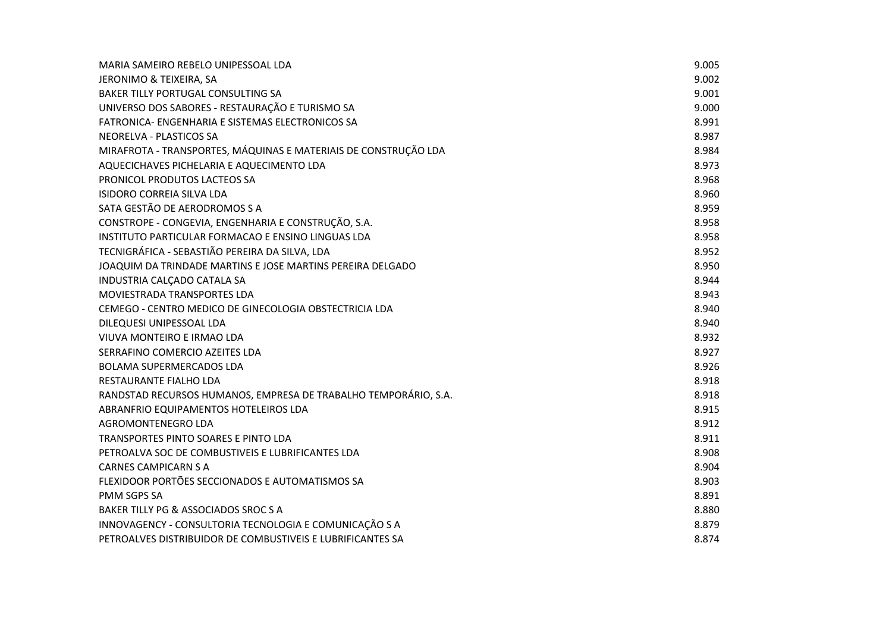| | |
|---|---|
| MARIA SAMEIRO REBELO UNIPESSOAL LDA | 9.005 |
| JERONIMO & TEIXEIRA, SA | 9.002 |
| BAKER TILLY PORTUGAL CONSULTING SA | 9.001 |
| UNIVERSO DOS SABORES - RESTAURAÇÃO E TURISMO SA | 9.000 |
| FATRONICA- ENGENHARIA E SISTEMAS ELECTRONICOS SA | 8.991 |
| NEORELVA - PLASTICOS SA | 8.987 |
| MIRAFROTA - TRANSPORTES, MÁQUINAS E MATERIAIS DE CONSTRUÇÃO LDA | 8.984 |
| AQUECICHAVES PICHELARIA E AQUECIMENTO LDA | 8.973 |
| PRONICOL PRODUTOS LACTEOS SA | 8.968 |
| ISIDORO CORREIA SILVA LDA | 8.960 |
| SATA GESTÃO DE AERODROMOS S A | 8.959 |
| CONSTROPE - CONGEVIA, ENGENHARIA E CONSTRUÇÃO, S.A. | 8.958 |
| INSTITUTO PARTICULAR FORMACAO E ENSINO LINGUAS LDA | 8.958 |
| TECNIGRÁFICA - SEBASTIÃO PEREIRA DA SILVA, LDA | 8.952 |
| JOAQUIM DA TRINDADE MARTINS E JOSE MARTINS PEREIRA DELGADO | 8.950 |
| INDUSTRIA CALÇADO CATALA SA | 8.944 |
| MOVIESTRADA TRANSPORTES LDA | 8.943 |
| CEMEGO - CENTRO MEDICO DE GINECOLOGIA OBSTECTRICIA LDA | 8.940 |
| DILEQUESI UNIPESSOAL LDA | 8.940 |
| VIUVA MONTEIRO E IRMAO LDA | 8.932 |
| SERRAFINO COMERCIO AZEITES LDA | 8.927 |
| BOLAMA SUPERMERCADOS LDA | 8.926 |
| RESTAURANTE FIALHO LDA | 8.918 |
| RANDSTAD RECURSOS HUMANOS, EMPRESA DE TRABALHO TEMPORÁRIO, S.A. | 8.918 |
| ABRANFRIO EQUIPAMENTOS HOTELEIROS LDA | 8.915 |
| AGROMONTENEGRO LDA | 8.912 |
| TRANSPORTES PINTO SOARES E PINTO LDA | 8.911 |
| PETROALVA SOC DE COMBUSTIVEIS E LUBRIFICANTES LDA | 8.908 |
| CARNES CAMPICARN S A | 8.904 |
| FLEXIDOOR PORTÕES SECCIONADOS E AUTOMATISMOS SA | 8.903 |
| PMM SGPS SA | 8.891 |
| BAKER TILLY PG & ASSOCIADOS SROC S A | 8.880 |
| INNOVAGENCY - CONSULTORIA TECNOLOGIA E COMUNICAÇÃO S A | 8.879 |
| PETROALVES DISTRIBUIDOR DE COMBUSTIVEIS E LUBRIFICANTES SA | 8.874 |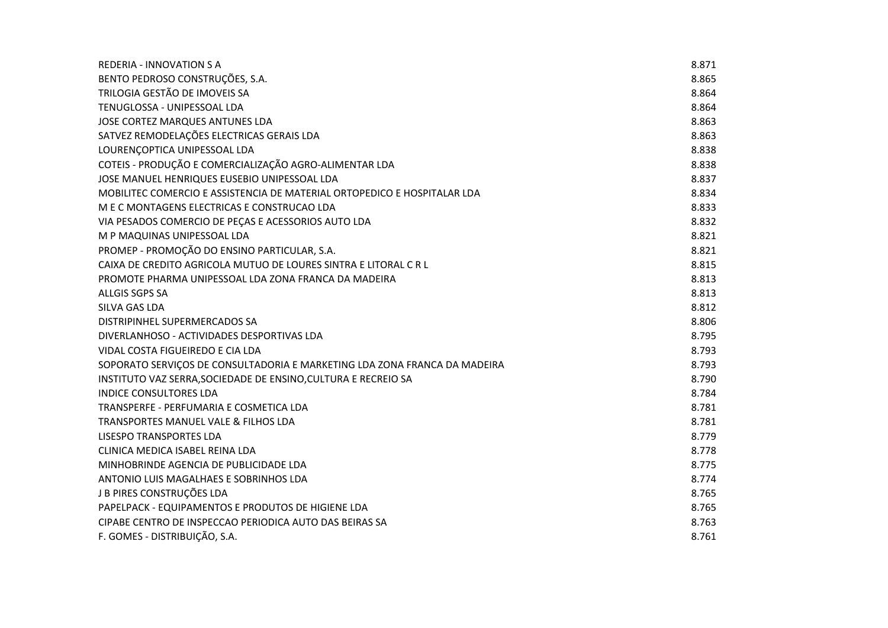| | |
|---|---|
| REDERIA - INNOVATION S A | 8.871 |
| BENTO PEDROSO CONSTRUÇÕES, S.A. | 8.865 |
| TRILOGIA GESTÃO DE IMOVEIS SA | 8.864 |
| TENUGLOSSA - UNIPESSOAL LDA | 8.864 |
| JOSE CORTEZ MARQUES ANTUNES LDA | 8.863 |
| SATVEZ REMODELAÇÕES ELECTRICAS GERAIS LDA | 8.863 |
| LOURENÇOPTICA UNIPESSOAL LDA | 8.838 |
| COTEIS - PRODUÇÃO E COMERCIALIZAÇÃO AGRO-ALIMENTAR LDA | 8.838 |
| JOSE MANUEL HENRIQUES EUSEBIO UNIPESSOAL LDA | 8.837 |
| MOBILITEC COMERCIO E ASSISTENCIA DE MATERIAL ORTOPEDICO E HOSPITALAR LDA | 8.834 |
| M E C MONTAGENS ELECTRICAS E CONSTRUCAO LDA | 8.833 |
| VIA PESADOS COMERCIO DE PEÇAS E ACESSORIOS AUTO LDA | 8.832 |
| M P MAQUINAS UNIPESSOAL LDA | 8.821 |
| PROMEP - PROMOÇÃO DO ENSINO PARTICULAR, S.A. | 8.821 |
| CAIXA DE CREDITO AGRICOLA MUTUO DE LOURES SINTRA E LITORAL C R L | 8.815 |
| PROMOTE PHARMA UNIPESSOAL LDA ZONA FRANCA DA MADEIRA | 8.813 |
| ALLGIS SGPS SA | 8.813 |
| SILVA GAS LDA | 8.812 |
| DISTRIPINHEL SUPERMERCADOS SA | 8.806 |
| DIVERLANHOSO - ACTIVIDADES DESPORTIVAS LDA | 8.795 |
| VIDAL COSTA FIGUEIREDO E CIA LDA | 8.793 |
| SOPORATO SERVIÇOS DE CONSULTADORIA E MARKETING LDA ZONA FRANCA DA MADEIRA | 8.793 |
| INSTITUTO VAZ SERRA,SOCIEDADE DE ENSINO,CULTURA E RECREIO SA | 8.790 |
| INDICE CONSULTORES LDA | 8.784 |
| TRANSPERFE - PERFUMARIA E COSMETICA LDA | 8.781 |
| TRANSPORTES MANUEL VALE & FILHOS LDA | 8.781 |
| LISESPO TRANSPORTES LDA | 8.779 |
| CLINICA MEDICA ISABEL REINA LDA | 8.778 |
| MINHOBRINDE AGENCIA DE PUBLICIDADE LDA | 8.775 |
| ANTONIO LUIS MAGALHAES E SOBRINHOS LDA | 8.774 |
| J B PIRES CONSTRUÇÕES LDA | 8.765 |
| PAPELPACK - EQUIPAMENTOS E PRODUTOS DE HIGIENE LDA | 8.765 |
| CIPABE CENTRO DE INSPECCAO PERIODICA AUTO DAS BEIRAS SA | 8.763 |
| F. GOMES - DISTRIBUIÇÃO, S.A. | 8.761 |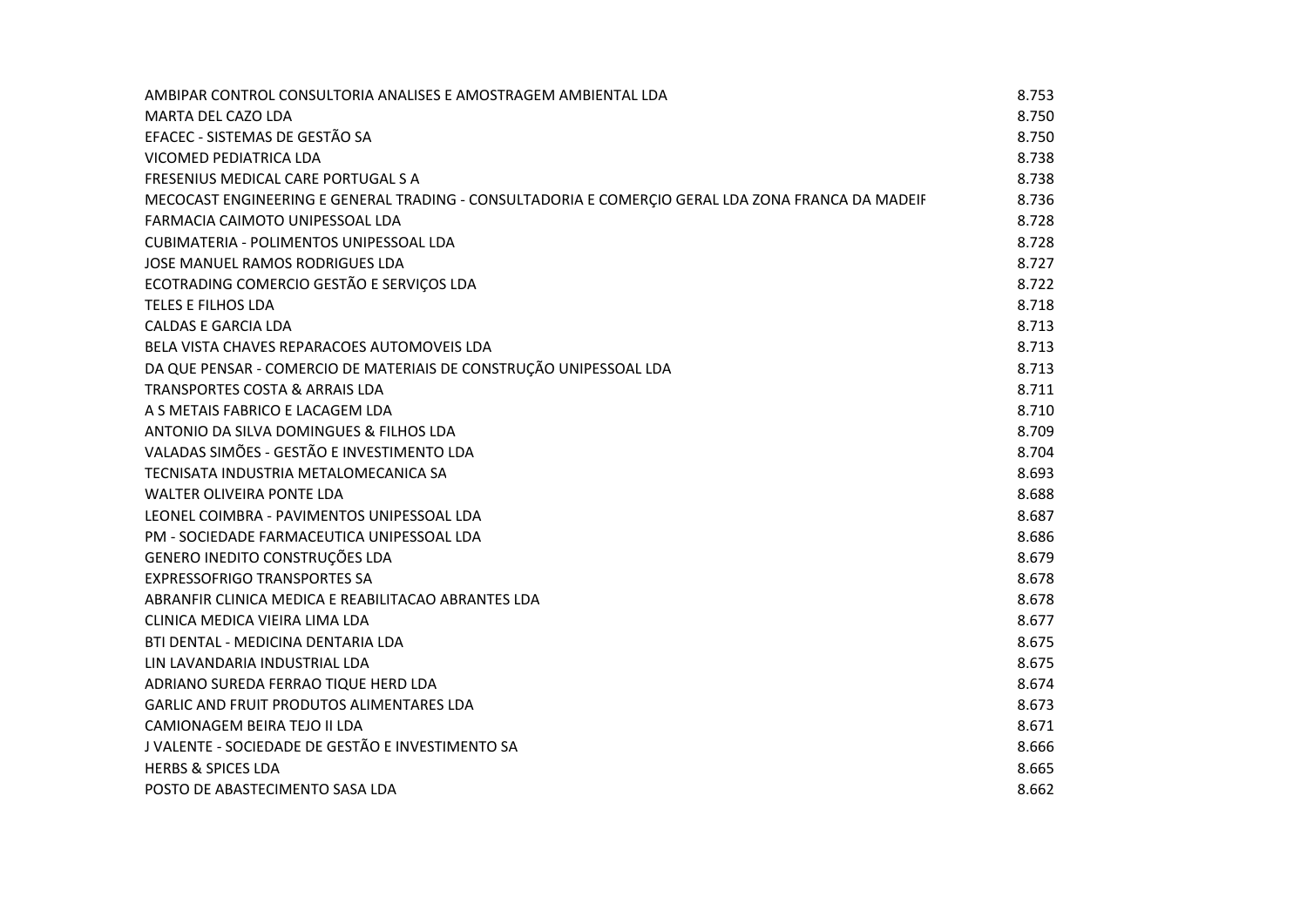| | |
|---|---|
| AMBIPAR CONTROL CONSULTORIA ANALISES E AMOSTRAGEM AMBIENTAL LDA | 8.753 |
| MARTA DEL CAZO LDA | 8.750 |
| EFACEC - SISTEMAS DE GESTÃO SA | 8.750 |
| VICOMED PEDIATRICA LDA | 8.738 |
| FRESENIUS MEDICAL CARE PORTUGAL S A | 8.738 |
| MECOCAST ENGINEERING E GENERAL TRADING - CONSULTADORIA E COMERÇIO GERAL LDA ZONA FRANCA DA MADEIF | 8.736 |
| FARMACIA CAIMOTO UNIPESSOAL LDA | 8.728 |
| CUBIMATERIA - POLIMENTOS UNIPESSOAL LDA | 8.728 |
| JOSE MANUEL RAMOS RODRIGUES LDA | 8.727 |
| ECOTRADING COMERCIO GESTÃO E SERVIÇOS LDA | 8.722 |
| TELES E FILHOS LDA | 8.718 |
| CALDAS E GARCIA LDA | 8.713 |
| BELA VISTA CHAVES REPARACOES AUTOMOVEIS LDA | 8.713 |
| DA QUE PENSAR - COMERCIO DE MATERIAIS DE CONSTRUÇÃO UNIPESSOAL LDA | 8.713 |
| TRANSPORTES COSTA & ARRAIS LDA | 8.711 |
| A S METAIS FABRICO E LACAGEM LDA | 8.710 |
| ANTONIO DA SILVA DOMINGUES & FILHOS LDA | 8.709 |
| VALADAS SIMÕES - GESTÃO E INVESTIMENTO LDA | 8.704 |
| TECNISATA INDUSTRIA METALOMECANICA SA | 8.693 |
| WALTER OLIVEIRA PONTE LDA | 8.688 |
| LEONEL COIMBRA - PAVIMENTOS UNIPESSOAL LDA | 8.687 |
| PM - SOCIEDADE FARMACEUTICA UNIPESSOAL LDA | 8.686 |
| GENERO INEDITO CONSTRUÇÕES LDA | 8.679 |
| EXPRESSOFRIGO TRANSPORTES SA | 8.678 |
| ABRANFIR CLINICA MEDICA E REABILITACAO ABRANTES LDA | 8.678 |
| CLINICA MEDICA VIEIRA LIMA LDA | 8.677 |
| BTI DENTAL - MEDICINA DENTARIA LDA | 8.675 |
| LIN LAVANDARIA INDUSTRIAL LDA | 8.675 |
| ADRIANO SUREDA FERRAO TIQUE HERD LDA | 8.674 |
| GARLIC AND FRUIT PRODUTOS ALIMENTARES LDA | 8.673 |
| CAMIONAGEM BEIRA TEJO II LDA | 8.671 |
| J VALENTE - SOCIEDADE DE GESTÃO E INVESTIMENTO SA | 8.666 |
| HERBS & SPICES LDA | 8.665 |
| POSTO DE ABASTECIMENTO SASA LDA | 8.662 |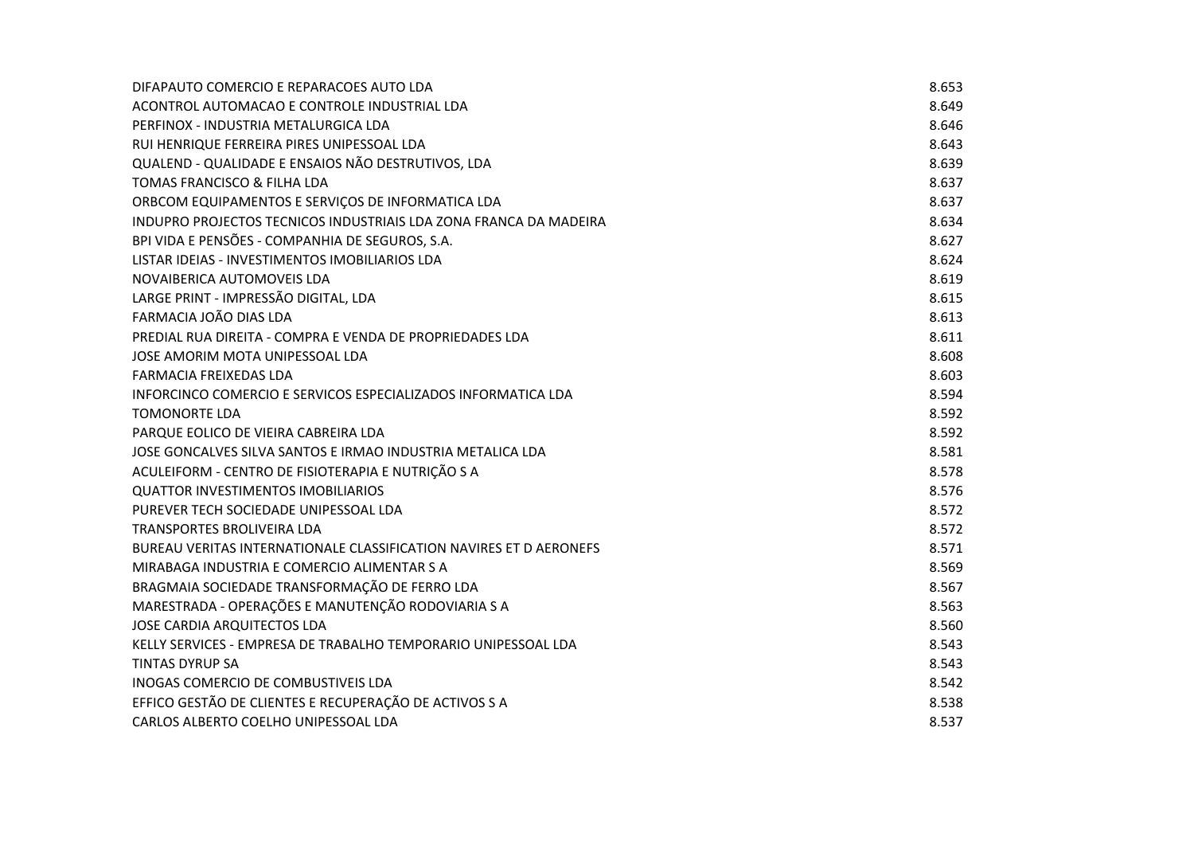| | |
|---|---|
| DIFAPAUTO COMERCIO E REPARACOES AUTO LDA | 8.653 |
| ACONTROL AUTOMACAO E CONTROLE INDUSTRIAL LDA | 8.649 |
| PERFINOX - INDUSTRIA METALURGICA LDA | 8.646 |
| RUI HENRIQUE FERREIRA PIRES UNIPESSOAL LDA | 8.643 |
| QUALEND - QUALIDADE E ENSAIOS NÃO DESTRUTIVOS, LDA | 8.639 |
| TOMAS FRANCISCO & FILHA LDA | 8.637 |
| ORBCOM EQUIPAMENTOS E SERVIÇOS DE INFORMATICA LDA | 8.637 |
| INDUPRO PROJECTOS TECNICOS INDUSTRIAIS LDA ZONA FRANCA DA MADEIRA | 8.634 |
| BPI VIDA E PENSÕES - COMPANHIA DE SEGUROS, S.A. | 8.627 |
| LISTAR IDEIAS - INVESTIMENTOS IMOBILIARIOS LDA | 8.624 |
| NOVAIBERICA AUTOMOVEIS LDA | 8.619 |
| LARGE PRINT - IMPRESSÃO DIGITAL, LDA | 8.615 |
| FARMACIA JOÃO DIAS LDA | 8.613 |
| PREDIAL RUA DIREITA - COMPRA E VENDA DE PROPRIEDADES LDA | 8.611 |
| JOSE AMORIM MOTA UNIPESSOAL LDA | 8.608 |
| FARMACIA FREIXEDAS LDA | 8.603 |
| INFORCINCO COMERCIO E SERVICOS ESPECIALIZADOS INFORMATICA LDA | 8.594 |
| TOMONORTE LDA | 8.592 |
| PARQUE EOLICO DE VIEIRA CABREIRA LDA | 8.592 |
| JOSE GONCALVES SILVA SANTOS E IRMAO INDUSTRIA METALICA LDA | 8.581 |
| ACULEIFORM - CENTRO DE FISIOTERAPIA E NUTRIÇÃO S A | 8.578 |
| QUATTOR INVESTIMENTOS IMOBILIARIOS | 8.576 |
| PUREVER TECH SOCIEDADE UNIPESSOAL LDA | 8.572 |
| TRANSPORTES BROLIVEIRA LDA | 8.572 |
| BUREAU VERITAS INTERNATIONALE CLASSIFICATION NAVIRES ET D AERONEFS | 8.571 |
| MIRABAGA INDUSTRIA E COMERCIO ALIMENTAR S A | 8.569 |
| BRAGMAIA SOCIEDADE TRANSFORMAÇÃO DE FERRO LDA | 8.567 |
| MARESTRADA - OPERAÇÕES E MANUTENÇÃO RODOVIARIA S A | 8.563 |
| JOSE CARDIA ARQUITECTOS LDA | 8.560 |
| KELLY SERVICES - EMPRESA DE TRABALHO TEMPORARIO UNIPESSOAL LDA | 8.543 |
| TINTAS DYRUP SA | 8.543 |
| INOGAS COMERCIO DE COMBUSTIVEIS LDA | 8.542 |
| EFFICO GESTÃO DE CLIENTES E RECUPERAÇÃO DE ACTIVOS S A | 8.538 |
| CARLOS ALBERTO COELHO UNIPESSOAL LDA | 8.537 |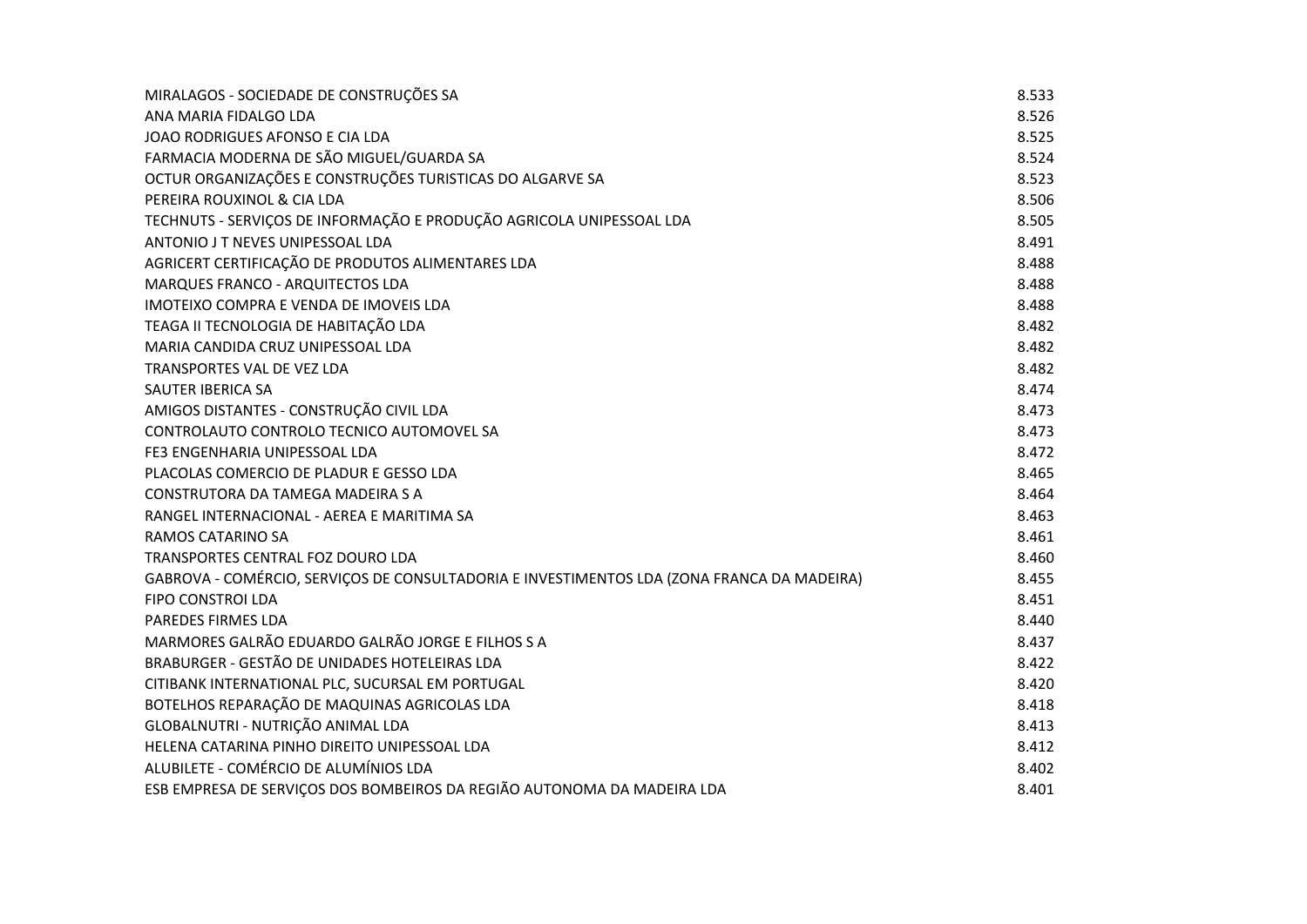| | |
|---|---|
| MIRALAGOS - SOCIEDADE DE CONSTRUÇÕES SA | 8.533 |
| ANA MARIA FIDALGO LDA | 8.526 |
| JOAO RODRIGUES AFONSO E CIA LDA | 8.525 |
| FARMACIA MODERNA DE SÃO MIGUEL/GUARDA SA | 8.524 |
| OCTUR ORGANIZAÇÕES E CONSTRUÇÕES TURISTICAS DO ALGARVE SA | 8.523 |
| PEREIRA ROUXINOL & CIA LDA | 8.506 |
| TECHNUTS - SERVIÇOS DE INFORMAÇÃO E PRODUÇÃO AGRICOLA UNIPESSOAL LDA | 8.505 |
| ANTONIO J T NEVES UNIPESSOAL LDA | 8.491 |
| AGRICERT CERTIFICAÇÃO DE PRODUTOS ALIMENTARES LDA | 8.488 |
| MARQUES FRANCO - ARQUITECTOS LDA | 8.488 |
| IMOTEIXO COMPRA E VENDA DE IMOVEIS LDA | 8.488 |
| TEAGA II TECNOLOGIA DE HABITAÇÃO LDA | 8.482 |
| MARIA CANDIDA CRUZ UNIPESSOAL LDA | 8.482 |
| TRANSPORTES VAL DE VEZ LDA | 8.482 |
| SAUTER IBERICA SA | 8.474 |
| AMIGOS DISTANTES - CONSTRUÇÃO CIVIL LDA | 8.473 |
| CONTROLAUTO CONTROLO TECNICO AUTOMOVEL SA | 8.473 |
| FE3 ENGENHARIA UNIPESSOAL LDA | 8.472 |
| PLACOLAS COMERCIO DE PLADUR E GESSO LDA | 8.465 |
| CONSTRUTORA DA TAMEGA MADEIRA S A | 8.464 |
| RANGEL INTERNACIONAL - AEREA E MARITIMA SA | 8.463 |
| RAMOS CATARINO SA | 8.461 |
| TRANSPORTES CENTRAL FOZ DOURO LDA | 8.460 |
| GABROVA - COMÉRCIO, SERVIÇOS DE CONSULTADORIA E INVESTIMENTOS LDA (ZONA FRANCA DA MADEIRA) | 8.455 |
| FIPO CONSTROI LDA | 8.451 |
| PAREDES FIRMES LDA | 8.440 |
| MARMORES GALRÃO EDUARDO GALRÃO JORGE E FILHOS S A | 8.437 |
| BRABURGER - GESTÃO DE UNIDADES HOTELEIRAS LDA | 8.422 |
| CITIBANK INTERNATIONAL PLC, SUCURSAL EM PORTUGAL | 8.420 |
| BOTELHOS REPARAÇÃO DE MAQUINAS AGRICOLAS LDA | 8.418 |
| GLOBALNUTRI - NUTRIÇÃO ANIMAL LDA | 8.413 |
| HELENA CATARINA PINHO DIREITO UNIPESSOAL LDA | 8.412 |
| ALUBILETE - COMÉRCIO DE ALUMÍNIOS LDA | 8.402 |
| ESB EMPRESA DE SERVIÇOS DOS BOMBEIROS DA REGIÃO AUTONOMA DA MADEIRA LDA | 8.401 |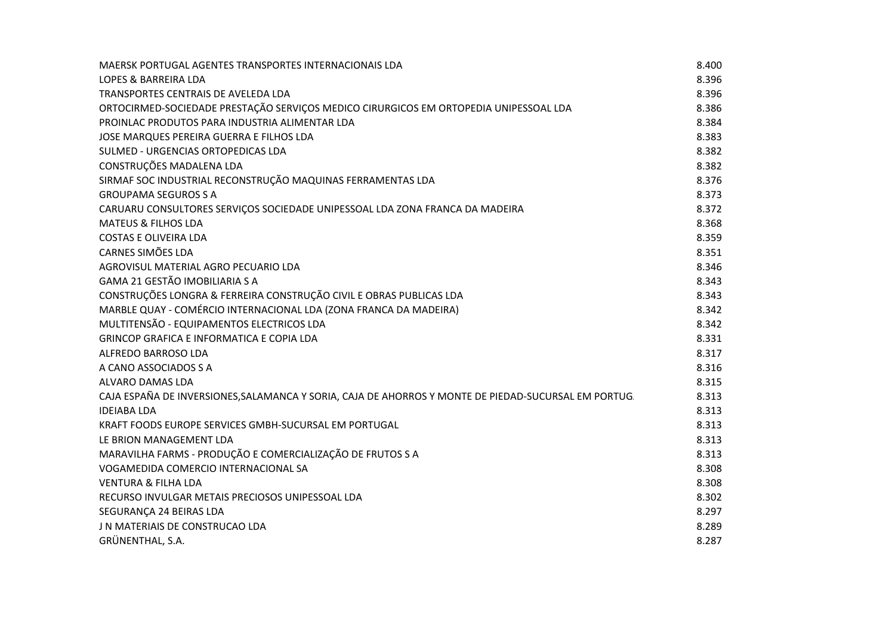| | |
|---|---|
| MAERSK PORTUGAL AGENTES TRANSPORTES INTERNACIONAIS LDA | 8.400 |
| LOPES & BARREIRA LDA | 8.396 |
| TRANSPORTES CENTRAIS DE AVELEDA LDA | 8.396 |
| ORTOCIRMED-SOCIEDADE PRESTAÇÃO SERVIÇOS MEDICO CIRURGICOS EM ORTOPEDIA UNIPESSOAL LDA | 8.386 |
| PROINLAC PRODUTOS PARA INDUSTRIA ALIMENTAR LDA | 8.384 |
| JOSE MARQUES PEREIRA GUERRA E FILHOS LDA | 8.383 |
| SULMED - URGENCIAS ORTOPEDICAS LDA | 8.382 |
| CONSTRUÇÕES MADALENA LDA | 8.382 |
| SIRMAF SOC INDUSTRIAL RECONSTRUÇÃO MAQUINAS FERRAMENTAS LDA | 8.376 |
| GROUPAMA SEGUROS S A | 8.373 |
| CARUARU CONSULTORES SERVIÇOS SOCIEDADE UNIPESSOAL LDA ZONA FRANCA DA MADEIRA | 8.372 |
| MATEUS & FILHOS LDA | 8.368 |
| COSTAS E OLIVEIRA LDA | 8.359 |
| CARNES SIMÕES LDA | 8.351 |
| AGROVISUL MATERIAL AGRO PECUARIO LDA | 8.346 |
| GAMA 21 GESTÃO IMOBILIARIA S A | 8.343 |
| CONSTRUÇÕES LONGRA & FERREIRA CONSTRUÇÃO CIVIL E OBRAS PUBLICAS LDA | 8.343 |
| MARBLE QUAY - COMÉRCIO INTERNACIONAL LDA (ZONA FRANCA DA MADEIRA) | 8.342 |
| MULTITENSÃO - EQUIPAMENTOS ELECTRICOS LDA | 8.342 |
| GRINCOP GRAFICA E INFORMATICA E COPIA LDA | 8.331 |
| ALFREDO BARROSO LDA | 8.317 |
| A CANO ASSOCIADOS S A | 8.316 |
| ALVARO DAMAS LDA | 8.315 |
| CAJA ESPAÑA DE INVERSIONES,SALAMANCA Y SORIA, CAJA DE AHORROS Y MONTE DE PIEDAD-SUCURSAL EM PORTUG | 8.313 |
| IDEIABA LDA | 8.313 |
| KRAFT FOODS EUROPE SERVICES GMBH-SUCURSAL EM PORTUGAL | 8.313 |
| LE BRION MANAGEMENT LDA | 8.313 |
| MARAVILHA FARMS - PRODUÇÃO E COMERCIALIZAÇÃO DE FRUTOS S A | 8.313 |
| VOGAMEDIDA COMERCIO INTERNACIONAL SA | 8.308 |
| VENTURA & FILHA LDA | 8.308 |
| RECURSO INVULGAR METAIS PRECIOSOS UNIPESSOAL LDA | 8.302 |
| SEGURANÇA 24 BEIRAS LDA | 8.297 |
| J N MATERIAIS DE CONSTRUCAO LDA | 8.289 |
| GRÜNENTHAL, S.A. | 8.287 |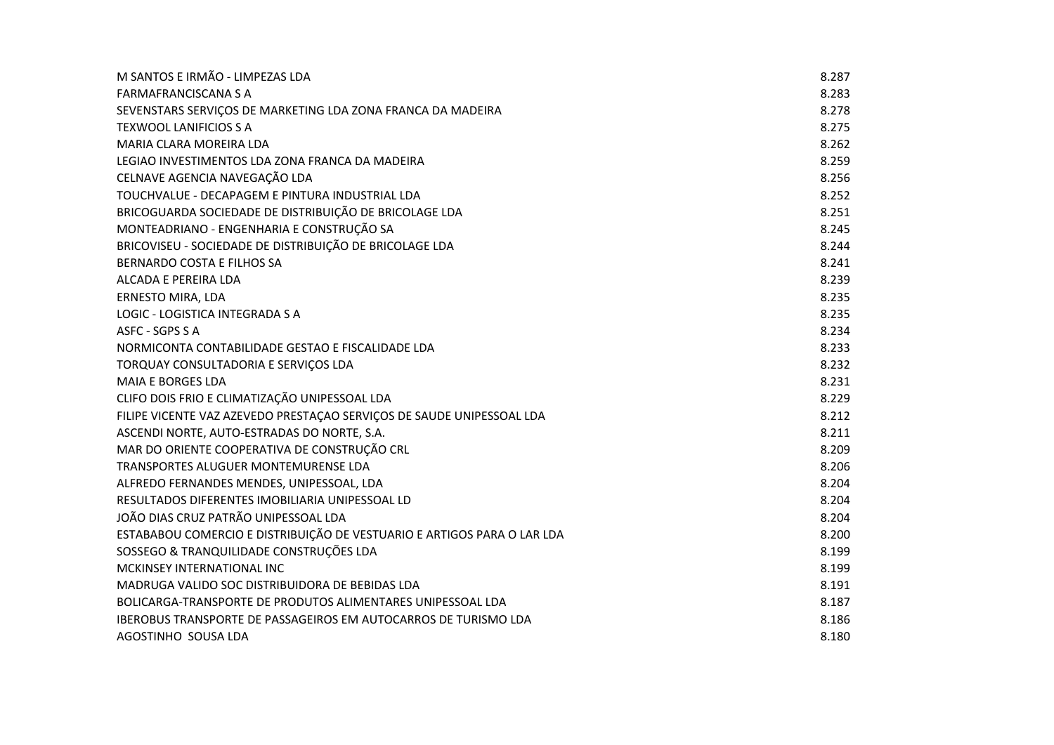| | |
|---|---|
| M SANTOS E IRMÃO - LIMPEZAS LDA | 8.287 |
| FARMAFRANCISCANA S A | 8.283 |
| SEVENSTARS SERVIÇOS DE MARKETING LDA ZONA FRANCA DA MADEIRA | 8.278 |
| TEXWOOL LANIFICIOS S A | 8.275 |
| MARIA CLARA MOREIRA LDA | 8.262 |
| LEGIAO INVESTIMENTOS LDA ZONA FRANCA DA MADEIRA | 8.259 |
| CELNAVE AGENCIA NAVEGAÇÃO LDA | 8.256 |
| TOUCHVALUE - DECAPAGEM E PINTURA INDUSTRIAL LDA | 8.252 |
| BRICOGUARDA SOCIEDADE DE DISTRIBUIÇÃO DE BRICOLAGE LDA | 8.251 |
| MONTEADRIANO - ENGENHARIA E CONSTRUÇÃO SA | 8.245 |
| BRICOVISEU - SOCIEDADE DE DISTRIBUIÇÃO DE BRICOLAGE LDA | 8.244 |
| BERNARDO COSTA E FILHOS SA | 8.241 |
| ALCADA E PEREIRA LDA | 8.239 |
| ERNESTO MIRA, LDA | 8.235 |
| LOGIC - LOGISTICA INTEGRADA S A | 8.235 |
| ASFC - SGPS S A | 8.234 |
| NORMICONTA CONTABILIDADE GESTAO E FISCALIDADE LDA | 8.233 |
| TORQUAY CONSULTADORIA E SERVIÇOS LDA | 8.232 |
| MAIA E BORGES LDA | 8.231 |
| CLIFO DOIS FRIO E CLIMATIZAÇÃO UNIPESSOAL LDA | 8.229 |
| FILIPE VICENTE VAZ AZEVEDO PRESTAÇAO SERVIÇOS DE SAUDE UNIPESSOAL LDA | 8.212 |
| ASCENDI NORTE, AUTO-ESTRADAS DO NORTE, S.A. | 8.211 |
| MAR DO ORIENTE COOPERATIVA DE CONSTRUÇÃO CRL | 8.209 |
| TRANSPORTES ALUGUER MONTEMURENSE LDA | 8.206 |
| ALFREDO FERNANDES MENDES, UNIPESSOAL, LDA | 8.204 |
| RESULTADOS DIFERENTES IMOBILIARIA UNIPESSOAL LD | 8.204 |
| JOÃO DIAS CRUZ PATRÃO UNIPESSOAL LDA | 8.204 |
| ESTABABOU COMERCIO E DISTRIBUIÇÃO DE VESTUARIO E ARTIGOS PARA O LAR LDA | 8.200 |
| SOSSEGO & TRANQUILIDADE CONSTRUÇÕES LDA | 8.199 |
| MCKINSEY INTERNATIONAL INC | 8.199 |
| MADRUGA VALIDO SOC DISTRIBUIDORA DE BEBIDAS LDA | 8.191 |
| BOLICARGA-TRANSPORTE DE PRODUTOS ALIMENTARES UNIPESSOAL LDA | 8.187 |
| IBEROBUS TRANSPORTE DE PASSAGEIROS EM AUTOCARROS DE TURISMO LDA | 8.186 |
| AGOSTINHO SOUSA LDA | 8.180 |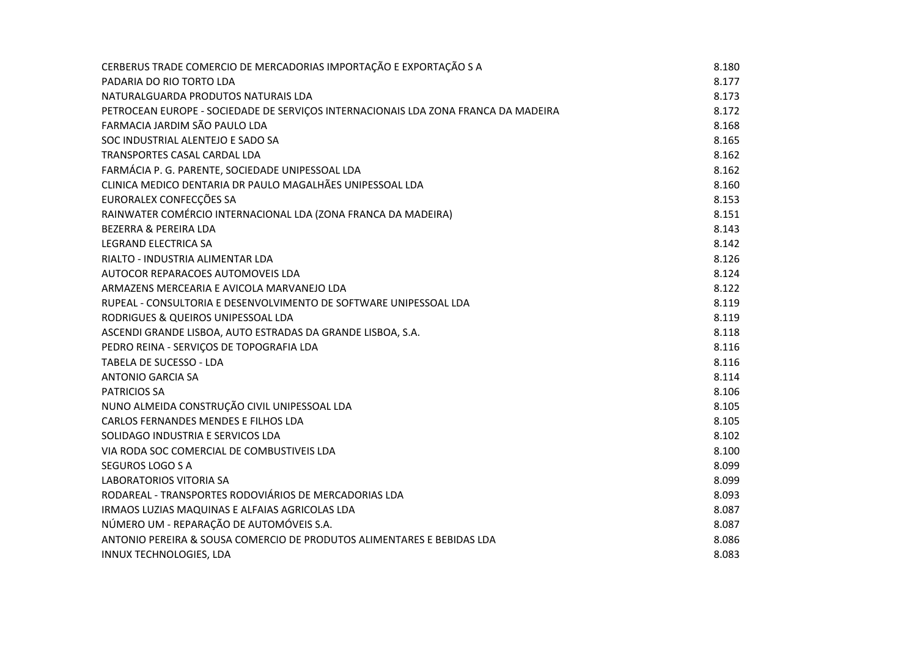| | |
|---|---|
| CERBERUS TRADE COMERCIO DE MERCADORIAS IMPORTAÇÃO E EXPORTAÇÃO S A | 8.180 |
| PADARIA DO RIO TORTO LDA | 8.177 |
| NATURALGUARDA PRODUTOS NATURAIS LDA | 8.173 |
| PETROCEAN EUROPE - SOCIEDADE DE SERVIÇOS INTERNACIONAIS LDA ZONA FRANCA DA MADEIRA | 8.172 |
| FARMACIA JARDIM SÃO PAULO LDA | 8.168 |
| SOC INDUSTRIAL ALENTEJO E SADO SA | 8.165 |
| TRANSPORTES CASAL CARDAL LDA | 8.162 |
| FARMÁCIA P. G. PARENTE, SOCIEDADE UNIPESSOAL LDA | 8.162 |
| CLINICA MEDICO DENTARIA DR PAULO MAGALHÃES UNIPESSOAL LDA | 8.160 |
| EURORALEX CONFECÇÕES SA | 8.153 |
| RAINWATER COMÉRCIO INTERNACIONAL LDA (ZONA FRANCA DA MADEIRA) | 8.151 |
| BEZERRA & PEREIRA LDA | 8.143 |
| LEGRAND ELECTRICA SA | 8.142 |
| RIALTO - INDUSTRIA ALIMENTAR LDA | 8.126 |
| AUTOCOR REPARACOES AUTOMOVEIS LDA | 8.124 |
| ARMAZENS MERCEARIA E AVICOLA MARVANEJO LDA | 8.122 |
| RUPEAL - CONSULTORIA E DESENVOLVIMENTO DE SOFTWARE UNIPESSOAL LDA | 8.119 |
| RODRIGUES & QUEIROS UNIPESSOAL LDA | 8.119 |
| ASCENDI GRANDE LISBOA, AUTO ESTRADAS DA GRANDE LISBOA, S.A. | 8.118 |
| PEDRO REINA - SERVIÇOS DE TOPOGRAFIA LDA | 8.116 |
| TABELA DE SUCESSO - LDA | 8.116 |
| ANTONIO GARCIA SA | 8.114 |
| PATRICIOS SA | 8.106 |
| NUNO ALMEIDA CONSTRUÇÃO CIVIL UNIPESSOAL LDA | 8.105 |
| CARLOS FERNANDES MENDES E FILHOS LDA | 8.105 |
| SOLIDAGO INDUSTRIA E SERVICOS LDA | 8.102 |
| VIA RODA SOC COMERCIAL DE COMBUSTIVEIS LDA | 8.100 |
| SEGUROS LOGO S A | 8.099 |
| LABORATORIOS VITORIA SA | 8.099 |
| RODAREAL - TRANSPORTES RODOVIÁRIOS DE MERCADORIAS LDA | 8.093 |
| IRMAOS LUZIAS MAQUINAS E ALFAIAS AGRICOLAS LDA | 8.087 |
| NÚMERO UM - REPARAÇÃO DE AUTOMÓVEIS S.A. | 8.087 |
| ANTONIO PEREIRA & SOUSA COMERCIO DE PRODUTOS ALIMENTARES E BEBIDAS LDA | 8.086 |
| INNUX TECHNOLOGIES, LDA | 8.083 |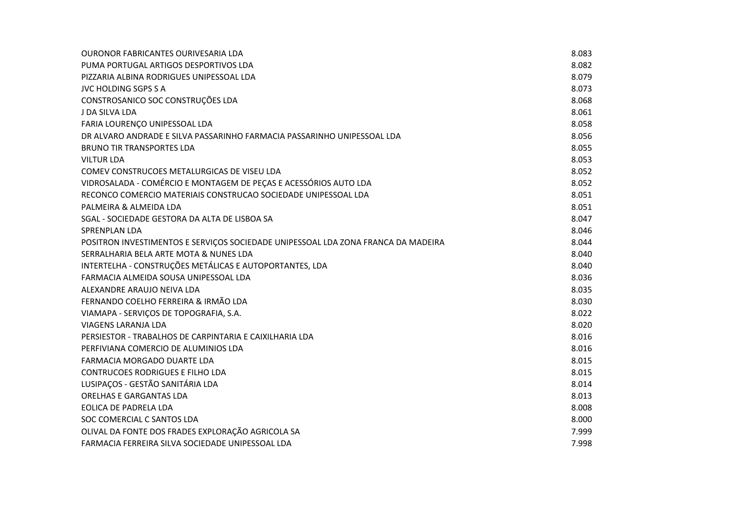| | |
|---|---|
| OURONOR FABRICANTES OURIVESARIA LDA | 8.083 |
| PUMA PORTUGAL ARTIGOS DESPORTIVOS LDA | 8.082 |
| PIZZARIA ALBINA RODRIGUES UNIPESSOAL LDA | 8.079 |
| JVC HOLDING SGPS S A | 8.073 |
| CONSTROSANICO SOC CONSTRUÇÕES LDA | 8.068 |
| J DA SILVA LDA | 8.061 |
| FARIA LOURENÇO UNIPESSOAL LDA | 8.058 |
| DR ALVARO ANDRADE E SILVA PASSARINHO FARMACIA PASSARINHO UNIPESSOAL LDA | 8.056 |
| BRUNO TIR TRANSPORTES LDA | 8.055 |
| VILTUR LDA | 8.053 |
| COMEV CONSTRUCOES METALURGICAS DE VISEU LDA | 8.052 |
| VIDROSALADA - COMÉRCIO E MONTAGEM DE PEÇAS E ACESSÓRIOS AUTO LDA | 8.052 |
| RECONCO COMERCIO MATERIAIS CONSTRUCAO SOCIEDADE UNIPESSOAL LDA | 8.051 |
| PALMEIRA & ALMEIDA LDA | 8.051 |
| SGAL - SOCIEDADE GESTORA DA ALTA DE LISBOA SA | 8.047 |
| SPRENPLAN LDA | 8.046 |
| POSITRON INVESTIMENTOS E SERVIÇOS SOCIEDADE UNIPESSOAL LDA ZONA FRANCA DA MADEIRA | 8.044 |
| SERRALHARIA BELA ARTE MOTA & NUNES LDA | 8.040 |
| INTERTELHA - CONSTRUÇÕES METÁLICAS E AUTOPORTANTES, LDA | 8.040 |
| FARMACIA ALMEIDA SOUSA UNIPESSOAL LDA | 8.036 |
| ALEXANDRE ARAUJO NEIVA LDA | 8.035 |
| FERNANDO COELHO FERREIRA & IRMÃO LDA | 8.030 |
| VIAMAPA - SERVIÇOS DE TOPOGRAFIA, S.A. | 8.022 |
| VIAGENS LARANJA LDA | 8.020 |
| PERSIESTOR - TRABALHOS DE CARPINTARIA E CAIXILHARIA LDA | 8.016 |
| PERFIVIANA COMERCIO DE ALUMINIOS LDA | 8.016 |
| FARMACIA MORGADO DUARTE LDA | 8.015 |
| CONTRUCOES RODRIGUES E FILHO LDA | 8.015 |
| LUSIPAÇOS - GESTÃO SANITÁRIA LDA | 8.014 |
| ORELHAS E GARGANTAS LDA | 8.013 |
| EOLICA DE PADRELA LDA | 8.008 |
| SOC COMERCIAL C SANTOS LDA | 8.000 |
| OLIVAL DA FONTE DOS FRADES EXPLORAÇÃO AGRICOLA SA | 7.999 |
| FARMACIA FERREIRA SILVA SOCIEDADE UNIPESSOAL LDA | 7.998 |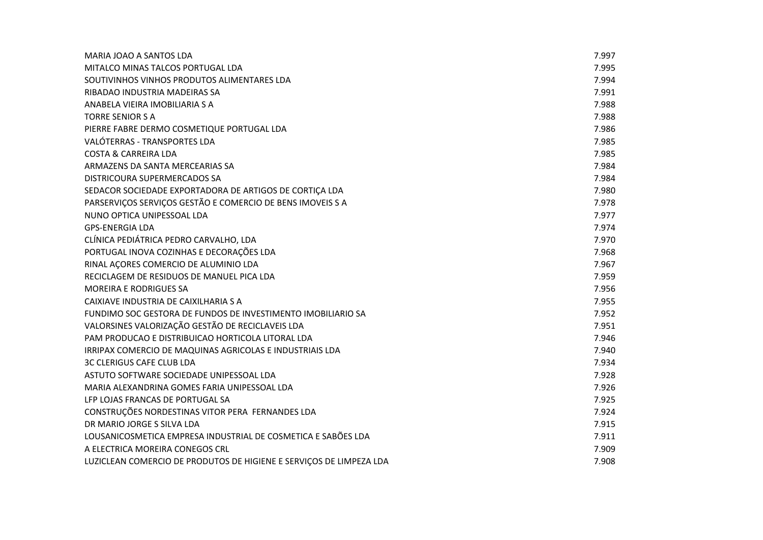| | |
|---|---|
| MARIA JOAO A SANTOS LDA | 7.997 |
| MITALCO MINAS TALCOS PORTUGAL LDA | 7.995 |
| SOUTIVINHOS VINHOS PRODUTOS ALIMENTARES LDA | 7.994 |
| RIBADAO INDUSTRIA MADEIRAS SA | 7.991 |
| ANABELA VIEIRA IMOBILIARIA S A | 7.988 |
| TORRE SENIOR S A | 7.988 |
| PIERRE FABRE DERMO COSMETIQUE PORTUGAL LDA | 7.986 |
| VALÓTERRAS - TRANSPORTES LDA | 7.985 |
| COSTA & CARREIRA LDA | 7.985 |
| ARMAZENS DA SANTA MERCEARIAS SA | 7.984 |
| DISTRICOURA SUPERMERCADOS SA | 7.984 |
| SEDACOR SOCIEDADE EXPORTADORA DE ARTIGOS DE CORTIÇA LDA | 7.980 |
| PARSERVIÇOS SERVIÇOS GESTÃO E COMERCIO DE BENS IMOVEIS S A | 7.978 |
| NUNO OPTICA UNIPESSOAL LDA | 7.977 |
| GPS-ENERGIA LDA | 7.974 |
| CLÍNICA PEDIÁTRICA PEDRO CARVALHO, LDA | 7.970 |
| PORTUGAL INOVA COZINHAS E DECORAÇÕES LDA | 7.968 |
| RINAL AÇORES COMERCIO DE ALUMINIO LDA | 7.967 |
| RECICLAGEM DE RESIDUOS DE MANUEL PICA LDA | 7.959 |
| MOREIRA E RODRIGUES SA | 7.956 |
| CAIXIAVE INDUSTRIA DE CAIXILHARIA S A | 7.955 |
| FUNDIMO SOC GESTORA DE FUNDOS DE INVESTIMENTO IMOBILIARIO SA | 7.952 |
| VALORSINES VALORIZAÇÃO GESTÃO DE RECICLAVEIS LDA | 7.951 |
| PAM PRODUCAO E DISTRIBUICAO HORTICOLA LITORAL LDA | 7.946 |
| IRRIPAX COMERCIO DE MAQUINAS AGRICOLAS E INDUSTRIAIS LDA | 7.940 |
| 3C CLERIGUS CAFE CLUB LDA | 7.934 |
| ASTUTO SOFTWARE SOCIEDADE UNIPESSOAL LDA | 7.928 |
| MARIA ALEXANDRINA GOMES FARIA UNIPESSOAL LDA | 7.926 |
| LFP LOJAS FRANCAS DE PORTUGAL SA | 7.925 |
| CONSTRUÇÕES NORDESTINAS VITOR PERA  FERNANDES LDA | 7.924 |
| DR MARIO JORGE S SILVA LDA | 7.915 |
| LOUSANICOSMETICA EMPRESA INDUSTRIAL DE COSMETICA E SABÕES LDA | 7.911 |
| A ELECTRICA MOREIRA CONEGOS CRL | 7.909 |
| LUZICLEAN COMERCIO DE PRODUTOS DE HIGIENE E SERVIÇOS DE LIMPEZA LDA | 7.908 |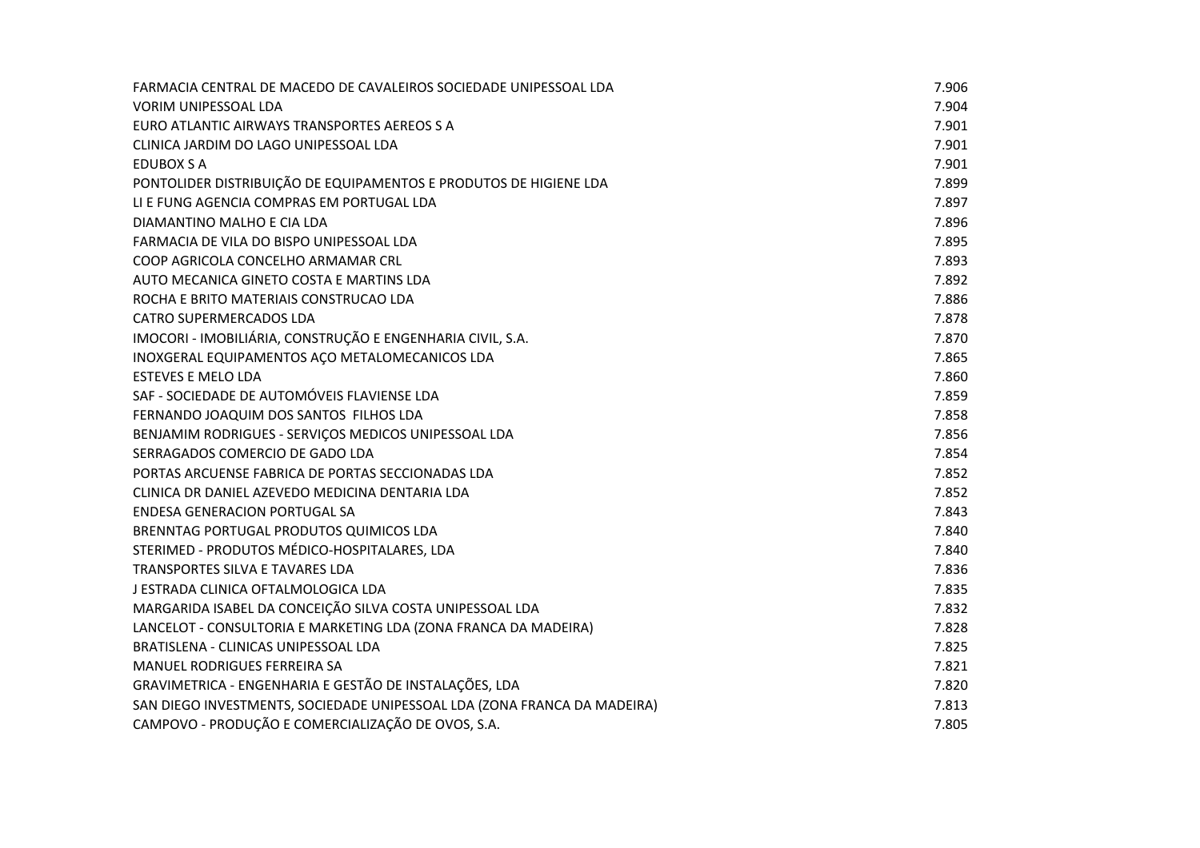| | |
|---|---|
| FARMACIA CENTRAL DE MACEDO DE CAVALEIROS SOCIEDADE UNIPESSOAL LDA | 7.906 |
| VORIM UNIPESSOAL LDA | 7.904 |
| EURO ATLANTIC AIRWAYS TRANSPORTES AEREOS S A | 7.901 |
| CLINICA JARDIM DO LAGO UNIPESSOAL LDA | 7.901 |
| EDUBOX S A | 7.901 |
| PONTOLIDER DISTRIBUIÇÃO DE EQUIPAMENTOS E PRODUTOS DE HIGIENE LDA | 7.899 |
| LI E FUNG AGENCIA COMPRAS EM PORTUGAL LDA | 7.897 |
| DIAMANTINO MALHO E CIA LDA | 7.896 |
| FARMACIA DE VILA DO BISPO UNIPESSOAL LDA | 7.895 |
| COOP AGRICOLA CONCELHO ARMAMAR CRL | 7.893 |
| AUTO MECANICA GINETO COSTA E MARTINS LDA | 7.892 |
| ROCHA E BRITO MATERIAIS CONSTRUCAO LDA | 7.886 |
| CATRO SUPERMERCADOS LDA | 7.878 |
| IMOCORI - IMOBILIÁRIA, CONSTRUÇÃO E ENGENHARIA CIVIL, S.A. | 7.870 |
| INOXGERAL EQUIPAMENTOS AÇO METALOMECANICOS LDA | 7.865 |
| ESTEVES E MELO LDA | 7.860 |
| SAF - SOCIEDADE DE AUTOMÓVEIS FLAVIENSE LDA | 7.859 |
| FERNANDO JOAQUIM DOS SANTOS FILHOS LDA | 7.858 |
| BENJAMIM RODRIGUES - SERVIÇOS MEDICOS UNIPESSOAL LDA | 7.856 |
| SERRAGADOS COMERCIO DE GADO LDA | 7.854 |
| PORTAS ARCUENSE FABRICA DE PORTAS SECCIONADAS LDA | 7.852 |
| CLINICA DR DANIEL AZEVEDO MEDICINA DENTARIA LDA | 7.852 |
| ENDESA GENERACION PORTUGAL SA | 7.843 |
| BRENNTAG PORTUGAL PRODUTOS QUIMICOS LDA | 7.840 |
| STERIMED - PRODUTOS MÉDICO-HOSPITALARES, LDA | 7.840 |
| TRANSPORTES SILVA E TAVARES LDA | 7.836 |
| J ESTRADA CLINICA OFTALMOLOGICA LDA | 7.835 |
| MARGARIDA ISABEL DA CONCEIÇÃO SILVA COSTA UNIPESSOAL LDA | 7.832 |
| LANCELOT - CONSULTORIA E MARKETING LDA (ZONA FRANCA DA MADEIRA) | 7.828 |
| BRATISLENA - CLINICAS UNIPESSOAL LDA | 7.825 |
| MANUEL RODRIGUES FERREIRA SA | 7.821 |
| GRAVIMETRICA - ENGENHARIA E GESTÃO DE INSTALAÇÕES, LDA | 7.820 |
| SAN DIEGO INVESTMENTS, SOCIEDADE UNIPESSOAL LDA (ZONA FRANCA DA MADEIRA) | 7.813 |
| CAMPOVO - PRODUÇÃO E COMERCIALIZAÇÃO DE OVOS, S.A. | 7.805 |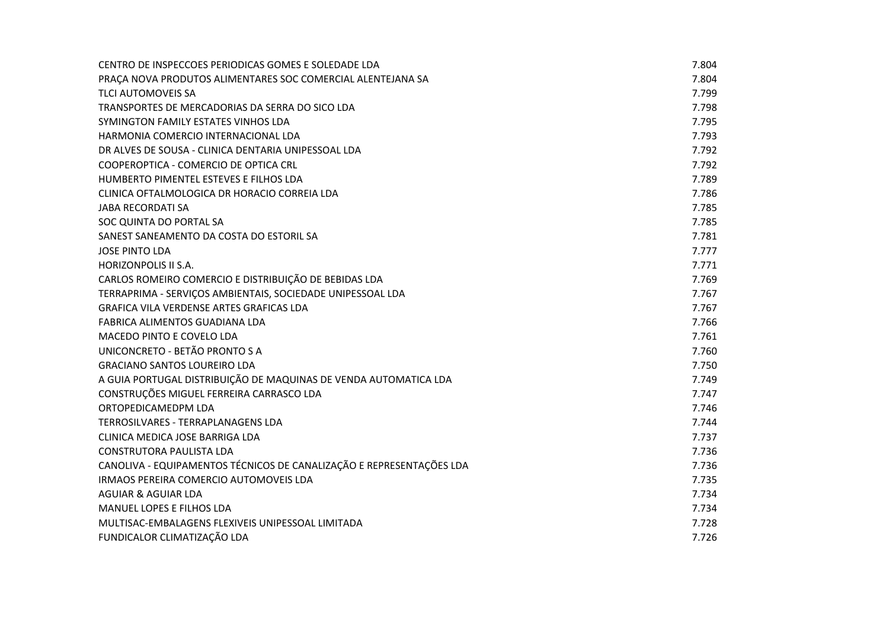| | |
|---|---|
| CENTRO DE INSPECCOES PERIODICAS GOMES E SOLEDADE LDA | 7.804 |
| PRAÇA NOVA PRODUTOS ALIMENTARES SOC COMERCIAL ALENTEJANA SA | 7.804 |
| TLCI AUTOMOVEIS SA | 7.799 |
| TRANSPORTES DE MERCADORIAS DA SERRA DO SICO LDA | 7.798 |
| SYMINGTON FAMILY ESTATES VINHOS LDA | 7.795 |
| HARMONIA COMERCIO INTERNACIONAL LDA | 7.793 |
| DR ALVES DE SOUSA - CLINICA DENTARIA UNIPESSOAL LDA | 7.792 |
| COOPEROPTICA - COMERCIO DE OPTICA CRL | 7.792 |
| HUMBERTO PIMENTEL ESTEVES E FILHOS LDA | 7.789 |
| CLINICA OFTALMOLOGICA DR HORACIO CORREIA LDA | 7.786 |
| JABA RECORDATI SA | 7.785 |
| SOC QUINTA DO PORTAL SA | 7.785 |
| SANEST SANEAMENTO DA COSTA DO ESTORIL SA | 7.781 |
| JOSE PINTO LDA | 7.777 |
| HORIZONPOLIS II S.A. | 7.771 |
| CARLOS ROMEIRO COMERCIO E DISTRIBUIÇÃO DE BEBIDAS LDA | 7.769 |
| TERRAPRIMA - SERVIÇOS AMBIENTAIS, SOCIEDADE UNIPESSOAL LDA | 7.767 |
| GRAFICA VILA VERDENSE ARTES GRAFICAS LDA | 7.767 |
| FABRICA ALIMENTOS GUADIANA LDA | 7.766 |
| MACEDO PINTO E COVELO LDA | 7.761 |
| UNICONCRETO - BETÃO PRONTO S A | 7.760 |
| GRACIANO SANTOS LOUREIRO LDA | 7.750 |
| A GUIA PORTUGAL DISTRIBUIÇÃO DE MAQUINAS DE VENDA AUTOMATICA LDA | 7.749 |
| CONSTRUÇÕES MIGUEL FERREIRA CARRASCO LDA | 7.747 |
| ORTOPEDICAMEDPM LDA | 7.746 |
| TERROSILVARES - TERRAPLANAGENS LDA | 7.744 |
| CLINICA MEDICA JOSE BARRIGA LDA | 7.737 |
| CONSTRUTORA PAULISTA LDA | 7.736 |
| CANOLIVA - EQUIPAMENTOS TÉCNICOS DE CANALIZAÇÃO E REPRESENTAÇÕES LDA | 7.736 |
| IRMAOS PEREIRA COMERCIO AUTOMOVEIS LDA | 7.735 |
| AGUIAR & AGUIAR LDA | 7.734 |
| MANUEL LOPES E FILHOS LDA | 7.734 |
| MULTISAC-EMBALAGENS FLEXIVEIS UNIPESSOAL LIMITADA | 7.728 |
| FUNDICALOR CLIMATIZAÇÃO LDA | 7.726 |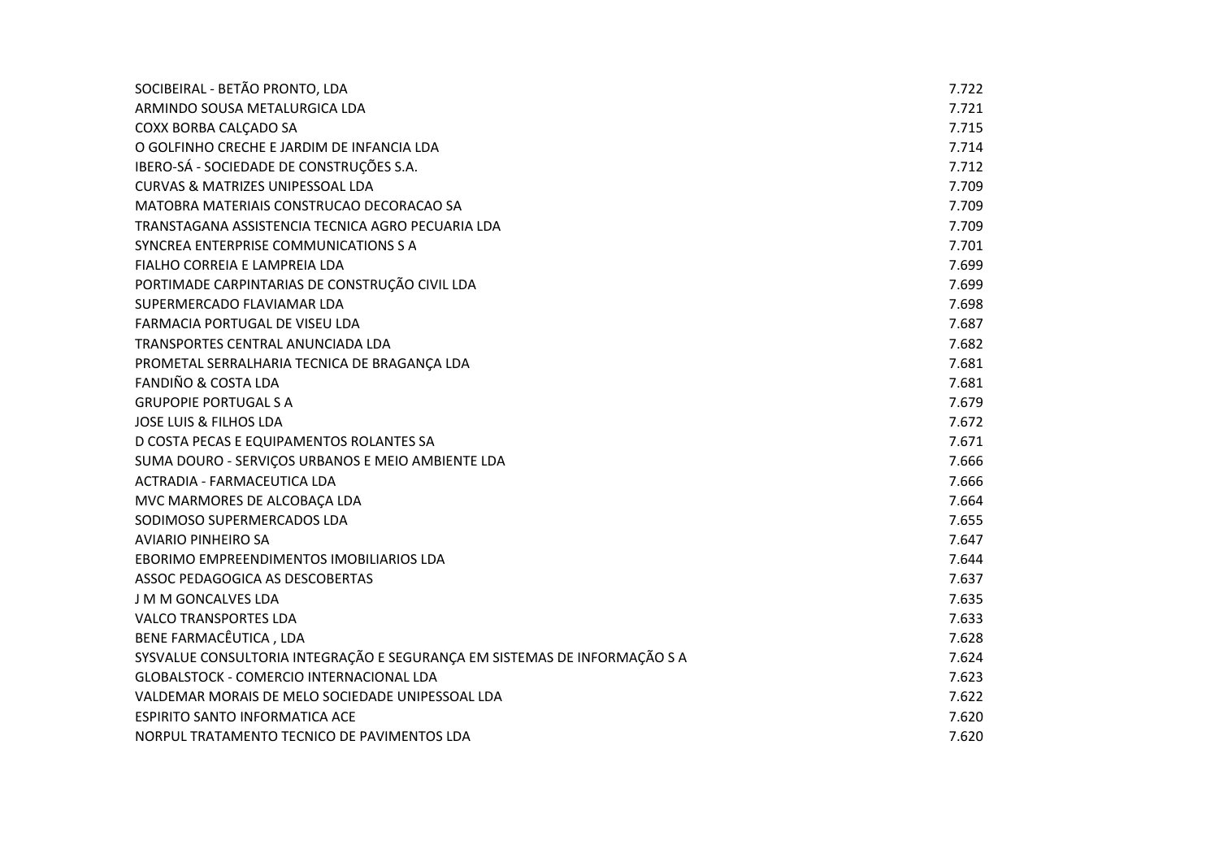| | |
|---|---|
| SOCIBEIRAL - BETÃO PRONTO, LDA | 7.722 |
| ARMINDO SOUSA METALURGICA LDA | 7.721 |
| COXX BORBA CALÇADO SA | 7.715 |
| O GOLFINHO CRECHE E JARDIM DE INFANCIA LDA | 7.714 |
| IBERO-SÁ - SOCIEDADE DE CONSTRUÇÕES S.A. | 7.712 |
| CURVAS & MATRIZES UNIPESSOAL LDA | 7.709 |
| MATOBRA MATERIAIS CONSTRUCAO DECORACAO SA | 7.709 |
| TRANSTAGANA ASSISTENCIA TECNICA AGRO PECUARIA LDA | 7.709 |
| SYNCREA ENTERPRISE COMMUNICATIONS S A | 7.701 |
| FIALHO CORREIA E LAMPREIA LDA | 7.699 |
| PORTIMADE CARPINTARIAS DE CONSTRUÇÃO CIVIL LDA | 7.699 |
| SUPERMERCADO FLAVIAMAR LDA | 7.698 |
| FARMACIA PORTUGAL DE VISEU LDA | 7.687 |
| TRANSPORTES CENTRAL ANUNCIADA LDA | 7.682 |
| PROMETAL SERRALHARIA TECNICA DE BRAGANÇA LDA | 7.681 |
| FANDIÑO & COSTA LDA | 7.681 |
| GRUPOPIE PORTUGAL S A | 7.679 |
| JOSE LUIS & FILHOS LDA | 7.672 |
| D COSTA PECAS E EQUIPAMENTOS ROLANTES SA | 7.671 |
| SUMA DOURO - SERVIÇOS URBANOS E MEIO AMBIENTE LDA | 7.666 |
| ACTRADIA - FARMACEUTICA LDA | 7.666 |
| MVC MARMORES DE ALCOBAÇA LDA | 7.664 |
| SODIMOSO SUPERMERCADOS LDA | 7.655 |
| AVIARIO PINHEIRO SA | 7.647 |
| EBORIMO EMPREENDIMENTOS IMOBILIARIOS LDA | 7.644 |
| ASSOC PEDAGOGICA AS DESCOBERTAS | 7.637 |
| J M M GONCALVES LDA | 7.635 |
| VALCO TRANSPORTES LDA | 7.633 |
| BENE FARMACÊUTICA , LDA | 7.628 |
| SYSVALUE CONSULTORIA INTEGRAÇÃO E SEGURANÇA EM SISTEMAS DE INFORMAÇÃO S A | 7.624 |
| GLOBALSTOCK - COMERCIO INTERNACIONAL LDA | 7.623 |
| VALDEMAR MORAIS DE MELO SOCIEDADE UNIPESSOAL LDA | 7.622 |
| ESPIRITO SANTO INFORMATICA ACE | 7.620 |
| NORPUL TRATAMENTO TECNICO DE PAVIMENTOS LDA | 7.620 |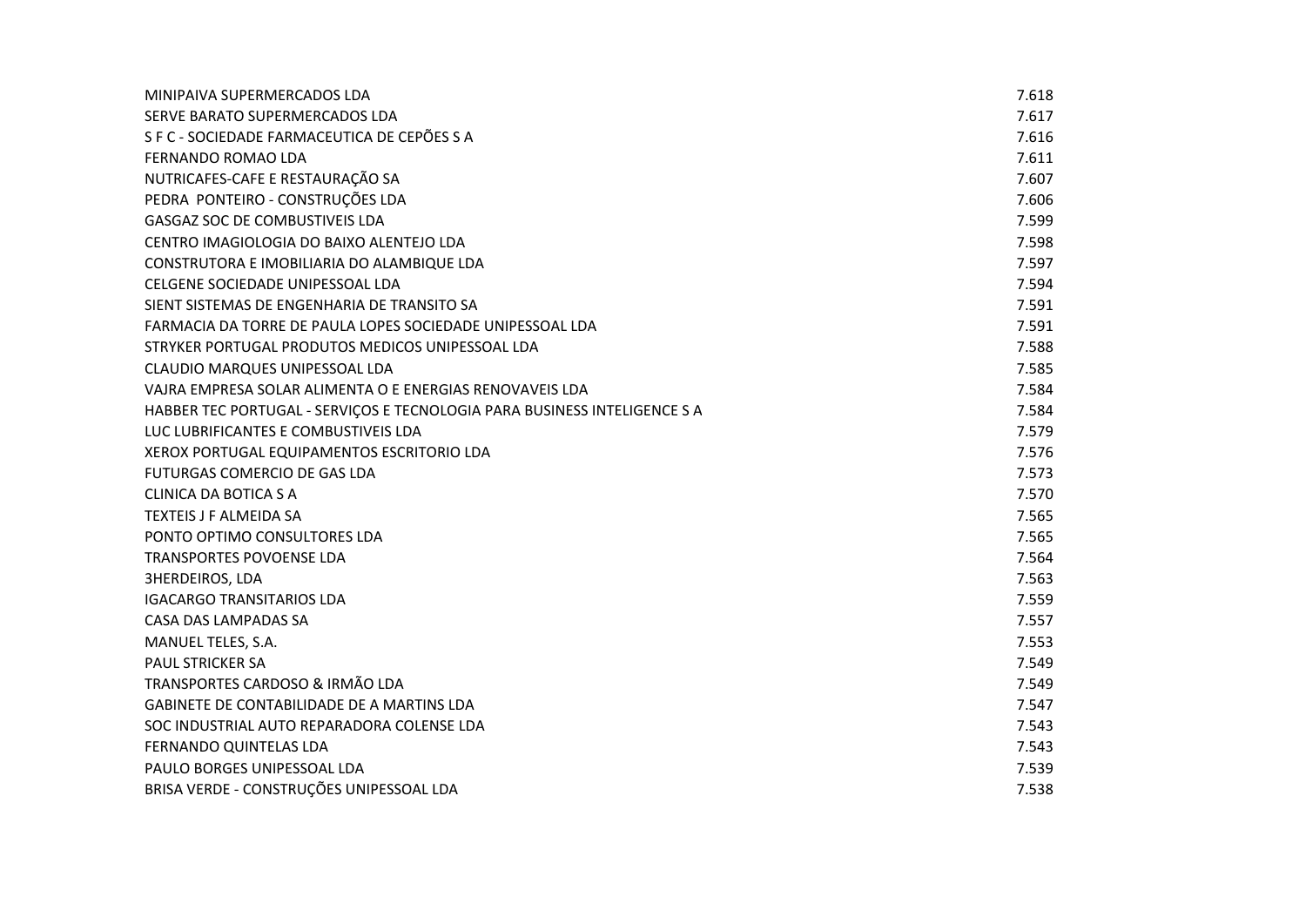| | |
|---|---|
| MINIPAIVA SUPERMERCADOS LDA | 7.618 |
| SERVE BARATO SUPERMERCADOS LDA | 7.617 |
| S F C - SOCIEDADE FARMACEUTICA DE CEPÕES S A | 7.616 |
| FERNANDO ROMAO LDA | 7.611 |
| NUTRICAFES-CAFE E RESTAURAÇÃO SA | 7.607 |
| PEDRA  PONTEIRO - CONSTRUÇÕES LDA | 7.606 |
| GASGAZ SOC DE COMBUSTIVEIS LDA | 7.599 |
| CENTRO IMAGIOLOGIA DO BAIXO ALENTEJO LDA | 7.598 |
| CONSTRUTORA E IMOBILIARIA DO ALAMBIQUE LDA | 7.597 |
| CELGENE SOCIEDADE UNIPESSOAL LDA | 7.594 |
| SIENT SISTEMAS DE ENGENHARIA DE TRANSITO SA | 7.591 |
| FARMACIA DA TORRE DE PAULA LOPES SOCIEDADE UNIPESSOAL LDA | 7.591 |
| STRYKER PORTUGAL PRODUTOS MEDICOS UNIPESSOAL LDA | 7.588 |
| CLAUDIO MARQUES UNIPESSOAL LDA | 7.585 |
| VAJRA EMPRESA SOLAR ALIMENTA O E ENERGIAS RENOVAVEIS LDA | 7.584 |
| HABBER TEC PORTUGAL - SERVIÇOS E TECNOLOGIA PARA BUSINESS INTELIGENCE S A | 7.584 |
| LUC LUBRIFICANTES E COMBUSTIVEIS LDA | 7.579 |
| XEROX PORTUGAL EQUIPAMENTOS ESCRITORIO LDA | 7.576 |
| FUTURGAS COMERCIO DE GAS LDA | 7.573 |
| CLINICA DA BOTICA S A | 7.570 |
| TEXTEIS J F ALMEIDA SA | 7.565 |
| PONTO OPTIMO CONSULTORES LDA | 7.565 |
| TRANSPORTES POVOENSE LDA | 7.564 |
| 3HERDEIROS, LDA | 7.563 |
| IGACARGO TRANSITARIOS LDA | 7.559 |
| CASA DAS LAMPADAS SA | 7.557 |
| MANUEL TELES, S.A. | 7.553 |
| PAUL STRICKER SA | 7.549 |
| TRANSPORTES CARDOSO & IRMÃO LDA | 7.549 |
| GABINETE DE CONTABILIDADE DE A MARTINS LDA | 7.547 |
| SOC INDUSTRIAL AUTO REPARADORA COLENSE LDA | 7.543 |
| FERNANDO QUINTELAS LDA | 7.543 |
| PAULO BORGES UNIPESSOAL LDA | 7.539 |
| BRISA VERDE - CONSTRUÇÕES UNIPESSOAL LDA | 7.538 |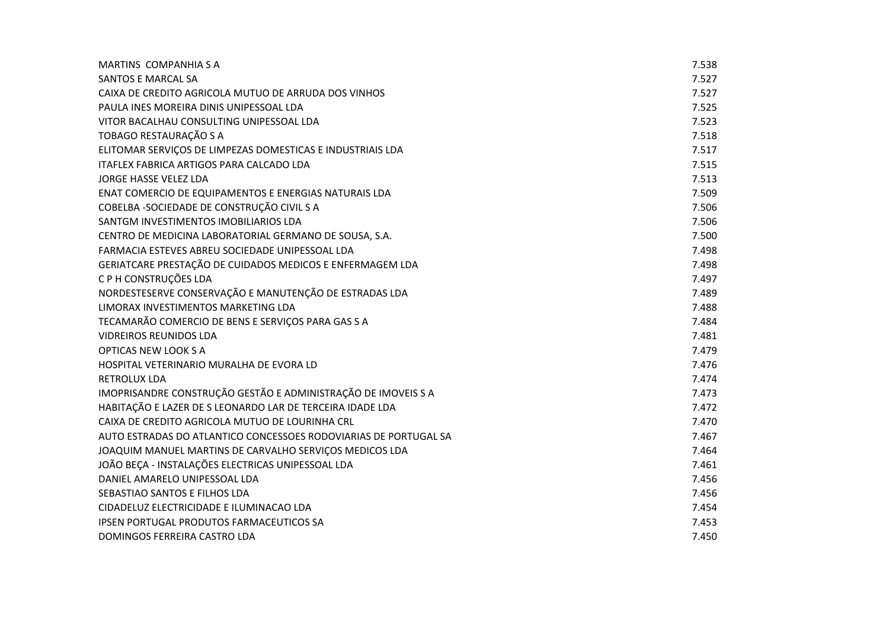| | |
|---|---|
| MARTINS  COMPANHIA S A | 7.538 |
| SANTOS E MARCAL SA | 7.527 |
| CAIXA DE CREDITO AGRICOLA MUTUO DE ARRUDA DOS VINHOS | 7.527 |
| PAULA INES MOREIRA DINIS UNIPESSOAL LDA | 7.525 |
| VITOR BACALHAU CONSULTING UNIPESSOAL LDA | 7.523 |
| TOBAGO RESTAURAÇÃO S A | 7.518 |
| ELITOMAR SERVIÇOS DE LIMPEZAS DOMESTICAS E INDUSTRIAIS LDA | 7.517 |
| ITAFLEX FABRICA ARTIGOS PARA CALCADO LDA | 7.515 |
| JORGE HASSE VELEZ LDA | 7.513 |
| ENAT COMERCIO DE EQUIPAMENTOS E ENERGIAS NATURAIS LDA | 7.509 |
| COBELBA -SOCIEDADE DE CONSTRUÇÃO CIVIL S A | 7.506 |
| SANTGM INVESTIMENTOS IMOBILIARIOS LDA | 7.506 |
| CENTRO DE MEDICINA LABORATORIAL GERMANO DE SOUSA, S.A. | 7.500 |
| FARMACIA ESTEVES ABREU SOCIEDADE UNIPESSOAL LDA | 7.498 |
| GERIATCARE PRESTAÇÃO DE CUIDADOS MEDICOS E ENFERMAGEM LDA | 7.498 |
| C P H CONSTRUÇÕES LDA | 7.497 |
| NORDESTESERVE CONSERVAÇÃO E MANUTENÇÃO DE ESTRADAS LDA | 7.489 |
| LIMORAX INVESTIMENTOS MARKETING LDA | 7.488 |
| TECAMARÃO COMERCIO DE BENS E SERVIÇOS PARA GAS S A | 7.484 |
| VIDREIROS REUNIDOS LDA | 7.481 |
| OPTICAS NEW LOOK S A | 7.479 |
| HOSPITAL VETERINARIO MURALHA DE EVORA LD | 7.476 |
| RETROLUX LDA | 7.474 |
| IMOPRISANDRE CONSTRUÇÃO GESTÃO E ADMINISTRAÇÃO DE IMOVEIS S A | 7.473 |
| HABITAÇÃO E LAZER DE S LEONARDO LAR DE TERCEIRA IDADE LDA | 7.472 |
| CAIXA DE CREDITO AGRICOLA MUTUO DE LOURINHA CRL | 7.470 |
| AUTO ESTRADAS DO ATLANTICO CONCESSOES RODOVIARIAS DE PORTUGAL SA | 7.467 |
| JOAQUIM MANUEL MARTINS DE CARVALHO SERVIÇOS MEDICOS LDA | 7.464 |
| JOÃO BEÇA - INSTALAÇÕES ELECTRICAS UNIPESSOAL LDA | 7.461 |
| DANIEL AMARELO UNIPESSOAL LDA | 7.456 |
| SEBASTIAO SANTOS E FILHOS LDA | 7.456 |
| CIDADELUZ ELECTRICIDADE E ILUMINACAO LDA | 7.454 |
| IPSEN PORTUGAL PRODUTOS FARMACEUTICOS SA | 7.453 |
| DOMINGOS FERREIRA CASTRO LDA | 7.450 |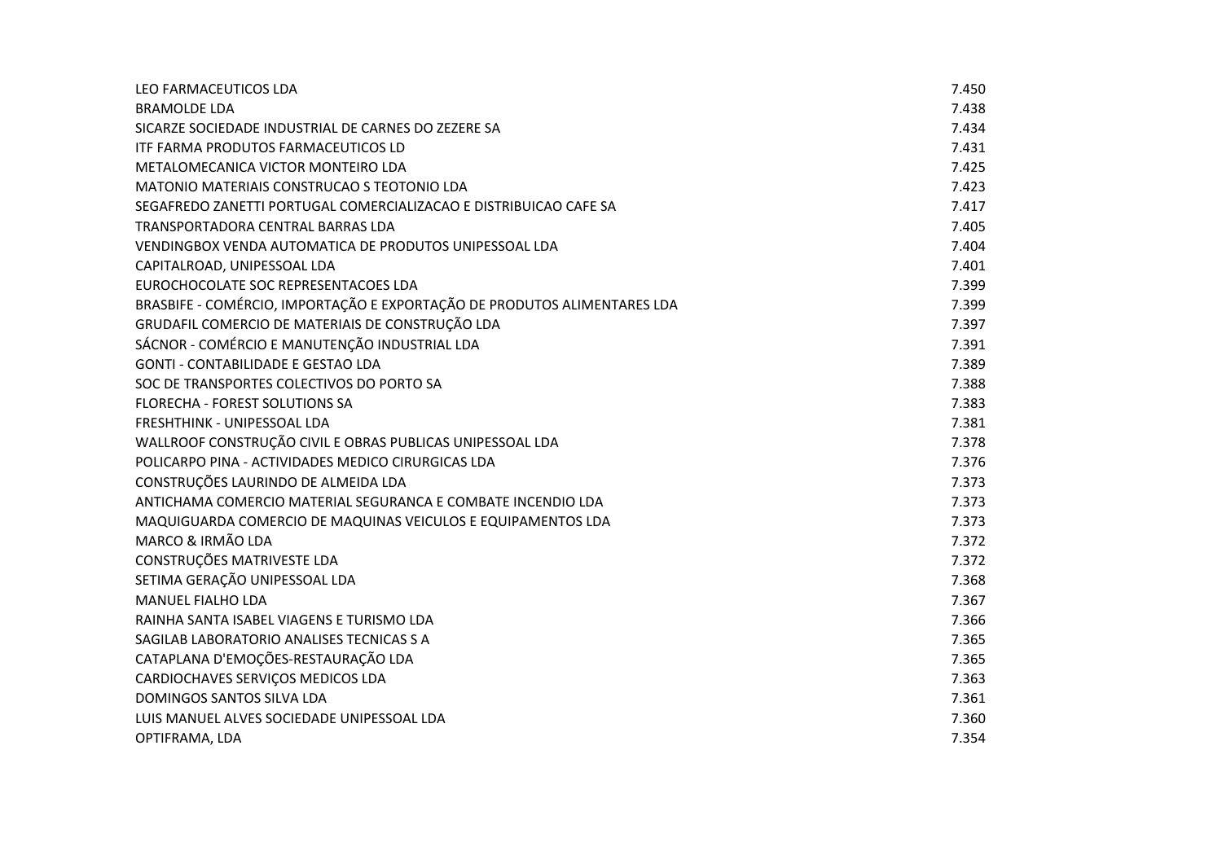| | |
|---|---|
| LEO FARMACEUTICOS LDA | 7.450 |
| BRAMOLDE LDA | 7.438 |
| SICARZE SOCIEDADE INDUSTRIAL DE CARNES DO ZEZERE SA | 7.434 |
| ITF FARMA PRODUTOS FARMACEUTICOS LD | 7.431 |
| METALOMECANICA VICTOR MONTEIRO LDA | 7.425 |
| MATONIO MATERIAIS CONSTRUCAO S TEOTONIO LDA | 7.423 |
| SEGAFREDO ZANETTI PORTUGAL COMERCIALIZACAO E DISTRIBUICAO CAFE SA | 7.417 |
| TRANSPORTADORA CENTRAL BARRAS LDA | 7.405 |
| VENDINGBOX VENDA AUTOMATICA DE PRODUTOS UNIPESSOAL LDA | 7.404 |
| CAPITALROAD, UNIPESSOAL LDA | 7.401 |
| EUROCHOCOLATE SOC REPRESENTACOES LDA | 7.399 |
| BRASBIFE - COMÉRCIO, IMPORTAÇÃO E EXPORTAÇÃO DE PRODUTOS ALIMENTARES LDA | 7.399 |
| GRUDAFIL COMERCIO DE MATERIAIS DE CONSTRUÇÃO LDA | 7.397 |
| SÁCNOR - COMÉRCIO E MANUTENÇÃO INDUSTRIAL LDA | 7.391 |
| GONTI - CONTABILIDADE E GESTAO LDA | 7.389 |
| SOC DE TRANSPORTES COLECTIVOS DO PORTO SA | 7.388 |
| FLORECHA - FOREST SOLUTIONS SA | 7.383 |
| FRESHTHINK - UNIPESSOAL LDA | 7.381 |
| WALLROOF CONSTRUÇÃO CIVIL E OBRAS PUBLICAS UNIPESSOAL LDA | 7.378 |
| POLICARPO PINA - ACTIVIDADES MEDICO CIRURGICAS LDA | 7.376 |
| CONSTRUÇÕES LAURINDO DE ALMEIDA LDA | 7.373 |
| ANTICHAMA COMERCIO MATERIAL SEGURANCA E COMBATE INCENDIO LDA | 7.373 |
| MAQUIGUARDA COMERCIO DE MAQUINAS VEICULOS E EQUIPAMENTOS LDA | 7.373 |
| MARCO & IRMÃO LDA | 7.372 |
| CONSTRUÇÕES MATRIVESTE LDA | 7.372 |
| SETIMA GERAÇÃO UNIPESSOAL LDA | 7.368 |
| MANUEL FIALHO LDA | 7.367 |
| RAINHA SANTA ISABEL VIAGENS E TURISMO LDA | 7.366 |
| SAGILAB LABORATORIO ANALISES TECNICAS S A | 7.365 |
| CATAPLANA D'EMOÇÕES-RESTAURAÇÃO LDA | 7.365 |
| CARDIOCHAVES SERVIÇOS MEDICOS LDA | 7.363 |
| DOMINGOS SANTOS SILVA LDA | 7.361 |
| LUIS MANUEL ALVES SOCIEDADE UNIPESSOAL LDA | 7.360 |
| OPTIFRAMA, LDA | 7.354 |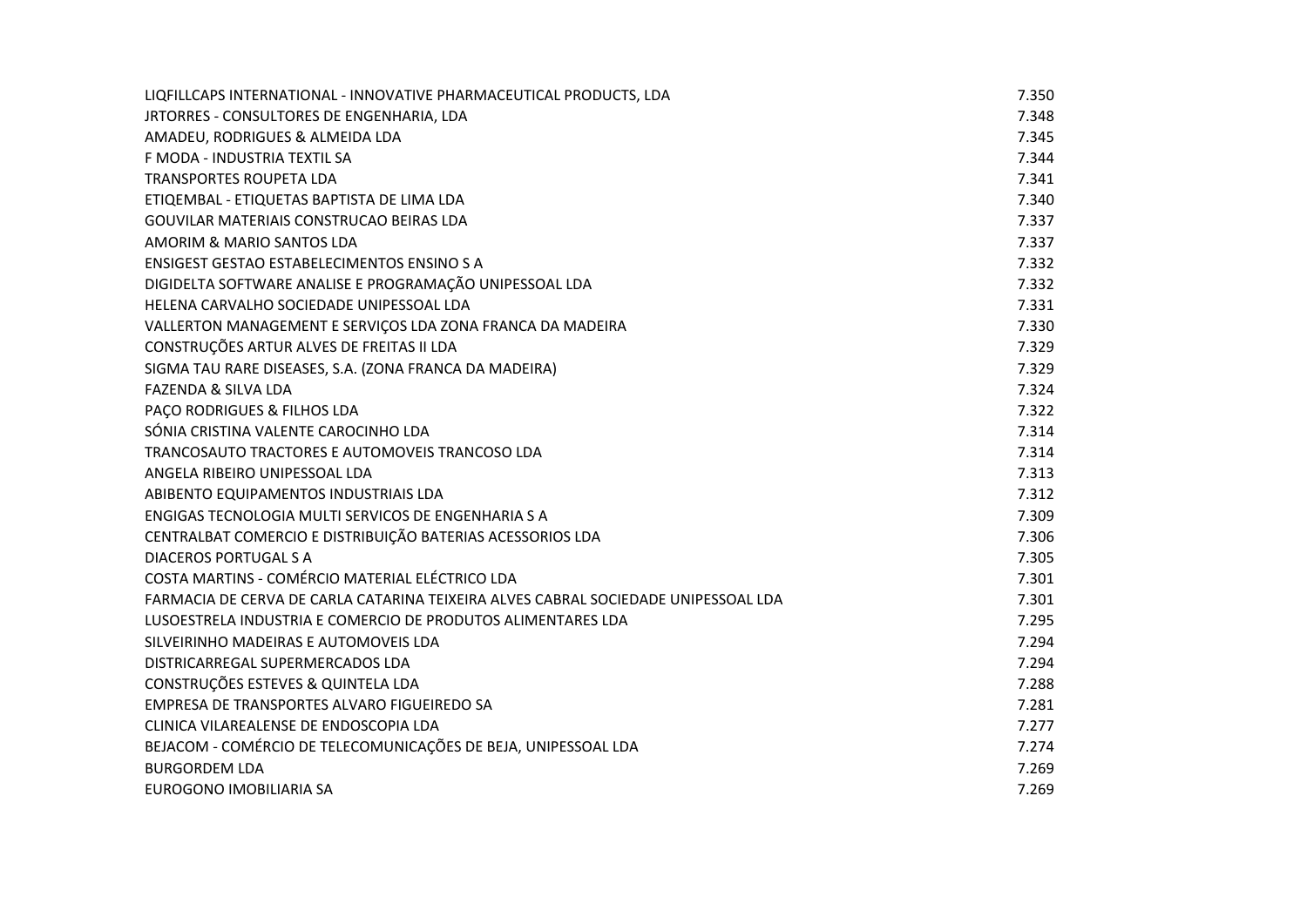| | |
|---|---|
| LIQFILLCAPS INTERNATIONAL - INNOVATIVE PHARMACEUTICAL PRODUCTS, LDA | 7.350 |
| JRTORRES - CONSULTORES DE ENGENHARIA, LDA | 7.348 |
| AMADEU, RODRIGUES & ALMEIDA LDA | 7.345 |
| F MODA - INDUSTRIA TEXTIL SA | 7.344 |
| TRANSPORTES ROUPETA LDA | 7.341 |
| ETIQEMBAL - ETIQUETAS BAPTISTA DE LIMA LDA | 7.340 |
| GOUVILAR MATERIAIS CONSTRUCAO BEIRAS LDA | 7.337 |
| AMORIM & MARIO SANTOS LDA | 7.337 |
| ENSIGEST GESTAO ESTABELECIMENTOS ENSINO S A | 7.332 |
| DIGIDELTA SOFTWARE ANALISE E PROGRAMAÇÃO UNIPESSOAL LDA | 7.332 |
| HELENA CARVALHO SOCIEDADE UNIPESSOAL LDA | 7.331 |
| VALLERTON MANAGEMENT E SERVIÇOS LDA ZONA FRANCA DA MADEIRA | 7.330 |
| CONSTRUÇÕES ARTUR ALVES DE FREITAS II LDA | 7.329 |
| SIGMA TAU RARE DISEASES, S.A. (ZONA FRANCA DA MADEIRA) | 7.329 |
| FAZENDA & SILVA LDA | 7.324 |
| PAÇO RODRIGUES & FILHOS LDA | 7.322 |
| SÓNIA CRISTINA VALENTE CAROCINHO LDA | 7.314 |
| TRANCOSAUTO TRACTORES E AUTOMOVEIS TRANCOSO LDA | 7.314 |
| ANGELA RIBEIRO UNIPESSOAL LDA | 7.313 |
| ABIBENTO EQUIPAMENTOS INDUSTRIAIS LDA | 7.312 |
| ENGIGAS TECNOLOGIA MULTI SERVICOS DE ENGENHARIA S A | 7.309 |
| CENTRALBAT COMERCIO E DISTRIBUIÇÃO BATERIAS ACESSORIOS LDA | 7.306 |
| DIACEROS PORTUGAL S A | 7.305 |
| COSTA MARTINS - COMÉRCIO MATERIAL ELÉCTRICO LDA | 7.301 |
| FARMACIA DE CERVA DE CARLA CATARINA TEIXEIRA ALVES CABRAL SOCIEDADE UNIPESSOAL LDA | 7.301 |
| LUSOESTRELA INDUSTRIA E COMERCIO DE PRODUTOS ALIMENTARES LDA | 7.295 |
| SILVEIRINHO MADEIRAS E AUTOMOVEIS LDA | 7.294 |
| DISTRICARREGAL SUPERMERCADOS LDA | 7.294 |
| CONSTRUÇÕES ESTEVES & QUINTELA LDA | 7.288 |
| EMPRESA DE TRANSPORTES ALVARO FIGUEIREDO SA | 7.281 |
| CLINICA VILAREALENSE DE ENDOSCOPIA LDA | 7.277 |
| BEJACOM - COMÉRCIO DE TELECOMUNICAÇÕES DE BEJA, UNIPESSOAL LDA | 7.274 |
| BURGORDEM LDA | 7.269 |
| EUROGONO IMOBILIARIA SA | 7.269 |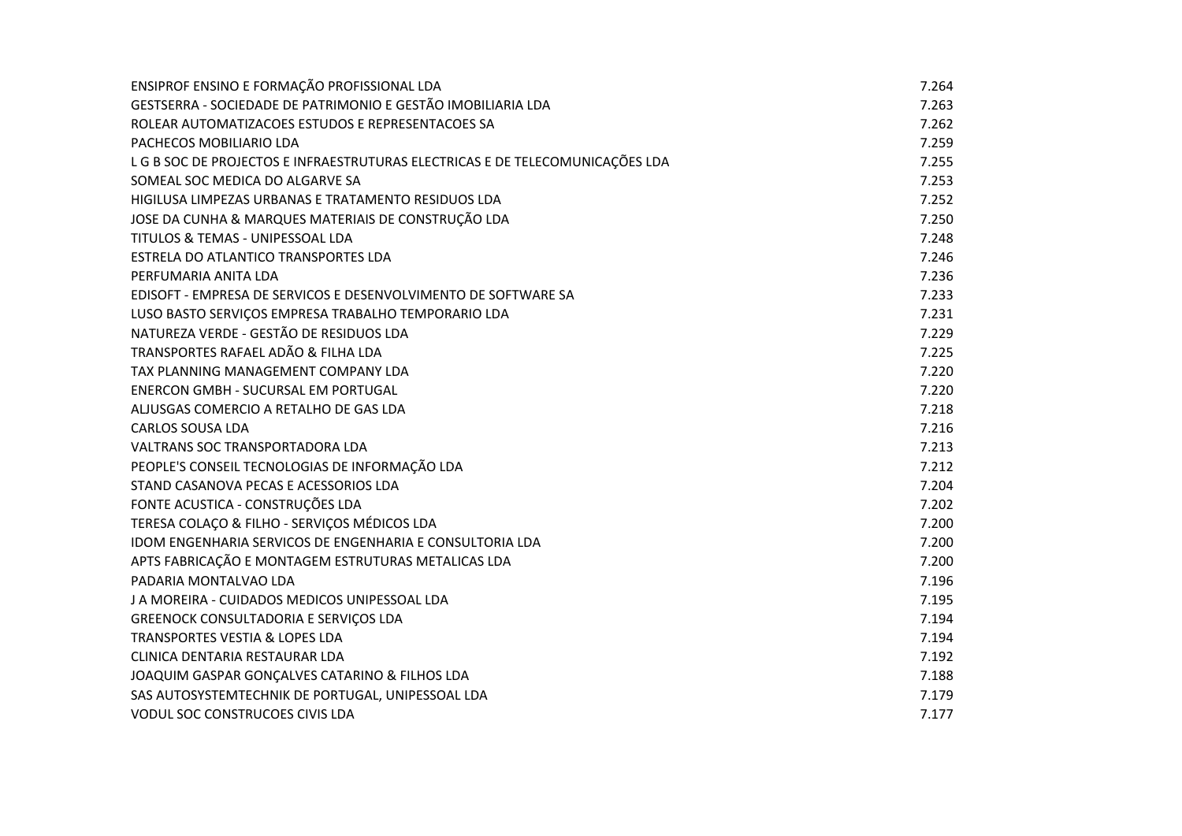| | |
|---|---|
| ENSIPROF ENSINO E FORMAÇÃO PROFISSIONAL LDA | 7.264 |
| GESTSERRA - SOCIEDADE DE PATRIMONIO E GESTÃO IMOBILIARIA LDA | 7.263 |
| ROLEAR AUTOMATIZACOES ESTUDOS E REPRESENTACOES SA | 7.262 |
| PACHECOS MOBILIARIO LDA | 7.259 |
| L G B SOC DE PROJECTOS E INFRAESTRUTURAS ELECTRICAS E DE TELECOMUNICAÇÕES LDA | 7.255 |
| SOMEAL SOC MEDICA DO ALGARVE SA | 7.253 |
| HIGILUSA LIMPEZAS URBANAS E TRATAMENTO RESIDUOS LDA | 7.252 |
| JOSE DA CUNHA & MARQUES MATERIAIS DE CONSTRUÇÃO LDA | 7.250 |
| TITULOS & TEMAS - UNIPESSOAL LDA | 7.248 |
| ESTRELA DO ATLANTICO TRANSPORTES LDA | 7.246 |
| PERFUMARIA ANITA LDA | 7.236 |
| EDISOFT - EMPRESA DE SERVICOS E DESENVOLVIMENTO DE SOFTWARE SA | 7.233 |
| LUSO BASTO SERVIÇOS EMPRESA TRABALHO TEMPORARIO LDA | 7.231 |
| NATUREZA VERDE - GESTÃO DE RESIDUOS LDA | 7.229 |
| TRANSPORTES RAFAEL ADÃO & FILHA LDA | 7.225 |
| TAX PLANNING MANAGEMENT COMPANY LDA | 7.220 |
| ENERCON GMBH - SUCURSAL EM PORTUGAL | 7.220 |
| ALJUSGAS COMERCIO A RETALHO DE GAS LDA | 7.218 |
| CARLOS SOUSA LDA | 7.216 |
| VALTRANS SOC TRANSPORTADORA LDA | 7.213 |
| PEOPLE'S CONSEIL TECNOLOGIAS DE INFORMAÇÃO LDA | 7.212 |
| STAND CASANOVA PECAS E ACESSORIOS LDA | 7.204 |
| FONTE ACUSTICA - CONSTRUÇÕES LDA | 7.202 |
| TERESA COLAÇO & FILHO - SERVIÇOS MÉDICOS LDA | 7.200 |
| IDOM ENGENHARIA SERVICOS DE ENGENHARIA E CONSULTORIA LDA | 7.200 |
| APTS FABRICAÇÃO E MONTAGEM ESTRUTURAS METALICAS LDA | 7.200 |
| PADARIA MONTALVAO LDA | 7.196 |
| J A MOREIRA - CUIDADOS MEDICOS UNIPESSOAL LDA | 7.195 |
| GREENOCK CONSULTADORIA E SERVIÇOS LDA | 7.194 |
| TRANSPORTES VESTIA & LOPES LDA | 7.194 |
| CLINICA DENTARIA RESTAURAR LDA | 7.192 |
| JOAQUIM GASPAR GONÇALVES CATARINO & FILHOS LDA | 7.188 |
| SAS AUTOSYSTEMTECHNIK DE PORTUGAL, UNIPESSOAL LDA | 7.179 |
| VODUL SOC CONSTRUCOES CIVIS LDA | 7.177 |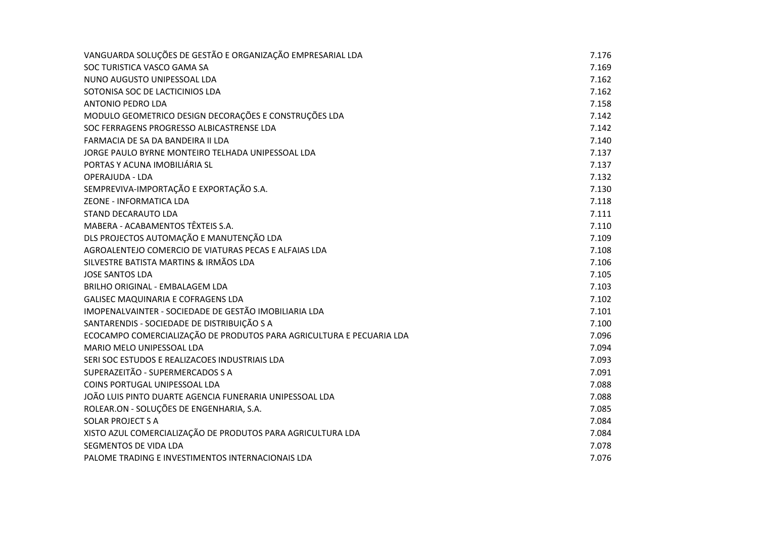| | |
|---|---|
| VANGUARDA SOLUÇÕES DE GESTÃO E ORGANIZAÇÃO EMPRESARIAL LDA | 7.176 |
| SOC TURISTICA VASCO GAMA SA | 7.169 |
| NUNO AUGUSTO UNIPESSOAL LDA | 7.162 |
| SOTONISA SOC DE LACTICINIOS LDA | 7.162 |
| ANTONIO PEDRO LDA | 7.158 |
| MODULO GEOMETRICO DESIGN DECORAÇÕES E CONSTRUÇÕES LDA | 7.142 |
| SOC FERRAGENS PROGRESSO ALBICASTRENSE LDA | 7.142 |
| FARMACIA DE SA DA BANDEIRA II LDA | 7.140 |
| JORGE PAULO BYRNE MONTEIRO TELHADA UNIPESSOAL LDA | 7.137 |
| PORTAS Y ACUNA IMOBILIÁRIA SL | 7.137 |
| OPERAJUDA - LDA | 7.132 |
| SEMPREVIVA-IMPORTAÇÃO E EXPORTAÇÃO S.A. | 7.130 |
| ZEONE - INFORMATICA LDA | 7.118 |
| STAND DECARAUTO LDA | 7.111 |
| MABERA - ACABAMENTOS TÊXTEIS S.A. | 7.110 |
| DLS PROJECTOS AUTOMAÇÃO E MANUTENÇÃO LDA | 7.109 |
| AGROALENTEJO COMERCIO DE VIATURAS PECAS E ALFAIAS LDA | 7.108 |
| SILVESTRE BATISTA MARTINS & IRMÃOS LDA | 7.106 |
| JOSE SANTOS LDA | 7.105 |
| BRILHO ORIGINAL - EMBALAGEM LDA | 7.103 |
| GALISEC MAQUINARIA E COFRAGENS LDA | 7.102 |
| IMOPENALVAINTER - SOCIEDADE DE GESTÃO IMOBILIARIA LDA | 7.101 |
| SANTARENDIS - SOCIEDADE DE DISTRIBUIÇÃO S A | 7.100 |
| ECOCAMPO COMERCIALIZAÇÃO DE PRODUTOS PARA AGRICULTURA E PECUARIA LDA | 7.096 |
| MARIO MELO UNIPESSOAL LDA | 7.094 |
| SERI SOC ESTUDOS E REALIZACOES INDUSTRIAIS LDA | 7.093 |
| SUPERAZEITÃO - SUPERMERCADOS S A | 7.091 |
| COINS PORTUGAL UNIPESSOAL LDA | 7.088 |
| JOÃO LUIS PINTO DUARTE AGENCIA FUNERARIA UNIPESSOAL LDA | 7.088 |
| ROLEAR.ON - SOLUÇÕES DE ENGENHARIA, S.A. | 7.085 |
| SOLAR PROJECT S A | 7.084 |
| XISTO AZUL COMERCIALIZAÇÃO DE PRODUTOS PARA AGRICULTURA LDA | 7.084 |
| SEGMENTOS DE VIDA LDA | 7.078 |
| PALOME TRADING E INVESTIMENTOS INTERNACIONAIS LDA | 7.076 |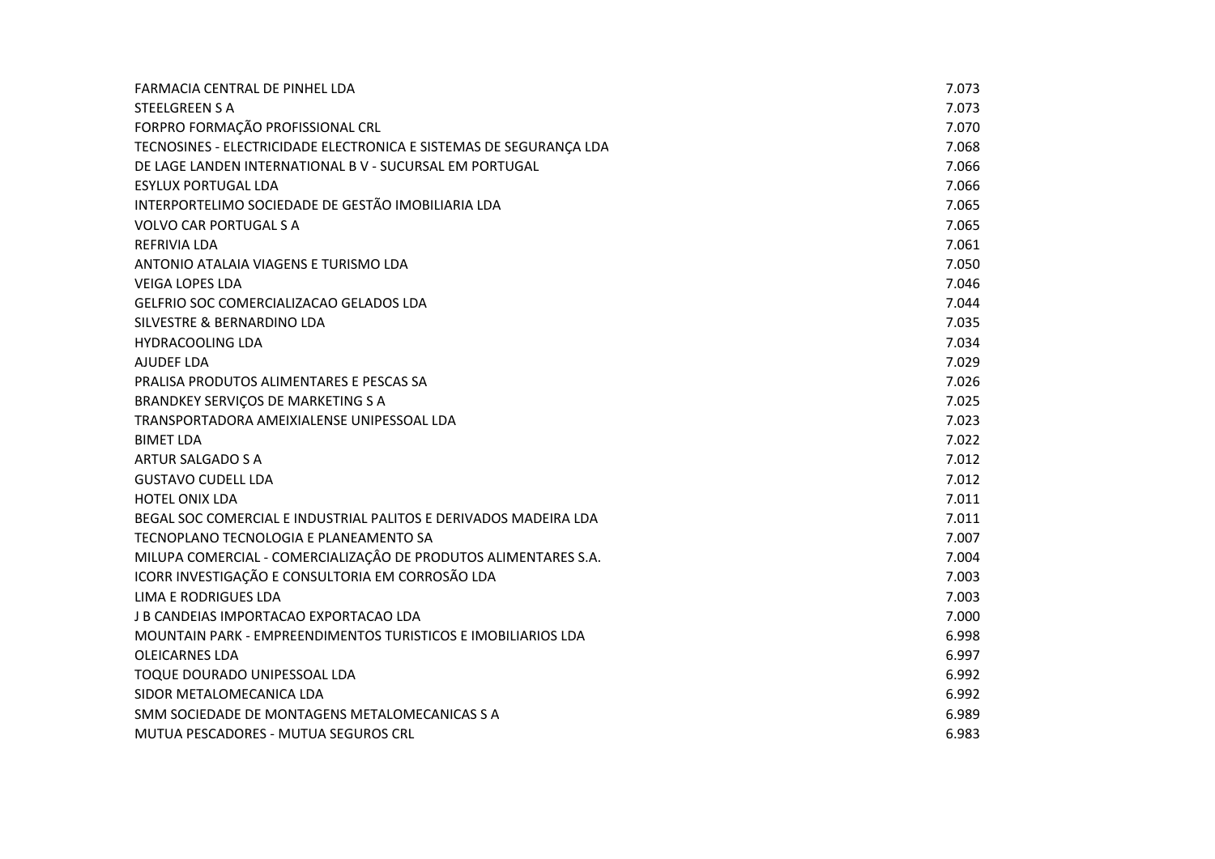| | |
|---|---|
| FARMACIA CENTRAL DE PINHEL LDA | 7.073 |
| STEELGREEN S A | 7.073 |
| FORPRO FORMAÇÃO PROFISSIONAL CRL | 7.070 |
| TECNOSINES - ELECTRICIDADE ELECTRONICA E SISTEMAS DE SEGURANÇA LDA | 7.068 |
| DE LAGE LANDEN INTERNATIONAL B V - SUCURSAL EM PORTUGAL | 7.066 |
| ESYLUX PORTUGAL LDA | 7.066 |
| INTERPORTELIMO SOCIEDADE DE GESTÃO IMOBILIARIA LDA | 7.065 |
| VOLVO CAR PORTUGAL S A | 7.065 |
| REFRIVIA LDA | 7.061 |
| ANTONIO ATALAIA VIAGENS E TURISMO LDA | 7.050 |
| VEIGA LOPES LDA | 7.046 |
| GELFRIO SOC COMERCIALIZACAO GELADOS LDA | 7.044 |
| SILVESTRE & BERNARDINO LDA | 7.035 |
| HYDRACOOLING LDA | 7.034 |
| AJUDEF LDA | 7.029 |
| PRALISA PRODUTOS ALIMENTARES E PESCAS SA | 7.026 |
| BRANDKEY SERVIÇOS DE MARKETING S A | 7.025 |
| TRANSPORTADORA AMEIXIALENSE UNIPESSOAL LDA | 7.023 |
| BIMET LDA | 7.022 |
| ARTUR SALGADO S A | 7.012 |
| GUSTAVO CUDELL LDA | 7.012 |
| HOTEL ONIX LDA | 7.011 |
| BEGAL SOC COMERCIAL E INDUSTRIAL PALITOS E DERIVADOS MADEIRA LDA | 7.011 |
| TECNOPLANO TECNOLOGIA E PLANEAMENTO SA | 7.007 |
| MILUPA COMERCIAL - COMERCIALIZAÇÂO DE PRODUTOS ALIMENTARES S.A. | 7.004 |
| ICORR INVESTIGAÇÃO E CONSULTORIA EM CORROSÃO LDA | 7.003 |
| LIMA E RODRIGUES LDA | 7.003 |
| J B CANDEIAS IMPORTACAO EXPORTACAO LDA | 7.000 |
| MOUNTAIN PARK - EMPREENDIMENTOS TURISTICOS E IMOBILIARIOS LDA | 6.998 |
| OLEICARNES LDA | 6.997 |
| TOQUE DOURADO UNIPESSOAL LDA | 6.992 |
| SIDOR METALOMECANICA LDA | 6.992 |
| SMM SOCIEDADE DE MONTAGENS METALOMECANICAS S A | 6.989 |
| MUTUA PESCADORES - MUTUA SEGUROS CRL | 6.983 |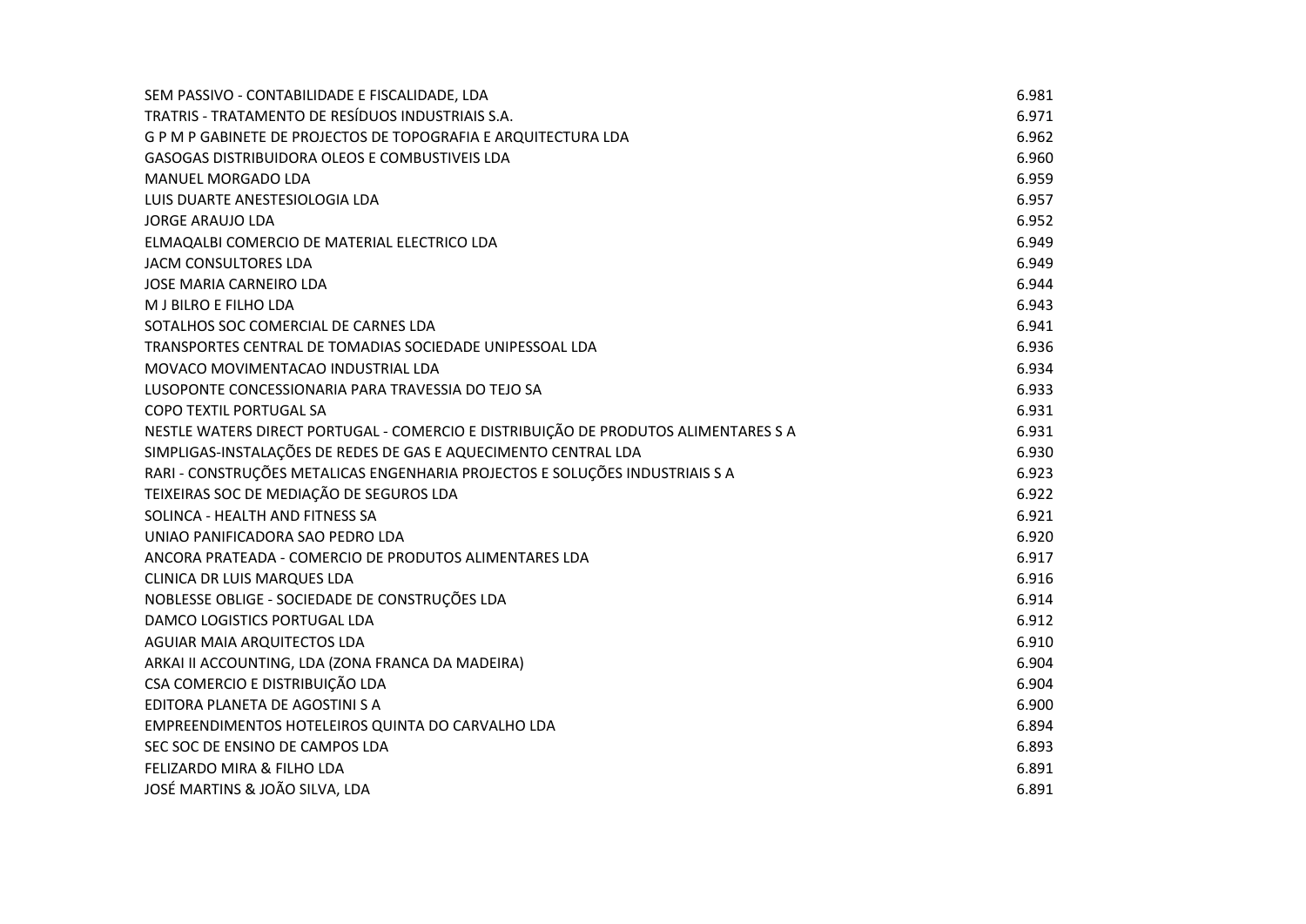| | |
|---|---|
| SEM PASSIVO - CONTABILIDADE E FISCALIDADE, LDA | 6.981 |
| TRATRIS - TRATAMENTO DE RESÍDUOS INDUSTRIAIS S.A. | 6.971 |
| G P M P GABINETE DE PROJECTOS DE TOPOGRAFIA E ARQUITECTURA LDA | 6.962 |
| GASOGAS DISTRIBUIDORA OLEOS E COMBUSTIVEIS LDA | 6.960 |
| MANUEL MORGADO LDA | 6.959 |
| LUIS DUARTE ANESTESIOLOGIA LDA | 6.957 |
| JORGE ARAUJO LDA | 6.952 |
| ELMAQALBI COMERCIO DE MATERIAL ELECTRICO LDA | 6.949 |
| JACM CONSULTORES LDA | 6.949 |
| JOSE MARIA CARNEIRO LDA | 6.944 |
| M J BILRO E FILHO LDA | 6.943 |
| SOTALHOS SOC COMERCIAL DE CARNES LDA | 6.941 |
| TRANSPORTES CENTRAL DE TOMADIAS SOCIEDADE UNIPESSOAL LDA | 6.936 |
| MOVACO MOVIMENTACAO INDUSTRIAL LDA | 6.934 |
| LUSOPONTE CONCESSIONARIA PARA TRAVESSIA DO TEJO SA | 6.933 |
| COPO TEXTIL PORTUGAL SA | 6.931 |
| NESTLE WATERS DIRECT PORTUGAL - COMERCIO E DISTRIBUIÇÃO DE PRODUTOS ALIMENTARES S A | 6.931 |
| SIMPLIGAS-INSTALAÇÕES DE REDES DE GAS E AQUECIMENTO CENTRAL LDA | 6.930 |
| RARI - CONSTRUÇÕES METALICAS ENGENHARIA PROJECTOS E SOLUÇÕES INDUSTRIAIS S A | 6.923 |
| TEIXEIRAS SOC DE MEDIAÇÃO DE SEGUROS LDA | 6.922 |
| SOLINCA - HEALTH AND FITNESS SA | 6.921 |
| UNIAO PANIFICADORA SAO PEDRO LDA | 6.920 |
| ANCORA PRATEADA - COMERCIO DE PRODUTOS ALIMENTARES LDA | 6.917 |
| CLINICA DR LUIS MARQUES LDA | 6.916 |
| NOBLESSE OBLIGE - SOCIEDADE DE CONSTRUÇÕES LDA | 6.914 |
| DAMCO LOGISTICS PORTUGAL LDA | 6.912 |
| AGUIAR MAIA ARQUITECTOS LDA | 6.910 |
| ARKAI II ACCOUNTING, LDA (ZONA FRANCA DA MADEIRA) | 6.904 |
| CSA COMERCIO E DISTRIBUIÇÃO LDA | 6.904 |
| EDITORA PLANETA DE AGOSTINI S A | 6.900 |
| EMPREENDIMENTOS HOTELEIROS QUINTA DO CARVALHO LDA | 6.894 |
| SEC SOC DE ENSINO DE CAMPOS LDA | 6.893 |
| FELIZARDO MIRA & FILHO LDA | 6.891 |
| JOSÉ MARTINS & JOÃO SILVA, LDA | 6.891 |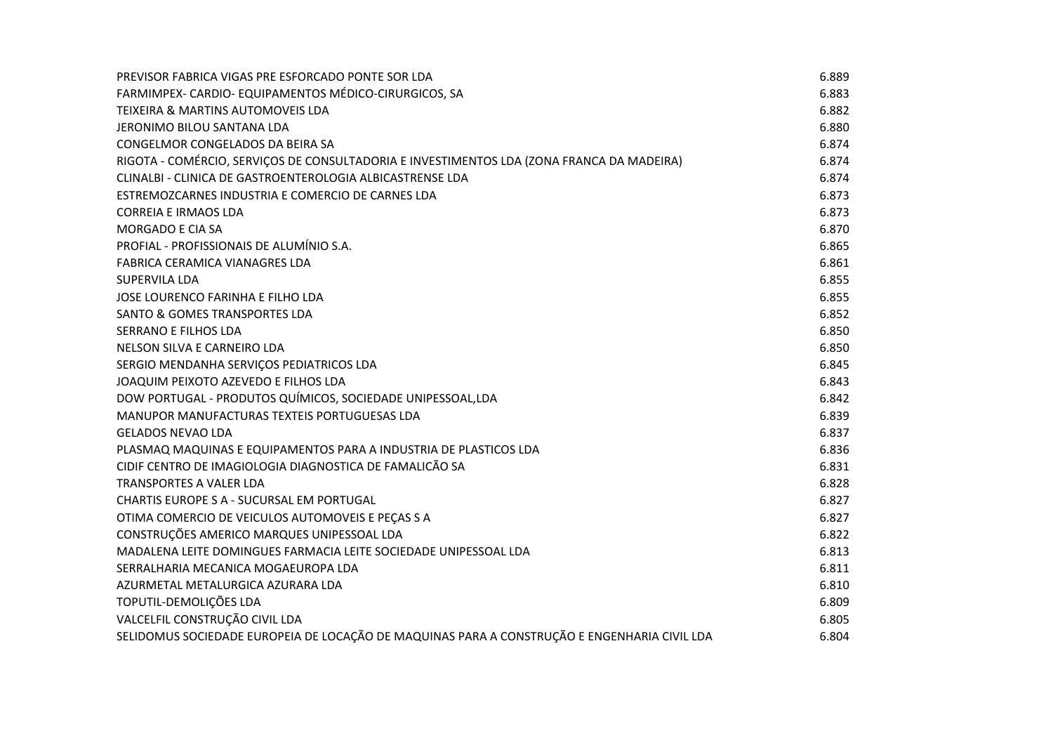| | |
|---|---|
| PREVISOR FABRICA VIGAS PRE ESFORCADO PONTE SOR LDA | 6.889 |
| FARMIMPEX- CARDIO- EQUIPAMENTOS MÉDICO-CIRURGICOS, SA | 6.883 |
| TEIXEIRA & MARTINS AUTOMOVEIS LDA | 6.882 |
| JERONIMO BILOU SANTANA LDA | 6.880 |
| CONGELMOR CONGELADOS DA BEIRA SA | 6.874 |
| RIGOTA - COMÉRCIO, SERVIÇOS DE CONSULTADORIA E INVESTIMENTOS LDA (ZONA FRANCA DA MADEIRA) | 6.874 |
| CLINALBI - CLINICA DE GASTROENTEROLOGIA ALBICASTRENSE LDA | 6.874 |
| ESTREMOZCARNES INDUSTRIA E COMERCIO DE CARNES LDA | 6.873 |
| CORREIA E IRMAOS LDA | 6.873 |
| MORGADO E CIA SA | 6.870 |
| PROFIAL - PROFISSIONAIS DE ALUMÍNIO S.A. | 6.865 |
| FABRICA CERAMICA VIANAGRES LDA | 6.861 |
| SUPERVILA LDA | 6.855 |
| JOSE LOURENCO FARINHA E FILHO LDA | 6.855 |
| SANTO & GOMES TRANSPORTES LDA | 6.852 |
| SERRANO E FILHOS LDA | 6.850 |
| NELSON SILVA E CARNEIRO LDA | 6.850 |
| SERGIO MENDANHA SERVIÇOS PEDIATRICOS LDA | 6.845 |
| JOAQUIM PEIXOTO AZEVEDO E FILHOS LDA | 6.843 |
| DOW PORTUGAL - PRODUTOS QUÍMICOS, SOCIEDADE UNIPESSOAL,LDA | 6.842 |
| MANUPOR MANUFACTURAS TEXTEIS PORTUGUESAS LDA | 6.839 |
| GELADOS NEVAO LDA | 6.837 |
| PLASMAQ MAQUINAS E EQUIPAMENTOS PARA A INDUSTRIA DE PLASTICOS LDA | 6.836 |
| CIDIF CENTRO DE IMAGIOLOGIA DIAGNOSTICA DE FAMALICÃO SA | 6.831 |
| TRANSPORTES A VALER LDA | 6.828 |
| CHARTIS EUROPE S A - SUCURSAL EM PORTUGAL | 6.827 |
| OTIMA COMERCIO DE VEICULOS AUTOMOVEIS E PEÇAS S A | 6.827 |
| CONSTRUÇÕES AMERICO MARQUES UNIPESSOAL LDA | 6.822 |
| MADALENA LEITE DOMINGUES FARMACIA LEITE SOCIEDADE UNIPESSOAL LDA | 6.813 |
| SERRALHARIA MECANICA MOGAEUROPA LDA | 6.811 |
| AZURMETAL METALURGICA AZURARA LDA | 6.810 |
| TOPUTIL-DEMOLIÇÕES LDA | 6.809 |
| VALCELFIL CONSTRUÇÃO CIVIL LDA | 6.805 |
| SELIDOMUS SOCIEDADE EUROPEIA DE LOCAÇÃO DE MAQUINAS PARA A CONSTRUÇÃO E ENGENHARIA CIVIL LDA | 6.804 |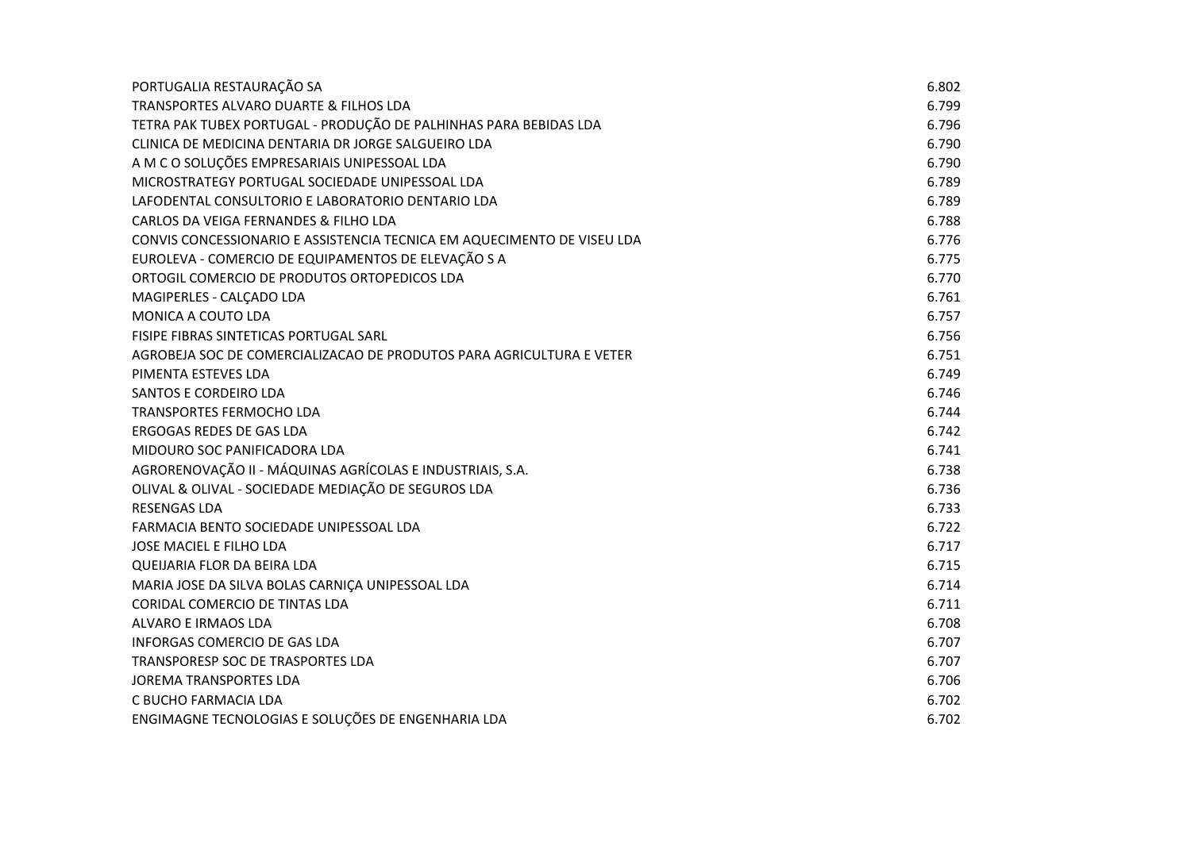| | |
|---|---|
| PORTUGALIA RESTAURAÇÃO SA | 6.802 |
| TRANSPORTES ALVARO DUARTE & FILHOS LDA | 6.799 |
| TETRA PAK TUBEX PORTUGAL - PRODUÇÃO DE PALHINHAS PARA BEBIDAS LDA | 6.796 |
| CLINICA DE MEDICINA DENTARIA DR JORGE SALGUEIRO LDA | 6.790 |
| A M C O SOLUÇÕES EMPRESARIAIS UNIPESSOAL LDA | 6.790 |
| MICROSTRATEGY PORTUGAL SOCIEDADE UNIPESSOAL LDA | 6.789 |
| LAFODENTAL CONSULTORIO E LABORATORIO DENTARIO LDA | 6.789 |
| CARLOS DA VEIGA FERNANDES & FILHO LDA | 6.788 |
| CONVIS CONCESSIONARIO E ASSISTENCIA TECNICA EM AQUECIMENTO DE VISEU LDA | 6.776 |
| EUROLEVA - COMERCIO DE EQUIPAMENTOS DE ELEVAÇÃO S A | 6.775 |
| ORTOGIL COMERCIO DE PRODUTOS ORTOPEDICOS LDA | 6.770 |
| MAGIPERLES - CALÇADO LDA | 6.761 |
| MONICA A COUTO LDA | 6.757 |
| FISIPE FIBRAS SINTETICAS PORTUGAL SARL | 6.756 |
| AGROBEJA SOC DE COMERCIALIZACAO DE PRODUTOS PARA AGRICULTURA E VETER | 6.751 |
| PIMENTA ESTEVES LDA | 6.749 |
| SANTOS E CORDEIRO LDA | 6.746 |
| TRANSPORTES FERMOCHO LDA | 6.744 |
| ERGOGAS REDES DE GAS LDA | 6.742 |
| MIDOURO SOC PANIFICADORA LDA | 6.741 |
| AGRORENOVAÇÃO II - MÁQUINAS AGRÍCOLAS E INDUSTRIAIS, S.A. | 6.738 |
| OLIVAL & OLIVAL - SOCIEDADE MEDIAÇÃO DE SEGUROS LDA | 6.736 |
| RESENGAS LDA | 6.733 |
| FARMACIA BENTO SOCIEDADE UNIPESSOAL LDA | 6.722 |
| JOSE MACIEL E FILHO LDA | 6.717 |
| QUEIJARIA FLOR DA BEIRA LDA | 6.715 |
| MARIA JOSE DA SILVA BOLAS CARNIÇA UNIPESSOAL LDA | 6.714 |
| CORIDAL COMERCIO DE TINTAS LDA | 6.711 |
| ALVARO E IRMAOS LDA | 6.708 |
| INFORGAS COMERCIO DE GAS LDA | 6.707 |
| TRANSPORESP SOC DE TRASPORTES LDA | 6.707 |
| JOREMA TRANSPORTES LDA | 6.706 |
| C BUCHO FARMACIA LDA | 6.702 |
| ENGIMAGNE TECNOLOGIAS E SOLUÇÕES DE ENGENHARIA LDA | 6.702 |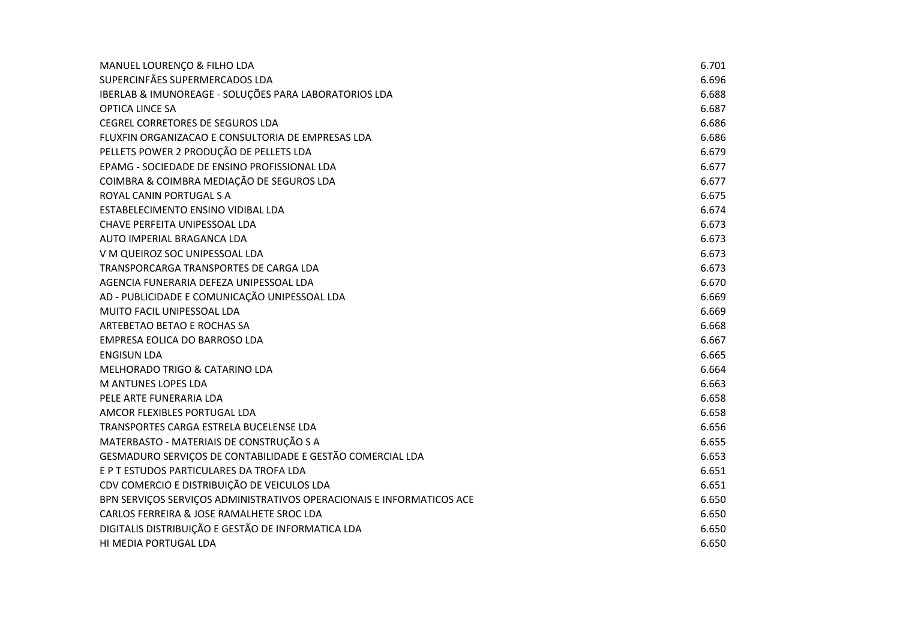| | |
|---|---|
| MANUEL LOURENÇO & FILHO LDA | 6.701 |
| SUPERCINFÃES SUPERMERCADOS LDA | 6.696 |
| IBERLAB & IMUNOREAGE - SOLUÇÕES PARA LABORATORIOS LDA | 6.688 |
| OPTICA LINCE SA | 6.687 |
| CEGREL CORRETORES DE SEGUROS LDA | 6.686 |
| FLUXFIN ORGANIZACAO E CONSULTORIA DE EMPRESAS LDA | 6.686 |
| PELLETS POWER 2 PRODUÇÃO DE PELLETS LDA | 6.679 |
| EPAMG - SOCIEDADE DE ENSINO PROFISSIONAL LDA | 6.677 |
| COIMBRA & COIMBRA MEDIAÇÃO DE SEGUROS LDA | 6.677 |
| ROYAL CANIN PORTUGAL S A | 6.675 |
| ESTABELECIMENTO ENSINO VIDIBAL LDA | 6.674 |
| CHAVE PERFEITA UNIPESSOAL LDA | 6.673 |
| AUTO IMPERIAL BRAGANCA LDA | 6.673 |
| V M QUEIROZ SOC UNIPESSOAL LDA | 6.673 |
| TRANSPORCARGA TRANSPORTES DE CARGA LDA | 6.673 |
| AGENCIA FUNERARIA DEFEZA UNIPESSOAL LDA | 6.670 |
| AD - PUBLICIDADE E COMUNICAÇÃO UNIPESSOAL LDA | 6.669 |
| MUITO FACIL UNIPESSOAL LDA | 6.669 |
| ARTEBETAO BETAO E ROCHAS SA | 6.668 |
| EMPRESA EOLICA DO BARROSO LDA | 6.667 |
| ENGISUN LDA | 6.665 |
| MELHORADO TRIGO & CATARINO LDA | 6.664 |
| M ANTUNES LOPES LDA | 6.663 |
| PELE ARTE FUNERARIA LDA | 6.658 |
| AMCOR FLEXIBLES PORTUGAL LDA | 6.658 |
| TRANSPORTES CARGA ESTRELA BUCELENSE LDA | 6.656 |
| MATERBASTO - MATERIAIS DE CONSTRUÇÃO S A | 6.655 |
| GESMADURO SERVIÇOS DE CONTABILIDADE E GESTÃO COMERCIAL LDA | 6.653 |
| E P T ESTUDOS PARTICULARES DA TROFA LDA | 6.651 |
| CDV COMERCIO E DISTRIBUIÇÃO DE VEICULOS LDA | 6.651 |
| BPN SERVIÇOS SERVIÇOS ADMINISTRATIVOS OPERACIONAIS E INFORMATICOS ACE | 6.650 |
| CARLOS FERREIRA & JOSE RAMALHETE SROC LDA | 6.650 |
| DIGITALIS DISTRIBUIÇÃO E GESTÃO DE INFORMATICA LDA | 6.650 |
| HI MEDIA PORTUGAL LDA | 6.650 |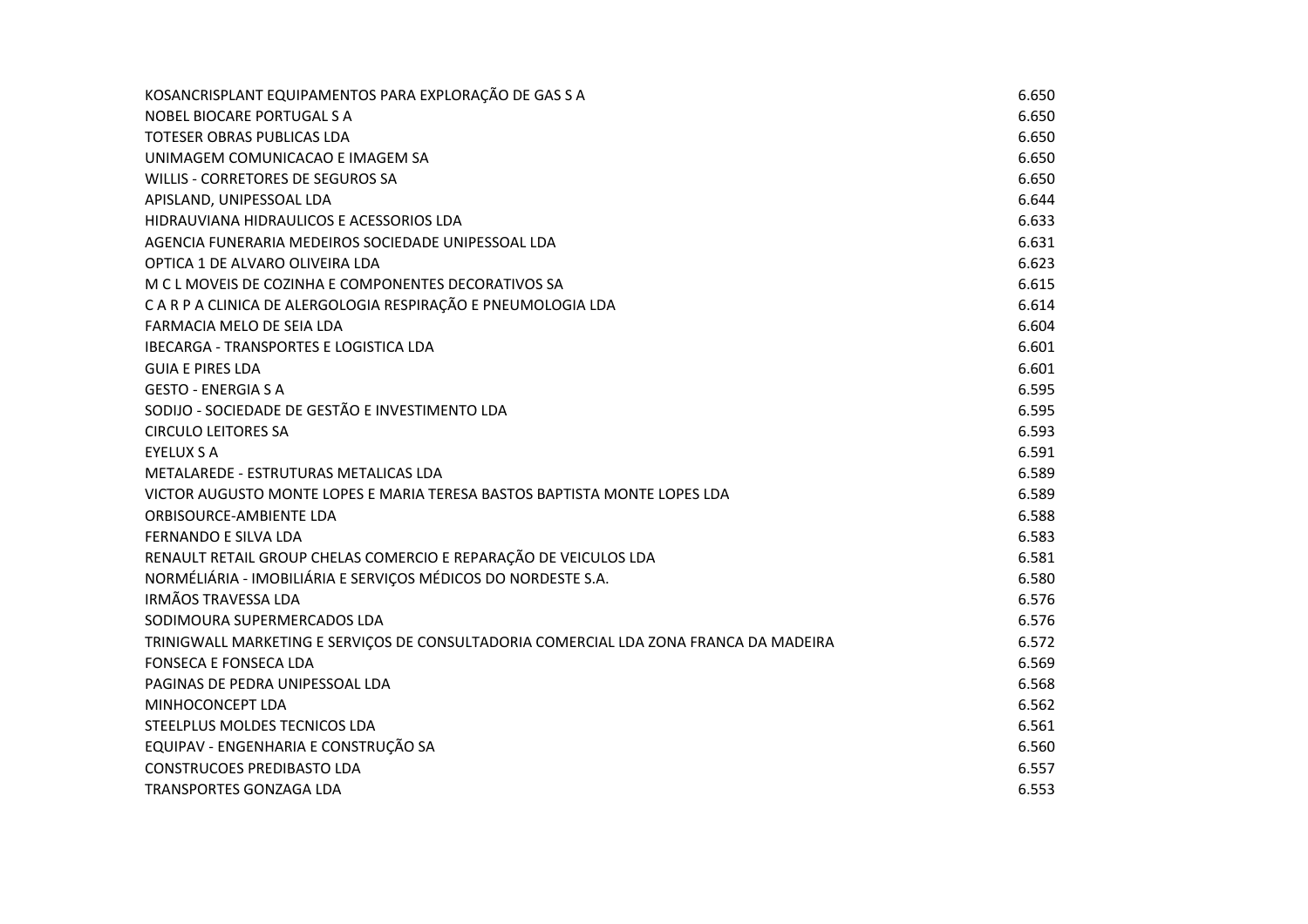| | |
|---|---|
| KOSANCRISPLANT EQUIPAMENTOS PARA EXPLORAÇÃO DE GAS S A | 6.650 |
| NOBEL BIOCARE PORTUGAL S A | 6.650 |
| TOTESER OBRAS PUBLICAS LDA | 6.650 |
| UNIMAGEM COMUNICACAO E IMAGEM SA | 6.650 |
| WILLIS - CORRETORES DE SEGUROS SA | 6.650 |
| APISLAND, UNIPESSOAL LDA | 6.644 |
| HIDRAUVIANA HIDRAULICOS E ACESSORIOS LDA | 6.633 |
| AGENCIA FUNERARIA MEDEIROS SOCIEDADE UNIPESSOAL LDA | 6.631 |
| OPTICA 1 DE ALVARO OLIVEIRA LDA | 6.623 |
| M C L MOVEIS DE COZINHA E COMPONENTES DECORATIVOS SA | 6.615 |
| C A R P A CLINICA DE ALERGOLOGIA RESPIRAÇÃO E PNEUMOLOGIA LDA | 6.614 |
| FARMACIA MELO DE SEIA LDA | 6.604 |
| IBECARGA - TRANSPORTES E LOGISTICA LDA | 6.601 |
| GUIA E PIRES LDA | 6.601 |
| GESTO - ENERGIA S A | 6.595 |
| SODIJO - SOCIEDADE DE GESTÃO E INVESTIMENTO LDA | 6.595 |
| CIRCULO LEITORES SA | 6.593 |
| EYELUX S A | 6.591 |
| METALAREDE - ESTRUTURAS METALICAS LDA | 6.589 |
| VICTOR AUGUSTO MONTE LOPES E MARIA TERESA BASTOS BAPTISTA MONTE LOPES LDA | 6.589 |
| ORBISOURCE-AMBIENTE LDA | 6.588 |
| FERNANDO E SILVA LDA | 6.583 |
| RENAULT RETAIL GROUP CHELAS COMERCIO E REPARAÇÃO DE VEICULOS LDA | 6.581 |
| NORMÉLIÁRIA - IMOBILIÁRIA E SERVIÇOS MÉDICOS DO NORDESTE S.A. | 6.580 |
| IRMÃOS TRAVESSA LDA | 6.576 |
| SODIMOURA SUPERMERCADOS LDA | 6.576 |
| TRINIGWALL MARKETING E SERVIÇOS DE CONSULTADORIA COMERCIAL LDA ZONA FRANCA DA MADEIRA | 6.572 |
| FONSECA E FONSECA LDA | 6.569 |
| PAGINAS DE PEDRA UNIPESSOAL LDA | 6.568 |
| MINHOCONCEPT LDA | 6.562 |
| STEELPLUS MOLDES TECNICOS LDA | 6.561 |
| EQUIPAV - ENGENHARIA E CONSTRUÇÃO SA | 6.560 |
| CONSTRUCOES PREDIBASTO LDA | 6.557 |
| TRANSPORTES GONZAGA LDA | 6.553 |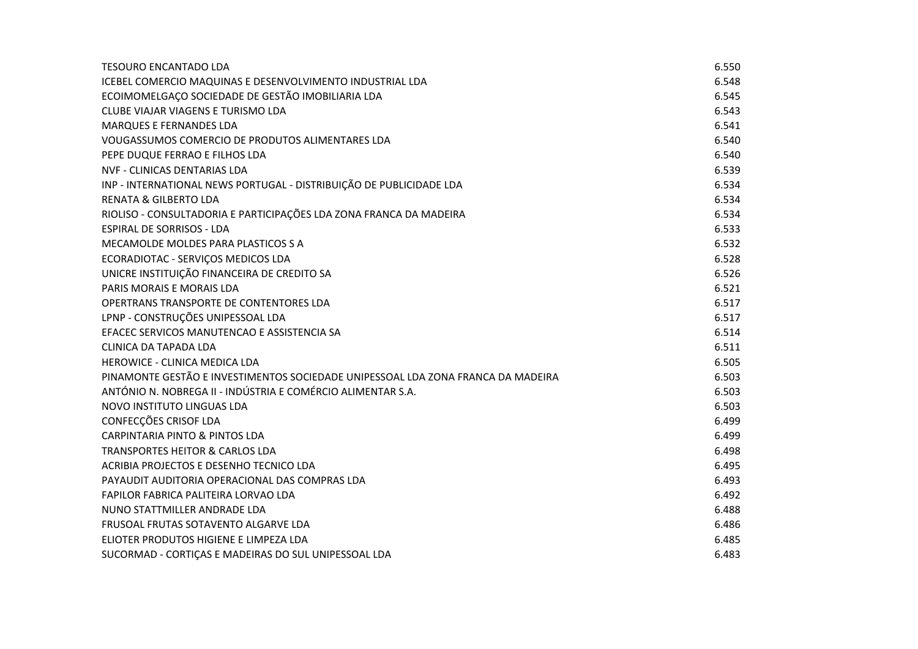| | |
|---|---|
| TESOURO ENCANTADO LDA | 6.550 |
| ICEBEL COMERCIO MAQUINAS E DESENVOLVIMENTO INDUSTRIAL LDA | 6.548 |
| ECOIMOMELGAÇO SOCIEDADE DE GESTÃO IMOBILIARIA LDA | 6.545 |
| CLUBE VIAJAR VIAGENS E TURISMO LDA | 6.543 |
| MARQUES E FERNANDES LDA | 6.541 |
| VOUGASSUMOS COMERCIO DE PRODUTOS ALIMENTARES LDA | 6.540 |
| PEPE DUQUE FERRAO E FILHOS LDA | 6.540 |
| NVF - CLINICAS DENTARIAS LDA | 6.539 |
| INP - INTERNATIONAL NEWS PORTUGAL - DISTRIBUIÇÃO DE PUBLICIDADE LDA | 6.534 |
| RENATA & GILBERTO LDA | 6.534 |
| RIOLISO - CONSULTADORIA E PARTICIPAÇÕES LDA ZONA FRANCA DA MADEIRA | 6.534 |
| ESPIRAL DE SORRISOS - LDA | 6.533 |
| MECAMOLDE MOLDES PARA PLASTICOS S A | 6.532 |
| ECORADIOTAC - SERVIÇOS MEDICOS LDA | 6.528 |
| UNICRE INSTITUIÇÃO FINANCEIRA DE CREDITO SA | 6.526 |
| PARIS MORAIS E MORAIS LDA | 6.521 |
| OPERTRANS TRANSPORTE DE CONTENTORES LDA | 6.517 |
| LPNP - CONSTRUÇÕES UNIPESSOAL LDA | 6.517 |
| EFACEC SERVICOS MANUTENCAO E ASSISTENCIA SA | 6.514 |
| CLINICA DA TAPADA LDA | 6.511 |
| HEROWICE - CLINICA MEDICA LDA | 6.505 |
| PINAMONTE GESTÃO E INVESTIMENTOS SOCIEDADE UNIPESSOAL LDA ZONA FRANCA DA MADEIRA | 6.503 |
| ANTÓNIO N. NOBREGA II - INDÚSTRIA E COMÉRCIO ALIMENTAR S.A. | 6.503 |
| NOVO INSTITUTO LINGUAS LDA | 6.503 |
| CONFECÇÕES CRISOF LDA | 6.499 |
| CARPINTARIA PINTO & PINTOS LDA | 6.499 |
| TRANSPORTES HEITOR & CARLOS LDA | 6.498 |
| ACRIBIA PROJECTOS E DESENHO TECNICO LDA | 6.495 |
| PAYAUDIT AUDITORIA OPERACIONAL DAS COMPRAS LDA | 6.493 |
| FAPILOR FABRICA PALITEIRA LORVAO LDA | 6.492 |
| NUNO STATTMILLER ANDRADE LDA | 6.488 |
| FRUSOAL FRUTAS SOTAVENTO ALGARVE LDA | 6.486 |
| ELIOTER PRODUTOS HIGIENE E LIMPEZA LDA | 6.485 |
| SUCORMAD - CORTIÇAS E MADEIRAS DO SUL UNIPESSOAL LDA | 6.483 |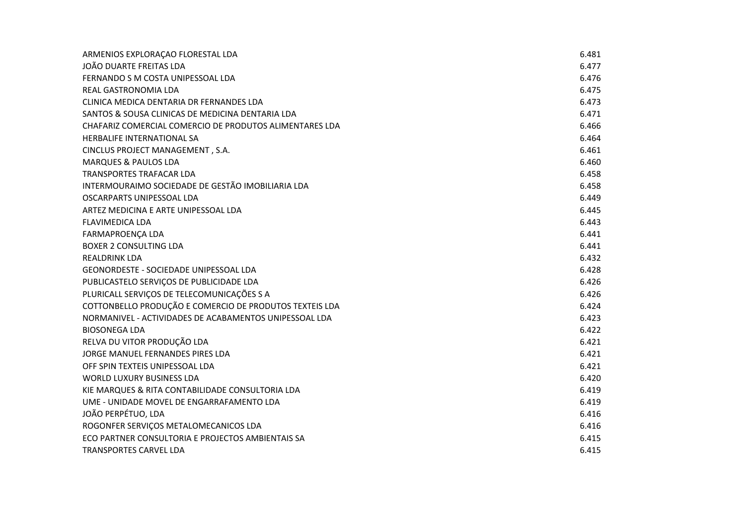| | |
|---|---|
| ARMENIOS EXPLORAÇAO FLORESTAL LDA | 6.481 |
| JOÃO DUARTE FREITAS LDA | 6.477 |
| FERNANDO S M COSTA UNIPESSOAL LDA | 6.476 |
| REAL GASTRONOMIA LDA | 6.475 |
| CLINICA MEDICA DENTARIA DR FERNANDES LDA | 6.473 |
| SANTOS & SOUSA CLINICAS DE MEDICINA DENTARIA LDA | 6.471 |
| CHAFARIZ COMERCIAL COMERCIO DE PRODUTOS ALIMENTARES LDA | 6.466 |
| HERBALIFE INTERNATIONAL SA | 6.464 |
| CINCLUS PROJECT MANAGEMENT , S.A. | 6.461 |
| MARQUES & PAULOS LDA | 6.460 |
| TRANSPORTES TRAFACAR LDA | 6.458 |
| INTERMOURAIMO SOCIEDADE DE GESTÃO IMOBILIARIA LDA | 6.458 |
| OSCARPARTS UNIPESSOAL LDA | 6.449 |
| ARTEZ MEDICINA E ARTE UNIPESSOAL LDA | 6.445 |
| FLAVIMEDICA LDA | 6.443 |
| FARMAPROENÇA LDA | 6.441 |
| BOXER 2 CONSULTING LDA | 6.441 |
| REALDRINK LDA | 6.432 |
| GEONORDESTE - SOCIEDADE UNIPESSOAL LDA | 6.428 |
| PUBLICASTELO SERVIÇOS DE PUBLICIDADE LDA | 6.426 |
| PLURICALL SERVIÇOS DE TELECOMUNICAÇÕES S A | 6.426 |
| COTTONBELLO PRODUÇÃO E COMERCIO DE PRODUTOS TEXTEIS LDA | 6.424 |
| NORMANIVEL - ACTIVIDADES DE ACABAMENTOS UNIPESSOAL LDA | 6.423 |
| BIOSONEGA LDA | 6.422 |
| RELVA DU VITOR PRODUÇÃO LDA | 6.421 |
| JORGE MANUEL FERNANDES PIRES LDA | 6.421 |
| OFF SPIN TEXTEIS UNIPESSOAL LDA | 6.421 |
| WORLD LUXURY BUSINESS LDA | 6.420 |
| KIE MARQUES & RITA CONTABILIDADE CONSULTORIA LDA | 6.419 |
| UME - UNIDADE MOVEL DE ENGARRAFAMENTO LDA | 6.419 |
| JOÃO PERPÉTUO, LDA | 6.416 |
| ROGONFER SERVIÇOS METALOMECANICOS LDA | 6.416 |
| ECO PARTNER CONSULTORIA E PROJECTOS AMBIENTAIS SA | 6.415 |
| TRANSPORTES CARVEL LDA | 6.415 |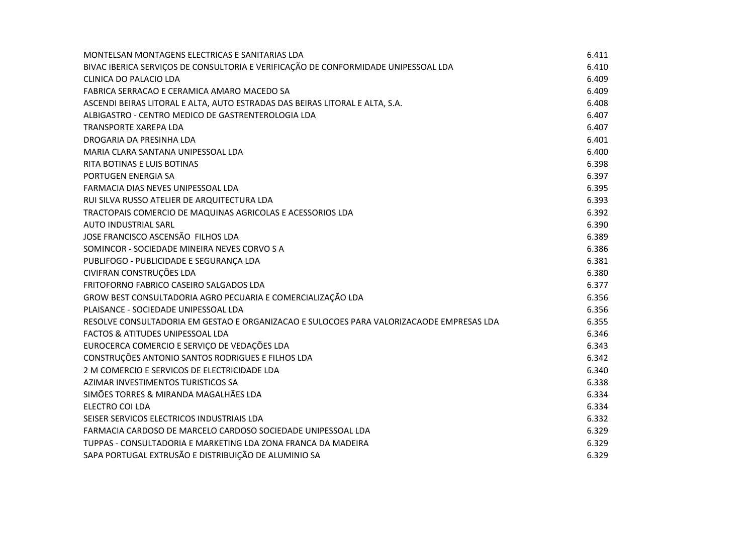| | |
|---|---|
| MONTELSAN MONTAGENS ELECTRICAS E SANITARIAS LDA | 6.411 |
| BIVAC IBERICA SERVIÇOS DE CONSULTORIA E VERIFICAÇÃO DE CONFORMIDADE UNIPESSOAL LDA | 6.410 |
| CLINICA DO PALACIO LDA | 6.409 |
| FABRICA SERRACAO E CERAMICA AMARO MACEDO SA | 6.409 |
| ASCENDI BEIRAS LITORAL E ALTA, AUTO ESTRADAS DAS BEIRAS LITORAL E ALTA, S.A. | 6.408 |
| ALBIGASTRO - CENTRO MEDICO DE GASTRENTEROLOGIA LDA | 6.407 |
| TRANSPORTE XAREPA LDA | 6.407 |
| DROGARIA DA PRESINHA LDA | 6.401 |
| MARIA CLARA SANTANA UNIPESSOAL LDA | 6.400 |
| RITA BOTINAS E LUIS BOTINAS | 6.398 |
| PORTUGEN ENERGIA SA | 6.397 |
| FARMACIA DIAS NEVES UNIPESSOAL LDA | 6.395 |
| RUI SILVA RUSSO ATELIER DE ARQUITECTURA LDA | 6.393 |
| TRACTOPAIS COMERCIO DE MAQUINAS AGRICOLAS E ACESSORIOS LDA | 6.392 |
| AUTO INDUSTRIAL SARL | 6.390 |
| JOSE FRANCISCO ASCENSÃO  FILHOS LDA | 6.389 |
| SOMINCOR - SOCIEDADE MINEIRA NEVES CORVO S A | 6.386 |
| PUBLIFOGO - PUBLICIDADE E SEGURANÇA LDA | 6.381 |
| CIVIFRAN CONSTRUÇÕES LDA | 6.380 |
| FRITOFORNO FABRICO CASEIRO SALGADOS LDA | 6.377 |
| GROW BEST CONSULTADORIA AGRO PECUARIA E COMERCIALIZAÇÃO LDA | 6.356 |
| PLAISANCE - SOCIEDADE UNIPESSOAL LDA | 6.356 |
| RESOLVE CONSULTADORIA EM GESTAO E ORGANIZACAO E SULOCOES PARA VALORIZACAODE EMPRESAS LDA | 6.355 |
| FACTOS & ATITUDES UNIPESSOAL LDA | 6.346 |
| EUROCERCA COMERCIO E SERVIÇO DE VEDAÇÕES LDA | 6.343 |
| CONSTRUÇÕES ANTONIO SANTOS RODRIGUES E FILHOS LDA | 6.342 |
| 2 M COMERCIO E SERVICOS DE ELECTRICIDADE LDA | 6.340 |
| AZIMAR INVESTIMENTOS TURISTICOS SA | 6.338 |
| SIMÕES TORRES & MIRANDA MAGALHÃES LDA | 6.334 |
| ELECTRO COI LDA | 6.334 |
| SEISER SERVICOS ELECTRICOS INDUSTRIAIS LDA | 6.332 |
| FARMACIA CARDOSO DE MARCELO CARDOSO SOCIEDADE UNIPESSOAL LDA | 6.329 |
| TUPPAS - CONSULTADORIA E MARKETING LDA ZONA FRANCA DA MADEIRA | 6.329 |
| SAPA PORTUGAL EXTRUSÃO E DISTRIBUIÇÃO DE ALUMINIO SA | 6.329 |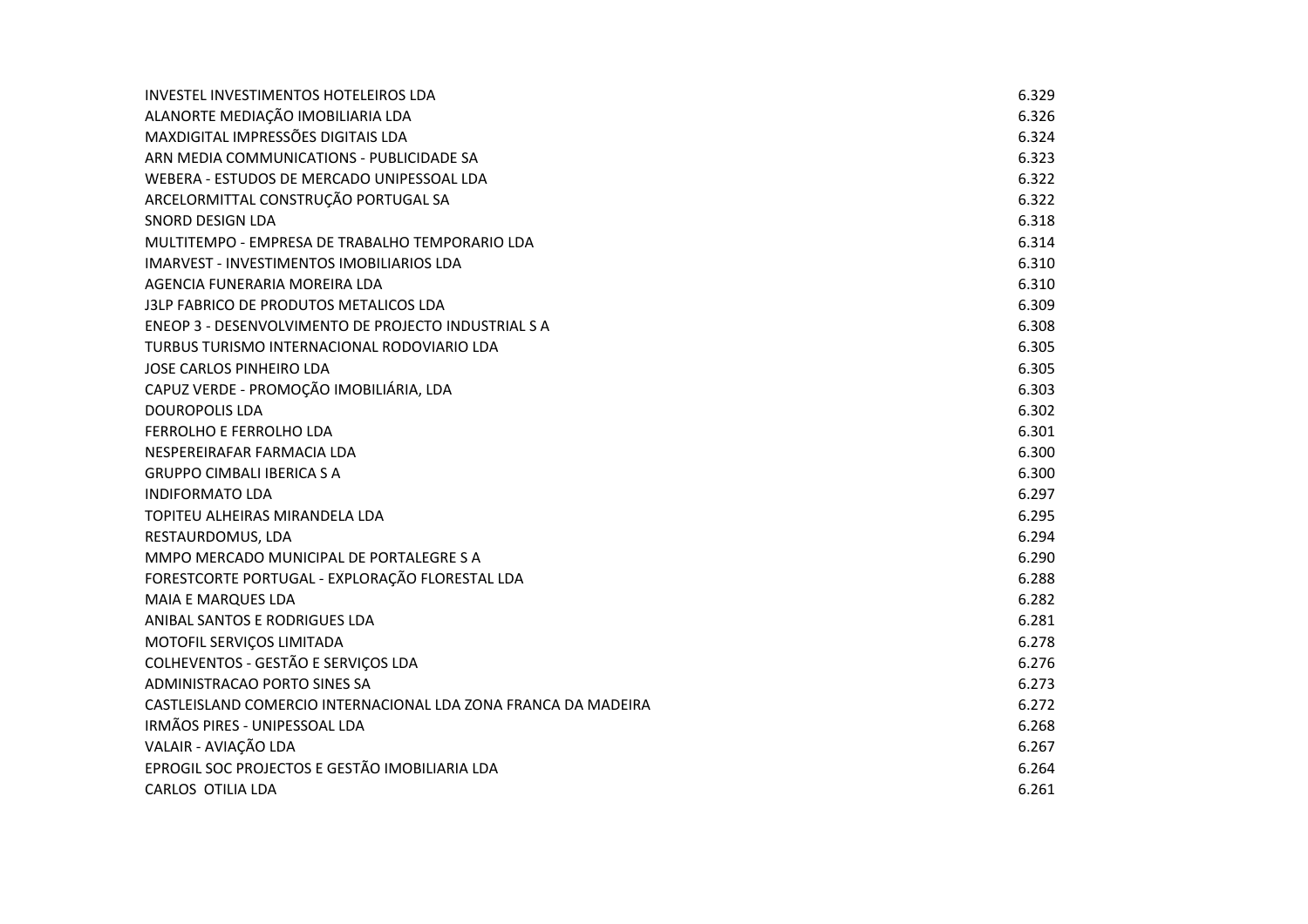| | |
|---|---|
| INVESTEL INVESTIMENTOS HOTELEIROS LDA | 6.329 |
| ALANORTE MEDIAÇÃO IMOBILIARIA LDA | 6.326 |
| MAXDIGITAL IMPRESSÕES DIGITAIS LDA | 6.324 |
| ARN MEDIA COMMUNICATIONS - PUBLICIDADE SA | 6.323 |
| WEBERA - ESTUDOS DE MERCADO UNIPESSOAL LDA | 6.322 |
| ARCELORMITTAL CONSTRUÇÃO PORTUGAL SA | 6.322 |
| SNORD DESIGN LDA | 6.318 |
| MULTITEMPO - EMPRESA DE TRABALHO TEMPORARIO LDA | 6.314 |
| IMARVEST - INVESTIMENTOS IMOBILIARIOS LDA | 6.310 |
| AGENCIA FUNERARIA MOREIRA LDA | 6.310 |
| J3LP FABRICO DE PRODUTOS METALICOS LDA | 6.309 |
| ENEOP 3 - DESENVOLVIMENTO DE PROJECTO INDUSTRIAL S A | 6.308 |
| TURBUS TURISMO INTERNACIONAL RODOVIARIO LDA | 6.305 |
| JOSE CARLOS PINHEIRO LDA | 6.305 |
| CAPUZ VERDE - PROMOÇÃO IMOBILIÁRIA, LDA | 6.303 |
| DOUROPOLIS LDA | 6.302 |
| FERROLHO E FERROLHO LDA | 6.301 |
| NESPEREIRAFAR FARMACIA LDA | 6.300 |
| GRUPPO CIMBALI IBERICA S A | 6.300 |
| INDIFORMATO LDA | 6.297 |
| TOPITEU ALHEIRAS MIRANDELA LDA | 6.295 |
| RESTAURDOMUS, LDA | 6.294 |
| MMPO MERCADO MUNICIPAL DE PORTALEGRE S A | 6.290 |
| FORESTCORTE PORTUGAL - EXPLORAÇÃO FLORESTAL LDA | 6.288 |
| MAIA E MARQUES LDA | 6.282 |
| ANIBAL SANTOS E RODRIGUES LDA | 6.281 |
| MOTOFIL SERVIÇOS LIMITADA | 6.278 |
| COLHEVENTOS - GESTÃO E SERVIÇOS LDA | 6.276 |
| ADMINISTRACAO PORTO SINES SA | 6.273 |
| CASTLEISLAND COMERCIO INTERNACIONAL LDA ZONA FRANCA DA MADEIRA | 6.272 |
| IRMÃOS PIRES - UNIPESSOAL LDA | 6.268 |
| VALAIR - AVIAÇÃO LDA | 6.267 |
| EPROGIL SOC PROJECTOS E GESTÃO IMOBILIARIA LDA | 6.264 |
| CARLOS  OTILIA LDA | 6.261 |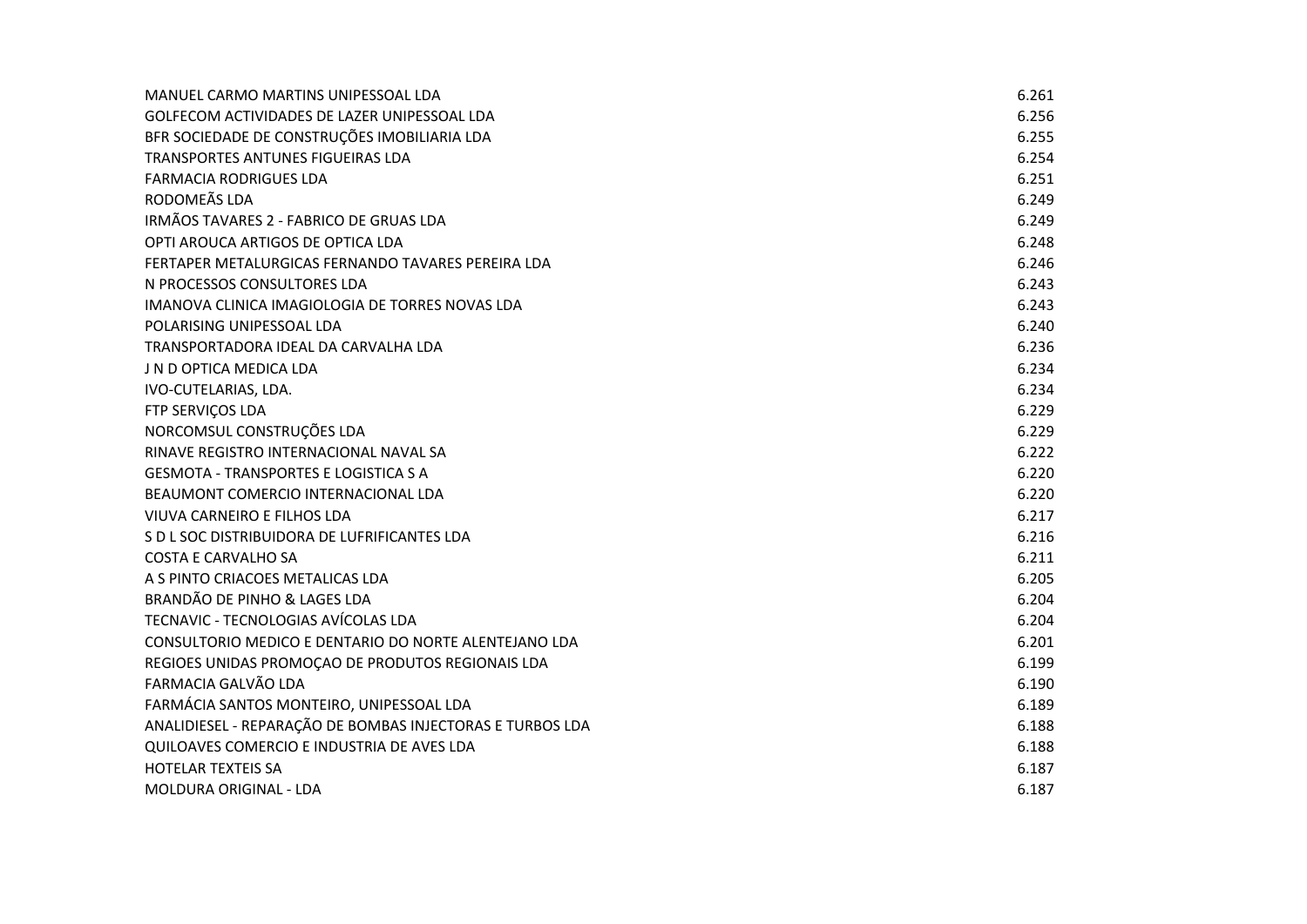| | |
|---|---|
| MANUEL CARMO MARTINS UNIPESSOAL LDA | 6.261 |
| GOLFECOM ACTIVIDADES DE LAZER UNIPESSOAL LDA | 6.256 |
| BFR SOCIEDADE DE CONSTRUÇÕES IMOBILIARIA LDA | 6.255 |
| TRANSPORTES ANTUNES FIGUEIRAS LDA | 6.254 |
| FARMACIA RODRIGUES LDA | 6.251 |
| RODOMEÃS LDA | 6.249 |
| IRMÃOS TAVARES 2 - FABRICO DE GRUAS LDA | 6.249 |
| OPTI AROUCA ARTIGOS DE OPTICA LDA | 6.248 |
| FERTAPER METALURGICAS FERNANDO TAVARES PEREIRA LDA | 6.246 |
| N PROCESSOS CONSULTORES LDA | 6.243 |
| IMANOVA CLINICA IMAGIOLOGIA DE TORRES NOVAS LDA | 6.243 |
| POLARISING UNIPESSOAL LDA | 6.240 |
| TRANSPORTADORA IDEAL DA CARVALHA LDA | 6.236 |
| J N D OPTICA MEDICA LDA | 6.234 |
| IVO-CUTELARIAS, LDA. | 6.234 |
| FTP SERVIÇOS LDA | 6.229 |
| NORCOMSUL CONSTRUÇÕES LDA | 6.229 |
| RINAVE REGISTRO INTERNACIONAL NAVAL SA | 6.222 |
| GESMOTA - TRANSPORTES E LOGISTICA S A | 6.220 |
| BEAUMONT COMERCIO INTERNACIONAL LDA | 6.220 |
| VIUVA CARNEIRO E FILHOS LDA | 6.217 |
| S D L SOC DISTRIBUIDORA DE LUFRIFICANTES LDA | 6.216 |
| COSTA E CARVALHO SA | 6.211 |
| A S PINTO CRIACOES METALICAS LDA | 6.205 |
| BRANDÃO DE PINHO & LAGES LDA | 6.204 |
| TECNAVIC - TECNOLOGIAS AVÍCOLAS LDA | 6.204 |
| CONSULTORIO MEDICO E DENTARIO DO NORTE ALENTEJANO LDA | 6.201 |
| REGIOES UNIDAS PROMOÇAO DE PRODUTOS REGIONAIS LDA | 6.199 |
| FARMACIA GALVÃO LDA | 6.190 |
| FARMÁCIA SANTOS MONTEIRO, UNIPESSOAL LDA | 6.189 |
| ANALIDIESEL - REPARAÇÃO DE BOMBAS INJECTORAS E TURBOS LDA | 6.188 |
| QUILOAVES COMERCIO E INDUSTRIA DE AVES LDA | 6.188 |
| HOTELAR TEXTEIS SA | 6.187 |
| MOLDURA ORIGINAL - LDA | 6.187 |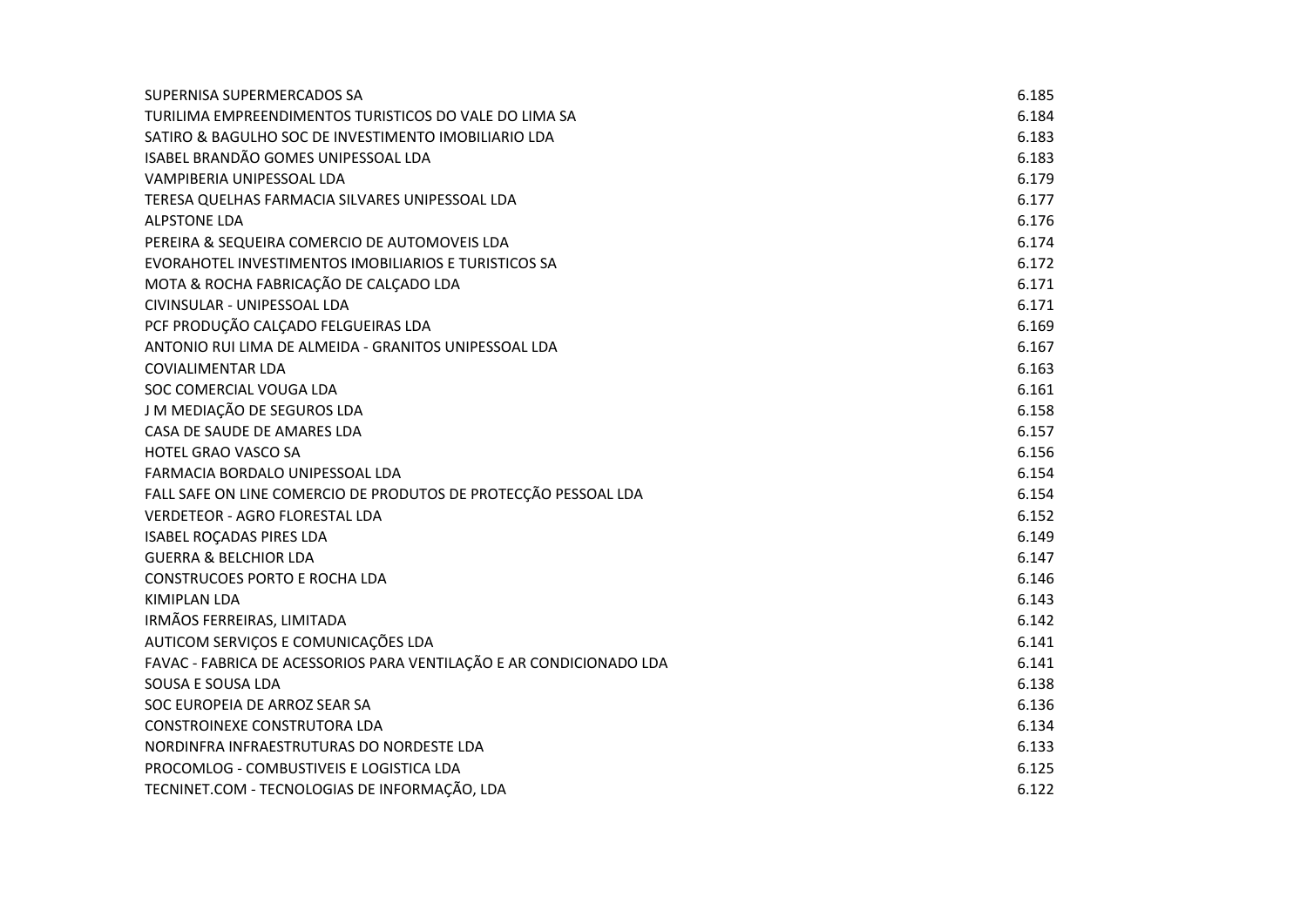| | |
|---|---|
| SUPERNISA SUPERMERCADOS SA | 6.185 |
| TURILIMA EMPREENDIMENTOS TURISTICOS DO VALE DO LIMA SA | 6.184 |
| SATIRO & BAGULHO SOC DE INVESTIMENTO IMOBILIARIO LDA | 6.183 |
| ISABEL BRANDÃO GOMES UNIPESSOAL LDA | 6.183 |
| VAMPIBERIA UNIPESSOAL LDA | 6.179 |
| TERESA QUELHAS FARMACIA SILVARES UNIPESSOAL LDA | 6.177 |
| ALPSTONE LDA | 6.176 |
| PEREIRA & SEQUEIRA COMERCIO DE AUTOMOVEIS LDA | 6.174 |
| EVORAHOTEL INVESTIMENTOS IMOBILIARIOS E TURISTICOS SA | 6.172 |
| MOTA & ROCHA FABRICAÇÃO DE CALÇADO LDA | 6.171 |
| CIVINSULAR - UNIPESSOAL LDA | 6.171 |
| PCF PRODUÇÃO CALÇADO FELGUEIRAS LDA | 6.169 |
| ANTONIO RUI LIMA DE ALMEIDA - GRANITOS UNIPESSOAL LDA | 6.167 |
| COVIALIMENTAR LDA | 6.163 |
| SOC COMERCIAL VOUGA LDA | 6.161 |
| J M MEDIAÇÃO DE SEGUROS LDA | 6.158 |
| CASA DE SAUDE DE AMARES LDA | 6.157 |
| HOTEL GRAO VASCO SA | 6.156 |
| FARMACIA BORDALO UNIPESSOAL LDA | 6.154 |
| FALL SAFE ON LINE COMERCIO DE PRODUTOS DE PROTECÇÃO PESSOAL LDA | 6.154 |
| VERDETEOR - AGRO FLORESTAL LDA | 6.152 |
| ISABEL ROÇADAS PIRES LDA | 6.149 |
| GUERRA & BELCHIOR LDA | 6.147 |
| CONSTRUCOES PORTO E ROCHA LDA | 6.146 |
| KIMIPLAN LDA | 6.143 |
| IRMÃOS FERREIRAS, LIMITADA | 6.142 |
| AUTICOM SERVIÇOS E COMUNICAÇÕES LDA | 6.141 |
| FAVAC - FABRICA DE ACESSORIOS PARA VENTILAÇÃO E AR CONDICIONADO LDA | 6.141 |
| SOUSA E SOUSA LDA | 6.138 |
| SOC EUROPEIA DE ARROZ SEAR SA | 6.136 |
| CONSTROINEXE CONSTRUTORA LDA | 6.134 |
| NORDINFRA INFRAESTRUTURAS DO NORDESTE LDA | 6.133 |
| PROCOMLOG - COMBUSTIVEIS E LOGISTICA LDA | 6.125 |
| TECNINET.COM - TECNOLOGIAS DE INFORMAÇÃO, LDA | 6.122 |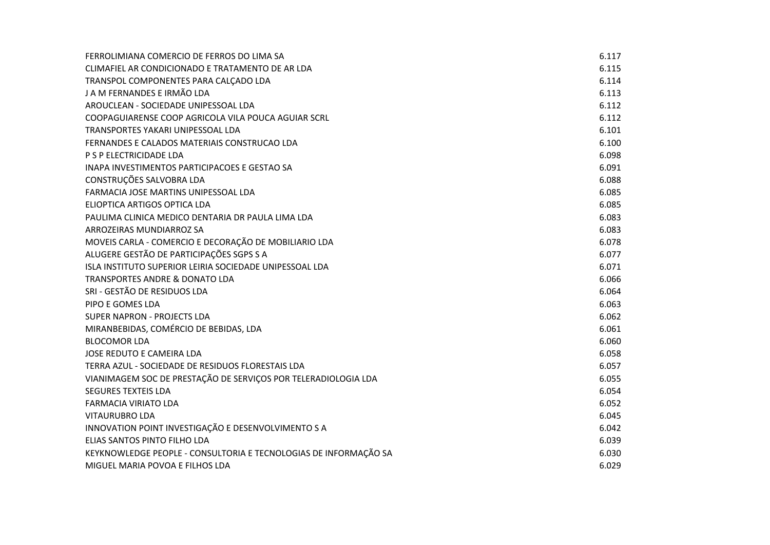| | |
|---|---|
| FERROLIMIANA COMERCIO DE FERROS DO LIMA SA | 6.117 |
| CLIMAFIEL AR CONDICIONADO E TRATAMENTO DE AR LDA | 6.115 |
| TRANSPOL COMPONENTES PARA CALÇADO LDA | 6.114 |
| J A M FERNANDES E IRMÃO LDA | 6.113 |
| AROUCLEAN - SOCIEDADE UNIPESSOAL LDA | 6.112 |
| COOPAGUIARENSE COOP AGRICOLA VILA POUCA AGUIAR SCRL | 6.112 |
| TRANSPORTES YAKARI UNIPESSOAL LDA | 6.101 |
| FERNANDES E CALADOS MATERIAIS CONSTRUCAO LDA | 6.100 |
| P S P ELECTRICIDADE LDA | 6.098 |
| INAPA INVESTIMENTOS PARTICIPACOES E GESTAO SA | 6.091 |
| CONSTRUÇÕES SALVOBRA LDA | 6.088 |
| FARMACIA JOSE MARTINS UNIPESSOAL LDA | 6.085 |
| ELIOPTICA ARTIGOS OPTICA LDA | 6.085 |
| PAULIMA CLINICA MEDICO DENTARIA DR PAULA LIMA LDA | 6.083 |
| ARROZEIRAS MUNDIARROZ SA | 6.083 |
| MOVEIS CARLA - COMERCIO E DECORAÇÃO DE MOBILIARIO LDA | 6.078 |
| ALUGERE GESTÃO DE PARTICIPAÇÕES SGPS S A | 6.077 |
| ISLA INSTITUTO SUPERIOR LEIRIA SOCIEDADE UNIPESSOAL LDA | 6.071 |
| TRANSPORTES ANDRE & DONATO LDA | 6.066 |
| SRI - GESTÃO DE RESIDUOS LDA | 6.064 |
| PIPO E GOMES LDA | 6.063 |
| SUPER NAPRON - PROJECTS LDA | 6.062 |
| MIRANBEBIDAS, COMÉRCIO DE BEBIDAS, LDA | 6.061 |
| BLOCOMOR LDA | 6.060 |
| JOSE REDUTO E CAMEIRA LDA | 6.058 |
| TERRA AZUL - SOCIEDADE DE RESIDUOS FLORESTAIS LDA | 6.057 |
| VIANIMAGEM SOC DE PRESTAÇÃO DE SERVIÇOS POR TELERADIOLOGIA LDA | 6.055 |
| SEGURES TEXTEIS LDA | 6.054 |
| FARMACIA VIRIATO LDA | 6.052 |
| VITAURUBRO LDA | 6.045 |
| INNOVATION POINT INVESTIGAÇÃO E DESENVOLVIMENTO S A | 6.042 |
| ELIAS SANTOS PINTO FILHO LDA | 6.039 |
| KEYKNOWLEDGE PEOPLE - CONSULTORIA E TECNOLOGIAS DE INFORMAÇÃO SA | 6.030 |
| MIGUEL MARIA POVOA E FILHOS LDA | 6.029 |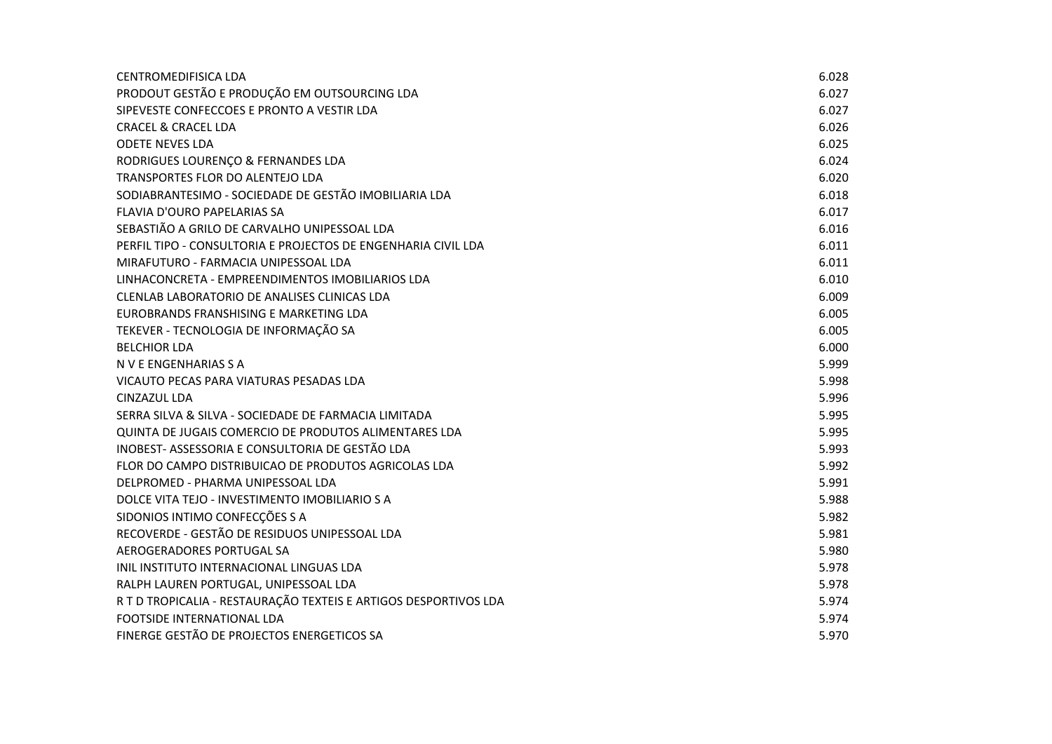| | |
|---|---|
| CENTROMEDIFISICA LDA | 6.028 |
| PRODOUT GESTÃO E PRODUÇÃO EM OUTSOURCING LDA | 6.027 |
| SIPEVESTE CONFECCOES E PRONTO A VESTIR LDA | 6.027 |
| CRACEL & CRACEL LDA | 6.026 |
| ODETE NEVES LDA | 6.025 |
| RODRIGUES LOURENÇO & FERNANDES LDA | 6.024 |
| TRANSPORTES FLOR DO ALENTEJO LDA | 6.020 |
| SODIABRANTESIMO - SOCIEDADE DE GESTÃO IMOBILIARIA LDA | 6.018 |
| FLAVIA D'OURO PAPELARIAS SA | 6.017 |
| SEBASTIÃO A GRILO DE CARVALHO UNIPESSOAL LDA | 6.016 |
| PERFIL TIPO - CONSULTORIA E PROJECTOS DE ENGENHARIA CIVIL LDA | 6.011 |
| MIRAFUTURO - FARMACIA UNIPESSOAL LDA | 6.011 |
| LINHACONCRETA - EMPREENDIMENTOS IMOBILIARIOS LDA | 6.010 |
| CLENLAB LABORATORIO DE ANALISES CLINICAS LDA | 6.009 |
| EUROBRANDS FRANSHISING E MARKETING LDA | 6.005 |
| TEKEVER - TECNOLOGIA DE INFORMAÇÃO SA | 6.005 |
| BELCHIOR LDA | 6.000 |
| N V E ENGENHARIAS S A | 5.999 |
| VICAUTO PECAS PARA VIATURAS PESADAS LDA | 5.998 |
| CINZAZUL LDA | 5.996 |
| SERRA SILVA & SILVA - SOCIEDADE DE FARMACIA LIMITADA | 5.995 |
| QUINTA DE JUGAIS COMERCIO DE PRODUTOS ALIMENTARES LDA | 5.995 |
| INOBEST- ASSESSORIA E CONSULTORIA DE GESTÃO LDA | 5.993 |
| FLOR DO CAMPO DISTRIBUICAO DE PRODUTOS AGRICOLAS LDA | 5.992 |
| DELPROMED - PHARMA UNIPESSOAL LDA | 5.991 |
| DOLCE VITA TEJO - INVESTIMENTO IMOBILIARIO S A | 5.988 |
| SIDONIOS INTIMO CONFECÇÕES S A | 5.982 |
| RECOVERDE - GESTÃO DE RESIDUOS UNIPESSOAL LDA | 5.981 |
| AEROGERADORES PORTUGAL SA | 5.980 |
| INIL INSTITUTO INTERNACIONAL LINGUAS LDA | 5.978 |
| RALPH LAUREN PORTUGAL, UNIPESSOAL LDA | 5.978 |
| R T D TROPICALIA - RESTAURAÇÃO TEXTEIS E ARTIGOS DESPORTIVOS LDA | 5.974 |
| FOOTSIDE INTERNATIONAL LDA | 5.974 |
| FINERGE GESTÃO DE PROJECTOS ENERGETICOS SA | 5.970 |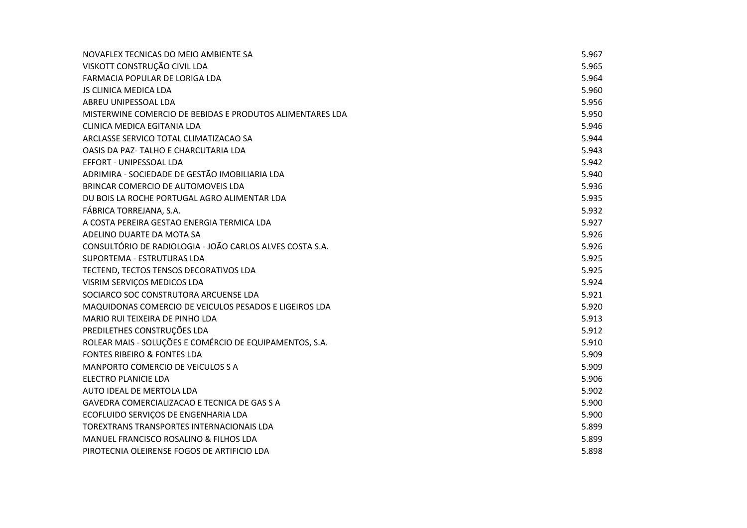| | |
|---|---|
| NOVAFLEX TECNICAS DO MEIO AMBIENTE SA | 5.967 |
| VISKOTT CONSTRUÇÃO CIVIL LDA | 5.965 |
| FARMACIA POPULAR DE LORIGA LDA | 5.964 |
| JS CLINICA MEDICA LDA | 5.960 |
| ABREU UNIPESSOAL LDA | 5.956 |
| MISTERWINE COMERCIO DE BEBIDAS E PRODUTOS ALIMENTARES LDA | 5.950 |
| CLINICA MEDICA EGITANIA LDA | 5.946 |
| ARCLASSE SERVICO TOTAL CLIMATIZACAO SA | 5.944 |
| OASIS DA PAZ- TALHO E CHARCUTARIA LDA | 5.943 |
| EFFORT - UNIPESSOAL LDA | 5.942 |
| ADRIMIRA - SOCIEDADE DE GESTÃO IMOBILIARIA LDA | 5.940 |
| BRINCAR COMERCIO DE AUTOMOVEIS LDA | 5.936 |
| DU BOIS LA ROCHE PORTUGAL AGRO ALIMENTAR LDA | 5.935 |
| FÁBRICA TORREJANA, S.A. | 5.932 |
| A COSTA PEREIRA GESTAO ENERGIA TERMICA LDA | 5.927 |
| ADELINO DUARTE DA MOTA SA | 5.926 |
| CONSULTÓRIO DE RADIOLOGIA - JOÃO CARLOS ALVES COSTA S.A. | 5.926 |
| SUPORTEMA - ESTRUTURAS LDA | 5.925 |
| TECTEND, TECTOS TENSOS DECORATIVOS LDA | 5.925 |
| VISRIM SERVIÇOS MEDICOS LDA | 5.924 |
| SOCIARCO SOC CONSTRUTORA ARCUENSE LDA | 5.921 |
| MAQUIDONAS COMERCIO DE VEICULOS PESADOS E LIGEIROS LDA | 5.920 |
| MARIO RUI TEIXEIRA DE PINHO LDA | 5.913 |
| PREDILETHES CONSTRUÇÕES LDA | 5.912 |
| ROLEAR MAIS - SOLUÇÕES E COMÉRCIO DE EQUIPAMENTOS, S.A. | 5.910 |
| FONTES RIBEIRO & FONTES LDA | 5.909 |
| MANPORTO COMERCIO DE VEICULOS S A | 5.909 |
| ELECTRO PLANICIE LDA | 5.906 |
| AUTO IDEAL DE MERTOLA LDA | 5.902 |
| GAVEDRA COMERCIALIZACAO E TECNICA DE GAS S A | 5.900 |
| ECOFLUIDO SERVIÇOS DE ENGENHARIA LDA | 5.900 |
| TOREXTRANS TRANSPORTES INTERNACIONAIS LDA | 5.899 |
| MANUEL FRANCISCO ROSALINO & FILHOS LDA | 5.899 |
| PIROTECNIA OLEIRENSE FOGOS DE ARTIFICIO LDA | 5.898 |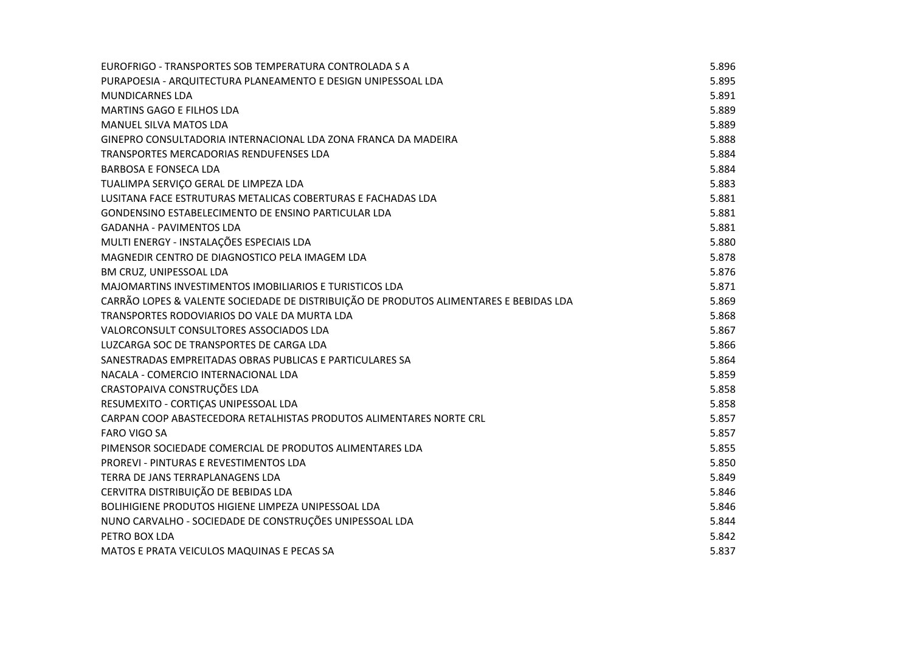| | |
|---|---|
| EUROFRIGO - TRANSPORTES SOB TEMPERATURA CONTROLADA S A | 5.896 |
| PURAPOESIA - ARQUITECTURA PLANEAMENTO E DESIGN UNIPESSOAL LDA | 5.895 |
| MUNDICARNES LDA | 5.891 |
| MARTINS GAGO E FILHOS LDA | 5.889 |
| MANUEL SILVA MATOS LDA | 5.889 |
| GINEPRO CONSULTADORIA INTERNACIONAL LDA ZONA FRANCA DA MADEIRA | 5.888 |
| TRANSPORTES MERCADORIAS RENDUFENSES LDA | 5.884 |
| BARBOSA E FONSECA LDA | 5.884 |
| TUALIMPA SERVIÇO GERAL DE LIMPEZA LDA | 5.883 |
| LUSITANA FACE ESTRUTURAS METALICAS COBERTURAS E FACHADAS LDA | 5.881 |
| GONDENSINO ESTABELECIMENTO DE ENSINO PARTICULAR LDA | 5.881 |
| GADANHA - PAVIMENTOS LDA | 5.881 |
| MULTI ENERGY - INSTALAÇÕES ESPECIAIS LDA | 5.880 |
| MAGNEDIR CENTRO DE DIAGNOSTICO PELA IMAGEM LDA | 5.878 |
| BM CRUZ, UNIPESSOAL LDA | 5.876 |
| MAJOMARTINS INVESTIMENTOS IMOBILIARIOS E TURISTICOS LDA | 5.871 |
| CARRÃO LOPES & VALENTE SOCIEDADE DE DISTRIBUIÇÃO DE PRODUTOS ALIMENTARES E BEBIDAS LDA | 5.869 |
| TRANSPORTES RODOVIARIOS DO VALE DA MURTA LDA | 5.868 |
| VALORCONSULT CONSULTORES ASSOCIADOS LDA | 5.867 |
| LUZCARGA SOC DE TRANSPORTES DE CARGA LDA | 5.866 |
| SANESTRADAS EMPREITADAS OBRAS PUBLICAS E PARTICULARES SA | 5.864 |
| NACALA - COMERCIO INTERNACIONAL LDA | 5.859 |
| CRASTOPAIVA CONSTRUÇÕES LDA | 5.858 |
| RESUMEXITO - CORTIÇAS UNIPESSOAL LDA | 5.858 |
| CARPAN COOP ABASTECEDORA RETALHISTAS PRODUTOS ALIMENTARES NORTE CRL | 5.857 |
| FARO VIGO SA | 5.857 |
| PIMENSOR SOCIEDADE COMERCIAL DE PRODUTOS ALIMENTARES LDA | 5.855 |
| PROREVI - PINTURAS E REVESTIMENTOS LDA | 5.850 |
| TERRA DE JANS TERRAPLANAGENS LDA | 5.849 |
| CERVITRA DISTRIBUIÇÃO DE BEBIDAS LDA | 5.846 |
| BOLIHIGIENE PRODUTOS HIGIENE LIMPEZA UNIPESSOAL LDA | 5.846 |
| NUNO CARVALHO - SOCIEDADE DE CONSTRUÇÕES UNIPESSOAL LDA | 5.844 |
| PETRO BOX LDA | 5.842 |
| MATOS E PRATA VEICULOS MAQUINAS E PECAS SA | 5.837 |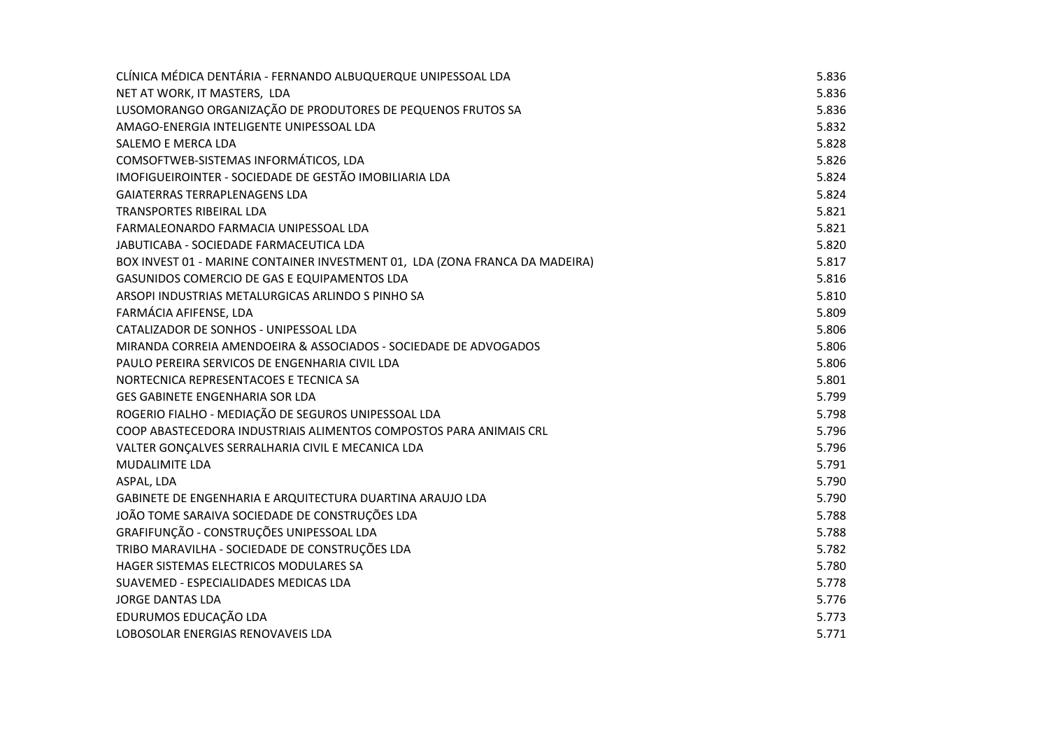| | |
|---|---|
| CLÍNICA MÉDICA DENTÁRIA - FERNANDO ALBUQUERQUE UNIPESSOAL LDA | 5.836 |
| NET AT WORK, IT MASTERS,  LDA | 5.836 |
| LUSOMORANGO ORGANIZAÇÃO DE PRODUTORES DE PEQUENOS FRUTOS SA | 5.836 |
| AMAGO-ENERGIA INTELIGENTE UNIPESSOAL LDA | 5.832 |
| SALEMO E MERCA LDA | 5.828 |
| COMSOFTWEB-SISTEMAS INFORMÁTICOS, LDA | 5.826 |
| IMOFIGUEIROINTER - SOCIEDADE DE GESTÃO IMOBILIARIA LDA | 5.824 |
| GAIATERRAS TERRAPLENAGENS LDA | 5.824 |
| TRANSPORTES RIBEIRAL LDA | 5.821 |
| FARMALEONARDO FARMACIA UNIPESSOAL LDA | 5.821 |
| JABUTICABA - SOCIEDADE FARMACEUTICA LDA | 5.820 |
| BOX INVEST 01 - MARINE CONTAINER INVESTMENT 01,  LDA (ZONA FRANCA DA MADEIRA) | 5.817 |
| GASUNIDOS COMERCIO DE GAS E EQUIPAMENTOS LDA | 5.816 |
| ARSOPI INDUSTRIAS METALURGICAS ARLINDO S PINHO SA | 5.810 |
| FARMÁCIA AFIFENSE, LDA | 5.809 |
| CATALIZADOR DE SONHOS - UNIPESSOAL LDA | 5.806 |
| MIRANDA CORREIA AMENDOEIRA & ASSOCIADOS - SOCIEDADE DE ADVOGADOS | 5.806 |
| PAULO PEREIRA SERVICOS DE ENGENHARIA CIVIL LDA | 5.806 |
| NORTECNICA REPRESENTACOES E TECNICA SA | 5.801 |
| GES GABINETE ENGENHARIA SOR LDA | 5.799 |
| ROGERIO FIALHO - MEDIAÇÃO DE SEGUROS UNIPESSOAL LDA | 5.798 |
| COOP ABASTECEDORA INDUSTRIAIS ALIMENTOS COMPOSTOS PARA ANIMAIS CRL | 5.796 |
| VALTER GONÇALVES SERRALHARIA CIVIL E MECANICA LDA | 5.796 |
| MUDALIMITE LDA | 5.791 |
| ASPAL, LDA | 5.790 |
| GABINETE DE ENGENHARIA E ARQUITECTURA DUARTINA ARAUJO LDA | 5.790 |
| JOÃO TOME SARAIVA SOCIEDADE DE CONSTRUÇÕES LDA | 5.788 |
| GRAFIFUNÇÃO - CONSTRUÇÕES UNIPESSOAL LDA | 5.788 |
| TRIBO MARAVILHA - SOCIEDADE DE CONSTRUÇÕES LDA | 5.782 |
| HAGER SISTEMAS ELECTRICOS MODULARES SA | 5.780 |
| SUAVEMED - ESPECIALIDADES MEDICAS LDA | 5.778 |
| JORGE DANTAS LDA | 5.776 |
| EDURUMOS EDUCAÇÃO LDA | 5.773 |
| LOBOSOLAR ENERGIAS RENOVAVEIS LDA | 5.771 |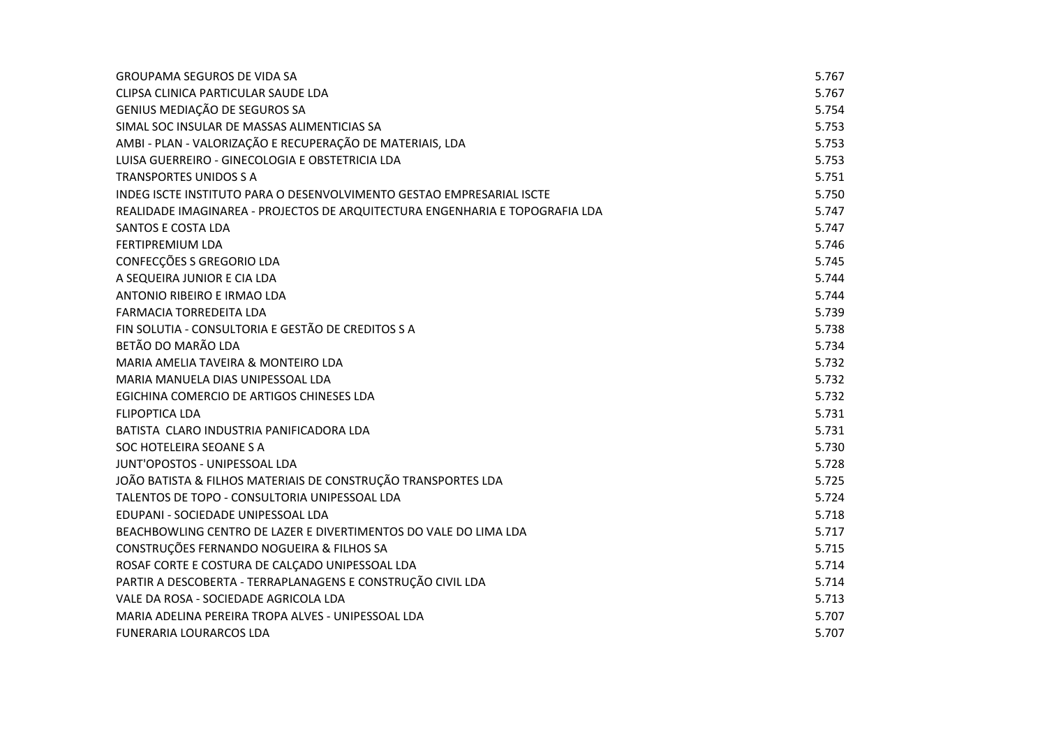| | |
|---|---|
| GROUPAMA SEGUROS DE VIDA SA | 5.767 |
| CLIPSA CLINICA PARTICULAR SAUDE LDA | 5.767 |
| GENIUS MEDIAÇÃO DE SEGUROS SA | 5.754 |
| SIMAL SOC INSULAR DE MASSAS ALIMENTICIAS SA | 5.753 |
| AMBI - PLAN - VALORIZAÇÃO E RECUPERAÇÃO DE MATERIAIS, LDA | 5.753 |
| LUISA GUERREIRO - GINECOLOGIA E OBSTETRICIA LDA | 5.753 |
| TRANSPORTES UNIDOS S A | 5.751 |
| INDEG ISCTE INSTITUTO PARA O DESENVOLVIMENTO GESTAO EMPRESARIAL ISCTE | 5.750 |
| REALIDADE IMAGINAREA - PROJECTOS DE ARQUITECTURA ENGENHARIA E TOPOGRAFIA LDA | 5.747 |
| SANTOS E COSTA LDA | 5.747 |
| FERTIPREMIUM LDA | 5.746 |
| CONFECÇÕES S GREGORIO LDA | 5.745 |
| A SEQUEIRA JUNIOR E CIA LDA | 5.744 |
| ANTONIO RIBEIRO E IRMAO LDA | 5.744 |
| FARMACIA TORREDEITA LDA | 5.739 |
| FIN SOLUTIA - CONSULTORIA E GESTÃO DE CREDITOS S A | 5.738 |
| BETÃO DO MARÃO LDA | 5.734 |
| MARIA AMELIA TAVEIRA & MONTEIRO LDA | 5.732 |
| MARIA MANUELA DIAS UNIPESSOAL LDA | 5.732 |
| EGICHINA COMERCIO DE ARTIGOS CHINESES LDA | 5.732 |
| FLIPOPTICA LDA | 5.731 |
| BATISTA  CLARO INDUSTRIA PANIFICADORA LDA | 5.731 |
| SOC HOTELEIRA SEOANE S A | 5.730 |
| JUNT'OPOSTOS - UNIPESSOAL LDA | 5.728 |
| JOÃO BATISTA & FILHOS MATERIAIS DE CONSTRUÇÃO TRANSPORTES LDA | 5.725 |
| TALENTOS DE TOPO - CONSULTORIA UNIPESSOAL LDA | 5.724 |
| EDUPANI - SOCIEDADE UNIPESSOAL LDA | 5.718 |
| BEACHBOWLING CENTRO DE LAZER E DIVERTIMENTOS DO VALE DO LIMA LDA | 5.717 |
| CONSTRUÇÕES FERNANDO NOGUEIRA & FILHOS SA | 5.715 |
| ROSAF CORTE E COSTURA DE CALÇADO UNIPESSOAL LDA | 5.714 |
| PARTIR A DESCOBERTA - TERRAPLANAGENS E CONSTRUÇÃO CIVIL LDA | 5.714 |
| VALE DA ROSA - SOCIEDADE AGRICOLA LDA | 5.713 |
| MARIA ADELINA PEREIRA TROPA ALVES - UNIPESSOAL LDA | 5.707 |
| FUNERARIA LOURARCOS LDA | 5.707 |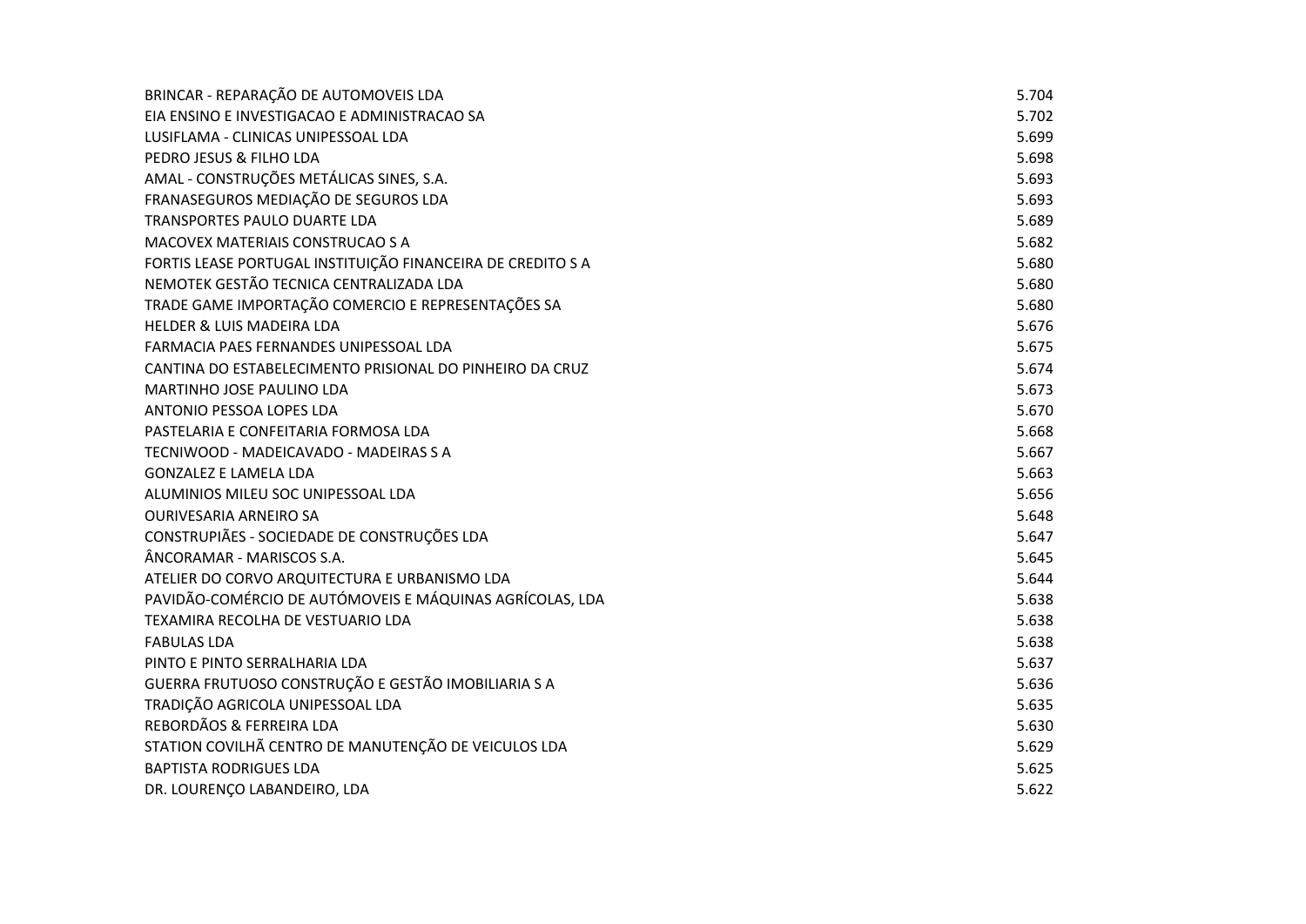| | |
|---|---|
| BRINCAR - REPARAÇÃO DE AUTOMOVEIS LDA | 5.704 |
| EIA ENSINO E INVESTIGACAO E ADMINISTRACAO SA | 5.702 |
| LUSIFLAMA - CLINICAS UNIPESSOAL LDA | 5.699 |
| PEDRO JESUS & FILHO LDA | 5.698 |
| AMAL - CONSTRUÇÕES METÁLICAS SINES, S.A. | 5.693 |
| FRANASEGUROS MEDIAÇÃO DE SEGUROS LDA | 5.693 |
| TRANSPORTES PAULO DUARTE LDA | 5.689 |
| MACOVEX MATERIAIS CONSTRUCAO S A | 5.682 |
| FORTIS LEASE PORTUGAL INSTITUIÇÃO FINANCEIRA DE CREDITO S A | 5.680 |
| NEMOTEK GESTÃO TECNICA CENTRALIZADA LDA | 5.680 |
| TRADE GAME IMPORTAÇÃO COMERCIO E REPRESENTAÇÕES SA | 5.680 |
| HELDER & LUIS MADEIRA LDA | 5.676 |
| FARMACIA PAES FERNANDES UNIPESSOAL LDA | 5.675 |
| CANTINA DO ESTABELECIMENTO PRISIONAL DO PINHEIRO DA CRUZ | 5.674 |
| MARTINHO JOSE PAULINO LDA | 5.673 |
| ANTONIO PESSOA LOPES LDA | 5.670 |
| PASTELARIA E CONFEITARIA FORMOSA LDA | 5.668 |
| TECNIWOOD - MADEICAVADO - MADEIRAS S A | 5.667 |
| GONZALEZ E LAMELA LDA | 5.663 |
| ALUMINIOS MILEU SOC UNIPESSOAL LDA | 5.656 |
| OURIVESARIA ARNEIRO SA | 5.648 |
| CONSTRUPIÃES - SOCIEDADE DE CONSTRUÇÕES LDA | 5.647 |
| ÂNCORAMAR - MARISCOS S.A. | 5.645 |
| ATELIER DO CORVO ARQUITECTURA E URBANISMO LDA | 5.644 |
| PAVIDÃO-COMÉRCIO DE AUTÓMOVEIS E MÁQUINAS AGRÍCOLAS, LDA | 5.638 |
| TEXAMIRA RECOLHA DE VESTUARIO LDA | 5.638 |
| FABULAS LDA | 5.638 |
| PINTO E PINTO SERRALHARIA LDA | 5.637 |
| GUERRA FRUTUOSO CONSTRUÇÃO E GESTÃO IMOBILIARIA S A | 5.636 |
| TRADIÇÃO AGRICOLA UNIPESSOAL LDA | 5.635 |
| REBORDÃOS & FERREIRA LDA | 5.630 |
| STATION COVILHÃ CENTRO DE MANUTENÇÃO DE VEICULOS LDA | 5.629 |
| BAPTISTA RODRIGUES LDA | 5.625 |
| DR. LOURENÇO LABANDEIRO, LDA | 5.622 |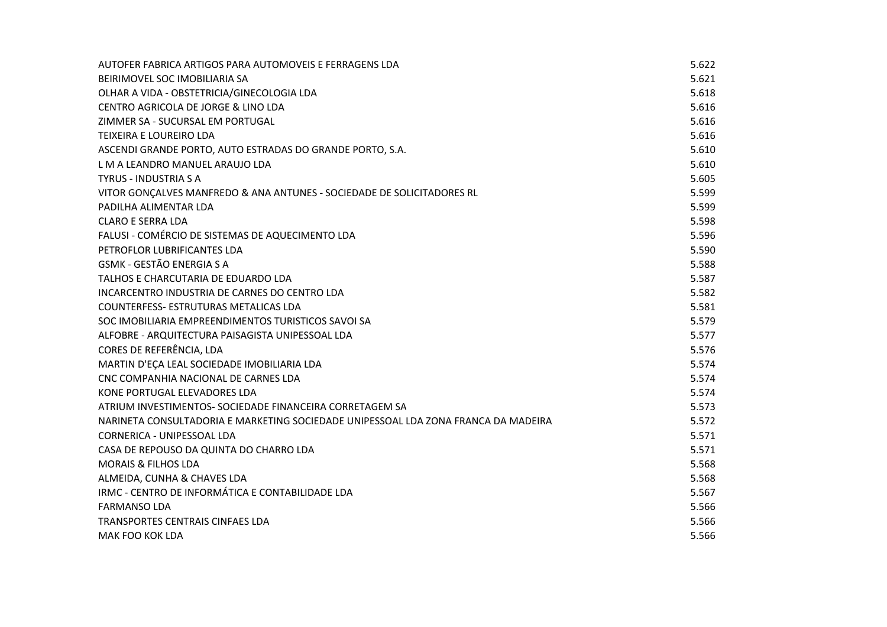| | |
|---|---|
| AUTOFER FABRICA ARTIGOS PARA AUTOMOVEIS E FERRAGENS LDA | 5.622 |
| BEIRIMOVEL SOC IMOBILIARIA SA | 5.621 |
| OLHAR A VIDA - OBSTETRICIA/GINECOLOGIA LDA | 5.618 |
| CENTRO AGRICOLA DE JORGE & LINO LDA | 5.616 |
| ZIMMER SA - SUCURSAL EM PORTUGAL | 5.616 |
| TEIXEIRA E LOUREIRO LDA | 5.616 |
| ASCENDI GRANDE PORTO, AUTO ESTRADAS DO GRANDE PORTO, S.A. | 5.610 |
| L M A LEANDRO MANUEL ARAUJO LDA | 5.610 |
| TYRUS - INDUSTRIA S A | 5.605 |
| VITOR GONÇALVES MANFREDO & ANA ANTUNES - SOCIEDADE DE SOLICITADORES RL | 5.599 |
| PADILHA ALIMENTAR LDA | 5.599 |
| CLARO E SERRA LDA | 5.598 |
| FALUSI - COMÉRCIO DE SISTEMAS DE AQUECIMENTO LDA | 5.596 |
| PETROFLOR LUBRIFICANTES LDA | 5.590 |
| GSMK - GESTÃO ENERGIA S A | 5.588 |
| TALHOS E CHARCUTARIA DE EDUARDO LDA | 5.587 |
| INCARCENTRO INDUSTRIA DE CARNES DO CENTRO LDA | 5.582 |
| COUNTERFESS- ESTRUTURAS METALICAS LDA | 5.581 |
| SOC IMOBILIARIA EMPREENDIMENTOS TURISTICOS SAVOI SA | 5.579 |
| ALFOBRE - ARQUITECTURA PAISAGISTA UNIPESSOAL LDA | 5.577 |
| CORES DE REFERÊNCIA, LDA | 5.576 |
| MARTIN D'EÇA LEAL SOCIEDADE IMOBILIARIA LDA | 5.574 |
| CNC COMPANHIA NACIONAL DE CARNES LDA | 5.574 |
| KONE PORTUGAL ELEVADORES LDA | 5.574 |
| ATRIUM INVESTIMENTOS- SOCIEDADE FINANCEIRA CORRETAGEM SA | 5.573 |
| NARINETA CONSULTADORIA E MARKETING SOCIEDADE UNIPESSOAL LDA ZONA FRANCA DA MADEIRA | 5.572 |
| CORNERICA - UNIPESSOAL LDA | 5.571 |
| CASA DE REPOUSO DA QUINTA DO CHARRO LDA | 5.571 |
| MORAIS & FILHOS LDA | 5.568 |
| ALMEIDA, CUNHA & CHAVES LDA | 5.568 |
| IRMC - CENTRO DE INFORMÁTICA E CONTABILIDADE LDA | 5.567 |
| FARMANSO LDA | 5.566 |
| TRANSPORTES CENTRAIS CINFAES LDA | 5.566 |
| MAK FOO KOK LDA | 5.566 |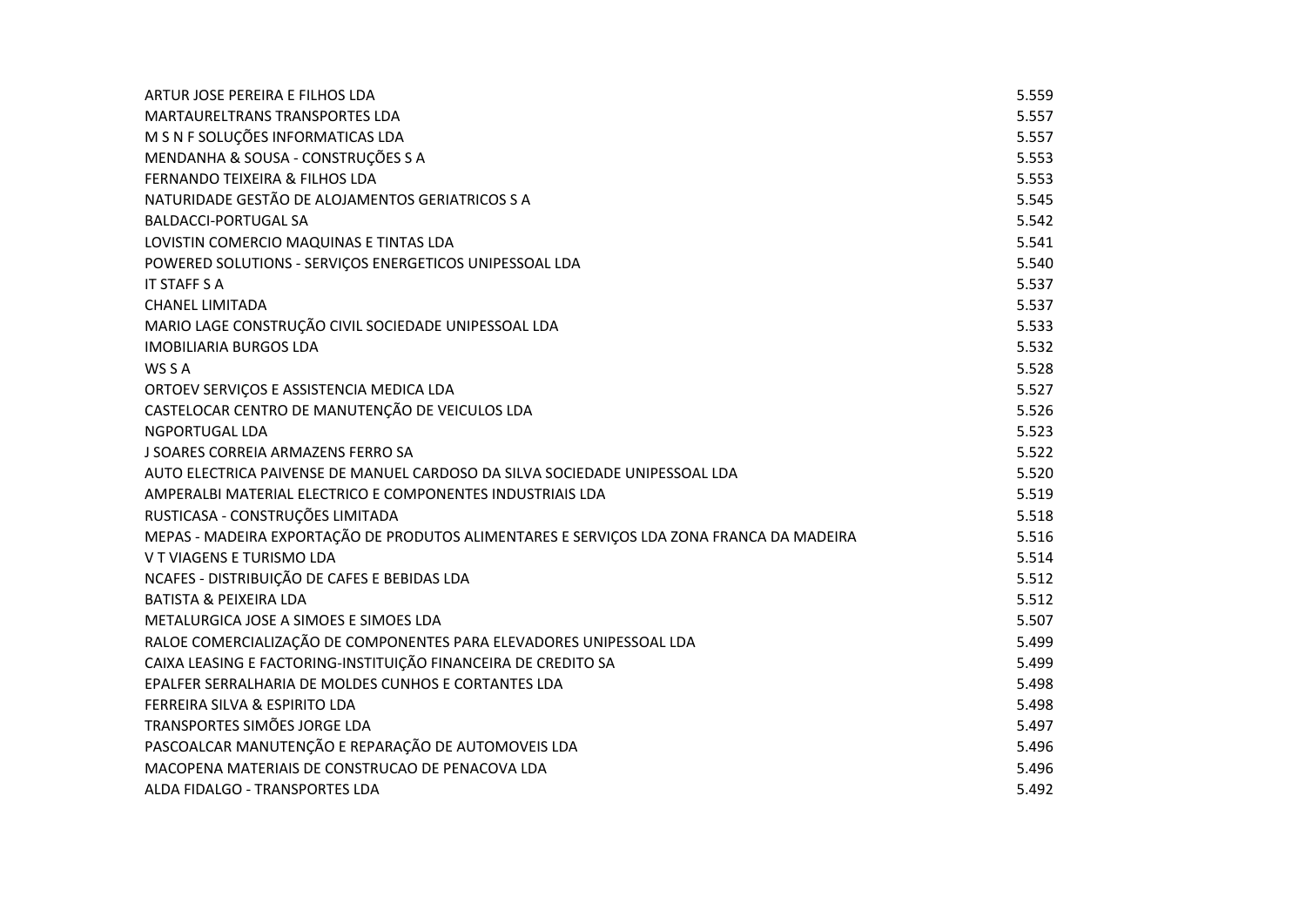| | |
|---|---|
| ARTUR JOSE PEREIRA E FILHOS LDA | 5.559 |
| MARTAURELTRANS TRANSPORTES LDA | 5.557 |
| M S N F SOLUÇÕES INFORMATICAS LDA | 5.557 |
| MENDANHA & SOUSA - CONSTRUÇÕES S A | 5.553 |
| FERNANDO TEIXEIRA & FILHOS LDA | 5.553 |
| NATURIDADE GESTÃO DE ALOJAMENTOS GERIATRICOS S A | 5.545 |
| BALDACCI-PORTUGAL SA | 5.542 |
| LOVISTIN COMERCIO MAQUINAS E TINTAS LDA | 5.541 |
| POWERED SOLUTIONS - SERVIÇOS ENERGETICOS UNIPESSOAL LDA | 5.540 |
| IT STAFF S A | 5.537 |
| CHANEL LIMITADA | 5.537 |
| MARIO LAGE CONSTRUÇÃO CIVIL SOCIEDADE UNIPESSOAL LDA | 5.533 |
| IMOBILIARIA BURGOS LDA | 5.532 |
| WS S A | 5.528 |
| ORTOEV SERVIÇOS E ASSISTENCIA MEDICA LDA | 5.527 |
| CASTELOCAR CENTRO DE MANUTENÇÃO DE VEICULOS LDA | 5.526 |
| NGPORTUGAL LDA | 5.523 |
| J SOARES CORREIA ARMAZENS FERRO SA | 5.522 |
| AUTO ELECTRICA PAIVENSE DE MANUEL CARDOSO DA SILVA SOCIEDADE UNIPESSOAL LDA | 5.520 |
| AMPERALBI MATERIAL ELECTRICO E COMPONENTES INDUSTRIAIS LDA | 5.519 |
| RUSTICASA - CONSTRUÇÕES LIMITADA | 5.518 |
| MEPAS - MADEIRA EXPORTAÇÃO DE PRODUTOS ALIMENTARES E SERVIÇOS LDA ZONA FRANCA DA MADEIRA | 5.516 |
| V T VIAGENS E TURISMO LDA | 5.514 |
| NCAFES - DISTRIBUIÇÃO DE CAFES E BEBIDAS LDA | 5.512 |
| BATISTA & PEIXEIRA LDA | 5.512 |
| METALURGICA JOSE A SIMOES E SIMOES LDA | 5.507 |
| RALOE COMERCIALIZAÇÃO DE COMPONENTES PARA ELEVADORES UNIPESSOAL LDA | 5.499 |
| CAIXA LEASING E FACTORING-INSTITUIÇÃO FINANCEIRA DE CREDITO SA | 5.499 |
| EPALFER SERRALHARIA DE MOLDES CUNHOS E CORTANTES LDA | 5.498 |
| FERREIRA SILVA & ESPIRITO LDA | 5.498 |
| TRANSPORTES SIMÕES JORGE LDA | 5.497 |
| PASCOALCAR MANUTENÇÃO E REPARAÇÃO DE AUTOMOVEIS LDA | 5.496 |
| MACOPENA MATERIAIS DE CONSTRUCAO DE PENACOVA LDA | 5.496 |
| ALDA FIDALGO - TRANSPORTES LDA | 5.492 |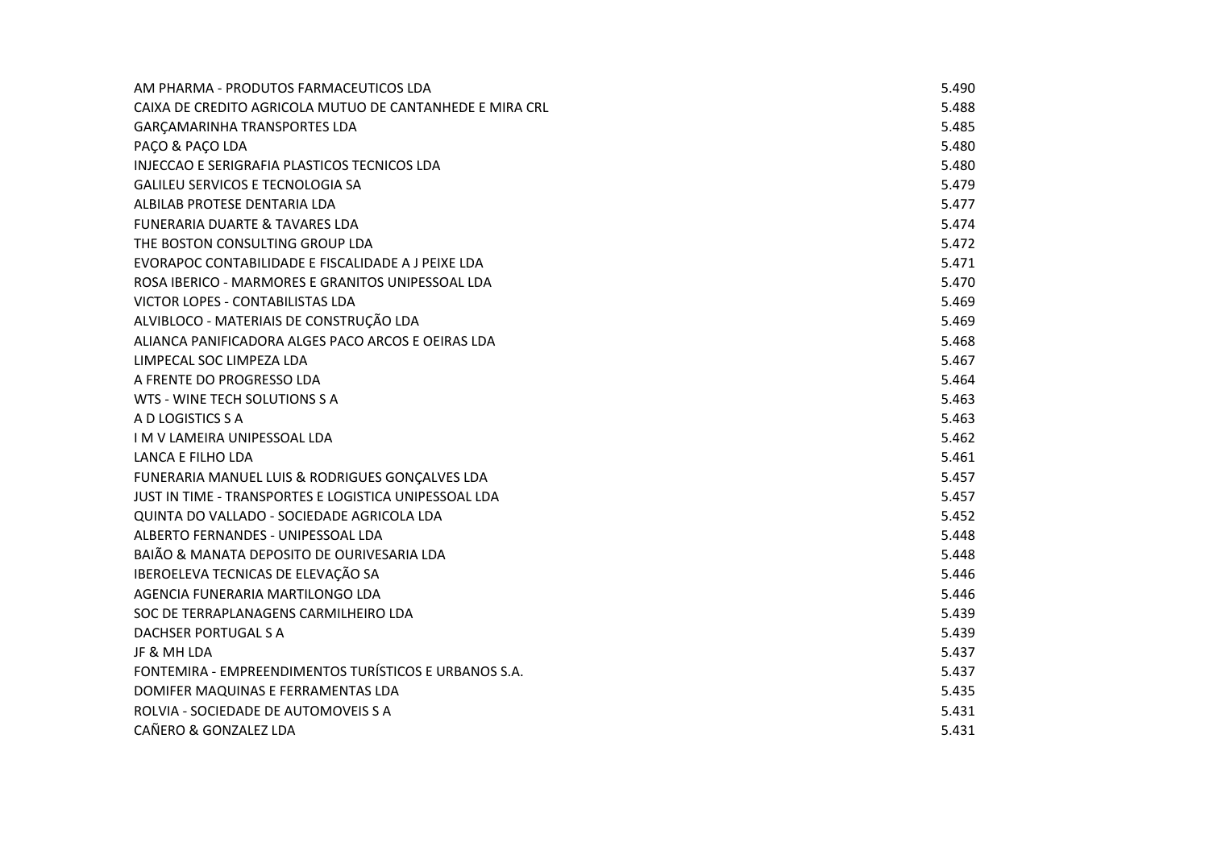| | |
|---|---|
| AM PHARMA - PRODUTOS FARMACEUTICOS LDA | 5.490 |
| CAIXA DE CREDITO AGRICOLA MUTUO DE CANTANHEDE E MIRA CRL | 5.488 |
| GARÇAMARINHA TRANSPORTES LDA | 5.485 |
| PAÇO & PAÇO LDA | 5.480 |
| INJECCAO E SERIGRAFIA PLASTICOS TECNICOS LDA | 5.480 |
| GALILEU SERVICOS E TECNOLOGIA SA | 5.479 |
| ALBILAB PROTESE DENTARIA LDA | 5.477 |
| FUNERARIA DUARTE & TAVARES LDA | 5.474 |
| THE BOSTON CONSULTING GROUP LDA | 5.472 |
| EVORAPOC CONTABILIDADE E FISCALIDADE A J PEIXE LDA | 5.471 |
| ROSA IBERICO - MARMORES E GRANITOS UNIPESSOAL LDA | 5.470 |
| VICTOR LOPES - CONTABILISTAS LDA | 5.469 |
| ALVIBLOCO - MATERIAIS DE CONSTRUÇÃO LDA | 5.469 |
| ALIANCA PANIFICADORA ALGES PACO ARCOS E OEIRAS LDA | 5.468 |
| LIMPECAL SOC LIMPEZA LDA | 5.467 |
| A FRENTE DO PROGRESSO LDA | 5.464 |
| WTS - WINE TECH SOLUTIONS S A | 5.463 |
| A D LOGISTICS S A | 5.463 |
| I M V LAMEIRA UNIPESSOAL LDA | 5.462 |
| LANCA E FILHO LDA | 5.461 |
| FUNERARIA MANUEL LUIS & RODRIGUES GONÇALVES LDA | 5.457 |
| JUST IN TIME - TRANSPORTES E LOGISTICA UNIPESSOAL LDA | 5.457 |
| QUINTA DO VALLADO - SOCIEDADE AGRICOLA LDA | 5.452 |
| ALBERTO FERNANDES - UNIPESSOAL LDA | 5.448 |
| BAIÃO & MANATA DEPOSITO DE OURIVESARIA LDA | 5.448 |
| IBEROELEVA TECNICAS DE ELEVAÇÃO SA | 5.446 |
| AGENCIA FUNERARIA MARTILONGO LDA | 5.446 |
| SOC DE TERRAPLANAGENS CARMILHEIRO LDA | 5.439 |
| DACHSER PORTUGAL S A | 5.439 |
| JF & MH LDA | 5.437 |
| FONTEMIRA - EMPREENDIMENTOS TURÍSTICOS E URBANOS S.A. | 5.437 |
| DOMIFER MAQUINAS E FERRAMENTAS LDA | 5.435 |
| ROLVIA - SOCIEDADE DE AUTOMOVEIS S A | 5.431 |
| CAÑERO & GONZALEZ LDA | 5.431 |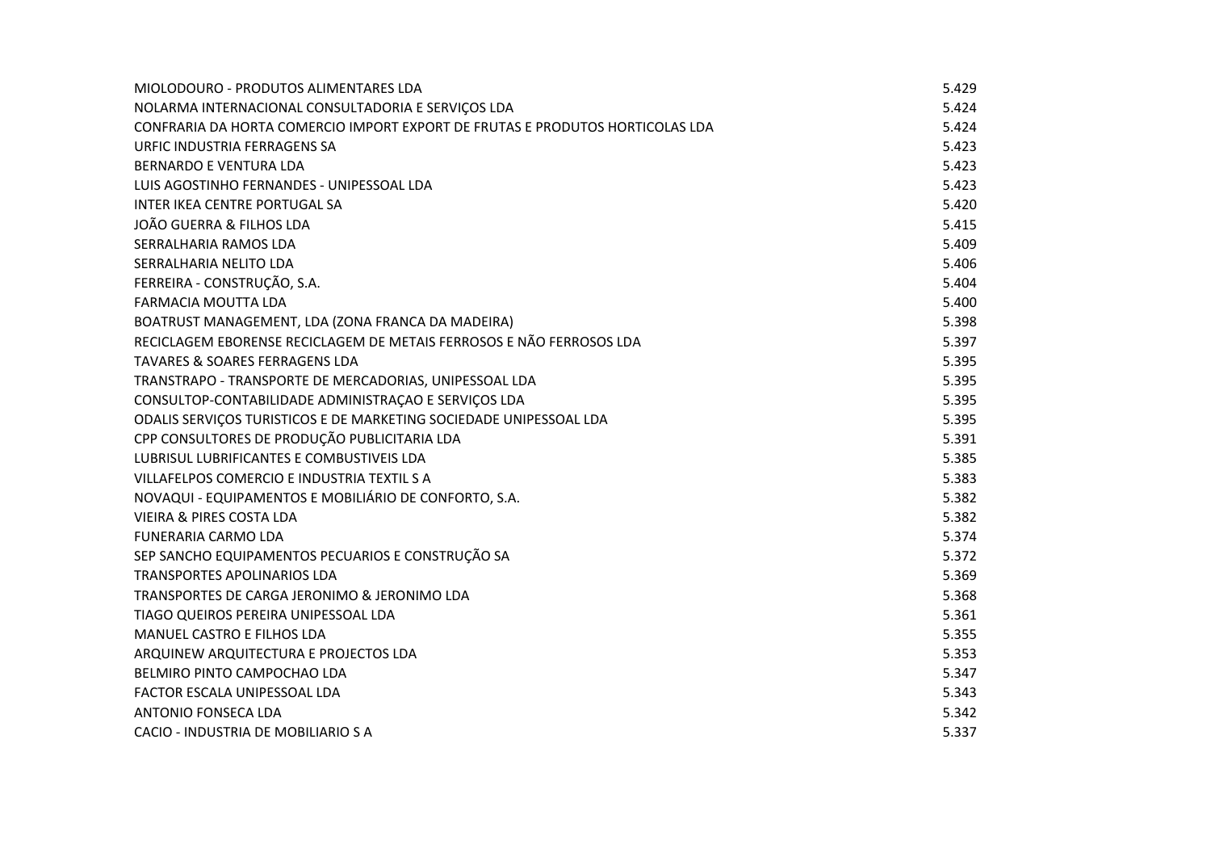| | |
|---|---|
| MIOLODOURO - PRODUTOS ALIMENTARES LDA | 5.429 |
| NOLARMA INTERNACIONAL CONSULTADORIA E SERVIÇOS LDA | 5.424 |
| CONFRARIA DA HORTA COMERCIO IMPORT EXPORT DE FRUTAS E PRODUTOS HORTICOLAS LDA | 5.424 |
| URFIC INDUSTRIA FERRAGENS SA | 5.423 |
| BERNARDO E VENTURA LDA | 5.423 |
| LUIS AGOSTINHO FERNANDES - UNIPESSOAL LDA | 5.423 |
| INTER IKEA CENTRE PORTUGAL SA | 5.420 |
| JOÃO GUERRA & FILHOS LDA | 5.415 |
| SERRALHARIA RAMOS LDA | 5.409 |
| SERRALHARIA NELITO LDA | 5.406 |
| FERREIRA - CONSTRUÇÃO, S.A. | 5.404 |
| FARMACIA MOUTTA LDA | 5.400 |
| BOATRUST MANAGEMENT, LDA (ZONA FRANCA DA MADEIRA) | 5.398 |
| RECICLAGEM EBORENSE RECICLAGEM DE METAIS FERROSOS E NÃO FERROSOS LDA | 5.397 |
| TAVARES & SOARES FERRAGENS LDA | 5.395 |
| TRANSTRAPO - TRANSPORTE DE MERCADORIAS, UNIPESSOAL LDA | 5.395 |
| CONSULTOP-CONTABILIDADE ADMINISTRAÇAO E SERVIÇOS LDA | 5.395 |
| ODALIS SERVIÇOS TURISTICOS E DE MARKETING SOCIEDADE UNIPESSOAL LDA | 5.395 |
| CPP CONSULTORES DE PRODUÇÃO PUBLICITARIA LDA | 5.391 |
| LUBRISUL LUBRIFICANTES E COMBUSTIVEIS LDA | 5.385 |
| VILLAFELPOS COMERCIO E INDUSTRIA TEXTIL S A | 5.383 |
| NOVAQUI - EQUIPAMENTOS E MOBILIÁRIO DE CONFORTO, S.A. | 5.382 |
| VIEIRA & PIRES COSTA LDA | 5.382 |
| FUNERARIA CARMO LDA | 5.374 |
| SEP SANCHO EQUIPAMENTOS PECUARIOS E CONSTRUÇÃO SA | 5.372 |
| TRANSPORTES APOLINARIOS LDA | 5.369 |
| TRANSPORTES DE CARGA JERONIMO & JERONIMO LDA | 5.368 |
| TIAGO QUEIROS PEREIRA UNIPESSOAL LDA | 5.361 |
| MANUEL CASTRO E FILHOS LDA | 5.355 |
| ARQUINEW ARQUITECTURA E PROJECTOS LDA | 5.353 |
| BELMIRO PINTO CAMPOCHAO LDA | 5.347 |
| FACTOR ESCALA UNIPESSOAL LDA | 5.343 |
| ANTONIO FONSECA LDA | 5.342 |
| CACIO - INDUSTRIA DE MOBILIARIO S A | 5.337 |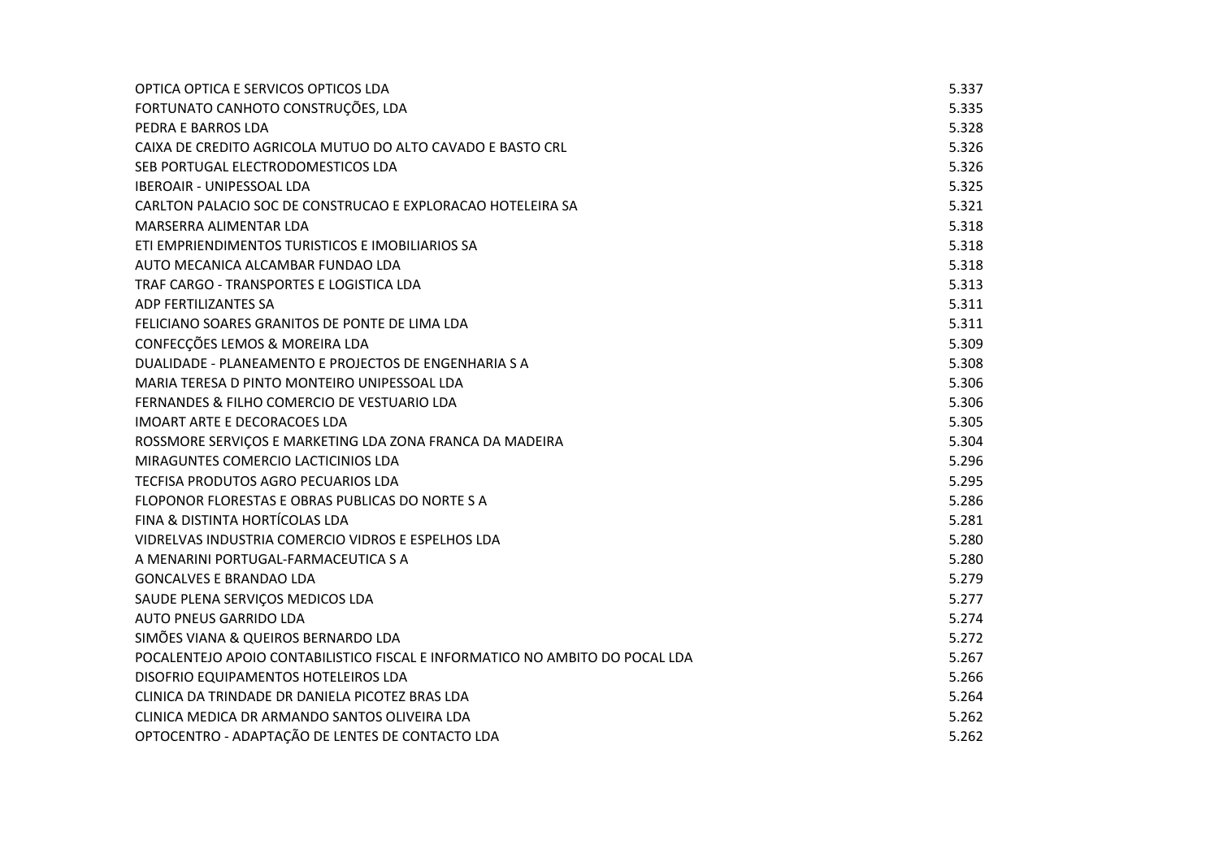| | |
|---|---|
| OPTICA OPTICA E SERVICOS OPTICOS LDA | 5.337 |
| FORTUNATO CANHOTO CONSTRUÇÕES, LDA | 5.335 |
| PEDRA E BARROS LDA | 5.328 |
| CAIXA DE CREDITO AGRICOLA MUTUO DO ALTO CAVADO E BASTO CRL | 5.326 |
| SEB PORTUGAL ELECTRODOMESTICOS LDA | 5.326 |
| IBEROAIR - UNIPESSOAL LDA | 5.325 |
| CARLTON PALACIO SOC DE CONSTRUCAO E EXPLORACAO HOTELEIRA SA | 5.321 |
| MARSERRA ALIMENTAR LDA | 5.318 |
| ETI EMPRIENDIMENTOS TURISTICOS E IMOBILIARIOS SA | 5.318 |
| AUTO MECANICA ALCAMBAR FUNDAO LDA | 5.318 |
| TRAF CARGO - TRANSPORTES E LOGISTICA LDA | 5.313 |
| ADP FERTILIZANTES SA | 5.311 |
| FELICIANO SOARES GRANITOS DE PONTE DE LIMA LDA | 5.311 |
| CONFECÇÕES LEMOS & MOREIRA LDA | 5.309 |
| DUALIDADE - PLANEAMENTO E PROJECTOS DE ENGENHARIA S A | 5.308 |
| MARIA TERESA D PINTO MONTEIRO UNIPESSOAL LDA | 5.306 |
| FERNANDES & FILHO COMERCIO DE VESTUARIO LDA | 5.306 |
| IMOART ARTE E DECORACOES LDA | 5.305 |
| ROSSMORE SERVIÇOS E MARKETING LDA ZONA FRANCA DA MADEIRA | 5.304 |
| MIRAGUNTES COMERCIO LACTICINIOS LDA | 5.296 |
| TECFISA PRODUTOS AGRO PECUARIOS LDA | 5.295 |
| FLOPONOR FLORESTAS E OBRAS PUBLICAS DO NORTE S A | 5.286 |
| FINA & DISTINTA HORTÍCOLAS LDA | 5.281 |
| VIDRELVAS INDUSTRIA COMERCIO VIDROS E ESPELHOS LDA | 5.280 |
| A MENARINI PORTUGAL-FARMACEUTICA S A | 5.280 |
| GONCALVES E BRANDAO LDA | 5.279 |
| SAUDE PLENA SERVIÇOS MEDICOS LDA | 5.277 |
| AUTO PNEUS GARRIDO LDA | 5.274 |
| SIMÕES VIANA & QUEIROS BERNARDO LDA | 5.272 |
| POCALENTEJO APOIO CONTABILISTICO FISCAL E INFORMATICO NO AMBITO DO POCAL LDA | 5.267 |
| DISOFRIO EQUIPAMENTOS HOTELEIROS LDA | 5.266 |
| CLINICA DA TRINDADE DR DANIELA PICOTEZ BRAS LDA | 5.264 |
| CLINICA MEDICA DR ARMANDO SANTOS OLIVEIRA LDA | 5.262 |
| OPTOCENTRO - ADAPTAÇÃO DE LENTES DE CONTACTO LDA | 5.262 |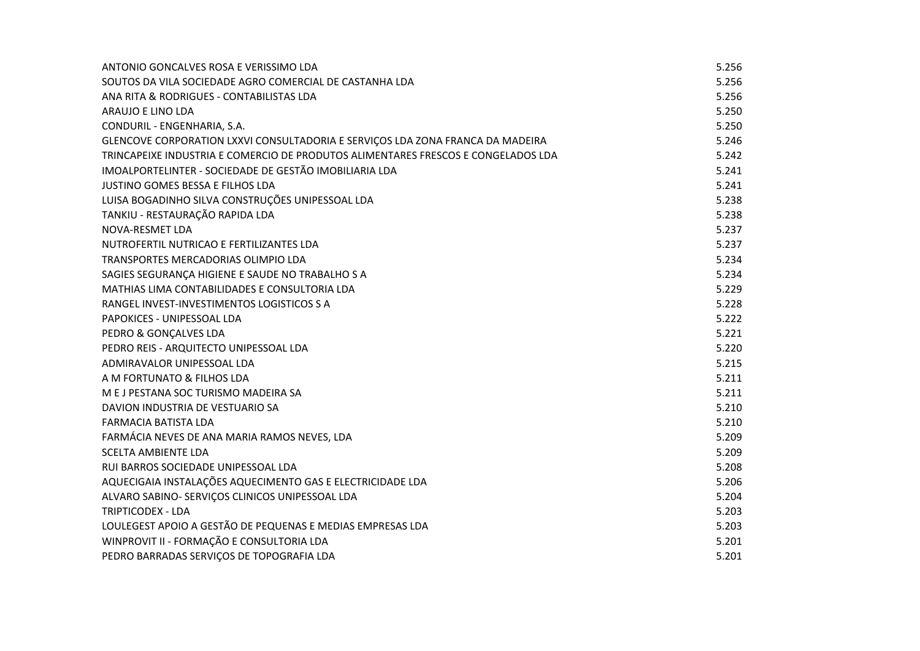| | |
|---|---|
| ANTONIO GONCALVES ROSA E VERISSIMO LDA | 5.256 |
| SOUTOS DA VILA SOCIEDADE AGRO COMERCIAL DE CASTANHA LDA | 5.256 |
| ANA RITA & RODRIGUES - CONTABILISTAS LDA | 5.256 |
| ARAUJO E LINO LDA | 5.250 |
| CONDURIL - ENGENHARIA, S.A. | 5.250 |
| GLENCOVE CORPORATION LXXVI CONSULTADORIA E SERVIÇOS LDA ZONA FRANCA DA MADEIRA | 5.246 |
| TRINCAPEIXE INDUSTRIA E COMERCIO DE PRODUTOS ALIMENTARES FRESCOS E CONGELADOS LDA | 5.242 |
| IMOALPORTELINTER - SOCIEDADE DE GESTÃO IMOBILIARIA LDA | 5.241 |
| JUSTINO GOMES BESSA E FILHOS LDA | 5.241 |
| LUISA BOGADINHO SILVA CONSTRUÇÕES UNIPESSOAL LDA | 5.238 |
| TANKIU - RESTAURAÇÃO RAPIDA LDA | 5.238 |
| NOVA-RESMET LDA | 5.237 |
| NUTROFERTIL NUTRICAO E FERTILIZANTES LDA | 5.237 |
| TRANSPORTES MERCADORIAS OLIMPIO LDA | 5.234 |
| SAGIES SEGURANÇA HIGIENE E SAUDE NO TRABALHO S A | 5.234 |
| MATHIAS LIMA CONTABILIDADES E CONSULTORIA LDA | 5.229 |
| RANGEL INVEST-INVESTIMENTOS LOGISTICOS S A | 5.228 |
| PAPOKICES - UNIPESSOAL LDA | 5.222 |
| PEDRO & GONÇALVES LDA | 5.221 |
| PEDRO REIS - ARQUITECTO UNIPESSOAL LDA | 5.220 |
| ADMIRAVALOR UNIPESSOAL LDA | 5.215 |
| A M FORTUNATO & FILHOS LDA | 5.211 |
| M E J PESTANA SOC TURISMO MADEIRA SA | 5.211 |
| DAVION INDUSTRIA DE VESTUARIO SA | 5.210 |
| FARMACIA BATISTA LDA | 5.210 |
| FARMÁCIA NEVES DE ANA MARIA RAMOS NEVES, LDA | 5.209 |
| SCELTA AMBIENTE LDA | 5.209 |
| RUI BARROS SOCIEDADE UNIPESSOAL LDA | 5.208 |
| AQUECIGAIA INSTALAÇÕES AQUECIMENTO GAS E ELECTRICIDADE LDA | 5.206 |
| ALVARO SABINO- SERVIÇOS CLINICOS UNIPESSOAL LDA | 5.204 |
| TRIPTICODEX - LDA | 5.203 |
| LOULEGEST APOIO A GESTÃO DE PEQUENAS E MEDIAS EMPRESAS LDA | 5.203 |
| WINPROVIT II - FORMAÇÃO E CONSULTORIA LDA | 5.201 |
| PEDRO BARRADAS SERVIÇOS DE TOPOGRAFIA LDA | 5.201 |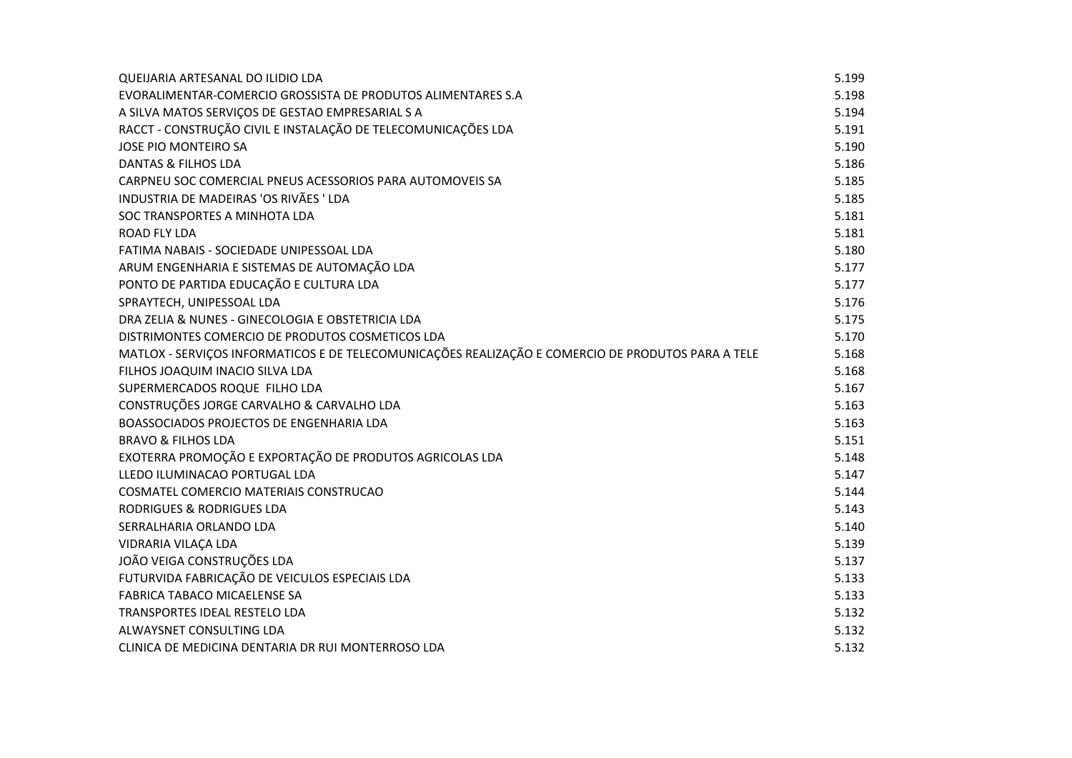| | |
|---|---|
| QUEIJARIA ARTESANAL DO ILIDIO LDA | 5.199 |
| EVORALIMENTAR-COMERCIO GROSSISTA DE PRODUTOS ALIMENTARES S.A | 5.198 |
| A SILVA MATOS SERVIÇOS DE GESTAO EMPRESARIAL S A | 5.194 |
| RACCT - CONSTRUÇÃO CIVIL E INSTALAÇÃO DE TELECOMUNICAÇÕES LDA | 5.191 |
| JOSE PIO MONTEIRO SA | 5.190 |
| DANTAS & FILHOS LDA | 5.186 |
| CARPNEU SOC COMERCIAL PNEUS ACESSORIOS PARA AUTOMOVEIS SA | 5.185 |
| INDUSTRIA DE MADEIRAS 'OS RIVÃES ' LDA | 5.185 |
| SOC TRANSPORTES A MINHOTA LDA | 5.181 |
| ROAD FLY LDA | 5.181 |
| FATIMA NABAIS - SOCIEDADE UNIPESSOAL LDA | 5.180 |
| ARUM ENGENHARIA E SISTEMAS DE AUTOMAÇÃO LDA | 5.177 |
| PONTO DE PARTIDA EDUCAÇÃO E CULTURA LDA | 5.177 |
| SPRAYTECH, UNIPESSOAL LDA | 5.176 |
| DRA ZELIA & NUNES - GINECOLOGIA E OBSTETRICIA LDA | 5.175 |
| DISTRIMONTES COMERCIO DE PRODUTOS COSMETICOS LDA | 5.170 |
| MATLOX - SERVIÇOS INFORMATICOS E DE TELECOMUNICAÇÕES REALIZAÇÃO E COMERCIO DE PRODUTOS PARA A TELE | 5.168 |
| FILHOS JOAQUIM INACIO SILVA LDA | 5.168 |
| SUPERMERCADOS ROQUE FILHO LDA | 5.167 |
| CONSTRUÇÕES JORGE CARVALHO & CARVALHO LDA | 5.163 |
| BOASSOCIADOS PROJECTOS DE ENGENHARIA LDA | 5.163 |
| BRAVO & FILHOS LDA | 5.151 |
| EXOTERRA PROMOÇÃO E EXPORTAÇÃO DE PRODUTOS AGRICOLAS LDA | 5.148 |
| LLEDO ILUMINACAO PORTUGAL LDA | 5.147 |
| COSMATEL COMERCIO MATERIAIS CONSTRUCAO | 5.144 |
| RODRIGUES & RODRIGUES LDA | 5.143 |
| SERRALHARIA ORLANDO LDA | 5.140 |
| VIDRARIA VILAÇA LDA | 5.139 |
| JOÃO VEIGA CONSTRUÇÕES LDA | 5.137 |
| FUTURVIDA FABRICAÇÃO DE VEICULOS ESPECIAIS LDA | 5.133 |
| FABRICA TABACO MICAELENSE SA | 5.133 |
| TRANSPORTES IDEAL RESTELO LDA | 5.132 |
| ALWAYSNET CONSULTING LDA | 5.132 |
| CLINICA DE MEDICINA DENTARIA DR RUI MONTERROSO LDA | 5.132 |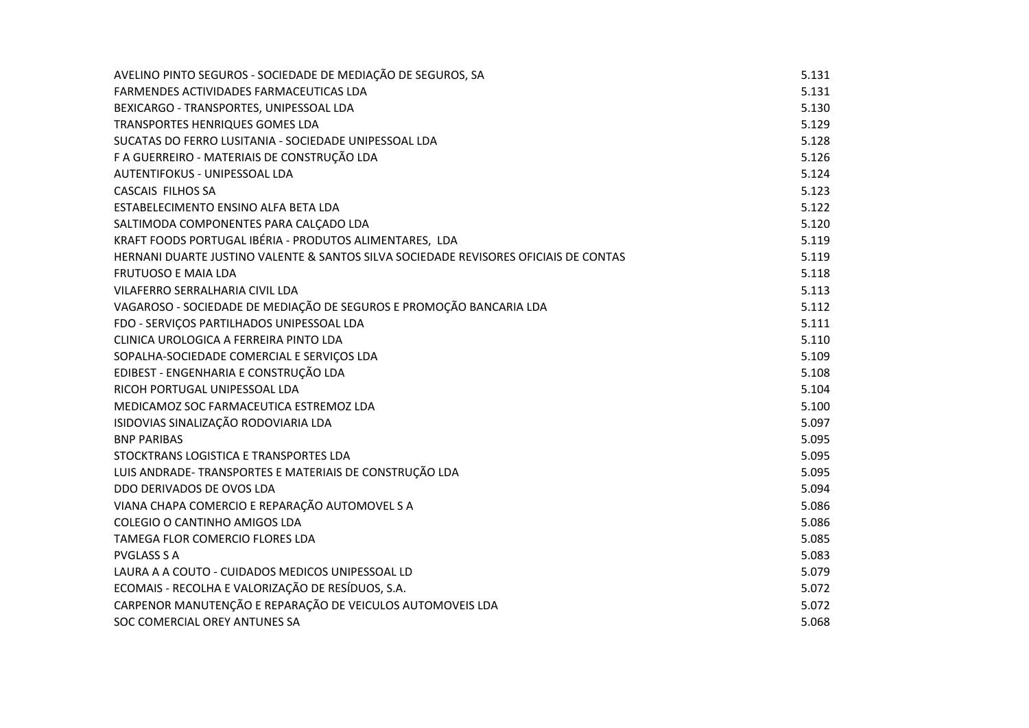| | |
|---|---|
| AVELINO PINTO SEGUROS - SOCIEDADE DE MEDIAÇÃO DE SEGUROS, SA | 5.131 |
| FARMENDES ACTIVIDADES FARMACEUTICAS LDA | 5.131 |
| BEXICARGO - TRANSPORTES, UNIPESSOAL LDA | 5.130 |
| TRANSPORTES HENRIQUES GOMES LDA | 5.129 |
| SUCATAS DO FERRO LUSITANIA - SOCIEDADE UNIPESSOAL LDA | 5.128 |
| F A GUERREIRO - MATERIAIS DE CONSTRUÇÃO LDA | 5.126 |
| AUTENTIFOKUS - UNIPESSOAL LDA | 5.124 |
| CASCAIS  FILHOS SA | 5.123 |
| ESTABELECIMENTO ENSINO ALFA BETA LDA | 5.122 |
| SALTIMODA COMPONENTES PARA CALÇADO LDA | 5.120 |
| KRAFT FOODS PORTUGAL IBÉRIA - PRODUTOS ALIMENTARES,  LDA | 5.119 |
| HERNANI DUARTE JUSTINO VALENTE & SANTOS SILVA SOCIEDADE REVISORES OFICIAIS DE CONTAS | 5.119 |
| FRUTUOSO E MAIA LDA | 5.118 |
| VILAFERRO SERRALHARIA CIVIL LDA | 5.113 |
| VAGAROSO - SOCIEDADE DE MEDIAÇÃO DE SEGUROS E PROMOÇÃO BANCARIA LDA | 5.112 |
| FDO - SERVIÇOS PARTILHADOS UNIPESSOAL LDA | 5.111 |
| CLINICA UROLOGICA A FERREIRA PINTO LDA | 5.110 |
| SOPALHA-SOCIEDADE COMERCIAL E SERVIÇOS LDA | 5.109 |
| EDIBEST - ENGENHARIA E CONSTRUÇÃO LDA | 5.108 |
| RICOH PORTUGAL UNIPESSOAL LDA | 5.104 |
| MEDICAMOZ SOC FARMACEUTICA ESTREMOZ LDA | 5.100 |
| ISIDOVIAS SINALIZAÇÃO RODOVIARIA LDA | 5.097 |
| BNP PARIBAS | 5.095 |
| STOCKTRANS LOGISTICA E TRANSPORTES LDA | 5.095 |
| LUIS ANDRADE- TRANSPORTES E MATERIAIS DE CONSTRUÇÃO LDA | 5.095 |
| DDO DERIVADOS DE OVOS LDA | 5.094 |
| VIANA CHAPA COMERCIO E REPARAÇÃO AUTOMOVEL S A | 5.086 |
| COLEGIO O CANTINHO AMIGOS LDA | 5.086 |
| TAMEGA FLOR COMERCIO FLORES LDA | 5.085 |
| PVGLASS S A | 5.083 |
| LAURA A A COUTO - CUIDADOS MEDICOS UNIPESSOAL LD | 5.079 |
| ECOMAIS - RECOLHA E VALORIZAÇÃO DE RESÍDUOS, S.A. | 5.072 |
| CARPENOR MANUTENÇÃO E REPARAÇÃO DE VEICULOS AUTOMOVEIS LDA | 5.072 |
| SOC COMERCIAL OREY ANTUNES SA | 5.068 |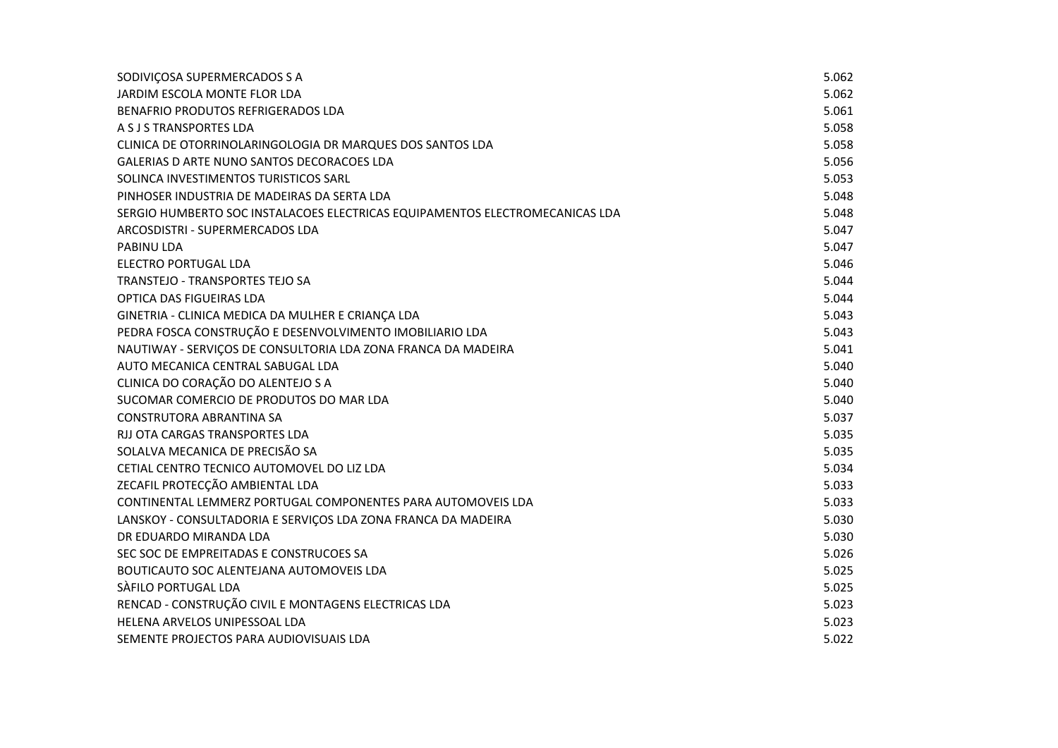| | |
|---|---|
| SODIVIÇOSA SUPERMERCADOS S A | 5.062 |
| JARDIM ESCOLA MONTE FLOR LDA | 5.062 |
| BENAFRIO PRODUTOS REFRIGERADOS LDA | 5.061 |
| A S J S TRANSPORTES LDA | 5.058 |
| CLINICA DE OTORRINOLARINGOLOGIA DR MARQUES DOS SANTOS LDA | 5.058 |
| GALERIAS D ARTE NUNO SANTOS DECORACOES LDA | 5.056 |
| SOLINCA INVESTIMENTOS TURISTICOS SARL | 5.053 |
| PINHOSER INDUSTRIA DE MADEIRAS DA SERTA LDA | 5.048 |
| SERGIO HUMBERTO SOC INSTALACOES ELECTRICAS EQUIPAMENTOS ELECTROMECANICAS LDA | 5.048 |
| ARCOSDISTRI - SUPERMERCADOS LDA | 5.047 |
| PABINU LDA | 5.047 |
| ELECTRO PORTUGAL LDA | 5.046 |
| TRANSTEJO - TRANSPORTES TEJO SA | 5.044 |
| OPTICA DAS FIGUEIRAS LDA | 5.044 |
| GINETRIA - CLINICA MEDICA DA MULHER E CRIANÇA LDA | 5.043 |
| PEDRA FOSCA CONSTRUÇÃO E DESENVOLVIMENTO IMOBILIARIO LDA | 5.043 |
| NAUTIWAY - SERVIÇOS DE CONSULTORIA LDA ZONA FRANCA DA MADEIRA | 5.041 |
| AUTO MECANICA CENTRAL SABUGAL LDA | 5.040 |
| CLINICA DO CORAÇÃO DO ALENTEJO S A | 5.040 |
| SUCOMAR COMERCIO DE PRODUTOS DO MAR LDA | 5.040 |
| CONSTRUTORA ABRANTINA SA | 5.037 |
| RJJ OTA CARGAS TRANSPORTES LDA | 5.035 |
| SOLALVA MECANICA DE PRECISÃO SA | 5.035 |
| CETIAL CENTRO TECNICO AUTOMOVEL DO LIZ LDA | 5.034 |
| ZECAFIL PROTECÇÃO AMBIENTAL LDA | 5.033 |
| CONTINENTAL LEMMERZ PORTUGAL COMPONENTES PARA AUTOMOVEIS LDA | 5.033 |
| LANSKOY - CONSULTADORIA E SERVIÇOS LDA ZONA FRANCA DA MADEIRA | 5.030 |
| DR EDUARDO MIRANDA LDA | 5.030 |
| SEC SOC DE EMPREITADAS E CONSTRUCOES SA | 5.026 |
| BOUTICAUTO SOC ALENTEJANA AUTOMOVEIS LDA | 5.025 |
| SÀFILO PORTUGAL LDA | 5.025 |
| RENCAD - CONSTRUÇÃO CIVIL E MONTAGENS ELECTRICAS LDA | 5.023 |
| HELENA ARVELOS UNIPESSOAL LDA | 5.023 |
| SEMENTE PROJECTOS PARA AUDIOVISUAIS LDA | 5.022 |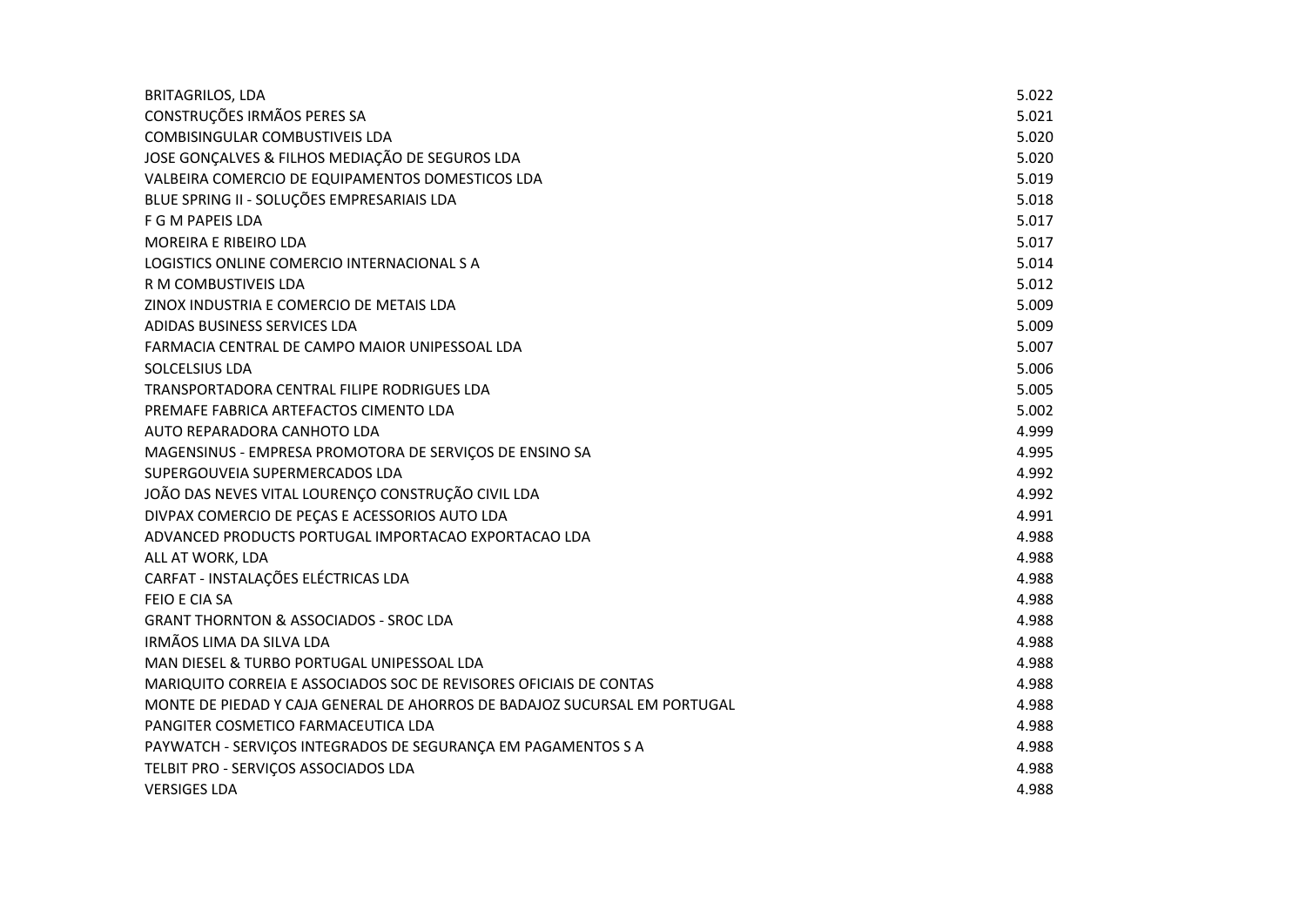| | |
|---|---|
| BRITAGRILOS, LDA | 5.022 |
| CONSTRUÇÕES IRMÃOS PERES SA | 5.021 |
| COMBISINGULAR COMBUSTIVEIS LDA | 5.020 |
| JOSE GONÇALVES & FILHOS MEDIAÇÃO DE SEGUROS LDA | 5.020 |
| VALBEIRA COMERCIO DE EQUIPAMENTOS DOMESTICOS LDA | 5.019 |
| BLUE SPRING II - SOLUÇÕES EMPRESARIAIS LDA | 5.018 |
| F G M PAPEIS LDA | 5.017 |
| MOREIRA E RIBEIRO LDA | 5.017 |
| LOGISTICS ONLINE COMERCIO INTERNACIONAL S A | 5.014 |
| R M COMBUSTIVEIS LDA | 5.012 |
| ZINOX INDUSTRIA E COMERCIO DE METAIS LDA | 5.009 |
| ADIDAS BUSINESS SERVICES LDA | 5.009 |
| FARMACIA CENTRAL DE CAMPO MAIOR UNIPESSOAL LDA | 5.007 |
| SOLCELSIUS LDA | 5.006 |
| TRANSPORTADORA CENTRAL FILIPE RODRIGUES LDA | 5.005 |
| PREMAFE FABRICA ARTEFACTOS CIMENTO LDA | 5.002 |
| AUTO REPARADORA CANHOTO LDA | 4.999 |
| MAGENSINUS - EMPRESA PROMOTORA DE SERVIÇOS DE ENSINO SA | 4.995 |
| SUPERGOUVEIA SUPERMERCADOS LDA | 4.992 |
| JOÃO DAS NEVES VITAL LOURENÇO CONSTRUÇÃO CIVIL LDA | 4.992 |
| DIVPAX COMERCIO DE PEÇAS E ACESSORIOS AUTO LDA | 4.991 |
| ADVANCED PRODUCTS PORTUGAL IMPORTACAO EXPORTACAO LDA | 4.988 |
| ALL AT WORK, LDA | 4.988 |
| CARFAT - INSTALAÇÕES ELÉCTRICAS LDA | 4.988 |
| FEIO E CIA SA | 4.988 |
| GRANT THORNTON & ASSOCIADOS - SROC LDA | 4.988 |
| IRMÃOS LIMA DA SILVA LDA | 4.988 |
| MAN DIESEL & TURBO PORTUGAL UNIPESSOAL LDA | 4.988 |
| MARIQUITO CORREIA E ASSOCIADOS SOC DE REVISORES OFICIAIS DE CONTAS | 4.988 |
| MONTE DE PIEDAD Y CAJA GENERAL DE AHORROS DE BADAJOZ SUCURSAL EM PORTUGAL | 4.988 |
| PANGITER COSMETICO FARMACEUTICA LDA | 4.988 |
| PAYWATCH - SERVIÇOS INTEGRADOS DE SEGURANÇA EM PAGAMENTOS S A | 4.988 |
| TELBIT PRO - SERVIÇOS ASSOCIADOS LDA | 4.988 |
| VERSIGES LDA | 4.988 |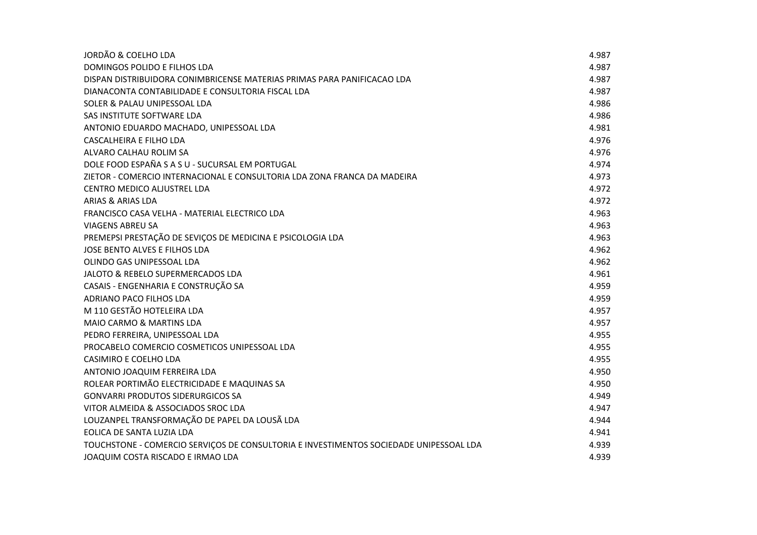| | |
|---|---|
| JORDÃO & COELHO LDA | 4.987 |
| DOMINGOS POLIDO E FILHOS LDA | 4.987 |
| DISPAN DISTRIBUIDORA CONIMBRICENSE MATERIAS PRIMAS PARA PANIFICACAO LDA | 4.987 |
| DIANACONTA CONTABILIDADE E CONSULTORIA FISCAL LDA | 4.987 |
| SOLER & PALAU UNIPESSOAL LDA | 4.986 |
| SAS INSTITUTE SOFTWARE LDA | 4.986 |
| ANTONIO EDUARDO MACHADO, UNIPESSOAL LDA | 4.981 |
| CASCALHEIRA E FILHO LDA | 4.976 |
| ALVARO CALHAU ROLIM SA | 4.976 |
| DOLE FOOD ESPAÑA S A S U - SUCURSAL EM PORTUGAL | 4.974 |
| ZIETOR - COMERCIO INTERNACIONAL E CONSULTORIA LDA ZONA FRANCA DA MADEIRA | 4.973 |
| CENTRO MEDICO ALJUSTREL LDA | 4.972 |
| ARIAS & ARIAS LDA | 4.972 |
| FRANCISCO CASA VELHA - MATERIAL ELECTRICO LDA | 4.963 |
| VIAGENS ABREU SA | 4.963 |
| PREMEPSI PRESTAÇÃO DE SEVIÇOS DE MEDICINA E PSICOLOGIA LDA | 4.963 |
| JOSE BENTO ALVES E FILHOS LDA | 4.962 |
| OLINDO GAS UNIPESSOAL LDA | 4.962 |
| JALOTO & REBELO SUPERMERCADOS LDA | 4.961 |
| CASAIS - ENGENHARIA E CONSTRUÇÃO SA | 4.959 |
| ADRIANO PACO FILHOS LDA | 4.959 |
| M 110 GESTÃO HOTELEIRA LDA | 4.957 |
| MAIO CARMO & MARTINS LDA | 4.957 |
| PEDRO FERREIRA, UNIPESSOAL LDA | 4.955 |
| PROCABELO COMERCIO COSMETICOS UNIPESSOAL LDA | 4.955 |
| CASIMIRO E COELHO LDA | 4.955 |
| ANTONIO JOAQUIM FERREIRA LDA | 4.950 |
| ROLEAR PORTIMÃO ELECTRICIDADE E MAQUINAS SA | 4.950 |
| GONVARRI PRODUTOS SIDERURGICOS SA | 4.949 |
| VITOR ALMEIDA & ASSOCIADOS SROC LDA | 4.947 |
| LOUZANPEL TRANSFORMAÇÃO DE PAPEL DA LOUSÃ LDA | 4.944 |
| EOLICA DE SANTA LUZIA LDA | 4.941 |
| TOUCHSTONE - COMERCIO SERVIÇOS DE CONSULTORIA E INVESTIMENTOS SOCIEDADE UNIPESSOAL LDA | 4.939 |
| JOAQUIM COSTA RISCADO E IRMAO LDA | 4.939 |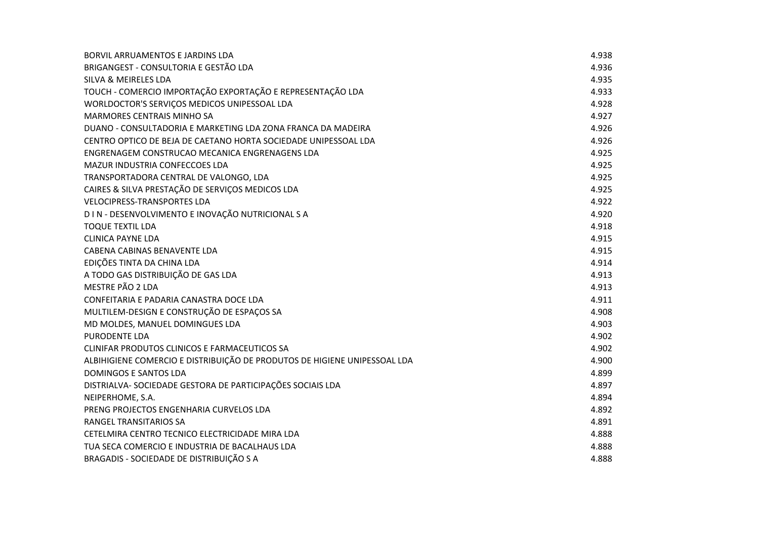| | |
|---|---|
| BORVIL ARRUAMENTOS E JARDINS LDA | 4.938 |
| BRIGANGEST - CONSULTORIA E GESTÃO LDA | 4.936 |
| SILVA & MEIRELES LDA | 4.935 |
| TOUCH - COMERCIO IMPORTAÇÃO EXPORTAÇÃO E REPRESENTAÇÃO LDA | 4.933 |
| WORLDOCTOR'S SERVIÇOS MEDICOS UNIPESSOAL LDA | 4.928 |
| MARMORES CENTRAIS MINHO SA | 4.927 |
| DUANO - CONSULTADORIA E MARKETING LDA ZONA FRANCA DA MADEIRA | 4.926 |
| CENTRO OPTICO DE BEJA DE CAETANO HORTA SOCIEDADE UNIPESSOAL LDA | 4.926 |
| ENGRENAGEM CONSTRUCAO MECANICA ENGRENAGENS LDA | 4.925 |
| MAZUR INDUSTRIA CONFECCOES LDA | 4.925 |
| TRANSPORTADORA CENTRAL DE VALONGO, LDA | 4.925 |
| CAIRES & SILVA PRESTAÇÃO DE SERVIÇOS MEDICOS LDA | 4.925 |
| VELOCIPRESS-TRANSPORTES LDA | 4.922 |
| D I N - DESENVOLVIMENTO E INOVAÇÃO NUTRICIONAL S A | 4.920 |
| TOQUE TEXTIL LDA | 4.918 |
| CLINICA PAYNE LDA | 4.915 |
| CABENA CABINAS BENAVENTE LDA | 4.915 |
| EDIÇÕES TINTA DA CHINA LDA | 4.914 |
| A TODO GAS DISTRIBUIÇÃO DE GAS LDA | 4.913 |
| MESTRE PÃO 2 LDA | 4.913 |
| CONFEITARIA E PADARIA CANASTRA DOCE LDA | 4.911 |
| MULTILEM-DESIGN E CONSTRUÇÃO DE ESPAÇOS SA | 4.908 |
| MD MOLDES, MANUEL DOMINGUES LDA | 4.903 |
| PURODENTE LDA | 4.902 |
| CLINIFAR PRODUTOS CLINICOS E FARMACEUTICOS SA | 4.902 |
| ALBIHIGIENE COMERCIO E DISTRIBUIÇÃO DE PRODUTOS DE HIGIENE UNIPESSOAL LDA | 4.900 |
| DOMINGOS E SANTOS LDA | 4.899 |
| DISTRIALVA- SOCIEDADE GESTORA DE PARTICIPAÇÕES SOCIAIS LDA | 4.897 |
| NEIPERHOME, S.A. | 4.894 |
| PRENG PROJECTOS ENGENHARIA CURVELOS LDA | 4.892 |
| RANGEL TRANSITARIOS SA | 4.891 |
| CETELMIRA CENTRO TECNICO ELECTRICIDADE MIRA LDA | 4.888 |
| TUA SECA COMERCIO E INDUSTRIA DE BACALHAUS LDA | 4.888 |
| BRAGADIS - SOCIEDADE DE DISTRIBUIÇÃO S A | 4.888 |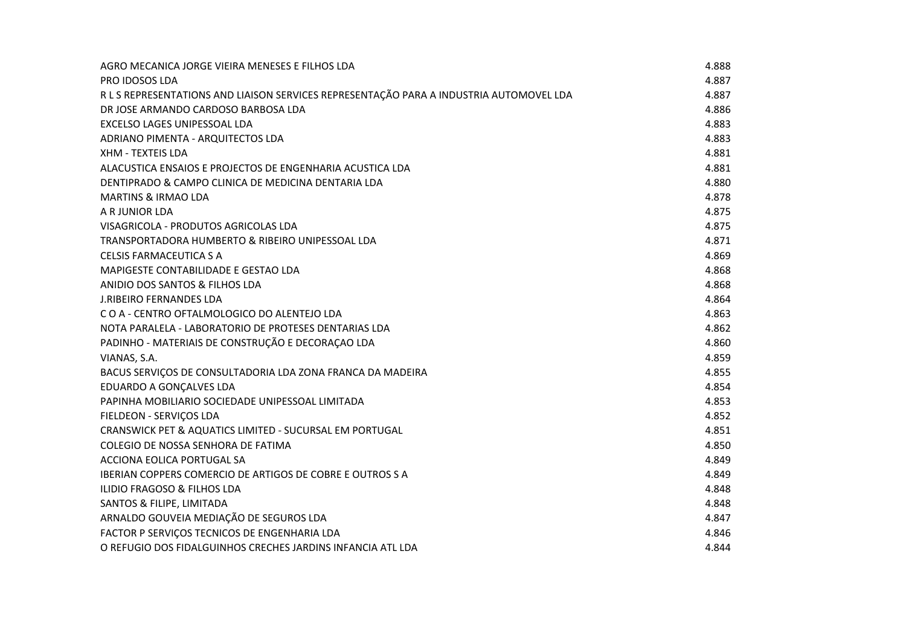| | |
|---|---|
| AGRO MECANICA JORGE VIEIRA MENESES E FILHOS LDA | 4.888 |
| PRO IDOSOS LDA | 4.887 |
| R L S REPRESENTATIONS AND LIAISON SERVICES REPRESENTAÇÃO PARA A INDUSTRIA AUTOMOVEL LDA | 4.887 |
| DR JOSE ARMANDO CARDOSO BARBOSA LDA | 4.886 |
| EXCELSO LAGES UNIPESSOAL LDA | 4.883 |
| ADRIANO PIMENTA - ARQUITECTOS LDA | 4.883 |
| XHM - TEXTEIS LDA | 4.881 |
| ALACUSTICA ENSAIOS E PROJECTOS DE ENGENHARIA ACUSTICA LDA | 4.881 |
| DENTIPRADO & CAMPO CLINICA DE MEDICINA DENTARIA LDA | 4.880 |
| MARTINS & IRMAO LDA | 4.878 |
| A R JUNIOR LDA | 4.875 |
| VISAGRICOLA - PRODUTOS AGRICOLAS LDA | 4.875 |
| TRANSPORTADORA HUMBERTO & RIBEIRO UNIPESSOAL LDA | 4.871 |
| CELSIS FARMACEUTICA S A | 4.869 |
| MAPIGESTE CONTABILIDADE E GESTAO LDA | 4.868 |
| ANIDIO DOS SANTOS & FILHOS LDA | 4.868 |
| J.RIBEIRO FERNANDES LDA | 4.864 |
| C O A - CENTRO OFTALMOLOGICO DO ALENTEJO LDA | 4.863 |
| NOTA PARALELA - LABORATORIO DE PROTESES DENTARIAS LDA | 4.862 |
| PADINHO - MATERIAIS DE CONSTRUÇÃO E DECORAÇAO LDA | 4.860 |
| VIANAS, S.A. | 4.859 |
| BACUS SERVIÇOS DE CONSULTADORIA LDA ZONA FRANCA DA MADEIRA | 4.855 |
| EDUARDO A GONÇALVES LDA | 4.854 |
| PAPINHA MOBILIARIO SOCIEDADE UNIPESSOAL LIMITADA | 4.853 |
| FIELDEON - SERVIÇOS LDA | 4.852 |
| CRANSWICK PET & AQUATICS LIMITED - SUCURSAL EM PORTUGAL | 4.851 |
| COLEGIO DE NOSSA SENHORA DE FATIMA | 4.850 |
| ACCIONA EOLICA PORTUGAL SA | 4.849 |
| IBERIAN COPPERS COMERCIO DE ARTIGOS DE COBRE E OUTROS S A | 4.849 |
| ILIDIO FRAGOSO & FILHOS LDA | 4.848 |
| SANTOS & FILIPE, LIMITADA | 4.848 |
| ARNALDO GOUVEIA MEDIAÇÃO DE SEGUROS LDA | 4.847 |
| FACTOR P SERVIÇOS TECNICOS DE ENGENHARIA LDA | 4.846 |
| O REFUGIO DOS FIDALGUINHOS CRECHES JARDINS INFANCIA ATL LDA | 4.844 |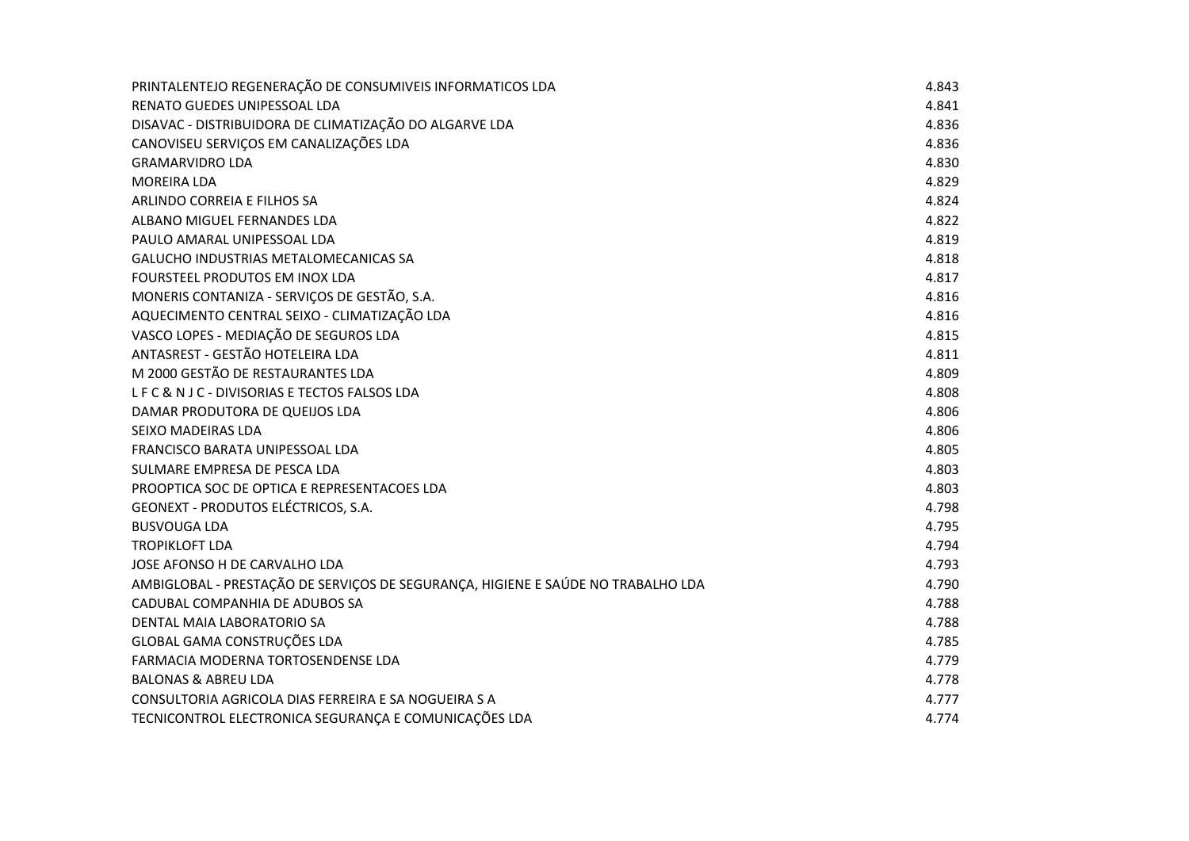| | |
|---|---|
| PRINTALENTEJO REGENERAÇÃO DE CONSUMIVEIS INFORMATICOS LDA | 4.843 |
| RENATO GUEDES UNIPESSOAL LDA | 4.841 |
| DISAVAC - DISTRIBUIDORA DE CLIMATIZAÇÃO DO ALGARVE LDA | 4.836 |
| CANOVISEU SERVIÇOS EM CANALIZAÇÕES LDA | 4.836 |
| GRAMARVIDRO LDA | 4.830 |
| MOREIRA LDA | 4.829 |
| ARLINDO CORREIA E FILHOS SA | 4.824 |
| ALBANO MIGUEL FERNANDES LDA | 4.822 |
| PAULO AMARAL UNIPESSOAL LDA | 4.819 |
| GALUCHO INDUSTRIAS METALOMECANICAS SA | 4.818 |
| FOURSTEEL PRODUTOS EM INOX LDA | 4.817 |
| MONERIS CONTANIZA - SERVIÇOS DE GESTÃO, S.A. | 4.816 |
| AQUECIMENTO CENTRAL SEIXO - CLIMATIZAÇÃO LDA | 4.816 |
| VASCO LOPES - MEDIAÇÃO DE SEGUROS LDA | 4.815 |
| ANTASREST - GESTÃO HOTELEIRA LDA | 4.811 |
| M 2000 GESTÃO DE RESTAURANTES LDA | 4.809 |
| L F C & N J C - DIVISORIAS E TECTOS FALSOS LDA | 4.808 |
| DAMAR PRODUTORA DE QUEIJOS LDA | 4.806 |
| SEIXO MADEIRAS LDA | 4.806 |
| FRANCISCO BARATA UNIPESSOAL LDA | 4.805 |
| SULMARE EMPRESA DE PESCA LDA | 4.803 |
| PROOPTICA SOC DE OPTICA E REPRESENTACOES LDA | 4.803 |
| GEONEXT - PRODUTOS ELÉCTRICOS, S.A. | 4.798 |
| BUSVOUGA LDA | 4.795 |
| TROPIKLOFT LDA | 4.794 |
| JOSE AFONSO H DE CARVALHO LDA | 4.793 |
| AMBIGLOBAL - PRESTAÇÃO DE SERVIÇOS DE SEGURANÇA, HIGIENE E SAÚDE NO TRABALHO LDA | 4.790 |
| CADUBAL COMPANHIA DE ADUBOS SA | 4.788 |
| DENTAL MAIA LABORATORIO SA | 4.788 |
| GLOBAL GAMA CONSTRUÇÕES LDA | 4.785 |
| FARMACIA MODERNA TORTOSENDENSE LDA | 4.779 |
| BALONAS & ABREU LDA | 4.778 |
| CONSULTORIA AGRICOLA DIAS FERREIRA E SA NOGUEIRA S A | 4.777 |
| TECNICONTROL ELECTRONICA SEGURANÇA E COMUNICAÇÕES LDA | 4.774 |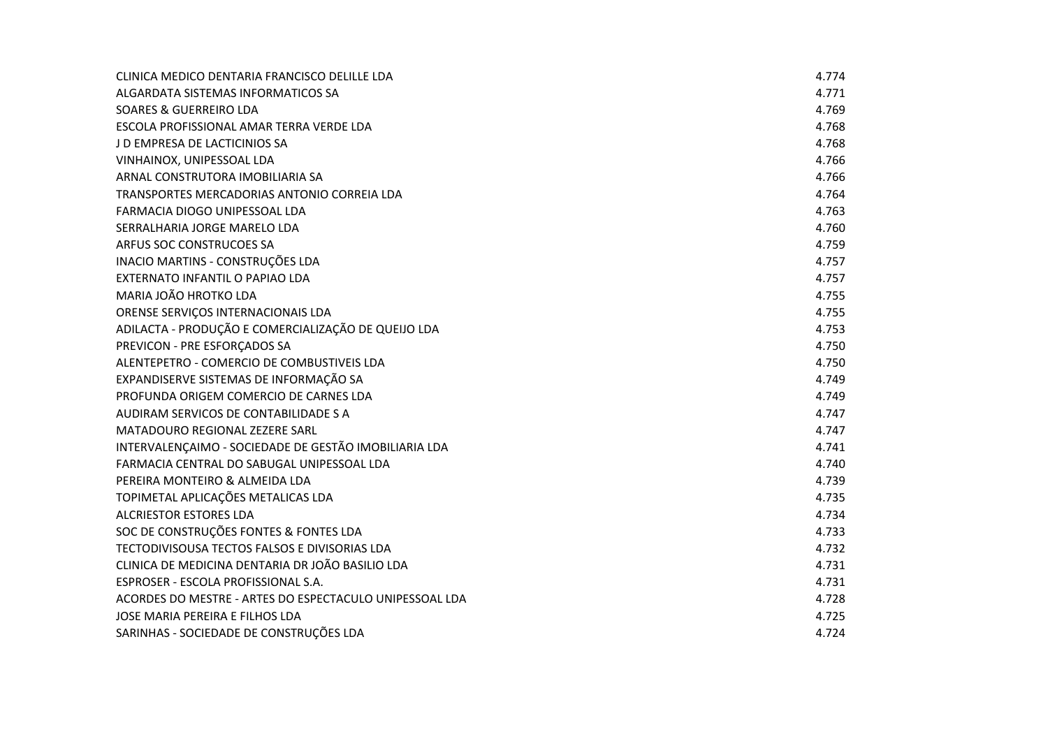| | |
|---|---|
| CLINICA MEDICO DENTARIA FRANCISCO DELILLE LDA | 4.774 |
| ALGARDATA SISTEMAS INFORMATICOS SA | 4.771 |
| SOARES & GUERREIRO LDA | 4.769 |
| ESCOLA PROFISSIONAL AMAR TERRA VERDE LDA | 4.768 |
| J D EMPRESA DE LACTICINIOS SA | 4.768 |
| VINHAINOX, UNIPESSOAL LDA | 4.766 |
| ARNAL CONSTRUTORA IMOBILIARIA SA | 4.766 |
| TRANSPORTES MERCADORIAS ANTONIO CORREIA LDA | 4.764 |
| FARMACIA DIOGO UNIPESSOAL LDA | 4.763 |
| SERRALHARIA JORGE MARELO LDA | 4.760 |
| ARFUS SOC CONSTRUCOES SA | 4.759 |
| INACIO MARTINS - CONSTRUÇÕES LDA | 4.757 |
| EXTERNATO INFANTIL O PAPIAO LDA | 4.757 |
| MARIA JOÃO HROTKO LDA | 4.755 |
| ORENSE SERVIÇOS INTERNACIONAIS LDA | 4.755 |
| ADILACTA - PRODUÇÃO E COMERCIALIZAÇÃO DE QUEIJO LDA | 4.753 |
| PREVICON - PRE ESFORÇADOS SA | 4.750 |
| ALENTEPETRO - COMERCIO DE COMBUSTIVEIS LDA | 4.750 |
| EXPANDISERVE SISTEMAS DE INFORMAÇÃO SA | 4.749 |
| PROFUNDA ORIGEM COMERCIO DE CARNES LDA | 4.749 |
| AUDIRAM SERVICOS DE CONTABILIDADE S A | 4.747 |
| MATADOURO REGIONAL ZEZERE SARL | 4.747 |
| INTERVALENÇAIMO - SOCIEDADE DE GESTÃO IMOBILIARIA LDA | 4.741 |
| FARMACIA CENTRAL DO SABUGAL UNIPESSOAL LDA | 4.740 |
| PEREIRA MONTEIRO & ALMEIDA LDA | 4.739 |
| TOPIMETAL APLICAÇÕES METALICAS LDA | 4.735 |
| ALCRIESTOR ESTORES LDA | 4.734 |
| SOC DE CONSTRUÇÕES FONTES & FONTES LDA | 4.733 |
| TECTODIVISOUSA TECTOS FALSOS E DIVISORIAS LDA | 4.732 |
| CLINICA DE MEDICINA DENTARIA DR JOÃO BASILIO LDA | 4.731 |
| ESPROSER - ESCOLA PROFISSIONAL S.A. | 4.731 |
| ACORDES DO MESTRE - ARTES DO ESPECTACULO UNIPESSOAL LDA | 4.728 |
| JOSE MARIA PEREIRA E FILHOS LDA | 4.725 |
| SARINHAS - SOCIEDADE DE CONSTRUÇÕES LDA | 4.724 |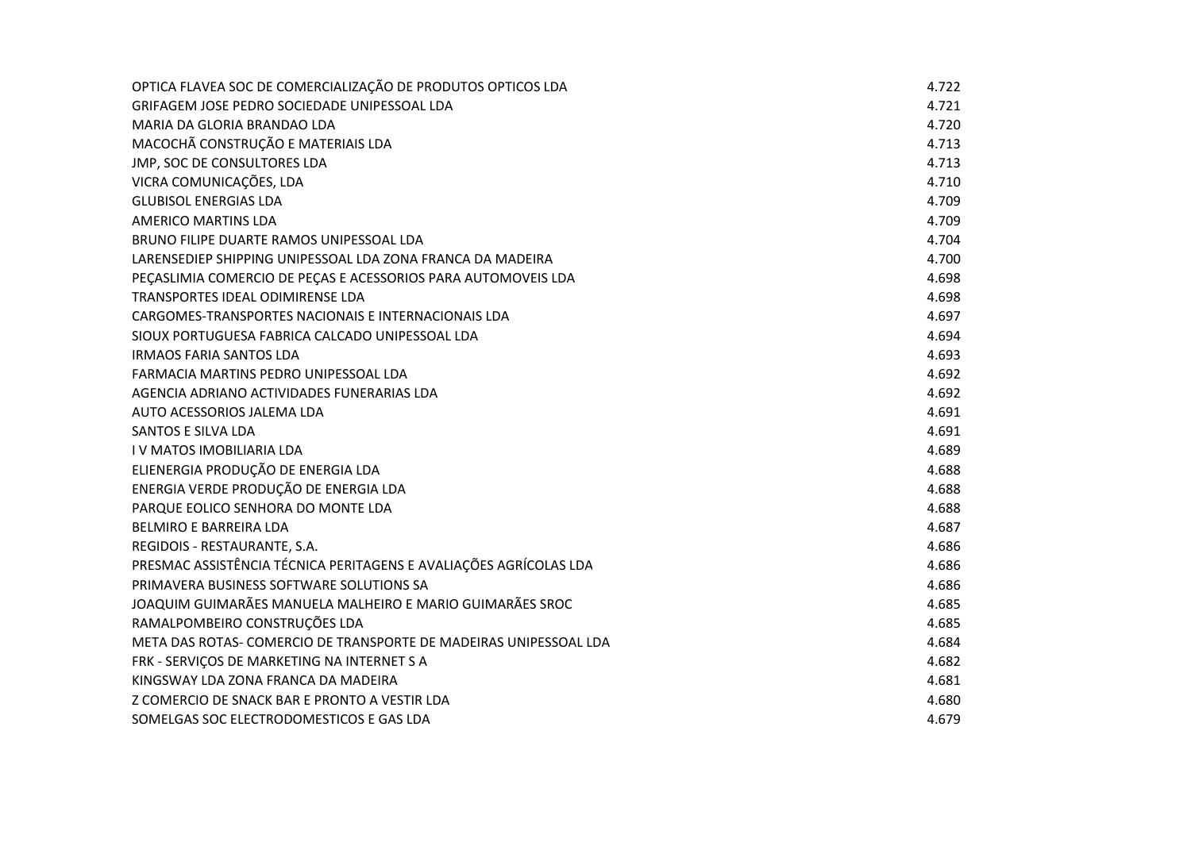| | |
|---|---|
| OPTICA FLAVEA SOC DE COMERCIALIZAÇÃO DE PRODUTOS OPTICOS LDA | 4.722 |
| GRIFAGEM JOSE PEDRO SOCIEDADE UNIPESSOAL LDA | 4.721 |
| MARIA DA GLORIA BRANDAO LDA | 4.720 |
| MACOCHÃ CONSTRUÇÃO E MATERIAIS LDA | 4.713 |
| JMP, SOC DE CONSULTORES LDA | 4.713 |
| VICRA COMUNICAÇÕES, LDA | 4.710 |
| GLUBISOL ENERGIAS LDA | 4.709 |
| AMERICO MARTINS LDA | 4.709 |
| BRUNO FILIPE DUARTE RAMOS UNIPESSOAL LDA | 4.704 |
| LARENSEDIEP SHIPPING UNIPESSOAL LDA ZONA FRANCA DA MADEIRA | 4.700 |
| PEÇASLIMIA COMERCIO DE PEÇAS E ACESSORIOS PARA AUTOMOVEIS LDA | 4.698 |
| TRANSPORTES IDEAL ODIMIRENSE LDA | 4.698 |
| CARGOMES-TRANSPORTES NACIONAIS E INTERNACIONAIS LDA | 4.697 |
| SIOUX PORTUGUESA FABRICA CALCADO UNIPESSOAL LDA | 4.694 |
| IRMAOS FARIA SANTOS LDA | 4.693 |
| FARMACIA MARTINS PEDRO UNIPESSOAL LDA | 4.692 |
| AGENCIA ADRIANO ACTIVIDADES FUNERARIAS LDA | 4.692 |
| AUTO ACESSORIOS JALEMA LDA | 4.691 |
| SANTOS E SILVA LDA | 4.691 |
| I V MATOS IMOBILIARIA LDA | 4.689 |
| ELIENERGIA PRODUÇÃO DE ENERGIA LDA | 4.688 |
| ENERGIA VERDE PRODUÇÃO DE ENERGIA LDA | 4.688 |
| PARQUE EOLICO SENHORA DO MONTE LDA | 4.688 |
| BELMIRO E BARREIRA LDA | 4.687 |
| REGIDOIS - RESTAURANTE, S.A. | 4.686 |
| PRESMAC ASSISTÊNCIA TÉCNICA PERITAGENS E AVALIAÇÕES AGRÍCOLAS LDA | 4.686 |
| PRIMAVERA BUSINESS SOFTWARE SOLUTIONS SA | 4.686 |
| JOAQUIM GUIMARÃES MANUELA MALHEIRO E MARIO GUIMARÃES SROC | 4.685 |
| RAMALPOMBEIRO CONSTRUÇÕES LDA | 4.685 |
| META DAS ROTAS- COMERCIO DE TRANSPORTE DE MADEIRAS UNIPESSOAL LDA | 4.684 |
| FRK - SERVIÇOS DE MARKETING NA INTERNET S A | 4.682 |
| KINGSWAY LDA ZONA FRANCA DA MADEIRA | 4.681 |
| Z COMERCIO DE SNACK BAR E PRONTO A VESTIR LDA | 4.680 |
| SOMELGAS SOC ELECTRODOMESTICOS E GAS LDA | 4.679 |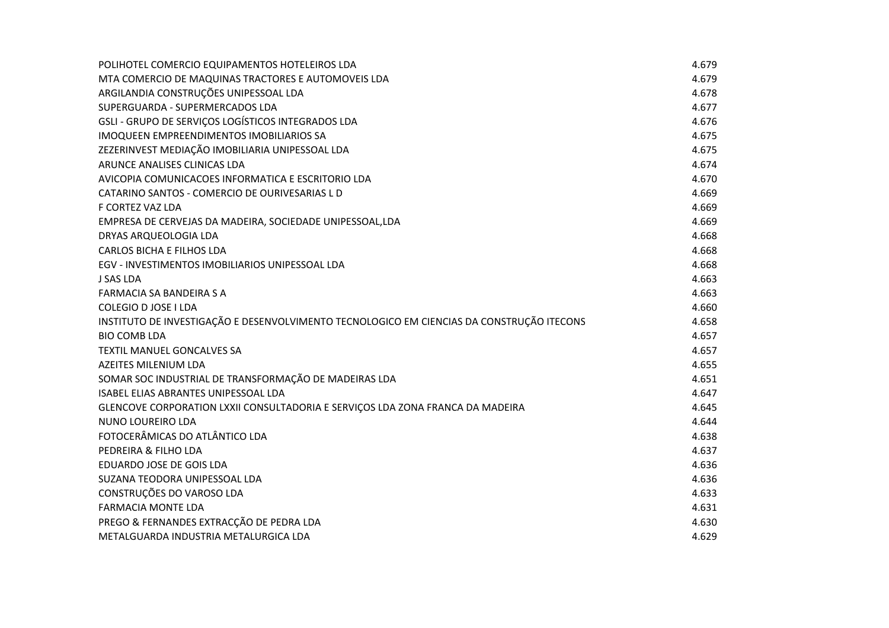| | |
|---|---|
| POLIHOTEL COMERCIO EQUIPAMENTOS HOTELEIROS LDA | 4.679 |
| MTA COMERCIO DE MAQUINAS TRACTORES E AUTOMOVEIS LDA | 4.679 |
| ARGILANDIA CONSTRUÇÕES UNIPESSOAL LDA | 4.678 |
| SUPERGUARDA - SUPERMERCADOS LDA | 4.677 |
| GSLI - GRUPO DE SERVIÇOS LOGÍSTICOS INTEGRADOS LDA | 4.676 |
| IMOQUEEN EMPREENDIMENTOS IMOBILIARIOS SA | 4.675 |
| ZEZERINVEST MEDIAÇÃO IMOBILIARIA UNIPESSOAL LDA | 4.675 |
| ARUNCE ANALISES CLINICAS LDA | 4.674 |
| AVICOPIA COMUNICACOES INFORMATICA E ESCRITORIO LDA | 4.670 |
| CATARINO SANTOS - COMERCIO DE OURIVESARIAS L D | 4.669 |
| F CORTEZ VAZ LDA | 4.669 |
| EMPRESA DE CERVEJAS DA MADEIRA, SOCIEDADE UNIPESSOAL,LDA | 4.669 |
| DRYAS ARQUEOLOGIA LDA | 4.668 |
| CARLOS BICHA E FILHOS LDA | 4.668 |
| EGV - INVESTIMENTOS IMOBILIARIOS UNIPESSOAL LDA | 4.668 |
| J SAS LDA | 4.663 |
| FARMACIA SA BANDEIRA S A | 4.663 |
| COLEGIO D JOSE I LDA | 4.660 |
| INSTITUTO DE INVESTIGAÇÃO E DESENVOLVIMENTO TECNOLOGICO EM CIENCIAS DA CONSTRUÇÃO ITECONS | 4.658 |
| BIO COMB LDA | 4.657 |
| TEXTIL MANUEL GONCALVES SA | 4.657 |
| AZEITES MILENIUM LDA | 4.655 |
| SOMAR SOC INDUSTRIAL DE TRANSFORMAÇÃO DE MADEIRAS LDA | 4.651 |
| ISABEL ELIAS ABRANTES UNIPESSOAL LDA | 4.647 |
| GLENCOVE CORPORATION LXXII CONSULTADORIA E SERVIÇOS LDA ZONA FRANCA DA MADEIRA | 4.645 |
| NUNO LOUREIRO LDA | 4.644 |
| FOTOCERÂMICAS DO ATLÂNTICO LDA | 4.638 |
| PEDREIRA & FILHO LDA | 4.637 |
| EDUARDO JOSE DE GOIS LDA | 4.636 |
| SUZANA TEODORA UNIPESSOAL LDA | 4.636 |
| CONSTRUÇÕES DO VAROSO LDA | 4.633 |
| FARMACIA MONTE LDA | 4.631 |
| PREGO & FERNANDES EXTRACÇÃO DE PEDRA LDA | 4.630 |
| METALGUARDA INDUSTRIA METALURGICA LDA | 4.629 |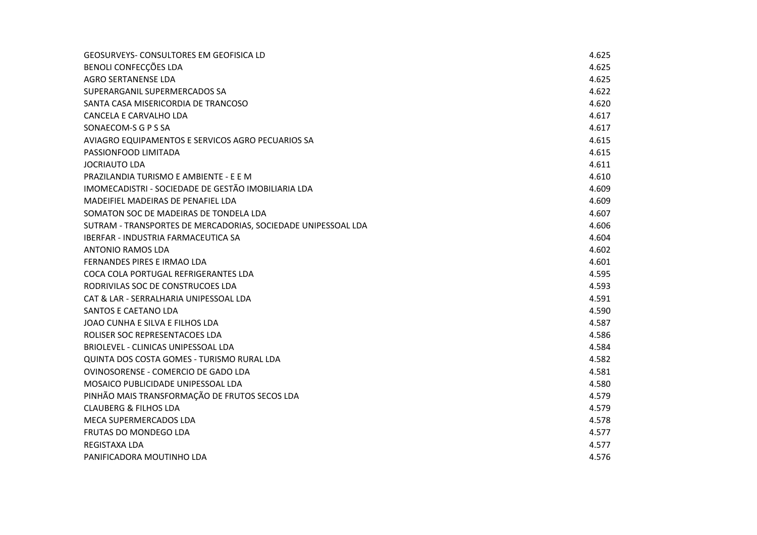| | |
|---|---|
| GEOSURVEYS- CONSULTORES EM GEOFISICA LD | 4.625 |
| BENOLI CONFECÇÕES LDA | 4.625 |
| AGRO SERTANENSE LDA | 4.625 |
| SUPERARGANIL SUPERMERCADOS SA | 4.622 |
| SANTA CASA MISERICORDIA DE TRANCOSO | 4.620 |
| CANCELA E CARVALHO LDA | 4.617 |
| SONAECOM-S G P S SA | 4.617 |
| AVIAGRO EQUIPAMENTOS E SERVICOS AGRO PECUARIOS SA | 4.615 |
| PASSIONFOOD LIMITADA | 4.615 |
| JOCRIAUTO LDA | 4.611 |
| PRAZILANDIA TURISMO E AMBIENTE - E E M | 4.610 |
| IMOMECADISTRI - SOCIEDADE DE GESTÃO IMOBILIARIA LDA | 4.609 |
| MADEIFIEL MADEIRAS DE PENAFIEL LDA | 4.609 |
| SOMATON SOC DE MADEIRAS DE TONDELA LDA | 4.607 |
| SUTRAM - TRANSPORTES DE MERCADORIAS, SOCIEDADE UNIPESSOAL LDA | 4.606 |
| IBERFAR - INDUSTRIA FARMACEUTICA SA | 4.604 |
| ANTONIO RAMOS LDA | 4.602 |
| FERNANDES PIRES E IRMAO LDA | 4.601 |
| COCA COLA PORTUGAL REFRIGERANTES LDA | 4.595 |
| RODRIVILAS SOC DE CONSTRUCOES LDA | 4.593 |
| CAT & LAR - SERRALHARIA UNIPESSOAL LDA | 4.591 |
| SANTOS E CAETANO LDA | 4.590 |
| JOAO CUNHA E SILVA E FILHOS LDA | 4.587 |
| ROLISER SOC REPRESENTACOES LDA | 4.586 |
| BRIOLEVEL - CLINICAS UNIPESSOAL LDA | 4.584 |
| QUINTA DOS COSTA GOMES - TURISMO RURAL LDA | 4.582 |
| OVINOSORENSE - COMERCIO DE GADO LDA | 4.581 |
| MOSAICO PUBLICIDADE UNIPESSOAL LDA | 4.580 |
| PINHÃO MAIS TRANSFORMAÇÃO DE FRUTOS SECOS LDA | 4.579 |
| CLAUBERG & FILHOS LDA | 4.579 |
| MECA SUPERMERCADOS LDA | 4.578 |
| FRUTAS DO MONDEGO LDA | 4.577 |
| REGISTAXA LDA | 4.577 |
| PANIFICADORA MOUTINHO LDA | 4.576 |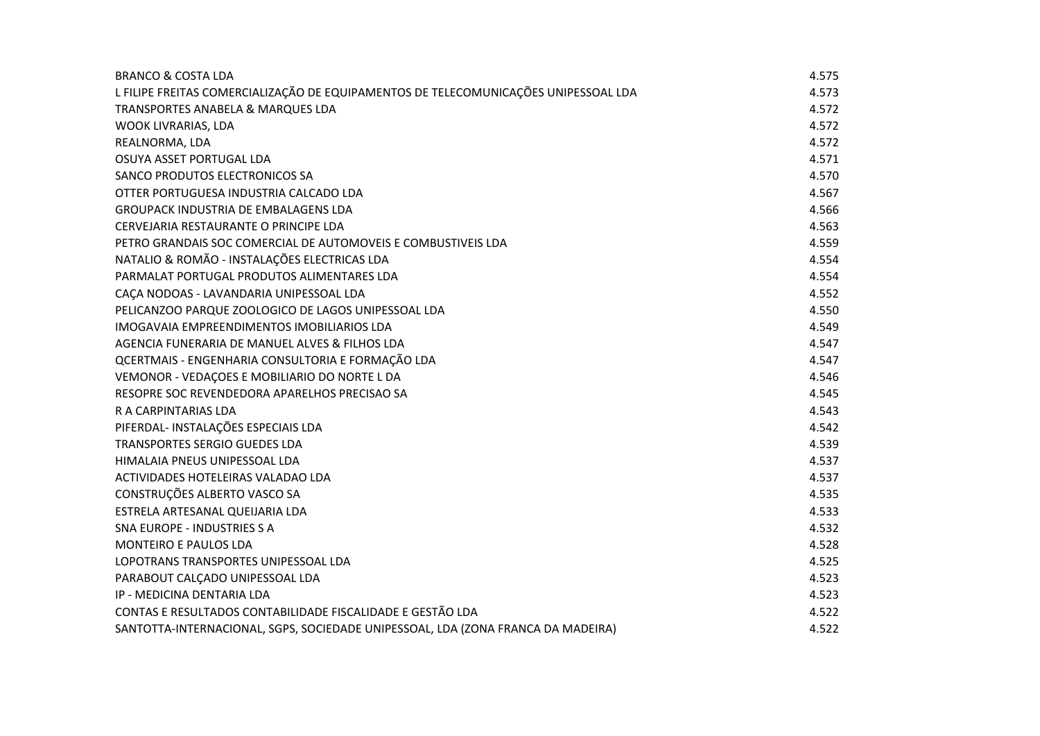| | |
|---|---|
| BRANCO & COSTA LDA | 4.575 |
| L FILIPE FREITAS COMERCIALIZAÇÃO DE EQUIPAMENTOS DE TELECOMUNICAÇÕES UNIPESSOAL LDA | 4.573 |
| TRANSPORTES ANABELA & MARQUES LDA | 4.572 |
| WOOK LIVRARIAS, LDA | 4.572 |
| REALNORMA, LDA | 4.572 |
| OSUYA ASSET PORTUGAL LDA | 4.571 |
| SANCO PRODUTOS ELECTRONICOS SA | 4.570 |
| OTTER PORTUGUESA INDUSTRIA CALCADO LDA | 4.567 |
| GROUPACK INDUSTRIA DE EMBALAGENS LDA | 4.566 |
| CERVEJARIA RESTAURANTE O PRINCIPE LDA | 4.563 |
| PETRO GRANDAIS SOC COMERCIAL DE AUTOMOVEIS E COMBUSTIVEIS LDA | 4.559 |
| NATALIO & ROMÃO - INSTALAÇÕES ELECTRICAS LDA | 4.554 |
| PARMALAT PORTUGAL PRODUTOS ALIMENTARES LDA | 4.554 |
| CAÇA NODOAS - LAVANDARIA UNIPESSOAL LDA | 4.552 |
| PELICANZOO PARQUE ZOOLOGICO DE LAGOS UNIPESSOAL LDA | 4.550 |
| IMOGAVAIA EMPREENDIMENTOS IMOBILIARIOS LDA | 4.549 |
| AGENCIA FUNERARIA DE MANUEL ALVES & FILHOS LDA | 4.547 |
| QCERTMAIS - ENGENHARIA CONSULTORIA E FORMAÇÃO LDA | 4.547 |
| VEMONOR - VEDAÇOES E MOBILIARIO DO NORTE L DA | 4.546 |
| RESOPRE SOC REVENDEDORA APARELHOS PRECISAO SA | 4.545 |
| R A CARPINTARIAS LDA | 4.543 |
| PIFERDAL- INSTALAÇÕES ESPECIAIS LDA | 4.542 |
| TRANSPORTES SERGIO GUEDES LDA | 4.539 |
| HIMALAIA PNEUS UNIPESSOAL LDA | 4.537 |
| ACTIVIDADES HOTELEIRAS VALADAO LDA | 4.537 |
| CONSTRUÇÕES ALBERTO VASCO SA | 4.535 |
| ESTRELA ARTESANAL QUEIJARIA LDA | 4.533 |
| SNA EUROPE - INDUSTRIES S A | 4.532 |
| MONTEIRO E PAULOS LDA | 4.528 |
| LOPOTRANS TRANSPORTES UNIPESSOAL LDA | 4.525 |
| PARABOUT CALÇADO UNIPESSOAL LDA | 4.523 |
| IP - MEDICINA DENTARIA LDA | 4.523 |
| CONTAS E RESULTADOS CONTABILIDADE FISCALIDADE E GESTÃO LDA | 4.522 |
| SANTOTTA-INTERNACIONAL, SGPS, SOCIEDADE UNIPESSOAL, LDA (ZONA FRANCA DA MADEIRA) | 4.522 |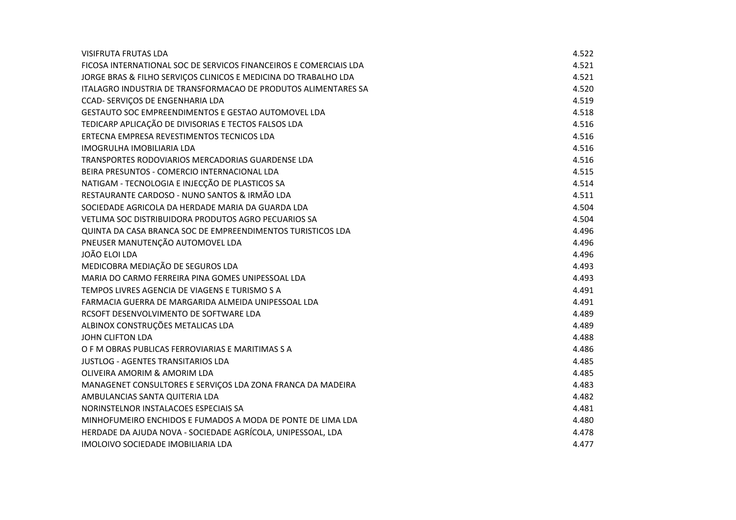| | |
|---|---|
| VISIFRUTA FRUTAS LDA | 4.522 |
| FICOSA INTERNATIONAL SOC DE SERVICOS FINANCEIROS E COMERCIAIS LDA | 4.521 |
| JORGE BRAS & FILHO SERVIÇOS CLINICOS E MEDICINA DO TRABALHO LDA | 4.521 |
| ITALAGRO INDUSTRIA DE TRANSFORMACAO DE PRODUTOS ALIMENTARES SA | 4.520 |
| CCAD- SERVIÇOS DE ENGENHARIA LDA | 4.519 |
| GESTAUTO SOC EMPREENDIMENTOS E GESTAO AUTOMOVEL LDA | 4.518 |
| TEDICARP APLICAÇÃO DE DIVISORIAS E TECTOS FALSOS LDA | 4.516 |
| ERTECNA EMPRESA REVESTIMENTOS TECNICOS LDA | 4.516 |
| IMOGRULHA IMOBILIARIA LDA | 4.516 |
| TRANSPORTES RODOVIARIOS MERCADORIAS GUARDENSE LDA | 4.516 |
| BEIRA PRESUNTOS - COMERCIO INTERNACIONAL LDA | 4.515 |
| NATIGAM - TECNOLOGIA E INJECÇÃO DE PLASTICOS SA | 4.514 |
| RESTAURANTE CARDOSO - NUNO SANTOS & IRMÃO LDA | 4.511 |
| SOCIEDADE AGRICOLA DA HERDADE MARIA DA GUARDA LDA | 4.504 |
| VETLIMA SOC DISTRIBUIDORA PRODUTOS AGRO PECUARIOS SA | 4.504 |
| QUINTA DA CASA BRANCA SOC DE EMPREENDIMENTOS TURISTICOS LDA | 4.496 |
| PNEUSER MANUTENÇÃO AUTOMOVEL LDA | 4.496 |
| JOÃO ELOI LDA | 4.496 |
| MEDICOBRA MEDIAÇÃO DE SEGUROS LDA | 4.493 |
| MARIA DO CARMO FERREIRA PINA GOMES UNIPESSOAL LDA | 4.493 |
| TEMPOS LIVRES AGENCIA DE VIAGENS E TURISMO S A | 4.491 |
| FARMACIA GUERRA DE MARGARIDA ALMEIDA UNIPESSOAL LDA | 4.491 |
| RCSOFT DESENVOLVIMENTO DE SOFTWARE LDA | 4.489 |
| ALBINOX CONSTRUÇÕES METALICAS LDA | 4.489 |
| JOHN CLIFTON LDA | 4.488 |
| O F M OBRAS PUBLICAS FERROVIARIAS E MARITIMAS S A | 4.486 |
| JUSTLOG - AGENTES TRANSITARIOS LDA | 4.485 |
| OLIVEIRA AMORIM & AMORIM LDA | 4.485 |
| MANAGENET CONSULTORES E SERVIÇOS LDA ZONA FRANCA DA MADEIRA | 4.483 |
| AMBULANCIAS SANTA QUITERIA LDA | 4.482 |
| NORINSTELNOR INSTALACOES ESPECIAIS SA | 4.481 |
| MINHOFUMEIRO ENCHIDOS E FUMADOS A MODA DE PONTE DE LIMA LDA | 4.480 |
| HERDADE DA AJUDA NOVA - SOCIEDADE AGRÍCOLA, UNIPESSOAL, LDA | 4.478 |
| IMOLOIVO SOCIEDADE IMOBILIARIA LDA | 4.477 |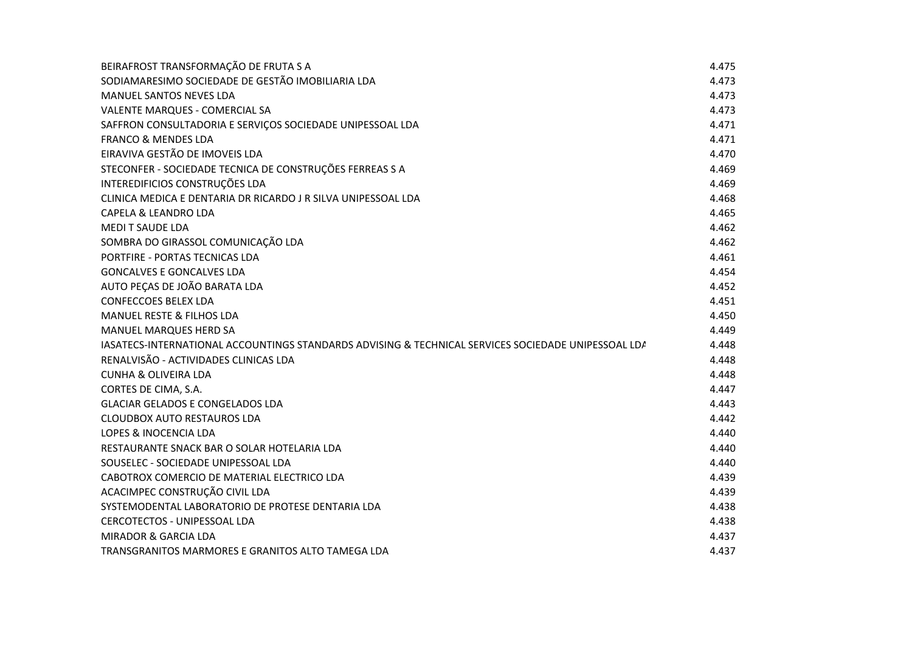| | |
|---|---|
| BEIRAFROST TRANSFORMAÇÃO DE FRUTA S A | 4.475 |
| SODIAMARESIMO SOCIEDADE DE GESTÃO IMOBILIARIA LDA | 4.473 |
| MANUEL SANTOS NEVES LDA | 4.473 |
| VALENTE MARQUES - COMERCIAL SA | 4.473 |
| SAFFRON CONSULTADORIA E SERVIÇOS SOCIEDADE UNIPESSOAL LDA | 4.471 |
| FRANCO & MENDES LDA | 4.471 |
| EIRAVIVA GESTÃO DE IMOVEIS LDA | 4.470 |
| STECONFER - SOCIEDADE TECNICA DE CONSTRUÇÕES FERREAS S A | 4.469 |
| INTEREDIFICIOS CONSTRUÇÕES LDA | 4.469 |
| CLINICA MEDICA E DENTARIA DR RICARDO J R SILVA UNIPESSOAL LDA | 4.468 |
| CAPELA & LEANDRO LDA | 4.465 |
| MEDI T SAUDE LDA | 4.462 |
| SOMBRA DO GIRASSOL COMUNICAÇÃO LDA | 4.462 |
| PORTFIRE - PORTAS TECNICAS LDA | 4.461 |
| GONCALVES E GONCALVES LDA | 4.454 |
| AUTO PEÇAS DE JOÃO BARATA LDA | 4.452 |
| CONFECCOES BELEX LDA | 4.451 |
| MANUEL RESTE & FILHOS LDA | 4.450 |
| MANUEL MARQUES HERD SA | 4.449 |
| IASATECS-INTERNATIONAL ACCOUNTINGS STANDARDS ADVISING & TECHNICAL SERVICES SOCIEDADE UNIPESSOAL LDA | 4.448 |
| RENALVISÃO - ACTIVIDADES CLINICAS LDA | 4.448 |
| CUNHA & OLIVEIRA LDA | 4.448 |
| CORTES DE CIMA, S.A. | 4.447 |
| GLACIAR GELADOS E CONGELADOS LDA | 4.443 |
| CLOUDBOX AUTO RESTAUROS LDA | 4.442 |
| LOPES & INOCENCIA LDA | 4.440 |
| RESTAURANTE SNACK BAR O SOLAR HOTELARIA LDA | 4.440 |
| SOUSELEC - SOCIEDADE UNIPESSOAL LDA | 4.440 |
| CABOTROX COMERCIO DE MATERIAL ELECTRICO LDA | 4.439 |
| ACACIMPEC CONSTRUÇÃO CIVIL LDA | 4.439 |
| SYSTEMODENTAL LABORATORIO DE PROTESE DENTARIA LDA | 4.438 |
| CERCOTECTOS - UNIPESSOAL LDA | 4.438 |
| MIRADOR & GARCIA LDA | 4.437 |
| TRANSGRANITOS MARMORES E GRANITOS ALTO TAMEGA LDA | 4.437 |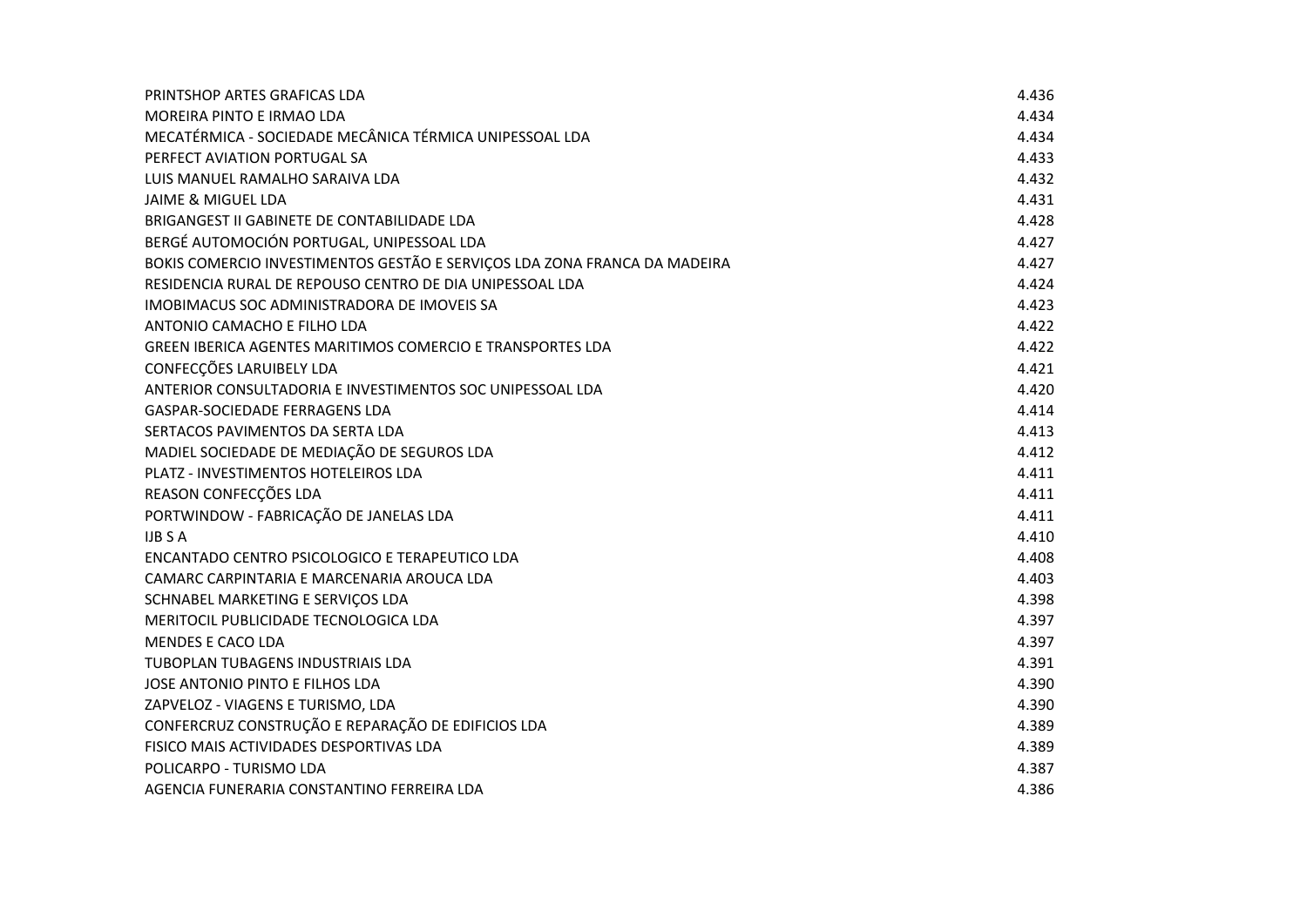| | |
|---|---|
| PRINTSHOP ARTES GRAFICAS LDA | 4.436 |
| MOREIRA PINTO E IRMAO LDA | 4.434 |
| MECATÉRMICA - SOCIEDADE MECÂNICA TÉRMICA UNIPESSOAL LDA | 4.434 |
| PERFECT AVIATION PORTUGAL SA | 4.433 |
| LUIS MANUEL RAMALHO SARAIVA LDA | 4.432 |
| JAIME & MIGUEL LDA | 4.431 |
| BRIGANGEST II GABINETE DE CONTABILIDADE LDA | 4.428 |
| BERGÉ AUTOMOCIÓN PORTUGAL, UNIPESSOAL LDA | 4.427 |
| BOKIS COMERCIO INVESTIMENTOS GESTÃO E SERVIÇOS LDA ZONA FRANCA DA MADEIRA | 4.427 |
| RESIDENCIA RURAL DE REPOUSO CENTRO DE DIA UNIPESSOAL LDA | 4.424 |
| IMOBIMACUS SOC ADMINISTRADORA DE IMOVEIS SA | 4.423 |
| ANTONIO CAMACHO E FILHO LDA | 4.422 |
| GREEN IBERICA AGENTES MARITIMOS COMERCIO E TRANSPORTES LDA | 4.422 |
| CONFECÇÕES LARUIBELY LDA | 4.421 |
| ANTERIOR CONSULTADORIA E INVESTIMENTOS SOC UNIPESSOAL LDA | 4.420 |
| GASPAR-SOCIEDADE FERRAGENS LDA | 4.414 |
| SERTACOS PAVIMENTOS DA SERTA LDA | 4.413 |
| MADIEL SOCIEDADE DE MEDIAÇÃO DE SEGUROS LDA | 4.412 |
| PLATZ - INVESTIMENTOS HOTELEIROS LDA | 4.411 |
| REASON CONFECÇÕES LDA | 4.411 |
| PORTWINDOW - FABRICAÇÃO DE JANELAS LDA | 4.411 |
| IJB S A | 4.410 |
| ENCANTADO CENTRO PSICOLOGICO E TERAPEUTICO LDA | 4.408 |
| CAMARC CARPINTARIA E MARCENARIA AROUCA LDA | 4.403 |
| SCHNABEL MARKETING E SERVIÇOS LDA | 4.398 |
| MERITOCIL PUBLICIDADE TECNOLOGICA LDA | 4.397 |
| MENDES E CACO LDA | 4.397 |
| TUBOPLAN TUBAGENS INDUSTRIAIS LDA | 4.391 |
| JOSE ANTONIO PINTO E FILHOS LDA | 4.390 |
| ZAPVELOZ - VIAGENS E TURISMO, LDA | 4.390 |
| CONFERCRUZ CONSTRUÇÃO E REPARAÇÃO DE EDIFICIOS LDA | 4.389 |
| FISICO MAIS ACTIVIDADES DESPORTIVAS LDA | 4.389 |
| POLICARPO - TURISMO LDA | 4.387 |
| AGENCIA FUNERARIA CONSTANTINO FERREIRA LDA | 4.386 |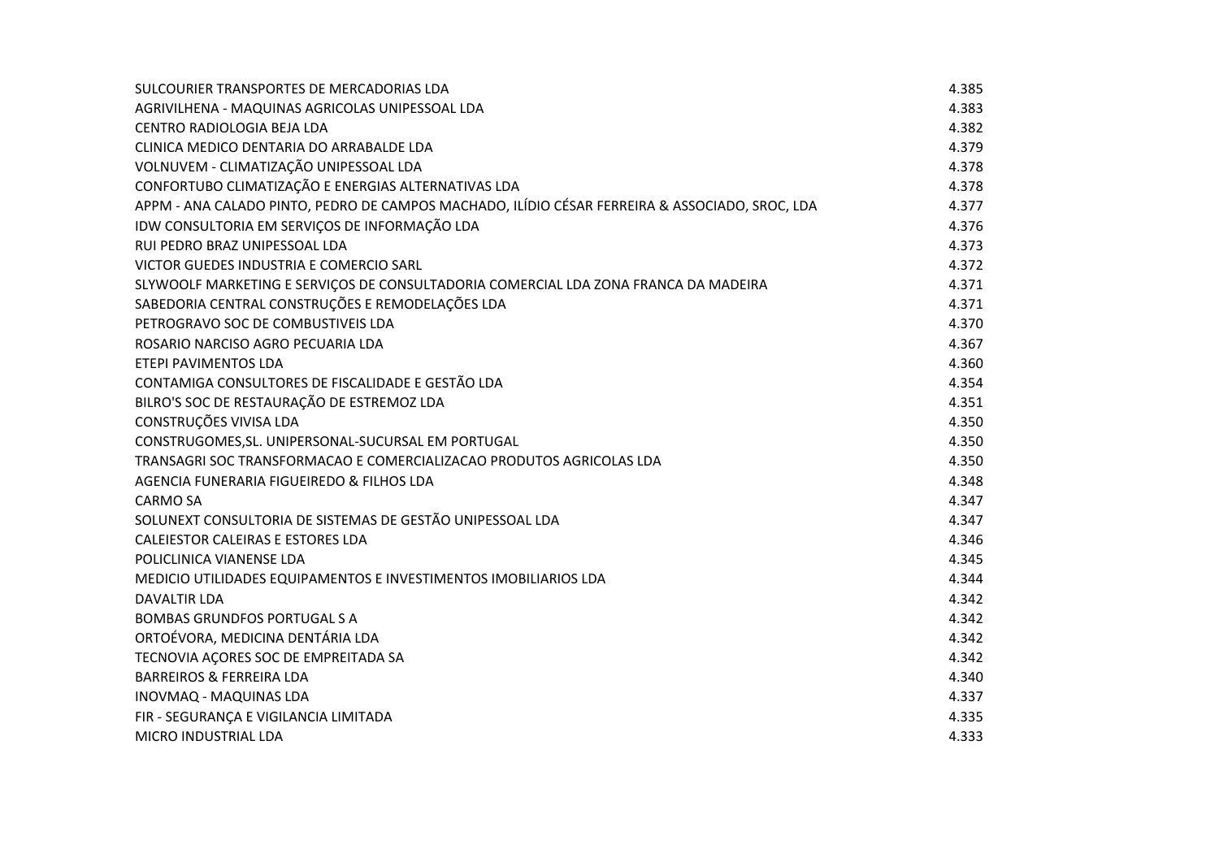| | |
|---|---|
| SULCOURIER TRANSPORTES DE MERCADORIAS LDA | 4.385 |
| AGRIVILHENA - MAQUINAS AGRICOLAS UNIPESSOAL LDA | 4.383 |
| CENTRO RADIOLOGIA BEJA LDA | 4.382 |
| CLINICA MEDICO DENTARIA DO ARRABALDE LDA | 4.379 |
| VOLNUVEM - CLIMATIZAÇÃO UNIPESSOAL LDA | 4.378 |
| CONFORTUBO CLIMATIZAÇÃO E ENERGIAS ALTERNATIVAS LDA | 4.378 |
| APPM - ANA CALADO PINTO, PEDRO DE CAMPOS MACHADO, ILÍDIO CÉSAR FERREIRA & ASSOCIADO, SROC, LDA | 4.377 |
| IDW CONSULTORIA EM SERVIÇOS DE INFORMAÇÃO LDA | 4.376 |
| RUI PEDRO BRAZ UNIPESSOAL LDA | 4.373 |
| VICTOR GUEDES INDUSTRIA E COMERCIO SARL | 4.372 |
| SLYWOOLF MARKETING E SERVIÇOS DE CONSULTADORIA COMERCIAL LDA ZONA FRANCA DA MADEIRA | 4.371 |
| SABEDORIA CENTRAL CONSTRUÇÕES E REMODELAÇÕES LDA | 4.371 |
| PETROGRAVO SOC DE COMBUSTIVEIS LDA | 4.370 |
| ROSARIO NARCISO AGRO PECUARIA LDA | 4.367 |
| ETEPI PAVIMENTOS LDA | 4.360 |
| CONTAMIGA CONSULTORES DE FISCALIDADE E GESTÃO LDA | 4.354 |
| BILRO'S SOC DE RESTAURAÇÃO DE ESTREMOZ LDA | 4.351 |
| CONSTRUÇÕES VIVISA LDA | 4.350 |
| CONSTRUGOMES,SL. UNIPERSONAL-SUCURSAL EM PORTUGAL | 4.350 |
| TRANSAGRI SOC TRANSFORMACAO E COMERCIALIZACAO PRODUTOS AGRICOLAS LDA | 4.350 |
| AGENCIA FUNERARIA FIGUEIREDO & FILHOS LDA | 4.348 |
| CARMO SA | 4.347 |
| SOLUNEXT CONSULTORIA DE SISTEMAS DE GESTÃO UNIPESSOAL LDA | 4.347 |
| CALEIESTOR CALEIRAS E ESTORES LDA | 4.346 |
| POLICLINICA VIANENSE LDA | 4.345 |
| MEDICIO UTILIDADES EQUIPAMENTOS E INVESTIMENTOS IMOBILIARIOS LDA | 4.344 |
| DAVALTIR LDA | 4.342 |
| BOMBAS GRUNDFOS PORTUGAL S A | 4.342 |
| ORTOÉVORA, MEDICINA DENTÁRIA LDA | 4.342 |
| TECNOVIA AÇORES SOC DE EMPREITADA SA | 4.342 |
| BARREIROS & FERREIRA LDA | 4.340 |
| INOVMAQ - MAQUINAS LDA | 4.337 |
| FIR - SEGURANÇA E VIGILANCIA LIMITADA | 4.335 |
| MICRO INDUSTRIAL LDA | 4.333 |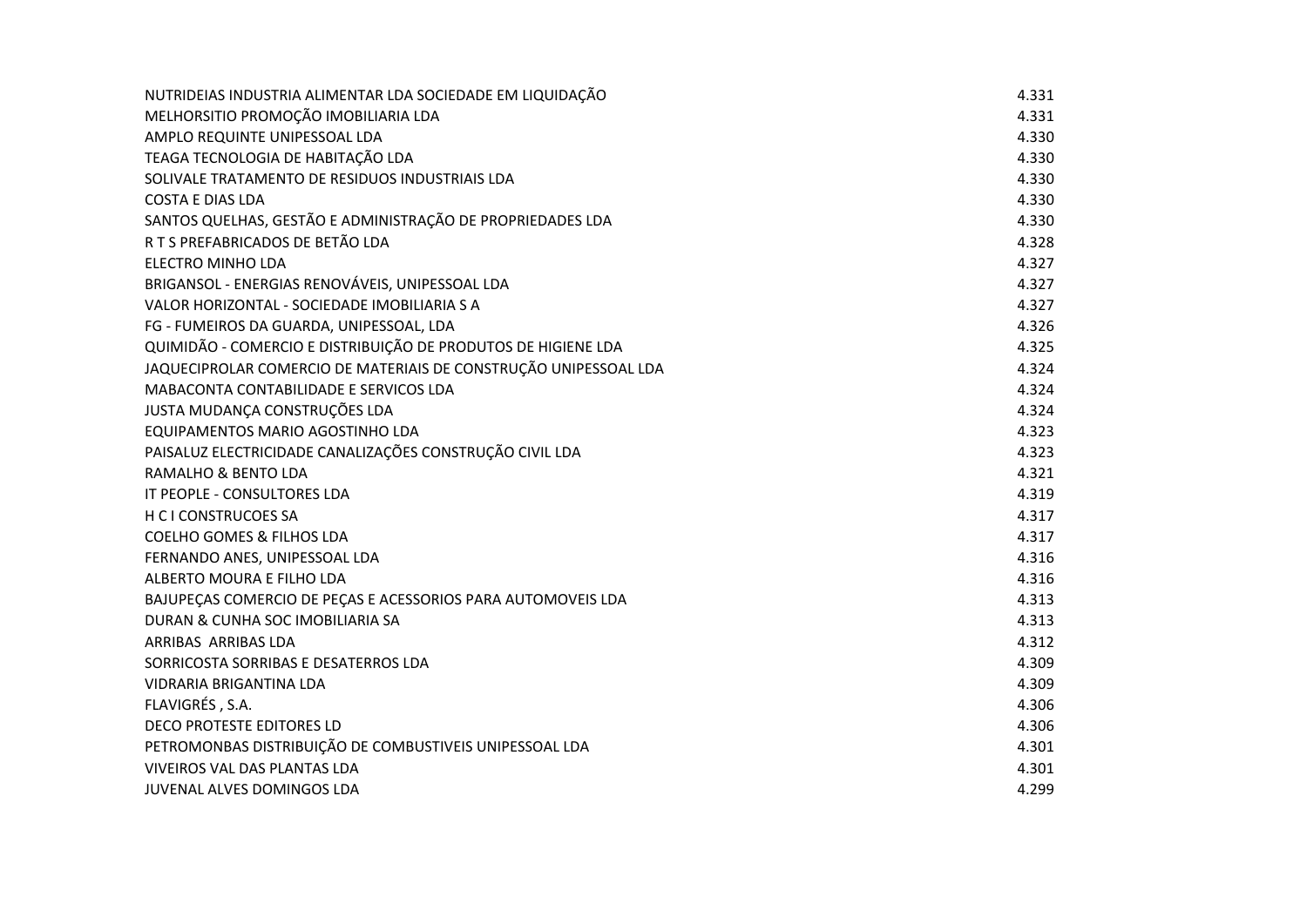| | |
|---|---|
| NUTRIDEIAS INDUSTRIA ALIMENTAR LDA SOCIEDADE EM LIQUIDAÇÃO | 4.331 |
| MELHORSITIO PROMOÇÃO IMOBILIARIA LDA | 4.331 |
| AMPLO REQUINTE UNIPESSOAL LDA | 4.330 |
| TEAGA TECNOLOGIA DE HABITAÇÃO LDA | 4.330 |
| SOLIVALE TRATAMENTO DE RESIDUOS INDUSTRIAIS LDA | 4.330 |
| COSTA E DIAS LDA | 4.330 |
| SANTOS QUELHAS, GESTÃO E ADMINISTRAÇÃO DE PROPRIEDADES LDA | 4.330 |
| R T S PREFABRICADOS DE BETÃO LDA | 4.328 |
| ELECTRO MINHO LDA | 4.327 |
| BRIGANSOL - ENERGIAS RENOVÁVEIS, UNIPESSOAL LDA | 4.327 |
| VALOR HORIZONTAL - SOCIEDADE IMOBILIARIA S A | 4.327 |
| FG - FUMEIROS DA GUARDA, UNIPESSOAL, LDA | 4.326 |
| QUIMIDÃO - COMERCIO E DISTRIBUIÇÃO DE PRODUTOS DE HIGIENE LDA | 4.325 |
| JAQUECIPROLAR COMERCIO DE MATERIAIS DE CONSTRUÇÃO UNIPESSOAL LDA | 4.324 |
| MABACONTA CONTABILIDADE E SERVICOS LDA | 4.324 |
| JUSTA MUDANÇA CONSTRUÇÕES LDA | 4.324 |
| EQUIPAMENTOS MARIO AGOSTINHO LDA | 4.323 |
| PAISALUZ ELECTRICIDADE CANALIZAÇÕES CONSTRUÇÃO CIVIL LDA | 4.323 |
| RAMALHO & BENTO LDA | 4.321 |
| IT PEOPLE - CONSULTORES LDA | 4.319 |
| H C I CONSTRUCOES SA | 4.317 |
| COELHO GOMES & FILHOS LDA | 4.317 |
| FERNANDO ANES, UNIPESSOAL LDA | 4.316 |
| ALBERTO MOURA E FILHO LDA | 4.316 |
| BAJUPEÇAS COMERCIO DE PEÇAS E ACESSORIOS PARA AUTOMOVEIS LDA | 4.313 |
| DURAN & CUNHA SOC IMOBILIARIA SA | 4.313 |
| ARRIBAS ARRIBAS LDA | 4.312 |
| SORRICOSTA SORRIBAS E DESATERROS LDA | 4.309 |
| VIDRARIA BRIGANTINA LDA | 4.309 |
| FLAVIGRÉS , S.A. | 4.306 |
| DECO PROTESTE EDITORES LD | 4.306 |
| PETROMONBAS DISTRIBUIÇÃO DE COMBUSTIVEIS UNIPESSOAL LDA | 4.301 |
| VIVEIROS VAL DAS PLANTAS LDA | 4.301 |
| JUVENAL ALVES DOMINGOS LDA | 4.299 |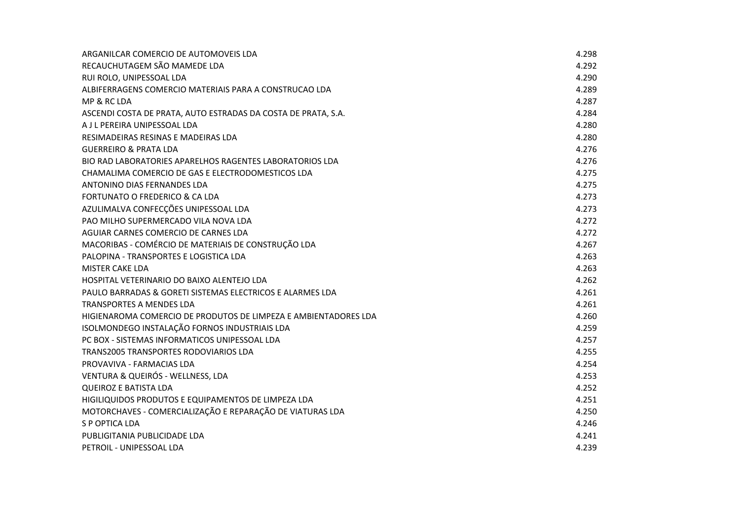| | |
|---|---|
| ARGANILCAR COMERCIO DE AUTOMOVEIS LDA | 4.298 |
| RECAUCHUTAGEM SÃO MAMEDE LDA | 4.292 |
| RUI ROLO, UNIPESSOAL LDA | 4.290 |
| ALBIFERRAGENS COMERCIO MATERIAIS PARA A CONSTRUCAO LDA | 4.289 |
| MP & RC LDA | 4.287 |
| ASCENDI COSTA DE PRATA, AUTO ESTRADAS DA COSTA DE PRATA, S.A. | 4.284 |
| A J L PEREIRA UNIPESSOAL LDA | 4.280 |
| RESIMADEIRAS RESINAS E MADEIRAS LDA | 4.280 |
| GUERREIRO & PRATA LDA | 4.276 |
| BIO RAD LABORATORIES APARELHOS RAGENTES LABORATORIOS LDA | 4.276 |
| CHAMALIMA COMERCIO DE GAS E ELECTRODOMESTICOS LDA | 4.275 |
| ANTONINO DIAS FERNANDES LDA | 4.275 |
| FORTUNATO O FREDERICO & CA LDA | 4.273 |
| AZULIMALVA CONFECÇÕES UNIPESSOAL LDA | 4.273 |
| PAO MILHO SUPERMERCADO VILA NOVA LDA | 4.272 |
| AGUIAR CARNES COMERCIO DE CARNES LDA | 4.272 |
| MACORIBAS - COMÉRCIO DE MATERIAIS DE CONSTRUÇÃO LDA | 4.267 |
| PALOPINA - TRANSPORTES E LOGISTICA LDA | 4.263 |
| MISTER CAKE LDA | 4.263 |
| HOSPITAL VETERINARIO DO BAIXO ALENTEJO LDA | 4.262 |
| PAULO BARRADAS & GORETI SISTEMAS ELECTRICOS E ALARMES LDA | 4.261 |
| TRANSPORTES A MENDES LDA | 4.261 |
| HIGIENAROMA COMERCIO DE PRODUTOS DE LIMPEZA E AMBIENTADORES LDA | 4.260 |
| ISOLMONDEGO INSTALAÇÃO FORNOS INDUSTRIAIS LDA | 4.259 |
| PC BOX - SISTEMAS INFORMATICOS UNIPESSOAL LDA | 4.257 |
| TRANS2005 TRANSPORTES RODOVIARIOS LDA | 4.255 |
| PROVAVIVA - FARMACIAS LDA | 4.254 |
| VENTURA & QUEIRÓS - WELLNESS, LDA | 4.253 |
| QUEIROZ E BATISTA LDA | 4.252 |
| HIGILIQUIDOS PRODUTOS E EQUIPAMENTOS DE LIMPEZA LDA | 4.251 |
| MOTORCHAVES - COMERCIALIZAÇÃO E REPARAÇÃO DE VIATURAS LDA | 4.250 |
| S P OPTICA LDA | 4.246 |
| PUBLIGITANIA PUBLICIDADE LDA | 4.241 |
| PETROIL - UNIPESSOAL LDA | 4.239 |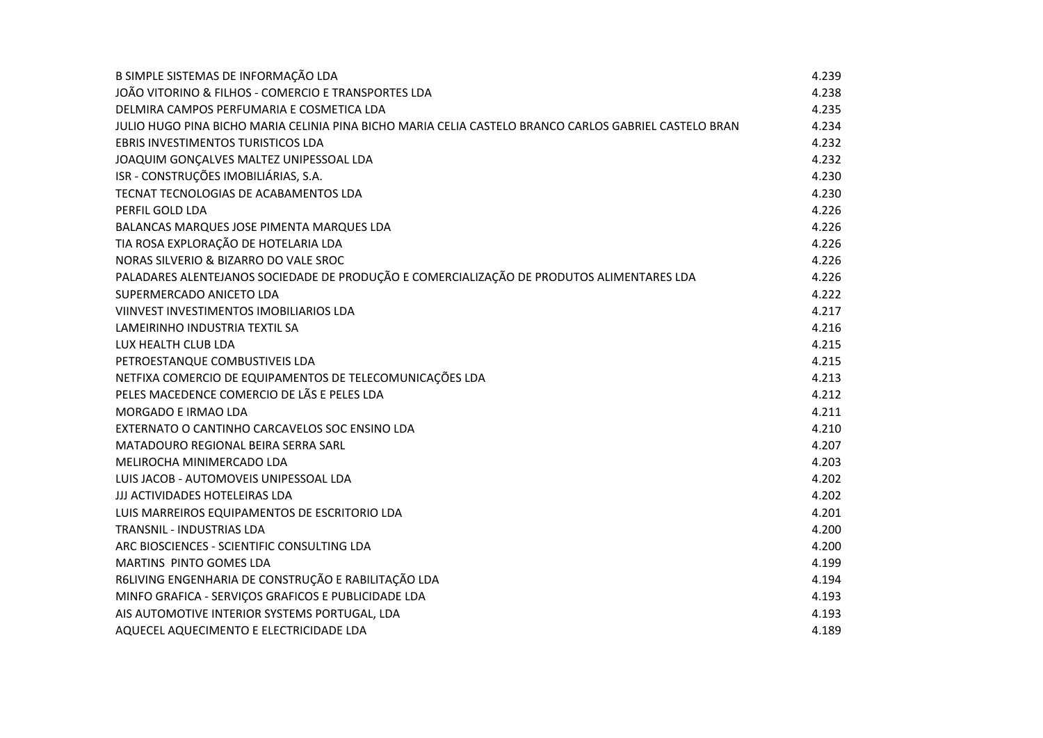| | |
|---|---|
| B SIMPLE SISTEMAS DE INFORMAÇÃO LDA | 4.239 |
| JOÃO VITORINO & FILHOS - COMERCIO E TRANSPORTES LDA | 4.238 |
| DELMIRA CAMPOS PERFUMARIA E COSMETICA LDA | 4.235 |
| JULIO HUGO PINA BICHO MARIA CELINIA PINA BICHO MARIA CELIA CASTELO BRANCO CARLOS GABRIEL CASTELO BRAN | 4.234 |
| EBRIS INVESTIMENTOS TURISTICOS LDA | 4.232 |
| JOAQUIM GONÇALVES MALTEZ UNIPESSOAL LDA | 4.232 |
| ISR - CONSTRUÇÕES IMOBILIÁRIAS, S.A. | 4.230 |
| TECNAT TECNOLOGIAS DE ACABAMENTOS LDA | 4.230 |
| PERFIL GOLD LDA | 4.226 |
| BALANCAS MARQUES JOSE PIMENTA MARQUES LDA | 4.226 |
| TIA ROSA EXPLORAÇÃO DE HOTELARIA LDA | 4.226 |
| NORAS SILVERIO & BIZARRO DO VALE SROC | 4.226 |
| PALADARES ALENTEJANOS SOCIEDADE DE PRODUÇÃO E COMERCIALIZAÇÃO DE PRODUTOS ALIMENTARES LDA | 4.226 |
| SUPERMERCADO ANICETO LDA | 4.222 |
| VIINVEST INVESTIMENTOS IMOBILIARIOS LDA | 4.217 |
| LAMEIRINHO INDUSTRIA TEXTIL SA | 4.216 |
| LUX HEALTH CLUB LDA | 4.215 |
| PETROESTANQUE COMBUSTIVEIS LDA | 4.215 |
| NETFIXA COMERCIO DE EQUIPAMENTOS DE TELECOMUNICAÇÕES LDA | 4.213 |
| PELES MACEDENCE COMERCIO DE LÃS E PELES LDA | 4.212 |
| MORGADO E IRMAO LDA | 4.211 |
| EXTERNATO O CANTINHO CARCAVELOS SOC ENSINO LDA | 4.210 |
| MATADOURO REGIONAL BEIRA SERRA SARL | 4.207 |
| MELIROCHA MINIMERCADO LDA | 4.203 |
| LUIS JACOB - AUTOMOVEIS UNIPESSOAL LDA | 4.202 |
| JJJ ACTIVIDADES HOTELEIRAS LDA | 4.202 |
| LUIS MARREIROS EQUIPAMENTOS DE ESCRITORIO LDA | 4.201 |
| TRANSNIL - INDUSTRIAS LDA | 4.200 |
| ARC BIOSCIENCES - SCIENTIFIC CONSULTING LDA | 4.200 |
| MARTINS PINTO GOMES LDA | 4.199 |
| R6LIVING ENGENHARIA DE CONSTRUÇÃO E RABILITAÇÃO LDA | 4.194 |
| MINFO GRAFICA - SERVIÇOS GRAFICOS E PUBLICIDADE LDA | 4.193 |
| AIS AUTOMOTIVE INTERIOR SYSTEMS PORTUGAL, LDA | 4.193 |
| AQUECEL AQUECIMENTO E ELECTRICIDADE LDA | 4.189 |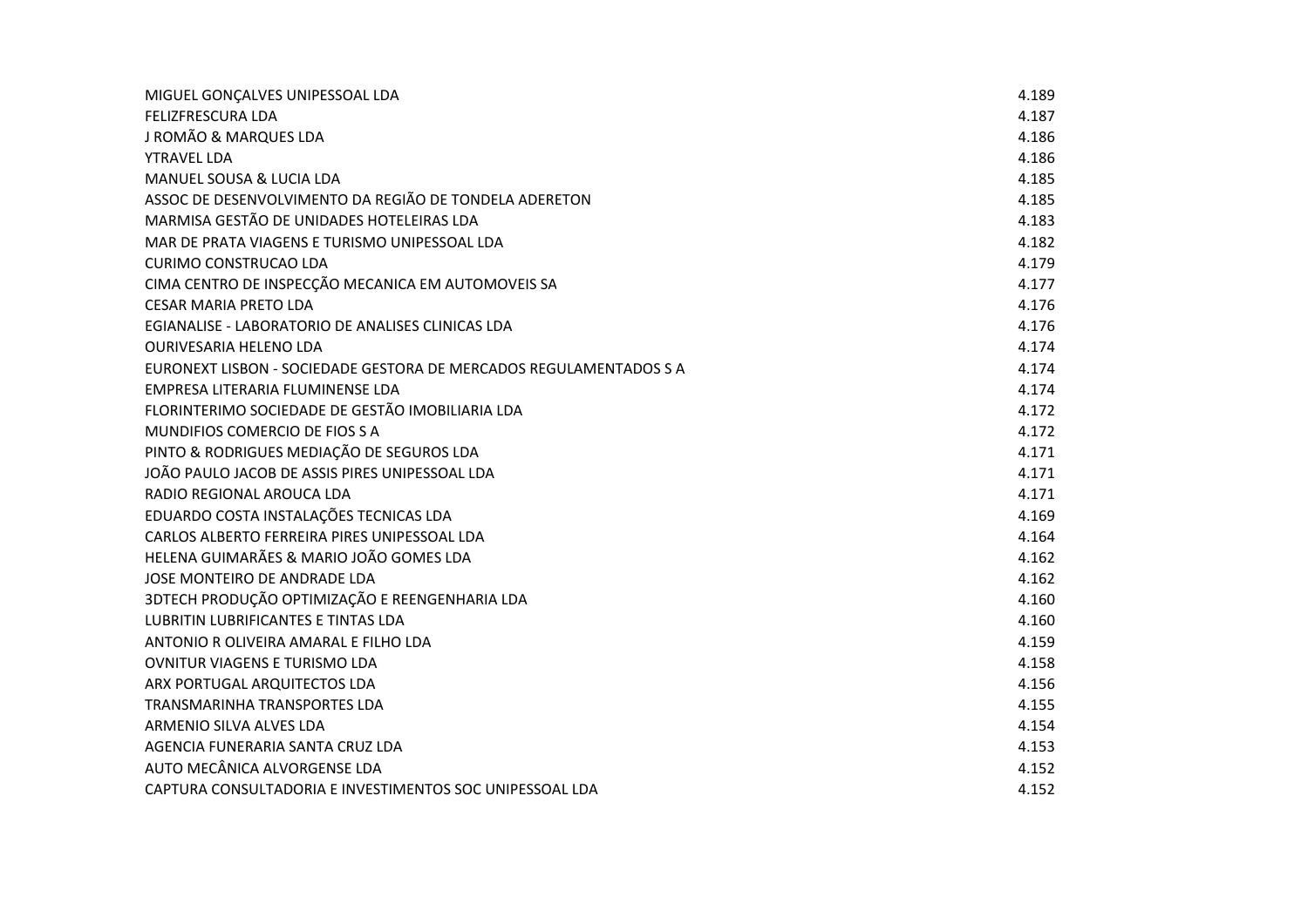| | |
|---|---|
| MIGUEL GONÇALVES UNIPESSOAL LDA | 4.189 |
| FELIZFRESCURA LDA | 4.187 |
| J ROMÃO & MARQUES LDA | 4.186 |
| YTRAVEL LDA | 4.186 |
| MANUEL SOUSA & LUCIA LDA | 4.185 |
| ASSOC DE DESENVOLVIMENTO DA REGIÃO DE TONDELA ADERETON | 4.185 |
| MARMISA GESTÃO DE UNIDADES HOTELEIRAS LDA | 4.183 |
| MAR DE PRATA VIAGENS E TURISMO UNIPESSOAL LDA | 4.182 |
| CURIMO CONSTRUCAO LDA | 4.179 |
| CIMA CENTRO DE INSPECÇÃO MECANICA EM AUTOMOVEIS SA | 4.177 |
| CESAR MARIA PRETO LDA | 4.176 |
| EGIANALISE - LABORATORIO DE ANALISES CLINICAS LDA | 4.176 |
| OURIVESARIA HELENO LDA | 4.174 |
| EURONEXT LISBON - SOCIEDADE GESTORA DE MERCADOS REGULAMENTADOS S A | 4.174 |
| EMPRESA LITERARIA FLUMINENSE LDA | 4.174 |
| FLORINTERIMO SOCIEDADE DE GESTÃO IMOBILIARIA LDA | 4.172 |
| MUNDIFIOS COMERCIO DE FIOS S A | 4.172 |
| PINTO & RODRIGUES MEDIAÇÃO DE SEGUROS LDA | 4.171 |
| JOÃO PAULO JACOB DE ASSIS PIRES UNIPESSOAL LDA | 4.171 |
| RADIO REGIONAL AROUCA LDA | 4.171 |
| EDUARDO COSTA INSTALAÇÕES TECNICAS LDA | 4.169 |
| CARLOS ALBERTO FERREIRA PIRES UNIPESSOAL LDA | 4.164 |
| HELENA GUIMARÃES & MARIO JOÃO GOMES LDA | 4.162 |
| JOSE MONTEIRO DE ANDRADE LDA | 4.162 |
| 3DTECH PRODUÇÃO OPTIMIZAÇÃO E REENGENHARIA LDA | 4.160 |
| LUBRITIN LUBRIFICANTES E TINTAS LDA | 4.160 |
| ANTONIO R OLIVEIRA AMARAL E FILHO LDA | 4.159 |
| OVNITUR VIAGENS E TURISMO LDA | 4.158 |
| ARX PORTUGAL ARQUITECTOS LDA | 4.156 |
| TRANSMARINHA TRANSPORTES LDA | 4.155 |
| ARMENIO SILVA ALVES LDA | 4.154 |
| AGENCIA FUNERARIA SANTA CRUZ LDA | 4.153 |
| AUTO MECÂNICA ALVORGENSE LDA | 4.152 |
| CAPTURA CONSULTADORIA E INVESTIMENTOS SOC UNIPESSOAL LDA | 4.152 |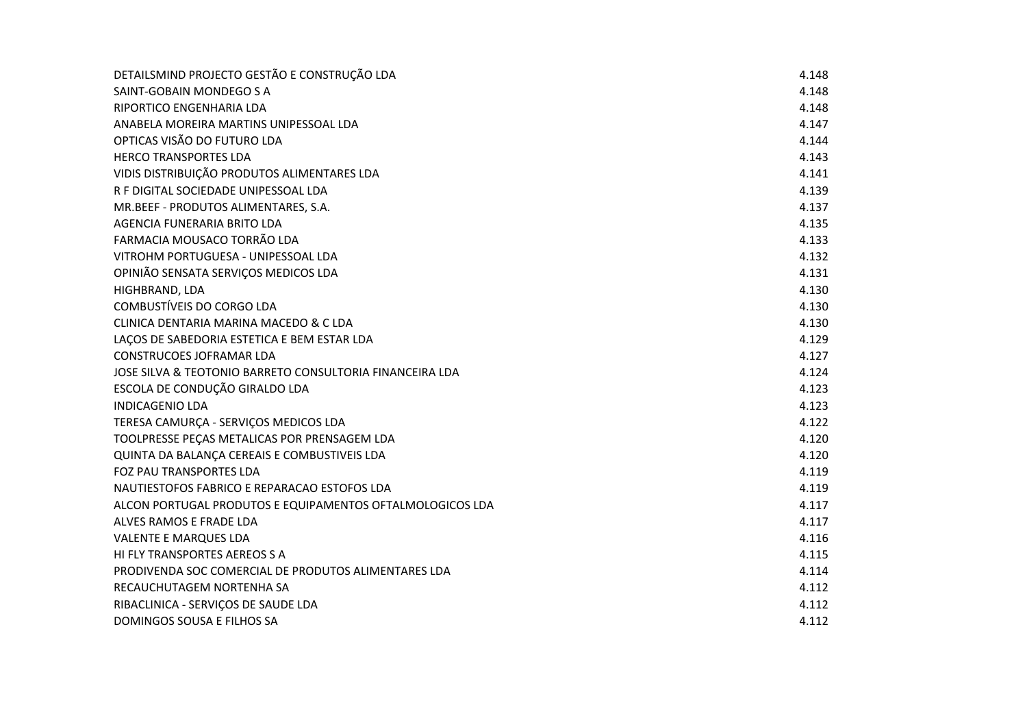| | |
|---|---|
| DETAILSMIND PROJECTO GESTÃO E CONSTRUÇÃO LDA | 4.148 |
| SAINT-GOBAIN MONDEGO S A | 4.148 |
| RIPORTICO ENGENHARIA LDA | 4.148 |
| ANABELA MOREIRA MARTINS UNIPESSOAL LDA | 4.147 |
| OPTICAS VISÃO DO FUTURO LDA | 4.144 |
| HERCO TRANSPORTES LDA | 4.143 |
| VIDIS DISTRIBUIÇÃO PRODUTOS ALIMENTARES LDA | 4.141 |
| R F DIGITAL SOCIEDADE UNIPESSOAL LDA | 4.139 |
| MR.BEEF - PRODUTOS ALIMENTARES, S.A. | 4.137 |
| AGENCIA FUNERARIA BRITO LDA | 4.135 |
| FARMACIA MOUSACO TORRÃO LDA | 4.133 |
| VITROHM PORTUGUESA - UNIPESSOAL LDA | 4.132 |
| OPINIÃO SENSATA SERVIÇOS MEDICOS LDA | 4.131 |
| HIGHBRAND, LDA | 4.130 |
| COMBUSTÍVEIS DO CORGO LDA | 4.130 |
| CLINICA DENTARIA MARINA MACEDO & C LDA | 4.130 |
| LAÇOS DE SABEDORIA ESTETICA E BEM ESTAR LDA | 4.129 |
| CONSTRUCOES JOFRAMAR LDA | 4.127 |
| JOSE SILVA & TEOTONIO BARRETO CONSULTORIA FINANCEIRA LDA | 4.124 |
| ESCOLA DE CONDUÇÃO GIRALDO LDA | 4.123 |
| INDICAGENIO LDA | 4.123 |
| TERESA CAMURÇA - SERVIÇOS MEDICOS LDA | 4.122 |
| TOOLPRESSE PEÇAS METALICAS POR PRENSAGEM LDA | 4.120 |
| QUINTA DA BALANÇA CEREAIS E COMBUSTIVEIS LDA | 4.120 |
| FOZ PAU TRANSPORTES LDA | 4.119 |
| NAUTIESTOFOS FABRICO E REPARACAO ESTOFOS LDA | 4.119 |
| ALCON PORTUGAL PRODUTOS E EQUIPAMENTOS OFTALMOLOGICOS LDA | 4.117 |
| ALVES RAMOS E FRADE LDA | 4.117 |
| VALENTE E MARQUES LDA | 4.116 |
| HI FLY TRANSPORTES AEREOS S A | 4.115 |
| PRODIVENDA SOC COMERCIAL DE PRODUTOS ALIMENTARES LDA | 4.114 |
| RECAUCHUTAGEM NORTENHA SA | 4.112 |
| RIBACLINICA - SERVIÇOS DE SAUDE LDA | 4.112 |
| DOMINGOS SOUSA E FILHOS SA | 4.112 |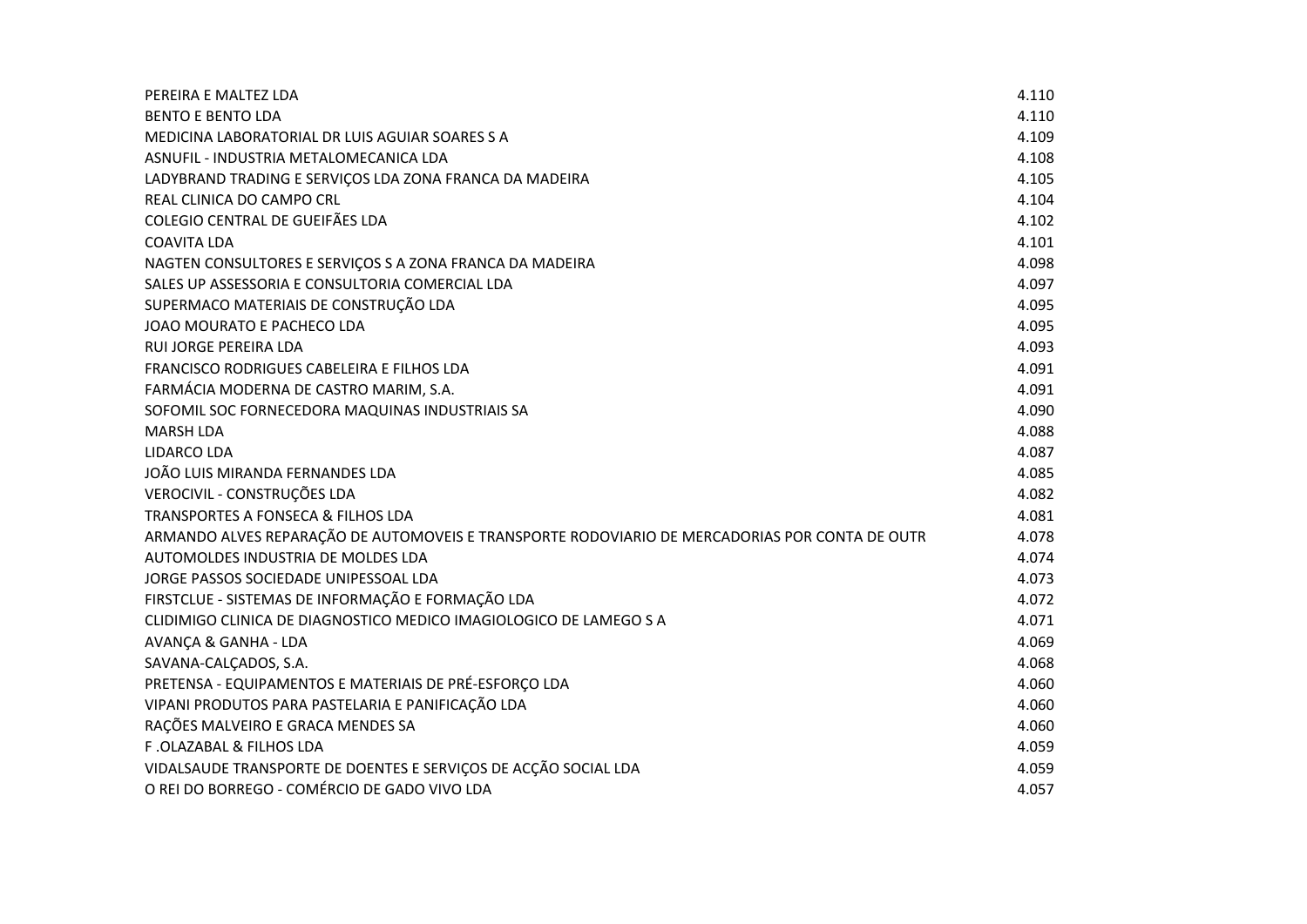| | |
|---|---|
| PEREIRA E MALTEZ LDA | 4.110 |
| BENTO E BENTO LDA | 4.110 |
| MEDICINA LABORATORIAL DR LUIS AGUIAR SOARES S A | 4.109 |
| ASNUFIL - INDUSTRIA METALOMECANICA LDA | 4.108 |
| LADYBRAND TRADING E SERVIÇOS LDA ZONA FRANCA DA MADEIRA | 4.105 |
| REAL CLINICA DO CAMPO CRL | 4.104 |
| COLEGIO CENTRAL DE GUEIFÃES LDA | 4.102 |
| COAVITA LDA | 4.101 |
| NAGTEN CONSULTORES E SERVIÇOS S A ZONA FRANCA DA MADEIRA | 4.098 |
| SALES UP ASSESSORIA E CONSULTORIA COMERCIAL LDA | 4.097 |
| SUPERMACO MATERIAIS DE CONSTRUÇÃO LDA | 4.095 |
| JOAO MOURATO E PACHECO LDA | 4.095 |
| RUI JORGE PEREIRA LDA | 4.093 |
| FRANCISCO RODRIGUES CABELEIRA E FILHOS LDA | 4.091 |
| FARMÁCIA MODERNA DE CASTRO MARIM, S.A. | 4.091 |
| SOFOMIL SOC FORNECEDORA MAQUINAS INDUSTRIAIS SA | 4.090 |
| MARSH LDA | 4.088 |
| LIDARCO LDA | 4.087 |
| JOÃO LUIS MIRANDA FERNANDES LDA | 4.085 |
| VEROCIVIL - CONSTRUÇÕES LDA | 4.082 |
| TRANSPORTES A FONSECA & FILHOS LDA | 4.081 |
| ARMANDO ALVES REPARAÇÃO DE AUTOMOVEIS E TRANSPORTE RODOVIARIO DE MERCADORIAS POR CONTA DE OUTR | 4.078 |
| AUTOMOLDES INDUSTRIA DE MOLDES LDA | 4.074 |
| JORGE PASSOS SOCIEDADE UNIPESSOAL LDA | 4.073 |
| FIRSTCLUE - SISTEMAS DE INFORMAÇÃO E FORMAÇÃO LDA | 4.072 |
| CLIDIMIGO CLINICA DE DIAGNOSTICO MEDICO IMAGIOLOGICO DE LAMEGO S A | 4.071 |
| AVANÇA & GANHA - LDA | 4.069 |
| SAVANA-CALÇADOS, S.A. | 4.068 |
| PRETENSA - EQUIPAMENTOS E MATERIAIS DE PRÉ-ESFORÇO LDA | 4.060 |
| VIPANI PRODUTOS PARA PASTELARIA E PANIFICAÇÃO LDA | 4.060 |
| RAÇÕES MALVEIRO E GRACA MENDES SA | 4.060 |
| F .OLAZABAL & FILHOS LDA | 4.059 |
| VIDALSAUDE TRANSPORTE DE DOENTES E SERVIÇOS DE ACÇÃO SOCIAL LDA | 4.059 |
| O REI DO BORREGO - COMÉRCIO DE GADO VIVO LDA | 4.057 |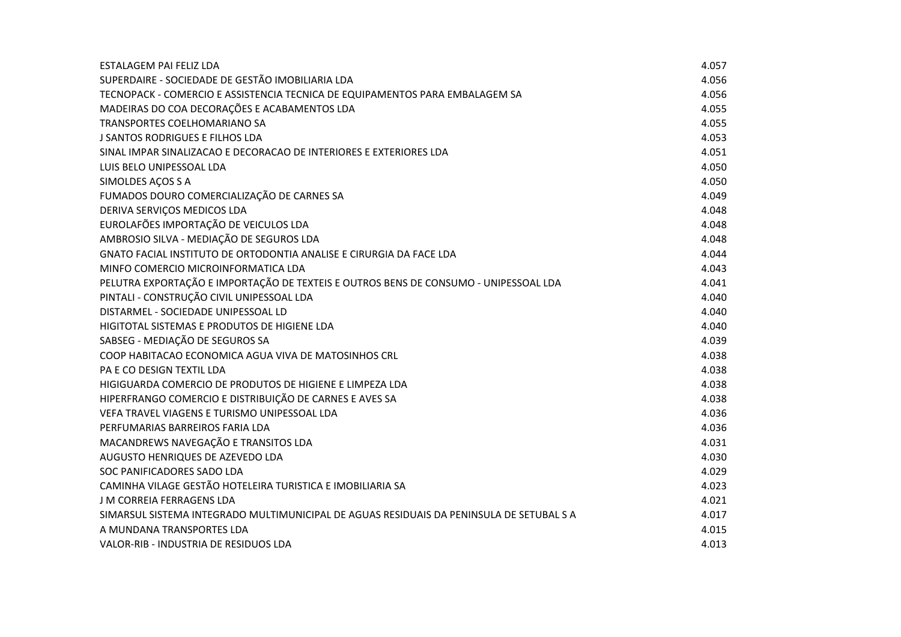| | |
|---|---|
| ESTALAGEM PAI FELIZ LDA | 4.057 |
| SUPERDAIRE - SOCIEDADE DE GESTÃO IMOBILIARIA LDA | 4.056 |
| TECNOPACK - COMERCIO E ASSISTENCIA TECNICA DE EQUIPAMENTOS PARA EMBALAGEM SA | 4.056 |
| MADEIRAS DO COA DECORAÇÕES E ACABAMENTOS LDA | 4.055 |
| TRANSPORTES COELHOMARIANO SA | 4.055 |
| J SANTOS RODRIGUES E FILHOS LDA | 4.053 |
| SINAL IMPAR SINALIZACAO E DECORACAO DE INTERIORES E EXTERIORES LDA | 4.051 |
| LUIS BELO UNIPESSOAL LDA | 4.050 |
| SIMOLDES AÇOS S A | 4.050 |
| FUMADOS DOURO COMERCIALIZAÇÃO DE CARNES SA | 4.049 |
| DERIVA SERVIÇOS MEDICOS LDA | 4.048 |
| EUROLAFÕES IMPORTAÇÃO DE VEICULOS LDA | 4.048 |
| AMBROSIO SILVA - MEDIAÇÃO DE SEGUROS LDA | 4.048 |
| GNATO FACIAL INSTITUTO DE ORTODONTIA ANALISE E CIRURGIA DA FACE LDA | 4.044 |
| MINFO COMERCIO MICROINFORMATICA LDA | 4.043 |
| PELUTRA EXPORTAÇÃO E IMPORTAÇÃO DE TEXTEIS E OUTROS BENS DE CONSUMO - UNIPESSOAL LDA | 4.041 |
| PINTALI - CONSTRUÇÃO CIVIL UNIPESSOAL LDA | 4.040 |
| DISTARMEL - SOCIEDADE UNIPESSOAL LD | 4.040 |
| HIGITOTAL SISTEMAS E PRODUTOS DE HIGIENE LDA | 4.040 |
| SABSEG - MEDIAÇÃO DE SEGUROS SA | 4.039 |
| COOP HABITACAO ECONOMICA AGUA VIVA DE MATOSINHOS CRL | 4.038 |
| PA E CO DESIGN TEXTIL LDA | 4.038 |
| HIGIGUARDA COMERCIO DE PRODUTOS DE HIGIENE E LIMPEZA LDA | 4.038 |
| HIPERFRANGO COMERCIO E DISTRIBUIÇÃO DE CARNES E AVES SA | 4.038 |
| VEFA TRAVEL VIAGENS E TURISMO UNIPESSOAL LDA | 4.036 |
| PERFUMARIAS BARREIROS FARIA LDA | 4.036 |
| MACANDREWS NAVEGAÇÃO E TRANSITOS LDA | 4.031 |
| AUGUSTO HENRIQUES DE AZEVEDO LDA | 4.030 |
| SOC PANIFICADORES SADO LDA | 4.029 |
| CAMINHA VILAGE GESTÃO HOTELEIRA TURISTICA E IMOBILIARIA SA | 4.023 |
| J M CORREIA FERRAGENS LDA | 4.021 |
| SIMARSUL SISTEMA INTEGRADO MULTIMUNICIPAL DE AGUAS RESIDUAIS DA PENINSULA DE SETUBAL S A | 4.017 |
| A MUNDANA TRANSPORTES LDA | 4.015 |
| VALOR-RIB - INDUSTRIA DE RESIDUOS LDA | 4.013 |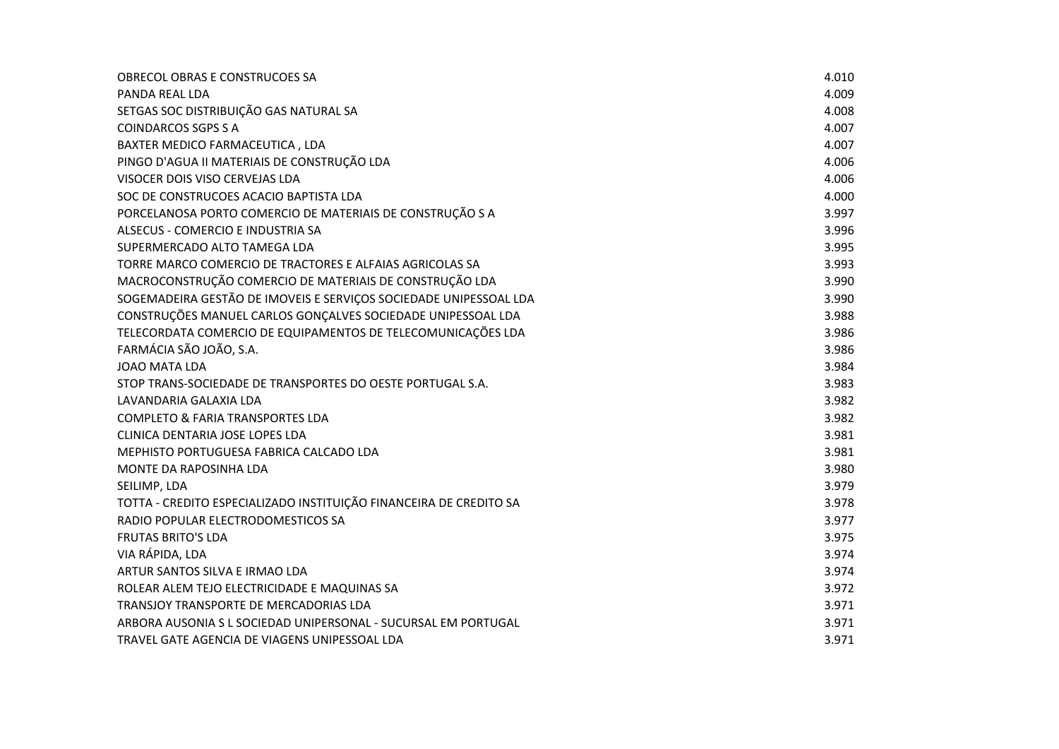| | |
|---|---|
| OBRECOL OBRAS E CONSTRUCOES SA | 4.010 |
| PANDA REAL LDA | 4.009 |
| SETGAS SOC DISTRIBUIÇÃO GAS NATURAL SA | 4.008 |
| COINDARCOS SGPS S A | 4.007 |
| BAXTER MEDICO FARMACEUTICA , LDA | 4.007 |
| PINGO D'AGUA II MATERIAIS DE CONSTRUÇÃO LDA | 4.006 |
| VISOCER DOIS VISO CERVEJAS LDA | 4.006 |
| SOC DE CONSTRUCOES ACACIO BAPTISTA LDA | 4.000 |
| PORCELANOSA PORTO COMERCIO DE MATERIAIS DE CONSTRUÇÃO S A | 3.997 |
| ALSECUS - COMERCIO E INDUSTRIA SA | 3.996 |
| SUPERMERCADO ALTO TAMEGA LDA | 3.995 |
| TORRE MARCO COMERCIO DE TRACTORES E ALFAIAS AGRICOLAS SA | 3.993 |
| MACROCONSTRUÇÃO COMERCIO DE MATERIAIS DE CONSTRUÇÃO LDA | 3.990 |
| SOGEMADEIRA GESTÃO DE IMOVEIS E SERVIÇOS SOCIEDADE UNIPESSOAL LDA | 3.990 |
| CONSTRUÇÕES MANUEL CARLOS GONÇALVES SOCIEDADE UNIPESSOAL LDA | 3.988 |
| TELECORDATA COMERCIO DE EQUIPAMENTOS DE TELECOMUNICAÇÕES LDA | 3.986 |
| FARMÁCIA SÃO JOÃO, S.A. | 3.986 |
| JOAO MATA LDA | 3.984 |
| STOP TRANS-SOCIEDADE DE TRANSPORTES DO OESTE PORTUGAL S.A. | 3.983 |
| LAVANDARIA GALAXIA LDA | 3.982 |
| COMPLETO & FARIA TRANSPORTES LDA | 3.982 |
| CLINICA DENTARIA JOSE LOPES LDA | 3.981 |
| MEPHISTO PORTUGUESA FABRICA CALCADO LDA | 3.981 |
| MONTE DA RAPOSINHA LDA | 3.980 |
| SEILIMP, LDA | 3.979 |
| TOTTA - CREDITO ESPECIALIZADO INSTITUIÇÃO FINANCEIRA DE CREDITO SA | 3.978 |
| RADIO POPULAR ELECTRODOMESTICOS SA | 3.977 |
| FRUTAS BRITO'S LDA | 3.975 |
| VIA RÁPIDA, LDA | 3.974 |
| ARTUR SANTOS SILVA E IRMAO LDA | 3.974 |
| ROLEAR ALEM TEJO ELECTRICIDADE E MAQUINAS SA | 3.972 |
| TRANSJOY TRANSPORTE DE MERCADORIAS LDA | 3.971 |
| ARBORA AUSONIA S L SOCIEDAD UNIPERSONAL - SUCURSAL EM PORTUGAL | 3.971 |
| TRAVEL GATE AGENCIA DE VIAGENS UNIPESSOAL LDA | 3.971 |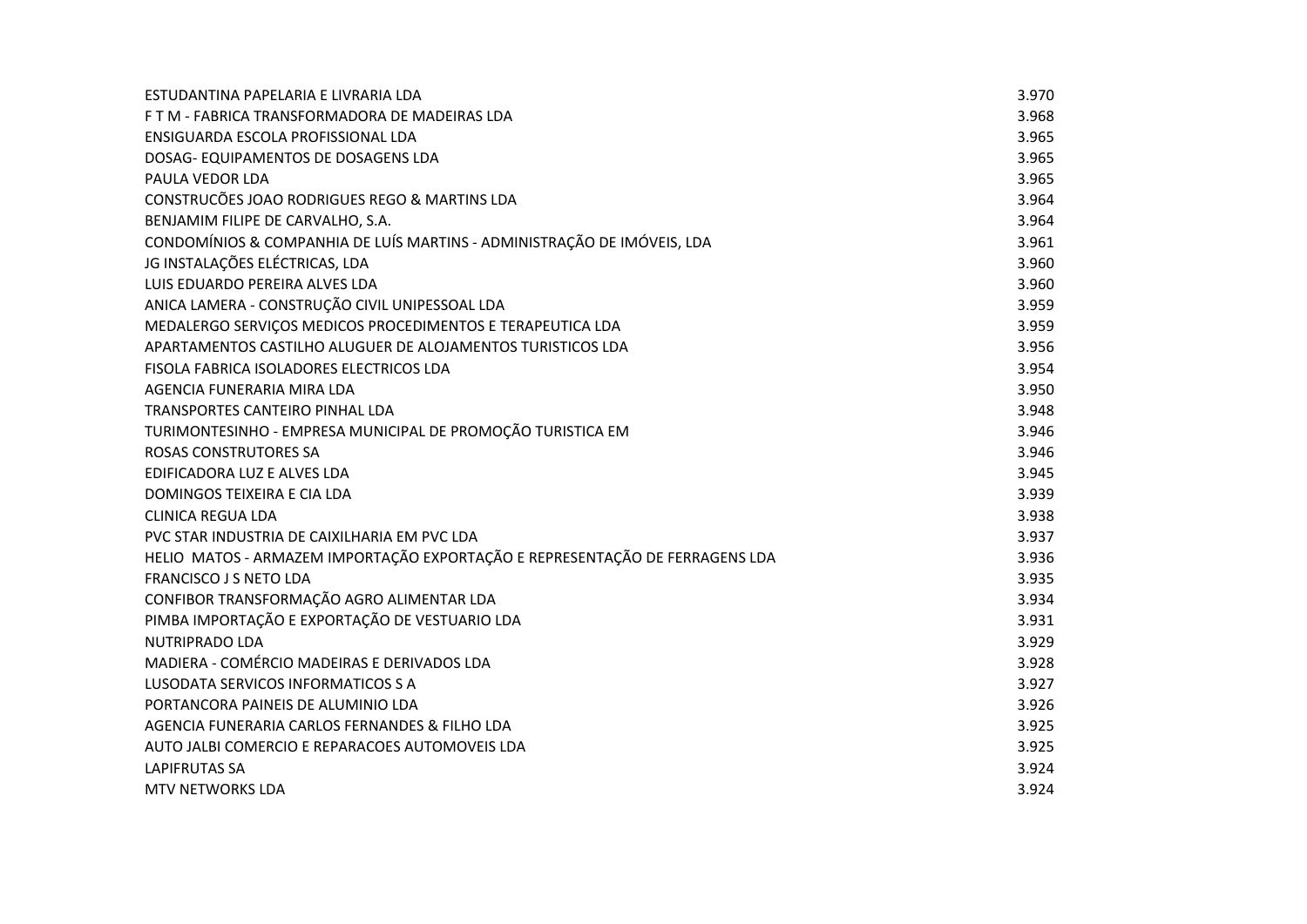| | |
|---|---|
| ESTUDANTINA PAPELARIA E LIVRARIA LDA | 3.970 |
| F T M - FABRICA TRANSFORMADORA DE MADEIRAS LDA | 3.968 |
| ENSIGUARDA ESCOLA PROFISSIONAL LDA | 3.965 |
| DOSAG- EQUIPAMENTOS DE DOSAGENS LDA | 3.965 |
| PAULA VEDOR LDA | 3.965 |
| CONSTRUCÕES JOAO RODRIGUES REGO & MARTINS LDA | 3.964 |
| BENJAMIM FILIPE DE CARVALHO, S.A. | 3.964 |
| CONDOMÍNIOS & COMPANHIA DE LUÍS MARTINS - ADMINISTRAÇÃO DE IMÓVEIS, LDA | 3.961 |
| JG INSTALAÇÕES ELÉCTRICAS, LDA | 3.960 |
| LUIS EDUARDO PEREIRA ALVES LDA | 3.960 |
| ANICA LAMERA - CONSTRUÇÃO CIVIL UNIPESSOAL LDA | 3.959 |
| MEDALERGO SERVIÇOS MEDICOS PROCEDIMENTOS E TERAPEUTICA LDA | 3.959 |
| APARTAMENTOS CASTILHO ALUGUER DE ALOJAMENTOS TURISTICOS LDA | 3.956 |
| FISOLA FABRICA ISOLADORES ELECTRICOS LDA | 3.954 |
| AGENCIA FUNERARIA MIRA LDA | 3.950 |
| TRANSPORTES CANTEIRO PINHAL LDA | 3.948 |
| TURIMONTESINHO - EMPRESA MUNICIPAL DE PROMOÇÃO TURISTICA EM | 3.946 |
| ROSAS CONSTRUTORES SA | 3.946 |
| EDIFICADORA LUZ E ALVES LDA | 3.945 |
| DOMINGOS TEIXEIRA E CIA LDA | 3.939 |
| CLINICA REGUA LDA | 3.938 |
| PVC STAR INDUSTRIA DE CAIXILHARIA EM PVC LDA | 3.937 |
| HELIO MATOS - ARMAZEM IMPORTAÇÃO EXPORTAÇÃO E REPRESENTAÇÃO DE FERRAGENS LDA | 3.936 |
| FRANCISCO J S NETO LDA | 3.935 |
| CONFIBOR TRANSFORMAÇÃO AGRO ALIMENTAR LDA | 3.934 |
| PIMBA IMPORTAÇÃO E EXPORTAÇÃO DE VESTUARIO LDA | 3.931 |
| NUTRIPRADO LDA | 3.929 |
| MADIERA - COMÉRCIO MADEIRAS E DERIVADOS LDA | 3.928 |
| LUSODATA SERVICOS INFORMATICOS S A | 3.927 |
| PORTANCORA PAINEIS DE ALUMINIO LDA | 3.926 |
| AGENCIA FUNERARIA CARLOS FERNANDES & FILHO LDA | 3.925 |
| AUTO JALBI COMERCIO E REPARACOES AUTOMOVEIS LDA | 3.925 |
| LAPIFRUTAS SA | 3.924 |
| MTV NETWORKS LDA | 3.924 |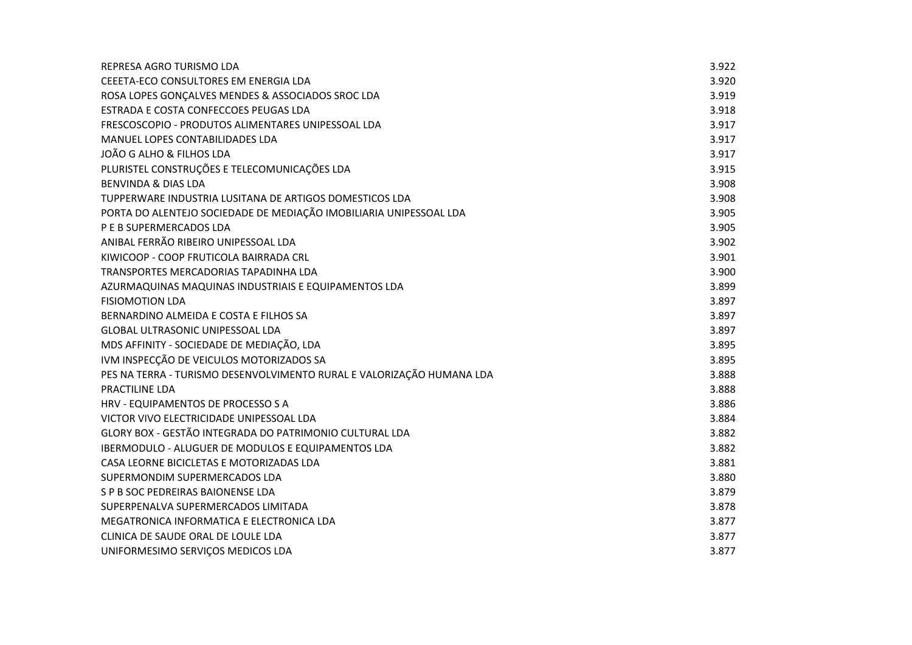| | |
|---|---|
| REPRESA AGRO TURISMO LDA | 3.922 |
| CEEETA-ECO CONSULTORES EM ENERGIA LDA | 3.920 |
| ROSA LOPES GONÇALVES MENDES & ASSOCIADOS SROC LDA | 3.919 |
| ESTRADA E COSTA CONFECCOES PEUGAS LDA | 3.918 |
| FRESCOSCOPIO - PRODUTOS ALIMENTARES UNIPESSOAL LDA | 3.917 |
| MANUEL LOPES CONTABILIDADES LDA | 3.917 |
| JOÃO G ALHO & FILHOS LDA | 3.917 |
| PLURISTEL CONSTRUÇÕES E TELECOMUNICAÇÕES LDA | 3.915 |
| BENVINDA & DIAS LDA | 3.908 |
| TUPPERWARE INDUSTRIA LUSITANA DE ARTIGOS DOMESTICOS LDA | 3.908 |
| PORTA DO ALENTEJO SOCIEDADE DE MEDIAÇÃO IMOBILIARIA UNIPESSOAL LDA | 3.905 |
| P E B SUPERMERCADOS LDA | 3.905 |
| ANIBAL FERRÃO RIBEIRO UNIPESSOAL LDA | 3.902 |
| KIWICOOP - COOP FRUTICOLA BAIRRADA CRL | 3.901 |
| TRANSPORTES MERCADORIAS TAPADINHA LDA | 3.900 |
| AZURMAQUINAS MAQUINAS INDUSTRIAIS E EQUIPAMENTOS LDA | 3.899 |
| FISIOMOTION LDA | 3.897 |
| BERNARDINO ALMEIDA E COSTA E FILHOS SA | 3.897 |
| GLOBAL ULTRASONIC UNIPESSOAL LDA | 3.897 |
| MDS AFFINITY - SOCIEDADE DE MEDIAÇÃO, LDA | 3.895 |
| IVM INSPECÇÃO DE VEICULOS MOTORIZADOS SA | 3.895 |
| PES NA TERRA - TURISMO DESENVOLVIMENTO RURAL E VALORIZAÇÃO HUMANA LDA | 3.888 |
| PRACTILINE LDA | 3.888 |
| HRV - EQUIPAMENTOS DE PROCESSO S A | 3.886 |
| VICTOR VIVO ELECTRICIDADE UNIPESSOAL LDA | 3.884 |
| GLORY BOX - GESTÃO INTEGRADA DO PATRIMONIO CULTURAL LDA | 3.882 |
| IBERMODULO - ALUGUER DE MODULOS E EQUIPAMENTOS LDA | 3.882 |
| CASA LEORNE BICICLETAS E MOTORIZADAS LDA | 3.881 |
| SUPERMONDIM SUPERMERCADOS LDA | 3.880 |
| S P B SOC PEDREIRAS BAIONENSE LDA | 3.879 |
| SUPERPENALVA SUPERMERCADOS LIMITADA | 3.878 |
| MEGATRONICA INFORMATICA E ELECTRONICA LDA | 3.877 |
| CLINICA DE SAUDE ORAL DE LOULE LDA | 3.877 |
| UNIFORMESIMO SERVIÇOS MEDICOS LDA | 3.877 |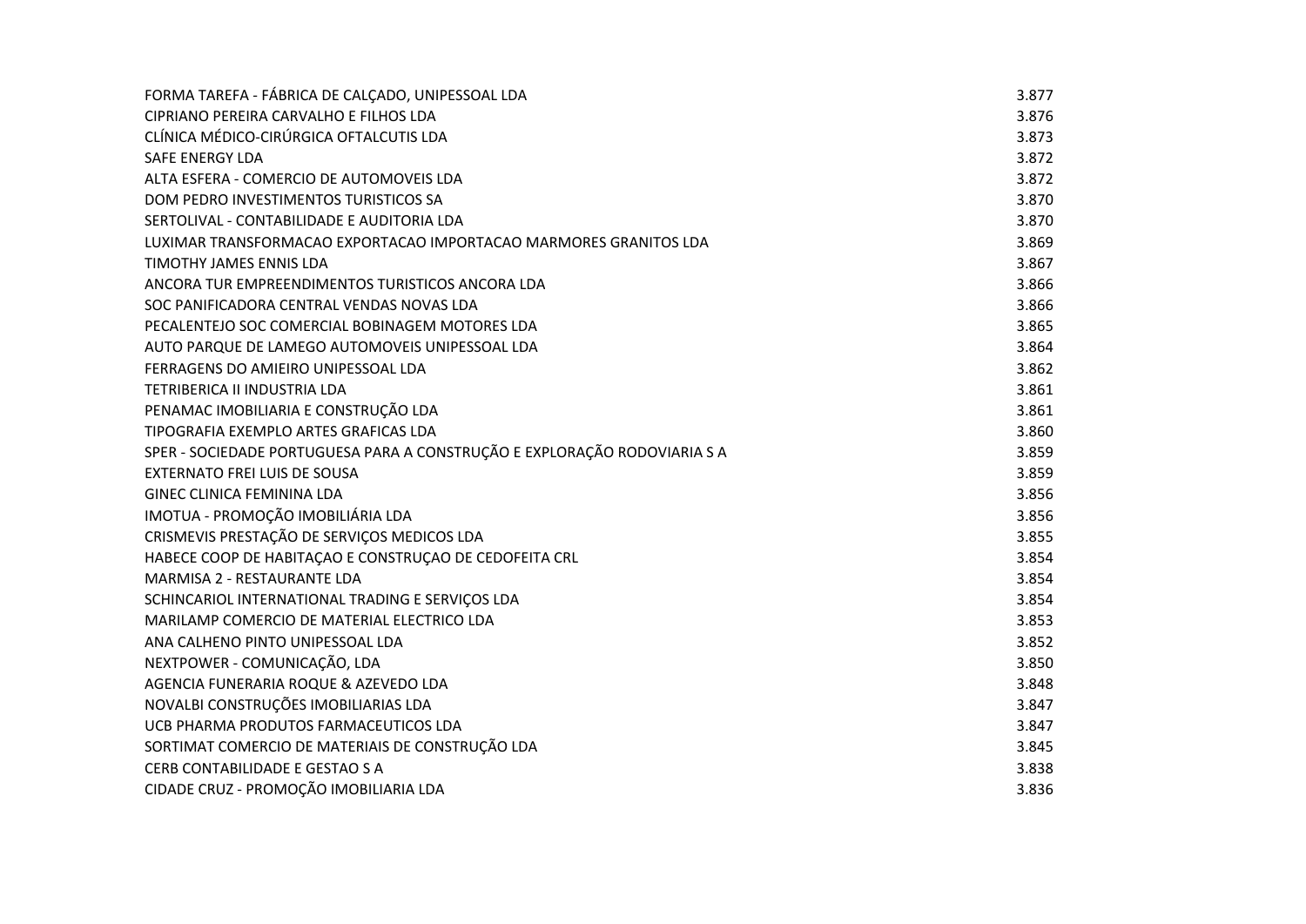| | |
|---|---|
| FORMA TAREFA - FÁBRICA DE CALÇADO, UNIPESSOAL LDA | 3.877 |
| CIPRIANO PEREIRA CARVALHO E FILHOS LDA | 3.876 |
| CLÍNICA MÉDICO-CIRÚRGICA OFTALCUTIS LDA | 3.873 |
| SAFE ENERGY LDA | 3.872 |
| ALTA ESFERA - COMERCIO DE AUTOMOVEIS LDA | 3.872 |
| DOM PEDRO INVESTIMENTOS TURISTICOS SA | 3.870 |
| SERTOLIVAL - CONTABILIDADE E AUDITORIA LDA | 3.870 |
| LUXIMAR TRANSFORMACAO EXPORTACAO IMPORTACAO MARMORES GRANITOS LDA | 3.869 |
| TIMOTHY JAMES ENNIS LDA | 3.867 |
| ANCORA TUR EMPREENDIMENTOS TURISTICOS ANCORA LDA | 3.866 |
| SOC PANIFICADORA CENTRAL VENDAS NOVAS LDA | 3.866 |
| PECALENTEJO SOC COMERCIAL BOBINAGEM MOTORES LDA | 3.865 |
| AUTO PARQUE DE LAMEGO AUTOMOVEIS UNIPESSOAL LDA | 3.864 |
| FERRAGENS DO AMIEIRO UNIPESSOAL LDA | 3.862 |
| TETRIBERICA II INDUSTRIA LDA | 3.861 |
| PENAMAC IMOBILIARIA E CONSTRUÇÃO LDA | 3.861 |
| TIPOGRAFIA EXEMPLO ARTES GRAFICAS LDA | 3.860 |
| SPER - SOCIEDADE PORTUGUESA PARA A CONSTRUÇÃO E EXPLORAÇÃO RODOVIARIA S A | 3.859 |
| EXTERNATO FREI LUIS DE SOUSA | 3.859 |
| GINEC CLINICA FEMININA LDA | 3.856 |
| IMOTUA - PROMOÇÃO IMOBILIÁRIA LDA | 3.856 |
| CRISMEVIS PRESTAÇÃO DE SERVIÇOS MEDICOS LDA | 3.855 |
| HABECE COOP DE HABITAÇAO E CONSTRUÇAO DE CEDOFEITA CRL | 3.854 |
| MARMISA 2 - RESTAURANTE LDA | 3.854 |
| SCHINCARIOL INTERNATIONAL TRADING E SERVIÇOS LDA | 3.854 |
| MARILAMP COMERCIO DE MATERIAL ELECTRICO LDA | 3.853 |
| ANA CALHENO PINTO UNIPESSOAL LDA | 3.852 |
| NEXTPOWER - COMUNICAÇÃO, LDA | 3.850 |
| AGENCIA FUNERARIA ROQUE & AZEVEDO LDA | 3.848 |
| NOVALBI CONSTRUÇÕES IMOBILIARIAS LDA | 3.847 |
| UCB PHARMA PRODUTOS FARMACEUTICOS LDA | 3.847 |
| SORTIMAT COMERCIO DE MATERIAIS DE CONSTRUÇÃO LDA | 3.845 |
| CERB CONTABILIDADE E GESTAO S A | 3.838 |
| CIDADE CRUZ - PROMOÇÃO IMOBILIARIA LDA | 3.836 |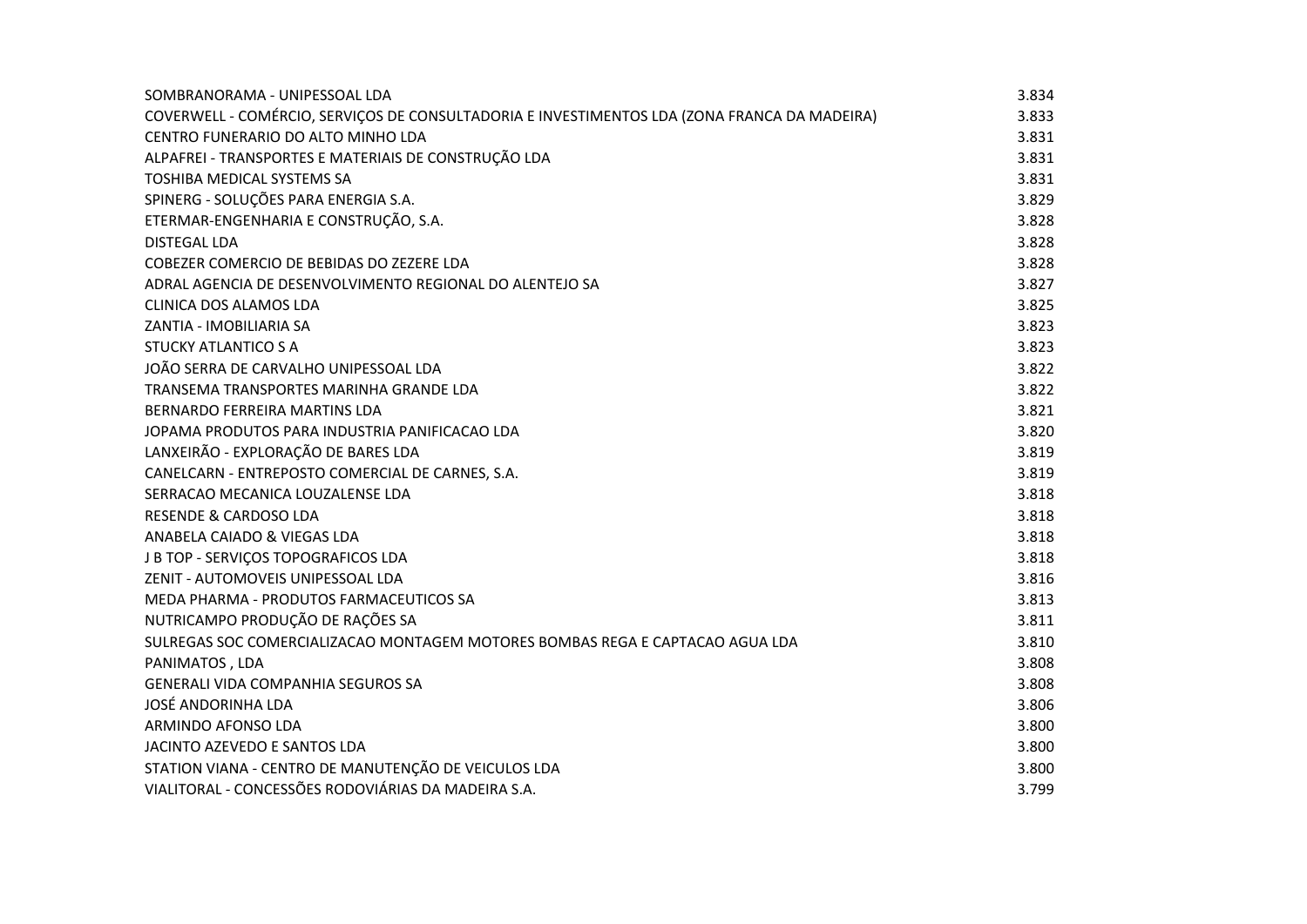| | |
|---|---|
| SOMBRANORAMA - UNIPESSOAL LDA | 3.834 |
| COVERWELL - COMÉRCIO, SERVIÇOS DE CONSULTADORIA E INVESTIMENTOS LDA (ZONA FRANCA DA MADEIRA) | 3.833 |
| CENTRO FUNERARIO DO ALTO MINHO LDA | 3.831 |
| ALPAFREI - TRANSPORTES E MATERIAIS DE CONSTRUÇÃO LDA | 3.831 |
| TOSHIBA MEDICAL SYSTEMS SA | 3.831 |
| SPINERG - SOLUÇÕES PARA ENERGIA S.A. | 3.829 |
| ETERMAR-ENGENHARIA E CONSTRUÇÃO, S.A. | 3.828 |
| DISTEGAL LDA | 3.828 |
| COBEZER COMERCIO DE BEBIDAS DO ZEZERE LDA | 3.828 |
| ADRAL AGENCIA DE DESENVOLVIMENTO REGIONAL DO ALENTEJO SA | 3.827 |
| CLINICA DOS ALAMOS LDA | 3.825 |
| ZANTIA - IMOBILIARIA SA | 3.823 |
| STUCKY ATLANTICO S A | 3.823 |
| JOÃO SERRA DE CARVALHO UNIPESSOAL LDA | 3.822 |
| TRANSEMA TRANSPORTES MARINHA GRANDE LDA | 3.822 |
| BERNARDO FERREIRA MARTINS LDA | 3.821 |
| JOPAMA PRODUTOS PARA INDUSTRIA PANIFICACAO LDA | 3.820 |
| LANXEIRÃO - EXPLORAÇÃO DE BARES LDA | 3.819 |
| CANELCARN - ENTREPOSTO COMERCIAL DE CARNES, S.A. | 3.819 |
| SERRACAO MECANICA LOUZALENSE LDA | 3.818 |
| RESENDE & CARDOSO LDA | 3.818 |
| ANABELA CAIADO & VIEGAS LDA | 3.818 |
| J B TOP - SERVIÇOS TOPOGRAFICOS LDA | 3.818 |
| ZENIT - AUTOMOVEIS UNIPESSOAL LDA | 3.816 |
| MEDA PHARMA - PRODUTOS FARMACEUTICOS SA | 3.813 |
| NUTRICAMPO PRODUÇÃO DE RAÇÕES SA | 3.811 |
| SULREGAS SOC COMERCIALIZACAO MONTAGEM MOTORES BOMBAS REGA E CAPTACAO AGUA LDA | 3.810 |
| PANIMATOS , LDA | 3.808 |
| GENERALI VIDA COMPANHIA SEGUROS SA | 3.808 |
| JOSÉ ANDORINHA LDA | 3.806 |
| ARMINDO AFONSO LDA | 3.800 |
| JACINTO AZEVEDO E SANTOS LDA | 3.800 |
| STATION VIANA - CENTRO DE MANUTENÇÃO DE VEICULOS LDA | 3.800 |
| VIALITORAL - CONCESSÕES RODOVIÁRIAS DA MADEIRA S.A. | 3.799 |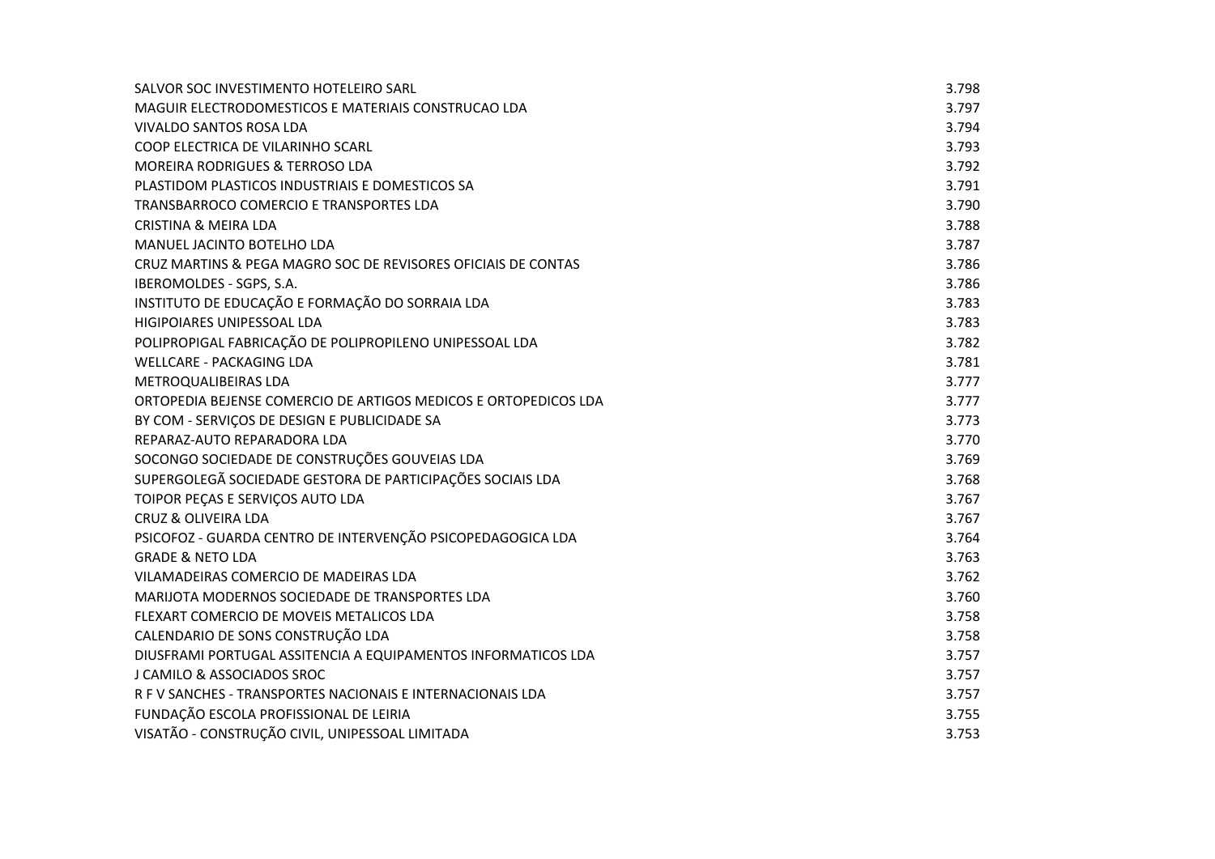| | |
|---|---|
| SALVOR SOC INVESTIMENTO HOTELEIRO SARL | 3.798 |
| MAGUIR ELECTRODOMESTICOS E MATERIAIS CONSTRUCAO LDA | 3.797 |
| VIVALDO SANTOS ROSA LDA | 3.794 |
| COOP ELECTRICA DE VILARINHO SCARL | 3.793 |
| MOREIRA RODRIGUES & TERROSO LDA | 3.792 |
| PLASTIDOM PLASTICOS INDUSTRIAIS E DOMESTICOS SA | 3.791 |
| TRANSBARROCO COMERCIO E TRANSPORTES LDA | 3.790 |
| CRISTINA & MEIRA LDA | 3.788 |
| MANUEL JACINTO BOTELHO LDA | 3.787 |
| CRUZ MARTINS & PEGA MAGRO SOC DE REVISORES OFICIAIS DE CONTAS | 3.786 |
| IBEROMOLDES - SGPS, S.A. | 3.786 |
| INSTITUTO DE EDUCAÇÃO E FORMAÇÃO DO SORRAIA LDA | 3.783 |
| HIGIPOIARES UNIPESSOAL LDA | 3.783 |
| POLIPROPIGAL FABRICAÇÃO DE POLIPROPILENO UNIPESSOAL LDA | 3.782 |
| WELLCARE - PACKAGING LDA | 3.781 |
| METROQUALIBEIRAS LDA | 3.777 |
| ORTOPEDIA BEJENSE COMERCIO DE ARTIGOS MEDICOS E ORTOPEDICOS LDA | 3.777 |
| BY COM - SERVIÇOS DE DESIGN E PUBLICIDADE SA | 3.773 |
| REPARAZ-AUTO REPARADORA LDA | 3.770 |
| SOCONGO SOCIEDADE DE CONSTRUÇÕES GOUVEIAS LDA | 3.769 |
| SUPERGOLEGÃ SOCIEDADE GESTORA DE PARTICIPAÇÕES SOCIAIS LDA | 3.768 |
| TOIPOR PEÇAS E SERVIÇOS AUTO LDA | 3.767 |
| CRUZ & OLIVEIRA LDA | 3.767 |
| PSICOFOZ - GUARDA CENTRO DE INTERVENÇÃO PSICOPEDAGOGICA LDA | 3.764 |
| GRADE & NETO LDA | 3.763 |
| VILAMADEIRAS COMERCIO DE MADEIRAS LDA | 3.762 |
| MARIJOTA MODERNOS SOCIEDADE DE TRANSPORTES LDA | 3.760 |
| FLEXART COMERCIO DE MOVEIS METALICOS LDA | 3.758 |
| CALENDARIO DE SONS CONSTRUÇÃO LDA | 3.758 |
| DIUSFRAMI PORTUGAL ASSITENCIA A EQUIPAMENTOS INFORMATICOS LDA | 3.757 |
| J CAMILO & ASSOCIADOS SROC | 3.757 |
| R F V SANCHES - TRANSPORTES NACIONAIS E INTERNACIONAIS LDA | 3.757 |
| FUNDAÇÃO ESCOLA PROFISSIONAL DE LEIRIA | 3.755 |
| VISATÃO - CONSTRUÇÃO CIVIL, UNIPESSOAL LIMITADA | 3.753 |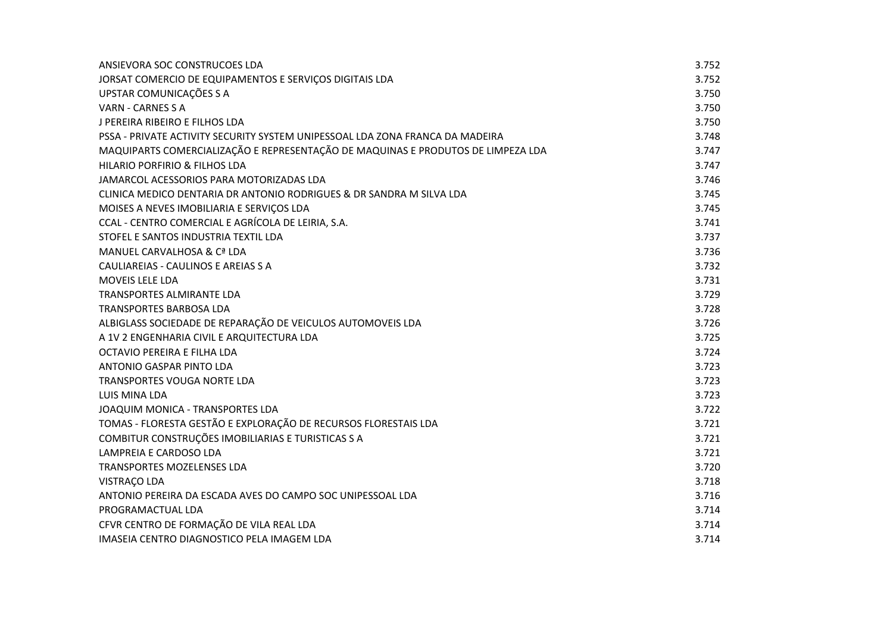| | |
|---|---|
| ANSIEVORA SOC CONSTRUCOES LDA | 3.752 |
| JORSAT COMERCIO DE EQUIPAMENTOS E SERVIÇOS DIGITAIS LDA | 3.752 |
| UPSTAR COMUNICAÇÕES S A | 3.750 |
| VARN - CARNES S A | 3.750 |
| J PEREIRA RIBEIRO E FILHOS LDA | 3.750 |
| PSSA - PRIVATE ACTIVITY SECURITY SYSTEM UNIPESSOAL LDA ZONA FRANCA DA MADEIRA | 3.748 |
| MAQUIPARTS COMERCIALIZAÇÃO E REPRESENTAÇÃO DE MAQUINAS E PRODUTOS DE LIMPEZA LDA | 3.747 |
| HILARIO PORFIRIO & FILHOS LDA | 3.747 |
| JAMARCOL ACESSORIOS PARA MOTORIZADAS LDA | 3.746 |
| CLINICA MEDICO DENTARIA DR ANTONIO RODRIGUES & DR SANDRA M SILVA LDA | 3.745 |
| MOISES A NEVES IMOBILIARIA E SERVIÇOS LDA | 3.745 |
| CCAL - CENTRO COMERCIAL E AGRÍCOLA DE LEIRIA, S.A. | 3.741 |
| STOFEL E SANTOS INDUSTRIA TEXTIL LDA | 3.737 |
| MANUEL CARVALHOSA & Cª LDA | 3.736 |
| CAULIAREIAS - CAULINOS E AREIAS S A | 3.732 |
| MOVEIS LELE LDA | 3.731 |
| TRANSPORTES ALMIRANTE LDA | 3.729 |
| TRANSPORTES BARBOSA LDA | 3.728 |
| ALBIGLASS SOCIEDADE DE REPARAÇÃO DE VEICULOS AUTOMOVEIS LDA | 3.726 |
| A 1V 2 ENGENHARIA CIVIL E ARQUITECTURA LDA | 3.725 |
| OCTAVIO PEREIRA E FILHA LDA | 3.724 |
| ANTONIO GASPAR PINTO LDA | 3.723 |
| TRANSPORTES VOUGA NORTE LDA | 3.723 |
| LUIS MINA LDA | 3.723 |
| JOAQUIM MONICA - TRANSPORTES LDA | 3.722 |
| TOMAS - FLORESTA GESTÃO E EXPLORAÇÃO DE RECURSOS FLORESTAIS LDA | 3.721 |
| COMBITUR CONSTRUÇÕES IMOBILIARIAS E TURISTICAS S A | 3.721 |
| LAMPREIA E CARDOSO LDA | 3.721 |
| TRANSPORTES MOZELENSES LDA | 3.720 |
| VISTRAÇO LDA | 3.718 |
| ANTONIO PEREIRA DA ESCADA AVES DO CAMPO SOC UNIPESSOAL LDA | 3.716 |
| PROGRAMACTUAL LDA | 3.714 |
| CFVR CENTRO DE FORMAÇÃO DE VILA REAL LDA | 3.714 |
| IMASEIA CENTRO DIAGNOSTICO PELA IMAGEM LDA | 3.714 |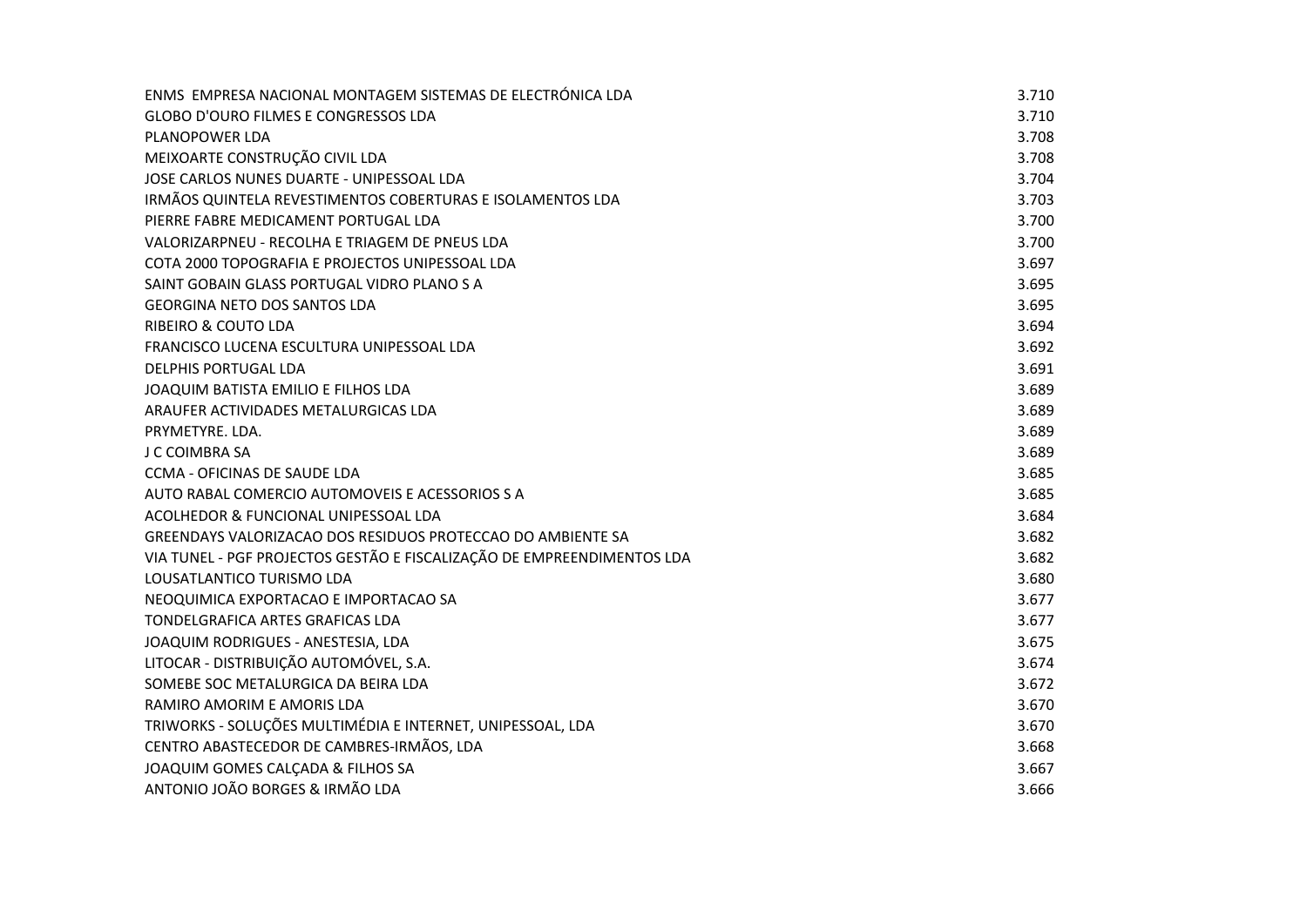| | |
|---|---|
| ENMS  EMPRESA NACIONAL MONTAGEM SISTEMAS DE ELECTRÓNICA LDA | 3.710 |
| GLOBO D'OURO FILMES E CONGRESSOS LDA | 3.710 |
| PLANOPOWER LDA | 3.708 |
| MEIXOARTE CONSTRUÇÃO CIVIL LDA | 3.708 |
| JOSE CARLOS NUNES DUARTE - UNIPESSOAL LDA | 3.704 |
| IRMÃOS QUINTELA REVESTIMENTOS COBERTURAS E ISOLAMENTOS LDA | 3.703 |
| PIERRE FABRE MEDICAMENT PORTUGAL LDA | 3.700 |
| VALORIZARPNEU - RECOLHA E TRIAGEM DE PNEUS LDA | 3.700 |
| COTA 2000 TOPOGRAFIA E PROJECTOS UNIPESSOAL LDA | 3.697 |
| SAINT GOBAIN GLASS PORTUGAL VIDRO PLANO S A | 3.695 |
| GEORGINA NETO DOS SANTOS LDA | 3.695 |
| RIBEIRO & COUTO LDA | 3.694 |
| FRANCISCO LUCENA ESCULTURA UNIPESSOAL LDA | 3.692 |
| DELPHIS PORTUGAL LDA | 3.691 |
| JOAQUIM BATISTA EMILIO E FILHOS LDA | 3.689 |
| ARAUFER ACTIVIDADES METALURGICAS LDA | 3.689 |
| PRYMETYRE. LDA. | 3.689 |
| J C COIMBRA SA | 3.689 |
| CCMA - OFICINAS DE SAUDE LDA | 3.685 |
| AUTO RABAL COMERCIO AUTOMOVEIS E ACESSORIOS S A | 3.685 |
| ACOLHEDOR & FUNCIONAL UNIPESSOAL LDA | 3.684 |
| GREENDAYS VALORIZACAO DOS RESIDUOS PROTECCAO DO AMBIENTE SA | 3.682 |
| VIA TUNEL - PGF PROJECTOS GESTÃO E FISCALIZAÇÃO DE EMPREENDIMENTOS LDA | 3.682 |
| LOUSATLANTICO TURISMO LDA | 3.680 |
| NEOQUIMICA EXPORTACAO E IMPORTACAO SA | 3.677 |
| TONDELGRAFICA ARTES GRAFICAS LDA | 3.677 |
| JOAQUIM RODRIGUES - ANESTESIA, LDA | 3.675 |
| LITOCAR - DISTRIBUIÇÃO AUTOMÓVEL, S.A. | 3.674 |
| SOMEBE SOC METALURGICA DA BEIRA LDA | 3.672 |
| RAMIRO AMORIM E AMORIS LDA | 3.670 |
| TRIWORKS - SOLUÇÕES MULTIMÉDIA E INTERNET, UNIPESSOAL, LDA | 3.670 |
| CENTRO ABASTECEDOR DE CAMBRES-IRMÃOS, LDA | 3.668 |
| JOAQUIM GOMES CALÇADA & FILHOS SA | 3.667 |
| ANTONIO JOÃO BORGES & IRMÃO LDA | 3.666 |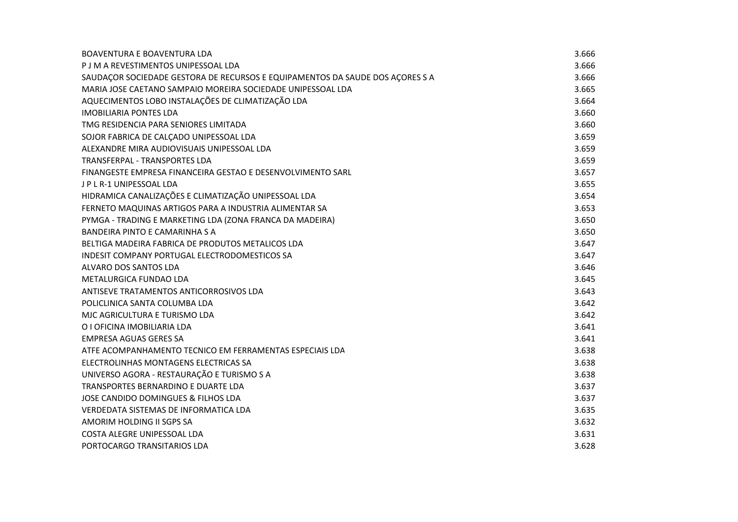| | |
|---|---|
| BOAVENTURA E BOAVENTURA LDA | 3.666 |
| P J M A REVESTIMENTOS UNIPESSOAL LDA | 3.666 |
| SAUDAÇOR SOCIEDADE GESTORA DE RECURSOS E EQUIPAMENTOS DA SAUDE DOS AÇORES S A | 3.666 |
| MARIA JOSE CAETANO SAMPAIO MOREIRA SOCIEDADE UNIPESSOAL LDA | 3.665 |
| AQUECIMENTOS LOBO INSTALAÇÕES DE CLIMATIZAÇÃO LDA | 3.664 |
| IMOBILIARIA PONTES LDA | 3.660 |
| TMG RESIDENCIA PARA SENIORES LIMITADA | 3.660 |
| SOJOR FABRICA DE CALÇADO UNIPESSOAL LDA | 3.659 |
| ALEXANDRE MIRA AUDIOVISUAIS UNIPESSOAL LDA | 3.659 |
| TRANSFERPAL - TRANSPORTES LDA | 3.659 |
| FINANGESTE EMPRESA FINANCEIRA GESTAO E DESENVOLVIMENTO SARL | 3.657 |
| J P L R-1 UNIPESSOAL LDA | 3.655 |
| HIDRAMICA CANALIZAÇÕES E CLIMATIZAÇÃO UNIPESSOAL LDA | 3.654 |
| FERNETO MAQUINAS ARTIGOS PARA A INDUSTRIA ALIMENTAR SA | 3.653 |
| PYMGA - TRADING E MARKETING LDA (ZONA FRANCA DA MADEIRA) | 3.650 |
| BANDEIRA PINTO E CAMARINHA S A | 3.650 |
| BELTIGA MADEIRA FABRICA DE PRODUTOS METALICOS LDA | 3.647 |
| INDESIT COMPANY PORTUGAL ELECTRODOMESTICOS SA | 3.647 |
| ALVARO DOS SANTOS LDA | 3.646 |
| METALURGICA FUNDAO LDA | 3.645 |
| ANTISEVE TRATAMENTOS ANTICORROSIVOS LDA | 3.643 |
| POLICLINICA SANTA COLUMBA LDA | 3.642 |
| MJC AGRICULTURA E TURISMO LDA | 3.642 |
| O I OFICINA IMOBILIARIA LDA | 3.641 |
| EMPRESA AGUAS GERES SA | 3.641 |
| ATFE ACOMPANHAMENTO TECNICO EM FERRAMENTAS ESPECIAIS LDA | 3.638 |
| ELECTROLINHAS MONTAGENS ELECTRICAS SA | 3.638 |
| UNIVERSO AGORA - RESTAURAÇÃO E TURISMO S A | 3.638 |
| TRANSPORTES BERNARDINO E DUARTE LDA | 3.637 |
| JOSE CANDIDO DOMINGUES & FILHOS LDA | 3.637 |
| VERDEDATA SISTEMAS DE INFORMATICA LDA | 3.635 |
| AMORIM HOLDING II SGPS SA | 3.632 |
| COSTA ALEGRE UNIPESSOAL LDA | 3.631 |
| PORTOCARGO TRANSITARIOS LDA | 3.628 |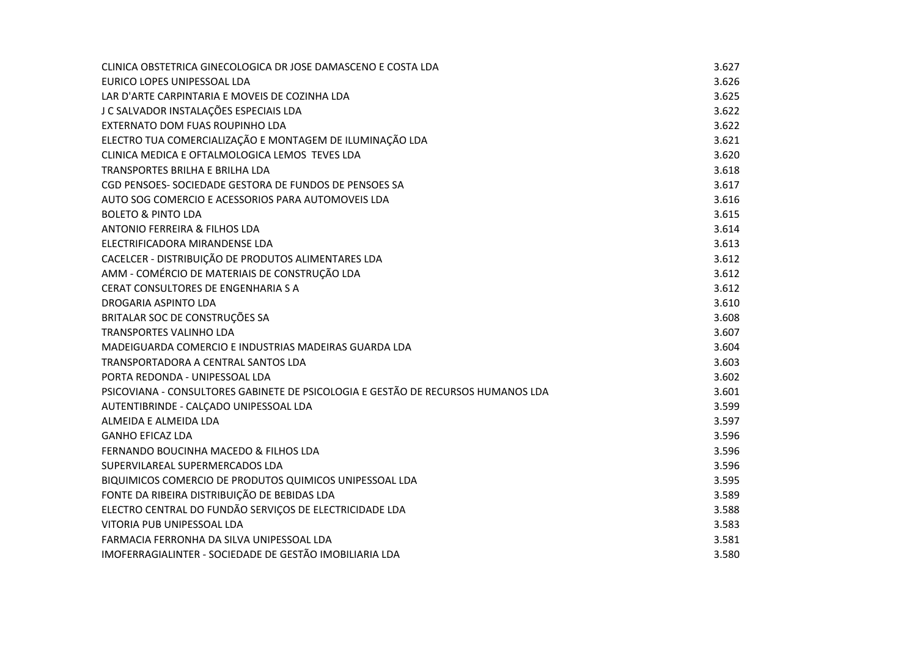| | |
|---|---|
| CLINICA OBSTETRICA GINECOLOGICA DR JOSE DAMASCENO E COSTA LDA | 3.627 |
| EURICO LOPES UNIPESSOAL LDA | 3.626 |
| LAR D'ARTE CARPINTARIA E MOVEIS DE COZINHA LDA | 3.625 |
| J C SALVADOR INSTALAÇÕES ESPECIAIS LDA | 3.622 |
| EXTERNATO DOM FUAS ROUPINHO LDA | 3.622 |
| ELECTRO TUA COMERCIALIZAÇÃO E MONTAGEM DE ILUMINAÇÃO LDA | 3.621 |
| CLINICA MEDICA E OFTALMOLOGICA LEMOS TEVES LDA | 3.620 |
| TRANSPORTES BRILHA E BRILHA LDA | 3.618 |
| CGD PENSOES- SOCIEDADE GESTORA DE FUNDOS DE PENSOES SA | 3.617 |
| AUTO SOG COMERCIO E ACESSORIOS PARA AUTOMOVEIS LDA | 3.616 |
| BOLETO & PINTO LDA | 3.615 |
| ANTONIO FERREIRA & FILHOS LDA | 3.614 |
| ELECTRIFICADORA MIRANDENSE LDA | 3.613 |
| CACELCER - DISTRIBUIÇÃO DE PRODUTOS ALIMENTARES LDA | 3.612 |
| AMM - COMÉRCIO DE MATERIAIS DE CONSTRUÇÃO LDA | 3.612 |
| CERAT CONSULTORES DE ENGENHARIA S A | 3.612 |
| DROGARIA ASPINTO LDA | 3.610 |
| BRITALAR SOC DE CONSTRUÇÕES SA | 3.608 |
| TRANSPORTES VALINHO LDA | 3.607 |
| MADEIGUARDA COMERCIO E INDUSTRIAS MADEIRAS GUARDA LDA | 3.604 |
| TRANSPORTADORA A CENTRAL SANTOS LDA | 3.603 |
| PORTA REDONDA - UNIPESSOAL LDA | 3.602 |
| PSICOVIANA - CONSULTORES GABINETE DE PSICOLOGIA E GESTÃO DE RECURSOS HUMANOS LDA | 3.601 |
| AUTENTIBRINDE - CALÇADO UNIPESSOAL LDA | 3.599 |
| ALMEIDA E ALMEIDA LDA | 3.597 |
| GANHO EFICAZ LDA | 3.596 |
| FERNANDO BOUCINHA MACEDO & FILHOS LDA | 3.596 |
| SUPERVILAREAL SUPERMERCADOS LDA | 3.596 |
| BIQUIMICOS COMERCIO DE PRODUTOS QUIMICOS UNIPESSOAL LDA | 3.595 |
| FONTE DA RIBEIRA DISTRIBUIÇÃO DE BEBIDAS LDA | 3.589 |
| ELECTRO CENTRAL DO FUNDÃO SERVIÇOS DE ELECTRICIDADE LDA | 3.588 |
| VITORIA PUB UNIPESSOAL LDA | 3.583 |
| FARMACIA FERRONHA DA SILVA UNIPESSOAL LDA | 3.581 |
| IMOFERRAGIALINTER - SOCIEDADE DE GESTÃO IMOBILIARIA LDA | 3.580 |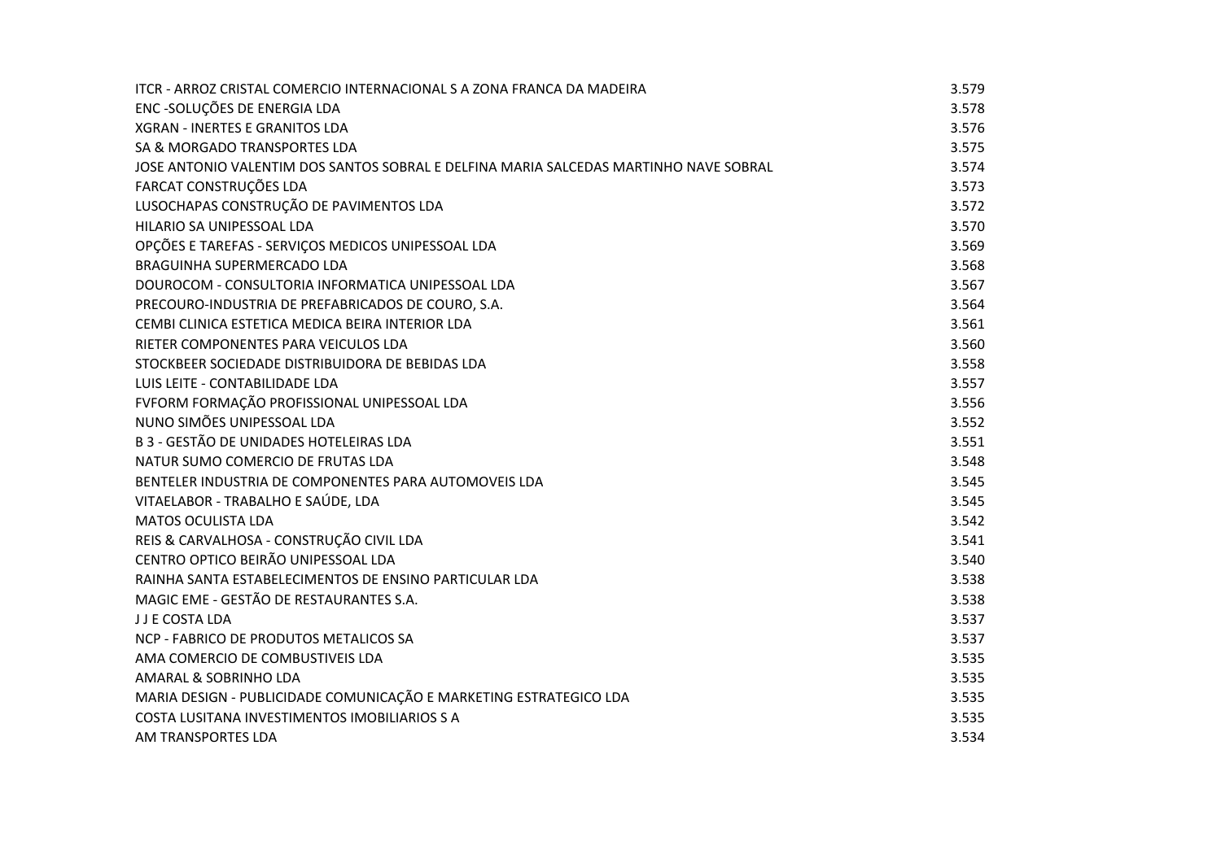| | |
|---|---|
| ITCR - ARROZ CRISTAL COMERCIO INTERNACIONAL S A ZONA FRANCA DA MADEIRA | 3.579 |
| ENC -SOLUÇÕES DE ENERGIA LDA | 3.578 |
| XGRAN - INERTES E GRANITOS LDA | 3.576 |
| SA & MORGADO TRANSPORTES LDA | 3.575 |
| JOSE ANTONIO VALENTIM DOS SANTOS SOBRAL E DELFINA MARIA SALCEDAS MARTINHO NAVE SOBRAL | 3.574 |
| FARCAT CONSTRUÇÕES LDA | 3.573 |
| LUSOCHAPAS CONSTRUÇÃO DE PAVIMENTOS LDA | 3.572 |
| HILARIO SA UNIPESSOAL LDA | 3.570 |
| OPÇÕES E TAREFAS - SERVIÇOS MEDICOS UNIPESSOAL LDA | 3.569 |
| BRAGUINHA SUPERMERCADO LDA | 3.568 |
| DOUROCOM - CONSULTORIA INFORMATICA UNIPESSOAL LDA | 3.567 |
| PRECOURO-INDUSTRIA DE PREFABRICADOS DE COURO, S.A. | 3.564 |
| CEMBI CLINICA ESTETICA MEDICA BEIRA INTERIOR LDA | 3.561 |
| RIETER COMPONENTES PARA VEICULOS LDA | 3.560 |
| STOCKBEER SOCIEDADE DISTRIBUIDORA DE BEBIDAS LDA | 3.558 |
| LUIS LEITE - CONTABILIDADE LDA | 3.557 |
| FVFORM FORMAÇÃO PROFISSIONAL UNIPESSOAL LDA | 3.556 |
| NUNO SIMÕES UNIPESSOAL LDA | 3.552 |
| B 3 - GESTÃO DE UNIDADES HOTELEIRAS LDA | 3.551 |
| NATUR SUMO COMERCIO DE FRUTAS LDA | 3.548 |
| BENTELER INDUSTRIA DE COMPONENTES PARA AUTOMOVEIS LDA | 3.545 |
| VITAELABOR - TRABALHO E SAÚDE, LDA | 3.545 |
| MATOS OCULISTA LDA | 3.542 |
| REIS & CARVALHOSA - CONSTRUÇÃO CIVIL LDA | 3.541 |
| CENTRO OPTICO BEIRÃO UNIPESSOAL LDA | 3.540 |
| RAINHA SANTA ESTABELECIMENTOS DE ENSINO PARTICULAR LDA | 3.538 |
| MAGIC EME - GESTÃO DE RESTAURANTES S.A. | 3.538 |
| J J E COSTA LDA | 3.537 |
| NCP - FABRICO DE PRODUTOS METALICOS SA | 3.537 |
| AMA COMERCIO DE COMBUSTIVEIS LDA | 3.535 |
| AMARAL & SOBRINHO LDA | 3.535 |
| MARIA DESIGN - PUBLICIDADE COMUNICAÇÃO E MARKETING ESTRATEGICO LDA | 3.535 |
| COSTA LUSITANA INVESTIMENTOS IMOBILIARIOS S A | 3.535 |
| AM TRANSPORTES LDA | 3.534 |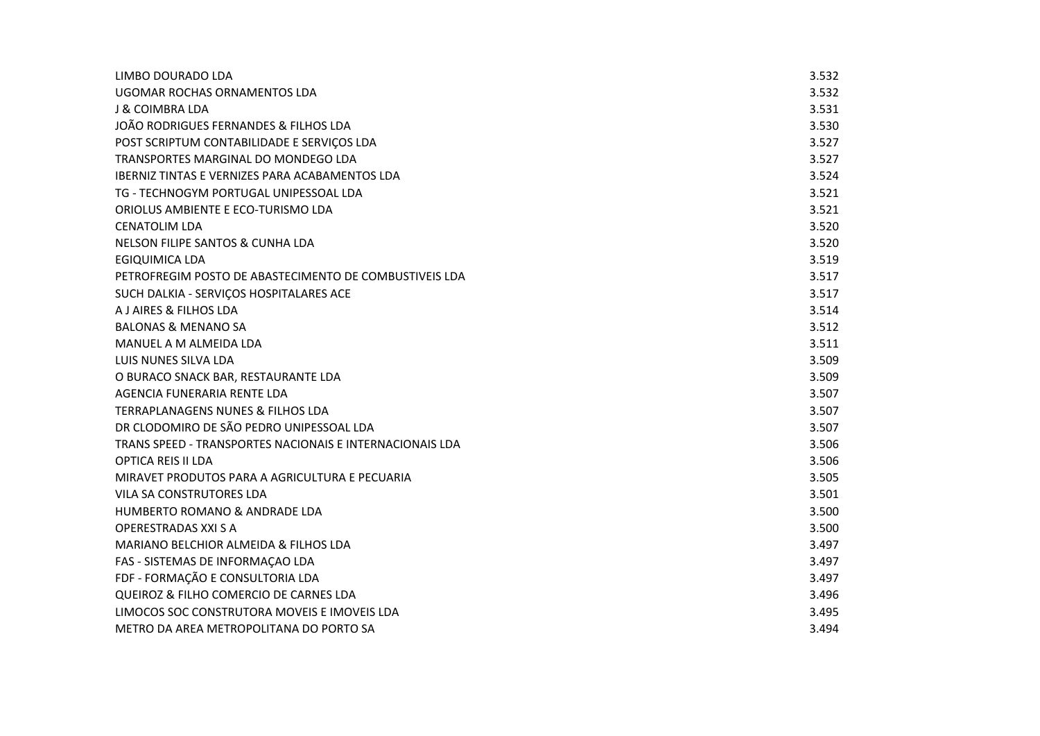| | |
|---|---|
| LIMBO DOURADO LDA | 3.532 |
| UGOMAR ROCHAS ORNAMENTOS LDA | 3.532 |
| J & COIMBRA LDA | 3.531 |
| JOÃO RODRIGUES FERNANDES & FILHOS LDA | 3.530 |
| POST SCRIPTUM CONTABILIDADE E SERVIÇOS LDA | 3.527 |
| TRANSPORTES MARGINAL DO MONDEGO LDA | 3.527 |
| IBERNIZ TINTAS E VERNIZES PARA ACABAMENTOS LDA | 3.524 |
| TG - TECHNOGYM PORTUGAL UNIPESSOAL LDA | 3.521 |
| ORIOLUS AMBIENTE E ECO-TURISMO LDA | 3.521 |
| CENATOLIM LDA | 3.520 |
| NELSON FILIPE SANTOS & CUNHA LDA | 3.520 |
| EGIQUIMICA LDA | 3.519 |
| PETROFREGIM POSTO DE ABASTECIMENTO DE COMBUSTIVEIS LDA | 3.517 |
| SUCH DALKIA - SERVIÇOS HOSPITALARES ACE | 3.517 |
| A J AIRES & FILHOS LDA | 3.514 |
| BALONAS & MENANO SA | 3.512 |
| MANUEL A M ALMEIDA LDA | 3.511 |
| LUIS NUNES SILVA LDA | 3.509 |
| O BURACO SNACK BAR, RESTAURANTE LDA | 3.509 |
| AGENCIA FUNERARIA RENTE LDA | 3.507 |
| TERRAPLANAGENS NUNES & FILHOS LDA | 3.507 |
| DR CLODOMIRO DE SÃO PEDRO UNIPESSOAL LDA | 3.507 |
| TRANS SPEED - TRANSPORTES NACIONAIS E INTERNACIONAIS LDA | 3.506 |
| OPTICA REIS II LDA | 3.506 |
| MIRAVET PRODUTOS PARA A AGRICULTURA E PECUARIA | 3.505 |
| VILA SA CONSTRUTORES LDA | 3.501 |
| HUMBERTO ROMANO & ANDRADE LDA | 3.500 |
| OPERESTRADAS XXI S A | 3.500 |
| MARIANO BELCHIOR ALMEIDA & FILHOS LDA | 3.497 |
| FAS - SISTEMAS DE INFORMAÇAO LDA | 3.497 |
| FDF - FORMAÇÃO E CONSULTORIA LDA | 3.497 |
| QUEIROZ & FILHO COMERCIO DE CARNES LDA | 3.496 |
| LIMOCOS SOC CONSTRUTORA MOVEIS E IMOVEIS LDA | 3.495 |
| METRO DA AREA METROPOLITANA DO PORTO SA | 3.494 |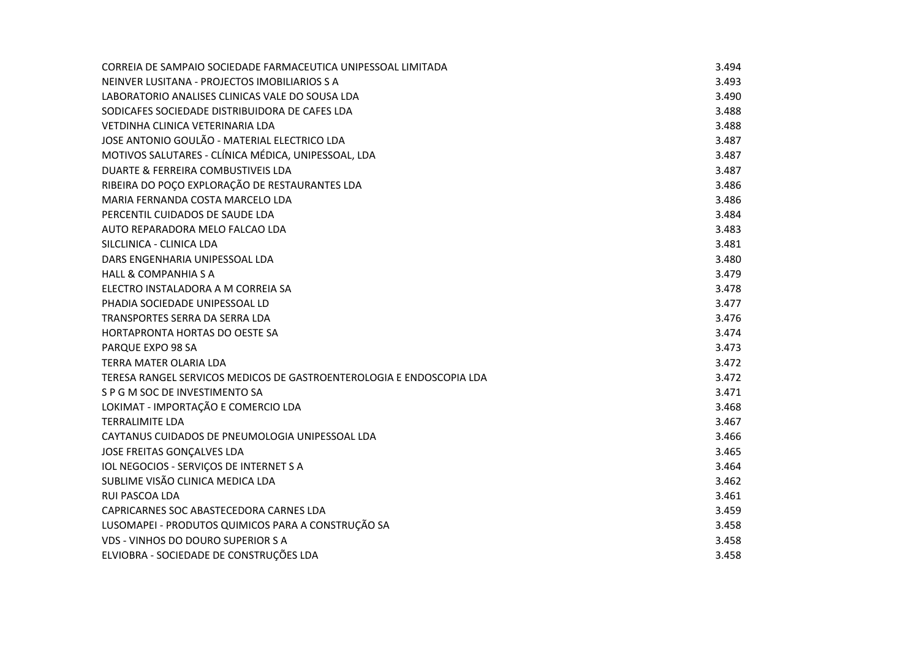| | |
|---|---|
| CORREIA DE SAMPAIO SOCIEDADE FARMACEUTICA UNIPESSOAL LIMITADA | 3.494 |
| NEINVER LUSITANA - PROJECTOS IMOBILIARIOS S A | 3.493 |
| LABORATORIO ANALISES CLINICAS VALE DO SOUSA LDA | 3.490 |
| SODICAFES SOCIEDADE DISTRIBUIDORA DE CAFES LDA | 3.488 |
| VETDINHA CLINICA VETERINARIA LDA | 3.488 |
| JOSE ANTONIO GOULÃO - MATERIAL ELECTRICO LDA | 3.487 |
| MOTIVOS SALUTARES - CLÍNICA MÉDICA, UNIPESSOAL, LDA | 3.487 |
| DUARTE & FERREIRA COMBUSTIVEIS LDA | 3.487 |
| RIBEIRA DO POÇO EXPLORAÇÃO DE RESTAURANTES LDA | 3.486 |
| MARIA FERNANDA COSTA MARCELO LDA | 3.486 |
| PERCENTIL CUIDADOS DE SAUDE LDA | 3.484 |
| AUTO REPARADORA MELO FALCAO LDA | 3.483 |
| SILCLINICA - CLINICA LDA | 3.481 |
| DARS ENGENHARIA UNIPESSOAL LDA | 3.480 |
| HALL & COMPANHIA S A | 3.479 |
| ELECTRO INSTALADORA A M CORREIA SA | 3.478 |
| PHADIA SOCIEDADE UNIPESSOAL LD | 3.477 |
| TRANSPORTES SERRA DA SERRA LDA | 3.476 |
| HORTAPRONTA HORTAS DO OESTE SA | 3.474 |
| PARQUE EXPO 98 SA | 3.473 |
| TERRA MATER OLARIA LDA | 3.472 |
| TERESA RANGEL SERVICOS MEDICOS DE GASTROENTEROLOGIA E ENDOSCOPIA LDA | 3.472 |
| S P G M SOC DE INVESTIMENTO SA | 3.471 |
| LOKIMAT - IMPORTAÇÃO E COMERCIO LDA | 3.468 |
| TERRALIMITE LDA | 3.467 |
| CAYTANUS CUIDADOS DE PNEUMOLOGIA UNIPESSOAL LDA | 3.466 |
| JOSE FREITAS GONÇALVES LDA | 3.465 |
| IOL NEGOCIOS - SERVIÇOS DE INTERNET S A | 3.464 |
| SUBLIME VISÃO CLINICA MEDICA LDA | 3.462 |
| RUI PASCOA LDA | 3.461 |
| CAPRICARNES SOC ABASTECEDORA CARNES LDA | 3.459 |
| LUSOMAPEI - PRODUTOS QUIMICOS PARA A CONSTRUÇÃO SA | 3.458 |
| VDS - VINHOS DO DOURO SUPERIOR S A | 3.458 |
| ELVIOBRA - SOCIEDADE DE CONSTRUÇÕES LDA | 3.458 |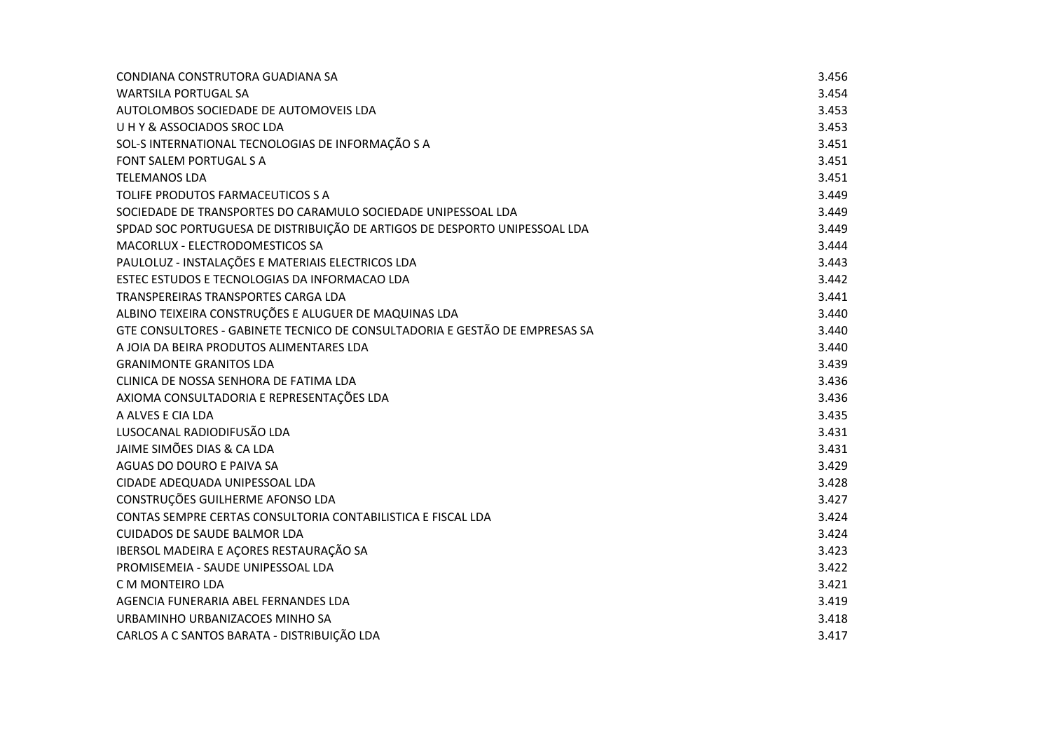| | |
|---|---|
| CONDIANA CONSTRUTORA GUADIANA SA | 3.456 |
| WARTSILA PORTUGAL SA | 3.454 |
| AUTOLOMBOS SOCIEDADE DE AUTOMOVEIS LDA | 3.453 |
| U H Y & ASSOCIADOS SROC LDA | 3.453 |
| SOL-S INTERNATIONAL TECNOLOGIAS DE INFORMAÇÃO S A | 3.451 |
| FONT SALEM PORTUGAL S A | 3.451 |
| TELEMANOS LDA | 3.451 |
| TOLIFE PRODUTOS FARMACEUTICOS S A | 3.449 |
| SOCIEDADE DE TRANSPORTES DO CARAMULO SOCIEDADE UNIPESSOAL LDA | 3.449 |
| SPDAD SOC PORTUGUESA DE DISTRIBUIÇÃO DE ARTIGOS DE DESPORTO UNIPESSOAL LDA | 3.449 |
| MACORLUX - ELECTRODOMESTICOS SA | 3.444 |
| PAULOLUZ - INSTALAÇÕES E MATERIAIS ELECTRICOS LDA | 3.443 |
| ESTEC ESTUDOS E TECNOLOGIAS DA INFORMACAO LDA | 3.442 |
| TRANSPEREIRAS TRANSPORTES CARGA LDA | 3.441 |
| ALBINO TEIXEIRA CONSTRUÇÕES E ALUGUER DE MAQUINAS LDA | 3.440 |
| GTE CONSULTORES - GABINETE TECNICO DE CONSULTADORIA E GESTÃO DE EMPRESAS SA | 3.440 |
| A JOIA DA BEIRA PRODUTOS ALIMENTARES LDA | 3.440 |
| GRANIMONTE GRANITOS LDA | 3.439 |
| CLINICA DE NOSSA SENHORA DE FATIMA LDA | 3.436 |
| AXIOMA CONSULTADORIA E REPRESENTAÇÕES LDA | 3.436 |
| A ALVES E CIA LDA | 3.435 |
| LUSOCANAL RADIODIFUSÃO LDA | 3.431 |
| JAIME SIMÕES DIAS & CA LDA | 3.431 |
| AGUAS DO DOURO E PAIVA SA | 3.429 |
| CIDADE ADEQUADA UNIPESSOAL LDA | 3.428 |
| CONSTRUÇÕES GUILHERME AFONSO LDA | 3.427 |
| CONTAS SEMPRE CERTAS CONSULTORIA CONTABILISTICA E FISCAL LDA | 3.424 |
| CUIDADOS DE SAUDE BALMOR LDA | 3.424 |
| IBERSOL MADEIRA E AÇORES RESTAURAÇÃO SA | 3.423 |
| PROMISEMEIA - SAUDE UNIPESSOAL LDA | 3.422 |
| C M MONTEIRO LDA | 3.421 |
| AGENCIA FUNERARIA ABEL FERNANDES LDA | 3.419 |
| URBAMINHO URBANIZACOES MINHO SA | 3.418 |
| CARLOS A C SANTOS BARATA - DISTRIBUIÇÃO LDA | 3.417 |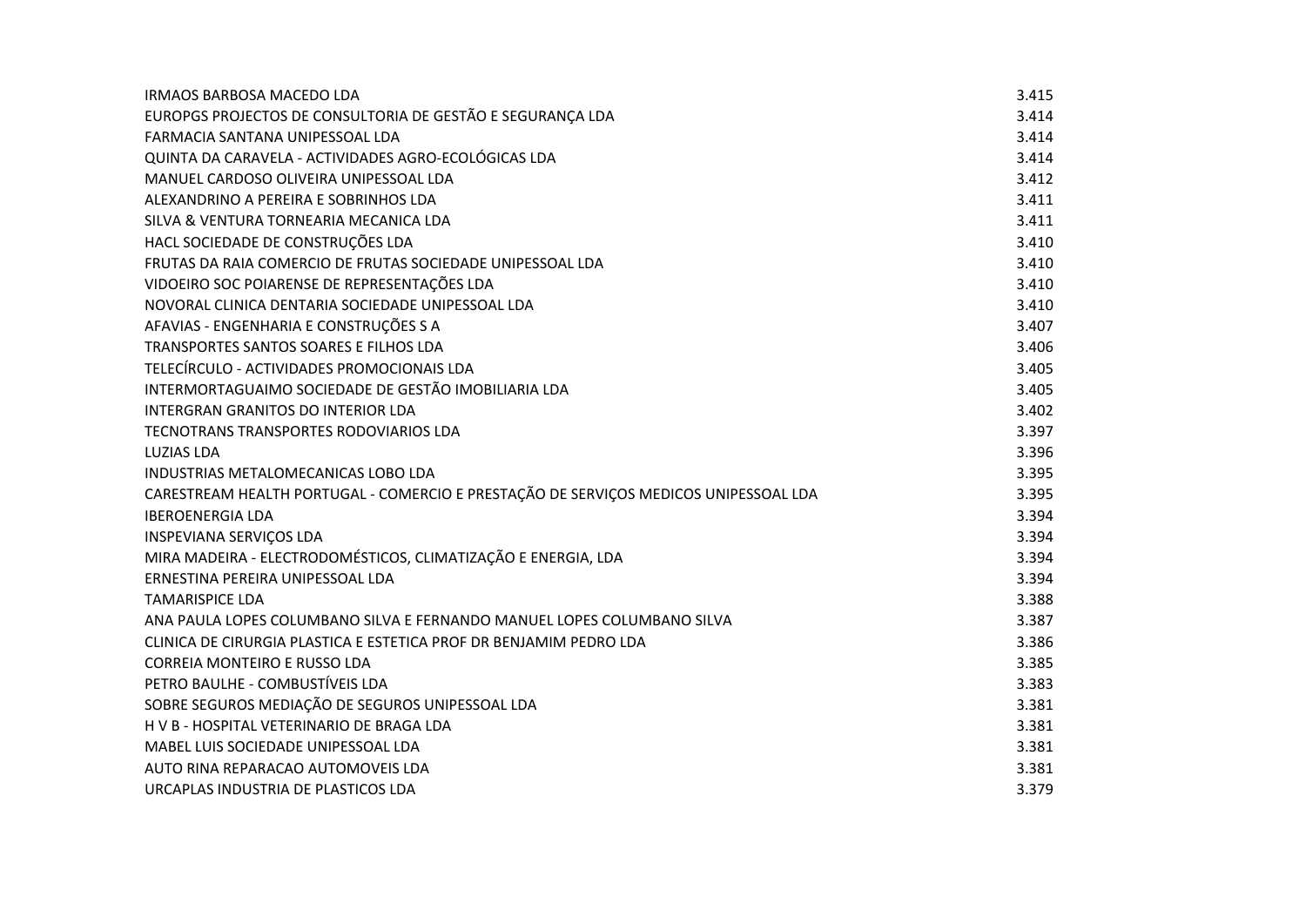| | |
|---|---|
| IRMAOS BARBOSA MACEDO LDA | 3.415 |
| EUROPGS PROJECTOS DE CONSULTORIA DE GESTÃO E SEGURANÇA LDA | 3.414 |
| FARMACIA SANTANA UNIPESSOAL LDA | 3.414 |
| QUINTA DA CARAVELA - ACTIVIDADES AGRO-ECOLÓGICAS LDA | 3.414 |
| MANUEL CARDOSO OLIVEIRA UNIPESSOAL LDA | 3.412 |
| ALEXANDRINO A PEREIRA E SOBRINHOS LDA | 3.411 |
| SILVA & VENTURA TORNEARIA MECANICA LDA | 3.411 |
| HACL SOCIEDADE DE CONSTRUÇÕES LDA | 3.410 |
| FRUTAS DA RAIA COMERCIO DE FRUTAS SOCIEDADE UNIPESSOAL LDA | 3.410 |
| VIDOEIRO SOC POIARENSE DE REPRESENTAÇÕES LDA | 3.410 |
| NOVORAL CLINICA DENTARIA SOCIEDADE UNIPESSOAL LDA | 3.410 |
| AFAVIAS - ENGENHARIA E CONSTRUÇÕES S A | 3.407 |
| TRANSPORTES SANTOS SOARES E FILHOS LDA | 3.406 |
| TELECÍRCULO - ACTIVIDADES PROMOCIONAIS LDA | 3.405 |
| INTERMORTAGUAIMO SOCIEDADE DE GESTÃO IMOBILIARIA LDA | 3.405 |
| INTERGRAN GRANITOS DO INTERIOR LDA | 3.402 |
| TECNOTRANS TRANSPORTES RODOVIARIOS LDA | 3.397 |
| LUZIAS LDA | 3.396 |
| INDUSTRIAS METALOMECANICAS LOBO LDA | 3.395 |
| CARESTREAM HEALTH PORTUGAL - COMERCIO E PRESTAÇÃO DE SERVIÇOS MEDICOS UNIPESSOAL LDA | 3.395 |
| IBEROENERGIA LDA | 3.394 |
| INSPEVIANA SERVIÇOS LDA | 3.394 |
| MIRA MADEIRA - ELECTRODOMÉSTICOS, CLIMATIZAÇÃO E ENERGIA, LDA | 3.394 |
| ERNESTINA PEREIRA UNIPESSOAL LDA | 3.394 |
| TAMARISPICE LDA | 3.388 |
| ANA PAULA LOPES COLUMBANO SILVA E FERNANDO MANUEL LOPES COLUMBANO SILVA | 3.387 |
| CLINICA DE CIRURGIA PLASTICA E ESTETICA PROF DR BENJAMIM PEDRO LDA | 3.386 |
| CORREIA MONTEIRO E RUSSO LDA | 3.385 |
| PETRO BAULHE - COMBUSTÍVEIS LDA | 3.383 |
| SOBRE SEGUROS MEDIAÇÃO DE SEGUROS UNIPESSOAL LDA | 3.381 |
| H V B - HOSPITAL VETERINARIO DE BRAGA LDA | 3.381 |
| MABEL LUIS SOCIEDADE UNIPESSOAL LDA | 3.381 |
| AUTO RINA REPARACAO AUTOMOVEIS LDA | 3.381 |
| URCAPLAS INDUSTRIA DE PLASTICOS LDA | 3.379 |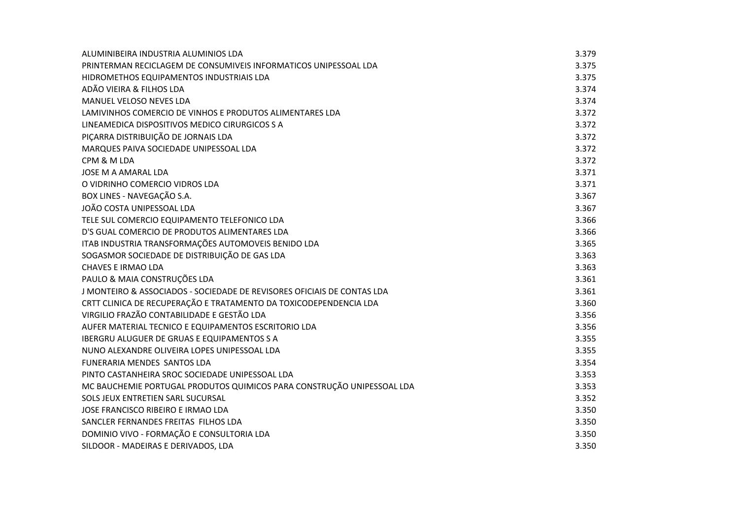| | |
|---|---|
| ALUMINIBEIRA INDUSTRIA ALUMINIOS LDA | 3.379 |
| PRINTERMAN RECICLAGEM DE CONSUMIVEIS INFORMATICOS UNIPESSOAL LDA | 3.375 |
| HIDROMETHOS EQUIPAMENTOS INDUSTRIAIS LDA | 3.375 |
| ADÃO VIEIRA & FILHOS LDA | 3.374 |
| MANUEL VELOSO NEVES LDA | 3.374 |
| LAMIVINHOS COMERCIO DE VINHOS E PRODUTOS ALIMENTARES LDA | 3.372 |
| LINEAMEDICA DISPOSITIVOS MEDICO CIRURGICOS S A | 3.372 |
| PIÇARRA DISTRIBUIÇÃO DE JORNAIS LDA | 3.372 |
| MARQUES PAIVA SOCIEDADE UNIPESSOAL LDA | 3.372 |
| CPM & M LDA | 3.372 |
| JOSE M A AMARAL LDA | 3.371 |
| O VIDRINHO COMERCIO VIDROS LDA | 3.371 |
| BOX LINES - NAVEGAÇÃO S.A. | 3.367 |
| JOÃO COSTA UNIPESSOAL LDA | 3.367 |
| TELE SUL COMERCIO EQUIPAMENTO TELEFONICO LDA | 3.366 |
| D'S GUAL COMERCIO DE PRODUTOS ALIMENTARES LDA | 3.366 |
| ITAB INDUSTRIA TRANSFORMAÇÕES AUTOMOVEIS BENIDO LDA | 3.365 |
| SOGASMOR SOCIEDADE DE DISTRIBUIÇÃO DE GAS LDA | 3.363 |
| CHAVES E IRMAO LDA | 3.363 |
| PAULO & MAIA CONSTRUÇÕES LDA | 3.361 |
| J MONTEIRO & ASSOCIADOS - SOCIEDADE DE REVISORES OFICIAIS DE CONTAS LDA | 3.361 |
| CRTT CLINICA DE RECUPERAÇÃO E TRATAMENTO DA TOXICODEPENDENCIA LDA | 3.360 |
| VIRGILIO FRAZÃO CONTABILIDADE E GESTÃO LDA | 3.356 |
| AUFER MATERIAL TECNICO E EQUIPAMENTOS ESCRITORIO LDA | 3.356 |
| IBERGRU ALUGUER DE GRUAS E EQUIPAMENTOS S A | 3.355 |
| NUNO ALEXANDRE OLIVEIRA LOPES UNIPESSOAL LDA | 3.355 |
| FUNERARIA MENDES SANTOS LDA | 3.354 |
| PINTO CASTANHEIRA SROC SOCIEDADE UNIPESSOAL LDA | 3.353 |
| MC BAUCHEMIE PORTUGAL PRODUTOS QUIMICOS PARA CONSTRUÇÃO UNIPESSOAL LDA | 3.353 |
| SOLS JEUX ENTRETIEN SARL SUCURSAL | 3.352 |
| JOSE FRANCISCO RIBEIRO E IRMAO LDA | 3.350 |
| SANCLER FERNANDES FREITAS FILHOS LDA | 3.350 |
| DOMINIO VIVO - FORMAÇÃO E CONSULTORIA LDA | 3.350 |
| SILDOOR - MADEIRAS E DERIVADOS, LDA | 3.350 |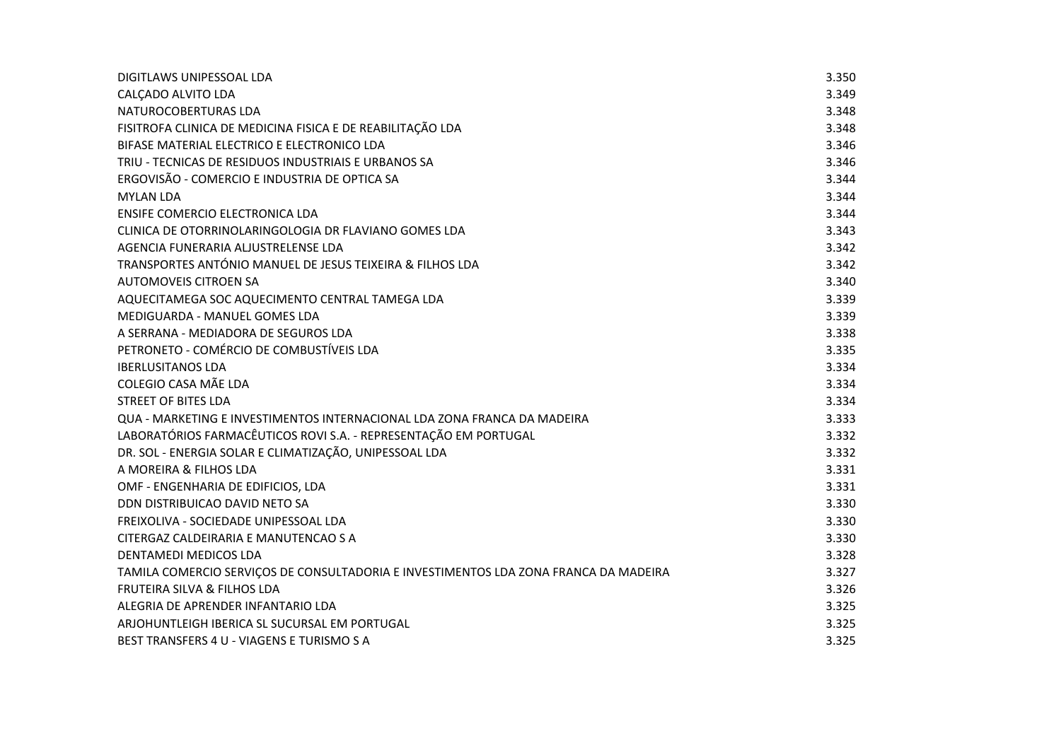| | |
|---|---|
| DIGITLAWS UNIPESSOAL LDA | 3.350 |
| CALÇADO ALVITO LDA | 3.349 |
| NATUROCOBERTURAS LDA | 3.348 |
| FISITROFA CLINICA DE MEDICINA FISICA E DE REABILITAÇÃO LDA | 3.348 |
| BIFASE MATERIAL ELECTRICO E ELECTRONICO LDA | 3.346 |
| TRIU - TECNICAS DE RESIDUOS INDUSTRIAIS E URBANOS SA | 3.346 |
| ERGOVISÃO - COMERCIO E INDUSTRIA DE OPTICA SA | 3.344 |
| MYLAN LDA | 3.344 |
| ENSIFE COMERCIO ELECTRONICA LDA | 3.344 |
| CLINICA DE OTORRINOLARINGOLOGIA DR FLAVIANO GOMES LDA | 3.343 |
| AGENCIA FUNERARIA ALJUSTRELENSE LDA | 3.342 |
| TRANSPORTES ANTÓNIO MANUEL DE JESUS TEIXEIRA & FILHOS LDA | 3.342 |
| AUTOMOVEIS CITROEN SA | 3.340 |
| AQUECITAMEGA SOC AQUECIMENTO CENTRAL TAMEGA LDA | 3.339 |
| MEDIGUARDA - MANUEL GOMES LDA | 3.339 |
| A SERRANA - MEDIADORA DE SEGUROS LDA | 3.338 |
| PETRONETO - COMÉRCIO DE COMBUSTÍVEIS LDA | 3.335 |
| IBERLUSITANOS LDA | 3.334 |
| COLEGIO CASA MÃE LDA | 3.334 |
| STREET OF BITES LDA | 3.334 |
| QUA - MARKETING E INVESTIMENTOS INTERNACIONAL LDA ZONA FRANCA DA MADEIRA | 3.333 |
| LABORATÓRIOS FARMACÊUTICOS ROVI S.A. - REPRESENTAÇÃO EM PORTUGAL | 3.332 |
| DR. SOL - ENERGIA SOLAR E CLIMATIZAÇÃO, UNIPESSOAL LDA | 3.332 |
| A MOREIRA & FILHOS LDA | 3.331 |
| OMF - ENGENHARIA DE EDIFICIOS, LDA | 3.331 |
| DDN DISTRIBUICAO DAVID NETO SA | 3.330 |
| FREIXOLIVA - SOCIEDADE UNIPESSOAL LDA | 3.330 |
| CITERGAZ CALDEIRARIA E MANUTENCAO S A | 3.330 |
| DENTAMEDI MEDICOS LDA | 3.328 |
| TAMILA COMERCIO SERVIÇOS DE CONSULTADORIA E INVESTIMENTOS LDA ZONA FRANCA DA MADEIRA | 3.327 |
| FRUTEIRA SILVA & FILHOS LDA | 3.326 |
| ALEGRIA DE APRENDER INFANTARIO LDA | 3.325 |
| ARJOHUNTLEIGH IBERICA SL SUCURSAL EM PORTUGAL | 3.325 |
| BEST TRANSFERS 4 U - VIAGENS E TURISMO S A | 3.325 |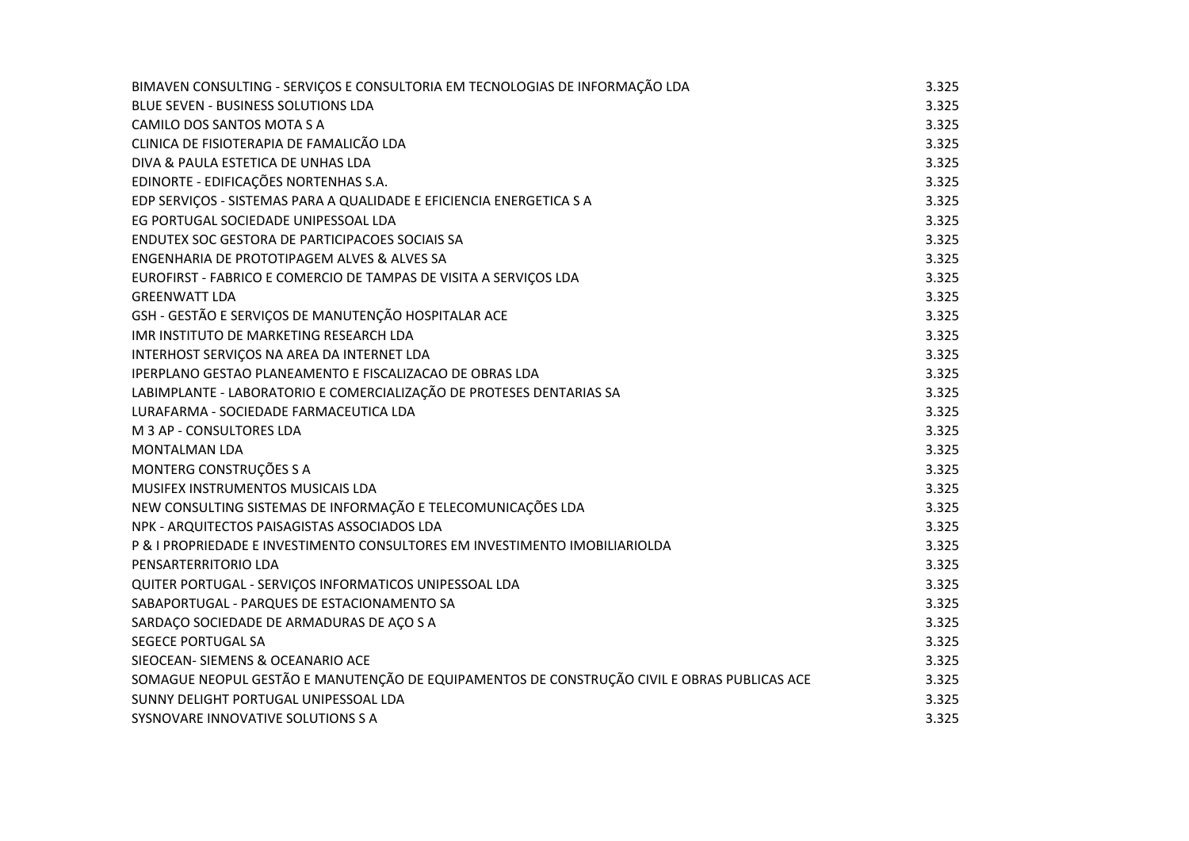| | |
|---|---|
| BIMAVEN CONSULTING - SERVIÇOS E CONSULTORIA EM TECNOLOGIAS DE INFORMAÇÃO LDA | 3.325 |
| BLUE SEVEN - BUSINESS SOLUTIONS LDA | 3.325 |
| CAMILO DOS SANTOS MOTA S A | 3.325 |
| CLINICA DE FISIOTERAPIA DE FAMALICÃO LDA | 3.325 |
| DIVA & PAULA ESTETICA DE UNHAS LDA | 3.325 |
| EDINORTE - EDIFICAÇÕES NORTENHAS S.A. | 3.325 |
| EDP SERVIÇOS - SISTEMAS PARA A QUALIDADE E EFICIENCIA ENERGETICA S A | 3.325 |
| EG PORTUGAL SOCIEDADE UNIPESSOAL LDA | 3.325 |
| ENDUTEX SOC GESTORA DE PARTICIPACOES SOCIAIS SA | 3.325 |
| ENGENHARIA DE PROTOTIPAGEM ALVES & ALVES SA | 3.325 |
| EUROFIRST - FABRICO E COMERCIO DE TAMPAS DE VISITA A SERVIÇOS LDA | 3.325 |
| GREENWATT LDA | 3.325 |
| GSH - GESTÃO E SERVIÇOS DE MANUTENÇÃO HOSPITALAR ACE | 3.325 |
| IMR INSTITUTO DE MARKETING RESEARCH LDA | 3.325 |
| INTERHOST SERVIÇOS NA AREA DA INTERNET LDA | 3.325 |
| IPERPLANO GESTAO PLANEAMENTO E FISCALIZACAO DE OBRAS LDA | 3.325 |
| LABIMPLANTE - LABORATORIO E COMERCIALIZAÇÃO DE PROTESES DENTARIAS SA | 3.325 |
| LURAFARMA - SOCIEDADE FARMACEUTICA LDA | 3.325 |
| M 3 AP - CONSULTORES LDA | 3.325 |
| MONTALMAN LDA | 3.325 |
| MONTERG CONSTRUÇÕES S A | 3.325 |
| MUSIFEX INSTRUMENTOS MUSICAIS LDA | 3.325 |
| NEW CONSULTING SISTEMAS DE INFORMAÇÃO E TELECOMUNICAÇÕES LDA | 3.325 |
| NPK - ARQUITECTOS PAISAGISTAS ASSOCIADOS LDA | 3.325 |
| P & I PROPRIEDADE E INVESTIMENTO CONSULTORES EM INVESTIMENTO IMOBILIARIOLDA | 3.325 |
| PENSARTERRITORIO LDA | 3.325 |
| QUITER PORTUGAL - SERVIÇOS INFORMATICOS UNIPESSOAL LDA | 3.325 |
| SABAPORTUGAL - PARQUES DE ESTACIONAMENTO SA | 3.325 |
| SARDAÇO SOCIEDADE DE ARMADURAS DE AÇO S A | 3.325 |
| SEGECE PORTUGAL SA | 3.325 |
| SIEOCEAN- SIEMENS & OCEANARIO ACE | 3.325 |
| SOMAGUE NEOPUL GESTÃO E MANUTENÇÃO DE EQUIPAMENTOS DE CONSTRUÇÃO CIVIL E OBRAS PUBLICAS ACE | 3.325 |
| SUNNY DELIGHT PORTUGAL UNIPESSOAL LDA | 3.325 |
| SYSNOVARE INNOVATIVE SOLUTIONS S A | 3.325 |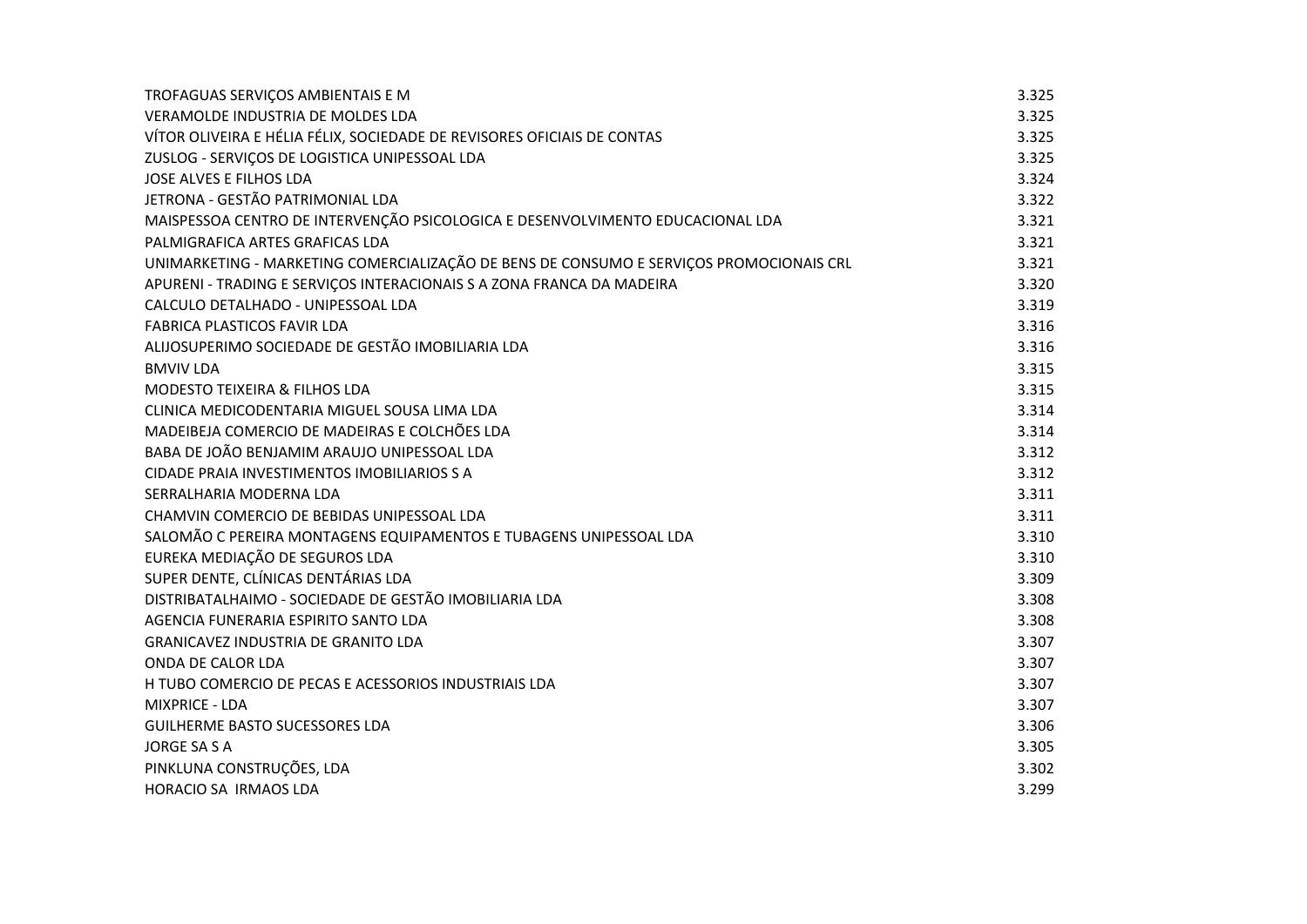| | |
|---|---|
| TROFAGUAS SERVIÇOS AMBIENTAIS E M | 3.325 |
| VERAMOLDE INDUSTRIA DE MOLDES LDA | 3.325 |
| VÍTOR OLIVEIRA E HÉLIA FÉLIX, SOCIEDADE DE REVISORES OFICIAIS DE CONTAS | 3.325 |
| ZUSLOG - SERVIÇOS DE LOGISTICA UNIPESSOAL LDA | 3.325 |
| JOSE ALVES E FILHOS LDA | 3.324 |
| JETRONA - GESTÃO PATRIMONIAL LDA | 3.322 |
| MAISPESSOA CENTRO DE INTERVENÇÃO PSICOLOGICA E DESENVOLVIMENTO EDUCACIONAL LDA | 3.321 |
| PALMIGRAFICA ARTES GRAFICAS LDA | 3.321 |
| UNIMARKETING - MARKETING COMERCIALIZAÇÃO DE BENS DE CONSUMO E SERVIÇOS PROMOCIONAIS CRL | 3.321 |
| APURENI - TRADING E SERVIÇOS INTERACIONAIS S A ZONA FRANCA DA MADEIRA | 3.320 |
| CALCULO DETALHADO - UNIPESSOAL LDA | 3.319 |
| FABRICA PLASTICOS FAVIR LDA | 3.316 |
| ALIJOSUPERIMO SOCIEDADE DE GESTÃO IMOBILIARIA LDA | 3.316 |
| BMVIV LDA | 3.315 |
| MODESTO TEIXEIRA & FILHOS LDA | 3.315 |
| CLINICA MEDICODENTARIA MIGUEL SOUSA LIMA LDA | 3.314 |
| MADEIBEJA COMERCIO DE MADEIRAS E COLCHÕES LDA | 3.314 |
| BABA DE JOÃO BENJAMIM ARAUJO UNIPESSOAL LDA | 3.312 |
| CIDADE PRAIA INVESTIMENTOS IMOBILIARIOS S A | 3.312 |
| SERRALHARIA MODERNA LDA | 3.311 |
| CHAMVIN COMERCIO DE BEBIDAS UNIPESSOAL LDA | 3.311 |
| SALOMÃO C PEREIRA MONTAGENS EQUIPAMENTOS E TUBAGENS UNIPESSOAL LDA | 3.310 |
| EUREKA MEDIAÇÃO DE SEGUROS LDA | 3.310 |
| SUPER DENTE, CLÍNICAS DENTÁRIAS LDA | 3.309 |
| DISTRIBATALHAIMO - SOCIEDADE DE GESTÃO IMOBILIARIA LDA | 3.308 |
| AGENCIA FUNERARIA ESPIRITO SANTO LDA | 3.308 |
| GRANICAVEZ INDUSTRIA DE GRANITO LDA | 3.307 |
| ONDA DE CALOR LDA | 3.307 |
| H TUBO COMERCIO DE PECAS E ACESSORIOS INDUSTRIAIS LDA | 3.307 |
| MIXPRICE - LDA | 3.307 |
| GUILHERME BASTO SUCESSORES LDA | 3.306 |
| JORGE SA S A | 3.305 |
| PINKLUNA CONSTRUÇÕES, LDA | 3.302 |
| HORACIO SA IRMAOS LDA | 3.299 |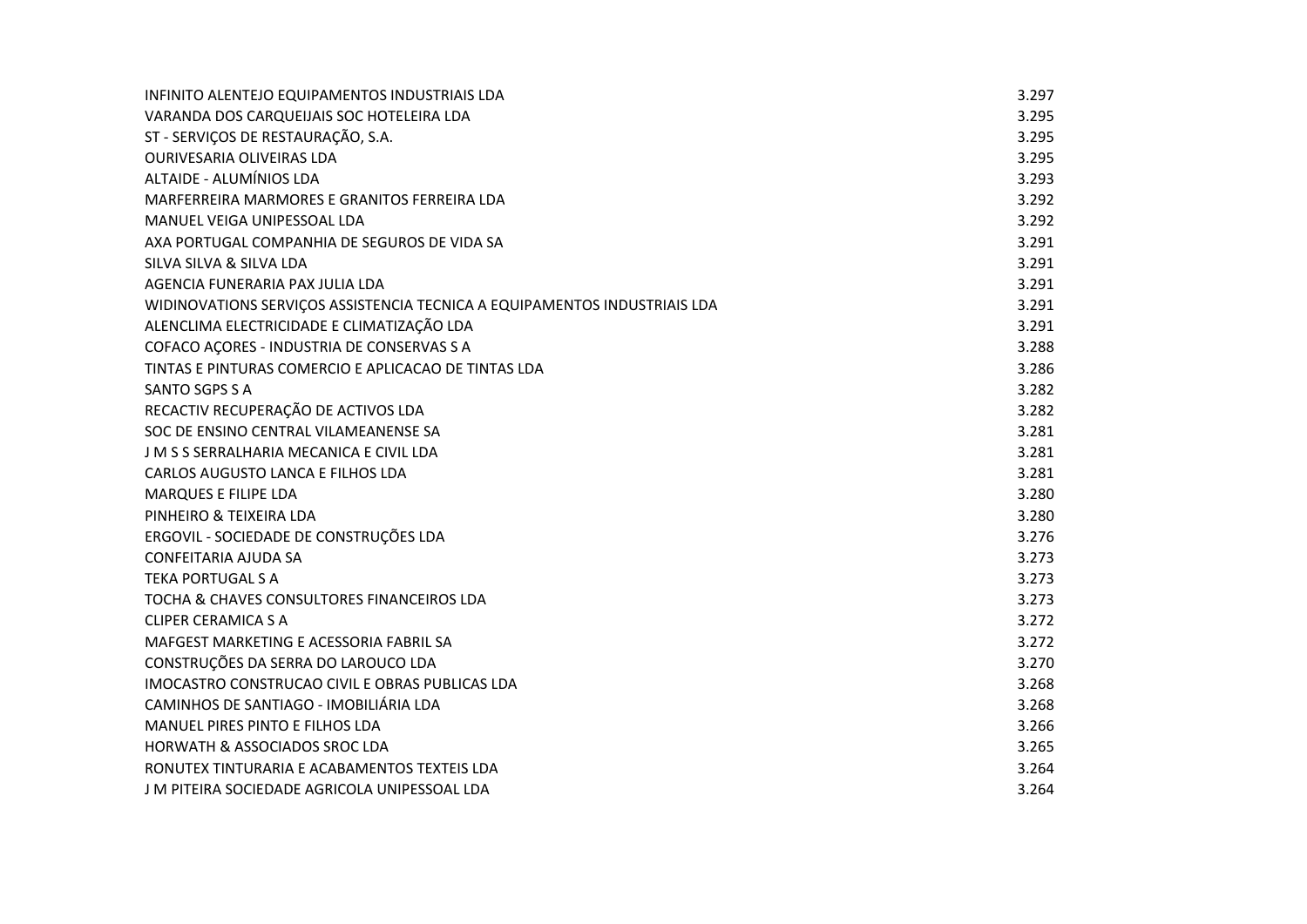| | |
|---|---|
| INFINITO ALENTEJO EQUIPAMENTOS INDUSTRIAIS LDA | 3.297 |
| VARANDA DOS CARQUEIJAIS SOC HOTELEIRA LDA | 3.295 |
| ST - SERVIÇOS DE RESTAURAÇÃO, S.A. | 3.295 |
| OURIVESARIA OLIVEIRAS LDA | 3.295 |
| ALTAIDE - ALUMÍNIOS LDA | 3.293 |
| MARFERREIRA MARMORES E GRANITOS FERREIRA LDA | 3.292 |
| MANUEL VEIGA UNIPESSOAL LDA | 3.292 |
| AXA PORTUGAL COMPANHIA DE SEGUROS DE VIDA SA | 3.291 |
| SILVA SILVA & SILVA LDA | 3.291 |
| AGENCIA FUNERARIA PAX JULIA LDA | 3.291 |
| WIDINOVATIONS SERVIÇOS ASSISTENCIA TECNICA A EQUIPAMENTOS INDUSTRIAIS LDA | 3.291 |
| ALENCLIMA ELECTRICIDADE E CLIMATIZAÇÃO LDA | 3.291 |
| COFACO AÇORES - INDUSTRIA DE CONSERVAS S A | 3.288 |
| TINTAS E PINTURAS COMERCIO E APLICACAO DE TINTAS LDA | 3.286 |
| SANTO SGPS S A | 3.282 |
| RECACTIV RECUPERAÇÃO DE ACTIVOS LDA | 3.282 |
| SOC DE ENSINO CENTRAL VILAMEANENSE SA | 3.281 |
| J M S S SERRALHARIA MECANICA E CIVIL LDA | 3.281 |
| CARLOS AUGUSTO LANCA E FILHOS LDA | 3.281 |
| MARQUES E FILIPE LDA | 3.280 |
| PINHEIRO & TEIXEIRA LDA | 3.280 |
| ERGOVIL - SOCIEDADE DE CONSTRUÇÕES LDA | 3.276 |
| CONFEITARIA AJUDA SA | 3.273 |
| TEKA PORTUGAL S A | 3.273 |
| TOCHA & CHAVES CONSULTORES FINANCEIROS LDA | 3.273 |
| CLIPER CERAMICA S A | 3.272 |
| MAFGEST MARKETING E ACESSORIA FABRIL SA | 3.272 |
| CONSTRUÇÕES DA SERRA DO LAROUCO LDA | 3.270 |
| IMOCASTRO CONSTRUCAO CIVIL E OBRAS PUBLICAS LDA | 3.268 |
| CAMINHOS DE SANTIAGO - IMOBILIÁRIA LDA | 3.268 |
| MANUEL PIRES PINTO E FILHOS LDA | 3.266 |
| HORWATH & ASSOCIADOS SROC LDA | 3.265 |
| RONUTEX TINTURARIA E ACABAMENTOS TEXTEIS LDA | 3.264 |
| J M PITEIRA SOCIEDADE AGRICOLA UNIPESSOAL LDA | 3.264 |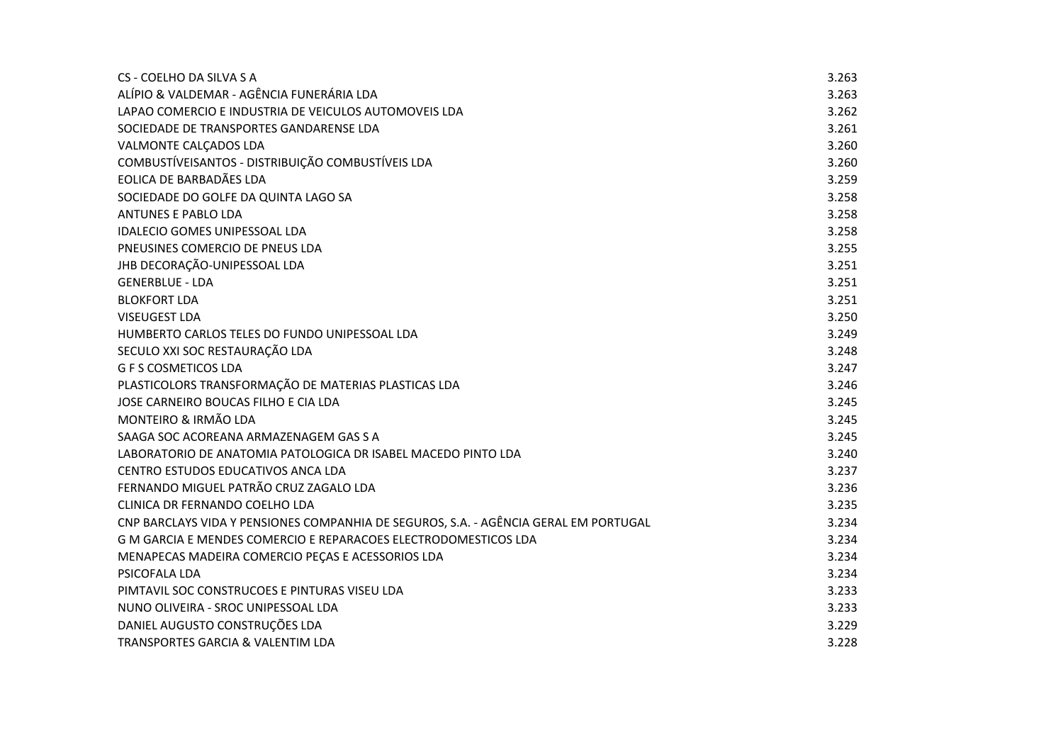| | |
|---|---|
| CS - COELHO DA SILVA S A | 3.263 |
| ALÍPIO & VALDEMAR - AGÊNCIA FUNERÁRIA LDA | 3.263 |
| LAPAO COMERCIO E INDUSTRIA DE VEICULOS AUTOMOVEIS LDA | 3.262 |
| SOCIEDADE DE TRANSPORTES GANDARENSE LDA | 3.261 |
| VALMONTE CALÇADOS LDA | 3.260 |
| COMBUSTÍVEISANTOS - DISTRIBUIÇÃO COMBUSTÍVEIS LDA | 3.260 |
| EOLICA DE BARBADÃES LDA | 3.259 |
| SOCIEDADE DO GOLFE DA QUINTA LAGO SA | 3.258 |
| ANTUNES E PABLO LDA | 3.258 |
| IDALECIO GOMES UNIPESSOAL LDA | 3.258 |
| PNEUSINES COMERCIO DE PNEUS LDA | 3.255 |
| JHB DECORAÇÃO-UNIPESSOAL LDA | 3.251 |
| GENERBLUE - LDA | 3.251 |
| BLOKFORT LDA | 3.251 |
| VISEUGEST LDA | 3.250 |
| HUMBERTO CARLOS TELES DO FUNDO UNIPESSOAL LDA | 3.249 |
| SECULO XXI SOC RESTAURAÇÃO LDA | 3.248 |
| G F S COSMETICOS LDA | 3.247 |
| PLASTICOLORS TRANSFORMAÇÃO DE MATERIAS PLASTICAS LDA | 3.246 |
| JOSE CARNEIRO BOUCAS FILHO E CIA LDA | 3.245 |
| MONTEIRO & IRMÃO LDA | 3.245 |
| SAAGA SOC ACOREANA ARMAZENAGEM GAS S A | 3.245 |
| LABORATORIO DE ANATOMIA PATOLOGICA DR ISABEL MACEDO PINTO LDA | 3.240 |
| CENTRO ESTUDOS EDUCATIVOS ANCA LDA | 3.237 |
| FERNANDO MIGUEL PATRÃO CRUZ ZAGALO LDA | 3.236 |
| CLINICA DR FERNANDO COELHO LDA | 3.235 |
| CNP BARCLAYS VIDA Y PENSIONES COMPANHIA DE SEGUROS, S.A. - AGÊNCIA GERAL EM PORTUGAL | 3.234 |
| G M GARCIA E MENDES COMERCIO E REPARACOES ELECTRODOMESTICOS LDA | 3.234 |
| MENAPECAS MADEIRA COMERCIO PEÇAS E ACESSORIOS LDA | 3.234 |
| PSICOFALA LDA | 3.234 |
| PIMTAVIL SOC CONSTRUCOES E PINTURAS VISEU LDA | 3.233 |
| NUNO OLIVEIRA - SROC UNIPESSOAL LDA | 3.233 |
| DANIEL AUGUSTO CONSTRUÇÕES LDA | 3.229 |
| TRANSPORTES GARCIA & VALENTIM LDA | 3.228 |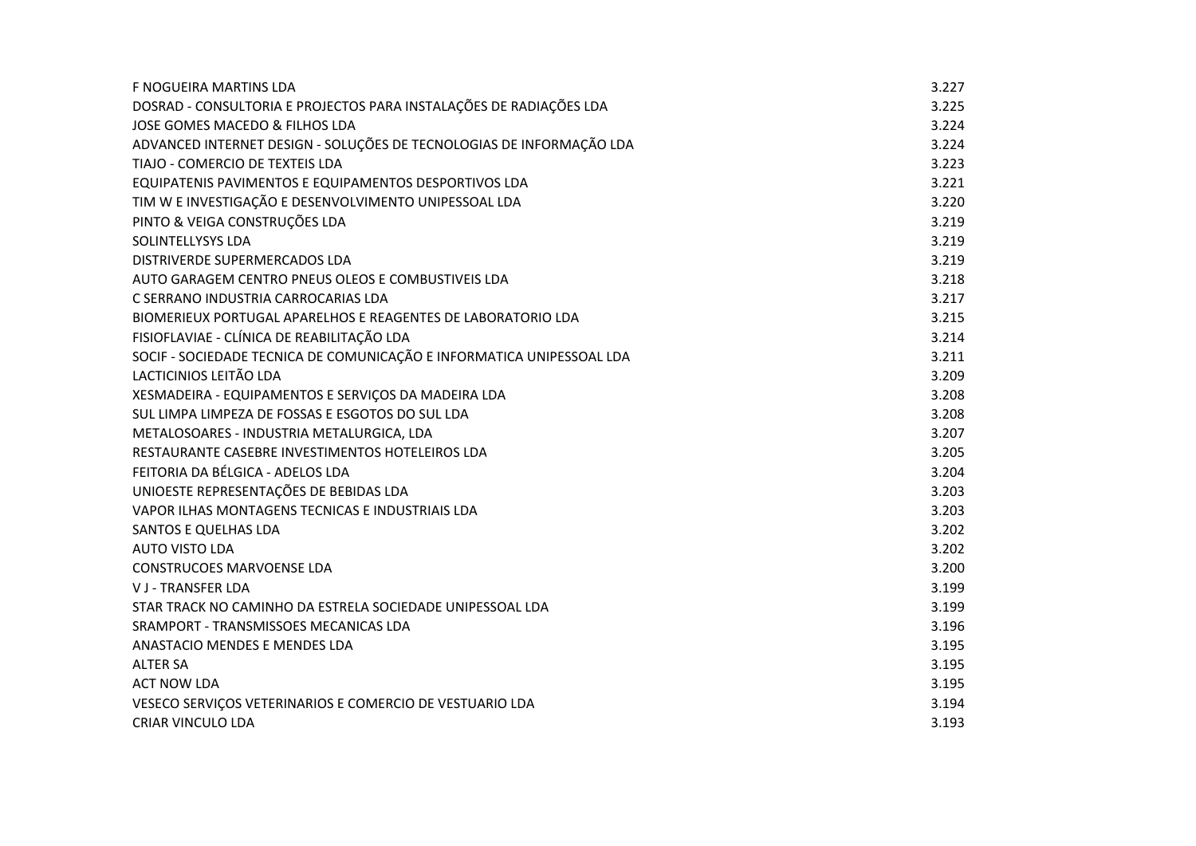| | |
|---|---|
| F NOGUEIRA MARTINS LDA | 3.227 |
| DOSRAD - CONSULTORIA E PROJECTOS PARA INSTALAÇÕES DE RADIAÇÕES LDA | 3.225 |
| JOSE GOMES MACEDO & FILHOS LDA | 3.224 |
| ADVANCED INTERNET DESIGN - SOLUÇÕES DE TECNOLOGIAS DE INFORMAÇÃO LDA | 3.224 |
| TIAJO - COMERCIO DE TEXTEIS LDA | 3.223 |
| EQUIPATENIS PAVIMENTOS E EQUIPAMENTOS DESPORTIVOS LDA | 3.221 |
| TIM W E INVESTIGAÇÃO E DESENVOLVIMENTO UNIPESSOAL LDA | 3.220 |
| PINTO & VEIGA CONSTRUÇÕES LDA | 3.219 |
| SOLINTELLYSYS LDA | 3.219 |
| DISTRIVERDE SUPERMERCADOS LDA | 3.219 |
| AUTO GARAGEM CENTRO PNEUS OLEOS E COMBUSTIVEIS LDA | 3.218 |
| C SERRANO INDUSTRIA CARROCARIAS LDA | 3.217 |
| BIOMERIEUX PORTUGAL APARELHOS E REAGENTES DE LABORATORIO LDA | 3.215 |
| FISIOFLAVIAE - CLÍNICA DE REABILITAÇÃO LDA | 3.214 |
| SOCIF - SOCIEDADE TECNICA DE COMUNICAÇÃO E INFORMATICA UNIPESSOAL LDA | 3.211 |
| LACTICINIOS LEITÃO LDA | 3.209 |
| XESMADEIRA - EQUIPAMENTOS E SERVIÇOS DA MADEIRA LDA | 3.208 |
| SUL LIMPA LIMPEZA DE FOSSAS E ESGOTOS DO SUL LDA | 3.208 |
| METALOSOARES - INDUSTRIA METALURGICA, LDA | 3.207 |
| RESTAURANTE CASEBRE INVESTIMENTOS HOTELEIROS LDA | 3.205 |
| FEITORIA DA BÉLGICA - ADELOS LDA | 3.204 |
| UNIOESTE REPRESENTAÇÕES DE BEBIDAS LDA | 3.203 |
| VAPOR ILHAS MONTAGENS TECNICAS E INDUSTRIAIS LDA | 3.203 |
| SANTOS E QUELHAS LDA | 3.202 |
| AUTO VISTO LDA | 3.202 |
| CONSTRUCOES MARVOENSE LDA | 3.200 |
| V J - TRANSFER LDA | 3.199 |
| STAR TRACK NO CAMINHO DA ESTRELA SOCIEDADE UNIPESSOAL LDA | 3.199 |
| SRAMPORT - TRANSMISSOES MECANICAS LDA | 3.196 |
| ANASTACIO MENDES E MENDES LDA | 3.195 |
| ALTER SA | 3.195 |
| ACT NOW LDA | 3.195 |
| VESECO SERVIÇOS VETERINARIOS E COMERCIO DE VESTUARIO LDA | 3.194 |
| CRIAR VINCULO LDA | 3.193 |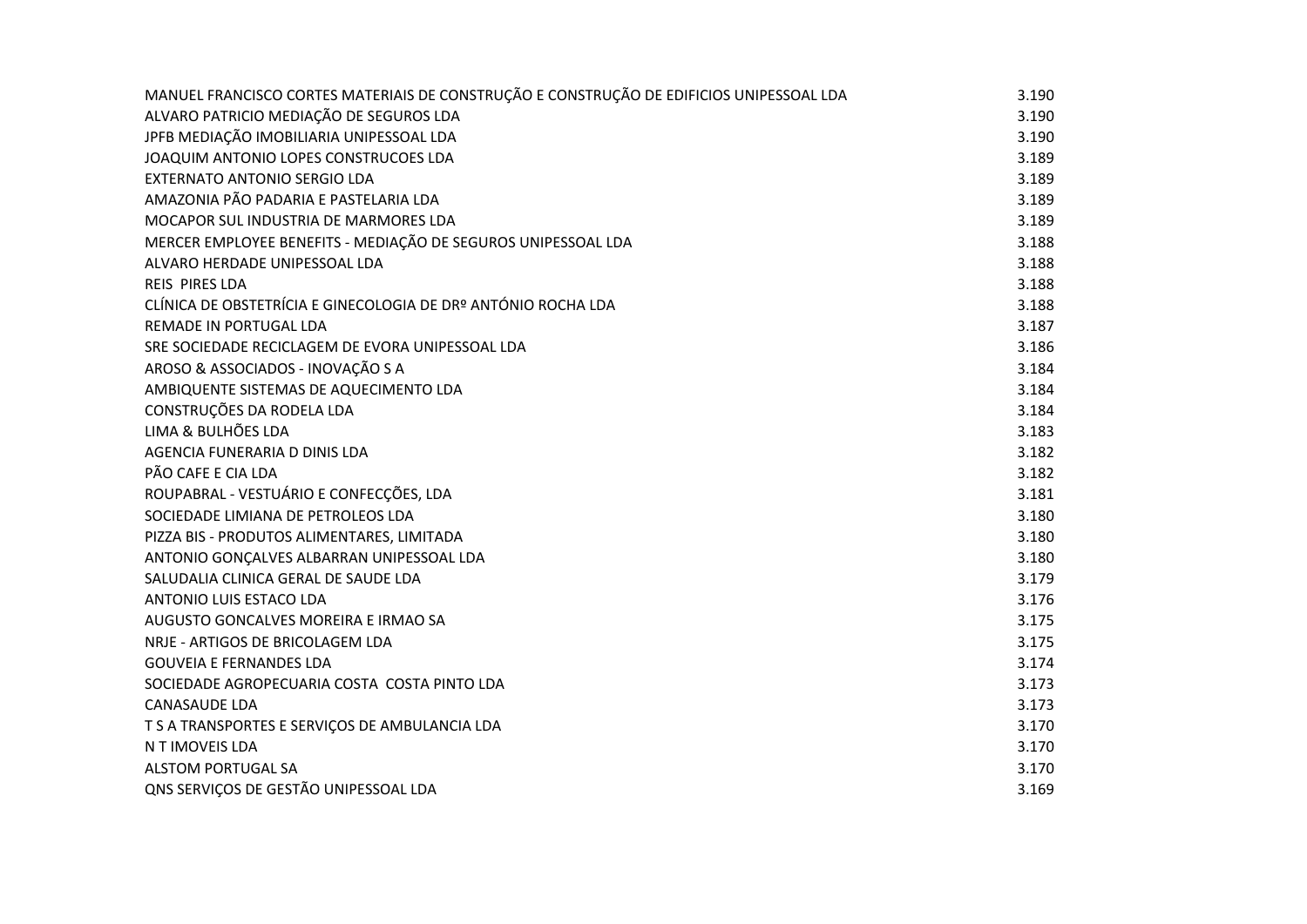| | |
|---|---|
| MANUEL FRANCISCO CORTES MATERIAIS DE CONSTRUÇÃO E CONSTRUÇÃO DE EDIFICIOS UNIPESSOAL LDA | 3.190 |
| ALVARO PATRICIO MEDIAÇÃO DE SEGUROS LDA | 3.190 |
| JPFB MEDIAÇÃO IMOBILIARIA UNIPESSOAL LDA | 3.190 |
| JOAQUIM ANTONIO LOPES CONSTRUCOES LDA | 3.189 |
| EXTERNATO ANTONIO SERGIO LDA | 3.189 |
| AMAZONIA PÃO PADARIA E PASTELARIA LDA | 3.189 |
| MOCAPOR SUL INDUSTRIA DE MARMORES LDA | 3.189 |
| MERCER EMPLOYEE BENEFITS - MEDIAÇÃO DE SEGUROS UNIPESSOAL LDA | 3.188 |
| ALVARO HERDADE UNIPESSOAL LDA | 3.188 |
| REIS PIRES LDA | 3.188 |
| CLÍNICA DE OBSTETRÍCIA E GINECOLOGIA DE DRº ANTÓNIO ROCHA LDA | 3.188 |
| REMADE IN PORTUGAL LDA | 3.187 |
| SRE SOCIEDADE RECICLAGEM DE EVORA UNIPESSOAL LDA | 3.186 |
| AROSO & ASSOCIADOS - INOVAÇÃO S A | 3.184 |
| AMBIQUENTE SISTEMAS DE AQUECIMENTO LDA | 3.184 |
| CONSTRUÇÕES DA RODELA LDA | 3.184 |
| LIMA & BULHÕES LDA | 3.183 |
| AGENCIA FUNERARIA D DINIS LDA | 3.182 |
| PÃO CAFE E CIA LDA | 3.182 |
| ROUPABRAL - VESTUÁRIO E CONFECÇÕES, LDA | 3.181 |
| SOCIEDADE LIMIANA DE PETROLEOS LDA | 3.180 |
| PIZZA BIS - PRODUTOS ALIMENTARES, LIMITADA | 3.180 |
| ANTONIO GONÇALVES ALBARRAN UNIPESSOAL LDA | 3.180 |
| SALUDALIA CLINICA GERAL DE SAUDE LDA | 3.179 |
| ANTONIO LUIS ESTACO LDA | 3.176 |
| AUGUSTO GONCALVES MOREIRA E IRMAO SA | 3.175 |
| NRJE - ARTIGOS DE BRICOLAGEM LDA | 3.175 |
| GOUVEIA E FERNANDES LDA | 3.174 |
| SOCIEDADE AGROPECUARIA COSTA COSTA PINTO LDA | 3.173 |
| CANASAUDE LDA | 3.173 |
| T S A TRANSPORTES E SERVIÇOS DE AMBULANCIA LDA | 3.170 |
| N T IMOVEIS LDA | 3.170 |
| ALSTOM PORTUGAL SA | 3.170 |
| QNS SERVIÇOS DE GESTÃO UNIPESSOAL LDA | 3.169 |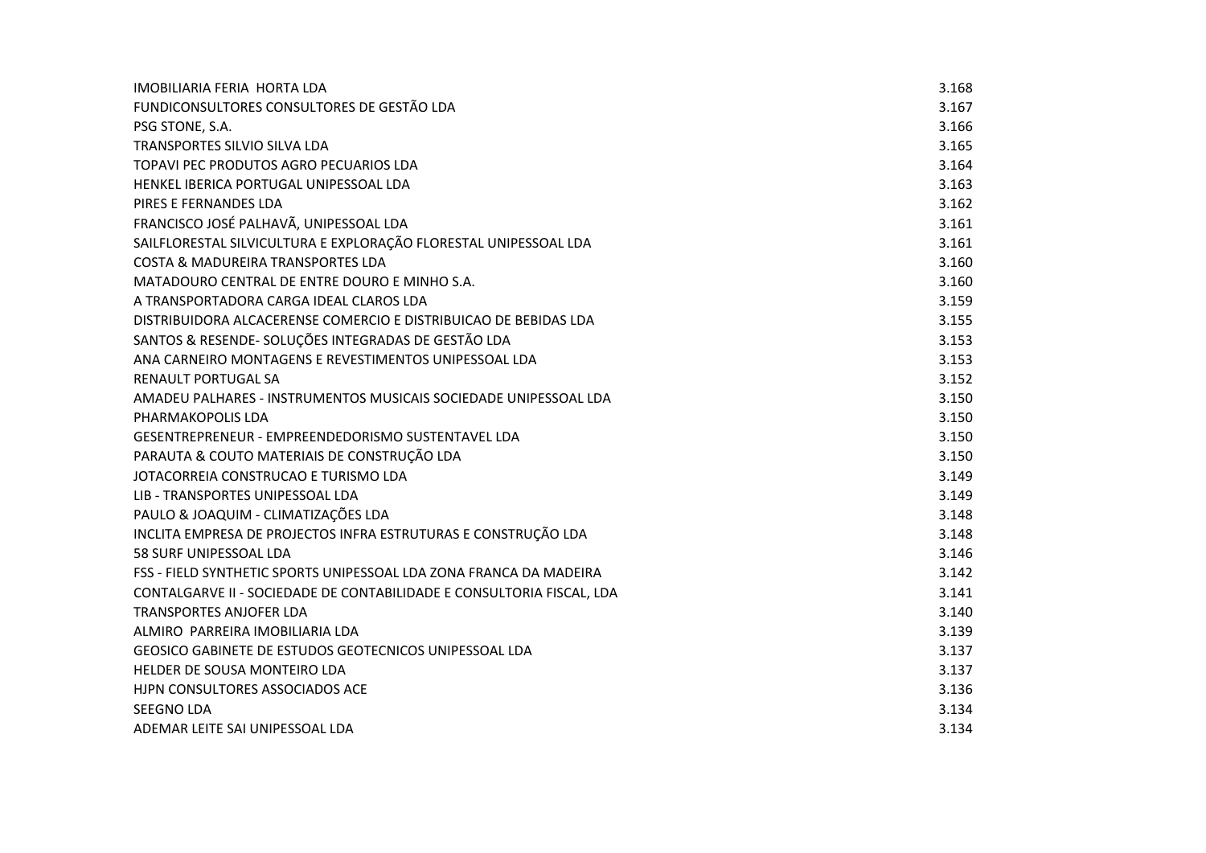| | |
|---|---|
| IMOBILIARIA FERIA  HORTA LDA | 3.168 |
| FUNDICONSULTORES CONSULTORES DE GESTÃO LDA | 3.167 |
| PSG STONE, S.A. | 3.166 |
| TRANSPORTES SILVIO SILVA LDA | 3.165 |
| TOPAVI PEC PRODUTOS AGRO PECUARIOS LDA | 3.164 |
| HENKEL IBERICA PORTUGAL UNIPESSOAL LDA | 3.163 |
| PIRES E FERNANDES LDA | 3.162 |
| FRANCISCO JOSÉ PALHAVÃ, UNIPESSOAL LDA | 3.161 |
| SAILFLORESTAL SILVICULTURA E EXPLORAÇÃO FLORESTAL UNIPESSOAL LDA | 3.161 |
| COSTA & MADUREIRA TRANSPORTES LDA | 3.160 |
| MATADOURO CENTRAL DE ENTRE DOURO E MINHO S.A. | 3.160 |
| A TRANSPORTADORA CARGA IDEAL CLAROS LDA | 3.159 |
| DISTRIBUIDORA ALCACERENSE COMERCIO E DISTRIBUICAO DE BEBIDAS LDA | 3.155 |
| SANTOS & RESENDE- SOLUÇÕES INTEGRADAS DE GESTÃO LDA | 3.153 |
| ANA CARNEIRO MONTAGENS E REVESTIMENTOS UNIPESSOAL LDA | 3.153 |
| RENAULT PORTUGAL SA | 3.152 |
| AMADEU PALHARES - INSTRUMENTOS MUSICAIS SOCIEDADE UNIPESSOAL LDA | 3.150 |
| PHARMAKOPOLIS LDA | 3.150 |
| GESENTREPRENEUR - EMPREENDEDORISMO SUSTENTAVEL LDA | 3.150 |
| PARAUTA & COUTO MATERIAIS DE CONSTRUÇÃO LDA | 3.150 |
| JOTACORREIA CONSTRUCAO E TURISMO LDA | 3.149 |
| LIB - TRANSPORTES UNIPESSOAL LDA | 3.149 |
| PAULO & JOAQUIM - CLIMATIZAÇÕES LDA | 3.148 |
| INCLITA EMPRESA DE PROJECTOS INFRA ESTRUTURAS E CONSTRUÇÃO LDA | 3.148 |
| 58 SURF UNIPESSOAL LDA | 3.146 |
| FSS - FIELD SYNTHETIC SPORTS UNIPESSOAL LDA ZONA FRANCA DA MADEIRA | 3.142 |
| CONTALGARVE II - SOCIEDADE DE CONTABILIDADE E CONSULTORIA FISCAL, LDA | 3.141 |
| TRANSPORTES ANJOFER LDA | 3.140 |
| ALMIRO  PARREIRA IMOBILIARIA LDA | 3.139 |
| GEOSICO GABINETE DE ESTUDOS GEOTECNICOS UNIPESSOAL LDA | 3.137 |
| HELDER DE SOUSA MONTEIRO LDA | 3.137 |
| HJPN CONSULTORES ASSOCIADOS ACE | 3.136 |
| SEEGNO LDA | 3.134 |
| ADEMAR LEITE SAI UNIPESSOAL LDA | 3.134 |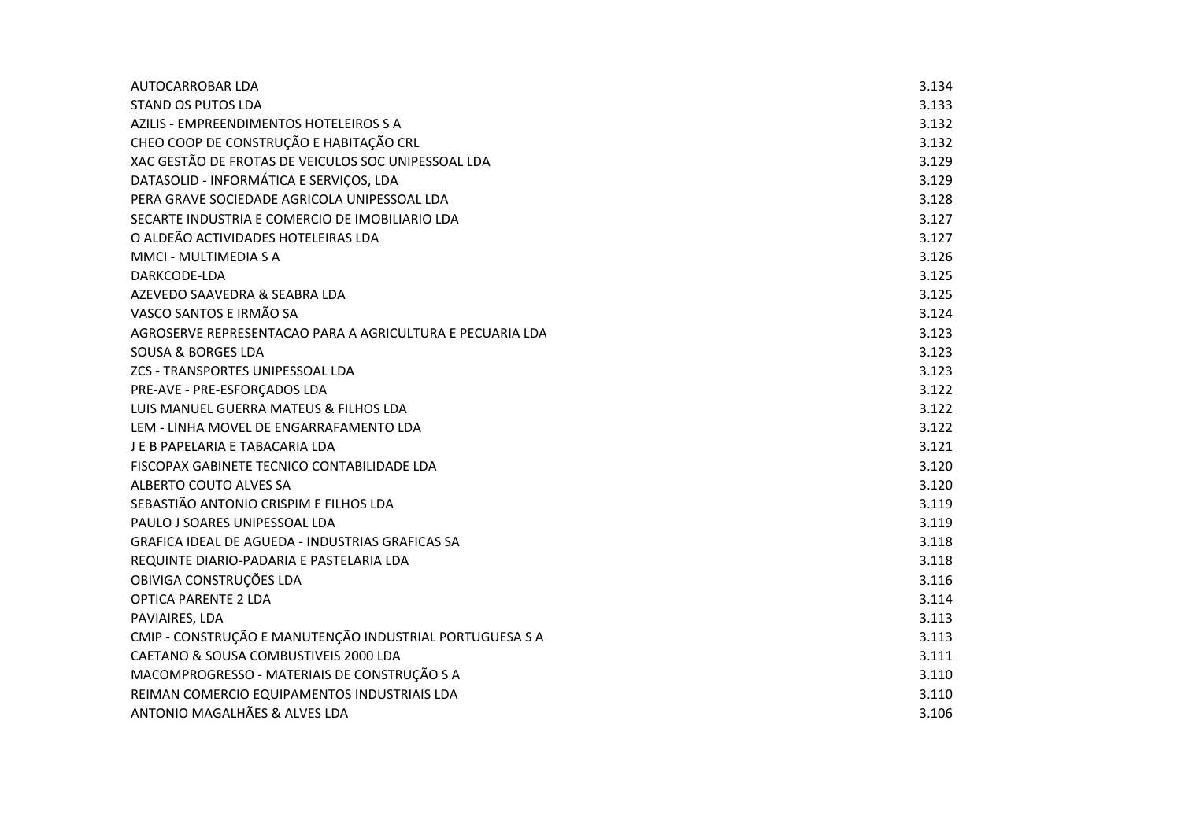| | |
|---|---|
| AUTOCARROBAR LDA | 3.134 |
| STAND OS PUTOS LDA | 3.133 |
| AZILIS - EMPREENDIMENTOS HOTELEIROS S A | 3.132 |
| CHEO COOP DE CONSTRUÇÃO E HABITAÇÃO CRL | 3.132 |
| XAC GESTÃO DE FROTAS DE VEICULOS SOC UNIPESSOAL LDA | 3.129 |
| DATASOLID - INFORMÁTICA E SERVIÇOS, LDA | 3.129 |
| PERA GRAVE SOCIEDADE AGRICOLA UNIPESSOAL LDA | 3.128 |
| SECARTE INDUSTRIA E COMERCIO DE IMOBILIARIO LDA | 3.127 |
| O ALDEÃO ACTIVIDADES HOTELEIRAS LDA | 3.127 |
| MMCI - MULTIMEDIA S A | 3.126 |
| DARKCODE-LDA | 3.125 |
| AZEVEDO SAAVEDRA & SEABRA LDA | 3.125 |
| VASCO SANTOS E IRMÃO SA | 3.124 |
| AGROSERVE REPRESENTACAO PARA A AGRICULTURA E PECUARIA LDA | 3.123 |
| SOUSA & BORGES LDA | 3.123 |
| ZCS - TRANSPORTES UNIPESSOAL LDA | 3.123 |
| PRE-AVE - PRE-ESFORÇADOS LDA | 3.122 |
| LUIS MANUEL GUERRA MATEUS & FILHOS LDA | 3.122 |
| LEM - LINHA MOVEL DE ENGARRAFAMENTO LDA | 3.122 |
| J E B PAPELARIA E TABACARIA LDA | 3.121 |
| FISCOPAX GABINETE TECNICO CONTABILIDADE LDA | 3.120 |
| ALBERTO COUTO ALVES SA | 3.120 |
| SEBASTIÃO ANTONIO CRISPIM E FILHOS LDA | 3.119 |
| PAULO J SOARES UNIPESSOAL LDA | 3.119 |
| GRAFICA IDEAL DE AGUEDA - INDUSTRIAS GRAFICAS SA | 3.118 |
| REQUINTE DIARIO-PADARIA E PASTELARIA LDA | 3.118 |
| OBIVIGA CONSTRUÇÕES LDA | 3.116 |
| OPTICA PARENTE 2 LDA | 3.114 |
| PAVIAIRES, LDA | 3.113 |
| CMIP - CONSTRUÇÃO E MANUTENÇÃO INDUSTRIAL PORTUGUESA S A | 3.113 |
| CAETANO & SOUSA COMBUSTIVEIS 2000 LDA | 3.111 |
| MACOMPROGRESSO - MATERIAIS DE CONSTRUÇÃO S A | 3.110 |
| REIMAN COMERCIO EQUIPAMENTOS INDUSTRIAIS LDA | 3.110 |
| ANTONIO MAGALHÃES & ALVES LDA | 3.106 |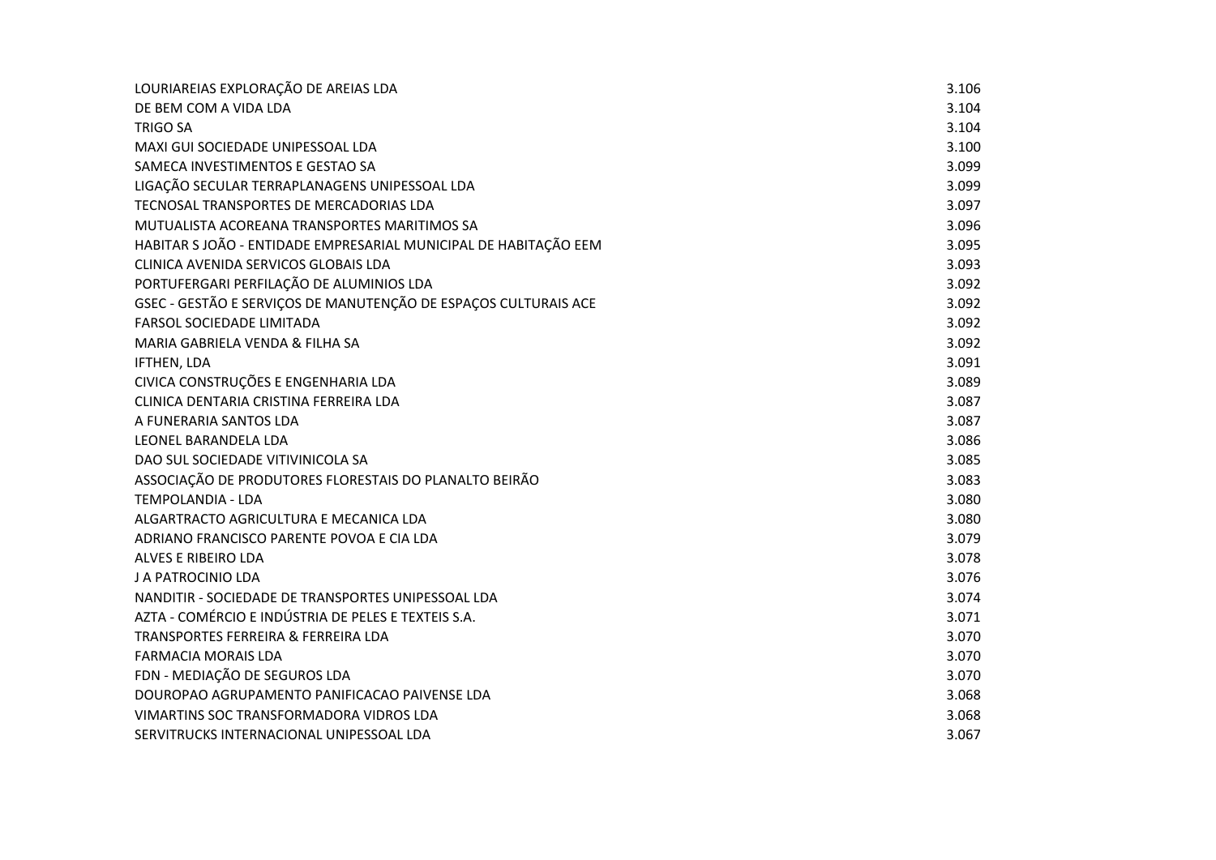| | |
|---|---|
| LOURIAREIAS EXPLORAÇÃO DE AREIAS LDA | 3.106 |
| DE BEM COM A VIDA LDA | 3.104 |
| TRIGO SA | 3.104 |
| MAXI GUI SOCIEDADE UNIPESSOAL LDA | 3.100 |
| SAMECA INVESTIMENTOS E GESTAO SA | 3.099 |
| LIGAÇÃO SECULAR TERRAPLANAGENS UNIPESSOAL LDA | 3.099 |
| TECNOSAL TRANSPORTES DE MERCADORIAS LDA | 3.097 |
| MUTUALISTA ACOREANA TRANSPORTES MARITIMOS SA | 3.096 |
| HABITAR S JOÃO - ENTIDADE EMPRESARIAL MUNICIPAL DE HABITAÇÃO EEM | 3.095 |
| CLINICA AVENIDA SERVICOS GLOBAIS LDA | 3.093 |
| PORTUFERGARI PERFILAÇÃO DE ALUMINIOS LDA | 3.092 |
| GSEC - GESTÃO E SERVIÇOS DE MANUTENÇÃO DE ESPAÇOS CULTURAIS ACE | 3.092 |
| FARSOL SOCIEDADE LIMITADA | 3.092 |
| MARIA GABRIELA VENDA & FILHA SA | 3.092 |
| IFTHEN, LDA | 3.091 |
| CIVICA CONSTRUÇÕES E ENGENHARIA LDA | 3.089 |
| CLINICA DENTARIA CRISTINA FERREIRA LDA | 3.087 |
| A FUNERARIA SANTOS LDA | 3.087 |
| LEONEL BARANDELA LDA | 3.086 |
| DAO SUL SOCIEDADE VITIVINICOLA SA | 3.085 |
| ASSOCIAÇÃO DE PRODUTORES FLORESTAIS DO PLANALTO BEIRÃO | 3.083 |
| TEMPOLANDIA - LDA | 3.080 |
| ALGARTRACTO AGRICULTURA E MECANICA LDA | 3.080 |
| ADRIANO FRANCISCO PARENTE POVOA E CIA LDA | 3.079 |
| ALVES E RIBEIRO LDA | 3.078 |
| J A PATROCINIO LDA | 3.076 |
| NANDITIR - SOCIEDADE DE TRANSPORTES UNIPESSOAL LDA | 3.074 |
| AZTA - COMÉRCIO E INDÚSTRIA DE PELES E TEXTEIS S.A. | 3.071 |
| TRANSPORTES FERREIRA & FERREIRA LDA | 3.070 |
| FARMACIA MORAIS LDA | 3.070 |
| FDN - MEDIAÇÃO DE SEGUROS LDA | 3.070 |
| DOUROPAO AGRUPAMENTO PANIFICACAO PAIVENSE LDA | 3.068 |
| VIMARTINS SOC TRANSFORMADORA VIDROS LDA | 3.068 |
| SERVITRUCKS INTERNACIONAL UNIPESSOAL LDA | 3.067 |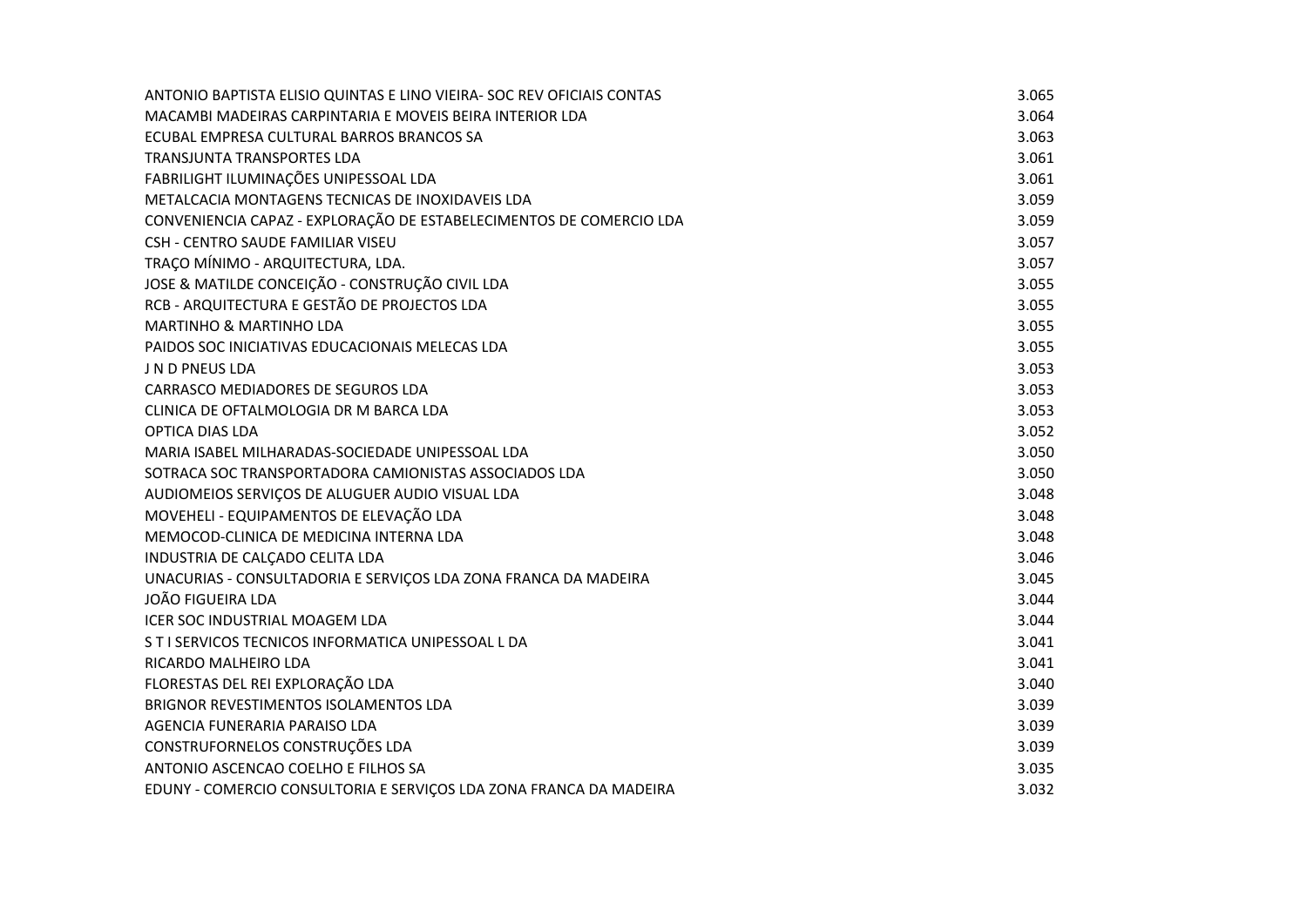| | |
|---|---|
| ANTONIO BAPTISTA ELISIO QUINTAS E LINO VIEIRA- SOC REV OFICIAIS CONTAS | 3.065 |
| MACAMBI MADEIRAS CARPINTARIA E MOVEIS BEIRA INTERIOR LDA | 3.064 |
| ECUBAL EMPRESA CULTURAL BARROS BRANCOS SA | 3.063 |
| TRANSJUNTA TRANSPORTES LDA | 3.061 |
| FABRILIGHT ILUMINAÇÕES UNIPESSOAL LDA | 3.061 |
| METALCACIA MONTAGENS TECNICAS DE INOXIDAVEIS LDA | 3.059 |
| CONVENIENCIA CAPAZ - EXPLORAÇÃO DE ESTABELECIMENTOS DE COMERCIO LDA | 3.059 |
| CSH - CENTRO SAUDE FAMILIAR VISEU | 3.057 |
| TRAÇO MÍNIMO - ARQUITECTURA, LDA. | 3.057 |
| JOSE & MATILDE CONCEIÇÃO - CONSTRUÇÃO CIVIL LDA | 3.055 |
| RCB - ARQUITECTURA E GESTÃO DE PROJECTOS LDA | 3.055 |
| MARTINHO & MARTINHO LDA | 3.055 |
| PAIDOS SOC INICIATIVAS EDUCACIONAIS MELECAS LDA | 3.055 |
| J N D PNEUS LDA | 3.053 |
| CARRASCO MEDIADORES DE SEGUROS LDA | 3.053 |
| CLINICA DE OFTALMOLOGIA DR M BARCA LDA | 3.053 |
| OPTICA DIAS LDA | 3.052 |
| MARIA ISABEL MILHARADAS-SOCIEDADE UNIPESSOAL LDA | 3.050 |
| SOTRACA SOC TRANSPORTADORA CAMIONISTAS ASSOCIADOS LDA | 3.050 |
| AUDIOMEIOS SERVIÇOS DE ALUGUER AUDIO VISUAL LDA | 3.048 |
| MOVEHELI - EQUIPAMENTOS DE ELEVAÇÃO LDA | 3.048 |
| MEMOCOD-CLINICA DE MEDICINA INTERNA LDA | 3.048 |
| INDUSTRIA DE CALÇADO CELITA LDA | 3.046 |
| UNACURIAS - CONSULTADORIA E SERVIÇOS LDA ZONA FRANCA DA MADEIRA | 3.045 |
| JOÃO FIGUEIRA LDA | 3.044 |
| ICER SOC INDUSTRIAL MOAGEM LDA | 3.044 |
| S T I SERVICOS TECNICOS INFORMATICA UNIPESSOAL L DA | 3.041 |
| RICARDO MALHEIRO LDA | 3.041 |
| FLORESTAS DEL REI EXPLORAÇÃO LDA | 3.040 |
| BRIGNOR REVESTIMENTOS ISOLAMENTOS LDA | 3.039 |
| AGENCIA FUNERARIA PARAISO LDA | 3.039 |
| CONSTRUFORNELOS CONSTRUÇÕES LDA | 3.039 |
| ANTONIO ASCENCAO COELHO E FILHOS SA | 3.035 |
| EDUNY - COMERCIO CONSULTORIA E SERVIÇOS LDA ZONA FRANCA DA MADEIRA | 3.032 |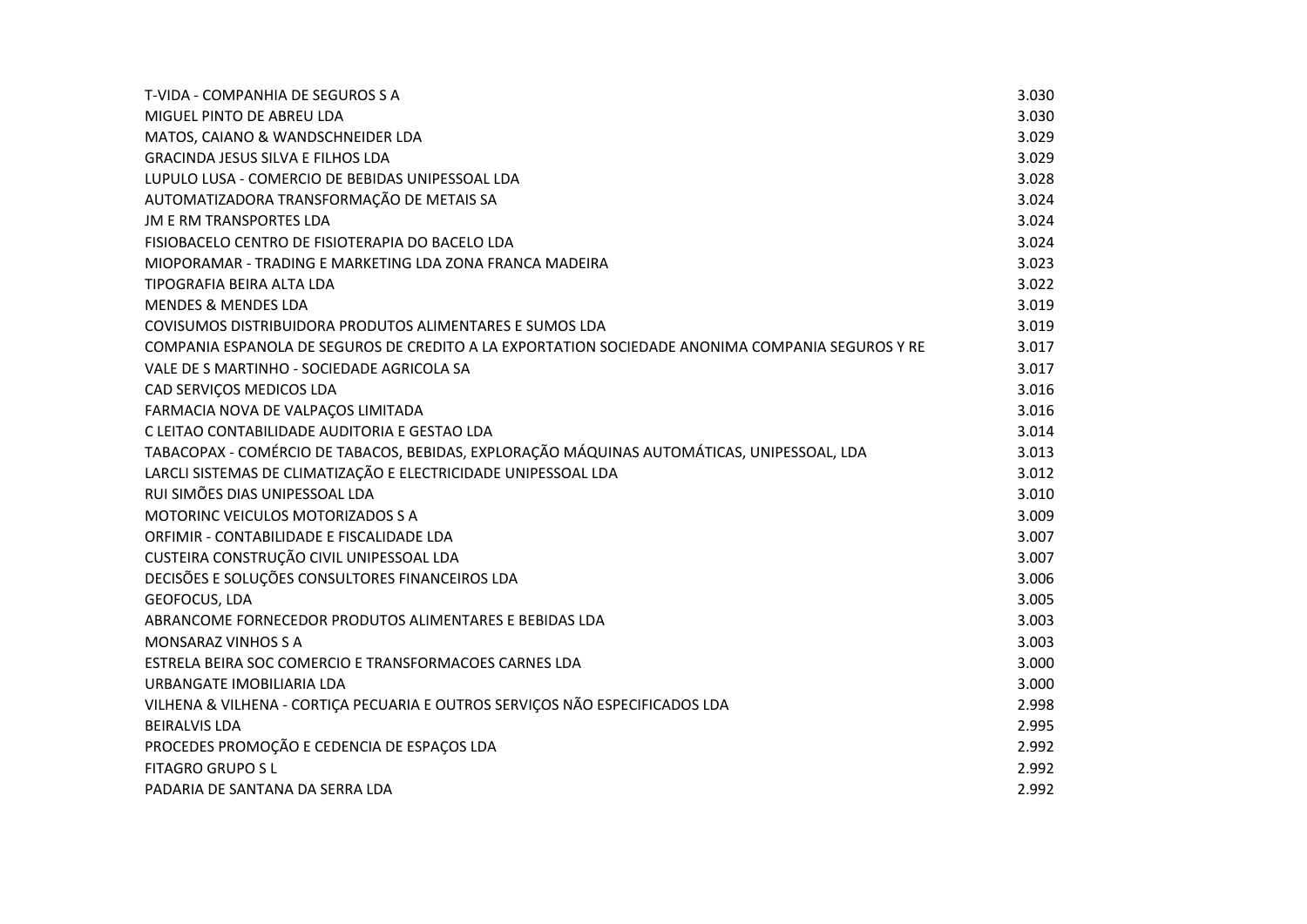| | |
|---|---|
| T-VIDA - COMPANHIA DE SEGUROS S A | 3.030 |
| MIGUEL PINTO DE ABREU LDA | 3.030 |
| MATOS, CAIANO & WANDSCHNEIDER LDA | 3.029 |
| GRACINDA JESUS SILVA E FILHOS LDA | 3.029 |
| LUPULO LUSA - COMERCIO DE BEBIDAS UNIPESSOAL LDA | 3.028 |
| AUTOMATIZADORA TRANSFORMAÇÃO DE METAIS SA | 3.024 |
| JM E RM TRANSPORTES LDA | 3.024 |
| FISIOBACELO CENTRO DE FISIOTERAPIA DO BACELO LDA | 3.024 |
| MIOPORAMAR - TRADING E MARKETING LDA ZONA FRANCA MADEIRA | 3.023 |
| TIPOGRAFIA BEIRA ALTA LDA | 3.022 |
| MENDES & MENDES LDA | 3.019 |
| COVISUMOS DISTRIBUIDORA PRODUTOS ALIMENTARES E SUMOS LDA | 3.019 |
| COMPANIA ESPANOLA DE SEGUROS DE CREDITO A LA EXPORTATION SOCIEDADE ANONIMA COMPANIA SEGUROS Y RE | 3.017 |
| VALE DE S MARTINHO - SOCIEDADE AGRICOLA SA | 3.017 |
| CAD SERVIÇOS MEDICOS LDA | 3.016 |
| FARMACIA NOVA DE VALPAÇOS LIMITADA | 3.016 |
| C LEITAO CONTABILIDADE AUDITORIA E GESTAO LDA | 3.014 |
| TABACOPAX - COMÉRCIO DE TABACOS, BEBIDAS, EXPLORAÇÃO MÁQUINAS AUTOMÁTICAS, UNIPESSOAL, LDA | 3.013 |
| LARCLI SISTEMAS DE CLIMATIZAÇÃO E ELECTRICIDADE UNIPESSOAL LDA | 3.012 |
| RUI SIMÕES DIAS UNIPESSOAL LDA | 3.010 |
| MOTORINC VEICULOS MOTORIZADOS S A | 3.009 |
| ORFIMIR - CONTABILIDADE E FISCALIDADE LDA | 3.007 |
| CUSTEIRA CONSTRUÇÃO CIVIL UNIPESSOAL LDA | 3.007 |
| DECISÕES E SOLUÇÕES CONSULTORES FINANCEIROS LDA | 3.006 |
| GEOFOCUS, LDA | 3.005 |
| ABRANCOME FORNECEDOR PRODUTOS ALIMENTARES E BEBIDAS LDA | 3.003 |
| MONSARAZ VINHOS S A | 3.003 |
| ESTRELA BEIRA SOC COMERCIO E TRANSFORMACOES CARNES LDA | 3.000 |
| URBANGATE IMOBILIARIA LDA | 3.000 |
| VILHENA & VILHENA - CORTIÇA PECUARIA E OUTROS SERVIÇOS NÃO ESPECIFICADOS LDA | 2.998 |
| BEIRALVIS LDA | 2.995 |
| PROCEDES PROMOÇÃO E CEDENCIA DE ESPAÇOS LDA | 2.992 |
| FITAGRO GRUPO S L | 2.992 |
| PADARIA DE SANTANA DA SERRA LDA | 2.992 |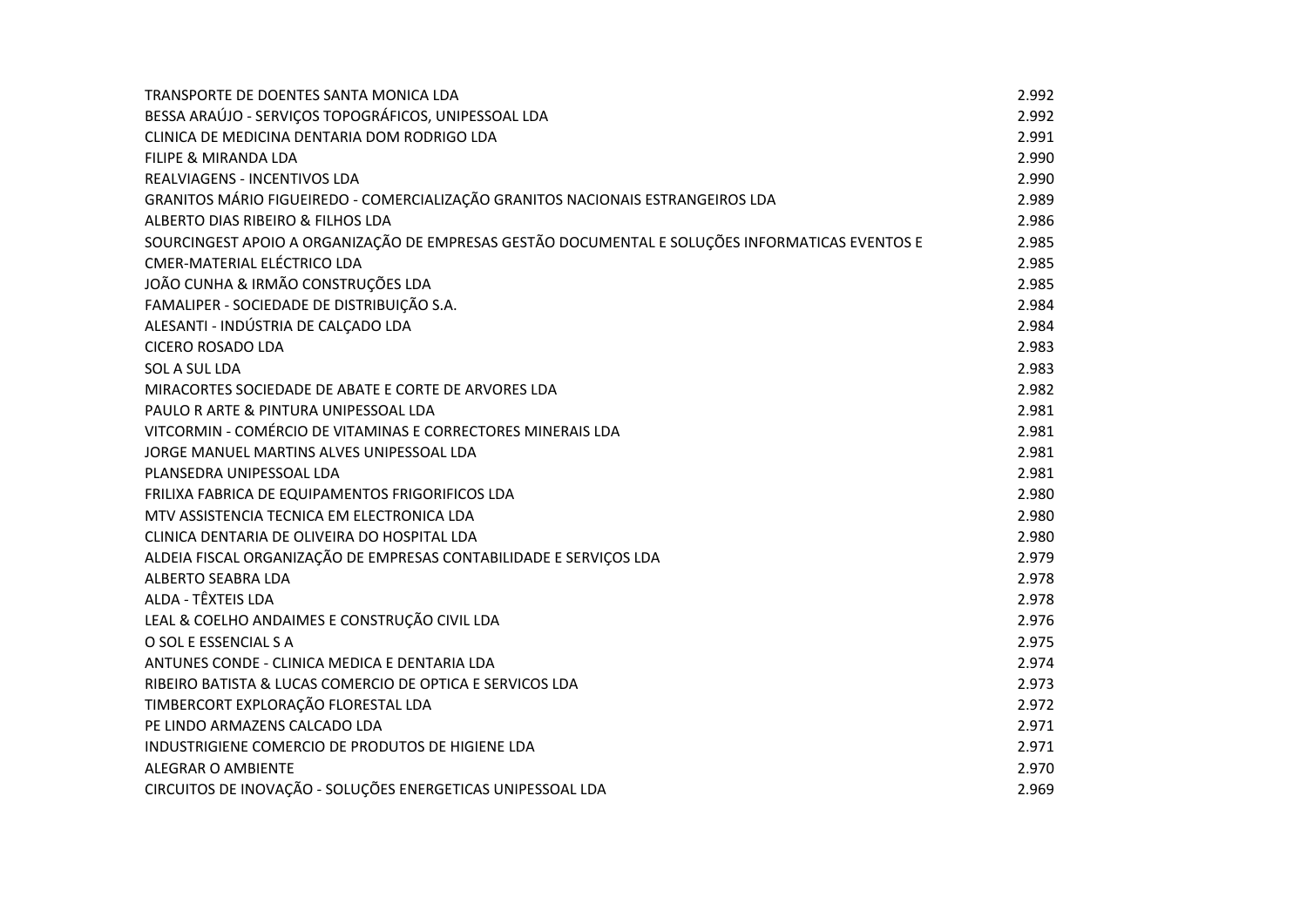| | |
|---|---|
| TRANSPORTE DE DOENTES SANTA MONICA LDA | 2.992 |
| BESSA ARAÚJO - SERVIÇOS TOPOGRÁFICOS, UNIPESSOAL LDA | 2.992 |
| CLINICA DE MEDICINA DENTARIA DOM RODRIGO LDA | 2.991 |
| FILIPE & MIRANDA LDA | 2.990 |
| REALVIAGENS - INCENTIVOS LDA | 2.990 |
| GRANITOS MÁRIO FIGUEIREDO - COMERCIALIZAÇÃO GRANITOS NACIONAIS ESTRANGEIROS LDA | 2.989 |
| ALBERTO DIAS RIBEIRO & FILHOS LDA | 2.986 |
| SOURCINGEST APOIO A ORGANIZAÇÃO DE EMPRESAS GESTÃO DOCUMENTAL E SOLUÇÕES INFORMATICAS EVENTOS E | 2.985 |
| CMER-MATERIAL ELÉCTRICO LDA | 2.985 |
| JOÃO CUNHA & IRMÃO CONSTRUÇÕES LDA | 2.985 |
| FAMALIPER - SOCIEDADE DE DISTRIBUIÇÃO S.A. | 2.984 |
| ALESANTI - INDÚSTRIA DE CALÇADO LDA | 2.984 |
| CICERO ROSADO LDA | 2.983 |
| SOL A SUL LDA | 2.983 |
| MIRACORTES SOCIEDADE DE ABATE E CORTE DE ARVORES LDA | 2.982 |
| PAULO R ARTE & PINTURA UNIPESSOAL LDA | 2.981 |
| VITCORMIN - COMÉRCIO DE VITAMINAS E CORRECTORES MINERAIS LDA | 2.981 |
| JORGE MANUEL MARTINS ALVES UNIPESSOAL LDA | 2.981 |
| PLANSEDRA UNIPESSOAL LDA | 2.981 |
| FRILIXA FABRICA DE EQUIPAMENTOS FRIGORIFICOS LDA | 2.980 |
| MTV ASSISTENCIA TECNICA EM ELECTRONICA LDA | 2.980 |
| CLINICA DENTARIA DE OLIVEIRA DO HOSPITAL LDA | 2.980 |
| ALDEIA FISCAL ORGANIZAÇÃO DE EMPRESAS CONTABILIDADE E SERVIÇOS LDA | 2.979 |
| ALBERTO SEABRA LDA | 2.978 |
| ALDA - TÊXTEIS LDA | 2.978 |
| LEAL & COELHO ANDAIMES E CONSTRUÇÃO CIVIL LDA | 2.976 |
| O SOL E ESSENCIAL S A | 2.975 |
| ANTUNES CONDE - CLINICA MEDICA E DENTARIA LDA | 2.974 |
| RIBEIRO BATISTA & LUCAS COMERCIO DE OPTICA E SERVICOS LDA | 2.973 |
| TIMBERCORT EXPLORAÇÃO FLORESTAL LDA | 2.972 |
| PE LINDO ARMAZENS CALCADO LDA | 2.971 |
| INDUSTRIGIENE COMERCIO DE PRODUTOS DE HIGIENE LDA | 2.971 |
| ALEGRAR O AMBIENTE | 2.970 |
| CIRCUITOS DE INOVAÇÃO - SOLUÇÕES ENERGETICAS UNIPESSOAL LDA | 2.969 |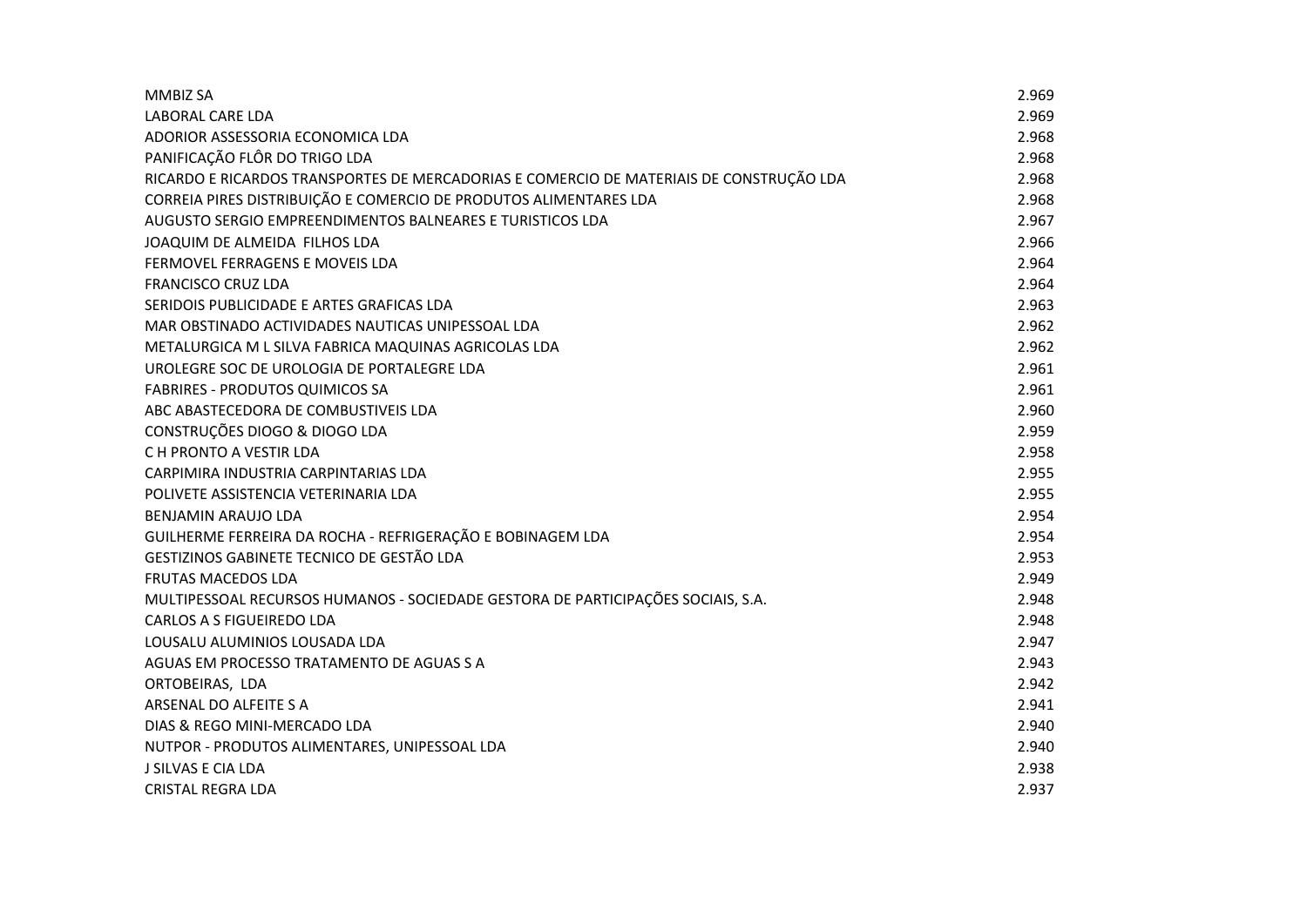| | |
|---|---|
| MMBIZ SA | 2.969 |
| LABORAL CARE LDA | 2.969 |
| ADORIOR ASSESSORIA ECONOMICA LDA | 2.968 |
| PANIFICAÇÃO FLÔR DO TRIGO LDA | 2.968 |
| RICARDO E RICARDOS TRANSPORTES DE MERCADORIAS E COMERCIO DE MATERIAIS DE CONSTRUÇÃO LDA | 2.968 |
| CORREIA PIRES DISTRIBUIÇÃO E COMERCIO DE PRODUTOS ALIMENTARES LDA | 2.968 |
| AUGUSTO SERGIO EMPREENDIMENTOS BALNEARES E TURISTICOS LDA | 2.967 |
| JOAQUIM DE ALMEIDA  FILHOS LDA | 2.966 |
| FERMOVEL FERRAGENS E MOVEIS LDA | 2.964 |
| FRANCISCO CRUZ LDA | 2.964 |
| SERIDOIS PUBLICIDADE E ARTES GRAFICAS LDA | 2.963 |
| MAR OBSTINADO ACTIVIDADES NAUTICAS UNIPESSOAL LDA | 2.962 |
| METALURGICA M L SILVA FABRICA MAQUINAS AGRICOLAS LDA | 2.962 |
| UROLEGRE SOC DE UROLOGIA DE PORTALEGRE LDA | 2.961 |
| FABRIRES - PRODUTOS QUIMICOS SA | 2.961 |
| ABC ABASTECEDORA DE COMBUSTIVEIS LDA | 2.960 |
| CONSTRUÇÕES DIOGO & DIOGO LDA | 2.959 |
| C H PRONTO A VESTIR LDA | 2.958 |
| CARPIMIRA INDUSTRIA CARPINTARIAS LDA | 2.955 |
| POLIVETE ASSISTENCIA VETERINARIA LDA | 2.955 |
| BENJAMIN ARAUJO LDA | 2.954 |
| GUILHERME FERREIRA DA ROCHA - REFRIGERAÇÃO E BOBINAGEM LDA | 2.954 |
| GESTIZINOS GABINETE TECNICO DE GESTÃO LDA | 2.953 |
| FRUTAS MACEDOS LDA | 2.949 |
| MULTIPESSOAL RECURSOS HUMANOS - SOCIEDADE GESTORA DE PARTICIPAÇÕES SOCIAIS, S.A. | 2.948 |
| CARLOS A S FIGUEIREDO LDA | 2.948 |
| LOUSALU ALUMINIOS LOUSADA LDA | 2.947 |
| AGUAS EM PROCESSO TRATAMENTO DE AGUAS S A | 2.943 |
| ORTOBEIRAS,  LDA | 2.942 |
| ARSENAL DO ALFEITE S A | 2.941 |
| DIAS & REGO MINI-MERCADO LDA | 2.940 |
| NUTPOR - PRODUTOS ALIMENTARES, UNIPESSOAL LDA | 2.940 |
| J SILVAS E CIA LDA | 2.938 |
| CRISTAL REGRA LDA | 2.937 |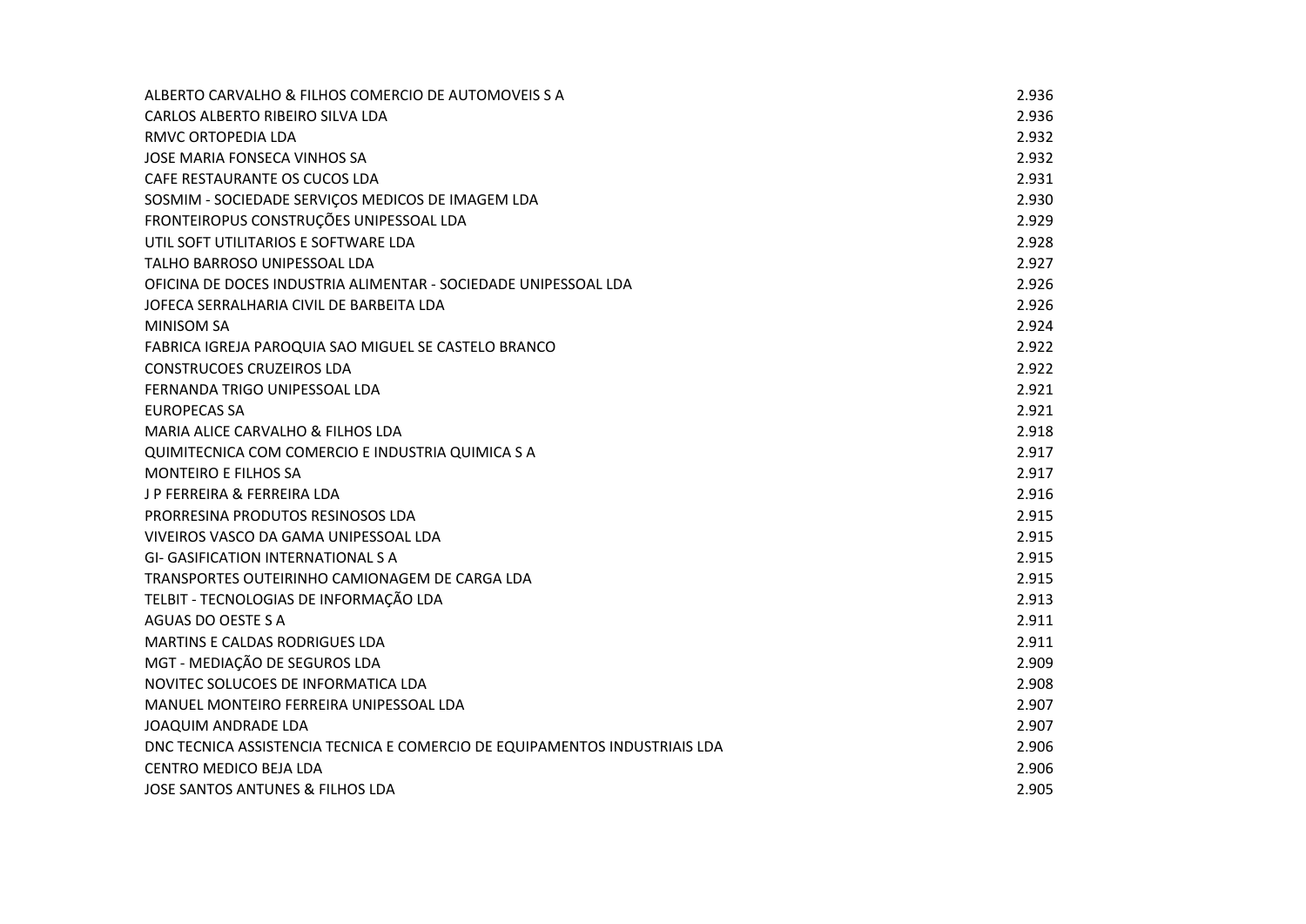| | |
|---|---|
| ALBERTO CARVALHO & FILHOS COMERCIO DE AUTOMOVEIS S A | 2.936 |
| CARLOS ALBERTO RIBEIRO SILVA LDA | 2.936 |
| RMVC ORTOPEDIA LDA | 2.932 |
| JOSE MARIA FONSECA VINHOS SA | 2.932 |
| CAFE RESTAURANTE OS CUCOS LDA | 2.931 |
| SOSMIM - SOCIEDADE SERVIÇOS MEDICOS DE IMAGEM LDA | 2.930 |
| FRONTEIROPUS CONSTRUÇÕES UNIPESSOAL LDA | 2.929 |
| UTIL SOFT UTILITARIOS E SOFTWARE LDA | 2.928 |
| TALHO BARROSO UNIPESSOAL LDA | 2.927 |
| OFICINA DE DOCES INDUSTRIA ALIMENTAR - SOCIEDADE UNIPESSOAL LDA | 2.926 |
| JOFECA SERRALHARIA CIVIL DE BARBEITA LDA | 2.926 |
| MINISOM SA | 2.924 |
| FABRICA IGREJA PAROQUIA SAO MIGUEL SE CASTELO BRANCO | 2.922 |
| CONSTRUCOES CRUZEIROS LDA | 2.922 |
| FERNANDA TRIGO UNIPESSOAL LDA | 2.921 |
| EUROPECAS SA | 2.921 |
| MARIA ALICE CARVALHO & FILHOS LDA | 2.918 |
| QUIMITECNICA COM COMERCIO E INDUSTRIA QUIMICA S A | 2.917 |
| MONTEIRO E FILHOS SA | 2.917 |
| J P FERREIRA & FERREIRA LDA | 2.916 |
| PRORRESINA PRODUTOS RESINOSOS LDA | 2.915 |
| VIVEIROS VASCO DA GAMA UNIPESSOAL LDA | 2.915 |
| GI- GASIFICATION INTERNATIONAL S A | 2.915 |
| TRANSPORTES OUTEIRINHO CAMIONAGEM DE CARGA LDA | 2.915 |
| TELBIT - TECNOLOGIAS DE INFORMAÇÃO LDA | 2.913 |
| AGUAS DO OESTE S A | 2.911 |
| MARTINS E CALDAS RODRIGUES LDA | 2.911 |
| MGT - MEDIAÇÃO DE SEGUROS LDA | 2.909 |
| NOVITEC SOLUCOES DE INFORMATICA LDA | 2.908 |
| MANUEL MONTEIRO FERREIRA UNIPESSOAL LDA | 2.907 |
| JOAQUIM ANDRADE LDA | 2.907 |
| DNC TECNICA ASSISTENCIA TECNICA E COMERCIO DE EQUIPAMENTOS INDUSTRIAIS LDA | 2.906 |
| CENTRO MEDICO BEJA LDA | 2.906 |
| JOSE SANTOS ANTUNES & FILHOS LDA | 2.905 |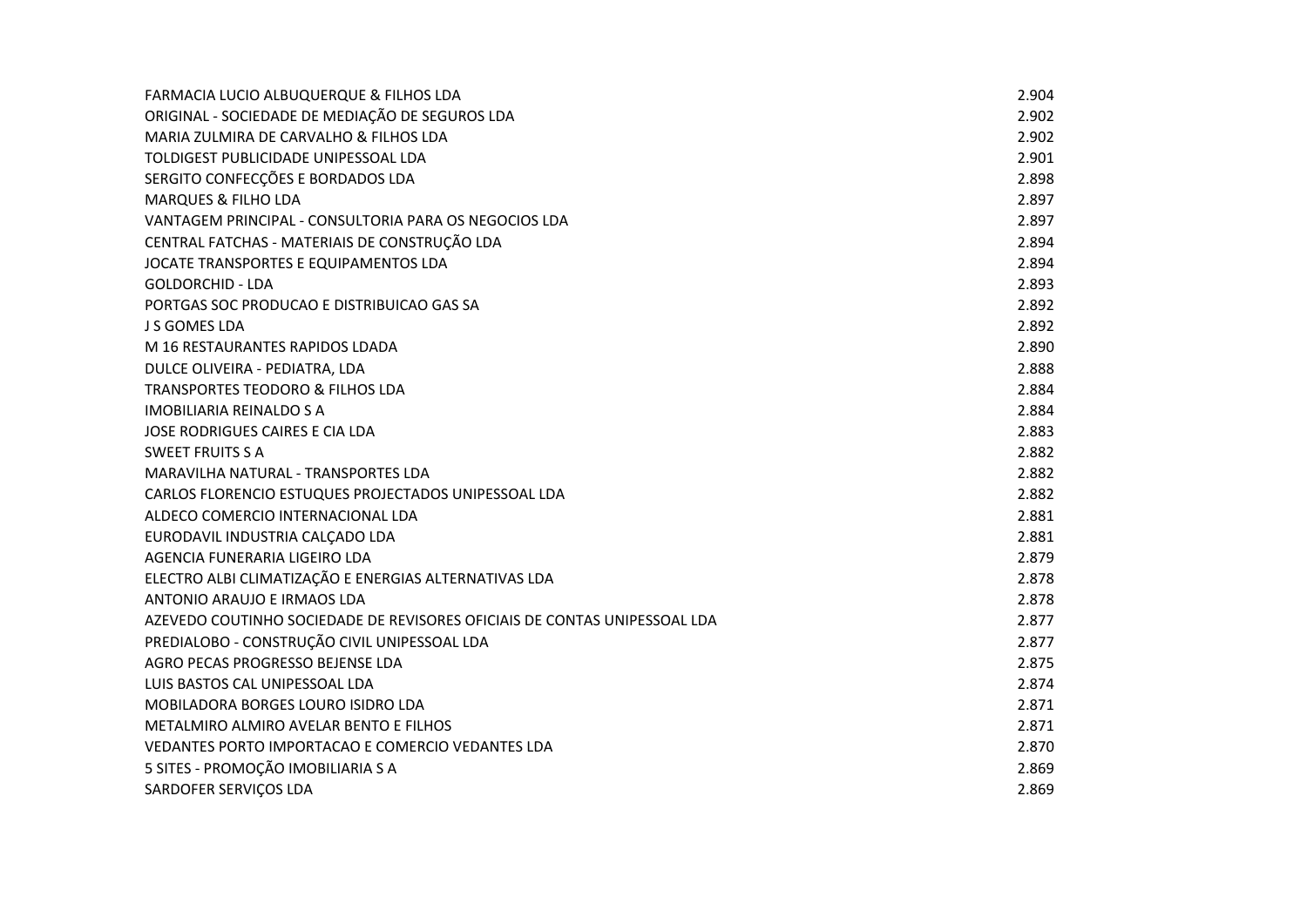| | |
|---|---|
| FARMACIA LUCIO ALBUQUERQUE & FILHOS LDA | 2.904 |
| ORIGINAL - SOCIEDADE DE MEDIAÇÃO DE SEGUROS LDA | 2.902 |
| MARIA ZULMIRA DE CARVALHO & FILHOS LDA | 2.902 |
| TOLDIGEST PUBLICIDADE UNIPESSOAL LDA | 2.901 |
| SERGITO CONFECÇÕES E BORDADOS LDA | 2.898 |
| MARQUES & FILHO LDA | 2.897 |
| VANTAGEM PRINCIPAL - CONSULTORIA PARA OS NEGOCIOS LDA | 2.897 |
| CENTRAL FATCHAS - MATERIAIS DE CONSTRUÇÃO LDA | 2.894 |
| JOCATE TRANSPORTES E EQUIPAMENTOS LDA | 2.894 |
| GOLDORCHID - LDA | 2.893 |
| PORTGAS SOC PRODUCAO E DISTRIBUICAO GAS SA | 2.892 |
| J S GOMES LDA | 2.892 |
| M 16 RESTAURANTES RAPIDOS LDADA | 2.890 |
| DULCE OLIVEIRA - PEDIATRA, LDA | 2.888 |
| TRANSPORTES TEODORO & FILHOS LDA | 2.884 |
| IMOBILIARIA REINALDO S A | 2.884 |
| JOSE RODRIGUES CAIRES E CIA LDA | 2.883 |
| SWEET FRUITS S A | 2.882 |
| MARAVILHA NATURAL - TRANSPORTES LDA | 2.882 |
| CARLOS FLORENCIO ESTUQUES PROJECTADOS UNIPESSOAL LDA | 2.882 |
| ALDECO COMERCIO INTERNACIONAL LDA | 2.881 |
| EURODAVIL INDUSTRIA CALÇADO LDA | 2.881 |
| AGENCIA FUNERARIA LIGEIRO LDA | 2.879 |
| ELECTRO ALBI CLIMATIZAÇÃO E ENERGIAS ALTERNATIVAS LDA | 2.878 |
| ANTONIO ARAUJO E IRMAOS LDA | 2.878 |
| AZEVEDO COUTINHO SOCIEDADE DE REVISORES OFICIAIS DE CONTAS UNIPESSOAL LDA | 2.877 |
| PREDIALOBO - CONSTRUÇÃO CIVIL UNIPESSOAL LDA | 2.877 |
| AGRO PECAS PROGRESSO BEJENSE LDA | 2.875 |
| LUIS BASTOS CAL UNIPESSOAL LDA | 2.874 |
| MOBILADORA BORGES LOURO ISIDRO LDA | 2.871 |
| METALMIRO ALMIRO AVELAR BENTO E FILHOS | 2.871 |
| VEDANTES PORTO IMPORTACAO E COMERCIO VEDANTES LDA | 2.870 |
| 5 SITES - PROMOÇÃO IMOBILIARIA S A | 2.869 |
| SARDOFER SERVIÇOS LDA | 2.869 |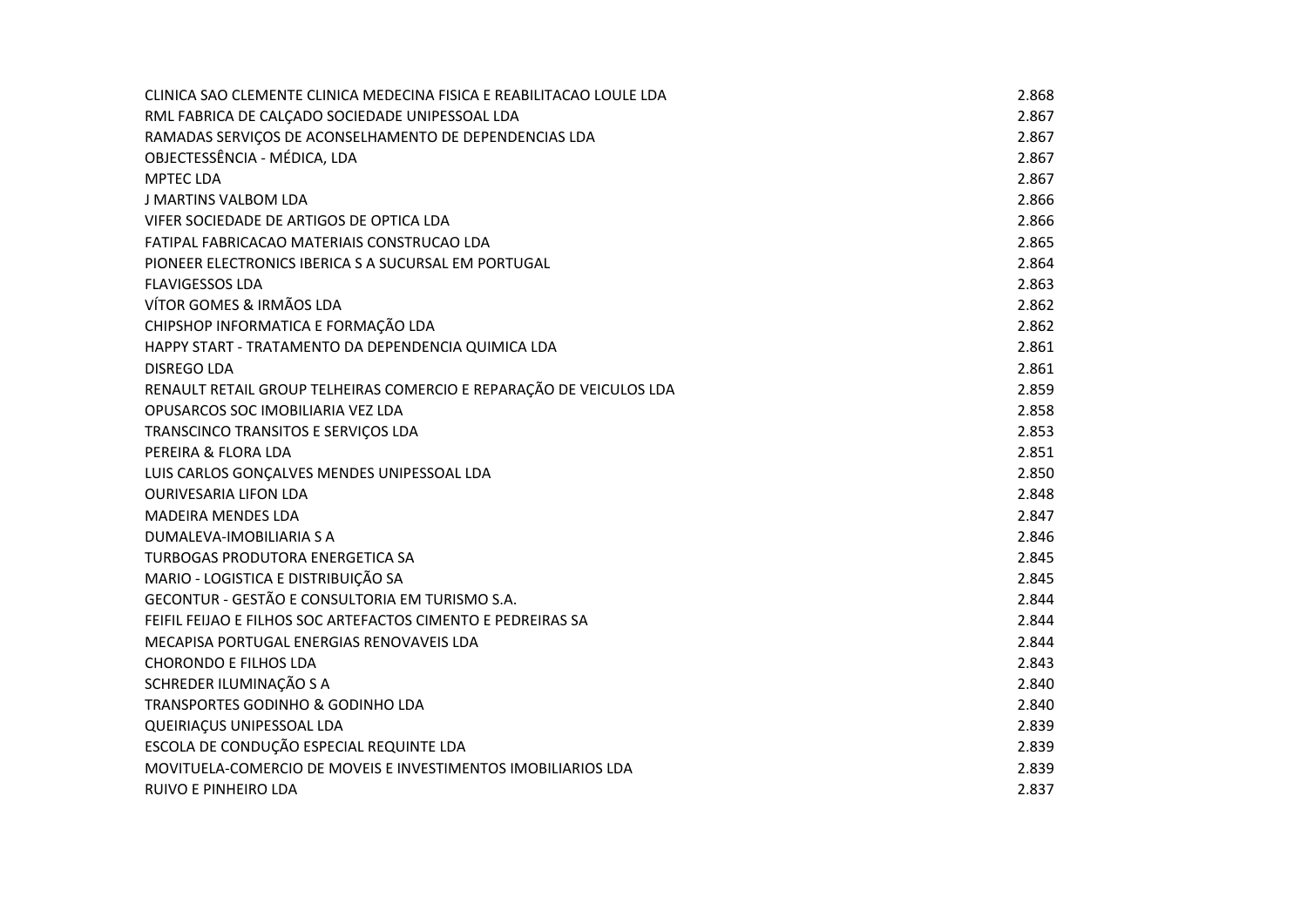| | |
|---|---|
| CLINICA SAO CLEMENTE CLINICA MEDECINA FISICA E REABILITACAO LOULE LDA | 2.868 |
| RML FABRICA DE CALÇADO SOCIEDADE UNIPESSOAL LDA | 2.867 |
| RAMADAS SERVIÇOS DE ACONSELHAMENTO DE DEPENDENCIAS LDA | 2.867 |
| OBJECTESSÊNCIA - MÉDICA, LDA | 2.867 |
| MPTEC LDA | 2.867 |
| J MARTINS VALBOM LDA | 2.866 |
| VIFER SOCIEDADE DE ARTIGOS DE OPTICA LDA | 2.866 |
| FATIPAL FABRICACAO MATERIAIS CONSTRUCAO LDA | 2.865 |
| PIONEER ELECTRONICS IBERICA S A SUCURSAL EM PORTUGAL | 2.864 |
| FLAVIGESSOS LDA | 2.863 |
| VÍTOR GOMES & IRMÃOS LDA | 2.862 |
| CHIPSHOP INFORMATICA E FORMAÇÃO LDA | 2.862 |
| HAPPY START - TRATAMENTO DA DEPENDENCIA QUIMICA LDA | 2.861 |
| DISREGO LDA | 2.861 |
| RENAULT RETAIL GROUP TELHEIRAS COMERCIO E REPARAÇÃO DE VEICULOS LDA | 2.859 |
| OPUSARCOS SOC IMOBILIARIA VEZ LDA | 2.858 |
| TRANSCINCO TRANSITOS E SERVIÇOS LDA | 2.853 |
| PEREIRA & FLORA LDA | 2.851 |
| LUIS CARLOS GONÇALVES MENDES UNIPESSOAL LDA | 2.850 |
| OURIVESARIA LIFON LDA | 2.848 |
| MADEIRA MENDES LDA | 2.847 |
| DUMALEVA-IMOBILIARIA S A | 2.846 |
| TURBOGAS PRODUTORA ENERGETICA SA | 2.845 |
| MARIO - LOGISTICA E DISTRIBUIÇÃO SA | 2.845 |
| GECONTUR - GESTÃO E CONSULTORIA EM TURISMO S.A. | 2.844 |
| FEIFIL FEIJAO E FILHOS SOC ARTEFACTOS CIMENTO E PEDREIRAS SA | 2.844 |
| MECAPISA PORTUGAL ENERGIAS RENOVAVEIS LDA | 2.844 |
| CHORONDO E FILHOS LDA | 2.843 |
| SCHREDER ILUMINAÇÃO S A | 2.840 |
| TRANSPORTES GODINHO & GODINHO LDA | 2.840 |
| QUEIRIAÇUS UNIPESSOAL LDA | 2.839 |
| ESCOLA DE CONDUÇÃO ESPECIAL REQUINTE LDA | 2.839 |
| MOVITUELA-COMERCIO DE MOVEIS E INVESTIMENTOS IMOBILIARIOS LDA | 2.839 |
| RUIVO E PINHEIRO LDA | 2.837 |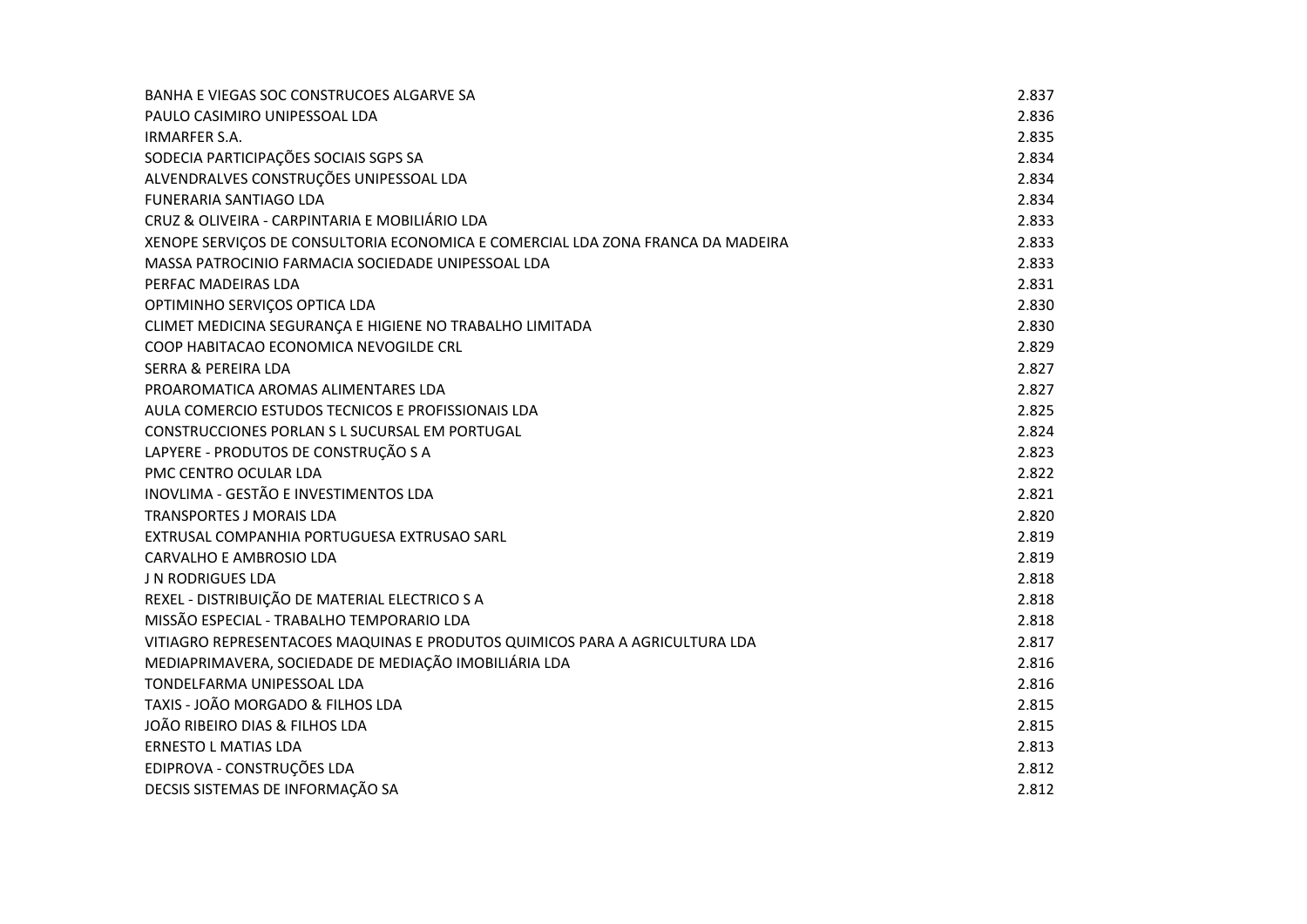| | |
|---|---|
| BANHA E VIEGAS SOC CONSTRUCOES ALGARVE SA | 2.837 |
| PAULO CASIMIRO UNIPESSOAL LDA | 2.836 |
| IRMARFER S.A. | 2.835 |
| SODECIA PARTICIPAÇÕES SOCIAIS SGPS SA | 2.834 |
| ALVENDRALVES CONSTRUÇÕES UNIPESSOAL LDA | 2.834 |
| FUNERARIA SANTIAGO LDA | 2.834 |
| CRUZ & OLIVEIRA - CARPINTARIA E MOBILIÁRIO LDA | 2.833 |
| XENOPE SERVIÇOS DE CONSULTORIA ECONOMICA E COMERCIAL LDA ZONA FRANCA DA MADEIRA | 2.833 |
| MASSA PATROCINIO FARMACIA SOCIEDADE UNIPESSOAL LDA | 2.833 |
| PERFAC MADEIRAS LDA | 2.831 |
| OPTIMINHO SERVIÇOS OPTICA LDA | 2.830 |
| CLIMET MEDICINA SEGURANÇA E HIGIENE NO TRABALHO LIMITADA | 2.830 |
| COOP HABITACAO ECONOMICA NEVOGILDE CRL | 2.829 |
| SERRA & PEREIRA LDA | 2.827 |
| PROAROMATICA AROMAS ALIMENTARES LDA | 2.827 |
| AULA COMERCIO ESTUDOS TECNICOS E PROFISSIONAIS LDA | 2.825 |
| CONSTRUCCIONES PORLAN S L SUCURSAL EM PORTUGAL | 2.824 |
| LAPYERE - PRODUTOS DE CONSTRUÇÃO S A | 2.823 |
| PMC CENTRO OCULAR LDA | 2.822 |
| INOVLIMA - GESTÃO E INVESTIMENTOS LDA | 2.821 |
| TRANSPORTES J MORAIS LDA | 2.820 |
| EXTRUSAL COMPANHIA PORTUGUESA EXTRUSAO SARL | 2.819 |
| CARVALHO E AMBROSIO LDA | 2.819 |
| J N RODRIGUES LDA | 2.818 |
| REXEL - DISTRIBUIÇÃO DE MATERIAL ELECTRICO S A | 2.818 |
| MISSÃO ESPECIAL - TRABALHO TEMPORARIO LDA | 2.818 |
| VITIAGRO REPRESENTACOES MAQUINAS E PRODUTOS QUIMICOS PARA A AGRICULTURA LDA | 2.817 |
| MEDIAPRIMAVERA, SOCIEDADE DE MEDIAÇÃO IMOBILIÁRIA LDA | 2.816 |
| TONDELFARMA UNIPESSOAL LDA | 2.816 |
| TAXIS - JOÃO MORGADO & FILHOS LDA | 2.815 |
| JOÃO RIBEIRO DIAS & FILHOS LDA | 2.815 |
| ERNESTO L MATIAS LDA | 2.813 |
| EDIPROVA - CONSTRUÇÕES LDA | 2.812 |
| DECSIS SISTEMAS DE INFORMAÇÃO SA | 2.812 |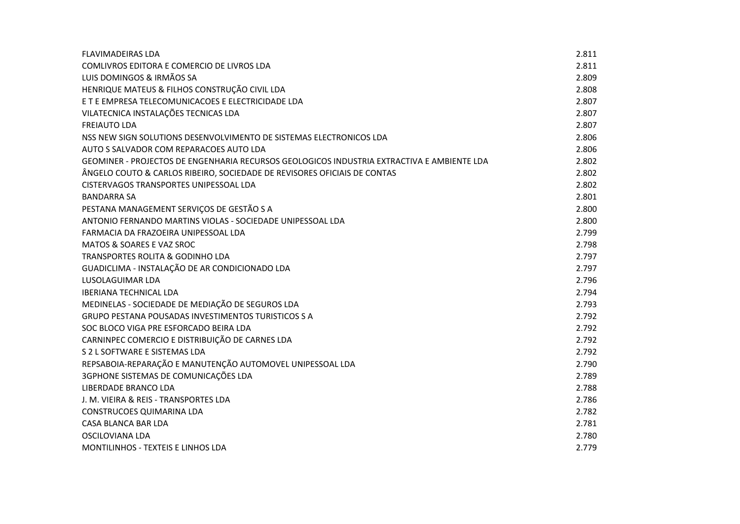| | |
|---|---|
| FLAVIMADEIRAS LDA | 2.811 |
| COMLIVROS EDITORA E COMERCIO DE LIVROS LDA | 2.811 |
| LUIS DOMINGOS & IRMÃOS SA | 2.809 |
| HENRIQUE MATEUS & FILHOS CONSTRUÇÃO CIVIL LDA | 2.808 |
| E T E EMPRESA TELECOMUNICACOES E ELECTRICIDADE LDA | 2.807 |
| VILATECNICA INSTALAÇÕES TECNICAS LDA | 2.807 |
| FREIAUTO LDA | 2.807 |
| NSS NEW SIGN SOLUTIONS DESENVOLVIMENTO DE SISTEMAS ELECTRONICOS LDA | 2.806 |
| AUTO S SALVADOR COM REPARACOES AUTO LDA | 2.806 |
| GEOMINER - PROJECTOS DE ENGENHARIA RECURSOS GEOLOGICOS INDUSTRIA EXTRACTIVA E AMBIENTE LDA | 2.802 |
| ÂNGELO COUTO & CARLOS RIBEIRO, SOCIEDADE DE REVISORES OFICIAIS DE CONTAS | 2.802 |
| CISTERVAGOS TRANSPORTES UNIPESSOAL LDA | 2.802 |
| BANDARRA SA | 2.801 |
| PESTANA MANAGEMENT SERVIÇOS DE GESTÃO S A | 2.800 |
| ANTONIO FERNANDO MARTINS VIOLAS - SOCIEDADE UNIPESSOAL LDA | 2.800 |
| FARMACIA DA FRAZOEIRA UNIPESSOAL LDA | 2.799 |
| MATOS & SOARES E VAZ SROC | 2.798 |
| TRANSPORTES ROLITA & GODINHO LDA | 2.797 |
| GUADICLIMA - INSTALAÇÃO DE AR CONDICIONADO LDA | 2.797 |
| LUSOLAGUIMAR LDA | 2.796 |
| IBERIANA TECHNICAL LDA | 2.794 |
| MEDINELAS - SOCIEDADE DE MEDIAÇÃO DE SEGUROS LDA | 2.793 |
| GRUPO PESTANA POUSADAS INVESTIMENTOS TURISTICOS S A | 2.792 |
| SOC BLOCO VIGA PRE ESFORCADO BEIRA LDA | 2.792 |
| CARNINPEC COMERCIO E DISTRIBUIÇÃO DE CARNES LDA | 2.792 |
| S 2 L SOFTWARE E SISTEMAS LDA | 2.792 |
| REPSABOIA-REPARAÇÃO E MANUTENÇÃO AUTOMOVEL UNIPESSOAL LDA | 2.790 |
| 3GPHONE SISTEMAS DE COMUNICAÇÕES LDA | 2.789 |
| LIBERDADE BRANCO LDA | 2.788 |
| J. M. VIEIRA & REIS - TRANSPORTES LDA | 2.786 |
| CONSTRUCOES QUIMARINA LDA | 2.782 |
| CASA BLANCA BAR LDA | 2.781 |
| OSCILOVIANA LDA | 2.780 |
| MONTILINHOS - TEXTEIS E LINHOS LDA | 2.779 |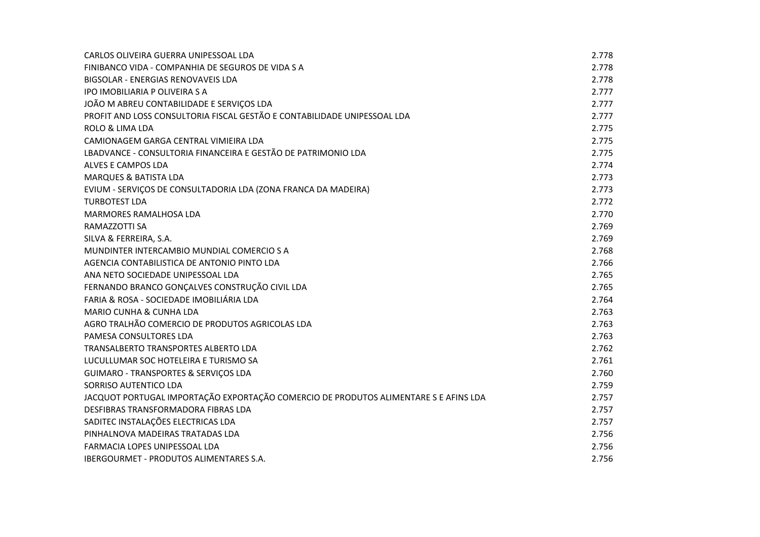| | |
|---|---|
| CARLOS OLIVEIRA GUERRA UNIPESSOAL LDA | 2.778 |
| FINIBANCO VIDA - COMPANHIA DE SEGUROS DE VIDA S A | 2.778 |
| BIGSOLAR - ENERGIAS RENOVAVEIS LDA | 2.778 |
| IPO IMOBILIARIA P OLIVEIRA S A | 2.777 |
| JOÃO M ABREU CONTABILIDADE E SERVIÇOS LDA | 2.777 |
| PROFIT AND LOSS CONSULTORIA FISCAL GESTÃO E CONTABILIDADE UNIPESSOAL LDA | 2.777 |
| ROLO & LIMA LDA | 2.775 |
| CAMIONAGEM GARGA CENTRAL VIMIEIRA LDA | 2.775 |
| LBADVANCE - CONSULTORIA FINANCEIRA E GESTÃO DE PATRIMONIO LDA | 2.775 |
| ALVES E CAMPOS LDA | 2.774 |
| MARQUES & BATISTA LDA | 2.773 |
| EVIUM - SERVIÇOS DE CONSULTADORIA LDA (ZONA FRANCA DA MADEIRA) | 2.773 |
| TURBOTEST LDA | 2.772 |
| MARMORES RAMALHOSA LDA | 2.770 |
| RAMAZZOTTI SA | 2.769 |
| SILVA & FERREIRA, S.A. | 2.769 |
| MUNDINTER INTERCAMBIO MUNDIAL COMERCIO S A | 2.768 |
| AGENCIA CONTABILISTICA DE ANTONIO PINTO LDA | 2.766 |
| ANA NETO SOCIEDADE UNIPESSOAL LDA | 2.765 |
| FERNANDO BRANCO GONÇALVES CONSTRUÇÃO CIVIL LDA | 2.765 |
| FARIA & ROSA - SOCIEDADE IMOBILIÁRIA LDA | 2.764 |
| MARIO CUNHA & CUNHA LDA | 2.763 |
| AGRO TRALHÃO COMERCIO DE PRODUTOS AGRICOLAS LDA | 2.763 |
| PAMESA CONSULTORES LDA | 2.763 |
| TRANSALBERTO TRANSPORTES ALBERTO LDA | 2.762 |
| LUCULLUMAR SOC HOTELEIRA E TURISMO SA | 2.761 |
| GUIMARO - TRANSPORTES & SERVIÇOS LDA | 2.760 |
| SORRISO AUTENTICO LDA | 2.759 |
| JACQUOT PORTUGAL IMPORTAÇÃO EXPORTAÇÃO COMERCIO DE PRODUTOS ALIMENTARE S E AFINS LDA | 2.757 |
| DESFIBRAS TRANSFORMADORA FIBRAS LDA | 2.757 |
| SADITEC INSTALAÇÕES ELECTRICAS LDA | 2.757 |
| PINHALNOVA MADEIRAS TRATADAS LDA | 2.756 |
| FARMACIA LOPES UNIPESSOAL LDA | 2.756 |
| IBERGOURMET - PRODUTOS ALIMENTARES S.A. | 2.756 |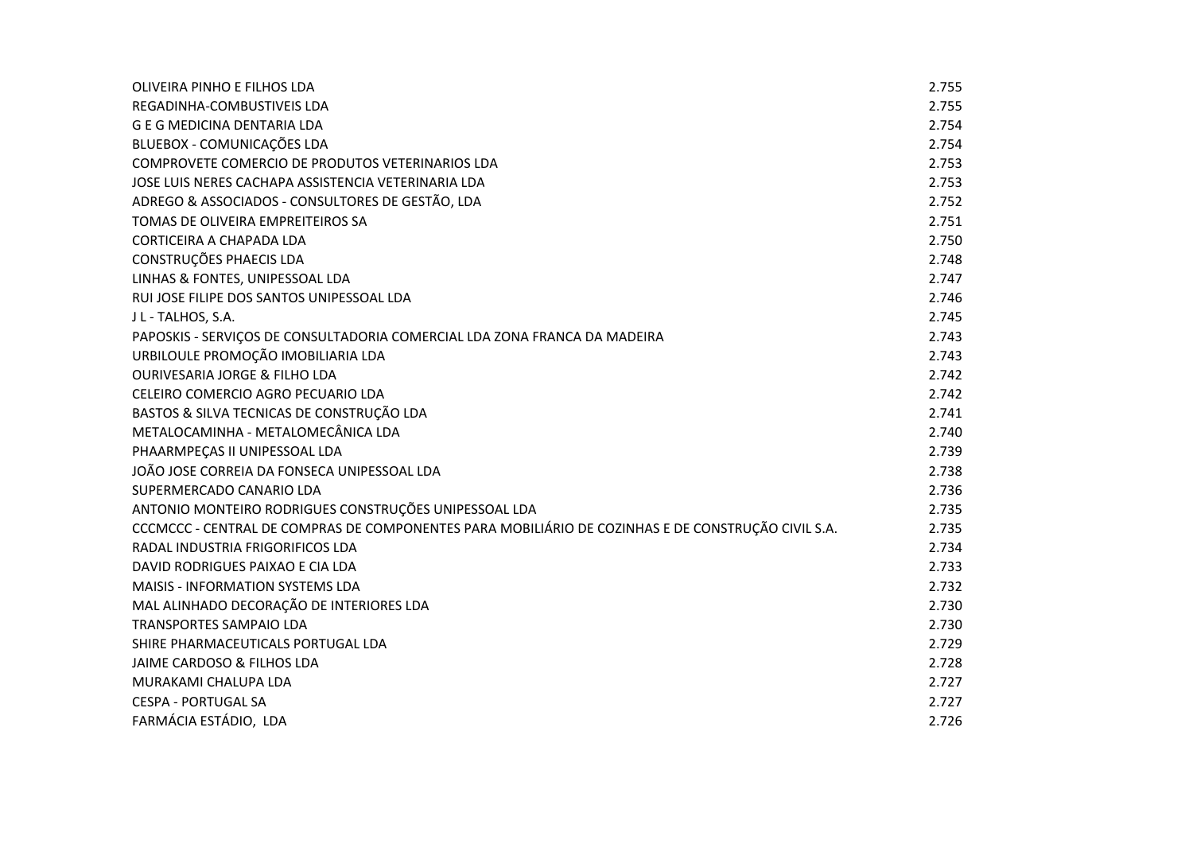| | |
|---|---|
| OLIVEIRA PINHO E FILHOS LDA | 2.755 |
| REGADINHA-COMBUSTIVEIS LDA | 2.755 |
| G E G MEDICINA DENTARIA LDA | 2.754 |
| BLUEBOX - COMUNICAÇÕES LDA | 2.754 |
| COMPROVETE COMERCIO DE PRODUTOS VETERINARIOS LDA | 2.753 |
| JOSE LUIS NERES CACHAPA ASSISTENCIA VETERINARIA LDA | 2.753 |
| ADREGO & ASSOCIADOS - CONSULTORES DE GESTÃO, LDA | 2.752 |
| TOMAS DE OLIVEIRA EMPREITEIROS SA | 2.751 |
| CORTICEIRA A CHAPADA LDA | 2.750 |
| CONSTRUÇÕES PHAECIS LDA | 2.748 |
| LINHAS & FONTES, UNIPESSOAL LDA | 2.747 |
| RUI JOSE FILIPE DOS SANTOS UNIPESSOAL LDA | 2.746 |
| J L - TALHOS, S.A. | 2.745 |
| PAPOSKIS - SERVIÇOS DE CONSULTADORIA COMERCIAL LDA ZONA FRANCA DA MADEIRA | 2.743 |
| URBILOULE PROMOÇÃO IMOBILIARIA LDA | 2.743 |
| OURIVESARIA JORGE & FILHO LDA | 2.742 |
| CELEIRO COMERCIO AGRO PECUARIO LDA | 2.742 |
| BASTOS & SILVA TECNICAS DE CONSTRUÇÃO LDA | 2.741 |
| METALOCAMINHA - METALOMECÂNICA LDA | 2.740 |
| PHAARMPEÇAS II UNIPESSOAL LDA | 2.739 |
| JOÃO JOSE CORREIA DA FONSECA UNIPESSOAL LDA | 2.738 |
| SUPERMERCADO CANARIO LDA | 2.736 |
| ANTONIO MONTEIRO RODRIGUES CONSTRUÇÕES UNIPESSOAL LDA | 2.735 |
| CCCMCCC - CENTRAL DE COMPRAS DE COMPONENTES PARA MOBILIÁRIO DE COZINHAS E DE CONSTRUÇÃO CIVIL S.A. | 2.735 |
| RADAL INDUSTRIA FRIGORIFICOS LDA | 2.734 |
| DAVID RODRIGUES PAIXAO E CIA LDA | 2.733 |
| MAISIS - INFORMATION SYSTEMS LDA | 2.732 |
| MAL ALINHADO DECORAÇÃO DE INTERIORES LDA | 2.730 |
| TRANSPORTES SAMPAIO LDA | 2.730 |
| SHIRE PHARMACEUTICALS PORTUGAL LDA | 2.729 |
| JAIME CARDOSO & FILHOS LDA | 2.728 |
| MURAKAMI CHALUPA LDA | 2.727 |
| CESPA - PORTUGAL SA | 2.727 |
| FARMÁCIA ESTÁDIO,  LDA | 2.726 |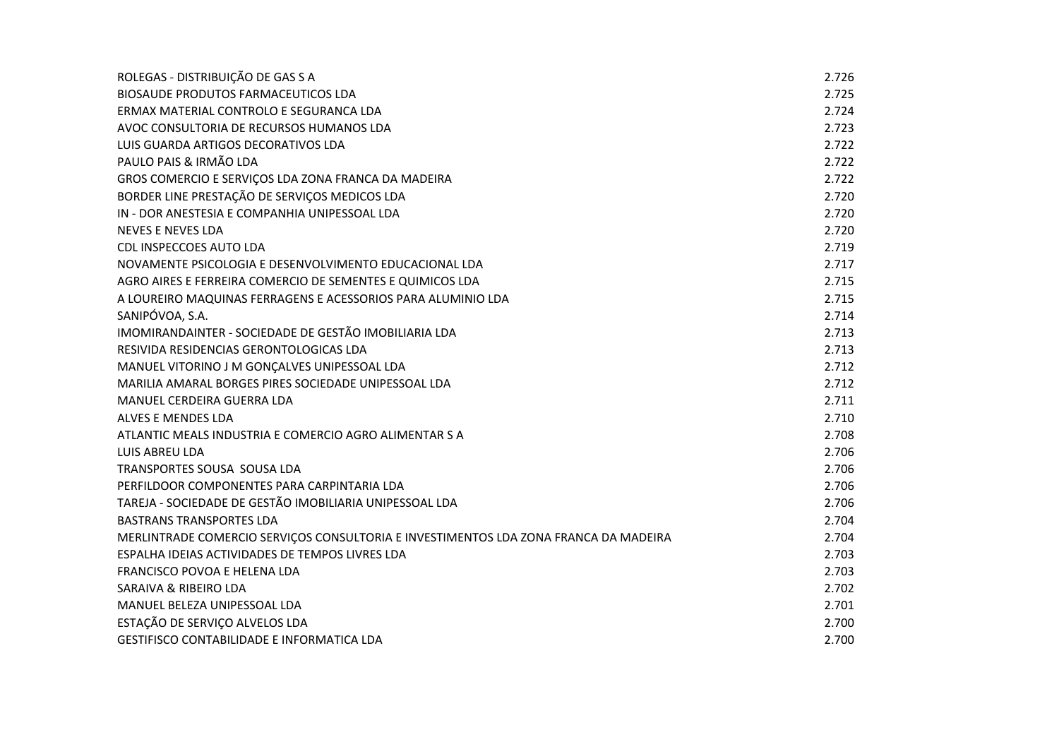| | |
|---|---|
| ROLEGAS - DISTRIBUIÇÃO DE GAS S A | 2.726 |
| BIOSAUDE PRODUTOS FARMACEUTICOS LDA | 2.725 |
| ERMAX MATERIAL CONTROLO E SEGURANCA LDA | 2.724 |
| AVOC CONSULTORIA DE RECURSOS HUMANOS LDA | 2.723 |
| LUIS GUARDA ARTIGOS DECORATIVOS LDA | 2.722 |
| PAULO PAIS & IRMÃO LDA | 2.722 |
| GROS COMERCIO E SERVIÇOS LDA ZONA FRANCA DA MADEIRA | 2.722 |
| BORDER LINE PRESTAÇÃO DE SERVIÇOS MEDICOS LDA | 2.720 |
| IN - DOR ANESTESIA E COMPANHIA UNIPESSOAL LDA | 2.720 |
| NEVES E NEVES LDA | 2.720 |
| CDL INSPECCOES AUTO LDA | 2.719 |
| NOVAMENTE PSICOLOGIA E DESENVOLVIMENTO EDUCACIONAL LDA | 2.717 |
| AGRO AIRES E FERREIRA COMERCIO DE SEMENTES E QUIMICOS LDA | 2.715 |
| A LOUREIRO MAQUINAS FERRAGENS E ACESSORIOS PARA ALUMINIO LDA | 2.715 |
| SANIPÓVOA, S.A. | 2.714 |
| IMOMIRANDAINTER - SOCIEDADE DE GESTÃO IMOBILIARIA LDA | 2.713 |
| RESIVIDA RESIDENCIAS GERONTOLOGICAS LDA | 2.713 |
| MANUEL VITORINO J M GONÇALVES UNIPESSOAL LDA | 2.712 |
| MARILIA AMARAL BORGES PIRES SOCIEDADE UNIPESSOAL LDA | 2.712 |
| MANUEL CERDEIRA GUERRA LDA | 2.711 |
| ALVES E MENDES LDA | 2.710 |
| ATLANTIC MEALS INDUSTRIA E COMERCIO AGRO ALIMENTAR S A | 2.708 |
| LUIS ABREU LDA | 2.706 |
| TRANSPORTES SOUSA SOUSA LDA | 2.706 |
| PERFILDOOR COMPONENTES PARA CARPINTARIA LDA | 2.706 |
| TAREJA - SOCIEDADE DE GESTÃO IMOBILIARIA UNIPESSOAL LDA | 2.706 |
| BASTRANS TRANSPORTES LDA | 2.704 |
| MERLINTRADE COMERCIO SERVIÇOS CONSULTORIA E INVESTIMENTOS LDA ZONA FRANCA DA MADEIRA | 2.704 |
| ESPALHA IDEIAS ACTIVIDADES DE TEMPOS LIVRES LDA | 2.703 |
| FRANCISCO POVOA E HELENA LDA | 2.703 |
| SARAIVA & RIBEIRO LDA | 2.702 |
| MANUEL BELEZA UNIPESSOAL LDA | 2.701 |
| ESTAÇÃO DE SERVIÇO ALVELOS LDA | 2.700 |
| GESTIFISCO CONTABILIDADE E INFORMATICA LDA | 2.700 |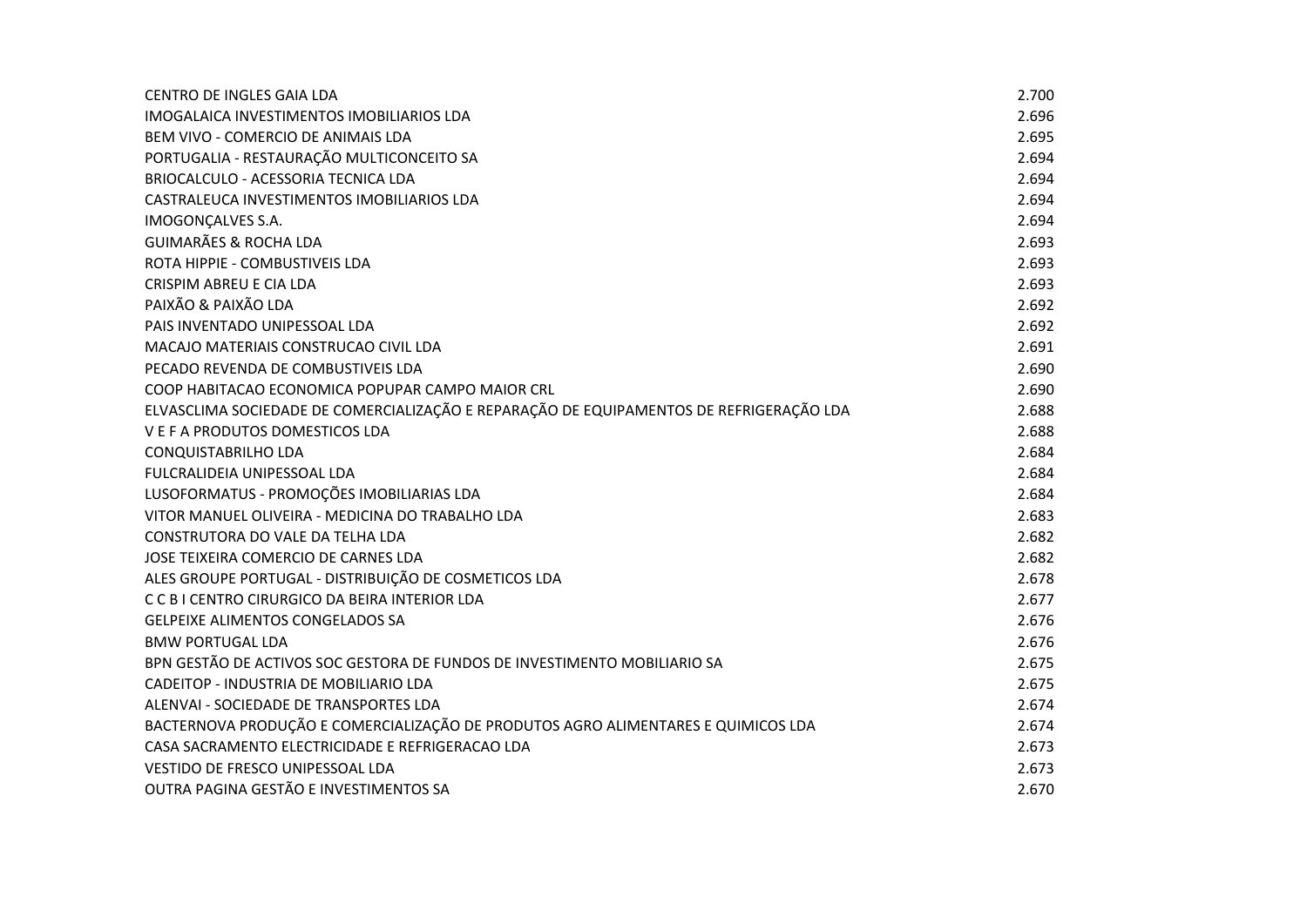| | |
|---|---|
| CENTRO DE INGLES GAIA LDA | 2.700 |
| IMOGALAICA INVESTIMENTOS IMOBILIARIOS LDA | 2.696 |
| BEM VIVO - COMERCIO DE ANIMAIS LDA | 2.695 |
| PORTUGALIA - RESTAURAÇÃO MULTICONCEITO SA | 2.694 |
| BRIOCALCULO - ACESSORIA TECNICA LDA | 2.694 |
| CASTRALEUCA INVESTIMENTOS IMOBILIARIOS LDA | 2.694 |
| IMOGONÇALVES S.A. | 2.694 |
| GUIMARÃES & ROCHA LDA | 2.693 |
| ROTA HIPPIE - COMBUSTIVEIS LDA | 2.693 |
| CRISPIM ABREU E CIA LDA | 2.693 |
| PAIXÃO & PAIXÃO LDA | 2.692 |
| PAIS INVENTADO UNIPESSOAL LDA | 2.692 |
| MACAJO MATERIAIS CONSTRUCAO CIVIL LDA | 2.691 |
| PECADO REVENDA DE COMBUSTIVEIS LDA | 2.690 |
| COOP HABITACAO ECONOMICA POPUPAR CAMPO MAIOR CRL | 2.690 |
| ELVASCLIMA SOCIEDADE DE COMERCIALIZAÇÃO E REPARAÇÃO DE EQUIPAMENTOS DE REFRIGERAÇÃO LDA | 2.688 |
| V E F A PRODUTOS DOMESTICOS LDA | 2.688 |
| CONQUISTABRILHO LDA | 2.684 |
| FULCRALIDEIA UNIPESSOAL LDA | 2.684 |
| LUSOFORMATUS - PROMOÇÕES IMOBILIARIAS LDA | 2.684 |
| VITOR MANUEL OLIVEIRA - MEDICINA DO TRABALHO LDA | 2.683 |
| CONSTRUTORA DO VALE DA TELHA LDA | 2.682 |
| JOSE TEIXEIRA COMERCIO DE CARNES LDA | 2.682 |
| ALES GROUPE PORTUGAL - DISTRIBUIÇÃO DE COSMETICOS LDA | 2.678 |
| C C B I CENTRO CIRURGICO DA BEIRA INTERIOR LDA | 2.677 |
| GELPEIXE ALIMENTOS CONGELADOS SA | 2.676 |
| BMW PORTUGAL LDA | 2.676 |
| BPN GESTÃO DE ACTIVOS SOC GESTORA DE FUNDOS DE INVESTIMENTO MOBILIARIO SA | 2.675 |
| CADEITOP - INDUSTRIA DE MOBILIARIO LDA | 2.675 |
| ALENVAI - SOCIEDADE DE TRANSPORTES LDA | 2.674 |
| BACTERNOVA PRODUÇÃO E COMERCIALIZAÇÃO DE PRODUTOS AGRO ALIMENTARES E QUIMICOS LDA | 2.674 |
| CASA SACRAMENTO ELECTRICIDADE E REFRIGERACAO LDA | 2.673 |
| VESTIDO DE FRESCO UNIPESSOAL LDA | 2.673 |
| OUTRA PAGINA GESTÃO E INVESTIMENTOS SA | 2.670 |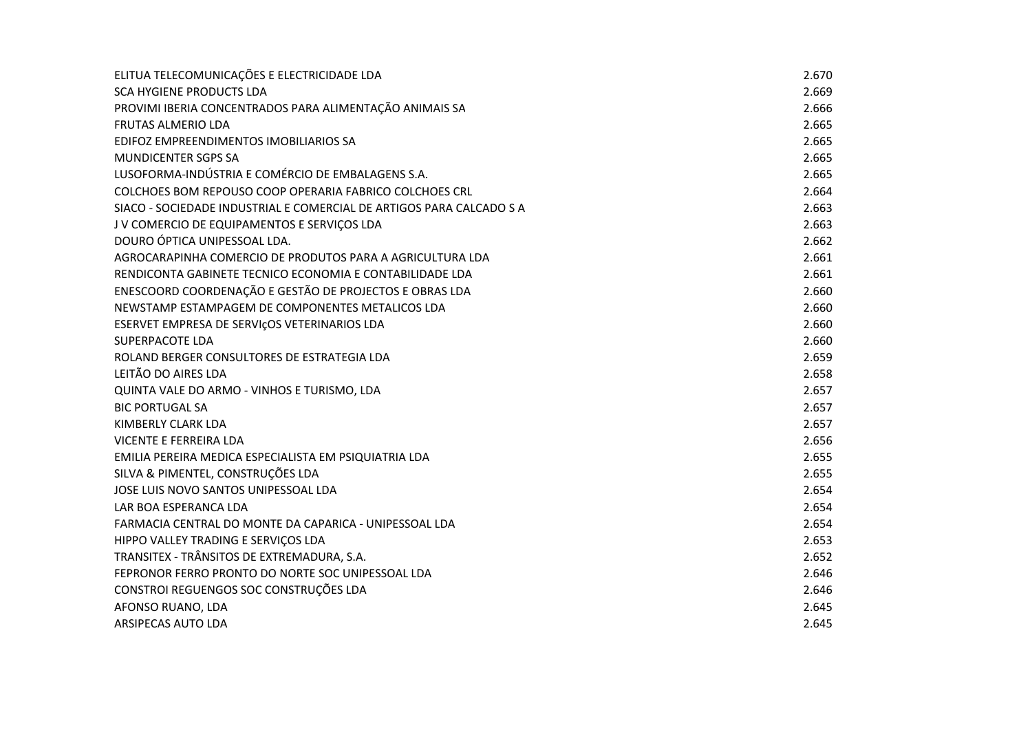| | |
|---|---|
| ELITUA TELECOMUNICAÇÕES E ELECTRICIDADE LDA | 2.670 |
| SCA HYGIENE PRODUCTS LDA | 2.669 |
| PROVIMI IBERIA CONCENTRADOS PARA ALIMENTAÇÃO ANIMAIS SA | 2.666 |
| FRUTAS ALMERIO LDA | 2.665 |
| EDIFOZ EMPREENDIMENTOS IMOBILIARIOS SA | 2.665 |
| MUNDICENTER SGPS SA | 2.665 |
| LUSOFORMA-INDÚSTRIA E COMÉRCIO DE EMBALAGENS S.A. | 2.665 |
| COLCHOES BOM REPOUSO COOP OPERARIA FABRICO COLCHOES CRL | 2.664 |
| SIACO - SOCIEDADE INDUSTRIAL E COMERCIAL DE ARTIGOS PARA CALCADO S A | 2.663 |
| J V COMERCIO DE EQUIPAMENTOS E SERVIÇOS LDA | 2.663 |
| DOURO ÓPTICA UNIPESSOAL LDA. | 2.662 |
| AGROCARAPINHA COMERCIO DE PRODUTOS PARA A AGRICULTURA LDA | 2.661 |
| RENDICONTA GABINETE TECNICO ECONOMIA E CONTABILIDADE LDA | 2.661 |
| ENESCOORD COORDENAÇÃO E GESTÃO DE PROJECTOS E OBRAS LDA | 2.660 |
| NEWSTAMP ESTAMPAGEM DE COMPONENTES METALICOS LDA | 2.660 |
| ESERVET EMPRESA DE SERVIçOS VETERINARIOS LDA | 2.660 |
| SUPERPACOTE LDA | 2.660 |
| ROLAND BERGER CONSULTORES DE ESTRATEGIA LDA | 2.659 |
| LEITÃO DO AIRES LDA | 2.658 |
| QUINTA VALE DO ARMO - VINHOS E TURISMO, LDA | 2.657 |
| BIC PORTUGAL SA | 2.657 |
| KIMBERLY CLARK LDA | 2.657 |
| VICENTE E FERREIRA LDA | 2.656 |
| EMILIA PEREIRA MEDICA ESPECIALISTA EM PSIQUIATRIA LDA | 2.655 |
| SILVA & PIMENTEL, CONSTRUÇÕES LDA | 2.655 |
| JOSE LUIS NOVO SANTOS UNIPESSOAL LDA | 2.654 |
| LAR BOA ESPERANCA LDA | 2.654 |
| FARMACIA CENTRAL DO MONTE DA CAPARICA - UNIPESSOAL LDA | 2.654 |
| HIPPO VALLEY TRADING E SERVIÇOS LDA | 2.653 |
| TRANSITEX - TRÂNSITOS DE EXTREMADURA, S.A. | 2.652 |
| FEPRONOR FERRO PRONTO DO NORTE SOC UNIPESSOAL LDA | 2.646 |
| CONSTROI REGUENGOS SOC CONSTRUÇÕES LDA | 2.646 |
| AFONSO RUANO, LDA | 2.645 |
| ARSIPECAS AUTO LDA | 2.645 |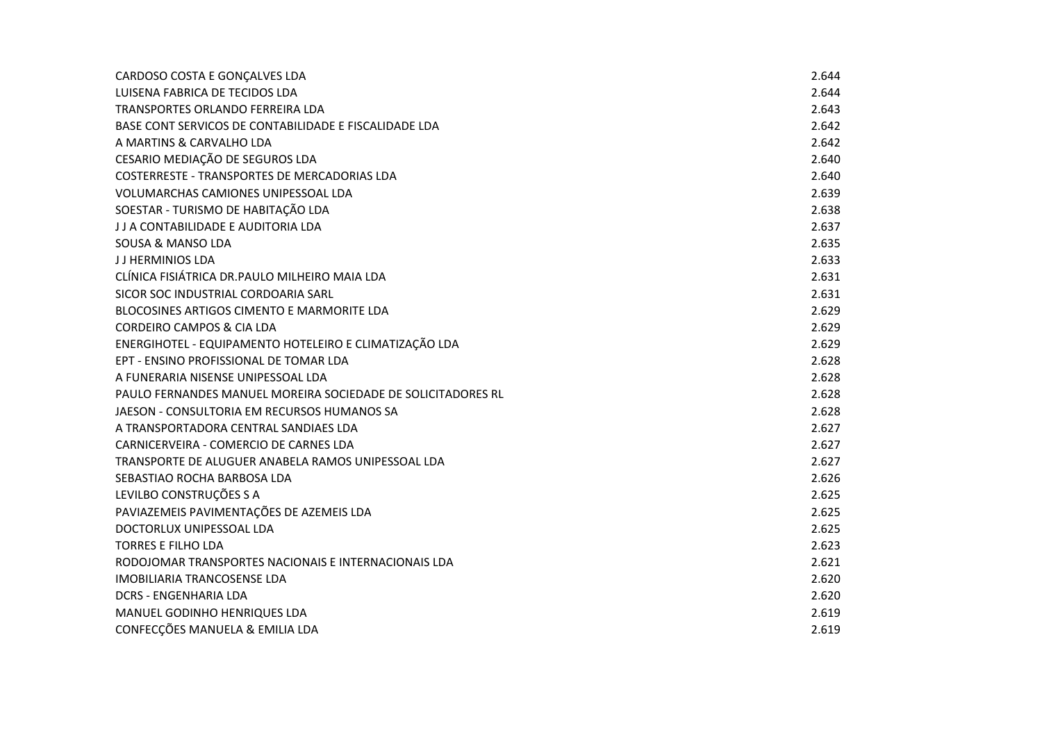| | |
|---|---|
| CARDOSO COSTA E GONÇALVES LDA | 2.644 |
| LUISENA FABRICA DE TECIDOS LDA | 2.644 |
| TRANSPORTES ORLANDO FERREIRA LDA | 2.643 |
| BASE CONT SERVICOS DE CONTABILIDADE E FISCALIDADE LDA | 2.642 |
| A MARTINS & CARVALHO LDA | 2.642 |
| CESARIO MEDIAÇÃO DE SEGUROS LDA | 2.640 |
| COSTERRESTE - TRANSPORTES DE MERCADORIAS LDA | 2.640 |
| VOLUMARCHAS CAMIONES UNIPESSOAL LDA | 2.639 |
| SOESTAR - TURISMO DE HABITAÇÃO LDA | 2.638 |
| J J A CONTABILIDADE E AUDITORIA LDA | 2.637 |
| SOUSA & MANSO LDA | 2.635 |
| J J HERMINIOS LDA | 2.633 |
| CLÍNICA FISIÁTRICA DR.PAULO MILHEIRO MAIA LDA | 2.631 |
| SICOR SOC INDUSTRIAL CORDOARIA SARL | 2.631 |
| BLOCOSINES ARTIGOS CIMENTO E MARMORITE LDA | 2.629 |
| CORDEIRO CAMPOS & CIA LDA | 2.629 |
| ENERGIHOTEL - EQUIPAMENTO HOTELEIRO E CLIMATIZAÇÃO LDA | 2.629 |
| EPT - ENSINO PROFISSIONAL DE TOMAR LDA | 2.628 |
| A FUNERARIA NISENSE UNIPESSOAL LDA | 2.628 |
| PAULO FERNANDES MANUEL MOREIRA SOCIEDADE DE SOLICITADORES RL | 2.628 |
| JAESON - CONSULTORIA EM RECURSOS HUMANOS SA | 2.628 |
| A TRANSPORTADORA CENTRAL SANDIAES LDA | 2.627 |
| CARNICERVEIRA - COMERCIO DE CARNES LDA | 2.627 |
| TRANSPORTE DE ALUGUER ANABELA RAMOS UNIPESSOAL LDA | 2.627 |
| SEBASTIAO ROCHA BARBOSA LDA | 2.626 |
| LEVILBO CONSTRUÇÕES S A | 2.625 |
| PAVIAZEMEIS PAVIMENTAÇÕES DE AZEMEIS LDA | 2.625 |
| DOCTORLUX UNIPESSOAL LDA | 2.625 |
| TORRES E FILHO LDA | 2.623 |
| RODOJOMAR TRANSPORTES NACIONAIS E INTERNACIONAIS LDA | 2.621 |
| IMOBILIARIA TRANCOSENSE LDA | 2.620 |
| DCRS - ENGENHARIA LDA | 2.620 |
| MANUEL GODINHO HENRIQUES LDA | 2.619 |
| CONFECÇÕES MANUELA & EMILIA LDA | 2.619 |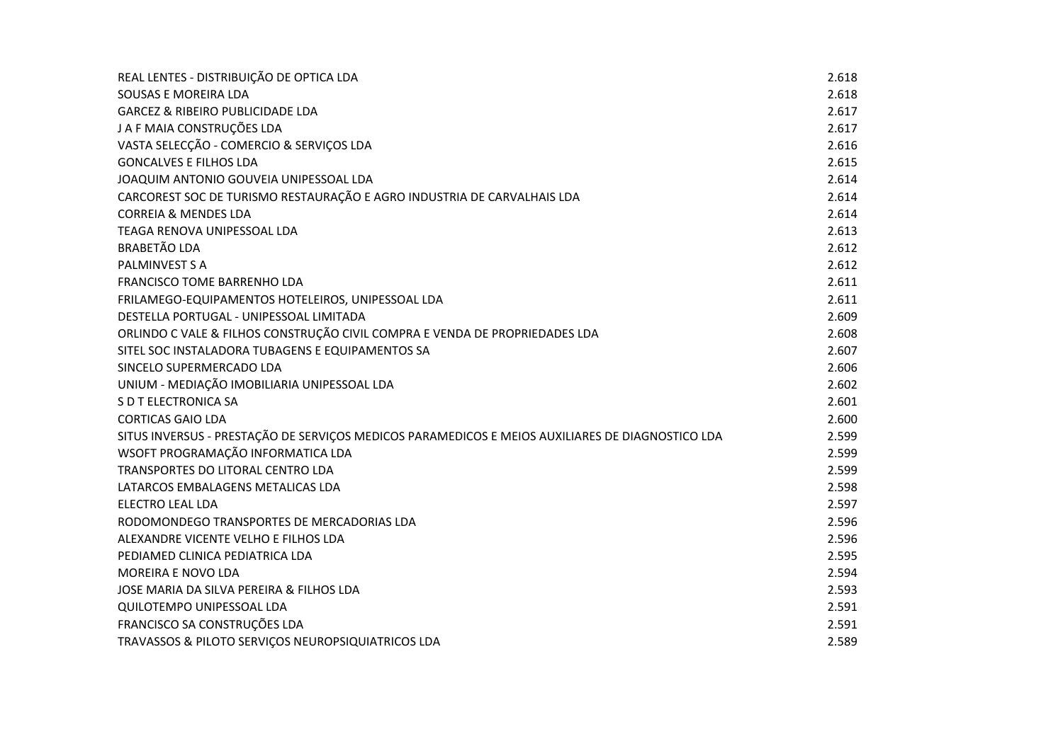| | |
|---|---|
| REAL LENTES - DISTRIBUIÇÃO DE OPTICA LDA | 2.618 |
| SOUSAS E MOREIRA LDA | 2.618 |
| GARCEZ & RIBEIRO PUBLICIDADE LDA | 2.617 |
| J A F MAIA CONSTRUÇÕES LDA | 2.617 |
| VASTA SELECÇÃO - COMERCIO & SERVIÇOS LDA | 2.616 |
| GONCALVES E FILHOS LDA | 2.615 |
| JOAQUIM ANTONIO GOUVEIA UNIPESSOAL LDA | 2.614 |
| CARCOREST SOC DE TURISMO RESTAURAÇÃO E AGRO INDUSTRIA DE CARVALHAIS LDA | 2.614 |
| CORREIA & MENDES LDA | 2.614 |
| TEAGA RENOVA UNIPESSOAL LDA | 2.613 |
| BRABETÃO LDA | 2.612 |
| PALMINVEST S A | 2.612 |
| FRANCISCO TOME BARRENHO LDA | 2.611 |
| FRILAMEGO-EQUIPAMENTOS HOTELEIROS, UNIPESSOAL LDA | 2.611 |
| DESTELLA PORTUGAL - UNIPESSOAL LIMITADA | 2.609 |
| ORLINDO C VALE & FILHOS CONSTRUÇÃO CIVIL COMPRA E VENDA DE PROPRIEDADES LDA | 2.608 |
| SITEL SOC INSTALADORA TUBAGENS E EQUIPAMENTOS SA | 2.607 |
| SINCELO SUPERMERCADO LDA | 2.606 |
| UNIUM - MEDIAÇÃO IMOBILIARIA UNIPESSOAL LDA | 2.602 |
| S D T ELECTRONICA SA | 2.601 |
| CORTICAS GAIO LDA | 2.600 |
| SITUS INVERSUS - PRESTAÇÃO DE SERVIÇOS MEDICOS PARAMEDICOS E MEIOS AUXILIARES DE DIAGNOSTICO LDA | 2.599 |
| WSOFT PROGRAMAÇÃO INFORMATICA LDA | 2.599 |
| TRANSPORTES DO LITORAL CENTRO LDA | 2.599 |
| LATARCOS EMBALAGENS METALICAS LDA | 2.598 |
| ELECTRO LEAL LDA | 2.597 |
| RODOMONDEGO TRANSPORTES DE MERCADORIAS LDA | 2.596 |
| ALEXANDRE VICENTE VELHO E FILHOS LDA | 2.596 |
| PEDIAMED CLINICA PEDIATRICA LDA | 2.595 |
| MOREIRA E NOVO LDA | 2.594 |
| JOSE MARIA DA SILVA PEREIRA & FILHOS LDA | 2.593 |
| QUILOTEMPO UNIPESSOAL LDA | 2.591 |
| FRANCISCO SA CONSTRUÇÕES LDA | 2.591 |
| TRAVASSOS & PILOTO SERVIÇOS NEUROPSIQUIATRICOS LDA | 2.589 |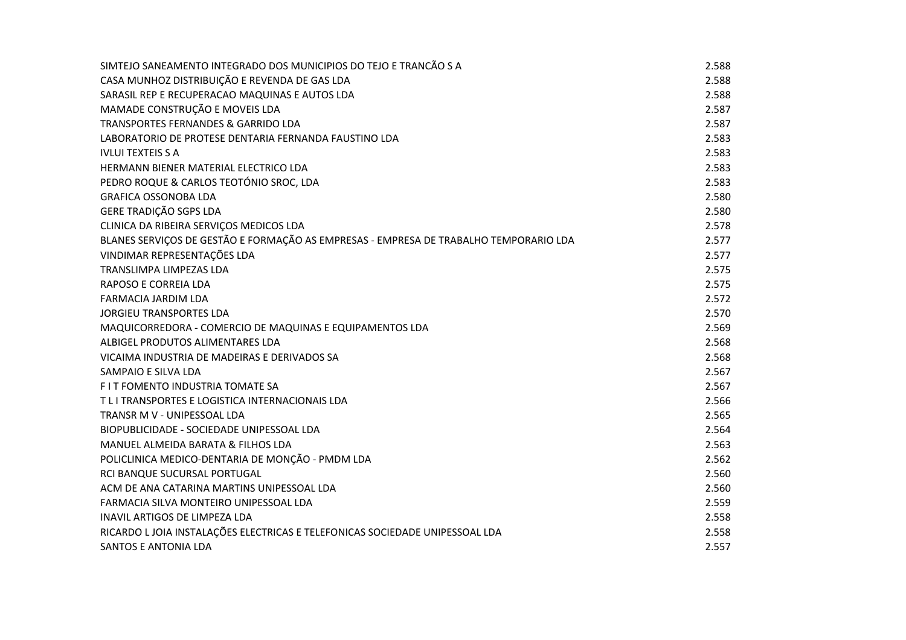| | |
|---|---|
| SIMTEJO SANEAMENTO INTEGRADO DOS MUNICIPIOS DO TEJO E TRANCÃO S A | 2.588 |
| CASA MUNHOZ DISTRIBUIÇÃO E REVENDA DE GAS LDA | 2.588 |
| SARASIL REP E RECUPERACAO MAQUINAS E AUTOS LDA | 2.588 |
| MAMADE CONSTRUÇÃO E MOVEIS LDA | 2.587 |
| TRANSPORTES FERNANDES & GARRIDO LDA | 2.587 |
| LABORATORIO DE PROTESE DENTARIA FERNANDA FAUSTINO LDA | 2.583 |
| IVLUI TEXTEIS S A | 2.583 |
| HERMANN BIENER MATERIAL ELECTRICO LDA | 2.583 |
| PEDRO ROQUE & CARLOS TEOTÓNIO SROC, LDA | 2.583 |
| GRAFICA OSSONOBA LDA | 2.580 |
| GERE TRADIÇÃO SGPS LDA | 2.580 |
| CLINICA DA RIBEIRA SERVIÇOS MEDICOS LDA | 2.578 |
| BLANES SERVIÇOS DE GESTÃO E FORMAÇÃO AS EMPRESAS - EMPRESA DE TRABALHO TEMPORARIO LDA | 2.577 |
| VINDIMAR REPRESENTAÇÕES LDA | 2.577 |
| TRANSLIMPA LIMPEZAS LDA | 2.575 |
| RAPOSO E CORREIA LDA | 2.575 |
| FARMACIA JARDIM LDA | 2.572 |
| JORGIEU TRANSPORTES LDA | 2.570 |
| MAQUICORREDORA - COMERCIO DE MAQUINAS E EQUIPAMENTOS LDA | 2.569 |
| ALBIGEL PRODUTOS ALIMENTARES LDA | 2.568 |
| VICAIMA INDUSTRIA DE MADEIRAS E DERIVADOS SA | 2.568 |
| SAMPAIO E SILVA LDA | 2.567 |
| F I T FOMENTO INDUSTRIA TOMATE SA | 2.567 |
| T L I TRANSPORTES E LOGISTICA INTERNACIONAIS LDA | 2.566 |
| TRANSR M V - UNIPESSOAL LDA | 2.565 |
| BIOPUBLICIDADE - SOCIEDADE UNIPESSOAL LDA | 2.564 |
| MANUEL ALMEIDA BARATA & FILHOS LDA | 2.563 |
| POLICLINICA MEDICO-DENTARIA DE MONÇÃO - PMDM LDA | 2.562 |
| RCI BANQUE SUCURSAL PORTUGAL | 2.560 |
| ACM DE ANA CATARINA MARTINS UNIPESSOAL LDA | 2.560 |
| FARMACIA SILVA MONTEIRO UNIPESSOAL LDA | 2.559 |
| INAVIL ARTIGOS DE LIMPEZA LDA | 2.558 |
| RICARDO L JOIA INSTALAÇÕES ELECTRICAS E TELEFONICAS SOCIEDADE UNIPESSOAL LDA | 2.558 |
| SANTOS E ANTONIA LDA | 2.557 |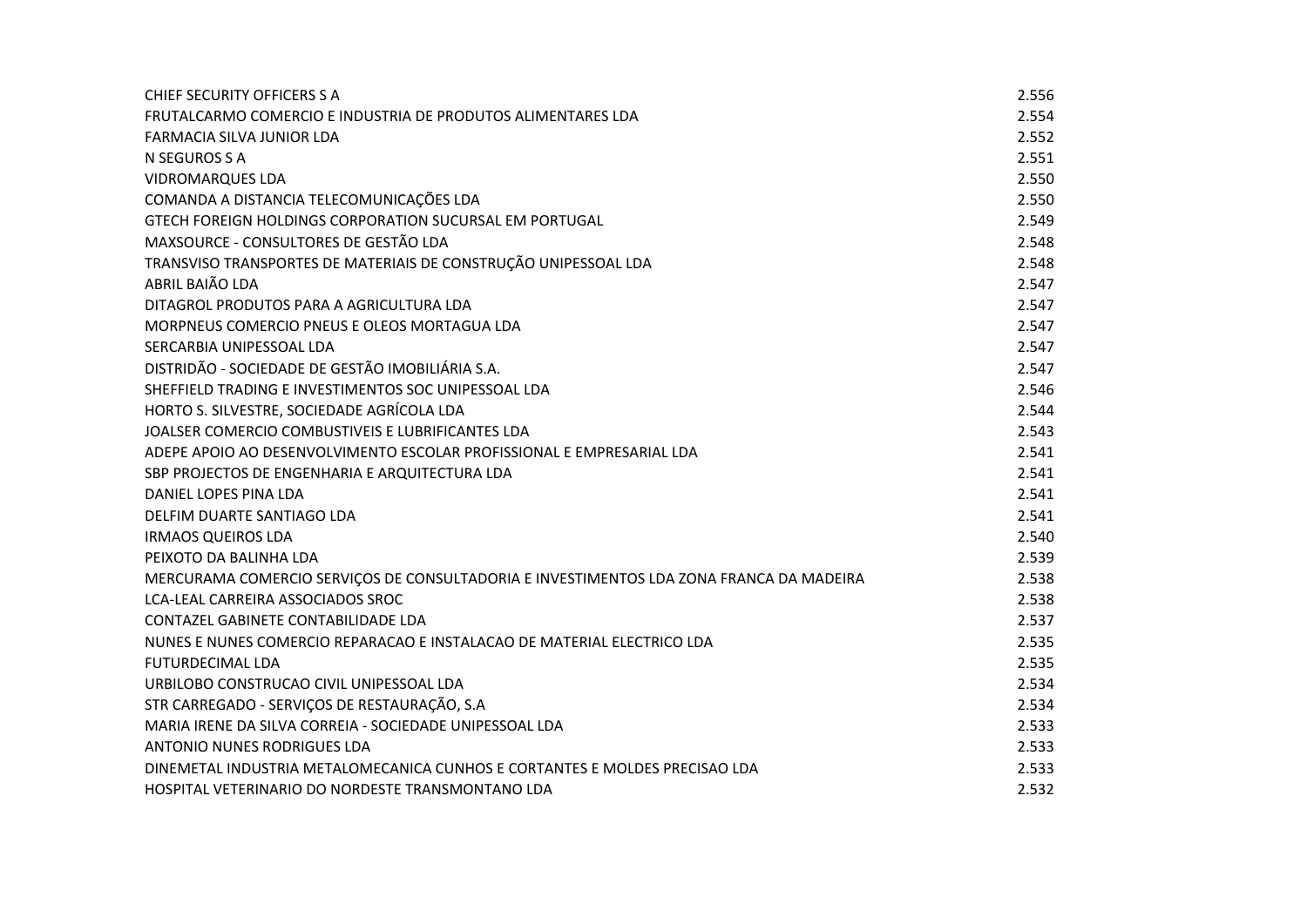| | |
|---|---|
| CHIEF SECURITY OFFICERS S A | 2.556 |
| FRUTALCARMO COMERCIO E INDUSTRIA DE PRODUTOS ALIMENTARES LDA | 2.554 |
| FARMACIA SILVA JUNIOR LDA | 2.552 |
| N SEGUROS S A | 2.551 |
| VIDROMARQUES LDA | 2.550 |
| COMANDA A DISTANCIA TELECOMUNICAÇÕES LDA | 2.550 |
| GTECH FOREIGN HOLDINGS CORPORATION SUCURSAL EM PORTUGAL | 2.549 |
| MAXSOURCE - CONSULTORES DE GESTÃO LDA | 2.548 |
| TRANSVISO TRANSPORTES DE MATERIAIS DE CONSTRUÇÃO UNIPESSOAL LDA | 2.548 |
| ABRIL BAIÃO LDA | 2.547 |
| DITAGROL PRODUTOS PARA A AGRICULTURA LDA | 2.547 |
| MORPNEUS COMERCIO PNEUS E OLEOS MORTAGUA LDA | 2.547 |
| SERCARBIA UNIPESSOAL LDA | 2.547 |
| DISTRIDÃO - SOCIEDADE DE GESTÃO IMOBILIÁRIA S.A. | 2.547 |
| SHEFFIELD TRADING E INVESTIMENTOS SOC UNIPESSOAL LDA | 2.546 |
| HORTO S. SILVESTRE, SOCIEDADE AGRÍCOLA LDA | 2.544 |
| JOALSER COMERCIO COMBUSTIVEIS E LUBRIFICANTES LDA | 2.543 |
| ADEPE APOIO AO DESENVOLVIMENTO ESCOLAR PROFISSIONAL E EMPRESARIAL LDA | 2.541 |
| SBP PROJECTOS DE ENGENHARIA E ARQUITECTURA LDA | 2.541 |
| DANIEL LOPES PINA LDA | 2.541 |
| DELFIM DUARTE SANTIAGO LDA | 2.541 |
| IRMAOS QUEIROS LDA | 2.540 |
| PEIXOTO DA BALINHA LDA | 2.539 |
| MERCURAMA COMERCIO SERVIÇOS DE CONSULTADORIA E INVESTIMENTOS LDA ZONA FRANCA DA MADEIRA | 2.538 |
| LCA-LEAL CARREIRA ASSOCIADOS SROC | 2.538 |
| CONTAZEL GABINETE CONTABILIDADE LDA | 2.537 |
| NUNES E NUNES COMERCIO REPARACAO E INSTALACAO DE MATERIAL ELECTRICO LDA | 2.535 |
| FUTURDECIMAL LDA | 2.535 |
| URBILOBO CONSTRUCAO CIVIL UNIPESSOAL LDA | 2.534 |
| STR CARREGADO - SERVIÇOS DE RESTAURAÇÃO, S.A | 2.534 |
| MARIA IRENE DA SILVA CORREIA - SOCIEDADE UNIPESSOAL LDA | 2.533 |
| ANTONIO NUNES RODRIGUES LDA | 2.533 |
| DINEMETAL INDUSTRIA METALOMECANICA CUNHOS E CORTANTES E MOLDES PRECISAO LDA | 2.533 |
| HOSPITAL VETERINARIO DO NORDESTE TRANSMONTANO LDA | 2.532 |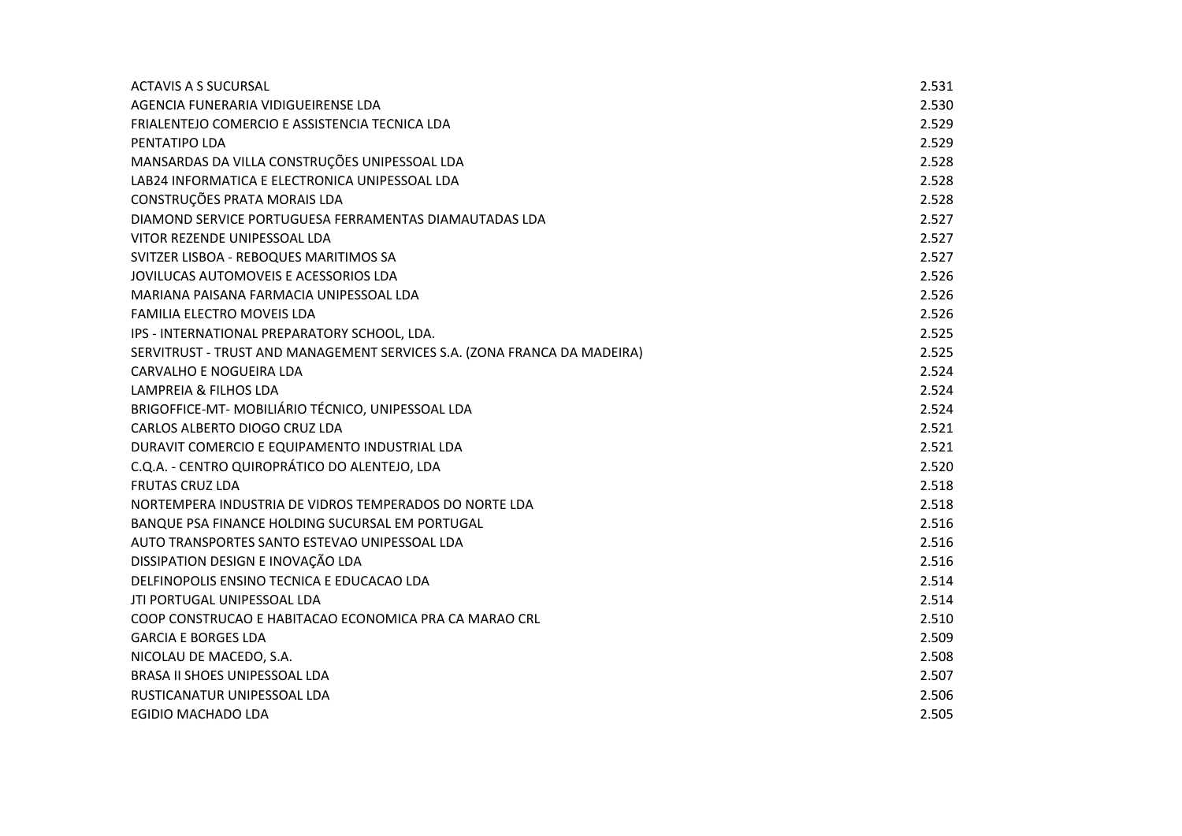| | |
|---|---|
| ACTAVIS A S SUCURSAL | 2.531 |
| AGENCIA FUNERARIA VIDIGUEIRENSE LDA | 2.530 |
| FRIALENTEJO COMERCIO E ASSISTENCIA TECNICA LDA | 2.529 |
| PENTATIPO LDA | 2.529 |
| MANSARDAS DA VILLA CONSTRUÇÕES UNIPESSOAL LDA | 2.528 |
| LAB24 INFORMATICA E ELECTRONICA UNIPESSOAL LDA | 2.528 |
| CONSTRUÇÕES PRATA MORAIS LDA | 2.528 |
| DIAMOND SERVICE PORTUGUESA FERRAMENTAS DIAMAUTADAS LDA | 2.527 |
| VITOR REZENDE UNIPESSOAL LDA | 2.527 |
| SVITZER LISBOA - REBOQUES MARITIMOS SA | 2.527 |
| JOVILUCAS AUTOMOVEIS E ACESSORIOS LDA | 2.526 |
| MARIANA PAISANA FARMACIA UNIPESSOAL LDA | 2.526 |
| FAMILIA ELECTRO MOVEIS LDA | 2.526 |
| IPS - INTERNATIONAL PREPARATORY SCHOOL, LDA. | 2.525 |
| SERVITRUST - TRUST AND MANAGEMENT SERVICES S.A. (ZONA FRANCA DA MADEIRA) | 2.525 |
| CARVALHO E NOGUEIRA LDA | 2.524 |
| LAMPREIA & FILHOS LDA | 2.524 |
| BRIGOFFICE-MT- MOBILIÁRIO TÉCNICO, UNIPESSOAL LDA | 2.524 |
| CARLOS ALBERTO DIOGO CRUZ LDA | 2.521 |
| DURAVIT COMERCIO E EQUIPAMENTO INDUSTRIAL LDA | 2.521 |
| C.Q.A. - CENTRO QUIROPRÁTICO DO ALENTEJO, LDA | 2.520 |
| FRUTAS CRUZ LDA | 2.518 |
| NORTEMPERA INDUSTRIA DE VIDROS TEMPERADOS DO NORTE LDA | 2.518 |
| BANQUE PSA FINANCE HOLDING SUCURSAL EM PORTUGAL | 2.516 |
| AUTO TRANSPORTES SANTO ESTEVAO UNIPESSOAL LDA | 2.516 |
| DISSIPATION DESIGN E INOVAÇÃO LDA | 2.516 |
| DELFINOPOLIS ENSINO TECNICA E EDUCACAO LDA | 2.514 |
| JTI PORTUGAL UNIPESSOAL LDA | 2.514 |
| COOP CONSTRUCAO E HABITACAO ECONOMICA PRA CA MARAO CRL | 2.510 |
| GARCIA E BORGES LDA | 2.509 |
| NICOLAU DE MACEDO, S.A. | 2.508 |
| BRASA II SHOES UNIPESSOAL LDA | 2.507 |
| RUSTICANATUR UNIPESSOAL LDA | 2.506 |
| EGIDIO MACHADO LDA | 2.505 |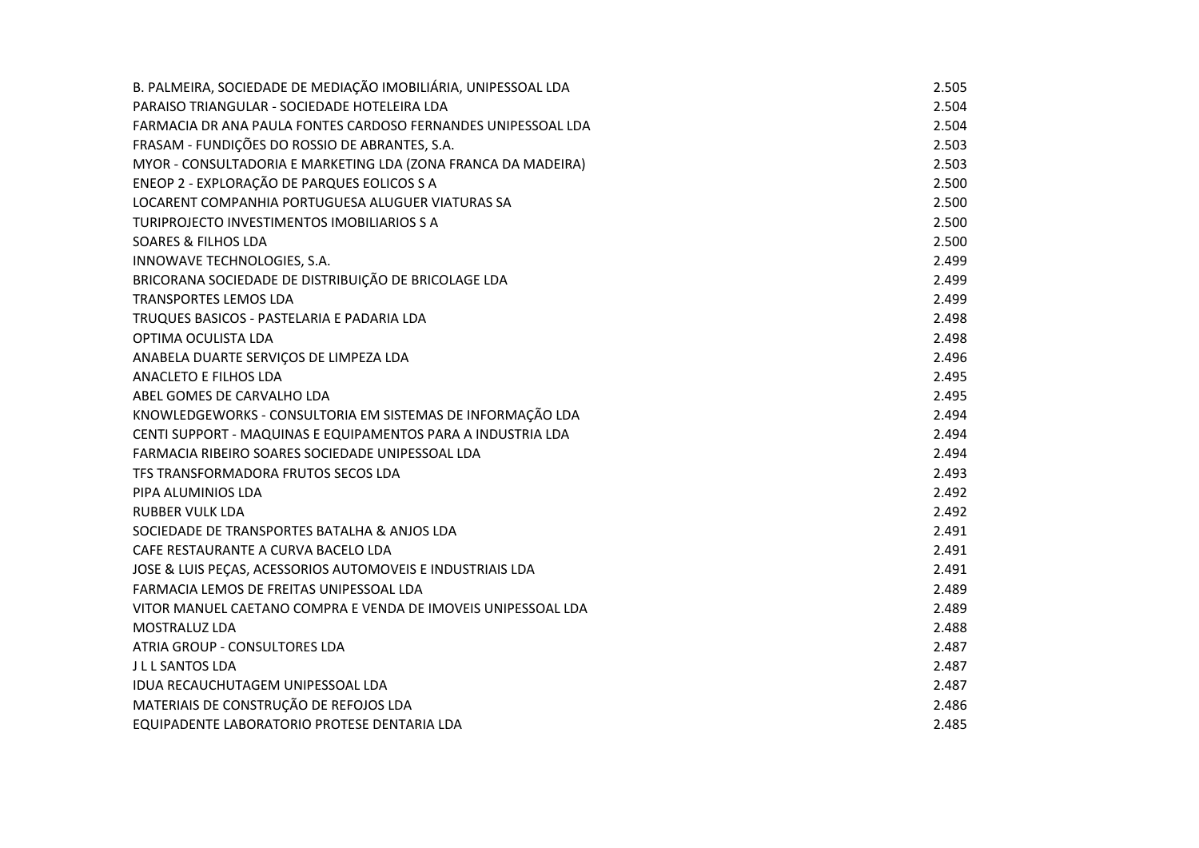| | |
|---|---|
| B. PALMEIRA, SOCIEDADE DE MEDIAÇÃO IMOBILIÁRIA, UNIPESSOAL LDA | 2.505 |
| PARAISO TRIANGULAR - SOCIEDADE HOTELEIRA LDA | 2.504 |
| FARMACIA DR ANA PAULA FONTES CARDOSO FERNANDES UNIPESSOAL LDA | 2.504 |
| FRASAM - FUNDIÇÕES DO ROSSIO DE ABRANTES, S.A. | 2.503 |
| MYOR - CONSULTADORIA E MARKETING LDA (ZONA FRANCA DA MADEIRA) | 2.503 |
| ENEOP 2 - EXPLORAÇÃO DE PARQUES EOLICOS S A | 2.500 |
| LOCARENT COMPANHIA PORTUGUESA ALUGUER VIATURAS SA | 2.500 |
| TURIPROJECTO INVESTIMENTOS IMOBILIARIOS S A | 2.500 |
| SOARES & FILHOS LDA | 2.500 |
| INNOWAVE TECHNOLOGIES, S.A. | 2.499 |
| BRICORANA SOCIEDADE DE DISTRIBUIÇÃO DE BRICOLAGE LDA | 2.499 |
| TRANSPORTES LEMOS LDA | 2.499 |
| TRUQUES BASICOS - PASTELARIA E PADARIA LDA | 2.498 |
| OPTIMA OCULISTA LDA | 2.498 |
| ANABELA DUARTE SERVIÇOS DE LIMPEZA LDA | 2.496 |
| ANACLETO E FILHOS LDA | 2.495 |
| ABEL GOMES DE CARVALHO LDA | 2.495 |
| KNOWLEDGEWORKS - CONSULTORIA EM SISTEMAS DE INFORMAÇÃO LDA | 2.494 |
| CENTI SUPPORT - MAQUINAS E EQUIPAMENTOS PARA A INDUSTRIA LDA | 2.494 |
| FARMACIA RIBEIRO SOARES SOCIEDADE UNIPESSOAL LDA | 2.494 |
| TFS TRANSFORMADORA FRUTOS SECOS LDA | 2.493 |
| PIPA ALUMINIOS LDA | 2.492 |
| RUBBER VULK LDA | 2.492 |
| SOCIEDADE DE TRANSPORTES BATALHA & ANJOS LDA | 2.491 |
| CAFE RESTAURANTE A CURVA BACELO LDA | 2.491 |
| JOSE & LUIS PEÇAS, ACESSORIOS AUTOMOVEIS E INDUSTRIAIS LDA | 2.491 |
| FARMACIA LEMOS DE FREITAS UNIPESSOAL LDA | 2.489 |
| VITOR MANUEL CAETANO COMPRA E VENDA DE IMOVEIS UNIPESSOAL LDA | 2.489 |
| MOSTRALUZ LDA | 2.488 |
| ATRIA GROUP - CONSULTORES LDA | 2.487 |
| J L L SANTOS LDA | 2.487 |
| IDUA RECAUCHUTAGEM UNIPESSOAL LDA | 2.487 |
| MATERIAIS DE CONSTRUÇÃO DE REFOJOS LDA | 2.486 |
| EQUIPADENTE LABORATORIO PROTESE DENTARIA LDA | 2.485 |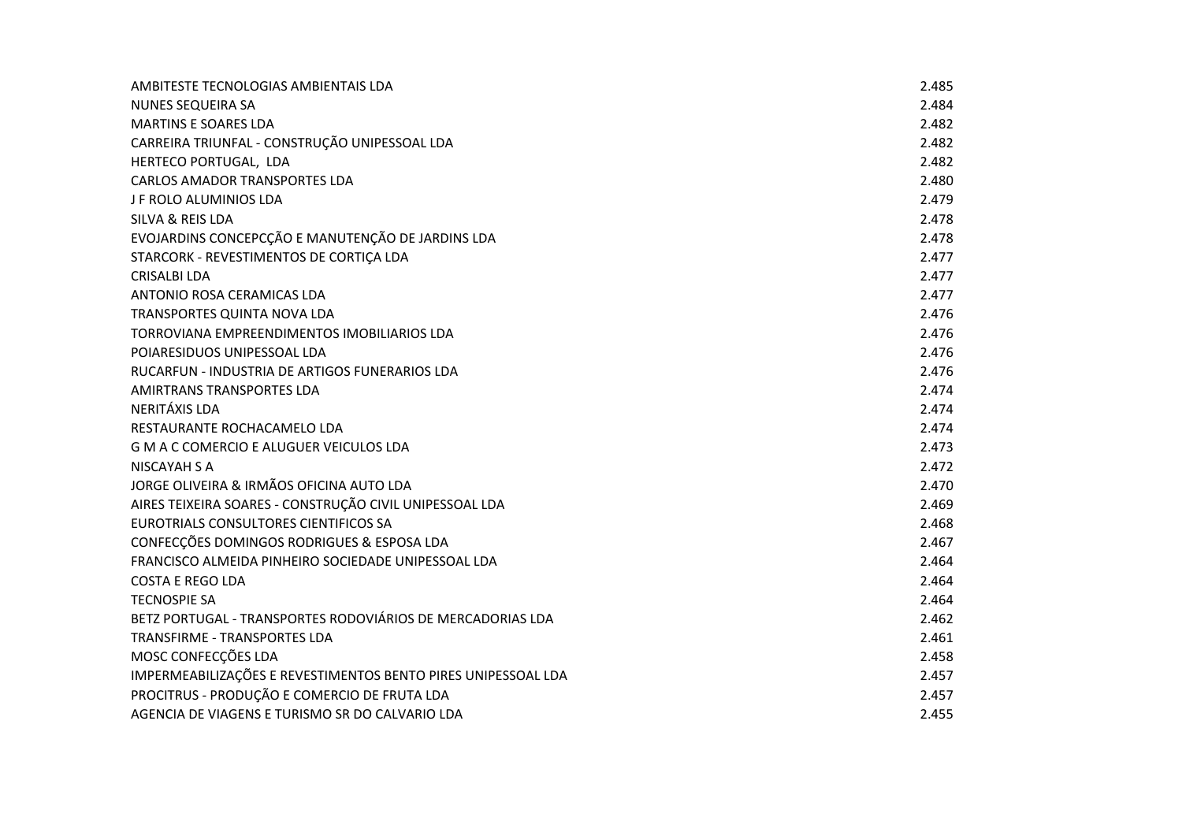| | |
|---|---|
| AMBITESTE TECNOLOGIAS AMBIENTAIS LDA | 2.485 |
| NUNES SEQUEIRA SA | 2.484 |
| MARTINS E SOARES LDA | 2.482 |
| CARREIRA TRIUNFAL - CONSTRUÇÃO UNIPESSOAL LDA | 2.482 |
| HERTECO PORTUGAL, LDA | 2.482 |
| CARLOS AMADOR TRANSPORTES LDA | 2.480 |
| J F ROLO ALUMINIOS LDA | 2.479 |
| SILVA & REIS LDA | 2.478 |
| EVOJARDINS CONCEPCÇÃO E MANUTENÇÃO DE JARDINS LDA | 2.478 |
| STARCORK - REVESTIMENTOS DE CORTIÇA LDA | 2.477 |
| CRISALBI LDA | 2.477 |
| ANTONIO ROSA CERAMICAS LDA | 2.477 |
| TRANSPORTES QUINTA NOVA LDA | 2.476 |
| TORROVIANA EMPREENDIMENTOS IMOBILIARIOS LDA | 2.476 |
| POIARESIDUOS UNIPESSOAL LDA | 2.476 |
| RUCARFUN - INDUSTRIA DE ARTIGOS FUNERARIOS LDA | 2.476 |
| AMIRTRANS TRANSPORTES LDA | 2.474 |
| NERITÁXIS LDA | 2.474 |
| RESTAURANTE ROCHACAMELO LDA | 2.474 |
| G M A C COMERCIO E ALUGUER VEICULOS LDA | 2.473 |
| NISCAYAH S A | 2.472 |
| JORGE OLIVEIRA & IRMÃOS OFICINA AUTO LDA | 2.470 |
| AIRES TEIXEIRA SOARES - CONSTRUÇÃO CIVIL UNIPESSOAL LDA | 2.469 |
| EUROTRIALS CONSULTORES CIENTIFICOS SA | 2.468 |
| CONFECÇÕES DOMINGOS RODRIGUES & ESPOSA LDA | 2.467 |
| FRANCISCO ALMEIDA PINHEIRO SOCIEDADE UNIPESSOAL LDA | 2.464 |
| COSTA E REGO LDA | 2.464 |
| TECNOSPIE SA | 2.464 |
| BETZ PORTUGAL - TRANSPORTES RODOVIÁRIOS DE MERCADORIAS LDA | 2.462 |
| TRANSFIRME - TRANSPORTES LDA | 2.461 |
| MOSC CONFECÇÕES LDA | 2.458 |
| IMPERMEABILIZAÇÕES E REVESTIMENTOS BENTO PIRES UNIPESSOAL LDA | 2.457 |
| PROCITRUS - PRODUÇÃO E COMERCIO DE FRUTA LDA | 2.457 |
| AGENCIA DE VIAGENS E TURISMO SR DO CALVARIO LDA | 2.455 |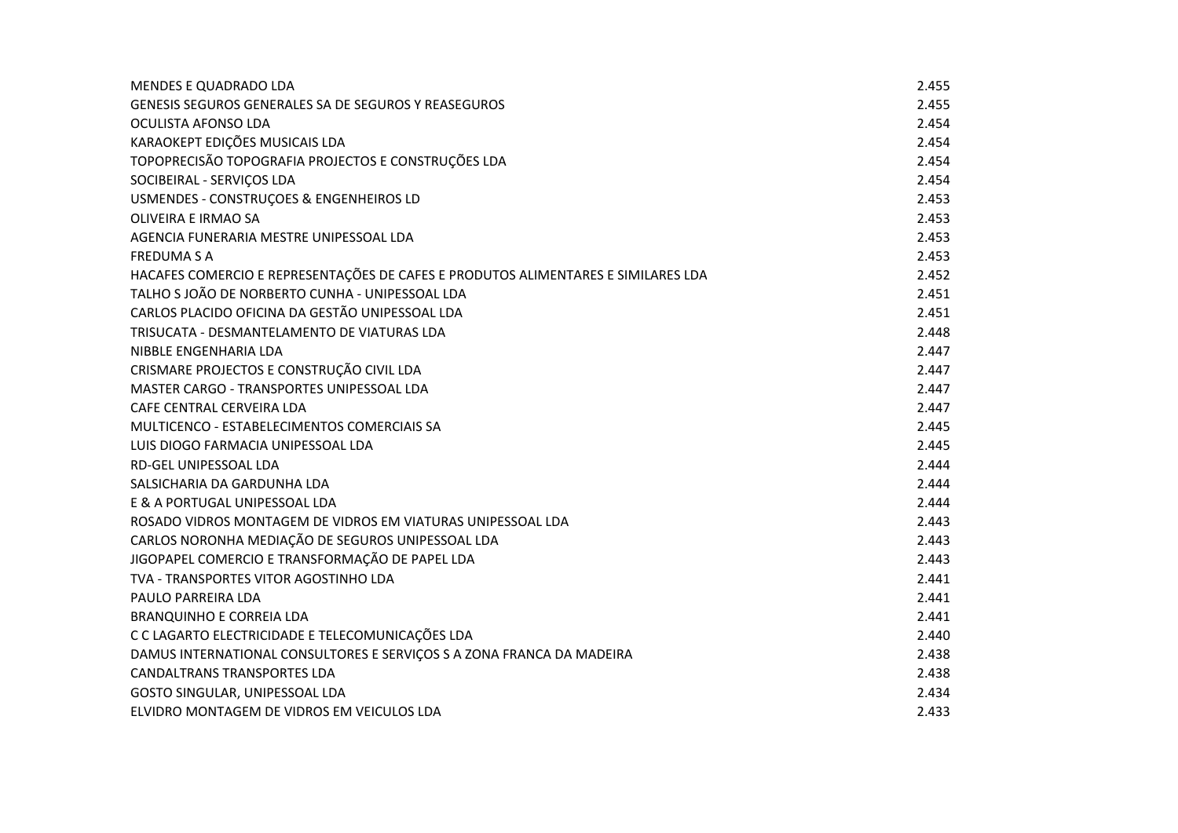| | |
|---|---|
| MENDES E QUADRADO LDA | 2.455 |
| GENESIS SEGUROS GENERALES SA DE SEGUROS Y REASEGUROS | 2.455 |
| OCULISTA AFONSO LDA | 2.454 |
| KARAOKEPT EDIÇÕES MUSICAIS LDA | 2.454 |
| TOPOPRECISÃO TOPOGRAFIA PROJECTOS E CONSTRUÇÕES LDA | 2.454 |
| SOCIBEIRAL - SERVIÇOS LDA | 2.454 |
| USMENDES - CONSTRUÇOES & ENGENHEIROS LD | 2.453 |
| OLIVEIRA E IRMAO SA | 2.453 |
| AGENCIA FUNERARIA MESTRE UNIPESSOAL LDA | 2.453 |
| FREDUMA S A | 2.453 |
| HACAFES COMERCIO E REPRESENTAÇÕES DE CAFES E PRODUTOS ALIMENTARES E SIMILARES LDA | 2.452 |
| TALHO S JOÃO DE NORBERTO CUNHA - UNIPESSOAL LDA | 2.451 |
| CARLOS PLACIDO OFICINA DA GESTÃO UNIPESSOAL LDA | 2.451 |
| TRISUCATA - DESMANTELAMENTO DE VIATURAS LDA | 2.448 |
| NIBBLE ENGENHARIA LDA | 2.447 |
| CRISMARE PROJECTOS E CONSTRUÇÃO CIVIL LDA | 2.447 |
| MASTER CARGO - TRANSPORTES UNIPESSOAL LDA | 2.447 |
| CAFE CENTRAL CERVEIRA LDA | 2.447 |
| MULTICENCO - ESTABELECIMENTOS COMERCIAIS SA | 2.445 |
| LUIS DIOGO FARMACIA UNIPESSOAL LDA | 2.445 |
| RD-GEL UNIPESSOAL LDA | 2.444 |
| SALSICHARIA DA GARDUNHA LDA | 2.444 |
| E & A PORTUGAL UNIPESSOAL LDA | 2.444 |
| ROSADO VIDROS MONTAGEM DE VIDROS EM VIATURAS UNIPESSOAL LDA | 2.443 |
| CARLOS NORONHA MEDIAÇÃO DE SEGUROS UNIPESSOAL LDA | 2.443 |
| JIGOPAPEL COMERCIO E TRANSFORMAÇÃO DE PAPEL LDA | 2.443 |
| TVA - TRANSPORTES VITOR AGOSTINHO LDA | 2.441 |
| PAULO PARREIRA LDA | 2.441 |
| BRANQUINHO E CORREIA LDA | 2.441 |
| C C LAGARTO ELECTRICIDADE E TELECOMUNICAÇÕES LDA | 2.440 |
| DAMUS INTERNATIONAL CONSULTORES E SERVIÇOS S A ZONA FRANCA DA MADEIRA | 2.438 |
| CANDALTRANS TRANSPORTES LDA | 2.438 |
| GOSTO SINGULAR, UNIPESSOAL LDA | 2.434 |
| ELVIDRO MONTAGEM DE VIDROS EM VEICULOS LDA | 2.433 |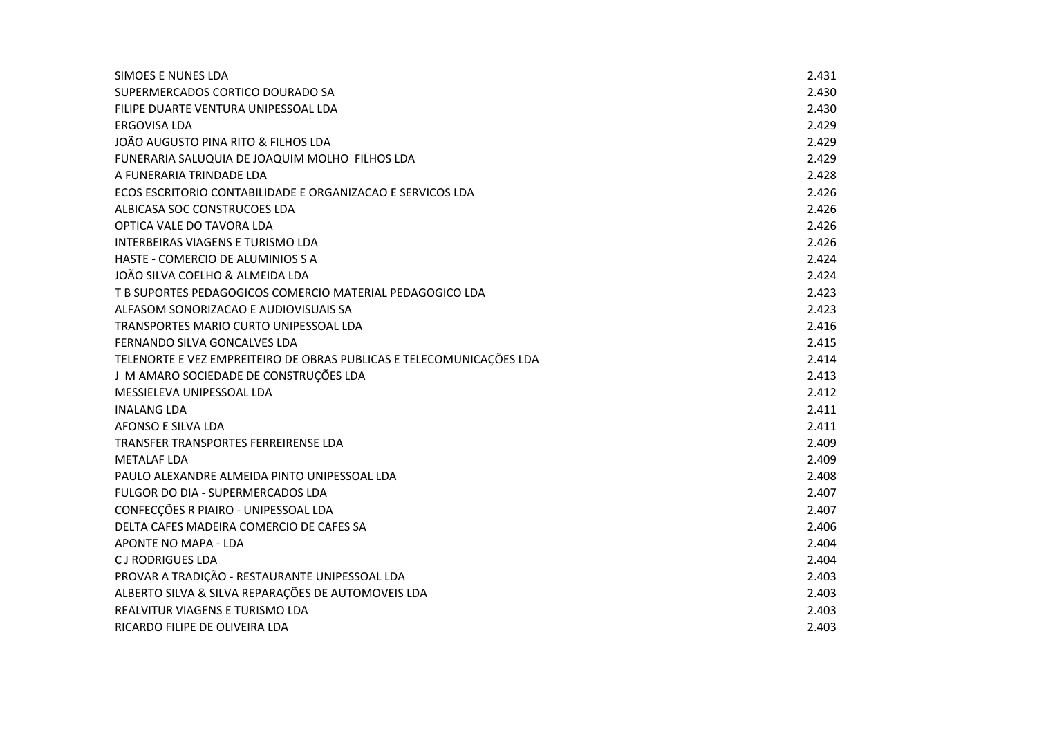| | |
|---|---|
| SIMOES E NUNES LDA | 2.431 |
| SUPERMERCADOS CORTICO DOURADO SA | 2.430 |
| FILIPE DUARTE VENTURA UNIPESSOAL LDA | 2.430 |
| ERGOVISA LDA | 2.429 |
| JOÃO AUGUSTO PINA RITO & FILHOS LDA | 2.429 |
| FUNERARIA SALUQUIA DE JOAQUIM MOLHO  FILHOS LDA | 2.429 |
| A FUNERARIA TRINDADE LDA | 2.428 |
| ECOS ESCRITORIO CONTABILIDADE E ORGANIZACAO E SERVICOS LDA | 2.426 |
| ALBICASA SOC CONSTRUCOES LDA | 2.426 |
| OPTICA VALE DO TAVORA LDA | 2.426 |
| INTERBEIRAS VIAGENS E TURISMO LDA | 2.426 |
| HASTE - COMERCIO DE ALUMINIOS S A | 2.424 |
| JOÃO SILVA COELHO & ALMEIDA LDA | 2.424 |
| T B SUPORTES PEDAGOGICOS COMERCIO MATERIAL PEDAGOGICO LDA | 2.423 |
| ALFASOM SONORIZACAO E AUDIOVISUAIS SA | 2.423 |
| TRANSPORTES MARIO CURTO UNIPESSOAL LDA | 2.416 |
| FERNANDO SILVA GONCALVES LDA | 2.415 |
| TELENORTE E VEZ EMPREITEIRO DE OBRAS PUBLICAS E TELECOMUNICAÇÕES LDA | 2.414 |
| J  M AMARO SOCIEDADE DE CONSTRUÇÕES LDA | 2.413 |
| MESSIELEVA UNIPESSOAL LDA | 2.412 |
| INALANG LDA | 2.411 |
| AFONSO E SILVA LDA | 2.411 |
| TRANSFER TRANSPORTES FERREIRENSE LDA | 2.409 |
| METALAF LDA | 2.409 |
| PAULO ALEXANDRE ALMEIDA PINTO UNIPESSOAL LDA | 2.408 |
| FULGOR DO DIA - SUPERMERCADOS LDA | 2.407 |
| CONFECÇÕES R PIAIRO - UNIPESSOAL LDA | 2.407 |
| DELTA CAFES MADEIRA COMERCIO DE CAFES SA | 2.406 |
| APONTE NO MAPA - LDA | 2.404 |
| C J RODRIGUES LDA | 2.404 |
| PROVAR A TRADIÇÃO - RESTAURANTE UNIPESSOAL LDA | 2.403 |
| ALBERTO SILVA & SILVA REPARAÇÕES DE AUTOMOVEIS LDA | 2.403 |
| REALVITUR VIAGENS E TURISMO LDA | 2.403 |
| RICARDO FILIPE DE OLIVEIRA LDA | 2.403 |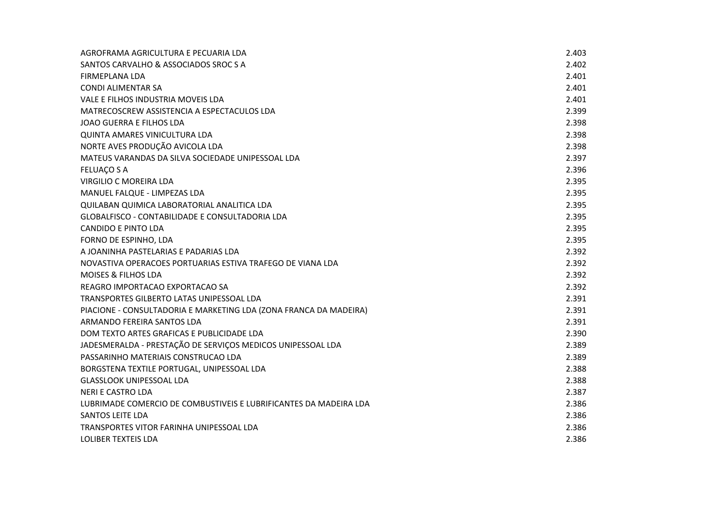| | |
|---|---|
| AGROFRAMA AGRICULTURA E PECUARIA LDA | 2.403 |
| SANTOS CARVALHO & ASSOCIADOS SROC S A | 2.402 |
| FIRMEPLANA LDA | 2.401 |
| CONDI ALIMENTAR SA | 2.401 |
| VALE E FILHOS INDUSTRIA MOVEIS LDA | 2.401 |
| MATRECOSCREW ASSISTENCIA A ESPECTACULOS LDA | 2.399 |
| JOAO GUERRA E FILHOS LDA | 2.398 |
| QUINTA AMARES VINICULTURA LDA | 2.398 |
| NORTE AVES PRODUÇÃO AVICOLA LDA | 2.398 |
| MATEUS VARANDAS DA SILVA SOCIEDADE UNIPESSOAL LDA | 2.397 |
| FELUAÇO S A | 2.396 |
| VIRGILIO C MOREIRA LDA | 2.395 |
| MANUEL FALQUE - LIMPEZAS LDA | 2.395 |
| QUILABAN QUIMICA LABORATORIAL ANALITICA LDA | 2.395 |
| GLOBALFISCO - CONTABILIDADE E CONSULTADORIA LDA | 2.395 |
| CANDIDO E PINTO LDA | 2.395 |
| FORNO DE ESPINHO, LDA | 2.395 |
| A JOANINHA PASTELARIAS E PADARIAS LDA | 2.392 |
| NOVASTIVA OPERACOES PORTUARIAS ESTIVA TRAFEGO DE VIANA LDA | 2.392 |
| MOISES & FILHOS LDA | 2.392 |
| REAGRO IMPORTACAO EXPORTACAO SA | 2.392 |
| TRANSPORTES GILBERTO LATAS UNIPESSOAL LDA | 2.391 |
| PIACIONE - CONSULTADORIA E MARKETING LDA (ZONA FRANCA DA MADEIRA) | 2.391 |
| ARMANDO FEREIRA SANTOS LDA | 2.391 |
| DOM TEXTO ARTES GRAFICAS E PUBLICIDADE LDA | 2.390 |
| JADESMERALDA - PRESTAÇÃO DE SERVIÇOS MEDICOS UNIPESSOAL LDA | 2.389 |
| PASSARINHO MATERIAIS CONSTRUCAO LDA | 2.389 |
| BORGSTENA TEXTILE PORTUGAL, UNIPESSOAL LDA | 2.388 |
| GLASSLOOK UNIPESSOAL LDA | 2.388 |
| NERI E CASTRO LDA | 2.387 |
| LUBRIMADE COMERCIO DE COMBUSTIVEIS E LUBRIFICANTES DA MADEIRA LDA | 2.386 |
| SANTOS LEITE LDA | 2.386 |
| TRANSPORTES VITOR FARINHA UNIPESSOAL LDA | 2.386 |
| LOLIBER TEXTEIS LDA | 2.386 |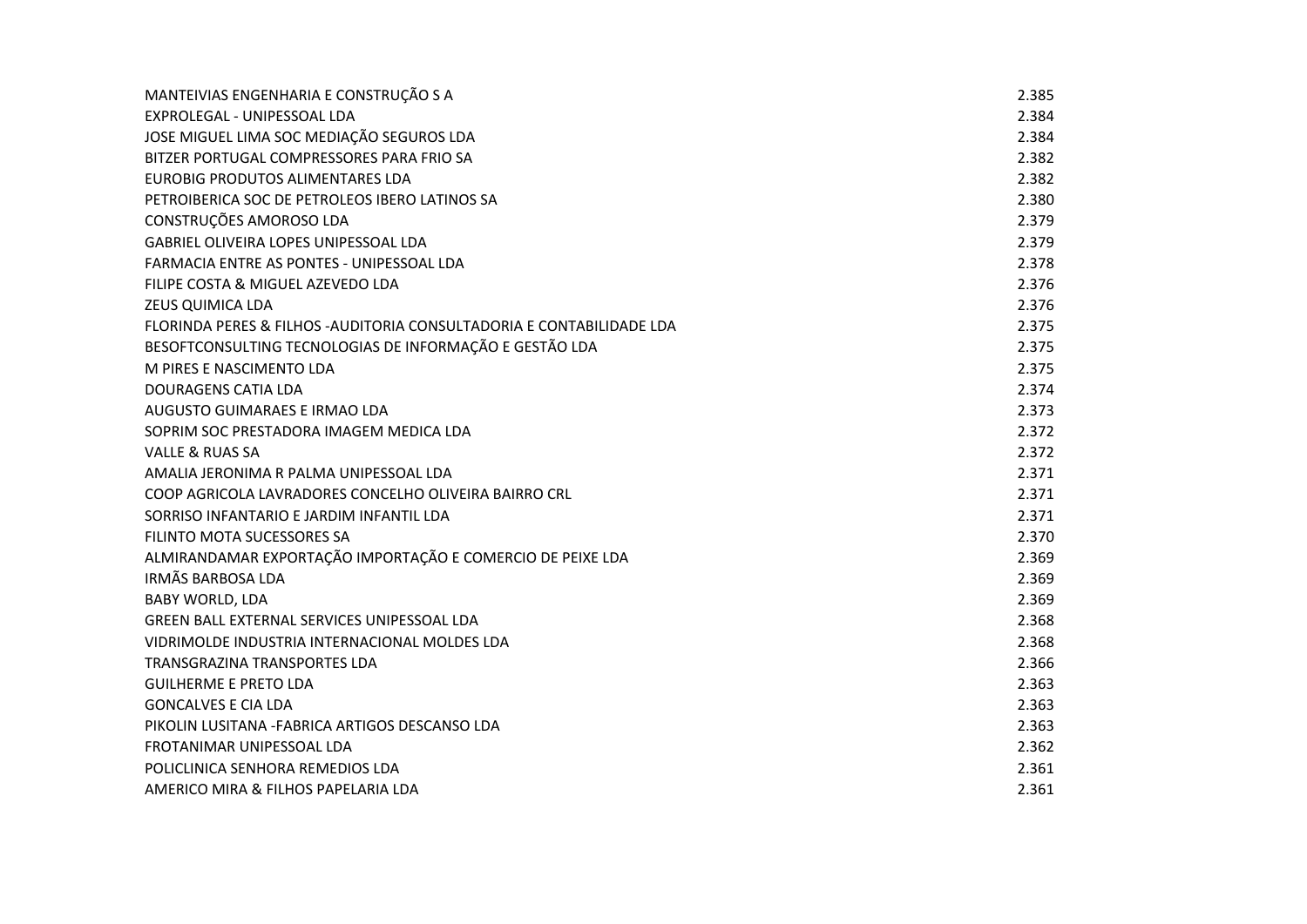| | |
|---|---|
| MANTEIVIAS ENGENHARIA E CONSTRUÇÃO S A | 2.385 |
| EXPROLEGAL - UNIPESSOAL LDA | 2.384 |
| JOSE MIGUEL LIMA SOC MEDIAÇÃO SEGUROS LDA | 2.384 |
| BITZER PORTUGAL COMPRESSORES PARA FRIO SA | 2.382 |
| EUROBIG PRODUTOS ALIMENTARES LDA | 2.382 |
| PETROIBERICA SOC DE PETROLEOS IBERO LATINOS SA | 2.380 |
| CONSTRUÇÕES AMOROSO LDA | 2.379 |
| GABRIEL OLIVEIRA LOPES UNIPESSOAL LDA | 2.379 |
| FARMACIA ENTRE AS PONTES - UNIPESSOAL LDA | 2.378 |
| FILIPE COSTA & MIGUEL AZEVEDO LDA | 2.376 |
| ZEUS QUIMICA LDA | 2.376 |
| FLORINDA PERES & FILHOS -AUDITORIA CONSULTADORIA E CONTABILIDADE LDA | 2.375 |
| BESOFTCONSULTING TECNOLOGIAS DE INFORMAÇÃO E GESTÃO LDA | 2.375 |
| M PIRES E NASCIMENTO LDA | 2.375 |
| DOURAGENS CATIA LDA | 2.374 |
| AUGUSTO GUIMARAES E IRMAO LDA | 2.373 |
| SOPRIM SOC PRESTADORA IMAGEM MEDICA LDA | 2.372 |
| VALLE & RUAS SA | 2.372 |
| AMALIA JERONIMA R PALMA UNIPESSOAL LDA | 2.371 |
| COOP AGRICOLA LAVRADORES CONCELHO OLIVEIRA BAIRRO CRL | 2.371 |
| SORRISO INFANTARIO E JARDIM INFANTIL LDA | 2.371 |
| FILINTO MOTA SUCESSORES SA | 2.370 |
| ALMIRANDAMAR EXPORTAÇÃO IMPORTAÇÃO E COMERCIO DE PEIXE LDA | 2.369 |
| IRMÃS BARBOSA LDA | 2.369 |
| BABY WORLD, LDA | 2.369 |
| GREEN BALL EXTERNAL SERVICES UNIPESSOAL LDA | 2.368 |
| VIDRIMOLDE INDUSTRIA INTERNACIONAL MOLDES LDA | 2.368 |
| TRANSGRAZINA TRANSPORTES LDA | 2.366 |
| GUILHERME E PRETO LDA | 2.363 |
| GONCALVES E CIA LDA | 2.363 |
| PIKOLIN LUSITANA -FABRICA ARTIGOS DESCANSO LDA | 2.363 |
| FROTANIMAR UNIPESSOAL LDA | 2.362 |
| POLICLINICA SENHORA REMEDIOS LDA | 2.361 |
| AMERICO MIRA & FILHOS PAPELARIA LDA | 2.361 |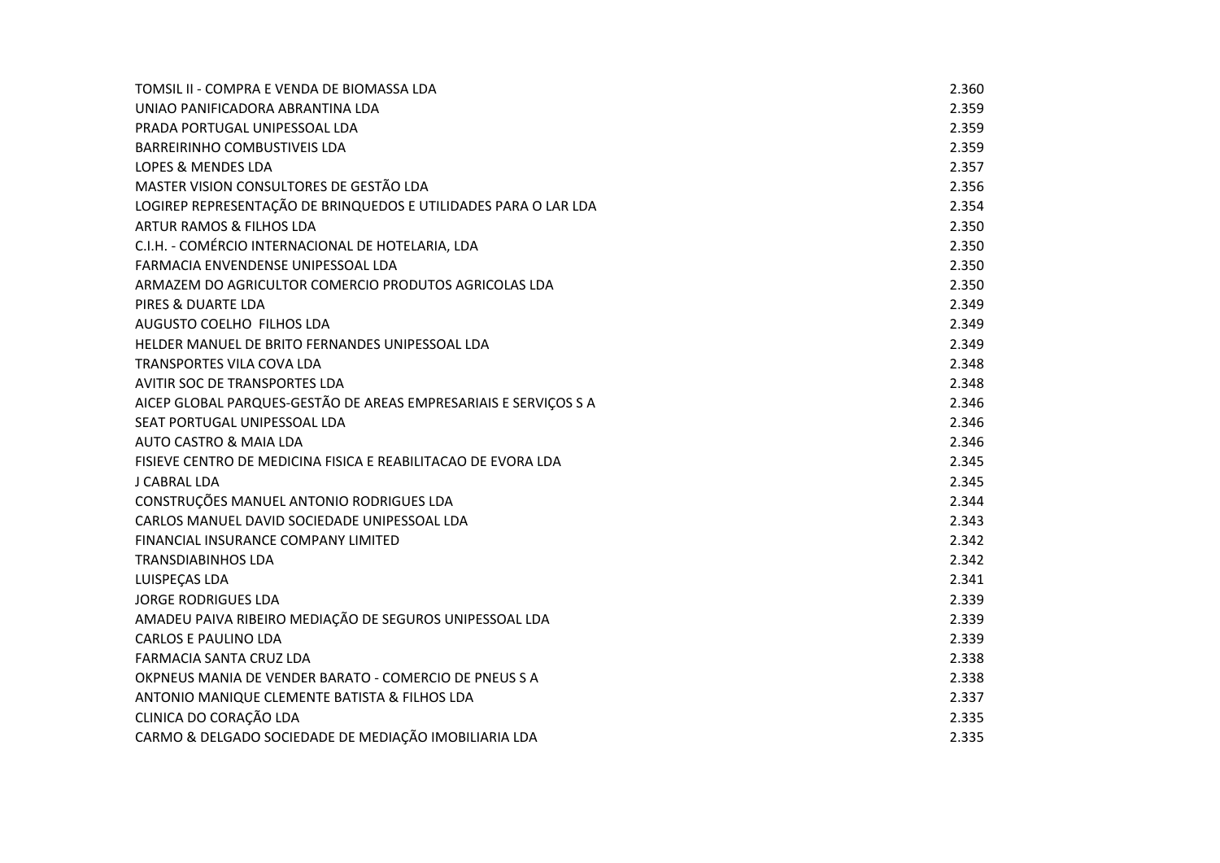| | |
|---|---|
| TOMSIL II - COMPRA E VENDA DE BIOMASSA LDA | 2.360 |
| UNIAO PANIFICADORA ABRANTINA LDA | 2.359 |
| PRADA PORTUGAL UNIPESSOAL LDA | 2.359 |
| BARREIRINHO COMBUSTIVEIS LDA | 2.359 |
| LOPES & MENDES LDA | 2.357 |
| MASTER VISION CONSULTORES DE GESTÃO LDA | 2.356 |
| LOGIREP REPRESENTAÇÃO DE BRINQUEDOS E UTILIDADES PARA O LAR LDA | 2.354 |
| ARTUR RAMOS & FILHOS LDA | 2.350 |
| C.I.H. - COMÉRCIO INTERNACIONAL DE HOTELARIA, LDA | 2.350 |
| FARMACIA ENVENDENSE UNIPESSOAL LDA | 2.350 |
| ARMAZEM DO AGRICULTOR COMERCIO PRODUTOS AGRICOLAS LDA | 2.350 |
| PIRES & DUARTE LDA | 2.349 |
| AUGUSTO COELHO FILHOS LDA | 2.349 |
| HELDER MANUEL DE BRITO FERNANDES UNIPESSOAL LDA | 2.349 |
| TRANSPORTES VILA COVA LDA | 2.348 |
| AVITIR SOC DE TRANSPORTES LDA | 2.348 |
| AICEP GLOBAL PARQUES-GESTÃO DE AREAS EMPRESARIAIS E SERVIÇOS S A | 2.346 |
| SEAT PORTUGAL UNIPESSOAL LDA | 2.346 |
| AUTO CASTRO & MAIA LDA | 2.346 |
| FISIEVE CENTRO DE MEDICINA FISICA E REABILITACAO DE EVORA LDA | 2.345 |
| J CABRAL LDA | 2.345 |
| CONSTRUÇÕES MANUEL ANTONIO RODRIGUES LDA | 2.344 |
| CARLOS MANUEL DAVID SOCIEDADE UNIPESSOAL LDA | 2.343 |
| FINANCIAL INSURANCE COMPANY LIMITED | 2.342 |
| TRANSDIABINHOS LDA | 2.342 |
| LUISPEÇAS LDA | 2.341 |
| JORGE RODRIGUES LDA | 2.339 |
| AMADEU PAIVA RIBEIRO MEDIAÇÃO DE SEGUROS UNIPESSOAL LDA | 2.339 |
| CARLOS E PAULINO LDA | 2.339 |
| FARMACIA SANTA CRUZ LDA | 2.338 |
| OKPNEUS MANIA DE VENDER BARATO - COMERCIO DE PNEUS S A | 2.338 |
| ANTONIO MANIQUE CLEMENTE BATISTA & FILHOS LDA | 2.337 |
| CLINICA DO CORAÇÃO LDA | 2.335 |
| CARMO & DELGADO SOCIEDADE DE MEDIAÇÃO IMOBILIARIA LDA | 2.335 |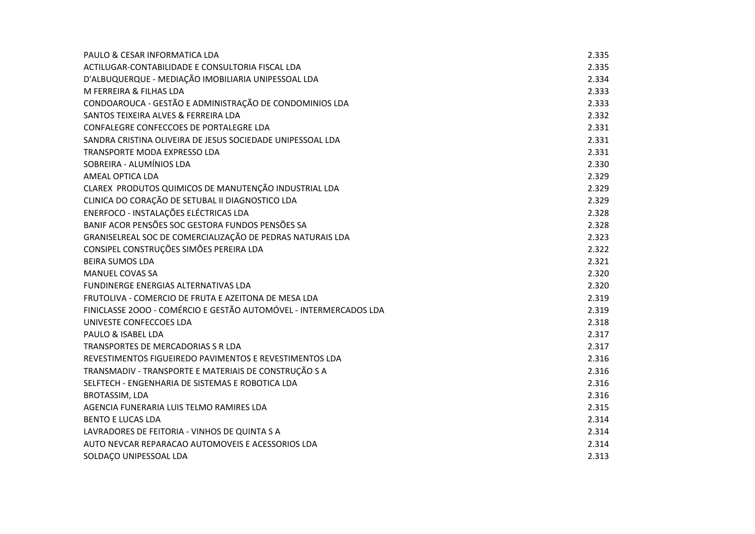| | |
|---|---|
| PAULO & CESAR INFORMATICA LDA | 2.335 |
| ACTILUGAR-CONTABILIDADE E CONSULTORIA FISCAL LDA | 2.335 |
| D'ALBUQUERQUE - MEDIAÇÃO IMOBILIARIA UNIPESSOAL LDA | 2.334 |
| M FERREIRA & FILHAS LDA | 2.333 |
| CONDOAROUCA - GESTÃO E ADMINISTRAÇÃO DE CONDOMINIOS LDA | 2.333 |
| SANTOS TEIXEIRA ALVES & FERREIRA LDA | 2.332 |
| CONFALEGRE CONFECCOES DE PORTALEGRE LDA | 2.331 |
| SANDRA CRISTINA OLIVEIRA DE JESUS SOCIEDADE UNIPESSOAL LDA | 2.331 |
| TRANSPORTE MODA EXPRESSO LDA | 2.331 |
| SOBREIRA - ALUMÍNIOS LDA | 2.330 |
| AMEAL OPTICA LDA | 2.329 |
| CLAREX PRODUTOS QUIMICOS DE MANUTENÇÃO INDUSTRIAL LDA | 2.329 |
| CLINICA DO CORAÇÃO DE SETUBAL II DIAGNOSTICO LDA | 2.329 |
| ENERFOCO - INSTALAÇÕES ELÉCTRICAS LDA | 2.328 |
| BANIF ACOR PENSÕES SOC GESTORA FUNDOS PENSÕES SA | 2.328 |
| GRANISELREAL SOC DE COMERCIALIZAÇÃO DE PEDRAS NATURAIS LDA | 2.323 |
| CONSIPEL CONSTRUÇÕES SIMÕES PEREIRA LDA | 2.322 |
| BEIRA SUMOS LDA | 2.321 |
| MANUEL COVAS SA | 2.320 |
| FUNDINERGE ENERGIAS ALTERNATIVAS LDA | 2.320 |
| FRUTOLIVA - COMERCIO DE FRUTA E AZEITONA DE MESA LDA | 2.319 |
| FINICLASSE 2OOO - COMÉRCIO E GESTÃO AUTOMÓVEL - INTERMERCADOS LDA | 2.319 |
| UNIVESTE CONFECCOES LDA | 2.318 |
| PAULO & ISABEL LDA | 2.317 |
| TRANSPORTES DE MERCADORIAS S R LDA | 2.317 |
| REVESTIMENTOS FIGUEIREDO PAVIMENTOS E REVESTIMENTOS LDA | 2.316 |
| TRANSMADIV - TRANSPORTE E MATERIAIS DE CONSTRUÇÃO S A | 2.316 |
| SELFTECH - ENGENHARIA DE SISTEMAS E ROBOTICA LDA | 2.316 |
| BROTASSIM, LDA | 2.316 |
| AGENCIA FUNERARIA LUIS TELMO RAMIRES LDA | 2.315 |
| BENTO E LUCAS LDA | 2.314 |
| LAVRADORES DE FEITORIA - VINHOS DE QUINTA S A | 2.314 |
| AUTO NEVCAR REPARACAO AUTOMOVEIS E ACESSORIOS LDA | 2.314 |
| SOLDAÇO UNIPESSOAL LDA | 2.313 |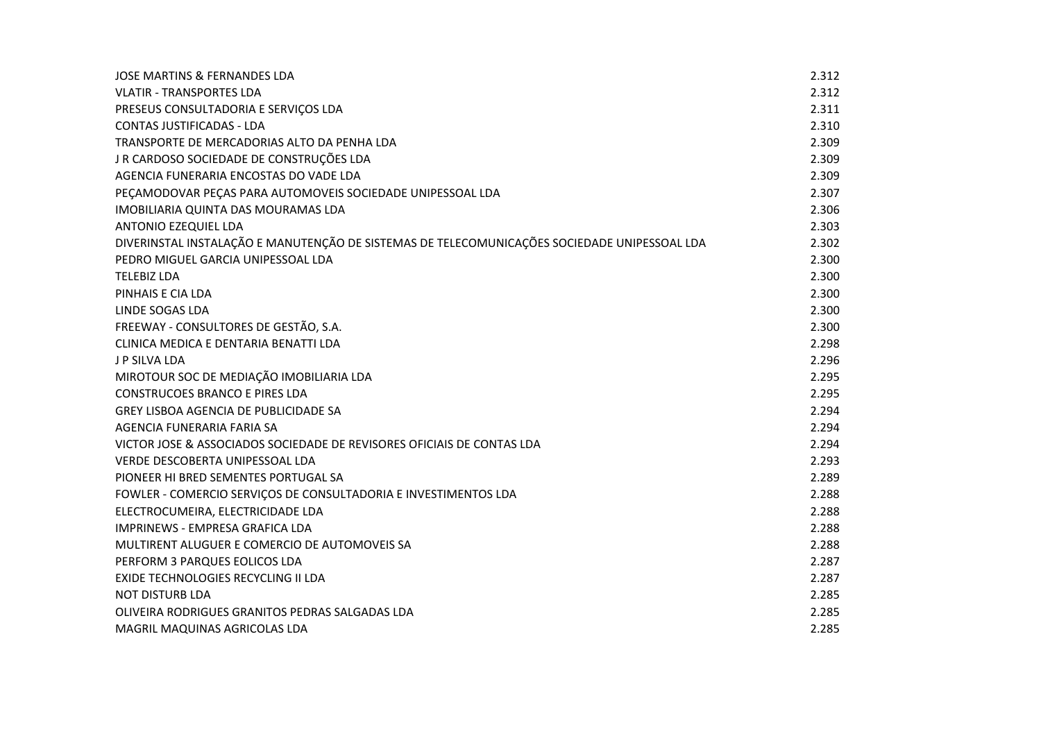| | |
|---|---|
| JOSE MARTINS & FERNANDES LDA | 2.312 |
| VLATIR - TRANSPORTES LDA | 2.312 |
| PRESEUS CONSULTADORIA E SERVIÇOS LDA | 2.311 |
| CONTAS JUSTIFICADAS - LDA | 2.310 |
| TRANSPORTE DE MERCADORIAS ALTO DA PENHA LDA | 2.309 |
| J R CARDOSO SOCIEDADE DE CONSTRUÇÕES LDA | 2.309 |
| AGENCIA FUNERARIA ENCOSTAS DO VADE LDA | 2.309 |
| PEÇAMODOVAR PEÇAS PARA AUTOMOVEIS SOCIEDADE UNIPESSOAL LDA | 2.307 |
| IMOBILIARIA QUINTA DAS MOURAMAS LDA | 2.306 |
| ANTONIO EZEQUIEL LDA | 2.303 |
| DIVERINSTAL INSTALAÇÃO E MANUTENÇÃO DE SISTEMAS DE TELECOMUNICAÇÕES SOCIEDADE UNIPESSOAL LDA | 2.302 |
| PEDRO MIGUEL GARCIA UNIPESSOAL LDA | 2.300 |
| TELEBIZ LDA | 2.300 |
| PINHAIS E CIA LDA | 2.300 |
| LINDE SOGAS LDA | 2.300 |
| FREEWAY - CONSULTORES DE GESTÃO, S.A. | 2.300 |
| CLINICA MEDICA E DENTARIA BENATTI LDA | 2.298 |
| J P SILVA LDA | 2.296 |
| MIROTOUR SOC DE MEDIAÇÃO IMOBILIARIA LDA | 2.295 |
| CONSTRUCOES BRANCO E PIRES LDA | 2.295 |
| GREY LISBOA AGENCIA DE PUBLICIDADE SA | 2.294 |
| AGENCIA FUNERARIA FARIA SA | 2.294 |
| VICTOR JOSE & ASSOCIADOS SOCIEDADE DE REVISORES OFICIAIS DE CONTAS LDA | 2.294 |
| VERDE DESCOBERTA UNIPESSOAL LDA | 2.293 |
| PIONEER HI BRED SEMENTES PORTUGAL SA | 2.289 |
| FOWLER - COMERCIO SERVIÇOS DE CONSULTADORIA E INVESTIMENTOS LDA | 2.288 |
| ELECTROCUMEIRA, ELECTRICIDADE LDA | 2.288 |
| IMPRINEWS - EMPRESA GRAFICA LDA | 2.288 |
| MULTIRENT ALUGUER E COMERCIO DE AUTOMOVEIS SA | 2.288 |
| PERFORM 3 PARQUES EOLICOS LDA | 2.287 |
| EXIDE TECHNOLOGIES RECYCLING II LDA | 2.287 |
| NOT DISTURB LDA | 2.285 |
| OLIVEIRA RODRIGUES GRANITOS PEDRAS SALGADAS LDA | 2.285 |
| MAGRIL MAQUINAS AGRICOLAS LDA | 2.285 |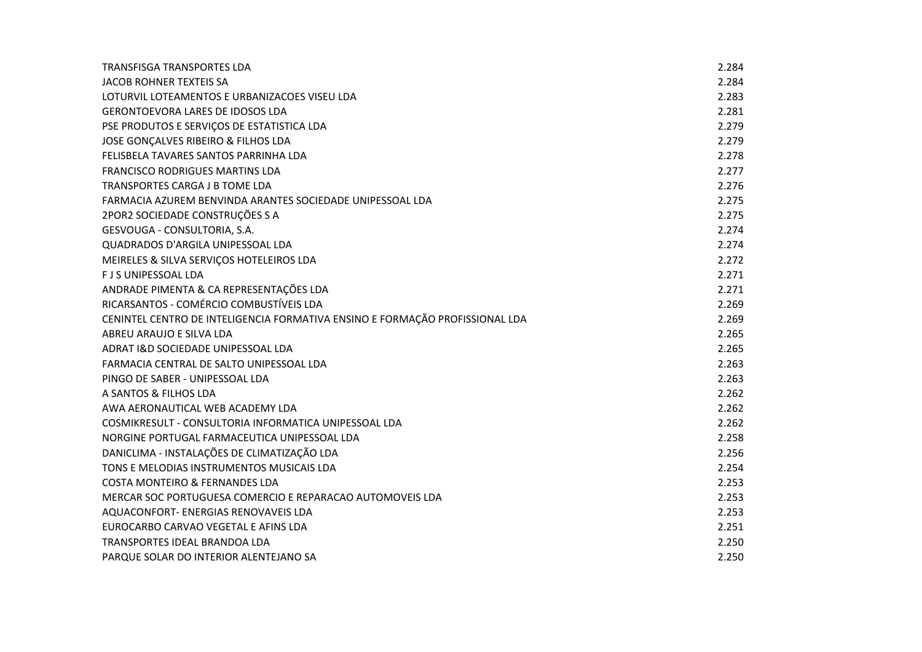| | |
|---|---|
| TRANSFISGA TRANSPORTES LDA | 2.284 |
| JACOB ROHNER TEXTEIS SA | 2.284 |
| LOTURVIL LOTEAMENTOS E URBANIZACOES VISEU LDA | 2.283 |
| GERONTOEVORA LARES DE IDOSOS LDA | 2.281 |
| PSE PRODUTOS E SERVIÇOS DE ESTATISTICA LDA | 2.279 |
| JOSE GONÇALVES RIBEIRO & FILHOS LDA | 2.279 |
| FELISBELA TAVARES SANTOS PARRINHA LDA | 2.278 |
| FRANCISCO RODRIGUES MARTINS LDA | 2.277 |
| TRANSPORTES CARGA J B TOME LDA | 2.276 |
| FARMACIA AZUREM BENVINDA ARANTES SOCIEDADE UNIPESSOAL LDA | 2.275 |
| 2POR2 SOCIEDADE CONSTRUÇÕES S A | 2.275 |
| GESVOUGA - CONSULTORIA, S.A. | 2.274 |
| QUADRADOS D'ARGILA UNIPESSOAL LDA | 2.274 |
| MEIRELES & SILVA SERVIÇOS HOTELEIROS LDA | 2.272 |
| F J S UNIPESSOAL LDA | 2.271 |
| ANDRADE PIMENTA & CA REPRESENTAÇÕES LDA | 2.271 |
| RICARSANTOS - COMÉRCIO COMBUSTÍVEIS LDA | 2.269 |
| CENINTEL CENTRO DE INTELIGENCIA FORMATIVA ENSINO E FORMAÇÃO PROFISSIONAL LDA | 2.269 |
| ABREU ARAUJO E SILVA LDA | 2.265 |
| ADRAT I&D SOCIEDADE UNIPESSOAL LDA | 2.265 |
| FARMACIA CENTRAL DE SALTO UNIPESSOAL LDA | 2.263 |
| PINGO DE SABER - UNIPESSOAL LDA | 2.263 |
| A SANTOS & FILHOS LDA | 2.262 |
| AWA AERONAUTICAL WEB ACADEMY LDA | 2.262 |
| COSMIKRESULT - CONSULTORIA INFORMATICA UNIPESSOAL LDA | 2.262 |
| NORGINE PORTUGAL FARMACEUTICA UNIPESSOAL LDA | 2.258 |
| DANICLIMA - INSTALAÇÕES DE CLIMATIZAÇÃO LDA | 2.256 |
| TONS E MELODIAS INSTRUMENTOS MUSICAIS LDA | 2.254 |
| COSTA MONTEIRO & FERNANDES LDA | 2.253 |
| MERCAR SOC PORTUGUESA COMERCIO E REPARACAO AUTOMOVEIS LDA | 2.253 |
| AQUACONFORT- ENERGIAS RENOVAVEIS LDA | 2.253 |
| EUROCARBO CARVAO VEGETAL E AFINS LDA | 2.251 |
| TRANSPORTES IDEAL BRANDOA LDA | 2.250 |
| PARQUE SOLAR DO INTERIOR ALENTEJANO SA | 2.250 |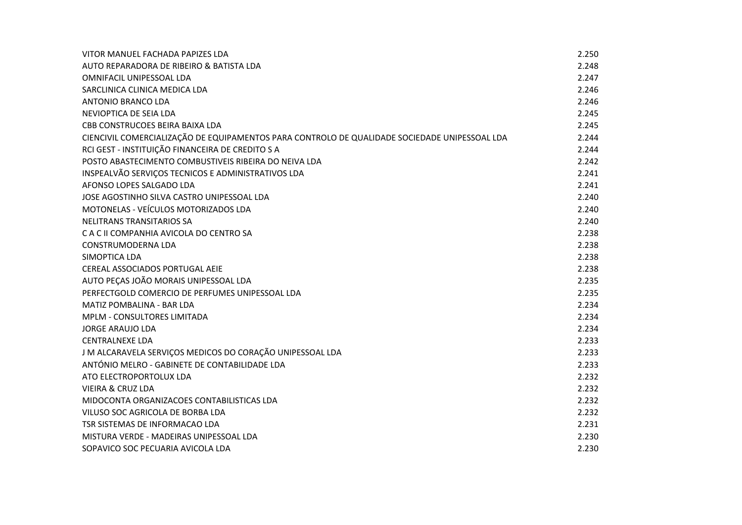| | |
|---|---|
| VITOR MANUEL FACHADA PAPIZES LDA | 2.250 |
| AUTO REPARADORA DE RIBEIRO & BATISTA LDA | 2.248 |
| OMNIFACIL UNIPESSOAL LDA | 2.247 |
| SARCLINICA CLINICA MEDICA LDA | 2.246 |
| ANTONIO BRANCO LDA | 2.246 |
| NEVIOPTICA DE SEIA LDA | 2.245 |
| CBB CONSTRUCOES BEIRA BAIXA LDA | 2.245 |
| CIENCIVIL COMERCIALIZAÇÃO DE EQUIPAMENTOS PARA CONTROLO DE QUALIDADE SOCIEDADE UNIPESSOAL LDA | 2.244 |
| RCI GEST - INSTITUIÇÃO FINANCEIRA DE CREDITO S A | 2.244 |
| POSTO ABASTECIMENTO COMBUSTIVEIS RIBEIRA DO NEIVA LDA | 2.242 |
| INSPEALVÃO SERVIÇOS TECNICOS E ADMINISTRATIVOS LDA | 2.241 |
| AFONSO LOPES SALGADO LDA | 2.241 |
| JOSE AGOSTINHO SILVA CASTRO UNIPESSOAL LDA | 2.240 |
| MOTONELAS - VEÍCULOS MOTORIZADOS LDA | 2.240 |
| NELITRANS TRANSITARIOS SA | 2.240 |
| C A C II COMPANHIA AVICOLA DO CENTRO SA | 2.238 |
| CONSTRUMODERNA LDA | 2.238 |
| SIMOPTICA LDA | 2.238 |
| CEREAL ASSOCIADOS PORTUGAL AEIE | 2.238 |
| AUTO PEÇAS JOÃO MORAIS UNIPESSOAL LDA | 2.235 |
| PERFECTGOLD COMERCIO DE PERFUMES UNIPESSOAL LDA | 2.235 |
| MATIZ POMBALINA - BAR LDA | 2.234 |
| MPLM - CONSULTORES LIMITADA | 2.234 |
| JORGE ARAUJO LDA | 2.234 |
| CENTRALNEXE LDA | 2.233 |
| J M ALCARAVELA SERVIÇOS MEDICOS DO CORAÇÃO UNIPESSOAL LDA | 2.233 |
| ANTÓNIO MELRO - GABINETE DE CONTABILIDADE LDA | 2.233 |
| ATO ELECTROPORTOLUX LDA | 2.232 |
| VIEIRA & CRUZ LDA | 2.232 |
| MIDOCONTA ORGANIZACOES CONTABILISTICAS LDA | 2.232 |
| VILUSO SOC AGRICOLA DE BORBA LDA | 2.232 |
| TSR SISTEMAS DE INFORMACAO LDA | 2.231 |
| MISTURA VERDE - MADEIRAS UNIPESSOAL LDA | 2.230 |
| SOPAVICO SOC PECUARIA AVICOLA LDA | 2.230 |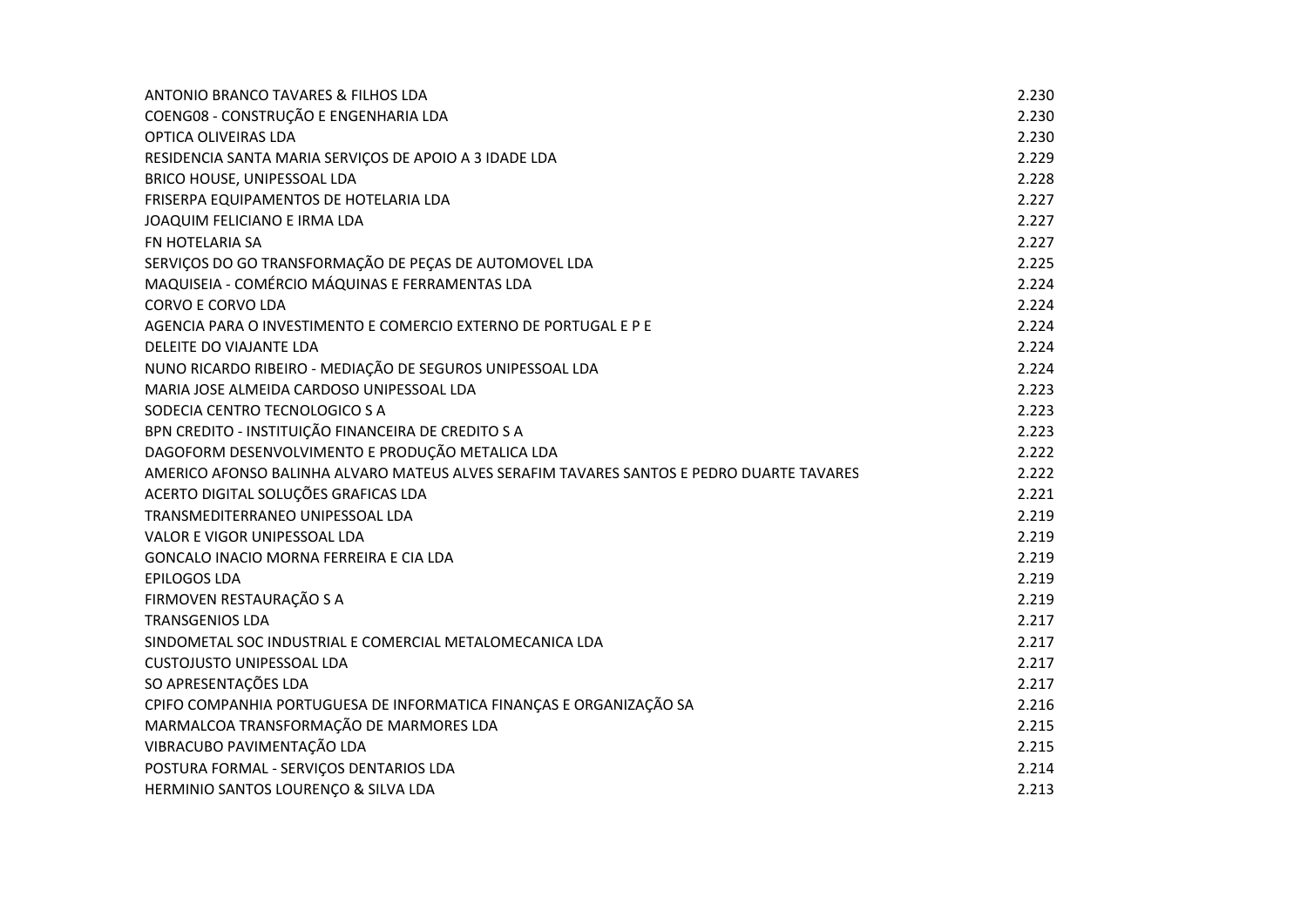| | |
|---|---|
| ANTONIO BRANCO TAVARES & FILHOS LDA | 2.230 |
| COENG08 - CONSTRUÇÃO E ENGENHARIA LDA | 2.230 |
| OPTICA OLIVEIRAS LDA | 2.230 |
| RESIDENCIA SANTA MARIA SERVIÇOS DE APOIO A 3 IDADE LDA | 2.229 |
| BRICO HOUSE, UNIPESSOAL LDA | 2.228 |
| FRISERPA EQUIPAMENTOS DE HOTELARIA LDA | 2.227 |
| JOAQUIM FELICIANO E IRMA LDA | 2.227 |
| FN HOTELARIA SA | 2.227 |
| SERVIÇOS DO GO TRANSFORMAÇÃO DE PEÇAS DE AUTOMOVEL LDA | 2.225 |
| MAQUISEIA - COMÉRCIO MÁQUINAS E FERRAMENTAS LDA | 2.224 |
| CORVO E CORVO LDA | 2.224 |
| AGENCIA PARA O INVESTIMENTO E COMERCIO EXTERNO DE PORTUGAL E P E | 2.224 |
| DELEITE DO VIAJANTE LDA | 2.224 |
| NUNO RICARDO RIBEIRO - MEDIAÇÃO DE SEGUROS UNIPESSOAL LDA | 2.224 |
| MARIA JOSE ALMEIDA CARDOSO UNIPESSOAL LDA | 2.223 |
| SODECIA CENTRO TECNOLOGICO S A | 2.223 |
| BPN CREDITO - INSTITUIÇÃO FINANCEIRA DE CREDITO S A | 2.223 |
| DAGOFORM DESENVOLVIMENTO E PRODUÇÃO METALICA LDA | 2.222 |
| AMERICO AFONSO BALINHA ALVARO MATEUS ALVES SERAFIM TAVARES SANTOS E PEDRO DUARTE TAVARES | 2.222 |
| ACERTO DIGITAL SOLUÇÕES GRAFICAS LDA | 2.221 |
| TRANSMEDITERRANEO UNIPESSOAL LDA | 2.219 |
| VALOR E VIGOR UNIPESSOAL LDA | 2.219 |
| GONCALO INACIO MORNA FERREIRA E CIA LDA | 2.219 |
| EPILOGOS LDA | 2.219 |
| FIRMOVEN RESTAURAÇÃO S A | 2.219 |
| TRANSGENIOS LDA | 2.217 |
| SINDOMETAL SOC INDUSTRIAL E COMERCIAL METALOMECANICA LDA | 2.217 |
| CUSTOJUSTO UNIPESSOAL LDA | 2.217 |
| SO APRESENTAÇÕES LDA | 2.217 |
| CPIFO COMPANHIA PORTUGUESA DE INFORMATICA FINANÇAS E ORGANIZAÇÃO SA | 2.216 |
| MARMALCOA TRANSFORMAÇÃO DE MARMORES LDA | 2.215 |
| VIBRACUBO PAVIMENTAÇÃO LDA | 2.215 |
| POSTURA FORMAL - SERVIÇOS DENTARIOS LDA | 2.214 |
| HERMINIO SANTOS LOURENÇO & SILVA LDA | 2.213 |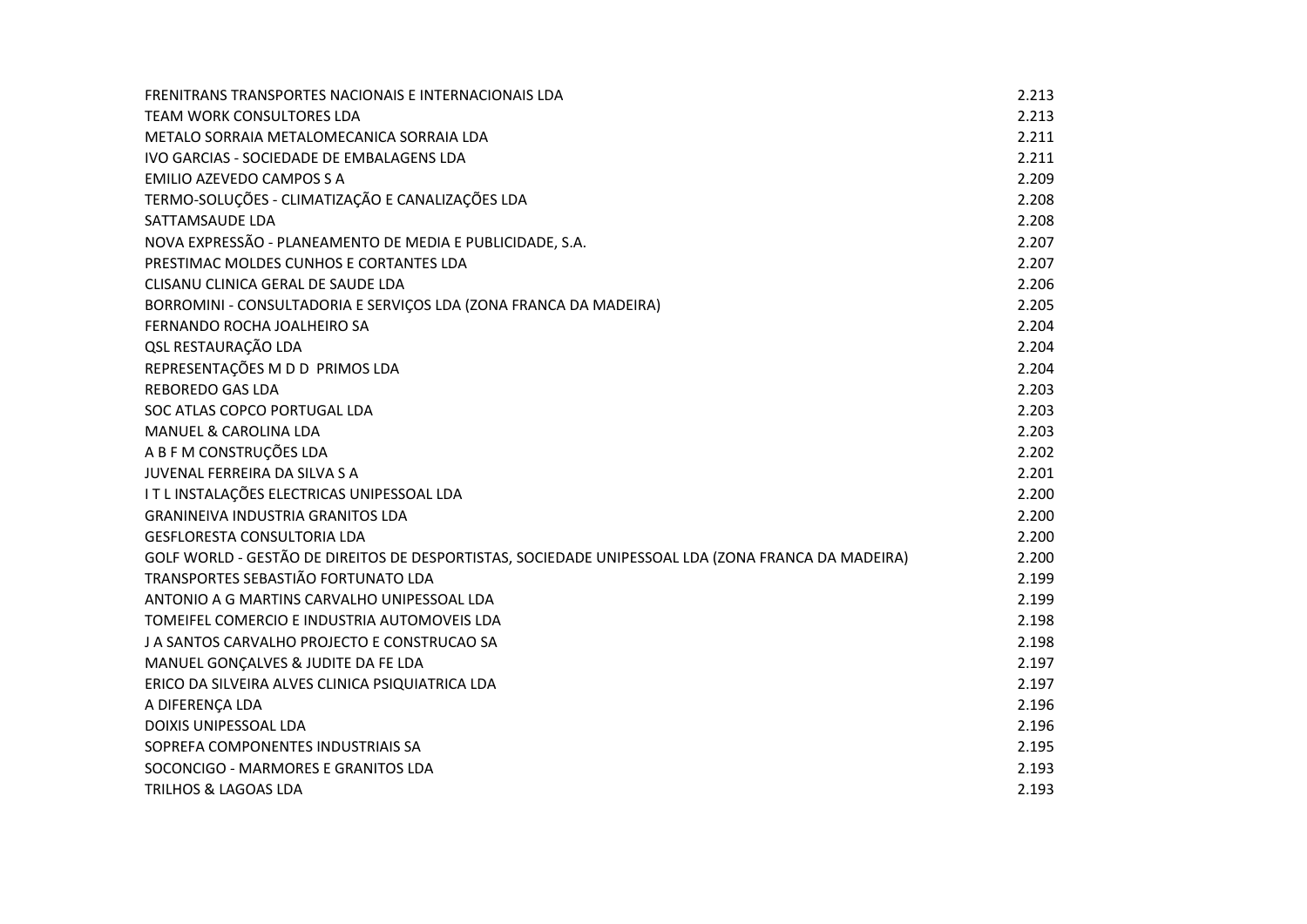| | |
|---|---|
| FRENITRANS TRANSPORTES NACIONAIS E INTERNACIONAIS LDA | 2.213 |
| TEAM WORK CONSULTORES LDA | 2.213 |
| METALO SORRAIA METALOMECANICA SORRAIA LDA | 2.211 |
| IVO GARCIAS - SOCIEDADE DE EMBALAGENS LDA | 2.211 |
| EMILIO AZEVEDO CAMPOS S A | 2.209 |
| TERMO-SOLUÇÕES - CLIMATIZAÇÃO E CANALIZAÇÕES LDA | 2.208 |
| SATTAMSAUDE LDA | 2.208 |
| NOVA EXPRESSÃO - PLANEAMENTO DE MEDIA E PUBLICIDADE, S.A. | 2.207 |
| PRESTIMAC MOLDES CUNHOS E CORTANTES LDA | 2.207 |
| CLISANU CLINICA GERAL DE SAUDE LDA | 2.206 |
| BORROMINI - CONSULTADORIA E SERVIÇOS LDA (ZONA FRANCA DA MADEIRA) | 2.205 |
| FERNANDO ROCHA JOALHEIRO SA | 2.204 |
| QSL RESTAURAÇÃO LDA | 2.204 |
| REPRESENTAÇÕES M D D PRIMOS LDA | 2.204 |
| REBOREDO GAS LDA | 2.203 |
| SOC ATLAS COPCO PORTUGAL LDA | 2.203 |
| MANUEL & CAROLINA LDA | 2.203 |
| A B F M CONSTRUÇÕES LDA | 2.202 |
| JUVENAL FERREIRA DA SILVA S A | 2.201 |
| I T L INSTALAÇÕES ELECTRICAS UNIPESSOAL LDA | 2.200 |
| GRANINEIVA INDUSTRIA GRANITOS LDA | 2.200 |
| GESFLORESTA CONSULTORIA LDA | 2.200 |
| GOLF WORLD - GESTÃO DE DIREITOS DE DESPORTISTAS, SOCIEDADE UNIPESSOAL LDA (ZONA FRANCA DA MADEIRA) | 2.200 |
| TRANSPORTES SEBASTIÃO FORTUNATO LDA | 2.199 |
| ANTONIO A G MARTINS CARVALHO UNIPESSOAL LDA | 2.199 |
| TOMEIFEL COMERCIO E INDUSTRIA AUTOMOVEIS LDA | 2.198 |
| J A SANTOS CARVALHO PROJECTO E CONSTRUCAO SA | 2.198 |
| MANUEL GONÇALVES & JUDITE DA FE LDA | 2.197 |
| ERICO DA SILVEIRA ALVES CLINICA PSIQUIATRICA LDA | 2.197 |
| A DIFERENÇA LDA | 2.196 |
| DOIXIS UNIPESSOAL LDA | 2.196 |
| SOPREFA COMPONENTES INDUSTRIAIS SA | 2.195 |
| SOCONCIGO - MARMORES E GRANITOS LDA | 2.193 |
| TRILHOS & LAGOAS LDA | 2.193 |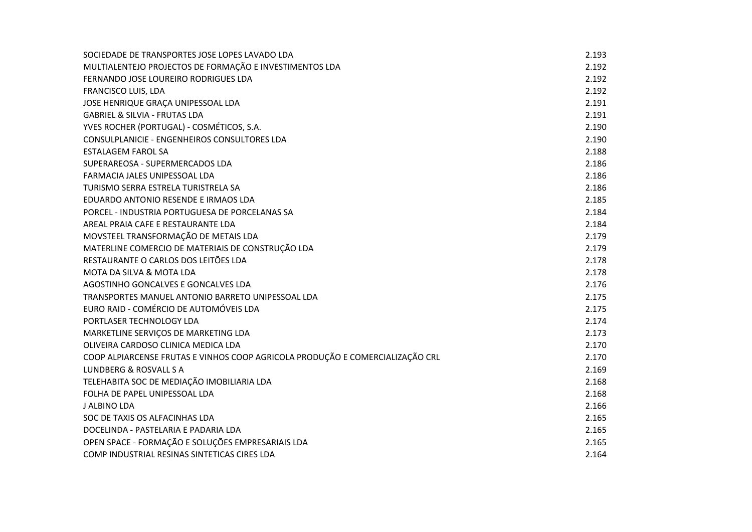| | |
|---|---|
| SOCIEDADE DE TRANSPORTES JOSE LOPES LAVADO LDA | 2.193 |
| MULTIALENTEJO PROJECTOS DE FORMAÇÃO E INVESTIMENTOS LDA | 2.192 |
| FERNANDO JOSE LOUREIRO RODRIGUES LDA | 2.192 |
| FRANCISCO LUIS, LDA | 2.192 |
| JOSE HENRIQUE GRAÇA UNIPESSOAL LDA | 2.191 |
| GABRIEL & SILVIA - FRUTAS LDA | 2.191 |
| YVES ROCHER (PORTUGAL) - COSMÉTICOS, S.A. | 2.190 |
| CONSULPLANICIE - ENGENHEIROS CONSULTORES LDA | 2.190 |
| ESTALAGEM FAROL SA | 2.188 |
| SUPERAREOSA - SUPERMERCADOS LDA | 2.186 |
| FARMACIA JALES UNIPESSOAL LDA | 2.186 |
| TURISMO SERRA ESTRELA TURISTRELA SA | 2.186 |
| EDUARDO ANTONIO RESENDE E IRMAOS LDA | 2.185 |
| PORCEL - INDUSTRIA PORTUGUESA DE PORCELANAS SA | 2.184 |
| AREAL PRAIA CAFE E RESTAURANTE LDA | 2.184 |
| MOVSTEEL TRANSFORMAÇÃO DE METAIS LDA | 2.179 |
| MATERLINE COMERCIO DE MATERIAIS DE CONSTRUÇÃO LDA | 2.179 |
| RESTAURANTE O CARLOS DOS LEITÕES LDA | 2.178 |
| MOTA DA SILVA & MOTA LDA | 2.178 |
| AGOSTINHO GONCALVES E GONCALVES LDA | 2.176 |
| TRANSPORTES MANUEL ANTONIO BARRETO UNIPESSOAL LDA | 2.175 |
| EURO RAID - COMÉRCIO DE AUTOMÓVEIS LDA | 2.175 |
| PORTLASER TECHNOLOGY LDA | 2.174 |
| MARKETLINE SERVIÇOS DE MARKETING LDA | 2.173 |
| OLIVEIRA CARDOSO CLINICA MEDICA LDA | 2.170 |
| COOP ALPIARCENSE FRUTAS E VINHOS COOP AGRICOLA PRODUÇÃO E COMERCIALIZAÇÃO CRL | 2.170 |
| LUNDBERG & ROSVALL S A | 2.169 |
| TELEHABITA SOC DE MEDIAÇÃO IMOBILIARIA LDA | 2.168 |
| FOLHA DE PAPEL UNIPESSOAL LDA | 2.168 |
| J ALBINO LDA | 2.166 |
| SOC DE TAXIS OS ALFACINHAS LDA | 2.165 |
| DOCELINDA - PASTELARIA E PADARIA LDA | 2.165 |
| OPEN SPACE - FORMAÇÃO E SOLUÇÕES EMPRESARIAIS LDA | 2.165 |
| COMP INDUSTRIAL RESINAS SINTETICAS CIRES LDA | 2.164 |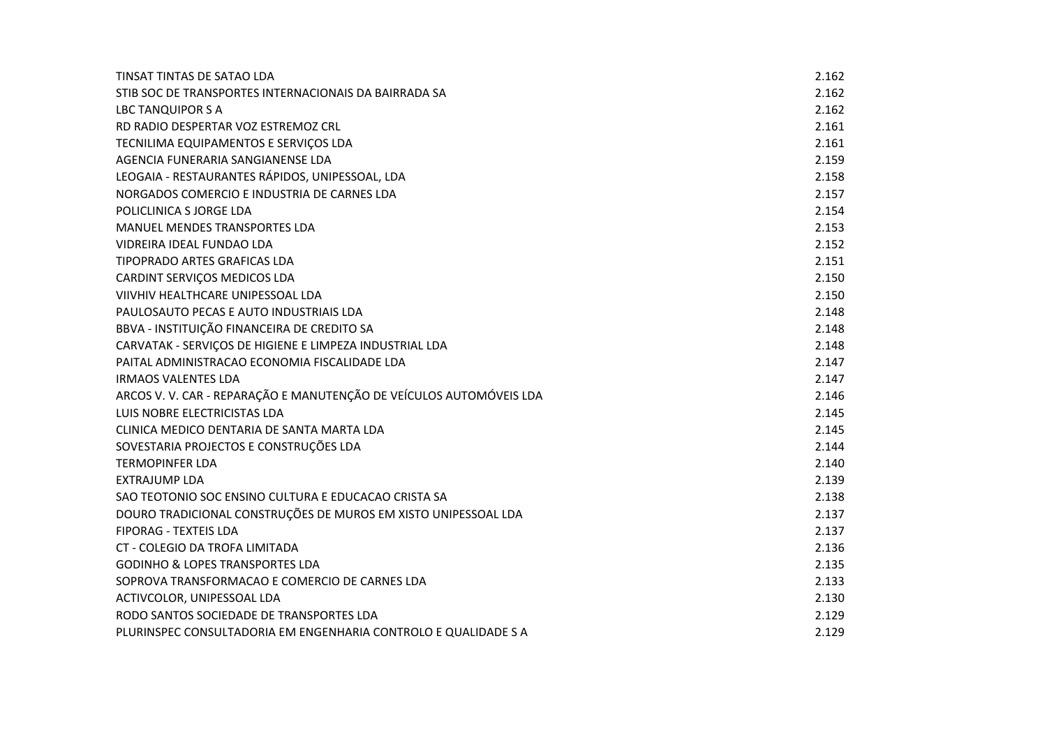| | |
|---|---|
| TINSAT TINTAS DE SATAO LDA | 2.162 |
| STIB SOC DE TRANSPORTES INTERNACIONAIS DA BAIRRADA SA | 2.162 |
| LBC TANQUIPOR S A | 2.162 |
| RD RADIO DESPERTAR VOZ ESTREMOZ CRL | 2.161 |
| TECNILIMA EQUIPAMENTOS E SERVIÇOS LDA | 2.161 |
| AGENCIA FUNERARIA SANGIANENSE LDA | 2.159 |
| LEOGAIA - RESTAURANTES RÁPIDOS, UNIPESSOAL, LDA | 2.158 |
| NORGADOS COMERCIO E INDUSTRIA DE CARNES LDA | 2.157 |
| POLICLINICA S JORGE LDA | 2.154 |
| MANUEL MENDES TRANSPORTES LDA | 2.153 |
| VIDREIRA IDEAL FUNDAO LDA | 2.152 |
| TIPOPRADO ARTES GRAFICAS LDA | 2.151 |
| CARDINT SERVIÇOS MEDICOS LDA | 2.150 |
| VIIVHIV HEALTHCARE UNIPESSOAL LDA | 2.150 |
| PAULOSAUTO PECAS E AUTO INDUSTRIAIS LDA | 2.148 |
| BBVA - INSTITUIÇÃO FINANCEIRA DE CREDITO SA | 2.148 |
| CARVATAK - SERVIÇOS DE HIGIENE E LIMPEZA INDUSTRIAL LDA | 2.148 |
| PAITAL ADMINISTRACAO ECONOMIA FISCALIDADE LDA | 2.147 |
| IRMAOS VALENTES LDA | 2.147 |
| ARCOS V. V. CAR - REPARAÇÃO E MANUTENÇÃO DE VEÍCULOS AUTOMÓVEIS LDA | 2.146 |
| LUIS NOBRE ELECTRICISTAS LDA | 2.145 |
| CLINICA MEDICO DENTARIA DE SANTA MARTA LDA | 2.145 |
| SOVESTARIA PROJECTOS E CONSTRUÇÕES LDA | 2.144 |
| TERMOPINFER LDA | 2.140 |
| EXTRAJUMP LDA | 2.139 |
| SAO TEOTONIO SOC ENSINO CULTURA E EDUCACAO CRISTA SA | 2.138 |
| DOURO TRADICIONAL CONSTRUÇÕES DE MUROS EM XISTO UNIPESSOAL LDA | 2.137 |
| FIPORAG - TEXTEIS LDA | 2.137 |
| CT - COLEGIO DA TROFA LIMITADA | 2.136 |
| GODINHO & LOPES TRANSPORTES LDA | 2.135 |
| SOPROVA TRANSFORMACAO E COMERCIO DE CARNES LDA | 2.133 |
| ACTIVCOLOR, UNIPESSOAL LDA | 2.130 |
| RODO SANTOS SOCIEDADE DE TRANSPORTES LDA | 2.129 |
| PLURINSPEC CONSULTADORIA EM ENGENHARIA CONTROLO E QUALIDADE S A | 2.129 |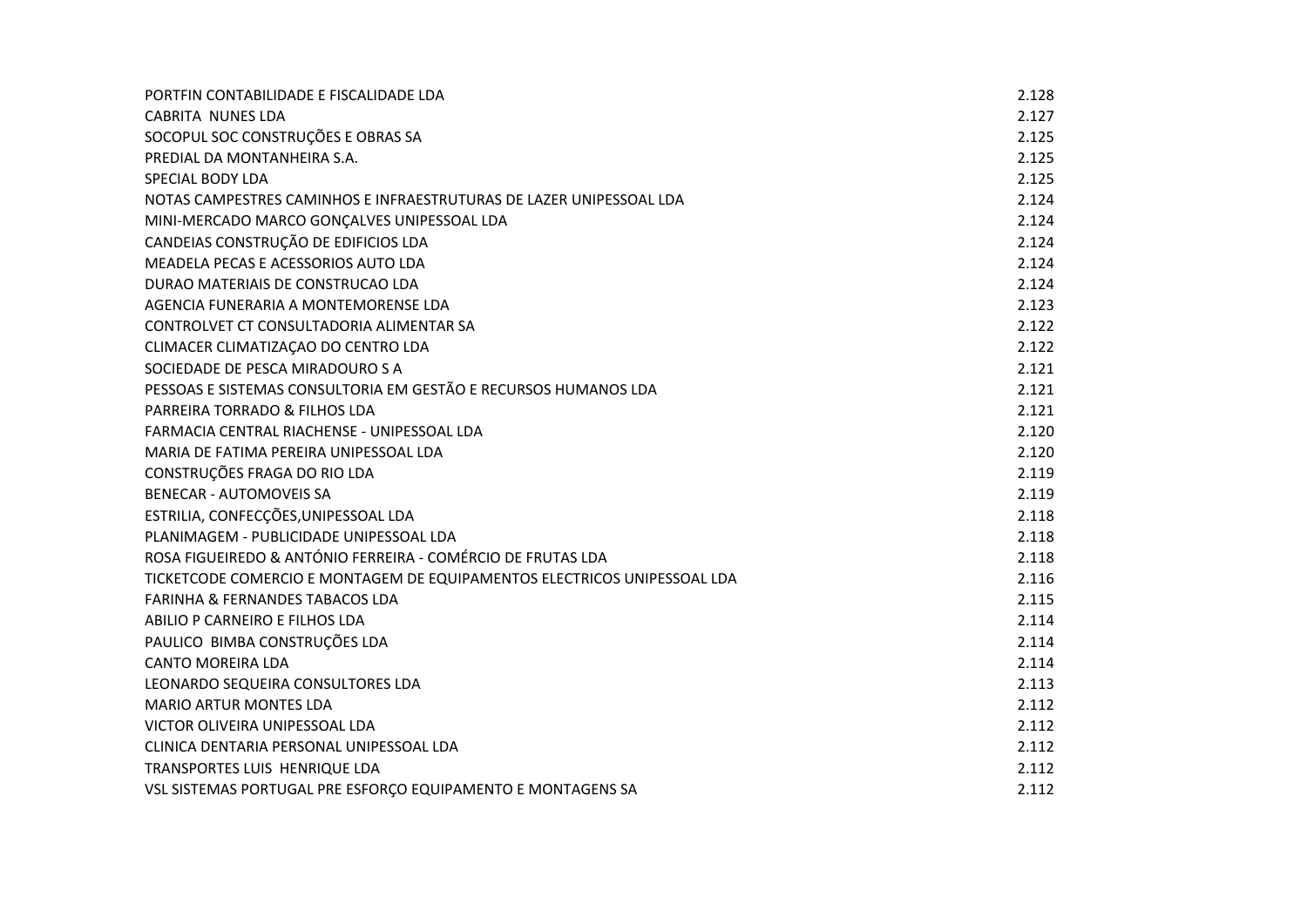| | |
|---|---|
| PORTFIN CONTABILIDADE E FISCALIDADE LDA | 2.128 |
| CABRITA  NUNES LDA | 2.127 |
| SOCOPUL SOC CONSTRUÇÕES E OBRAS SA | 2.125 |
| PREDIAL DA MONTANHEIRA S.A. | 2.125 |
| SPECIAL BODY LDA | 2.125 |
| NOTAS CAMPESTRES CAMINHOS E INFRAESTRUTURAS DE LAZER UNIPESSOAL LDA | 2.124 |
| MINI-MERCADO MARCO GONÇALVES UNIPESSOAL LDA | 2.124 |
| CANDEIAS CONSTRUÇÃO DE EDIFICIOS LDA | 2.124 |
| MEADELA PECAS E ACESSORIOS AUTO LDA | 2.124 |
| DURAO MATERIAIS DE CONSTRUCAO LDA | 2.124 |
| AGENCIA FUNERARIA A MONTEMORENSE LDA | 2.123 |
| CONTROLVET CT CONSULTADORIA ALIMENTAR SA | 2.122 |
| CLIMACER CLIMATIZAÇAO DO CENTRO LDA | 2.122 |
| SOCIEDADE DE PESCA MIRADOURO S A | 2.121 |
| PESSOAS E SISTEMAS CONSULTORIA EM GESTÃO E RECURSOS HUMANOS LDA | 2.121 |
| PARREIRA TORRADO & FILHOS LDA | 2.121 |
| FARMACIA CENTRAL RIACHENSE - UNIPESSOAL LDA | 2.120 |
| MARIA DE FATIMA PEREIRA UNIPESSOAL LDA | 2.120 |
| CONSTRUÇÕES FRAGA DO RIO LDA | 2.119 |
| BENECAR - AUTOMOVEIS SA | 2.119 |
| ESTRILIA, CONFECÇÕES,UNIPESSOAL LDA | 2.118 |
| PLANIMAGEM - PUBLICIDADE UNIPESSOAL LDA | 2.118 |
| ROSA FIGUEIREDO & ANTÓNIO FERREIRA - COMÉRCIO DE FRUTAS LDA | 2.118 |
| TICKETCODE COMERCIO E MONTAGEM DE EQUIPAMENTOS ELECTRICOS UNIPESSOAL LDA | 2.116 |
| FARINHA & FERNANDES TABACOS LDA | 2.115 |
| ABILIO P CARNEIRO E FILHOS LDA | 2.114 |
| PAULICO  BIMBA CONSTRUÇÕES LDA | 2.114 |
| CANTO MOREIRA LDA | 2.114 |
| LEONARDO SEQUEIRA CONSULTORES LDA | 2.113 |
| MARIO ARTUR MONTES LDA | 2.112 |
| VICTOR OLIVEIRA UNIPESSOAL LDA | 2.112 |
| CLINICA DENTARIA PERSONAL UNIPESSOAL LDA | 2.112 |
| TRANSPORTES LUIS  HENRIQUE LDA | 2.112 |
| VSL SISTEMAS PORTUGAL PRE ESFORÇO EQUIPAMENTO E MONTAGENS SA | 2.112 |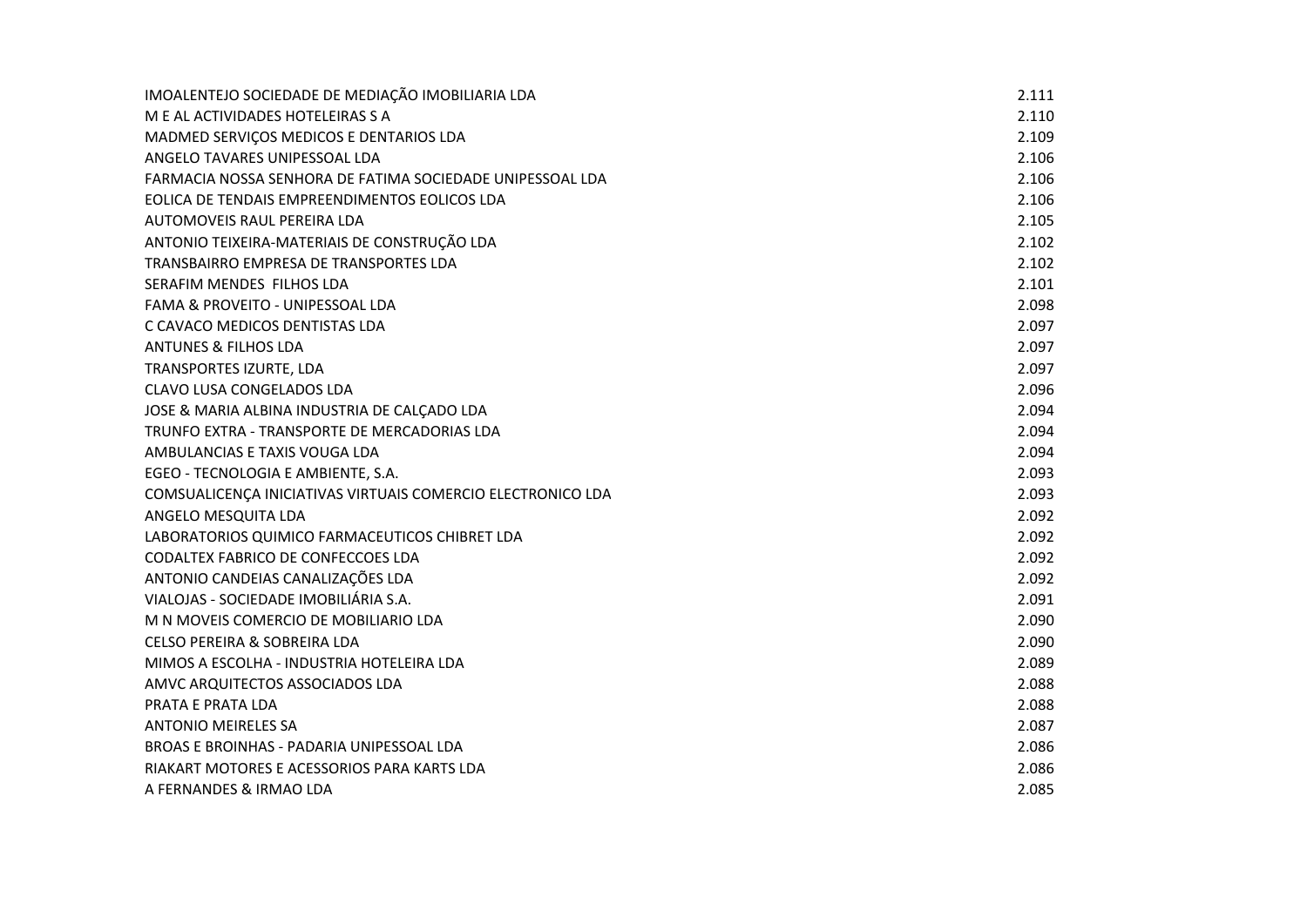| | |
|---|---|
| IMOALENTEJO SOCIEDADE DE MEDIAÇÃO IMOBILIARIA LDA | 2.111 |
| M E AL ACTIVIDADES HOTELEIRAS S A | 2.110 |
| MADMED SERVIÇOS MEDICOS E DENTARIOS LDA | 2.109 |
| ANGELO TAVARES UNIPESSOAL LDA | 2.106 |
| FARMACIA NOSSA SENHORA DE FATIMA SOCIEDADE UNIPESSOAL LDA | 2.106 |
| EOLICA DE TENDAIS EMPREENDIMENTOS EOLICOS LDA | 2.106 |
| AUTOMOVEIS RAUL PEREIRA LDA | 2.105 |
| ANTONIO TEIXEIRA-MATERIAIS DE CONSTRUÇÃO LDA | 2.102 |
| TRANSBAIRRO EMPRESA DE TRANSPORTES LDA | 2.102 |
| SERAFIM MENDES  FILHOS LDA | 2.101 |
| FAMA & PROVEITO - UNIPESSOAL LDA | 2.098 |
| C CAVACO MEDICOS DENTISTAS LDA | 2.097 |
| ANTUNES & FILHOS LDA | 2.097 |
| TRANSPORTES IZURTE, LDA | 2.097 |
| CLAVO LUSA CONGELADOS LDA | 2.096 |
| JOSE & MARIA ALBINA INDUSTRIA DE CALÇADO LDA | 2.094 |
| TRUNFO EXTRA - TRANSPORTE DE MERCADORIAS LDA | 2.094 |
| AMBULANCIAS E TAXIS VOUGA LDA | 2.094 |
| EGEO - TECNOLOGIA E AMBIENTE, S.A. | 2.093 |
| COMSUALICENÇA INICIATIVAS VIRTUAIS COMERCIO ELECTRONICO LDA | 2.093 |
| ANGELO MESQUITA LDA | 2.092 |
| LABORATORIOS QUIMICO FARMACEUTICOS CHIBRET LDA | 2.092 |
| CODALTEX FABRICO DE CONFECCOES LDA | 2.092 |
| ANTONIO CANDEIAS CANALIZAÇÕES LDA | 2.092 |
| VIALOJAS - SOCIEDADE IMOBILIÁRIA S.A. | 2.091 |
| M N MOVEIS COMERCIO DE MOBILIARIO LDA | 2.090 |
| CELSO PEREIRA & SOBREIRA LDA | 2.090 |
| MIMOS A ESCOLHA - INDUSTRIA HOTELEIRA LDA | 2.089 |
| AMVC ARQUITECTOS ASSOCIADOS LDA | 2.088 |
| PRATA E PRATA LDA | 2.088 |
| ANTONIO MEIRELES SA | 2.087 |
| BROAS E BROINHAS - PADARIA UNIPESSOAL LDA | 2.086 |
| RIAKART MOTORES E ACESSORIOS PARA KARTS LDA | 2.086 |
| A FERNANDES & IRMAO LDA | 2.085 |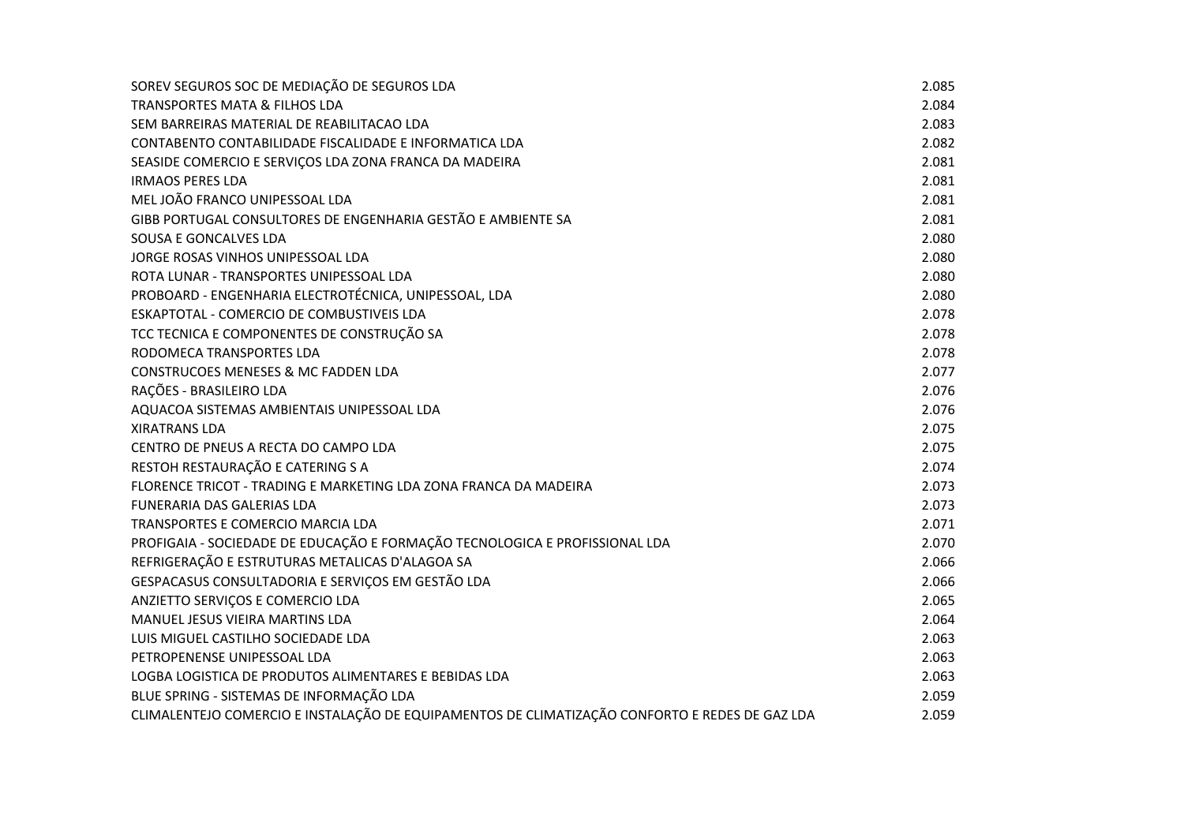| | |
|---|---|
| SOREV SEGUROS SOC DE MEDIAÇÃO DE SEGUROS LDA | 2.085 |
| TRANSPORTES MATA & FILHOS LDA | 2.084 |
| SEM BARREIRAS MATERIAL DE REABILITACAO LDA | 2.083 |
| CONTABENTO CONTABILIDADE FISCALIDADE E INFORMATICA LDA | 2.082 |
| SEASIDE COMERCIO E SERVIÇOS LDA ZONA FRANCA DA MADEIRA | 2.081 |
| IRMAOS PERES LDA | 2.081 |
| MEL JOÃO FRANCO UNIPESSOAL LDA | 2.081 |
| GIBB PORTUGAL CONSULTORES DE ENGENHARIA GESTÃO E AMBIENTE SA | 2.081 |
| SOUSA E GONCALVES LDA | 2.080 |
| JORGE ROSAS VINHOS UNIPESSOAL LDA | 2.080 |
| ROTA LUNAR - TRANSPORTES UNIPESSOAL LDA | 2.080 |
| PROBOARD - ENGENHARIA ELECTROTÉCNICA, UNIPESSOAL, LDA | 2.080 |
| ESKAPTOTAL - COMERCIO DE COMBUSTIVEIS LDA | 2.078 |
| TCC TECNICA E COMPONENTES DE CONSTRUÇÃO SA | 2.078 |
| RODOMECA TRANSPORTES LDA | 2.078 |
| CONSTRUCOES MENESES & MC FADDEN LDA | 2.077 |
| RAÇÕES - BRASILEIRO LDA | 2.076 |
| AQUACOA SISTEMAS AMBIENTAIS UNIPESSOAL LDA | 2.076 |
| XIRATRANS LDA | 2.075 |
| CENTRO DE PNEUS A RECTA DO CAMPO LDA | 2.075 |
| RESTOH RESTAURAÇÃO E CATERING S A | 2.074 |
| FLORENCE TRICOT - TRADING E MARKETING LDA ZONA FRANCA DA MADEIRA | 2.073 |
| FUNERARIA DAS GALERIAS LDA | 2.073 |
| TRANSPORTES E COMERCIO MARCIA LDA | 2.071 |
| PROFIGAIA - SOCIEDADE DE EDUCAÇÃO E FORMAÇÃO TECNOLOGICA E PROFISSIONAL LDA | 2.070 |
| REFRIGERAÇÃO E ESTRUTURAS METALICAS D'ALAGOA SA | 2.066 |
| GESPACASUS CONSULTADORIA E SERVIÇOS EM GESTÃO LDA | 2.066 |
| ANZIETTO SERVIÇOS E COMERCIO LDA | 2.065 |
| MANUEL JESUS VIEIRA MARTINS LDA | 2.064 |
| LUIS MIGUEL CASTILHO SOCIEDADE LDA | 2.063 |
| PETROPENENSE UNIPESSOAL LDA | 2.063 |
| LOGBA LOGISTICA DE PRODUTOS ALIMENTARES E BEBIDAS LDA | 2.063 |
| BLUE SPRING - SISTEMAS DE INFORMAÇÃO LDA | 2.059 |
| CLIMALENTEJO COMERCIO E INSTALAÇÃO DE EQUIPAMENTOS DE CLIMATIZAÇÃO CONFORTO E REDES DE GAZ LDA | 2.059 |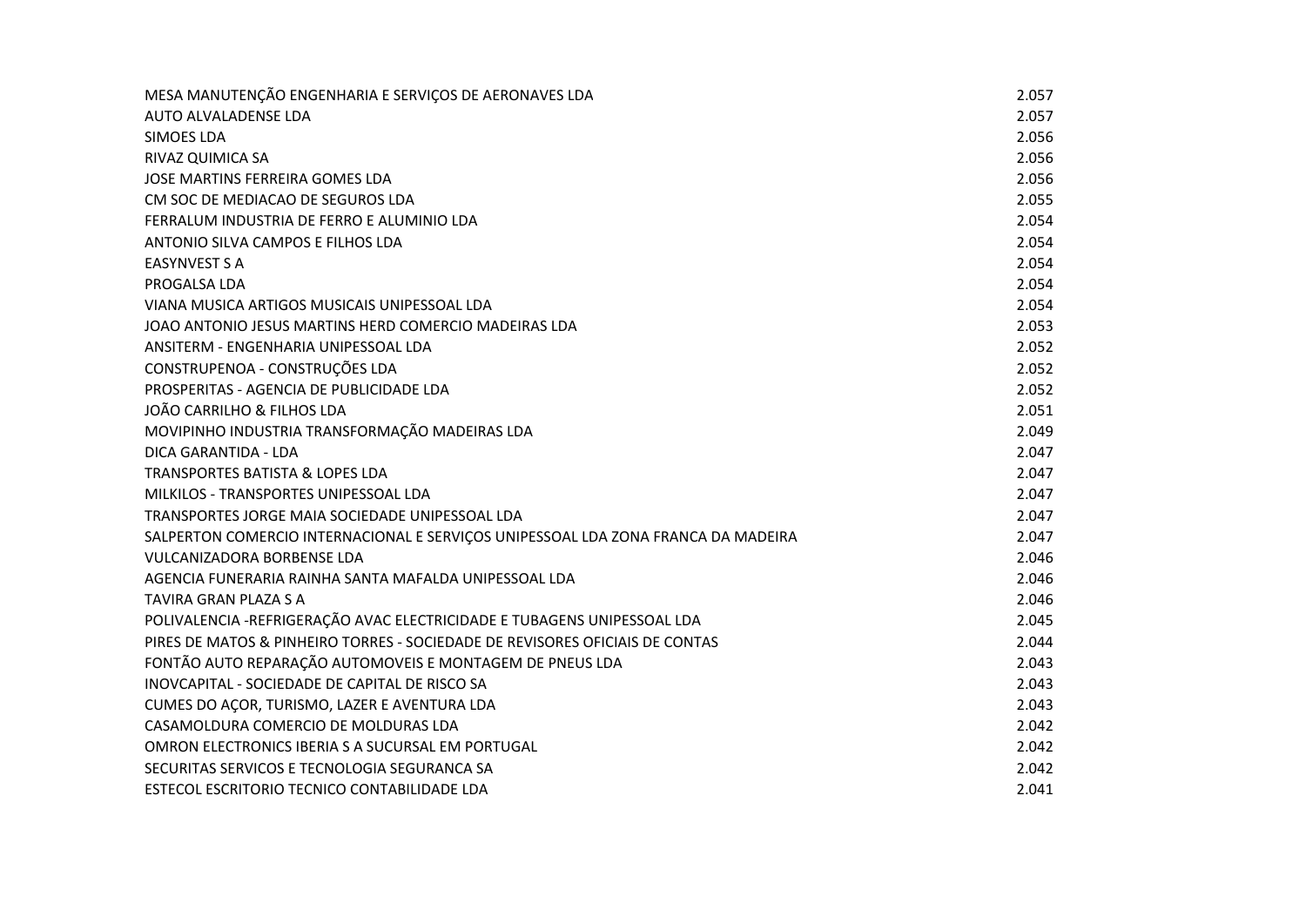| | |
|---|---|
| MESA MANUTENÇÃO ENGENHARIA E SERVIÇOS DE AERONAVES LDA | 2.057 |
| AUTO ALVALADENSE LDA | 2.057 |
| SIMOES LDA | 2.056 |
| RIVAZ QUIMICA SA | 2.056 |
| JOSE MARTINS FERREIRA GOMES LDA | 2.056 |
| CM SOC DE MEDIACAO DE SEGUROS LDA | 2.055 |
| FERRALUM INDUSTRIA DE FERRO E ALUMINIO LDA | 2.054 |
| ANTONIO SILVA CAMPOS E FILHOS LDA | 2.054 |
| EASYNVEST S A | 2.054 |
| PROGALSA LDA | 2.054 |
| VIANA MUSICA ARTIGOS MUSICAIS UNIPESSOAL LDA | 2.054 |
| JOAO ANTONIO JESUS MARTINS HERD COMERCIO MADEIRAS LDA | 2.053 |
| ANSITERM - ENGENHARIA UNIPESSOAL LDA | 2.052 |
| CONSTRUPENOA - CONSTRUÇÕES LDA | 2.052 |
| PROSPERITAS - AGENCIA DE PUBLICIDADE LDA | 2.052 |
| JOÃO CARRILHO & FILHOS LDA | 2.051 |
| MOVIPINHO INDUSTRIA TRANSFORMAÇÃO MADEIRAS LDA | 2.049 |
| DICA GARANTIDA - LDA | 2.047 |
| TRANSPORTES BATISTA & LOPES LDA | 2.047 |
| MILKILOS - TRANSPORTES UNIPESSOAL LDA | 2.047 |
| TRANSPORTES JORGE MAIA SOCIEDADE UNIPESSOAL LDA | 2.047 |
| SALPERTON COMERCIO INTERNACIONAL E SERVIÇOS UNIPESSOAL LDA ZONA FRANCA DA MADEIRA | 2.047 |
| VULCANIZADORA BORBENSE LDA | 2.046 |
| AGENCIA FUNERARIA RAINHA SANTA MAFALDA UNIPESSOAL LDA | 2.046 |
| TAVIRA GRAN PLAZA S A | 2.046 |
| POLIVALENCIA -REFRIGERAÇÃO AVAC ELECTRICIDADE E TUBAGENS UNIPESSOAL LDA | 2.045 |
| PIRES DE MATOS & PINHEIRO TORRES - SOCIEDADE DE REVISORES OFICIAIS DE CONTAS | 2.044 |
| FONTÃO AUTO REPARAÇÃO AUTOMOVEIS E MONTAGEM DE PNEUS LDA | 2.043 |
| INOVCAPITAL - SOCIEDADE DE CAPITAL DE RISCO SA | 2.043 |
| CUMES DO AÇOR, TURISMO, LAZER E AVENTURA LDA | 2.043 |
| CASAMOLDURA COMERCIO DE MOLDURAS LDA | 2.042 |
| OMRON ELECTRONICS IBERIA S A SUCURSAL EM PORTUGAL | 2.042 |
| SECURITAS SERVICOS E TECNOLOGIA SEGURANCA SA | 2.042 |
| ESTECOL ESCRITORIO TECNICO CONTABILIDADE LDA | 2.041 |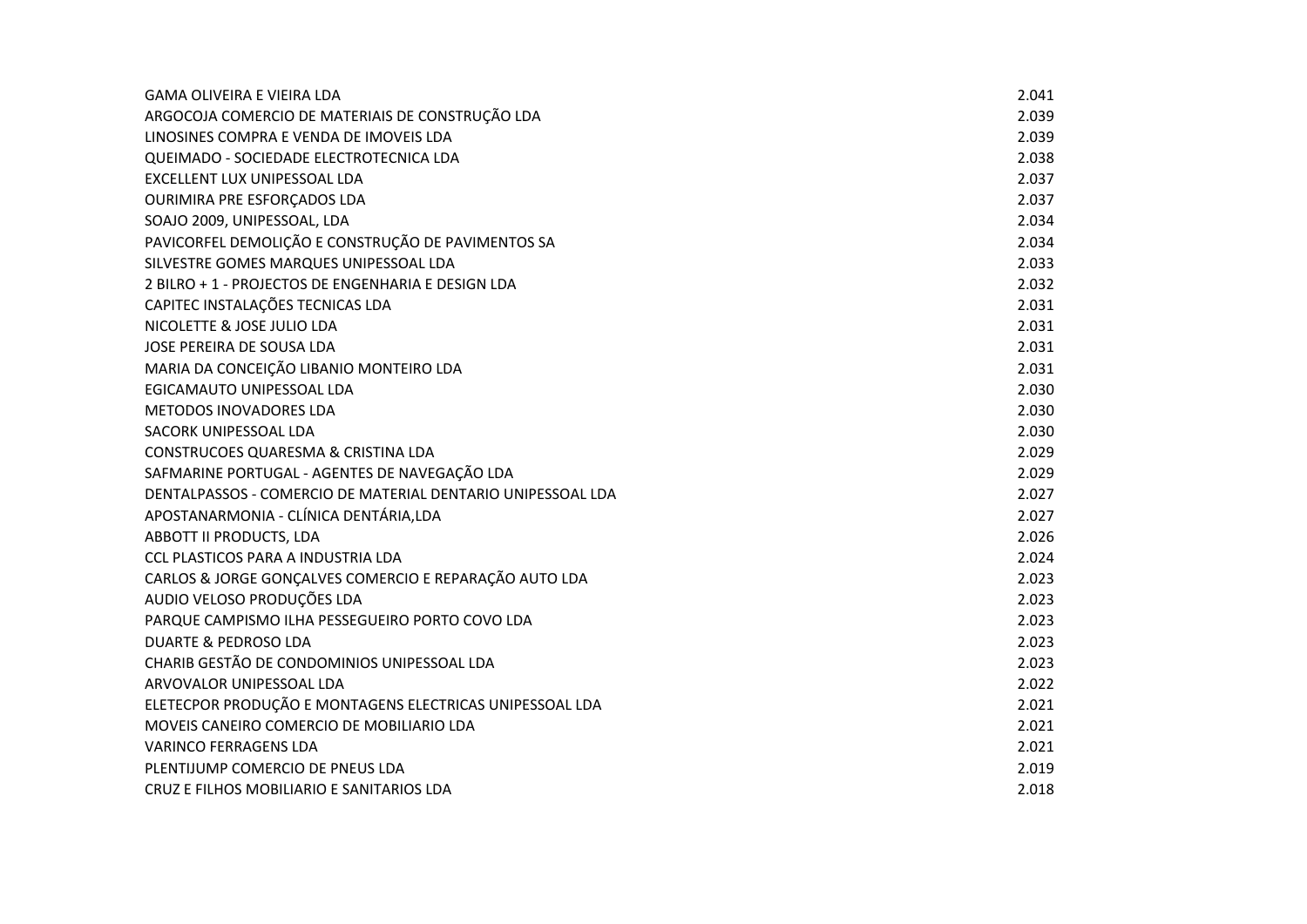| | |
|---|---|
| GAMA OLIVEIRA E VIEIRA LDA | 2.041 |
| ARGOCOJA COMERCIO DE MATERIAIS DE CONSTRUÇÃO LDA | 2.039 |
| LINOSINES COMPRA E VENDA DE IMOVEIS LDA | 2.039 |
| QUEIMADO - SOCIEDADE ELECTROTECNICA LDA | 2.038 |
| EXCELLENT LUX UNIPESSOAL LDA | 2.037 |
| OURIMIRA PRE ESFORÇADOS LDA | 2.037 |
| SOAJO 2009, UNIPESSOAL, LDA | 2.034 |
| PAVICORFEL DEMOLIÇÃO E CONSTRUÇÃO DE PAVIMENTOS SA | 2.034 |
| SILVESTRE GOMES MARQUES UNIPESSOAL LDA | 2.033 |
| 2 BILRO + 1 - PROJECTOS DE ENGENHARIA E DESIGN LDA | 2.032 |
| CAPITEC INSTALAÇÕES TECNICAS LDA | 2.031 |
| NICOLETTE & JOSE JULIO LDA | 2.031 |
| JOSE PEREIRA DE SOUSA LDA | 2.031 |
| MARIA DA CONCEIÇÃO LIBANIO MONTEIRO LDA | 2.031 |
| EGICAMAUTO UNIPESSOAL LDA | 2.030 |
| METODOS INOVADORES LDA | 2.030 |
| SACORK UNIPESSOAL LDA | 2.030 |
| CONSTRUCOES QUARESMA & CRISTINA LDA | 2.029 |
| SAFMARINE PORTUGAL - AGENTES DE NAVEGAÇÃO LDA | 2.029 |
| DENTALPASSOS - COMERCIO DE MATERIAL DENTARIO UNIPESSOAL LDA | 2.027 |
| APOSTANARMONIA - CLÍNICA DENTÁRIA,LDA | 2.027 |
| ABBOTT II PRODUCTS, LDA | 2.026 |
| CCL PLASTICOS PARA A INDUSTRIA LDA | 2.024 |
| CARLOS & JORGE GONÇALVES COMERCIO E REPARAÇÃO AUTO LDA | 2.023 |
| AUDIO VELOSO PRODUÇÕES LDA | 2.023 |
| PARQUE CAMPISMO ILHA PESSEGUEIRO PORTO COVO LDA | 2.023 |
| DUARTE & PEDROSO LDA | 2.023 |
| CHARIB GESTÃO DE CONDOMINIOS UNIPESSOAL LDA | 2.023 |
| ARVOVALOR UNIPESSOAL LDA | 2.022 |
| ELETECPOR PRODUÇÃO E MONTAGENS ELECTRICAS UNIPESSOAL LDA | 2.021 |
| MOVEIS CANEIRO COMERCIO DE MOBILIARIO LDA | 2.021 |
| VARINCO FERRAGENS LDA | 2.021 |
| PLENTIJUMP COMERCIO DE PNEUS LDA | 2.019 |
| CRUZ E FILHOS MOBILIARIO E SANITARIOS LDA | 2.018 |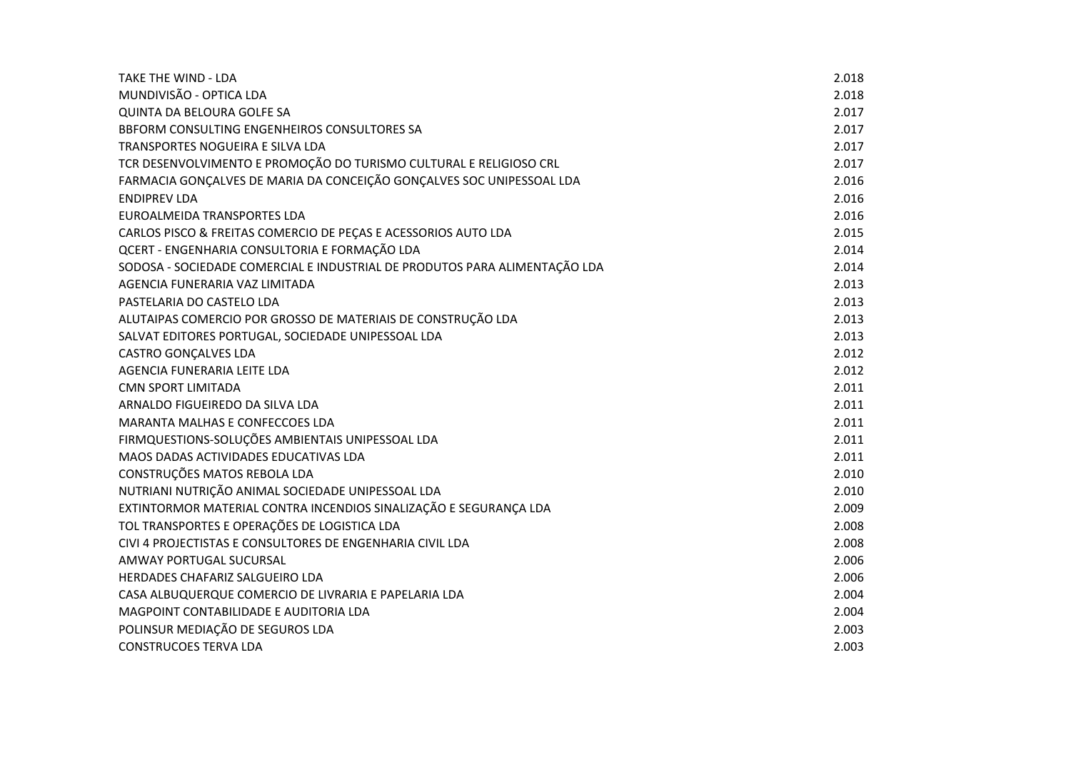| | |
|---|---|
| TAKE THE WIND - LDA | 2.018 |
| MUNDIVISÃO - OPTICA LDA | 2.018 |
| QUINTA DA BELOURA GOLFE SA | 2.017 |
| BBFORM CONSULTING ENGENHEIROS CONSULTORES SA | 2.017 |
| TRANSPORTES NOGUEIRA E SILVA LDA | 2.017 |
| TCR DESENVOLVIMENTO E PROMOÇÃO DO TURISMO CULTURAL E RELIGIOSO CRL | 2.017 |
| FARMACIA GONÇALVES DE MARIA DA CONCEIÇÃO GONÇALVES SOC UNIPESSOAL LDA | 2.016 |
| ENDIPREV LDA | 2.016 |
| EUROALMEIDA TRANSPORTES LDA | 2.016 |
| CARLOS PISCO & FREITAS COMERCIO DE PEÇAS E ACESSORIOS AUTO LDA | 2.015 |
| QCERT - ENGENHARIA CONSULTORIA E FORMAÇÃO LDA | 2.014 |
| SODOSA - SOCIEDADE COMERCIAL E INDUSTRIAL DE PRODUTOS PARA ALIMENTAÇÃO LDA | 2.014 |
| AGENCIA FUNERARIA VAZ LIMITADA | 2.013 |
| PASTELARIA DO CASTELO LDA | 2.013 |
| ALUTAIPAS COMERCIO POR GROSSO DE MATERIAIS DE CONSTRUÇÃO LDA | 2.013 |
| SALVAT EDITORES PORTUGAL, SOCIEDADE UNIPESSOAL LDA | 2.013 |
| CASTRO GONÇALVES LDA | 2.012 |
| AGENCIA FUNERARIA LEITE LDA | 2.012 |
| CMN SPORT LIMITADA | 2.011 |
| ARNALDO FIGUEIREDO DA SILVA LDA | 2.011 |
| MARANTA MALHAS E CONFECCOES LDA | 2.011 |
| FIRMQUESTIONS-SOLUÇÕES AMBIENTAIS UNIPESSOAL LDA | 2.011 |
| MAOS DADAS ACTIVIDADES EDUCATIVAS LDA | 2.011 |
| CONSTRUÇÕES MATOS REBOLA LDA | 2.010 |
| NUTRIANI NUTRIÇÃO ANIMAL SOCIEDADE UNIPESSOAL LDA | 2.010 |
| EXTINTORMOR MATERIAL CONTRA INCENDIOS SINALIZAÇÃO E SEGURANÇA LDA | 2.009 |
| TOL TRANSPORTES E OPERAÇÕES DE LOGISTICA LDA | 2.008 |
| CIVI 4 PROJECTISTAS E CONSULTORES DE ENGENHARIA CIVIL LDA | 2.008 |
| AMWAY PORTUGAL SUCURSAL | 2.006 |
| HERDADES CHAFARIZ SALGUEIRO LDA | 2.006 |
| CASA ALBUQUERQUE COMERCIO DE LIVRARIA E PAPELARIA LDA | 2.004 |
| MAGPOINT CONTABILIDADE E AUDITORIA LDA | 2.004 |
| POLINSUR MEDIAÇÃO DE SEGUROS LDA | 2.003 |
| CONSTRUCOES TERVA LDA | 2.003 |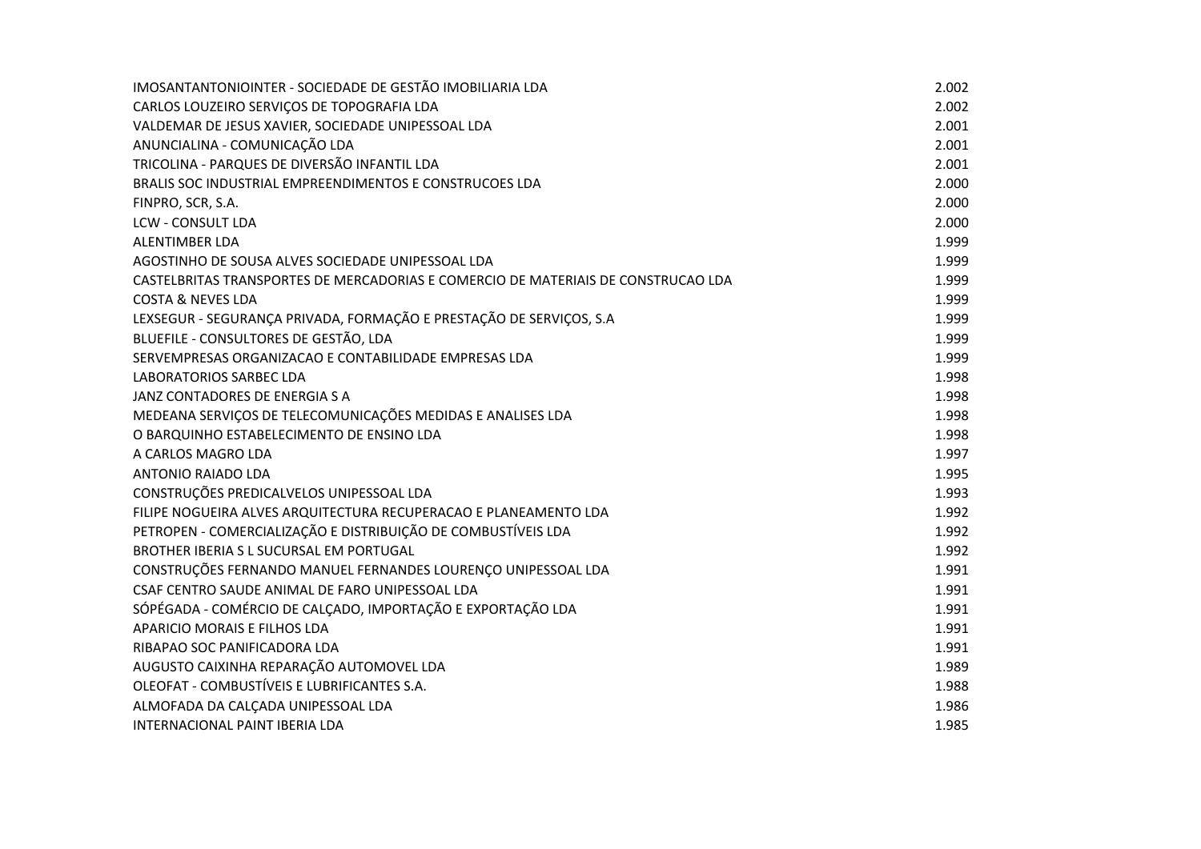| | |
|---|---|
| IMOSANTANTONIOINTER - SOCIEDADE DE GESTÃO IMOBILIARIA LDA | 2.002 |
| CARLOS LOUZEIRO SERVIÇOS DE TOPOGRAFIA LDA | 2.002 |
| VALDEMAR DE JESUS XAVIER, SOCIEDADE UNIPESSOAL LDA | 2.001 |
| ANUNCIALINA - COMUNICAÇÃO LDA | 2.001 |
| TRICOLINA - PARQUES DE DIVERSÃO INFANTIL LDA | 2.001 |
| BRALIS SOC INDUSTRIAL EMPREENDIMENTOS E CONSTRUCOES LDA | 2.000 |
| FINPRO, SCR, S.A. | 2.000 |
| LCW - CONSULT LDA | 2.000 |
| ALENTIMBER LDA | 1.999 |
| AGOSTINHO DE SOUSA ALVES SOCIEDADE UNIPESSOAL LDA | 1.999 |
| CASTELBRITAS TRANSPORTES DE MERCADORIAS E COMERCIO DE MATERIAIS DE CONSTRUCAO LDA | 1.999 |
| COSTA & NEVES LDA | 1.999 |
| LEXSEGUR - SEGURANÇA PRIVADA, FORMAÇÃO E PRESTAÇÃO DE SERVIÇOS, S.A | 1.999 |
| BLUEFILE - CONSULTORES DE GESTÃO, LDA | 1.999 |
| SERVEMPRESAS ORGANIZACAO E CONTABILIDADE EMPRESAS LDA | 1.999 |
| LABORATORIOS SARBEC LDA | 1.998 |
| JANZ CONTADORES DE ENERGIA S A | 1.998 |
| MEDEANA SERVIÇOS DE TELECOMUNICAÇÕES MEDIDAS E ANALISES LDA | 1.998 |
| O BARQUINHO ESTABELECIMENTO DE ENSINO LDA | 1.998 |
| A CARLOS MAGRO LDA | 1.997 |
| ANTONIO RAIADO LDA | 1.995 |
| CONSTRUÇÕES PREDICALVELOS UNIPESSOAL LDA | 1.993 |
| FILIPE NOGUEIRA ALVES ARQUITECTURA RECUPERACAO E PLANEAMENTO LDA | 1.992 |
| PETROPEN - COMERCIALIZAÇÃO E DISTRIBUIÇÃO DE COMBUSTÍVEIS LDA | 1.992 |
| BROTHER IBERIA S L SUCURSAL EM PORTUGAL | 1.992 |
| CONSTRUÇÕES FERNANDO MANUEL FERNANDES LOURENÇO UNIPESSOAL LDA | 1.991 |
| CSAF CENTRO SAUDE ANIMAL DE FARO UNIPESSOAL LDA | 1.991 |
| SÓPÉGADA - COMÉRCIO DE CALÇADO, IMPORTAÇÃO E EXPORTAÇÃO LDA | 1.991 |
| APARICIO MORAIS E FILHOS LDA | 1.991 |
| RIBAPAO SOC PANIFICADORA LDA | 1.991 |
| AUGUSTO CAIXINHA REPARAÇÃO AUTOMOVEL LDA | 1.989 |
| OLEOFAT - COMBUSTÍVEIS E LUBRIFICANTES S.A. | 1.988 |
| ALMOFADA DA CALÇADA UNIPESSOAL LDA | 1.986 |
| INTERNACIONAL PAINT IBERIA LDA | 1.985 |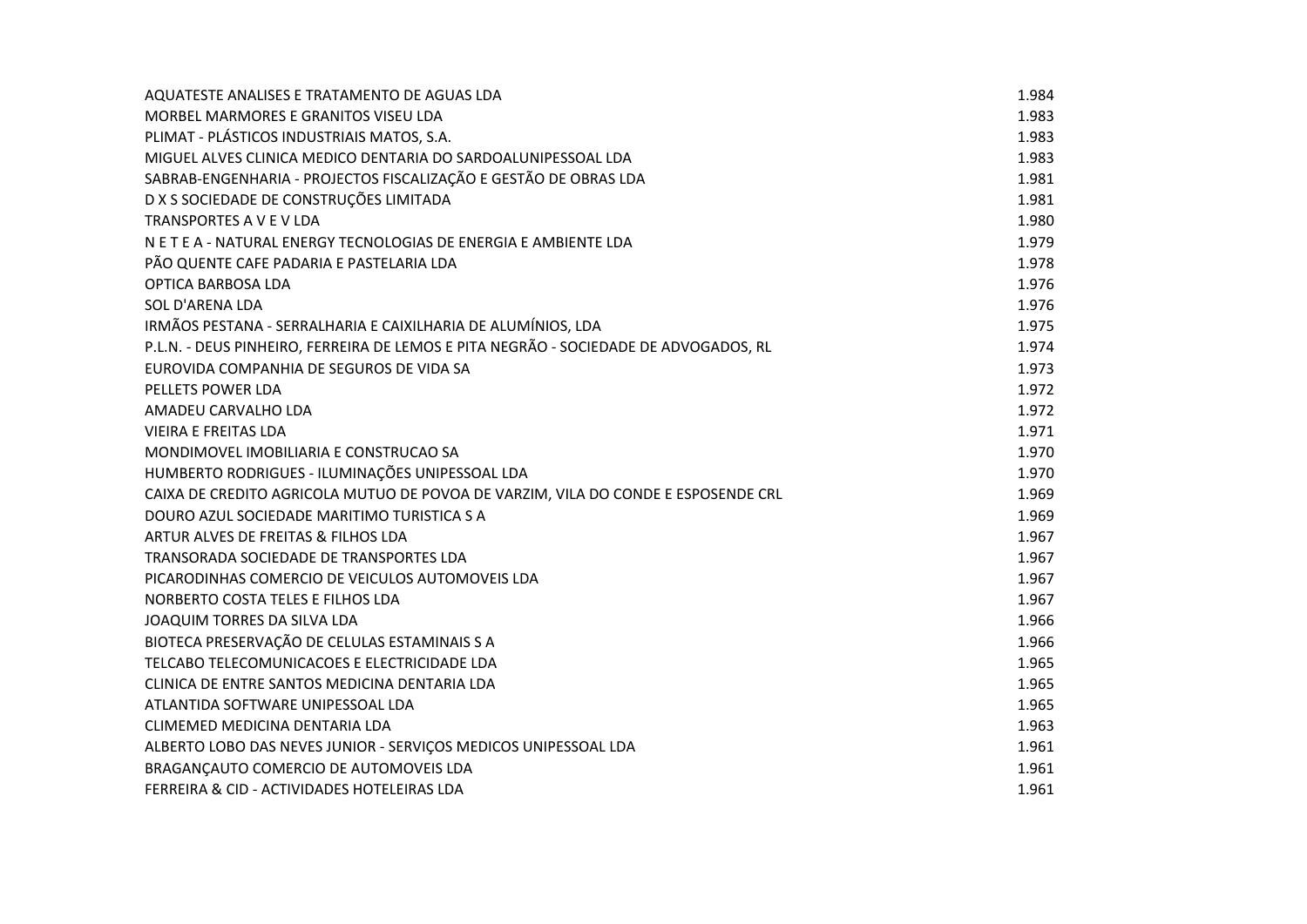| | |
|---|---|
| AQUATESTE ANALISES E TRATAMENTO DE AGUAS LDA | 1.984 |
| MORBEL MARMORES E GRANITOS VISEU LDA | 1.983 |
| PLIMAT - PLÁSTICOS INDUSTRIAIS MATOS, S.A. | 1.983 |
| MIGUEL ALVES CLINICA MEDICO DENTARIA DO SARDOALUNIPESSOAL LDA | 1.983 |
| SABRAB-ENGENHARIA - PROJECTOS FISCALIZAÇÃO E GESTÃO DE OBRAS LDA | 1.981 |
| D X S SOCIEDADE DE CONSTRUÇÕES LIMITADA | 1.981 |
| TRANSPORTES A V E V LDA | 1.980 |
| N E T E A - NATURAL ENERGY TECNOLOGIAS DE ENERGIA E AMBIENTE LDA | 1.979 |
| PÃO QUENTE CAFE PADARIA E PASTELARIA LDA | 1.978 |
| OPTICA BARBOSA LDA | 1.976 |
| SOL D'ARENA LDA | 1.976 |
| IRMÃOS PESTANA - SERRALHARIA E CAIXILHARIA DE ALUMÍNIOS, LDA | 1.975 |
| P.L.N. - DEUS PINHEIRO, FERREIRA DE LEMOS E PITA NEGRÃO - SOCIEDADE DE ADVOGADOS, RL | 1.974 |
| EUROVIDA COMPANHIA DE SEGUROS DE VIDA SA | 1.973 |
| PELLETS POWER LDA | 1.972 |
| AMADEU CARVALHO LDA | 1.972 |
| VIEIRA E FREITAS LDA | 1.971 |
| MONDIMOVEL IMOBILIARIA E CONSTRUCAO SA | 1.970 |
| HUMBERTO RODRIGUES - ILUMINAÇÕES UNIPESSOAL LDA | 1.970 |
| CAIXA DE CREDITO AGRICOLA MUTUO DE POVOA DE VARZIM, VILA DO CONDE E ESPOSENDE CRL | 1.969 |
| DOURO AZUL SOCIEDADE MARITIMO TURISTICA S A | 1.969 |
| ARTUR ALVES DE FREITAS & FILHOS LDA | 1.967 |
| TRANSORADA SOCIEDADE DE TRANSPORTES LDA | 1.967 |
| PICARODINHAS COMERCIO DE VEICULOS AUTOMOVEIS LDA | 1.967 |
| NORBERTO COSTA TELES E FILHOS LDA | 1.967 |
| JOAQUIM TORRES DA SILVA LDA | 1.966 |
| BIOTECA PRESERVAÇÃO DE CELULAS ESTAMINAIS S A | 1.966 |
| TELCABO TELECOMUNICACOES E ELECTRICIDADE LDA | 1.965 |
| CLINICA DE ENTRE SANTOS MEDICINA DENTARIA LDA | 1.965 |
| ATLANTIDA SOFTWARE UNIPESSOAL LDA | 1.965 |
| CLIMEMED MEDICINA DENTARIA LDA | 1.963 |
| ALBERTO LOBO DAS NEVES JUNIOR - SERVIÇOS MEDICOS UNIPESSOAL LDA | 1.961 |
| BRAGANÇAUTO COMERCIO DE AUTOMOVEIS LDA | 1.961 |
| FERREIRA & CID - ACTIVIDADES HOTELEIRAS LDA | 1.961 |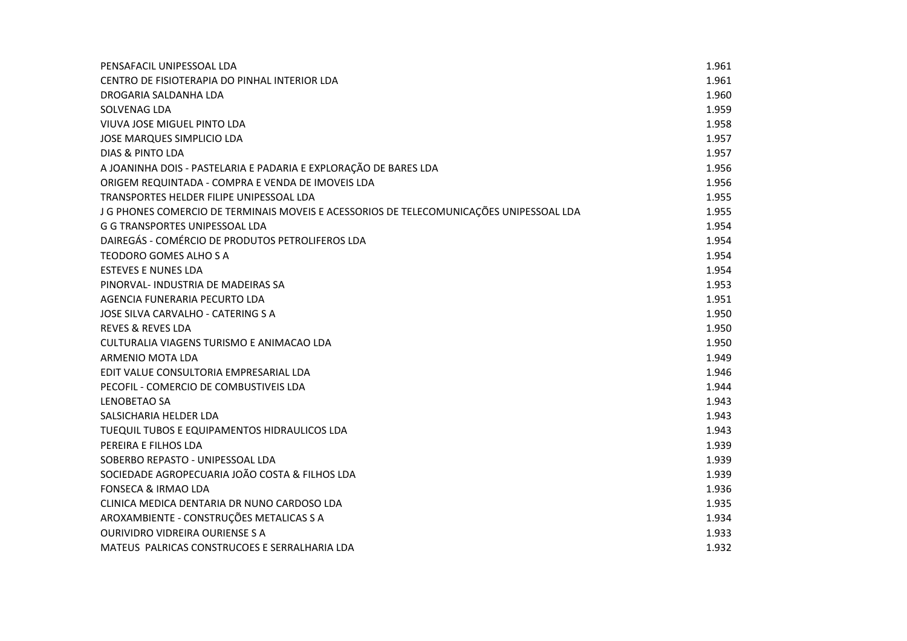| | |
|---|---|
| PENSAFACIL UNIPESSOAL LDA | 1.961 |
| CENTRO DE FISIOTERAPIA DO PINHAL INTERIOR LDA | 1.961 |
| DROGARIA SALDANHA LDA | 1.960 |
| SOLVENAG LDA | 1.959 |
| VIUVA JOSE MIGUEL PINTO LDA | 1.958 |
| JOSE MARQUES SIMPLICIO LDA | 1.957 |
| DIAS & PINTO LDA | 1.957 |
| A JOANINHA DOIS - PASTELARIA E PADARIA E EXPLORAÇÃO DE BARES LDA | 1.956 |
| ORIGEM REQUINTADA - COMPRA E VENDA DE IMOVEIS LDA | 1.956 |
| TRANSPORTES HELDER FILIPE UNIPESSOAL LDA | 1.955 |
| J G PHONES COMERCIO DE TERMINAIS MOVEIS E ACESSORIOS DE TELECOMUNICAÇÕES UNIPESSOAL LDA | 1.955 |
| G G TRANSPORTES UNIPESSOAL LDA | 1.954 |
| DAIREGÁS - COMÉRCIO DE PRODUTOS PETROLIFEROS LDA | 1.954 |
| TEODORO GOMES ALHO S A | 1.954 |
| ESTEVES E NUNES LDA | 1.954 |
| PINORVAL- INDUSTRIA DE MADEIRAS SA | 1.953 |
| AGENCIA FUNERARIA PECURTO LDA | 1.951 |
| JOSE SILVA CARVALHO - CATERING S A | 1.950 |
| REVES & REVES LDA | 1.950 |
| CULTURALIA VIAGENS TURISMO E ANIMACAO LDA | 1.950 |
| ARMENIO MOTA LDA | 1.949 |
| EDIT VALUE CONSULTORIA EMPRESARIAL LDA | 1.946 |
| PECOFIL - COMERCIO DE COMBUSTIVEIS LDA | 1.944 |
| LENOBETAO SA | 1.943 |
| SALSICHARIA HELDER LDA | 1.943 |
| TUEQUIL TUBOS E EQUIPAMENTOS HIDRAULICOS LDA | 1.943 |
| PEREIRA E FILHOS LDA | 1.939 |
| SOBERBO REPASTO - UNIPESSOAL LDA | 1.939 |
| SOCIEDADE AGROPECUARIA JOÃO COSTA & FILHOS LDA | 1.939 |
| FONSECA & IRMAO LDA | 1.936 |
| CLINICA MEDICA DENTARIA DR NUNO CARDOSO LDA | 1.935 |
| AROXAMBIENTE - CONSTRUÇÕES METALICAS S A | 1.934 |
| OURIVIDRO VIDREIRA OURIENSE S A | 1.933 |
| MATEUS PALRICAS CONSTRUCOES E SERRALHARIA LDA | 1.932 |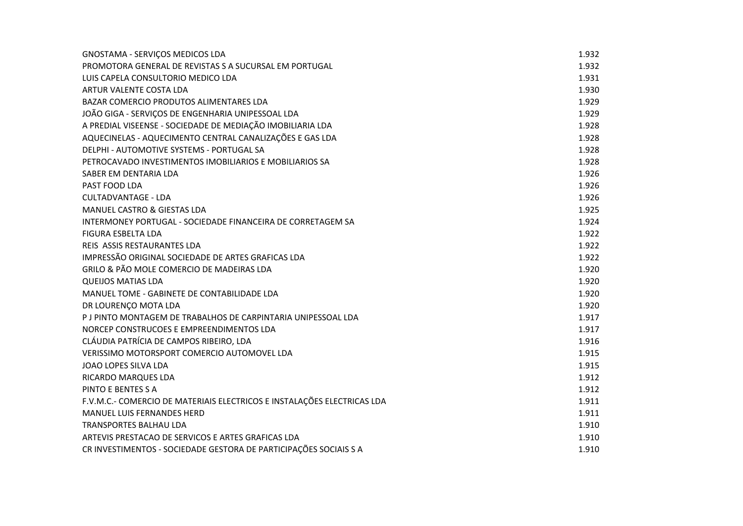| | |
|---|---|
| GNOSTAMA - SERVIÇOS MEDICOS LDA | 1.932 |
| PROMOTORA GENERAL DE REVISTAS S A SUCURSAL EM PORTUGAL | 1.932 |
| LUIS CAPELA CONSULTORIO MEDICO LDA | 1.931 |
| ARTUR VALENTE COSTA LDA | 1.930 |
| BAZAR COMERCIO PRODUTOS ALIMENTARES LDA | 1.929 |
| JOÃO GIGA - SERVIÇOS DE ENGENHARIA UNIPESSOAL LDA | 1.929 |
| A PREDIAL VISEENSE - SOCIEDADE DE MEDIAÇÃO IMOBILIARIA LDA | 1.928 |
| AQUECINELAS - AQUECIMENTO CENTRAL CANALIZAÇÕES E GAS LDA | 1.928 |
| DELPHI - AUTOMOTIVE SYSTEMS - PORTUGAL SA | 1.928 |
| PETROCAVADO INVESTIMENTOS IMOBILIARIOS E MOBILIARIOS SA | 1.928 |
| SABER EM DENTARIA LDA | 1.926 |
| PAST FOOD LDA | 1.926 |
| CULTADVANTAGE - LDA | 1.926 |
| MANUEL CASTRO & GIESTAS LDA | 1.925 |
| INTERMONEY PORTUGAL - SOCIEDADE FINANCEIRA DE CORRETAGEM SA | 1.924 |
| FIGURA ESBELTA LDA | 1.922 |
| REIS ASSIS RESTAURANTES LDA | 1.922 |
| IMPRESSÃO ORIGINAL SOCIEDADE DE ARTES GRAFICAS LDA | 1.922 |
| GRILO & PÃO MOLE COMERCIO DE MADEIRAS LDA | 1.920 |
| QUEIJOS MATIAS LDA | 1.920 |
| MANUEL TOME - GABINETE DE CONTABILIDADE LDA | 1.920 |
| DR LOURENÇO MOTA LDA | 1.920 |
| P J PINTO MONTAGEM DE TRABALHOS DE CARPINTARIA UNIPESSOAL LDA | 1.917 |
| NORCEP CONSTRUCOES E EMPREENDIMENTOS LDA | 1.917 |
| CLÁUDIA PATRÍCIA DE CAMPOS RIBEIRO, LDA | 1.916 |
| VERISSIMO MOTORSPORT COMERCIO AUTOMOVEL LDA | 1.915 |
| JOAO LOPES SILVA LDA | 1.915 |
| RICARDO MARQUES LDA | 1.912 |
| PINTO E BENTES S A | 1.912 |
| F.V.M.C.- COMERCIO DE MATERIAIS ELECTRICOS E INSTALAÇÕES ELECTRICAS LDA | 1.911 |
| MANUEL LUIS FERNANDES HERD | 1.911 |
| TRANSPORTES BALHAU LDA | 1.910 |
| ARTEVIS PRESTACAO DE SERVICOS E ARTES GRAFICAS LDA | 1.910 |
| CR INVESTIMENTOS - SOCIEDADE GESTORA DE PARTICIPAÇÕES SOCIAIS S A | 1.910 |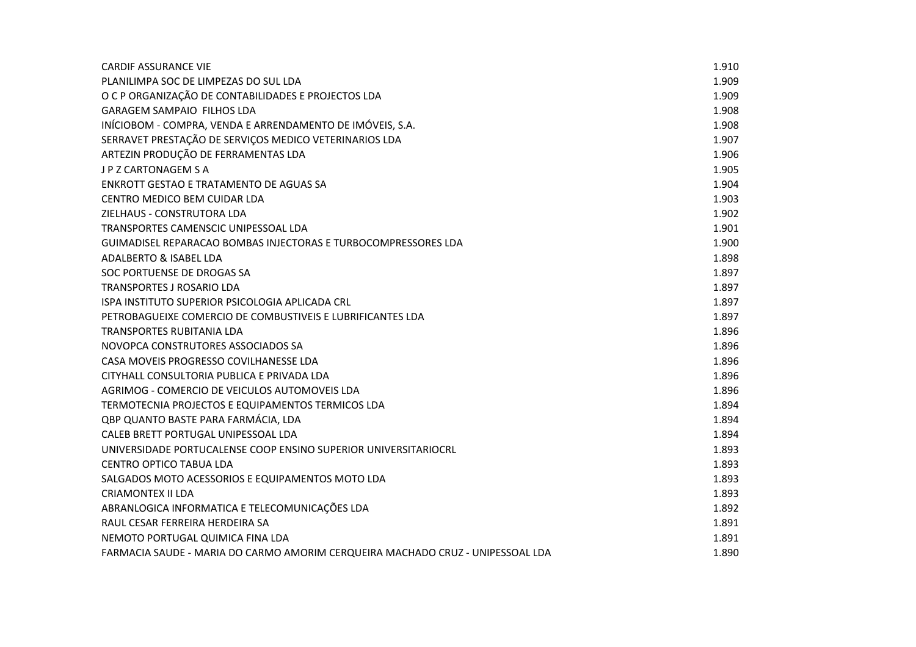| | |
|---|---|
| CARDIF ASSURANCE VIE | 1.910 |
| PLANILIMPA SOC DE LIMPEZAS DO SUL LDA | 1.909 |
| O C P ORGANIZAÇÃO DE CONTABILIDADES E PROJECTOS LDA | 1.909 |
| GARAGEM SAMPAIO FILHOS LDA | 1.908 |
| INÍCIOBOM - COMPRA, VENDA E ARRENDAMENTO DE IMÓVEIS, S.A. | 1.908 |
| SERRAVET PRESTAÇÃO DE SERVIÇOS MEDICO VETERINARIOS LDA | 1.907 |
| ARTEZIN PRODUÇÃO DE FERRAMENTAS LDA | 1.906 |
| J P Z CARTONAGEM S A | 1.905 |
| ENKROTT GESTAO E TRATAMENTO DE AGUAS SA | 1.904 |
| CENTRO MEDICO BEM CUIDAR LDA | 1.903 |
| ZIELHAUS - CONSTRUTORA LDA | 1.902 |
| TRANSPORTES CAMENSCIC UNIPESSOAL LDA | 1.901 |
| GUIMADISEL REPARACAO BOMBAS INJECTORAS E TURBOCOMPRESSORES LDA | 1.900 |
| ADALBERTO & ISABEL LDA | 1.898 |
| SOC PORTUENSE DE DROGAS SA | 1.897 |
| TRANSPORTES J ROSARIO LDA | 1.897 |
| ISPA INSTITUTO SUPERIOR PSICOLOGIA APLICADA CRL | 1.897 |
| PETROBAGUEIXE COMERCIO DE COMBUSTIVEIS E LUBRIFICANTES LDA | 1.897 |
| TRANSPORTES RUBITANIA LDA | 1.896 |
| NOVOPCA CONSTRUTORES ASSOCIADOS SA | 1.896 |
| CASA MOVEIS PROGRESSO COVILHANESSE LDA | 1.896 |
| CITYHALL CONSULTORIA PUBLICA E PRIVADA LDA | 1.896 |
| AGRIMOG - COMERCIO DE VEICULOS AUTOMOVEIS LDA | 1.896 |
| TERMOTECNIA PROJECTOS E EQUIPAMENTOS TERMICOS LDA | 1.894 |
| QBP QUANTO BASTE PARA FARMÁCIA, LDA | 1.894 |
| CALEB BRETT PORTUGAL UNIPESSOAL LDA | 1.894 |
| UNIVERSIDADE PORTUCALENSE COOP ENSINO SUPERIOR UNIVERSITARIOCRL | 1.893 |
| CENTRO OPTICO TABUA LDA | 1.893 |
| SALGADOS MOTO ACESSORIOS E EQUIPAMENTOS MOTO LDA | 1.893 |
| CRIAMONTEX II LDA | 1.893 |
| ABRANLOGICA INFORMATICA E TELECOMUNICAÇÕES LDA | 1.892 |
| RAUL CESAR FERREIRA HERDEIRA SA | 1.891 |
| NEMOTO PORTUGAL QUIMICA FINA LDA | 1.891 |
| FARMACIA SAUDE - MARIA DO CARMO AMORIM CERQUEIRA MACHADO CRUZ - UNIPESSOAL LDA | 1.890 |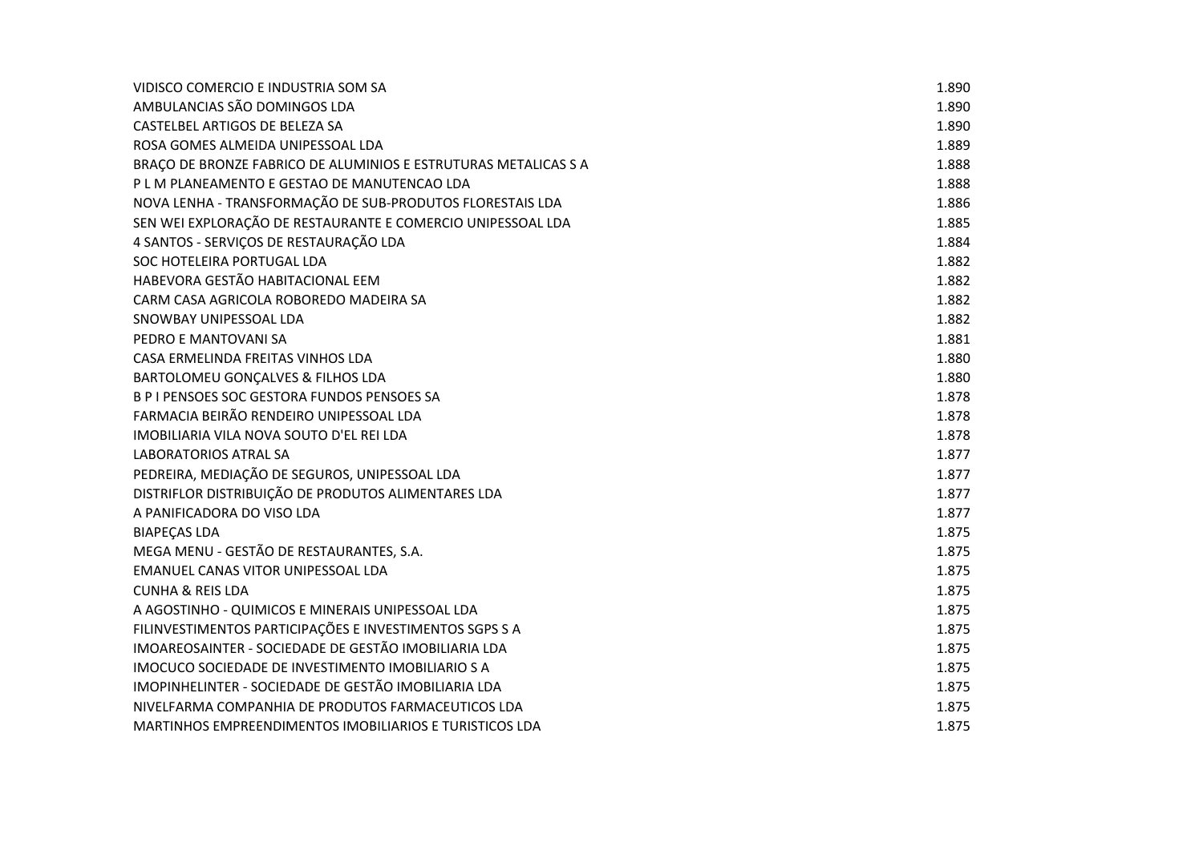| | |
|---|---|
| VIDISCO COMERCIO E INDUSTRIA SOM SA | 1.890 |
| AMBULANCIAS SÃO DOMINGOS LDA | 1.890 |
| CASTELBEL ARTIGOS DE BELEZA SA | 1.890 |
| ROSA GOMES ALMEIDA UNIPESSOAL LDA | 1.889 |
| BRAÇO DE BRONZE FABRICO DE ALUMINIOS E ESTRUTURAS METALICAS S A | 1.888 |
| P L M PLANEAMENTO E GESTAO DE MANUTENCAO LDA | 1.888 |
| NOVA LENHA - TRANSFORMAÇÃO DE SUB-PRODUTOS FLORESTAIS LDA | 1.886 |
| SEN WEI EXPLORAÇÃO DE RESTAURANTE E COMERCIO UNIPESSOAL LDA | 1.885 |
| 4 SANTOS - SERVIÇOS DE RESTAURAÇÃO LDA | 1.884 |
| SOC HOTELEIRA PORTUGAL LDA | 1.882 |
| HABEVORA GESTÃO HABITACIONAL EEM | 1.882 |
| CARM CASA AGRICOLA ROBOREDO MADEIRA SA | 1.882 |
| SNOWBAY UNIPESSOAL LDA | 1.882 |
| PEDRO E MANTOVANI SA | 1.881 |
| CASA ERMELINDA FREITAS VINHOS LDA | 1.880 |
| BARTOLOMEU GONÇALVES & FILHOS LDA | 1.880 |
| B P I PENSOES SOC GESTORA FUNDOS PENSOES SA | 1.878 |
| FARMACIA BEIRÃO RENDEIRO UNIPESSOAL LDA | 1.878 |
| IMOBILIARIA VILA NOVA SOUTO D'EL REI LDA | 1.878 |
| LABORATORIOS ATRAL SA | 1.877 |
| PEDREIRA, MEDIAÇÃO DE SEGUROS, UNIPESSOAL LDA | 1.877 |
| DISTRIFLOR DISTRIBUIÇÃO DE PRODUTOS ALIMENTARES LDA | 1.877 |
| A PANIFICADORA DO VISO LDA | 1.877 |
| BIAPEÇAS LDA | 1.875 |
| MEGA MENU - GESTÃO DE RESTAURANTES, S.A. | 1.875 |
| EMANUEL CANAS VITOR UNIPESSOAL LDA | 1.875 |
| CUNHA & REIS LDA | 1.875 |
| A AGOSTINHO - QUIMICOS E MINERAIS UNIPESSOAL LDA | 1.875 |
| FILINVESTIMENTOS PARTICIPAÇÕES E INVESTIMENTOS SGPS S A | 1.875 |
| IMOAREOSAINTER - SOCIEDADE DE GESTÃO IMOBILIARIA LDA | 1.875 |
| IMOCUCO SOCIEDADE DE INVESTIMENTO IMOBILIARIO S A | 1.875 |
| IMOPINHELINTER - SOCIEDADE DE GESTÃO IMOBILIARIA LDA | 1.875 |
| NIVELFARMA COMPANHIA DE PRODUTOS FARMACEUTICOS LDA | 1.875 |
| MARTINHOS EMPREENDIMENTOS IMOBILIARIOS E TURISTICOS LDA | 1.875 |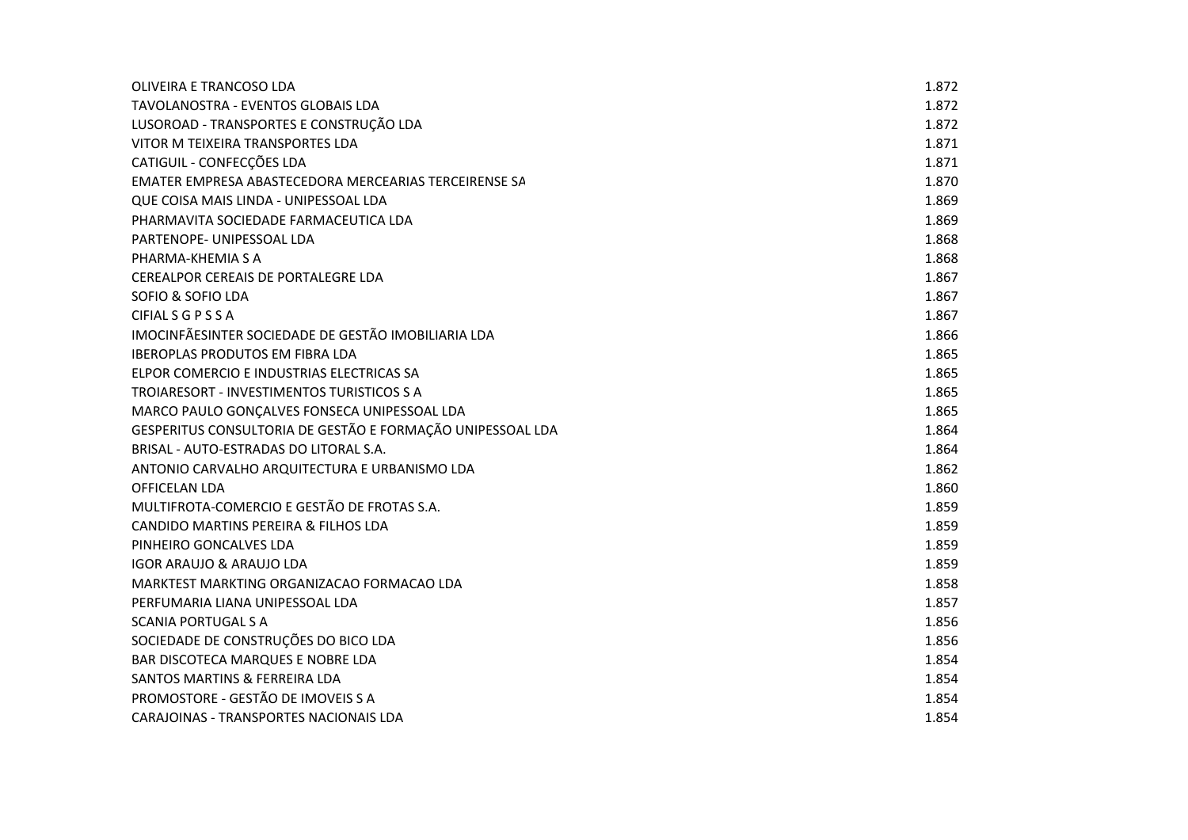| | |
|---|---|
| OLIVEIRA E TRANCOSO LDA | 1.872 |
| TAVOLANOSTRA - EVENTOS GLOBAIS LDA | 1.872 |
| LUSOROAD - TRANSPORTES E CONSTRUÇÃO LDA | 1.872 |
| VITOR M TEIXEIRA TRANSPORTES LDA | 1.871 |
| CATIGUIL - CONFECÇÕES LDA | 1.871 |
| EMATER EMPRESA ABASTECEDORA MERCEARIAS TERCEIRENSE SA | 1.870 |
| QUE COISA MAIS LINDA - UNIPESSOAL LDA | 1.869 |
| PHARMAVITA SOCIEDADE FARMACEUTICA LDA | 1.869 |
| PARTENOPE- UNIPESSOAL LDA | 1.868 |
| PHARMA-KHEMIA S A | 1.868 |
| CEREALPOR CEREAIS DE PORTALEGRE LDA | 1.867 |
| SOFIO & SOFIO LDA | 1.867 |
| CIFIAL S G P S S A | 1.867 |
| IMOCINFÃESINTER SOCIEDADE DE GESTÃO IMOBILIARIA LDA | 1.866 |
| IBEROPLAS PRODUTOS EM FIBRA LDA | 1.865 |
| ELPOR COMERCIO E INDUSTRIAS ELECTRICAS SA | 1.865 |
| TROIARESORT - INVESTIMENTOS TURISTICOS S A | 1.865 |
| MARCO PAULO GONÇALVES FONSECA UNIPESSOAL LDA | 1.865 |
| GESPERITUS CONSULTORIA DE GESTÃO E FORMAÇÃO UNIPESSOAL LDA | 1.864 |
| BRISAL - AUTO-ESTRADAS DO LITORAL S.A. | 1.864 |
| ANTONIO CARVALHO ARQUITECTURA E URBANISMO LDA | 1.862 |
| OFFICELAN LDA | 1.860 |
| MULTIFROTA-COMERCIO E GESTÃO DE FROTAS S.A. | 1.859 |
| CANDIDO MARTINS PEREIRA & FILHOS LDA | 1.859 |
| PINHEIRO GONCALVES LDA | 1.859 |
| IGOR ARAUJO & ARAUJO LDA | 1.859 |
| MARKTEST MARKTING ORGANIZACAO FORMACAO LDA | 1.858 |
| PERFUMARIA LIANA UNIPESSOAL LDA | 1.857 |
| SCANIA PORTUGAL S A | 1.856 |
| SOCIEDADE DE CONSTRUÇÕES DO BICO LDA | 1.856 |
| BAR DISCOTECA MARQUES E NOBRE LDA | 1.854 |
| SANTOS MARTINS & FERREIRA LDA | 1.854 |
| PROMOSTORE - GESTÃO DE IMOVEIS S A | 1.854 |
| CARAJOINAS - TRANSPORTES NACIONAIS LDA | 1.854 |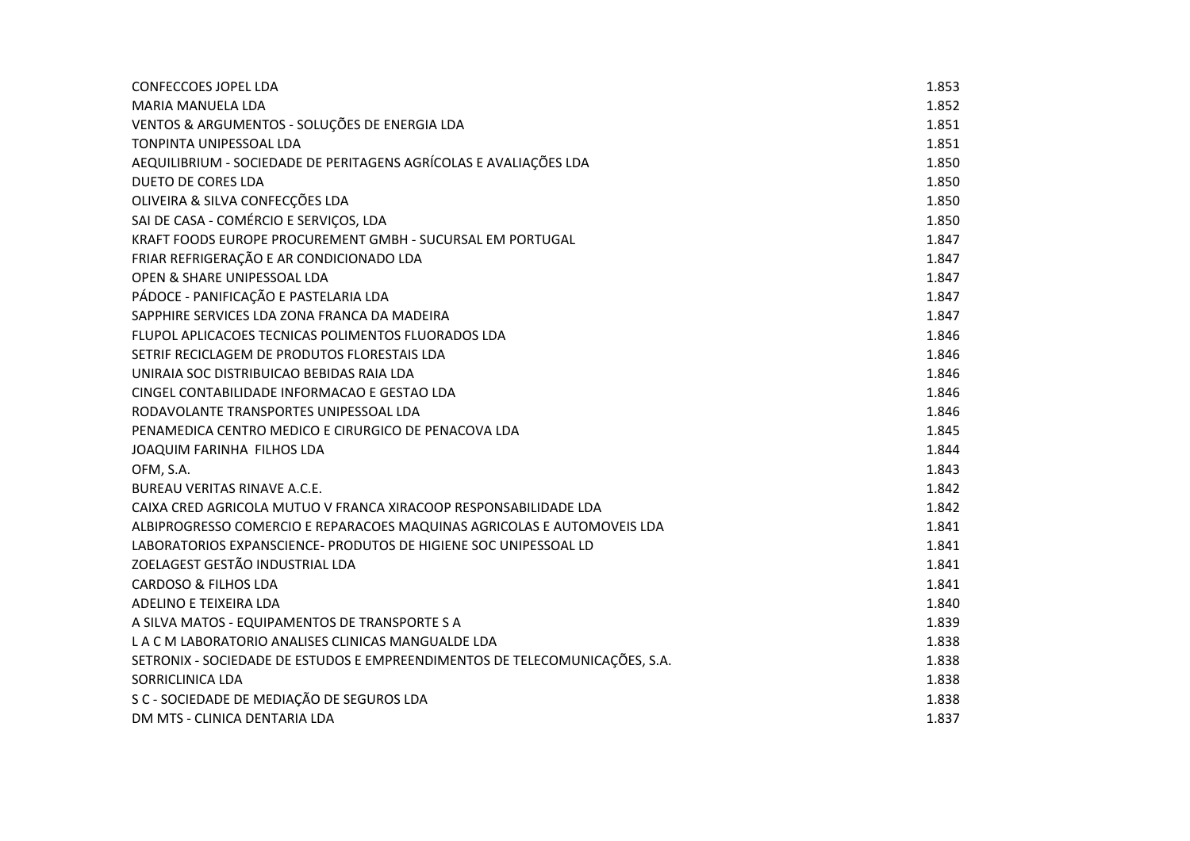| | |
|---|---|
| CONFECCOES JOPEL LDA | 1.853 |
| MARIA MANUELA LDA | 1.852 |
| VENTOS & ARGUMENTOS - SOLUÇÕES DE ENERGIA LDA | 1.851 |
| TONPINTA UNIPESSOAL LDA | 1.851 |
| AEQUILIBRIUM - SOCIEDADE DE PERITAGENS AGRÍCOLAS E AVALIAÇÕES LDA | 1.850 |
| DUETO DE CORES LDA | 1.850 |
| OLIVEIRA & SILVA CONFECÇÕES LDA | 1.850 |
| SAI DE CASA - COMÉRCIO E SERVIÇOS, LDA | 1.850 |
| KRAFT FOODS EUROPE PROCUREMENT GMBH - SUCURSAL EM PORTUGAL | 1.847 |
| FRIAR REFRIGERAÇÃO E AR CONDICIONADO LDA | 1.847 |
| OPEN & SHARE UNIPESSOAL LDA | 1.847 |
| PÁDOCE - PANIFICAÇÃO E PASTELARIA LDA | 1.847 |
| SAPPHIRE SERVICES LDA ZONA FRANCA DA MADEIRA | 1.847 |
| FLUPOL APLICACOES TECNICAS POLIMENTOS FLUORADOS LDA | 1.846 |
| SETRIF RECICLAGEM DE PRODUTOS FLORESTAIS LDA | 1.846 |
| UNIRAIA SOC DISTRIBUICAO BEBIDAS RAIA LDA | 1.846 |
| CINGEL CONTABILIDADE INFORMACAO E GESTAO LDA | 1.846 |
| RODAVOLANTE TRANSPORTES UNIPESSOAL LDA | 1.846 |
| PENAMEDICA CENTRO MEDICO E CIRURGICO DE PENACOVA LDA | 1.845 |
| JOAQUIM FARINHA FILHOS LDA | 1.844 |
| OFM, S.A. | 1.843 |
| BUREAU VERITAS RINAVE A.C.E. | 1.842 |
| CAIXA CRED AGRICOLA MUTUO V FRANCA XIRACOOP RESPONSABILIDADE LDA | 1.842 |
| ALBIPROGRESSO COMERCIO E REPARACOES MAQUINAS AGRICOLAS E AUTOMOVEIS LDA | 1.841 |
| LABORATORIOS EXPANSCIENCE- PRODUTOS DE HIGIENE SOC UNIPESSOAL LD | 1.841 |
| ZOELAGEST GESTÃO INDUSTRIAL LDA | 1.841 |
| CARDOSO & FILHOS LDA | 1.841 |
| ADELINO E TEIXEIRA LDA | 1.840 |
| A SILVA MATOS - EQUIPAMENTOS DE TRANSPORTE S A | 1.839 |
| L A C M LABORATORIO ANALISES CLINICAS MANGUALDE LDA | 1.838 |
| SETRONIX - SOCIEDADE DE ESTUDOS E EMPREENDIMENTOS DE TELECOMUNICAÇÕES, S.A. | 1.838 |
| SORRICLINICA LDA | 1.838 |
| S C - SOCIEDADE DE MEDIAÇÃO DE SEGUROS LDA | 1.838 |
| DM MTS - CLINICA DENTARIA LDA | 1.837 |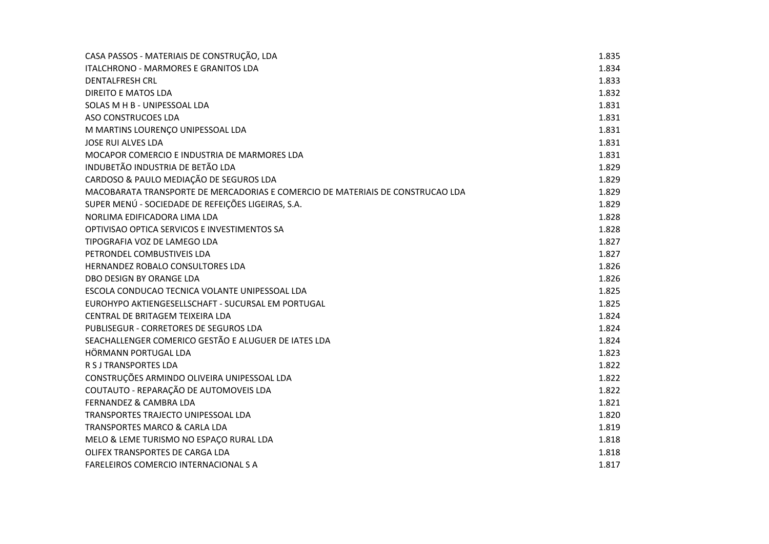| | |
|---|---|
| CASA PASSOS - MATERIAIS DE CONSTRUÇÃO, LDA | 1.835 |
| ITALCHRONO - MARMORES E GRANITOS LDA | 1.834 |
| DENTALFRESH CRL | 1.833 |
| DIREITO E MATOS LDA | 1.832 |
| SOLAS M H B - UNIPESSOAL LDA | 1.831 |
| ASO CONSTRUCOES LDA | 1.831 |
| M MARTINS LOURENÇO UNIPESSOAL LDA | 1.831 |
| JOSE RUI ALVES LDA | 1.831 |
| MOCAPOR COMERCIO E INDUSTRIA DE MARMORES LDA | 1.831 |
| INDUBETÃO INDUSTRIA DE BETÃO LDA | 1.829 |
| CARDOSO & PAULO MEDIAÇÃO DE SEGUROS LDA | 1.829 |
| MACOBARATA TRANSPORTE DE MERCADORIAS E COMERCIO DE MATERIAIS DE CONSTRUCAO LDA | 1.829 |
| SUPER MENÚ - SOCIEDADE DE REFEIÇÕES LIGEIRAS, S.A. | 1.829 |
| NORLIMA EDIFICADORA LIMA LDA | 1.828 |
| OPTIVISAO OPTICA SERVICOS E INVESTIMENTOS SA | 1.828 |
| TIPOGRAFIA VOZ DE LAMEGO LDA | 1.827 |
| PETRONDEL COMBUSTIVEIS LDA | 1.827 |
| HERNANDEZ ROBALO CONSULTORES LDA | 1.826 |
| DBO DESIGN BY ORANGE LDA | 1.826 |
| ESCOLA CONDUCAO TECNICA VOLANTE UNIPESSOAL LDA | 1.825 |
| EUROHYPO AKTIENGESELLSCHAFT - SUCURSAL EM PORTUGAL | 1.825 |
| CENTRAL DE BRITAGEM TEIXEIRA LDA | 1.824 |
| PUBLISEGUR - CORRETORES DE SEGUROS LDA | 1.824 |
| SEACHALLENGER COMERICO GESTÃO E ALUGUER DE IATES LDA | 1.824 |
| HÖRMANN PORTUGAL LDA | 1.823 |
| R S J TRANSPORTES LDA | 1.822 |
| CONSTRUÇÕES ARMINDO OLIVEIRA UNIPESSOAL LDA | 1.822 |
| COUTAUTO - REPARAÇÃO DE AUTOMOVEIS LDA | 1.822 |
| FERNANDEZ & CAMBRA LDA | 1.821 |
| TRANSPORTES TRAJECTO UNIPESSOAL LDA | 1.820 |
| TRANSPORTES MARCO & CARLA LDA | 1.819 |
| MELO & LEME TURISMO NO ESPAÇO RURAL LDA | 1.818 |
| OLIFEX TRANSPORTES DE CARGA LDA | 1.818 |
| FARELEIROS COMERCIO INTERNACIONAL S A | 1.817 |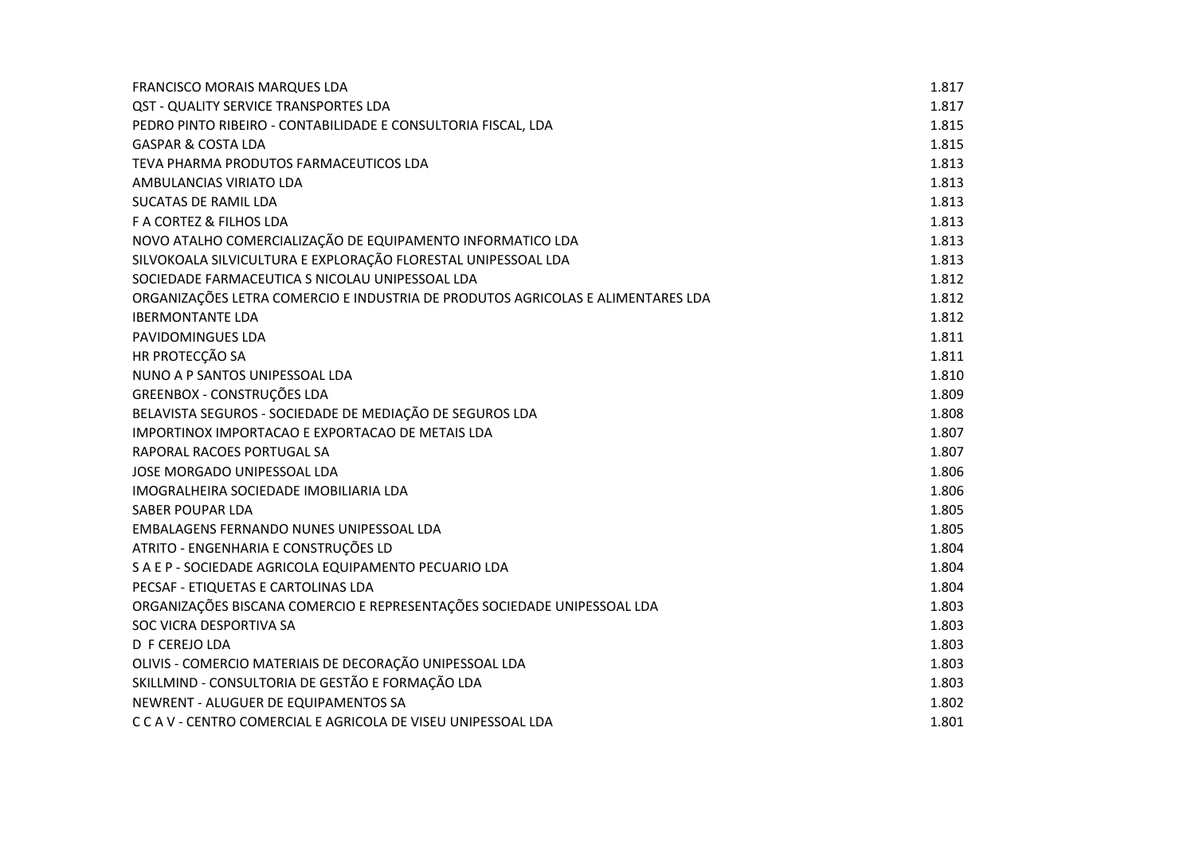| | |
|---|---|
| FRANCISCO MORAIS MARQUES LDA | 1.817 |
| QST - QUALITY SERVICE TRANSPORTES LDA | 1.817 |
| PEDRO PINTO RIBEIRO - CONTABILIDADE E CONSULTORIA FISCAL, LDA | 1.815 |
| GASPAR & COSTA LDA | 1.815 |
| TEVA PHARMA PRODUTOS FARMACEUTICOS LDA | 1.813 |
| AMBULANCIAS VIRIATO LDA | 1.813 |
| SUCATAS DE RAMIL LDA | 1.813 |
| F A CORTEZ & FILHOS LDA | 1.813 |
| NOVO ATALHO COMERCIALIZAÇÃO DE EQUIPAMENTO INFORMATICO LDA | 1.813 |
| SILVOKOALA SILVICULTURA E EXPLORAÇÃO FLORESTAL UNIPESSOAL LDA | 1.813 |
| SOCIEDADE FARMACEUTICA S NICOLAU UNIPESSOAL LDA | 1.812 |
| ORGANIZAÇÕES LETRA COMERCIO E INDUSTRIA DE PRODUTOS AGRICOLAS E ALIMENTARES LDA | 1.812 |
| IBERMONTANTE LDA | 1.812 |
| PAVIDOMINGUES LDA | 1.811 |
| HR PROTECÇÃO SA | 1.811 |
| NUNO A P SANTOS UNIPESSOAL LDA | 1.810 |
| GREENBOX - CONSTRUÇÕES LDA | 1.809 |
| BELAVISTA SEGUROS - SOCIEDADE DE MEDIAÇÃO DE SEGUROS LDA | 1.808 |
| IMPORTINOX IMPORTACAO E EXPORTACAO DE METAIS LDA | 1.807 |
| RAPORAL RACOES PORTUGAL SA | 1.807 |
| JOSE MORGADO UNIPESSOAL LDA | 1.806 |
| IMOGRALHEIRA SOCIEDADE IMOBILIARIA LDA | 1.806 |
| SABER POUPAR LDA | 1.805 |
| EMBALAGENS FERNANDO NUNES UNIPESSOAL LDA | 1.805 |
| ATRITO - ENGENHARIA E CONSTRUÇÕES LD | 1.804 |
| S A E P - SOCIEDADE AGRICOLA EQUIPAMENTO PECUARIO LDA | 1.804 |
| PECSAF - ETIQUETAS E CARTOLINAS LDA | 1.804 |
| ORGANIZAÇÕES BISCANA COMERCIO E REPRESENTAÇÕES SOCIEDADE UNIPESSOAL LDA | 1.803 |
| SOC VICRA DESPORTIVA SA | 1.803 |
| D F CEREJO LDA | 1.803 |
| OLIVIS - COMERCIO MATERIAIS DE DECORAÇÃO UNIPESSOAL LDA | 1.803 |
| SKILLMIND - CONSULTORIA DE GESTÃO E FORMAÇÃO LDA | 1.803 |
| NEWRENT - ALUGUER DE EQUIPAMENTOS SA | 1.802 |
| C C A V - CENTRO COMERCIAL E AGRICOLA DE VISEU UNIPESSOAL LDA | 1.801 |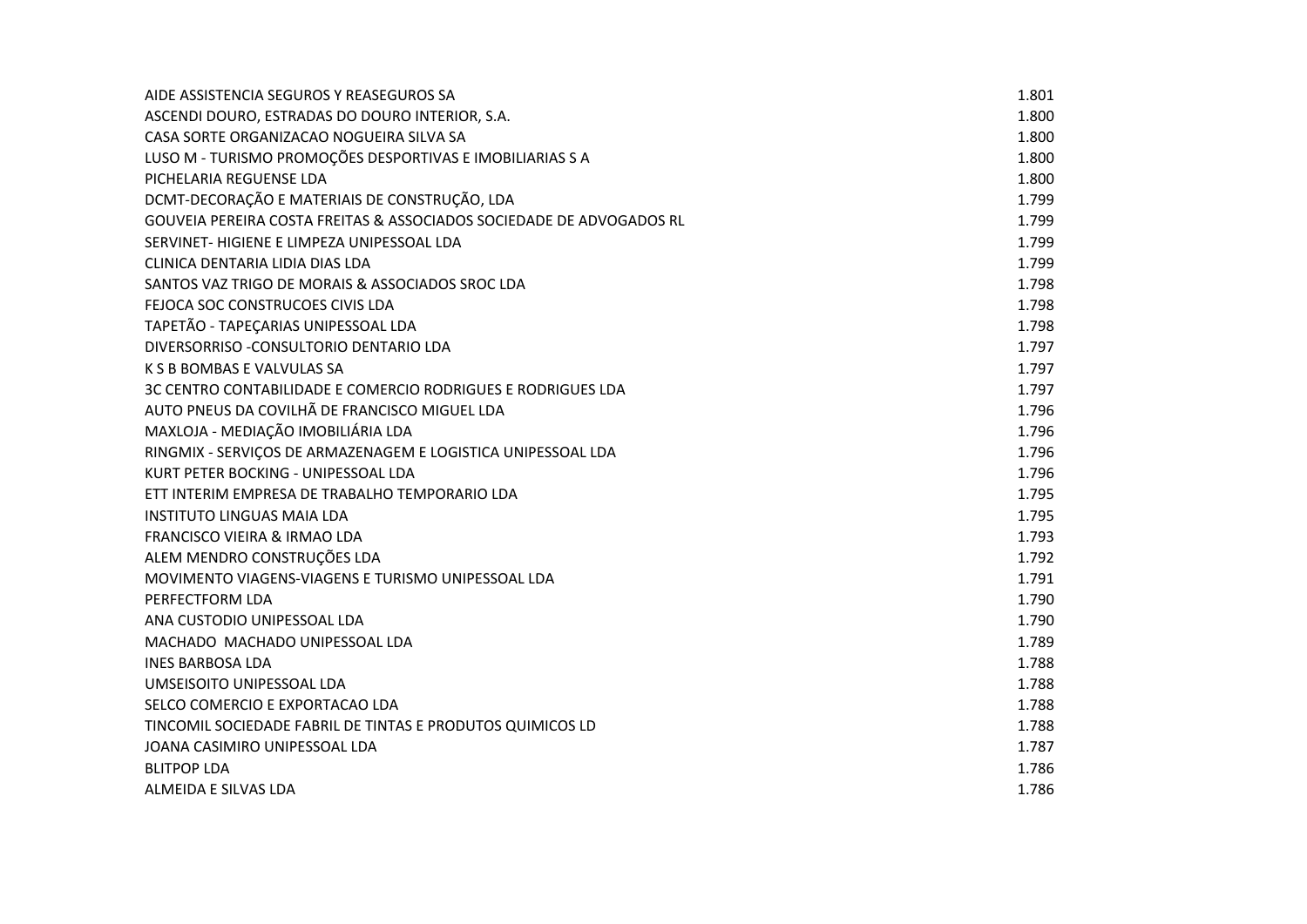| | |
|---|---|
| AIDE ASSISTENCIA SEGUROS Y REASEGUROS SA | 1.801 |
| ASCENDI DOURO, ESTRADAS DO DOURO INTERIOR, S.A. | 1.800 |
| CASA SORTE ORGANIZACAO NOGUEIRA SILVA SA | 1.800 |
| LUSO M - TURISMO PROMOÇÕES DESPORTIVAS E IMOBILIARIAS S A | 1.800 |
| PICHELARIA REGUENSE LDA | 1.800 |
| DCMT-DECORAÇÃO E MATERIAIS DE CONSTRUÇÃO, LDA | 1.799 |
| GOUVEIA PEREIRA COSTA FREITAS & ASSOCIADOS SOCIEDADE DE ADVOGADOS RL | 1.799 |
| SERVINET- HIGIENE E LIMPEZA UNIPESSOAL LDA | 1.799 |
| CLINICA DENTARIA LIDIA DIAS LDA | 1.799 |
| SANTOS VAZ TRIGO DE MORAIS & ASSOCIADOS SROC LDA | 1.798 |
| FEJOCA SOC CONSTRUCOES CIVIS LDA | 1.798 |
| TAPETÃO - TAPEÇARIAS UNIPESSOAL LDA | 1.798 |
| DIVERSORRISO -CONSULTORIO DENTARIO LDA | 1.797 |
| K S B BOMBAS E VALVULAS SA | 1.797 |
| 3C CENTRO CONTABILIDADE E COMERCIO RODRIGUES E RODRIGUES LDA | 1.797 |
| AUTO PNEUS DA COVILHÃ DE FRANCISCO MIGUEL LDA | 1.796 |
| MAXLOJA - MEDIAÇÃO IMOBILIÁRIA LDA | 1.796 |
| RINGMIX - SERVIÇOS DE ARMAZENAGEM E LOGISTICA UNIPESSOAL LDA | 1.796 |
| KURT PETER BOCKING - UNIPESSOAL LDA | 1.796 |
| ETT INTERIM EMPRESA DE TRABALHO TEMPORARIO LDA | 1.795 |
| INSTITUTO LINGUAS MAIA LDA | 1.795 |
| FRANCISCO VIEIRA & IRMAO LDA | 1.793 |
| ALEM MENDRO CONSTRUÇÕES LDA | 1.792 |
| MOVIMENTO VIAGENS-VIAGENS E TURISMO UNIPESSOAL LDA | 1.791 |
| PERFECTFORM LDA | 1.790 |
| ANA CUSTODIO UNIPESSOAL LDA | 1.790 |
| MACHADO  MACHADO UNIPESSOAL LDA | 1.789 |
| INES BARBOSA LDA | 1.788 |
| UMSEISOITO UNIPESSOAL LDA | 1.788 |
| SELCO COMERCIO E EXPORTACAO LDA | 1.788 |
| TINCOMIL SOCIEDADE FABRIL DE TINTAS E PRODUTOS QUIMICOS LD | 1.788 |
| JOANA CASIMIRO UNIPESSOAL LDA | 1.787 |
| BLITPOP LDA | 1.786 |
| ALMEIDA E SILVAS LDA | 1.786 |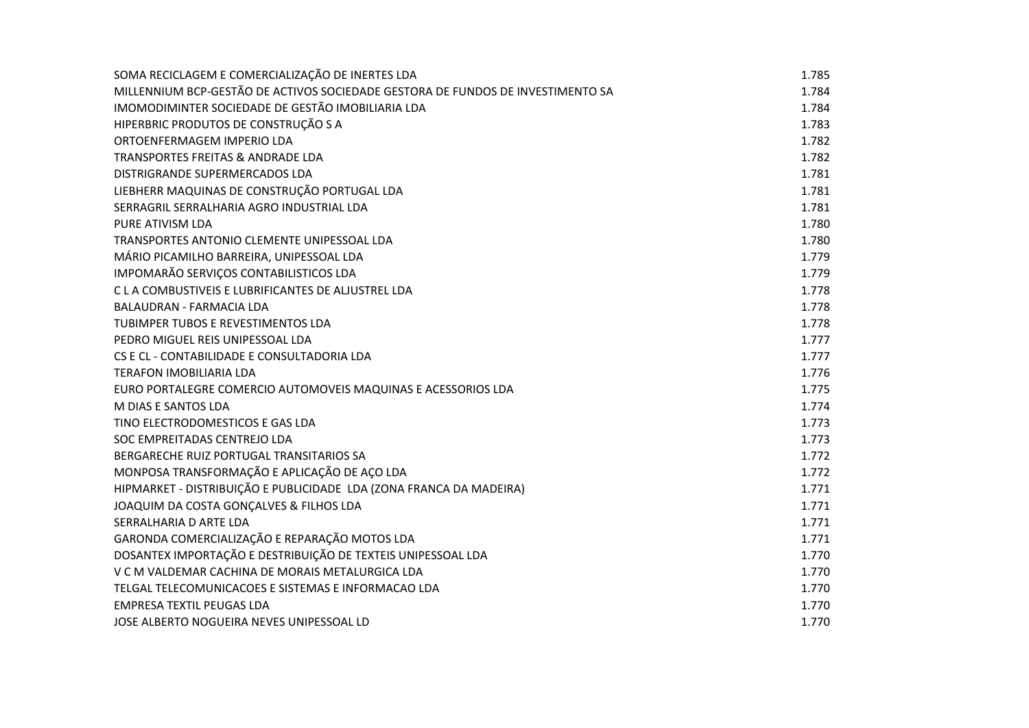| | |
|---|---|
| SOMA RECICLAGEM E COMERCIALIZAÇÃO DE INERTES LDA | 1.785 |
| MILLENNIUM BCP-GESTÃO DE ACTIVOS SOCIEDADE GESTORA DE FUNDOS DE INVESTIMENTO SA | 1.784 |
| IMOMODIMINTER SOCIEDADE DE GESTÃO IMOBILIARIA LDA | 1.784 |
| HIPERBRIC PRODUTOS DE CONSTRUÇÃO S A | 1.783 |
| ORTOENFERMAGEM IMPERIO LDA | 1.782 |
| TRANSPORTES FREITAS & ANDRADE LDA | 1.782 |
| DISTRIGRANDE SUPERMERCADOS LDA | 1.781 |
| LIEBHERR MAQUINAS DE CONSTRUÇÃO PORTUGAL LDA | 1.781 |
| SERRAGRIL SERRALHARIA AGRO INDUSTRIAL LDA | 1.781 |
| PURE ATIVISM LDA | 1.780 |
| TRANSPORTES ANTONIO CLEMENTE UNIPESSOAL LDA | 1.780 |
| MÁRIO PICAMILHO BARREIRA, UNIPESSOAL LDA | 1.779 |
| IMPOMARÃO SERVIÇOS CONTABILISTICOS LDA | 1.779 |
| C L A COMBUSTIVEIS E LUBRIFICANTES DE ALJUSTREL LDA | 1.778 |
| BALAUDRAN - FARMACIA LDA | 1.778 |
| TUBIMPER TUBOS E REVESTIMENTOS LDA | 1.778 |
| PEDRO MIGUEL REIS UNIPESSOAL LDA | 1.777 |
| CS E CL - CONTABILIDADE E CONSULTADORIA LDA | 1.777 |
| TERAFON IMOBILIARIA LDA | 1.776 |
| EURO PORTALEGRE COMERCIO AUTOMOVEIS MAQUINAS E ACESSORIOS LDA | 1.775 |
| M DIAS E SANTOS LDA | 1.774 |
| TINO ELECTRODOMESTICOS E GAS LDA | 1.773 |
| SOC EMPREITADAS CENTREJO LDA | 1.773 |
| BERGARECHE RUIZ PORTUGAL TRANSITARIOS SA | 1.772 |
| MONPOSA TRANSFORMAÇÃO E APLICAÇÃO DE AÇO LDA | 1.772 |
| HIPMARKET - DISTRIBUIÇÃO E PUBLICIDADE LDA (ZONA FRANCA DA MADEIRA) | 1.771 |
| JOAQUIM DA COSTA GONÇALVES & FILHOS LDA | 1.771 |
| SERRALHARIA D ARTE LDA | 1.771 |
| GARONDA COMERCIALIZAÇÃO E REPARAÇÃO MOTOS LDA | 1.771 |
| DOSANTEX IMPORTAÇÃO E DESTRIBUIÇÃO DE TEXTEIS UNIPESSOAL LDA | 1.770 |
| V C M VALDEMAR CACHINA DE MORAIS METALURGICA LDA | 1.770 |
| TELGAL TELECOMUNICACOES E SISTEMAS E INFORMACAO LDA | 1.770 |
| EMPRESA TEXTIL PEUGAS LDA | 1.770 |
| JOSE ALBERTO NOGUEIRA NEVES UNIPESSOAL LD | 1.770 |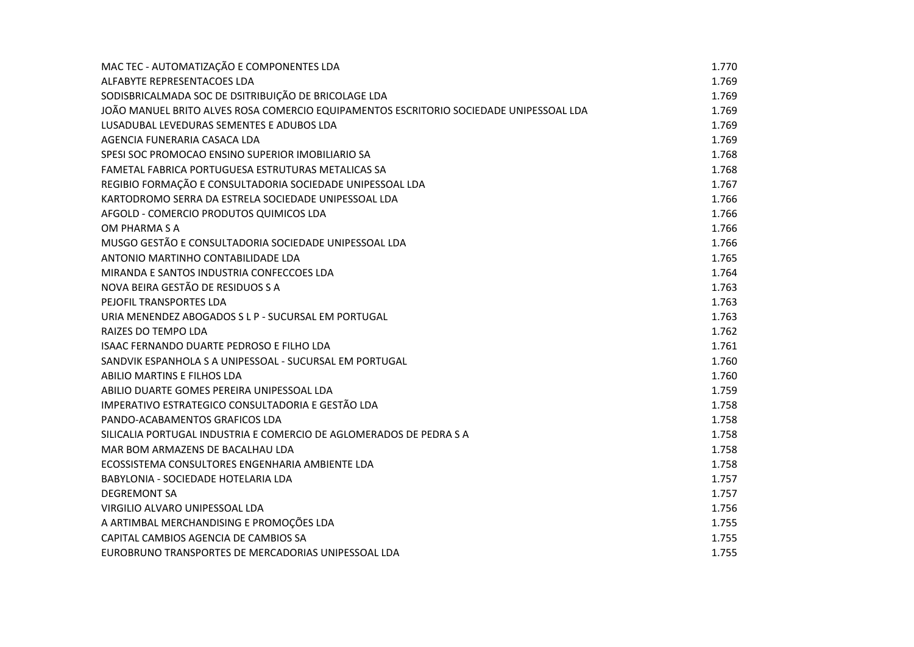| | |
|---|---|
| MAC TEC - AUTOMATIZAÇÃO E COMPONENTES LDA | 1.770 |
| ALFABYTE REPRESENTACOES LDA | 1.769 |
| SODISBRICALMADA SOC DE DSITRIBUIÇÃO DE BRICOLAGE LDA | 1.769 |
| JOÃO MANUEL BRITO ALVES ROSA COMERCIO EQUIPAMENTOS ESCRITORIO SOCIEDADE UNIPESSOAL LDA | 1.769 |
| LUSADUBAL LEVEDURAS SEMENTES E ADUBOS LDA | 1.769 |
| AGENCIA FUNERARIA CASACA LDA | 1.769 |
| SPESI SOC PROMOCAO ENSINO SUPERIOR IMOBILIARIO SA | 1.768 |
| FAMETAL FABRICA PORTUGUESA ESTRUTURAS METALICAS SA | 1.768 |
| REGIBIO FORMAÇÃO E CONSULTADORIA SOCIEDADE UNIPESSOAL LDA | 1.767 |
| KARTODROMO SERRA DA ESTRELA SOCIEDADE UNIPESSOAL LDA | 1.766 |
| AFGOLD - COMERCIO PRODUTOS QUIMICOS LDA | 1.766 |
| OM PHARMA S A | 1.766 |
| MUSGO GESTÃO E CONSULTADORIA SOCIEDADE UNIPESSOAL LDA | 1.766 |
| ANTONIO MARTINHO CONTABILIDADE LDA | 1.765 |
| MIRANDA E SANTOS INDUSTRIA CONFECCOES LDA | 1.764 |
| NOVA BEIRA GESTÃO DE RESIDUOS S A | 1.763 |
| PEJOFIL TRANSPORTES LDA | 1.763 |
| URIA MENENDEZ ABOGADOS S L P - SUCURSAL EM PORTUGAL | 1.763 |
| RAIZES DO TEMPO LDA | 1.762 |
| ISAAC FERNANDO DUARTE PEDROSO E FILHO LDA | 1.761 |
| SANDVIK ESPANHOLA S A UNIPESSOAL - SUCURSAL EM PORTUGAL | 1.760 |
| ABILIO MARTINS E FILHOS LDA | 1.760 |
| ABILIO DUARTE GOMES PEREIRA UNIPESSOAL LDA | 1.759 |
| IMPERATIVO ESTRATEGICO CONSULTADORIA E GESTÃO LDA | 1.758 |
| PANDO-ACABAMENTOS GRAFICOS LDA | 1.758 |
| SILICALIA PORTUGAL INDUSTRIA E COMERCIO DE AGLOMERADOS DE PEDRA S A | 1.758 |
| MAR BOM ARMAZENS DE BACALHAU LDA | 1.758 |
| ECOSSISTEMA CONSULTORES ENGENHARIA AMBIENTE LDA | 1.758 |
| BABYLONIA - SOCIEDADE HOTELARIA LDA | 1.757 |
| DEGREMONT SA | 1.757 |
| VIRGILIO ALVARO UNIPESSOAL LDA | 1.756 |
| A ARTIMBAL MERCHANDISING E PROMOÇÕES LDA | 1.755 |
| CAPITAL CAMBIOS AGENCIA DE CAMBIOS SA | 1.755 |
| EUROBRUNO TRANSPORTES DE MERCADORIAS UNIPESSOAL LDA | 1.755 |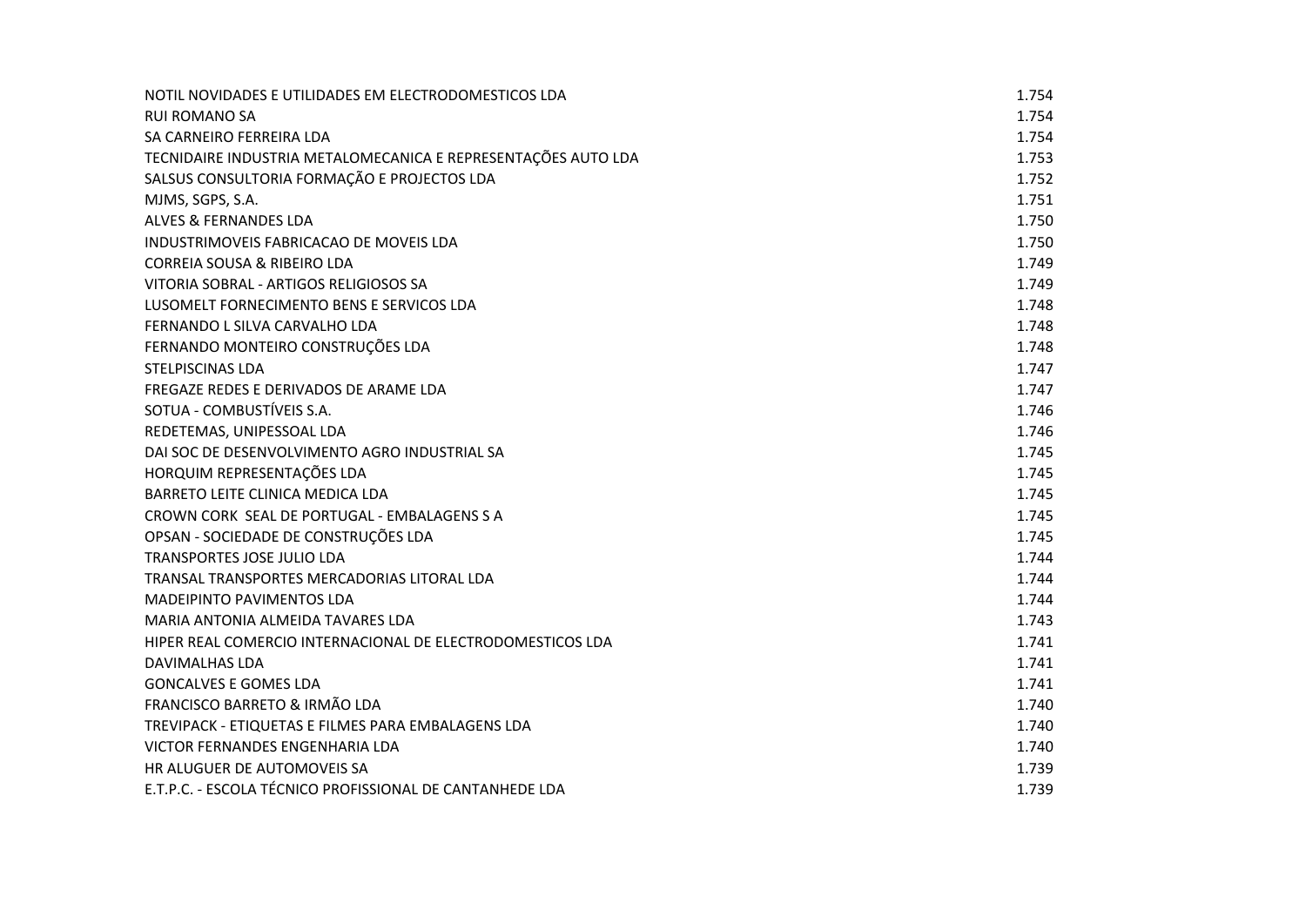| | |
|---|---|
| NOTIL NOVIDADES E UTILIDADES EM ELECTRODOMESTICOS LDA | 1.754 |
| RUI ROMANO SA | 1.754 |
| SA CARNEIRO FERREIRA LDA | 1.754 |
| TECNIDAIRE INDUSTRIA METALOMECANICA E REPRESENTAÇÕES AUTO LDA | 1.753 |
| SALSUS CONSULTORIA FORMAÇÃO E PROJECTOS LDA | 1.752 |
| MJMS, SGPS, S.A. | 1.751 |
| ALVES & FERNANDES LDA | 1.750 |
| INDUSTRIMOVEIS FABRICACAO DE MOVEIS LDA | 1.750 |
| CORREIA SOUSA & RIBEIRO LDA | 1.749 |
| VITORIA SOBRAL - ARTIGOS RELIGIOSOS SA | 1.749 |
| LUSOMELT FORNECIMENTO BENS E SERVICOS LDA | 1.748 |
| FERNANDO L SILVA CARVALHO LDA | 1.748 |
| FERNANDO MONTEIRO CONSTRUÇÕES LDA | 1.748 |
| STELPISCINAS LDA | 1.747 |
| FREGAZE REDES E DERIVADOS DE ARAME LDA | 1.747 |
| SOTUA - COMBUSTÍVEIS S.A. | 1.746 |
| REDETEMAS, UNIPESSOAL LDA | 1.746 |
| DAI SOC DE DESENVOLVIMENTO AGRO INDUSTRIAL SA | 1.745 |
| HORQUIM REPRESENTAÇÕES LDA | 1.745 |
| BARRETO LEITE CLINICA MEDICA LDA | 1.745 |
| CROWN CORK SEAL DE PORTUGAL - EMBALAGENS S A | 1.745 |
| OPSAN - SOCIEDADE DE CONSTRUÇÕES LDA | 1.745 |
| TRANSPORTES JOSE JULIO LDA | 1.744 |
| TRANSAL TRANSPORTES MERCADORIAS LITORAL LDA | 1.744 |
| MADEIPINTO PAVIMENTOS LDA | 1.744 |
| MARIA ANTONIA ALMEIDA TAVARES LDA | 1.743 |
| HIPER REAL COMERCIO INTERNACIONAL DE ELECTRODOMESTICOS LDA | 1.741 |
| DAVIMALHAS LDA | 1.741 |
| GONCALVES E GOMES LDA | 1.741 |
| FRANCISCO BARRETO & IRMÃO LDA | 1.740 |
| TREVIPACK - ETIQUETAS E FILMES PARA EMBALAGENS LDA | 1.740 |
| VICTOR FERNANDES ENGENHARIA LDA | 1.740 |
| HR ALUGUER DE AUTOMOVEIS SA | 1.739 |
| E.T.P.C. - ESCOLA TÉCNICO PROFISSIONAL DE CANTANHEDE LDA | 1.739 |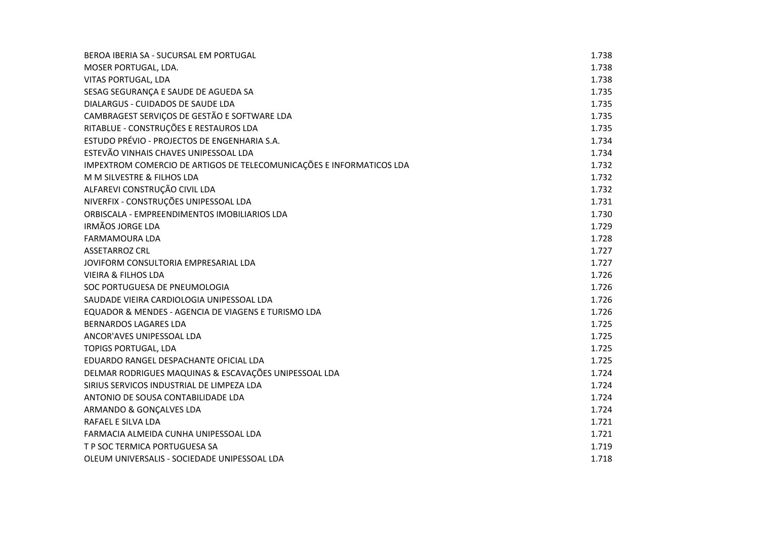| | |
|---|---|
| BEROA IBERIA SA - SUCURSAL EM PORTUGAL | 1.738 |
| MOSER PORTUGAL, LDA. | 1.738 |
| VITAS PORTUGAL, LDA | 1.738 |
| SESAG SEGURANÇA E SAUDE DE AGUEDA SA | 1.735 |
| DIALARGUS - CUIDADOS DE SAUDE LDA | 1.735 |
| CAMBRAGEST SERVIÇOS DE GESTÃO E SOFTWARE LDA | 1.735 |
| RITABLUE - CONSTRUÇÕES E RESTAUROS LDA | 1.735 |
| ESTUDO PRÉVIO - PROJECTOS DE ENGENHARIA S.A. | 1.734 |
| ESTEVÃO VINHAIS CHAVES UNIPESSOAL LDA | 1.734 |
| IMPEXTROM COMERCIO DE ARTIGOS DE TELECOMUNICAÇÕES E INFORMATICOS LDA | 1.732 |
| M M SILVESTRE & FILHOS LDA | 1.732 |
| ALFAREVI CONSTRUÇÃO CIVIL LDA | 1.732 |
| NIVERFIX - CONSTRUÇÕES UNIPESSOAL LDA | 1.731 |
| ORBISCALA - EMPREENDIMENTOS IMOBILIARIOS LDA | 1.730 |
| IRMÃOS JORGE LDA | 1.729 |
| FARMAMOURA LDA | 1.728 |
| ASSETARROZ CRL | 1.727 |
| JOVIFORM CONSULTORIA EMPRESARIAL LDA | 1.727 |
| VIEIRA & FILHOS LDA | 1.726 |
| SOC PORTUGUESA DE PNEUMOLOGIA | 1.726 |
| SAUDADE VIEIRA CARDIOLOGIA UNIPESSOAL LDA | 1.726 |
| EQUADOR & MENDES - AGENCIA DE VIAGENS E TURISMO LDA | 1.726 |
| BERNARDOS LAGARES LDA | 1.725 |
| ANCOR'AVES UNIPESSOAL LDA | 1.725 |
| TOPIGS PORTUGAL, LDA | 1.725 |
| EDUARDO RANGEL DESPACHANTE OFICIAL LDA | 1.725 |
| DELMAR RODRIGUES MAQUINAS & ESCAVAÇÕES UNIPESSOAL LDA | 1.724 |
| SIRIUS SERVICOS INDUSTRIAL DE LIMPEZA LDA | 1.724 |
| ANTONIO DE SOUSA CONTABILIDADE LDA | 1.724 |
| ARMANDO & GONÇALVES LDA | 1.724 |
| RAFAEL E SILVA LDA | 1.721 |
| FARMACIA ALMEIDA CUNHA UNIPESSOAL LDA | 1.721 |
| T P SOC TERMICA PORTUGUESA SA | 1.719 |
| OLEUM UNIVERSALIS - SOCIEDADE UNIPESSOAL LDA | 1.718 |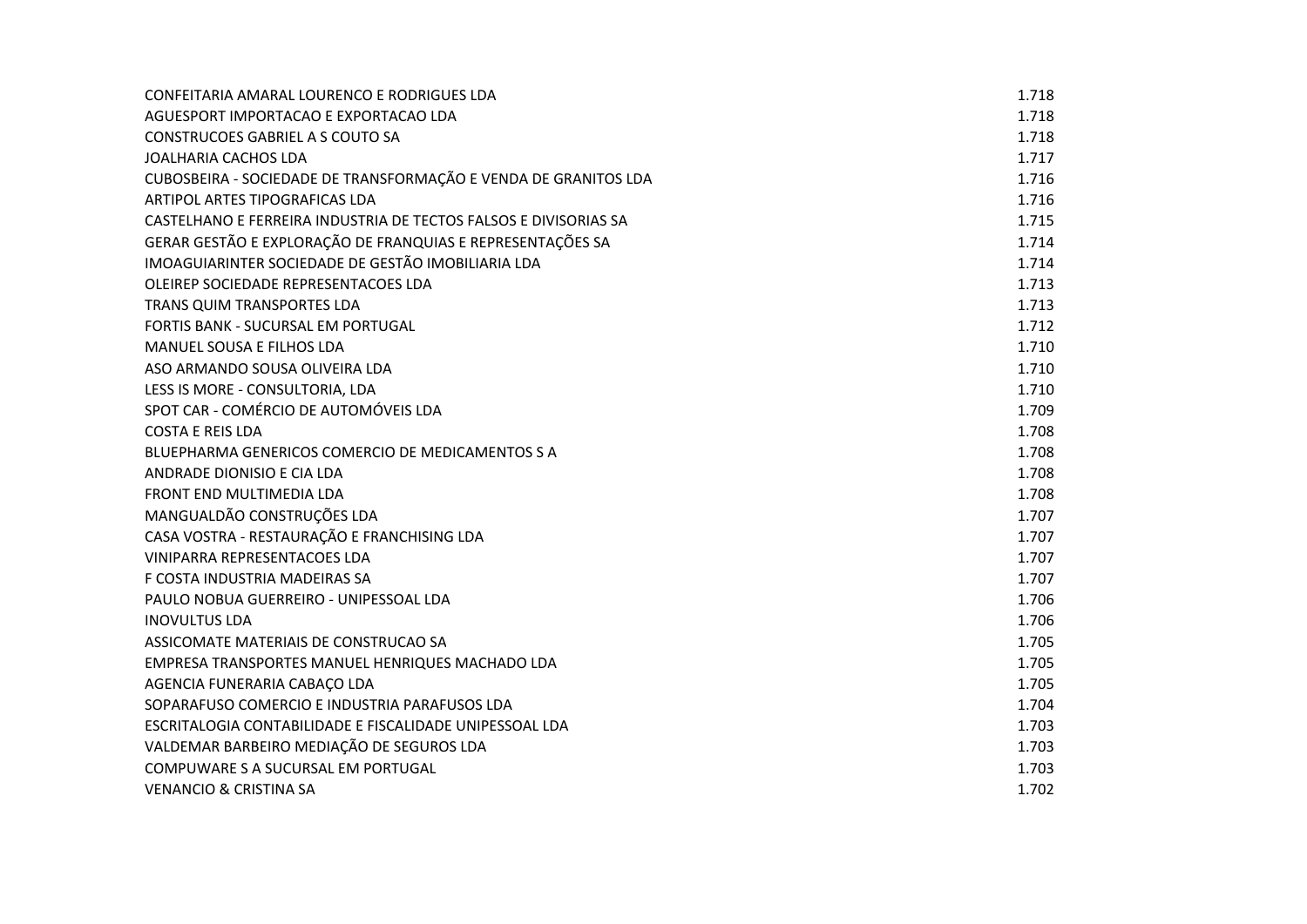| | |
|---|---|
| CONFEITARIA AMARAL LOURENCO E RODRIGUES LDA | 1.718 |
| AGUESPORT IMPORTACAO E EXPORTACAO LDA | 1.718 |
| CONSTRUCOES GABRIEL A S COUTO SA | 1.718 |
| JOALHARIA CACHOS LDA | 1.717 |
| CUBOSBEIRA - SOCIEDADE DE TRANSFORMAÇÃO E VENDA DE GRANITOS LDA | 1.716 |
| ARTIPOL ARTES TIPOGRAFICAS LDA | 1.716 |
| CASTELHANO E FERREIRA INDUSTRIA DE TECTOS FALSOS E DIVISORIAS SA | 1.715 |
| GERAR GESTÃO E EXPLORAÇÃO DE FRANQUIAS E REPRESENTAÇÕES SA | 1.714 |
| IMOAGUIARINTER SOCIEDADE DE GESTÃO IMOBILIARIA LDA | 1.714 |
| OLEIREP SOCIEDADE REPRESENTACOES LDA | 1.713 |
| TRANS QUIM TRANSPORTES LDA | 1.713 |
| FORTIS BANK - SUCURSAL EM PORTUGAL | 1.712 |
| MANUEL SOUSA E FILHOS LDA | 1.710 |
| ASO ARMANDO SOUSA OLIVEIRA LDA | 1.710 |
| LESS IS MORE - CONSULTORIA, LDA | 1.710 |
| SPOT CAR - COMÉRCIO DE AUTOMÓVEIS LDA | 1.709 |
| COSTA E REIS LDA | 1.708 |
| BLUEPHARMA GENERICOS COMERCIO DE MEDICAMENTOS S A | 1.708 |
| ANDRADE DIONISIO E CIA LDA | 1.708 |
| FRONT END MULTIMEDIA LDA | 1.708 |
| MANGUALDÃO CONSTRUÇÕES LDA | 1.707 |
| CASA VOSTRA - RESTAURAÇÃO E FRANCHISING LDA | 1.707 |
| VINIPARRA REPRESENTACOES LDA | 1.707 |
| F COSTA INDUSTRIA MADEIRAS SA | 1.707 |
| PAULO NOBUA GUERREIRO - UNIPESSOAL LDA | 1.706 |
| INOVULTUS LDA | 1.706 |
| ASSICOMATE MATERIAIS DE CONSTRUCAO SA | 1.705 |
| EMPRESA TRANSPORTES MANUEL HENRIQUES MACHADO LDA | 1.705 |
| AGENCIA FUNERARIA CABAÇO LDA | 1.705 |
| SOPARAFUSO COMERCIO E INDUSTRIA PARAFUSOS LDA | 1.704 |
| ESCRITALOGIA CONTABILIDADE E FISCALIDADE UNIPESSOAL LDA | 1.703 |
| VALDEMAR BARBEIRO MEDIAÇÃO DE SEGUROS LDA | 1.703 |
| COMPUWARE S A SUCURSAL EM PORTUGAL | 1.703 |
| VENANCIO & CRISTINA SA | 1.702 |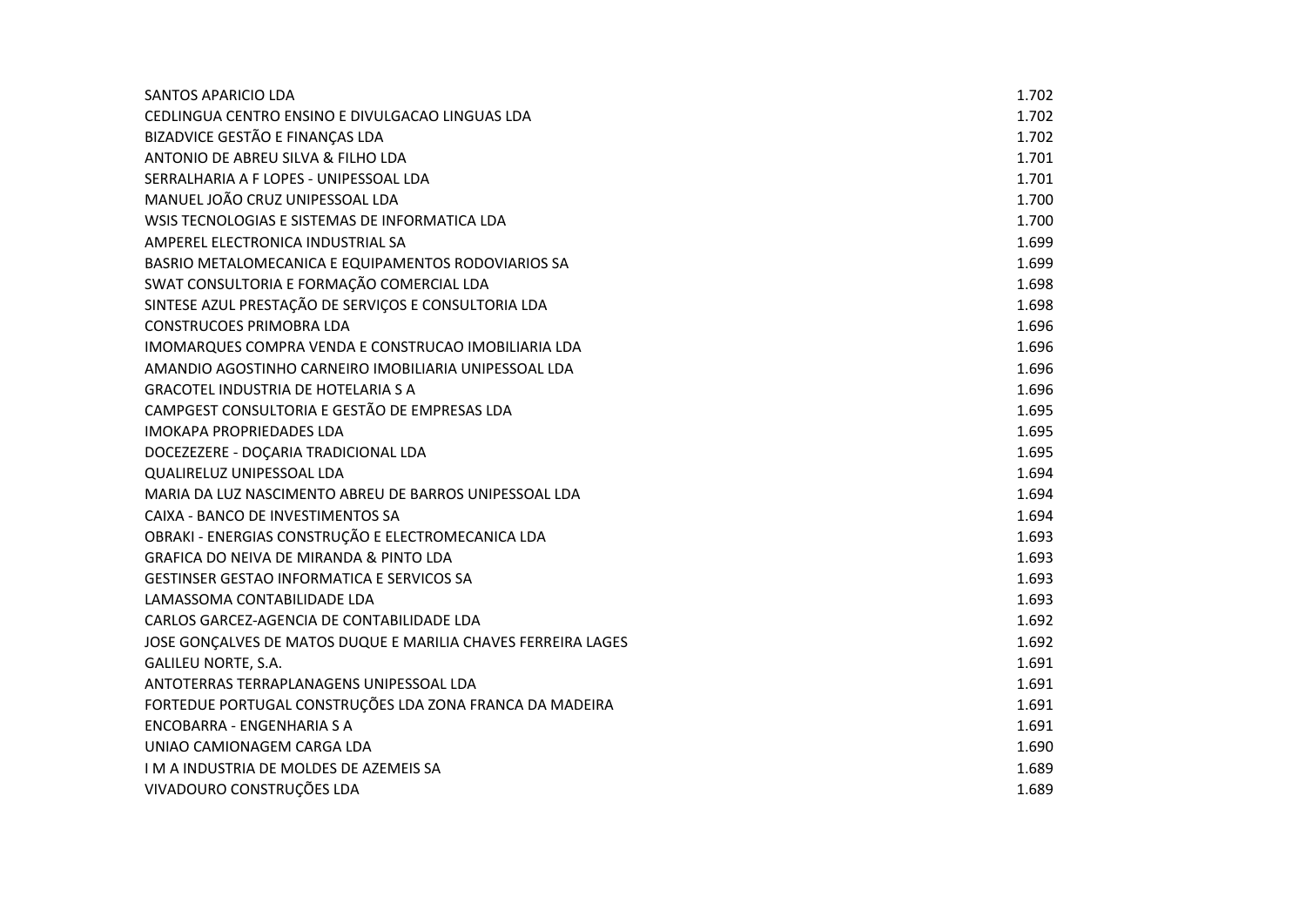| | |
|---|---|
| SANTOS APARICIO LDA | 1.702 |
| CEDLINGUA CENTRO ENSINO E DIVULGACAO LINGUAS LDA | 1.702 |
| BIZADVICE GESTÃO E FINANÇAS LDA | 1.702 |
| ANTONIO DE ABREU SILVA & FILHO LDA | 1.701 |
| SERRALHARIA A F LOPES - UNIPESSOAL LDA | 1.701 |
| MANUEL JOÃO CRUZ UNIPESSOAL LDA | 1.700 |
| WSIS TECNOLOGIAS E SISTEMAS DE INFORMATICA LDA | 1.700 |
| AMPEREL ELECTRONICA INDUSTRIAL SA | 1.699 |
| BASRIO METALOMECANICA E EQUIPAMENTOS RODOVIARIOS SA | 1.699 |
| SWAT CONSULTORIA E FORMAÇÃO COMERCIAL LDA | 1.698 |
| SINTESE AZUL PRESTAÇÃO DE SERVIÇOS E CONSULTORIA LDA | 1.698 |
| CONSTRUCOES PRIMOBRA LDA | 1.696 |
| IMOMARQUES COMPRA VENDA E CONSTRUCAO IMOBILIARIA LDA | 1.696 |
| AMANDIO AGOSTINHO CARNEIRO IMOBILIARIA UNIPESSOAL LDA | 1.696 |
| GRACOTEL INDUSTRIA DE HOTELARIA S A | 1.696 |
| CAMPGEST CONSULTORIA E GESTÃO DE EMPRESAS LDA | 1.695 |
| IMOKAPA PROPRIEDADES LDA | 1.695 |
| DOCEZEZERE - DOÇARIA TRADICIONAL LDA | 1.695 |
| QUALIRELUZ UNIPESSOAL LDA | 1.694 |
| MARIA DA LUZ NASCIMENTO ABREU DE BARROS UNIPESSOAL LDA | 1.694 |
| CAIXA - BANCO DE INVESTIMENTOS SA | 1.694 |
| OBRAKI - ENERGIAS CONSTRUÇÃO E ELECTROMECANICA LDA | 1.693 |
| GRAFICA DO NEIVA DE MIRANDA & PINTO LDA | 1.693 |
| GESTINSER GESTAO INFORMATICA E SERVICOS SA | 1.693 |
| LAMASSOMA CONTABILIDADE LDA | 1.693 |
| CARLOS GARCEZ-AGENCIA DE CONTABILIDADE LDA | 1.692 |
| JOSE GONÇALVES DE MATOS DUQUE E MARILIA CHAVES FERREIRA LAGES | 1.692 |
| GALILEU NORTE, S.A. | 1.691 |
| ANTOTERRAS TERRAPLANAGENS UNIPESSOAL LDA | 1.691 |
| FORTEDUE PORTUGAL CONSTRUÇÕES LDA ZONA FRANCA DA MADEIRA | 1.691 |
| ENCOBARRA - ENGENHARIA S A | 1.691 |
| UNIAO CAMIONAGEM CARGA LDA | 1.690 |
| I M A INDUSTRIA DE MOLDES DE AZEMEIS SA | 1.689 |
| VIVADOURO CONSTRUÇÕES LDA | 1.689 |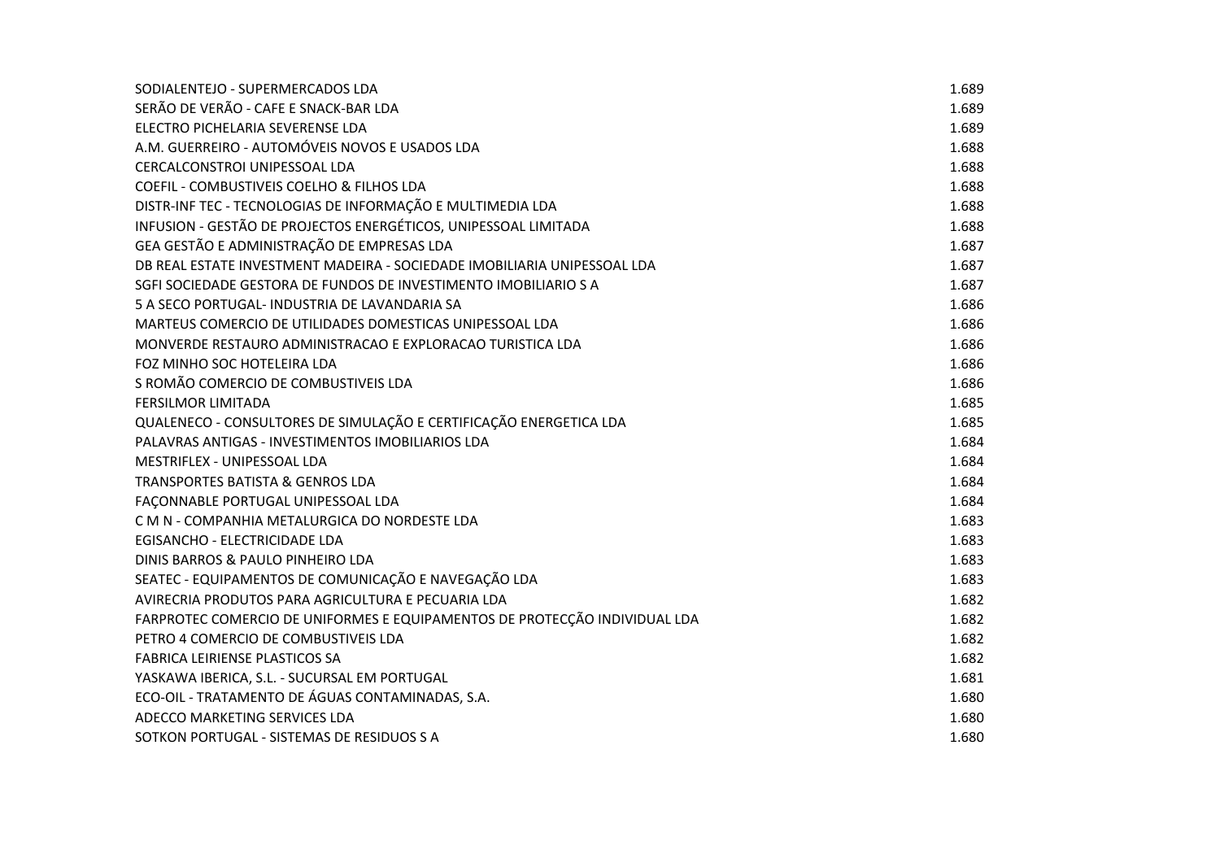| | |
|---|---|
| SODIALENTEJO - SUPERMERCADOS LDA | 1.689 |
| SERÃO DE VERÃO - CAFE E SNACK-BAR LDA | 1.689 |
| ELECTRO PICHELARIA SEVERENSE LDA | 1.689 |
| A.M. GUERREIRO - AUTOMÓVEIS NOVOS E USADOS LDA | 1.688 |
| CERCALCONSTROI UNIPESSOAL LDA | 1.688 |
| COEFIL - COMBUSTIVEIS COELHO & FILHOS LDA | 1.688 |
| DISTR-INF TEC - TECNOLOGIAS DE INFORMAÇÃO E MULTIMEDIA LDA | 1.688 |
| INFUSION - GESTÃO DE PROJECTOS ENERGÉTICOS, UNIPESSOAL LIMITADA | 1.688 |
| GEA GESTÃO E ADMINISTRAÇÃO DE EMPRESAS LDA | 1.687 |
| DB REAL ESTATE INVESTMENT MADEIRA - SOCIEDADE IMOBILIARIA UNIPESSOAL LDA | 1.687 |
| SGFI SOCIEDADE GESTORA DE FUNDOS DE INVESTIMENTO IMOBILIARIO S A | 1.687 |
| 5 A SECO PORTUGAL- INDUSTRIA DE LAVANDARIA SA | 1.686 |
| MARTEUS COMERCIO DE UTILIDADES DOMESTICAS UNIPESSOAL LDA | 1.686 |
| MONVERDE RESTAURO ADMINISTRACAO E EXPLORACAO TURISTICA LDA | 1.686 |
| FOZ MINHO SOC HOTELEIRA LDA | 1.686 |
| S ROMÃO COMERCIO DE COMBUSTIVEIS LDA | 1.686 |
| FERSILMOR LIMITADA | 1.685 |
| QUALENECO - CONSULTORES DE SIMULAÇÃO E CERTIFICAÇÃO ENERGETICA LDA | 1.685 |
| PALAVRAS ANTIGAS - INVESTIMENTOS IMOBILIARIOS LDA | 1.684 |
| MESTRIFLEX - UNIPESSOAL LDA | 1.684 |
| TRANSPORTES BATISTA & GENROS LDA | 1.684 |
| FAÇONNABLE PORTUGAL UNIPESSOAL LDA | 1.684 |
| C M N - COMPANHIA METALURGICA DO NORDESTE LDA | 1.683 |
| EGISANCHO - ELECTRICIDADE LDA | 1.683 |
| DINIS BARROS & PAULO PINHEIRO LDA | 1.683 |
| SEATEC - EQUIPAMENTOS DE COMUNICAÇÃO E NAVEGAÇÃO LDA | 1.683 |
| AVIRECRIA PRODUTOS PARA AGRICULTURA E PECUARIA LDA | 1.682 |
| FARPROTEC COMERCIO DE UNIFORMES E EQUIPAMENTOS DE PROTECÇÃO INDIVIDUAL LDA | 1.682 |
| PETRO 4 COMERCIO DE COMBUSTIVEIS LDA | 1.682 |
| FABRICA LEIRIENSE PLASTICOS SA | 1.682 |
| YASKAWA IBERICA, S.L. - SUCURSAL EM PORTUGAL | 1.681 |
| ECO-OIL - TRATAMENTO DE ÁGUAS CONTAMINADAS, S.A. | 1.680 |
| ADECCO MARKETING SERVICES LDA | 1.680 |
| SOTKON PORTUGAL - SISTEMAS DE RESIDUOS S A | 1.680 |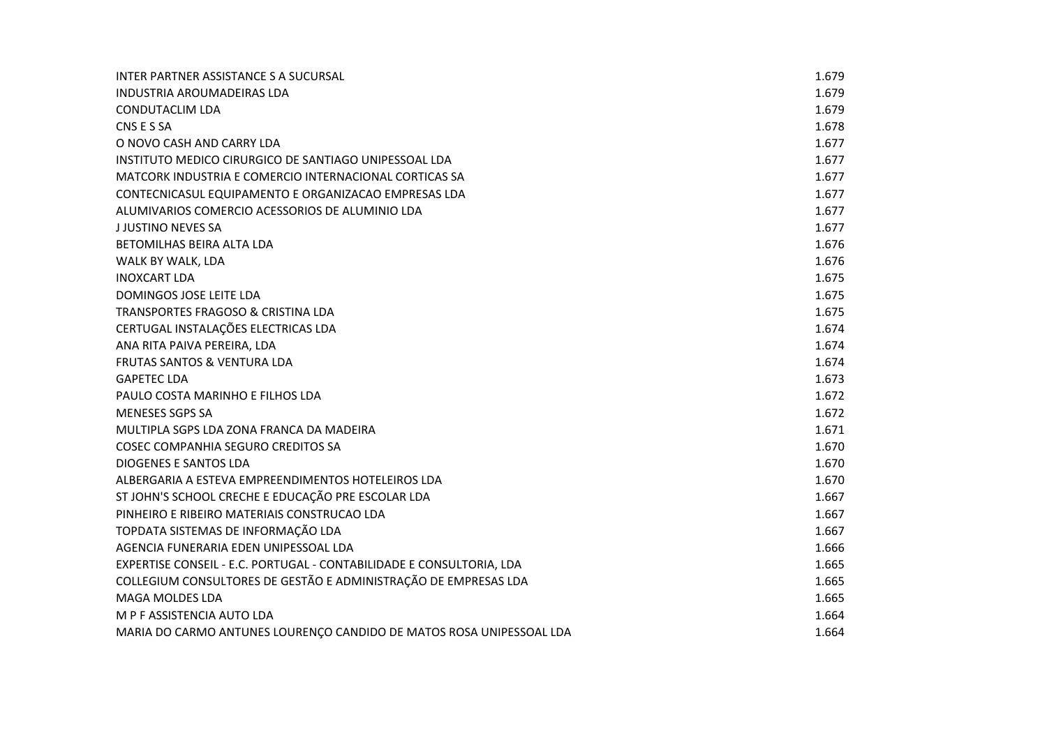| | |
|---|---|
| INTER PARTNER ASSISTANCE S A SUCURSAL | 1.679 |
| INDUSTRIA AROUMADEIRAS LDA | 1.679 |
| CONDUTACLIM LDA | 1.679 |
| CNS E S SA | 1.678 |
| O NOVO CASH AND CARRY LDA | 1.677 |
| INSTITUTO MEDICO CIRURGICO DE SANTIAGO UNIPESSOAL LDA | 1.677 |
| MATCORK INDUSTRIA E COMERCIO INTERNACIONAL CORTICAS SA | 1.677 |
| CONTECNICASUL EQUIPAMENTO E ORGANIZACAO EMPRESAS LDA | 1.677 |
| ALUMIVARIOS COMERCIO ACESSORIOS DE ALUMINIO LDA | 1.677 |
| J JUSTINO NEVES SA | 1.677 |
| BETOMILHAS BEIRA ALTA LDA | 1.676 |
| WALK BY WALK, LDA | 1.676 |
| INOXCART LDA | 1.675 |
| DOMINGOS JOSE LEITE LDA | 1.675 |
| TRANSPORTES FRAGOSO & CRISTINA LDA | 1.675 |
| CERTUGAL INSTALAÇÕES ELECTRICAS LDA | 1.674 |
| ANA RITA PAIVA PEREIRA, LDA | 1.674 |
| FRUTAS SANTOS & VENTURA LDA | 1.674 |
| GAPETEC LDA | 1.673 |
| PAULO COSTA MARINHO E FILHOS LDA | 1.672 |
| MENESES SGPS SA | 1.672 |
| MULTIPLA SGPS LDA ZONA FRANCA DA MADEIRA | 1.671 |
| COSEC COMPANHIA SEGURO CREDITOS SA | 1.670 |
| DIOGENES E SANTOS LDA | 1.670 |
| ALBERGARIA A ESTEVA EMPREENDIMENTOS HOTELEIROS LDA | 1.670 |
| ST JOHN'S SCHOOL CRECHE E EDUCAÇÃO PRE ESCOLAR LDA | 1.667 |
| PINHEIRO E RIBEIRO MATERIAIS CONSTRUCAO LDA | 1.667 |
| TOPDATA SISTEMAS DE INFORMAÇÃO LDA | 1.667 |
| AGENCIA FUNERARIA EDEN UNIPESSOAL LDA | 1.666 |
| EXPERTISE CONSEIL - E.C. PORTUGAL - CONTABILIDADE E CONSULTORIA, LDA | 1.665 |
| COLLEGIUM CONSULTORES DE GESTÃO E ADMINISTRAÇÃO DE EMPRESAS LDA | 1.665 |
| MAGA MOLDES LDA | 1.665 |
| M P F ASSISTENCIA AUTO LDA | 1.664 |
| MARIA DO CARMO ANTUNES LOURENÇO CANDIDO DE MATOS ROSA UNIPESSOAL LDA | 1.664 |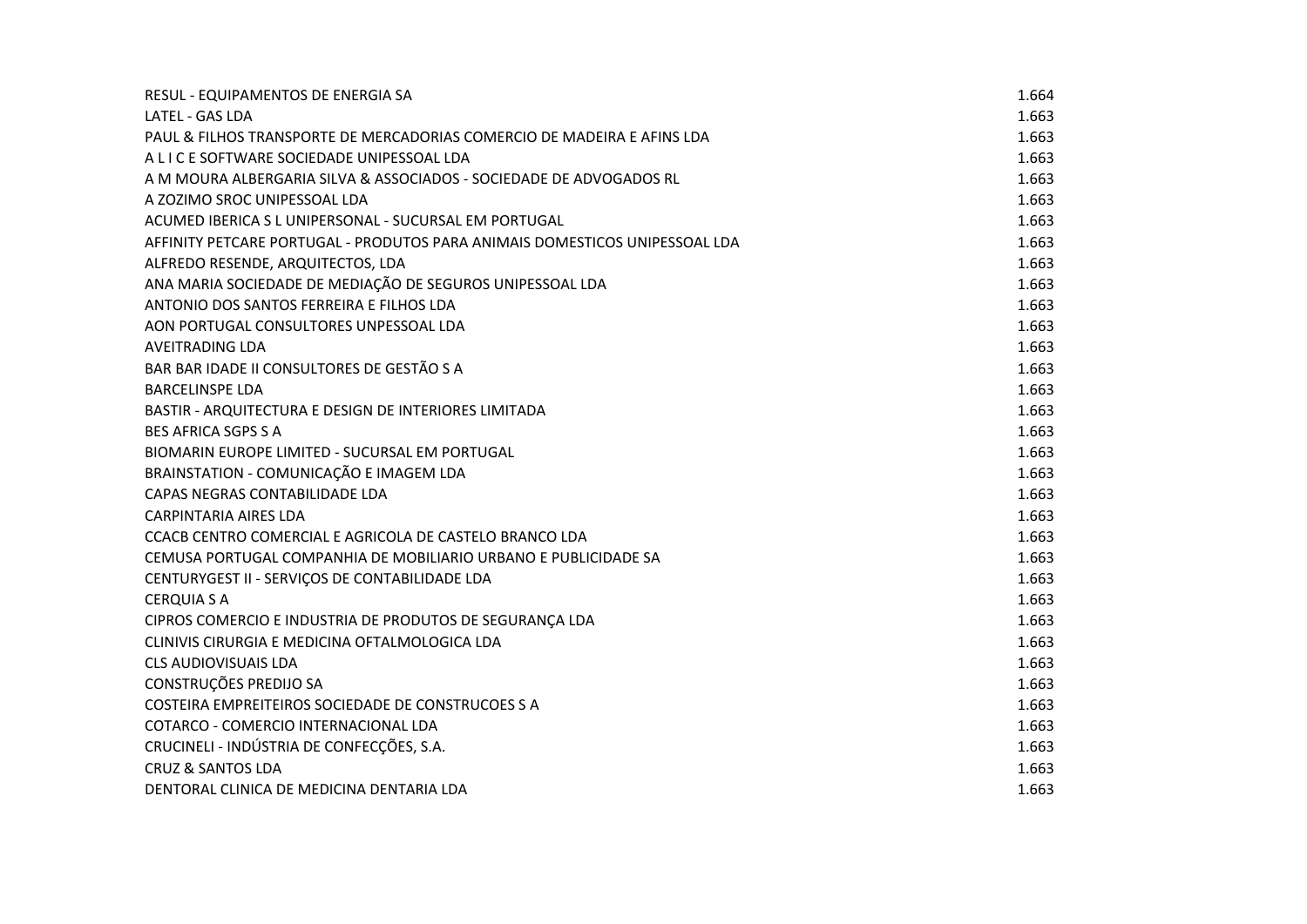| | |
|---|---|
| RESUL - EQUIPAMENTOS DE ENERGIA SA | 1.664 |
| LATEL - GAS LDA | 1.663 |
| PAUL & FILHOS TRANSPORTE DE MERCADORIAS COMERCIO DE MADEIRA E AFINS LDA | 1.663 |
| A L I C E SOFTWARE SOCIEDADE UNIPESSOAL LDA | 1.663 |
| A M MOURA ALBERGARIA SILVA & ASSOCIADOS - SOCIEDADE DE ADVOGADOS RL | 1.663 |
| A ZOZIMO SROC UNIPESSOAL LDA | 1.663 |
| ACUMED IBERICA S L UNIPERSONAL - SUCURSAL EM PORTUGAL | 1.663 |
| AFFINITY PETCARE PORTUGAL - PRODUTOS PARA ANIMAIS DOMESTICOS UNIPESSOAL LDA | 1.663 |
| ALFREDO RESENDE, ARQUITECTOS, LDA | 1.663 |
| ANA MARIA SOCIEDADE DE MEDIAÇÃO DE SEGUROS UNIPESSOAL LDA | 1.663 |
| ANTONIO DOS SANTOS FERREIRA E FILHOS LDA | 1.663 |
| AON PORTUGAL CONSULTORES UNPESSOAL LDA | 1.663 |
| AVEITRADING LDA | 1.663 |
| BAR BAR IDADE II CONSULTORES DE GESTÃO S A | 1.663 |
| BARCELINSPE LDA | 1.663 |
| BASTIR - ARQUITECTURA E DESIGN DE INTERIORES LIMITADA | 1.663 |
| BES AFRICA SGPS S A | 1.663 |
| BIOMARIN EUROPE LIMITED - SUCURSAL EM PORTUGAL | 1.663 |
| BRAINSTATION - COMUNICAÇÃO E IMAGEM LDA | 1.663 |
| CAPAS NEGRAS CONTABILIDADE LDA | 1.663 |
| CARPINTARIA AIRES LDA | 1.663 |
| CCACB CENTRO COMERCIAL E AGRICOLA DE CASTELO BRANCO LDA | 1.663 |
| CEMUSA PORTUGAL COMPANHIA DE MOBILIARIO URBANO E PUBLICIDADE SA | 1.663 |
| CENTURYGEST II - SERVIÇOS DE CONTABILIDADE LDA | 1.663 |
| CERQUIA S A | 1.663 |
| CIPROS COMERCIO E INDUSTRIA DE PRODUTOS DE SEGURANÇA LDA | 1.663 |
| CLINIVIS CIRURGIA E MEDICINA OFTALMOLOGICA LDA | 1.663 |
| CLS AUDIOVISUAIS LDA | 1.663 |
| CONSTRUÇÕES PREDIJO SA | 1.663 |
| COSTEIRA EMPREITEIROS SOCIEDADE DE CONSTRUCOES S A | 1.663 |
| COTARCO - COMERCIO INTERNACIONAL LDA | 1.663 |
| CRUCINELI - INDÚSTRIA DE CONFECÇÕES, S.A. | 1.663 |
| CRUZ & SANTOS LDA | 1.663 |
| DENTORAL CLINICA DE MEDICINA DENTARIA LDA | 1.663 |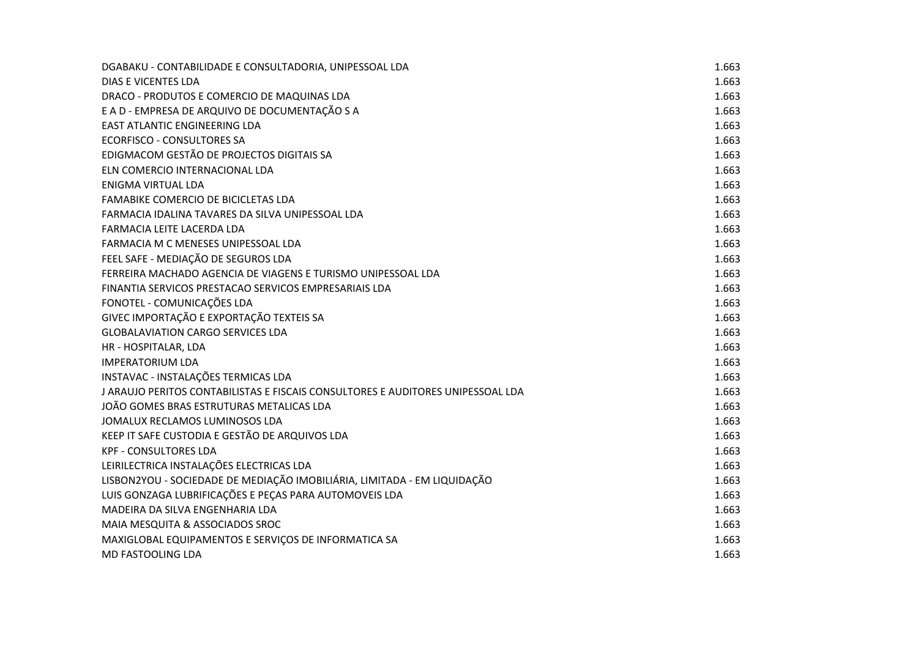| | |
|---|---|
| DGABAKU - CONTABILIDADE E CONSULTADORIA, UNIPESSOAL LDA | 1.663 |
| DIAS E VICENTES LDA | 1.663 |
| DRACO - PRODUTOS E COMERCIO DE MAQUINAS LDA | 1.663 |
| E A D - EMPRESA DE ARQUIVO DE DOCUMENTAÇÃO S A | 1.663 |
| EAST ATLANTIC ENGINEERING LDA | 1.663 |
| ECORFISCO - CONSULTORES SA | 1.663 |
| EDIGMACOM GESTÃO DE PROJECTOS DIGITAIS SA | 1.663 |
| ELN COMERCIO INTERNACIONAL LDA | 1.663 |
| ENIGMA VIRTUAL LDA | 1.663 |
| FAMABIKE COMERCIO DE BICICLETAS LDA | 1.663 |
| FARMACIA IDALINA TAVARES DA SILVA UNIPESSOAL LDA | 1.663 |
| FARMACIA LEITE LACERDA LDA | 1.663 |
| FARMACIA M C MENESES UNIPESSOAL LDA | 1.663 |
| FEEL SAFE - MEDIAÇÃO DE SEGUROS LDA | 1.663 |
| FERREIRA MACHADO AGENCIA DE VIAGENS E TURISMO UNIPESSOAL LDA | 1.663 |
| FINANTIA SERVICOS PRESTACAO SERVICOS EMPRESARIAIS LDA | 1.663 |
| FONOTEL - COMUNICAÇÕES LDA | 1.663 |
| GIVEC IMPORTAÇÃO E EXPORTAÇÃO TEXTEIS SA | 1.663 |
| GLOBALAVIATION CARGO SERVICES LDA | 1.663 |
| HR - HOSPITALAR, LDA | 1.663 |
| IMPERATORIUM LDA | 1.663 |
| INSTAVAC - INSTALAÇÕES TERMICAS LDA | 1.663 |
| J ARAUJO PERITOS CONTABILISTAS E FISCAIS CONSULTORES E AUDITORES UNIPESSOAL LDA | 1.663 |
| JOÃO GOMES BRAS ESTRUTURAS METALICAS LDA | 1.663 |
| JOMALUX RECLAMOS LUMINOSOS LDA | 1.663 |
| KEEP IT SAFE CUSTODIA E GESTÃO DE ARQUIVOS LDA | 1.663 |
| KPF - CONSULTORES LDA | 1.663 |
| LEIRILECTRICA INSTALAÇÕES ELECTRICAS LDA | 1.663 |
| LISBON2YOU - SOCIEDADE DE MEDIAÇÃO IMOBILIÁRIA, LIMITADA - EM LIQUIDAÇÃO | 1.663 |
| LUIS GONZAGA LUBRIFICAÇÕES E PEÇAS PARA AUTOMOVEIS LDA | 1.663 |
| MADEIRA DA SILVA ENGENHARIA LDA | 1.663 |
| MAIA MESQUITA & ASSOCIADOS SROC | 1.663 |
| MAXIGLOBAL EQUIPAMENTOS E SERVIÇOS DE INFORMATICA SA | 1.663 |
| MD FASTOOLING LDA | 1.663 |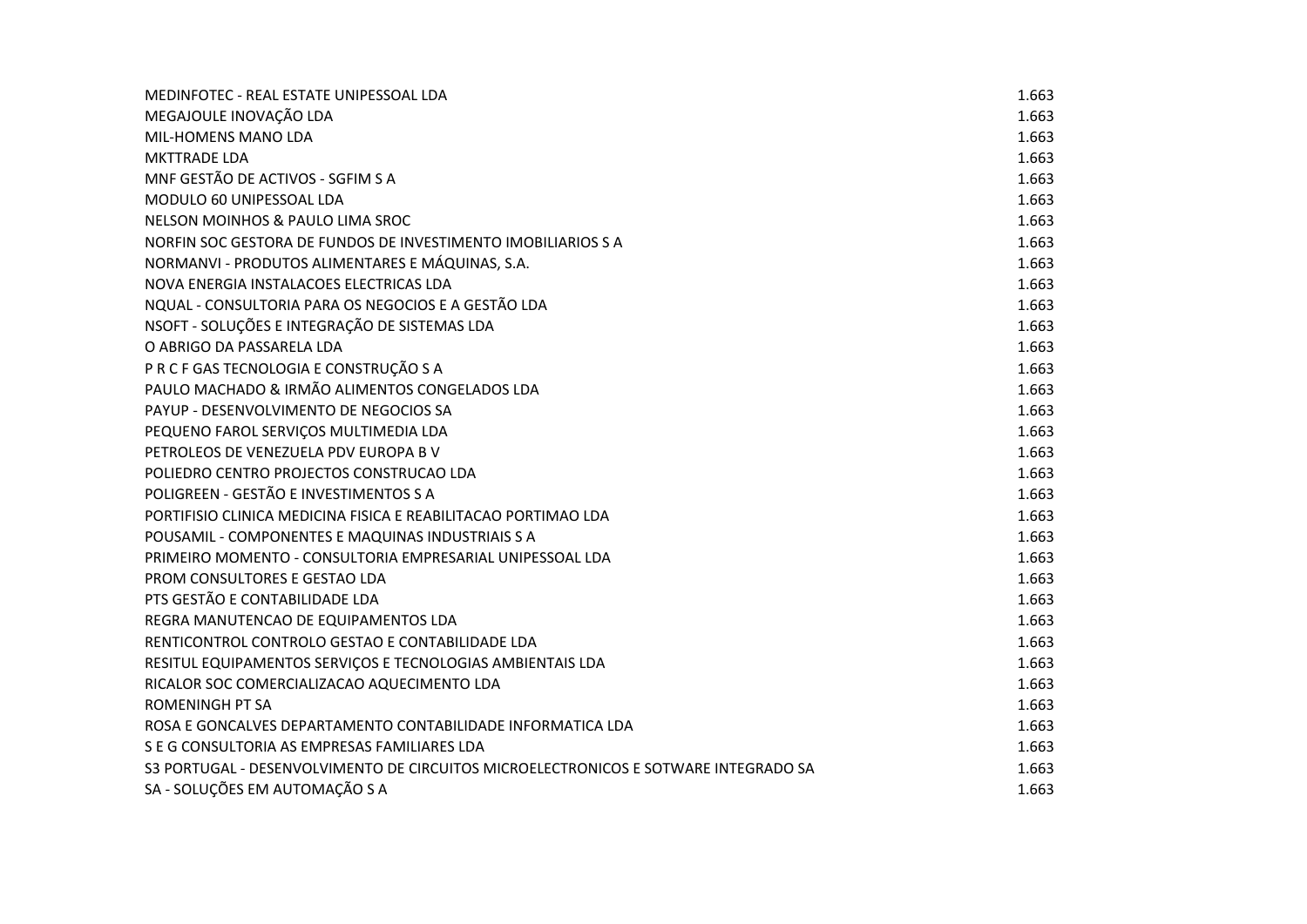| | |
|---|---|
| MEDINFOTEC - REAL ESTATE UNIPESSOAL LDA | 1.663 |
| MEGAJOULE INOVAÇÃO LDA | 1.663 |
| MIL-HOMENS MANO LDA | 1.663 |
| MKTTRADE LDA | 1.663 |
| MNF GESTÃO DE ACTIVOS - SGFIM S A | 1.663 |
| MODULO 60 UNIPESSOAL LDA | 1.663 |
| NELSON MOINHOS & PAULO LIMA SROC | 1.663 |
| NORFIN SOC GESTORA DE FUNDOS DE INVESTIMENTO IMOBILIARIOS S A | 1.663 |
| NORMANVI - PRODUTOS ALIMENTARES E MÁQUINAS, S.A. | 1.663 |
| NOVA ENERGIA INSTALACOES ELECTRICAS LDA | 1.663 |
| NQUAL - CONSULTORIA PARA OS NEGOCIOS E A GESTÃO LDA | 1.663 |
| NSOFT - SOLUÇÕES E INTEGRAÇÃO DE SISTEMAS LDA | 1.663 |
| O ABRIGO DA PASSARELA LDA | 1.663 |
| P R C F GAS TECNOLOGIA E CONSTRUÇÃO S A | 1.663 |
| PAULO MACHADO & IRMÃO ALIMENTOS CONGELADOS LDA | 1.663 |
| PAYUP - DESENVOLVIMENTO DE NEGOCIOS SA | 1.663 |
| PEQUENO FAROL SERVIÇOS MULTIMEDIA LDA | 1.663 |
| PETROLEOS DE VENEZUELA PDV EUROPA B V | 1.663 |
| POLIEDRO CENTRO PROJECTOS CONSTRUCAO LDA | 1.663 |
| POLIGREEN - GESTÃO E INVESTIMENTOS S A | 1.663 |
| PORTIFISIO CLINICA MEDICINA FISICA E REABILITACAO PORTIMAO LDA | 1.663 |
| POUSAMIL - COMPONENTES E MAQUINAS INDUSTRIAIS S A | 1.663 |
| PRIMEIRO MOMENTO - CONSULTORIA EMPRESARIAL UNIPESSOAL LDA | 1.663 |
| PROM CONSULTORES E GESTAO LDA | 1.663 |
| PTS GESTÃO E CONTABILIDADE LDA | 1.663 |
| REGRA MANUTENCAO DE EQUIPAMENTOS LDA | 1.663 |
| RENTICONTROL CONTROLO GESTAO E CONTABILIDADE LDA | 1.663 |
| RESITUL EQUIPAMENTOS SERVIÇOS E TECNOLOGIAS AMBIENTAIS LDA | 1.663 |
| RICALOR SOC COMERCIALIZACAO AQUECIMENTO LDA | 1.663 |
| ROMENINGH PT SA | 1.663 |
| ROSA E GONCALVES DEPARTAMENTO CONTABILIDADE INFORMATICA LDA | 1.663 |
| S E G CONSULTORIA AS EMPRESAS FAMILIARES LDA | 1.663 |
| S3 PORTUGAL - DESENVOLVIMENTO DE CIRCUITOS MICROELECTRONICOS E SOTWARE INTEGRADO SA | 1.663 |
| SA - SOLUÇÕES EM AUTOMAÇÃO S A | 1.663 |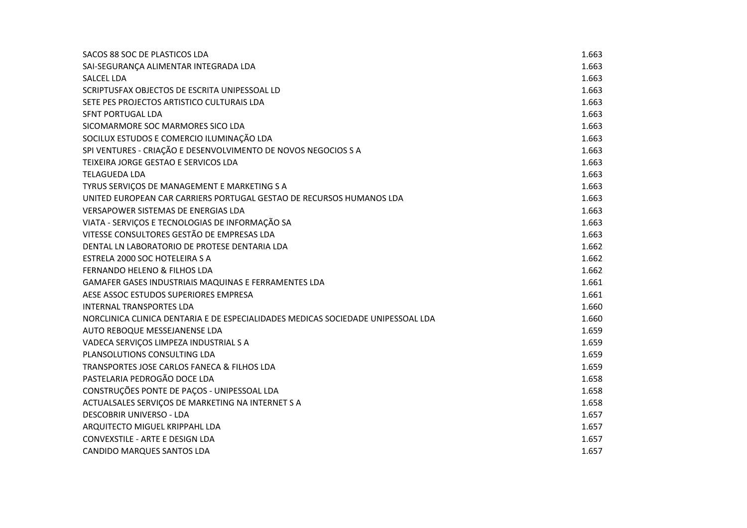| | |
|---|---|
| SACOS 88 SOC DE PLASTICOS LDA | 1.663 |
| SAI-SEGURANÇA ALIMENTAR INTEGRADA LDA | 1.663 |
| SALCEL LDA | 1.663 |
| SCRIPTUSFAX OBJECTOS DE ESCRITA UNIPESSOAL LD | 1.663 |
| SETE PES PROJECTOS ARTISTICO CULTURAIS LDA | 1.663 |
| SFNT PORTUGAL LDA | 1.663 |
| SICOMARMORE SOC MARMORES SICO LDA | 1.663 |
| SOCILUX ESTUDOS E COMERCIO ILUMINAÇÃO LDA | 1.663 |
| SPI VENTURES - CRIAÇÃO E DESENVOLVIMENTO DE NOVOS NEGOCIOS S A | 1.663 |
| TEIXEIRA JORGE GESTAO E SERVICOS LDA | 1.663 |
| TELAGUEDA LDA | 1.663 |
| TYRUS SERVIÇOS DE MANAGEMENT E MARKETING S A | 1.663 |
| UNITED EUROPEAN CAR CARRIERS PORTUGAL GESTAO DE RECURSOS HUMANOS LDA | 1.663 |
| VERSAPOWER SISTEMAS DE ENERGIAS LDA | 1.663 |
| VIATA - SERVIÇOS E TECNOLOGIAS DE INFORMAÇÃO SA | 1.663 |
| VITESSE CONSULTORES GESTÃO DE EMPRESAS LDA | 1.663 |
| DENTAL LN LABORATORIO DE PROTESE DENTARIA LDA | 1.662 |
| ESTRELA 2000 SOC HOTELEIRA S A | 1.662 |
| FERNANDO HELENO & FILHOS LDA | 1.662 |
| GAMAFER GASES INDUSTRIAIS MAQUINAS E FERRAMENTES LDA | 1.661 |
| AESE ASSOC ESTUDOS SUPERIORES EMPRESA | 1.661 |
| INTERNAL TRANSPORTES LDA | 1.660 |
| NORCLINICA CLINICA DENTARIA E DE ESPECIALIDADES MEDICAS SOCIEDADE UNIPESSOAL LDA | 1.660 |
| AUTO REBOQUE MESSEJANENSE LDA | 1.659 |
| VADECA SERVIÇOS LIMPEZA INDUSTRIAL S A | 1.659 |
| PLANSOLUTIONS CONSULTING LDA | 1.659 |
| TRANSPORTES JOSE CARLOS FANECA & FILHOS LDA | 1.659 |
| PASTELARIA PEDROGÃO DOCE LDA | 1.658 |
| CONSTRUÇÕES PONTE DE PAÇOS - UNIPESSOAL LDA | 1.658 |
| ACTUALSALES SERVIÇOS DE MARKETING NA INTERNET S A | 1.658 |
| DESCOBRIR UNIVERSO - LDA | 1.657 |
| ARQUITECTO MIGUEL KRIPPAHL LDA | 1.657 |
| CONVEXSTILE - ARTE E DESIGN LDA | 1.657 |
| CANDIDO MARQUES SANTOS LDA | 1.657 |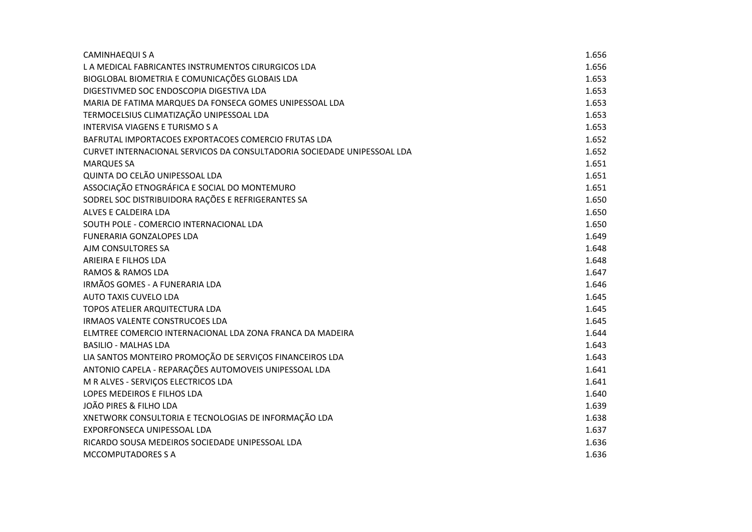| | |
|---|---|
| CAMINHAEQUI S A | 1.656 |
| L A MEDICAL FABRICANTES INSTRUMENTOS CIRURGICOS LDA | 1.656 |
| BIOGLOBAL BIOMETRIA E COMUNICAÇÕES GLOBAIS LDA | 1.653 |
| DIGESTIVMED SOC ENDOSCOPIA DIGESTIVA LDA | 1.653 |
| MARIA DE FATIMA MARQUES DA FONSECA GOMES UNIPESSOAL LDA | 1.653 |
| TERMOCELSIUS CLIMATIZAÇÃO UNIPESSOAL LDA | 1.653 |
| INTERVISA VIAGENS E TURISMO S A | 1.653 |
| BAFRUTAL IMPORTACOES EXPORTACOES COMERCIO FRUTAS LDA | 1.652 |
| CURVET INTERNACIONAL SERVICOS DA CONSULTADORIA SOCIEDADE UNIPESSOAL LDA | 1.652 |
| MARQUES SA | 1.651 |
| QUINTA DO CELÃO UNIPESSOAL LDA | 1.651 |
| ASSOCIAÇÃO ETNOGRÁFICA E SOCIAL DO MONTEMURO | 1.651 |
| SODREL SOC DISTRIBUIDORA RAÇÕES E REFRIGERANTES SA | 1.650 |
| ALVES E CALDEIRA LDA | 1.650 |
| SOUTH POLE - COMERCIO INTERNACIONAL LDA | 1.650 |
| FUNERARIA GONZALOPES LDA | 1.649 |
| AJM CONSULTORES SA | 1.648 |
| ARIEIRA E FILHOS LDA | 1.648 |
| RAMOS & RAMOS LDA | 1.647 |
| IRMÃOS GOMES - A FUNERARIA LDA | 1.646 |
| AUTO TAXIS CUVELO LDA | 1.645 |
| TOPOS ATELIER ARQUITECTURA LDA | 1.645 |
| IRMAOS VALENTE CONSTRUCOES LDA | 1.645 |
| ELMTREE COMERCIO INTERNACIONAL LDA ZONA FRANCA DA MADEIRA | 1.644 |
| BASILIO - MALHAS LDA | 1.643 |
| LIA SANTOS MONTEIRO PROMOÇÃO DE SERVIÇOS FINANCEIROS LDA | 1.643 |
| ANTONIO CAPELA - REPARAÇÕES AUTOMOVEIS UNIPESSOAL LDA | 1.641 |
| M R ALVES - SERVIÇOS ELECTRICOS LDA | 1.641 |
| LOPES MEDEIROS E FILHOS LDA | 1.640 |
| JOÃO PIRES & FILHO LDA | 1.639 |
| XNETWORK CONSULTORIA E TECNOLOGIAS DE INFORMAÇÃO LDA | 1.638 |
| EXPORFONSECA UNIPESSOAL LDA | 1.637 |
| RICARDO SOUSA MEDEIROS SOCIEDADE UNIPESSOAL LDA | 1.636 |
| MCCOMPUTADORES S A | 1.636 |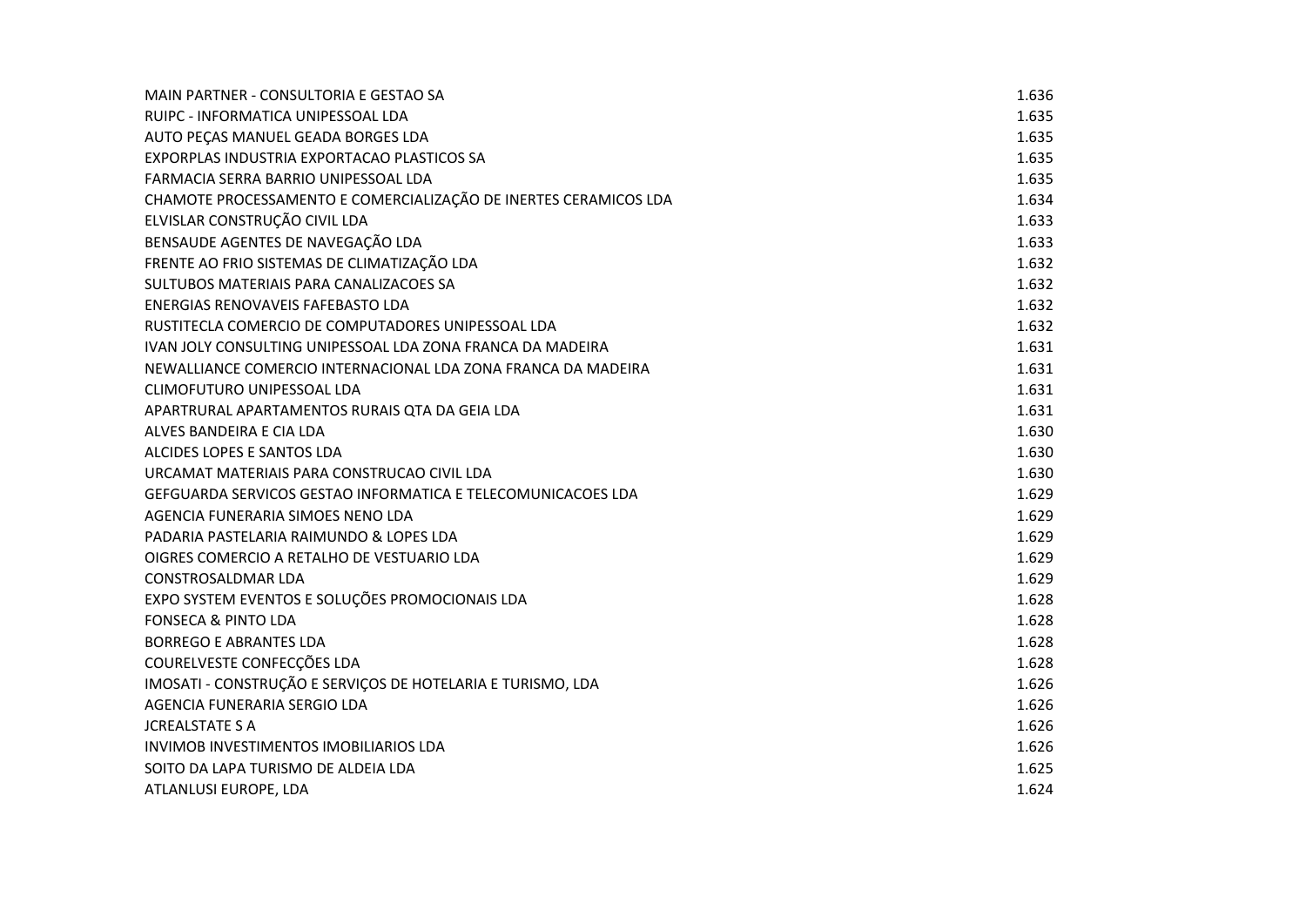| | |
|---|---|
| MAIN PARTNER - CONSULTORIA E GESTAO SA | 1.636 |
| RUIPC - INFORMATICA UNIPESSOAL LDA | 1.635 |
| AUTO PEÇAS MANUEL GEADA BORGES LDA | 1.635 |
| EXPORPLAS INDUSTRIA EXPORTACAO PLASTICOS SA | 1.635 |
| FARMACIA SERRA BARRIO UNIPESSOAL LDA | 1.635 |
| CHAMOTE PROCESSAMENTO E COMERCIALIZAÇÃO DE INERTES CERAMICOS LDA | 1.634 |
| ELVISLAR CONSTRUÇÃO CIVIL LDA | 1.633 |
| BENSAUDE AGENTES DE NAVEGAÇÃO LDA | 1.633 |
| FRENTE AO FRIO SISTEMAS DE CLIMATIZAÇÃO LDA | 1.632 |
| SULTUBOS MATERIAIS PARA CANALIZACOES SA | 1.632 |
| ENERGIAS RENOVAVEIS FAFEBASTO LDA | 1.632 |
| RUSTITECLA COMERCIO DE COMPUTADORES UNIPESSOAL LDA | 1.632 |
| IVAN JOLY CONSULTING UNIPESSOAL LDA ZONA FRANCA DA MADEIRA | 1.631 |
| NEWALLIANCE COMERCIO INTERNACIONAL LDA ZONA FRANCA DA MADEIRA | 1.631 |
| CLIMOFUTURO UNIPESSOAL LDA | 1.631 |
| APARTRURAL APARTAMENTOS RURAIS QTA DA GEIA LDA | 1.631 |
| ALVES BANDEIRA E CIA LDA | 1.630 |
| ALCIDES LOPES E SANTOS LDA | 1.630 |
| URCAMAT MATERIAIS PARA CONSTRUCAO CIVIL LDA | 1.630 |
| GEFGUARDA SERVICOS GESTAO INFORMATICA E TELECOMUNICACOES LDA | 1.629 |
| AGENCIA FUNERARIA SIMOES NENO LDA | 1.629 |
| PADARIA PASTELARIA RAIMUNDO & LOPES LDA | 1.629 |
| OIGRES COMERCIO A RETALHO DE VESTUARIO LDA | 1.629 |
| CONSTROSALDMAR LDA | 1.629 |
| EXPO SYSTEM EVENTOS E SOLUÇÕES PROMOCIONAIS LDA | 1.628 |
| FONSECA & PINTO LDA | 1.628 |
| BORREGO E ABRANTES LDA | 1.628 |
| COURELVESTE CONFECÇÕES LDA | 1.628 |
| IMOSATI - CONSTRUÇÃO E SERVIÇOS DE HOTELARIA E TURISMO, LDA | 1.626 |
| AGENCIA FUNERARIA SERGIO LDA | 1.626 |
| JCREALSTATE S A | 1.626 |
| INVIMOB INVESTIMENTOS IMOBILIARIOS LDA | 1.626 |
| SOITO DA LAPA TURISMO DE ALDEIA LDA | 1.625 |
| ATLANLUSI EUROPE, LDA | 1.624 |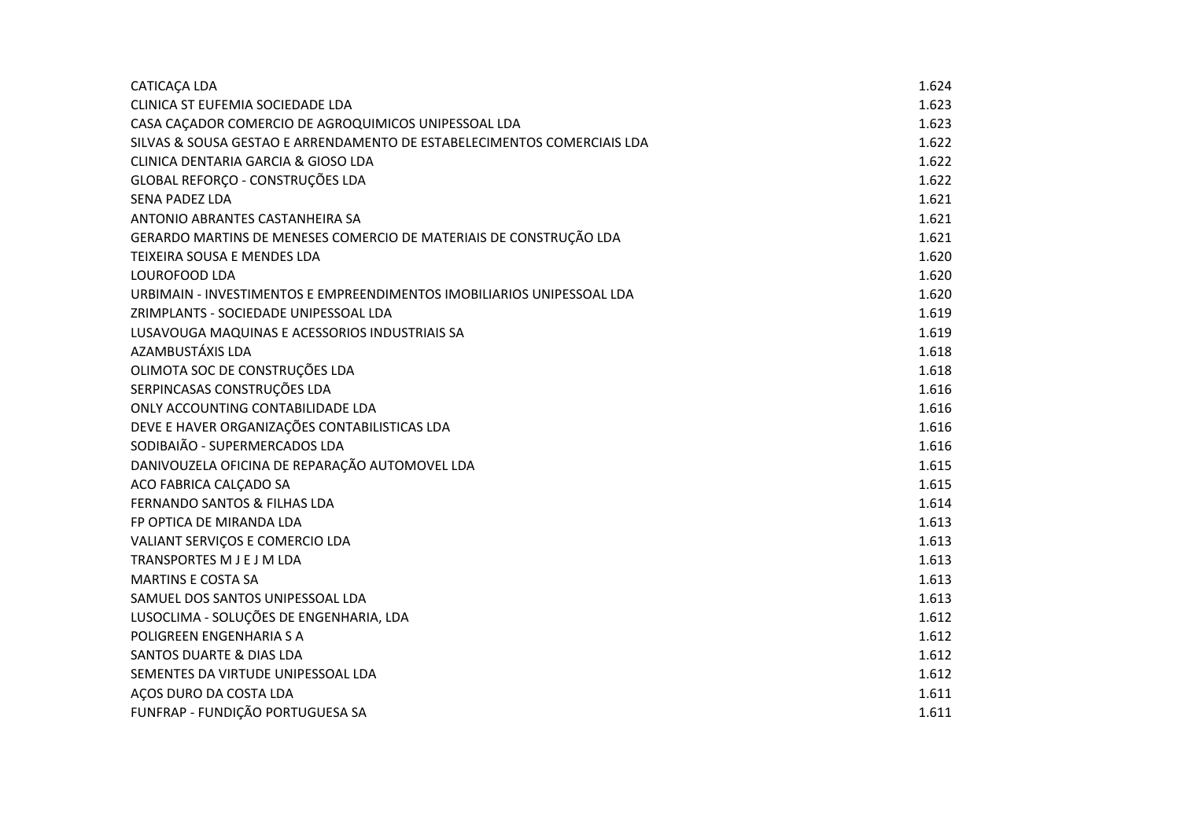| | |
|---|---|
| CATICAÇA LDA | 1.624 |
| CLINICA ST EUFEMIA SOCIEDADE LDA | 1.623 |
| CASA CAÇADOR COMERCIO DE AGROQUIMICOS UNIPESSOAL LDA | 1.623 |
| SILVAS & SOUSA GESTAO E ARRENDAMENTO DE ESTABELECIMENTOS COMERCIAIS LDA | 1.622 |
| CLINICA DENTARIA GARCIA & GIOSO LDA | 1.622 |
| GLOBAL REFORÇO - CONSTRUÇÕES LDA | 1.622 |
| SENA PADEZ LDA | 1.621 |
| ANTONIO ABRANTES CASTANHEIRA SA | 1.621 |
| GERARDO MARTINS DE MENESES COMERCIO DE MATERIAIS DE CONSTRUÇÃO LDA | 1.621 |
| TEIXEIRA SOUSA E MENDES LDA | 1.620 |
| LOUROFOOD LDA | 1.620 |
| URBIMAIN - INVESTIMENTOS E EMPREENDIMENTOS IMOBILIARIOS UNIPESSOAL LDA | 1.620 |
| ZRIMPLANTS - SOCIEDADE UNIPESSOAL LDA | 1.619 |
| LUSAVOUGA MAQUINAS E ACESSORIOS INDUSTRIAIS SA | 1.619 |
| AZAMBUSTÁXIS LDA | 1.618 |
| OLIMOTA SOC DE CONSTRUÇÕES LDA | 1.618 |
| SERPINCASAS CONSTRUÇÕES LDA | 1.616 |
| ONLY ACCOUNTING CONTABILIDADE LDA | 1.616 |
| DEVE E HAVER ORGANIZAÇÕES CONTABILISTICAS LDA | 1.616 |
| SODIBAIÃO - SUPERMERCADOS LDA | 1.616 |
| DANIVOUZELA OFICINA DE REPARAÇÃO AUTOMOVEL LDA | 1.615 |
| ACO FABRICA CALÇADO SA | 1.615 |
| FERNANDO SANTOS & FILHAS LDA | 1.614 |
| FP OPTICA DE MIRANDA LDA | 1.613 |
| VALIANT SERVIÇOS E COMERCIO LDA | 1.613 |
| TRANSPORTES M J E J M LDA | 1.613 |
| MARTINS E COSTA SA | 1.613 |
| SAMUEL DOS SANTOS UNIPESSOAL LDA | 1.613 |
| LUSOCLIMA - SOLUÇÕES DE ENGENHARIA, LDA | 1.612 |
| POLIGREEN ENGENHARIA S A | 1.612 |
| SANTOS DUARTE & DIAS LDA | 1.612 |
| SEMENTES DA VIRTUDE UNIPESSOAL LDA | 1.612 |
| AÇOS DURO DA COSTA LDA | 1.611 |
| FUNFRAP - FUNDIÇÃO PORTUGUESA SA | 1.611 |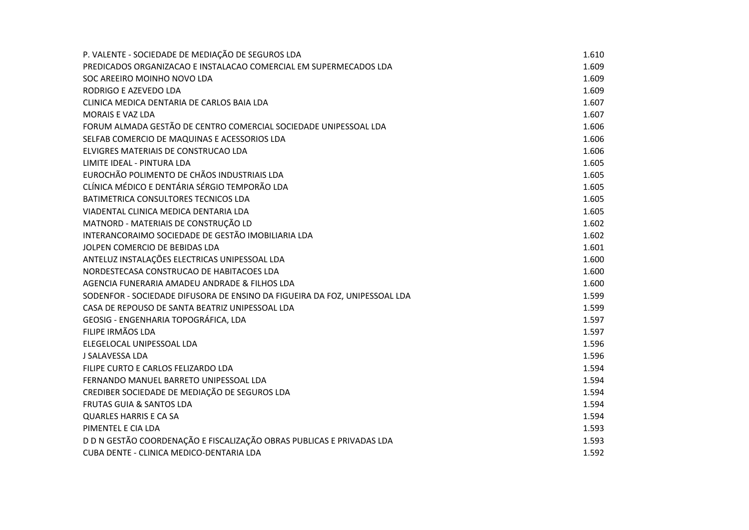| | |
|---|---|
| P. VALENTE - SOCIEDADE DE MEDIAÇÃO DE SEGUROS LDA | 1.610 |
| PREDICADOS ORGANIZACAO E INSTALACAO COMERCIAL EM SUPERMECADOS LDA | 1.609 |
| SOC AREEIRO MOINHO NOVO LDA | 1.609 |
| RODRIGO E AZEVEDO LDA | 1.609 |
| CLINICA MEDICA DENTARIA DE CARLOS BAIA LDA | 1.607 |
| MORAIS E VAZ LDA | 1.607 |
| FORUM ALMADA GESTÃO DE CENTRO COMERCIAL SOCIEDADE UNIPESSOAL LDA | 1.606 |
| SELFAB COMERCIO DE MAQUINAS E ACESSORIOS LDA | 1.606 |
| ELVIGRES MATERIAIS DE CONSTRUCAO LDA | 1.606 |
| LIMITE IDEAL - PINTURA LDA | 1.605 |
| EUROCHÃO POLIMENTO DE CHÃOS INDUSTRIAIS LDA | 1.605 |
| CLÍNICA MÉDICO E DENTÁRIA SÉRGIO TEMPORÃO LDA | 1.605 |
| BATIMETRICA CONSULTORES TECNICOS LDA | 1.605 |
| VIADENTAL CLINICA MEDICA DENTARIA LDA | 1.605 |
| MATNORD - MATERIAIS DE CONSTRUÇÃO LD | 1.602 |
| INTERANCORAIMO SOCIEDADE DE GESTÃO IMOBILIARIA LDA | 1.602 |
| JOLPEN COMERCIO DE BEBIDAS LDA | 1.601 |
| ANTELUZ INSTALAÇÕES ELECTRICAS UNIPESSOAL LDA | 1.600 |
| NORDESTECASA CONSTRUCAO DE HABITACOES LDA | 1.600 |
| AGENCIA FUNERARIA AMADEU ANDRADE & FILHOS LDA | 1.600 |
| SODENFOR - SOCIEDADE DIFUSORA DE ENSINO DA FIGUEIRA DA FOZ, UNIPESSOAL LDA | 1.599 |
| CASA DE REPOUSO DE SANTA BEATRIZ UNIPESSOAL LDA | 1.599 |
| GEOSIG - ENGENHARIA TOPOGRÁFICA, LDA | 1.597 |
| FILIPE IRMÃOS LDA | 1.597 |
| ELEGELOCAL UNIPESSOAL LDA | 1.596 |
| J SALAVESSA LDA | 1.596 |
| FILIPE CURTO E CARLOS FELIZARDO LDA | 1.594 |
| FERNANDO MANUEL BARRETO UNIPESSOAL LDA | 1.594 |
| CREDIBER SOCIEDADE DE MEDIAÇÃO DE SEGUROS LDA | 1.594 |
| FRUTAS GUIA & SANTOS LDA | 1.594 |
| QUARLES HARRIS E CA SA | 1.594 |
| PIMENTEL E CIA LDA | 1.593 |
| D D N GESTÃO COORDENAÇÃO E FISCALIZAÇÃO OBRAS PUBLICAS E PRIVADAS LDA | 1.593 |
| CUBA DENTE - CLINICA MEDICO-DENTARIA LDA | 1.592 |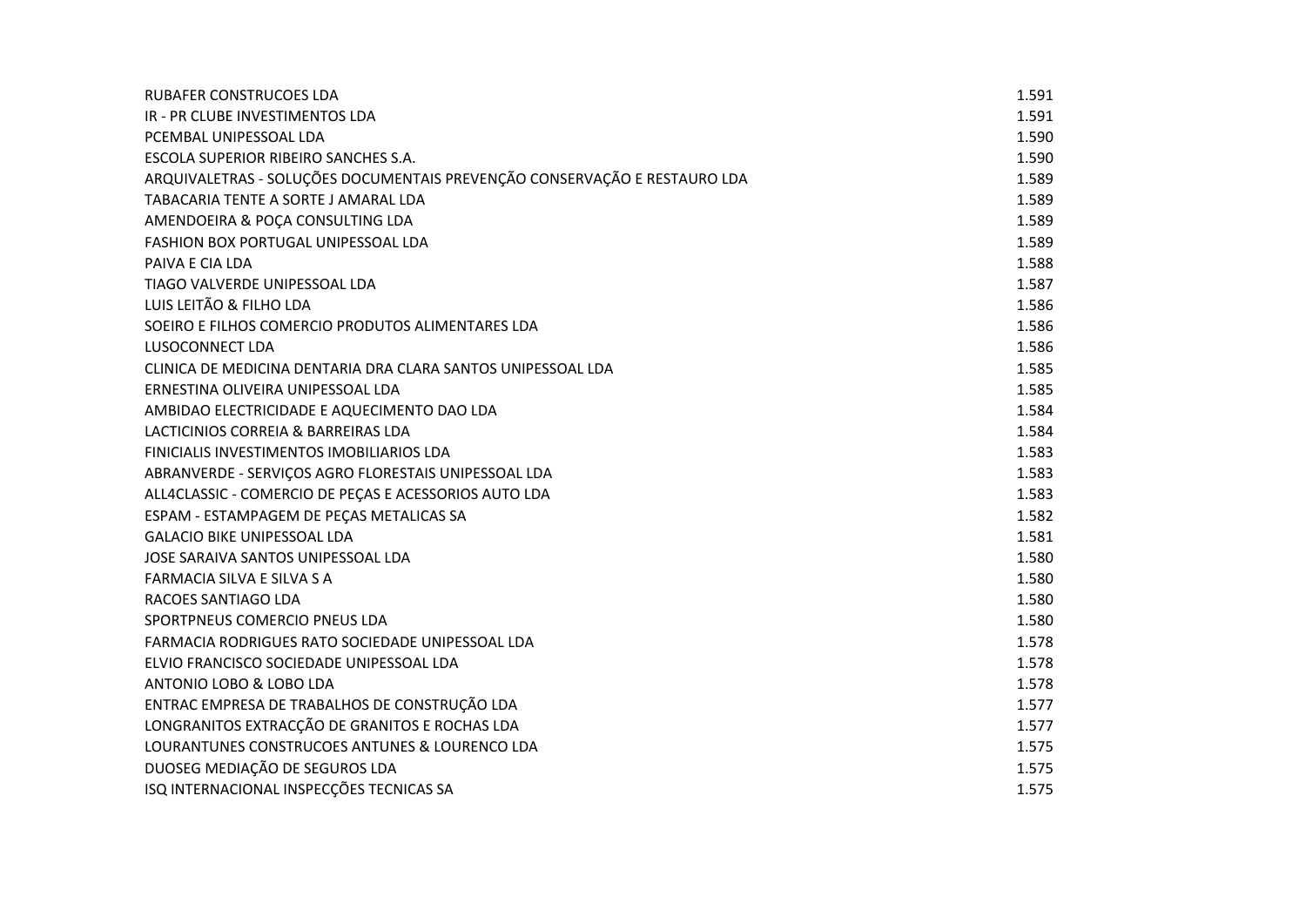| | |
|---|---|
| RUBAFER CONSTRUCOES LDA | 1.591 |
| IR - PR CLUBE INVESTIMENTOS LDA | 1.591 |
| PCEMBAL UNIPESSOAL LDA | 1.590 |
| ESCOLA SUPERIOR RIBEIRO SANCHES S.A. | 1.590 |
| ARQUIVALETRAS - SOLUÇÕES DOCUMENTAIS PREVENÇÃO CONSERVAÇÃO E RESTAURO LDA | 1.589 |
| TABACARIA TENTE A SORTE J AMARAL LDA | 1.589 |
| AMENDOEIRA & POÇA CONSULTING LDA | 1.589 |
| FASHION BOX PORTUGAL UNIPESSOAL LDA | 1.589 |
| PAIVA E CIA LDA | 1.588 |
| TIAGO VALVERDE UNIPESSOAL LDA | 1.587 |
| LUIS LEITÃO & FILHO LDA | 1.586 |
| SOEIRO E FILHOS COMERCIO PRODUTOS ALIMENTARES LDA | 1.586 |
| LUSOCONNECT LDA | 1.586 |
| CLINICA DE MEDICINA DENTARIA DRA CLARA SANTOS UNIPESSOAL LDA | 1.585 |
| ERNESTINA OLIVEIRA UNIPESSOAL LDA | 1.585 |
| AMBIDAO ELECTRICIDADE E AQUECIMENTO DAO LDA | 1.584 |
| LACTICINIOS CORREIA & BARREIRAS LDA | 1.584 |
| FINICIALIS INVESTIMENTOS IMOBILIARIOS LDA | 1.583 |
| ABRANVERDE - SERVIÇOS AGRO FLORESTAIS UNIPESSOAL LDA | 1.583 |
| ALL4CLASSIC - COMERCIO DE PEÇAS E ACESSORIOS AUTO LDA | 1.583 |
| ESPAM - ESTAMPAGEM DE PEÇAS METALICAS SA | 1.582 |
| GALACIO BIKE UNIPESSOAL LDA | 1.581 |
| JOSE SARAIVA SANTOS UNIPESSOAL LDA | 1.580 |
| FARMACIA SILVA E SILVA S A | 1.580 |
| RACOES SANTIAGO LDA | 1.580 |
| SPORTPNEUS COMERCIO PNEUS LDA | 1.580 |
| FARMACIA RODRIGUES RATO SOCIEDADE UNIPESSOAL LDA | 1.578 |
| ELVIO FRANCISCO SOCIEDADE UNIPESSOAL LDA | 1.578 |
| ANTONIO LOBO & LOBO LDA | 1.578 |
| ENTRAC EMPRESA DE TRABALHOS DE CONSTRUÇÃO LDA | 1.577 |
| LONGRANITOS EXTRACÇÃO DE GRANITOS E ROCHAS LDA | 1.577 |
| LOURANTUNES CONSTRUCOES ANTUNES & LOURENCO LDA | 1.575 |
| DUOSEG MEDIAÇÃO DE SEGUROS LDA | 1.575 |
| ISQ INTERNACIONAL INSPECÇÕES TECNICAS SA | 1.575 |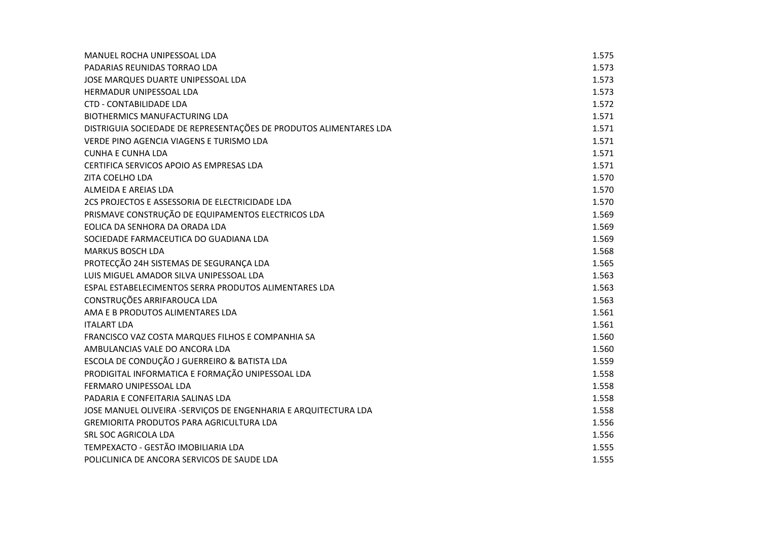| | |
|---|---|
| MANUEL ROCHA UNIPESSOAL LDA | 1.575 |
| PADARIAS REUNIDAS TORRAO LDA | 1.573 |
| JOSE MARQUES DUARTE UNIPESSOAL LDA | 1.573 |
| HERMADUR UNIPESSOAL LDA | 1.573 |
| CTD - CONTABILIDADE LDA | 1.572 |
| BIOTHERMICS MANUFACTURING LDA | 1.571 |
| DISTRIGUIA SOCIEDADE DE REPRESENTAÇÕES DE PRODUTOS ALIMENTARES LDA | 1.571 |
| VERDE PINO AGENCIA VIAGENS E TURISMO LDA | 1.571 |
| CUNHA E CUNHA LDA | 1.571 |
| CERTIFICA SERVICOS APOIO AS EMPRESAS LDA | 1.571 |
| ZITA COELHO LDA | 1.570 |
| ALMEIDA E AREIAS LDA | 1.570 |
| 2CS PROJECTOS E ASSESSORIA DE ELECTRICIDADE LDA | 1.570 |
| PRISMAVE CONSTRUÇÃO DE EQUIPAMENTOS ELECTRICOS LDA | 1.569 |
| EOLICA DA SENHORA DA ORADA LDA | 1.569 |
| SOCIEDADE FARMACEUTICA DO GUADIANA LDA | 1.569 |
| MARKUS BOSCH LDA | 1.568 |
| PROTECÇÃO 24H SISTEMAS DE SEGURANÇA LDA | 1.565 |
| LUIS MIGUEL AMADOR SILVA UNIPESSOAL LDA | 1.563 |
| ESPAL ESTABELECIMENTOS SERRA PRODUTOS ALIMENTARES LDA | 1.563 |
| CONSTRUÇÕES ARRIFAROUCA LDA | 1.563 |
| AMA E B PRODUTOS ALIMENTARES LDA | 1.561 |
| ITALART LDA | 1.561 |
| FRANCISCO VAZ COSTA MARQUES FILHOS E COMPANHIA SA | 1.560 |
| AMBULANCIAS VALE DO ANCORA LDA | 1.560 |
| ESCOLA DE CONDUÇÃO J GUERREIRO & BATISTA LDA | 1.559 |
| PRODIGITAL INFORMATICA E FORMAÇÃO UNIPESSOAL LDA | 1.558 |
| FERMARO UNIPESSOAL LDA | 1.558 |
| PADARIA E CONFEITARIA SALINAS LDA | 1.558 |
| JOSE MANUEL OLIVEIRA -SERVIÇOS DE ENGENHARIA E ARQUITECTURA LDA | 1.558 |
| GREMIORITA PRODUTOS PARA AGRICULTURA LDA | 1.556 |
| SRL SOC AGRICOLA LDA | 1.556 |
| TEMPEXACTO - GESTÃO IMOBILIARIA LDA | 1.555 |
| POLICLINICA DE ANCORA SERVICOS DE SAUDE LDA | 1.555 |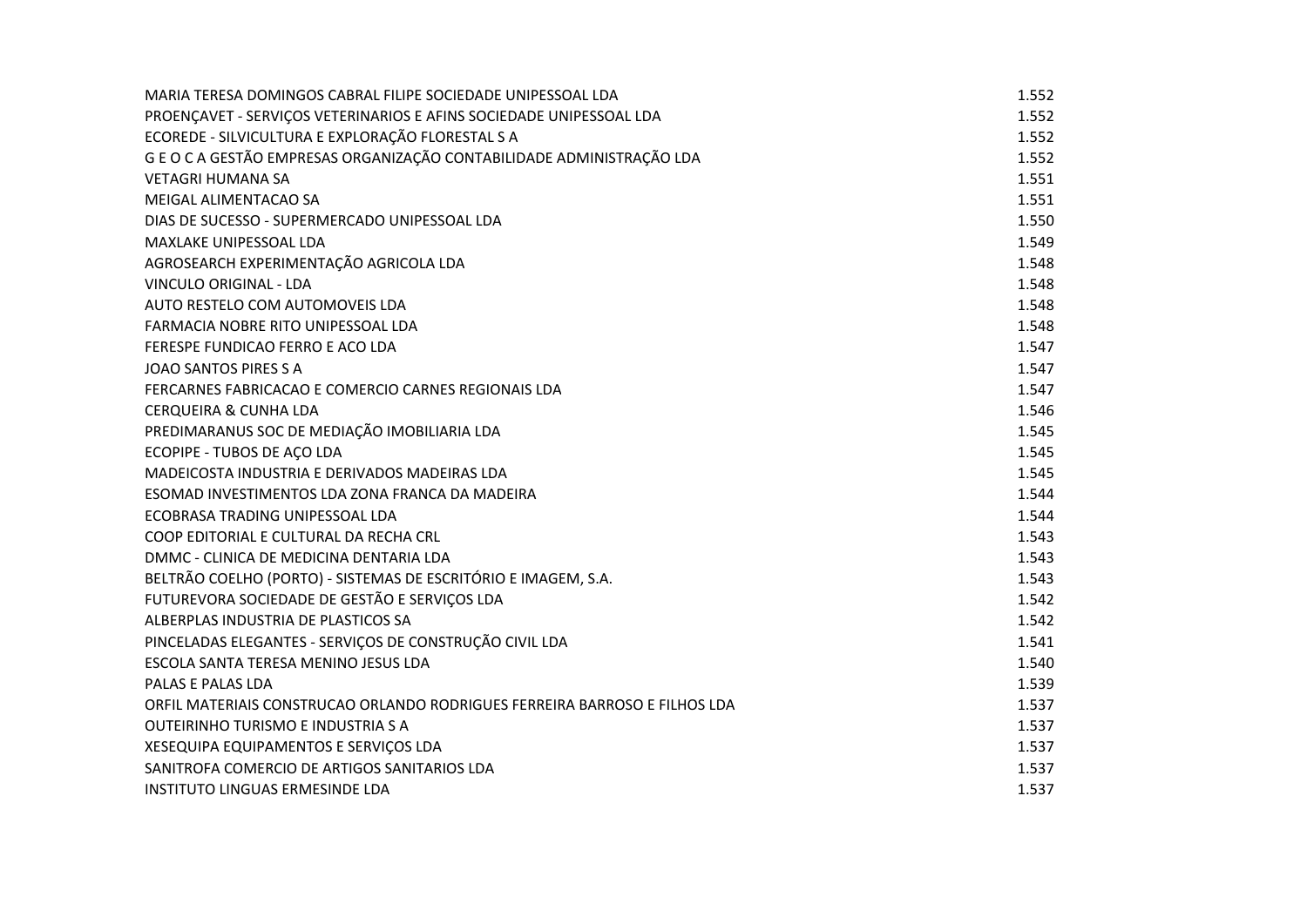| | |
|---|---|
| MARIA TERESA DOMINGOS CABRAL FILIPE SOCIEDADE UNIPESSOAL LDA | 1.552 |
| PROENÇAVET - SERVIÇOS VETERINARIOS E AFINS SOCIEDADE UNIPESSOAL LDA | 1.552 |
| ECOREDE - SILVICULTURA E EXPLORAÇÃO FLORESTAL S A | 1.552 |
| G E O C A GESTÃO EMPRESAS ORGANIZAÇÃO CONTABILIDADE ADMINISTRAÇÃO LDA | 1.552 |
| VETAGRI HUMANA SA | 1.551 |
| MEIGAL ALIMENTACAO SA | 1.551 |
| DIAS DE SUCESSO - SUPERMERCADO UNIPESSOAL LDA | 1.550 |
| MAXLAKE UNIPESSOAL LDA | 1.549 |
| AGROSEARCH EXPERIMENTAÇÃO AGRICOLA LDA | 1.548 |
| VINCULO ORIGINAL - LDA | 1.548 |
| AUTO RESTELO COM AUTOMOVEIS LDA | 1.548 |
| FARMACIA NOBRE RITO UNIPESSOAL LDA | 1.548 |
| FERESPE FUNDICAO FERRO E ACO LDA | 1.547 |
| JOAO SANTOS PIRES S A | 1.547 |
| FERCARNES FABRICACAO E COMERCIO CARNES REGIONAIS LDA | 1.547 |
| CERQUEIRA & CUNHA LDA | 1.546 |
| PREDIMARANUS SOC DE MEDIAÇÃO IMOBILIARIA LDA | 1.545 |
| ECOPIPE - TUBOS DE AÇO LDA | 1.545 |
| MADEICOSTA INDUSTRIA E DERIVADOS MADEIRAS LDA | 1.545 |
| ESOMAD INVESTIMENTOS LDA ZONA FRANCA DA MADEIRA | 1.544 |
| ECOBRASA TRADING UNIPESSOAL LDA | 1.544 |
| COOP EDITORIAL E CULTURAL DA RECHA CRL | 1.543 |
| DMMC - CLINICA DE MEDICINA DENTARIA LDA | 1.543 |
| BELTRÃO COELHO (PORTO) - SISTEMAS DE ESCRITÓRIO E IMAGEM, S.A. | 1.543 |
| FUTUREVORA SOCIEDADE DE GESTÃO E SERVIÇOS LDA | 1.542 |
| ALBERPLAS INDUSTRIA DE PLASTICOS SA | 1.542 |
| PINCELADAS ELEGANTES - SERVIÇOS DE CONSTRUÇÃO CIVIL LDA | 1.541 |
| ESCOLA SANTA TERESA MENINO JESUS LDA | 1.540 |
| PALAS E PALAS LDA | 1.539 |
| ORFIL MATERIAIS CONSTRUCAO ORLANDO RODRIGUES FERREIRA BARROSO E FILHOS LDA | 1.537 |
| OUTEIRINHO TURISMO E INDUSTRIA S A | 1.537 |
| XESEQUIPA EQUIPAMENTOS E SERVIÇOS LDA | 1.537 |
| SANITROFA COMERCIO DE ARTIGOS SANITARIOS LDA | 1.537 |
| INSTITUTO LINGUAS ERMESINDE LDA | 1.537 |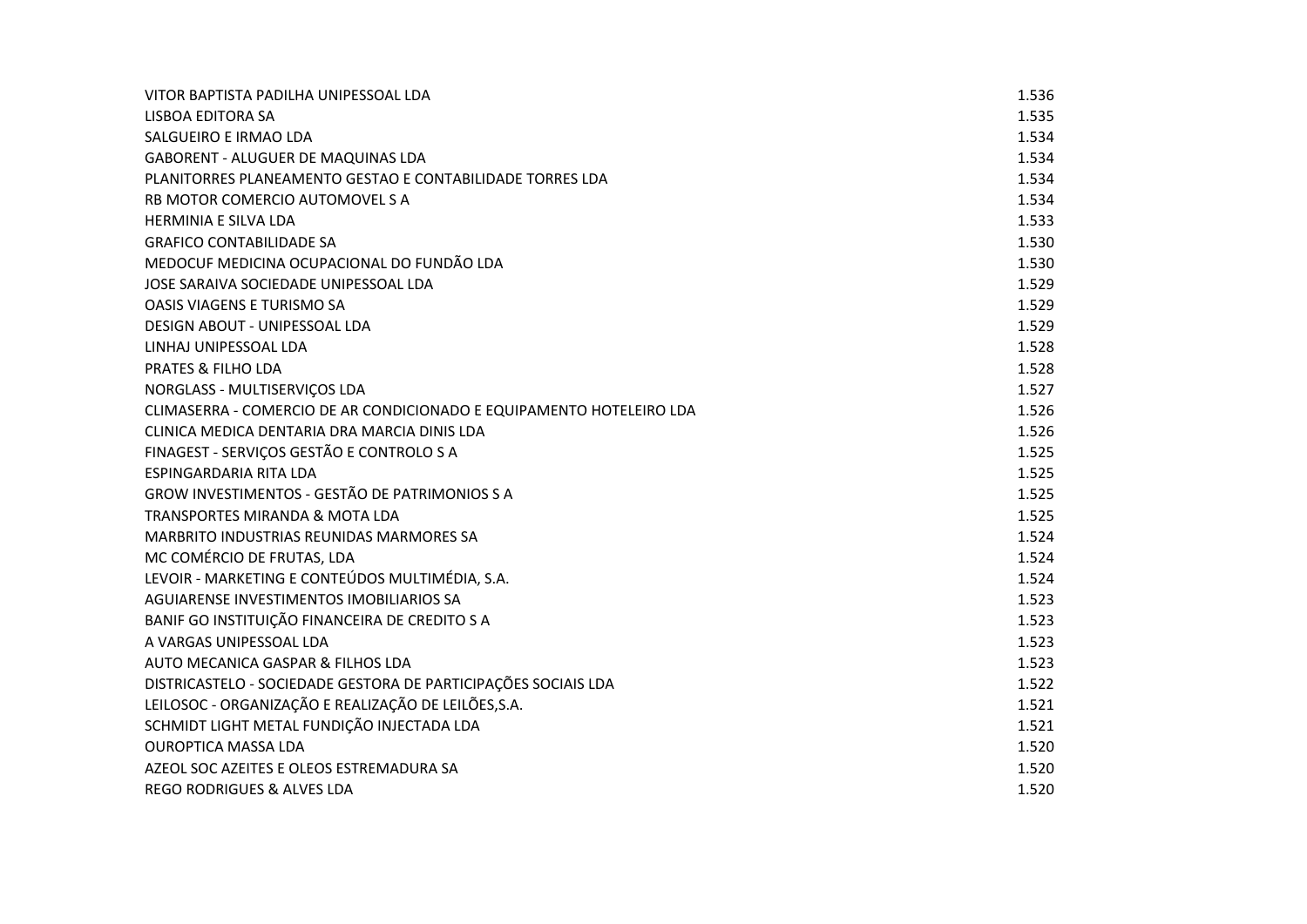| | |
|---|---|
| VITOR BAPTISTA PADILHA UNIPESSOAL LDA | 1.536 |
| LISBOA EDITORA SA | 1.535 |
| SALGUEIRO E IRMAO LDA | 1.534 |
| GABORENT - ALUGUER DE MAQUINAS LDA | 1.534 |
| PLANITORRES PLANEAMENTO GESTAO E CONTABILIDADE TORRES LDA | 1.534 |
| RB MOTOR COMERCIO AUTOMOVEL S A | 1.534 |
| HERMINIA E SILVA LDA | 1.533 |
| GRAFICO CONTABILIDADE SA | 1.530 |
| MEDOCUF MEDICINA OCUPACIONAL DO FUNDÃO LDA | 1.530 |
| JOSE SARAIVA SOCIEDADE UNIPESSOAL LDA | 1.529 |
| OASIS VIAGENS E TURISMO SA | 1.529 |
| DESIGN ABOUT - UNIPESSOAL LDA | 1.529 |
| LINHAJ UNIPESSOAL LDA | 1.528 |
| PRATES & FILHO LDA | 1.528 |
| NORGLASS - MULTISERVIÇOS LDA | 1.527 |
| CLIMASERRA - COMERCIO DE AR CONDICIONADO E EQUIPAMENTO HOTELEIRO LDA | 1.526 |
| CLINICA MEDICA DENTARIA DRA MARCIA DINIS LDA | 1.526 |
| FINAGEST - SERVIÇOS GESTÃO E CONTROLO S A | 1.525 |
| ESPINGARDARIA RITA LDA | 1.525 |
| GROW INVESTIMENTOS - GESTÃO DE PATRIMONIOS S A | 1.525 |
| TRANSPORTES MIRANDA & MOTA LDA | 1.525 |
| MARBRITO INDUSTRIAS REUNIDAS MARMORES SA | 1.524 |
| MC COMÉRCIO DE FRUTAS, LDA | 1.524 |
| LEVOIR - MARKETING E CONTEÚDOS MULTIMÉDIA, S.A. | 1.524 |
| AGUIARENSE INVESTIMENTOS IMOBILIARIOS SA | 1.523 |
| BANIF GO INSTITUIÇÃO FINANCEIRA DE CREDITO S A | 1.523 |
| A VARGAS UNIPESSOAL LDA | 1.523 |
| AUTO MECANICA GASPAR & FILHOS LDA | 1.523 |
| DISTRICASTELO - SOCIEDADE GESTORA DE PARTICIPAÇÕES SOCIAIS LDA | 1.522 |
| LEILOSOC - ORGANIZAÇÃO E REALIZAÇÃO DE LEILÕES,S.A. | 1.521 |
| SCHMIDT LIGHT METAL FUNDIÇÃO INJECTADA LDA | 1.521 |
| OUROPTICA MASSA LDA | 1.520 |
| AZEOL SOC AZEITES E OLEOS ESTREMADURA SA | 1.520 |
| REGO RODRIGUES & ALVES LDA | 1.520 |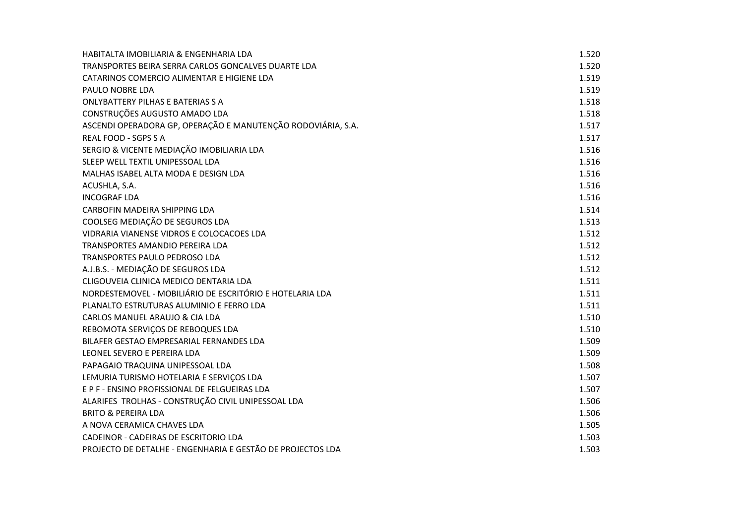| | |
|---|---|
| HABITALTA IMOBILIARIA & ENGENHARIA LDA | 1.520 |
| TRANSPORTES BEIRA SERRA CARLOS GONCALVES DUARTE LDA | 1.520 |
| CATARINOS COMERCIO ALIMENTAR E HIGIENE LDA | 1.519 |
| PAULO NOBRE LDA | 1.519 |
| ONLYBATTERY PILHAS E BATERIAS S A | 1.518 |
| CONSTRUÇÕES AUGUSTO AMADO LDA | 1.518 |
| ASCENDI OPERADORA GP, OPERAÇÃO E MANUTENÇÃO RODOVIÁRIA, S.A. | 1.517 |
| REAL FOOD - SGPS S A | 1.517 |
| SERGIO & VICENTE MEDIAÇÃO IMOBILIARIA LDA | 1.516 |
| SLEEP WELL TEXTIL UNIPESSOAL LDA | 1.516 |
| MALHAS ISABEL ALTA MODA E DESIGN LDA | 1.516 |
| ACUSHLA, S.A. | 1.516 |
| INCOGRAF LDA | 1.516 |
| CARBOFIN MADEIRA SHIPPING LDA | 1.514 |
| COOLSEG MEDIAÇÃO DE SEGUROS LDA | 1.513 |
| VIDRARIA VIANENSE VIDROS E COLOCACOES LDA | 1.512 |
| TRANSPORTES AMANDIO PEREIRA LDA | 1.512 |
| TRANSPORTES PAULO PEDROSO LDA | 1.512 |
| A.J.B.S. - MEDIAÇÃO DE SEGUROS LDA | 1.512 |
| CLIGOUVEIA CLINICA MEDICO DENTARIA LDA | 1.511 |
| NORDESTEMOVEL - MOBILIÁRIO DE ESCRITÓRIO E HOTELARIA LDA | 1.511 |
| PLANALTO ESTRUTURAS ALUMINIO E FERRO LDA | 1.511 |
| CARLOS MANUEL ARAUJO & CIA LDA | 1.510 |
| REBOMOTA SERVIÇOS DE REBOQUES LDA | 1.510 |
| BILAFER GESTAO EMPRESARIAL FERNANDES LDA | 1.509 |
| LEONEL SEVERO E PEREIRA LDA | 1.509 |
| PAPAGAIO TRAQUINA UNIPESSOAL LDA | 1.508 |
| LEMURIA TURISMO HOTELARIA E SERVIÇOS LDA | 1.507 |
| E P F - ENSINO PROFISSIONAL DE FELGUEIRAS LDA | 1.507 |
| ALARIFES TROLHAS - CONSTRUÇÃO CIVIL UNIPESSOAL LDA | 1.506 |
| BRITO & PEREIRA LDA | 1.506 |
| A NOVA CERAMICA CHAVES LDA | 1.505 |
| CADEINOR - CADEIRAS DE ESCRITORIO LDA | 1.503 |
| PROJECTO DE DETALHE - ENGENHARIA E GESTÃO DE PROJECTOS LDA | 1.503 |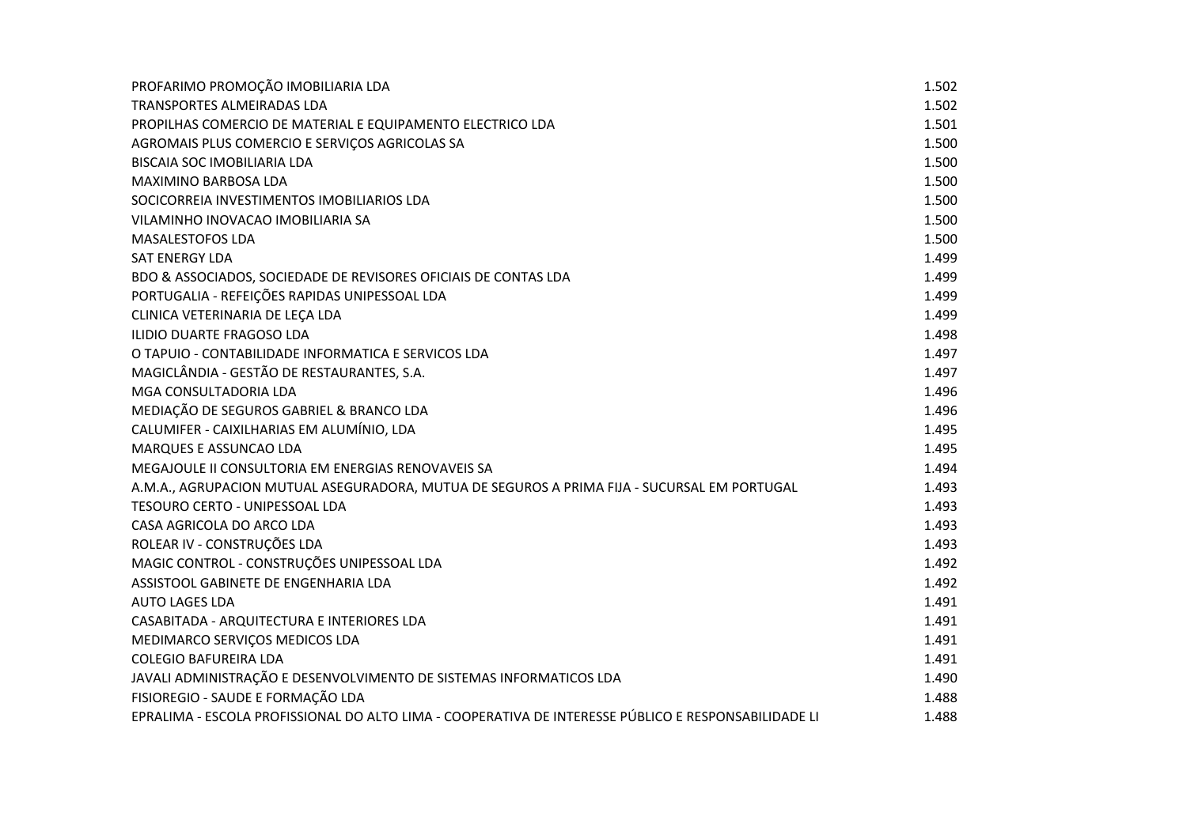| | |
|---|---|
| PROFARIMO PROMOÇÃO IMOBILIARIA LDA | 1.502 |
| TRANSPORTES ALMEIRADAS LDA | 1.502 |
| PROPILHAS COMERCIO DE MATERIAL E EQUIPAMENTO ELECTRICO LDA | 1.501 |
| AGROMAIS PLUS COMERCIO E SERVIÇOS AGRICOLAS SA | 1.500 |
| BISCAIA SOC IMOBILIARIA LDA | 1.500 |
| MAXIMINO BARBOSA LDA | 1.500 |
| SOCICORREIA INVESTIMENTOS IMOBILIARIOS LDA | 1.500 |
| VILAMINHO INOVACAO IMOBILIARIA SA | 1.500 |
| MASALESTOFOS LDA | 1.500 |
| SAT ENERGY LDA | 1.499 |
| BDO & ASSOCIADOS, SOCIEDADE DE REVISORES OFICIAIS DE CONTAS LDA | 1.499 |
| PORTUGALIA - REFEIÇÕES RAPIDAS UNIPESSOAL LDA | 1.499 |
| CLINICA VETERINARIA DE LEÇA LDA | 1.499 |
| ILIDIO DUARTE FRAGOSO LDA | 1.498 |
| O TAPUIO - CONTABILIDADE INFORMATICA E SERVICOS LDA | 1.497 |
| MAGICLÂNDIA - GESTÃO DE RESTAURANTES, S.A. | 1.497 |
| MGA CONSULTADORIA LDA | 1.496 |
| MEDIAÇÃO DE SEGUROS GABRIEL & BRANCO LDA | 1.496 |
| CALUMIFER - CAIXILHARIAS EM ALUMÍNIO, LDA | 1.495 |
| MARQUES E ASSUNCAO LDA | 1.495 |
| MEGAJOULE II CONSULTORIA EM ENERGIAS RENOVAVEIS SA | 1.494 |
| A.M.A., AGRUPACION MUTUAL ASEGURADORA, MUTUA DE SEGUROS A PRIMA FIJA - SUCURSAL EM PORTUGAL | 1.493 |
| TESOURO CERTO - UNIPESSOAL LDA | 1.493 |
| CASA AGRICOLA DO ARCO LDA | 1.493 |
| ROLEAR IV - CONSTRUÇÕES LDA | 1.493 |
| MAGIC CONTROL - CONSTRUÇÕES UNIPESSOAL LDA | 1.492 |
| ASSISTOOL GABINETE DE ENGENHARIA LDA | 1.492 |
| AUTO LAGES LDA | 1.491 |
| CASABITADA - ARQUITECTURA E INTERIORES LDA | 1.491 |
| MEDIMARCO SERVIÇOS MEDICOS LDA | 1.491 |
| COLEGIO BAFUREIRA LDA | 1.491 |
| JAVALI ADMINISTRAÇÃO E DESENVOLVIMENTO DE SISTEMAS INFORMATICOS LDA | 1.490 |
| FISIOREGIO - SAUDE E FORMAÇÃO LDA | 1.488 |
| EPRALIMA - ESCOLA PROFISSIONAL DO ALTO LIMA - COOPERATIVA DE INTERESSE PÚBLICO E RESPONSABILIDADE LI | 1.488 |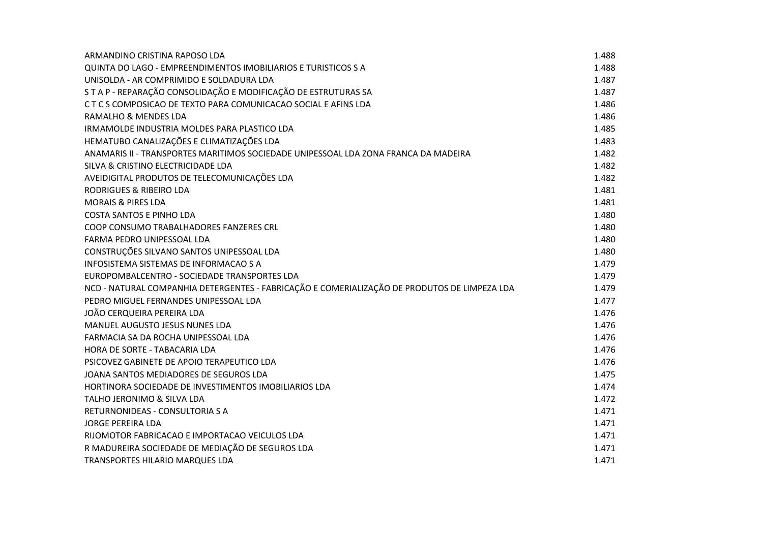| | |
|---|---|
| ARMANDINO CRISTINA RAPOSO LDA | 1.488 |
| QUINTA DO LAGO - EMPREENDIMENTOS IMOBILIARIOS E TURISTICOS S A | 1.488 |
| UNISOLDA - AR COMPRIMIDO E SOLDADURA LDA | 1.487 |
| S T A P - REPARAÇÃO CONSOLIDAÇÃO E MODIFICAÇÃO DE ESTRUTURAS SA | 1.487 |
| C T C S COMPOSICAO DE TEXTO PARA COMUNICACAO SOCIAL E AFINS LDA | 1.486 |
| RAMALHO & MENDES LDA | 1.486 |
| IRMAMOLDE INDUSTRIA MOLDES PARA PLASTICO LDA | 1.485 |
| HEMATUBO CANALIZAÇÕES E CLIMATIZAÇÕES LDA | 1.483 |
| ANAMARIS II - TRANSPORTES MARITIMOS SOCIEDADE UNIPESSOAL LDA ZONA FRANCA DA MADEIRA | 1.482 |
| SILVA & CRISTINO ELECTRICIDADE LDA | 1.482 |
| AVEIDIGITAL PRODUTOS DE TELECOMUNICAÇÕES LDA | 1.482 |
| RODRIGUES & RIBEIRO LDA | 1.481 |
| MORAIS & PIRES LDA | 1.481 |
| COSTA SANTOS E PINHO LDA | 1.480 |
| COOP CONSUMO TRABALHADORES FANZERES CRL | 1.480 |
| FARMA PEDRO UNIPESSOAL LDA | 1.480 |
| CONSTRUÇÕES SILVANO SANTOS UNIPESSOAL LDA | 1.480 |
| INFOSISTEMA SISTEMAS DE INFORMACAO S A | 1.479 |
| EUROPOMBALCENTRO - SOCIEDADE TRANSPORTES LDA | 1.479 |
| NCD - NATURAL COMPANHIA DETERGENTES - FABRICAÇÃO E COMERIALIZAÇÃO DE PRODUTOS DE LIMPEZA LDA | 1.479 |
| PEDRO MIGUEL FERNANDES UNIPESSOAL LDA | 1.477 |
| JOÃO CERQUEIRA PEREIRA LDA | 1.476 |
| MANUEL AUGUSTO JESUS NUNES LDA | 1.476 |
| FARMACIA SA DA ROCHA UNIPESSOAL LDA | 1.476 |
| HORA DE SORTE - TABACARIA LDA | 1.476 |
| PSICOVEZ GABINETE DE APOIO TERAPEUTICO LDA | 1.476 |
| JOANA SANTOS MEDIADORES DE SEGUROS LDA | 1.475 |
| HORTINORA SOCIEDADE DE INVESTIMENTOS IMOBILIARIOS LDA | 1.474 |
| TALHO JERONIMO & SILVA LDA | 1.472 |
| RETURNONIDEAS - CONSULTORIA S A | 1.471 |
| JORGE PEREIRA LDA | 1.471 |
| RIJOMOTOR FABRICACAO E IMPORTACAO VEICULOS LDA | 1.471 |
| R MADUREIRA SOCIEDADE DE MEDIAÇÃO DE SEGUROS LDA | 1.471 |
| TRANSPORTES HILARIO MARQUES LDA | 1.471 |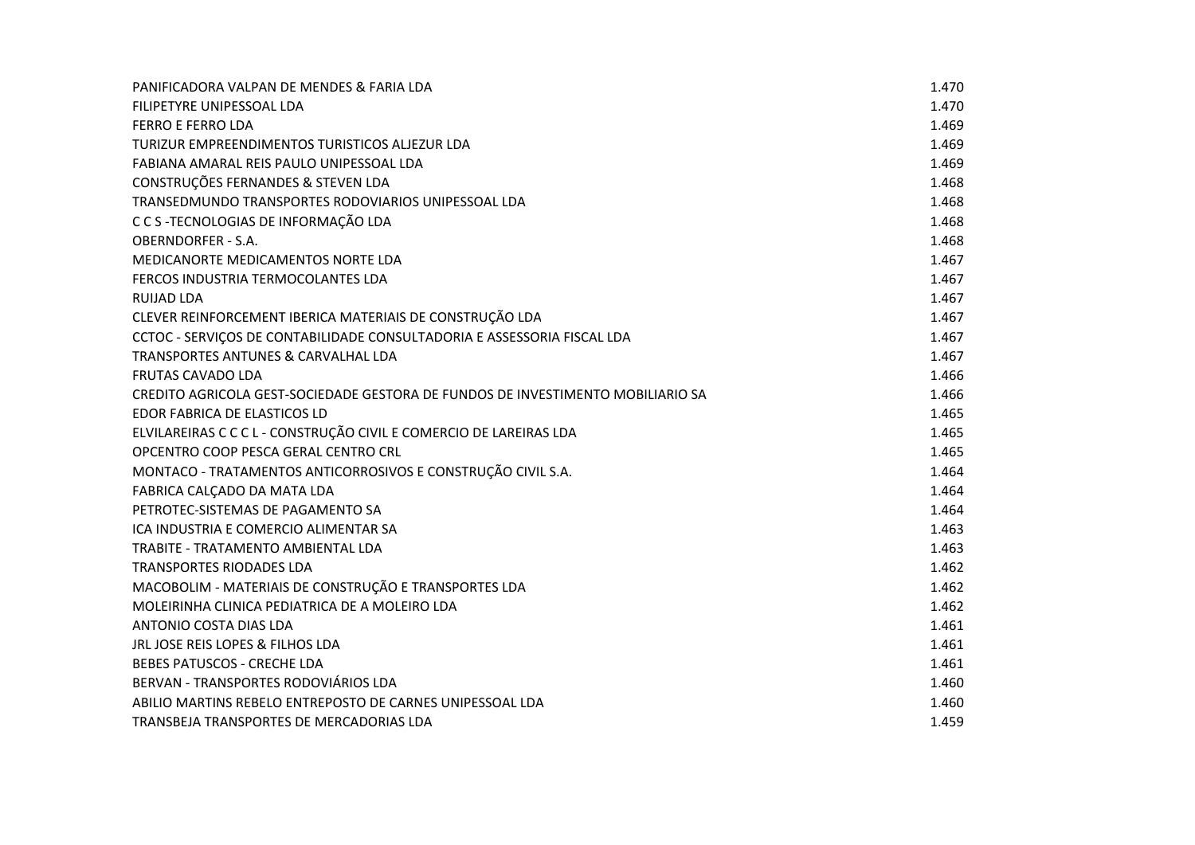| | |
|---|---|
| PANIFICADORA VALPAN DE MENDES & FARIA LDA | 1.470 |
| FILIPETYRE UNIPESSOAL LDA | 1.470 |
| FERRO E FERRO LDA | 1.469 |
| TURIZUR EMPREENDIMENTOS TURISTICOS ALJEZUR LDA | 1.469 |
| FABIANA AMARAL REIS PAULO UNIPESSOAL LDA | 1.469 |
| CONSTRUÇÕES FERNANDES & STEVEN LDA | 1.468 |
| TRANSEDMUNDO TRANSPORTES RODOVIARIOS UNIPESSOAL LDA | 1.468 |
| C C S -TECNOLOGIAS DE INFORMAÇÃO LDA | 1.468 |
| OBERNDORFER - S.A. | 1.468 |
| MEDICANORTE MEDICAMENTOS NORTE LDA | 1.467 |
| FERCOS INDUSTRIA TERMOCOLANTES LDA | 1.467 |
| RUIJAD LDA | 1.467 |
| CLEVER REINFORCEMENT IBERICA MATERIAIS DE CONSTRUÇÃO LDA | 1.467 |
| CCTOC - SERVIÇOS DE CONTABILIDADE CONSULTADORIA E ASSESSORIA FISCAL LDA | 1.467 |
| TRANSPORTES ANTUNES & CARVALHAL LDA | 1.467 |
| FRUTAS CAVADO LDA | 1.466 |
| CREDITO AGRICOLA GEST-SOCIEDADE GESTORA DE FUNDOS DE INVESTIMENTO MOBILIARIO SA | 1.466 |
| EDOR FABRICA DE ELASTICOS LD | 1.465 |
| ELVILAREIRAS C C C L - CONSTRUÇÃO CIVIL E COMERCIO DE LAREIRAS LDA | 1.465 |
| OPCENTRO COOP PESCA GERAL CENTRO CRL | 1.465 |
| MONTACO - TRATAMENTOS ANTICORROSIVOS E CONSTRUÇÃO CIVIL S.A. | 1.464 |
| FABRICA CALÇADO DA MATA LDA | 1.464 |
| PETROTEC-SISTEMAS DE PAGAMENTO SA | 1.464 |
| ICA INDUSTRIA E COMERCIO ALIMENTAR SA | 1.463 |
| TRABITE - TRATAMENTO AMBIENTAL LDA | 1.463 |
| TRANSPORTES RIODADES LDA | 1.462 |
| MACOBOLIM - MATERIAIS DE CONSTRUÇÃO E TRANSPORTES LDA | 1.462 |
| MOLEIRINHA CLINICA PEDIATRICA DE A MOLEIRO LDA | 1.462 |
| ANTONIO COSTA DIAS LDA | 1.461 |
| JRL JOSE REIS LOPES & FILHOS LDA | 1.461 |
| BEBES PATUSCOS - CRECHE LDA | 1.461 |
| BERVAN - TRANSPORTES RODOVIÁRIOS LDA | 1.460 |
| ABILIO MARTINS REBELO ENTREPOSTO DE CARNES UNIPESSOAL LDA | 1.460 |
| TRANSBEJA TRANSPORTES DE MERCADORIAS LDA | 1.459 |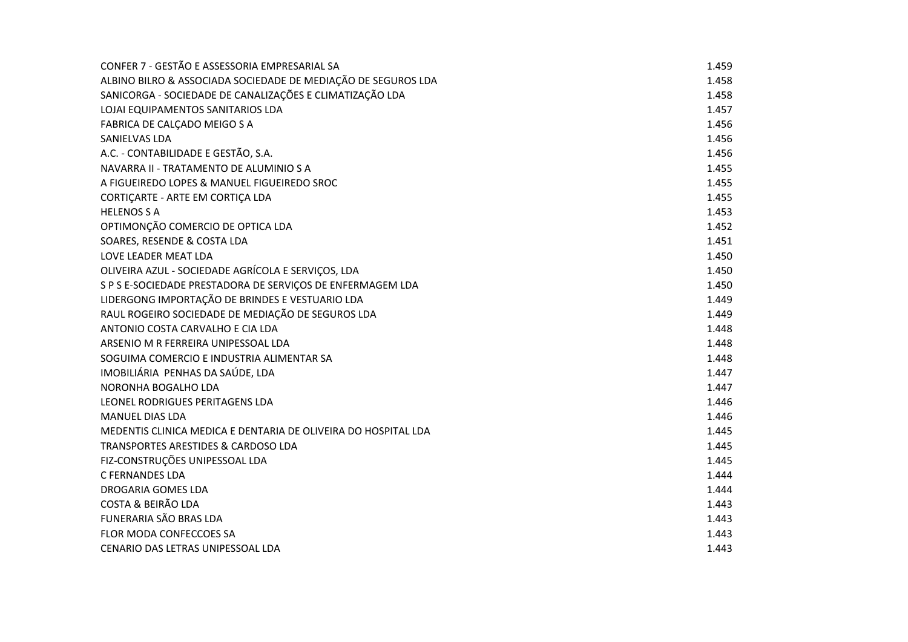| | |
|---|---|
| CONFER 7 - GESTÃO E ASSESSORIA EMPRESARIAL SA | 1.459 |
| ALBINO BILRO & ASSOCIADA SOCIEDADE DE MEDIAÇÃO DE SEGUROS LDA | 1.458 |
| SANICORGA - SOCIEDADE DE CANALIZAÇÕES E CLIMATIZAÇÃO LDA | 1.458 |
| LOJAI EQUIPAMENTOS SANITARIOS LDA | 1.457 |
| FABRICA DE CALÇADO MEIGO S A | 1.456 |
| SANIELVAS LDA | 1.456 |
| A.C. - CONTABILIDADE E GESTÃO, S.A. | 1.456 |
| NAVARRA II - TRATAMENTO DE ALUMINIO S A | 1.455 |
| A FIGUEIREDO LOPES & MANUEL FIGUEIREDO SROC | 1.455 |
| CORTIÇARTE - ARTE EM CORTIÇA LDA | 1.455 |
| HELENOS S A | 1.453 |
| OPTIMONÇÃO COMERCIO DE OPTICA LDA | 1.452 |
| SOARES, RESENDE & COSTA LDA | 1.451 |
| LOVE LEADER MEAT LDA | 1.450 |
| OLIVEIRA AZUL - SOCIEDADE AGRÍCOLA E SERVIÇOS, LDA | 1.450 |
| S P S E-SOCIEDADE PRESTADORA DE SERVIÇOS DE ENFERMAGEM LDA | 1.450 |
| LIDERGONG IMPORTAÇÃO DE BRINDES E VESTUARIO LDA | 1.449 |
| RAUL ROGEIRO SOCIEDADE DE MEDIAÇÃO DE SEGUROS LDA | 1.449 |
| ANTONIO COSTA CARVALHO E CIA LDA | 1.448 |
| ARSENIO M R FERREIRA UNIPESSOAL LDA | 1.448 |
| SOGUIMA COMERCIO E INDUSTRIA ALIMENTAR SA | 1.448 |
| IMOBILIÁRIA  PENHAS DA SAÚDE, LDA | 1.447 |
| NORONHA BOGALHO LDA | 1.447 |
| LEONEL RODRIGUES PERITAGENS LDA | 1.446 |
| MANUEL DIAS LDA | 1.446 |
| MEDENTIS CLINICA MEDICA E DENTARIA DE OLIVEIRA DO HOSPITAL LDA | 1.445 |
| TRANSPORTES ARESTIDES & CARDOSO LDA | 1.445 |
| FIZ-CONSTRUÇÕES UNIPESSOAL LDA | 1.445 |
| C FERNANDES LDA | 1.444 |
| DROGARIA GOMES LDA | 1.444 |
| COSTA & BEIRÃO LDA | 1.443 |
| FUNERARIA SÃO BRAS LDA | 1.443 |
| FLOR MODA CONFECCOES SA | 1.443 |
| CENARIO DAS LETRAS UNIPESSOAL LDA | 1.443 |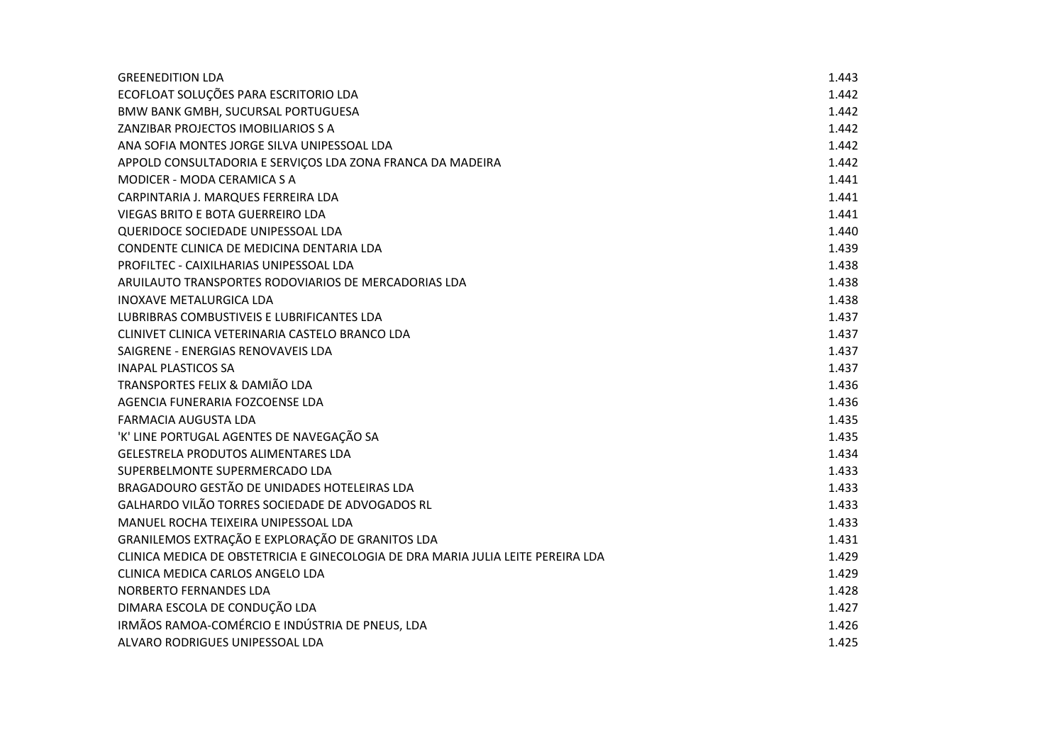| | |
|---|---|
| GREENEDITION LDA | 1.443 |
| ECOFLOAT SOLUÇÕES PARA ESCRITORIO LDA | 1.442 |
| BMW BANK GMBH, SUCURSAL PORTUGUESA | 1.442 |
| ZANZIBAR PROJECTOS IMOBILIARIOS S A | 1.442 |
| ANA SOFIA MONTES JORGE SILVA UNIPESSOAL LDA | 1.442 |
| APPOLD CONSULTADORIA E SERVIÇOS LDA ZONA FRANCA DA MADEIRA | 1.442 |
| MODICER - MODA CERAMICA S A | 1.441 |
| CARPINTARIA J. MARQUES FERREIRA LDA | 1.441 |
| VIEGAS BRITO E BOTA GUERREIRO LDA | 1.441 |
| QUERIDOCE SOCIEDADE UNIPESSOAL LDA | 1.440 |
| CONDENTE CLINICA DE MEDICINA DENTARIA LDA | 1.439 |
| PROFILTEC - CAIXILHARIAS UNIPESSOAL LDA | 1.438 |
| ARUILAUTO TRANSPORTES RODOVIARIOS DE MERCADORIAS LDA | 1.438 |
| INOXAVE METALURGICA LDA | 1.438 |
| LUBRIBRAS COMBUSTIVEIS E LUBRIFICANTES LDA | 1.437 |
| CLINIVET CLINICA VETERINARIA CASTELO BRANCO LDA | 1.437 |
| SAIGRENE - ENERGIAS RENOVAVEIS LDA | 1.437 |
| INAPAL PLASTICOS SA | 1.437 |
| TRANSPORTES FELIX & DAMIÃO LDA | 1.436 |
| AGENCIA FUNERARIA FOZCOENSE LDA | 1.436 |
| FARMACIA AUGUSTA LDA | 1.435 |
| 'K' LINE PORTUGAL AGENTES DE NAVEGAÇÃO SA | 1.435 |
| GELESTRELA PRODUTOS ALIMENTARES LDA | 1.434 |
| SUPERBELMONTE SUPERMERCADO LDA | 1.433 |
| BRAGADOURO GESTÃO DE UNIDADES HOTELEIRAS LDA | 1.433 |
| GALHARDO VILÃO TORRES SOCIEDADE DE ADVOGADOS RL | 1.433 |
| MANUEL ROCHA TEIXEIRA UNIPESSOAL LDA | 1.433 |
| GRANILEMOS EXTRAÇÃO E EXPLORAÇÃO DE GRANITOS LDA | 1.431 |
| CLINICA MEDICA DE OBSTETRICIA E GINECOLOGIA DE DRA MARIA JULIA LEITE PEREIRA LDA | 1.429 |
| CLINICA MEDICA CARLOS ANGELO LDA | 1.429 |
| NORBERTO FERNANDES LDA | 1.428 |
| DIMARA ESCOLA DE CONDUÇÃO LDA | 1.427 |
| IRMÃOS RAMOA-COMÉRCIO E INDÚSTRIA DE PNEUS, LDA | 1.426 |
| ALVARO RODRIGUES UNIPESSOAL LDA | 1.425 |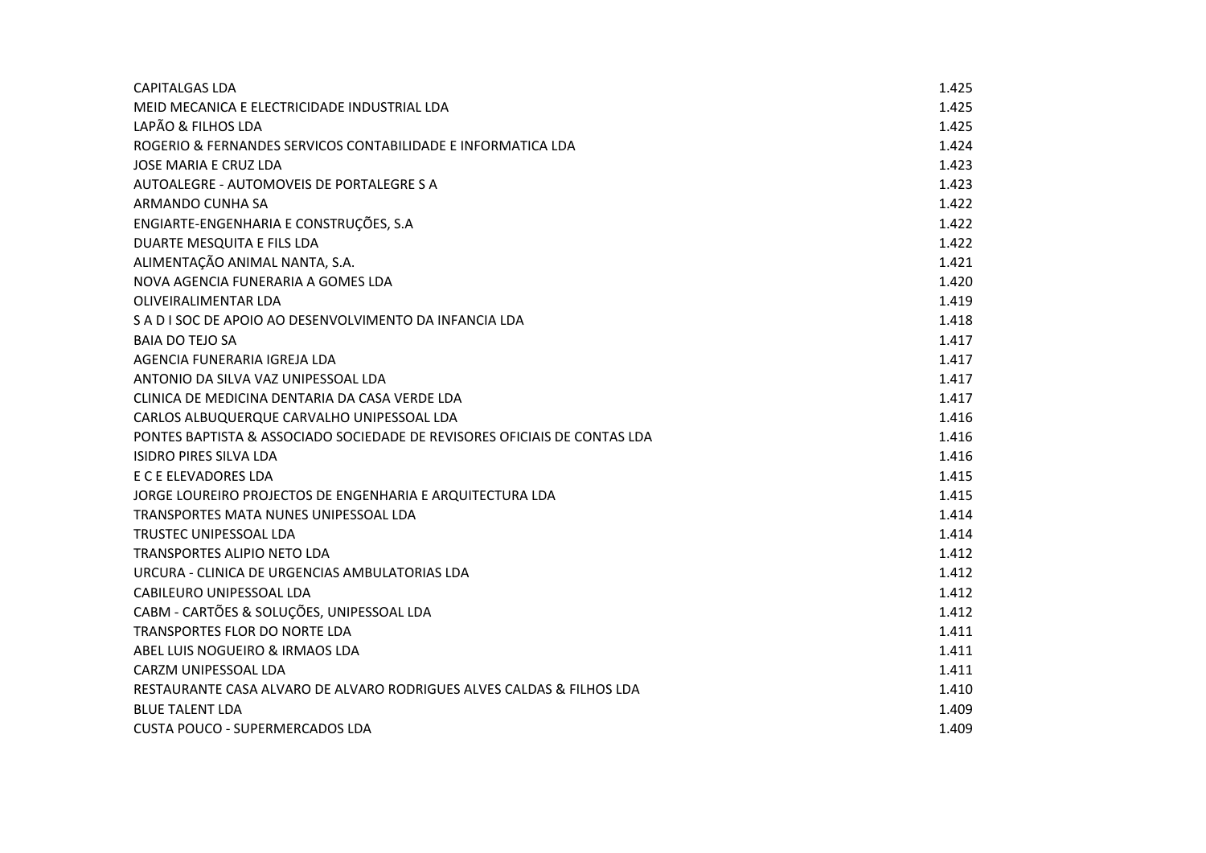| | |
|---|---|
| CAPITALGAS LDA | 1.425 |
| MEID MECANICA E ELECTRICIDADE INDUSTRIAL LDA | 1.425 |
| LAPÃO & FILHOS LDA | 1.425 |
| ROGERIO & FERNANDES SERVICOS CONTABILIDADE E INFORMATICA LDA | 1.424 |
| JOSE MARIA E CRUZ LDA | 1.423 |
| AUTOALEGRE - AUTOMOVEIS DE PORTALEGRE S A | 1.423 |
| ARMANDO CUNHA SA | 1.422 |
| ENGIARTE-ENGENHARIA E CONSTRUÇÕES, S.A | 1.422 |
| DUARTE MESQUITA E FILS LDA | 1.422 |
| ALIMENTAÇÃO ANIMAL NANTA, S.A. | 1.421 |
| NOVA AGENCIA FUNERARIA A GOMES LDA | 1.420 |
| OLIVEIRALIMENTAR LDA | 1.419 |
| S A D I SOC DE APOIO AO DESENVOLVIMENTO DA INFANCIA LDA | 1.418 |
| BAIA DO TEJO SA | 1.417 |
| AGENCIA FUNERARIA IGREJA LDA | 1.417 |
| ANTONIO DA SILVA VAZ UNIPESSOAL LDA | 1.417 |
| CLINICA DE MEDICINA DENTARIA DA CASA VERDE LDA | 1.417 |
| CARLOS ALBUQUERQUE CARVALHO UNIPESSOAL LDA | 1.416 |
| PONTES BAPTISTA & ASSOCIADO SOCIEDADE DE REVISORES OFICIAIS DE CONTAS LDA | 1.416 |
| ISIDRO PIRES SILVA LDA | 1.416 |
| E C E ELEVADORES LDA | 1.415 |
| JORGE LOUREIRO PROJECTOS DE ENGENHARIA E ARQUITECTURA LDA | 1.415 |
| TRANSPORTES MATA NUNES UNIPESSOAL LDA | 1.414 |
| TRUSTEC UNIPESSOAL LDA | 1.414 |
| TRANSPORTES ALIPIO NETO LDA | 1.412 |
| URCURA - CLINICA DE URGENCIAS AMBULATORIAS LDA | 1.412 |
| CABILEURO UNIPESSOAL LDA | 1.412 |
| CABM - CARTÕES & SOLUÇÕES, UNIPESSOAL LDA | 1.412 |
| TRANSPORTES FLOR DO NORTE LDA | 1.411 |
| ABEL LUIS NOGUEIRO & IRMAOS LDA | 1.411 |
| CARZM UNIPESSOAL LDA | 1.411 |
| RESTAURANTE CASA ALVARO DE ALVARO RODRIGUES ALVES CALDAS & FILHOS LDA | 1.410 |
| BLUE TALENT LDA | 1.409 |
| CUSTA POUCO - SUPERMERCADOS LDA | 1.409 |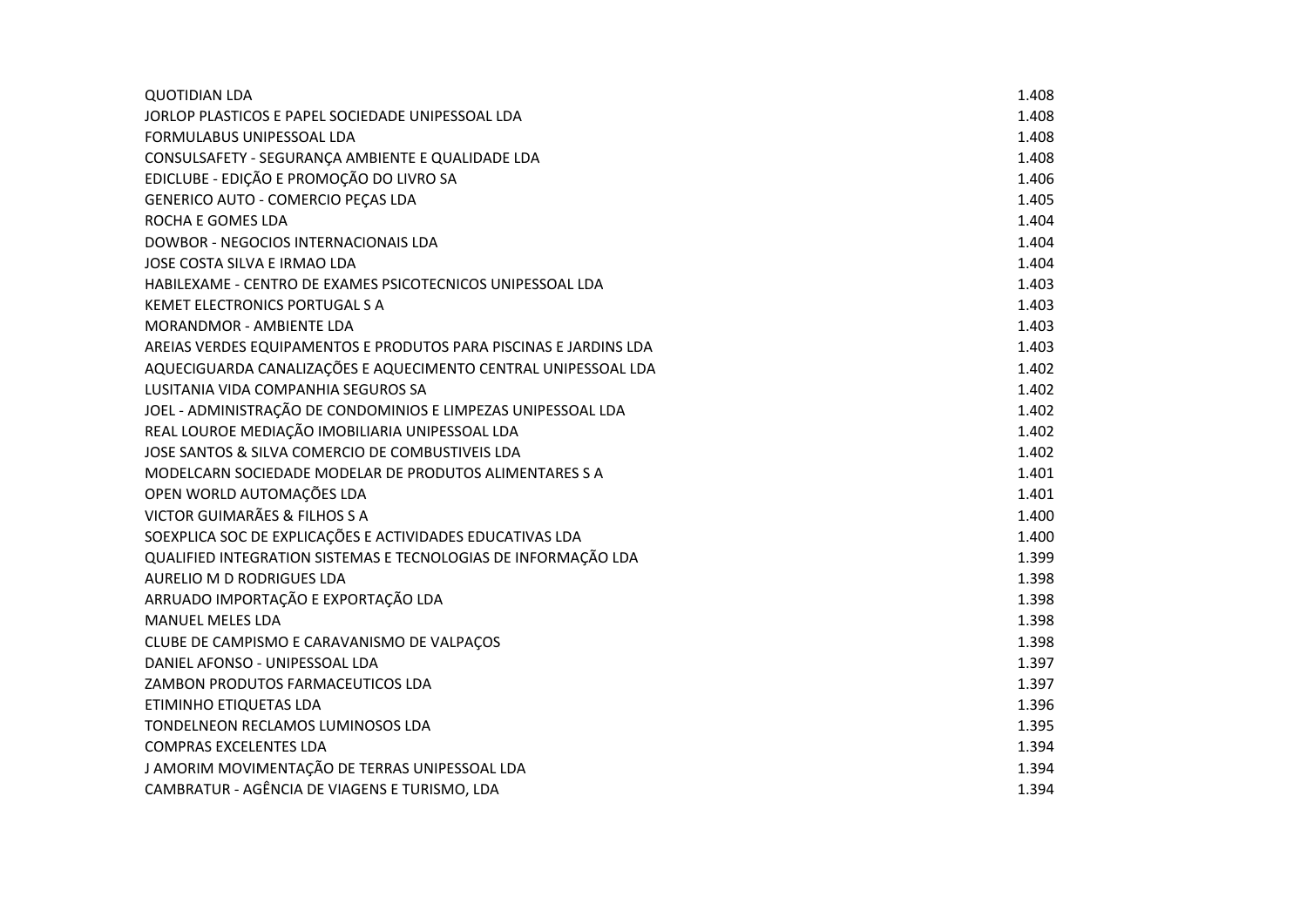| | |
|---|---|
| QUOTIDIAN LDA | 1.408 |
| JORLOP PLASTICOS E PAPEL SOCIEDADE UNIPESSOAL LDA | 1.408 |
| FORMULABUS UNIPESSOAL LDA | 1.408 |
| CONSULSAFETY - SEGURANÇA AMBIENTE E QUALIDADE LDA | 1.408 |
| EDICLUBE - EDIÇÃO E PROMOÇÃO DO LIVRO SA | 1.406 |
| GENERICO AUTO - COMERCIO PEÇAS LDA | 1.405 |
| ROCHA E GOMES LDA | 1.404 |
| DOWBOR - NEGOCIOS INTERNACIONAIS LDA | 1.404 |
| JOSE COSTA SILVA E IRMAO LDA | 1.404 |
| HABILEXAME - CENTRO DE EXAMES PSICOTECNICOS UNIPESSOAL LDA | 1.403 |
| KEMET ELECTRONICS PORTUGAL S A | 1.403 |
| MORANDMOR - AMBIENTE LDA | 1.403 |
| AREIAS VERDES EQUIPAMENTOS E PRODUTOS PARA PISCINAS E JARDINS LDA | 1.403 |
| AQUECIGUARDA CANALIZAÇÕES E AQUECIMENTO CENTRAL UNIPESSOAL LDA | 1.402 |
| LUSITANIA VIDA COMPANHIA SEGUROS SA | 1.402 |
| JOEL - ADMINISTRAÇÃO DE CONDOMINIOS E LIMPEZAS UNIPESSOAL LDA | 1.402 |
| REAL LOUROE MEDIAÇÃO IMOBILIARIA UNIPESSOAL LDA | 1.402 |
| JOSE SANTOS & SILVA COMERCIO DE COMBUSTIVEIS LDA | 1.402 |
| MODELCARN SOCIEDADE MODELAR DE PRODUTOS ALIMENTARES S A | 1.401 |
| OPEN WORLD AUTOMAÇÕES LDA | 1.401 |
| VICTOR GUIMARÃES & FILHOS S A | 1.400 |
| SOEXPLICA SOC DE EXPLICAÇÕES E ACTIVIDADES EDUCATIVAS LDA | 1.400 |
| QUALIFIED INTEGRATION SISTEMAS E TECNOLOGIAS DE INFORMAÇÃO LDA | 1.399 |
| AURELIO M D RODRIGUES LDA | 1.398 |
| ARRUADO IMPORTAÇÃO E EXPORTAÇÃO LDA | 1.398 |
| MANUEL MELES LDA | 1.398 |
| CLUBE DE CAMPISMO E CARAVANISMO DE VALPAÇOS | 1.398 |
| DANIEL AFONSO - UNIPESSOAL LDA | 1.397 |
| ZAMBON PRODUTOS FARMACEUTICOS LDA | 1.397 |
| ETIMINHO ETIQUETAS LDA | 1.396 |
| TONDELNEON RECLAMOS LUMINOSOS LDA | 1.395 |
| COMPRAS EXCELENTES LDA | 1.394 |
| J AMORIM MOVIMENTAÇÃO DE TERRAS UNIPESSOAL LDA | 1.394 |
| CAMBRATUR - AGÊNCIA DE VIAGENS E TURISMO, LDA | 1.394 |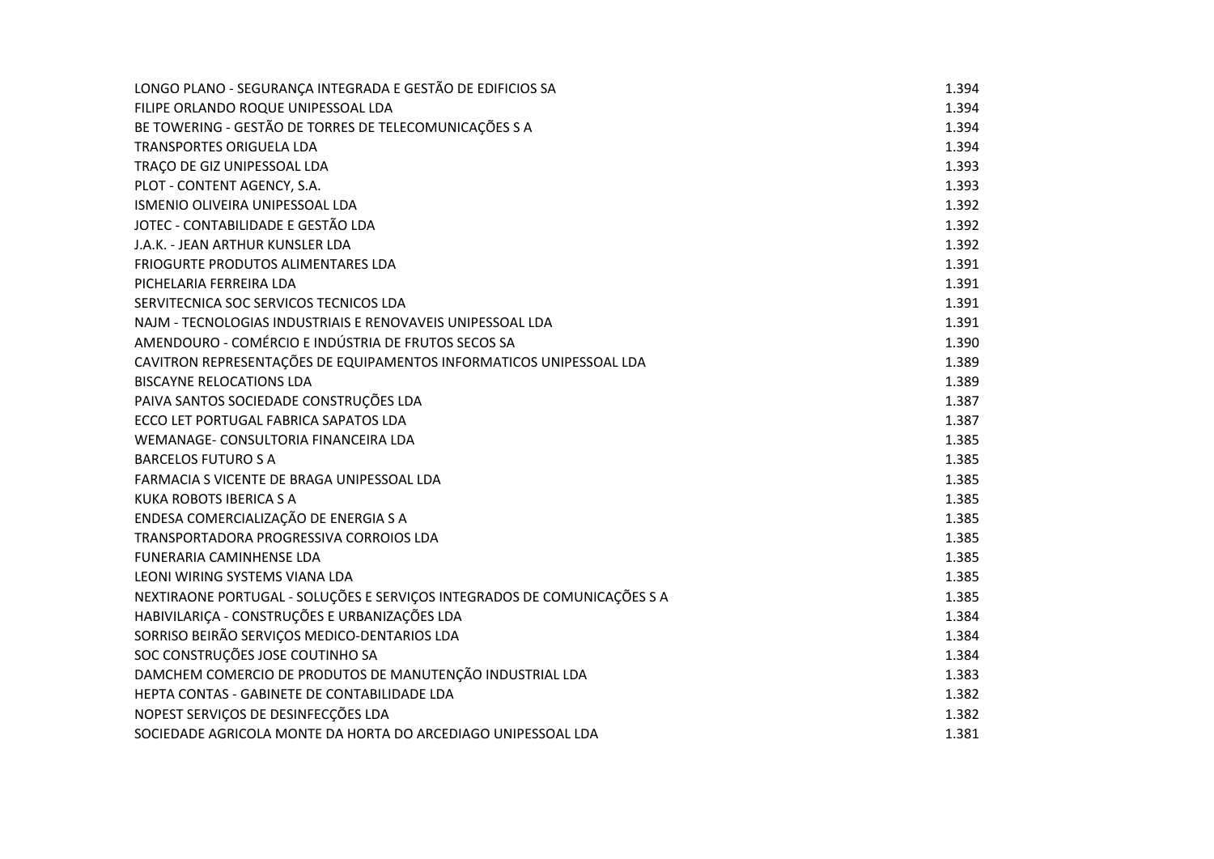| | |
|---|---|
| LONGO PLANO - SEGURANÇA INTEGRADA E GESTÃO DE EDIFICIOS SA | 1.394 |
| FILIPE ORLANDO ROQUE UNIPESSOAL LDA | 1.394 |
| BE TOWERING - GESTÃO DE TORRES DE TELECOMUNICAÇÕES S A | 1.394 |
| TRANSPORTES ORIGUELA LDA | 1.394 |
| TRAÇO DE GIZ UNIPESSOAL LDA | 1.393 |
| PLOT - CONTENT AGENCY, S.A. | 1.393 |
| ISMENIO OLIVEIRA UNIPESSOAL LDA | 1.392 |
| JOTEC - CONTABILIDADE E GESTÃO LDA | 1.392 |
| J.A.K. - JEAN ARTHUR KUNSLER LDA | 1.392 |
| FRIOGURTE PRODUTOS ALIMENTARES LDA | 1.391 |
| PICHELARIA FERREIRA LDA | 1.391 |
| SERVITECNICA SOC SERVICOS TECNICOS LDA | 1.391 |
| NAJM - TECNOLOGIAS INDUSTRIAIS E RENOVAVEIS UNIPESSOAL LDA | 1.391 |
| AMENDOURO - COMÉRCIO E INDÚSTRIA DE FRUTOS SECOS SA | 1.390 |
| CAVITRON REPRESENTAÇÕES DE EQUIPAMENTOS INFORMATICOS UNIPESSOAL LDA | 1.389 |
| BISCAYNE RELOCATIONS LDA | 1.389 |
| PAIVA SANTOS SOCIEDADE CONSTRUÇÕES LDA | 1.387 |
| ECCO LET PORTUGAL FABRICA SAPATOS LDA | 1.387 |
| WEMANAGE- CONSULTORIA FINANCEIRA LDA | 1.385 |
| BARCELOS FUTURO S A | 1.385 |
| FARMACIA S VICENTE DE BRAGA UNIPESSOAL LDA | 1.385 |
| KUKA ROBOTS IBERICA S A | 1.385 |
| ENDESA COMERCIALIZAÇÃO DE ENERGIA S A | 1.385 |
| TRANSPORTADORA PROGRESSIVA CORROIOS LDA | 1.385 |
| FUNERARIA CAMINHENSE LDA | 1.385 |
| LEONI WIRING SYSTEMS VIANA LDA | 1.385 |
| NEXTIRAONE PORTUGAL - SOLUÇÕES E SERVIÇOS INTEGRADOS DE COMUNICAÇÕES S A | 1.385 |
| HABIVILARIÇA - CONSTRUÇÕES E URBANIZAÇÕES LDA | 1.384 |
| SORRISO BEIRÃO SERVIÇOS MEDICO-DENTARIOS LDA | 1.384 |
| SOC CONSTRUÇÕES JOSE COUTINHO SA | 1.384 |
| DAMCHEM COMERCIO DE PRODUTOS DE MANUTENÇÃO INDUSTRIAL LDA | 1.383 |
| HEPTA CONTAS - GABINETE DE CONTABILIDADE LDA | 1.382 |
| NOPEST SERVIÇOS DE DESINFECÇÕES LDA | 1.382 |
| SOCIEDADE AGRICOLA MONTE DA HORTA DO ARCEDIAGO UNIPESSOAL LDA | 1.381 |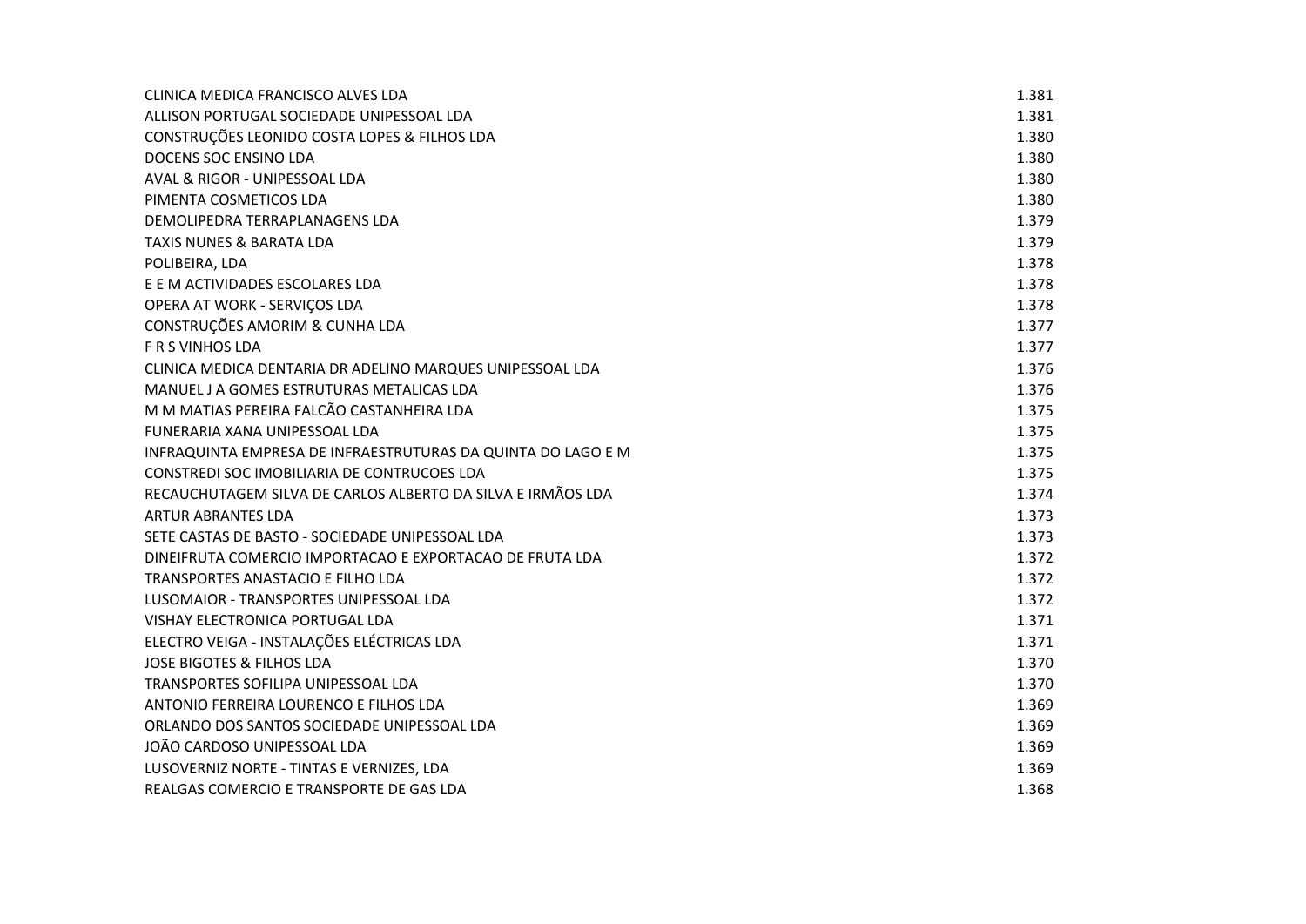| | |
|---|---|
| CLINICA MEDICA FRANCISCO ALVES LDA | 1.381 |
| ALLISON PORTUGAL SOCIEDADE UNIPESSOAL LDA | 1.381 |
| CONSTRUÇÕES LEONIDO COSTA LOPES & FILHOS LDA | 1.380 |
| DOCENS SOC ENSINO LDA | 1.380 |
| AVAL & RIGOR - UNIPESSOAL LDA | 1.380 |
| PIMENTA COSMETICOS LDA | 1.380 |
| DEMOLIPEDRA TERRAPLANAGENS LDA | 1.379 |
| TAXIS NUNES & BARATA LDA | 1.379 |
| POLIBEIRA, LDA | 1.378 |
| E E M ACTIVIDADES ESCOLARES LDA | 1.378 |
| OPERA AT WORK - SERVIÇOS LDA | 1.378 |
| CONSTRUÇÕES AMORIM & CUNHA LDA | 1.377 |
| F R S VINHOS LDA | 1.377 |
| CLINICA MEDICA DENTARIA DR ADELINO MARQUES UNIPESSOAL LDA | 1.376 |
| MANUEL J A GOMES ESTRUTURAS METALICAS LDA | 1.376 |
| M M MATIAS PEREIRA FALCÃO CASTANHEIRA LDA | 1.375 |
| FUNERARIA XANA UNIPESSOAL LDA | 1.375 |
| INFRAQUINTA EMPRESA DE INFRAESTRUTURAS DA QUINTA DO LAGO E M | 1.375 |
| CONSTREDI SOC IMOBILIARIA DE CONTRUCOES LDA | 1.375 |
| RECAUCHUTAGEM SILVA DE CARLOS ALBERTO DA SILVA E IRMÃOS LDA | 1.374 |
| ARTUR ABRANTES LDA | 1.373 |
| SETE CASTAS DE BASTO - SOCIEDADE UNIPESSOAL LDA | 1.373 |
| DINEIFRUTA COMERCIO IMPORTACAO E EXPORTACAO DE FRUTA LDA | 1.372 |
| TRANSPORTES ANASTACIO E FILHO LDA | 1.372 |
| LUSOMAIOR - TRANSPORTES UNIPESSOAL LDA | 1.372 |
| VISHAY ELECTRONICA PORTUGAL LDA | 1.371 |
| ELECTRO VEIGA - INSTALAÇÕES ELÉCTRICAS LDA | 1.371 |
| JOSE BIGOTES & FILHOS LDA | 1.370 |
| TRANSPORTES SOFILIPA UNIPESSOAL LDA | 1.370 |
| ANTONIO FERREIRA LOURENCO E FILHOS LDA | 1.369 |
| ORLANDO DOS SANTOS SOCIEDADE UNIPESSOAL LDA | 1.369 |
| JOÃO CARDOSO UNIPESSOAL LDA | 1.369 |
| LUSOVERNIZ NORTE - TINTAS E VERNIZES, LDA | 1.369 |
| REALGAS COMERCIO E TRANSPORTE DE GAS LDA | 1.368 |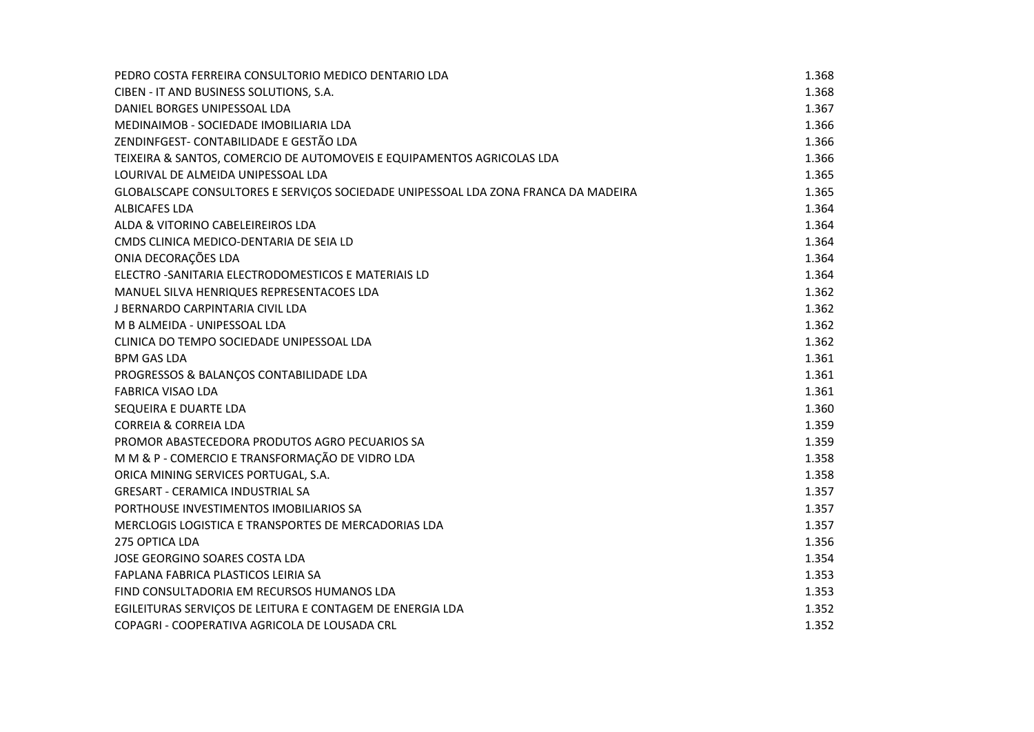| | |
|---|---|
| PEDRO COSTA FERREIRA CONSULTORIO MEDICO DENTARIO LDA | 1.368 |
| CIBEN - IT AND BUSINESS SOLUTIONS, S.A. | 1.368 |
| DANIEL BORGES UNIPESSOAL LDA | 1.367 |
| MEDINAIMOB - SOCIEDADE IMOBILIARIA LDA | 1.366 |
| ZENDINFGEST- CONTABILIDADE E GESTÃO LDA | 1.366 |
| TEIXEIRA & SANTOS, COMERCIO DE AUTOMOVEIS E EQUIPAMENTOS AGRICOLAS LDA | 1.366 |
| LOURIVAL DE ALMEIDA UNIPESSOAL LDA | 1.365 |
| GLOBALSCAPE CONSULTORES E SERVIÇOS SOCIEDADE UNIPESSOAL LDA ZONA FRANCA DA MADEIRA | 1.365 |
| ALBICAFES LDA | 1.364 |
| ALDA & VITORINO CABELEIREIROS LDA | 1.364 |
| CMDS CLINICA MEDICO-DENTARIA DE SEIA LD | 1.364 |
| ONIA DECORAÇÕES LDA | 1.364 |
| ELECTRO -SANITARIA ELECTRODOMESTICOS E MATERIAIS LD | 1.364 |
| MANUEL SILVA HENRIQUES REPRESENTACOES LDA | 1.362 |
| J BERNARDO CARPINTARIA CIVIL LDA | 1.362 |
| M B ALMEIDA - UNIPESSOAL LDA | 1.362 |
| CLINICA DO TEMPO SOCIEDADE UNIPESSOAL LDA | 1.362 |
| BPM GAS LDA | 1.361 |
| PROGRESSOS & BALANÇOS CONTABILIDADE LDA | 1.361 |
| FABRICA VISAO LDA | 1.361 |
| SEQUEIRA E DUARTE LDA | 1.360 |
| CORREIA & CORREIA LDA | 1.359 |
| PROMOR ABASTECEDORA PRODUTOS AGRO PECUARIOS SA | 1.359 |
| M M & P - COMERCIO E TRANSFORMAÇÃO DE VIDRO LDA | 1.358 |
| ORICA MINING SERVICES PORTUGAL, S.A. | 1.358 |
| GRESART - CERAMICA INDUSTRIAL SA | 1.357 |
| PORTHOUSE INVESTIMENTOS IMOBILIARIOS SA | 1.357 |
| MERCLOGIS LOGISTICA E TRANSPORTES DE MERCADORIAS LDA | 1.357 |
| 275 OPTICA LDA | 1.356 |
| JOSE GEORGINO SOARES COSTA LDA | 1.354 |
| FAPLANA FABRICA PLASTICOS LEIRIA SA | 1.353 |
| FIND CONSULTADORIA EM RECURSOS HUMANOS LDA | 1.353 |
| EGILEITURAS SERVIÇOS DE LEITURA E CONTAGEM DE ENERGIA LDA | 1.352 |
| COPAGRI - COOPERATIVA AGRICOLA DE LOUSADA CRL | 1.352 |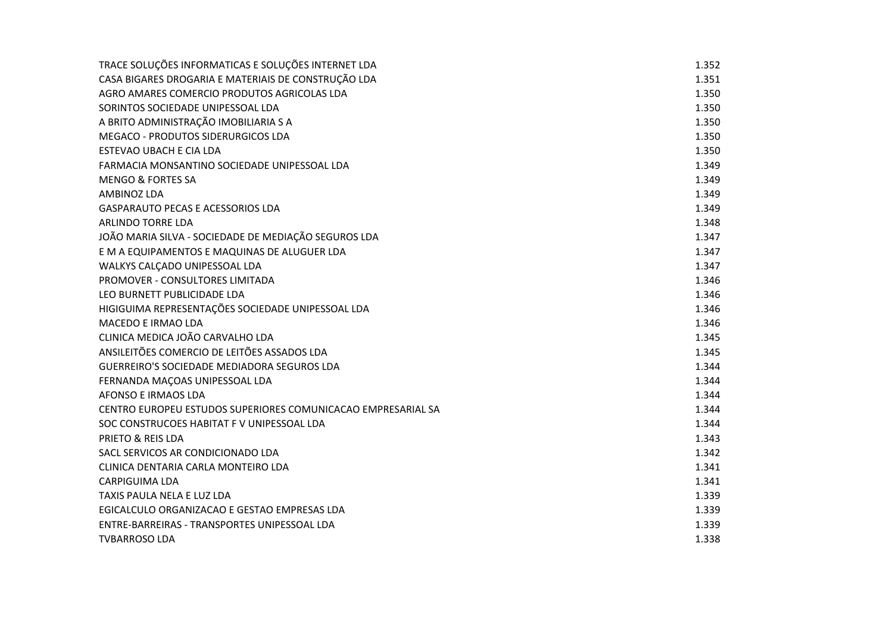| | |
|---|---|
| TRACE SOLUÇÕES INFORMATICAS E SOLUÇÕES INTERNET LDA | 1.352 |
| CASA BIGARES DROGARIA E MATERIAIS DE CONSTRUÇÃO LDA | 1.351 |
| AGRO AMARES COMERCIO PRODUTOS AGRICOLAS LDA | 1.350 |
| SORINTOS SOCIEDADE UNIPESSOAL LDA | 1.350 |
| A BRITO ADMINISTRAÇÃO IMOBILIARIA S A | 1.350 |
| MEGACO - PRODUTOS SIDERURGICOS LDA | 1.350 |
| ESTEVAO UBACH E CIA LDA | 1.350 |
| FARMACIA MONSANTINO SOCIEDADE UNIPESSOAL LDA | 1.349 |
| MENGO & FORTES SA | 1.349 |
| AMBINOZ LDA | 1.349 |
| GASPARAUTO PECAS E ACESSORIOS LDA | 1.349 |
| ARLINDO TORRE LDA | 1.348 |
| JOÃO MARIA SILVA - SOCIEDADE DE MEDIAÇÃO SEGUROS LDA | 1.347 |
| E M A EQUIPAMENTOS E MAQUINAS DE ALUGUER LDA | 1.347 |
| WALKYS CALÇADO UNIPESSOAL LDA | 1.347 |
| PROMOVER - CONSULTORES LIMITADA | 1.346 |
| LEO BURNETT PUBLICIDADE LDA | 1.346 |
| HIGIGUIMA REPRESENTAÇÕES SOCIEDADE UNIPESSOAL LDA | 1.346 |
| MACEDO E IRMAO LDA | 1.346 |
| CLINICA MEDICA JOÃO CARVALHO LDA | 1.345 |
| ANSILEITÕES COMERCIO DE LEITÕES ASSADOS LDA | 1.345 |
| GUERREIRO'S SOCIEDADE MEDIADORA SEGUROS LDA | 1.344 |
| FERNANDA MAÇOAS UNIPESSOAL LDA | 1.344 |
| AFONSO E IRMAOS LDA | 1.344 |
| CENTRO EUROPEU ESTUDOS SUPERIORES COMUNICACAO EMPRESARIAL SA | 1.344 |
| SOC CONSTRUCOES HABITAT F V UNIPESSOAL LDA | 1.344 |
| PRIETO & REIS LDA | 1.343 |
| SACL SERVICOS AR CONDICIONADO LDA | 1.342 |
| CLINICA DENTARIA CARLA MONTEIRO LDA | 1.341 |
| CARPIGUIMA LDA | 1.341 |
| TAXIS PAULA NELA E LUZ LDA | 1.339 |
| EGICALCULO ORGANIZACAO E GESTAO EMPRESAS LDA | 1.339 |
| ENTRE-BARREIRAS - TRANSPORTES UNIPESSOAL LDA | 1.339 |
| TVBARROSO LDA | 1.338 |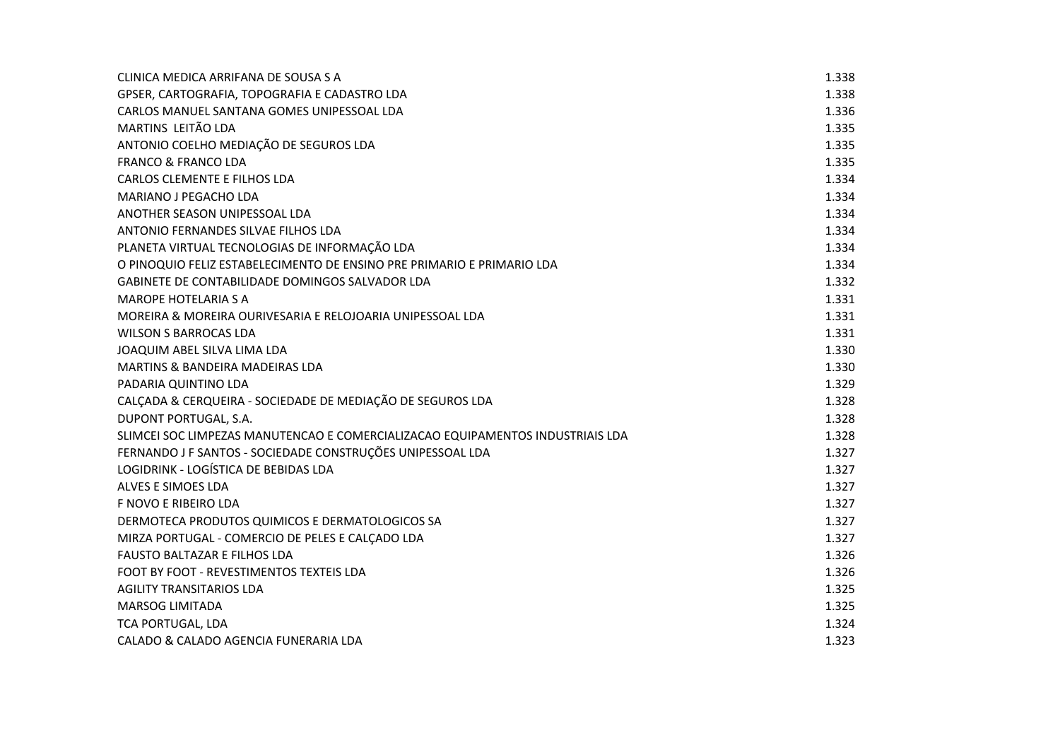| | |
|---|---|
| CLINICA MEDICA ARRIFANA DE SOUSA S A | 1.338 |
| GPSER, CARTOGRAFIA, TOPOGRAFIA E CADASTRO LDA | 1.338 |
| CARLOS MANUEL SANTANA GOMES UNIPESSOAL LDA | 1.336 |
| MARTINS  LEITÃO LDA | 1.335 |
| ANTONIO COELHO MEDIAÇÃO DE SEGUROS LDA | 1.335 |
| FRANCO & FRANCO LDA | 1.335 |
| CARLOS CLEMENTE E FILHOS LDA | 1.334 |
| MARIANO J PEGACHO LDA | 1.334 |
| ANOTHER SEASON UNIPESSOAL LDA | 1.334 |
| ANTONIO FERNANDES SILVAE FILHOS LDA | 1.334 |
| PLANETA VIRTUAL TECNOLOGIAS DE INFORMAÇÃO LDA | 1.334 |
| O PINOQUIO FELIZ ESTABELECIMENTO DE ENSINO PRE PRIMARIO E PRIMARIO LDA | 1.334 |
| GABINETE DE CONTABILIDADE DOMINGOS SALVADOR LDA | 1.332 |
| MAROPE HOTELARIA S A | 1.331 |
| MOREIRA & MOREIRA OURIVESARIA E RELOJOARIA UNIPESSOAL LDA | 1.331 |
| WILSON S BARROCAS LDA | 1.331 |
| JOAQUIM ABEL SILVA LIMA LDA | 1.330 |
| MARTINS & BANDEIRA MADEIRAS LDA | 1.330 |
| PADARIA QUINTINO LDA | 1.329 |
| CALÇADA & CERQUEIRA - SOCIEDADE DE MEDIAÇÃO DE SEGUROS LDA | 1.328 |
| DUPONT PORTUGAL, S.A. | 1.328 |
| SLIMCEI SOC LIMPEZAS MANUTENCAO E COMERCIALIZACAO EQUIPAMENTOS INDUSTRIAIS LDA | 1.328 |
| FERNANDO J F SANTOS - SOCIEDADE CONSTRUÇÕES UNIPESSOAL LDA | 1.327 |
| LOGIDRINK - LOGÍSTICA DE BEBIDAS LDA | 1.327 |
| ALVES E SIMOES LDA | 1.327 |
| F NOVO E RIBEIRO LDA | 1.327 |
| DERMOTECA PRODUTOS QUIMICOS E DERMATOLOGICOS SA | 1.327 |
| MIRZA PORTUGAL - COMERCIO DE PELES E CALÇADO LDA | 1.327 |
| FAUSTO BALTAZAR E FILHOS LDA | 1.326 |
| FOOT BY FOOT - REVESTIMENTOS TEXTEIS LDA | 1.326 |
| AGILITY TRANSITARIOS LDA | 1.325 |
| MARSOG LIMITADA | 1.325 |
| TCA PORTUGAL, LDA | 1.324 |
| CALADO & CALADO AGENCIA FUNERARIA LDA | 1.323 |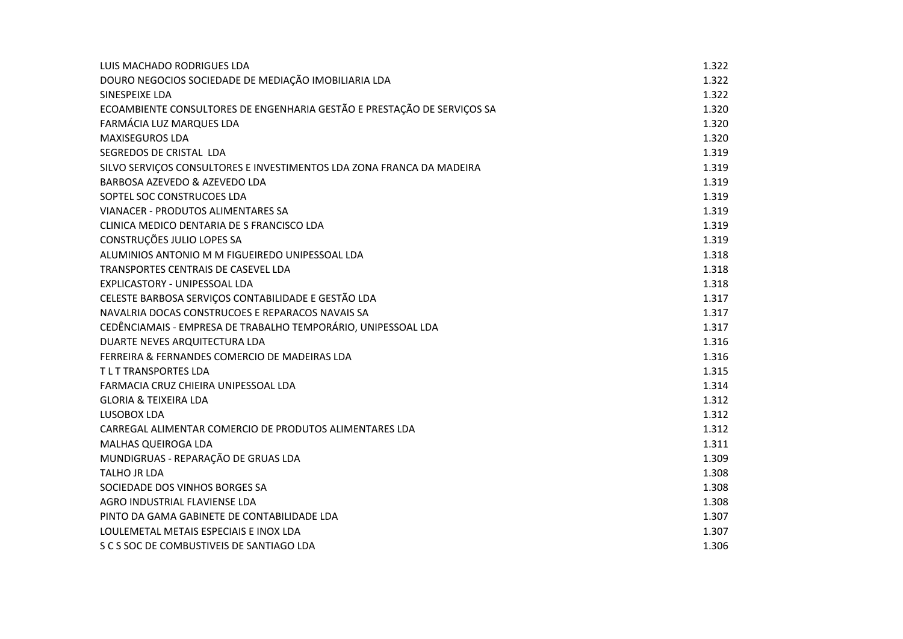| | |
|---|---|
| LUIS MACHADO RODRIGUES LDA | 1.322 |
| DOURO NEGOCIOS SOCIEDADE DE MEDIAÇÃO IMOBILIARIA LDA | 1.322 |
| SINESPEIXE LDA | 1.322 |
| ECOAMBIENTE CONSULTORES DE ENGENHARIA GESTÃO E PRESTAÇÃO DE SERVIÇOS SA | 1.320 |
| FARMÁCIA LUZ MARQUES LDA | 1.320 |
| MAXISEGUROS LDA | 1.320 |
| SEGREDOS DE CRISTAL  LDA | 1.319 |
| SILVO SERVIÇOS CONSULTORES E INVESTIMENTOS LDA ZONA FRANCA DA MADEIRA | 1.319 |
| BARBOSA AZEVEDO & AZEVEDO LDA | 1.319 |
| SOPTEL SOC CONSTRUCOES LDA | 1.319 |
| VIANACER - PRODUTOS ALIMENTARES SA | 1.319 |
| CLINICA MEDICO DENTARIA DE S FRANCISCO LDA | 1.319 |
| CONSTRUÇÕES JULIO LOPES SA | 1.319 |
| ALUMINIOS ANTONIO M M FIGUEIREDO UNIPESSOAL LDA | 1.318 |
| TRANSPORTES CENTRAIS DE CASEVEL LDA | 1.318 |
| EXPLICASTORY - UNIPESSOAL LDA | 1.318 |
| CELESTE BARBOSA SERVIÇOS CONTABILIDADE E GESTÃO LDA | 1.317 |
| NAVALRIA DOCAS CONSTRUCOES E REPARACOS NAVAIS SA | 1.317 |
| CEDÊNCIAMAIS - EMPRESA DE TRABALHO TEMPORÁRIO, UNIPESSOAL LDA | 1.317 |
| DUARTE NEVES ARQUITECTURA LDA | 1.316 |
| FERREIRA & FERNANDES COMERCIO DE MADEIRAS LDA | 1.316 |
| T L T TRANSPORTES LDA | 1.315 |
| FARMACIA CRUZ CHIEIRA UNIPESSOAL LDA | 1.314 |
| GLORIA & TEIXEIRA LDA | 1.312 |
| LUSOBOX LDA | 1.312 |
| CARREGAL ALIMENTAR COMERCIO DE PRODUTOS ALIMENTARES LDA | 1.312 |
| MALHAS QUEIROGA LDA | 1.311 |
| MUNDIGRUAS - REPARAÇÃO DE GRUAS LDA | 1.309 |
| TALHO JR LDA | 1.308 |
| SOCIEDADE DOS VINHOS BORGES SA | 1.308 |
| AGRO INDUSTRIAL FLAVIENSE LDA | 1.308 |
| PINTO DA GAMA GABINETE DE CONTABILIDADE LDA | 1.307 |
| LOULEMETAL METAIS ESPECIAIS E INOX LDA | 1.307 |
| S C S SOC DE COMBUSTIVEIS DE SANTIAGO LDA | 1.306 |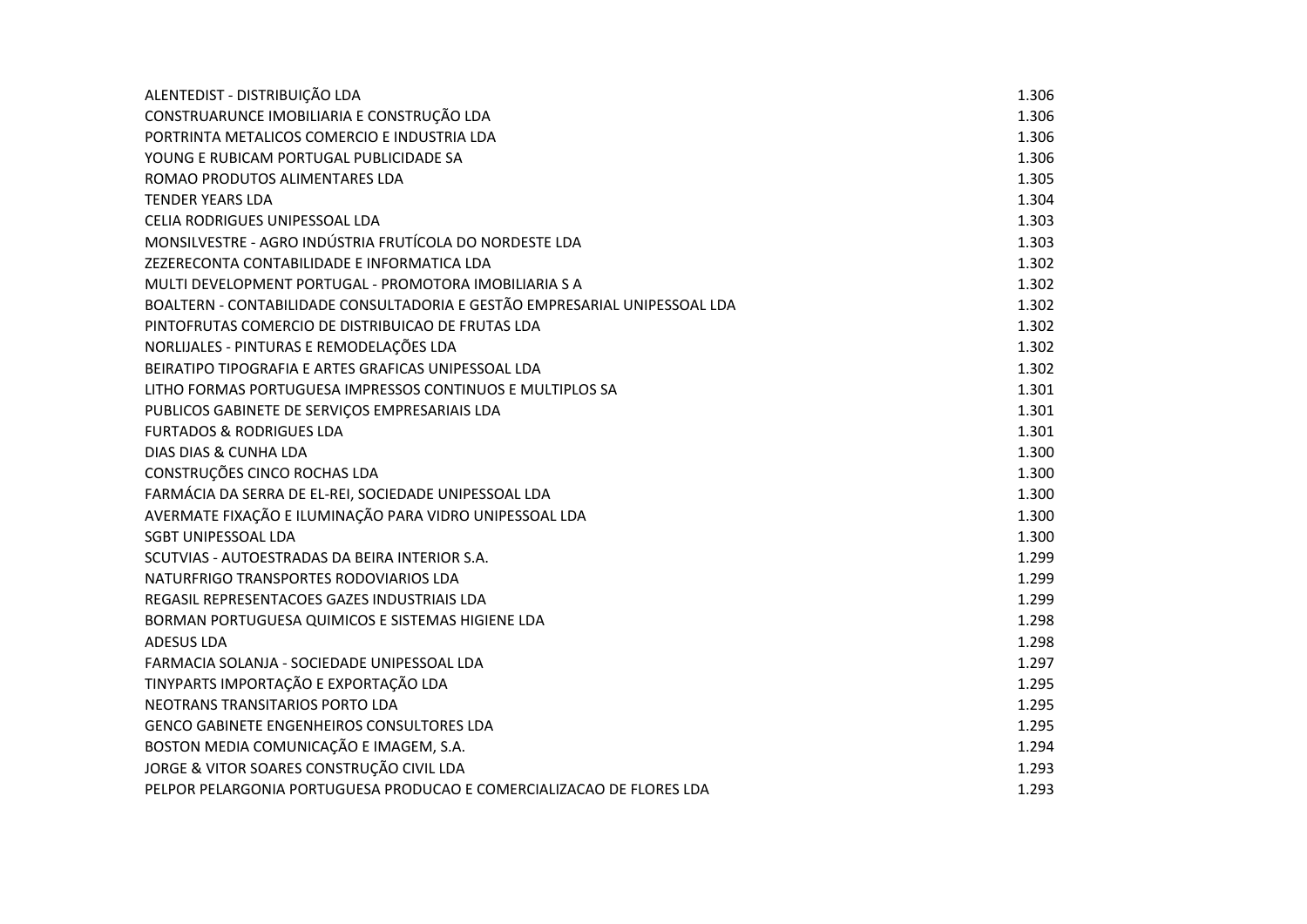| | |
|---|---|
| ALENTEDIST - DISTRIBUIÇÃO LDA | 1.306 |
| CONSTRUARUNCE IMOBILIARIA E CONSTRUÇÃO LDA | 1.306 |
| PORTRINTA METALICOS COMERCIO E INDUSTRIA LDA | 1.306 |
| YOUNG E RUBICAM PORTUGAL PUBLICIDADE SA | 1.306 |
| ROMAO PRODUTOS ALIMENTARES LDA | 1.305 |
| TENDER YEARS LDA | 1.304 |
| CELIA RODRIGUES UNIPESSOAL LDA | 1.303 |
| MONSILVESTRE - AGRO INDÚSTRIA FRUTÍCOLA DO NORDESTE LDA | 1.303 |
| ZEZERECONTA CONTABILIDADE E INFORMATICA LDA | 1.302 |
| MULTI DEVELOPMENT PORTUGAL - PROMOTORA IMOBILIARIA S A | 1.302 |
| BOALTERN - CONTABILIDADE CONSULTADORIA E GESTÃO EMPRESARIAL UNIPESSOAL LDA | 1.302 |
| PINTOFRUTAS COMERCIO DE DISTRIBUICAO DE FRUTAS LDA | 1.302 |
| NORLIJALES - PINTURAS E REMODELAÇÕES LDA | 1.302 |
| BEIRATIPO TIPOGRAFIA E ARTES GRAFICAS UNIPESSOAL LDA | 1.302 |
| LITHO FORMAS PORTUGUESA IMPRESSOS CONTINUOS E MULTIPLOS SA | 1.301 |
| PUBLICOS GABINETE DE SERVIÇOS EMPRESARIAIS LDA | 1.301 |
| FURTADOS & RODRIGUES LDA | 1.301 |
| DIAS DIAS & CUNHA LDA | 1.300 |
| CONSTRUÇÕES CINCO ROCHAS LDA | 1.300 |
| FARMÁCIA DA SERRA DE EL-REI, SOCIEDADE UNIPESSOAL LDA | 1.300 |
| AVERMATE FIXAÇÃO E ILUMINAÇÃO PARA VIDRO UNIPESSOAL LDA | 1.300 |
| SGBT UNIPESSOAL LDA | 1.300 |
| SCUTVIAS - AUTOESTRADAS DA BEIRA INTERIOR S.A. | 1.299 |
| NATURFRIGO TRANSPORTES RODOVIARIOS LDA | 1.299 |
| REGASIL REPRESENTACOES GAZES INDUSTRIAIS LDA | 1.299 |
| BORMAN PORTUGUESA QUIMICOS E SISTEMAS HIGIENE LDA | 1.298 |
| ADESUS LDA | 1.298 |
| FARMACIA SOLANJA - SOCIEDADE UNIPESSOAL LDA | 1.297 |
| TINYPARTS IMPORTAÇÃO E EXPORTAÇÃO LDA | 1.295 |
| NEOTRANS TRANSITARIOS PORTO LDA | 1.295 |
| GENCO GABINETE ENGENHEIROS CONSULTORES LDA | 1.295 |
| BOSTON MEDIA COMUNICAÇÃO E IMAGEM, S.A. | 1.294 |
| JORGE & VITOR SOARES CONSTRUÇÃO CIVIL LDA | 1.293 |
| PELPOR PELARGONIA PORTUGUESA PRODUCAO E COMERCIALIZACAO DE FLORES LDA | 1.293 |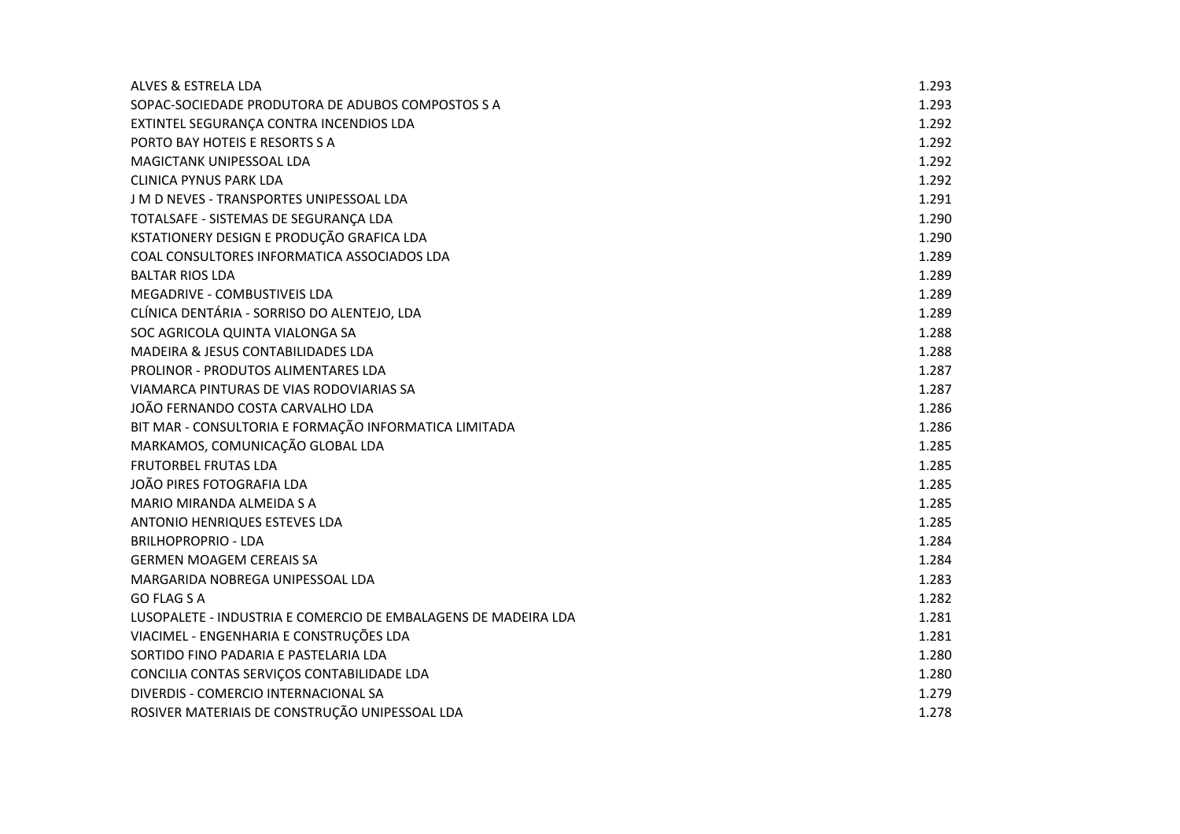| | |
|---|---|
| ALVES & ESTRELA LDA | 1.293 |
| SOPAC-SOCIEDADE PRODUTORA DE ADUBOS COMPOSTOS S A | 1.293 |
| EXTINTEL SEGURANÇA CONTRA INCENDIOS LDA | 1.292 |
| PORTO BAY HOTEIS E RESORTS S A | 1.292 |
| MAGICTANK UNIPESSOAL LDA | 1.292 |
| CLINICA PYNUS PARK LDA | 1.292 |
| J M D NEVES - TRANSPORTES UNIPESSOAL LDA | 1.291 |
| TOTALSAFE - SISTEMAS DE SEGURANÇA LDA | 1.290 |
| KSTATIONERY DESIGN E PRODUÇÃO GRAFICA LDA | 1.290 |
| COAL CONSULTORES INFORMATICA ASSOCIADOS LDA | 1.289 |
| BALTAR RIOS LDA | 1.289 |
| MEGADRIVE - COMBUSTIVEIS LDA | 1.289 |
| CLÍNICA DENTÁRIA - SORRISO DO ALENTEJO, LDA | 1.289 |
| SOC AGRICOLA QUINTA VIALONGA SA | 1.288 |
| MADEIRA & JESUS CONTABILIDADES LDA | 1.288 |
| PROLINOR - PRODUTOS ALIMENTARES LDA | 1.287 |
| VIAMARCA PINTURAS DE VIAS RODOVIARIAS SA | 1.287 |
| JOÃO FERNANDO COSTA CARVALHO LDA | 1.286 |
| BIT MAR - CONSULTORIA E FORMAÇÃO INFORMATICA LIMITADA | 1.286 |
| MARKAMOS, COMUNICAÇÃO GLOBAL LDA | 1.285 |
| FRUTORBEL FRUTAS LDA | 1.285 |
| JOÃO PIRES FOTOGRAFIA LDA | 1.285 |
| MARIO MIRANDA ALMEIDA S A | 1.285 |
| ANTONIO HENRIQUES ESTEVES LDA | 1.285 |
| BRILHOPROPRIO - LDA | 1.284 |
| GERMEN MOAGEM CEREAIS SA | 1.284 |
| MARGARIDA NOBREGA UNIPESSOAL LDA | 1.283 |
| GO FLAG S A | 1.282 |
| LUSOPALETE - INDUSTRIA E COMERCIO DE EMBALAGENS DE MADEIRA LDA | 1.281 |
| VIACIMEL - ENGENHARIA E CONSTRUÇÕES LDA | 1.281 |
| SORTIDO FINO PADARIA E PASTELARIA LDA | 1.280 |
| CONCILIA CONTAS SERVIÇOS CONTABILIDADE LDA | 1.280 |
| DIVERDIS - COMERCIO INTERNACIONAL SA | 1.279 |
| ROSIVER MATERIAIS DE CONSTRUÇÃO UNIPESSOAL LDA | 1.278 |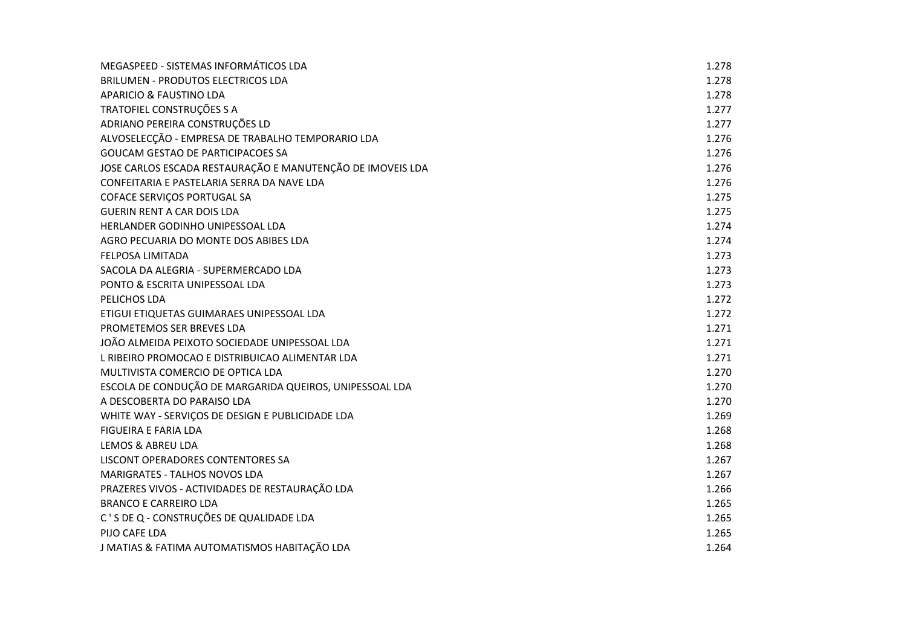| | |
|---|---|
| MEGASPEED - SISTEMAS INFORMÁTICOS LDA | 1.278 |
| BRILUMEN - PRODUTOS ELECTRICOS LDA | 1.278 |
| APARICIO & FAUSTINO LDA | 1.278 |
| TRATOFIEL CONSTRUÇÕES S A | 1.277 |
| ADRIANO PEREIRA CONSTRUÇÕES LD | 1.277 |
| ALVOSELECÇÃO - EMPRESA DE TRABALHO TEMPORARIO LDA | 1.276 |
| GOUCAM GESTAO DE PARTICIPACOES SA | 1.276 |
| JOSE CARLOS ESCADA RESTAURAÇÃO E MANUTENÇÃO DE IMOVEIS LDA | 1.276 |
| CONFEITARIA E PASTELARIA SERRA DA NAVE LDA | 1.276 |
| COFACE SERVIÇOS PORTUGAL SA | 1.275 |
| GUERIN RENT A CAR DOIS LDA | 1.275 |
| HERLANDER GODINHO UNIPESSOAL LDA | 1.274 |
| AGRO PECUARIA DO MONTE DOS ABIBES LDA | 1.274 |
| FELPOSA LIMITADA | 1.273 |
| SACOLA DA ALEGRIA - SUPERMERCADO LDA | 1.273 |
| PONTO & ESCRITA UNIPESSOAL LDA | 1.273 |
| PELICHOS LDA | 1.272 |
| ETIGUI ETIQUETAS GUIMARAES UNIPESSOAL LDA | 1.272 |
| PROMETEMOS SER BREVES LDA | 1.271 |
| JOÃO ALMEIDA PEIXOTO SOCIEDADE UNIPESSOAL LDA | 1.271 |
| L RIBEIRO PROMOCAO E DISTRIBUICAO ALIMENTAR LDA | 1.271 |
| MULTIVISTA COMERCIO DE OPTICA LDA | 1.270 |
| ESCOLA DE CONDUÇÃO DE MARGARIDA QUEIROS, UNIPESSOAL LDA | 1.270 |
| A DESCOBERTA DO PARAISO LDA | 1.270 |
| WHITE WAY - SERVIÇOS DE DESIGN E PUBLICIDADE LDA | 1.269 |
| FIGUEIRA E FARIA LDA | 1.268 |
| LEMOS & ABREU LDA | 1.268 |
| LISCONT OPERADORES CONTENTORES SA | 1.267 |
| MARIGRATES - TALHOS NOVOS LDA | 1.267 |
| PRAZERES VIVOS - ACTIVIDADES DE RESTAURAÇÃO LDA | 1.266 |
| BRANCO E CARREIRO LDA | 1.265 |
| C ' S DE Q - CONSTRUÇÕES DE QUALIDADE LDA | 1.265 |
| PIJO CAFE LDA | 1.265 |
| J MATIAS & FATIMA AUTOMATISMOS HABITAÇÃO LDA | 1.264 |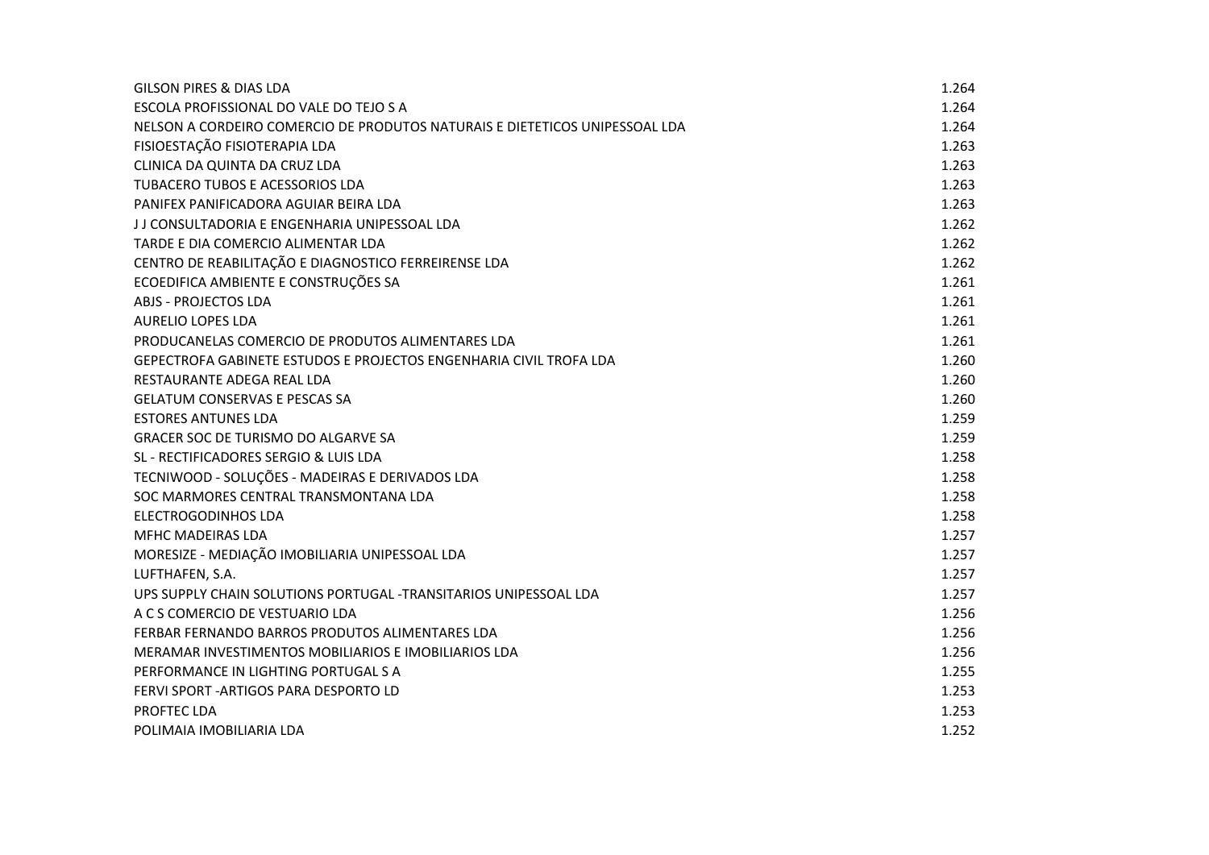| | |
|---|---|
| GILSON PIRES & DIAS LDA | 1.264 |
| ESCOLA PROFISSIONAL DO VALE DO TEJO S A | 1.264 |
| NELSON A CORDEIRO COMERCIO DE PRODUTOS NATURAIS E DIETETICOS UNIPESSOAL LDA | 1.264 |
| FISIOESTAÇÃO FISIOTERAPIA LDA | 1.263 |
| CLINICA DA QUINTA DA CRUZ LDA | 1.263 |
| TUBACERO TUBOS E ACESSORIOS LDA | 1.263 |
| PANIFEX PANIFICADORA AGUIAR BEIRA LDA | 1.263 |
| J J CONSULTADORIA E ENGENHARIA UNIPESSOAL LDA | 1.262 |
| TARDE E DIA COMERCIO ALIMENTAR LDA | 1.262 |
| CENTRO DE REABILITAÇÃO E DIAGNOSTICO FERREIRENSE LDA | 1.262 |
| ECOEDIFICA AMBIENTE E CONSTRUÇÕES SA | 1.261 |
| ABJS - PROJECTOS LDA | 1.261 |
| AURELIO LOPES LDA | 1.261 |
| PRODUCANELAS COMERCIO DE PRODUTOS ALIMENTARES LDA | 1.261 |
| GEPECTROFA GABINETE ESTUDOS E PROJECTOS ENGENHARIA CIVIL TROFA LDA | 1.260 |
| RESTAURANTE ADEGA REAL LDA | 1.260 |
| GELATUM CONSERVAS E PESCAS SA | 1.260 |
| ESTORES ANTUNES LDA | 1.259 |
| GRACER SOC DE TURISMO DO ALGARVE SA | 1.259 |
| SL - RECTIFICADORES SERGIO & LUIS LDA | 1.258 |
| TECNIWOOD - SOLUÇÕES - MADEIRAS E DERIVADOS LDA | 1.258 |
| SOC MARMORES CENTRAL TRANSMONTANA LDA | 1.258 |
| ELECTROGODINHOS LDA | 1.258 |
| MFHC MADEIRAS LDA | 1.257 |
| MORESIZE - MEDIAÇÃO IMOBILIARIA UNIPESSOAL LDA | 1.257 |
| LUFTHAFEN, S.A. | 1.257 |
| UPS SUPPLY CHAIN SOLUTIONS PORTUGAL -TRANSITARIOS UNIPESSOAL LDA | 1.257 |
| A C S COMERCIO DE VESTUARIO LDA | 1.256 |
| FERBAR FERNANDO BARROS PRODUTOS ALIMENTARES LDA | 1.256 |
| MERAMAR INVESTIMENTOS MOBILIARIOS E IMOBILIARIOS LDA | 1.256 |
| PERFORMANCE IN LIGHTING PORTUGAL S A | 1.255 |
| FERVI SPORT -ARTIGOS PARA DESPORTO LD | 1.253 |
| PROFTEC LDA | 1.253 |
| POLIMAIA IMOBILIARIA LDA | 1.252 |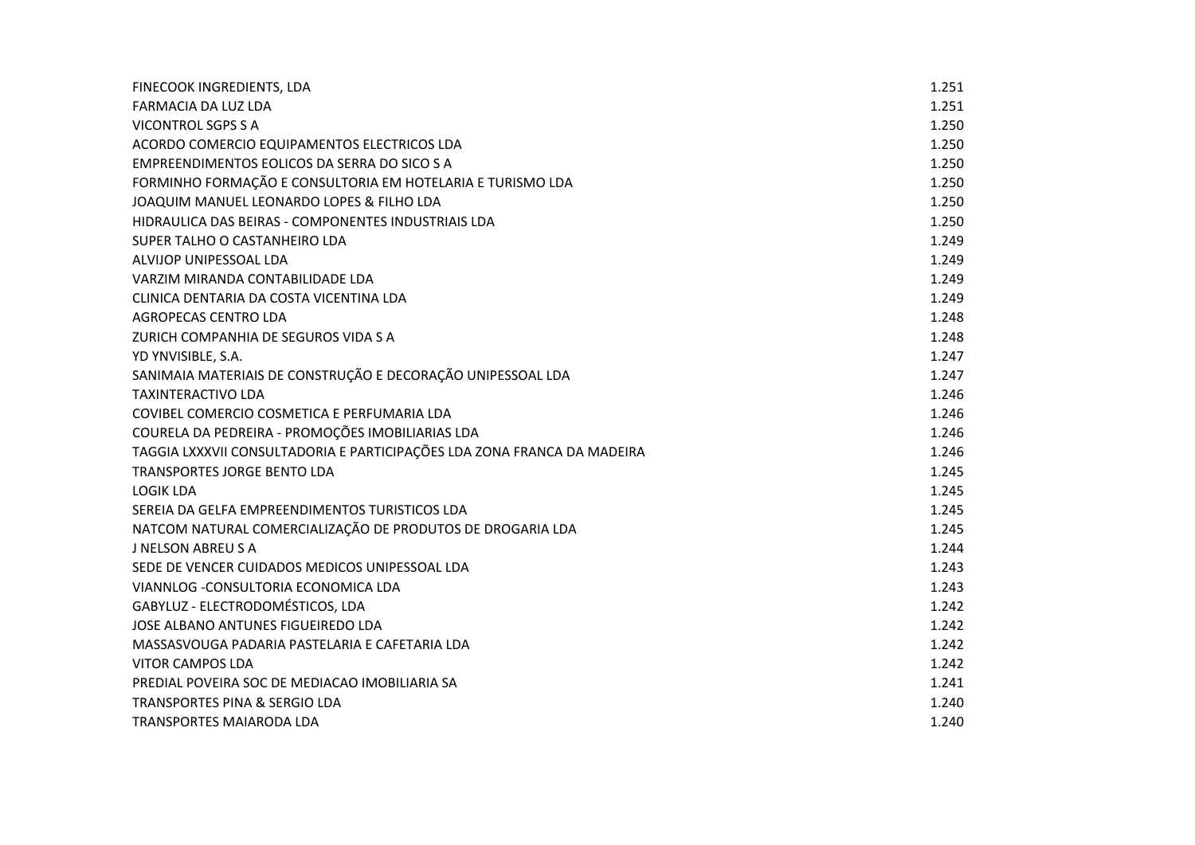| | |
|---|---|
| FINECOOK INGREDIENTS, LDA | 1.251 |
| FARMACIA DA LUZ LDA | 1.251 |
| VICONTROL SGPS S A | 1.250 |
| ACORDO COMERCIO EQUIPAMENTOS ELECTRICOS LDA | 1.250 |
| EMPREENDIMENTOS EOLICOS DA SERRA DO SICO S A | 1.250 |
| FORMINHO FORMAÇÃO E CONSULTORIA EM HOTELARIA E TURISMO LDA | 1.250 |
| JOAQUIM MANUEL LEONARDO LOPES & FILHO LDA | 1.250 |
| HIDRAULICA DAS BEIRAS - COMPONENTES INDUSTRIAIS LDA | 1.250 |
| SUPER TALHO O CASTANHEIRO LDA | 1.249 |
| ALVIJOP UNIPESSOAL LDA | 1.249 |
| VARZIM MIRANDA CONTABILIDADE LDA | 1.249 |
| CLINICA DENTARIA DA COSTA VICENTINA LDA | 1.249 |
| AGROPECAS CENTRO LDA | 1.248 |
| ZURICH COMPANHIA DE SEGUROS VIDA S A | 1.248 |
| YD YNVISIBLE, S.A. | 1.247 |
| SANIMAIA MATERIAIS DE CONSTRUÇÃO E DECORAÇÃO UNIPESSOAL LDA | 1.247 |
| TAXINTERACTIVO LDA | 1.246 |
| COVIBEL COMERCIO COSMETICA E PERFUMARIA LDA | 1.246 |
| COURELA DA PEDREIRA - PROMOÇÕES IMOBILIARIAS LDA | 1.246 |
| TAGGIA LXXXVII CONSULTADORIA E PARTICIPAÇÕES LDA ZONA FRANCA DA MADEIRA | 1.246 |
| TRANSPORTES JORGE BENTO LDA | 1.245 |
| LOGIK LDA | 1.245 |
| SEREIA DA GELFA EMPREENDIMENTOS TURISTICOS LDA | 1.245 |
| NATCOM NATURAL COMERCIALIZAÇÃO DE PRODUTOS DE DROGARIA LDA | 1.245 |
| J NELSON ABREU S A | 1.244 |
| SEDE DE VENCER CUIDADOS MEDICOS UNIPESSOAL LDA | 1.243 |
| VIANNLOG -CONSULTORIA ECONOMICA LDA | 1.243 |
| GABYLUZ - ELECTRODOMÉSTICOS, LDA | 1.242 |
| JOSE ALBANO ANTUNES FIGUEIREDO LDA | 1.242 |
| MASSASVOUGA PADARIA PASTELARIA E CAFETARIA LDA | 1.242 |
| VITOR CAMPOS LDA | 1.242 |
| PREDIAL POVEIRA SOC DE MEDIACAO IMOBILIARIA SA | 1.241 |
| TRANSPORTES PINA & SERGIO LDA | 1.240 |
| TRANSPORTES MAIARODA LDA | 1.240 |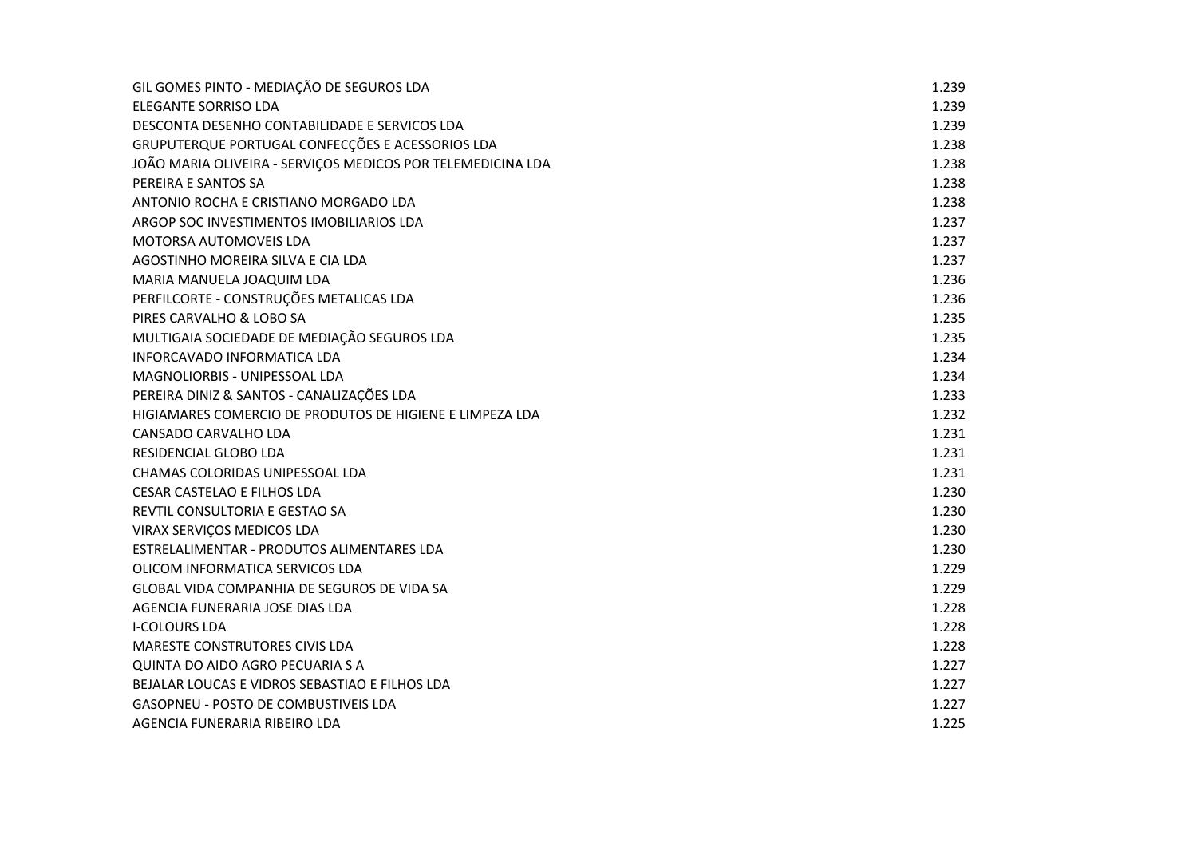| | |
|---|---|
| GIL GOMES PINTO - MEDIAÇÃO DE SEGUROS LDA | 1.239 |
| ELEGANTE SORRISO LDA | 1.239 |
| DESCONTA DESENHO CONTABILIDADE E SERVICOS LDA | 1.239 |
| GRUPUTERQUE PORTUGAL CONFECÇÕES E ACESSORIOS LDA | 1.238 |
| JOÃO MARIA OLIVEIRA - SERVIÇOS MEDICOS POR TELEMEDICINA LDA | 1.238 |
| PEREIRA E SANTOS SA | 1.238 |
| ANTONIO ROCHA E CRISTIANO MORGADO LDA | 1.238 |
| ARGOP SOC INVESTIMENTOS IMOBILIARIOS LDA | 1.237 |
| MOTORSA AUTOMOVEIS LDA | 1.237 |
| AGOSTINHO MOREIRA SILVA E CIA LDA | 1.237 |
| MARIA MANUELA JOAQUIM LDA | 1.236 |
| PERFILCORTE - CONSTRUÇÕES METALICAS LDA | 1.236 |
| PIRES CARVALHO & LOBO SA | 1.235 |
| MULTIGAIA SOCIEDADE DE MEDIAÇÃO SEGUROS LDA | 1.235 |
| INFORCAVADO INFORMATICA LDA | 1.234 |
| MAGNOLIORBIS - UNIPESSOAL LDA | 1.234 |
| PEREIRA DINIZ & SANTOS - CANALIZAÇÕES LDA | 1.233 |
| HIGIAMARES COMERCIO DE PRODUTOS DE HIGIENE E LIMPEZA LDA | 1.232 |
| CANSADO CARVALHO LDA | 1.231 |
| RESIDENCIAL GLOBO LDA | 1.231 |
| CHAMAS COLORIDAS UNIPESSOAL LDA | 1.231 |
| CESAR CASTELAO E FILHOS LDA | 1.230 |
| REVTIL CONSULTORIA E GESTAO SA | 1.230 |
| VIRAX SERVIÇOS MEDICOS LDA | 1.230 |
| ESTRELALIMENTAR - PRODUTOS ALIMENTARES LDA | 1.230 |
| OLICOM INFORMATICA SERVICOS LDA | 1.229 |
| GLOBAL VIDA COMPANHIA DE SEGUROS DE VIDA SA | 1.229 |
| AGENCIA FUNERARIA JOSE DIAS LDA | 1.228 |
| I-COLOURS LDA | 1.228 |
| MARESTE CONSTRUTORES CIVIS LDA | 1.228 |
| QUINTA DO AIDO AGRO PECUARIA S A | 1.227 |
| BEJALAR LOUCAS E VIDROS SEBASTIAO E FILHOS LDA | 1.227 |
| GASOPNEU - POSTO DE COMBUSTIVEIS LDA | 1.227 |
| AGENCIA FUNERARIA RIBEIRO LDA | 1.225 |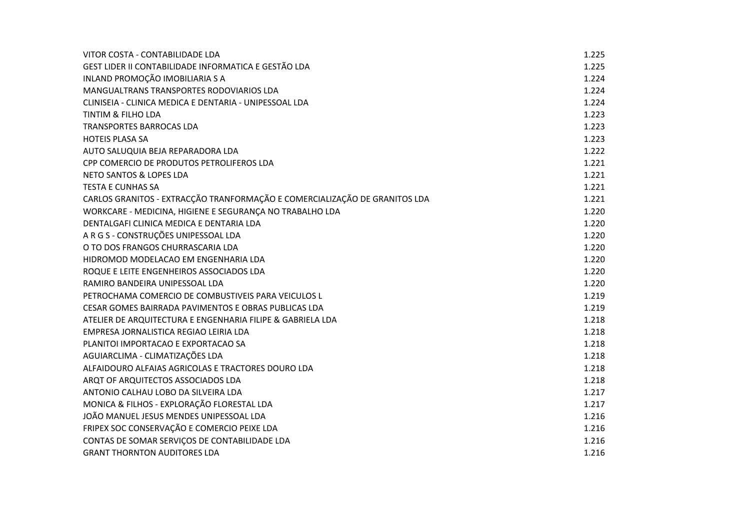| | |
|---|---|
| VITOR COSTA - CONTABILIDADE LDA | 1.225 |
| GEST LIDER II CONTABILIDADE INFORMATICA E GESTÃO LDA | 1.225 |
| INLAND PROMOÇÃO IMOBILIARIA S A | 1.224 |
| MANGUALTRANS TRANSPORTES RODOVIARIOS LDA | 1.224 |
| CLINISEIA - CLINICA MEDICA E DENTARIA - UNIPESSOAL LDA | 1.224 |
| TINTIM & FILHO LDA | 1.223 |
| TRANSPORTES BARROCAS LDA | 1.223 |
| HOTEIS PLASA SA | 1.223 |
| AUTO SALUQUIA BEJA REPARADORA LDA | 1.222 |
| CPP COMERCIO DE PRODUTOS PETROLIFEROS LDA | 1.221 |
| NETO SANTOS & LOPES LDA | 1.221 |
| TESTA E CUNHAS SA | 1.221 |
| CARLOS GRANITOS - EXTRACÇÃO TRANFORMAÇÃO E COMERCIALIZAÇÃO DE GRANITOS LDA | 1.221 |
| WORKCARE - MEDICINA, HIGIENE E SEGURANÇA NO TRABALHO LDA | 1.220 |
| DENTALGAFI CLINICA MEDICA E DENTARIA LDA | 1.220 |
| A R G S - CONSTRUÇÕES UNIPESSOAL LDA | 1.220 |
| O TO DOS FRANGOS CHURRASCARIA LDA | 1.220 |
| HIDROMOD MODELACAO EM ENGENHARIA LDA | 1.220 |
| ROQUE E LEITE ENGENHEIROS ASSOCIADOS LDA | 1.220 |
| RAMIRO BANDEIRA UNIPESSOAL LDA | 1.220 |
| PETROCHAMA COMERCIO DE COMBUSTIVEIS PARA VEICULOS L | 1.219 |
| CESAR GOMES BAIRRADA PAVIMENTOS E OBRAS PUBLICAS LDA | 1.219 |
| ATELIER DE ARQUITECTURA E ENGENHARIA FILIPE & GABRIELA LDA | 1.218 |
| EMPRESA JORNALISTICA REGIAO LEIRIA LDA | 1.218 |
| PLANITOI IMPORTACAO E EXPORTACAO SA | 1.218 |
| AGUIARCLIMA - CLIMATIZAÇÕES LDA | 1.218 |
| ALFAIDOURO ALFAIAS AGRICOLAS E TRACTORES DOURO LDA | 1.218 |
| ARQT OF ARQUITECTOS ASSOCIADOS LDA | 1.218 |
| ANTONIO CALHAU LOBO DA SILVEIRA LDA | 1.217 |
| MONICA & FILHOS - EXPLORAÇÃO FLORESTAL LDA | 1.217 |
| JOÃO MANUEL JESUS MENDES UNIPESSOAL LDA | 1.216 |
| FRIPEX SOC CONSERVAÇÃO E COMERCIO PEIXE LDA | 1.216 |
| CONTAS DE SOMAR SERVIÇOS DE CONTABILIDADE LDA | 1.216 |
| GRANT THORNTON AUDITORES LDA | 1.216 |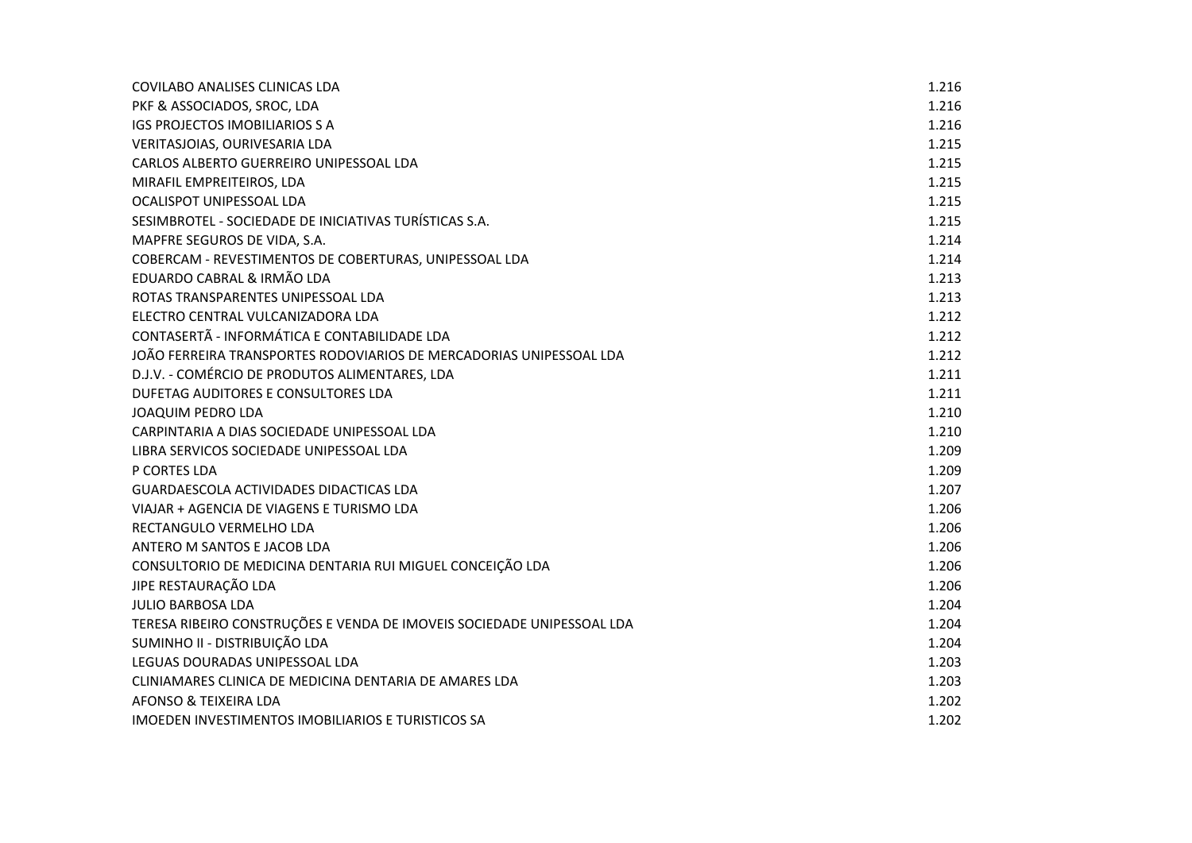| | |
|---|---|
| COVILABO ANALISES CLINICAS LDA | 1.216 |
| PKF & ASSOCIADOS, SROC, LDA | 1.216 |
| IGS PROJECTOS IMOBILIARIOS S A | 1.216 |
| VERITASJOIAS, OURIVESARIA LDA | 1.215 |
| CARLOS ALBERTO GUERREIRO UNIPESSOAL LDA | 1.215 |
| MIRAFIL EMPREITEIROS, LDA | 1.215 |
| OCALISPOT UNIPESSOAL LDA | 1.215 |
| SESIMBROTEL - SOCIEDADE DE INICIATIVAS TURÍSTICAS S.A. | 1.215 |
| MAPFRE SEGUROS DE VIDA, S.A. | 1.214 |
| COBERCAM - REVESTIMENTOS DE COBERTURAS, UNIPESSOAL LDA | 1.214 |
| EDUARDO CABRAL & IRMÃO LDA | 1.213 |
| ROTAS TRANSPARENTES UNIPESSOAL LDA | 1.213 |
| ELECTRO CENTRAL VULCANIZADORA LDA | 1.212 |
| CONTASERTÃ - INFORMÁTICA E CONTABILIDADE LDA | 1.212 |
| JOÃO FERREIRA TRANSPORTES RODOVIARIOS DE MERCADORIAS UNIPESSOAL LDA | 1.212 |
| D.J.V. - COMÉRCIO DE PRODUTOS ALIMENTARES, LDA | 1.211 |
| DUFETAG AUDITORES E CONSULTORES LDA | 1.211 |
| JOAQUIM PEDRO LDA | 1.210 |
| CARPINTARIA A DIAS SOCIEDADE UNIPESSOAL LDA | 1.210 |
| LIBRA SERVICOS SOCIEDADE UNIPESSOAL LDA | 1.209 |
| P CORTES LDA | 1.209 |
| GUARDAESCOLA ACTIVIDADES DIDACTICAS LDA | 1.207 |
| VIAJAR + AGENCIA DE VIAGENS E TURISMO LDA | 1.206 |
| RECTANGULO VERMELHO LDA | 1.206 |
| ANTERO M SANTOS E JACOB LDA | 1.206 |
| CONSULTORIO DE MEDICINA DENTARIA RUI MIGUEL CONCEIÇÃO LDA | 1.206 |
| JIPE RESTAURAÇÃO LDA | 1.206 |
| JULIO BARBOSA LDA | 1.204 |
| TERESA RIBEIRO CONSTRUÇÕES E VENDA DE IMOVEIS SOCIEDADE UNIPESSOAL LDA | 1.204 |
| SUMINHO II - DISTRIBUIÇÃO LDA | 1.204 |
| LEGUAS DOURADAS UNIPESSOAL LDA | 1.203 |
| CLINIAMARES CLINICA DE MEDICINA DENTARIA DE AMARES LDA | 1.203 |
| AFONSO & TEIXEIRA LDA | 1.202 |
| IMOEDEN INVESTIMENTOS IMOBILIARIOS E TURISTICOS SA | 1.202 |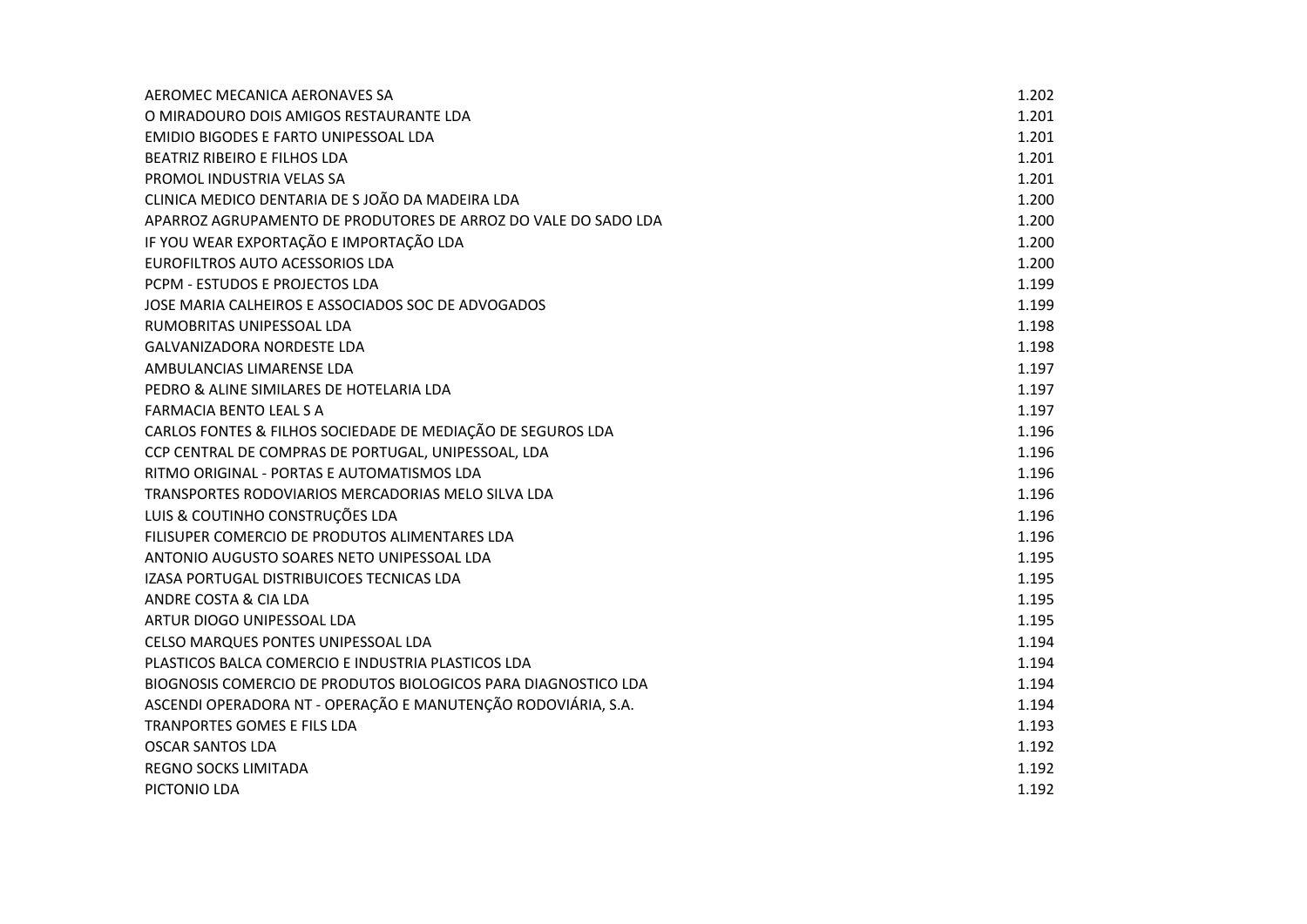| | |
|---|---|
| AEROMEC MECANICA AERONAVES SA | 1.202 |
| O MIRADOURO DOIS AMIGOS RESTAURANTE LDA | 1.201 |
| EMIDIO BIGODES E FARTO UNIPESSOAL LDA | 1.201 |
| BEATRIZ RIBEIRO E FILHOS LDA | 1.201 |
| PROMOL INDUSTRIA VELAS SA | 1.201 |
| CLINICA MEDICO DENTARIA DE S JOÃO DA MADEIRA LDA | 1.200 |
| APARROZ AGRUPAMENTO DE PRODUTORES DE ARROZ DO VALE DO SADO LDA | 1.200 |
| IF YOU WEAR EXPORTAÇÃO E IMPORTAÇÃO LDA | 1.200 |
| EUROFILTROS AUTO ACESSORIOS LDA | 1.200 |
| PCPM - ESTUDOS E PROJECTOS LDA | 1.199 |
| JOSE MARIA CALHEIROS E ASSOCIADOS SOC DE ADVOGADOS | 1.199 |
| RUMOBRITAS UNIPESSOAL LDA | 1.198 |
| GALVANIZADORA NORDESTE LDA | 1.198 |
| AMBULANCIAS LIMARENSE LDA | 1.197 |
| PEDRO & ALINE SIMILARES DE HOTELARIA LDA | 1.197 |
| FARMACIA BENTO LEAL S A | 1.197 |
| CARLOS FONTES & FILHOS SOCIEDADE DE MEDIAÇÃO DE SEGUROS LDA | 1.196 |
| CCP CENTRAL DE COMPRAS DE PORTUGAL, UNIPESSOAL, LDA | 1.196 |
| RITMO ORIGINAL - PORTAS E AUTOMATISMOS LDA | 1.196 |
| TRANSPORTES RODOVIARIOS MERCADORIAS MELO SILVA LDA | 1.196 |
| LUIS & COUTINHO CONSTRUÇÕES LDA | 1.196 |
| FILISUPER COMERCIO DE PRODUTOS ALIMENTARES LDA | 1.196 |
| ANTONIO AUGUSTO SOARES NETO UNIPESSOAL LDA | 1.195 |
| IZASA PORTUGAL DISTRIBUICOES TECNICAS LDA | 1.195 |
| ANDRE COSTA & CIA LDA | 1.195 |
| ARTUR DIOGO UNIPESSOAL LDA | 1.195 |
| CELSO MARQUES PONTES UNIPESSOAL LDA | 1.194 |
| PLASTICOS BALCA COMERCIO E INDUSTRIA PLASTICOS LDA | 1.194 |
| BIOGNOSIS COMERCIO DE PRODUTOS BIOLOGICOS PARA DIAGNOSTICO LDA | 1.194 |
| ASCENDI OPERADORA NT - OPERAÇÃO E MANUTENÇÃO RODOVIÁRIA, S.A. | 1.194 |
| TRANPORTES GOMES E FILS LDA | 1.193 |
| OSCAR SANTOS LDA | 1.192 |
| REGNO SOCKS LIMITADA | 1.192 |
| PICTONIO LDA | 1.192 |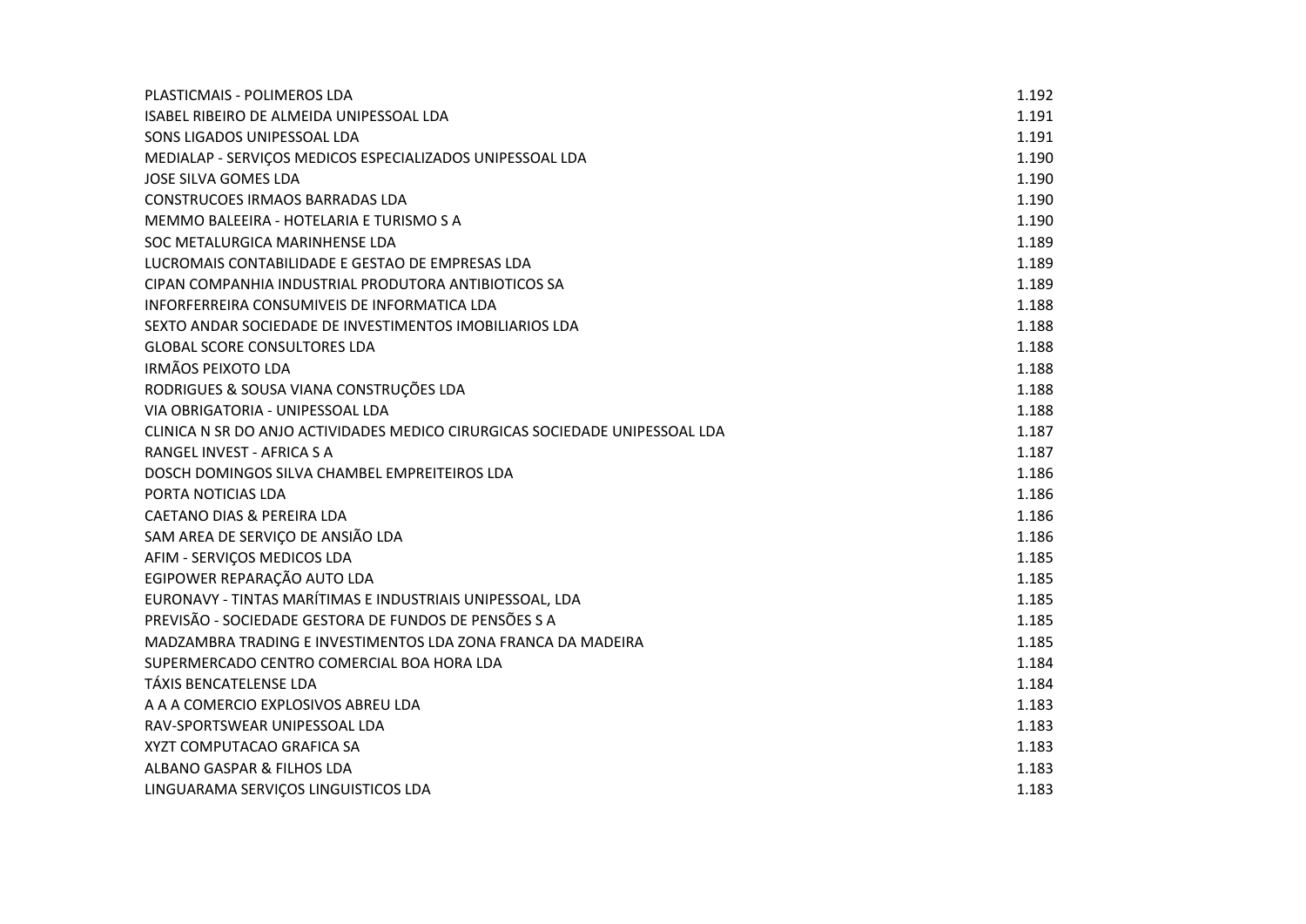| | |
|---|---|
| PLASTICMAIS - POLIMEROS LDA | 1.192 |
| ISABEL RIBEIRO DE ALMEIDA UNIPESSOAL LDA | 1.191 |
| SONS LIGADOS UNIPESSOAL LDA | 1.191 |
| MEDIALAP - SERVIÇOS MEDICOS ESPECIALIZADOS UNIPESSOAL LDA | 1.190 |
| JOSE SILVA GOMES LDA | 1.190 |
| CONSTRUCOES IRMAOS BARRADAS LDA | 1.190 |
| MEMMO BALEEIRA - HOTELARIA E TURISMO S A | 1.190 |
| SOC METALURGICA MARINHENSE LDA | 1.189 |
| LUCROMAIS CONTABILIDADE E GESTAO DE EMPRESAS LDA | 1.189 |
| CIPAN COMPANHIA INDUSTRIAL PRODUTORA ANTIBIOTICOS SA | 1.189 |
| INFORFERREIRA CONSUMIVEIS DE INFORMATICA LDA | 1.188 |
| SEXTO ANDAR SOCIEDADE DE INVESTIMENTOS IMOBILIARIOS LDA | 1.188 |
| GLOBAL SCORE CONSULTORES LDA | 1.188 |
| IRMÃOS PEIXOTO LDA | 1.188 |
| RODRIGUES & SOUSA VIANA CONSTRUÇÕES LDA | 1.188 |
| VIA OBRIGATORIA - UNIPESSOAL LDA | 1.188 |
| CLINICA N SR DO ANJO ACTIVIDADES MEDICO CIRURGICAS SOCIEDADE UNIPESSOAL LDA | 1.187 |
| RANGEL INVEST - AFRICA S A | 1.187 |
| DOSCH DOMINGOS SILVA CHAMBEL EMPREITEIROS LDA | 1.186 |
| PORTA NOTICIAS LDA | 1.186 |
| CAETANO DIAS & PEREIRA LDA | 1.186 |
| SAM AREA DE SERVIÇO DE ANSIÃO LDA | 1.186 |
| AFIM - SERVIÇOS MEDICOS LDA | 1.185 |
| EGIPOWER REPARAÇÃO AUTO LDA | 1.185 |
| EURONAVY - TINTAS MARÍTIMAS E INDUSTRIAIS UNIPESSOAL, LDA | 1.185 |
| PREVISÃO - SOCIEDADE GESTORA DE FUNDOS DE PENSÕES S A | 1.185 |
| MADZAMBRA TRADING E INVESTIMENTOS LDA ZONA FRANCA DA MADEIRA | 1.185 |
| SUPERMERCADO CENTRO COMERCIAL BOA HORA LDA | 1.184 |
| TÁXIS BENCATELENSE LDA | 1.184 |
| A A A COMERCIO EXPLOSIVOS ABREU LDA | 1.183 |
| RAV-SPORTSWEAR UNIPESSOAL LDA | 1.183 |
| XYZT COMPUTACAO GRAFICA SA | 1.183 |
| ALBANO GASPAR & FILHOS LDA | 1.183 |
| LINGUARAMA SERVIÇOS LINGUISTICOS LDA | 1.183 |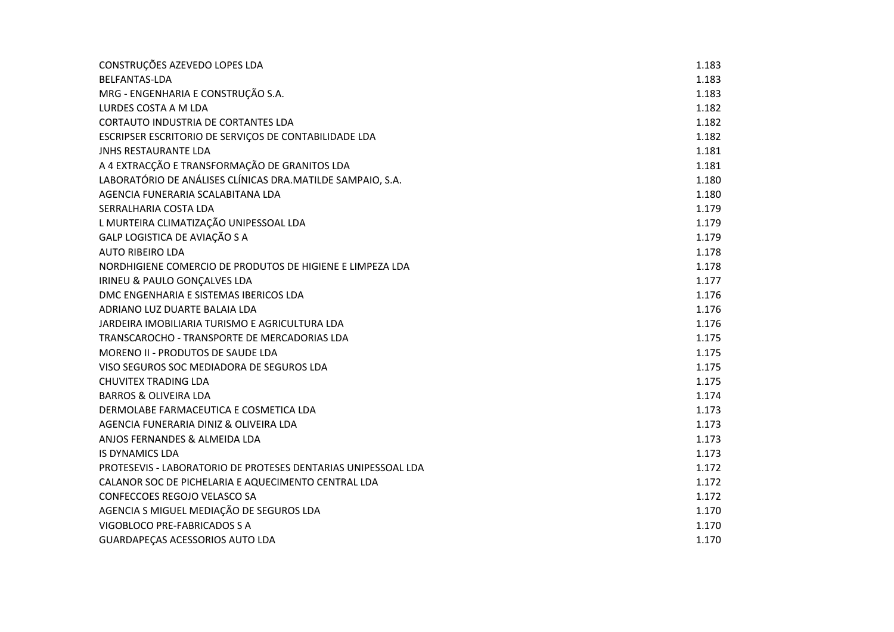| | |
|---|---|
| CONSTRUÇÕES AZEVEDO LOPES LDA | 1.183 |
| BELFANTAS-LDA | 1.183 |
| MRG - ENGENHARIA E CONSTRUÇÃO S.A. | 1.183 |
| LURDES COSTA A M LDA | 1.182 |
| CORTAUTO INDUSTRIA DE CORTANTES LDA | 1.182 |
| ESCRIPSER ESCRITORIO DE SERVIÇOS DE CONTABILIDADE LDA | 1.182 |
| JNHS RESTAURANTE LDA | 1.181 |
| A 4 EXTRACÇÃO E TRANSFORMAÇÃO DE GRANITOS LDA | 1.181 |
| LABORATÓRIO DE ANÁLISES CLÍNICAS DRA.MATILDE SAMPAIO, S.A. | 1.180 |
| AGENCIA FUNERARIA SCALABITANA LDA | 1.180 |
| SERRALHARIA COSTA LDA | 1.179 |
| L MURTEIRA CLIMATIZAÇÃO UNIPESSOAL LDA | 1.179 |
| GALP LOGISTICA DE AVIAÇÃO S A | 1.179 |
| AUTO RIBEIRO LDA | 1.178 |
| NORDHIGIENE COMERCIO DE PRODUTOS DE HIGIENE E LIMPEZA LDA | 1.178 |
| IRINEU & PAULO GONÇALVES LDA | 1.177 |
| DMC ENGENHARIA E SISTEMAS IBERICOS LDA | 1.176 |
| ADRIANO LUZ DUARTE BALAIA LDA | 1.176 |
| JARDEIRA IMOBILIARIA TURISMO E AGRICULTURA LDA | 1.176 |
| TRANSCAROCHO - TRANSPORTE DE MERCADORIAS LDA | 1.175 |
| MORENO II - PRODUTOS DE SAUDE LDA | 1.175 |
| VISO SEGUROS SOC MEDIADORA DE SEGUROS LDA | 1.175 |
| CHUVITEX TRADING LDA | 1.175 |
| BARROS & OLIVEIRA LDA | 1.174 |
| DERMOLABE FARMACEUTICA E COSMETICA LDA | 1.173 |
| AGENCIA FUNERARIA DINIZ & OLIVEIRA LDA | 1.173 |
| ANJOS FERNANDES & ALMEIDA LDA | 1.173 |
| IS DYNAMICS LDA | 1.173 |
| PROTESEVIS - LABORATORIO DE PROTESES DENTARIAS UNIPESSOAL LDA | 1.172 |
| CALANOR SOC DE PICHELARIA E AQUECIMENTO CENTRAL LDA | 1.172 |
| CONFECCOES REGOJO VELASCO SA | 1.172 |
| AGENCIA S MIGUEL MEDIAÇÃO DE SEGUROS LDA | 1.170 |
| VIGOBLOCO PRE-FABRICADOS S A | 1.170 |
| GUARDAPEÇAS ACESSORIOS AUTO LDA | 1.170 |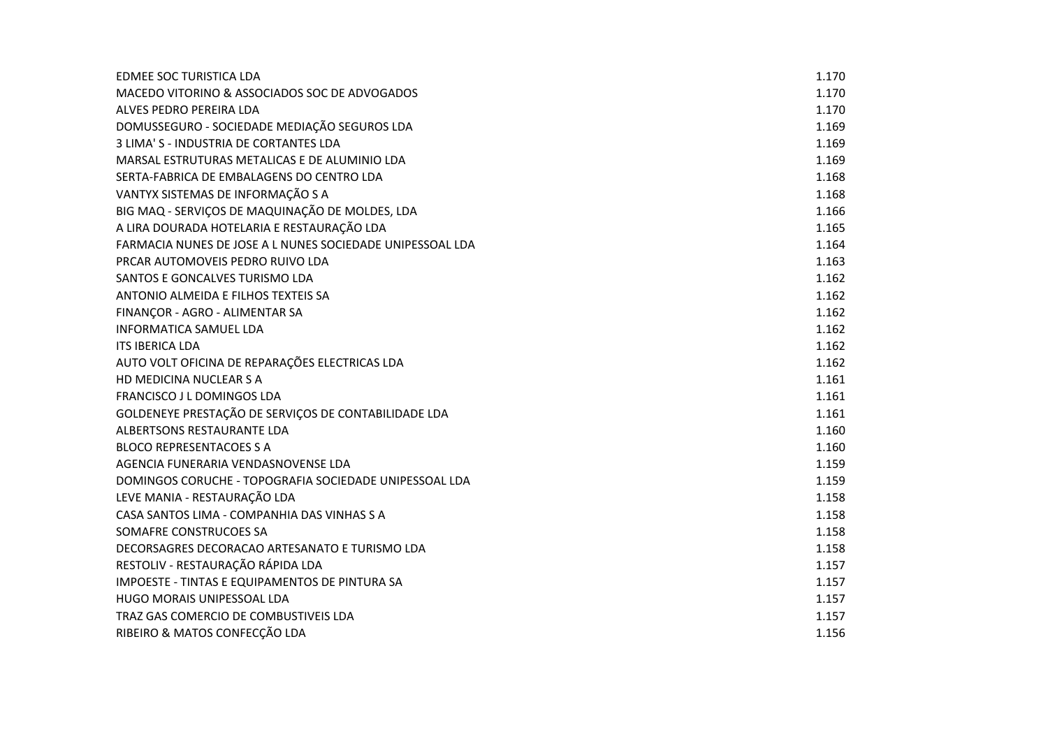| | |
|---|---|
| EDMEE SOC TURISTICA LDA | 1.170 |
| MACEDO VITORINO & ASSOCIADOS SOC DE ADVOGADOS | 1.170 |
| ALVES PEDRO PEREIRA LDA | 1.170 |
| DOMUSSEGURO - SOCIEDADE MEDIAÇÃO SEGUROS LDA | 1.169 |
| 3 LIMA' S - INDUSTRIA DE CORTANTES LDA | 1.169 |
| MARSAL ESTRUTURAS METALICAS E DE ALUMINIO LDA | 1.169 |
| SERTA-FABRICA DE EMBALAGENS DO CENTRO LDA | 1.168 |
| VANTYX SISTEMAS DE INFORMAÇÃO S A | 1.168 |
| BIG MAQ - SERVIÇOS DE MAQUINAÇÃO DE MOLDES, LDA | 1.166 |
| A LIRA DOURADA HOTELARIA E RESTAURAÇÃO LDA | 1.165 |
| FARMACIA NUNES DE JOSE A L NUNES SOCIEDADE UNIPESSOAL LDA | 1.164 |
| PRCAR AUTOMOVEIS PEDRO RUIVO LDA | 1.163 |
| SANTOS E GONCALVES TURISMO LDA | 1.162 |
| ANTONIO ALMEIDA E FILHOS TEXTEIS SA | 1.162 |
| FINANÇOR - AGRO - ALIMENTAR SA | 1.162 |
| INFORMATICA SAMUEL LDA | 1.162 |
| ITS IBERICA LDA | 1.162 |
| AUTO VOLT OFICINA DE REPARAÇÕES ELECTRICAS LDA | 1.162 |
| HD MEDICINA NUCLEAR S A | 1.161 |
| FRANCISCO J L DOMINGOS LDA | 1.161 |
| GOLDENEYE PRESTAÇÃO DE SERVIÇOS DE CONTABILIDADE LDA | 1.161 |
| ALBERTSONS RESTAURANTE LDA | 1.160 |
| BLOCO REPRESENTACOES S A | 1.160 |
| AGENCIA FUNERARIA VENDASNOVENSE LDA | 1.159 |
| DOMINGOS CORUCHE - TOPOGRAFIA SOCIEDADE UNIPESSOAL LDA | 1.159 |
| LEVE MANIA - RESTAURAÇÃO LDA | 1.158 |
| CASA SANTOS LIMA - COMPANHIA DAS VINHAS S A | 1.158 |
| SOMAFRE CONSTRUCOES SA | 1.158 |
| DECORSAGRES DECORACAO ARTESANATO E TURISMO LDA | 1.158 |
| RESTOLIV - RESTAURAÇÃO RÁPIDA LDA | 1.157 |
| IMPOESTE - TINTAS E EQUIPAMENTOS DE PINTURA SA | 1.157 |
| HUGO MORAIS UNIPESSOAL LDA | 1.157 |
| TRAZ GAS COMERCIO DE COMBUSTIVEIS LDA | 1.157 |
| RIBEIRO & MATOS CONFECÇÃO LDA | 1.156 |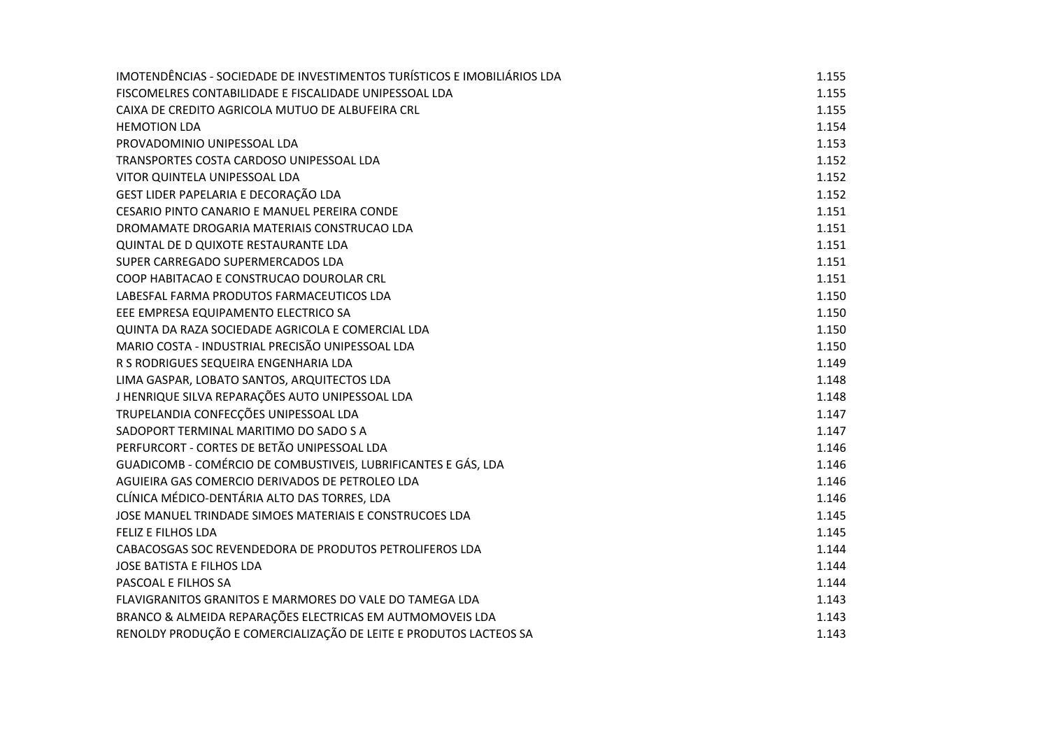| | |
|---|---|
| IMOTENDÊNCIAS - SOCIEDADE DE INVESTIMENTOS TURÍSTICOS E IMOBILIÁRIOS LDA | 1.155 |
| FISCOMELRES CONTABILIDADE E FISCALIDADE UNIPESSOAL LDA | 1.155 |
| CAIXA DE CREDITO AGRICOLA MUTUO DE ALBUFEIRA CRL | 1.155 |
| HEMOTION LDA | 1.154 |
| PROVADOMINIO UNIPESSOAL LDA | 1.153 |
| TRANSPORTES COSTA CARDOSO UNIPESSOAL LDA | 1.152 |
| VITOR QUINTELA UNIPESSOAL LDA | 1.152 |
| GEST LIDER PAPELARIA E DECORAÇÃO LDA | 1.152 |
| CESARIO PINTO CANARIO E MANUEL PEREIRA CONDE | 1.151 |
| DROMAMATE DROGARIA MATERIAIS CONSTRUCAO LDA | 1.151 |
| QUINTAL DE D QUIXOTE RESTAURANTE LDA | 1.151 |
| SUPER CARREGADO SUPERMERCADOS LDA | 1.151 |
| COOP HABITACAO E CONSTRUCAO DOUROLAR CRL | 1.151 |
| LABESFAL FARMA PRODUTOS FARMACEUTICOS LDA | 1.150 |
| EEE EMPRESA EQUIPAMENTO ELECTRICO SA | 1.150 |
| QUINTA DA RAZA SOCIEDADE AGRICOLA E COMERCIAL LDA | 1.150 |
| MARIO COSTA - INDUSTRIAL PRECISÃO UNIPESSOAL LDA | 1.150 |
| R S RODRIGUES SEQUEIRA ENGENHARIA LDA | 1.149 |
| LIMA GASPAR, LOBATO SANTOS, ARQUITECTOS LDA | 1.148 |
| J HENRIQUE SILVA REPARAÇÕES AUTO UNIPESSOAL LDA | 1.148 |
| TRUPELANDIA CONFECÇÕES UNIPESSOAL LDA | 1.147 |
| SADOPORT TERMINAL MARITIMO DO SADO S A | 1.147 |
| PERFURCORT - CORTES DE BETÃO UNIPESSOAL LDA | 1.146 |
| GUADICOMB - COMÉRCIO DE COMBUSTIVEIS, LUBRIFICANTES E GÁS, LDA | 1.146 |
| AGUIEIRA GAS COMERCIO DERIVADOS DE PETROLEO LDA | 1.146 |
| CLÍNICA MÉDICO-DENTÁRIA ALTO DAS TORRES, LDA | 1.146 |
| JOSE MANUEL TRINDADE SIMOES MATERIAIS E CONSTRUCOES LDA | 1.145 |
| FELIZ E FILHOS LDA | 1.145 |
| CABACOSGAS SOC REVENDEDORA DE PRODUTOS PETROLIFEROS LDA | 1.144 |
| JOSE BATISTA E FILHOS LDA | 1.144 |
| PASCOAL E FILHOS SA | 1.144 |
| FLAVIGRANITOS GRANITOS E MARMORES DO VALE DO TAMEGA LDA | 1.143 |
| BRANCO & ALMEIDA REPARAÇÕES ELECTRICAS EM AUTMOMOVEIS LDA | 1.143 |
| RENOLDY PRODUÇÃO E COMERCIALIZAÇÃO DE LEITE E PRODUTOS LACTEOS SA | 1.143 |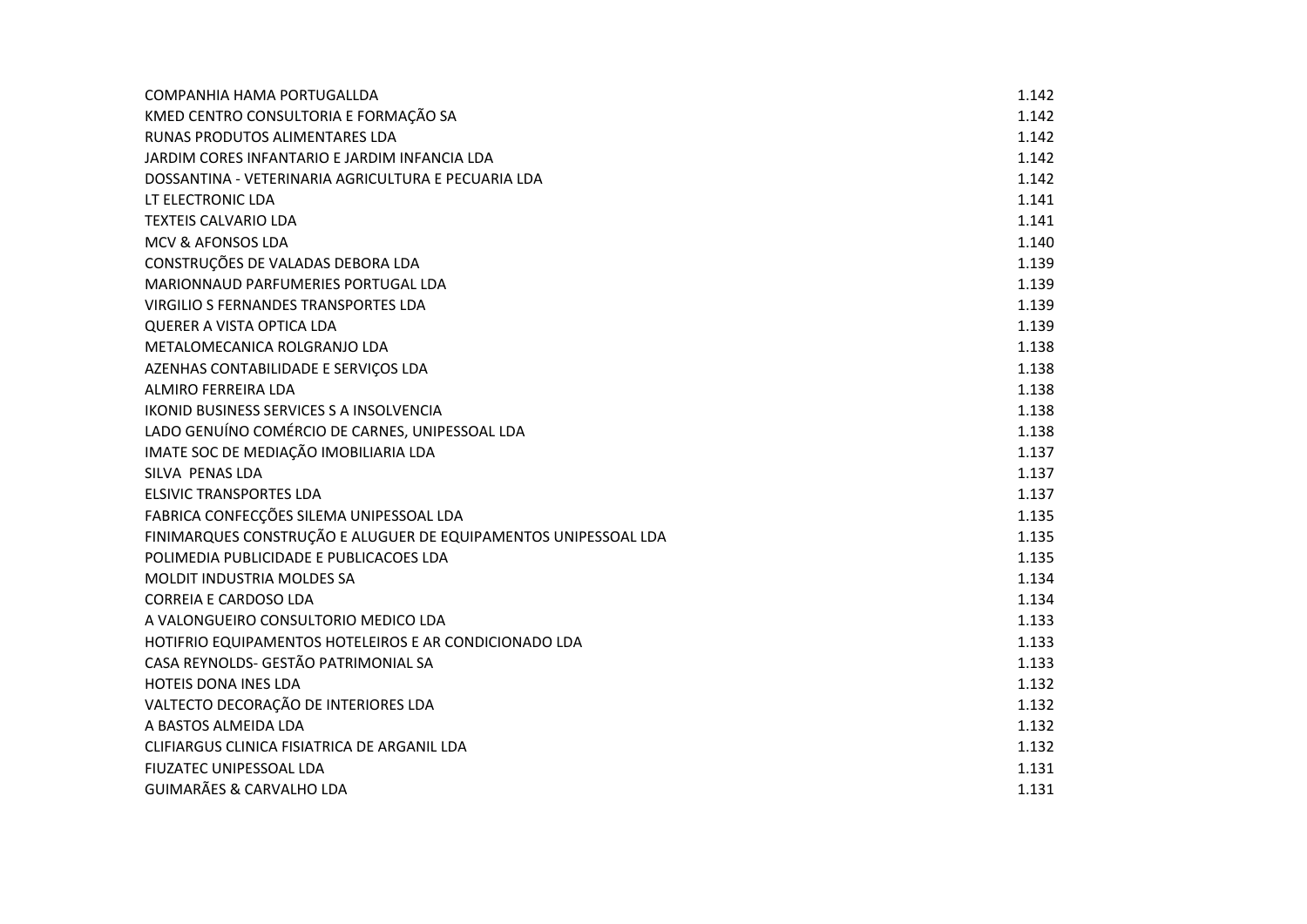| | |
|---|---|
| COMPANHIA HAMA PORTUGALLDA | 1.142 |
| KMED CENTRO CONSULTORIA E FORMAÇÃO SA | 1.142 |
| RUNAS PRODUTOS ALIMENTARES LDA | 1.142 |
| JARDIM CORES INFANTARIO E JARDIM INFANCIA LDA | 1.142 |
| DOSSANTINA - VETERINARIA AGRICULTURA E PECUARIA LDA | 1.142 |
| LT ELECTRONIC LDA | 1.141 |
| TEXTEIS CALVARIO LDA | 1.141 |
| MCV & AFONSOS LDA | 1.140 |
| CONSTRUÇÕES DE VALADAS DEBORA LDA | 1.139 |
| MARIONNAUD PARFUMERIES PORTUGAL LDA | 1.139 |
| VIRGILIO S FERNANDES TRANSPORTES LDA | 1.139 |
| QUERER A VISTA OPTICA LDA | 1.139 |
| METALOMECANICA ROLGRANJO LDA | 1.138 |
| AZENHAS CONTABILIDADE E SERVIÇOS LDA | 1.138 |
| ALMIRO FERREIRA LDA | 1.138 |
| IKONID BUSINESS SERVICES S A INSOLVENCIA | 1.138 |
| LADO GENUÍNO COMÉRCIO DE CARNES, UNIPESSOAL LDA | 1.138 |
| IMATE SOC DE MEDIAÇÃO IMOBILIARIA LDA | 1.137 |
| SILVA PENAS LDA | 1.137 |
| ELSIVIC TRANSPORTES LDA | 1.137 |
| FABRICA CONFECÇÕES SILEMA UNIPESSOAL LDA | 1.135 |
| FINIMARQUES CONSTRUÇÃO E ALUGUER DE EQUIPAMENTOS UNIPESSOAL LDA | 1.135 |
| POLIMEDIA PUBLICIDADE E PUBLICACOES LDA | 1.135 |
| MOLDIT INDUSTRIA MOLDES SA | 1.134 |
| CORREIA E CARDOSO LDA | 1.134 |
| A VALONGUEIRO CONSULTORIO MEDICO LDA | 1.133 |
| HOTIFRIO EQUIPAMENTOS HOTELEIROS E AR CONDICIONADO LDA | 1.133 |
| CASA REYNOLDS- GESTÃO PATRIMONIAL SA | 1.133 |
| HOTEIS DONA INES LDA | 1.132 |
| VALTECTO DECORAÇÃO DE INTERIORES LDA | 1.132 |
| A BASTOS ALMEIDA LDA | 1.132 |
| CLIFIARGUS CLINICA FISIATRICA DE ARGANIL LDA | 1.132 |
| FIUZATEC UNIPESSOAL LDA | 1.131 |
| GUIMARÃES & CARVALHO LDA | 1.131 |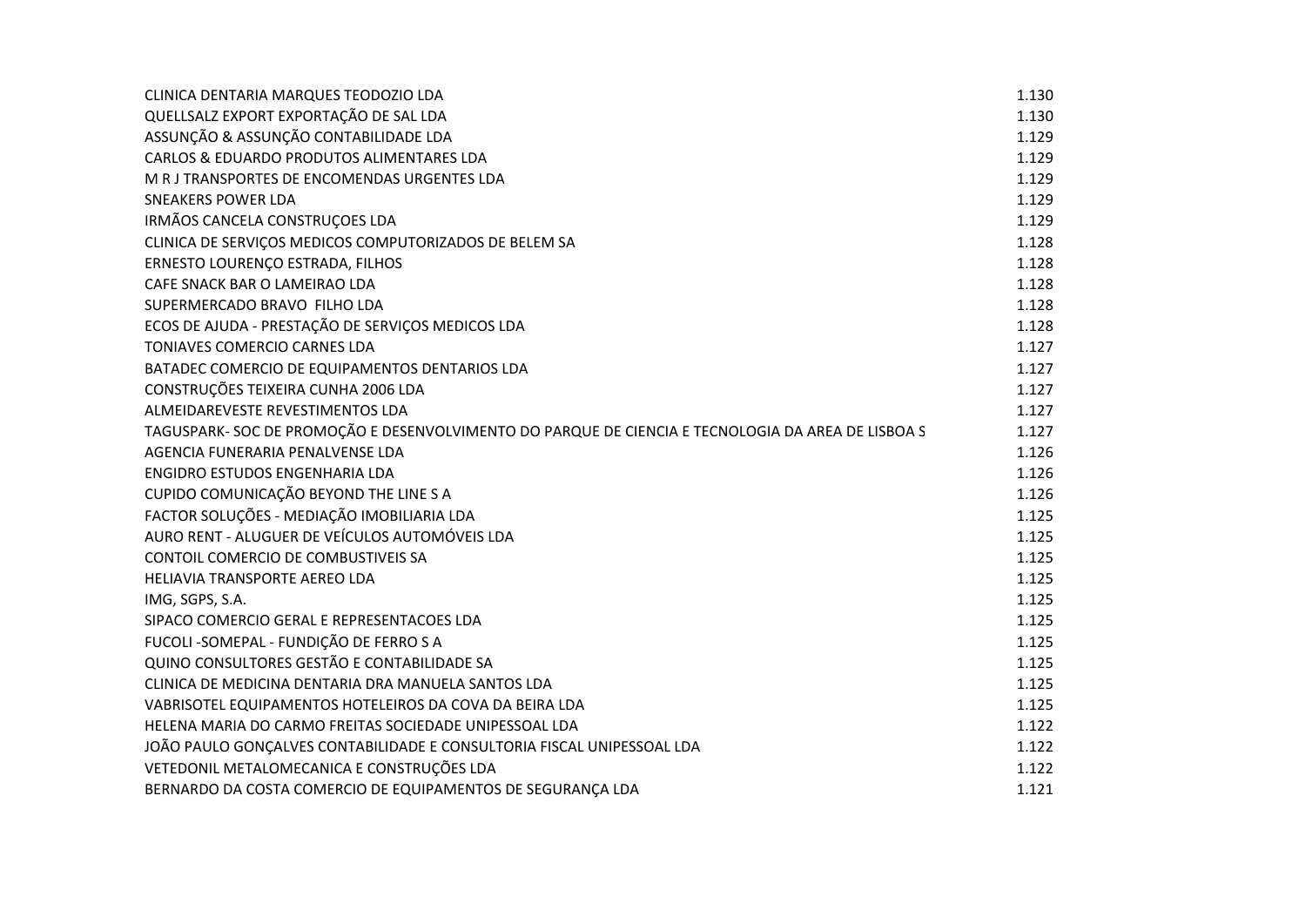| | |
|---|---|
| CLINICA DENTARIA MARQUES TEODOZIO LDA | 1.130 |
| QUELLSALZ EXPORT EXPORTAÇÃO DE SAL LDA | 1.130 |
| ASSUNÇÃO & ASSUNÇÃO CONTABILIDADE LDA | 1.129 |
| CARLOS & EDUARDO PRODUTOS ALIMENTARES LDA | 1.129 |
| M R J TRANSPORTES DE ENCOMENDAS URGENTES LDA | 1.129 |
| SNEAKERS POWER LDA | 1.129 |
| IRMÃOS CANCELA CONSTRUÇOES LDA | 1.129 |
| CLINICA DE SERVIÇOS MEDICOS COMPUTORIZADOS DE BELEM SA | 1.128 |
| ERNESTO LOURENÇO ESTRADA, FILHOS | 1.128 |
| CAFE SNACK BAR O LAMEIRAO LDA | 1.128 |
| SUPERMERCADO BRAVO FILHO LDA | 1.128 |
| ECOS DE AJUDA - PRESTAÇÃO DE SERVIÇOS MEDICOS LDA | 1.128 |
| TONIAVES COMERCIO CARNES LDA | 1.127 |
| BATADEC COMERCIO DE EQUIPAMENTOS DENTARIOS LDA | 1.127 |
| CONSTRUÇÕES TEIXEIRA CUNHA 2006 LDA | 1.127 |
| ALMEIDAREVESTE REVESTIMENTOS LDA | 1.127 |
| TAGUSPARK- SOC DE PROMOÇÃO E DESENVOLVIMENTO DO PARQUE DE CIENCIA E TECNOLOGIA DA AREA DE LISBOA S | 1.127 |
| AGENCIA FUNERARIA PENALVENSE LDA | 1.126 |
| ENGIDRO ESTUDOS ENGENHARIA LDA | 1.126 |
| CUPIDO COMUNICAÇÃO BEYOND THE LINE S A | 1.126 |
| FACTOR SOLUÇÕES - MEDIAÇÃO IMOBILIARIA LDA | 1.125 |
| AURO RENT - ALUGUER DE VEÍCULOS AUTOMÓVEIS LDA | 1.125 |
| CONTOIL COMERCIO DE COMBUSTIVEIS SA | 1.125 |
| HELIAVIA TRANSPORTE AEREO LDA | 1.125 |
| IMG, SGPS, S.A. | 1.125 |
| SIPACO COMERCIO GERAL E REPRESENTACOES LDA | 1.125 |
| FUCOLI -SOMEPAL - FUNDIÇÃO DE FERRO S A | 1.125 |
| QUINO CONSULTORES GESTÃO E CONTABILIDADE SA | 1.125 |
| CLINICA DE MEDICINA DENTARIA DRA MANUELA SANTOS LDA | 1.125 |
| VABRISOTEL EQUIPAMENTOS HOTELEIROS DA COVA DA BEIRA LDA | 1.125 |
| HELENA MARIA DO CARMO FREITAS SOCIEDADE UNIPESSOAL LDA | 1.122 |
| JOÃO PAULO GONÇALVES CONTABILIDADE E CONSULTORIA FISCAL UNIPESSOAL LDA | 1.122 |
| VETEDONIL METALOMECANICA E CONSTRUÇÕES LDA | 1.122 |
| BERNARDO DA COSTA COMERCIO DE EQUIPAMENTOS DE SEGURANÇA LDA | 1.121 |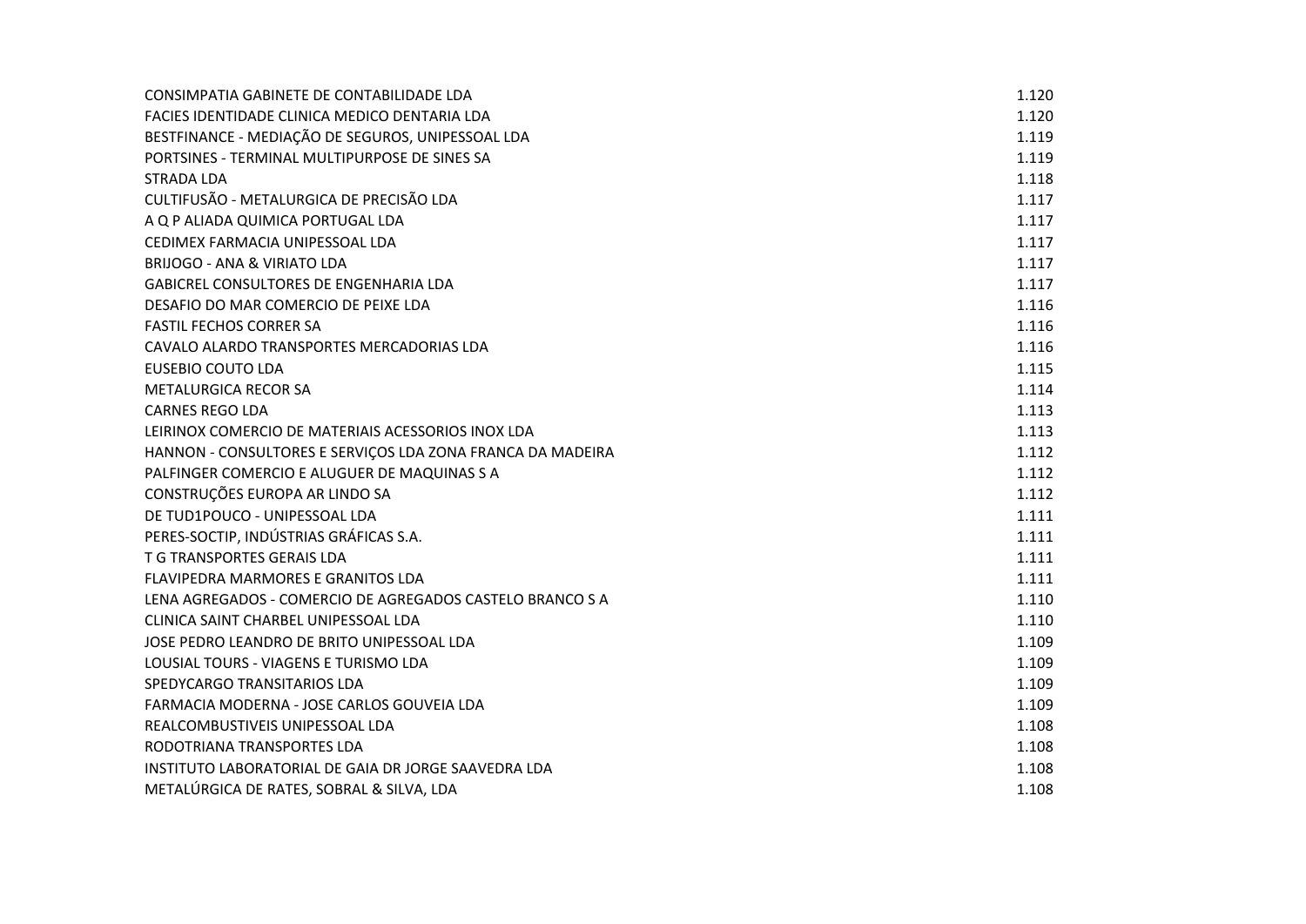| | |
|---|---|
| CONSIMPATIA GABINETE DE CONTABILIDADE LDA | 1.120 |
| FACIES IDENTIDADE CLINICA MEDICO DENTARIA LDA | 1.120 |
| BESTFINANCE - MEDIAÇÃO DE SEGUROS, UNIPESSOAL LDA | 1.119 |
| PORTSINES - TERMINAL MULTIPURPOSE DE SINES SA | 1.119 |
| STRADA LDA | 1.118 |
| CULTIFUSÃO - METALURGICA DE PRECISÃO LDA | 1.117 |
| A Q P ALIADA QUIMICA PORTUGAL LDA | 1.117 |
| CEDIMEX FARMACIA UNIPESSOAL LDA | 1.117 |
| BRIJOGO - ANA & VIRIATO LDA | 1.117 |
| GABICREL CONSULTORES DE ENGENHARIA LDA | 1.117 |
| DESAFIO DO MAR COMERCIO DE PEIXE LDA | 1.116 |
| FASTIL FECHOS CORRER SA | 1.116 |
| CAVALO ALARDO TRANSPORTES MERCADORIAS LDA | 1.116 |
| EUSEBIO COUTO LDA | 1.115 |
| METALURGICA RECOR SA | 1.114 |
| CARNES REGO LDA | 1.113 |
| LEIRINOX COMERCIO DE MATERIAIS ACESSORIOS INOX LDA | 1.113 |
| HANNON - CONSULTORES E SERVIÇOS LDA ZONA FRANCA DA MADEIRA | 1.112 |
| PALFINGER COMERCIO E ALUGUER DE MAQUINAS S A | 1.112 |
| CONSTRUÇÕES EUROPA AR LINDO SA | 1.112 |
| DE TUD1POUCO - UNIPESSOAL LDA | 1.111 |
| PERES-SOCTIP, INDÚSTRIAS GRÁFICAS S.A. | 1.111 |
| T G TRANSPORTES GERAIS LDA | 1.111 |
| FLAVIPEDRA MARMORES E GRANITOS LDA | 1.111 |
| LENA AGREGADOS - COMERCIO DE AGREGADOS CASTELO BRANCO S A | 1.110 |
| CLINICA SAINT CHARBEL UNIPESSOAL LDA | 1.110 |
| JOSE PEDRO LEANDRO DE BRITO UNIPESSOAL LDA | 1.109 |
| LOUSIAL TOURS - VIAGENS E TURISMO LDA | 1.109 |
| SPEDYCARGO TRANSITARIOS LDA | 1.109 |
| FARMACIA MODERNA - JOSE CARLOS GOUVEIA LDA | 1.109 |
| REALCOMBUSTIVEIS UNIPESSOAL LDA | 1.108 |
| RODOTRIANA TRANSPORTES LDA | 1.108 |
| INSTITUTO LABORATORIAL DE GAIA DR JORGE SAAVEDRA LDA | 1.108 |
| METALÚRGICA DE RATES, SOBRAL & SILVA, LDA | 1.108 |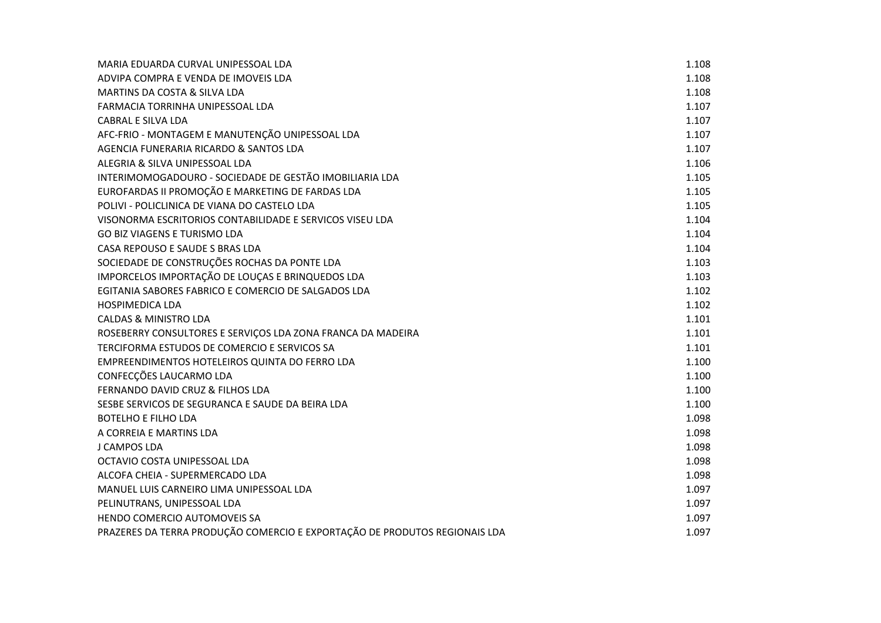| | |
|---|---|
| MARIA EDUARDA CURVAL UNIPESSOAL LDA | 1.108 |
| ADVIPA COMPRA E VENDA DE IMOVEIS LDA | 1.108 |
| MARTINS DA COSTA & SILVA LDA | 1.108 |
| FARMACIA TORRINHA UNIPESSOAL LDA | 1.107 |
| CABRAL E SILVA LDA | 1.107 |
| AFC-FRIO - MONTAGEM E MANUTENÇÃO UNIPESSOAL LDA | 1.107 |
| AGENCIA FUNERARIA RICARDO & SANTOS LDA | 1.107 |
| ALEGRIA & SILVA UNIPESSOAL LDA | 1.106 |
| INTERIMOMOGADOURO - SOCIEDADE DE GESTÃO IMOBILIARIA LDA | 1.105 |
| EUROFARDAS II PROMOÇÃO E MARKETING DE FARDAS LDA | 1.105 |
| POLIVI - POLICLINICA DE VIANA DO CASTELO LDA | 1.105 |
| VISONORMA ESCRITORIOS CONTABILIDADE E SERVICOS VISEU LDA | 1.104 |
| GO BIZ VIAGENS E TURISMO LDA | 1.104 |
| CASA REPOUSO E SAUDE S BRAS LDA | 1.104 |
| SOCIEDADE DE CONSTRUÇÕES ROCHAS DA PONTE LDA | 1.103 |
| IMPORCELOS IMPORTAÇÃO DE LOUÇAS E BRINQUEDOS LDA | 1.103 |
| EGITANIA SABORES FABRICO E COMERCIO DE SALGADOS LDA | 1.102 |
| HOSPIMEDICA LDA | 1.102 |
| CALDAS & MINISTRO LDA | 1.101 |
| ROSEBERRY CONSULTORES E SERVIÇOS LDA ZONA FRANCA DA MADEIRA | 1.101 |
| TERCIFORMA ESTUDOS DE COMERCIO E SERVICOS SA | 1.101 |
| EMPREENDIMENTOS HOTELEIROS QUINTA DO FERRO LDA | 1.100 |
| CONFECÇÕES LAUCARMO LDA | 1.100 |
| FERNANDO DAVID CRUZ & FILHOS LDA | 1.100 |
| SESBE SERVICOS DE SEGURANCA E SAUDE DA BEIRA LDA | 1.100 |
| BOTELHO E FILHO LDA | 1.098 |
| A CORREIA E MARTINS LDA | 1.098 |
| J CAMPOS LDA | 1.098 |
| OCTAVIO COSTA UNIPESSOAL LDA | 1.098 |
| ALCOFA CHEIA - SUPERMERCADO LDA | 1.098 |
| MANUEL LUIS CARNEIRO LIMA UNIPESSOAL LDA | 1.097 |
| PELINUTRANS, UNIPESSOAL LDA | 1.097 |
| HENDO COMERCIO AUTOMOVEIS SA | 1.097 |
| PRAZERES DA TERRA PRODUÇÃO COMERCIO E EXPORTAÇÃO DE PRODUTOS REGIONAIS LDA | 1.097 |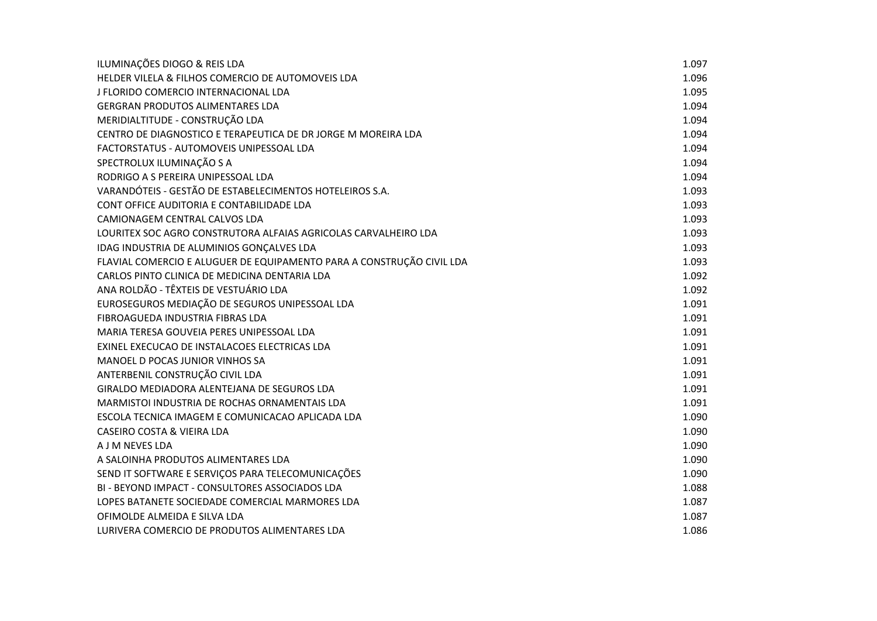| | |
|---|---|
| ILUMINAÇÕES DIOGO & REIS LDA | 1.097 |
| HELDER VILELA & FILHOS COMERCIO DE AUTOMOVEIS LDA | 1.096 |
| J FLORIDO COMERCIO INTERNACIONAL LDA | 1.095 |
| GERGRAN PRODUTOS ALIMENTARES LDA | 1.094 |
| MERIDIALTITUDE - CONSTRUÇÃO LDA | 1.094 |
| CENTRO DE DIAGNOSTICO E TERAPEUTICA DE DR JORGE M MOREIRA LDA | 1.094 |
| FACTORSTATUS - AUTOMOVEIS UNIPESSOAL LDA | 1.094 |
| SPECTROLUX ILUMINAÇÃO S A | 1.094 |
| RODRIGO A S PEREIRA UNIPESSOAL LDA | 1.094 |
| VARANDÓTEIS - GESTÃO DE ESTABELECIMENTOS HOTELEIROS S.A. | 1.093 |
| CONT OFFICE AUDITORIA E CONTABILIDADE LDA | 1.093 |
| CAMIONAGEM CENTRAL CALVOS LDA | 1.093 |
| LOURITEX SOC AGRO CONSTRUTORA ALFAIAS AGRICOLAS CARVALHEIRO LDA | 1.093 |
| IDAG INDUSTRIA DE ALUMINIOS GONÇALVES LDA | 1.093 |
| FLAVIAL COMERCIO E ALUGUER DE EQUIPAMENTO PARA A CONSTRUÇÃO CIVIL LDA | 1.093 |
| CARLOS PINTO CLINICA DE MEDICINA DENTARIA LDA | 1.092 |
| ANA ROLDÃO - TÊXTEIS DE VESTUÁRIO LDA | 1.092 |
| EUROSEGUROS MEDIAÇÃO DE SEGUROS UNIPESSOAL LDA | 1.091 |
| FIBROAGUEDA INDUSTRIA FIBRAS LDA | 1.091 |
| MARIA TERESA GOUVEIA PERES UNIPESSOAL LDA | 1.091 |
| EXINEL EXECUCAO DE INSTALACOES ELECTRICAS LDA | 1.091 |
| MANOEL D POCAS JUNIOR VINHOS SA | 1.091 |
| ANTERBENIL CONSTRUÇÃO CIVIL LDA | 1.091 |
| GIRALDO MEDIADORA ALENTEJANA DE SEGUROS LDA | 1.091 |
| MARMISTOI INDUSTRIA DE ROCHAS ORNAMENTAIS LDA | 1.091 |
| ESCOLA TECNICA IMAGEM E COMUNICACAO APLICADA LDA | 1.090 |
| CASEIRO COSTA & VIEIRA LDA | 1.090 |
| A J M NEVES LDA | 1.090 |
| A SALOINHA PRODUTOS ALIMENTARES LDA | 1.090 |
| SEND IT SOFTWARE E SERVIÇOS PARA TELECOMUNICAÇÕES | 1.090 |
| BI - BEYOND IMPACT - CONSULTORES ASSOCIADOS LDA | 1.088 |
| LOPES BATANETE SOCIEDADE COMERCIAL MARMORES LDA | 1.087 |
| OFIMOLDE ALMEIDA E SILVA LDA | 1.087 |
| LURIVERA COMERCIO DE PRODUTOS ALIMENTARES LDA | 1.086 |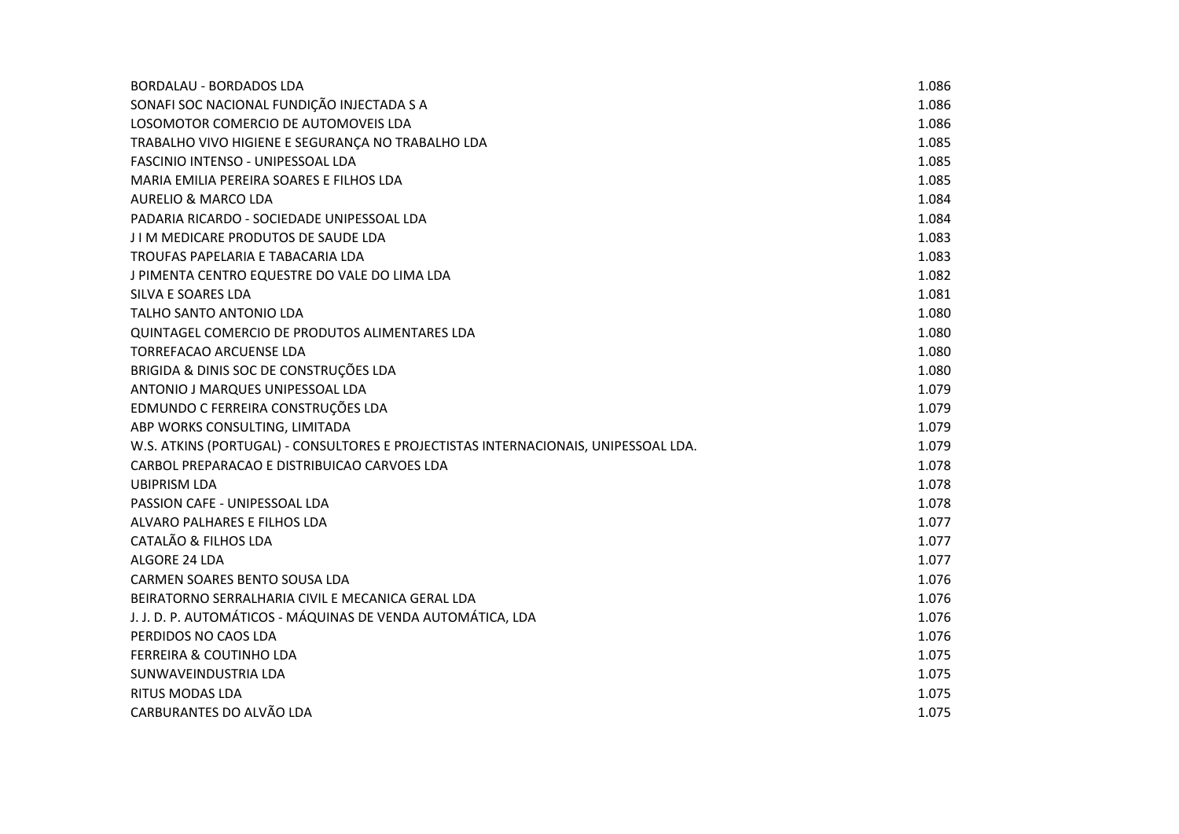| | |
|---|---|
| BORDALAU - BORDADOS LDA | 1.086 |
| SONAFI SOC NACIONAL FUNDIÇÃO INJECTADA S A | 1.086 |
| LOSOMOTOR COMERCIO DE AUTOMOVEIS LDA | 1.086 |
| TRABALHO VIVO HIGIENE E SEGURANÇA NO TRABALHO LDA | 1.085 |
| FASCINIO INTENSO - UNIPESSOAL LDA | 1.085 |
| MARIA EMILIA PEREIRA SOARES E FILHOS LDA | 1.085 |
| AURELIO & MARCO LDA | 1.084 |
| PADARIA RICARDO - SOCIEDADE UNIPESSOAL LDA | 1.084 |
| J I M MEDICARE PRODUTOS DE SAUDE LDA | 1.083 |
| TROUFAS PAPELARIA E TABACARIA LDA | 1.083 |
| J PIMENTA CENTRO EQUESTRE DO VALE DO LIMA LDA | 1.082 |
| SILVA E SOARES LDA | 1.081 |
| TALHO SANTO ANTONIO LDA | 1.080 |
| QUINTAGEL COMERCIO DE PRODUTOS ALIMENTARES LDA | 1.080 |
| TORREFACAO ARCUENSE LDA | 1.080 |
| BRIGIDA & DINIS SOC DE CONSTRUÇÕES LDA | 1.080 |
| ANTONIO J MARQUES UNIPESSOAL LDA | 1.079 |
| EDMUNDO C FERREIRA CONSTRUÇÕES LDA | 1.079 |
| ABP WORKS CONSULTING, LIMITADA | 1.079 |
| W.S. ATKINS (PORTUGAL) - CONSULTORES E PROJECTISTAS INTERNACIONAIS, UNIPESSOAL LDA. | 1.079 |
| CARBOL PREPARACAO E DISTRIBUICAO CARVOES LDA | 1.078 |
| UBIPRISM LDA | 1.078 |
| PASSION CAFE - UNIPESSOAL LDA | 1.078 |
| ALVARO PALHARES E FILHOS LDA | 1.077 |
| CATALÃO & FILHOS LDA | 1.077 |
| ALGORE 24 LDA | 1.077 |
| CARMEN SOARES BENTO SOUSA LDA | 1.076 |
| BEIRATORNO SERRALHARIA CIVIL E MECANICA GERAL LDA | 1.076 |
| J. J. D. P. AUTOMÁTICOS - MÁQUINAS DE VENDA AUTOMÁTICA, LDA | 1.076 |
| PERDIDOS NO CAOS LDA | 1.076 |
| FERREIRA & COUTINHO LDA | 1.075 |
| SUNWAVEINDUSTRIA LDA | 1.075 |
| RITUS MODAS LDA | 1.075 |
| CARBURANTES DO ALVÃO LDA | 1.075 |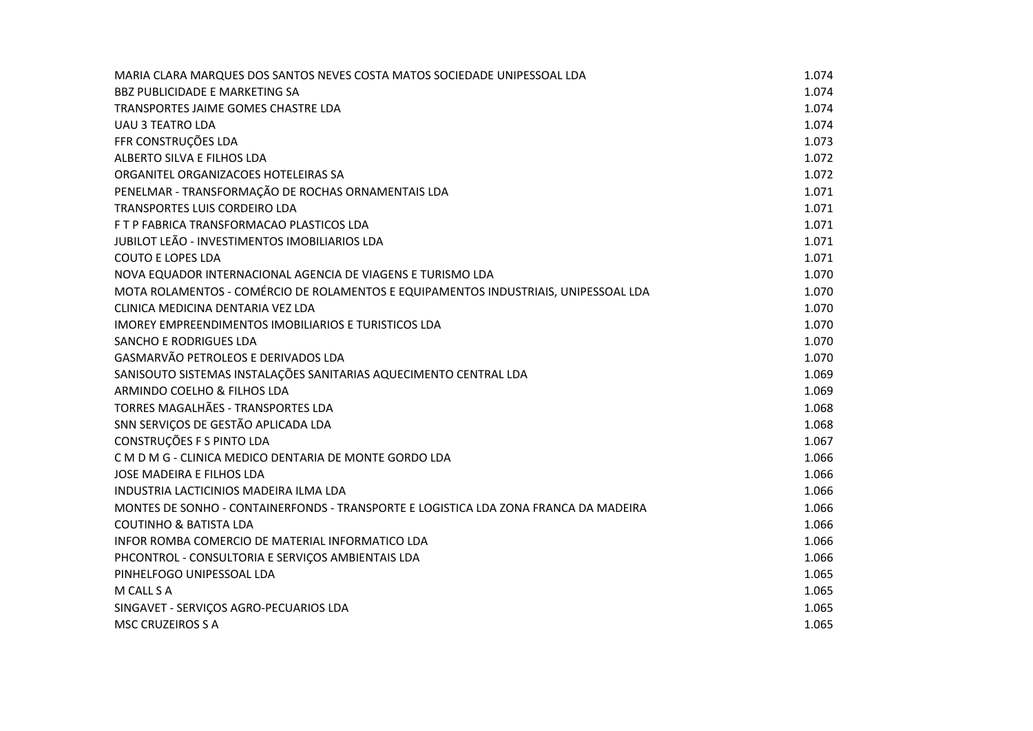| | |
|---|---|
| MARIA CLARA MARQUES DOS SANTOS NEVES COSTA MATOS SOCIEDADE UNIPESSOAL LDA | 1.074 |
| BBZ PUBLICIDADE E MARKETING SA | 1.074 |
| TRANSPORTES JAIME GOMES CHASTRE LDA | 1.074 |
| UAU 3 TEATRO LDA | 1.074 |
| FFR CONSTRUÇÕES LDA | 1.073 |
| ALBERTO SILVA E FILHOS LDA | 1.072 |
| ORGANITEL ORGANIZACOES HOTELEIRAS SA | 1.072 |
| PENELMAR - TRANSFORMAÇÃO DE ROCHAS ORNAMENTAIS LDA | 1.071 |
| TRANSPORTES LUIS CORDEIRO LDA | 1.071 |
| F T P FABRICA TRANSFORMACAO PLASTICOS LDA | 1.071 |
| JUBILOT LEÃO - INVESTIMENTOS IMOBILIARIOS LDA | 1.071 |
| COUTO E LOPES LDA | 1.071 |
| NOVA EQUADOR INTERNACIONAL AGENCIA DE VIAGENS E TURISMO LDA | 1.070 |
| MOTA ROLAMENTOS - COMÉRCIO DE ROLAMENTOS E EQUIPAMENTOS INDUSTRIAIS, UNIPESSOAL LDA | 1.070 |
| CLINICA MEDICINA DENTARIA VEZ LDA | 1.070 |
| IMOREY EMPREENDIMENTOS IMOBILIARIOS E TURISTICOS LDA | 1.070 |
| SANCHO E RODRIGUES LDA | 1.070 |
| GASMARVÃO PETROLEOS E DERIVADOS LDA | 1.070 |
| SANISOUTO SISTEMAS INSTALAÇÕES SANITARIAS AQUECIMENTO CENTRAL LDA | 1.069 |
| ARMINDO COELHO & FILHOS LDA | 1.069 |
| TORRES MAGALHÃES - TRANSPORTES LDA | 1.068 |
| SNN SERVIÇOS DE GESTÃO APLICADA LDA | 1.068 |
| CONSTRUÇÕES F S PINTO LDA | 1.067 |
| C M D M G - CLINICA MEDICO DENTARIA DE MONTE GORDO LDA | 1.066 |
| JOSE MADEIRA E FILHOS LDA | 1.066 |
| INDUSTRIA LACTICINIOS MADEIRA ILMA LDA | 1.066 |
| MONTES DE SONHO - CONTAINERFONDS - TRANSPORTE E LOGISTICA LDA ZONA FRANCA DA MADEIRA | 1.066 |
| COUTINHO & BATISTA LDA | 1.066 |
| INFOR ROMBA COMERCIO DE MATERIAL INFORMATICO LDA | 1.066 |
| PHCONTROL - CONSULTORIA E SERVIÇOS AMBIENTAIS LDA | 1.066 |
| PINHELFOGO UNIPESSOAL LDA | 1.065 |
| M CALL S A | 1.065 |
| SINGAVET - SERVIÇOS AGRO-PECUARIOS LDA | 1.065 |
| MSC CRUZEIROS S A | 1.065 |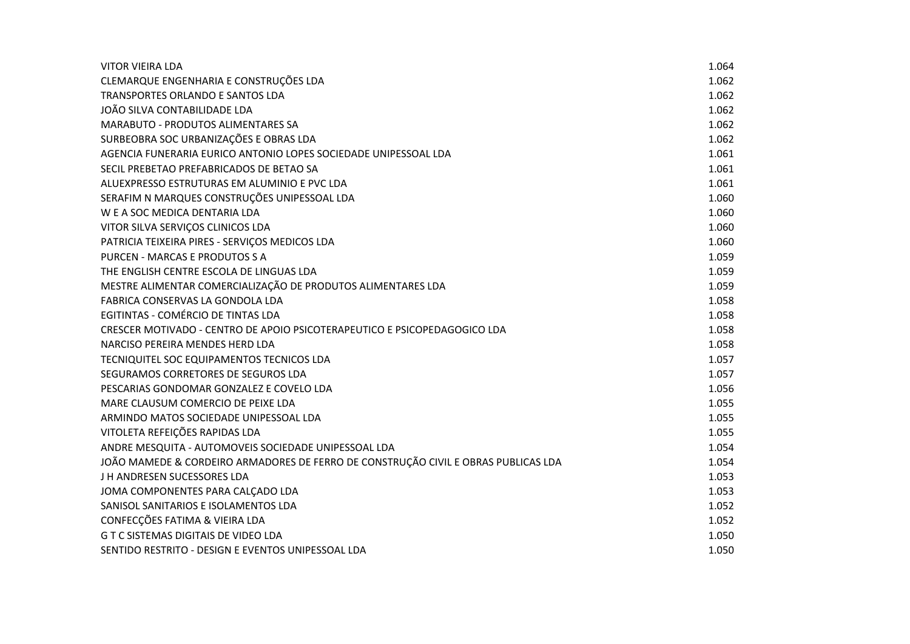| | |
|---|---|
| VITOR VIEIRA LDA | 1.064 |
| CLEMARQUE ENGENHARIA E CONSTRUÇÕES LDA | 1.062 |
| TRANSPORTES ORLANDO E SANTOS LDA | 1.062 |
| JOÃO SILVA CONTABILIDADE LDA | 1.062 |
| MARABUTO - PRODUTOS ALIMENTARES SA | 1.062 |
| SURBEOBRA SOC URBANIZAÇÕES E OBRAS LDA | 1.062 |
| AGENCIA FUNERARIA EURICO ANTONIO LOPES SOCIEDADE UNIPESSOAL LDA | 1.061 |
| SECIL PREBETAO PREFABRICADOS DE BETAO SA | 1.061 |
| ALUEXPRESSO ESTRUTURAS EM ALUMINIO E PVC LDA | 1.061 |
| SERAFIM N MARQUES CONSTRUÇÕES UNIPESSOAL LDA | 1.060 |
| W E A SOC MEDICA DENTARIA LDA | 1.060 |
| VITOR SILVA SERVIÇOS CLINICOS LDA | 1.060 |
| PATRICIA TEIXEIRA PIRES - SERVIÇOS MEDICOS LDA | 1.060 |
| PURCEN - MARCAS E PRODUTOS S A | 1.059 |
| THE ENGLISH CENTRE ESCOLA DE LINGUAS LDA | 1.059 |
| MESTRE ALIMENTAR COMERCIALIZAÇÃO DE PRODUTOS ALIMENTARES LDA | 1.059 |
| FABRICA CONSERVAS LA GONDOLA LDA | 1.058 |
| EGITINTAS - COMÉRCIO DE TINTAS LDA | 1.058 |
| CRESCER MOTIVADO - CENTRO DE APOIO PSICOTERAPEUTICO E PSICOPEDAGOGICO LDA | 1.058 |
| NARCISO PEREIRA MENDES HERD LDA | 1.058 |
| TECNIQUITEL SOC EQUIPAMENTOS TECNICOS LDA | 1.057 |
| SEGURAMOS CORRETORES DE SEGUROS LDA | 1.057 |
| PESCARIAS GONDOMAR GONZALEZ E COVELO LDA | 1.056 |
| MARE CLAUSUM COMERCIO DE PEIXE LDA | 1.055 |
| ARMINDO MATOS SOCIEDADE UNIPESSOAL LDA | 1.055 |
| VITOLETA REFEIÇÕES RAPIDAS LDA | 1.055 |
| ANDRE MESQUITA - AUTOMOVEIS SOCIEDADE UNIPESSOAL LDA | 1.054 |
| JOÃO MAMEDE & CORDEIRO ARMADORES DE FERRO DE CONSTRUÇÃO CIVIL E OBRAS PUBLICAS LDA | 1.054 |
| J H ANDRESEN SUCESSORES LDA | 1.053 |
| JOMA COMPONENTES PARA CALÇADO LDA | 1.053 |
| SANISOL SANITARIOS E ISOLAMENTOS LDA | 1.052 |
| CONFECÇÕES FATIMA & VIEIRA LDA | 1.052 |
| G T C SISTEMAS DIGITAIS DE VIDEO LDA | 1.050 |
| SENTIDO RESTRITO - DESIGN E EVENTOS UNIPESSOAL LDA | 1.050 |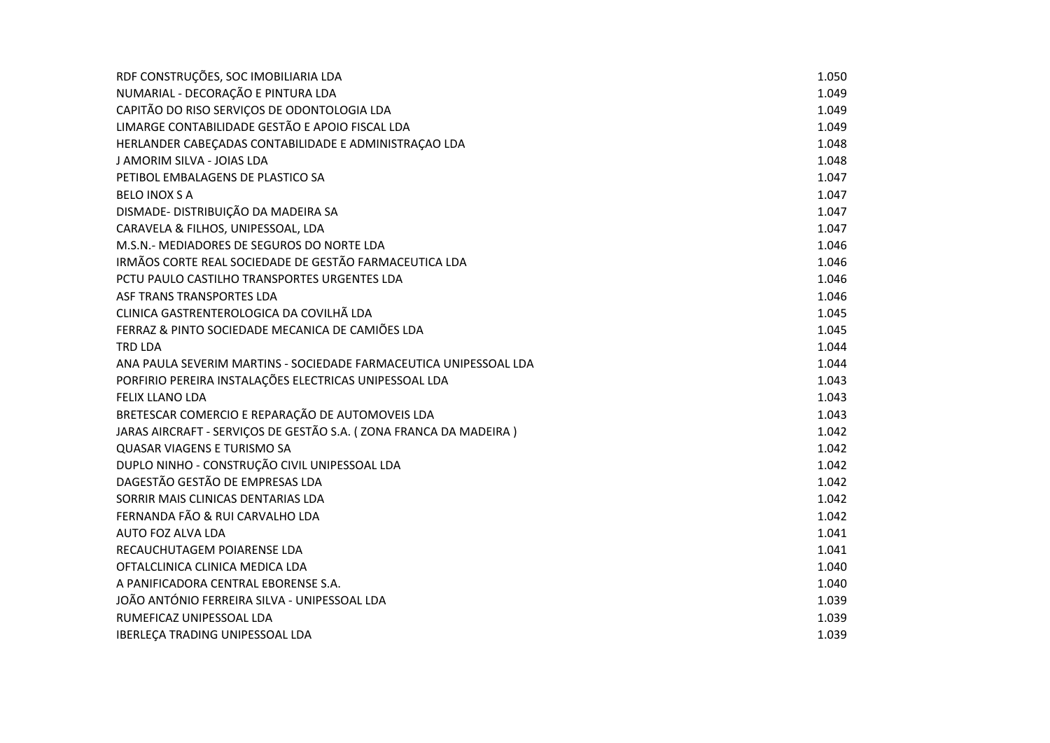| | |
|---|---|
| RDF CONSTRUÇÕES, SOC IMOBILIARIA LDA | 1.050 |
| NUMARIAL - DECORAÇÃO E PINTURA LDA | 1.049 |
| CAPITÃO DO RISO SERVIÇOS DE ODONTOLOGIA LDA | 1.049 |
| LIMARGE CONTABILIDADE GESTÃO E APOIO FISCAL LDA | 1.049 |
| HERLANDER CABEÇADAS CONTABILIDADE E ADMINISTRAÇAO LDA | 1.048 |
| J AMORIM SILVA - JOIAS LDA | 1.048 |
| PETIBOL EMBALAGENS DE PLASTICO SA | 1.047 |
| BELO INOX S A | 1.047 |
| DISMADE- DISTRIBUIÇÃO DA MADEIRA SA | 1.047 |
| CARAVELA & FILHOS, UNIPESSOAL, LDA | 1.047 |
| M.S.N.- MEDIADORES DE SEGUROS DO NORTE LDA | 1.046 |
| IRMÃOS CORTE REAL SOCIEDADE DE GESTÃO FARMACEUTICA LDA | 1.046 |
| PCTU PAULO CASTILHO TRANSPORTES URGENTES LDA | 1.046 |
| ASF TRANS TRANSPORTES LDA | 1.046 |
| CLINICA GASTRENTEROLOGICA DA COVILHÃ LDA | 1.045 |
| FERRAZ & PINTO SOCIEDADE MECANICA DE CAMIÕES LDA | 1.045 |
| TRD LDA | 1.044 |
| ANA PAULA SEVERIM MARTINS - SOCIEDADE FARMACEUTICA UNIPESSOAL LDA | 1.044 |
| PORFIRIO PEREIRA INSTALAÇÕES ELECTRICAS UNIPESSOAL LDA | 1.043 |
| FELIX LLANO LDA | 1.043 |
| BRETESCAR COMERCIO E REPARAÇÃO DE AUTOMOVEIS LDA | 1.043 |
| JARAS AIRCRAFT - SERVIÇOS DE GESTÃO S.A. ( ZONA FRANCA DA MADEIRA ) | 1.042 |
| QUASAR VIAGENS E TURISMO SA | 1.042 |
| DUPLO NINHO - CONSTRUÇÃO CIVIL UNIPESSOAL LDA | 1.042 |
| DAGESTÃO GESTÃO DE EMPRESAS LDA | 1.042 |
| SORRIR MAIS CLINICAS DENTARIAS LDA | 1.042 |
| FERNANDA FÃO & RUI CARVALHO LDA | 1.042 |
| AUTO FOZ ALVA LDA | 1.041 |
| RECAUCHUTAGEM POIARENSE LDA | 1.041 |
| OFTALCLINICA CLINICA MEDICA LDA | 1.040 |
| A PANIFICADORA CENTRAL EBORENSE S.A. | 1.040 |
| JOÃO ANTÓNIO FERREIRA SILVA - UNIPESSOAL LDA | 1.039 |
| RUMEFICAZ UNIPESSOAL LDA | 1.039 |
| IBERLEÇA TRADING UNIPESSOAL LDA | 1.039 |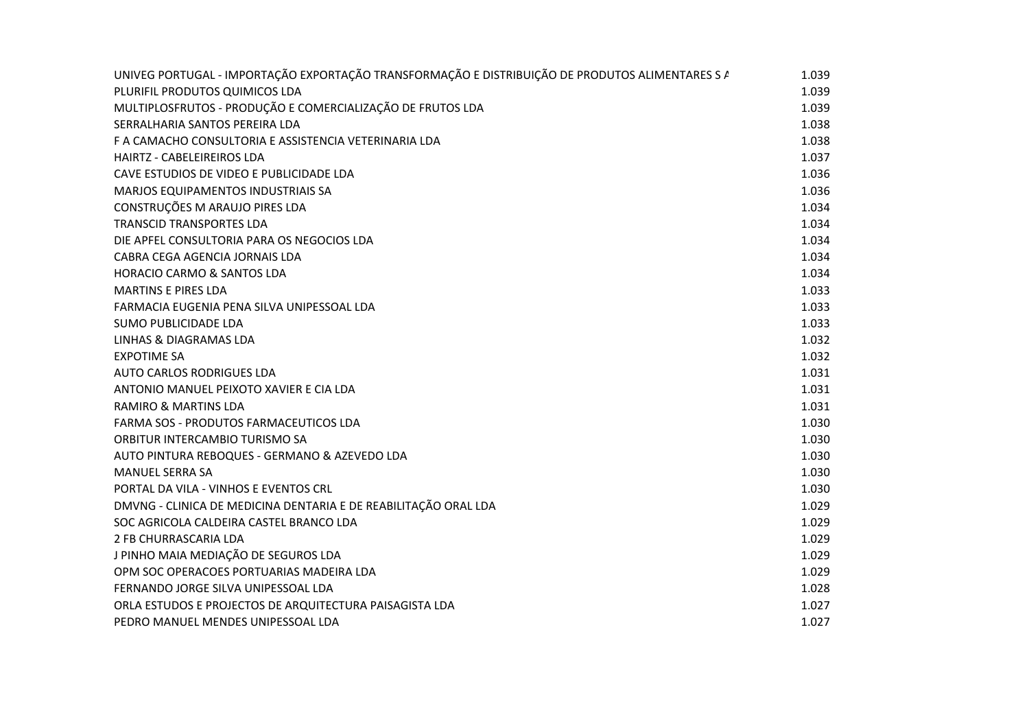| | |
|---|---|
| UNIVEG PORTUGAL - IMPORTAÇÃO EXPORTAÇÃO TRANSFORMAÇÃO E DISTRIBUIÇÃO DE PRODUTOS ALIMENTARES S A | 1.039 |
| PLURIFIL PRODUTOS QUIMICOS LDA | 1.039 |
| MULTIPLOSFRUTOS - PRODUÇÃO E COMERCIALIZAÇÃO DE FRUTOS LDA | 1.039 |
| SERRALHARIA SANTOS PEREIRA LDA | 1.038 |
| F A CAMACHO CONSULTORIA E ASSISTENCIA VETERINARIA LDA | 1.038 |
| HAIRTZ - CABELEIREIROS LDA | 1.037 |
| CAVE ESTUDIOS DE VIDEO E PUBLICIDADE LDA | 1.036 |
| MARJOS EQUIPAMENTOS INDUSTRIAIS SA | 1.036 |
| CONSTRUÇÕES M ARAUJO PIRES LDA | 1.034 |
| TRANSCID TRANSPORTES LDA | 1.034 |
| DIE APFEL CONSULTORIA PARA OS NEGOCIOS LDA | 1.034 |
| CABRA CEGA AGENCIA JORNAIS LDA | 1.034 |
| HORACIO CARMO & SANTOS LDA | 1.034 |
| MARTINS E PIRES LDA | 1.033 |
| FARMACIA EUGENIA PENA SILVA UNIPESSOAL LDA | 1.033 |
| SUMO PUBLICIDADE LDA | 1.033 |
| LINHAS & DIAGRAMAS LDA | 1.032 |
| EXPOTIME SA | 1.032 |
| AUTO CARLOS RODRIGUES LDA | 1.031 |
| ANTONIO MANUEL PEIXOTO XAVIER E CIA LDA | 1.031 |
| RAMIRO & MARTINS LDA | 1.031 |
| FARMA SOS - PRODUTOS FARMACEUTICOS LDA | 1.030 |
| ORBITUR INTERCAMBIO TURISMO SA | 1.030 |
| AUTO PINTURA REBOQUES - GERMANO & AZEVEDO LDA | 1.030 |
| MANUEL SERRA SA | 1.030 |
| PORTAL DA VILA - VINHOS E EVENTOS CRL | 1.030 |
| DMVNG - CLINICA DE MEDICINA DENTARIA E DE REABILITAÇÃO ORAL LDA | 1.029 |
| SOC AGRICOLA CALDEIRA CASTEL BRANCO LDA | 1.029 |
| 2 FB CHURRASCARIA LDA | 1.029 |
| J PINHO MAIA MEDIAÇÃO DE SEGUROS LDA | 1.029 |
| OPM SOC OPERACOES PORTUARIAS MADEIRA LDA | 1.029 |
| FERNANDO JORGE SILVA UNIPESSOAL LDA | 1.028 |
| ORLA ESTUDOS E PROJECTOS DE ARQUITECTURA PAISAGISTA LDA | 1.027 |
| PEDRO MANUEL MENDES UNIPESSOAL LDA | 1.027 |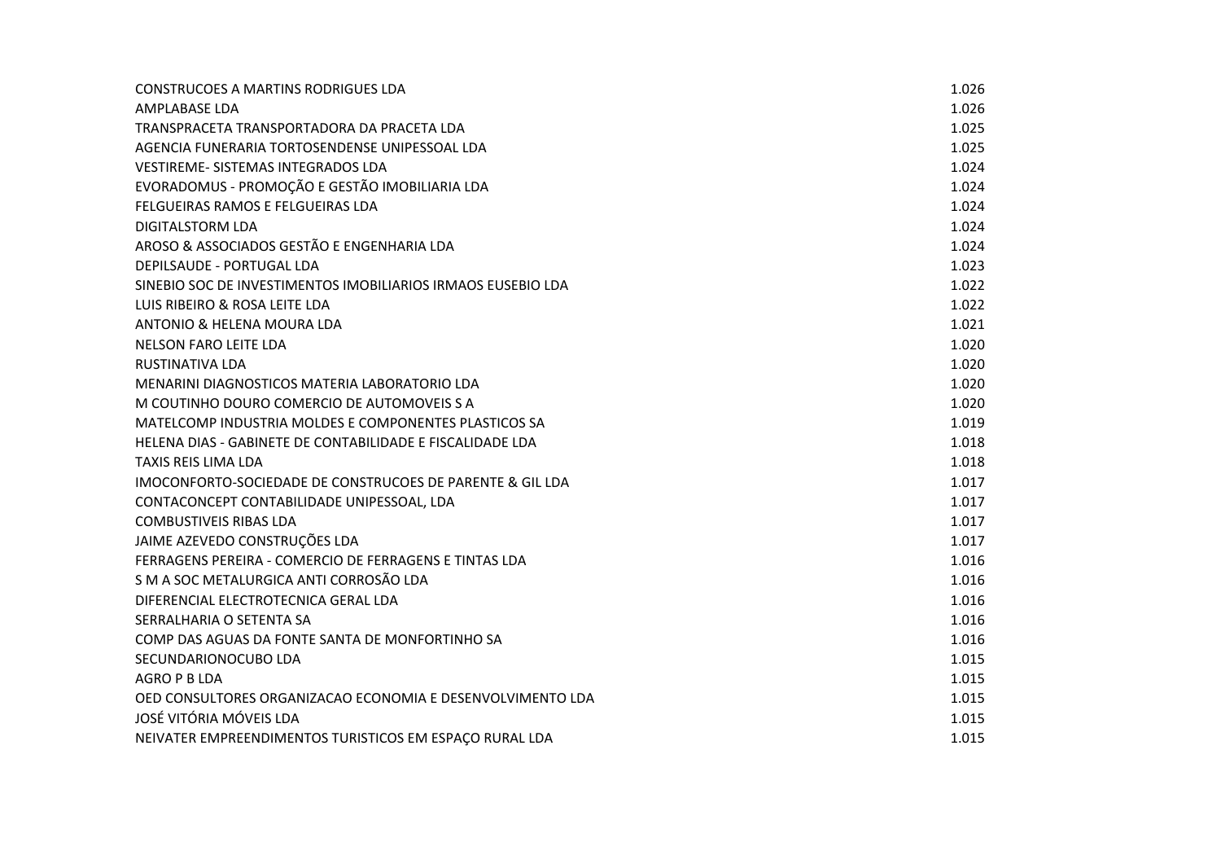| | |
|---|---|
| CONSTRUCOES A MARTINS RODRIGUES LDA | 1.026 |
| AMPLABASE LDA | 1.026 |
| TRANSPRACETA TRANSPORTADORA DA PRACETA LDA | 1.025 |
| AGENCIA FUNERARIA TORTOSENDENSE UNIPESSOAL LDA | 1.025 |
| VESTIREME- SISTEMAS INTEGRADOS LDA | 1.024 |
| EVORADOMUS - PROMOÇÃO E GESTÃO IMOBILIARIA LDA | 1.024 |
| FELGUEIRAS RAMOS E FELGUEIRAS LDA | 1.024 |
| DIGITALSTORM LDA | 1.024 |
| AROSO & ASSOCIADOS GESTÃO E ENGENHARIA LDA | 1.024 |
| DEPILSAUDE - PORTUGAL LDA | 1.023 |
| SINEBIO SOC DE INVESTIMENTOS IMOBILIARIOS IRMAOS EUSEBIO LDA | 1.022 |
| LUIS RIBEIRO & ROSA LEITE LDA | 1.022 |
| ANTONIO & HELENA MOURA LDA | 1.021 |
| NELSON FARO LEITE LDA | 1.020 |
| RUSTINATIVA LDA | 1.020 |
| MENARINI DIAGNOSTICOS MATERIA LABORATORIO LDA | 1.020 |
| M COUTINHO DOURO COMERCIO DE AUTOMOVEIS S A | 1.020 |
| MATELCOMP INDUSTRIA MOLDES E COMPONENTES PLASTICOS SA | 1.019 |
| HELENA DIAS - GABINETE DE CONTABILIDADE E FISCALIDADE LDA | 1.018 |
| TAXIS REIS LIMA LDA | 1.018 |
| IMOCONFORTO-SOCIEDADE DE CONSTRUCOES DE PARENTE & GIL LDA | 1.017 |
| CONTACONCEPT CONTABILIDADE UNIPESSOAL, LDA | 1.017 |
| COMBUSTIVEIS RIBAS LDA | 1.017 |
| JAIME AZEVEDO CONSTRUÇÕES LDA | 1.017 |
| FERRAGENS PEREIRA - COMERCIO DE FERRAGENS E TINTAS LDA | 1.016 |
| S M A SOC METALURGICA ANTI CORROSÃO LDA | 1.016 |
| DIFERENCIAL ELECTROTECNICA GERAL LDA | 1.016 |
| SERRALHARIA O SETENTA SA | 1.016 |
| COMP DAS AGUAS DA FONTE SANTA DE MONFORTINHO SA | 1.016 |
| SECUNDARIONOCUBO LDA | 1.015 |
| AGRO P B LDA | 1.015 |
| OED CONSULTORES ORGANIZACAO ECONOMIA E DESENVOLVIMENTO LDA | 1.015 |
| JOSÉ VITÓRIA MÓVEIS LDA | 1.015 |
| NEIVATER EMPREENDIMENTOS TURISTICOS EM ESPAÇO RURAL LDA | 1.015 |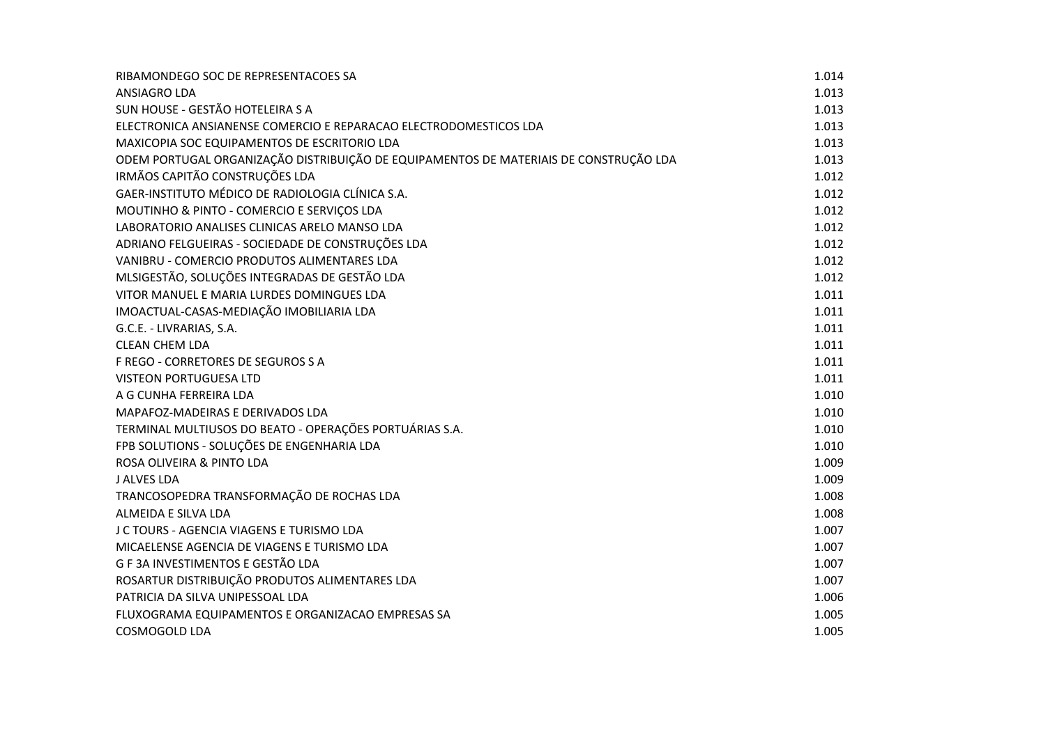| | |
|---|---|
| RIBAMONDEGO SOC DE REPRESENTACOES SA | 1.014 |
| ANSIAGRO LDA | 1.013 |
| SUN HOUSE - GESTÃO HOTELEIRA S A | 1.013 |
| ELECTRONICA ANSIANENSE COMERCIO E REPARACAO ELECTRODOMESTICOS LDA | 1.013 |
| MAXICOPIA SOC EQUIPAMENTOS DE ESCRITORIO LDA | 1.013 |
| ODEM PORTUGAL ORGANIZAÇÃO DISTRIBUIÇÃO DE EQUIPAMENTOS DE MATERIAIS DE CONSTRUÇÃO LDA | 1.013 |
| IRMÃOS CAPITÃO CONSTRUÇÕES LDA | 1.012 |
| GAER-INSTITUTO MÉDICO DE RADIOLOGIA CLÍNICA S.A. | 1.012 |
| MOUTINHO & PINTO - COMERCIO E SERVIÇOS LDA | 1.012 |
| LABORATORIO ANALISES CLINICAS ARELO MANSO LDA | 1.012 |
| ADRIANO FELGUEIRAS - SOCIEDADE DE CONSTRUÇÕES LDA | 1.012 |
| VANIBRU - COMERCIO PRODUTOS ALIMENTARES LDA | 1.012 |
| MLSIGESTÃO, SOLUÇÕES INTEGRADAS DE GESTÃO LDA | 1.012 |
| VITOR MANUEL E MARIA LURDES DOMINGUES LDA | 1.011 |
| IMOACTUAL-CASAS-MEDIAÇÃO IMOBILIARIA LDA | 1.011 |
| G.C.E. - LIVRARIAS, S.A. | 1.011 |
| CLEAN CHEM LDA | 1.011 |
| F REGO - CORRETORES DE SEGUROS S A | 1.011 |
| VISTEON PORTUGUESA LTD | 1.011 |
| A G CUNHA FERREIRA LDA | 1.010 |
| MAPAFOZ-MADEIRAS E DERIVADOS LDA | 1.010 |
| TERMINAL MULTIUSOS DO BEATO - OPERAÇÕES PORTUÁRIAS S.A. | 1.010 |
| FPB SOLUTIONS - SOLUÇÕES DE ENGENHARIA LDA | 1.010 |
| ROSA OLIVEIRA & PINTO LDA | 1.009 |
| J ALVES LDA | 1.009 |
| TRANCOSOPEDRA TRANSFORMAÇÃO DE ROCHAS LDA | 1.008 |
| ALMEIDA E SILVA LDA | 1.008 |
| J C TOURS - AGENCIA VIAGENS E TURISMO LDA | 1.007 |
| MICAELENSE AGENCIA DE VIAGENS E TURISMO LDA | 1.007 |
| G F 3A INVESTIMENTOS E GESTÃO LDA | 1.007 |
| ROSARTUR DISTRIBUIÇÃO PRODUTOS ALIMENTARES LDA | 1.007 |
| PATRICIA DA SILVA UNIPESSOAL LDA | 1.006 |
| FLUXOGRAMA EQUIPAMENTOS E ORGANIZACAO EMPRESAS SA | 1.005 |
| COSMOGOLD LDA | 1.005 |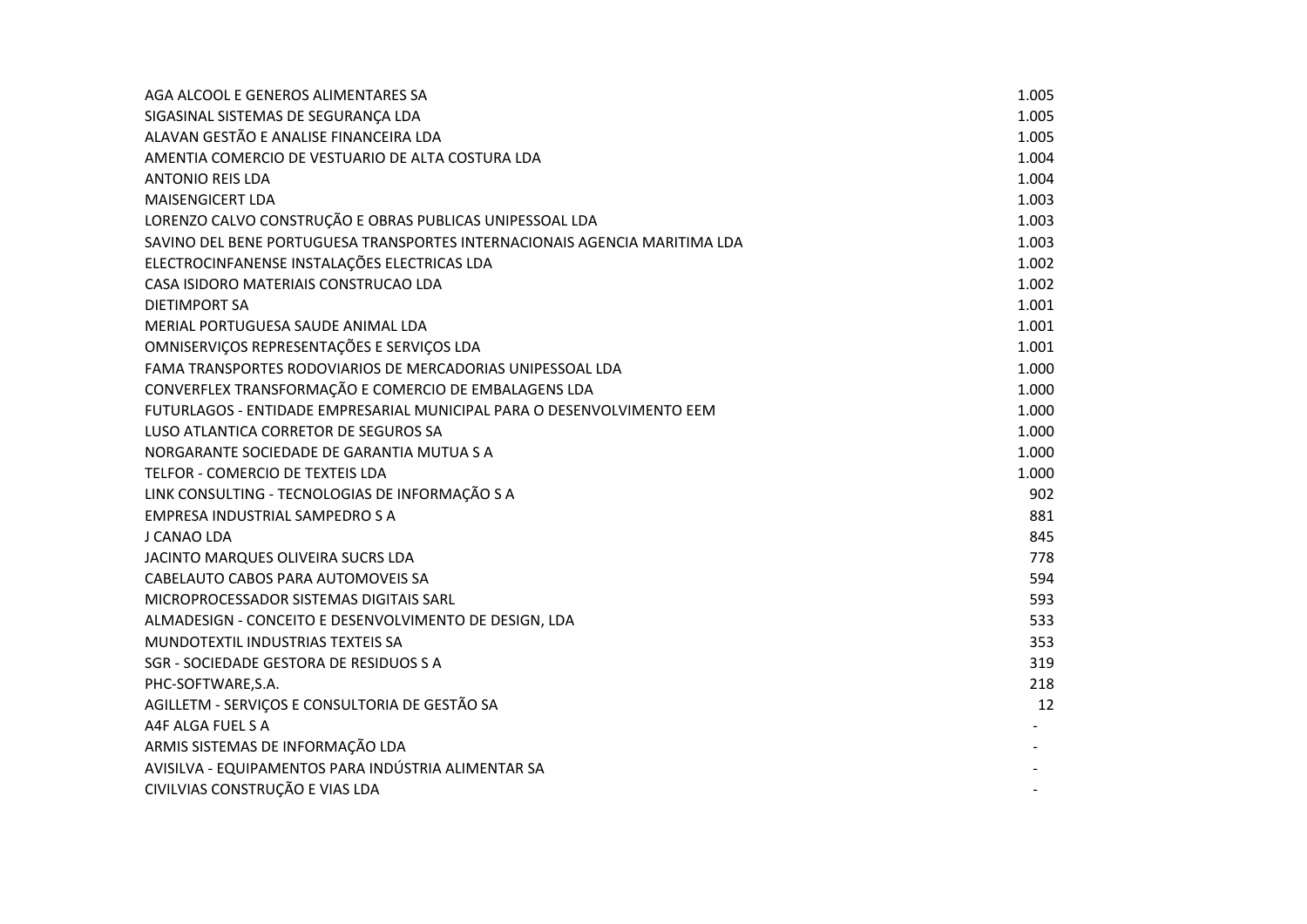| | |
|---|---|
| AGA ALCOOL E GENEROS ALIMENTARES SA | 1.005 |
| SIGASINAL SISTEMAS DE SEGURANÇA LDA | 1.005 |
| ALAVAN GESTÃO E ANALISE FINANCEIRA LDA | 1.005 |
| AMENTIA COMERCIO DE VESTUARIO DE ALTA COSTURA LDA | 1.004 |
| ANTONIO REIS LDA | 1.004 |
| MAISENGICERT LDA | 1.003 |
| LORENZO CALVO CONSTRUÇÃO E OBRAS PUBLICAS UNIPESSOAL LDA | 1.003 |
| SAVINO DEL BENE PORTUGUESA TRANSPORTES INTERNACIONAIS AGENCIA MARITIMA LDA | 1.003 |
| ELECTROCINFANENSE INSTALAÇÕES ELECTRICAS LDA | 1.002 |
| CASA ISIDORO MATERIAIS CONSTRUCAO LDA | 1.002 |
| DIETIMPORT SA | 1.001 |
| MERIAL PORTUGUESA SAUDE ANIMAL LDA | 1.001 |
| OMNISERVIÇOS REPRESENTAÇÕES E SERVIÇOS LDA | 1.001 |
| FAMA TRANSPORTES RODOVIARIOS DE MERCADORIAS UNIPESSOAL LDA | 1.000 |
| CONVERFLEX TRANSFORMAÇÃO E COMERCIO DE EMBALAGENS LDA | 1.000 |
| FUTURLAGOS - ENTIDADE EMPRESARIAL MUNICIPAL PARA O DESENVOLVIMENTO EEM | 1.000 |
| LUSO ATLANTICA CORRETOR DE SEGUROS SA | 1.000 |
| NORGARANTE SOCIEDADE DE GARANTIA MUTUA S A | 1.000 |
| TELFOR - COMERCIO DE TEXTEIS LDA | 1.000 |
| LINK CONSULTING - TECNOLOGIAS DE INFORMAÇÃO S A | 902 |
| EMPRESA INDUSTRIAL SAMPEDRO S A | 881 |
| J CANAO LDA | 845 |
| JACINTO MARQUES OLIVEIRA SUCRS LDA | 778 |
| CABELAUTO CABOS PARA AUTOMOVEIS SA | 594 |
| MICROPROCESSADOR SISTEMAS DIGITAIS SARL | 593 |
| ALMADESIGN - CONCEITO E DESENVOLVIMENTO DE DESIGN, LDA | 533 |
| MUNDOTEXTIL INDUSTRIAS TEXTEIS SA | 353 |
| SGR - SOCIEDADE GESTORA DE RESIDUOS S A | 319 |
| PHC-SOFTWARE,S.A. | 218 |
| AGILLETM - SERVIÇOS E CONSULTORIA DE GESTÃO SA | 12 |
| A4F ALGA FUEL S A | - |
| ARMIS SISTEMAS DE INFORMAÇÃO LDA | - |
| AVISILVA - EQUIPAMENTOS PARA INDÚSTRIA ALIMENTAR SA | - |
| CIVILVIAS CONSTRUÇÃO E VIAS LDA | - |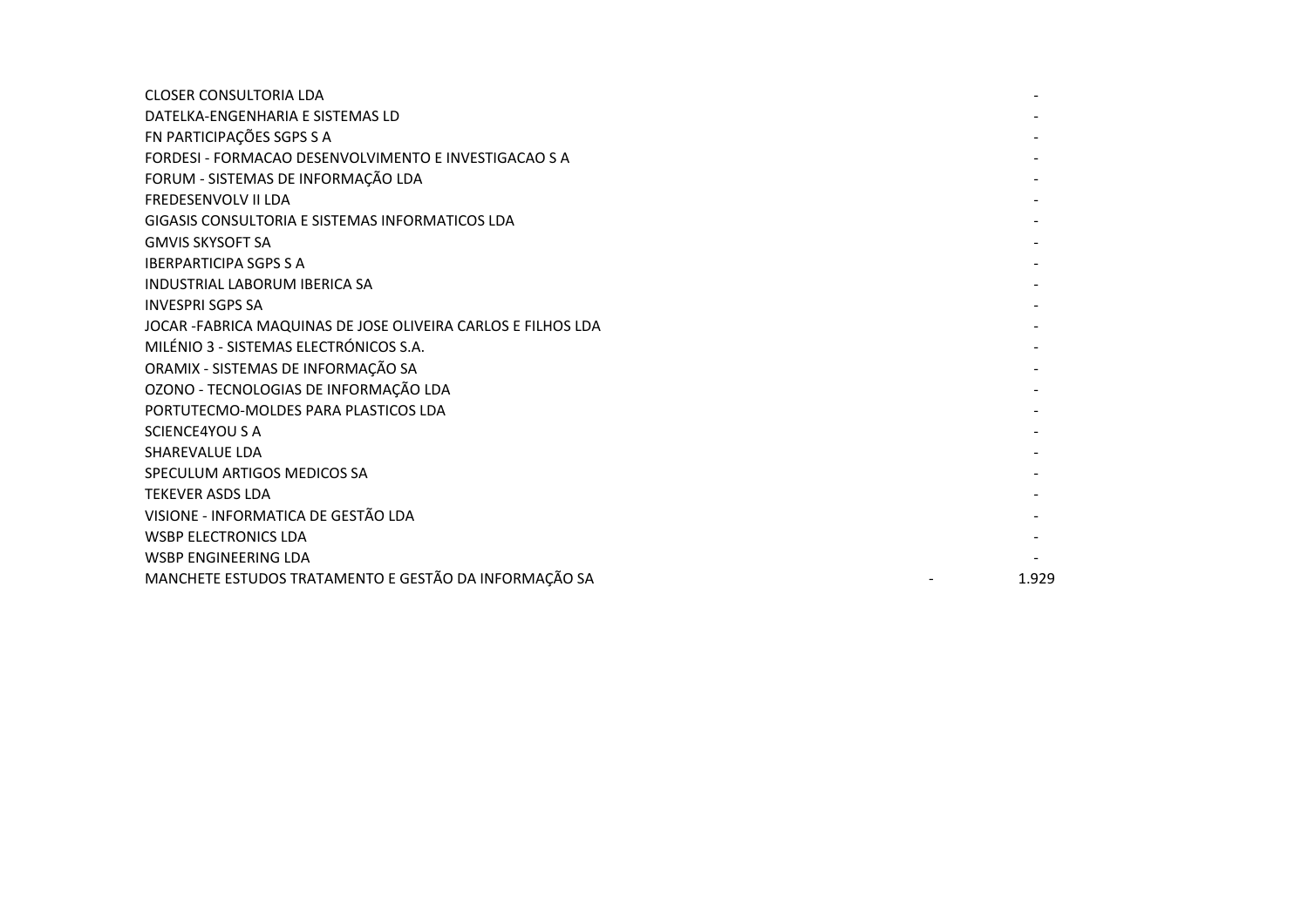| | | |
|---|---|---|
| CLOSER CONSULTORIA LDA | | - |
| DATELKA-ENGENHARIA E SISTEMAS LD | | - |
| FN PARTICIPAÇÕES SGPS S A | | - |
| FORDESI - FORMACAO DESENVOLVIMENTO E INVESTIGACAO S A | | - |
| FORUM - SISTEMAS DE INFORMAÇÃO LDA | | - |
| FREDESENVOLV II LDA | | - |
| GIGASIS CONSULTORIA E SISTEMAS INFORMATICOS LDA | | - |
| GMVIS SKYSOFT SA | | - |
| IBERPARTICIPA SGPS S A | | - |
| INDUSTRIAL LABORUM IBERICA SA | | - |
| INVESPRI SGPS SA | | - |
| JOCAR -FABRICA MAQUINAS DE JOSE OLIVEIRA CARLOS E FILHOS LDA | | - |
| MILÉNIO 3 - SISTEMAS ELECTRÓNICOS S.A. | | - |
| ORAMIX - SISTEMAS DE INFORMAÇÃO SA | | - |
| OZONO - TECNOLOGIAS DE INFORMAÇÃO LDA | | - |
| PORTUTECMO-MOLDES PARA PLASTICOS LDA | | - |
| SCIENCE4YOU S A | | - |
| SHAREVALUE LDA | | - |
| SPECULUM ARTIGOS MEDICOS SA | | - |
| TEKEVER ASDS LDA | | - |
| VISIONE - INFORMATICA DE GESTÃO LDA | | - |
| WSBP ELECTRONICS LDA | | - |
| WSBP ENGINEERING LDA | | - |
| MANCHETE ESTUDOS TRATAMENTO E GESTÃO DA INFORMAÇÃO SA | - | 1.929 |